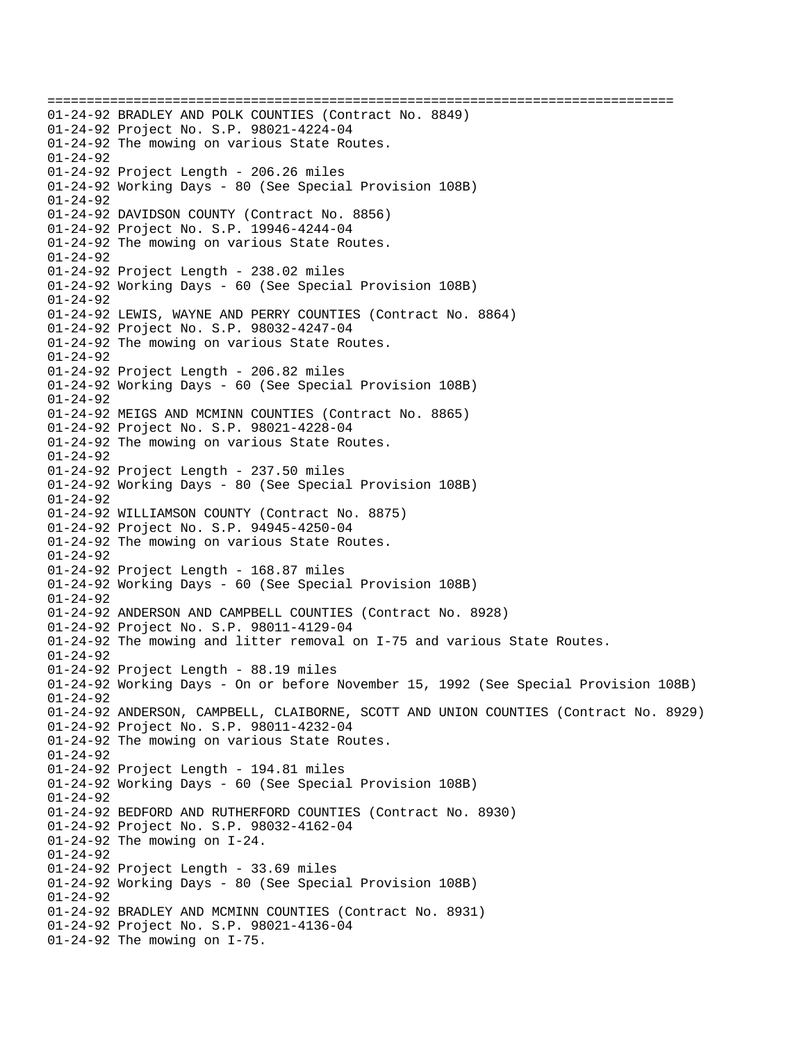================================================================================
01-24-92 BRADLEY AND POLK COUNTIES (Contract No. 8849)
01-24-92 Project No. S.P. 98021-4224-04
01-24-92 The mowing on various State Routes.
01-24-92
01-24-92 Project Length - 206.26 miles
01-24-92 Working Days - 80 (See Special Provision 108B)
01-24-92
01-24-92 DAVIDSON COUNTY (Contract No. 8856)
01-24-92 Project No. S.P. 19946-4244-04
01-24-92 The mowing on various State Routes.
01-24-92
01-24-92 Project Length - 238.02 miles
01-24-92 Working Days - 60 (See Special Provision 108B)
01-24-92
01-24-92 LEWIS, WAYNE AND PERRY COUNTIES (Contract No. 8864)
01-24-92 Project No. S.P. 98032-4247-04
01-24-92 The mowing on various State Routes.
01-24-92
01-24-92 Project Length - 206.82 miles
01-24-92 Working Days - 60 (See Special Provision 108B)
01-24-92
01-24-92 MEIGS AND MCMINN COUNTIES (Contract No. 8865)
01-24-92 Project No. S.P. 98021-4228-04
01-24-92 The mowing on various State Routes.
01-24-92
01-24-92 Project Length - 237.50 miles
01-24-92 Working Days - 80 (See Special Provision 108B)
01-24-92
01-24-92 WILLIAMSON COUNTY (Contract No. 8875)
01-24-92 Project No. S.P. 94945-4250-04
01-24-92 The mowing on various State Routes.
01-24-92
01-24-92 Project Length - 168.87 miles
01-24-92 Working Days - 60 (See Special Provision 108B)
01-24-92
01-24-92 ANDERSON AND CAMPBELL COUNTIES (Contract No. 8928)
01-24-92 Project No. S.P. 98011-4129-04
01-24-92 The mowing and litter removal on I-75 and various State Routes.
01-24-92
01-24-92 Project Length - 88.19 miles
01-24-92 Working Days - On or before November 15, 1992 (See Special Provision 108B)
01-24-92
01-24-92 ANDERSON, CAMPBELL, CLAIBORNE, SCOTT AND UNION COUNTIES (Contract No. 8929)
01-24-92 Project No. S.P. 98011-4232-04
01-24-92 The mowing on various State Routes.
01-24-92
01-24-92 Project Length - 194.81 miles
01-24-92 Working Days - 60 (See Special Provision 108B)
01-24-92
01-24-92 BEDFORD AND RUTHERFORD COUNTIES (Contract No. 8930)
01-24-92 Project No. S.P. 98032-4162-04
01-24-92 The mowing on I-24.
01-24-92
01-24-92 Project Length - 33.69 miles
01-24-92 Working Days - 80 (See Special Provision 108B)
01-24-92
01-24-92 BRADLEY AND MCMINN COUNTIES (Contract No. 8931)
01-24-92 Project No. S.P. 98021-4136-04
01-24-92 The mowing on I-75.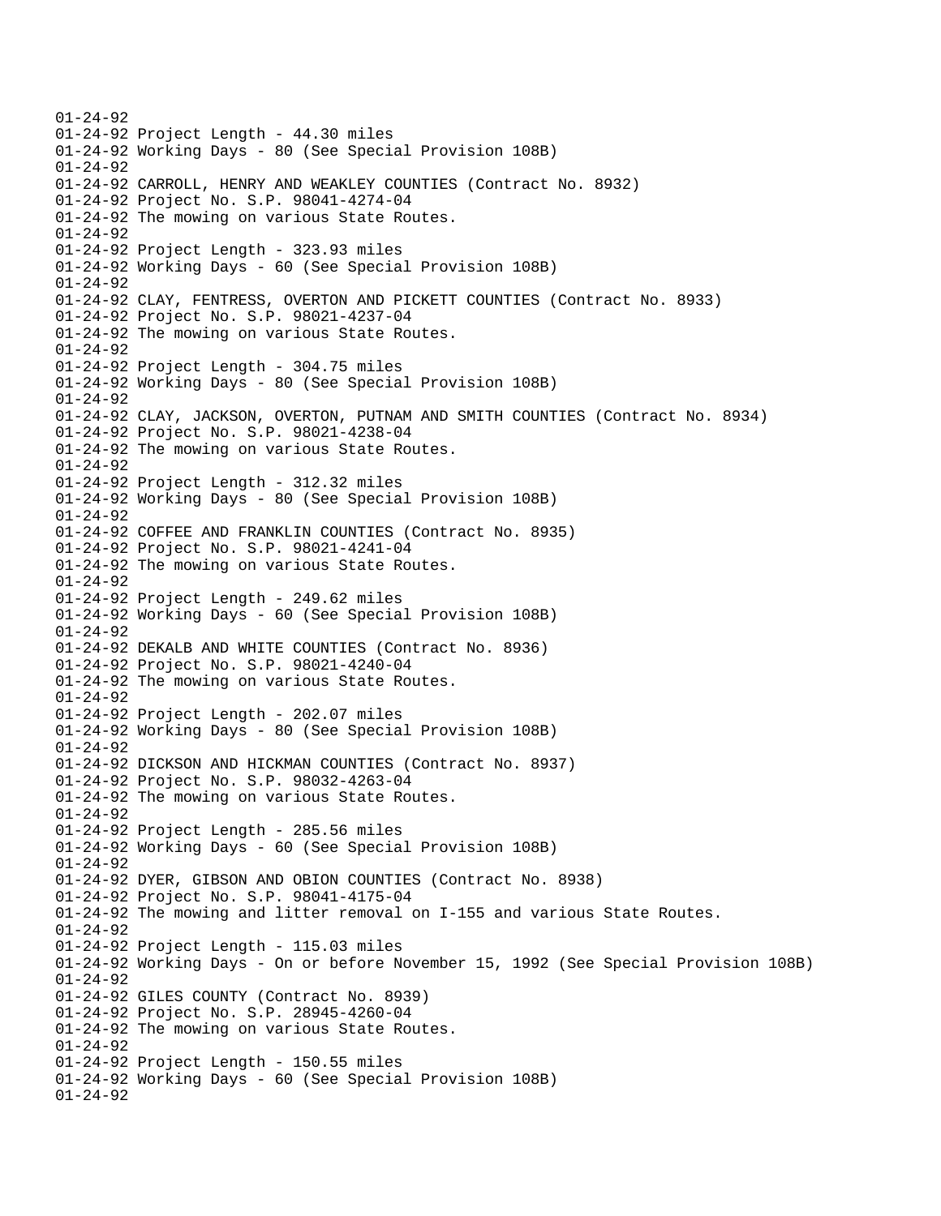01-24-92
01-24-92 Project Length - 44.30 miles
01-24-92 Working Days - 80 (See Special Provision 108B)
01-24-92
01-24-92 CARROLL, HENRY AND WEAKLEY COUNTIES (Contract No. 8932)
01-24-92 Project No. S.P. 98041-4274-04
01-24-92 The mowing on various State Routes.
01-24-92
01-24-92 Project Length - 323.93 miles
01-24-92 Working Days - 60 (See Special Provision 108B)
01-24-92
01-24-92 CLAY, FENTRESS, OVERTON AND PICKETT COUNTIES (Contract No. 8933)
01-24-92 Project No. S.P. 98021-4237-04
01-24-92 The mowing on various State Routes.
01-24-92
01-24-92 Project Length - 304.75 miles
01-24-92 Working Days - 80 (See Special Provision 108B)
01-24-92
01-24-92 CLAY, JACKSON, OVERTON, PUTNAM AND SMITH COUNTIES (Contract No. 8934)
01-24-92 Project No. S.P. 98021-4238-04
01-24-92 The mowing on various State Routes.
01-24-92
01-24-92 Project Length - 312.32 miles
01-24-92 Working Days - 80 (See Special Provision 108B)
01-24-92
01-24-92 COFFEE AND FRANKLIN COUNTIES (Contract No. 8935)
01-24-92 Project No. S.P. 98021-4241-04
01-24-92 The mowing on various State Routes.
01-24-92
01-24-92 Project Length - 249.62 miles
01-24-92 Working Days - 60 (See Special Provision 108B)
01-24-92
01-24-92 DEKALB AND WHITE COUNTIES (Contract No. 8936)
01-24-92 Project No. S.P. 98021-4240-04
01-24-92 The mowing on various State Routes.
01-24-92
01-24-92 Project Length - 202.07 miles
01-24-92 Working Days - 80 (See Special Provision 108B)
01-24-92
01-24-92 DICKSON AND HICKMAN COUNTIES (Contract No. 8937)
01-24-92 Project No. S.P. 98032-4263-04
01-24-92 The mowing on various State Routes.
01-24-92
01-24-92 Project Length - 285.56 miles
01-24-92 Working Days - 60 (See Special Provision 108B)
01-24-92
01-24-92 DYER, GIBSON AND OBION COUNTIES (Contract No. 8938)
01-24-92 Project No. S.P. 98041-4175-04
01-24-92 The mowing and litter removal on I-155 and various State Routes.
01-24-92
01-24-92 Project Length - 115.03 miles
01-24-92 Working Days - On or before November 15, 1992 (See Special Provision 108B)
01-24-92
01-24-92 GILES COUNTY (Contract No. 8939)
01-24-92 Project No. S.P. 28945-4260-04
01-24-92 The mowing on various State Routes.
01-24-92
01-24-92 Project Length - 150.55 miles
01-24-92 Working Days - 60 (See Special Provision 108B)
01-24-92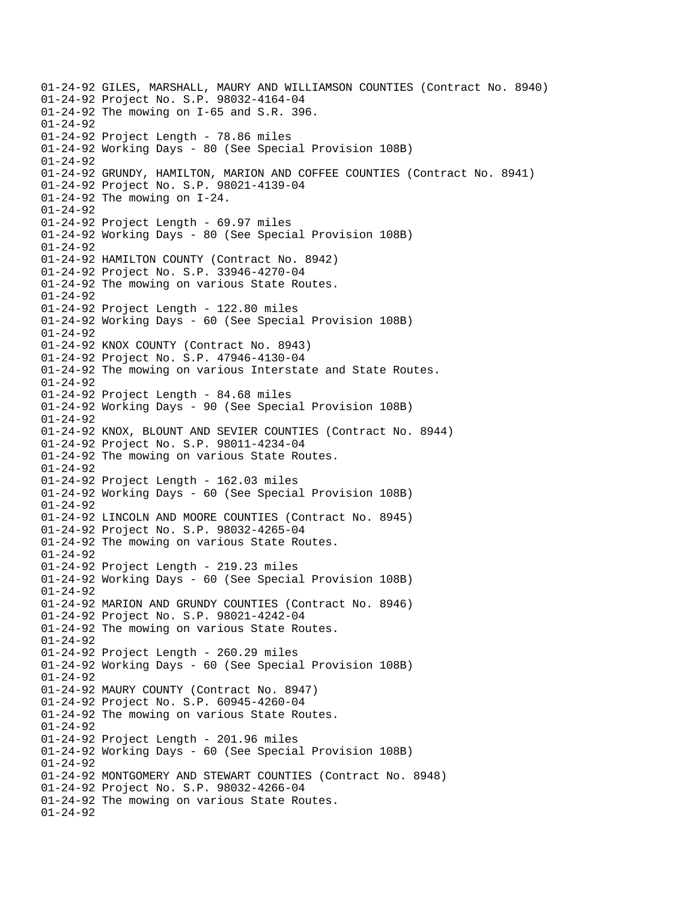01-24-92 GILES, MARSHALL, MAURY AND WILLIAMSON COUNTIES (Contract No. 8940)
01-24-92 Project No. S.P. 98032-4164-04
01-24-92 The mowing on I-65 and S.R. 396.
01-24-92
01-24-92 Project Length - 78.86 miles
01-24-92 Working Days - 80 (See Special Provision 108B)
01-24-92
01-24-92 GRUNDY, HAMILTON, MARION AND COFFEE COUNTIES (Contract No. 8941)
01-24-92 Project No. S.P. 98021-4139-04
01-24-92 The mowing on I-24.
01-24-92
01-24-92 Project Length - 69.97 miles
01-24-92 Working Days - 80 (See Special Provision 108B)
01-24-92
01-24-92 HAMILTON COUNTY (Contract No. 8942)
01-24-92 Project No. S.P. 33946-4270-04
01-24-92 The mowing on various State Routes.
01-24-92
01-24-92 Project Length - 122.80 miles
01-24-92 Working Days - 60 (See Special Provision 108B)
01-24-92
01-24-92 KNOX COUNTY (Contract No. 8943)
01-24-92 Project No. S.P. 47946-4130-04
01-24-92 The mowing on various Interstate and State Routes.
01-24-92
01-24-92 Project Length - 84.68 miles
01-24-92 Working Days - 90 (See Special Provision 108B)
01-24-92
01-24-92 KNOX, BLOUNT AND SEVIER COUNTIES (Contract No. 8944)
01-24-92 Project No. S.P. 98011-4234-04
01-24-92 The mowing on various State Routes.
01-24-92
01-24-92 Project Length - 162.03 miles
01-24-92 Working Days - 60 (See Special Provision 108B)
01-24-92
01-24-92 LINCOLN AND MOORE COUNTIES (Contract No. 8945)
01-24-92 Project No. S.P. 98032-4265-04
01-24-92 The mowing on various State Routes.
01-24-92
01-24-92 Project Length - 219.23 miles
01-24-92 Working Days - 60 (See Special Provision 108B)
01-24-92
01-24-92 MARION AND GRUNDY COUNTIES (Contract No. 8946)
01-24-92 Project No. S.P. 98021-4242-04
01-24-92 The mowing on various State Routes.
01-24-92
01-24-92 Project Length - 260.29 miles
01-24-92 Working Days - 60 (See Special Provision 108B)
01-24-92
01-24-92 MAURY COUNTY (Contract No. 8947)
01-24-92 Project No. S.P. 60945-4260-04
01-24-92 The mowing on various State Routes.
01-24-92
01-24-92 Project Length - 201.96 miles
01-24-92 Working Days - 60 (See Special Provision 108B)
01-24-92
01-24-92 MONTGOMERY AND STEWART COUNTIES (Contract No. 8948)
01-24-92 Project No. S.P. 98032-4266-04
01-24-92 The mowing on various State Routes.
01-24-92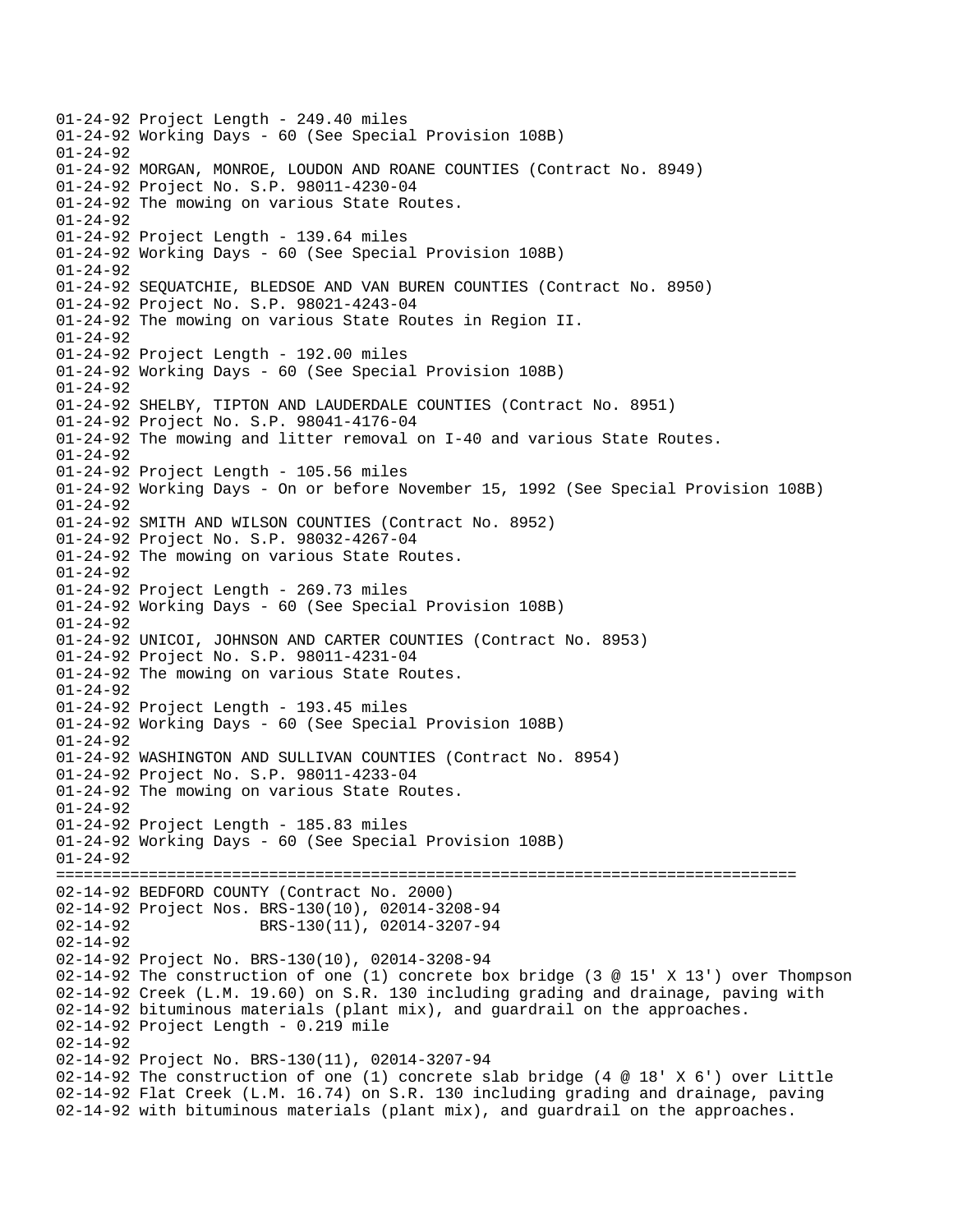```
01-24-92 Project Length - 249.40 miles
01-24-92 Working Days - 60 (See Special Provision 108B)
01-24-92
01-24-92 MORGAN, MONROE, LOUDON AND ROANE COUNTIES (Contract No. 8949)
01-24-92 Project No. S.P. 98011-4230-04
01-24-92 The mowing on various State Routes.
01-24-92
01-24-92 Project Length - 139.64 miles
01-24-92 Working Days - 60 (See Special Provision 108B)
01-24-92
01-24-92 SEQUATCHIE, BLEDSOE AND VAN BUREN COUNTIES (Contract No. 8950)
01-24-92 Project No. S.P. 98021-4243-04
01-24-92 The mowing on various State Routes in Region II.
01-24-92
01-24-92 Project Length - 192.00 miles
01-24-92 Working Days - 60 (See Special Provision 108B)
01-24-92
01-24-92 SHELBY, TIPTON AND LAUDERDALE COUNTIES (Contract No. 8951)
01-24-92 Project No. S.P. 98041-4176-04
01-24-92 The mowing and litter removal on I-40 and various State Routes.
01-24-92
01-24-92 Project Length - 105.56 miles
01-24-92 Working Days - On or before November 15, 1992 (See Special Provision 108B)
01-24-92
01-24-92 SMITH AND WILSON COUNTIES (Contract No. 8952)
01-24-92 Project No. S.P. 98032-4267-04
01-24-92 The mowing on various State Routes.
01-24-92
01-24-92 Project Length - 269.73 miles
01-24-92 Working Days - 60 (See Special Provision 108B)
01-24-92
01-24-92 UNICOI, JOHNSON AND CARTER COUNTIES (Contract No. 8953)
01-24-92 Project No. S.P. 98011-4231-04
01-24-92 The mowing on various State Routes.
01-24-92
01-24-92 Project Length - 193.45 miles
01-24-92 Working Days - 60 (See Special Provision 108B)
01-24-92
01-24-92 WASHINGTON AND SULLIVAN COUNTIES (Contract No. 8954)
01-24-92 Project No. S.P. 98011-4233-04
01-24-92 The mowing on various State Routes.
01-24-92
01-24-92 Project Length - 185.83 miles
01-24-92 Working Days - 60 (See Special Provision 108B)
01-24-92
================================================================================
02-14-92 BEDFORD COUNTY (Contract No. 2000)
02-14-92 Project Nos. BRS-130(10), 02014-3208-94
02-14-92              BRS-130(11), 02014-3207-94
02-14-92
02-14-92 Project No. BRS-130(10), 02014-3208-94
02-14-92 The construction of one (1) concrete box bridge (3 @ 15' X 13') over Thompson
02-14-92 Creek (L.M. 19.60) on S.R. 130 including grading and drainage, paving with
02-14-92 bituminous materials (plant mix), and guardrail on the approaches.
02-14-92 Project Length - 0.219 mile
02-14-92
02-14-92 Project No. BRS-130(11), 02014-3207-94
02-14-92 The construction of one (1) concrete slab bridge (4 @ 18' X 6') over Little
02-14-92 Flat Creek (L.M. 16.74) on S.R. 130 including grading and drainage, paving
02-14-92 with bituminous materials (plant mix), and guardrail on the approaches.
```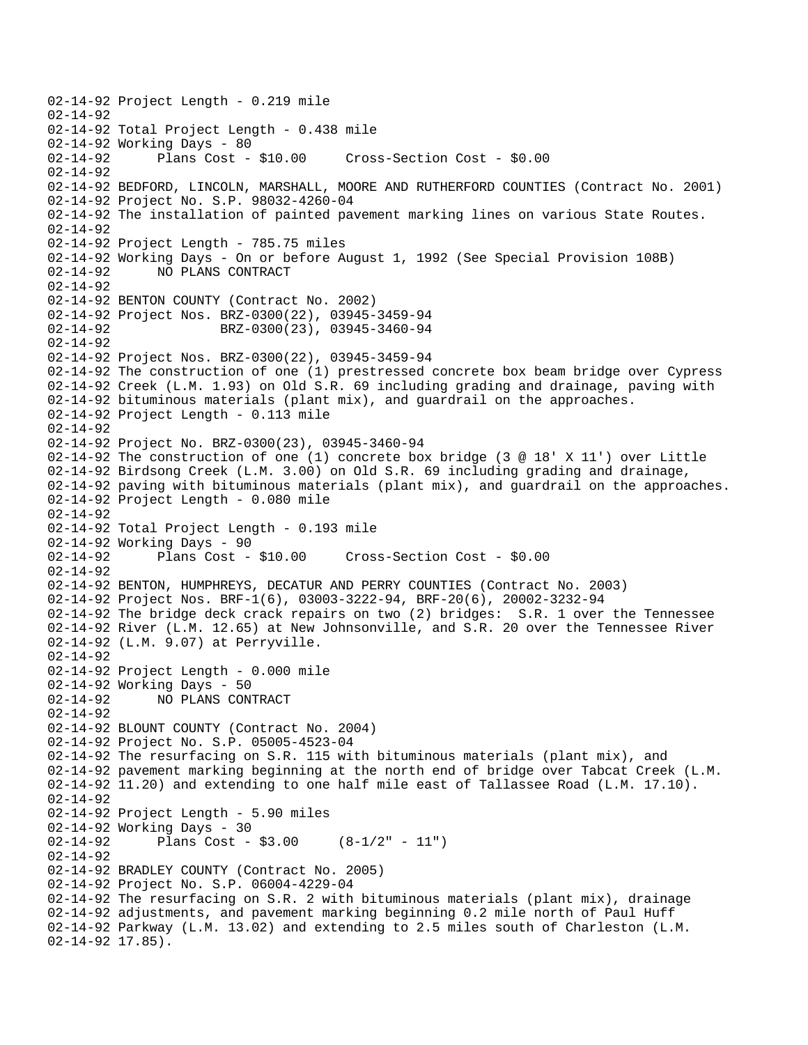```
02-14-92 Project Length - 0.219 mile
02-14-92
02-14-92 Total Project Length - 0.438 mile
02-14-92 Working Days - 80
02-14-92      Plans Cost - $10.00     Cross-Section Cost - $0.00
02-14-92
02-14-92 BEDFORD, LINCOLN, MARSHALL, MOORE AND RUTHERFORD COUNTIES (Contract No. 2001)
02-14-92 Project No. S.P. 98032-4260-04
02-14-92 The installation of painted pavement marking lines on various State Routes.
02-14-92
02-14-92 Project Length - 785.75 miles
02-14-92 Working Days - On or before August 1, 1992 (See Special Provision 108B)
02-14-92      NO PLANS CONTRACT
02-14-92
02-14-92 BENTON COUNTY (Contract No. 2002)
02-14-92 Project Nos. BRZ-0300(22), 03945-3459-94
02-14-92              BRZ-0300(23), 03945-3460-94
02-14-92
02-14-92 Project Nos. BRZ-0300(22), 03945-3459-94
02-14-92 The construction of one (1) prestressed concrete box beam bridge over Cypress
02-14-92 Creek (L.M. 1.93) on Old S.R. 69 including grading and drainage, paving with
02-14-92 bituminous materials (plant mix), and guardrail on the approaches.
02-14-92 Project Length - 0.113 mile
02-14-92
02-14-92 Project No. BRZ-0300(23), 03945-3460-94
02-14-92 The construction of one (1) concrete box bridge (3 @ 18' X 11') over Little
02-14-92 Birdsong Creek (L.M. 3.00) on Old S.R. 69 including grading and drainage,
02-14-92 paving with bituminous materials (plant mix), and guardrail on the approaches.
02-14-92 Project Length - 0.080 mile
02-14-92
02-14-92 Total Project Length - 0.193 mile
02-14-92 Working Days - 90
02-14-92      Plans Cost - $10.00     Cross-Section Cost - $0.00
02-14-92
02-14-92 BENTON, HUMPHREYS, DECATUR AND PERRY COUNTIES (Contract No. 2003)
02-14-92 Project Nos. BRF-1(6), 03003-3222-94, BRF-20(6), 20002-3232-94
02-14-92 The bridge deck crack repairs on two (2) bridges:  S.R. 1 over the Tennessee
02-14-92 River (L.M. 12.65) at New Johnsonville, and S.R. 20 over the Tennessee River
02-14-92 (L.M. 9.07) at Perryville.
02-14-92
02-14-92 Project Length - 0.000 mile
02-14-92 Working Days - 50
02-14-92      NO PLANS CONTRACT
02-14-92
02-14-92 BLOUNT COUNTY (Contract No. 2004)
02-14-92 Project No. S.P. 05005-4523-04
02-14-92 The resurfacing on S.R. 115 with bituminous materials (plant mix), and
02-14-92 pavement marking beginning at the north end of bridge over Tabcat Creek (L.M.
02-14-92 11.20) and extending to one half mile east of Tallassee Road (L.M. 17.10).
02-14-92
02-14-92 Project Length - 5.90 miles
02-14-92 Working Days - 30
02-14-92      Plans Cost - $3.00     (8-1/2" - 11")
02-14-92
02-14-92 BRADLEY COUNTY (Contract No. 2005)
02-14-92 Project No. S.P. 06004-4229-04
02-14-92 The resurfacing on S.R. 2 with bituminous materials (plant mix), drainage
02-14-92 adjustments, and pavement marking beginning 0.2 mile north of Paul Huff
02-14-92 Parkway (L.M. 13.02) and extending to 2.5 miles south of Charleston (L.M.
02-14-92 17.85).
```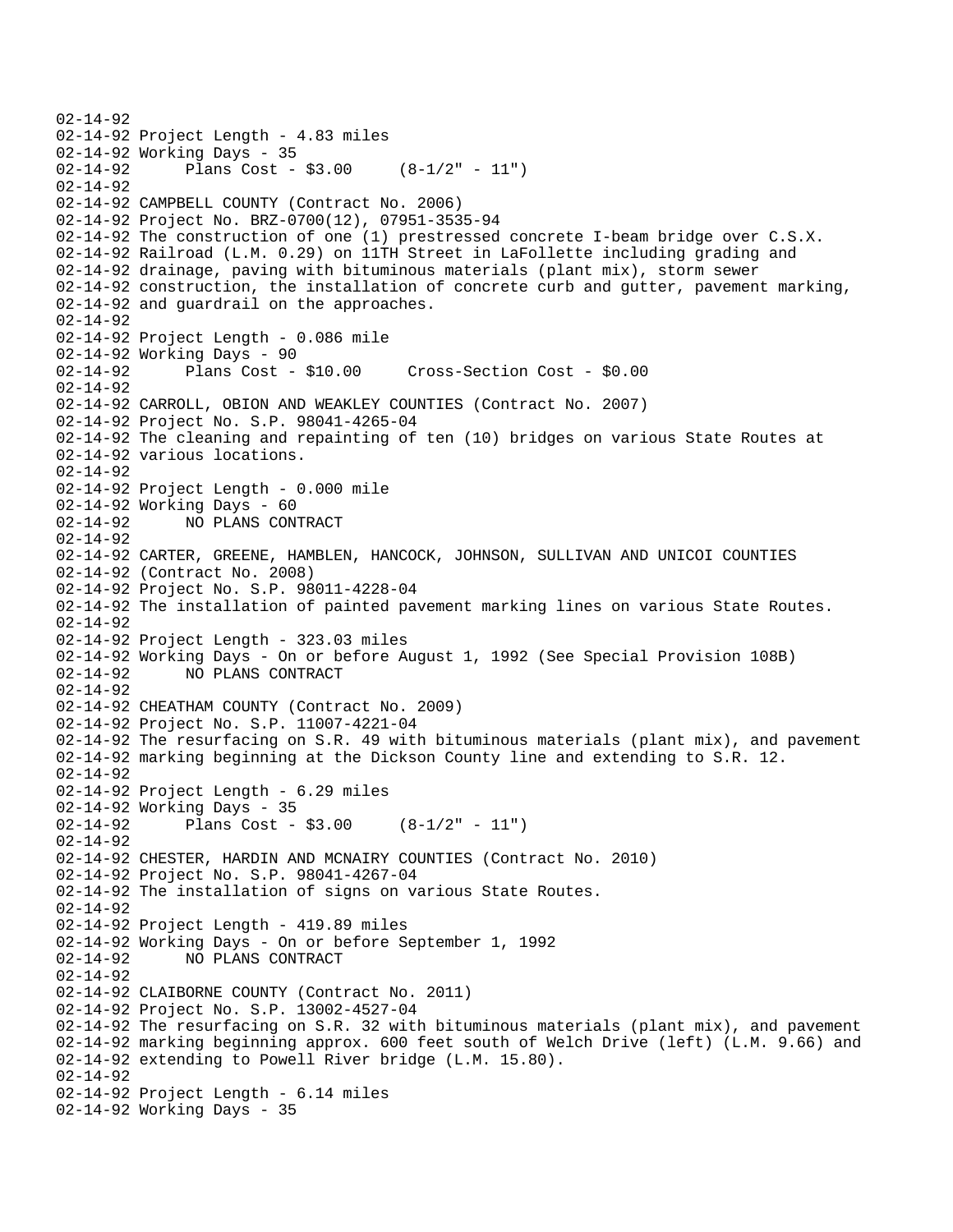02-14-92
02-14-92 Project Length - 4.83 miles
02-14-92 Working Days - 35
02-14-92       Plans Cost - $3.00     (8-1/2" - 11")
02-14-92
02-14-92 CAMPBELL COUNTY (Contract No. 2006)
02-14-92 Project No. BRZ-0700(12), 07951-3535-94
02-14-92 The construction of one (1) prestressed concrete I-beam bridge over C.S.X.
02-14-92 Railroad (L.M. 0.29) on 11TH Street in LaFollette including grading and
02-14-92 drainage, paving with bituminous materials (plant mix), storm sewer
02-14-92 construction, the installation of concrete curb and gutter, pavement marking,
02-14-92 and guardrail on the approaches.
02-14-92
02-14-92 Project Length - 0.086 mile
02-14-92 Working Days - 90
02-14-92       Plans Cost - $10.00     Cross-Section Cost - $0.00
02-14-92
02-14-92 CARROLL, OBION AND WEAKLEY COUNTIES (Contract No. 2007)
02-14-92 Project No. S.P. 98041-4265-04
02-14-92 The cleaning and repainting of ten (10) bridges on various State Routes at
02-14-92 various locations.
02-14-92
02-14-92 Project Length - 0.000 mile
02-14-92 Working Days - 60
02-14-92       NO PLANS CONTRACT
02-14-92
02-14-92 CARTER, GREENE, HAMBLEN, HANCOCK, JOHNSON, SULLIVAN AND UNICOI COUNTIES
02-14-92 (Contract No. 2008)
02-14-92 Project No. S.P. 98011-4228-04
02-14-92 The installation of painted pavement marking lines on various State Routes.
02-14-92
02-14-92 Project Length - 323.03 miles
02-14-92 Working Days - On or before August 1, 1992 (See Special Provision 108B)
02-14-92       NO PLANS CONTRACT
02-14-92
02-14-92 CHEATHAM COUNTY (Contract No. 2009)
02-14-92 Project No. S.P. 11007-4221-04
02-14-92 The resurfacing on S.R. 49 with bituminous materials (plant mix), and pavement
02-14-92 marking beginning at the Dickson County line and extending to S.R. 12.
02-14-92
02-14-92 Project Length - 6.29 miles
02-14-92 Working Days - 35
02-14-92       Plans Cost - $3.00     (8-1/2" - 11")
02-14-92
02-14-92 CHESTER, HARDIN AND MCNAIRY COUNTIES (Contract No. 2010)
02-14-92 Project No. S.P. 98041-4267-04
02-14-92 The installation of signs on various State Routes.
02-14-92
02-14-92 Project Length - 419.89 miles
02-14-92 Working Days - On or before September 1, 1992
02-14-92       NO PLANS CONTRACT
02-14-92
02-14-92 CLAIBORNE COUNTY (Contract No. 2011)
02-14-92 Project No. S.P. 13002-4527-04
02-14-92 The resurfacing on S.R. 32 with bituminous materials (plant mix), and pavement
02-14-92 marking beginning approx. 600 feet south of Welch Drive (left) (L.M. 9.66) and
02-14-92 extending to Powell River bridge (L.M. 15.80).
02-14-92
02-14-92 Project Length - 6.14 miles
02-14-92 Working Days - 35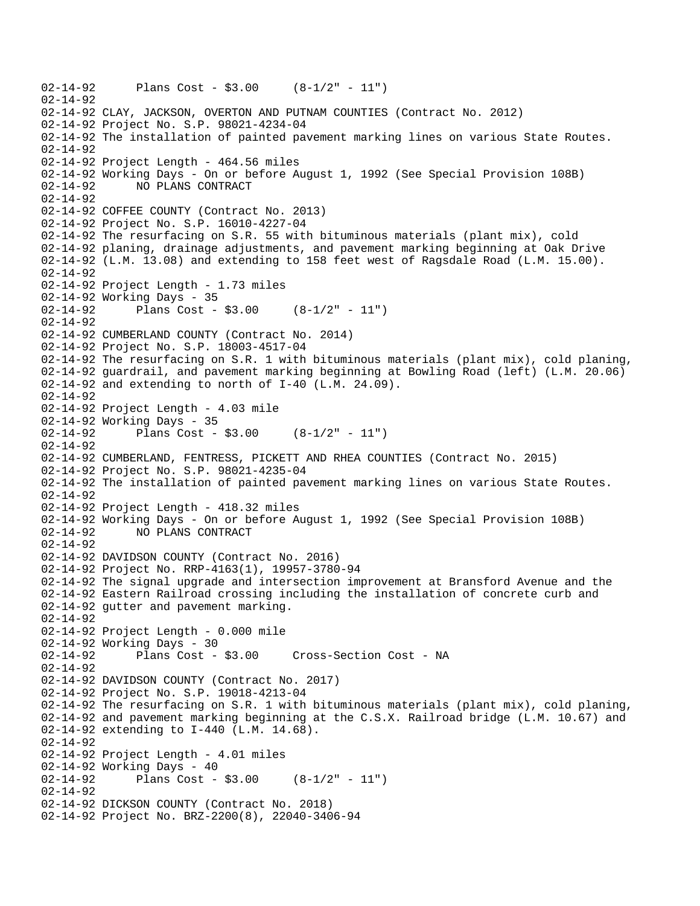```
02-14-92      Plans Cost - $3.00     (8-1/2" - 11")
02-14-92
02-14-92 CLAY, JACKSON, OVERTON AND PUTNAM COUNTIES (Contract No. 2012)
02-14-92 Project No. S.P. 98021-4234-04
02-14-92 The installation of painted pavement marking lines on various State Routes.
02-14-92
02-14-92 Project Length - 464.56 miles
02-14-92 Working Days - On or before August 1, 1992 (See Special Provision 108B)
02-14-92      NO PLANS CONTRACT
02-14-92
02-14-92 COFFEE COUNTY (Contract No. 2013)
02-14-92 Project No. S.P. 16010-4227-04
02-14-92 The resurfacing on S.R. 55 with bituminous materials (plant mix), cold
02-14-92 planing, drainage adjustments, and pavement marking beginning at Oak Drive
02-14-92 (L.M. 13.08) and extending to 158 feet west of Ragsdale Road (L.M. 15.00).
02-14-92
02-14-92 Project Length - 1.73 miles
02-14-92 Working Days - 35
02-14-92      Plans Cost - $3.00     (8-1/2" - 11")
02-14-92
02-14-92 CUMBERLAND COUNTY (Contract No. 2014)
02-14-92 Project No. S.P. 18003-4517-04
02-14-92 The resurfacing on S.R. 1 with bituminous materials (plant mix), cold planing,
02-14-92 guardrail, and pavement marking beginning at Bowling Road (left) (L.M. 20.06)
02-14-92 and extending to north of I-40 (L.M. 24.09).
02-14-92
02-14-92 Project Length - 4.03 mile
02-14-92 Working Days - 35
02-14-92      Plans Cost - $3.00     (8-1/2" - 11")
02-14-92
02-14-92 CUMBERLAND, FENTRESS, PICKETT AND RHEA COUNTIES (Contract No. 2015)
02-14-92 Project No. S.P. 98021-4235-04
02-14-92 The installation of painted pavement marking lines on various State Routes.
02-14-92
02-14-92 Project Length - 418.32 miles
02-14-92 Working Days - On or before August 1, 1992 (See Special Provision 108B)
02-14-92      NO PLANS CONTRACT
02-14-92
02-14-92 DAVIDSON COUNTY (Contract No. 2016)
02-14-92 Project No. RRP-4163(1), 19957-3780-94
02-14-92 The signal upgrade and intersection improvement at Bransford Avenue and the
02-14-92 Eastern Railroad crossing including the installation of concrete curb and
02-14-92 gutter and pavement marking.
02-14-92
02-14-92 Project Length - 0.000 mile
02-14-92 Working Days - 30
02-14-92      Plans Cost - $3.00     Cross-Section Cost - NA
02-14-92
02-14-92 DAVIDSON COUNTY (Contract No. 2017)
02-14-92 Project No. S.P. 19018-4213-04
02-14-92 The resurfacing on S.R. 1 with bituminous materials (plant mix), cold planing,
02-14-92 and pavement marking beginning at the C.S.X. Railroad bridge (L.M. 10.67) and
02-14-92 extending to I-440 (L.M. 14.68).
02-14-92
02-14-92 Project Length - 4.01 miles
02-14-92 Working Days - 40
02-14-92      Plans Cost - $3.00     (8-1/2" - 11")
02-14-92
02-14-92 DICKSON COUNTY (Contract No. 2018)
02-14-92 Project No. BRZ-2200(8), 22040-3406-94
```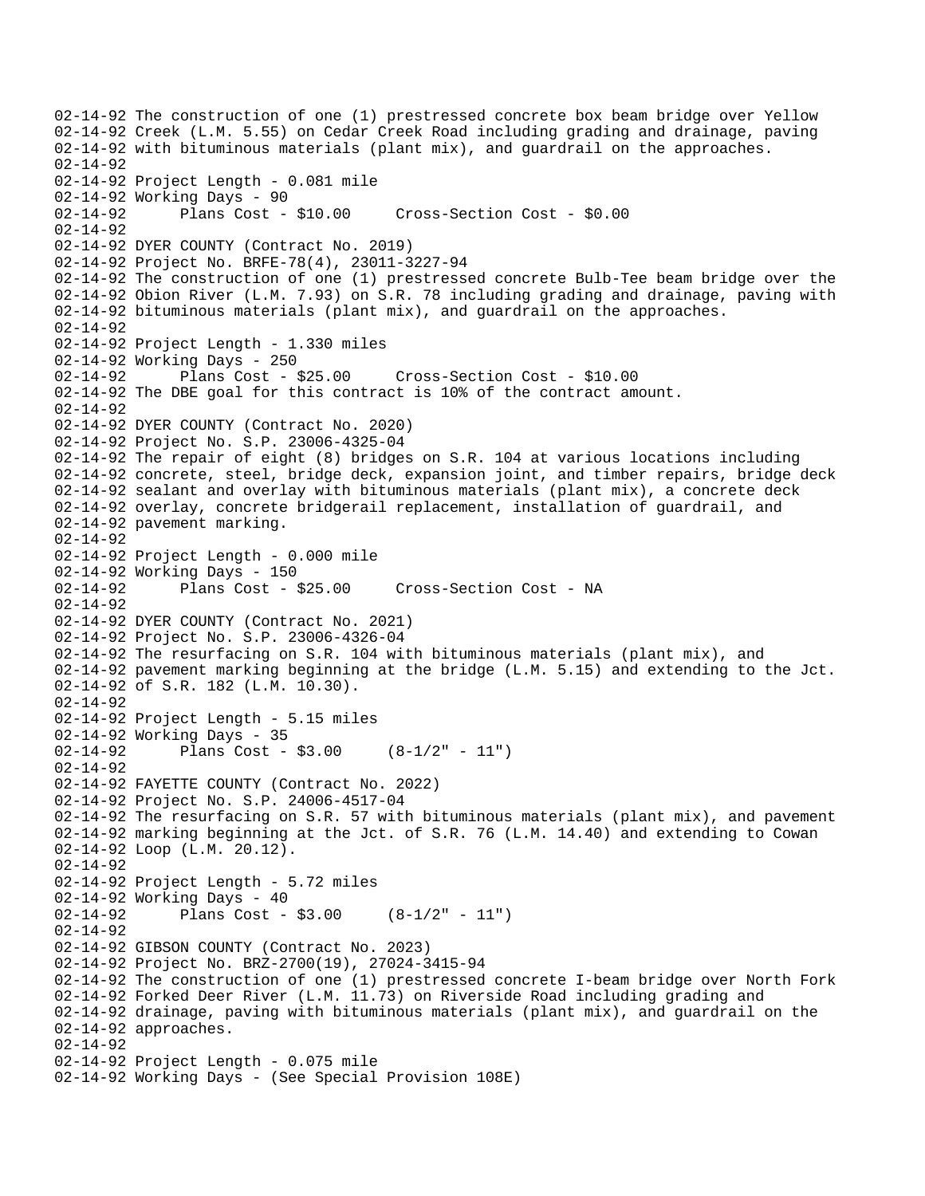```
02-14-92 The construction of one (1) prestressed concrete box beam bridge over Yellow
02-14-92 Creek (L.M. 5.55) on Cedar Creek Road including grading and drainage, paving
02-14-92 with bituminous materials (plant mix), and guardrail on the approaches.
02-14-92
02-14-92 Project Length - 0.081 mile
02-14-92 Working Days - 90
02-14-92       Plans Cost - $10.00     Cross-Section Cost - $0.00
02-14-92
02-14-92 DYER COUNTY (Contract No. 2019)
02-14-92 Project No. BRFE-78(4), 23011-3227-94
02-14-92 The construction of one (1) prestressed concrete Bulb-Tee beam bridge over the
02-14-92 Obion River (L.M. 7.93) on S.R. 78 including grading and drainage, paving with
02-14-92 bituminous materials (plant mix), and guardrail on the approaches.
02-14-92
02-14-92 Project Length - 1.330 miles
02-14-92 Working Days - 250
02-14-92       Plans Cost - $25.00     Cross-Section Cost - $10.00
02-14-92 The DBE goal for this contract is 10% of the contract amount.
02-14-92
02-14-92 DYER COUNTY (Contract No. 2020)
02-14-92 Project No. S.P. 23006-4325-04
02-14-92 The repair of eight (8) bridges on S.R. 104 at various locations including
02-14-92 concrete, steel, bridge deck, expansion joint, and timber repairs, bridge deck
02-14-92 sealant and overlay with bituminous materials (plant mix), a concrete deck
02-14-92 overlay, concrete bridgerail replacement, installation of guardrail, and
02-14-92 pavement marking.
02-14-92
02-14-92 Project Length - 0.000 mile
02-14-92 Working Days - 150
02-14-92       Plans Cost - $25.00     Cross-Section Cost - NA
02-14-92
02-14-92 DYER COUNTY (Contract No. 2021)
02-14-92 Project No. S.P. 23006-4326-04
02-14-92 The resurfacing on S.R. 104 with bituminous materials (plant mix), and
02-14-92 pavement marking beginning at the bridge (L.M. 5.15) and extending to the Jct.
02-14-92 of S.R. 182 (L.M. 10.30).
02-14-92
02-14-92 Project Length - 5.15 miles
02-14-92 Working Days - 35
02-14-92       Plans Cost - $3.00     (8-1/2" - 11")
02-14-92
02-14-92 FAYETTE COUNTY (Contract No. 2022)
02-14-92 Project No. S.P. 24006-4517-04
02-14-92 The resurfacing on S.R. 57 with bituminous materials (plant mix), and pavement
02-14-92 marking beginning at the Jct. of S.R. 76 (L.M. 14.40) and extending to Cowan
02-14-92 Loop (L.M. 20.12).
02-14-92
02-14-92 Project Length - 5.72 miles
02-14-92 Working Days - 40
02-14-92       Plans Cost - $3.00     (8-1/2" - 11")
02-14-92
02-14-92 GIBSON COUNTY (Contract No. 2023)
02-14-92 Project No. BRZ-2700(19), 27024-3415-94
02-14-92 The construction of one (1) prestressed concrete I-beam bridge over North Fork
02-14-92 Forked Deer River (L.M. 11.73) on Riverside Road including grading and
02-14-92 drainage, paving with bituminous materials (plant mix), and guardrail on the
02-14-92 approaches.
02-14-92
02-14-92 Project Length - 0.075 mile
02-14-92 Working Days - (See Special Provision 108E)
```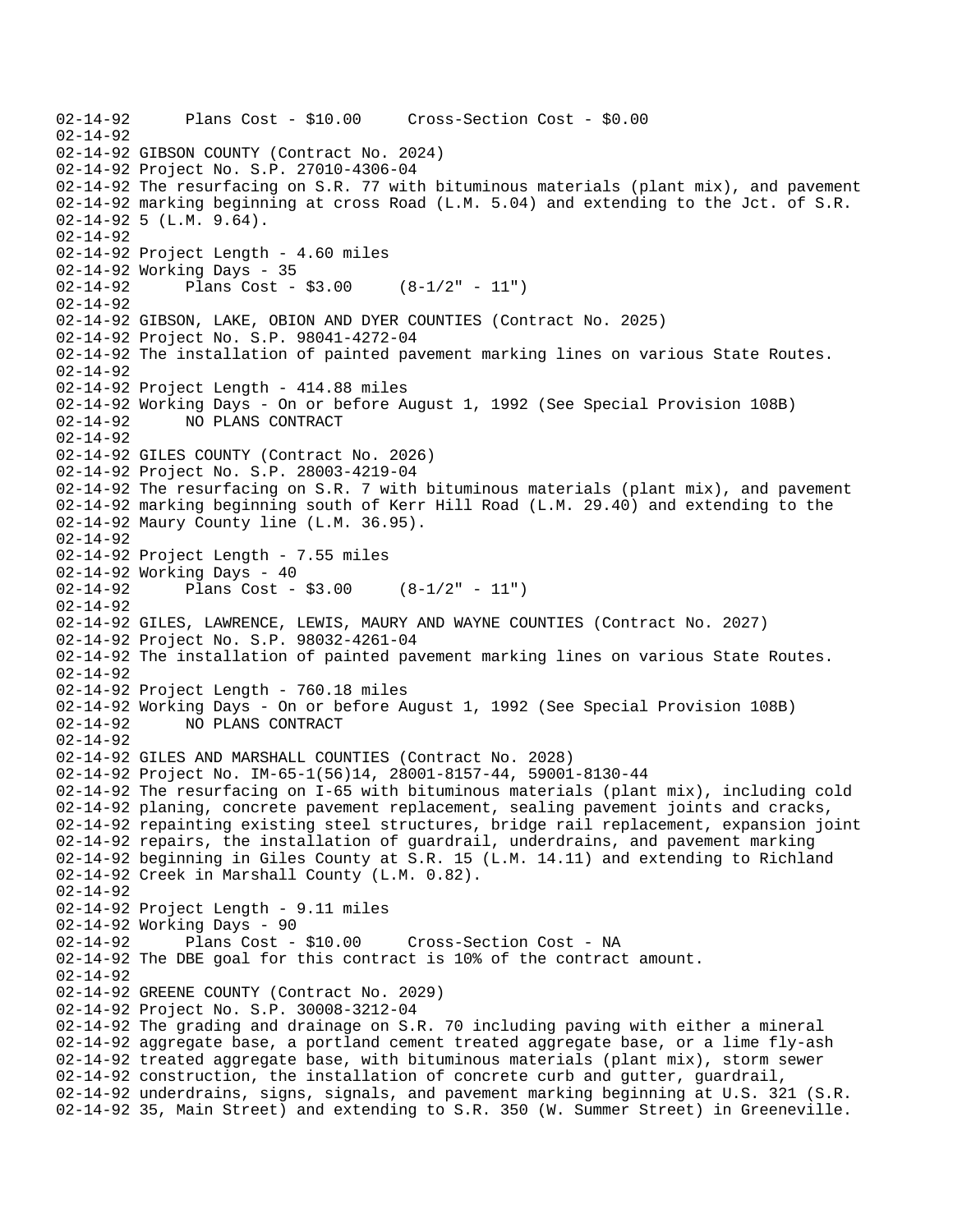```
02-14-92      Plans Cost - $10.00     Cross-Section Cost - $0.00
02-14-92
02-14-92 GIBSON COUNTY (Contract No. 2024)
02-14-92 Project No. S.P. 27010-4306-04
02-14-92 The resurfacing on S.R. 77 with bituminous materials (plant mix), and pavement
02-14-92 marking beginning at cross Road (L.M. 5.04) and extending to the Jct. of S.R.
02-14-92 5 (L.M. 9.64).
02-14-92
02-14-92 Project Length - 4.60 miles
02-14-92 Working Days - 35
02-14-92      Plans Cost - $3.00     (8-1/2" - 11")
02-14-92
02-14-92 GIBSON, LAKE, OBION AND DYER COUNTIES (Contract No. 2025)
02-14-92 Project No. S.P. 98041-4272-04
02-14-92 The installation of painted pavement marking lines on various State Routes.
02-14-92
02-14-92 Project Length - 414.88 miles
02-14-92 Working Days - On or before August 1, 1992 (See Special Provision 108B)
02-14-92      NO PLANS CONTRACT
02-14-92
02-14-92 GILES COUNTY (Contract No. 2026)
02-14-92 Project No. S.P. 28003-4219-04
02-14-92 The resurfacing on S.R. 7 with bituminous materials (plant mix), and pavement
02-14-92 marking beginning south of Kerr Hill Road (L.M. 29.40) and extending to the
02-14-92 Maury County line (L.M. 36.95).
02-14-92
02-14-92 Project Length - 7.55 miles
02-14-92 Working Days - 40
02-14-92      Plans Cost - $3.00     (8-1/2" - 11")
02-14-92
02-14-92 GILES, LAWRENCE, LEWIS, MAURY AND WAYNE COUNTIES (Contract No. 2027)
02-14-92 Project No. S.P. 98032-4261-04
02-14-92 The installation of painted pavement marking lines on various State Routes.
02-14-92
02-14-92 Project Length - 760.18 miles
02-14-92 Working Days - On or before August 1, 1992 (See Special Provision 108B)
02-14-92      NO PLANS CONTRACT
02-14-92
02-14-92 GILES AND MARSHALL COUNTIES (Contract No. 2028)
02-14-92 Project No. IM-65-1(56)14, 28001-8157-44, 59001-8130-44
02-14-92 The resurfacing on I-65 with bituminous materials (plant mix), including cold
02-14-92 planing, concrete pavement replacement, sealing pavement joints and cracks,
02-14-92 repainting existing steel structures, bridge rail replacement, expansion joint
02-14-92 repairs, the installation of guardrail, underdrains, and pavement marking
02-14-92 beginning in Giles County at S.R. 15 (L.M. 14.11) and extending to Richland
02-14-92 Creek in Marshall County (L.M. 0.82).
02-14-92
02-14-92 Project Length - 9.11 miles
02-14-92 Working Days - 90
02-14-92      Plans Cost - $10.00     Cross-Section Cost - NA
02-14-92 The DBE goal for this contract is 10% of the contract amount.
02-14-92
02-14-92 GREENE COUNTY (Contract No. 2029)
02-14-92 Project No. S.P. 30008-3212-04
02-14-92 The grading and drainage on S.R. 70 including paving with either a mineral
02-14-92 aggregate base, a portland cement treated aggregate base, or a lime fly-ash
02-14-92 treated aggregate base, with bituminous materials (plant mix), storm sewer
02-14-92 construction, the installation of concrete curb and gutter, guardrail,
02-14-92 underdrains, signs, signals, and pavement marking beginning at U.S. 321 (S.R.
02-14-92 35, Main Street) and extending to S.R. 350 (W. Summer Street) in Greeneville.
```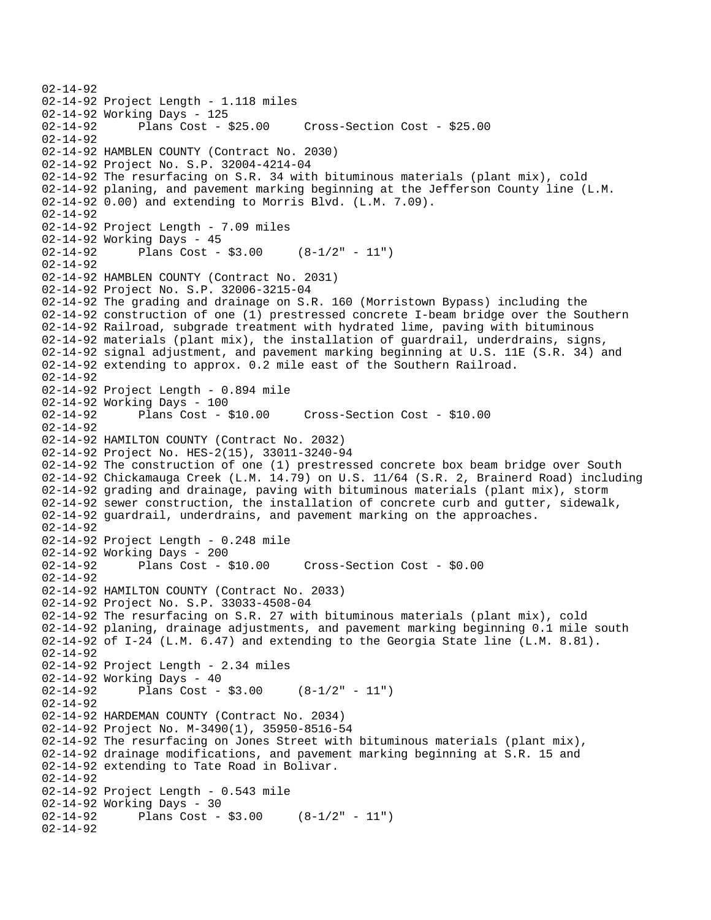02-14-92
02-14-92 Project Length - 1.118 miles
02-14-92 Working Days - 125
02-14-92 Plans Cost - $25.00 Cross-Section Cost - $25.00
02-14-92
02-14-92 HAMBLEN COUNTY (Contract No. 2030)
02-14-92 Project No. S.P. 32004-4214-04
02-14-92 The resurfacing on S.R. 34 with bituminous materials (plant mix), cold
02-14-92 planing, and pavement marking beginning at the Jefferson County line (L.M.
02-14-92 0.00) and extending to Morris Blvd. (L.M. 7.09).
02-14-92
02-14-92 Project Length - 7.09 miles
02-14-92 Working Days - 45
02-14-92 Plans Cost - $3.00 (8-1/2" - 11")
02-14-92
02-14-92 HAMBLEN COUNTY (Contract No. 2031)
02-14-92 Project No. S.P. 32006-3215-04
02-14-92 The grading and drainage on S.R. 160 (Morristown Bypass) including the
02-14-92 construction of one (1) prestressed concrete I-beam bridge over the Southern
02-14-92 Railroad, subgrade treatment with hydrated lime, paving with bituminous
02-14-92 materials (plant mix), the installation of guardrail, underdrains, signs,
02-14-92 signal adjustment, and pavement marking beginning at U.S. 11E (S.R. 34) and
02-14-92 extending to approx. 0.2 mile east of the Southern Railroad.
02-14-92
02-14-92 Project Length - 0.894 mile
02-14-92 Working Days - 100
02-14-92 Plans Cost - $10.00 Cross-Section Cost - $10.00
02-14-92
02-14-92 HAMILTON COUNTY (Contract No. 2032)
02-14-92 Project No. HES-2(15), 33011-3240-94
02-14-92 The construction of one (1) prestressed concrete box beam bridge over South
02-14-92 Chickamauga Creek (L.M. 14.79) on U.S. 11/64 (S.R. 2, Brainerd Road) including
02-14-92 grading and drainage, paving with bituminous materials (plant mix), storm
02-14-92 sewer construction, the installation of concrete curb and gutter, sidewalk,
02-14-92 guardrail, underdrains, and pavement marking on the approaches.
02-14-92
02-14-92 Project Length - 0.248 mile
02-14-92 Working Days - 200
02-14-92 Plans Cost - $10.00 Cross-Section Cost - $0.00
02-14-92
02-14-92 HAMILTON COUNTY (Contract No. 2033)
02-14-92 Project No. S.P. 33033-4508-04
02-14-92 The resurfacing on S.R. 27 with bituminous materials (plant mix), cold
02-14-92 planing, drainage adjustments, and pavement marking beginning 0.1 mile south
02-14-92 of I-24 (L.M. 6.47) and extending to the Georgia State line (L.M. 8.81).
02-14-92
02-14-92 Project Length - 2.34 miles
02-14-92 Working Days - 40
02-14-92 Plans Cost - $3.00 (8-1/2" - 11")
02-14-92
02-14-92 HARDEMAN COUNTY (Contract No. 2034)
02-14-92 Project No. M-3490(1), 35950-8516-54
02-14-92 The resurfacing on Jones Street with bituminous materials (plant mix),
02-14-92 drainage modifications, and pavement marking beginning at S.R. 15 and
02-14-92 extending to Tate Road in Bolivar.
02-14-92
02-14-92 Project Length - 0.543 mile
02-14-92 Working Days - 30
02-14-92 Plans Cost - $3.00 (8-1/2" - 11")
02-14-92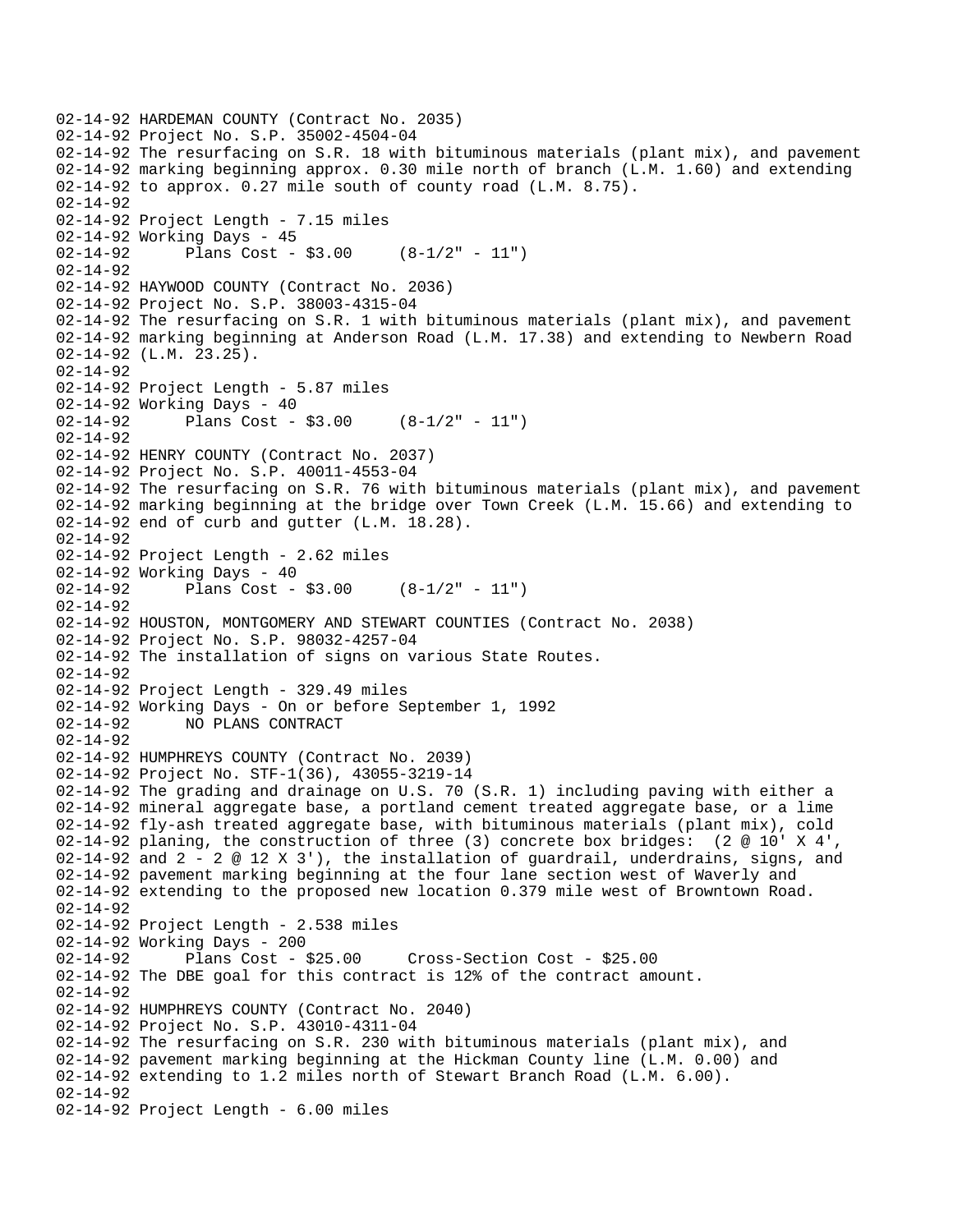```
02-14-92 HARDEMAN COUNTY (Contract No. 2035)
02-14-92 Project No. S.P. 35002-4504-04
02-14-92 The resurfacing on S.R. 18 with bituminous materials (plant mix), and pavement
02-14-92 marking beginning approx. 0.30 mile north of branch (L.M. 1.60) and extending
02-14-92 to approx. 0.27 mile south of county road (L.M. 8.75).
02-14-92
02-14-92 Project Length - 7.15 miles
02-14-92 Working Days - 45
02-14-92      Plans Cost - $3.00     (8-1/2" - 11")
02-14-92
02-14-92 HAYWOOD COUNTY (Contract No. 2036)
02-14-92 Project No. S.P. 38003-4315-04
02-14-92 The resurfacing on S.R. 1 with bituminous materials (plant mix), and pavement
02-14-92 marking beginning at Anderson Road (L.M. 17.38) and extending to Newbern Road
02-14-92 (L.M. 23.25).
02-14-92
02-14-92 Project Length - 5.87 miles
02-14-92 Working Days - 40
02-14-92      Plans Cost - $3.00     (8-1/2" - 11")
02-14-92
02-14-92 HENRY COUNTY (Contract No. 2037)
02-14-92 Project No. S.P. 40011-4553-04
02-14-92 The resurfacing on S.R. 76 with bituminous materials (plant mix), and pavement
02-14-92 marking beginning at the bridge over Town Creek (L.M. 15.66) and extending to
02-14-92 end of curb and gutter (L.M. 18.28).
02-14-92
02-14-92 Project Length - 2.62 miles
02-14-92 Working Days - 40
02-14-92      Plans Cost - $3.00     (8-1/2" - 11")
02-14-92
02-14-92 HOUSTON, MONTGOMERY AND STEWART COUNTIES (Contract No. 2038)
02-14-92 Project No. S.P. 98032-4257-04
02-14-92 The installation of signs on various State Routes.
02-14-92
02-14-92 Project Length - 329.49 miles
02-14-92 Working Days - On or before September 1, 1992
02-14-92      NO PLANS CONTRACT
02-14-92
02-14-92 HUMPHREYS COUNTY (Contract No. 2039)
02-14-92 Project No. STF-1(36), 43055-3219-14
02-14-92 The grading and drainage on U.S. 70 (S.R. 1) including paving with either a
02-14-92 mineral aggregate base, a portland cement treated aggregate base, or a lime
02-14-92 fly-ash treated aggregate base, with bituminous materials (plant mix), cold
02-14-92 planing, the construction of three (3) concrete box bridges:  (2 @ 10' X 4',
02-14-92 and 2 - 2 @ 12 X 3'), the installation of guardrail, underdrains, signs, and
02-14-92 pavement marking beginning at the four lane section west of Waverly and
02-14-92 extending to the proposed new location 0.379 mile west of Browntown Road.
02-14-92
02-14-92 Project Length - 2.538 miles
02-14-92 Working Days - 200
02-14-92      Plans Cost - $25.00     Cross-Section Cost - $25.00
02-14-92 The DBE goal for this contract is 12% of the contract amount.
02-14-92
02-14-92 HUMPHREYS COUNTY (Contract No. 2040)
02-14-92 Project No. S.P. 43010-4311-04
02-14-92 The resurfacing on S.R. 230 with bituminous materials (plant mix), and
02-14-92 pavement marking beginning at the Hickman County line (L.M. 0.00) and
02-14-92 extending to 1.2 miles north of Stewart Branch Road (L.M. 6.00).
02-14-92
02-14-92 Project Length - 6.00 miles
```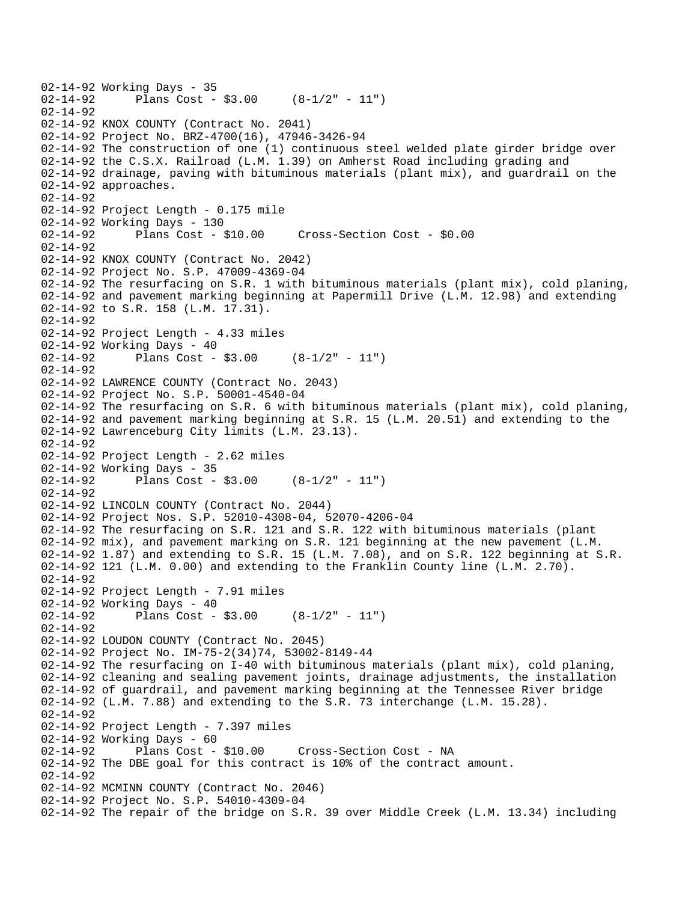```
02-14-92 Working Days - 35
02-14-92       Plans Cost - $3.00     (8-1/2" - 11")
02-14-92
02-14-92 KNOX COUNTY (Contract No. 2041)
02-14-92 Project No. BRZ-4700(16), 47946-3426-94
02-14-92 The construction of one (1) continuous steel welded plate girder bridge over
02-14-92 the C.S.X. Railroad (L.M. 1.39) on Amherst Road including grading and
02-14-92 drainage, paving with bituminous materials (plant mix), and guardrail on the
02-14-92 approaches.
02-14-92
02-14-92 Project Length - 0.175 mile
02-14-92 Working Days - 130
02-14-92       Plans Cost - $10.00     Cross-Section Cost - $0.00
02-14-92
02-14-92 KNOX COUNTY (Contract No. 2042)
02-14-92 Project No. S.P. 47009-4369-04
02-14-92 The resurfacing on S.R. 1 with bituminous materials (plant mix), cold planing,
02-14-92 and pavement marking beginning at Papermill Drive (L.M. 12.98) and extending
02-14-92 to S.R. 158 (L.M. 17.31).
02-14-92
02-14-92 Project Length - 4.33 miles
02-14-92 Working Days - 40
02-14-92       Plans Cost - $3.00     (8-1/2" - 11")
02-14-92
02-14-92 LAWRENCE COUNTY (Contract No. 2043)
02-14-92 Project No. S.P. 50001-4540-04
02-14-92 The resurfacing on S.R. 6 with bituminous materials (plant mix), cold planing,
02-14-92 and pavement marking beginning at S.R. 15 (L.M. 20.51) and extending to the
02-14-92 Lawrenceburg City limits (L.M. 23.13).
02-14-92
02-14-92 Project Length - 2.62 miles
02-14-92 Working Days - 35
02-14-92       Plans Cost - $3.00     (8-1/2" - 11")
02-14-92
02-14-92 LINCOLN COUNTY (Contract No. 2044)
02-14-92 Project Nos. S.P. 52010-4308-04, 52070-4206-04
02-14-92 The resurfacing on S.R. 121 and S.R. 122 with bituminous materials (plant
02-14-92 mix), and pavement marking on S.R. 121 beginning at the new pavement (L.M.
02-14-92 1.87) and extending to S.R. 15 (L.M. 7.08), and on S.R. 122 beginning at S.R.
02-14-92 121 (L.M. 0.00) and extending to the Franklin County line (L.M. 2.70).
02-14-92
02-14-92 Project Length - 7.91 miles
02-14-92 Working Days - 40
02-14-92       Plans Cost - $3.00     (8-1/2" - 11")
02-14-92
02-14-92 LOUDON COUNTY (Contract No. 2045)
02-14-92 Project No. IM-75-2(34)74, 53002-8149-44
02-14-92 The resurfacing on I-40 with bituminous materials (plant mix), cold planing,
02-14-92 cleaning and sealing pavement joints, drainage adjustments, the installation
02-14-92 of guardrail, and pavement marking beginning at the Tennessee River bridge
02-14-92 (L.M. 7.88) and extending to the S.R. 73 interchange (L.M. 15.28).
02-14-92
02-14-92 Project Length - 7.397 miles
02-14-92 Working Days - 60
02-14-92       Plans Cost - $10.00     Cross-Section Cost - NA
02-14-92 The DBE goal for this contract is 10% of the contract amount.
02-14-92
02-14-92 MCMINN COUNTY (Contract No. 2046)
02-14-92 Project No. S.P. 54010-4309-04
02-14-92 The repair of the bridge on S.R. 39 over Middle Creek (L.M. 13.34) including
```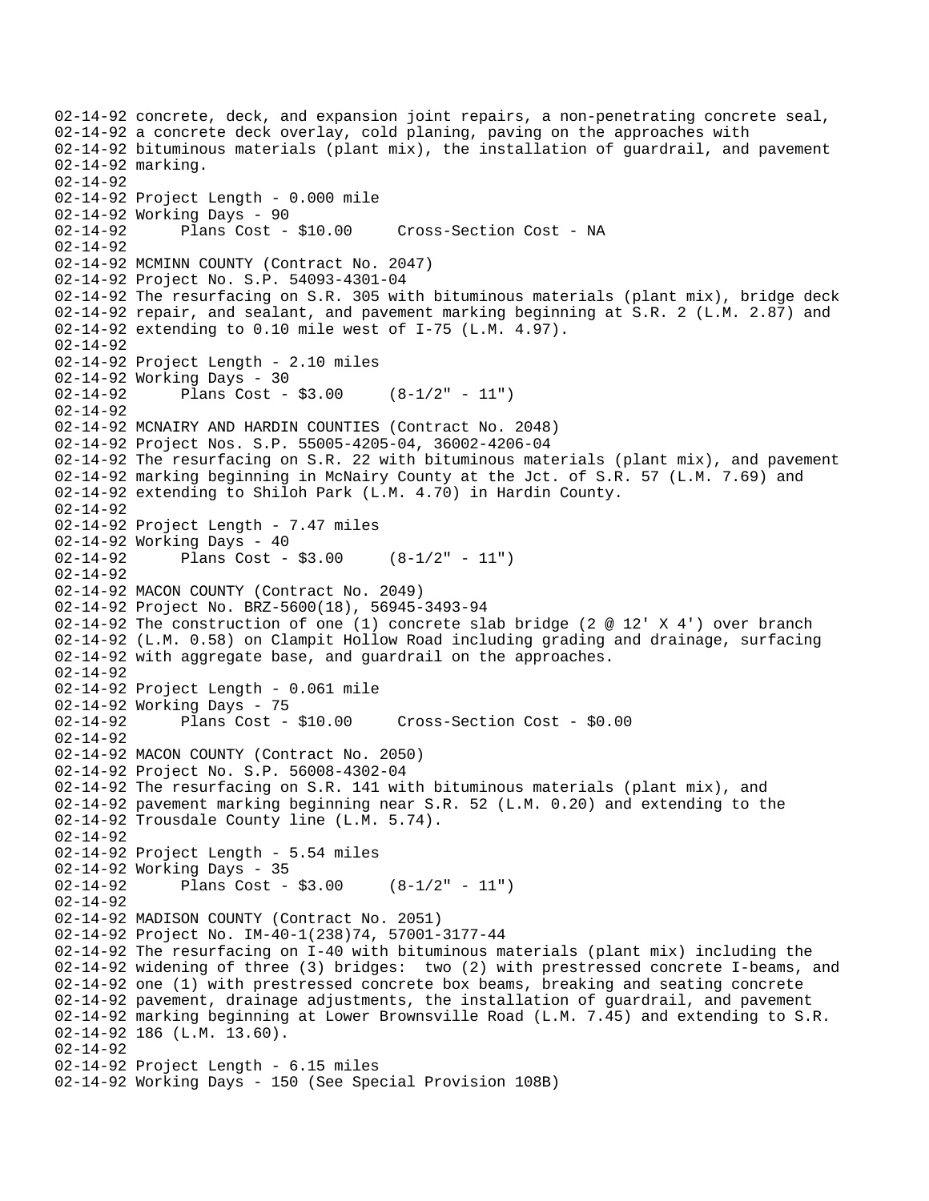02-14-92 concrete, deck, and expansion joint repairs, a non-penetrating concrete seal,
02-14-92 a concrete deck overlay, cold planing, paving on the approaches with
02-14-92 bituminous materials (plant mix), the installation of guardrail, and pavement
02-14-92 marking.
02-14-92
02-14-92 Project Length - 0.000 mile
02-14-92 Working Days - 90
02-14-92 Plans Cost - $10.00 Cross-Section Cost - NA
02-14-92
02-14-92 MCMINN COUNTY (Contract No. 2047)
02-14-92 Project No. S.P. 54093-4301-04
02-14-92 The resurfacing on S.R. 305 with bituminous materials (plant mix), bridge deck
02-14-92 repair, and sealant, and pavement marking beginning at S.R. 2 (L.M. 2.87) and
02-14-92 extending to 0.10 mile west of I-75 (L.M. 4.97).
02-14-92
02-14-92 Project Length - 2.10 miles
02-14-92 Working Days - 30
02-14-92 Plans Cost - $3.00 (8-1/2" - 11")
02-14-92
02-14-92 MCNAIRY AND HARDIN COUNTIES (Contract No. 2048)
02-14-92 Project Nos. S.P. 55005-4205-04, 36002-4206-04
02-14-92 The resurfacing on S.R. 22 with bituminous materials (plant mix), and pavement
02-14-92 marking beginning in McNairy County at the Jct. of S.R. 57 (L.M. 7.69) and
02-14-92 extending to Shiloh Park (L.M. 4.70) in Hardin County.
02-14-92
02-14-92 Project Length - 7.47 miles
02-14-92 Working Days - 40
02-14-92 Plans Cost - $3.00 (8-1/2" - 11")
02-14-92
02-14-92 MACON COUNTY (Contract No. 2049)
02-14-92 Project No. BRZ-5600(18), 56945-3493-94
02-14-92 The construction of one (1) concrete slab bridge (2 @ 12' X 4') over branch
02-14-92 (L.M. 0.58) on Clampit Hollow Road including grading and drainage, surfacing
02-14-92 with aggregate base, and guardrail on the approaches.
02-14-92
02-14-92 Project Length - 0.061 mile
02-14-92 Working Days - 75
02-14-92 Plans Cost - $10.00 Cross-Section Cost - $0.00
02-14-92
02-14-92 MACON COUNTY (Contract No. 2050)
02-14-92 Project No. S.P. 56008-4302-04
02-14-92 The resurfacing on S.R. 141 with bituminous materials (plant mix), and
02-14-92 pavement marking beginning near S.R. 52 (L.M. 0.20) and extending to the
02-14-92 Trousdale County line (L.M. 5.74).
02-14-92
02-14-92 Project Length - 5.54 miles
02-14-92 Working Days - 35
02-14-92 Plans Cost - $3.00 (8-1/2" - 11")
02-14-92
02-14-92 MADISON COUNTY (Contract No. 2051)
02-14-92 Project No. IM-40-1(238)74, 57001-3177-44
02-14-92 The resurfacing on I-40 with bituminous materials (plant mix) including the
02-14-92 widening of three (3) bridges: two (2) with prestressed concrete I-beams, and
02-14-92 one (1) with prestressed concrete box beams, breaking and seating concrete
02-14-92 pavement, drainage adjustments, the installation of guardrail, and pavement
02-14-92 marking beginning at Lower Brownsville Road (L.M. 7.45) and extending to S.R.
02-14-92 186 (L.M. 13.60).
02-14-92
02-14-92 Project Length - 6.15 miles
02-14-92 Working Days - 150 (See Special Provision 108B)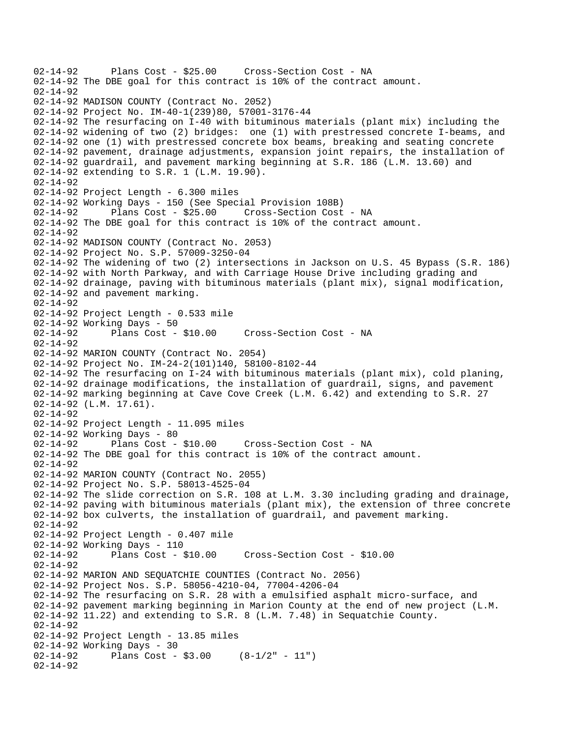```
02-14-92      Plans Cost - $25.00     Cross-Section Cost - NA
02-14-92 The DBE goal for this contract is 10% of the contract amount.
02-14-92
02-14-92 MADISON COUNTY (Contract No. 2052)
02-14-92 Project No. IM-40-1(239)80, 57001-3176-44
02-14-92 The resurfacing on I-40 with bituminous materials (plant mix) including the
02-14-92 widening of two (2) bridges:  one (1) with prestressed concrete I-beams, and
02-14-92 one (1) with prestressed concrete box beams, breaking and seating concrete
02-14-92 pavement, drainage adjustments, expansion joint repairs, the installation of
02-14-92 guardrail, and pavement marking beginning at S.R. 186 (L.M. 13.60) and
02-14-92 extending to S.R. 1 (L.M. 19.90).
02-14-92
02-14-92 Project Length - 6.300 miles
02-14-92 Working Days - 150 (See Special Provision 108B)
02-14-92      Plans Cost - $25.00     Cross-Section Cost - NA
02-14-92 The DBE goal for this contract is 10% of the contract amount.
02-14-92
02-14-92 MADISON COUNTY (Contract No. 2053)
02-14-92 Project No. S.P. 57009-3250-04
02-14-92 The widening of two (2) intersections in Jackson on U.S. 45 Bypass (S.R. 186)
02-14-92 with North Parkway, and with Carriage House Drive including grading and
02-14-92 drainage, paving with bituminous materials (plant mix), signal modification,
02-14-92 and pavement marking.
02-14-92
02-14-92 Project Length - 0.533 mile
02-14-92 Working Days - 50
02-14-92      Plans Cost - $10.00     Cross-Section Cost - NA
02-14-92
02-14-92 MARION COUNTY (Contract No. 2054)
02-14-92 Project No. IM-24-2(101)140, 58100-8102-44
02-14-92 The resurfacing on I-24 with bituminous materials (plant mix), cold planing,
02-14-92 drainage modifications, the installation of guardrail, signs, and pavement
02-14-92 marking beginning at Cave Cove Creek (L.M. 6.42) and extending to S.R. 27
02-14-92 (L.M. 17.61).
02-14-92
02-14-92 Project Length - 11.095 miles
02-14-92 Working Days - 80
02-14-92      Plans Cost - $10.00     Cross-Section Cost - NA
02-14-92 The DBE goal for this contract is 10% of the contract amount.
02-14-92
02-14-92 MARION COUNTY (Contract No. 2055)
02-14-92 Project No. S.P. 58013-4525-04
02-14-92 The slide correction on S.R. 108 at L.M. 3.30 including grading and drainage,
02-14-92 paving with bituminous materials (plant mix), the extension of three concrete
02-14-92 box culverts, the installation of guardrail, and pavement marking.
02-14-92
02-14-92 Project Length - 0.407 mile
02-14-92 Working Days - 110
02-14-92      Plans Cost - $10.00     Cross-Section Cost - $10.00
02-14-92
02-14-92 MARION AND SEQUATCHIE COUNTIES (Contract No. 2056)
02-14-92 Project Nos. S.P. 58056-4210-04, 77004-4206-04
02-14-92 The resurfacing on S.R. 28 with a emulsified asphalt micro-surface, and
02-14-92 pavement marking beginning in Marion County at the end of new project (L.M.
02-14-92 11.22) and extending to S.R. 8 (L.M. 7.48) in Sequatchie County.
02-14-92
02-14-92 Project Length - 13.85 miles
02-14-92 Working Days - 30
02-14-92      Plans Cost - $3.00     (8-1/2" - 11")
02-14-92
```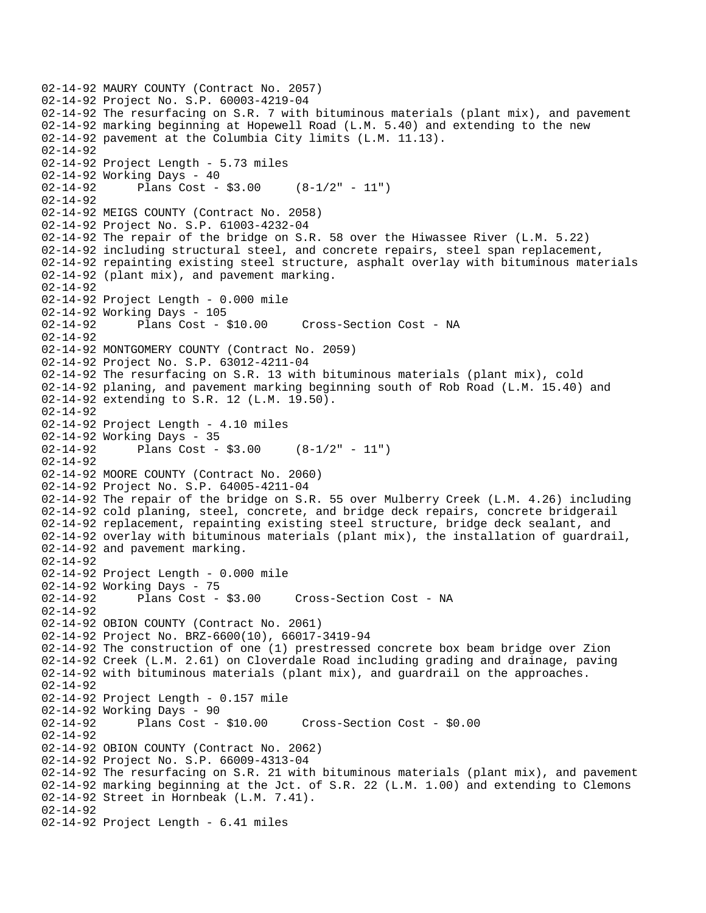```
02-14-92 MAURY COUNTY (Contract No. 2057)
02-14-92 Project No. S.P. 60003-4219-04
02-14-92 The resurfacing on S.R. 7 with bituminous materials (plant mix), and pavement
02-14-92 marking beginning at Hopewell Road (L.M. 5.40) and extending to the new
02-14-92 pavement at the Columbia City limits (L.M. 11.13).
02-14-92
02-14-92 Project Length - 5.73 miles
02-14-92 Working Days - 40
02-14-92      Plans Cost - $3.00     (8-1/2" - 11")
02-14-92
02-14-92 MEIGS COUNTY (Contract No. 2058)
02-14-92 Project No. S.P. 61003-4232-04
02-14-92 The repair of the bridge on S.R. 58 over the Hiwassee River (L.M. 5.22)
02-14-92 including structural steel, and concrete repairs, steel span replacement,
02-14-92 repainting existing steel structure, asphalt overlay with bituminous materials
02-14-92 (plant mix), and pavement marking.
02-14-92
02-14-92 Project Length - 0.000 mile
02-14-92 Working Days - 105
02-14-92      Plans Cost - $10.00     Cross-Section Cost - NA
02-14-92
02-14-92 MONTGOMERY COUNTY (Contract No. 2059)
02-14-92 Project No. S.P. 63012-4211-04
02-14-92 The resurfacing on S.R. 13 with bituminous materials (plant mix), cold
02-14-92 planing, and pavement marking beginning south of Rob Road (L.M. 15.40) and
02-14-92 extending to S.R. 12 (L.M. 19.50).
02-14-92
02-14-92 Project Length - 4.10 miles
02-14-92 Working Days - 35
02-14-92      Plans Cost - $3.00     (8-1/2" - 11")
02-14-92
02-14-92 MOORE COUNTY (Contract No. 2060)
02-14-92 Project No. S.P. 64005-4211-04
02-14-92 The repair of the bridge on S.R. 55 over Mulberry Creek (L.M. 4.26) including
02-14-92 cold planing, steel, concrete, and bridge deck repairs, concrete bridgerail
02-14-92 replacement, repainting existing steel structure, bridge deck sealant, and
02-14-92 overlay with bituminous materials (plant mix), the installation of guardrail,
02-14-92 and pavement marking.
02-14-92
02-14-92 Project Length - 0.000 mile
02-14-92 Working Days - 75
02-14-92      Plans Cost - $3.00     Cross-Section Cost - NA
02-14-92
02-14-92 OBION COUNTY (Contract No. 2061)
02-14-92 Project No. BRZ-6600(10), 66017-3419-94
02-14-92 The construction of one (1) prestressed concrete box beam bridge over Zion
02-14-92 Creek (L.M. 2.61) on Cloverdale Road including grading and drainage, paving
02-14-92 with bituminous materials (plant mix), and guardrail on the approaches.
02-14-92
02-14-92 Project Length - 0.157 mile
02-14-92 Working Days - 90
02-14-92      Plans Cost - $10.00     Cross-Section Cost - $0.00
02-14-92
02-14-92 OBION COUNTY (Contract No. 2062)
02-14-92 Project No. S.P. 66009-4313-04
02-14-92 The resurfacing on S.R. 21 with bituminous materials (plant mix), and pavement
02-14-92 marking beginning at the Jct. of S.R. 22 (L.M. 1.00) and extending to Clemons
02-14-92 Street in Hornbeak (L.M. 7.41).
02-14-92
02-14-92 Project Length - 6.41 miles
```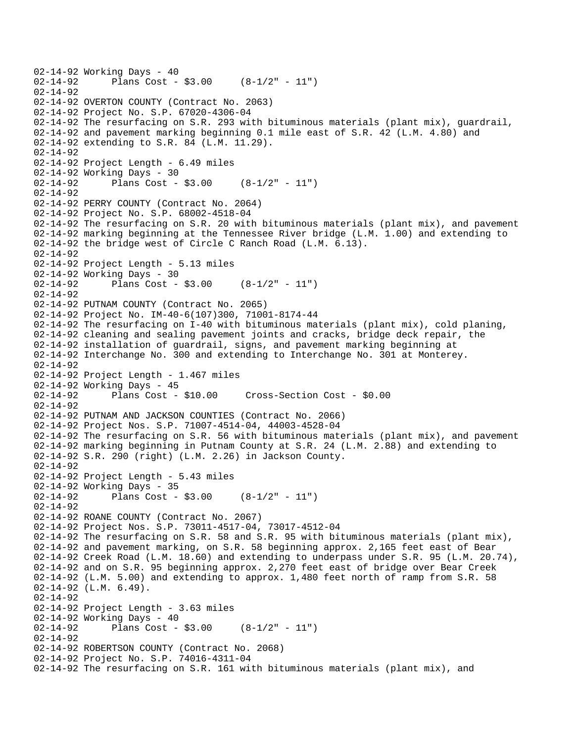```
02-14-92 Working Days - 40
02-14-92       Plans Cost - $3.00     (8-1/2" - 11")
02-14-92
02-14-92 OVERTON COUNTY (Contract No. 2063)
02-14-92 Project No. S.P. 67020-4306-04
02-14-92 The resurfacing on S.R. 293 with bituminous materials (plant mix), guardrail,
02-14-92 and pavement marking beginning 0.1 mile east of S.R. 42 (L.M. 4.80) and
02-14-92 extending to S.R. 84 (L.M. 11.29).
02-14-92
02-14-92 Project Length - 6.49 miles
02-14-92 Working Days - 30
02-14-92       Plans Cost - $3.00     (8-1/2" - 11")
02-14-92
02-14-92 PERRY COUNTY (Contract No. 2064)
02-14-92 Project No. S.P. 68002-4518-04
02-14-92 The resurfacing on S.R. 20 with bituminous materials (plant mix), and pavement
02-14-92 marking beginning at the Tennessee River bridge (L.M. 1.00) and extending to
02-14-92 the bridge west of Circle C Ranch Road (L.M. 6.13).
02-14-92
02-14-92 Project Length - 5.13 miles
02-14-92 Working Days - 30
02-14-92       Plans Cost - $3.00     (8-1/2" - 11")
02-14-92
02-14-92 PUTNAM COUNTY (Contract No. 2065)
02-14-92 Project No. IM-40-6(107)300, 71001-8174-44
02-14-92 The resurfacing on I-40 with bituminous materials (plant mix), cold planing,
02-14-92 cleaning and sealing pavement joints and cracks, bridge deck repair, the
02-14-92 installation of guardrail, signs, and pavement marking beginning at
02-14-92 Interchange No. 300 and extending to Interchange No. 301 at Monterey.
02-14-92
02-14-92 Project Length - 1.467 miles
02-14-92 Working Days - 45
02-14-92       Plans Cost - $10.00     Cross-Section Cost - $0.00
02-14-92
02-14-92 PUTNAM AND JACKSON COUNTIES (Contract No. 2066)
02-14-92 Project Nos. S.P. 71007-4514-04, 44003-4528-04
02-14-92 The resurfacing on S.R. 56 with bituminous materials (plant mix), and pavement
02-14-92 marking beginning in Putnam County at S.R. 24 (L.M. 2.88) and extending to
02-14-92 S.R. 290 (right) (L.M. 2.26) in Jackson County.
02-14-92
02-14-92 Project Length - 5.43 miles
02-14-92 Working Days - 35
02-14-92       Plans Cost - $3.00     (8-1/2" - 11")
02-14-92
02-14-92 ROANE COUNTY (Contract No. 2067)
02-14-92 Project Nos. S.P. 73011-4517-04, 73017-4512-04
02-14-92 The resurfacing on S.R. 58 and S.R. 95 with bituminous materials (plant mix),
02-14-92 and pavement marking, on S.R. 58 beginning approx. 2,165 feet east of Bear
02-14-92 Creek Road (L.M. 18.60) and extending to underpass under S.R. 95 (L.M. 20.74),
02-14-92 and on S.R. 95 beginning approx. 2,270 feet east of bridge over Bear Creek
02-14-92 (L.M. 5.00) and extending to approx. 1,480 feet north of ramp from S.R. 58
02-14-92 (L.M. 6.49).
02-14-92
02-14-92 Project Length - 3.63 miles
02-14-92 Working Days - 40
02-14-92       Plans Cost - $3.00     (8-1/2" - 11")
02-14-92
02-14-92 ROBERTSON COUNTY (Contract No. 2068)
02-14-92 Project No. S.P. 74016-4311-04
02-14-92 The resurfacing on S.R. 161 with bituminous materials (plant mix), and
```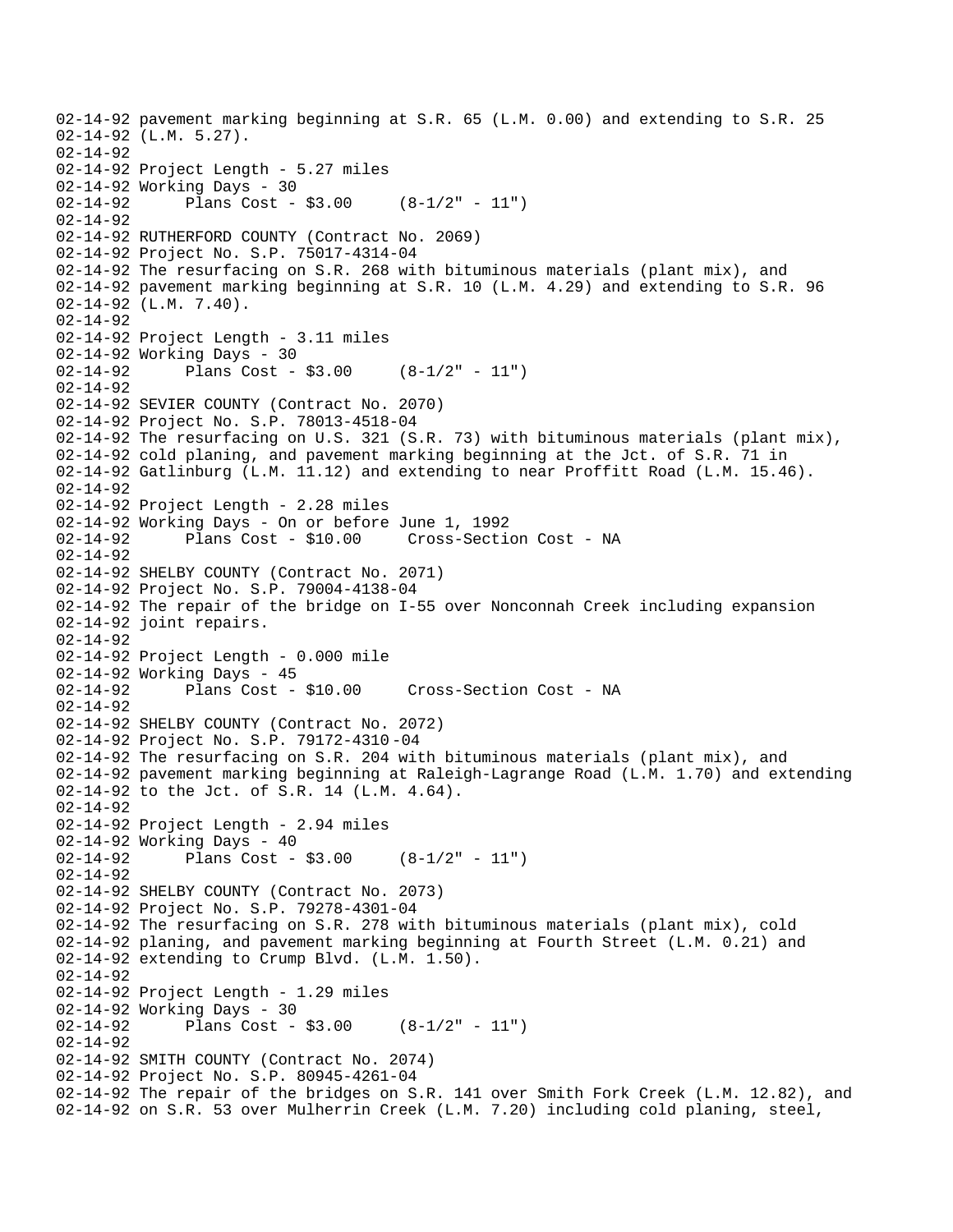```
02-14-92 pavement marking beginning at S.R. 65 (L.M. 0.00) and extending to S.R. 25
02-14-92 (L.M. 5.27).
02-14-92
02-14-92 Project Length - 5.27 miles
02-14-92 Working Days - 30
02-14-92      Plans Cost - $3.00     (8-1/2" - 11")
02-14-92
02-14-92 RUTHERFORD COUNTY (Contract No. 2069)
02-14-92 Project No. S.P. 75017-4314-04
02-14-92 The resurfacing on S.R. 268 with bituminous materials (plant mix), and
02-14-92 pavement marking beginning at S.R. 10 (L.M. 4.29) and extending to S.R. 96
02-14-92 (L.M. 7.40).
02-14-92
02-14-92 Project Length - 3.11 miles
02-14-92 Working Days - 30
02-14-92      Plans Cost - $3.00     (8-1/2" - 11")
02-14-92
02-14-92 SEVIER COUNTY (Contract No. 2070)
02-14-92 Project No. S.P. 78013-4518-04
02-14-92 The resurfacing on U.S. 321 (S.R. 73) with bituminous materials (plant mix),
02-14-92 cold planing, and pavement marking beginning at the Jct. of S.R. 71 in
02-14-92 Gatlinburg (L.M. 11.12) and extending to near Proffitt Road (L.M. 15.46).
02-14-92
02-14-92 Project Length - 2.28 miles
02-14-92 Working Days - On or before June 1, 1992
02-14-92      Plans Cost - $10.00     Cross-Section Cost - NA
02-14-92
02-14-92 SHELBY COUNTY (Contract No. 2071)
02-14-92 Project No. S.P. 79004-4138-04
02-14-92 The repair of the bridge on I-55 over Nonconnah Creek including expansion
02-14-92 joint repairs.
02-14-92
02-14-92 Project Length - 0.000 mile
02-14-92 Working Days - 45
02-14-92      Plans Cost - $10.00     Cross-Section Cost - NA
02-14-92
02-14-92 SHELBY COUNTY (Contract No. 2072)
02-14-92 Project No. S.P. 79172-4310-04
02-14-92 The resurfacing on S.R. 204 with bituminous materials (plant mix), and
02-14-92 pavement marking beginning at Raleigh-Lagrange Road (L.M. 1.70) and extending
02-14-92 to the Jct. of S.R. 14 (L.M. 4.64).
02-14-92
02-14-92 Project Length - 2.94 miles
02-14-92 Working Days - 40
02-14-92      Plans Cost - $3.00     (8-1/2" - 11")
02-14-92
02-14-92 SHELBY COUNTY (Contract No. 2073)
02-14-92 Project No. S.P. 79278-4301-04
02-14-92 The resurfacing on S.R. 278 with bituminous materials (plant mix), cold
02-14-92 planing, and pavement marking beginning at Fourth Street (L.M. 0.21) and
02-14-92 extending to Crump Blvd. (L.M. 1.50).
02-14-92
02-14-92 Project Length - 1.29 miles
02-14-92 Working Days - 30
02-14-92      Plans Cost - $3.00     (8-1/2" - 11")
02-14-92
02-14-92 SMITH COUNTY (Contract No. 2074)
02-14-92 Project No. S.P. 80945-4261-04
02-14-92 The repair of the bridges on S.R. 141 over Smith Fork Creek (L.M. 12.82), and
02-14-92 on S.R. 53 over Mulherrin Creek (L.M. 7.20) including cold planing, steel,
```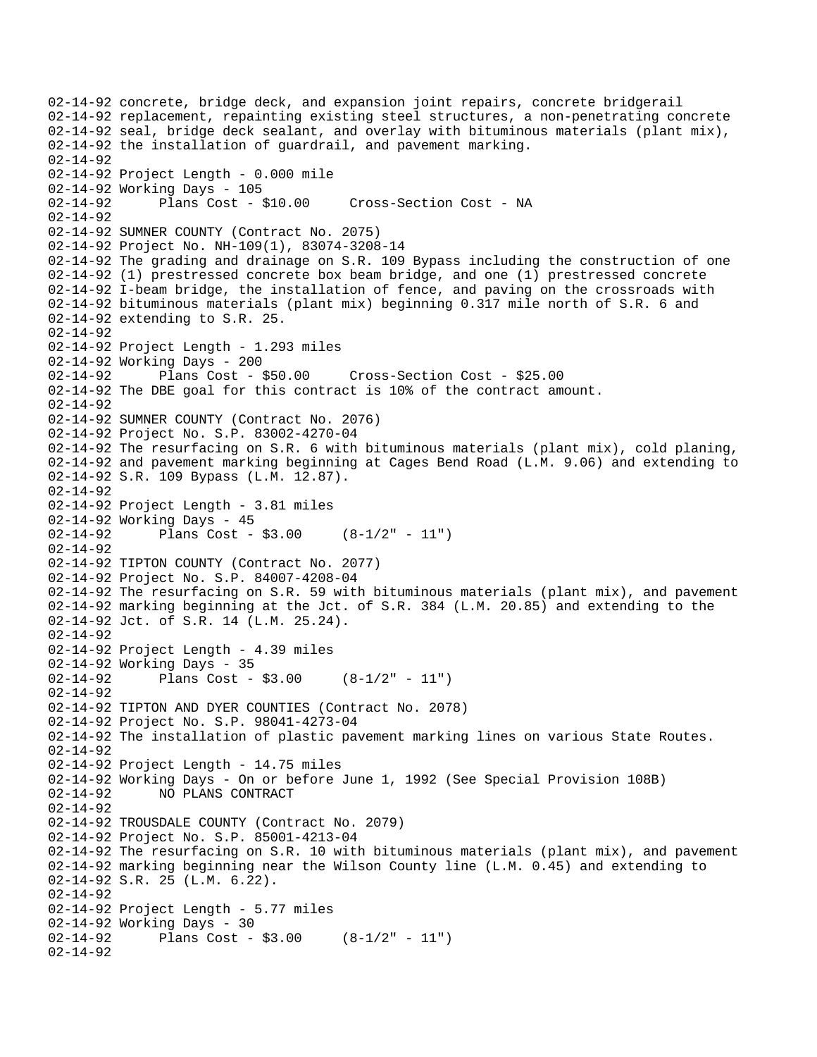02-14-92 concrete, bridge deck, and expansion joint repairs, concrete bridgerail
02-14-92 replacement, repainting existing steel structures, a non-penetrating concrete
02-14-92 seal, bridge deck sealant, and overlay with bituminous materials (plant mix),
02-14-92 the installation of guardrail, and pavement marking.
02-14-92
02-14-92 Project Length - 0.000 mile
02-14-92 Working Days - 105
02-14-92 Plans Cost - $10.00 Cross-Section Cost - NA
02-14-92
02-14-92 SUMNER COUNTY (Contract No. 2075)
02-14-92 Project No. NH-109(1), 83074-3208-14
02-14-92 The grading and drainage on S.R. 109 Bypass including the construction of one
02-14-92 (1) prestressed concrete box beam bridge, and one (1) prestressed concrete
02-14-92 I-beam bridge, the installation of fence, and paving on the crossroads with
02-14-92 bituminous materials (plant mix) beginning 0.317 mile north of S.R. 6 and
02-14-92 extending to S.R. 25.
02-14-92
02-14-92 Project Length - 1.293 miles
02-14-92 Working Days - 200
02-14-92 Plans Cost - $50.00 Cross-Section Cost - $25.00
02-14-92 The DBE goal for this contract is 10% of the contract amount.
02-14-92
02-14-92 SUMNER COUNTY (Contract No. 2076)
02-14-92 Project No. S.P. 83002-4270-04
02-14-92 The resurfacing on S.R. 6 with bituminous materials (plant mix), cold planing,
02-14-92 and pavement marking beginning at Cages Bend Road (L.M. 9.06) and extending to
02-14-92 S.R. 109 Bypass (L.M. 12.87).
02-14-92
02-14-92 Project Length - 3.81 miles
02-14-92 Working Days - 45
02-14-92 Plans Cost - $3.00 (8-1/2" - 11")
02-14-92
02-14-92 TIPTON COUNTY (Contract No. 2077)
02-14-92 Project No. S.P. 84007-4208-04
02-14-92 The resurfacing on S.R. 59 with bituminous materials (plant mix), and pavement
02-14-92 marking beginning at the Jct. of S.R. 384 (L.M. 20.85) and extending to the
02-14-92 Jct. of S.R. 14 (L.M. 25.24).
02-14-92
02-14-92 Project Length - 4.39 miles
02-14-92 Working Days - 35
02-14-92 Plans Cost - $3.00 (8-1/2" - 11")
02-14-92
02-14-92 TIPTON AND DYER COUNTIES (Contract No. 2078)
02-14-92 Project No. S.P. 98041-4273-04
02-14-92 The installation of plastic pavement marking lines on various State Routes.
02-14-92
02-14-92 Project Length - 14.75 miles
02-14-92 Working Days - On or before June 1, 1992 (See Special Provision 108B)
02-14-92 NO PLANS CONTRACT
02-14-92
02-14-92 TROUSDALE COUNTY (Contract No. 2079)
02-14-92 Project No. S.P. 85001-4213-04
02-14-92 The resurfacing on S.R. 10 with bituminous materials (plant mix), and pavement
02-14-92 marking beginning near the Wilson County line (L.M. 0.45) and extending to
02-14-92 S.R. 25 (L.M. 6.22).
02-14-92
02-14-92 Project Length - 5.77 miles
02-14-92 Working Days - 30
02-14-92 Plans Cost - $3.00 (8-1/2" - 11")
02-14-92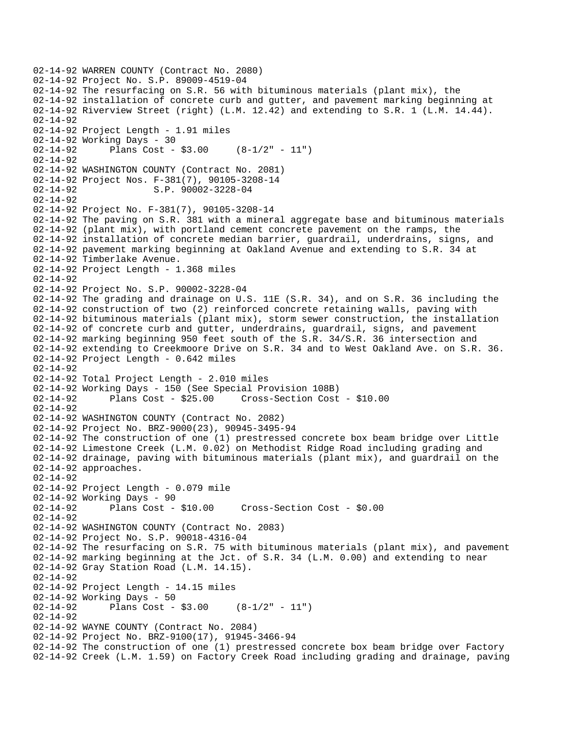```
02-14-92 WARREN COUNTY (Contract No. 2080)
02-14-92 Project No. S.P. 89009-4519-04
02-14-92 The resurfacing on S.R. 56 with bituminous materials (plant mix), the
02-14-92 installation of concrete curb and gutter, and pavement marking beginning at
02-14-92 Riverview Street (right) (L.M. 12.42) and extending to S.R. 1 (L.M. 14.44).
02-14-92
02-14-92 Project Length - 1.91 miles
02-14-92 Working Days - 30
02-14-92      Plans Cost - $3.00     (8-1/2" - 11")
02-14-92
02-14-92 WASHINGTON COUNTY (Contract No. 2081)
02-14-92 Project Nos. F-381(7), 90105-3208-14
02-14-92              S.P. 90002-3228-04
02-14-92
02-14-92 Project No. F-381(7), 90105-3208-14
02-14-92 The paving on S.R. 381 with a mineral aggregate base and bituminous materials
02-14-92 (plant mix), with portland cement concrete pavement on the ramps, the
02-14-92 installation of concrete median barrier, guardrail, underdrains, signs, and
02-14-92 pavement marking beginning at Oakland Avenue and extending to S.R. 34 at
02-14-92 Timberlake Avenue.
02-14-92 Project Length - 1.368 miles
02-14-92
02-14-92 Project No. S.P. 90002-3228-04
02-14-92 The grading and drainage on U.S. 11E (S.R. 34), and on S.R. 36 including the
02-14-92 construction of two (2) reinforced concrete retaining walls, paving with
02-14-92 bituminous materials (plant mix), storm sewer construction, the installation
02-14-92 of concrete curb and gutter, underdrains, guardrail, signs, and pavement
02-14-92 marking beginning 950 feet south of the S.R. 34/S.R. 36 intersection and
02-14-92 extending to Creekmoore Drive on S.R. 34 and to West Oakland Ave. on S.R. 36.
02-14-92 Project Length - 0.642 miles
02-14-92
02-14-92 Total Project Length - 2.010 miles
02-14-92 Working Days - 150 (See Special Provision 108B)
02-14-92      Plans Cost - $25.00     Cross-Section Cost - $10.00
02-14-92
02-14-92 WASHINGTON COUNTY (Contract No. 2082)
02-14-92 Project No. BRZ-9000(23), 90945-3495-94
02-14-92 The construction of one (1) prestressed concrete box beam bridge over Little
02-14-92 Limestone Creek (L.M. 0.02) on Methodist Ridge Road including grading and
02-14-92 drainage, paving with bituminous materials (plant mix), and guardrail on the
02-14-92 approaches.
02-14-92
02-14-92 Project Length - 0.079 mile
02-14-92 Working Days - 90
02-14-92      Plans Cost - $10.00     Cross-Section Cost - $0.00
02-14-92
02-14-92 WASHINGTON COUNTY (Contract No. 2083)
02-14-92 Project No. S.P. 90018-4316-04
02-14-92 The resurfacing on S.R. 75 with bituminous materials (plant mix), and pavement
02-14-92 marking beginning at the Jct. of S.R. 34 (L.M. 0.00) and extending to near
02-14-92 Gray Station Road (L.M. 14.15).
02-14-92
02-14-92 Project Length - 14.15 miles
02-14-92 Working Days - 50
02-14-92      Plans Cost - $3.00     (8-1/2" - 11")
02-14-92
02-14-92 WAYNE COUNTY (Contract No. 2084)
02-14-92 Project No. BRZ-9100(17), 91945-3466-94
02-14-92 The construction of one (1) prestressed concrete box beam bridge over Factory
02-14-92 Creek (L.M. 1.59) on Factory Creek Road including grading and drainage, paving
```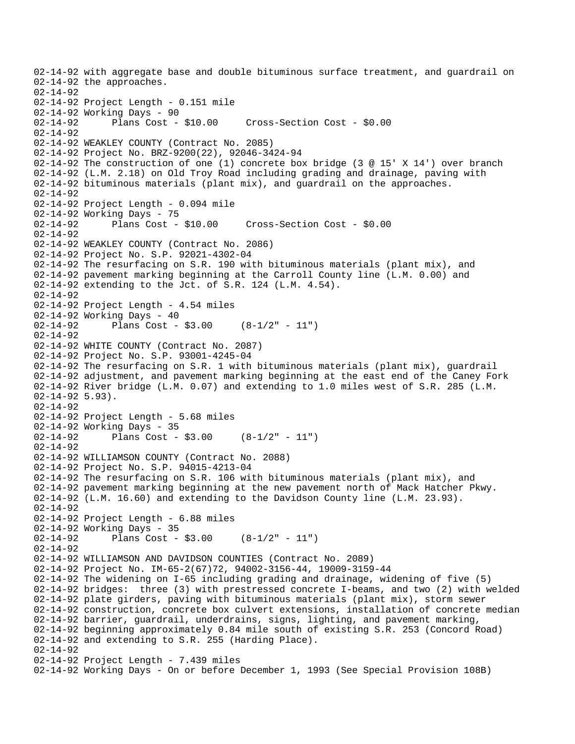```
02-14-92 with aggregate base and double bituminous surface treatment, and guardrail on
02-14-92 the approaches.
02-14-92
02-14-92 Project Length - 0.151 mile
02-14-92 Working Days - 90
02-14-92      Plans Cost - $10.00     Cross-Section Cost - $0.00
02-14-92
02-14-92 WEAKLEY COUNTY (Contract No. 2085)
02-14-92 Project No. BRZ-9200(22), 92046-3424-94
02-14-92 The construction of one (1) concrete box bridge (3 @ 15' X 14') over branch
02-14-92 (L.M. 2.18) on Old Troy Road including grading and drainage, paving with
02-14-92 bituminous materials (plant mix), and guardrail on the approaches.
02-14-92
02-14-92 Project Length - 0.094 mile
02-14-92 Working Days - 75
02-14-92      Plans Cost - $10.00     Cross-Section Cost - $0.00
02-14-92
02-14-92 WEAKLEY COUNTY (Contract No. 2086)
02-14-92 Project No. S.P. 92021-4302-04
02-14-92 The resurfacing on S.R. 190 with bituminous materials (plant mix), and
02-14-92 pavement marking beginning at the Carroll County line (L.M. 0.00) and
02-14-92 extending to the Jct. of S.R. 124 (L.M. 4.54).
02-14-92
02-14-92 Project Length - 4.54 miles
02-14-92 Working Days - 40
02-14-92      Plans Cost - $3.00     (8-1/2" - 11")
02-14-92
02-14-92 WHITE COUNTY (Contract No. 2087)
02-14-92 Project No. S.P. 93001-4245-04
02-14-92 The resurfacing on S.R. 1 with bituminous materials (plant mix), guardrail
02-14-92 adjustment, and pavement marking beginning at the east end of the Caney Fork
02-14-92 River bridge (L.M. 0.07) and extending to 1.0 miles west of S.R. 285 (L.M.
02-14-92 5.93).
02-14-92
02-14-92 Project Length - 5.68 miles
02-14-92 Working Days - 35
02-14-92      Plans Cost - $3.00     (8-1/2" - 11")
02-14-92
02-14-92 WILLIAMSON COUNTY (Contract No. 2088)
02-14-92 Project No. S.P. 94015-4213-04
02-14-92 The resurfacing on S.R. 106 with bituminous materials (plant mix), and
02-14-92 pavement marking beginning at the new pavement north of Mack Hatcher Pkwy.
02-14-92 (L.M. 16.60) and extending to the Davidson County line (L.M. 23.93).
02-14-92
02-14-92 Project Length - 6.88 miles
02-14-92 Working Days - 35
02-14-92      Plans Cost - $3.00     (8-1/2" - 11")
02-14-92
02-14-92 WILLIAMSON AND DAVIDSON COUNTIES (Contract No. 2089)
02-14-92 Project No. IM-65-2(67)72, 94002-3156-44, 19009-3159-44
02-14-92 The widening on I-65 including grading and drainage, widening of five (5)
02-14-92 bridges:  three (3) with prestressed concrete I-beams, and two (2) with welded
02-14-92 plate girders, paving with bituminous materials (plant mix), storm sewer
02-14-92 construction, concrete box culvert extensions, installation of concrete median
02-14-92 barrier, guardrail, underdrains, signs, lighting, and pavement marking,
02-14-92 beginning approximately 0.84 mile south of existing S.R. 253 (Concord Road)
02-14-92 and extending to S.R. 255 (Harding Place).
02-14-92
02-14-92 Project Length - 7.439 miles
02-14-92 Working Days - On or before December 1, 1993 (See Special Provision 108B)
```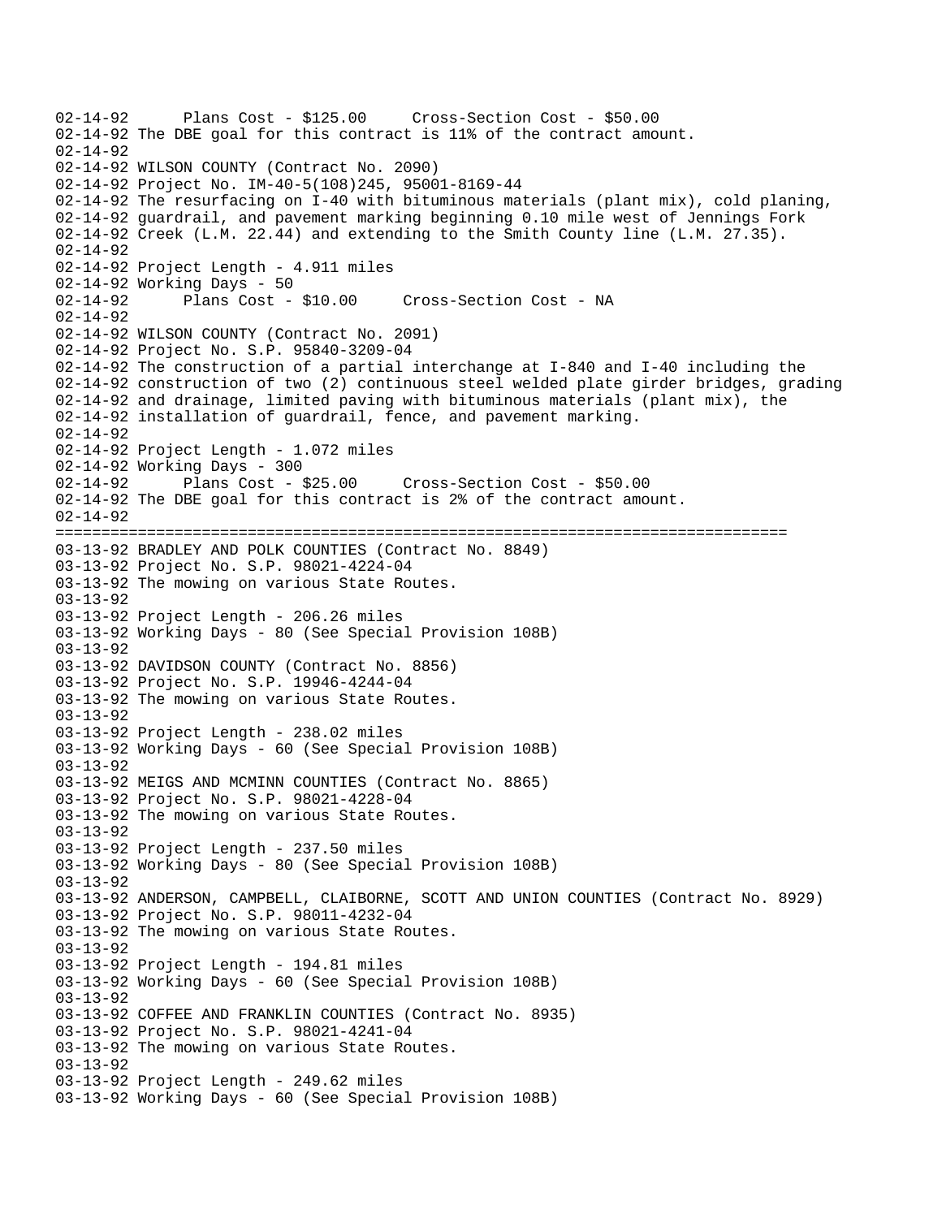```
02-14-92      Plans Cost - $125.00     Cross-Section Cost - $50.00
02-14-92 The DBE goal for this contract is 11% of the contract amount.
02-14-92
02-14-92 WILSON COUNTY (Contract No. 2090)
02-14-92 Project No. IM-40-5(108)245, 95001-8169-44
02-14-92 The resurfacing on I-40 with bituminous materials (plant mix), cold planing,
02-14-92 guardrail, and pavement marking beginning 0.10 mile west of Jennings Fork
02-14-92 Creek (L.M. 22.44) and extending to the Smith County line (L.M. 27.35).
02-14-92
02-14-92 Project Length - 4.911 miles
02-14-92 Working Days - 50
02-14-92      Plans Cost - $10.00     Cross-Section Cost - NA
02-14-92
02-14-92 WILSON COUNTY (Contract No. 2091)
02-14-92 Project No. S.P. 95840-3209-04
02-14-92 The construction of a partial interchange at I-840 and I-40 including the
02-14-92 construction of two (2) continuous steel welded plate girder bridges, grading
02-14-92 and drainage, limited paving with bituminous materials (plant mix), the
02-14-92 installation of guardrail, fence, and pavement marking.
02-14-92
02-14-92 Project Length - 1.072 miles
02-14-92 Working Days - 300
02-14-92      Plans Cost - $25.00     Cross-Section Cost - $50.00
02-14-92 The DBE goal for this contract is 2% of the contract amount.
02-14-92
================================================================================
03-13-92 BRADLEY AND POLK COUNTIES (Contract No. 8849)
03-13-92 Project No. S.P. 98021-4224-04
03-13-92 The mowing on various State Routes.
03-13-92
03-13-92 Project Length - 206.26 miles
03-13-92 Working Days - 80 (See Special Provision 108B)
03-13-92
03-13-92 DAVIDSON COUNTY (Contract No. 8856)
03-13-92 Project No. S.P. 19946-4244-04
03-13-92 The mowing on various State Routes.
03-13-92
03-13-92 Project Length - 238.02 miles
03-13-92 Working Days - 60 (See Special Provision 108B)
03-13-92
03-13-92 MEIGS AND MCMINN COUNTIES (Contract No. 8865)
03-13-92 Project No. S.P. 98021-4228-04
03-13-92 The mowing on various State Routes.
03-13-92
03-13-92 Project Length - 237.50 miles
03-13-92 Working Days - 80 (See Special Provision 108B)
03-13-92
03-13-92 ANDERSON, CAMPBELL, CLAIBORNE, SCOTT AND UNION COUNTIES (Contract No. 8929)
03-13-92 Project No. S.P. 98011-4232-04
03-13-92 The mowing on various State Routes.
03-13-92
03-13-92 Project Length - 194.81 miles
03-13-92 Working Days - 60 (See Special Provision 108B)
03-13-92
03-13-92 COFFEE AND FRANKLIN COUNTIES (Contract No. 8935)
03-13-92 Project No. S.P. 98021-4241-04
03-13-92 The mowing on various State Routes.
03-13-92
03-13-92 Project Length - 249.62 miles
03-13-92 Working Days - 60 (See Special Provision 108B)
```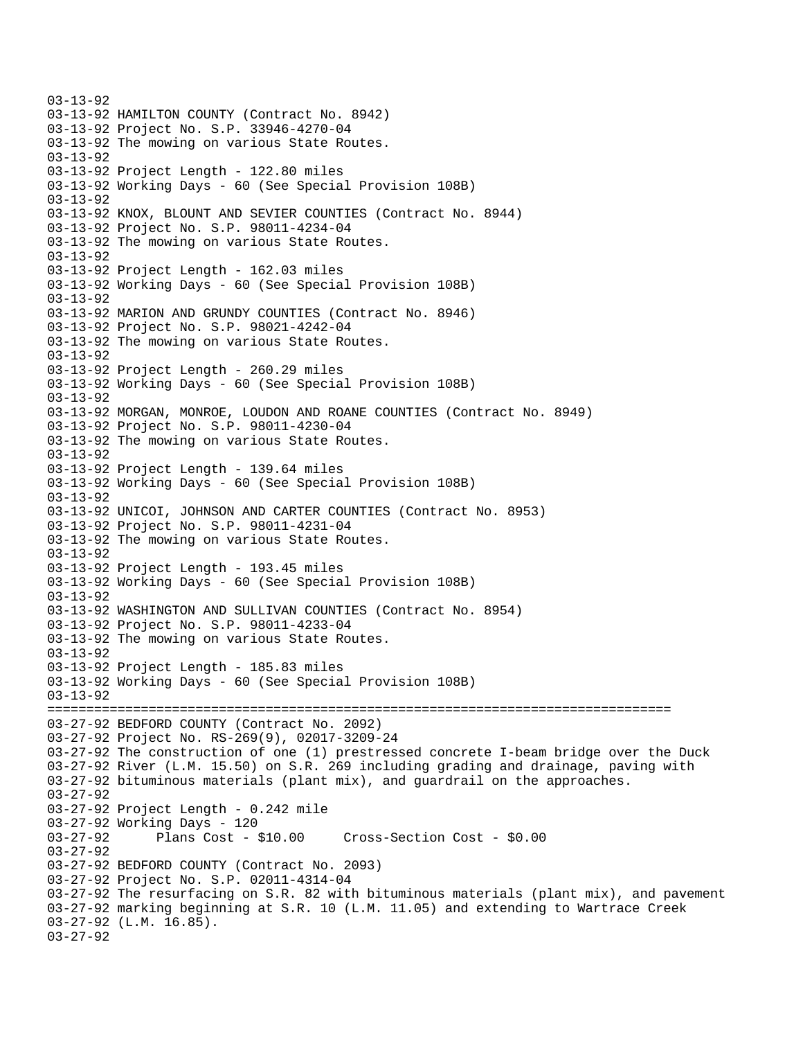```
03-13-92
03-13-92 HAMILTON COUNTY (Contract No. 8942)
03-13-92 Project No. S.P. 33946-4270-04
03-13-92 The mowing on various State Routes.
03-13-92
03-13-92 Project Length - 122.80 miles
03-13-92 Working Days - 60 (See Special Provision 108B)
03-13-92
03-13-92 KNOX, BLOUNT AND SEVIER COUNTIES (Contract No. 8944)
03-13-92 Project No. S.P. 98011-4234-04
03-13-92 The mowing on various State Routes.
03-13-92
03-13-92 Project Length - 162.03 miles
03-13-92 Working Days - 60 (See Special Provision 108B)
03-13-92
03-13-92 MARION AND GRUNDY COUNTIES (Contract No. 8946)
03-13-92 Project No. S.P. 98021-4242-04
03-13-92 The mowing on various State Routes.
03-13-92
03-13-92 Project Length - 260.29 miles
03-13-92 Working Days - 60 (See Special Provision 108B)
03-13-92
03-13-92 MORGAN, MONROE, LOUDON AND ROANE COUNTIES (Contract No. 8949)
03-13-92 Project No. S.P. 98011-4230-04
03-13-92 The mowing on various State Routes.
03-13-92
03-13-92 Project Length - 139.64 miles
03-13-92 Working Days - 60 (See Special Provision 108B)
03-13-92
03-13-92 UNICOI, JOHNSON AND CARTER COUNTIES (Contract No. 8953)
03-13-92 Project No. S.P. 98011-4231-04
03-13-92 The mowing on various State Routes.
03-13-92
03-13-92 Project Length - 193.45 miles
03-13-92 Working Days - 60 (See Special Provision 108B)
03-13-92
03-13-92 WASHINGTON AND SULLIVAN COUNTIES (Contract No. 8954)
03-13-92 Project No. S.P. 98011-4233-04
03-13-92 The mowing on various State Routes.
03-13-92
03-13-92 Project Length - 185.83 miles
03-13-92 Working Days - 60 (See Special Provision 108B)
03-13-92
================================================================================
03-27-92 BEDFORD COUNTY (Contract No. 2092)
03-27-92 Project No. RS-269(9), 02017-3209-24
03-27-92 The construction of one (1) prestressed concrete I-beam bridge over the Duck
03-27-92 River (L.M. 15.50) on S.R. 269 including grading and drainage, paving with
03-27-92 bituminous materials (plant mix), and guardrail on the approaches.
03-27-92
03-27-92 Project Length - 0.242 mile
03-27-92 Working Days - 120
03-27-92      Plans Cost - $10.00     Cross-Section Cost - $0.00
03-27-92
03-27-92 BEDFORD COUNTY (Contract No. 2093)
03-27-92 Project No. S.P. 02011-4314-04
03-27-92 The resurfacing on S.R. 82 with bituminous materials (plant mix), and pavement
03-27-92 marking beginning at S.R. 10 (L.M. 11.05) and extending to Wartrace Creek
03-27-92 (L.M. 16.85).
03-27-92
```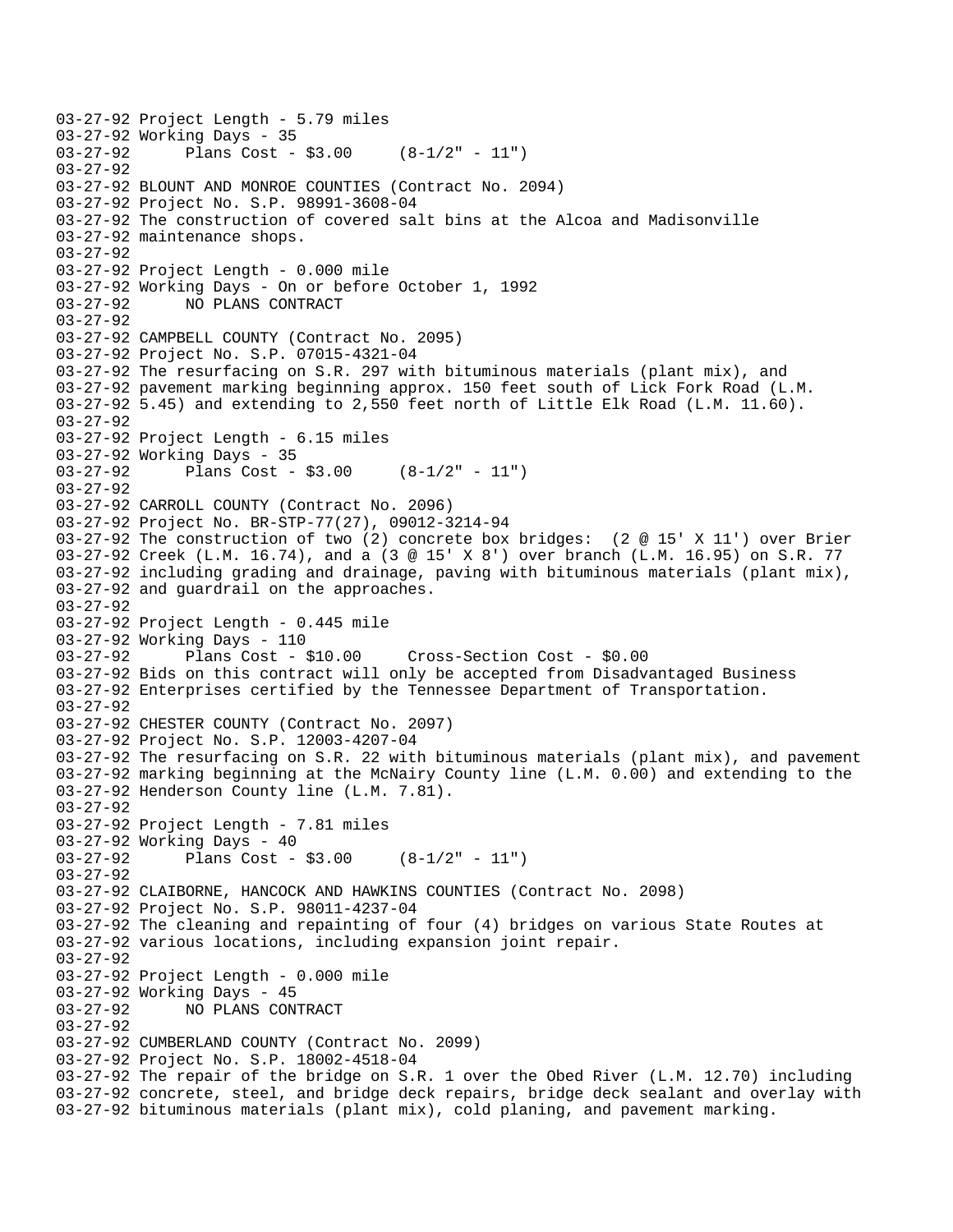```
03-27-92 Project Length - 5.79 miles
03-27-92 Working Days - 35
03-27-92       Plans Cost - $3.00     (8-1/2" - 11")
03-27-92
03-27-92 BLOUNT AND MONROE COUNTIES (Contract No. 2094)
03-27-92 Project No. S.P. 98991-3608-04
03-27-92 The construction of covered salt bins at the Alcoa and Madisonville
03-27-92 maintenance shops.
03-27-92
03-27-92 Project Length - 0.000 mile
03-27-92 Working Days - On or before October 1, 1992
03-27-92       NO PLANS CONTRACT
03-27-92
03-27-92 CAMPBELL COUNTY (Contract No. 2095)
03-27-92 Project No. S.P. 07015-4321-04
03-27-92 The resurfacing on S.R. 297 with bituminous materials (plant mix), and
03-27-92 pavement marking beginning approx. 150 feet south of Lick Fork Road (L.M.
03-27-92 5.45) and extending to 2,550 feet north of Little Elk Road (L.M. 11.60).
03-27-92
03-27-92 Project Length - 6.15 miles
03-27-92 Working Days - 35
03-27-92       Plans Cost - $3.00     (8-1/2" - 11")
03-27-92
03-27-92 CARROLL COUNTY (Contract No. 2096)
03-27-92 Project No. BR-STP-77(27), 09012-3214-94
03-27-92 The construction of two (2) concrete box bridges:  (2 @ 15' X 11') over Brier
03-27-92 Creek (L.M. 16.74), and a (3 @ 15' X 8') over branch (L.M. 16.95) on S.R. 77
03-27-92 including grading and drainage, paving with bituminous materials (plant mix),
03-27-92 and guardrail on the approaches.
03-27-92
03-27-92 Project Length - 0.445 mile
03-27-92 Working Days - 110
03-27-92       Plans Cost - $10.00     Cross-Section Cost - $0.00
03-27-92 Bids on this contract will only be accepted from Disadvantaged Business
03-27-92 Enterprises certified by the Tennessee Department of Transportation.
03-27-92
03-27-92 CHESTER COUNTY (Contract No. 2097)
03-27-92 Project No. S.P. 12003-4207-04
03-27-92 The resurfacing on S.R. 22 with bituminous materials (plant mix), and pavement
03-27-92 marking beginning at the McNairy County line (L.M. 0.00) and extending to the
03-27-92 Henderson County line (L.M. 7.81).
03-27-92
03-27-92 Project Length - 7.81 miles
03-27-92 Working Days - 40
03-27-92       Plans Cost - $3.00     (8-1/2" - 11")
03-27-92
03-27-92 CLAIBORNE, HANCOCK AND HAWKINS COUNTIES (Contract No. 2098)
03-27-92 Project No. S.P. 98011-4237-04
03-27-92 The cleaning and repainting of four (4) bridges on various State Routes at
03-27-92 various locations, including expansion joint repair.
03-27-92
03-27-92 Project Length - 0.000 mile
03-27-92 Working Days - 45
03-27-92       NO PLANS CONTRACT
03-27-92
03-27-92 CUMBERLAND COUNTY (Contract No. 2099)
03-27-92 Project No. S.P. 18002-4518-04
03-27-92 The repair of the bridge on S.R. 1 over the Obed River (L.M. 12.70) including
03-27-92 concrete, steel, and bridge deck repairs, bridge deck sealant and overlay with
03-27-92 bituminous materials (plant mix), cold planing, and pavement marking.
```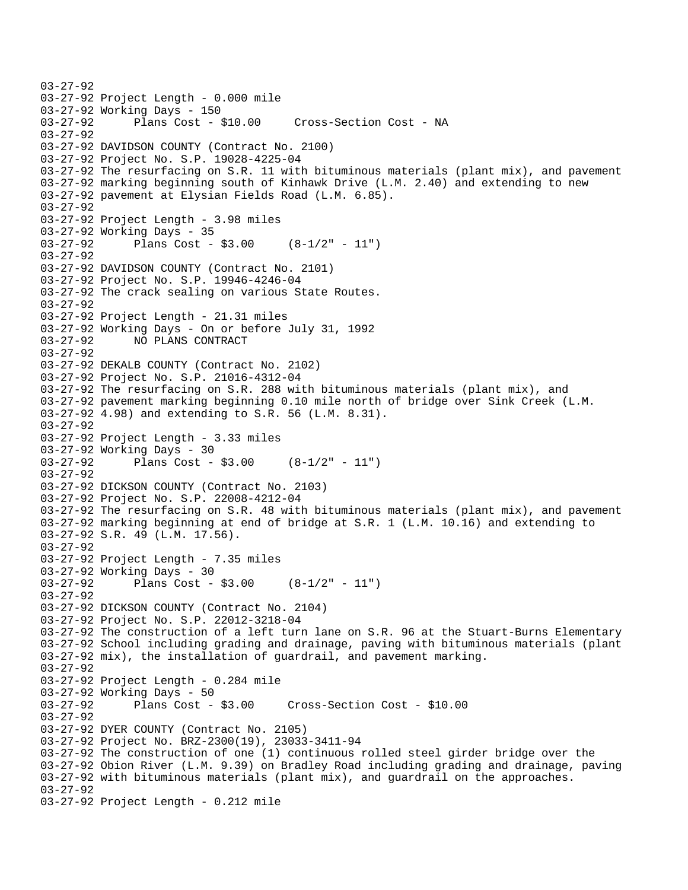```
03-27-92
03-27-92 Project Length - 0.000 mile
03-27-92 Working Days - 150
03-27-92       Plans Cost - $10.00     Cross-Section Cost - NA
03-27-92
03-27-92 DAVIDSON COUNTY (Contract No. 2100)
03-27-92 Project No. S.P. 19028-4225-04
03-27-92 The resurfacing on S.R. 11 with bituminous materials (plant mix), and pavement
03-27-92 marking beginning south of Kinhawk Drive (L.M. 2.40) and extending to new
03-27-92 pavement at Elysian Fields Road (L.M. 6.85).
03-27-92
03-27-92 Project Length - 3.98 miles
03-27-92 Working Days - 35
03-27-92       Plans Cost - $3.00     (8-1/2" - 11")
03-27-92
03-27-92 DAVIDSON COUNTY (Contract No. 2101)
03-27-92 Project No. S.P. 19946-4246-04
03-27-92 The crack sealing on various State Routes.
03-27-92
03-27-92 Project Length - 21.31 miles
03-27-92 Working Days - On or before July 31, 1992
03-27-92       NO PLANS CONTRACT
03-27-92
03-27-92 DEKALB COUNTY (Contract No. 2102)
03-27-92 Project No. S.P. 21016-4312-04
03-27-92 The resurfacing on S.R. 288 with bituminous materials (plant mix), and
03-27-92 pavement marking beginning 0.10 mile north of bridge over Sink Creek (L.M.
03-27-92 4.98) and extending to S.R. 56 (L.M. 8.31).
03-27-92
03-27-92 Project Length - 3.33 miles
03-27-92 Working Days - 30
03-27-92       Plans Cost - $3.00     (8-1/2" - 11")
03-27-92
03-27-92 DICKSON COUNTY (Contract No. 2103)
03-27-92 Project No. S.P. 22008-4212-04
03-27-92 The resurfacing on S.R. 48 with bituminous materials (plant mix), and pavement
03-27-92 marking beginning at end of bridge at S.R. 1 (L.M. 10.16) and extending to
03-27-92 S.R. 49 (L.M. 17.56).
03-27-92
03-27-92 Project Length - 7.35 miles
03-27-92 Working Days - 30
03-27-92       Plans Cost - $3.00     (8-1/2" - 11")
03-27-92
03-27-92 DICKSON COUNTY (Contract No. 2104)
03-27-92 Project No. S.P. 22012-3218-04
03-27-92 The construction of a left turn lane on S.R. 96 at the Stuart-Burns Elementary
03-27-92 School including grading and drainage, paving with bituminous materials (plant
03-27-92 mix), the installation of guardrail, and pavement marking.
03-27-92
03-27-92 Project Length - 0.284 mile
03-27-92 Working Days - 50
03-27-92       Plans Cost - $3.00     Cross-Section Cost - $10.00
03-27-92
03-27-92 DYER COUNTY (Contract No. 2105)
03-27-92 Project No. BRZ-2300(19), 23033-3411-94
03-27-92 The construction of one (1) continuous rolled steel girder bridge over the
03-27-92 Obion River (L.M. 9.39) on Bradley Road including grading and drainage, paving
03-27-92 with bituminous materials (plant mix), and guardrail on the approaches.
03-27-92
03-27-92 Project Length - 0.212 mile
```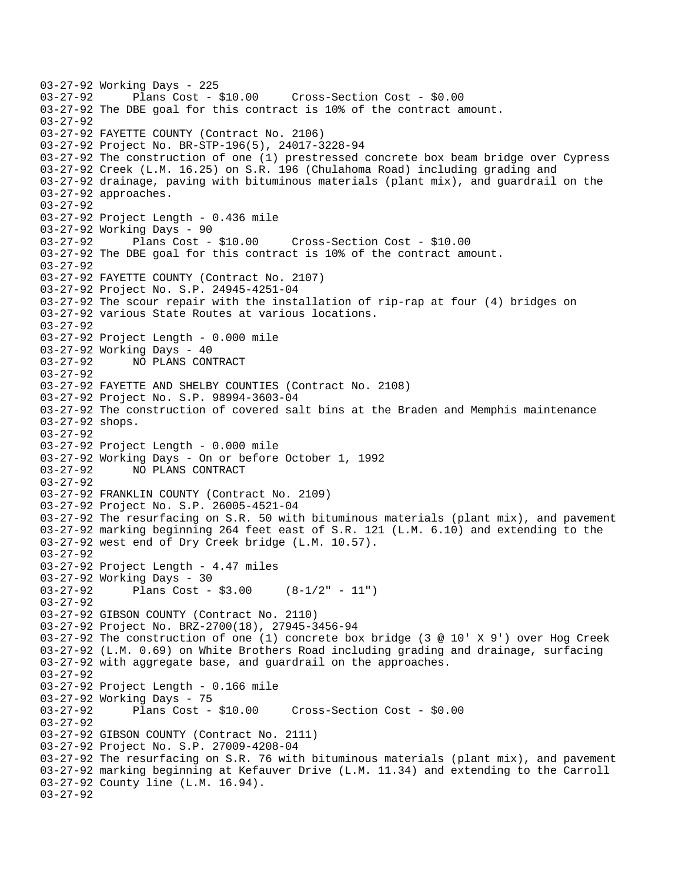```
03-27-92 Working Days - 225
03-27-92      Plans Cost - $10.00     Cross-Section Cost - $0.00
03-27-92 The DBE goal for this contract is 10% of the contract amount.
03-27-92
03-27-92 FAYETTE COUNTY (Contract No. 2106)
03-27-92 Project No. BR-STP-196(5), 24017-3228-94
03-27-92 The construction of one (1) prestressed concrete box beam bridge over Cypress
03-27-92 Creek (L.M. 16.25) on S.R. 196 (Chulahoma Road) including grading and
03-27-92 drainage, paving with bituminous materials (plant mix), and guardrail on the
03-27-92 approaches.
03-27-92
03-27-92 Project Length - 0.436 mile
03-27-92 Working Days - 90
03-27-92      Plans Cost - $10.00     Cross-Section Cost - $10.00
03-27-92 The DBE goal for this contract is 10% of the contract amount.
03-27-92
03-27-92 FAYETTE COUNTY (Contract No. 2107)
03-27-92 Project No. S.P. 24945-4251-04
03-27-92 The scour repair with the installation of rip-rap at four (4) bridges on
03-27-92 various State Routes at various locations.
03-27-92
03-27-92 Project Length - 0.000 mile
03-27-92 Working Days - 40
03-27-92      NO PLANS CONTRACT
03-27-92
03-27-92 FAYETTE AND SHELBY COUNTIES (Contract No. 2108)
03-27-92 Project No. S.P. 98994-3603-04
03-27-92 The construction of covered salt bins at the Braden and Memphis maintenance
03-27-92 shops.
03-27-92
03-27-92 Project Length - 0.000 mile
03-27-92 Working Days - On or before October 1, 1992
03-27-92      NO PLANS CONTRACT
03-27-92
03-27-92 FRANKLIN COUNTY (Contract No. 2109)
03-27-92 Project No. S.P. 26005-4521-04
03-27-92 The resurfacing on S.R. 50 with bituminous materials (plant mix), and pavement
03-27-92 marking beginning 264 feet east of S.R. 121 (L.M. 6.10) and extending to the
03-27-92 west end of Dry Creek bridge (L.M. 10.57).
03-27-92
03-27-92 Project Length - 4.47 miles
03-27-92 Working Days - 30
03-27-92      Plans Cost - $3.00     (8-1/2" - 11")
03-27-92
03-27-92 GIBSON COUNTY (Contract No. 2110)
03-27-92 Project No. BRZ-2700(18), 27945-3456-94
03-27-92 The construction of one (1) concrete box bridge (3 @ 10' X 9') over Hog Creek
03-27-92 (L.M. 0.69) on White Brothers Road including grading and drainage, surfacing
03-27-92 with aggregate base, and guardrail on the approaches.
03-27-92
03-27-92 Project Length - 0.166 mile
03-27-92 Working Days - 75
03-27-92      Plans Cost - $10.00     Cross-Section Cost - $0.00
03-27-92
03-27-92 GIBSON COUNTY (Contract No. 2111)
03-27-92 Project No. S.P. 27009-4208-04
03-27-92 The resurfacing on S.R. 76 with bituminous materials (plant mix), and pavement
03-27-92 marking beginning at Kefauver Drive (L.M. 11.34) and extending to the Carroll
03-27-92 County line (L.M. 16.94).
03-27-92
```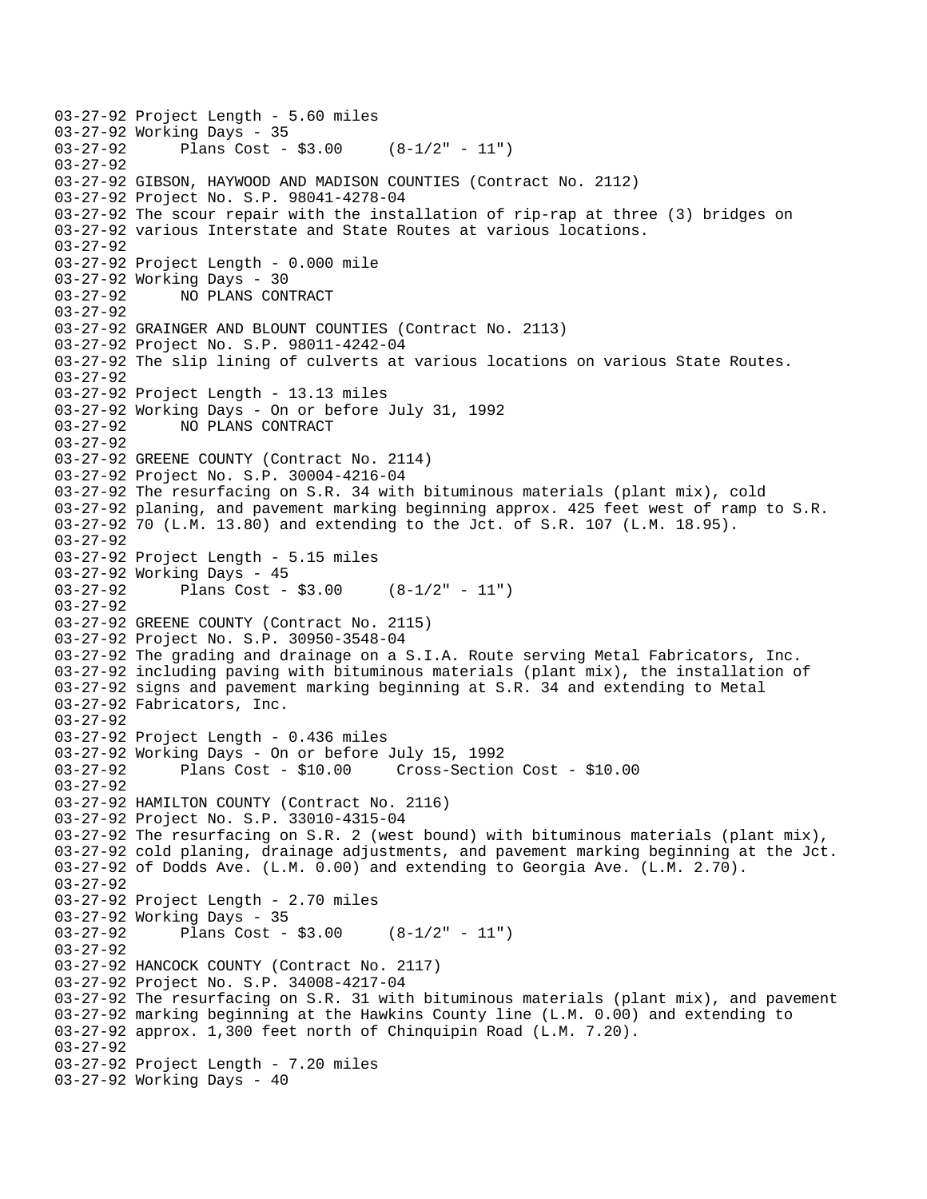```
03-27-92 Project Length - 5.60 miles
03-27-92 Working Days - 35
03-27-92      Plans Cost - $3.00     (8-1/2" - 11")
03-27-92
03-27-92 GIBSON, HAYWOOD AND MADISON COUNTIES (Contract No. 2112)
03-27-92 Project No. S.P. 98041-4278-04
03-27-92 The scour repair with the installation of rip-rap at three (3) bridges on
03-27-92 various Interstate and State Routes at various locations.
03-27-92
03-27-92 Project Length - 0.000 mile
03-27-92 Working Days - 30
03-27-92      NO PLANS CONTRACT
03-27-92
03-27-92 GRAINGER AND BLOUNT COUNTIES (Contract No. 2113)
03-27-92 Project No. S.P. 98011-4242-04
03-27-92 The slip lining of culverts at various locations on various State Routes.
03-27-92
03-27-92 Project Length - 13.13 miles
03-27-92 Working Days - On or before July 31, 1992
03-27-92      NO PLANS CONTRACT
03-27-92
03-27-92 GREENE COUNTY (Contract No. 2114)
03-27-92 Project No. S.P. 30004-4216-04
03-27-92 The resurfacing on S.R. 34 with bituminous materials (plant mix), cold
03-27-92 planing, and pavement marking beginning approx. 425 feet west of ramp to S.R.
03-27-92 70 (L.M. 13.80) and extending to the Jct. of S.R. 107 (L.M. 18.95).
03-27-92
03-27-92 Project Length - 5.15 miles
03-27-92 Working Days - 45
03-27-92      Plans Cost - $3.00     (8-1/2" - 11")
03-27-92
03-27-92 GREENE COUNTY (Contract No. 2115)
03-27-92 Project No. S.P. 30950-3548-04
03-27-92 The grading and drainage on a S.I.A. Route serving Metal Fabricators, Inc.
03-27-92 including paving with bituminous materials (plant mix), the installation of
03-27-92 signs and pavement marking beginning at S.R. 34 and extending to Metal
03-27-92 Fabricators, Inc.
03-27-92
03-27-92 Project Length - 0.436 miles
03-27-92 Working Days - On or before July 15, 1992
03-27-92      Plans Cost - $10.00     Cross-Section Cost - $10.00
03-27-92
03-27-92 HAMILTON COUNTY (Contract No. 2116)
03-27-92 Project No. S.P. 33010-4315-04
03-27-92 The resurfacing on S.R. 2 (west bound) with bituminous materials (plant mix),
03-27-92 cold planing, drainage adjustments, and pavement marking beginning at the Jct.
03-27-92 of Dodds Ave. (L.M. 0.00) and extending to Georgia Ave. (L.M. 2.70).
03-27-92
03-27-92 Project Length - 2.70 miles
03-27-92 Working Days - 35
03-27-92      Plans Cost - $3.00     (8-1/2" - 11")
03-27-92
03-27-92 HANCOCK COUNTY (Contract No. 2117)
03-27-92 Project No. S.P. 34008-4217-04
03-27-92 The resurfacing on S.R. 31 with bituminous materials (plant mix), and pavement
03-27-92 marking beginning at the Hawkins County line (L.M. 0.00) and extending to
03-27-92 approx. 1,300 feet north of Chinquipin Road (L.M. 7.20).
03-27-92
03-27-92 Project Length - 7.20 miles
03-27-92 Working Days - 40
```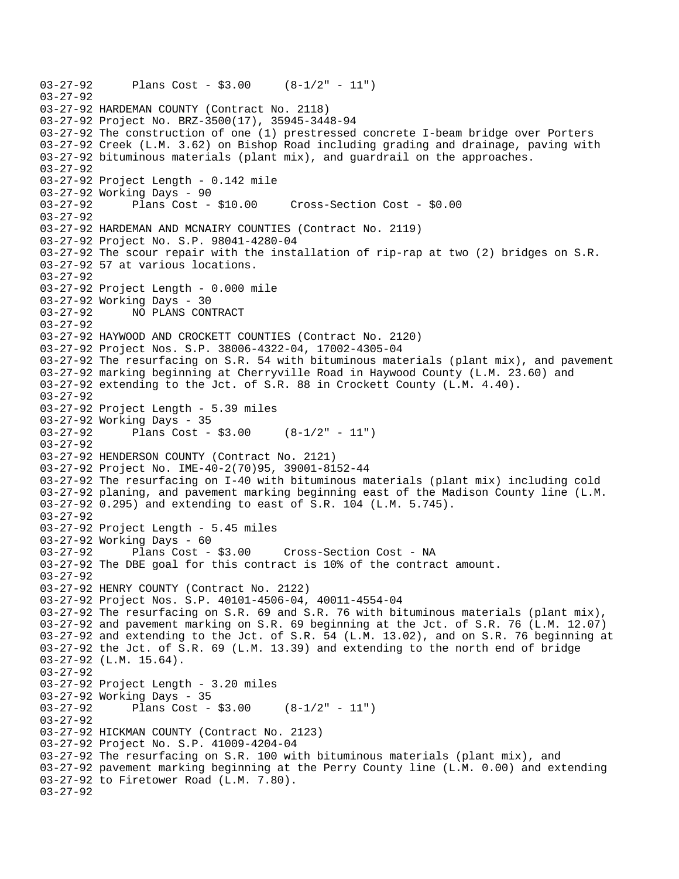```
03-27-92      Plans Cost - $3.00     (8-1/2" - 11")
03-27-92
03-27-92 HARDEMAN COUNTY (Contract No. 2118)
03-27-92 Project No. BRZ-3500(17), 35945-3448-94
03-27-92 The construction of one (1) prestressed concrete I-beam bridge over Porters
03-27-92 Creek (L.M. 3.62) on Bishop Road including grading and drainage, paving with
03-27-92 bituminous materials (plant mix), and guardrail on the approaches.
03-27-92
03-27-92 Project Length - 0.142 mile
03-27-92 Working Days - 90
03-27-92      Plans Cost - $10.00     Cross-Section Cost - $0.00
03-27-92
03-27-92 HARDEMAN AND MCNAIRY COUNTIES (Contract No. 2119)
03-27-92 Project No. S.P. 98041-4280-04
03-27-92 The scour repair with the installation of rip-rap at two (2) bridges on S.R.
03-27-92 57 at various locations.
03-27-92
03-27-92 Project Length - 0.000 mile
03-27-92 Working Days - 30
03-27-92      NO PLANS CONTRACT
03-27-92
03-27-92 HAYWOOD AND CROCKETT COUNTIES (Contract No. 2120)
03-27-92 Project Nos. S.P. 38006-4322-04, 17002-4305-04
03-27-92 The resurfacing on S.R. 54 with bituminous materials (plant mix), and pavement
03-27-92 marking beginning at Cherryville Road in Haywood County (L.M. 23.60) and
03-27-92 extending to the Jct. of S.R. 88 in Crockett County (L.M. 4.40).
03-27-92
03-27-92 Project Length - 5.39 miles
03-27-92 Working Days - 35
03-27-92      Plans Cost - $3.00     (8-1/2" - 11")
03-27-92
03-27-92 HENDERSON COUNTY (Contract No. 2121)
03-27-92 Project No. IME-40-2(70)95, 39001-8152-44
03-27-92 The resurfacing on I-40 with bituminous materials (plant mix) including cold
03-27-92 planing, and pavement marking beginning east of the Madison County line (L.M.
03-27-92 0.295) and extending to east of S.R. 104 (L.M. 5.745).
03-27-92
03-27-92 Project Length - 5.45 miles
03-27-92 Working Days - 60
03-27-92      Plans Cost - $3.00     Cross-Section Cost - NA
03-27-92 The DBE goal for this contract is 10% of the contract amount.
03-27-92
03-27-92 HENRY COUNTY (Contract No. 2122)
03-27-92 Project Nos. S.P. 40101-4506-04, 40011-4554-04
03-27-92 The resurfacing on S.R. 69 and S.R. 76 with bituminous materials (plant mix),
03-27-92 and pavement marking on S.R. 69 beginning at the Jct. of S.R. 76 (L.M. 12.07)
03-27-92 and extending to the Jct. of S.R. 54 (L.M. 13.02), and on S.R. 76 beginning at
03-27-92 the Jct. of S.R. 69 (L.M. 13.39) and extending to the north end of bridge
03-27-92 (L.M. 15.64).
03-27-92
03-27-92 Project Length - 3.20 miles
03-27-92 Working Days - 35
03-27-92      Plans Cost - $3.00     (8-1/2" - 11")
03-27-92
03-27-92 HICKMAN COUNTY (Contract No. 2123)
03-27-92 Project No. S.P. 41009-4204-04
03-27-92 The resurfacing on S.R. 100 with bituminous materials (plant mix), and
03-27-92 pavement marking beginning at the Perry County line (L.M. 0.00) and extending
03-27-92 to Firetower Road (L.M. 7.80).
03-27-92
```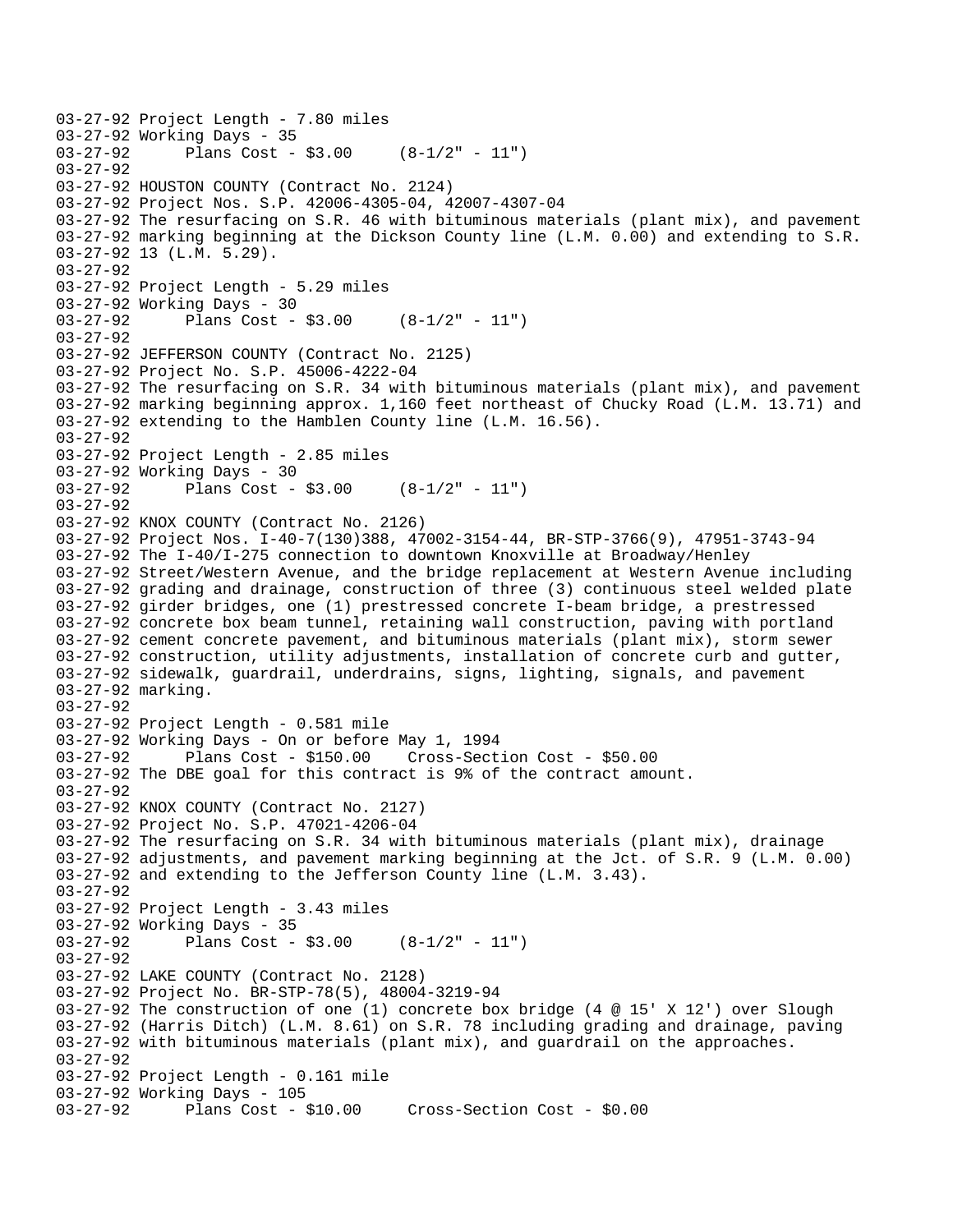```
03-27-92 Project Length - 7.80 miles
03-27-92 Working Days - 35
03-27-92       Plans Cost - $3.00     (8-1/2" - 11")
03-27-92
03-27-92 HOUSTON COUNTY (Contract No. 2124)
03-27-92 Project Nos. S.P. 42006-4305-04, 42007-4307-04
03-27-92 The resurfacing on S.R. 46 with bituminous materials (plant mix), and pavement
03-27-92 marking beginning at the Dickson County line (L.M. 0.00) and extending to S.R.
03-27-92 13 (L.M. 5.29).
03-27-92
03-27-92 Project Length - 5.29 miles
03-27-92 Working Days - 30
03-27-92       Plans Cost - $3.00     (8-1/2" - 11")
03-27-92
03-27-92 JEFFERSON COUNTY (Contract No. 2125)
03-27-92 Project No. S.P. 45006-4222-04
03-27-92 The resurfacing on S.R. 34 with bituminous materials (plant mix), and pavement
03-27-92 marking beginning approx. 1,160 feet northeast of Chucky Road (L.M. 13.71) and
03-27-92 extending to the Hamblen County line (L.M. 16.56).
03-27-92
03-27-92 Project Length - 2.85 miles
03-27-92 Working Days - 30
03-27-92       Plans Cost - $3.00     (8-1/2" - 11")
03-27-92
03-27-92 KNOX COUNTY (Contract No. 2126)
03-27-92 Project Nos. I-40-7(130)388, 47002-3154-44, BR-STP-3766(9), 47951-3743-94
03-27-92 The I-40/I-275 connection to downtown Knoxville at Broadway/Henley
03-27-92 Street/Western Avenue, and the bridge replacement at Western Avenue including
03-27-92 grading and drainage, construction of three (3) continuous steel welded plate
03-27-92 girder bridges, one (1) prestressed concrete I-beam bridge, a prestressed
03-27-92 concrete box beam tunnel, retaining wall construction, paving with portland
03-27-92 cement concrete pavement, and bituminous materials (plant mix), storm sewer
03-27-92 construction, utility adjustments, installation of concrete curb and gutter,
03-27-92 sidewalk, guardrail, underdrains, signs, lighting, signals, and pavement
03-27-92 marking.
03-27-92
03-27-92 Project Length - 0.581 mile
03-27-92 Working Days - On or before May 1, 1994
03-27-92       Plans Cost - $150.00    Cross-Section Cost - $50.00
03-27-92 The DBE goal for this contract is 9% of the contract amount.
03-27-92
03-27-92 KNOX COUNTY (Contract No. 2127)
03-27-92 Project No. S.P. 47021-4206-04
03-27-92 The resurfacing on S.R. 34 with bituminous materials (plant mix), drainage
03-27-92 adjustments, and pavement marking beginning at the Jct. of S.R. 9 (L.M. 0.00)
03-27-92 and extending to the Jefferson County line (L.M. 3.43).
03-27-92
03-27-92 Project Length - 3.43 miles
03-27-92 Working Days - 35
03-27-92       Plans Cost - $3.00     (8-1/2" - 11")
03-27-92
03-27-92 LAKE COUNTY (Contract No. 2128)
03-27-92 Project No. BR-STP-78(5), 48004-3219-94
03-27-92 The construction of one (1) concrete box bridge (4 @ 15' X 12') over Slough
03-27-92 (Harris Ditch) (L.M. 8.61) on S.R. 78 including grading and drainage, paving
03-27-92 with bituminous materials (plant mix), and guardrail on the approaches.
03-27-92
03-27-92 Project Length - 0.161 mile
03-27-92 Working Days - 105
03-27-92       Plans Cost - $10.00     Cross-Section Cost - $0.00
```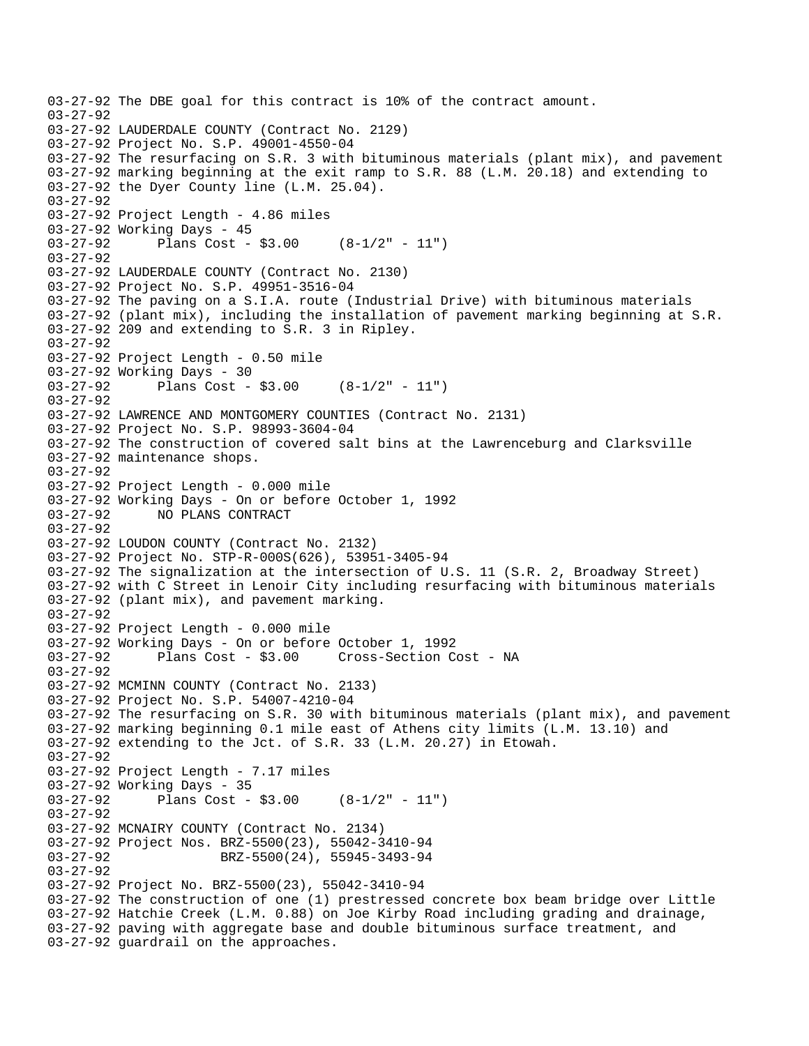03-27-92 The DBE goal for this contract is 10% of the contract amount.
03-27-92
03-27-92 LAUDERDALE COUNTY (Contract No. 2129)
03-27-92 Project No. S.P. 49001-4550-04
03-27-92 The resurfacing on S.R. 3 with bituminous materials (plant mix), and pavement
03-27-92 marking beginning at the exit ramp to S.R. 88 (L.M. 20.18) and extending to
03-27-92 the Dyer County line (L.M. 25.04).
03-27-92
03-27-92 Project Length - 4.86 miles
03-27-92 Working Days - 45
03-27-92 Plans Cost - $3.00 (8-1/2" - 11")
03-27-92
03-27-92 LAUDERDALE COUNTY (Contract No. 2130)
03-27-92 Project No. S.P. 49951-3516-04
03-27-92 The paving on a S.I.A. route (Industrial Drive) with bituminous materials
03-27-92 (plant mix), including the installation of pavement marking beginning at S.R.
03-27-92 209 and extending to S.R. 3 in Ripley.
03-27-92
03-27-92 Project Length - 0.50 mile
03-27-92 Working Days - 30
03-27-92 Plans Cost - $3.00 (8-1/2" - 11")
03-27-92
03-27-92 LAWRENCE AND MONTGOMERY COUNTIES (Contract No. 2131)
03-27-92 Project No. S.P. 98993-3604-04
03-27-92 The construction of covered salt bins at the Lawrenceburg and Clarksville
03-27-92 maintenance shops.
03-27-92
03-27-92 Project Length - 0.000 mile
03-27-92 Working Days - On or before October 1, 1992
03-27-92 NO PLANS CONTRACT
03-27-92
03-27-92 LOUDON COUNTY (Contract No. 2132)
03-27-92 Project No. STP-R-000S(626), 53951-3405-94
03-27-92 The signalization at the intersection of U.S. 11 (S.R. 2, Broadway Street)
03-27-92 with C Street in Lenoir City including resurfacing with bituminous materials
03-27-92 (plant mix), and pavement marking.
03-27-92
03-27-92 Project Length - 0.000 mile
03-27-92 Working Days - On or before October 1, 1992
03-27-92 Plans Cost - $3.00 Cross-Section Cost - NA
03-27-92
03-27-92 MCMINN COUNTY (Contract No. 2133)
03-27-92 Project No. S.P. 54007-4210-04
03-27-92 The resurfacing on S.R. 30 with bituminous materials (plant mix), and pavement
03-27-92 marking beginning 0.1 mile east of Athens city limits (L.M. 13.10) and
03-27-92 extending to the Jct. of S.R. 33 (L.M. 20.27) in Etowah.
03-27-92
03-27-92 Project Length - 7.17 miles
03-27-92 Working Days - 35
03-27-92 Plans Cost - $3.00 (8-1/2" - 11")
03-27-92
03-27-92 MCNAIRY COUNTY (Contract No. 2134)
03-27-92 Project Nos. BRZ-5500(23), 55042-3410-94
03-27-92 BRZ-5500(24), 55945-3493-94
03-27-92
03-27-92 Project No. BRZ-5500(23), 55042-3410-94
03-27-92 The construction of one (1) prestressed concrete box beam bridge over Little
03-27-92 Hatchie Creek (L.M. 0.88) on Joe Kirby Road including grading and drainage,
03-27-92 paving with aggregate base and double bituminous surface treatment, and
03-27-92 guardrail on the approaches.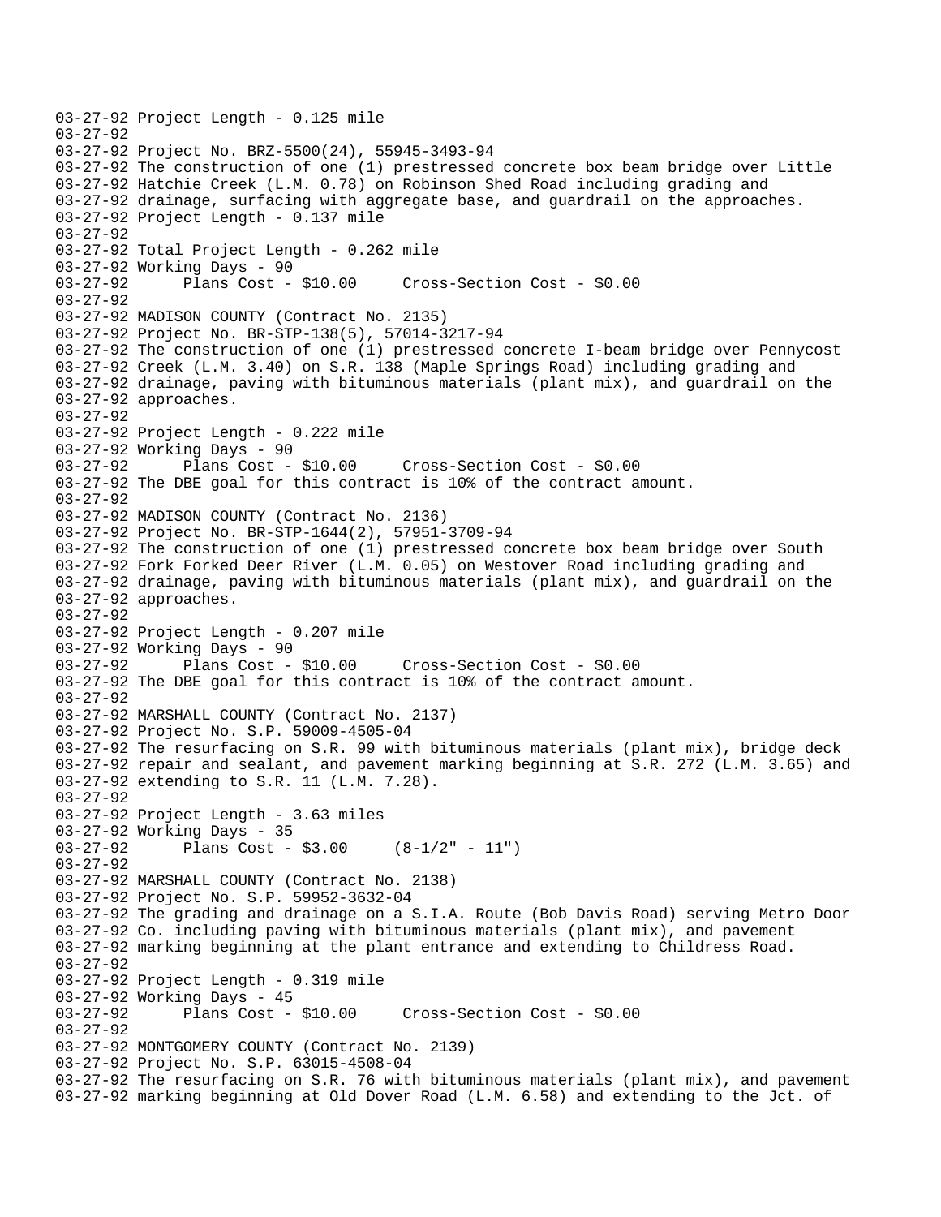```
03-27-92 Project Length - 0.125 mile
03-27-92
03-27-92 Project No. BRZ-5500(24), 55945-3493-94
03-27-92 The construction of one (1) prestressed concrete box beam bridge over Little
03-27-92 Hatchie Creek (L.M. 0.78) on Robinson Shed Road including grading and
03-27-92 drainage, surfacing with aggregate base, and guardrail on the approaches.
03-27-92 Project Length - 0.137 mile
03-27-92
03-27-92 Total Project Length - 0.262 mile
03-27-92 Working Days - 90
03-27-92      Plans Cost - $10.00     Cross-Section Cost - $0.00
03-27-92
03-27-92 MADISON COUNTY (Contract No. 2135)
03-27-92 Project No. BR-STP-138(5), 57014-3217-94
03-27-92 The construction of one (1) prestressed concrete I-beam bridge over Pennycost
03-27-92 Creek (L.M. 3.40) on S.R. 138 (Maple Springs Road) including grading and
03-27-92 drainage, paving with bituminous materials (plant mix), and guardrail on the
03-27-92 approaches.
03-27-92
03-27-92 Project Length - 0.222 mile
03-27-92 Working Days - 90
03-27-92      Plans Cost - $10.00     Cross-Section Cost - $0.00
03-27-92 The DBE goal for this contract is 10% of the contract amount.
03-27-92
03-27-92 MADISON COUNTY (Contract No. 2136)
03-27-92 Project No. BR-STP-1644(2), 57951-3709-94
03-27-92 The construction of one (1) prestressed concrete box beam bridge over South
03-27-92 Fork Forked Deer River (L.M. 0.05) on Westover Road including grading and
03-27-92 drainage, paving with bituminous materials (plant mix), and guardrail on the
03-27-92 approaches.
03-27-92
03-27-92 Project Length - 0.207 mile
03-27-92 Working Days - 90
03-27-92      Plans Cost - $10.00     Cross-Section Cost - $0.00
03-27-92 The DBE goal for this contract is 10% of the contract amount.
03-27-92
03-27-92 MARSHALL COUNTY (Contract No. 2137)
03-27-92 Project No. S.P. 59009-4505-04
03-27-92 The resurfacing on S.R. 99 with bituminous materials (plant mix), bridge deck
03-27-92 repair and sealant, and pavement marking beginning at S.R. 272 (L.M. 3.65) and
03-27-92 extending to S.R. 11 (L.M. 7.28).
03-27-92
03-27-92 Project Length - 3.63 miles
03-27-92 Working Days - 35
03-27-92      Plans Cost - $3.00     (8-1/2" - 11")
03-27-92
03-27-92 MARSHALL COUNTY (Contract No. 2138)
03-27-92 Project No. S.P. 59952-3632-04
03-27-92 The grading and drainage on a S.I.A. Route (Bob Davis Road) serving Metro Door
03-27-92 Co. including paving with bituminous materials (plant mix), and pavement
03-27-92 marking beginning at the plant entrance and extending to Childress Road.
03-27-92
03-27-92 Project Length - 0.319 mile
03-27-92 Working Days - 45
03-27-92      Plans Cost - $10.00     Cross-Section Cost - $0.00
03-27-92
03-27-92 MONTGOMERY COUNTY (Contract No. 2139)
03-27-92 Project No. S.P. 63015-4508-04
03-27-92 The resurfacing on S.R. 76 with bituminous materials (plant mix), and pavement
03-27-92 marking beginning at Old Dover Road (L.M. 6.58) and extending to the Jct. of
```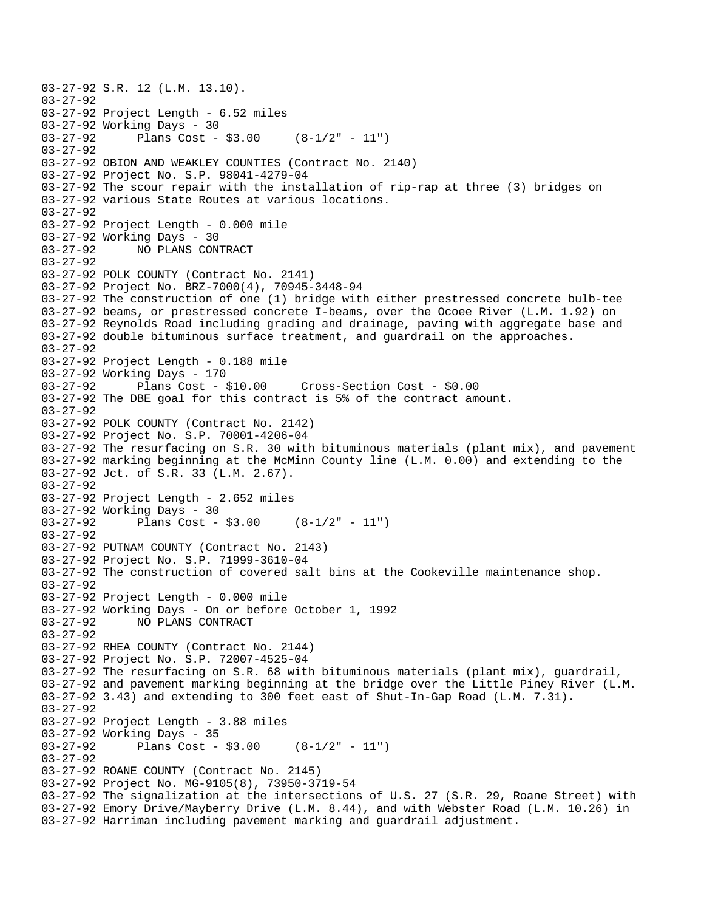03-27-92 S.R. 12 (L.M. 13.10).
03-27-92
03-27-92 Project Length - 6.52 miles
03-27-92 Working Days - 30
03-27-92 Plans Cost - $3.00 (8-1/2" - 11")
03-27-92
03-27-92 OBION AND WEAKLEY COUNTIES (Contract No. 2140)
03-27-92 Project No. S.P. 98041-4279-04
03-27-92 The scour repair with the installation of rip-rap at three (3) bridges on
03-27-92 various State Routes at various locations.
03-27-92
03-27-92 Project Length - 0.000 mile
03-27-92 Working Days - 30
03-27-92 NO PLANS CONTRACT
03-27-92
03-27-92 POLK COUNTY (Contract No. 2141)
03-27-92 Project No. BRZ-7000(4), 70945-3448-94
03-27-92 The construction of one (1) bridge with either prestressed concrete bulb-tee
03-27-92 beams, or prestressed concrete I-beams, over the Ocoee River (L.M. 1.92) on
03-27-92 Reynolds Road including grading and drainage, paving with aggregate base and
03-27-92 double bituminous surface treatment, and guardrail on the approaches.
03-27-92
03-27-92 Project Length - 0.188 mile
03-27-92 Working Days - 170
03-27-92 Plans Cost - $10.00 Cross-Section Cost - $0.00
03-27-92 The DBE goal for this contract is 5% of the contract amount.
03-27-92
03-27-92 POLK COUNTY (Contract No. 2142)
03-27-92 Project No. S.P. 70001-4206-04
03-27-92 The resurfacing on S.R. 30 with bituminous materials (plant mix), and pavement
03-27-92 marking beginning at the McMinn County line (L.M. 0.00) and extending to the
03-27-92 Jct. of S.R. 33 (L.M. 2.67).
03-27-92
03-27-92 Project Length - 2.652 miles
03-27-92 Working Days - 30
03-27-92 Plans Cost - $3.00 (8-1/2" - 11")
03-27-92
03-27-92 PUTNAM COUNTY (Contract No. 2143)
03-27-92 Project No. S.P. 71999-3610-04
03-27-92 The construction of covered salt bins at the Cookeville maintenance shop.
03-27-92
03-27-92 Project Length - 0.000 mile
03-27-92 Working Days - On or before October 1, 1992
03-27-92 NO PLANS CONTRACT
03-27-92
03-27-92 RHEA COUNTY (Contract No. 2144)
03-27-92 Project No. S.P. 72007-4525-04
03-27-92 The resurfacing on S.R. 68 with bituminous materials (plant mix), guardrail,
03-27-92 and pavement marking beginning at the bridge over the Little Piney River (L.M.
03-27-92 3.43) and extending to 300 feet east of Shut-In-Gap Road (L.M. 7.31).
03-27-92
03-27-92 Project Length - 3.88 miles
03-27-92 Working Days - 35
03-27-92 Plans Cost - $3.00 (8-1/2" - 11")
03-27-92
03-27-92 ROANE COUNTY (Contract No. 2145)
03-27-92 Project No. MG-9105(8), 73950-3719-54
03-27-92 The signalization at the intersections of U.S. 27 (S.R. 29, Roane Street) with
03-27-92 Emory Drive/Mayberry Drive (L.M. 8.44), and with Webster Road (L.M. 10.26) in
03-27-92 Harriman including pavement marking and guardrail adjustment.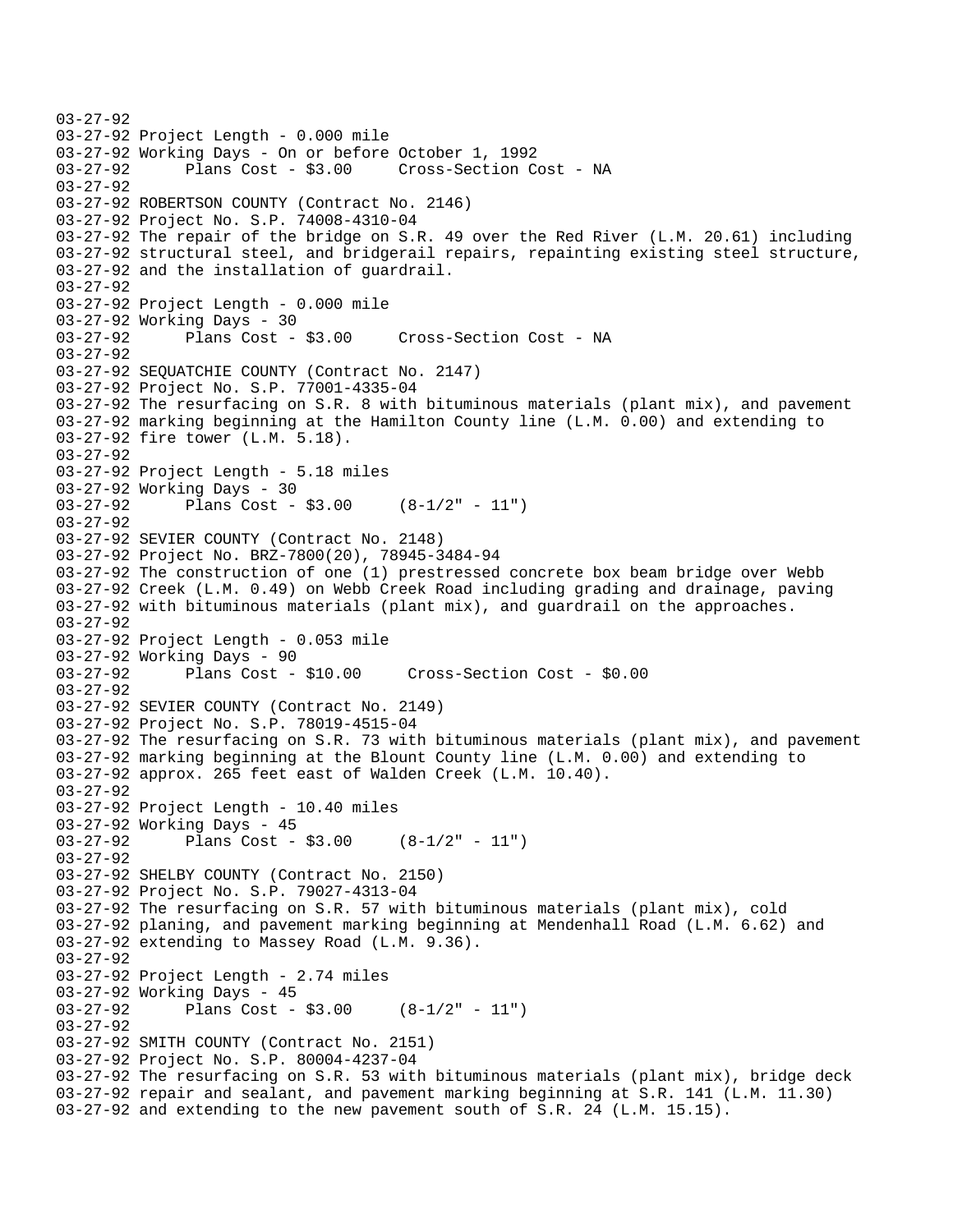```
03-27-92
03-27-92 Project Length - 0.000 mile
03-27-92 Working Days - On or before October 1, 1992
03-27-92      Plans Cost - $3.00     Cross-Section Cost - NA
03-27-92
03-27-92 ROBERTSON COUNTY (Contract No. 2146)
03-27-92 Project No. S.P. 74008-4310-04
03-27-92 The repair of the bridge on S.R. 49 over the Red River (L.M. 20.61) including
03-27-92 structural steel, and bridgerail repairs, repainting existing steel structure,
03-27-92 and the installation of guardrail.
03-27-92
03-27-92 Project Length - 0.000 mile
03-27-92 Working Days - 30
03-27-92      Plans Cost - $3.00     Cross-Section Cost - NA
03-27-92
03-27-92 SEQUATCHIE COUNTY (Contract No. 2147)
03-27-92 Project No. S.P. 77001-4335-04
03-27-92 The resurfacing on S.R. 8 with bituminous materials (plant mix), and pavement
03-27-92 marking beginning at the Hamilton County line (L.M. 0.00) and extending to
03-27-92 fire tower (L.M. 5.18).
03-27-92
03-27-92 Project Length - 5.18 miles
03-27-92 Working Days - 30
03-27-92      Plans Cost - $3.00     (8-1/2" - 11")
03-27-92
03-27-92 SEVIER COUNTY (Contract No. 2148)
03-27-92 Project No. BRZ-7800(20), 78945-3484-94
03-27-92 The construction of one (1) prestressed concrete box beam bridge over Webb
03-27-92 Creek (L.M. 0.49) on Webb Creek Road including grading and drainage, paving
03-27-92 with bituminous materials (plant mix), and guardrail on the approaches.
03-27-92
03-27-92 Project Length - 0.053 mile
03-27-92 Working Days - 90
03-27-92      Plans Cost - $10.00     Cross-Section Cost - $0.00
03-27-92
03-27-92 SEVIER COUNTY (Contract No. 2149)
03-27-92 Project No. S.P. 78019-4515-04
03-27-92 The resurfacing on S.R. 73 with bituminous materials (plant mix), and pavement
03-27-92 marking beginning at the Blount County line (L.M. 0.00) and extending to
03-27-92 approx. 265 feet east of Walden Creek (L.M. 10.40).
03-27-92
03-27-92 Project Length - 10.40 miles
03-27-92 Working Days - 45
03-27-92      Plans Cost - $3.00     (8-1/2" - 11")
03-27-92
03-27-92 SHELBY COUNTY (Contract No. 2150)
03-27-92 Project No. S.P. 79027-4313-04
03-27-92 The resurfacing on S.R. 57 with bituminous materials (plant mix), cold
03-27-92 planing, and pavement marking beginning at Mendenhall Road (L.M. 6.62) and
03-27-92 extending to Massey Road (L.M. 9.36).
03-27-92
03-27-92 Project Length - 2.74 miles
03-27-92 Working Days - 45
03-27-92      Plans Cost - $3.00     (8-1/2" - 11")
03-27-92
03-27-92 SMITH COUNTY (Contract No. 2151)
03-27-92 Project No. S.P. 80004-4237-04
03-27-92 The resurfacing on S.R. 53 with bituminous materials (plant mix), bridge deck
03-27-92 repair and sealant, and pavement marking beginning at S.R. 141 (L.M. 11.30)
03-27-92 and extending to the new pavement south of S.R. 24 (L.M. 15.15).
```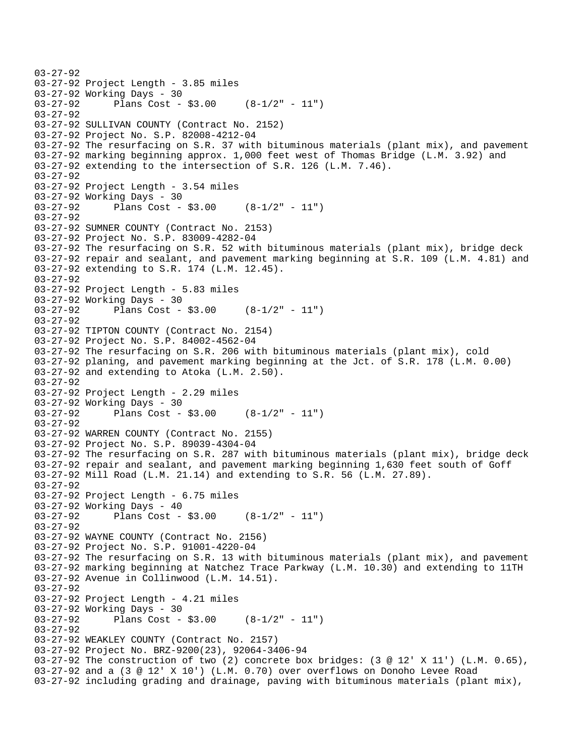```
03-27-92
03-27-92 Project Length - 3.85 miles
03-27-92 Working Days - 30
03-27-92      Plans Cost - $3.00     (8-1/2" - 11")
03-27-92
03-27-92 SULLIVAN COUNTY (Contract No. 2152)
03-27-92 Project No. S.P. 82008-4212-04
03-27-92 The resurfacing on S.R. 37 with bituminous materials (plant mix), and pavement
03-27-92 marking beginning approx. 1,000 feet west of Thomas Bridge (L.M. 3.92) and
03-27-92 extending to the intersection of S.R. 126 (L.M. 7.46).
03-27-92
03-27-92 Project Length - 3.54 miles
03-27-92 Working Days - 30
03-27-92      Plans Cost - $3.00     (8-1/2" - 11")
03-27-92
03-27-92 SUMNER COUNTY (Contract No. 2153)
03-27-92 Project No. S.P. 83009-4282-04
03-27-92 The resurfacing on S.R. 52 with bituminous materials (plant mix), bridge deck
03-27-92 repair and sealant, and pavement marking beginning at S.R. 109 (L.M. 4.81) and
03-27-92 extending to S.R. 174 (L.M. 12.45).
03-27-92
03-27-92 Project Length - 5.83 miles
03-27-92 Working Days - 30
03-27-92      Plans Cost - $3.00     (8-1/2" - 11")
03-27-92
03-27-92 TIPTON COUNTY (Contract No. 2154)
03-27-92 Project No. S.P. 84002-4562-04
03-27-92 The resurfacing on S.R. 206 with bituminous materials (plant mix), cold
03-27-92 planing, and pavement marking beginning at the Jct. of S.R. 178 (L.M. 0.00)
03-27-92 and extending to Atoka (L.M. 2.50).
03-27-92
03-27-92 Project Length - 2.29 miles
03-27-92 Working Days - 30
03-27-92      Plans Cost - $3.00     (8-1/2" - 11")
03-27-92
03-27-92 WARREN COUNTY (Contract No. 2155)
03-27-92 Project No. S.P. 89039-4304-04
03-27-92 The resurfacing on S.R. 287 with bituminous materials (plant mix), bridge deck
03-27-92 repair and sealant, and pavement marking beginning 1,630 feet south of Goff
03-27-92 Mill Road (L.M. 21.14) and extending to S.R. 56 (L.M. 27.89).
03-27-92
03-27-92 Project Length - 6.75 miles
03-27-92 Working Days - 40
03-27-92      Plans Cost - $3.00     (8-1/2" - 11")
03-27-92
03-27-92 WAYNE COUNTY (Contract No. 2156)
03-27-92 Project No. S.P. 91001-4220-04
03-27-92 The resurfacing on S.R. 13 with bituminous materials (plant mix), and pavement
03-27-92 marking beginning at Natchez Trace Parkway (L.M. 10.30) and extending to 11TH
03-27-92 Avenue in Collinwood (L.M. 14.51).
03-27-92
03-27-92 Project Length - 4.21 miles
03-27-92 Working Days - 30
03-27-92      Plans Cost - $3.00     (8-1/2" - 11")
03-27-92
03-27-92 WEAKLEY COUNTY (Contract No. 2157)
03-27-92 Project No. BRZ-9200(23), 92064-3406-94
03-27-92 The construction of two (2) concrete box bridges: (3 @ 12' X 11') (L.M. 0.65),
03-27-92 and a (3 @ 12' X 10') (L.M. 0.70) over overflows on Donoho Levee Road
03-27-92 including grading and drainage, paving with bituminous materials (plant mix),
```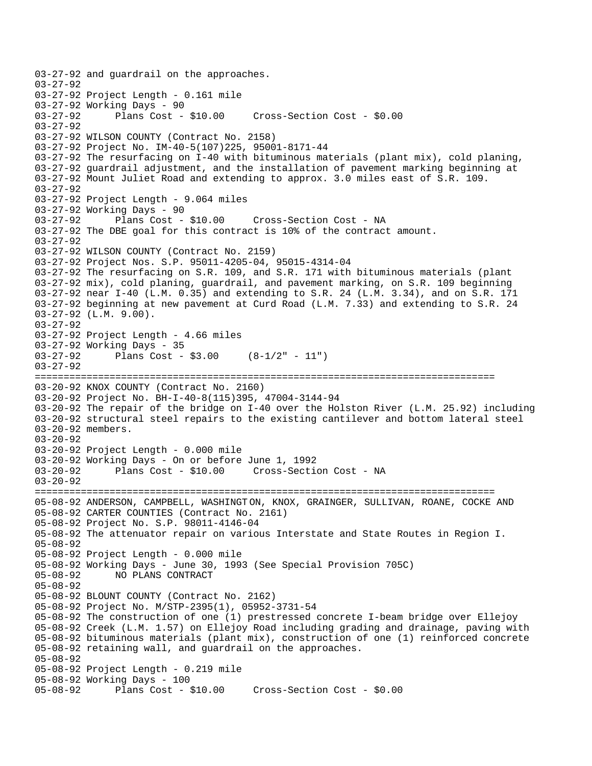```
03-27-92 and guardrail on the approaches.
03-27-92
03-27-92 Project Length - 0.161 mile
03-27-92 Working Days - 90
03-27-92       Plans Cost - $10.00     Cross-Section Cost - $0.00
03-27-92
03-27-92 WILSON COUNTY (Contract No. 2158)
03-27-92 Project No. IM-40-5(107)225, 95001-8171-44
03-27-92 The resurfacing on I-40 with bituminous materials (plant mix), cold planing,
03-27-92 guardrail adjustment, and the installation of pavement marking beginning at
03-27-92 Mount Juliet Road and extending to approx. 3.0 miles east of S.R. 109.
03-27-92
03-27-92 Project Length - 9.064 miles
03-27-92 Working Days - 90
03-27-92       Plans Cost - $10.00     Cross-Section Cost - NA
03-27-92 The DBE goal for this contract is 10% of the contract amount.
03-27-92
03-27-92 WILSON COUNTY (Contract No. 2159)
03-27-92 Project Nos. S.P. 95011-4205-04, 95015-4314-04
03-27-92 The resurfacing on S.R. 109, and S.R. 171 with bituminous materials (plant
03-27-92 mix), cold planing, guardrail, and pavement marking, on S.R. 109 beginning
03-27-92 near I-40 (L.M. 0.35) and extending to S.R. 24 (L.M. 3.34), and on S.R. 171
03-27-92 beginning at new pavement at Curd Road (L.M. 7.33) and extending to S.R. 24
03-27-92 (L.M. 9.00).
03-27-92
03-27-92 Project Length - 4.66 miles
03-27-92 Working Days - 35
03-27-92       Plans Cost - $3.00     (8-1/2" - 11")
03-27-92
================================================================================
03-20-92 KNOX COUNTY (Contract No. 2160)
03-20-92 Project No. BH-I-40-8(115)395, 47004-3144-94
03-20-92 The repair of the bridge on I-40 over the Holston River (L.M. 25.92) including
03-20-92 structural steel repairs to the existing cantilever and bottom lateral steel
03-20-92 members.
03-20-92
03-20-92 Project Length - 0.000 mile
03-20-92 Working Days - On or before June 1, 1992
03-20-92       Plans Cost - $10.00     Cross-Section Cost - NA
03-20-92
================================================================================
05-08-92 ANDERSON, CAMPBELL, WASHINGTON, KNOX, GRAINGER, SULLIVAN, ROANE, COCKE AND
05-08-92 CARTER COUNTIES (Contract No. 2161)
05-08-92 Project No. S.P. 98011-4146-04
05-08-92 The attenuator repair on various Interstate and State Routes in Region I.
05-08-92
05-08-92 Project Length - 0.000 mile
05-08-92 Working Days - June 30, 1993 (See Special Provision 705C)
05-08-92       NO PLANS CONTRACT
05-08-92
05-08-92 BLOUNT COUNTY (Contract No. 2162)
05-08-92 Project No. M/STP-2395(1), 05952-3731-54
05-08-92 The construction of one (1) prestressed concrete I-beam bridge over Ellejoy
05-08-92 Creek (L.M. 1.57) on Ellejoy Road including grading and drainage, paving with
05-08-92 bituminous materials (plant mix), construction of one (1) reinforced concrete
05-08-92 retaining wall, and guardrail on the approaches.
05-08-92
05-08-92 Project Length - 0.219 mile
05-08-92 Working Days - 100
05-08-92       Plans Cost - $10.00     Cross-Section Cost - $0.00
```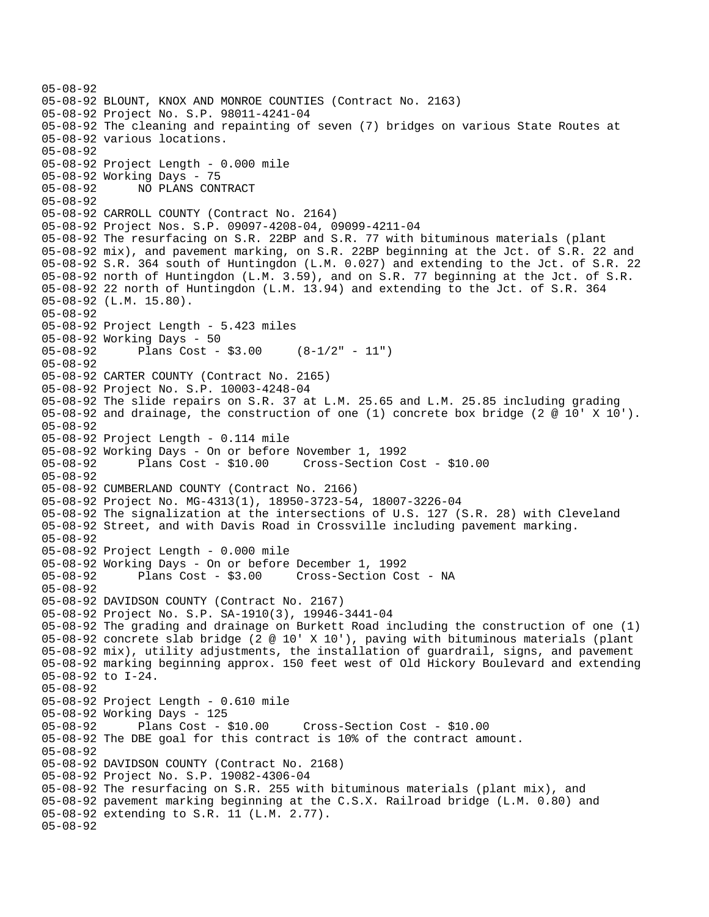```
05-08-92
05-08-92 BLOUNT, KNOX AND MONROE COUNTIES (Contract No. 2163)
05-08-92 Project No. S.P. 98011-4241-04
05-08-92 The cleaning and repainting of seven (7) bridges on various State Routes at
05-08-92 various locations.
05-08-92
05-08-92 Project Length - 0.000 mile
05-08-92 Working Days - 75
05-08-92      NO PLANS CONTRACT
05-08-92
05-08-92 CARROLL COUNTY (Contract No. 2164)
05-08-92 Project Nos. S.P. 09097-4208-04, 09099-4211-04
05-08-92 The resurfacing on S.R. 22BP and S.R. 77 with bituminous materials (plant
05-08-92 mix), and pavement marking, on S.R. 22BP beginning at the Jct. of S.R. 22 and
05-08-92 S.R. 364 south of Huntingdon (L.M. 0.027) and extending to the Jct. of S.R. 22
05-08-92 north of Huntingdon (L.M. 3.59), and on S.R. 77 beginning at the Jct. of S.R.
05-08-92 22 north of Huntingdon (L.M. 13.94) and extending to the Jct. of S.R. 364
05-08-92 (L.M. 15.80).
05-08-92
05-08-92 Project Length - 5.423 miles
05-08-92 Working Days - 50
05-08-92      Plans Cost - $3.00     (8-1/2" - 11")
05-08-92
05-08-92 CARTER COUNTY (Contract No. 2165)
05-08-92 Project No. S.P. 10003-4248-04
05-08-92 The slide repairs on S.R. 37 at L.M. 25.65 and L.M. 25.85 including grading
05-08-92 and drainage, the construction of one (1) concrete box bridge (2 @ 10' X 10').
05-08-92
05-08-92 Project Length - 0.114 mile
05-08-92 Working Days - On or before November 1, 1992
05-08-92      Plans Cost - $10.00     Cross-Section Cost - $10.00
05-08-92
05-08-92 CUMBERLAND COUNTY (Contract No. 2166)
05-08-92 Project No. MG-4313(1), 18950-3723-54, 18007-3226-04
05-08-92 The signalization at the intersections of U.S. 127 (S.R. 28) with Cleveland
05-08-92 Street, and with Davis Road in Crossville including pavement marking.
05-08-92
05-08-92 Project Length - 0.000 mile
05-08-92 Working Days - On or before December 1, 1992
05-08-92      Plans Cost - $3.00     Cross-Section Cost - NA
05-08-92
05-08-92 DAVIDSON COUNTY (Contract No. 2167)
05-08-92 Project No. S.P. SA-1910(3), 19946-3441-04
05-08-92 The grading and drainage on Burkett Road including the construction of one (1)
05-08-92 concrete slab bridge (2 @ 10' X 10'), paving with bituminous materials (plant
05-08-92 mix), utility adjustments, the installation of guardrail, signs, and pavement
05-08-92 marking beginning approx. 150 feet west of Old Hickory Boulevard and extending
05-08-92 to I-24.
05-08-92
05-08-92 Project Length - 0.610 mile
05-08-92 Working Days - 125
05-08-92      Plans Cost - $10.00     Cross-Section Cost - $10.00
05-08-92 The DBE goal for this contract is 10% of the contract amount.
05-08-92
05-08-92 DAVIDSON COUNTY (Contract No. 2168)
05-08-92 Project No. S.P. 19082-4306-04
05-08-92 The resurfacing on S.R. 255 with bituminous materials (plant mix), and
05-08-92 pavement marking beginning at the C.S.X. Railroad bridge (L.M. 0.80) and
05-08-92 extending to S.R. 11 (L.M. 2.77).
05-08-92
```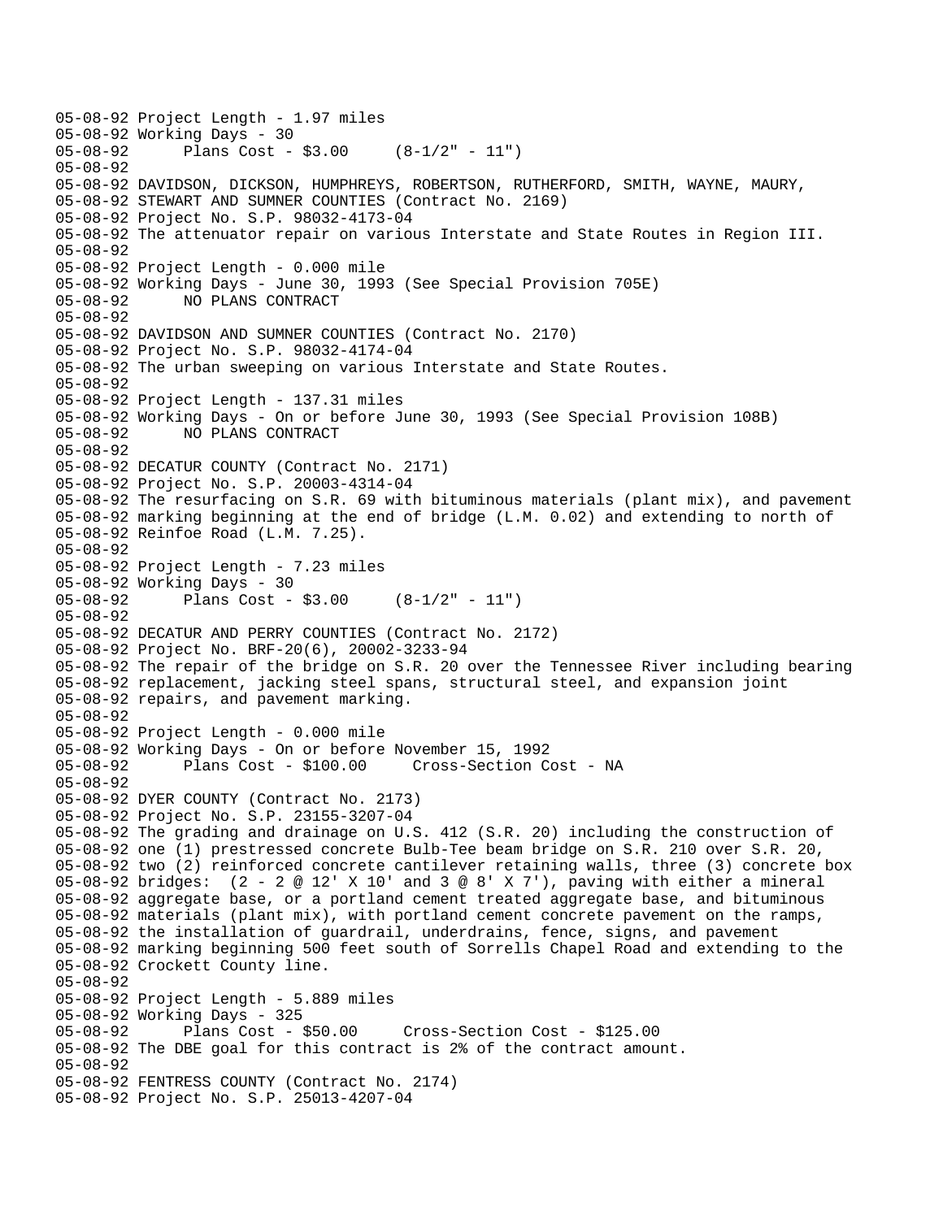```
05-08-92 Project Length - 1.97 miles
05-08-92 Working Days - 30
05-08-92       Plans Cost - $3.00     (8-1/2" - 11")
05-08-92
05-08-92 DAVIDSON, DICKSON, HUMPHREYS, ROBERTSON, RUTHERFORD, SMITH, WAYNE, MAURY,
05-08-92 STEWART AND SUMNER COUNTIES (Contract No. 2169)
05-08-92 Project No. S.P. 98032-4173-04
05-08-92 The attenuator repair on various Interstate and State Routes in Region III.
05-08-92
05-08-92 Project Length - 0.000 mile
05-08-92 Working Days - June 30, 1993 (See Special Provision 705E)
05-08-92       NO PLANS CONTRACT
05-08-92
05-08-92 DAVIDSON AND SUMNER COUNTIES (Contract No. 2170)
05-08-92 Project No. S.P. 98032-4174-04
05-08-92 The urban sweeping on various Interstate and State Routes.
05-08-92
05-08-92 Project Length - 137.31 miles
05-08-92 Working Days - On or before June 30, 1993 (See Special Provision 108B)
05-08-92       NO PLANS CONTRACT
05-08-92
05-08-92 DECATUR COUNTY (Contract No. 2171)
05-08-92 Project No. S.P. 20003-4314-04
05-08-92 The resurfacing on S.R. 69 with bituminous materials (plant mix), and pavement
05-08-92 marking beginning at the end of bridge (L.M. 0.02) and extending to north of
05-08-92 Reinfoe Road (L.M. 7.25).
05-08-92
05-08-92 Project Length - 7.23 miles
05-08-92 Working Days - 30
05-08-92       Plans Cost - $3.00     (8-1/2" - 11")
05-08-92
05-08-92 DECATUR AND PERRY COUNTIES (Contract No. 2172)
05-08-92 Project No. BRF-20(6), 20002-3233-94
05-08-92 The repair of the bridge on S.R. 20 over the Tennessee River including bearing
05-08-92 replacement, jacking steel spans, structural steel, and expansion joint
05-08-92 repairs, and pavement marking.
05-08-92
05-08-92 Project Length - 0.000 mile
05-08-92 Working Days - On or before November 15, 1992
05-08-92       Plans Cost - $100.00     Cross-Section Cost - NA
05-08-92
05-08-92 DYER COUNTY (Contract No. 2173)
05-08-92 Project No. S.P. 23155-3207-04
05-08-92 The grading and drainage on U.S. 412 (S.R. 20) including the construction of
05-08-92 one (1) prestressed concrete Bulb-Tee beam bridge on S.R. 210 over S.R. 20,
05-08-92 two (2) reinforced concrete cantilever retaining walls, three (3) concrete box
05-08-92 bridges:  (2 - 2 @ 12' X 10' and 3 @ 8' X 7'), paving with either a mineral
05-08-92 aggregate base, or a portland cement treated aggregate base, and bituminous
05-08-92 materials (plant mix), with portland cement concrete pavement on the ramps,
05-08-92 the installation of guardrail, underdrains, fence, signs, and pavement
05-08-92 marking beginning 500 feet south of Sorrells Chapel Road and extending to the
05-08-92 Crockett County line.
05-08-92
05-08-92 Project Length - 5.889 miles
05-08-92 Working Days - 325
05-08-92       Plans Cost - $50.00     Cross-Section Cost - $125.00
05-08-92 The DBE goal for this contract is 2% of the contract amount.
05-08-92
05-08-92 FENTRESS COUNTY (Contract No. 2174)
05-08-92 Project No. S.P. 25013-4207-04
```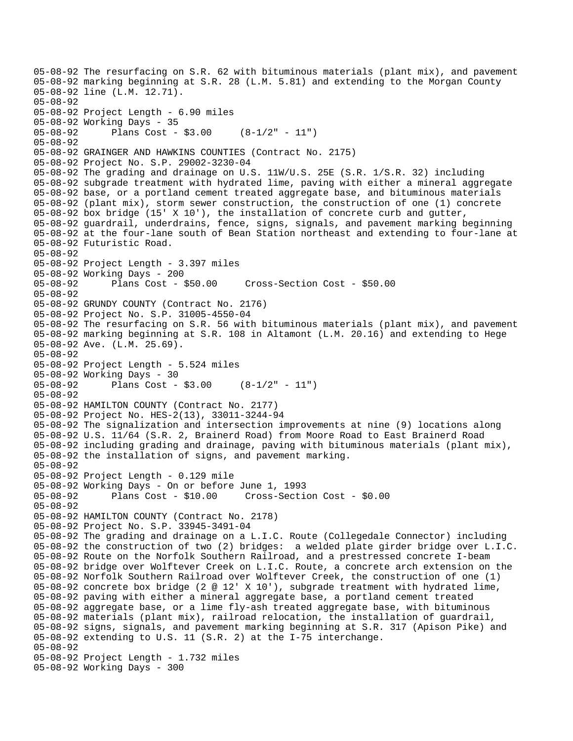05-08-92 The resurfacing on S.R. 62 with bituminous materials (plant mix), and pavement
05-08-92 marking beginning at S.R. 28 (L.M. 5.81) and extending to the Morgan County
05-08-92 line (L.M. 12.71).
05-08-92
05-08-92 Project Length - 6.90 miles
05-08-92 Working Days - 35
05-08-92 Plans Cost - $3.00 (8-1/2" - 11")
05-08-92
05-08-92 GRAINGER AND HAWKINS COUNTIES (Contract No. 2175)
05-08-92 Project No. S.P. 29002-3230-04
05-08-92 The grading and drainage on U.S. 11W/U.S. 25E (S.R. 1/S.R. 32) including
05-08-92 subgrade treatment with hydrated lime, paving with either a mineral aggregate
05-08-92 base, or a portland cement treated aggregate base, and bituminous materials
05-08-92 (plant mix), storm sewer construction, the construction of one (1) concrete
05-08-92 box bridge (15' X 10'), the installation of concrete curb and gutter,
05-08-92 guardrail, underdrains, fence, signs, signals, and pavement marking beginning
05-08-92 at the four-lane south of Bean Station northeast and extending to four-lane at
05-08-92 Futuristic Road.
05-08-92
05-08-92 Project Length - 3.397 miles
05-08-92 Working Days - 200
05-08-92 Plans Cost - $50.00 Cross-Section Cost - $50.00
05-08-92
05-08-92 GRUNDY COUNTY (Contract No. 2176)
05-08-92 Project No. S.P. 31005-4550-04
05-08-92 The resurfacing on S.R. 56 with bituminous materials (plant mix), and pavement
05-08-92 marking beginning at S.R. 108 in Altamont (L.M. 20.16) and extending to Hege
05-08-92 Ave. (L.M. 25.69).
05-08-92
05-08-92 Project Length - 5.524 miles
05-08-92 Working Days - 30
05-08-92 Plans Cost - $3.00 (8-1/2" - 11")
05-08-92
05-08-92 HAMILTON COUNTY (Contract No. 2177)
05-08-92 Project No. HES-2(13), 33011-3244-94
05-08-92 The signalization and intersection improvements at nine (9) locations along
05-08-92 U.S. 11/64 (S.R. 2, Brainerd Road) from Moore Road to East Brainerd Road
05-08-92 including grading and drainage, paving with bituminous materials (plant mix),
05-08-92 the installation of signs, and pavement marking.
05-08-92
05-08-92 Project Length - 0.129 mile
05-08-92 Working Days - On or before June 1, 1993
05-08-92 Plans Cost - $10.00 Cross-Section Cost - $0.00
05-08-92
05-08-92 HAMILTON COUNTY (Contract No. 2178)
05-08-92 Project No. S.P. 33945-3491-04
05-08-92 The grading and drainage on a L.I.C. Route (Collegedale Connector) including
05-08-92 the construction of two (2) bridges: a welded plate girder bridge over L.I.C.
05-08-92 Route on the Norfolk Southern Railroad, and a prestressed concrete I-beam
05-08-92 bridge over Wolftever Creek on L.I.C. Route, a concrete arch extension on the
05-08-92 Norfolk Southern Railroad over Wolftever Creek, the construction of one (1)
05-08-92 concrete box bridge (2 @ 12' X 10'), subgrade treatment with hydrated lime,
05-08-92 paving with either a mineral aggregate base, a portland cement treated
05-08-92 aggregate base, or a lime fly-ash treated aggregate base, with bituminous
05-08-92 materials (plant mix), railroad relocation, the installation of guardrail,
05-08-92 signs, signals, and pavement marking beginning at S.R. 317 (Apison Pike) and
05-08-92 extending to U.S. 11 (S.R. 2) at the I-75 interchange.
05-08-92
05-08-92 Project Length - 1.732 miles
05-08-92 Working Days - 300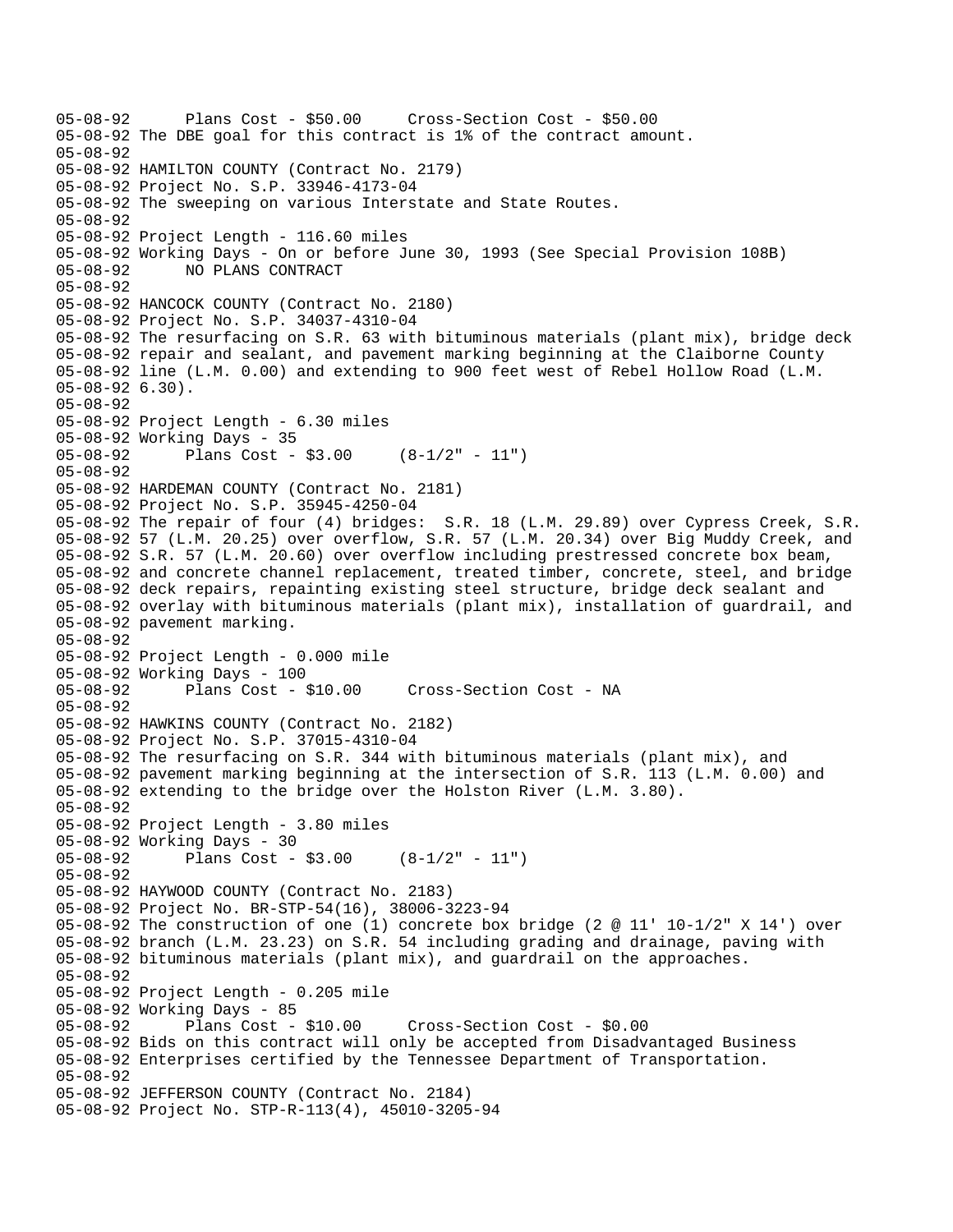```
05-08-92      Plans Cost - $50.00     Cross-Section Cost - $50.00
05-08-92 The DBE goal for this contract is 1% of the contract amount.
05-08-92
05-08-92 HAMILTON COUNTY (Contract No. 2179)
05-08-92 Project No. S.P. 33946-4173-04
05-08-92 The sweeping on various Interstate and State Routes.
05-08-92
05-08-92 Project Length - 116.60 miles
05-08-92 Working Days - On or before June 30, 1993 (See Special Provision 108B)
05-08-92      NO PLANS CONTRACT
05-08-92
05-08-92 HANCOCK COUNTY (Contract No. 2180)
05-08-92 Project No. S.P. 34037-4310-04
05-08-92 The resurfacing on S.R. 63 with bituminous materials (plant mix), bridge deck
05-08-92 repair and sealant, and pavement marking beginning at the Claiborne County
05-08-92 line (L.M. 0.00) and extending to 900 feet west of Rebel Hollow Road (L.M.
05-08-92 6.30).
05-08-92
05-08-92 Project Length - 6.30 miles
05-08-92 Working Days - 35
05-08-92      Plans Cost - $3.00     (8-1/2" - 11")
05-08-92
05-08-92 HARDEMAN COUNTY (Contract No. 2181)
05-08-92 Project No. S.P. 35945-4250-04
05-08-92 The repair of four (4) bridges:  S.R. 18 (L.M. 29.89) over Cypress Creek, S.R.
05-08-92 57 (L.M. 20.25) over overflow, S.R. 57 (L.M. 20.34) over Big Muddy Creek, and
05-08-92 S.R. 57 (L.M. 20.60) over overflow including prestressed concrete box beam,
05-08-92 and concrete channel replacement, treated timber, concrete, steel, and bridge
05-08-92 deck repairs, repainting existing steel structure, bridge deck sealant and
05-08-92 overlay with bituminous materials (plant mix), installation of guardrail, and
05-08-92 pavement marking.
05-08-92
05-08-92 Project Length - 0.000 mile
05-08-92 Working Days - 100
05-08-92      Plans Cost - $10.00     Cross-Section Cost - NA
05-08-92
05-08-92 HAWKINS COUNTY (Contract No. 2182)
05-08-92 Project No. S.P. 37015-4310-04
05-08-92 The resurfacing on S.R. 344 with bituminous materials (plant mix), and
05-08-92 pavement marking beginning at the intersection of S.R. 113 (L.M. 0.00) and
05-08-92 extending to the bridge over the Holston River (L.M. 3.80).
05-08-92
05-08-92 Project Length - 3.80 miles
05-08-92 Working Days - 30
05-08-92      Plans Cost - $3.00     (8-1/2" - 11")
05-08-92
05-08-92 HAYWOOD COUNTY (Contract No. 2183)
05-08-92 Project No. BR-STP-54(16), 38006-3223-94
05-08-92 The construction of one (1) concrete box bridge (2 @ 11' 10-1/2" X 14') over
05-08-92 branch (L.M. 23.23) on S.R. 54 including grading and drainage, paving with
05-08-92 bituminous materials (plant mix), and guardrail on the approaches.
05-08-92
05-08-92 Project Length - 0.205 mile
05-08-92 Working Days - 85
05-08-92      Plans Cost - $10.00     Cross-Section Cost - $0.00
05-08-92 Bids on this contract will only be accepted from Disadvantaged Business
05-08-92 Enterprises certified by the Tennessee Department of Transportation.
05-08-92
05-08-92 JEFFERSON COUNTY (Contract No. 2184)
05-08-92 Project No. STP-R-113(4), 45010-3205-94
```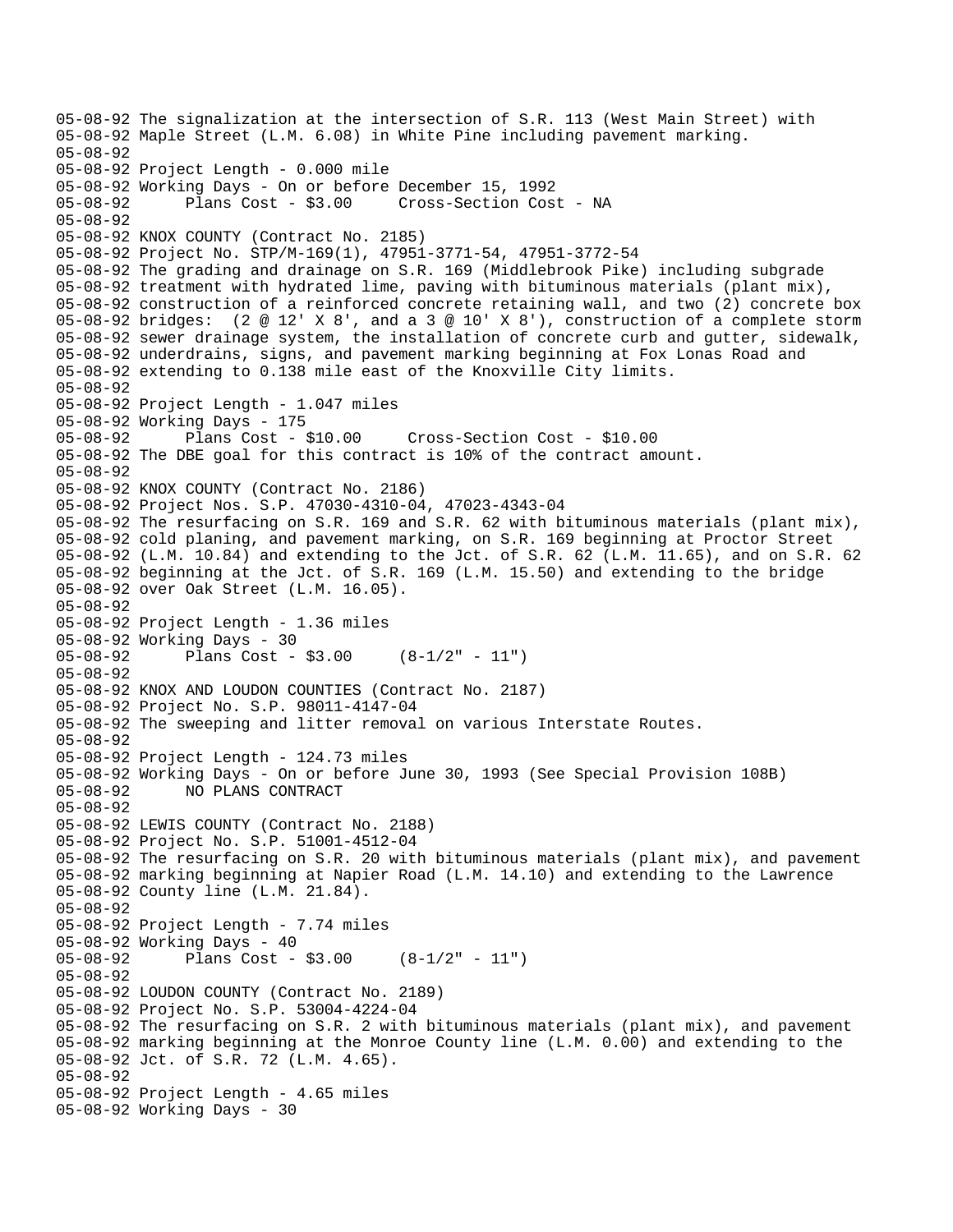05-08-92 The signalization at the intersection of S.R. 113 (West Main Street) with
05-08-92 Maple Street (L.M. 6.08) in White Pine including pavement marking.
05-08-92
05-08-92 Project Length - 0.000 mile
05-08-92 Working Days - On or before December 15, 1992
05-08-92       Plans Cost - $3.00     Cross-Section Cost - NA
05-08-92
05-08-92 KNOX COUNTY (Contract No. 2185)
05-08-92 Project No. STP/M-169(1), 47951-3771-54, 47951-3772-54
05-08-92 The grading and drainage on S.R. 169 (Middlebrook Pike) including subgrade
05-08-92 treatment with hydrated lime, paving with bituminous materials (plant mix),
05-08-92 construction of a reinforced concrete retaining wall, and two (2) concrete box
05-08-92 bridges:  (2 @ 12' X 8', and a 3 @ 10' X 8'), construction of a complete storm
05-08-92 sewer drainage system, the installation of concrete curb and gutter, sidewalk,
05-08-92 underdrains, signs, and pavement marking beginning at Fox Lonas Road and
05-08-92 extending to 0.138 mile east of the Knoxville City limits.
05-08-92
05-08-92 Project Length - 1.047 miles
05-08-92 Working Days - 175
05-08-92       Plans Cost - $10.00     Cross-Section Cost - $10.00
05-08-92 The DBE goal for this contract is 10% of the contract amount.
05-08-92
05-08-92 KNOX COUNTY (Contract No. 2186)
05-08-92 Project Nos. S.P. 47030-4310-04, 47023-4343-04
05-08-92 The resurfacing on S.R. 169 and S.R. 62 with bituminous materials (plant mix),
05-08-92 cold planing, and pavement marking, on S.R. 169 beginning at Proctor Street
05-08-92 (L.M. 10.84) and extending to the Jct. of S.R. 62 (L.M. 11.65), and on S.R. 62
05-08-92 beginning at the Jct. of S.R. 169 (L.M. 15.50) and extending to the bridge
05-08-92 over Oak Street (L.M. 16.05).
05-08-92
05-08-92 Project Length - 1.36 miles
05-08-92 Working Days - 30
05-08-92       Plans Cost - $3.00     (8-1/2" - 11")
05-08-92
05-08-92 KNOX AND LOUDON COUNTIES (Contract No. 2187)
05-08-92 Project No. S.P. 98011-4147-04
05-08-92 The sweeping and litter removal on various Interstate Routes.
05-08-92
05-08-92 Project Length - 124.73 miles
05-08-92 Working Days - On or before June 30, 1993 (See Special Provision 108B)
05-08-92       NO PLANS CONTRACT
05-08-92
05-08-92 LEWIS COUNTY (Contract No. 2188)
05-08-92 Project No. S.P. 51001-4512-04
05-08-92 The resurfacing on S.R. 20 with bituminous materials (plant mix), and pavement
05-08-92 marking beginning at Napier Road (L.M. 14.10) and extending to the Lawrence
05-08-92 County line (L.M. 21.84).
05-08-92
05-08-92 Project Length - 7.74 miles
05-08-92 Working Days - 40
05-08-92       Plans Cost - $3.00     (8-1/2" - 11")
05-08-92
05-08-92 LOUDON COUNTY (Contract No. 2189)
05-08-92 Project No. S.P. 53004-4224-04
05-08-92 The resurfacing on S.R. 2 with bituminous materials (plant mix), and pavement
05-08-92 marking beginning at the Monroe County line (L.M. 0.00) and extending to the
05-08-92 Jct. of S.R. 72 (L.M. 4.65).
05-08-92
05-08-92 Project Length - 4.65 miles
05-08-92 Working Days - 30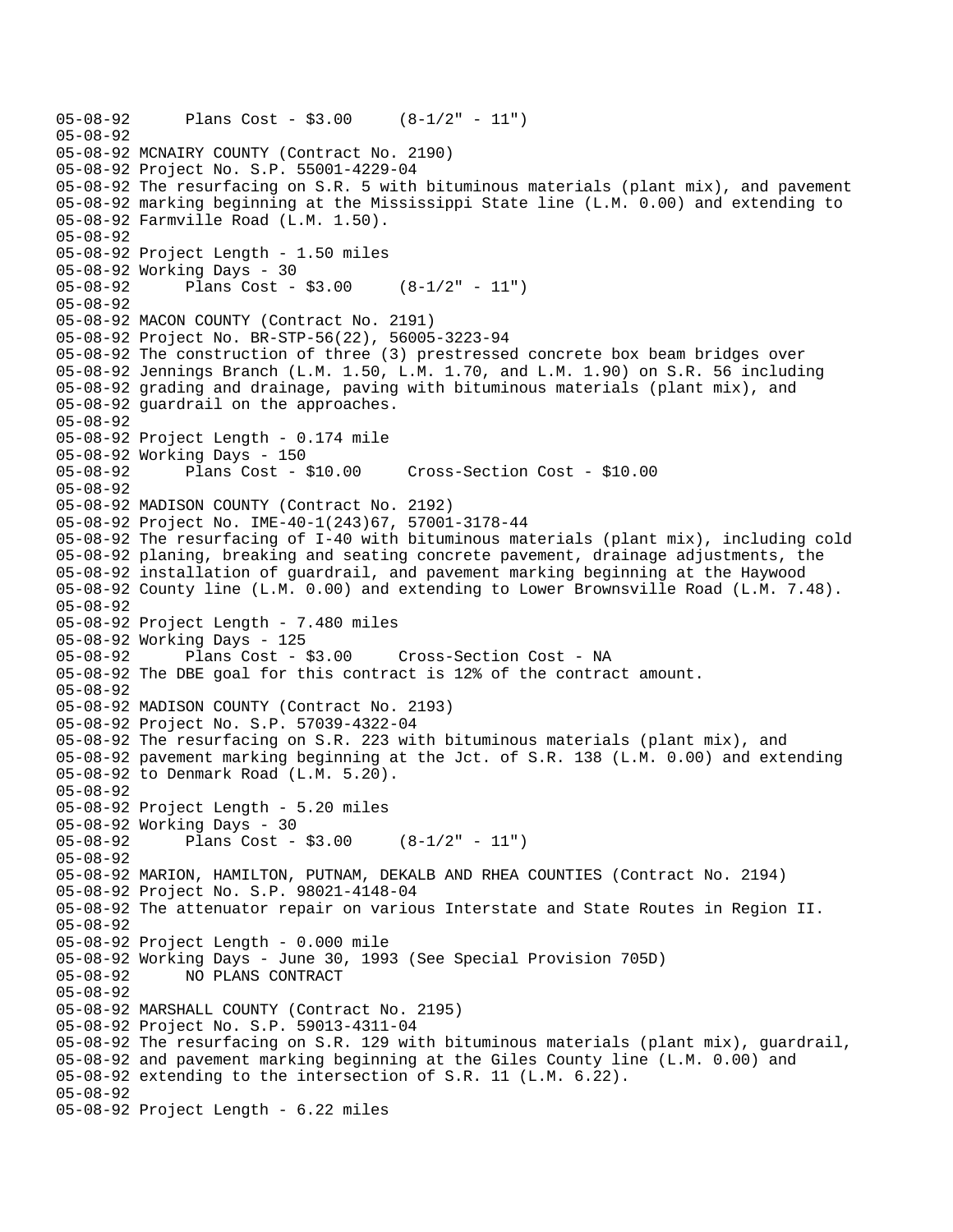```
05-08-92      Plans Cost - $3.00     (8-1/2" - 11")
05-08-92
05-08-92 MCNAIRY COUNTY (Contract No. 2190)
05-08-92 Project No. S.P. 55001-4229-04
05-08-92 The resurfacing on S.R. 5 with bituminous materials (plant mix), and pavement
05-08-92 marking beginning at the Mississippi State line (L.M. 0.00) and extending to
05-08-92 Farmville Road (L.M. 1.50).
05-08-92
05-08-92 Project Length - 1.50 miles
05-08-92 Working Days - 30
05-08-92      Plans Cost - $3.00     (8-1/2" - 11")
05-08-92
05-08-92 MACON COUNTY (Contract No. 2191)
05-08-92 Project No. BR-STP-56(22), 56005-3223-94
05-08-92 The construction of three (3) prestressed concrete box beam bridges over
05-08-92 Jennings Branch (L.M. 1.50, L.M. 1.70, and L.M. 1.90) on S.R. 56 including
05-08-92 grading and drainage, paving with bituminous materials (plant mix), and
05-08-92 guardrail on the approaches.
05-08-92
05-08-92 Project Length - 0.174 mile
05-08-92 Working Days - 150
05-08-92      Plans Cost - $10.00     Cross-Section Cost - $10.00
05-08-92
05-08-92 MADISON COUNTY (Contract No. 2192)
05-08-92 Project No. IME-40-1(243)67, 57001-3178-44
05-08-92 The resurfacing of I-40 with bituminous materials (plant mix), including cold
05-08-92 planing, breaking and seating concrete pavement, drainage adjustments, the
05-08-92 installation of guardrail, and pavement marking beginning at the Haywood
05-08-92 County line (L.M. 0.00) and extending to Lower Brownsville Road (L.M. 7.48).
05-08-92
05-08-92 Project Length - 7.480 miles
05-08-92 Working Days - 125
05-08-92      Plans Cost - $3.00     Cross-Section Cost - NA
05-08-92 The DBE goal for this contract is 12% of the contract amount.
05-08-92
05-08-92 MADISON COUNTY (Contract No. 2193)
05-08-92 Project No. S.P. 57039-4322-04
05-08-92 The resurfacing on S.R. 223 with bituminous materials (plant mix), and
05-08-92 pavement marking beginning at the Jct. of S.R. 138 (L.M. 0.00) and extending
05-08-92 to Denmark Road (L.M. 5.20).
05-08-92
05-08-92 Project Length - 5.20 miles
05-08-92 Working Days - 30
05-08-92      Plans Cost - $3.00     (8-1/2" - 11")
05-08-92
05-08-92 MARION, HAMILTON, PUTNAM, DEKALB AND RHEA COUNTIES (Contract No. 2194)
05-08-92 Project No. S.P. 98021-4148-04
05-08-92 The attenuator repair on various Interstate and State Routes in Region II.
05-08-92
05-08-92 Project Length - 0.000 mile
05-08-92 Working Days - June 30, 1993 (See Special Provision 705D)
05-08-92      NO PLANS CONTRACT
05-08-92
05-08-92 MARSHALL COUNTY (Contract No. 2195)
05-08-92 Project No. S.P. 59013-4311-04
05-08-92 The resurfacing on S.R. 129 with bituminous materials (plant mix), guardrail,
05-08-92 and pavement marking beginning at the Giles County line (L.M. 0.00) and
05-08-92 extending to the intersection of S.R. 11 (L.M. 6.22).
05-08-92
05-08-92 Project Length - 6.22 miles
```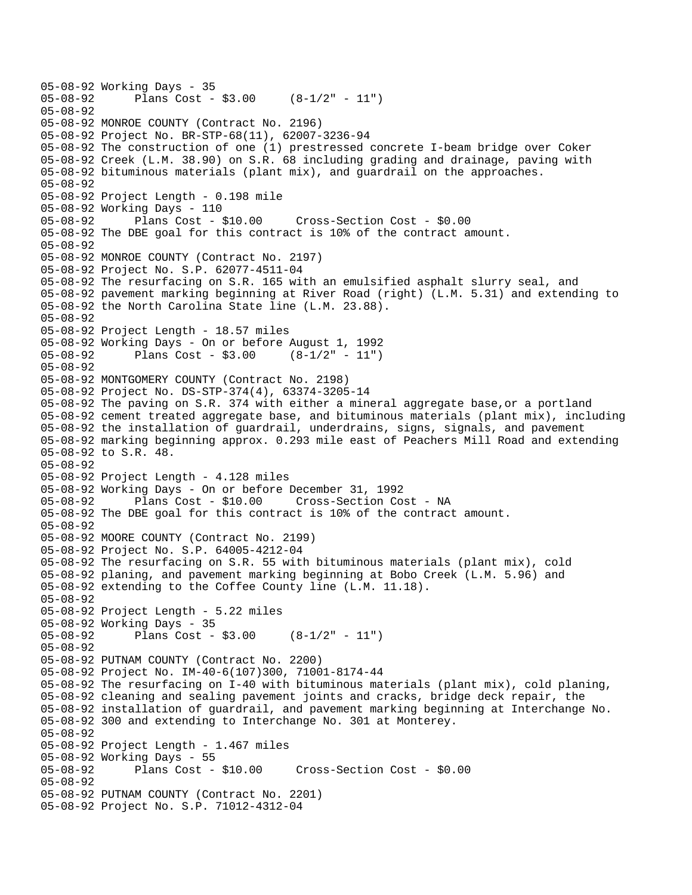```
05-08-92 Working Days - 35
05-08-92       Plans Cost - $3.00     (8-1/2" - 11")
05-08-92
05-08-92 MONROE COUNTY (Contract No. 2196)
05-08-92 Project No. BR-STP-68(11), 62007-3236-94
05-08-92 The construction of one (1) prestressed concrete I-beam bridge over Coker
05-08-92 Creek (L.M. 38.90) on S.R. 68 including grading and drainage, paving with
05-08-92 bituminous materials (plant mix), and guardrail on the approaches.
05-08-92
05-08-92 Project Length - 0.198 mile
05-08-92 Working Days - 110
05-08-92       Plans Cost - $10.00     Cross-Section Cost - $0.00
05-08-92 The DBE goal for this contract is 10% of the contract amount.
05-08-92
05-08-92 MONROE COUNTY (Contract No. 2197)
05-08-92 Project No. S.P. 62077-4511-04
05-08-92 The resurfacing on S.R. 165 with an emulsified asphalt slurry seal, and
05-08-92 pavement marking beginning at River Road (right) (L.M. 5.31) and extending to
05-08-92 the North Carolina State line (L.M. 23.88).
05-08-92
05-08-92 Project Length - 18.57 miles
05-08-92 Working Days - On or before August 1, 1992
05-08-92       Plans Cost - $3.00     (8-1/2" - 11")
05-08-92
05-08-92 MONTGOMERY COUNTY (Contract No. 2198)
05-08-92 Project No. DS-STP-374(4), 63374-3205-14
05-08-92 The paving on S.R. 374 with either a mineral aggregate base,or a portland
05-08-92 cement treated aggregate base, and bituminous materials (plant mix), including
05-08-92 the installation of guardrail, underdrains, signs, signals, and pavement
05-08-92 marking beginning approx. 0.293 mile east of Peachers Mill Road and extending
05-08-92 to S.R. 48.
05-08-92
05-08-92 Project Length - 4.128 miles
05-08-92 Working Days - On or before December 31, 1992
05-08-92       Plans Cost - $10.00     Cross-Section Cost - NA
05-08-92 The DBE goal for this contract is 10% of the contract amount.
05-08-92
05-08-92 MOORE COUNTY (Contract No. 2199)
05-08-92 Project No. S.P. 64005-4212-04
05-08-92 The resurfacing on S.R. 55 with bituminous materials (plant mix), cold
05-08-92 planing, and pavement marking beginning at Bobo Creek (L.M. 5.96) and
05-08-92 extending to the Coffee County line (L.M. 11.18).
05-08-92
05-08-92 Project Length - 5.22 miles
05-08-92 Working Days - 35
05-08-92       Plans Cost - $3.00     (8-1/2" - 11")
05-08-92
05-08-92 PUTNAM COUNTY (Contract No. 2200)
05-08-92 Project No. IM-40-6(107)300, 71001-8174-44
05-08-92 The resurfacing on I-40 with bituminous materials (plant mix), cold planing,
05-08-92 cleaning and sealing pavement joints and cracks, bridge deck repair, the
05-08-92 installation of guardrail, and pavement marking beginning at Interchange No.
05-08-92 300 and extending to Interchange No. 301 at Monterey.
05-08-92
05-08-92 Project Length - 1.467 miles
05-08-92 Working Days - 55
05-08-92       Plans Cost - $10.00     Cross-Section Cost - $0.00
05-08-92
05-08-92 PUTNAM COUNTY (Contract No. 2201)
05-08-92 Project No. S.P. 71012-4312-04
```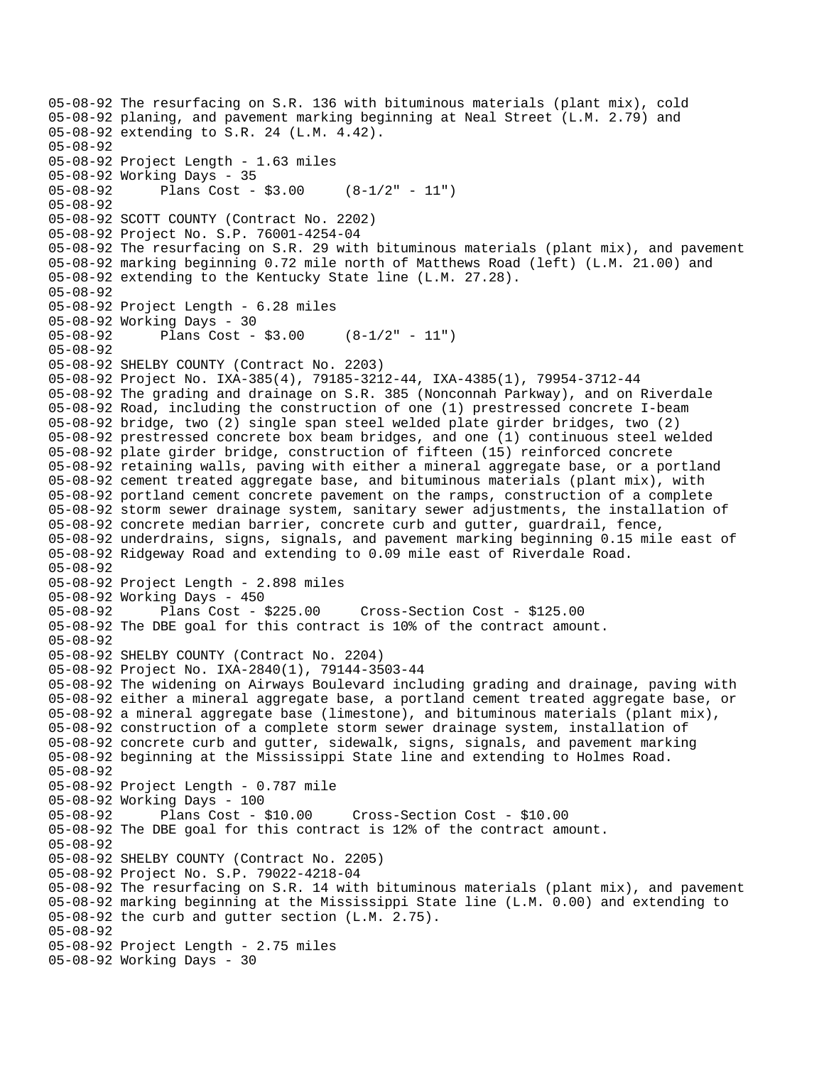05-08-92 The resurfacing on S.R. 136 with bituminous materials (plant mix), cold
05-08-92 planing, and pavement marking beginning at Neal Street (L.M. 2.79) and
05-08-92 extending to S.R. 24 (L.M. 4.42).
05-08-92
05-08-92 Project Length - 1.63 miles
05-08-92 Working Days - 35
05-08-92 Plans Cost - $3.00 (8-1/2" - 11")
05-08-92
05-08-92 SCOTT COUNTY (Contract No. 2202)
05-08-92 Project No. S.P. 76001-4254-04
05-08-92 The resurfacing on S.R. 29 with bituminous materials (plant mix), and pavement
05-08-92 marking beginning 0.72 mile north of Matthews Road (left) (L.M. 21.00) and
05-08-92 extending to the Kentucky State line (L.M. 27.28).
05-08-92
05-08-92 Project Length - 6.28 miles
05-08-92 Working Days - 30
05-08-92 Plans Cost - $3.00 (8-1/2" - 11")
05-08-92
05-08-92 SHELBY COUNTY (Contract No. 2203)
05-08-92 Project No. IXA-385(4), 79185-3212-44, IXA-4385(1), 79954-3712-44
05-08-92 The grading and drainage on S.R. 385 (Nonconnah Parkway), and on Riverdale
05-08-92 Road, including the construction of one (1) prestressed concrete I-beam
05-08-92 bridge, two (2) single span steel welded plate girder bridges, two (2)
05-08-92 prestressed concrete box beam bridges, and one (1) continuous steel welded
05-08-92 plate girder bridge, construction of fifteen (15) reinforced concrete
05-08-92 retaining walls, paving with either a mineral aggregate base, or a portland
05-08-92 cement treated aggregate base, and bituminous materials (plant mix), with
05-08-92 portland cement concrete pavement on the ramps, construction of a complete
05-08-92 storm sewer drainage system, sanitary sewer adjustments, the installation of
05-08-92 concrete median barrier, concrete curb and gutter, guardrail, fence,
05-08-92 underdrains, signs, signals, and pavement marking beginning 0.15 mile east of
05-08-92 Ridgeway Road and extending to 0.09 mile east of Riverdale Road.
05-08-92
05-08-92 Project Length - 2.898 miles
05-08-92 Working Days - 450
05-08-92 Plans Cost - $225.00 Cross-Section Cost - $125.00
05-08-92 The DBE goal for this contract is 10% of the contract amount.
05-08-92
05-08-92 SHELBY COUNTY (Contract No. 2204)
05-08-92 Project No. IXA-2840(1), 79144-3503-44
05-08-92 The widening on Airways Boulevard including grading and drainage, paving with
05-08-92 either a mineral aggregate base, a portland cement treated aggregate base, or
05-08-92 a mineral aggregate base (limestone), and bituminous materials (plant mix),
05-08-92 construction of a complete storm sewer drainage system, installation of
05-08-92 concrete curb and gutter, sidewalk, signs, signals, and pavement marking
05-08-92 beginning at the Mississippi State line and extending to Holmes Road.
05-08-92
05-08-92 Project Length - 0.787 mile
05-08-92 Working Days - 100
05-08-92 Plans Cost - $10.00 Cross-Section Cost - $10.00
05-08-92 The DBE goal for this contract is 12% of the contract amount.
05-08-92
05-08-92 SHELBY COUNTY (Contract No. 2205)
05-08-92 Project No. S.P. 79022-4218-04
05-08-92 The resurfacing on S.R. 14 with bituminous materials (plant mix), and pavement
05-08-92 marking beginning at the Mississippi State line (L.M. 0.00) and extending to
05-08-92 the curb and gutter section (L.M. 2.75).
05-08-92
05-08-92 Project Length - 2.75 miles
05-08-92 Working Days - 30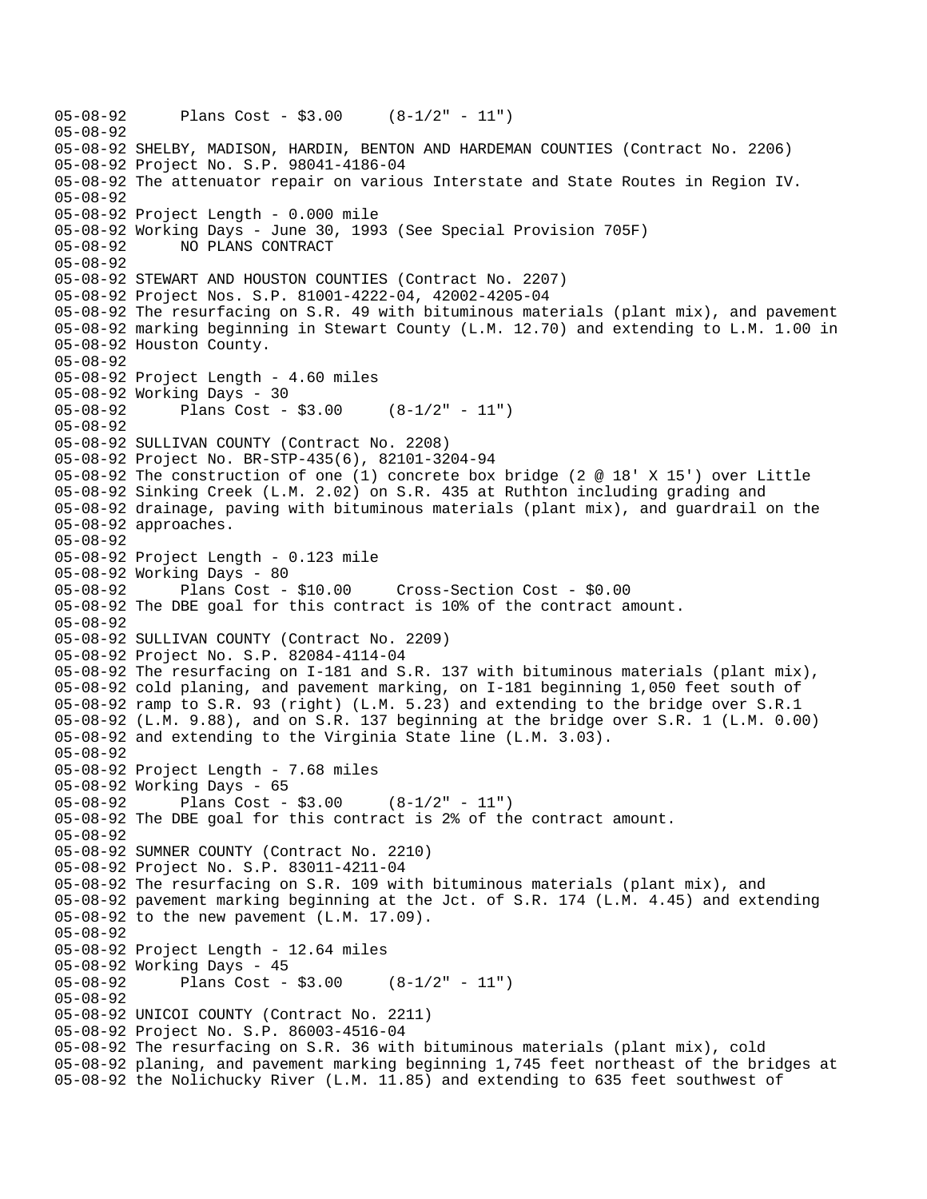```
05-08-92      Plans Cost - $3.00     (8-1/2" - 11")
05-08-92
05-08-92 SHELBY, MADISON, HARDIN, BENTON AND HARDEMAN COUNTIES (Contract No. 2206)
05-08-92 Project No. S.P. 98041-4186-04
05-08-92 The attenuator repair on various Interstate and State Routes in Region IV.
05-08-92
05-08-92 Project Length - 0.000 mile
05-08-92 Working Days - June 30, 1993 (See Special Provision 705F)
05-08-92      NO PLANS CONTRACT
05-08-92
05-08-92 STEWART AND HOUSTON COUNTIES (Contract No. 2207)
05-08-92 Project Nos. S.P. 81001-4222-04, 42002-4205-04
05-08-92 The resurfacing on S.R. 49 with bituminous materials (plant mix), and pavement
05-08-92 marking beginning in Stewart County (L.M. 12.70) and extending to L.M. 1.00 in
05-08-92 Houston County.
05-08-92
05-08-92 Project Length - 4.60 miles
05-08-92 Working Days - 30
05-08-92      Plans Cost - $3.00     (8-1/2" - 11")
05-08-92
05-08-92 SULLIVAN COUNTY (Contract No. 2208)
05-08-92 Project No. BR-STP-435(6), 82101-3204-94
05-08-92 The construction of one (1) concrete box bridge (2 @ 18' X 15') over Little
05-08-92 Sinking Creek (L.M. 2.02) on S.R. 435 at Ruthton including grading and
05-08-92 drainage, paving with bituminous materials (plant mix), and guardrail on the
05-08-92 approaches.
05-08-92
05-08-92 Project Length - 0.123 mile
05-08-92 Working Days - 80
05-08-92      Plans Cost - $10.00     Cross-Section Cost - $0.00
05-08-92 The DBE goal for this contract is 10% of the contract amount.
05-08-92
05-08-92 SULLIVAN COUNTY (Contract No. 2209)
05-08-92 Project No. S.P. 82084-4114-04
05-08-92 The resurfacing on I-181 and S.R. 137 with bituminous materials (plant mix),
05-08-92 cold planing, and pavement marking, on I-181 beginning 1,050 feet south of
05-08-92 ramp to S.R. 93 (right) (L.M. 5.23) and extending to the bridge over S.R.1
05-08-92 (L.M. 9.88), and on S.R. 137 beginning at the bridge over S.R. 1 (L.M. 0.00)
05-08-92 and extending to the Virginia State line (L.M. 3.03).
05-08-92
05-08-92 Project Length - 7.68 miles
05-08-92 Working Days - 65
05-08-92      Plans Cost - $3.00     (8-1/2" - 11")
05-08-92 The DBE goal for this contract is 2% of the contract amount.
05-08-92
05-08-92 SUMNER COUNTY (Contract No. 2210)
05-08-92 Project No. S.P. 83011-4211-04
05-08-92 The resurfacing on S.R. 109 with bituminous materials (plant mix), and
05-08-92 pavement marking beginning at the Jct. of S.R. 174 (L.M. 4.45) and extending
05-08-92 to the new pavement (L.M. 17.09).
05-08-92
05-08-92 Project Length - 12.64 miles
05-08-92 Working Days - 45
05-08-92      Plans Cost - $3.00     (8-1/2" - 11")
05-08-92
05-08-92 UNICOI COUNTY (Contract No. 2211)
05-08-92 Project No. S.P. 86003-4516-04
05-08-92 The resurfacing on S.R. 36 with bituminous materials (plant mix), cold
05-08-92 planing, and pavement marking beginning 1,745 feet northeast of the bridges at
05-08-92 the Nolichucky River (L.M. 11.85) and extending to 635 feet southwest of
```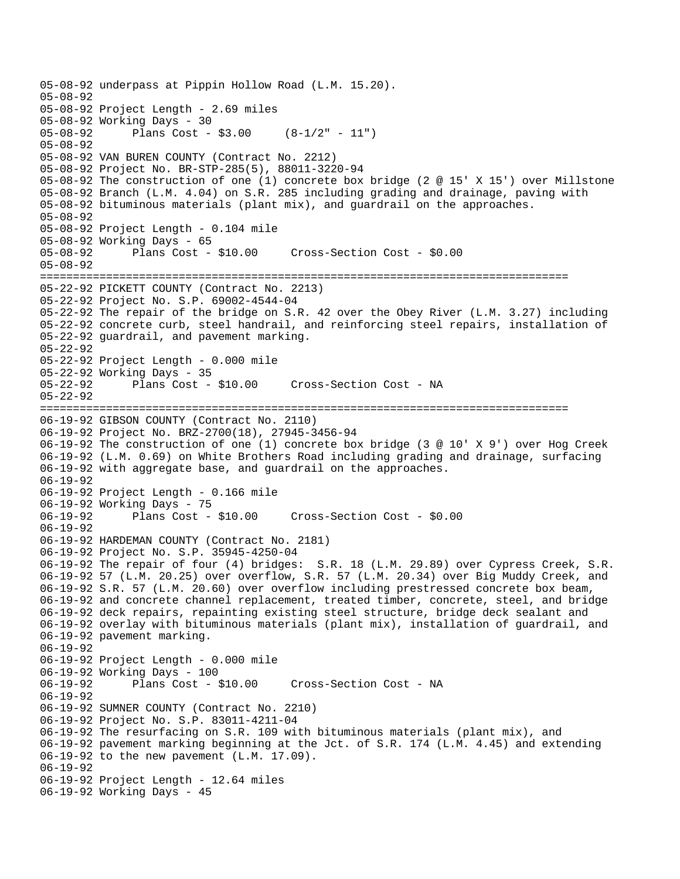```
05-08-92 underpass at Pippin Hollow Road (L.M. 15.20).
05-08-92
05-08-92 Project Length - 2.69 miles
05-08-92 Working Days - 30
05-08-92       Plans Cost - $3.00     (8-1/2" - 11")
05-08-92
05-08-92 VAN BUREN COUNTY (Contract No. 2212)
05-08-92 Project No. BR-STP-285(5), 88011-3220-94
05-08-92 The construction of one (1) concrete box bridge (2 @ 15' X 15') over Millstone
05-08-92 Branch (L.M. 4.04) on S.R. 285 including grading and drainage, paving with
05-08-92 bituminous materials (plant mix), and guardrail on the approaches.
05-08-92
05-08-92 Project Length - 0.104 mile
05-08-92 Working Days - 65
05-08-92       Plans Cost - $10.00     Cross-Section Cost - $0.00
05-08-92
================================================================================
05-22-92 PICKETT COUNTY (Contract No. 2213)
05-22-92 Project No. S.P. 69002-4544-04
05-22-92 The repair of the bridge on S.R. 42 over the Obey River (L.M. 3.27) including
05-22-92 concrete curb, steel handrail, and reinforcing steel repairs, installation of
05-22-92 guardrail, and pavement marking.
05-22-92
05-22-92 Project Length - 0.000 mile
05-22-92 Working Days - 35
05-22-92       Plans Cost - $10.00     Cross-Section Cost - NA
05-22-92
================================================================================
06-19-92 GIBSON COUNTY (Contract No. 2110)
06-19-92 Project No. BRZ-2700(18), 27945-3456-94
06-19-92 The construction of one (1) concrete box bridge (3 @ 10' X 9') over Hog Creek
06-19-92 (L.M. 0.69) on White Brothers Road including grading and drainage, surfacing
06-19-92 with aggregate base, and guardrail on the approaches.
06-19-92
06-19-92 Project Length - 0.166 mile
06-19-92 Working Days - 75
06-19-92       Plans Cost - $10.00     Cross-Section Cost - $0.00
06-19-92
06-19-92 HARDEMAN COUNTY (Contract No. 2181)
06-19-92 Project No. S.P. 35945-4250-04
06-19-92 The repair of four (4) bridges:  S.R. 18 (L.M. 29.89) over Cypress Creek, S.R.
06-19-92 57 (L.M. 20.25) over overflow, S.R. 57 (L.M. 20.34) over Big Muddy Creek, and
06-19-92 S.R. 57 (L.M. 20.60) over overflow including prestressed concrete box beam,
06-19-92 and concrete channel replacement, treated timber, concrete, steel, and bridge
06-19-92 deck repairs, repainting existing steel structure, bridge deck sealant and
06-19-92 overlay with bituminous materials (plant mix), installation of guardrail, and
06-19-92 pavement marking.
06-19-92
06-19-92 Project Length - 0.000 mile
06-19-92 Working Days - 100
06-19-92       Plans Cost - $10.00     Cross-Section Cost - NA
06-19-92
06-19-92 SUMNER COUNTY (Contract No. 2210)
06-19-92 Project No. S.P. 83011-4211-04
06-19-92 The resurfacing on S.R. 109 with bituminous materials (plant mix), and
06-19-92 pavement marking beginning at the Jct. of S.R. 174 (L.M. 4.45) and extending
06-19-92 to the new pavement (L.M. 17.09).
06-19-92
06-19-92 Project Length - 12.64 miles
06-19-92 Working Days - 45
```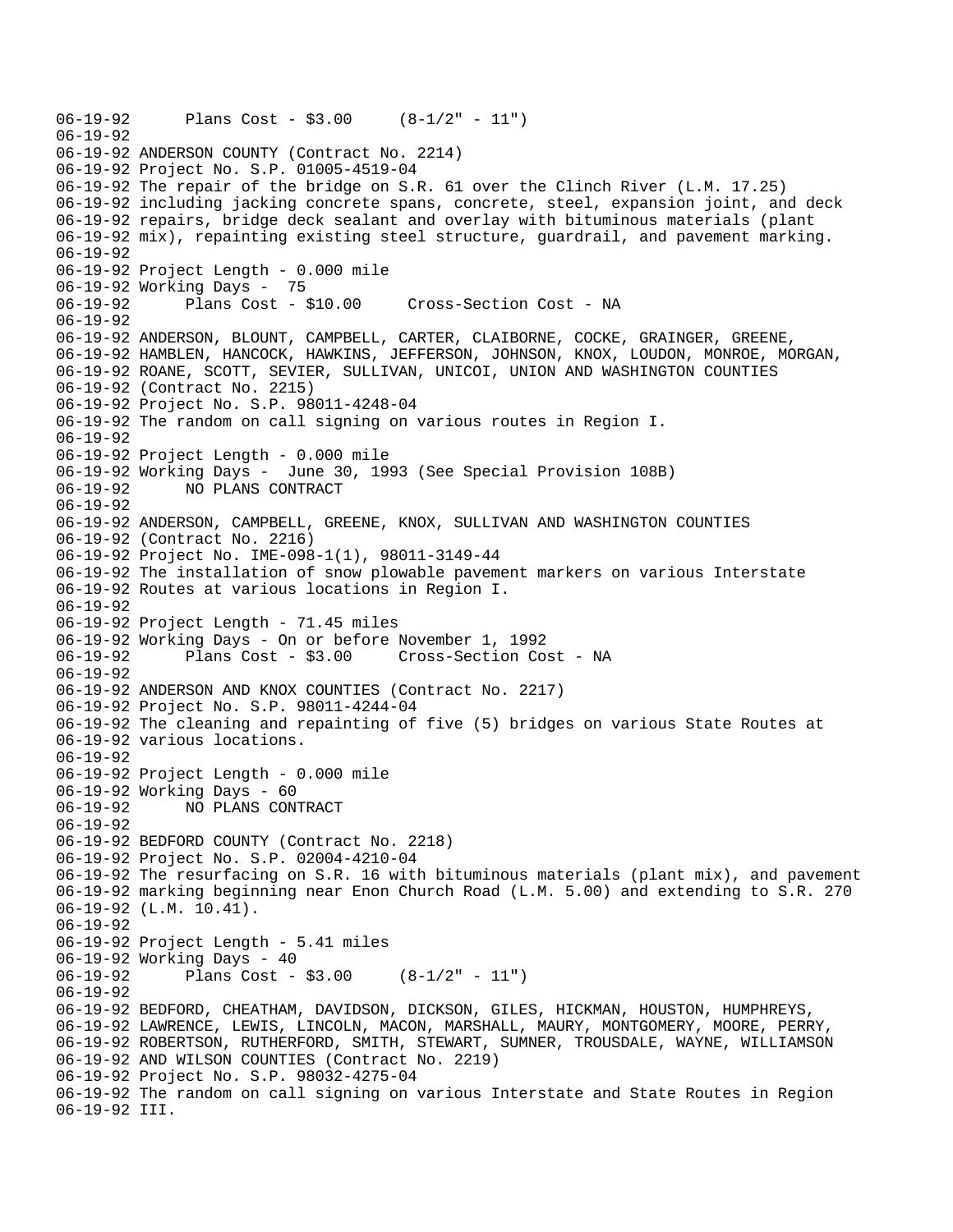```
06-19-92      Plans Cost - $3.00     (8-1/2" - 11")
06-19-92
06-19-92 ANDERSON COUNTY (Contract No. 2214)
06-19-92 Project No. S.P. 01005-4519-04
06-19-92 The repair of the bridge on S.R. 61 over the Clinch River (L.M. 17.25)
06-19-92 including jacking concrete spans, concrete, steel, expansion joint, and deck
06-19-92 repairs, bridge deck sealant and overlay with bituminous materials (plant
06-19-92 mix), repainting existing steel structure, guardrail, and pavement marking.
06-19-92
06-19-92 Project Length - 0.000 mile
06-19-92 Working Days -  75
06-19-92      Plans Cost - $10.00     Cross-Section Cost - NA
06-19-92
06-19-92 ANDERSON, BLOUNT, CAMPBELL, CARTER, CLAIBORNE, COCKE, GRAINGER, GREENE,
06-19-92 HAMBLEN, HANCOCK, HAWKINS, JEFFERSON, JOHNSON, KNOX, LOUDON, MONROE, MORGAN,
06-19-92 ROANE, SCOTT, SEVIER, SULLIVAN, UNICOI, UNION AND WASHINGTON COUNTIES
06-19-92 (Contract No. 2215)
06-19-92 Project No. S.P. 98011-4248-04
06-19-92 The random on call signing on various routes in Region I.
06-19-92
06-19-92 Project Length - 0.000 mile
06-19-92 Working Days -  June 30, 1993 (See Special Provision 108B)
06-19-92      NO PLANS CONTRACT
06-19-92
06-19-92 ANDERSON, CAMPBELL, GREENE, KNOX, SULLIVAN AND WASHINGTON COUNTIES
06-19-92 (Contract No. 2216)
06-19-92 Project No. IME-098-1(1), 98011-3149-44
06-19-92 The installation of snow plowable pavement markers on various Interstate
06-19-92 Routes at various locations in Region I.
06-19-92
06-19-92 Project Length - 71.45 miles
06-19-92 Working Days - On or before November 1, 1992
06-19-92      Plans Cost - $3.00     Cross-Section Cost - NA
06-19-92
06-19-92 ANDERSON AND KNOX COUNTIES (Contract No. 2217)
06-19-92 Project No. S.P. 98011-4244-04
06-19-92 The cleaning and repainting of five (5) bridges on various State Routes at
06-19-92 various locations.
06-19-92
06-19-92 Project Length - 0.000 mile
06-19-92 Working Days - 60
06-19-92      NO PLANS CONTRACT
06-19-92
06-19-92 BEDFORD COUNTY (Contract No. 2218)
06-19-92 Project No. S.P. 02004-4210-04
06-19-92 The resurfacing on S.R. 16 with bituminous materials (plant mix), and pavement
06-19-92 marking beginning near Enon Church Road (L.M. 5.00) and extending to S.R. 270
06-19-92 (L.M. 10.41).
06-19-92
06-19-92 Project Length - 5.41 miles
06-19-92 Working Days - 40
06-19-92      Plans Cost - $3.00     (8-1/2" - 11")
06-19-92
06-19-92 BEDFORD, CHEATHAM, DAVIDSON, DICKSON, GILES, HICKMAN, HOUSTON, HUMPHREYS,
06-19-92 LAWRENCE, LEWIS, LINCOLN, MACON, MARSHALL, MAURY, MONTGOMERY, MOORE, PERRY,
06-19-92 ROBERTSON, RUTHERFORD, SMITH, STEWART, SUMNER, TROUSDALE, WAYNE, WILLIAMSON
06-19-92 AND WILSON COUNTIES (Contract No. 2219)
06-19-92 Project No. S.P. 98032-4275-04
06-19-92 The random on call signing on various Interstate and State Routes in Region
06-19-92 III.
```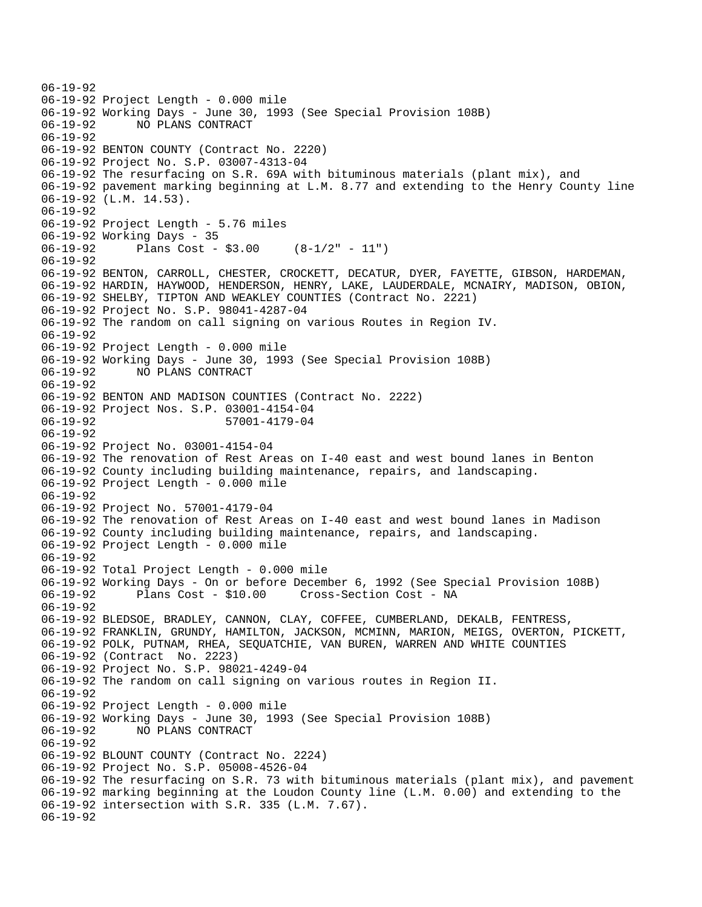```
06-19-92
06-19-92 Project Length - 0.000 mile
06-19-92 Working Days - June 30, 1993 (See Special Provision 108B)
06-19-92       NO PLANS CONTRACT
06-19-92
06-19-92 BENTON COUNTY (Contract No. 2220)
06-19-92 Project No. S.P. 03007-4313-04
06-19-92 The resurfacing on S.R. 69A with bituminous materials (plant mix), and
06-19-92 pavement marking beginning at L.M. 8.77 and extending to the Henry County line
06-19-92 (L.M. 14.53).
06-19-92
06-19-92 Project Length - 5.76 miles
06-19-92 Working Days - 35
06-19-92       Plans Cost - $3.00     (8-1/2" - 11")
06-19-92
06-19-92 BENTON, CARROLL, CHESTER, CROCKETT, DECATUR, DYER, FAYETTE, GIBSON, HARDEMAN,
06-19-92 HARDIN, HAYWOOD, HENDERSON, HENRY, LAKE, LAUDERDALE, MCNAIRY, MADISON, OBION,
06-19-92 SHELBY, TIPTON AND WEAKLEY COUNTIES (Contract No. 2221)
06-19-92 Project No. S.P. 98041-4287-04
06-19-92 The random on call signing on various Routes in Region IV.
06-19-92
06-19-92 Project Length - 0.000 mile
06-19-92 Working Days - June 30, 1993 (See Special Provision 108B)
06-19-92       NO PLANS CONTRACT
06-19-92
06-19-92 BENTON AND MADISON COUNTIES (Contract No. 2222)
06-19-92 Project Nos. S.P. 03001-4154-04
06-19-92                   57001-4179-04
06-19-92
06-19-92 Project No. 03001-4154-04
06-19-92 The renovation of Rest Areas on I-40 east and west bound lanes in Benton
06-19-92 County including building maintenance, repairs, and landscaping.
06-19-92 Project Length - 0.000 mile
06-19-92
06-19-92 Project No. 57001-4179-04
06-19-92 The renovation of Rest Areas on I-40 east and west bound lanes in Madison
06-19-92 County including building maintenance, repairs, and landscaping.
06-19-92 Project Length - 0.000 mile
06-19-92
06-19-92 Total Project Length - 0.000 mile
06-19-92 Working Days - On or before December 6, 1992 (See Special Provision 108B)
06-19-92       Plans Cost - $10.00     Cross-Section Cost - NA
06-19-92
06-19-92 BLEDSOE, BRADLEY, CANNON, CLAY, COFFEE, CUMBERLAND, DEKALB, FENTRESS,
06-19-92 FRANKLIN, GRUNDY, HAMILTON, JACKSON, MCMINN, MARION, MEIGS, OVERTON, PICKETT,
06-19-92 POLK, PUTNAM, RHEA, SEQUATCHIE, VAN BUREN, WARREN AND WHITE COUNTIES
06-19-92 (Contract  No. 2223)
06-19-92 Project No. S.P. 98021-4249-04
06-19-92 The random on call signing on various routes in Region II.
06-19-92
06-19-92 Project Length - 0.000 mile
06-19-92 Working Days - June 30, 1993 (See Special Provision 108B)
06-19-92       NO PLANS CONTRACT
06-19-92
06-19-92 BLOUNT COUNTY (Contract No. 2224)
06-19-92 Project No. S.P. 05008-4526-04
06-19-92 The resurfacing on S.R. 73 with bituminous materials (plant mix), and pavement
06-19-92 marking beginning at the Loudon County line (L.M. 0.00) and extending to the
06-19-92 intersection with S.R. 335 (L.M. 7.67).
06-19-92
```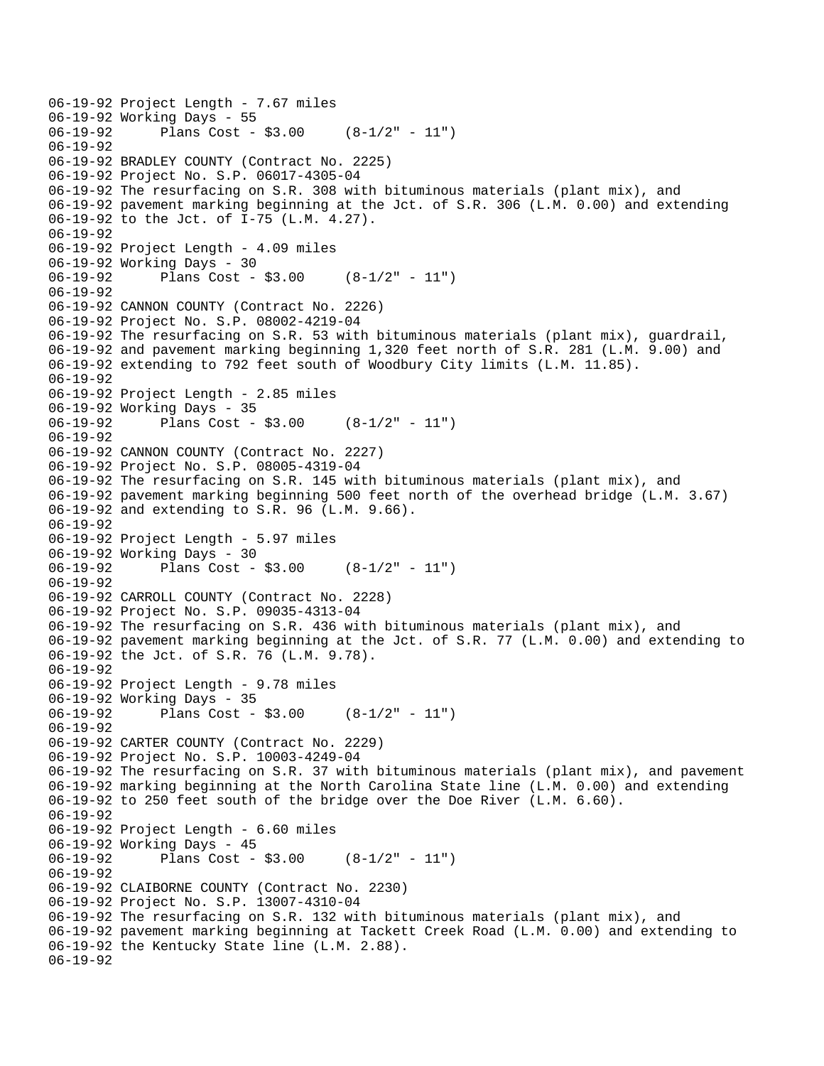```
06-19-92 Project Length - 7.67 miles
06-19-92 Working Days - 55
06-19-92      Plans Cost - $3.00     (8-1/2" - 11")
06-19-92
06-19-92 BRADLEY COUNTY (Contract No. 2225)
06-19-92 Project No. S.P. 06017-4305-04
06-19-92 The resurfacing on S.R. 308 with bituminous materials (plant mix), and
06-19-92 pavement marking beginning at the Jct. of S.R. 306 (L.M. 0.00) and extending
06-19-92 to the Jct. of I-75 (L.M. 4.27).
06-19-92
06-19-92 Project Length - 4.09 miles
06-19-92 Working Days - 30
06-19-92      Plans Cost - $3.00     (8-1/2" - 11")
06-19-92
06-19-92 CANNON COUNTY (Contract No. 2226)
06-19-92 Project No. S.P. 08002-4219-04
06-19-92 The resurfacing on S.R. 53 with bituminous materials (plant mix), guardrail,
06-19-92 and pavement marking beginning 1,320 feet north of S.R. 281 (L.M. 9.00) and
06-19-92 extending to 792 feet south of Woodbury City limits (L.M. 11.85).
06-19-92
06-19-92 Project Length - 2.85 miles
06-19-92 Working Days - 35
06-19-92      Plans Cost - $3.00     (8-1/2" - 11")
06-19-92
06-19-92 CANNON COUNTY (Contract No. 2227)
06-19-92 Project No. S.P. 08005-4319-04
06-19-92 The resurfacing on S.R. 145 with bituminous materials (plant mix), and
06-19-92 pavement marking beginning 500 feet north of the overhead bridge (L.M. 3.67)
06-19-92 and extending to S.R. 96 (L.M. 9.66).
06-19-92
06-19-92 Project Length - 5.97 miles
06-19-92 Working Days - 30
06-19-92      Plans Cost - $3.00     (8-1/2" - 11")
06-19-92
06-19-92 CARROLL COUNTY (Contract No. 2228)
06-19-92 Project No. S.P. 09035-4313-04
06-19-92 The resurfacing on S.R. 436 with bituminous materials (plant mix), and
06-19-92 pavement marking beginning at the Jct. of S.R. 77 (L.M. 0.00) and extending to
06-19-92 the Jct. of S.R. 76 (L.M. 9.78).
06-19-92
06-19-92 Project Length - 9.78 miles
06-19-92 Working Days - 35
06-19-92      Plans Cost - $3.00     (8-1/2" - 11")
06-19-92
06-19-92 CARTER COUNTY (Contract No. 2229)
06-19-92 Project No. S.P. 10003-4249-04
06-19-92 The resurfacing on S.R. 37 with bituminous materials (plant mix), and pavement
06-19-92 marking beginning at the North Carolina State line (L.M. 0.00) and extending
06-19-92 to 250 feet south of the bridge over the Doe River (L.M. 6.60).
06-19-92
06-19-92 Project Length - 6.60 miles
06-19-92 Working Days - 45
06-19-92      Plans Cost - $3.00     (8-1/2" - 11")
06-19-92
06-19-92 CLAIBORNE COUNTY (Contract No. 2230)
06-19-92 Project No. S.P. 13007-4310-04
06-19-92 The resurfacing on S.R. 132 with bituminous materials (plant mix), and
06-19-92 pavement marking beginning at Tackett Creek Road (L.M. 0.00) and extending to
06-19-92 the Kentucky State line (L.M. 2.88).
06-19-92
```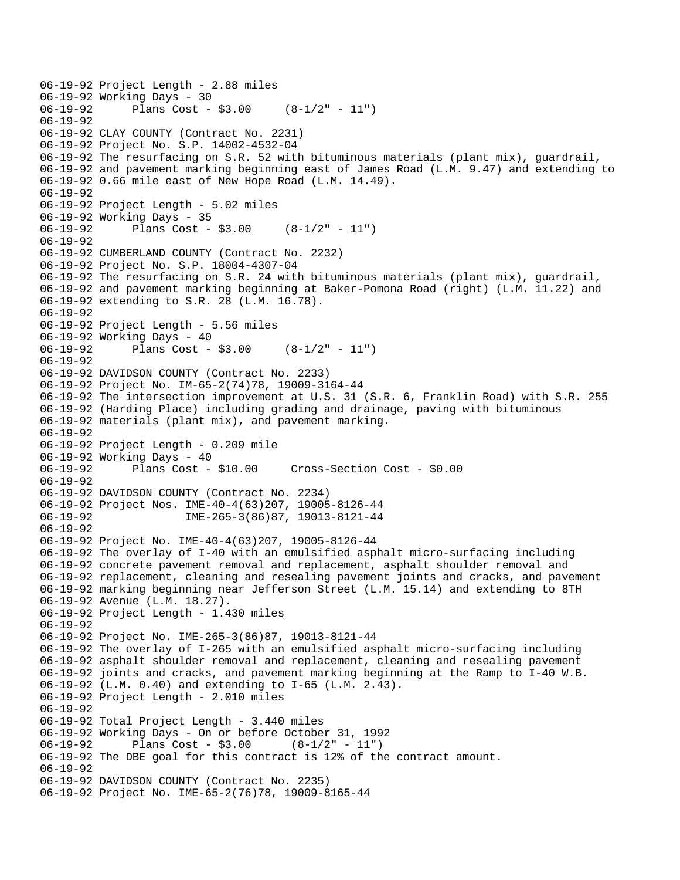```
06-19-92 Project Length - 2.88 miles
06-19-92 Working Days - 30
06-19-92      Plans Cost - $3.00     (8-1/2" - 11")
06-19-92
06-19-92 CLAY COUNTY (Contract No. 2231)
06-19-92 Project No. S.P. 14002-4532-04
06-19-92 The resurfacing on S.R. 52 with bituminous materials (plant mix), guardrail,
06-19-92 and pavement marking beginning east of James Road (L.M. 9.47) and extending to
06-19-92 0.66 mile east of New Hope Road (L.M. 14.49).
06-19-92
06-19-92 Project Length - 5.02 miles
06-19-92 Working Days - 35
06-19-92      Plans Cost - $3.00     (8-1/2" - 11")
06-19-92
06-19-92 CUMBERLAND COUNTY (Contract No. 2232)
06-19-92 Project No. S.P. 18004-4307-04
06-19-92 The resurfacing on S.R. 24 with bituminous materials (plant mix), guardrail,
06-19-92 and pavement marking beginning at Baker-Pomona Road (right) (L.M. 11.22) and
06-19-92 extending to S.R. 28 (L.M. 16.78).
06-19-92
06-19-92 Project Length - 5.56 miles
06-19-92 Working Days - 40
06-19-92      Plans Cost - $3.00     (8-1/2" - 11")
06-19-92
06-19-92 DAVIDSON COUNTY (Contract No. 2233)
06-19-92 Project No. IM-65-2(74)78, 19009-3164-44
06-19-92 The intersection improvement at U.S. 31 (S.R. 6, Franklin Road) with S.R. 255
06-19-92 (Harding Place) including grading and drainage, paving with bituminous
06-19-92 materials (plant mix), and pavement marking.
06-19-92
06-19-92 Project Length - 0.209 mile
06-19-92 Working Days - 40
06-19-92      Plans Cost - $10.00     Cross-Section Cost - $0.00
06-19-92
06-19-92 DAVIDSON COUNTY (Contract No. 2234)
06-19-92 Project Nos. IME-40-4(63)207, 19005-8126-44
06-19-92              IME-265-3(86)87, 19013-8121-44
06-19-92
06-19-92 Project No. IME-40-4(63)207, 19005-8126-44
06-19-92 The overlay of I-40 with an emulsified asphalt micro-surfacing including
06-19-92 concrete pavement removal and replacement, asphalt shoulder removal and
06-19-92 replacement, cleaning and resealing pavement joints and cracks, and pavement
06-19-92 marking beginning near Jefferson Street (L.M. 15.14) and extending to 8TH
06-19-92 Avenue (L.M. 18.27).
06-19-92 Project Length - 1.430 miles
06-19-92
06-19-92 Project No. IME-265-3(86)87, 19013-8121-44
06-19-92 The overlay of I-265 with an emulsified asphalt micro-surfacing including
06-19-92 asphalt shoulder removal and replacement, cleaning and resealing pavement
06-19-92 joints and cracks, and pavement marking beginning at the Ramp to I-40 W.B.
06-19-92 (L.M. 0.40) and extending to I-65 (L.M. 2.43).
06-19-92 Project Length - 2.010 miles
06-19-92
06-19-92 Total Project Length - 3.440 miles
06-19-92 Working Days - On or before October 31, 1992
06-19-92      Plans Cost - $3.00      (8-1/2" - 11")
06-19-92 The DBE goal for this contract is 12% of the contract amount.
06-19-92
06-19-92 DAVIDSON COUNTY (Contract No. 2235)
06-19-92 Project No. IME-65-2(76)78, 19009-8165-44
```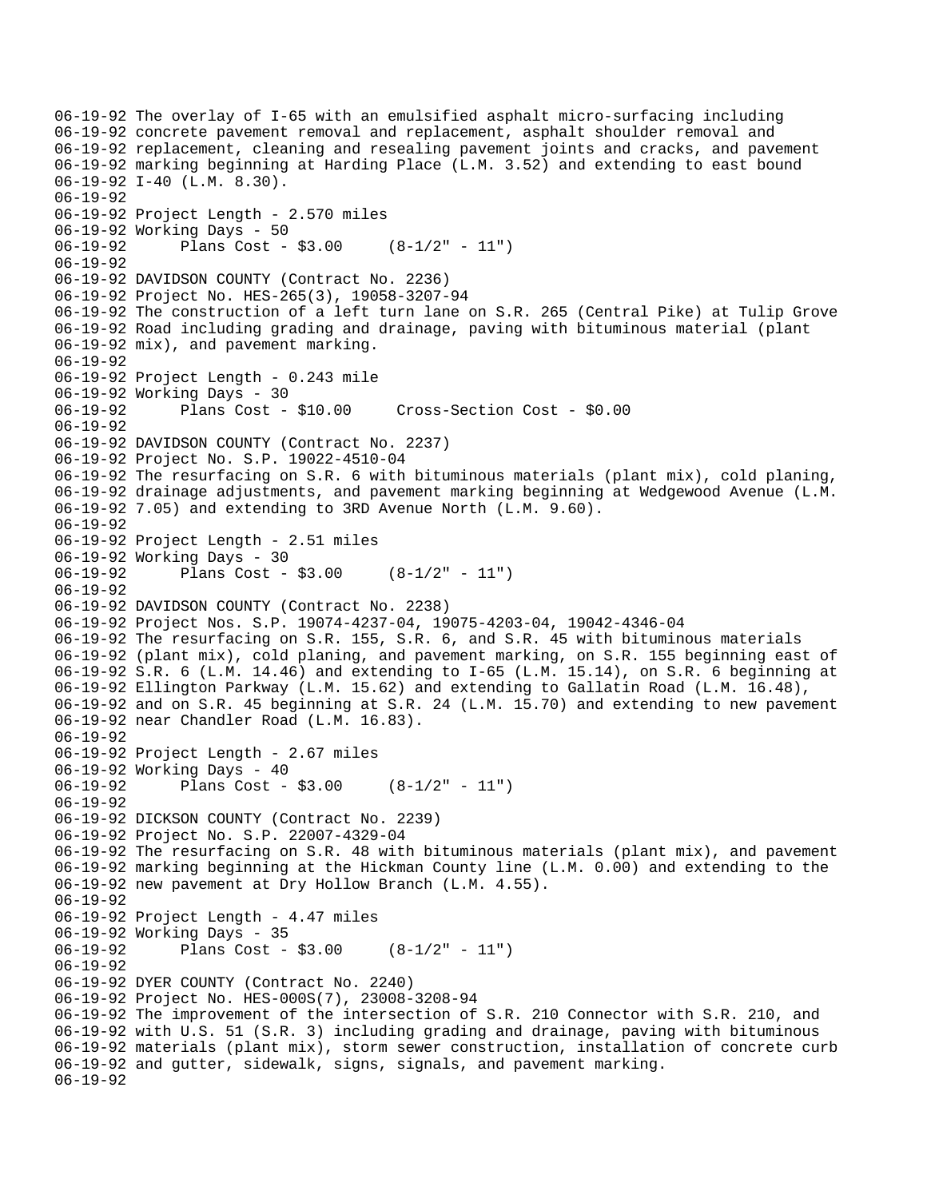```
06-19-92 The overlay of I-65 with an emulsified asphalt micro-surfacing including
06-19-92 concrete pavement removal and replacement, asphalt shoulder removal and
06-19-92 replacement, cleaning and resealing pavement joints and cracks, and pavement
06-19-92 marking beginning at Harding Place (L.M. 3.52) and extending to east bound
06-19-92 I-40 (L.M. 8.30).
06-19-92
06-19-92 Project Length - 2.570 miles
06-19-92 Working Days - 50
06-19-92      Plans Cost - $3.00     (8-1/2" - 11")
06-19-92
06-19-92 DAVIDSON COUNTY (Contract No. 2236)
06-19-92 Project No. HES-265(3), 19058-3207-94
06-19-92 The construction of a left turn lane on S.R. 265 (Central Pike) at Tulip Grove
06-19-92 Road including grading and drainage, paving with bituminous material (plant
06-19-92 mix), and pavement marking.
06-19-92
06-19-92 Project Length - 0.243 mile
06-19-92 Working Days - 30
06-19-92      Plans Cost - $10.00     Cross-Section Cost - $0.00
06-19-92
06-19-92 DAVIDSON COUNTY (Contract No. 2237)
06-19-92 Project No. S.P. 19022-4510-04
06-19-92 The resurfacing on S.R. 6 with bituminous materials (plant mix), cold planing,
06-19-92 drainage adjustments, and pavement marking beginning at Wedgewood Avenue (L.M.
06-19-92 7.05) and extending to 3RD Avenue North (L.M. 9.60).
06-19-92
06-19-92 Project Length - 2.51 miles
06-19-92 Working Days - 30
06-19-92      Plans Cost - $3.00     (8-1/2" - 11")
06-19-92
06-19-92 DAVIDSON COUNTY (Contract No. 2238)
06-19-92 Project Nos. S.P. 19074-4237-04, 19075-4203-04, 19042-4346-04
06-19-92 The resurfacing on S.R. 155, S.R. 6, and S.R. 45 with bituminous materials
06-19-92 (plant mix), cold planing, and pavement marking, on S.R. 155 beginning east of
06-19-92 S.R. 6 (L.M. 14.46) and extending to I-65 (L.M. 15.14), on S.R. 6 beginning at
06-19-92 Ellington Parkway (L.M. 15.62) and extending to Gallatin Road (L.M. 16.48),
06-19-92 and on S.R. 45 beginning at S.R. 24 (L.M. 15.70) and extending to new pavement
06-19-92 near Chandler Road (L.M. 16.83).
06-19-92
06-19-92 Project Length - 2.67 miles
06-19-92 Working Days - 40
06-19-92      Plans Cost - $3.00     (8-1/2" - 11")
06-19-92
06-19-92 DICKSON COUNTY (Contract No. 2239)
06-19-92 Project No. S.P. 22007-4329-04
06-19-92 The resurfacing on S.R. 48 with bituminous materials (plant mix), and pavement
06-19-92 marking beginning at the Hickman County line (L.M. 0.00) and extending to the
06-19-92 new pavement at Dry Hollow Branch (L.M. 4.55).
06-19-92
06-19-92 Project Length - 4.47 miles
06-19-92 Working Days - 35
06-19-92      Plans Cost - $3.00     (8-1/2" - 11")
06-19-92
06-19-92 DYER COUNTY (Contract No. 2240)
06-19-92 Project No. HES-000S(7), 23008-3208-94
06-19-92 The improvement of the intersection of S.R. 210 Connector with S.R. 210, and
06-19-92 with U.S. 51 (S.R. 3) including grading and drainage, paving with bituminous
06-19-92 materials (plant mix), storm sewer construction, installation of concrete curb
06-19-92 and gutter, sidewalk, signs, signals, and pavement marking.
06-19-92
```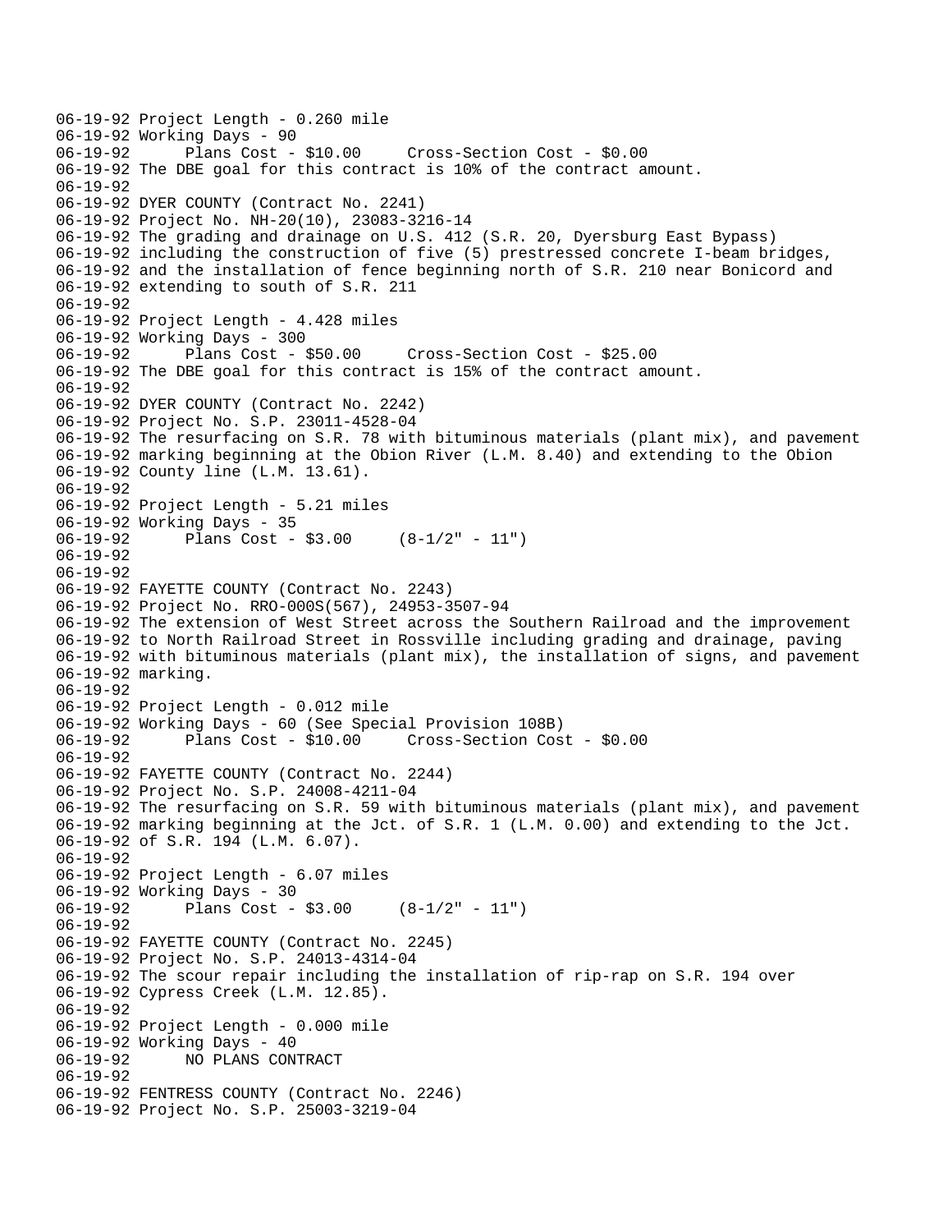```
06-19-92 Project Length - 0.260 mile
06-19-92 Working Days - 90
06-19-92       Plans Cost - $10.00     Cross-Section Cost - $0.00
06-19-92 The DBE goal for this contract is 10% of the contract amount.
06-19-92
06-19-92 DYER COUNTY (Contract No. 2241)
06-19-92 Project No. NH-20(10), 23083-3216-14
06-19-92 The grading and drainage on U.S. 412 (S.R. 20, Dyersburg East Bypass)
06-19-92 including the construction of five (5) prestressed concrete I-beam bridges,
06-19-92 and the installation of fence beginning north of S.R. 210 near Bonicord and
06-19-92 extending to south of S.R. 211
06-19-92
06-19-92 Project Length - 4.428 miles
06-19-92 Working Days - 300
06-19-92       Plans Cost - $50.00     Cross-Section Cost - $25.00
06-19-92 The DBE goal for this contract is 15% of the contract amount.
06-19-92
06-19-92 DYER COUNTY (Contract No. 2242)
06-19-92 Project No. S.P. 23011-4528-04
06-19-92 The resurfacing on S.R. 78 with bituminous materials (plant mix), and pavement
06-19-92 marking beginning at the Obion River (L.M. 8.40) and extending to the Obion
06-19-92 County line (L.M. 13.61).
06-19-92
06-19-92 Project Length - 5.21 miles
06-19-92 Working Days - 35
06-19-92       Plans Cost - $3.00     (8-1/2" - 11")
06-19-92
06-19-92
06-19-92 FAYETTE COUNTY (Contract No. 2243)
06-19-92 Project No. RRO-000S(567), 24953-3507-94
06-19-92 The extension of West Street across the Southern Railroad and the improvement
06-19-92 to North Railroad Street in Rossville including grading and drainage, paving
06-19-92 with bituminous materials (plant mix), the installation of signs, and pavement
06-19-92 marking.
06-19-92
06-19-92 Project Length - 0.012 mile
06-19-92 Working Days - 60 (See Special Provision 108B)
06-19-92       Plans Cost - $10.00     Cross-Section Cost - $0.00
06-19-92
06-19-92 FAYETTE COUNTY (Contract No. 2244)
06-19-92 Project No. S.P. 24008-4211-04
06-19-92 The resurfacing on S.R. 59 with bituminous materials (plant mix), and pavement
06-19-92 marking beginning at the Jct. of S.R. 1 (L.M. 0.00) and extending to the Jct.
06-19-92 of S.R. 194 (L.M. 6.07).
06-19-92
06-19-92 Project Length - 6.07 miles
06-19-92 Working Days - 30
06-19-92       Plans Cost - $3.00     (8-1/2" - 11")
06-19-92
06-19-92 FAYETTE COUNTY (Contract No. 2245)
06-19-92 Project No. S.P. 24013-4314-04
06-19-92 The scour repair including the installation of rip-rap on S.R. 194 over
06-19-92 Cypress Creek (L.M. 12.85).
06-19-92
06-19-92 Project Length - 0.000 mile
06-19-92 Working Days - 40
06-19-92       NO PLANS CONTRACT
06-19-92
06-19-92 FENTRESS COUNTY (Contract No. 2246)
06-19-92 Project No. S.P. 25003-3219-04
```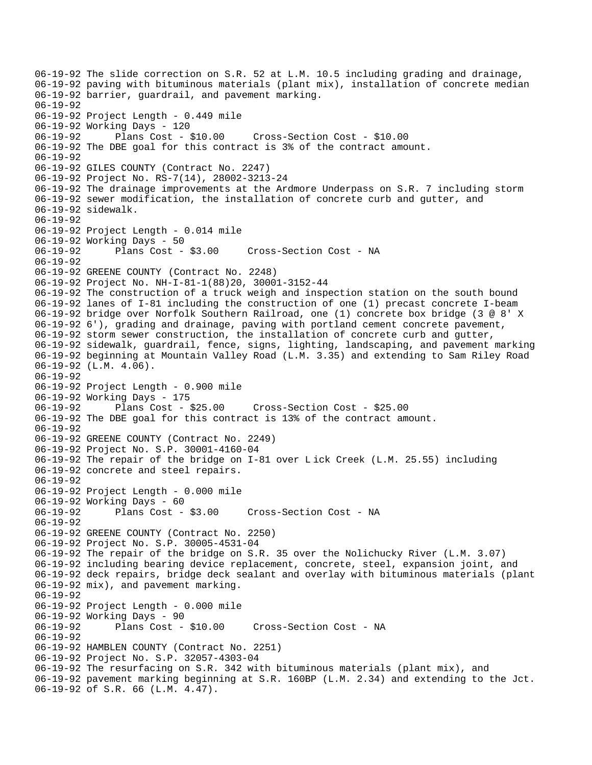06-19-92 The slide correction on S.R. 52 at L.M. 10.5 including grading and drainage,
06-19-92 paving with bituminous materials (plant mix), installation of concrete median
06-19-92 barrier, guardrail, and pavement marking.
06-19-92
06-19-92 Project Length - 0.449 mile
06-19-92 Working Days - 120
06-19-92 Plans Cost - $10.00 Cross-Section Cost - $10.00
06-19-92 The DBE goal for this contract is 3% of the contract amount.
06-19-92
06-19-92 GILES COUNTY (Contract No. 2247)
06-19-92 Project No. RS-7(14), 28002-3213-24
06-19-92 The drainage improvements at the Ardmore Underpass on S.R. 7 including storm
06-19-92 sewer modification, the installation of concrete curb and gutter, and
06-19-92 sidewalk.
06-19-92
06-19-92 Project Length - 0.014 mile
06-19-92 Working Days - 50
06-19-92 Plans Cost - $3.00 Cross-Section Cost - NA
06-19-92
06-19-92 GREENE COUNTY (Contract No. 2248)
06-19-92 Project No. NH-I-81-1(88)20, 30001-3152-44
06-19-92 The construction of a truck weigh and inspection station on the south bound
06-19-92 lanes of I-81 including the construction of one (1) precast concrete I-beam
06-19-92 bridge over Norfolk Southern Railroad, one (1) concrete box bridge (3 @ 8' X
06-19-92 6'), grading and drainage, paving with portland cement concrete pavement,
06-19-92 storm sewer construction, the installation of concrete curb and gutter,
06-19-92 sidewalk, guardrail, fence, signs, lighting, landscaping, and pavement marking
06-19-92 beginning at Mountain Valley Road (L.M. 3.35) and extending to Sam Riley Road
06-19-92 (L.M. 4.06).
06-19-92
06-19-92 Project Length - 0.900 mile
06-19-92 Working Days - 175
06-19-92 Plans Cost - $25.00 Cross-Section Cost - $25.00
06-19-92 The DBE goal for this contract is 13% of the contract amount.
06-19-92
06-19-92 GREENE COUNTY (Contract No. 2249)
06-19-92 Project No. S.P. 30001-4160-04
06-19-92 The repair of the bridge on I-81 over L ick Creek (L.M. 25.55) including
06-19-92 concrete and steel repairs.
06-19-92
06-19-92 Project Length - 0.000 mile
06-19-92 Working Days - 60
06-19-92 Plans Cost - $3.00 Cross-Section Cost - NA
06-19-92
06-19-92 GREENE COUNTY (Contract No. 2250)
06-19-92 Project No. S.P. 30005-4531-04
06-19-92 The repair of the bridge on S.R. 35 over the Nolichucky River (L.M. 3.07)
06-19-92 including bearing device replacement, concrete, steel, expansion joint, and
06-19-92 deck repairs, bridge deck sealant and overlay with bituminous materials (plant
06-19-92 mix), and pavement marking.
06-19-92
06-19-92 Project Length - 0.000 mile
06-19-92 Working Days - 90
06-19-92 Plans Cost - $10.00 Cross-Section Cost - NA
06-19-92
06-19-92 HAMBLEN COUNTY (Contract No. 2251)
06-19-92 Project No. S.P. 32057-4303-04
06-19-92 The resurfacing on S.R. 342 with bituminous materials (plant mix), and
06-19-92 pavement marking beginning at S.R. 160BP (L.M. 2.34) and extending to the Jct.
06-19-92 of S.R. 66 (L.M. 4.47).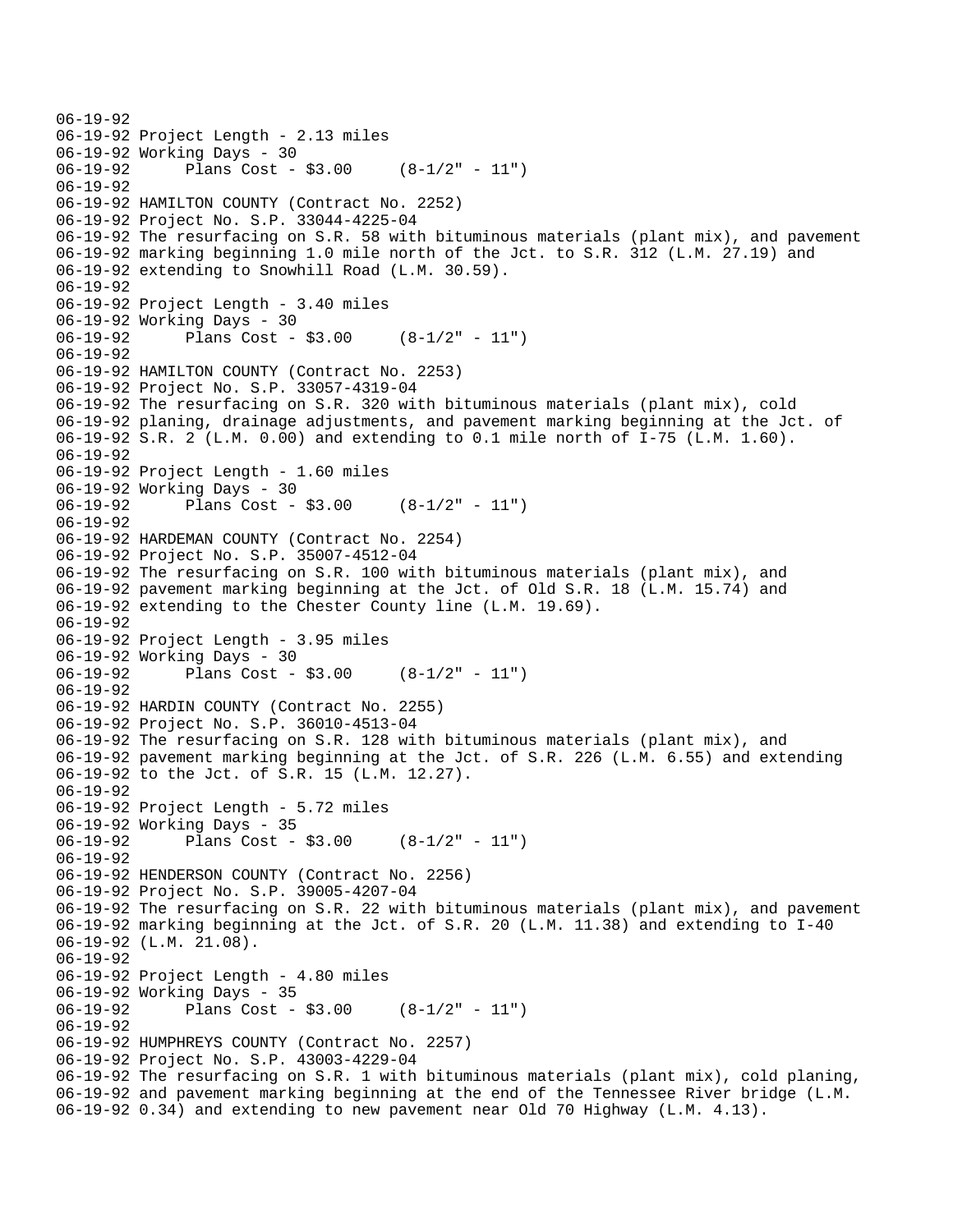```
06-19-92
06-19-92 Project Length - 2.13 miles
06-19-92 Working Days - 30
06-19-92      Plans Cost - $3.00     (8-1/2" - 11")
06-19-92
06-19-92 HAMILTON COUNTY (Contract No. 2252)
06-19-92 Project No. S.P. 33044-4225-04
06-19-92 The resurfacing on S.R. 58 with bituminous materials (plant mix), and pavement
06-19-92 marking beginning 1.0 mile north of the Jct. to S.R. 312 (L.M. 27.19) and
06-19-92 extending to Snowhill Road (L.M. 30.59).
06-19-92
06-19-92 Project Length - 3.40 miles
06-19-92 Working Days - 30
06-19-92      Plans Cost - $3.00     (8-1/2" - 11")
06-19-92
06-19-92 HAMILTON COUNTY (Contract No. 2253)
06-19-92 Project No. S.P. 33057-4319-04
06-19-92 The resurfacing on S.R. 320 with bituminous materials (plant mix), cold
06-19-92 planing, drainage adjustments, and pavement marking beginning at the Jct. of
06-19-92 S.R. 2 (L.M. 0.00) and extending to 0.1 mile north of I-75 (L.M. 1.60).
06-19-92
06-19-92 Project Length - 1.60 miles
06-19-92 Working Days - 30
06-19-92      Plans Cost - $3.00     (8-1/2" - 11")
06-19-92
06-19-92 HARDEMAN COUNTY (Contract No. 2254)
06-19-92 Project No. S.P. 35007-4512-04
06-19-92 The resurfacing on S.R. 100 with bituminous materials (plant mix), and
06-19-92 pavement marking beginning at the Jct. of Old S.R. 18 (L.M. 15.74) and
06-19-92 extending to the Chester County line (L.M. 19.69).
06-19-92
06-19-92 Project Length - 3.95 miles
06-19-92 Working Days - 30
06-19-92      Plans Cost - $3.00     (8-1/2" - 11")
06-19-92
06-19-92 HARDIN COUNTY (Contract No. 2255)
06-19-92 Project No. S.P. 36010-4513-04
06-19-92 The resurfacing on S.R. 128 with bituminous materials (plant mix), and
06-19-92 pavement marking beginning at the Jct. of S.R. 226 (L.M. 6.55) and extending
06-19-92 to the Jct. of S.R. 15 (L.M. 12.27).
06-19-92
06-19-92 Project Length - 5.72 miles
06-19-92 Working Days - 35
06-19-92      Plans Cost - $3.00     (8-1/2" - 11")
06-19-92
06-19-92 HENDERSON COUNTY (Contract No. 2256)
06-19-92 Project No. S.P. 39005-4207-04
06-19-92 The resurfacing on S.R. 22 with bituminous materials (plant mix), and pavement
06-19-92 marking beginning at the Jct. of S.R. 20 (L.M. 11.38) and extending to I-40
06-19-92 (L.M. 21.08).
06-19-92
06-19-92 Project Length - 4.80 miles
06-19-92 Working Days - 35
06-19-92      Plans Cost - $3.00     (8-1/2" - 11")
06-19-92
06-19-92 HUMPHREYS COUNTY (Contract No. 2257)
06-19-92 Project No. S.P. 43003-4229-04
06-19-92 The resurfacing on S.R. 1 with bituminous materials (plant mix), cold planing,
06-19-92 and pavement marking beginning at the end of the Tennessee River bridge (L.M.
06-19-92 0.34) and extending to new pavement near Old 70 Highway (L.M. 4.13).
```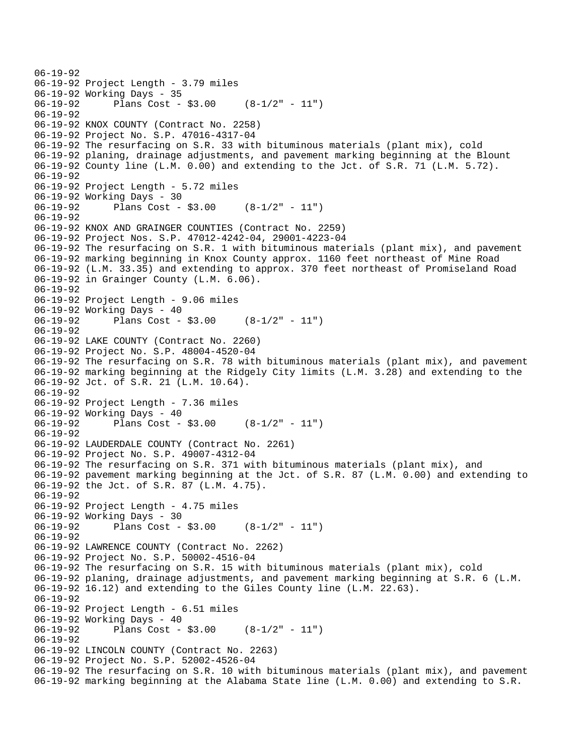06-19-92
06-19-92 Project Length - 3.79 miles
06-19-92 Working Days - 35
06-19-92 Plans Cost - $3.00 (8-1/2" - 11")
06-19-92
06-19-92 KNOX COUNTY (Contract No. 2258)
06-19-92 Project No. S.P. 47016-4317-04
06-19-92 The resurfacing on S.R. 33 with bituminous materials (plant mix), cold
06-19-92 planing, drainage adjustments, and pavement marking beginning at the Blount
06-19-92 County line (L.M. 0.00) and extending to the Jct. of S.R. 71 (L.M. 5.72).
06-19-92
06-19-92 Project Length - 5.72 miles
06-19-92 Working Days - 30
06-19-92 Plans Cost - $3.00 (8-1/2" - 11")
06-19-92
06-19-92 KNOX AND GRAINGER COUNTIES (Contract No. 2259)
06-19-92 Project Nos. S.P. 47012-4242-04, 29001-4223-04
06-19-92 The resurfacing on S.R. 1 with bituminous materials (plant mix), and pavement
06-19-92 marking beginning in Knox County approx. 1160 feet northeast of Mine Road
06-19-92 (L.M. 33.35) and extending to approx. 370 feet northeast of Promiseland Road
06-19-92 in Grainger County (L.M. 6.06).
06-19-92
06-19-92 Project Length - 9.06 miles
06-19-92 Working Days - 40
06-19-92 Plans Cost - $3.00 (8-1/2" - 11")
06-19-92
06-19-92 LAKE COUNTY (Contract No. 2260)
06-19-92 Project No. S.P. 48004-4520-04
06-19-92 The resurfacing on S.R. 78 with bituminous materials (plant mix), and pavement
06-19-92 marking beginning at the Ridgely City limits (L.M. 3.28) and extending to the
06-19-92 Jct. of S.R. 21 (L.M. 10.64).
06-19-92
06-19-92 Project Length - 7.36 miles
06-19-92 Working Days - 40
06-19-92 Plans Cost - $3.00 (8-1/2" - 11")
06-19-92
06-19-92 LAUDERDALE COUNTY (Contract No. 2261)
06-19-92 Project No. S.P. 49007-4312-04
06-19-92 The resurfacing on S.R. 371 with bituminous materials (plant mix), and
06-19-92 pavement marking beginning at the Jct. of S.R. 87 (L.M. 0.00) and extending to
06-19-92 the Jct. of S.R. 87 (L.M. 4.75).
06-19-92
06-19-92 Project Length - 4.75 miles
06-19-92 Working Days - 30
06-19-92 Plans Cost - $3.00 (8-1/2" - 11")
06-19-92
06-19-92 LAWRENCE COUNTY (Contract No. 2262)
06-19-92 Project No. S.P. 50002-4516-04
06-19-92 The resurfacing on S.R. 15 with bituminous materials (plant mix), cold
06-19-92 planing, drainage adjustments, and pavement marking beginning at S.R. 6 (L.M.
06-19-92 16.12) and extending to the Giles County line (L.M. 22.63).
06-19-92
06-19-92 Project Length - 6.51 miles
06-19-92 Working Days - 40
06-19-92 Plans Cost - $3.00 (8-1/2" - 11")
06-19-92
06-19-92 LINCOLN COUNTY (Contract No. 2263)
06-19-92 Project No. S.P. 52002-4526-04
06-19-92 The resurfacing on S.R. 10 with bituminous materials (plant mix), and pavement
06-19-92 marking beginning at the Alabama State line (L.M. 0.00) and extending to S.R.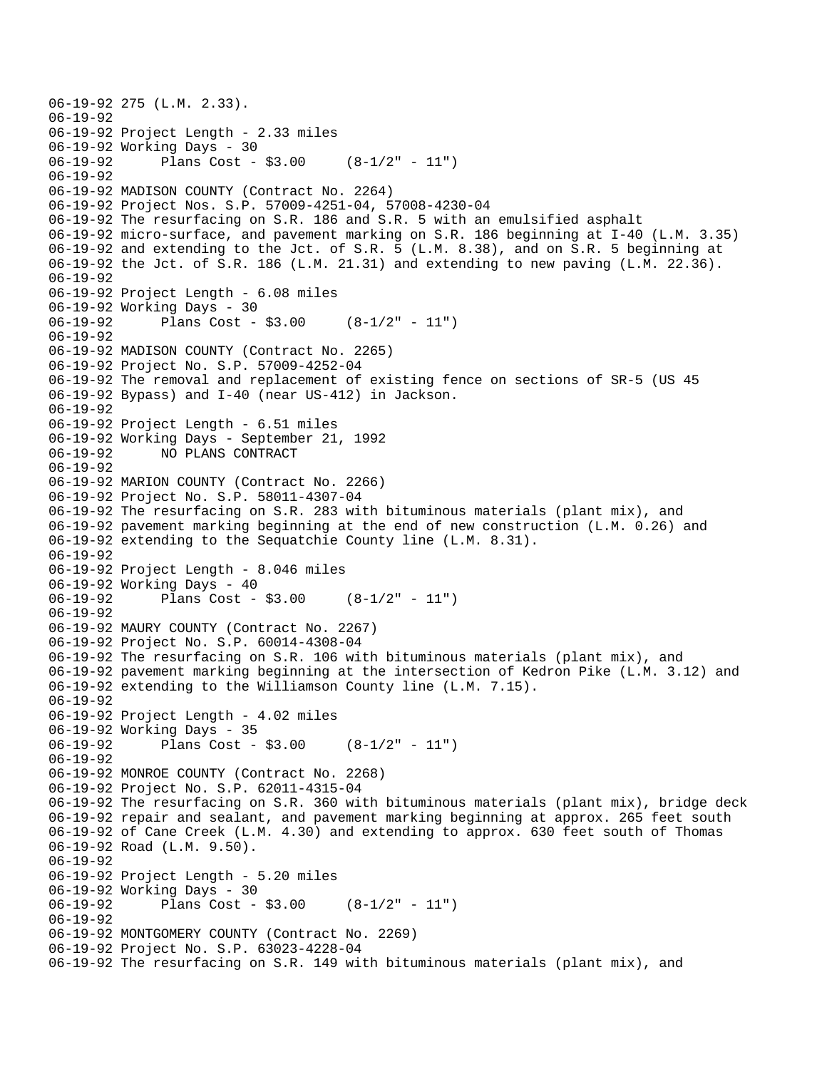```
06-19-92 275 (L.M. 2.33).
06-19-92
06-19-92 Project Length - 2.33 miles
06-19-92 Working Days - 30
06-19-92      Plans Cost - $3.00     (8-1/2" - 11")
06-19-92
06-19-92 MADISON COUNTY (Contract No. 2264)
06-19-92 Project Nos. S.P. 57009-4251-04, 57008-4230-04
06-19-92 The resurfacing on S.R. 186 and S.R. 5 with an emulsified asphalt
06-19-92 micro-surface, and pavement marking on S.R. 186 beginning at I-40 (L.M. 3.35)
06-19-92 and extending to the Jct. of S.R. 5 (L.M. 8.38), and on S.R. 5 beginning at
06-19-92 the Jct. of S.R. 186 (L.M. 21.31) and extending to new paving (L.M. 22.36).
06-19-92
06-19-92 Project Length - 6.08 miles
06-19-92 Working Days - 30
06-19-92      Plans Cost - $3.00     (8-1/2" - 11")
06-19-92
06-19-92 MADISON COUNTY (Contract No. 2265)
06-19-92 Project No. S.P. 57009-4252-04
06-19-92 The removal and replacement of existing fence on sections of SR-5 (US 45
06-19-92 Bypass) and I-40 (near US-412) in Jackson.
06-19-92
06-19-92 Project Length - 6.51 miles
06-19-92 Working Days - September 21, 1992
06-19-92      NO PLANS CONTRACT
06-19-92
06-19-92 MARION COUNTY (Contract No. 2266)
06-19-92 Project No. S.P. 58011-4307-04
06-19-92 The resurfacing on S.R. 283 with bituminous materials (plant mix), and
06-19-92 pavement marking beginning at the end of new construction (L.M. 0.26) and
06-19-92 extending to the Sequatchie County line (L.M. 8.31).
06-19-92
06-19-92 Project Length - 8.046 miles
06-19-92 Working Days - 40
06-19-92      Plans Cost - $3.00     (8-1/2" - 11")
06-19-92
06-19-92 MAURY COUNTY (Contract No. 2267)
06-19-92 Project No. S.P. 60014-4308-04
06-19-92 The resurfacing on S.R. 106 with bituminous materials (plant mix), and
06-19-92 pavement marking beginning at the intersection of Kedron Pike (L.M. 3.12) and
06-19-92 extending to the Williamson County line (L.M. 7.15).
06-19-92
06-19-92 Project Length - 4.02 miles
06-19-92 Working Days - 35
06-19-92      Plans Cost - $3.00     (8-1/2" - 11")
06-19-92
06-19-92 MONROE COUNTY (Contract No. 2268)
06-19-92 Project No. S.P. 62011-4315-04
06-19-92 The resurfacing on S.R. 360 with bituminous materials (plant mix), bridge deck
06-19-92 repair and sealant, and pavement marking beginning at approx. 265 feet south
06-19-92 of Cane Creek (L.M. 4.30) and extending to approx. 630 feet south of Thomas
06-19-92 Road (L.M. 9.50).
06-19-92
06-19-92 Project Length - 5.20 miles
06-19-92 Working Days - 30
06-19-92      Plans Cost - $3.00     (8-1/2" - 11")
06-19-92
06-19-92 MONTGOMERY COUNTY (Contract No. 2269)
06-19-92 Project No. S.P. 63023-4228-04
06-19-92 The resurfacing on S.R. 149 with bituminous materials (plant mix), and
```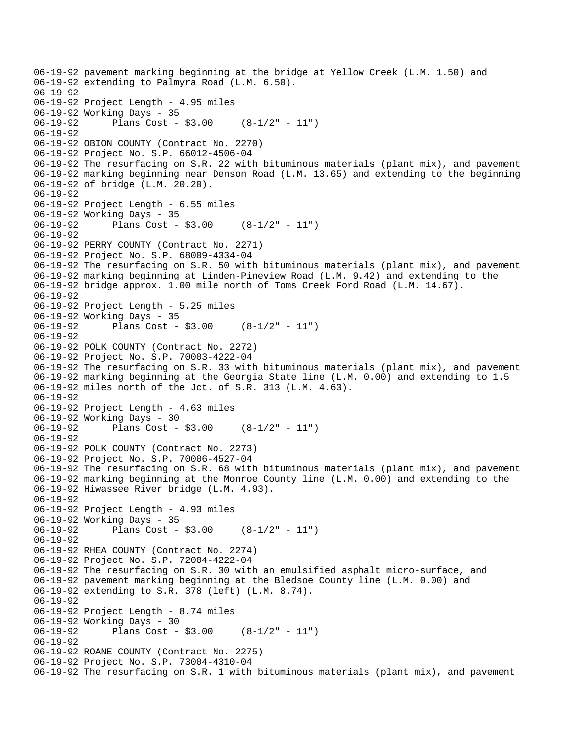```
06-19-92 pavement marking beginning at the bridge at Yellow Creek (L.M. 1.50) and
06-19-92 extending to Palmyra Road (L.M. 6.50).
06-19-92
06-19-92 Project Length - 4.95 miles
06-19-92 Working Days - 35
06-19-92      Plans Cost - $3.00     (8-1/2" - 11")
06-19-92
06-19-92 OBION COUNTY (Contract No. 2270)
06-19-92 Project No. S.P. 66012-4506-04
06-19-92 The resurfacing on S.R. 22 with bituminous materials (plant mix), and pavement
06-19-92 marking beginning near Denson Road (L.M. 13.65) and extending to the beginning
06-19-92 of bridge (L.M. 20.20).
06-19-92
06-19-92 Project Length - 6.55 miles
06-19-92 Working Days - 35
06-19-92      Plans Cost - $3.00     (8-1/2" - 11")
06-19-92
06-19-92 PERRY COUNTY (Contract No. 2271)
06-19-92 Project No. S.P. 68009-4334-04
06-19-92 The resurfacing on S.R. 50 with bituminous materials (plant mix), and pavement
06-19-92 marking beginning at Linden-Pineview Road (L.M. 9.42) and extending to the
06-19-92 bridge approx. 1.00 mile north of Toms Creek Ford Road (L.M. 14.67).
06-19-92
06-19-92 Project Length - 5.25 miles
06-19-92 Working Days - 35
06-19-92      Plans Cost - $3.00     (8-1/2" - 11")
06-19-92
06-19-92 POLK COUNTY (Contract No. 2272)
06-19-92 Project No. S.P. 70003-4222-04
06-19-92 The resurfacing on S.R. 33 with bituminous materials (plant mix), and pavement
06-19-92 marking beginning at the Georgia State line (L.M. 0.00) and extending to 1.5
06-19-92 miles north of the Jct. of S.R. 313 (L.M. 4.63).
06-19-92
06-19-92 Project Length - 4.63 miles
06-19-92 Working Days - 30
06-19-92      Plans Cost - $3.00     (8-1/2" - 11")
06-19-92
06-19-92 POLK COUNTY (Contract No. 2273)
06-19-92 Project No. S.P. 70006-4527-04
06-19-92 The resurfacing on S.R. 68 with bituminous materials (plant mix), and pavement
06-19-92 marking beginning at the Monroe County line (L.M. 0.00) and extending to the
06-19-92 Hiwassee River bridge (L.M. 4.93).
06-19-92
06-19-92 Project Length - 4.93 miles
06-19-92 Working Days - 35
06-19-92      Plans Cost - $3.00     (8-1/2" - 11")
06-19-92
06-19-92 RHEA COUNTY (Contract No. 2274)
06-19-92 Project No. S.P. 72004-4222-04
06-19-92 The resurfacing on S.R. 30 with an emulsified asphalt micro-surface, and
06-19-92 pavement marking beginning at the Bledsoe County line (L.M. 0.00) and
06-19-92 extending to S.R. 378 (left) (L.M. 8.74).
06-19-92
06-19-92 Project Length - 8.74 miles
06-19-92 Working Days - 30
06-19-92      Plans Cost - $3.00     (8-1/2" - 11")
06-19-92
06-19-92 ROANE COUNTY (Contract No. 2275)
06-19-92 Project No. S.P. 73004-4310-04
06-19-92 The resurfacing on S.R. 1 with bituminous materials (plant mix), and pavement
```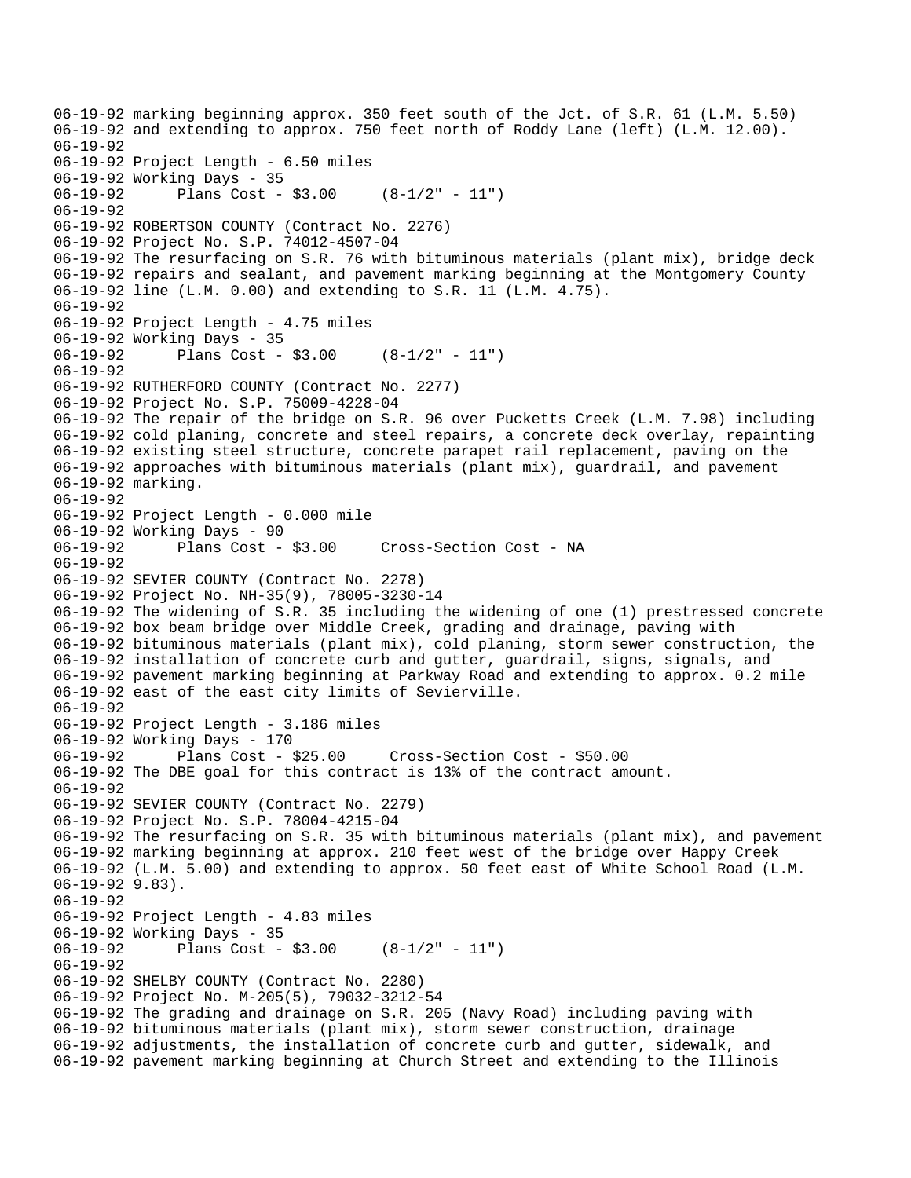06-19-92 marking beginning approx. 350 feet south of the Jct. of S.R. 61 (L.M. 5.50)
06-19-92 and extending to approx. 750 feet north of Roddy Lane (left) (L.M. 12.00).
06-19-92
06-19-92 Project Length - 6.50 miles
06-19-92 Working Days - 35
06-19-92 Plans Cost - $3.00 (8-1/2" - 11")
06-19-92
06-19-92 ROBERTSON COUNTY (Contract No. 2276)
06-19-92 Project No. S.P. 74012-4507-04
06-19-92 The resurfacing on S.R. 76 with bituminous materials (plant mix), bridge deck
06-19-92 repairs and sealant, and pavement marking beginning at the Montgomery County
06-19-92 line (L.M. 0.00) and extending to S.R. 11 (L.M. 4.75).
06-19-92
06-19-92 Project Length - 4.75 miles
06-19-92 Working Days - 35
06-19-92 Plans Cost - $3.00 (8-1/2" - 11")
06-19-92
06-19-92 RUTHERFORD COUNTY (Contract No. 2277)
06-19-92 Project No. S.P. 75009-4228-04
06-19-92 The repair of the bridge on S.R. 96 over Pucketts Creek (L.M. 7.98) including
06-19-92 cold planing, concrete and steel repairs, a concrete deck overlay, repainting
06-19-92 existing steel structure, concrete parapet rail replacement, paving on the
06-19-92 approaches with bituminous materials (plant mix), guardrail, and pavement
06-19-92 marking.
06-19-92
06-19-92 Project Length - 0.000 mile
06-19-92 Working Days - 90
06-19-92 Plans Cost - $3.00 Cross-Section Cost - NA
06-19-92
06-19-92 SEVIER COUNTY (Contract No. 2278)
06-19-92 Project No. NH-35(9), 78005-3230-14
06-19-92 The widening of S.R. 35 including the widening of one (1) prestressed concrete
06-19-92 box beam bridge over Middle Creek, grading and drainage, paving with
06-19-92 bituminous materials (plant mix), cold planing, storm sewer construction, the
06-19-92 installation of concrete curb and gutter, guardrail, signs, signals, and
06-19-92 pavement marking beginning at Parkway Road and extending to approx. 0.2 mile
06-19-92 east of the east city limits of Sevierville.
06-19-92
06-19-92 Project Length - 3.186 miles
06-19-92 Working Days - 170
06-19-92 Plans Cost - $25.00 Cross-Section Cost - $50.00
06-19-92 The DBE goal for this contract is 13% of the contract amount.
06-19-92
06-19-92 SEVIER COUNTY (Contract No. 2279)
06-19-92 Project No. S.P. 78004-4215-04
06-19-92 The resurfacing on S.R. 35 with bituminous materials (plant mix), and pavement
06-19-92 marking beginning at approx. 210 feet west of the bridge over Happy Creek
06-19-92 (L.M. 5.00) and extending to approx. 50 feet east of White School Road (L.M.
06-19-92 9.83).
06-19-92
06-19-92 Project Length - 4.83 miles
06-19-92 Working Days - 35
06-19-92 Plans Cost - $3.00 (8-1/2" - 11")
06-19-92
06-19-92 SHELBY COUNTY (Contract No. 2280)
06-19-92 Project No. M-205(5), 79032-3212-54
06-19-92 The grading and drainage on S.R. 205 (Navy Road) including paving with
06-19-92 bituminous materials (plant mix), storm sewer construction, drainage
06-19-92 adjustments, the installation of concrete curb and gutter, sidewalk, and
06-19-92 pavement marking beginning at Church Street and extending to the Illinois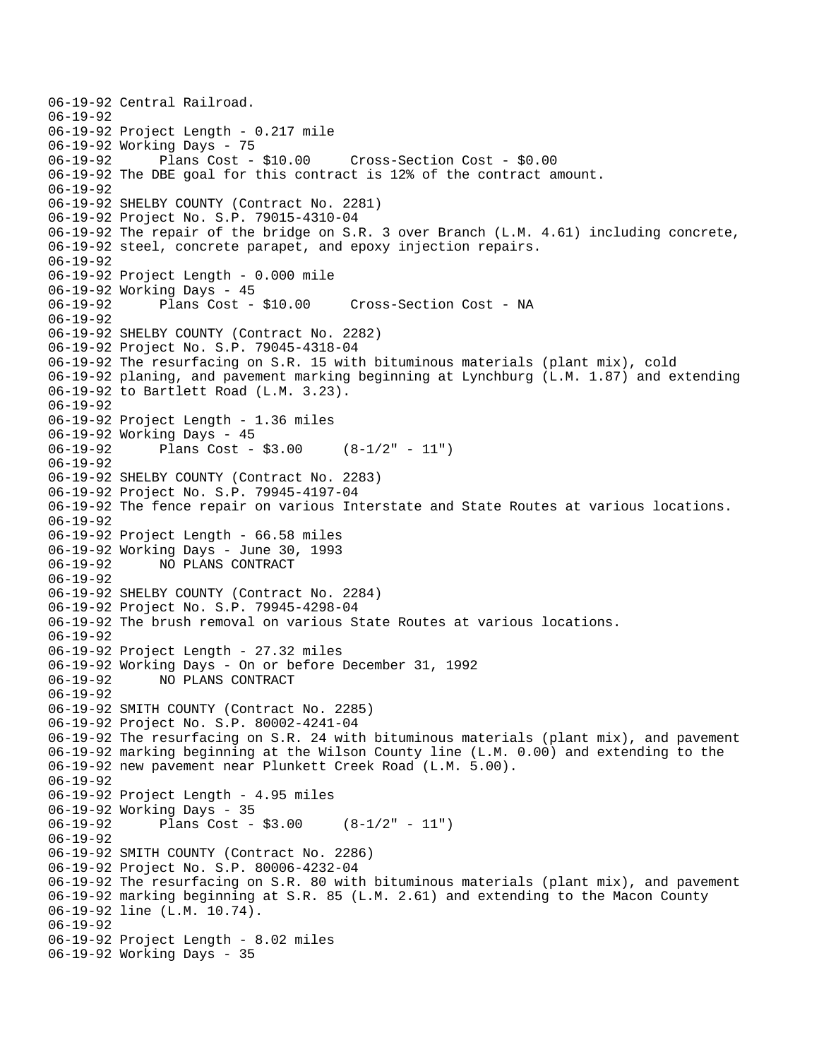```
06-19-92 Central Railroad.
06-19-92
06-19-92 Project Length - 0.217 mile
06-19-92 Working Days - 75
06-19-92      Plans Cost - $10.00     Cross-Section Cost - $0.00
06-19-92 The DBE goal for this contract is 12% of the contract amount.
06-19-92
06-19-92 SHELBY COUNTY (Contract No. 2281)
06-19-92 Project No. S.P. 79015-4310-04
06-19-92 The repair of the bridge on S.R. 3 over Branch (L.M. 4.61) including concrete,
06-19-92 steel, concrete parapet, and epoxy injection repairs.
06-19-92
06-19-92 Project Length - 0.000 mile
06-19-92 Working Days - 45
06-19-92      Plans Cost - $10.00     Cross-Section Cost - NA
06-19-92
06-19-92 SHELBY COUNTY (Contract No. 2282)
06-19-92 Project No. S.P. 79045-4318-04
06-19-92 The resurfacing on S.R. 15 with bituminous materials (plant mix), cold
06-19-92 planing, and pavement marking beginning at Lynchburg (L.M. 1.87) and extending
06-19-92 to Bartlett Road (L.M. 3.23).
06-19-92
06-19-92 Project Length - 1.36 miles
06-19-92 Working Days - 45
06-19-92      Plans Cost - $3.00     (8-1/2" - 11")
06-19-92
06-19-92 SHELBY COUNTY (Contract No. 2283)
06-19-92 Project No. S.P. 79945-4197-04
06-19-92 The fence repair on various Interstate and State Routes at various locations.
06-19-92
06-19-92 Project Length - 66.58 miles
06-19-92 Working Days - June 30, 1993
06-19-92      NO PLANS CONTRACT
06-19-92
06-19-92 SHELBY COUNTY (Contract No. 2284)
06-19-92 Project No. S.P. 79945-4298-04
06-19-92 The brush removal on various State Routes at various locations.
06-19-92
06-19-92 Project Length - 27.32 miles
06-19-92 Working Days - On or before December 31, 1992
06-19-92      NO PLANS CONTRACT
06-19-92
06-19-92 SMITH COUNTY (Contract No. 2285)
06-19-92 Project No. S.P. 80002-4241-04
06-19-92 The resurfacing on S.R. 24 with bituminous materials (plant mix), and pavement
06-19-92 marking beginning at the Wilson County line (L.M. 0.00) and extending to the
06-19-92 new pavement near Plunkett Creek Road (L.M. 5.00).
06-19-92
06-19-92 Project Length - 4.95 miles
06-19-92 Working Days - 35
06-19-92      Plans Cost - $3.00     (8-1/2" - 11")
06-19-92
06-19-92 SMITH COUNTY (Contract No. 2286)
06-19-92 Project No. S.P. 80006-4232-04
06-19-92 The resurfacing on S.R. 80 with bituminous materials (plant mix), and pavement
06-19-92 marking beginning at S.R. 85 (L.M. 2.61) and extending to the Macon County
06-19-92 line (L.M. 10.74).
06-19-92
06-19-92 Project Length - 8.02 miles
06-19-92 Working Days - 35
```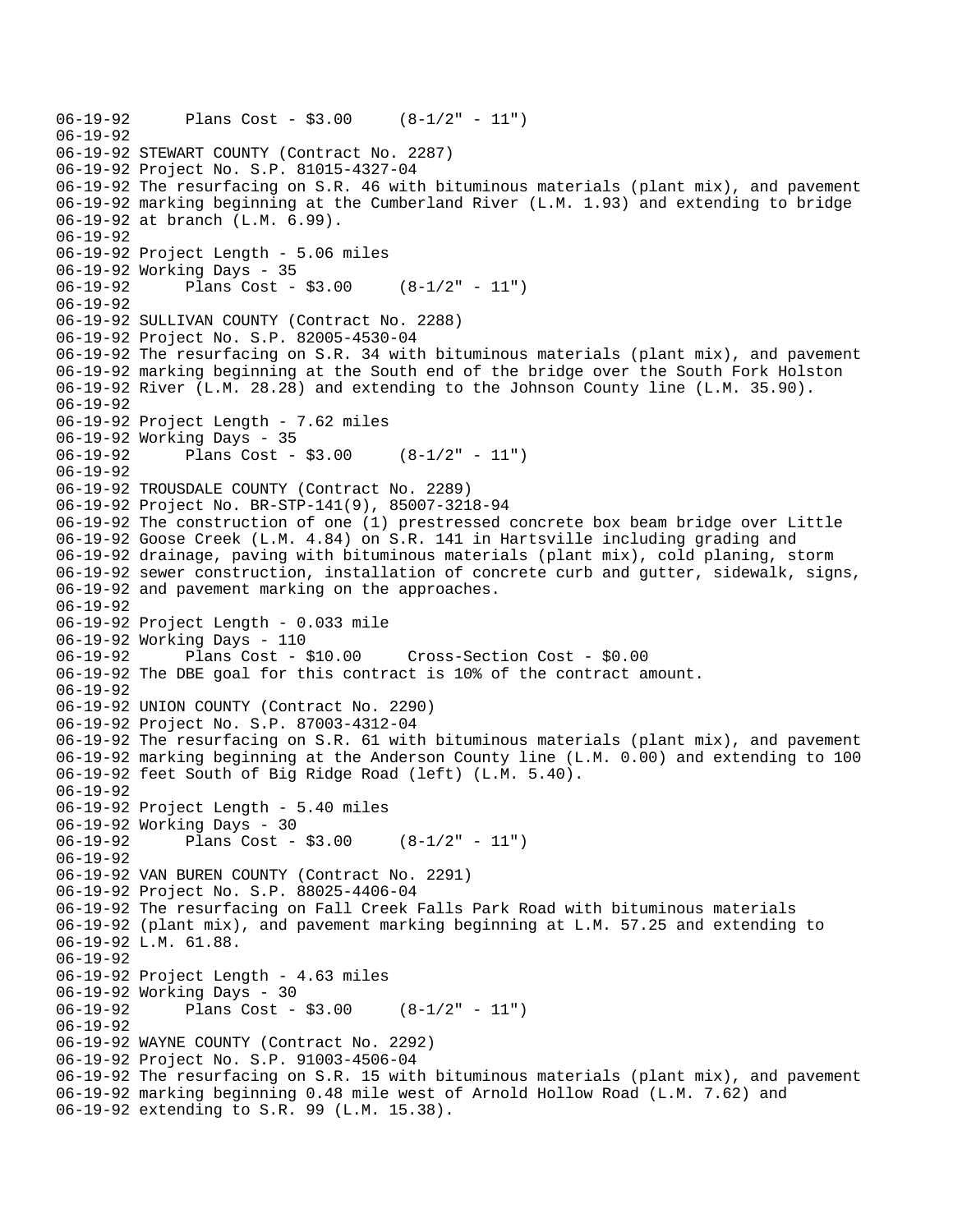06-19-92       Plans Cost - $3.00     (8-1/2" - 11")
06-19-92
06-19-92 STEWART COUNTY (Contract No. 2287)
06-19-92 Project No. S.P. 81015-4327-04
06-19-92 The resurfacing on S.R. 46 with bituminous materials (plant mix), and pavement
06-19-92 marking beginning at the Cumberland River (L.M. 1.93) and extending to bridge
06-19-92 at branch (L.M. 6.99).
06-19-92
06-19-92 Project Length - 5.06 miles
06-19-92 Working Days - 35
06-19-92       Plans Cost - $3.00     (8-1/2" - 11")
06-19-92
06-19-92 SULLIVAN COUNTY (Contract No. 2288)
06-19-92 Project No. S.P. 82005-4530-04
06-19-92 The resurfacing on S.R. 34 with bituminous materials (plant mix), and pavement
06-19-92 marking beginning at the South end of the bridge over the South Fork Holston
06-19-92 River (L.M. 28.28) and extending to the Johnson County line (L.M. 35.90).
06-19-92
06-19-92 Project Length - 7.62 miles
06-19-92 Working Days - 35
06-19-92       Plans Cost - $3.00     (8-1/2" - 11")
06-19-92
06-19-92 TROUSDALE COUNTY (Contract No. 2289)
06-19-92 Project No. BR-STP-141(9), 85007-3218-94
06-19-92 The construction of one (1) prestressed concrete box beam bridge over Little
06-19-92 Goose Creek (L.M. 4.84) on S.R. 141 in Hartsville including grading and
06-19-92 drainage, paving with bituminous materials (plant mix), cold planing, storm
06-19-92 sewer construction, installation of concrete curb and gutter, sidewalk, signs,
06-19-92 and pavement marking on the approaches.
06-19-92
06-19-92 Project Length - 0.033 mile
06-19-92 Working Days - 110
06-19-92       Plans Cost - $10.00     Cross-Section Cost - $0.00
06-19-92 The DBE goal for this contract is 10% of the contract amount.
06-19-92
06-19-92 UNION COUNTY (Contract No. 2290)
06-19-92 Project No. S.P. 87003-4312-04
06-19-92 The resurfacing on S.R. 61 with bituminous materials (plant mix), and pavement
06-19-92 marking beginning at the Anderson County line (L.M. 0.00) and extending to 100
06-19-92 feet South of Big Ridge Road (left) (L.M. 5.40).
06-19-92
06-19-92 Project Length - 5.40 miles
06-19-92 Working Days - 30
06-19-92       Plans Cost - $3.00     (8-1/2" - 11")
06-19-92
06-19-92 VAN BUREN COUNTY (Contract No. 2291)
06-19-92 Project No. S.P. 88025-4406-04
06-19-92 The resurfacing on Fall Creek Falls Park Road with bituminous materials
06-19-92 (plant mix), and pavement marking beginning at L.M. 57.25 and extending to
06-19-92 L.M. 61.88.
06-19-92
06-19-92 Project Length - 4.63 miles
06-19-92 Working Days - 30
06-19-92       Plans Cost - $3.00     (8-1/2" - 11")
06-19-92
06-19-92 WAYNE COUNTY (Contract No. 2292)
06-19-92 Project No. S.P. 91003-4506-04
06-19-92 The resurfacing on S.R. 15 with bituminous materials (plant mix), and pavement
06-19-92 marking beginning 0.48 mile west of Arnold Hollow Road (L.M. 7.62) and
06-19-92 extending to S.R. 99 (L.M. 15.38).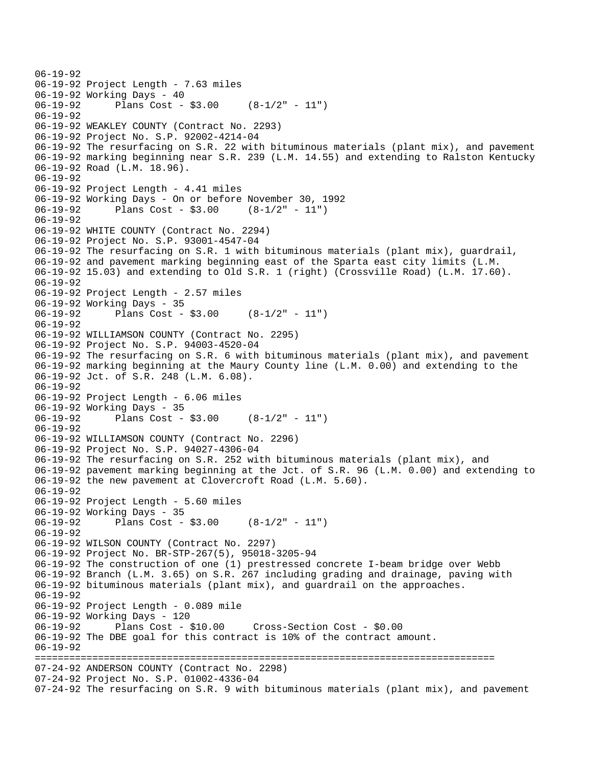```
06-19-92
06-19-92 Project Length - 7.63 miles
06-19-92 Working Days - 40
06-19-92      Plans Cost - $3.00     (8-1/2" - 11")
06-19-92
06-19-92 WEAKLEY COUNTY (Contract No. 2293)
06-19-92 Project No. S.P. 92002-4214-04
06-19-92 The resurfacing on S.R. 22 with bituminous materials (plant mix), and pavement
06-19-92 marking beginning near S.R. 239 (L.M. 14.55) and extending to Ralston Kentucky
06-19-92 Road (L.M. 18.96).
06-19-92
06-19-92 Project Length - 4.41 miles
06-19-92 Working Days - On or before November 30, 1992
06-19-92      Plans Cost - $3.00     (8-1/2" - 11")
06-19-92
06-19-92 WHITE COUNTY (Contract No. 2294)
06-19-92 Project No. S.P. 93001-4547-04
06-19-92 The resurfacing on S.R. 1 with bituminous materials (plant mix), guardrail,
06-19-92 and pavement marking beginning east of the Sparta east city limits (L.M.
06-19-92 15.03) and extending to Old S.R. 1 (right) (Crossville Road) (L.M. 17.60).
06-19-92
06-19-92 Project Length - 2.57 miles
06-19-92 Working Days - 35
06-19-92      Plans Cost - $3.00     (8-1/2" - 11")
06-19-92
06-19-92 WILLIAMSON COUNTY (Contract No. 2295)
06-19-92 Project No. S.P. 94003-4520-04
06-19-92 The resurfacing on S.R. 6 with bituminous materials (plant mix), and pavement
06-19-92 marking beginning at the Maury County line (L.M. 0.00) and extending to the
06-19-92 Jct. of S.R. 248 (L.M. 6.08).
06-19-92
06-19-92 Project Length - 6.06 miles
06-19-92 Working Days - 35
06-19-92      Plans Cost - $3.00     (8-1/2" - 11")
06-19-92
06-19-92 WILLIAMSON COUNTY (Contract No. 2296)
06-19-92 Project No. S.P. 94027-4306-04
06-19-92 The resurfacing on S.R. 252 with bituminous materials (plant mix), and
06-19-92 pavement marking beginning at the Jct. of S.R. 96 (L.M. 0.00) and extending to
06-19-92 the new pavement at Clovercroft Road (L.M. 5.60).
06-19-92
06-19-92 Project Length - 5.60 miles
06-19-92 Working Days - 35
06-19-92      Plans Cost - $3.00     (8-1/2" - 11")
06-19-92
06-19-92 WILSON COUNTY (Contract No. 2297)
06-19-92 Project No. BR-STP-267(5), 95018-3205-94
06-19-92 The construction of one (1) prestressed concrete I-beam bridge over Webb
06-19-92 Branch (L.M. 3.65) on S.R. 267 including grading and drainage, paving with
06-19-92 bituminous materials (plant mix), and guardrail on the approaches.
06-19-92
06-19-92 Project Length - 0.089 mile
06-19-92 Working Days - 120
06-19-92      Plans Cost - $10.00     Cross-Section Cost - $0.00
06-19-92 The DBE goal for this contract is 10% of the contract amount.
06-19-92
================================================================================
07-24-92 ANDERSON COUNTY (Contract No. 2298)
07-24-92 Project No. S.P. 01002-4336-04
07-24-92 The resurfacing on S.R. 9 with bituminous materials (plant mix), and pavement
```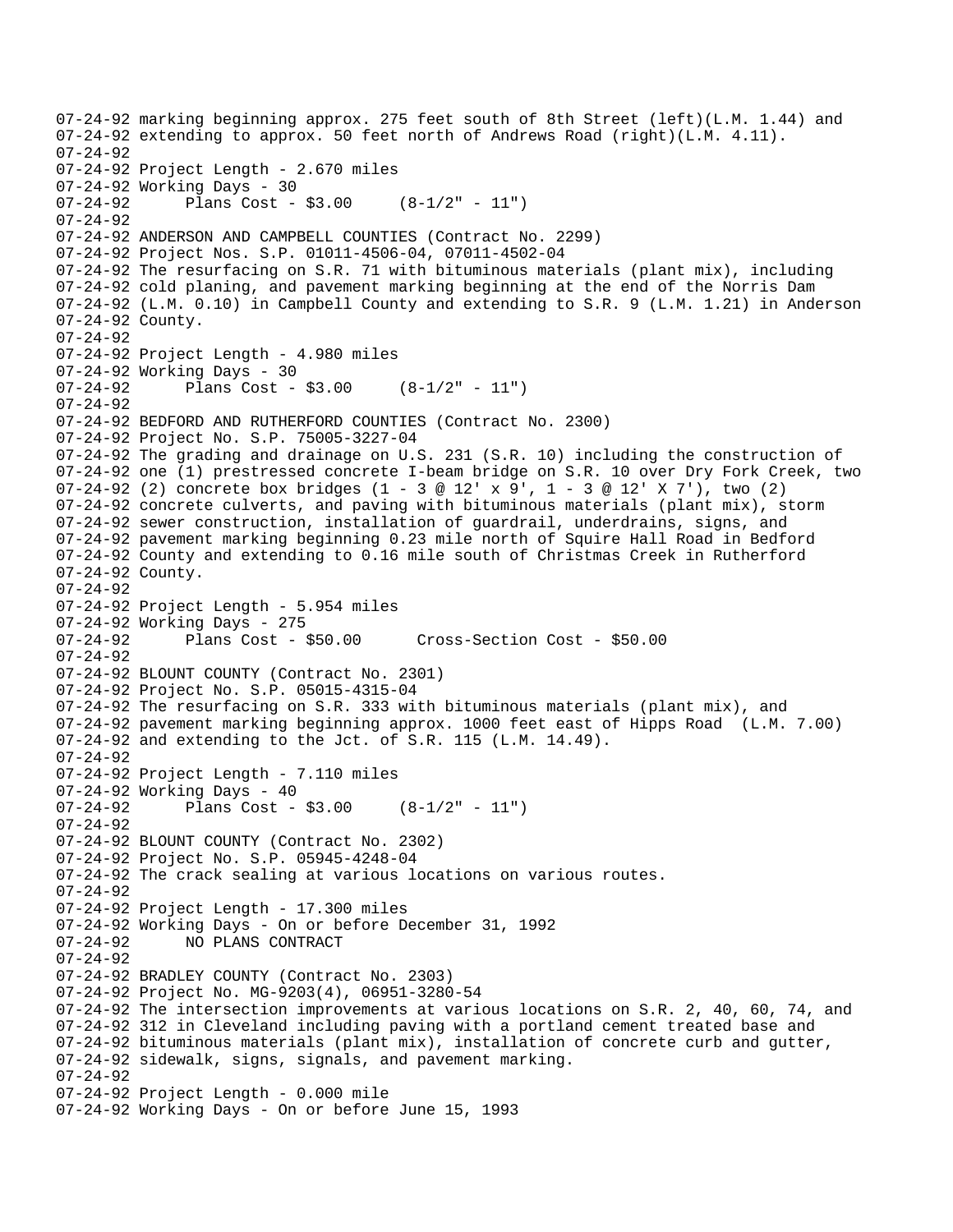```
07-24-92 marking beginning approx. 275 feet south of 8th Street (left)(L.M. 1.44) and
07-24-92 extending to approx. 50 feet north of Andrews Road (right)(L.M. 4.11).
07-24-92
07-24-92 Project Length - 2.670 miles
07-24-92 Working Days - 30
07-24-92       Plans Cost - $3.00     (8-1/2" - 11")
07-24-92
07-24-92 ANDERSON AND CAMPBELL COUNTIES (Contract No. 2299)
07-24-92 Project Nos. S.P. 01011-4506-04, 07011-4502-04
07-24-92 The resurfacing on S.R. 71 with bituminous materials (plant mix), including
07-24-92 cold planing, and pavement marking beginning at the end of the Norris Dam
07-24-92 (L.M. 0.10) in Campbell County and extending to S.R. 9 (L.M. 1.21) in Anderson
07-24-92 County.
07-24-92
07-24-92 Project Length - 4.980 miles
07-24-92 Working Days - 30
07-24-92       Plans Cost - $3.00     (8-1/2" - 11")
07-24-92
07-24-92 BEDFORD AND RUTHERFORD COUNTIES (Contract No. 2300)
07-24-92 Project No. S.P. 75005-3227-04
07-24-92 The grading and drainage on U.S. 231 (S.R. 10) including the construction of
07-24-92 one (1) prestressed concrete I-beam bridge on S.R. 10 over Dry Fork Creek, two
07-24-92 (2) concrete box bridges (1 - 3 @ 12' x 9', 1 - 3 @ 12' X 7'), two (2)
07-24-92 concrete culverts, and paving with bituminous materials (plant mix), storm
07-24-92 sewer construction, installation of guardrail, underdrains, signs, and
07-24-92 pavement marking beginning 0.23 mile north of Squire Hall Road in Bedford
07-24-92 County and extending to 0.16 mile south of Christmas Creek in Rutherford
07-24-92 County.
07-24-92
07-24-92 Project Length - 5.954 miles
07-24-92 Working Days - 275
07-24-92       Plans Cost - $50.00      Cross-Section Cost - $50.00
07-24-92
07-24-92 BLOUNT COUNTY (Contract No. 2301)
07-24-92 Project No. S.P. 05015-4315-04
07-24-92 The resurfacing on S.R. 333 with bituminous materials (plant mix), and
07-24-92 pavement marking beginning approx. 1000 feet east of Hipps Road  (L.M. 7.00)
07-24-92 and extending to the Jct. of S.R. 115 (L.M. 14.49).
07-24-92
07-24-92 Project Length - 7.110 miles
07-24-92 Working Days - 40
07-24-92       Plans Cost - $3.00     (8-1/2" - 11")
07-24-92
07-24-92 BLOUNT COUNTY (Contract No. 2302)
07-24-92 Project No. S.P. 05945-4248-04
07-24-92 The crack sealing at various locations on various routes.
07-24-92
07-24-92 Project Length - 17.300 miles
07-24-92 Working Days - On or before December 31, 1992
07-24-92       NO PLANS CONTRACT
07-24-92
07-24-92 BRADLEY COUNTY (Contract No. 2303)
07-24-92 Project No. MG-9203(4), 06951-3280-54
07-24-92 The intersection improvements at various locations on S.R. 2, 40, 60, 74, and
07-24-92 312 in Cleveland including paving with a portland cement treated base and
07-24-92 bituminous materials (plant mix), installation of concrete curb and gutter,
07-24-92 sidewalk, signs, signals, and pavement marking.
07-24-92
07-24-92 Project Length - 0.000 mile
07-24-92 Working Days - On or before June 15, 1993
```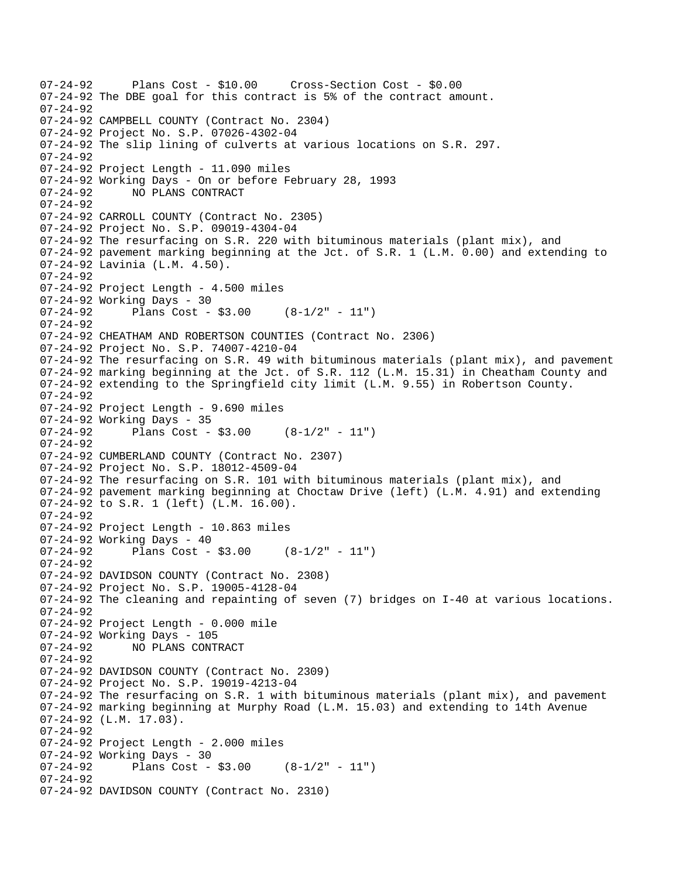07-24-92      Plans Cost - $10.00     Cross-Section Cost - $0.00
07-24-92 The DBE goal for this contract is 5% of the contract amount.
07-24-92
07-24-92 CAMPBELL COUNTY (Contract No. 2304)
07-24-92 Project No. S.P. 07026-4302-04
07-24-92 The slip lining of culverts at various locations on S.R. 297.
07-24-92
07-24-92 Project Length - 11.090 miles
07-24-92 Working Days - On or before February 28, 1993
07-24-92      NO PLANS CONTRACT
07-24-92
07-24-92 CARROLL COUNTY (Contract No. 2305)
07-24-92 Project No. S.P. 09019-4304-04
07-24-92 The resurfacing on S.R. 220 with bituminous materials (plant mix), and
07-24-92 pavement marking beginning at the Jct. of S.R. 1 (L.M. 0.00) and extending to
07-24-92 Lavinia (L.M. 4.50).
07-24-92
07-24-92 Project Length - 4.500 miles
07-24-92 Working Days - 30
07-24-92      Plans Cost - $3.00     (8-1/2" - 11")
07-24-92
07-24-92 CHEATHAM AND ROBERTSON COUNTIES (Contract No. 2306)
07-24-92 Project No. S.P. 74007-4210-04
07-24-92 The resurfacing on S.R. 49 with bituminous materials (plant mix), and pavement
07-24-92 marking beginning at the Jct. of S.R. 112 (L.M. 15.31) in Cheatham County and
07-24-92 extending to the Springfield city limit (L.M. 9.55) in Robertson County.
07-24-92
07-24-92 Project Length - 9.690 miles
07-24-92 Working Days - 35
07-24-92      Plans Cost - $3.00     (8-1/2" - 11")
07-24-92
07-24-92 CUMBERLAND COUNTY (Contract No. 2307)
07-24-92 Project No. S.P. 18012-4509-04
07-24-92 The resurfacing on S.R. 101 with bituminous materials (plant mix), and
07-24-92 pavement marking beginning at Choctaw Drive (left) (L.M. 4.91) and extending
07-24-92 to S.R. 1 (left) (L.M. 16.00).
07-24-92
07-24-92 Project Length - 10.863 miles
07-24-92 Working Days - 40
07-24-92      Plans Cost - $3.00     (8-1/2" - 11")
07-24-92
07-24-92 DAVIDSON COUNTY (Contract No. 2308)
07-24-92 Project No. S.P. 19005-4128-04
07-24-92 The cleaning and repainting of seven (7) bridges on I-40 at various locations.
07-24-92
07-24-92 Project Length - 0.000 mile
07-24-92 Working Days - 105
07-24-92      NO PLANS CONTRACT
07-24-92
07-24-92 DAVIDSON COUNTY (Contract No. 2309)
07-24-92 Project No. S.P. 19019-4213-04
07-24-92 The resurfacing on S.R. 1 with bituminous materials (plant mix), and pavement
07-24-92 marking beginning at Murphy Road (L.M. 15.03) and extending to 14th Avenue
07-24-92 (L.M. 17.03).
07-24-92
07-24-92 Project Length - 2.000 miles
07-24-92 Working Days - 30
07-24-92      Plans Cost - $3.00     (8-1/2" - 11")
07-24-92
07-24-92 DAVIDSON COUNTY (Contract No. 2310)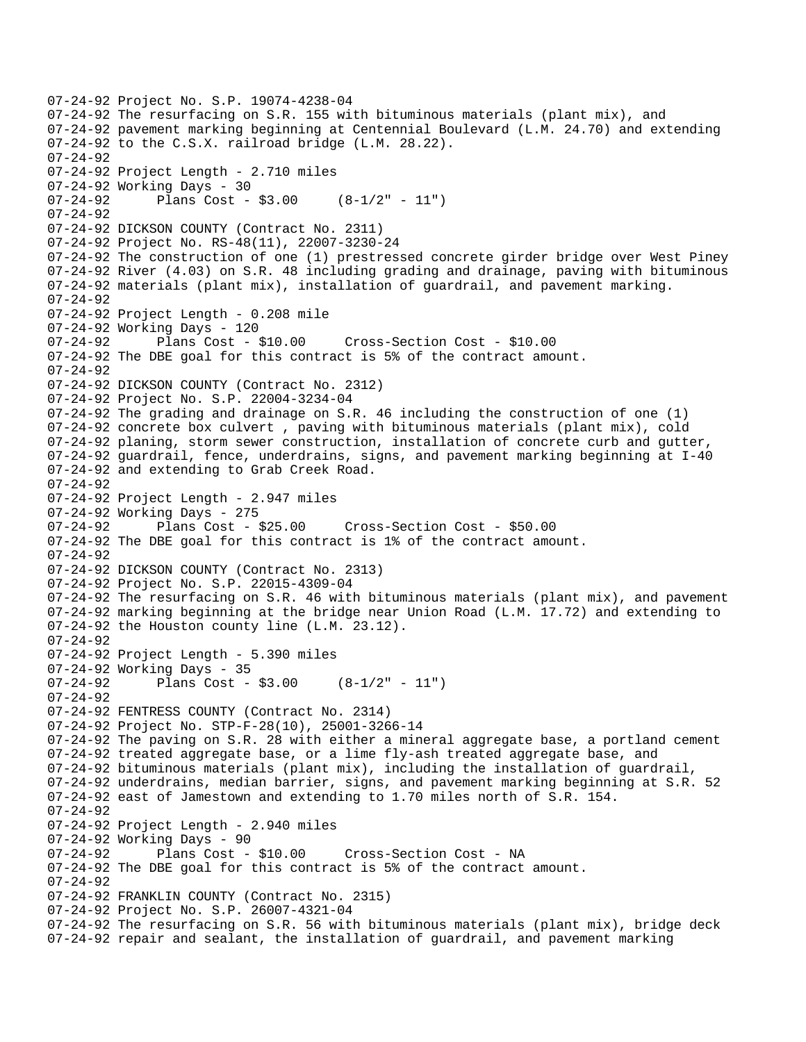07-24-92 Project No. S.P. 19074-4238-04
07-24-92 The resurfacing on S.R. 155 with bituminous materials (plant mix), and
07-24-92 pavement marking beginning at Centennial Boulevard (L.M. 24.70) and extending
07-24-92 to the C.S.X. railroad bridge (L.M. 28.22).
07-24-92
07-24-92 Project Length - 2.710 miles
07-24-92 Working Days - 30
07-24-92 Plans Cost - $3.00 (8-1/2" - 11")
07-24-92
07-24-92 DICKSON COUNTY (Contract No. 2311)
07-24-92 Project No. RS-48(11), 22007-3230-24
07-24-92 The construction of one (1) prestressed concrete girder bridge over West Piney
07-24-92 River (4.03) on S.R. 48 including grading and drainage, paving with bituminous
07-24-92 materials (plant mix), installation of guardrail, and pavement marking.
07-24-92
07-24-92 Project Length - 0.208 mile
07-24-92 Working Days - 120
07-24-92 Plans Cost - $10.00 Cross-Section Cost - $10.00
07-24-92 The DBE goal for this contract is 5% of the contract amount.
07-24-92
07-24-92 DICKSON COUNTY (Contract No. 2312)
07-24-92 Project No. S.P. 22004-3234-04
07-24-92 The grading and drainage on S.R. 46 including the construction of one (1)
07-24-92 concrete box culvert , paving with bituminous materials (plant mix), cold
07-24-92 planing, storm sewer construction, installation of concrete curb and gutter,
07-24-92 guardrail, fence, underdrains, signs, and pavement marking beginning at I-40
07-24-92 and extending to Grab Creek Road.
07-24-92
07-24-92 Project Length - 2.947 miles
07-24-92 Working Days - 275
07-24-92 Plans Cost - $25.00 Cross-Section Cost - $50.00
07-24-92 The DBE goal for this contract is 1% of the contract amount.
07-24-92
07-24-92 DICKSON COUNTY (Contract No. 2313)
07-24-92 Project No. S.P. 22015-4309-04
07-24-92 The resurfacing on S.R. 46 with bituminous materials (plant mix), and pavement
07-24-92 marking beginning at the bridge near Union Road (L.M. 17.72) and extending to
07-24-92 the Houston county line (L.M. 23.12).
07-24-92
07-24-92 Project Length - 5.390 miles
07-24-92 Working Days - 35
07-24-92 Plans Cost - $3.00 (8-1/2" - 11")
07-24-92
07-24-92 FENTRESS COUNTY (Contract No. 2314)
07-24-92 Project No. STP-F-28(10), 25001-3266-14
07-24-92 The paving on S.R. 28 with either a mineral aggregate base, a portland cement
07-24-92 treated aggregate base, or a lime fly-ash treated aggregate base, and
07-24-92 bituminous materials (plant mix), including the installation of guardrail,
07-24-92 underdrains, median barrier, signs, and pavement marking beginning at S.R. 52
07-24-92 east of Jamestown and extending to 1.70 miles north of S.R. 154.
07-24-92
07-24-92 Project Length - 2.940 miles
07-24-92 Working Days - 90
07-24-92 Plans Cost - $10.00 Cross-Section Cost - NA
07-24-92 The DBE goal for this contract is 5% of the contract amount.
07-24-92
07-24-92 FRANKLIN COUNTY (Contract No. 2315)
07-24-92 Project No. S.P. 26007-4321-04
07-24-92 The resurfacing on S.R. 56 with bituminous materials (plant mix), bridge deck
07-24-92 repair and sealant, the installation of guardrail, and pavement marking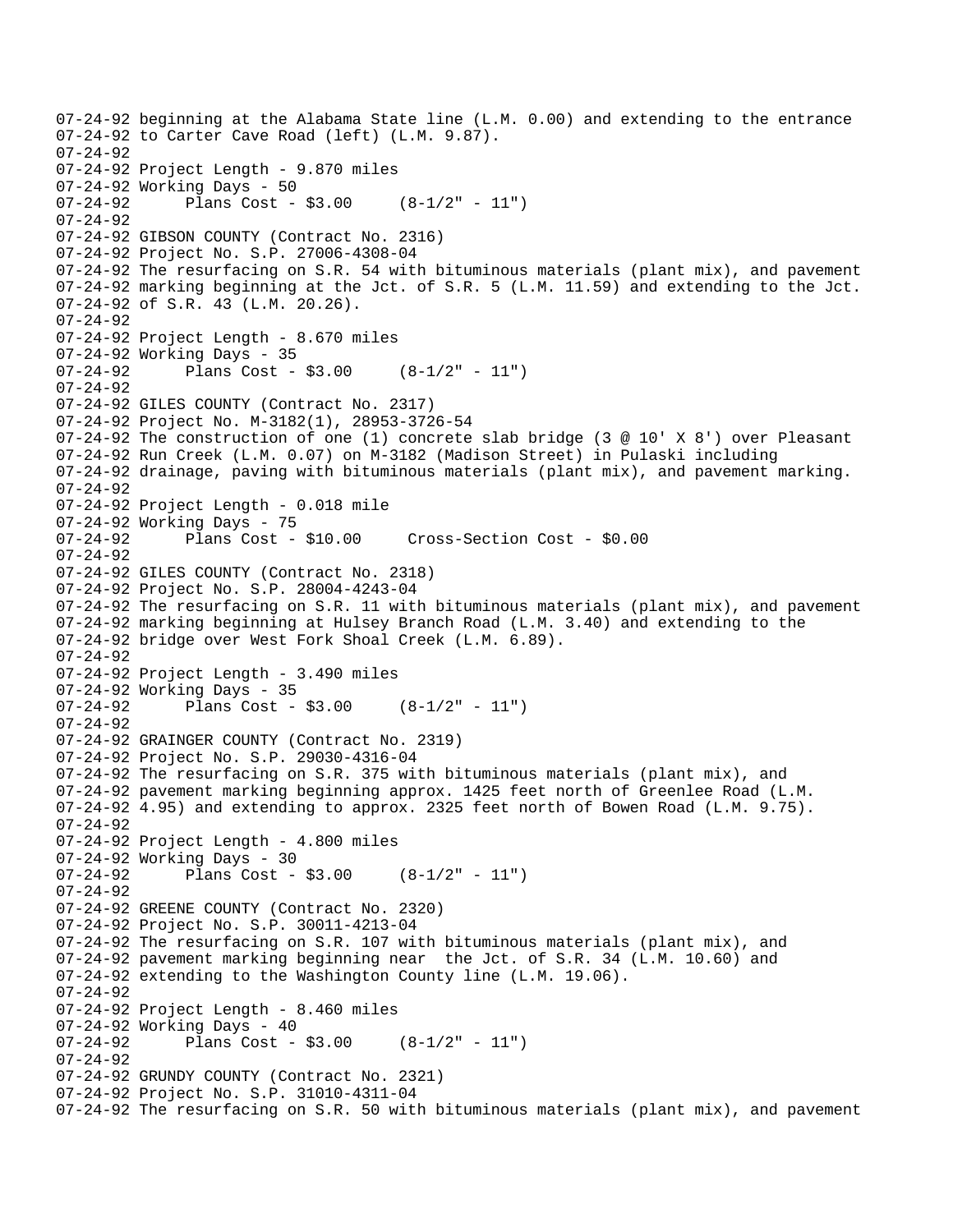07-24-92 beginning at the Alabama State line (L.M. 0.00) and extending to the entrance
07-24-92 to Carter Cave Road (left) (L.M. 9.87).
07-24-92
07-24-92 Project Length - 9.870 miles
07-24-92 Working Days - 50
07-24-92 Plans Cost - $3.00 (8-1/2" - 11")
07-24-92
07-24-92 GIBSON COUNTY (Contract No. 2316)
07-24-92 Project No. S.P. 27006-4308-04
07-24-92 The resurfacing on S.R. 54 with bituminous materials (plant mix), and pavement
07-24-92 marking beginning at the Jct. of S.R. 5 (L.M. 11.59) and extending to the Jct.
07-24-92 of S.R. 43 (L.M. 20.26).
07-24-92
07-24-92 Project Length - 8.670 miles
07-24-92 Working Days - 35
07-24-92 Plans Cost - $3.00 (8-1/2" - 11")
07-24-92
07-24-92 GILES COUNTY (Contract No. 2317)
07-24-92 Project No. M-3182(1), 28953-3726-54
07-24-92 The construction of one (1) concrete slab bridge (3 @ 10' X 8') over Pleasant
07-24-92 Run Creek (L.M. 0.07) on M-3182 (Madison Street) in Pulaski including
07-24-92 drainage, paving with bituminous materials (plant mix), and pavement marking.
07-24-92
07-24-92 Project Length - 0.018 mile
07-24-92 Working Days - 75
07-24-92 Plans Cost - $10.00 Cross-Section Cost - $0.00
07-24-92
07-24-92 GILES COUNTY (Contract No. 2318)
07-24-92 Project No. S.P. 28004-4243-04
07-24-92 The resurfacing on S.R. 11 with bituminous materials (plant mix), and pavement
07-24-92 marking beginning at Hulsey Branch Road (L.M. 3.40) and extending to the
07-24-92 bridge over West Fork Shoal Creek (L.M. 6.89).
07-24-92
07-24-92 Project Length - 3.490 miles
07-24-92 Working Days - 35
07-24-92 Plans Cost - $3.00 (8-1/2" - 11")
07-24-92
07-24-92 GRAINGER COUNTY (Contract No. 2319)
07-24-92 Project No. S.P. 29030-4316-04
07-24-92 The resurfacing on S.R. 375 with bituminous materials (plant mix), and
07-24-92 pavement marking beginning approx. 1425 feet north of Greenlee Road (L.M.
07-24-92 4.95) and extending to approx. 2325 feet north of Bowen Road (L.M. 9.75).
07-24-92
07-24-92 Project Length - 4.800 miles
07-24-92 Working Days - 30
07-24-92 Plans Cost - $3.00 (8-1/2" - 11")
07-24-92
07-24-92 GREENE COUNTY (Contract No. 2320)
07-24-92 Project No. S.P. 30011-4213-04
07-24-92 The resurfacing on S.R. 107 with bituminous materials (plant mix), and
07-24-92 pavement marking beginning near the Jct. of S.R. 34 (L.M. 10.60) and
07-24-92 extending to the Washington County line (L.M. 19.06).
07-24-92
07-24-92 Project Length - 8.460 miles
07-24-92 Working Days - 40
07-24-92 Plans Cost - $3.00 (8-1/2" - 11")
07-24-92
07-24-92 GRUNDY COUNTY (Contract No. 2321)
07-24-92 Project No. S.P. 31010-4311-04
07-24-92 The resurfacing on S.R. 50 with bituminous materials (plant mix), and pavement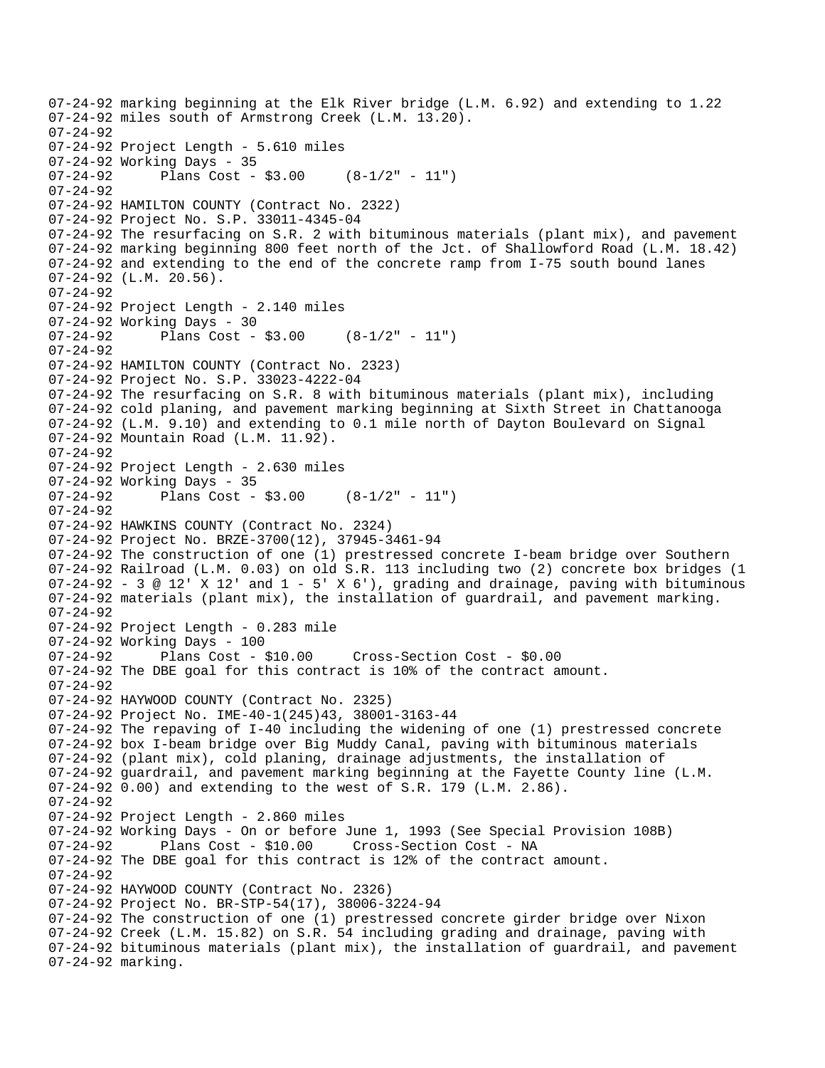```
07-24-92 marking beginning at the Elk River bridge (L.M. 6.92) and extending to 1.22
07-24-92 miles south of Armstrong Creek (L.M. 13.20).
07-24-92
07-24-92 Project Length - 5.610 miles
07-24-92 Working Days - 35
07-24-92       Plans Cost - $3.00     (8-1/2" - 11")
07-24-92
07-24-92 HAMILTON COUNTY (Contract No. 2322)
07-24-92 Project No. S.P. 33011-4345-04
07-24-92 The resurfacing on S.R. 2 with bituminous materials (plant mix), and pavement
07-24-92 marking beginning 800 feet north of the Jct. of Shallowford Road (L.M. 18.42)
07-24-92 and extending to the end of the concrete ramp from I-75 south bound lanes
07-24-92 (L.M. 20.56).
07-24-92
07-24-92 Project Length - 2.140 miles
07-24-92 Working Days - 30
07-24-92       Plans Cost - $3.00     (8-1/2" - 11")
07-24-92
07-24-92 HAMILTON COUNTY (Contract No. 2323)
07-24-92 Project No. S.P. 33023-4222-04
07-24-92 The resurfacing on S.R. 8 with bituminous materials (plant mix), including
07-24-92 cold planing, and pavement marking beginning at Sixth Street in Chattanooga
07-24-92 (L.M. 9.10) and extending to 0.1 mile north of Dayton Boulevard on Signal
07-24-92 Mountain Road (L.M. 11.92).
07-24-92
07-24-92 Project Length - 2.630 miles
07-24-92 Working Days - 35
07-24-92       Plans Cost - $3.00     (8-1/2" - 11")
07-24-92
07-24-92 HAWKINS COUNTY (Contract No. 2324)
07-24-92 Project No. BRZE-3700(12), 37945-3461-94
07-24-92 The construction of one (1) prestressed concrete I-beam bridge over Southern
07-24-92 Railroad (L.M. 0.03) on old S.R. 113 including two (2) concrete box bridges (1
07-24-92 - 3 @ 12' X 12' and 1 - 5' X 6'), grading and drainage, paving with bituminous
07-24-92 materials (plant mix), the installation of guardrail, and pavement marking.
07-24-92
07-24-92 Project Length - 0.283 mile
07-24-92 Working Days - 100
07-24-92       Plans Cost - $10.00     Cross-Section Cost - $0.00
07-24-92 The DBE goal for this contract is 10% of the contract amount.
07-24-92
07-24-92 HAYWOOD COUNTY (Contract No. 2325)
07-24-92 Project No. IME-40-1(245)43, 38001-3163-44
07-24-92 The repaving of I-40 including the widening of one (1) prestressed concrete
07-24-92 box I-beam bridge over Big Muddy Canal, paving with bituminous materials
07-24-92 (plant mix), cold planing, drainage adjustments, the installation of
07-24-92 guardrail, and pavement marking beginning at the Fayette County line (L.M.
07-24-92 0.00) and extending to the west of S.R. 179 (L.M. 2.86).
07-24-92
07-24-92 Project Length - 2.860 miles
07-24-92 Working Days - On or before June 1, 1993 (See Special Provision 108B)
07-24-92       Plans Cost - $10.00     Cross-Section Cost - NA
07-24-92 The DBE goal for this contract is 12% of the contract amount.
07-24-92
07-24-92 HAYWOOD COUNTY (Contract No. 2326)
07-24-92 Project No. BR-STP-54(17), 38006-3224-94
07-24-92 The construction of one (1) prestressed concrete girder bridge over Nixon
07-24-92 Creek (L.M. 15.82) on S.R. 54 including grading and drainage, paving with
07-24-92 bituminous materials (plant mix), the installation of guardrail, and pavement
07-24-92 marking.
```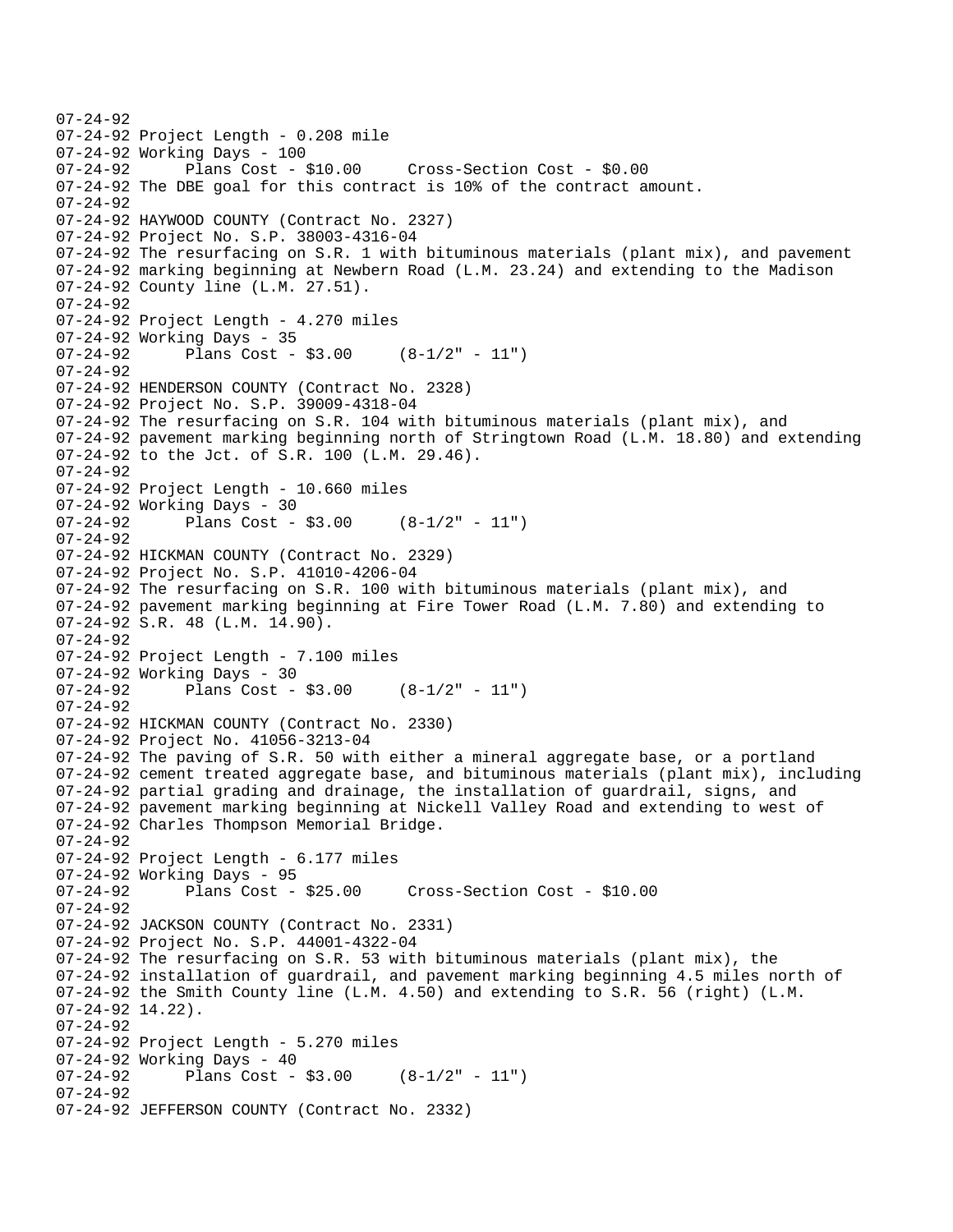07-24-92
07-24-92 Project Length - 0.208 mile
07-24-92 Working Days - 100
07-24-92 Plans Cost - $10.00 Cross-Section Cost - $0.00
07-24-92 The DBE goal for this contract is 10% of the contract amount.
07-24-92
07-24-92 HAYWOOD COUNTY (Contract No. 2327)
07-24-92 Project No. S.P. 38003-4316-04
07-24-92 The resurfacing on S.R. 1 with bituminous materials (plant mix), and pavement
07-24-92 marking beginning at Newbern Road (L.M. 23.24) and extending to the Madison
07-24-92 County line (L.M. 27.51).
07-24-92
07-24-92 Project Length - 4.270 miles
07-24-92 Working Days - 35
07-24-92 Plans Cost - $3.00 (8-1/2" - 11")
07-24-92
07-24-92 HENDERSON COUNTY (Contract No. 2328)
07-24-92 Project No. S.P. 39009-4318-04
07-24-92 The resurfacing on S.R. 104 with bituminous materials (plant mix), and
07-24-92 pavement marking beginning north of Stringtown Road (L.M. 18.80) and extending
07-24-92 to the Jct. of S.R. 100 (L.M. 29.46).
07-24-92
07-24-92 Project Length - 10.660 miles
07-24-92 Working Days - 30
07-24-92 Plans Cost - $3.00 (8-1/2" - 11")
07-24-92
07-24-92 HICKMAN COUNTY (Contract No. 2329)
07-24-92 Project No. S.P. 41010-4206-04
07-24-92 The resurfacing on S.R. 100 with bituminous materials (plant mix), and
07-24-92 pavement marking beginning at Fire Tower Road (L.M. 7.80) and extending to
07-24-92 S.R. 48 (L.M. 14.90).
07-24-92
07-24-92 Project Length - 7.100 miles
07-24-92 Working Days - 30
07-24-92 Plans Cost - $3.00 (8-1/2" - 11")
07-24-92
07-24-92 HICKMAN COUNTY (Contract No. 2330)
07-24-92 Project No. 41056-3213-04
07-24-92 The paving of S.R. 50 with either a mineral aggregate base, or a portland
07-24-92 cement treated aggregate base, and bituminous materials (plant mix), including
07-24-92 partial grading and drainage, the installation of guardrail, signs, and
07-24-92 pavement marking beginning at Nickell Valley Road and extending to west of
07-24-92 Charles Thompson Memorial Bridge.
07-24-92
07-24-92 Project Length - 6.177 miles
07-24-92 Working Days - 95
07-24-92 Plans Cost - $25.00 Cross-Section Cost - $10.00
07-24-92
07-24-92 JACKSON COUNTY (Contract No. 2331)
07-24-92 Project No. S.P. 44001-4322-04
07-24-92 The resurfacing on S.R. 53 with bituminous materials (plant mix), the
07-24-92 installation of guardrail, and pavement marking beginning 4.5 miles north of
07-24-92 the Smith County line (L.M. 4.50) and extending to S.R. 56 (right) (L.M.
07-24-92 14.22).
07-24-92
07-24-92 Project Length - 5.270 miles
07-24-92 Working Days - 40
07-24-92 Plans Cost - $3.00 (8-1/2" - 11")
07-24-92
07-24-92 JEFFERSON COUNTY (Contract No. 2332)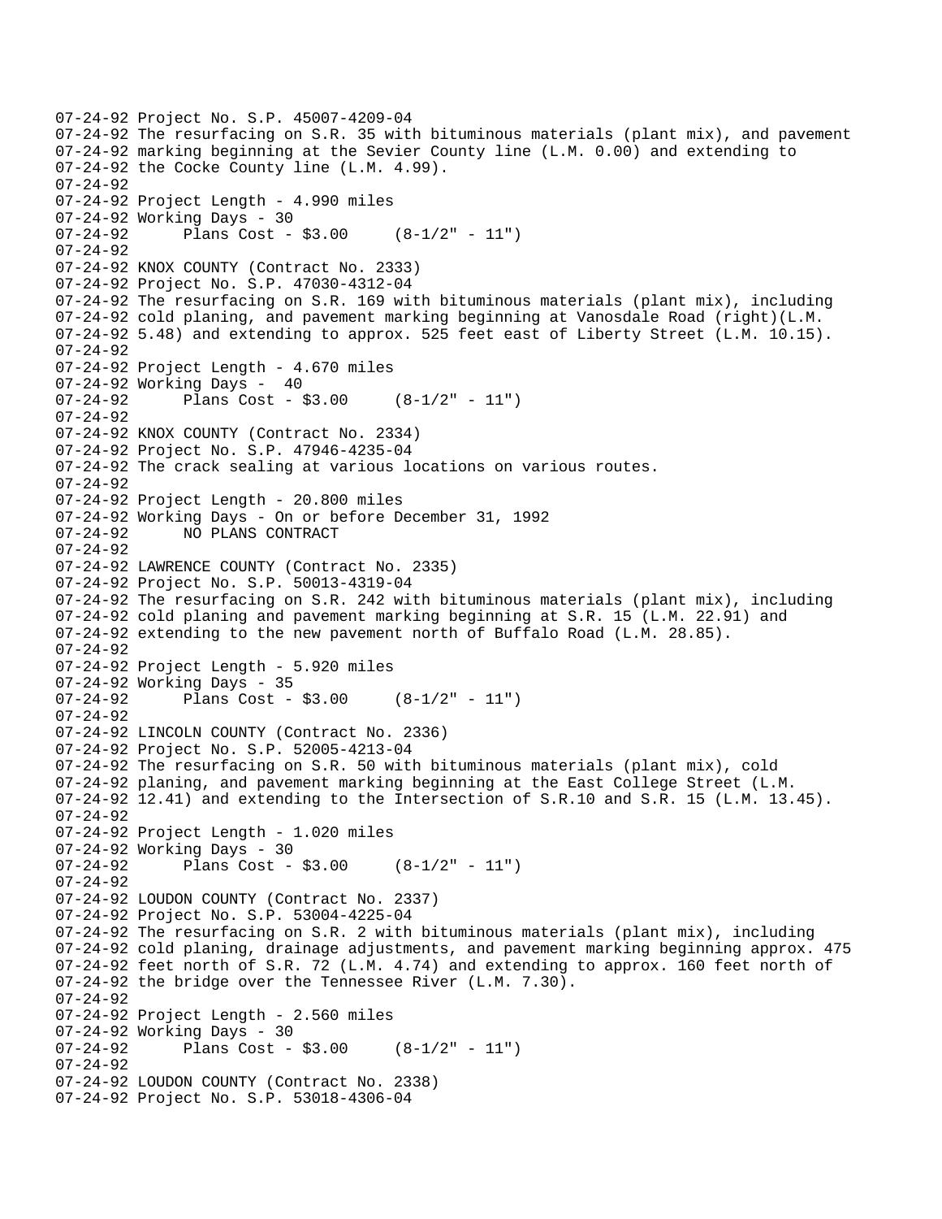```
07-24-92 Project No. S.P. 45007-4209-04
07-24-92 The resurfacing on S.R. 35 with bituminous materials (plant mix), and pavement
07-24-92 marking beginning at the Sevier County line (L.M. 0.00) and extending to
07-24-92 the Cocke County line (L.M. 4.99).
07-24-92
07-24-92 Project Length - 4.990 miles
07-24-92 Working Days - 30
07-24-92      Plans Cost - $3.00     (8-1/2" - 11")
07-24-92
07-24-92 KNOX COUNTY (Contract No. 2333)
07-24-92 Project No. S.P. 47030-4312-04
07-24-92 The resurfacing on S.R. 169 with bituminous materials (plant mix), including
07-24-92 cold planing, and pavement marking beginning at Vanosdale Road (right)(L.M.
07-24-92 5.48) and extending to approx. 525 feet east of Liberty Street (L.M. 10.15).
07-24-92
07-24-92 Project Length - 4.670 miles
07-24-92 Working Days -  40
07-24-92      Plans Cost - $3.00     (8-1/2" - 11")
07-24-92
07-24-92 KNOX COUNTY (Contract No. 2334)
07-24-92 Project No. S.P. 47946-4235-04
07-24-92 The crack sealing at various locations on various routes.
07-24-92
07-24-92 Project Length - 20.800 miles
07-24-92 Working Days - On or before December 31, 1992
07-24-92      NO PLANS CONTRACT
07-24-92
07-24-92 LAWRENCE COUNTY (Contract No. 2335)
07-24-92 Project No. S.P. 50013-4319-04
07-24-92 The resurfacing on S.R. 242 with bituminous materials (plant mix), including
07-24-92 cold planing and pavement marking beginning at S.R. 15 (L.M. 22.91) and
07-24-92 extending to the new pavement north of Buffalo Road (L.M. 28.85).
07-24-92
07-24-92 Project Length - 5.920 miles
07-24-92 Working Days - 35
07-24-92      Plans Cost - $3.00     (8-1/2" - 11")
07-24-92
07-24-92 LINCOLN COUNTY (Contract No. 2336)
07-24-92 Project No. S.P. 52005-4213-04
07-24-92 The resurfacing on S.R. 50 with bituminous materials (plant mix), cold
07-24-92 planing, and pavement marking beginning at the East College Street (L.M.
07-24-92 12.41) and extending to the Intersection of S.R.10 and S.R. 15 (L.M. 13.45).
07-24-92
07-24-92 Project Length - 1.020 miles
07-24-92 Working Days - 30
07-24-92      Plans Cost - $3.00     (8-1/2" - 11")
07-24-92
07-24-92 LOUDON COUNTY (Contract No. 2337)
07-24-92 Project No. S.P. 53004-4225-04
07-24-92 The resurfacing on S.R. 2 with bituminous materials (plant mix), including
07-24-92 cold planing, drainage adjustments, and pavement marking beginning approx. 475
07-24-92 feet north of S.R. 72 (L.M. 4.74) and extending to approx. 160 feet north of
07-24-92 the bridge over the Tennessee River (L.M. 7.30).
07-24-92
07-24-92 Project Length - 2.560 miles
07-24-92 Working Days - 30
07-24-92      Plans Cost - $3.00     (8-1/2" - 11")
07-24-92
07-24-92 LOUDON COUNTY (Contract No. 2338)
07-24-92 Project No. S.P. 53018-4306-04
```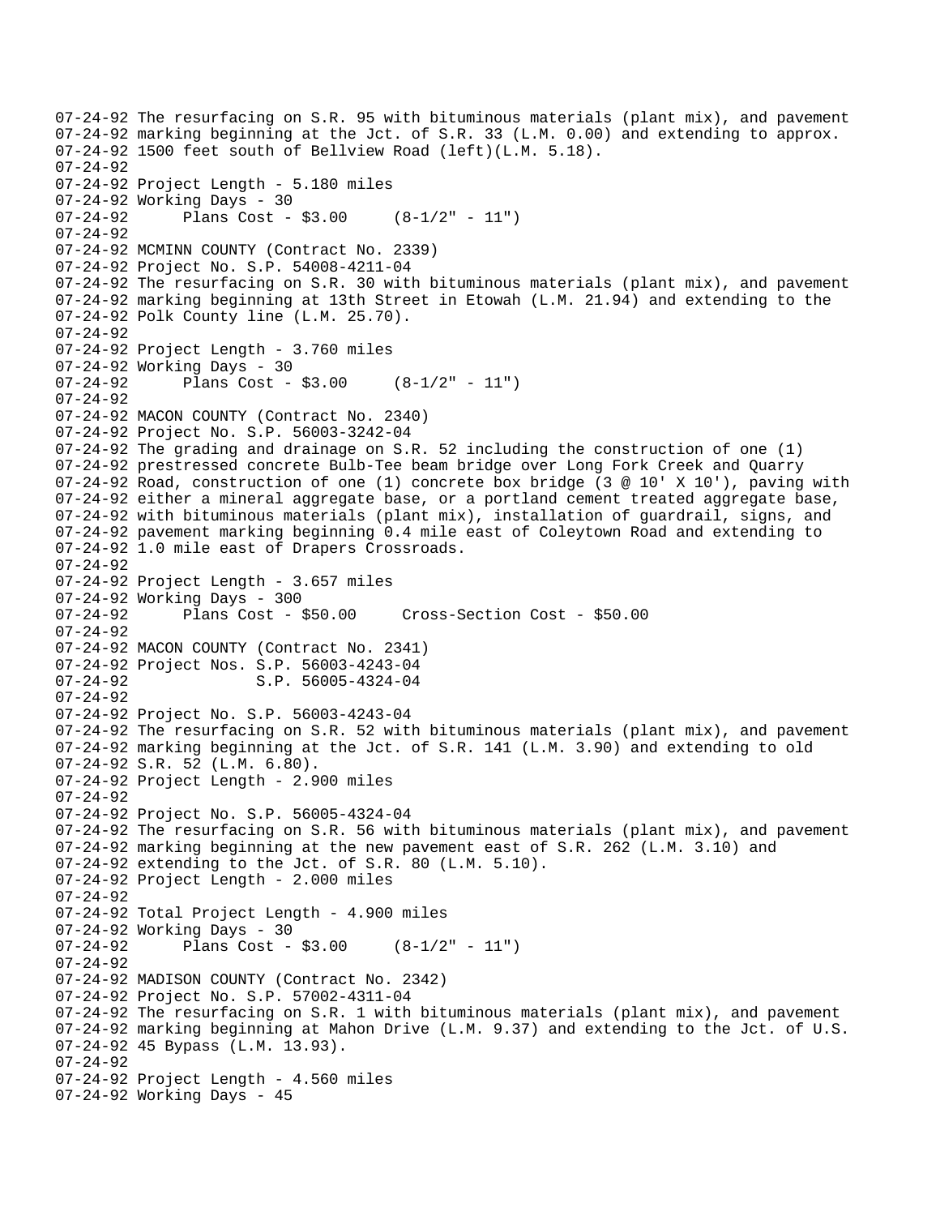```
07-24-92 The resurfacing on S.R. 95 with bituminous materials (plant mix), and pavement
07-24-92 marking beginning at the Jct. of S.R. 33 (L.M. 0.00) and extending to approx.
07-24-92 1500 feet south of Bellview Road (left)(L.M. 5.18).
07-24-92
07-24-92 Project Length - 5.180 miles
07-24-92 Working Days - 30
07-24-92       Plans Cost - $3.00     (8-1/2" - 11")
07-24-92
07-24-92 MCMINN COUNTY (Contract No. 2339)
07-24-92 Project No. S.P. 54008-4211-04
07-24-92 The resurfacing on S.R. 30 with bituminous materials (plant mix), and pavement
07-24-92 marking beginning at 13th Street in Etowah (L.M. 21.94) and extending to the
07-24-92 Polk County line (L.M. 25.70).
07-24-92
07-24-92 Project Length - 3.760 miles
07-24-92 Working Days - 30
07-24-92       Plans Cost - $3.00     (8-1/2" - 11")
07-24-92
07-24-92 MACON COUNTY (Contract No. 2340)
07-24-92 Project No. S.P. 56003-3242-04
07-24-92 The grading and drainage on S.R. 52 including the construction of one (1)
07-24-92 prestressed concrete Bulb-Tee beam bridge over Long Fork Creek and Quarry
07-24-92 Road, construction of one (1) concrete box bridge (3 @ 10' X 10'), paving with
07-24-92 either a mineral aggregate base, or a portland cement treated aggregate base,
07-24-92 with bituminous materials (plant mix), installation of guardrail, signs, and
07-24-92 pavement marking beginning 0.4 mile east of Coleytown Road and extending to
07-24-92 1.0 mile east of Drapers Crossroads.
07-24-92
07-24-92 Project Length - 3.657 miles
07-24-92 Working Days - 300
07-24-92       Plans Cost - $50.00     Cross-Section Cost - $50.00
07-24-92
07-24-92 MACON COUNTY (Contract No. 2341)
07-24-92 Project Nos. S.P. 56003-4243-04
07-24-92              S.P. 56005-4324-04
07-24-92
07-24-92 Project No. S.P. 56003-4243-04
07-24-92 The resurfacing on S.R. 52 with bituminous materials (plant mix), and pavement
07-24-92 marking beginning at the Jct. of S.R. 141 (L.M. 3.90) and extending to old
07-24-92 S.R. 52 (L.M. 6.80).
07-24-92 Project Length - 2.900 miles
07-24-92
07-24-92 Project No. S.P. 56005-4324-04
07-24-92 The resurfacing on S.R. 56 with bituminous materials (plant mix), and pavement
07-24-92 marking beginning at the new pavement east of S.R. 262 (L.M. 3.10) and
07-24-92 extending to the Jct. of S.R. 80 (L.M. 5.10).
07-24-92 Project Length - 2.000 miles
07-24-92
07-24-92 Total Project Length - 4.900 miles
07-24-92 Working Days - 30
07-24-92       Plans Cost - $3.00     (8-1/2" - 11")
07-24-92
07-24-92 MADISON COUNTY (Contract No. 2342)
07-24-92 Project No. S.P. 57002-4311-04
07-24-92 The resurfacing on S.R. 1 with bituminous materials (plant mix), and pavement
07-24-92 marking beginning at Mahon Drive (L.M. 9.37) and extending to the Jct. of U.S.
07-24-92 45 Bypass (L.M. 13.93).
07-24-92
07-24-92 Project Length - 4.560 miles
07-24-92 Working Days - 45
```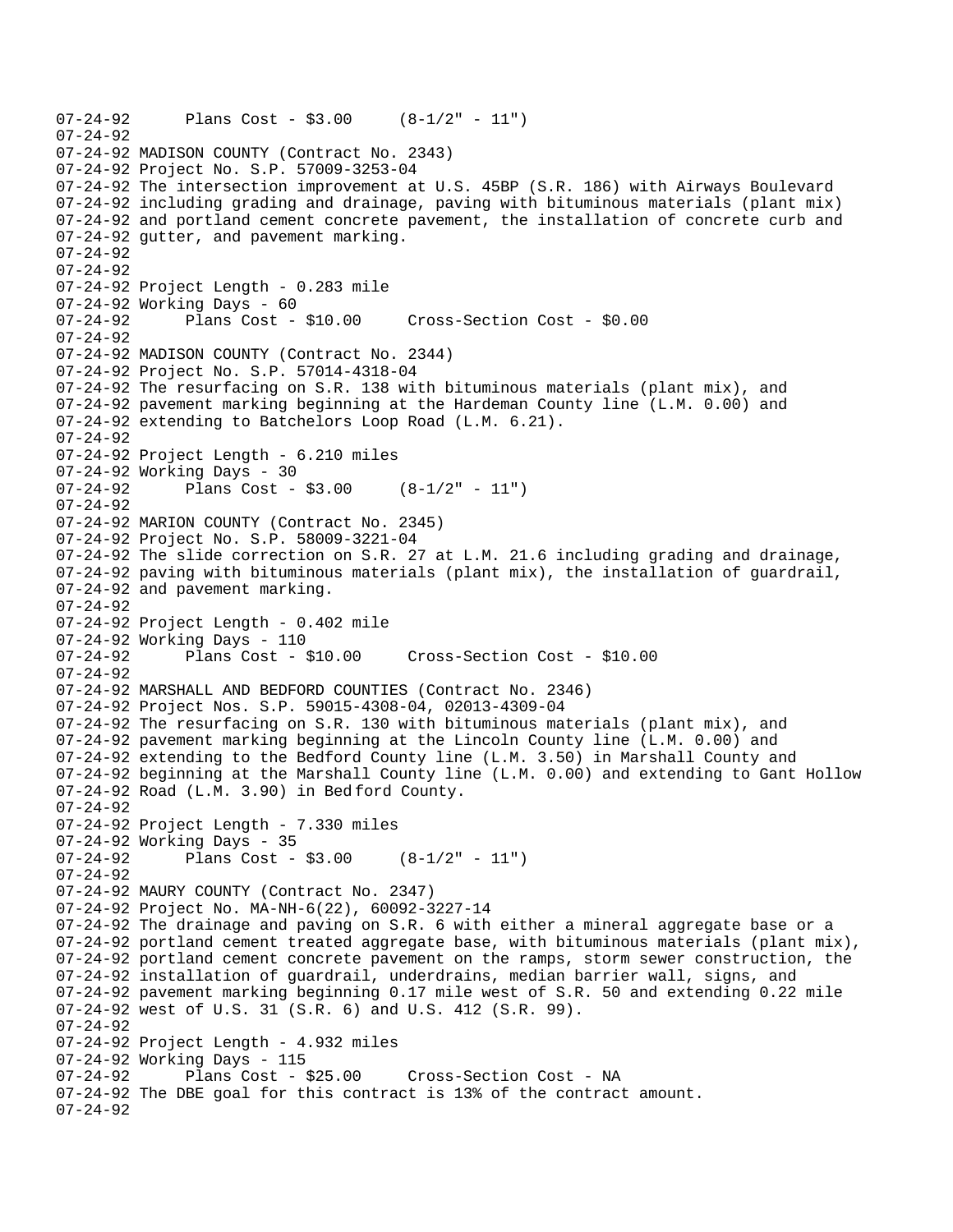07-24-92 Plans Cost - $3.00 (8-1/2" - 11")
07-24-92
07-24-92 MADISON COUNTY (Contract No. 2343)
07-24-92 Project No. S.P. 57009-3253-04
07-24-92 The intersection improvement at U.S. 45BP (S.R. 186) with Airways Boulevard
07-24-92 including grading and drainage, paving with bituminous materials (plant mix)
07-24-92 and portland cement concrete pavement, the installation of concrete curb and
07-24-92 gutter, and pavement marking.
07-24-92
07-24-92
07-24-92 Project Length - 0.283 mile
07-24-92 Working Days - 60
07-24-92 Plans Cost - $10.00 Cross-Section Cost - $0.00
07-24-92
07-24-92 MADISON COUNTY (Contract No. 2344)
07-24-92 Project No. S.P. 57014-4318-04
07-24-92 The resurfacing on S.R. 138 with bituminous materials (plant mix), and
07-24-92 pavement marking beginning at the Hardeman County line (L.M. 0.00) and
07-24-92 extending to Batchelors Loop Road (L.M. 6.21).
07-24-92
07-24-92 Project Length - 6.210 miles
07-24-92 Working Days - 30
07-24-92 Plans Cost - $3.00 (8-1/2" - 11")
07-24-92
07-24-92 MARION COUNTY (Contract No. 2345)
07-24-92 Project No. S.P. 58009-3221-04
07-24-92 The slide correction on S.R. 27 at L.M. 21.6 including grading and drainage,
07-24-92 paving with bituminous materials (plant mix), the installation of guardrail,
07-24-92 and pavement marking.
07-24-92
07-24-92 Project Length - 0.402 mile
07-24-92 Working Days - 110
07-24-92 Plans Cost - $10.00 Cross-Section Cost - $10.00
07-24-92
07-24-92 MARSHALL AND BEDFORD COUNTIES (Contract No. 2346)
07-24-92 Project Nos. S.P. 59015-4308-04, 02013-4309-04
07-24-92 The resurfacing on S.R. 130 with bituminous materials (plant mix), and
07-24-92 pavement marking beginning at the Lincoln County line (L.M. 0.00) and
07-24-92 extending to the Bedford County line (L.M. 3.50) in Marshall County and
07-24-92 beginning at the Marshall County line (L.M. 0.00) and extending to Gant Hollow
07-24-92 Road (L.M. 3.90) in Bedford County.
07-24-92
07-24-92 Project Length - 7.330 miles
07-24-92 Working Days - 35
07-24-92 Plans Cost - $3.00 (8-1/2" - 11")
07-24-92
07-24-92 MAURY COUNTY (Contract No. 2347)
07-24-92 Project No. MA-NH-6(22), 60092-3227-14
07-24-92 The drainage and paving on S.R. 6 with either a mineral aggregate base or a
07-24-92 portland cement treated aggregate base, with bituminous materials (plant mix),
07-24-92 portland cement concrete pavement on the ramps, storm sewer construction, the
07-24-92 installation of guardrail, underdrains, median barrier wall, signs, and
07-24-92 pavement marking beginning 0.17 mile west of S.R. 50 and extending 0.22 mile
07-24-92 west of U.S. 31 (S.R. 6) and U.S. 412 (S.R. 99).
07-24-92
07-24-92 Project Length - 4.932 miles
07-24-92 Working Days - 115
07-24-92 Plans Cost - $25.00 Cross-Section Cost - NA
07-24-92 The DBE goal for this contract is 13% of the contract amount.
07-24-92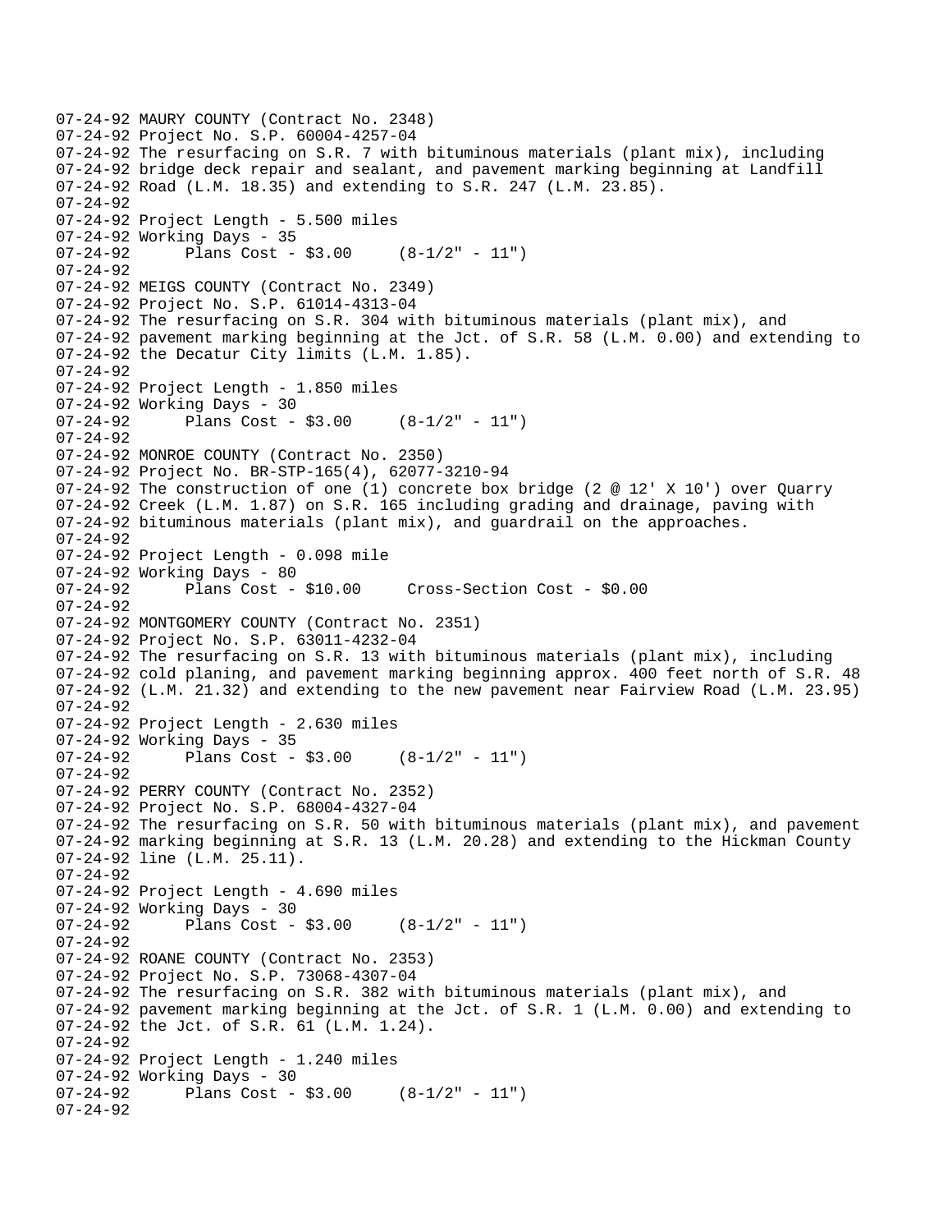```
07-24-92 MAURY COUNTY (Contract No. 2348)
07-24-92 Project No. S.P. 60004-4257-04
07-24-92 The resurfacing on S.R. 7 with bituminous materials (plant mix), including
07-24-92 bridge deck repair and sealant, and pavement marking beginning at Landfill
07-24-92 Road (L.M. 18.35) and extending to S.R. 247 (L.M. 23.85).
07-24-92
07-24-92 Project Length - 5.500 miles
07-24-92 Working Days - 35
07-24-92      Plans Cost - $3.00     (8-1/2" - 11")
07-24-92
07-24-92 MEIGS COUNTY (Contract No. 2349)
07-24-92 Project No. S.P. 61014-4313-04
07-24-92 The resurfacing on S.R. 304 with bituminous materials (plant mix), and
07-24-92 pavement marking beginning at the Jct. of S.R. 58 (L.M. 0.00) and extending to
07-24-92 the Decatur City limits (L.M. 1.85).
07-24-92
07-24-92 Project Length - 1.850 miles
07-24-92 Working Days - 30
07-24-92      Plans Cost - $3.00     (8-1/2" - 11")
07-24-92
07-24-92 MONROE COUNTY (Contract No. 2350)
07-24-92 Project No. BR-STP-165(4), 62077-3210-94
07-24-92 The construction of one (1) concrete box bridge (2 @ 12' X 10') over Quarry
07-24-92 Creek (L.M. 1.87) on S.R. 165 including grading and drainage, paving with
07-24-92 bituminous materials (plant mix), and guardrail on the approaches.
07-24-92
07-24-92 Project Length - 0.098 mile
07-24-92 Working Days - 80
07-24-92      Plans Cost - $10.00     Cross-Section Cost - $0.00
07-24-92
07-24-92 MONTGOMERY COUNTY (Contract No. 2351)
07-24-92 Project No. S.P. 63011-4232-04
07-24-92 The resurfacing on S.R. 13 with bituminous materials (plant mix), including
07-24-92 cold planing, and pavement marking beginning approx. 400 feet north of S.R. 48
07-24-92 (L.M. 21.32) and extending to the new pavement near Fairview Road (L.M. 23.95)
07-24-92
07-24-92 Project Length - 2.630 miles
07-24-92 Working Days - 35
07-24-92      Plans Cost - $3.00     (8-1/2" - 11")
07-24-92
07-24-92 PERRY COUNTY (Contract No. 2352)
07-24-92 Project No. S.P. 68004-4327-04
07-24-92 The resurfacing on S.R. 50 with bituminous materials (plant mix), and pavement
07-24-92 marking beginning at S.R. 13 (L.M. 20.28) and extending to the Hickman County
07-24-92 line (L.M. 25.11).
07-24-92
07-24-92 Project Length - 4.690 miles
07-24-92 Working Days - 30
07-24-92      Plans Cost - $3.00     (8-1/2" - 11")
07-24-92
07-24-92 ROANE COUNTY (Contract No. 2353)
07-24-92 Project No. S.P. 73068-4307-04
07-24-92 The resurfacing on S.R. 382 with bituminous materials (plant mix), and
07-24-92 pavement marking beginning at the Jct. of S.R. 1 (L.M. 0.00) and extending to
07-24-92 the Jct. of S.R. 61 (L.M. 1.24).
07-24-92
07-24-92 Project Length - 1.240 miles
07-24-92 Working Days - 30
07-24-92      Plans Cost - $3.00     (8-1/2" - 11")
07-24-92
```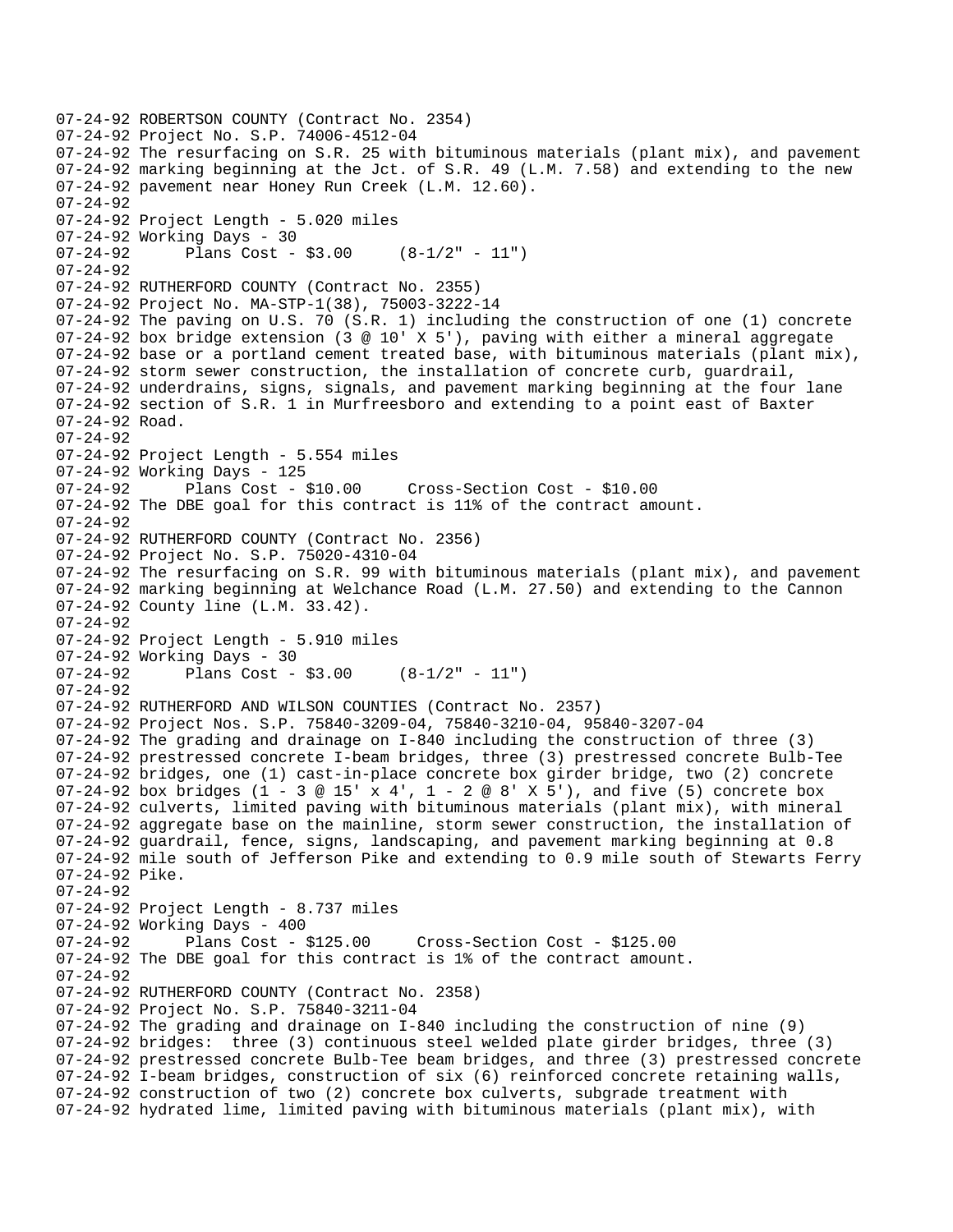```
07-24-92 ROBERTSON COUNTY (Contract No. 2354)
07-24-92 Project No. S.P. 74006-4512-04
07-24-92 The resurfacing on S.R. 25 with bituminous materials (plant mix), and pavement
07-24-92 marking beginning at the Jct. of S.R. 49 (L.M. 7.58) and extending to the new
07-24-92 pavement near Honey Run Creek (L.M. 12.60).
07-24-92
07-24-92 Project Length - 5.020 miles
07-24-92 Working Days - 30
07-24-92      Plans Cost - $3.00     (8-1/2" - 11")
07-24-92
07-24-92 RUTHERFORD COUNTY (Contract No. 2355)
07-24-92 Project No. MA-STP-1(38), 75003-3222-14
07-24-92 The paving on U.S. 70 (S.R. 1) including the construction of one (1) concrete
07-24-92 box bridge extension (3 @ 10' X 5'), paving with either a mineral aggregate
07-24-92 base or a portland cement treated base, with bituminous materials (plant mix),
07-24-92 storm sewer construction, the installation of concrete curb, guardrail,
07-24-92 underdrains, signs, signals, and pavement marking beginning at the four lane
07-24-92 section of S.R. 1 in Murfreesboro and extending to a point east of Baxter
07-24-92 Road.
07-24-92
07-24-92 Project Length - 5.554 miles
07-24-92 Working Days - 125
07-24-92      Plans Cost - $10.00     Cross-Section Cost - $10.00
07-24-92 The DBE goal for this contract is 11% of the contract amount.
07-24-92
07-24-92 RUTHERFORD COUNTY (Contract No. 2356)
07-24-92 Project No. S.P. 75020-4310-04
07-24-92 The resurfacing on S.R. 99 with bituminous materials (plant mix), and pavement
07-24-92 marking beginning at Welchance Road (L.M. 27.50) and extending to the Cannon
07-24-92 County line (L.M. 33.42).
07-24-92
07-24-92 Project Length - 5.910 miles
07-24-92 Working Days - 30
07-24-92      Plans Cost - $3.00     (8-1/2" - 11")
07-24-92
07-24-92 RUTHERFORD AND WILSON COUNTIES (Contract No. 2357)
07-24-92 Project Nos. S.P. 75840-3209-04, 75840-3210-04, 95840-3207-04
07-24-92 The grading and drainage on I-840 including the construction of three (3)
07-24-92 prestressed concrete I-beam bridges, three (3) prestressed concrete Bulb-Tee
07-24-92 bridges, one (1) cast-in-place concrete box girder bridge, two (2) concrete
07-24-92 box bridges (1 - 3 @ 15' x 4', 1 - 2 @ 8' X 5'), and five (5) concrete box
07-24-92 culverts, limited paving with bituminous materials (plant mix), with mineral
07-24-92 aggregate base on the mainline, storm sewer construction, the installation of
07-24-92 guardrail, fence, signs, landscaping, and pavement marking beginning at 0.8
07-24-92 mile south of Jefferson Pike and extending to 0.9 mile south of Stewarts Ferry
07-24-92 Pike.
07-24-92
07-24-92 Project Length - 8.737 miles
07-24-92 Working Days - 400
07-24-92      Plans Cost - $125.00     Cross-Section Cost - $125.00
07-24-92 The DBE goal for this contract is 1% of the contract amount.
07-24-92
07-24-92 RUTHERFORD COUNTY (Contract No. 2358)
07-24-92 Project No. S.P. 75840-3211-04
07-24-92 The grading and drainage on I-840 including the construction of nine (9)
07-24-92 bridges:  three (3) continuous steel welded plate girder bridges, three (3)
07-24-92 prestressed concrete Bulb-Tee beam bridges, and three (3) prestressed concrete
07-24-92 I-beam bridges, construction of six (6) reinforced concrete retaining walls,
07-24-92 construction of two (2) concrete box culverts, subgrade treatment with
07-24-92 hydrated lime, limited paving with bituminous materials (plant mix), with
```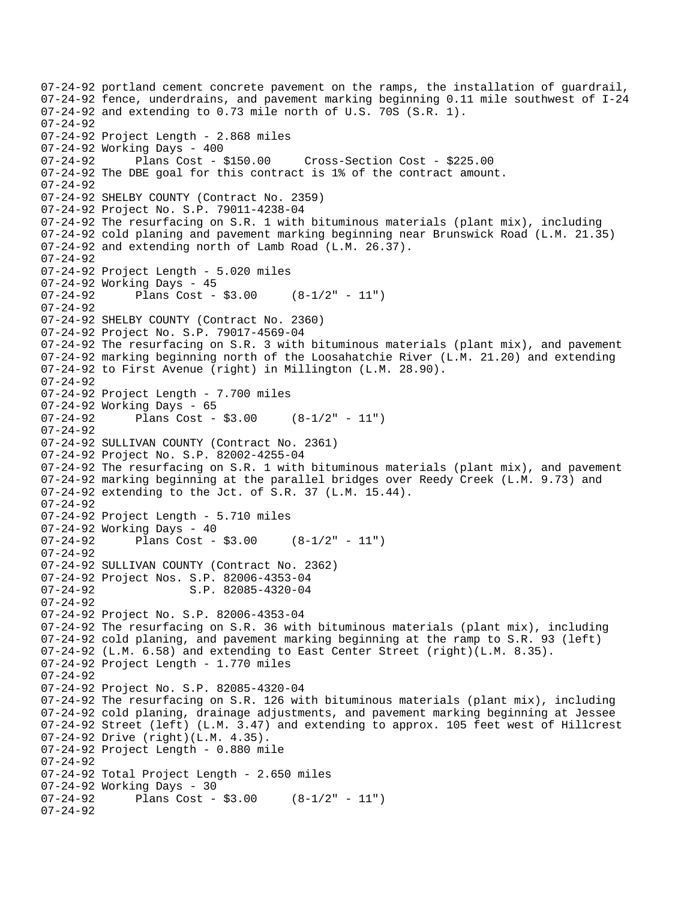```
07-24-92 portland cement concrete pavement on the ramps, the installation of guardrail,
07-24-92 fence, underdrains, and pavement marking beginning 0.11 mile southwest of I-24
07-24-92 and extending to 0.73 mile north of U.S. 70S (S.R. 1).
07-24-92
07-24-92 Project Length - 2.868 miles
07-24-92 Working Days - 400
07-24-92      Plans Cost - $150.00     Cross-Section Cost - $225.00
07-24-92 The DBE goal for this contract is 1% of the contract amount.
07-24-92
07-24-92 SHELBY COUNTY (Contract No. 2359)
07-24-92 Project No. S.P. 79011-4238-04
07-24-92 The resurfacing on S.R. 1 with bituminous materials (plant mix), including
07-24-92 cold planing and pavement marking beginning near Brunswick Road (L.M. 21.35)
07-24-92 and extending north of Lamb Road (L.M. 26.37).
07-24-92
07-24-92 Project Length - 5.020 miles
07-24-92 Working Days - 45
07-24-92      Plans Cost - $3.00     (8-1/2" - 11")
07-24-92
07-24-92 SHELBY COUNTY (Contract No. 2360)
07-24-92 Project No. S.P. 79017-4569-04
07-24-92 The resurfacing on S.R. 3 with bituminous materials (plant mix), and pavement
07-24-92 marking beginning north of the Loosahatchie River (L.M. 21.20) and extending
07-24-92 to First Avenue (right) in Millington (L.M. 28.90).
07-24-92
07-24-92 Project Length - 7.700 miles
07-24-92 Working Days - 65
07-24-92      Plans Cost - $3.00     (8-1/2" - 11")
07-24-92
07-24-92 SULLIVAN COUNTY (Contract No. 2361)
07-24-92 Project No. S.P. 82002-4255-04
07-24-92 The resurfacing on S.R. 1 with bituminous materials (plant mix), and pavement
07-24-92 marking beginning at the parallel bridges over Reedy Creek (L.M. 9.73) and
07-24-92 extending to the Jct. of S.R. 37 (L.M. 15.44).
07-24-92
07-24-92 Project Length - 5.710 miles
07-24-92 Working Days - 40
07-24-92      Plans Cost - $3.00     (8-1/2" - 11")
07-24-92
07-24-92 SULLIVAN COUNTY (Contract No. 2362)
07-24-92 Project Nos. S.P. 82006-4353-04
07-24-92              S.P. 82085-4320-04
07-24-92
07-24-92 Project No. S.P. 82006-4353-04
07-24-92 The resurfacing on S.R. 36 with bituminous materials (plant mix), including
07-24-92 cold planing, and pavement marking beginning at the ramp to S.R. 93 (left)
07-24-92 (L.M. 6.58) and extending to East Center Street (right)(L.M. 8.35).
07-24-92 Project Length - 1.770 miles
07-24-92
07-24-92 Project No. S.P. 82085-4320-04
07-24-92 The resurfacing on S.R. 126 with bituminous materials (plant mix), including
07-24-92 cold planing, drainage adjustments, and pavement marking beginning at Jessee
07-24-92 Street (left) (L.M. 3.47) and extending to approx. 105 feet west of Hillcrest
07-24-92 Drive (right)(L.M. 4.35).
07-24-92 Project Length - 0.880 mile
07-24-92
07-24-92 Total Project Length - 2.650 miles
07-24-92 Working Days - 30
07-24-92      Plans Cost - $3.00     (8-1/2" - 11")
07-24-92
```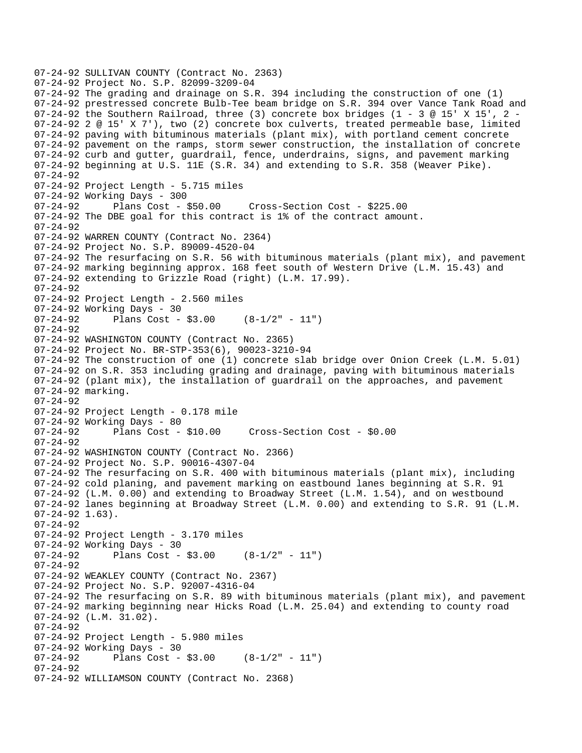```
07-24-92 SULLIVAN COUNTY (Contract No. 2363)
07-24-92 Project No. S.P. 82099-3209-04
07-24-92 The grading and drainage on S.R. 394 including the construction of one (1)
07-24-92 prestressed concrete Bulb-Tee beam bridge on S.R. 394 over Vance Tank Road and
07-24-92 the Southern Railroad, three (3) concrete box bridges (1 - 3 @ 15' X 15', 2 -
07-24-92 2 @ 15' X 7'), two (2) concrete box culverts, treated permeable base, limited
07-24-92 paving with bituminous materials (plant mix), with portland cement concrete
07-24-92 pavement on the ramps, storm sewer construction, the installation of concrete
07-24-92 curb and gutter, guardrail, fence, underdrains, signs, and pavement marking
07-24-92 beginning at U.S. 11E (S.R. 34) and extending to S.R. 358 (Weaver Pike).
07-24-92
07-24-92 Project Length - 5.715 miles
07-24-92 Working Days - 300
07-24-92      Plans Cost - $50.00     Cross-Section Cost - $225.00
07-24-92 The DBE goal for this contract is 1% of the contract amount.
07-24-92
07-24-92 WARREN COUNTY (Contract No. 2364)
07-24-92 Project No. S.P. 89009-4520-04
07-24-92 The resurfacing on S.R. 56 with bituminous materials (plant mix), and pavement
07-24-92 marking beginning approx. 168 feet south of Western Drive (L.M. 15.43) and
07-24-92 extending to Grizzle Road (right) (L.M. 17.99).
07-24-92
07-24-92 Project Length - 2.560 miles
07-24-92 Working Days - 30
07-24-92      Plans Cost - $3.00     (8-1/2" - 11")
07-24-92
07-24-92 WASHINGTON COUNTY (Contract No. 2365)
07-24-92 Project No. BR-STP-353(6), 90023-3210-94
07-24-92 The construction of one (1) concrete slab bridge over Onion Creek (L.M. 5.01)
07-24-92 on S.R. 353 including grading and drainage, paving with bituminous materials
07-24-92 (plant mix), the installation of guardrail on the approaches, and pavement
07-24-92 marking.
07-24-92
07-24-92 Project Length - 0.178 mile
07-24-92 Working Days - 80
07-24-92      Plans Cost - $10.00     Cross-Section Cost - $0.00
07-24-92
07-24-92 WASHINGTON COUNTY (Contract No. 2366)
07-24-92 Project No. S.P. 90016-4307-04
07-24-92 The resurfacing on S.R. 400 with bituminous materials (plant mix), including
07-24-92 cold planing, and pavement marking on eastbound lanes beginning at S.R. 91
07-24-92 (L.M. 0.00) and extending to Broadway Street (L.M. 1.54), and on westbound
07-24-92 lanes beginning at Broadway Street (L.M. 0.00) and extending to S.R. 91 (L.M.
07-24-92 1.63).
07-24-92
07-24-92 Project Length - 3.170 miles
07-24-92 Working Days - 30
07-24-92      Plans Cost - $3.00     (8-1/2" - 11")
07-24-92
07-24-92 WEAKLEY COUNTY (Contract No. 2367)
07-24-92 Project No. S.P. 92007-4316-04
07-24-92 The resurfacing on S.R. 89 with bituminous materials (plant mix), and pavement
07-24-92 marking beginning near Hicks Road (L.M. 25.04) and extending to county road
07-24-92 (L.M. 31.02).
07-24-92
07-24-92 Project Length - 5.980 miles
07-24-92 Working Days - 30
07-24-92      Plans Cost - $3.00     (8-1/2" - 11")
07-24-92
07-24-92 WILLIAMSON COUNTY (Contract No. 2368)
```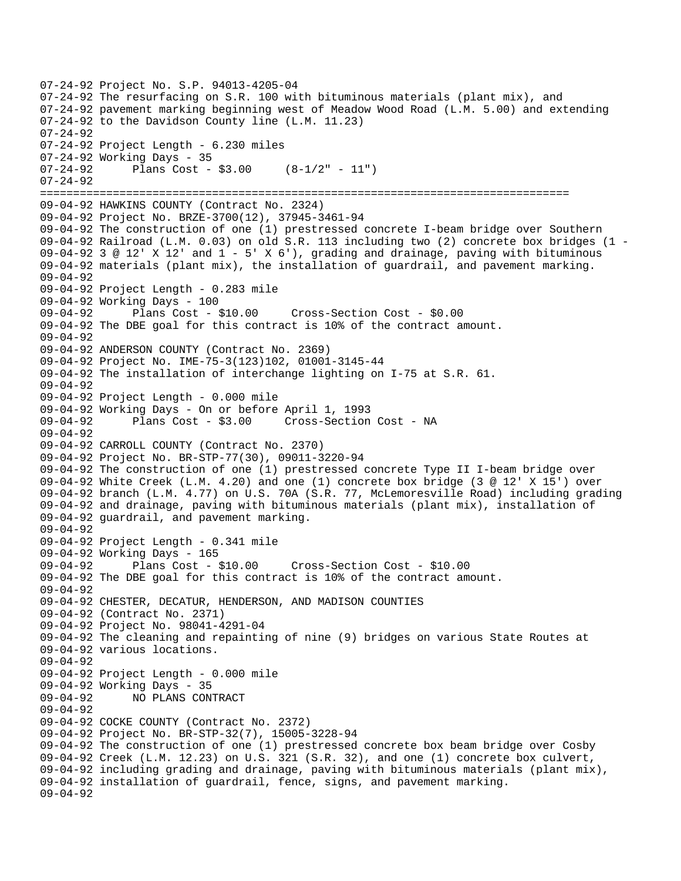```
07-24-92 Project No. S.P. 94013-4205-04
07-24-92 The resurfacing on S.R. 100 with bituminous materials (plant mix), and
07-24-92 pavement marking beginning west of Meadow Wood Road (L.M. 5.00) and extending
07-24-92 to the Davidson County line (L.M. 11.23)
07-24-92
07-24-92 Project Length - 6.230 miles
07-24-92 Working Days - 35
07-24-92       Plans Cost - $3.00     (8-1/2" - 11")
07-24-92
================================================================================
09-04-92 HAWKINS COUNTY (Contract No. 2324)
09-04-92 Project No. BRZE-3700(12), 37945-3461-94
09-04-92 The construction of one (1) prestressed concrete I-beam bridge over Southern
09-04-92 Railroad (L.M. 0.03) on old S.R. 113 including two (2) concrete box bridges (1 -
09-04-92 3 @ 12' X 12' and 1 - 5' X 6'), grading and drainage, paving with bituminous
09-04-92 materials (plant mix), the installation of guardrail, and pavement marking.
09-04-92
09-04-92 Project Length - 0.283 mile
09-04-92 Working Days - 100
09-04-92       Plans Cost - $10.00     Cross-Section Cost - $0.00
09-04-92 The DBE goal for this contract is 10% of the contract amount.
09-04-92
09-04-92 ANDERSON COUNTY (Contract No. 2369)
09-04-92 Project No. IME-75-3(123)102, 01001-3145-44
09-04-92 The installation of interchange lighting on I-75 at S.R. 61.
09-04-92
09-04-92 Project Length - 0.000 mile
09-04-92 Working Days - On or before April 1, 1993
09-04-92       Plans Cost - $3.00     Cross-Section Cost - NA
09-04-92
09-04-92 CARROLL COUNTY (Contract No. 2370)
09-04-92 Project No. BR-STP-77(30), 09011-3220-94
09-04-92 The construction of one (1) prestressed concrete Type II I-beam bridge over
09-04-92 White Creek (L.M. 4.20) and one (1) concrete box bridge (3 @ 12' X 15') over
09-04-92 branch (L.M. 4.77) on U.S. 70A (S.R. 77, McLemoresville Road) including grading
09-04-92 and drainage, paving with bituminous materials (plant mix), installation of
09-04-92 guardrail, and pavement marking.
09-04-92
09-04-92 Project Length - 0.341 mile
09-04-92 Working Days - 165
09-04-92       Plans Cost - $10.00     Cross-Section Cost - $10.00
09-04-92 The DBE goal for this contract is 10% of the contract amount.
09-04-92
09-04-92 CHESTER, DECATUR, HENDERSON, AND MADISON COUNTIES
09-04-92 (Contract No. 2371)
09-04-92 Project No. 98041-4291-04
09-04-92 The cleaning and repainting of nine (9) bridges on various State Routes at
09-04-92 various locations.
09-04-92
09-04-92 Project Length - 0.000 mile
09-04-92 Working Days - 35
09-04-92       NO PLANS CONTRACT
09-04-92
09-04-92 COCKE COUNTY (Contract No. 2372)
09-04-92 Project No. BR-STP-32(7), 15005-3228-94
09-04-92 The construction of one (1) prestressed concrete box beam bridge over Cosby
09-04-92 Creek (L.M. 12.23) on U.S. 321 (S.R. 32), and one (1) concrete box culvert,
09-04-92 including grading and drainage, paving with bituminous materials (plant mix),
09-04-92 installation of guardrail, fence, signs, and pavement marking.
09-04-92
```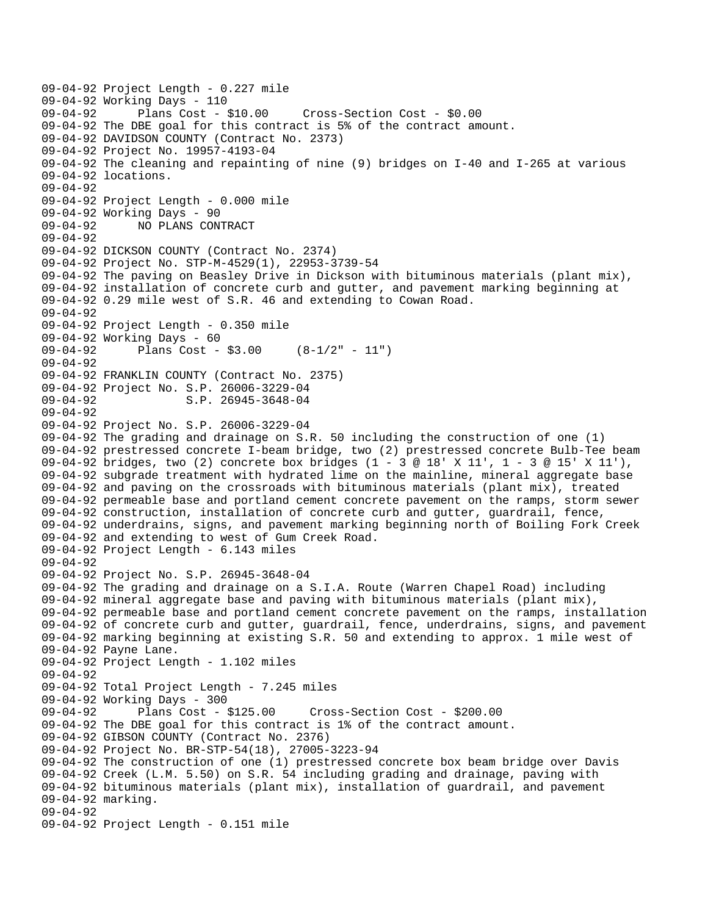```
09-04-92 Project Length - 0.227 mile
09-04-92 Working Days - 110
09-04-92       Plans Cost - $10.00     Cross-Section Cost - $0.00
09-04-92 The DBE goal for this contract is 5% of the contract amount.
09-04-92 DAVIDSON COUNTY (Contract No. 2373)
09-04-92 Project No. 19957-4193-04
09-04-92 The cleaning and repainting of nine (9) bridges on I-40 and I-265 at various
09-04-92 locations.
09-04-92
09-04-92 Project Length - 0.000 mile
09-04-92 Working Days - 90
09-04-92       NO PLANS CONTRACT
09-04-92
09-04-92 DICKSON COUNTY (Contract No. 2374)
09-04-92 Project No. STP-M-4529(1), 22953-3739-54
09-04-92 The paving on Beasley Drive in Dickson with bituminous materials (plant mix),
09-04-92 installation of concrete curb and gutter, and pavement marking beginning at
09-04-92 0.29 mile west of S.R. 46 and extending to Cowan Road.
09-04-92
09-04-92 Project Length - 0.350 mile
09-04-92 Working Days - 60
09-04-92       Plans Cost - $3.00     (8-1/2" - 11")
09-04-92
09-04-92 FRANKLIN COUNTY (Contract No. 2375)
09-04-92 Project No. S.P. 26006-3229-04
09-04-92              S.P. 26945-3648-04
09-04-92
09-04-92 Project No. S.P. 26006-3229-04
09-04-92 The grading and drainage on S.R. 50 including the construction of one (1)
09-04-92 prestressed concrete I-beam bridge, two (2) prestressed concrete Bulb-Tee beam
09-04-92 bridges, two (2) concrete box bridges (1 - 3 @ 18' X 11', 1 - 3 @ 15' X 11'),
09-04-92 subgrade treatment with hydrated lime on the mainline, mineral aggregate base
09-04-92 and paving on the crossroads with bituminous materials (plant mix), treated
09-04-92 permeable base and portland cement concrete pavement on the ramps, storm sewer
09-04-92 construction, installation of concrete curb and gutter, guardrail, fence,
09-04-92 underdrains, signs, and pavement marking beginning north of Boiling Fork Creek
09-04-92 and extending to west of Gum Creek Road.
09-04-92 Project Length - 6.143 miles
09-04-92
09-04-92 Project No. S.P. 26945-3648-04
09-04-92 The grading and drainage on a S.I.A. Route (Warren Chapel Road) including
09-04-92 mineral aggregate base and paving with bituminous materials (plant mix),
09-04-92 permeable base and portland cement concrete pavement on the ramps, installation
09-04-92 of concrete curb and gutter, guardrail, fence, underdrains, signs, and pavement
09-04-92 marking beginning at existing S.R. 50 and extending to approx. 1 mile west of
09-04-92 Payne Lane.
09-04-92 Project Length - 1.102 miles
09-04-92
09-04-92 Total Project Length - 7.245 miles
09-04-92 Working Days - 300
09-04-92       Plans Cost - $125.00     Cross-Section Cost - $200.00
09-04-92 The DBE goal for this contract is 1% of the contract amount.
09-04-92 GIBSON COUNTY (Contract No. 2376)
09-04-92 Project No. BR-STP-54(18), 27005-3223-94
09-04-92 The construction of one (1) prestressed concrete box beam bridge over Davis
09-04-92 Creek (L.M. 5.50) on S.R. 54 including grading and drainage, paving with
09-04-92 bituminous materials (plant mix), installation of guardrail, and pavement
09-04-92 marking.
09-04-92
09-04-92 Project Length - 0.151 mile
```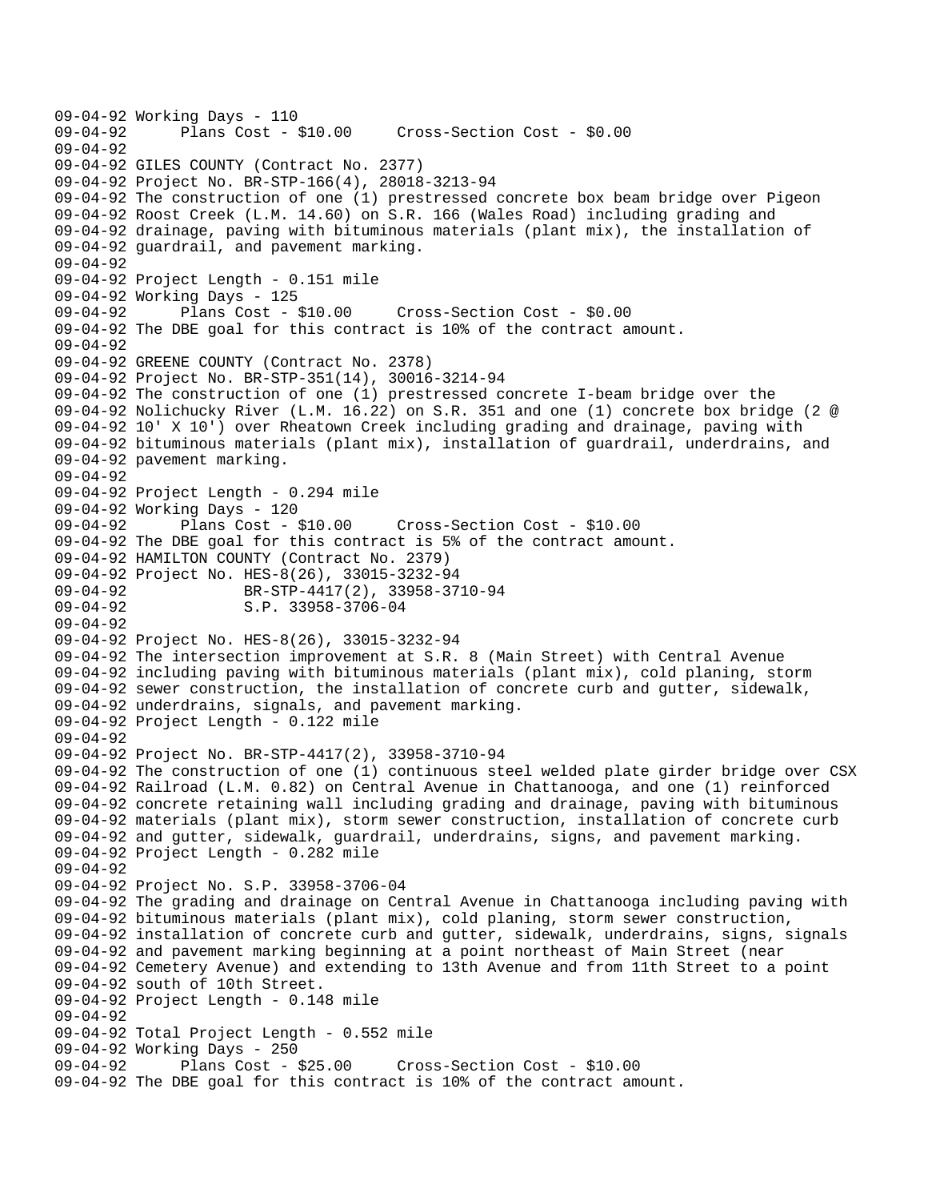09-04-92 Working Days - 110
09-04-92 Plans Cost - $10.00 Cross-Section Cost - $0.00
09-04-92
09-04-92 GILES COUNTY (Contract No. 2377)
09-04-92 Project No. BR-STP-166(4), 28018-3213-94
09-04-92 The construction of one (1) prestressed concrete box beam bridge over Pigeon
09-04-92 Roost Creek (L.M. 14.60) on S.R. 166 (Wales Road) including grading and
09-04-92 drainage, paving with bituminous materials (plant mix), the installation of
09-04-92 guardrail, and pavement marking.
09-04-92
09-04-92 Project Length - 0.151 mile
09-04-92 Working Days - 125
09-04-92 Plans Cost - $10.00 Cross-Section Cost - $0.00
09-04-92 The DBE goal for this contract is 10% of the contract amount.
09-04-92
09-04-92 GREENE COUNTY (Contract No. 2378)
09-04-92 Project No. BR-STP-351(14), 30016-3214-94
09-04-92 The construction of one (1) prestressed concrete I-beam bridge over the
09-04-92 Nolichucky River (L.M. 16.22) on S.R. 351 and one (1) concrete box bridge (2 @
09-04-92 10' X 10') over Rheatown Creek including grading and drainage, paving with
09-04-92 bituminous materials (plant mix), installation of guardrail, underdrains, and
09-04-92 pavement marking.
09-04-92
09-04-92 Project Length - 0.294 mile
09-04-92 Working Days - 120
09-04-92 Plans Cost - $10.00 Cross-Section Cost - $10.00
09-04-92 The DBE goal for this contract is 5% of the contract amount.
09-04-92 HAMILTON COUNTY (Contract No. 2379)
09-04-92 Project No. HES-8(26), 33015-3232-94
09-04-92 BR-STP-4417(2), 33958-3710-94
09-04-92 S.P. 33958-3706-04
09-04-92
09-04-92 Project No. HES-8(26), 33015-3232-94
09-04-92 The intersection improvement at S.R. 8 (Main Street) with Central Avenue
09-04-92 including paving with bituminous materials (plant mix), cold planing, storm
09-04-92 sewer construction, the installation of concrete curb and gutter, sidewalk,
09-04-92 underdrains, signals, and pavement marking.
09-04-92 Project Length - 0.122 mile
09-04-92
09-04-92 Project No. BR-STP-4417(2), 33958-3710-94
09-04-92 The construction of one (1) continuous steel welded plate girder bridge over CSX
09-04-92 Railroad (L.M. 0.82) on Central Avenue in Chattanooga, and one (1) reinforced
09-04-92 concrete retaining wall including grading and drainage, paving with bituminous
09-04-92 materials (plant mix), storm sewer construction, installation of concrete curb
09-04-92 and gutter, sidewalk, guardrail, underdrains, signs, and pavement marking.
09-04-92 Project Length - 0.282 mile
09-04-92
09-04-92 Project No. S.P. 33958-3706-04
09-04-92 The grading and drainage on Central Avenue in Chattanooga including paving with
09-04-92 bituminous materials (plant mix), cold planing, storm sewer construction,
09-04-92 installation of concrete curb and gutter, sidewalk, underdrains, signs, signals
09-04-92 and pavement marking beginning at a point northeast of Main Street (near
09-04-92 Cemetery Avenue) and extending to 13th Avenue and from 11th Street to a point
09-04-92 south of 10th Street.
09-04-92 Project Length - 0.148 mile
09-04-92
09-04-92 Total Project Length - 0.552 mile
09-04-92 Working Days - 250
09-04-92 Plans Cost - $25.00 Cross-Section Cost - $10.00
09-04-92 The DBE goal for this contract is 10% of the contract amount.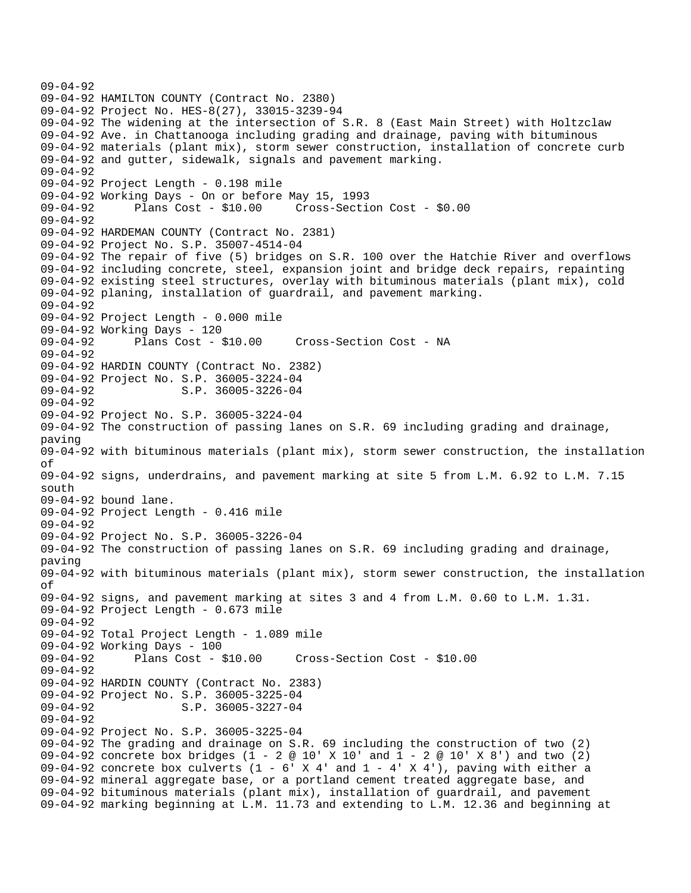09-04-92
09-04-92 HAMILTON COUNTY (Contract No. 2380)
09-04-92 Project No. HES-8(27), 33015-3239-94
09-04-92 The widening at the intersection of S.R. 8 (East Main Street) with Holtzclaw
09-04-92 Ave. in Chattanooga including grading and drainage, paving with bituminous
09-04-92 materials (plant mix), storm sewer construction, installation of concrete curb
09-04-92 and gutter, sidewalk, signals and pavement marking.
09-04-92
09-04-92 Project Length - 0.198 mile
09-04-92 Working Days - On or before May 15, 1993
09-04-92 Plans Cost - $10.00 Cross-Section Cost - $0.00
09-04-92
09-04-92 HARDEMAN COUNTY (Contract No. 2381)
09-04-92 Project No. S.P. 35007-4514-04
09-04-92 The repair of five (5) bridges on S.R. 100 over the Hatchie River and overflows
09-04-92 including concrete, steel, expansion joint and bridge deck repairs, repainting
09-04-92 existing steel structures, overlay with bituminous materials (plant mix), cold
09-04-92 planing, installation of guardrail, and pavement marking.
09-04-92
09-04-92 Project Length - 0.000 mile
09-04-92 Working Days - 120
09-04-92 Plans Cost - $10.00 Cross-Section Cost - NA
09-04-92
09-04-92 HARDIN COUNTY (Contract No. 2382)
09-04-92 Project No. S.P. 36005-3224-04
09-04-92 S.P. 36005-3226-04
09-04-92
09-04-92 Project No. S.P. 36005-3224-04
09-04-92 The construction of passing lanes on S.R. 69 including grading and drainage, paving
09-04-92 with bituminous materials (plant mix), storm sewer construction, the installation of
09-04-92 signs, underdrains, and pavement marking at site 5 from L.M. 6.92 to L.M. 7.15 south
09-04-92 bound lane.
09-04-92 Project Length - 0.416 mile
09-04-92
09-04-92 Project No. S.P. 36005-3226-04
09-04-92 The construction of passing lanes on S.R. 69 including grading and drainage, paving
09-04-92 with bituminous materials (plant mix), storm sewer construction, the installation of
09-04-92 signs, and pavement marking at sites 3 and 4 from L.M. 0.60 to L.M. 1.31.
09-04-92 Project Length - 0.673 mile
09-04-92
09-04-92 Total Project Length - 1.089 mile
09-04-92 Working Days - 100
09-04-92 Plans Cost - $10.00 Cross-Section Cost - $10.00
09-04-92
09-04-92 HARDIN COUNTY (Contract No. 2383)
09-04-92 Project No. S.P. 36005-3225-04
09-04-92 S.P. 36005-3227-04
09-04-92
09-04-92 Project No. S.P. 36005-3225-04
09-04-92 The grading and drainage on S.R. 69 including the construction of two (2)
09-04-92 concrete box bridges (1 - 2 @ 10' X 10' and 1 - 2 @ 10' X 8') and two (2)
09-04-92 concrete box culverts (1 - 6' X 4' and 1 - 4' X 4'), paving with either a
09-04-92 mineral aggregate base, or a portland cement treated aggregate base, and
09-04-92 bituminous materials (plant mix), installation of guardrail, and pavement
09-04-92 marking beginning at L.M. 11.73 and extending to L.M. 12.36 and beginning at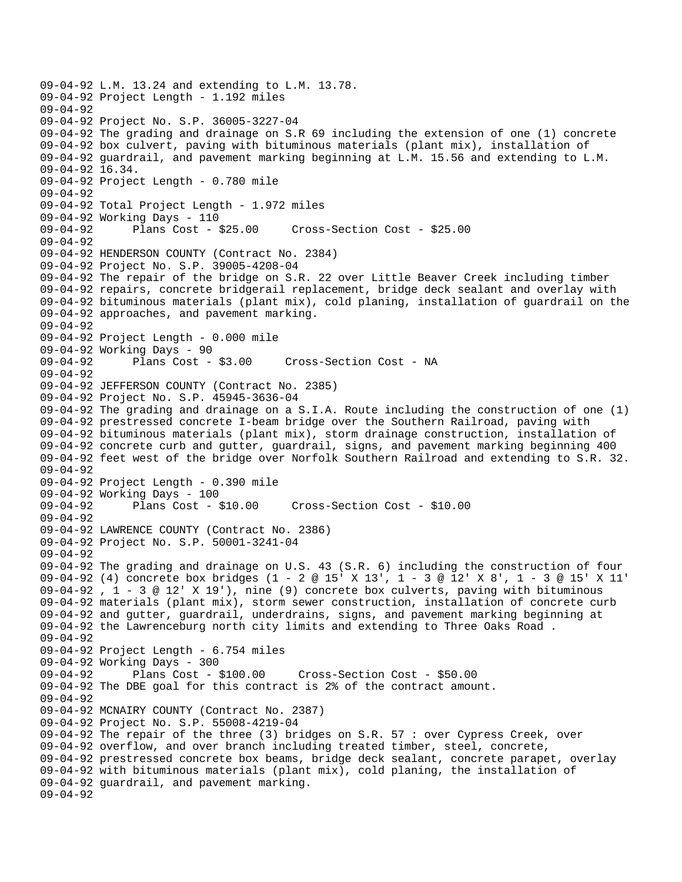```
09-04-92 L.M. 13.24 and extending to L.M. 13.78.
09-04-92 Project Length - 1.192 miles
09-04-92
09-04-92 Project No. S.P. 36005-3227-04
09-04-92 The grading and drainage on S.R 69 including the extension of one (1) concrete
09-04-92 box culvert, paving with bituminous materials (plant mix), installation of
09-04-92 guardrail, and pavement marking beginning at L.M. 15.56 and extending to L.M.
09-04-92 16.34.
09-04-92 Project Length - 0.780 mile
09-04-92
09-04-92 Total Project Length - 1.972 miles
09-04-92 Working Days - 110
09-04-92      Plans Cost - $25.00     Cross-Section Cost - $25.00
09-04-92
09-04-92 HENDERSON COUNTY (Contract No. 2384)
09-04-92 Project No. S.P. 39005-4208-04
09-04-92 The repair of the bridge on S.R. 22 over Little Beaver Creek including timber
09-04-92 repairs, concrete bridgerail replacement, bridge deck sealant and overlay with
09-04-92 bituminous materials (plant mix), cold planing, installation of guardrail on the
09-04-92 approaches, and pavement marking.
09-04-92
09-04-92 Project Length - 0.000 mile
09-04-92 Working Days - 90
09-04-92      Plans Cost - $3.00     Cross-Section Cost - NA
09-04-92
09-04-92 JEFFERSON COUNTY (Contract No. 2385)
09-04-92 Project No. S.P. 45945-3636-04
09-04-92 The grading and drainage on a S.I.A. Route including the construction of one (1)
09-04-92 prestressed concrete I-beam bridge over the Southern Railroad, paving with
09-04-92 bituminous materials (plant mix), storm drainage construction, installation of
09-04-92 concrete curb and gutter, guardrail, signs, and pavement marking beginning 400
09-04-92 feet west of the bridge over Norfolk Southern Railroad and extending to S.R. 32.
09-04-92
09-04-92 Project Length - 0.390 mile
09-04-92 Working Days - 100
09-04-92      Plans Cost - $10.00     Cross-Section Cost - $10.00
09-04-92
09-04-92 LAWRENCE COUNTY (Contract No. 2386)
09-04-92 Project No. S.P. 50001-3241-04
09-04-92
09-04-92 The grading and drainage on U.S. 43 (S.R. 6) including the construction of four
09-04-92 (4) concrete box bridges (1 - 2 @ 15' X 13', 1 - 3 @ 12' X 8', 1 - 3 @ 15' X 11'
09-04-92 , 1 - 3 @ 12' X 19'), nine (9) concrete box culverts, paving with bituminous
09-04-92 materials (plant mix), storm sewer construction, installation of concrete curb
09-04-92 and gutter, guardrail, underdrains, signs, and pavement marking beginning at
09-04-92 the Lawrenceburg north city limits and extending to Three Oaks Road .
09-04-92
09-04-92 Project Length - 6.754 miles
09-04-92 Working Days - 300
09-04-92      Plans Cost - $100.00     Cross-Section Cost - $50.00
09-04-92 The DBE goal for this contract is 2% of the contract amount.
09-04-92
09-04-92 MCNAIRY COUNTY (Contract No. 2387)
09-04-92 Project No. S.P. 55008-4219-04
09-04-92 The repair of the three (3) bridges on S.R. 57 : over Cypress Creek, over
09-04-92 overflow, and over branch including treated timber, steel, concrete,
09-04-92 prestressed concrete box beams, bridge deck sealant, concrete parapet, overlay
09-04-92 with bituminous materials (plant mix), cold planing, the installation of
09-04-92 guardrail, and pavement marking.
09-04-92
```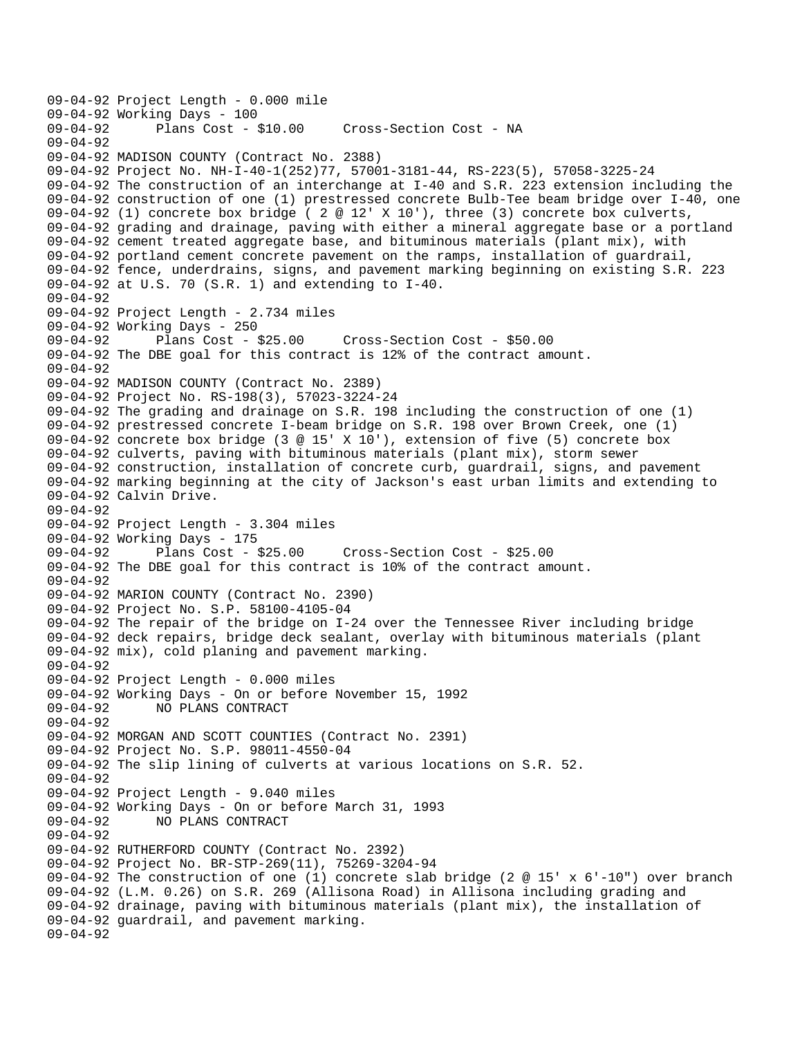```
09-04-92 Project Length - 0.000 mile
09-04-92 Working Days - 100
09-04-92      Plans Cost - $10.00     Cross-Section Cost - NA
09-04-92
09-04-92 MADISON COUNTY (Contract No. 2388)
09-04-92 Project No. NH-I-40-1(252)77, 57001-3181-44, RS-223(5), 57058-3225-24
09-04-92 The construction of an interchange at I-40 and S.R. 223 extension including the
09-04-92 construction of one (1) prestressed concrete Bulb-Tee beam bridge over I-40, one
09-04-92 (1) concrete box bridge ( 2 @ 12' X 10'), three (3) concrete box culverts,
09-04-92 grading and drainage, paving with either a mineral aggregate base or a portland
09-04-92 cement treated aggregate base, and bituminous materials (plant mix), with
09-04-92 portland cement concrete pavement on the ramps, installation of guardrail,
09-04-92 fence, underdrains, signs, and pavement marking beginning on existing S.R. 223
09-04-92 at U.S. 70 (S.R. 1) and extending to I-40.
09-04-92
09-04-92 Project Length - 2.734 miles
09-04-92 Working Days - 250
09-04-92      Plans Cost - $25.00     Cross-Section Cost - $50.00
09-04-92 The DBE goal for this contract is 12% of the contract amount.
09-04-92
09-04-92 MADISON COUNTY (Contract No. 2389)
09-04-92 Project No. RS-198(3), 57023-3224-24
09-04-92 The grading and drainage on S.R. 198 including the construction of one (1)
09-04-92 prestressed concrete I-beam bridge on S.R. 198 over Brown Creek, one (1)
09-04-92 concrete box bridge (3 @ 15' X 10'), extension of five (5) concrete box
09-04-92 culverts, paving with bituminous materials (plant mix), storm sewer
09-04-92 construction, installation of concrete curb, guardrail, signs, and pavement
09-04-92 marking beginning at the city of Jackson's east urban limits and extending to
09-04-92 Calvin Drive.
09-04-92
09-04-92 Project Length - 3.304 miles
09-04-92 Working Days - 175
09-04-92      Plans Cost - $25.00     Cross-Section Cost - $25.00
09-04-92 The DBE goal for this contract is 10% of the contract amount.
09-04-92
09-04-92 MARION COUNTY (Contract No. 2390)
09-04-92 Project No. S.P. 58100-4105-04
09-04-92 The repair of the bridge on I-24 over the Tennessee River including bridge
09-04-92 deck repairs, bridge deck sealant, overlay with bituminous materials (plant
09-04-92 mix), cold planing and pavement marking.
09-04-92
09-04-92 Project Length - 0.000 miles
09-04-92 Working Days - On or before November 15, 1992
09-04-92      NO PLANS CONTRACT
09-04-92
09-04-92 MORGAN AND SCOTT COUNTIES (Contract No. 2391)
09-04-92 Project No. S.P. 98011-4550-04
09-04-92 The slip lining of culverts at various locations on S.R. 52.
09-04-92
09-04-92 Project Length - 9.040 miles
09-04-92 Working Days - On or before March 31, 1993
09-04-92      NO PLANS CONTRACT
09-04-92
09-04-92 RUTHERFORD COUNTY (Contract No. 2392)
09-04-92 Project No. BR-STP-269(11), 75269-3204-94
09-04-92 The construction of one (1) concrete slab bridge (2 @ 15' x 6'-10") over branch
09-04-92 (L.M. 0.26) on S.R. 269 (Allisona Road) in Allisona including grading and
09-04-92 drainage, paving with bituminous materials (plant mix), the installation of
09-04-92 guardrail, and pavement marking.
09-04-92
```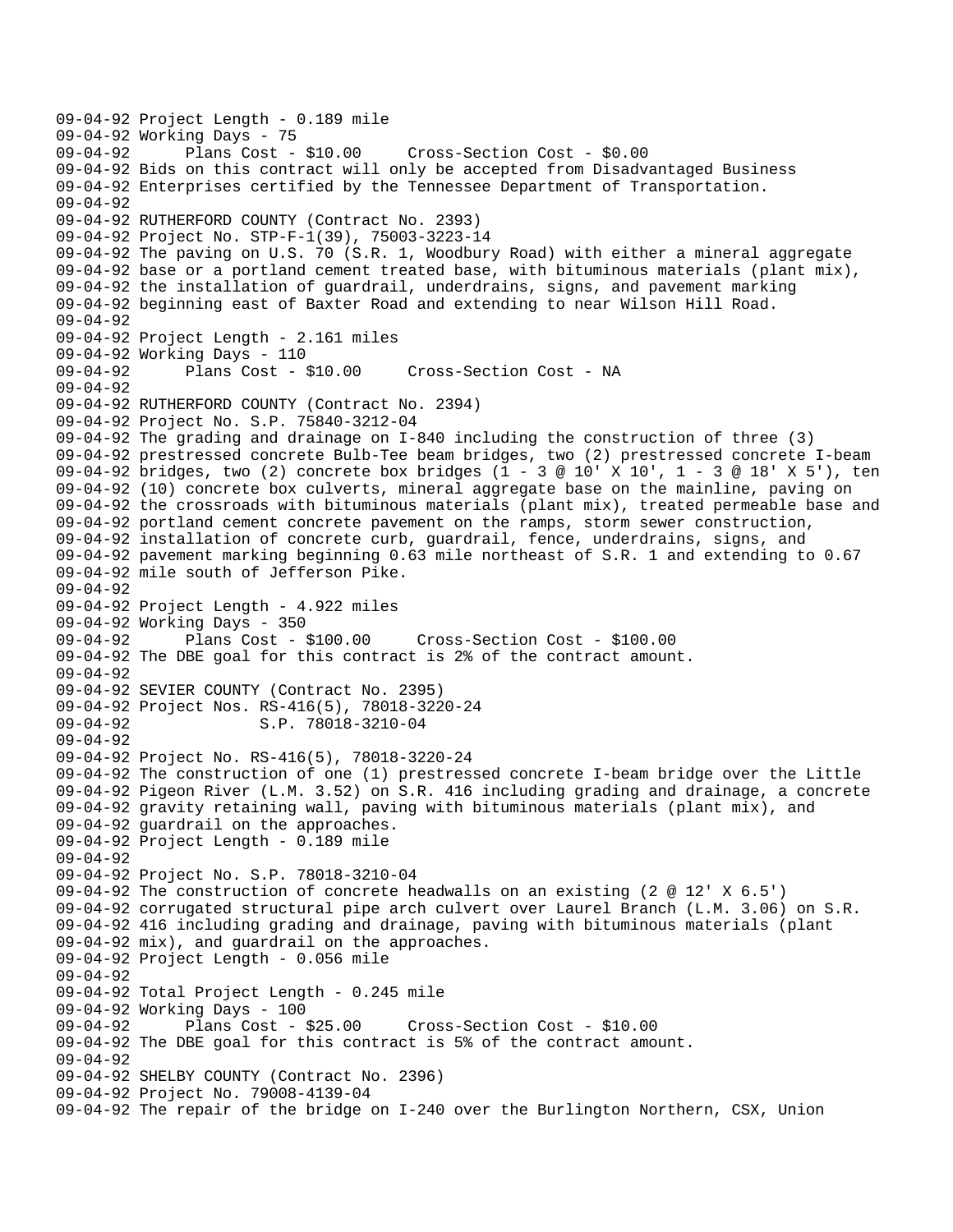```
09-04-92 Project Length - 0.189 mile
09-04-92 Working Days - 75
09-04-92       Plans Cost - $10.00     Cross-Section Cost - $0.00
09-04-92 Bids on this contract will only be accepted from Disadvantaged Business
09-04-92 Enterprises certified by the Tennessee Department of Transportation.
09-04-92
09-04-92 RUTHERFORD COUNTY (Contract No. 2393)
09-04-92 Project No. STP-F-1(39), 75003-3223-14
09-04-92 The paving on U.S. 70 (S.R. 1, Woodbury Road) with either a mineral aggregate
09-04-92 base or a portland cement treated base, with bituminous materials (plant mix),
09-04-92 the installation of guardrail, underdrains, signs, and pavement marking
09-04-92 beginning east of Baxter Road and extending to near Wilson Hill Road.
09-04-92
09-04-92 Project Length - 2.161 miles
09-04-92 Working Days - 110
09-04-92       Plans Cost - $10.00     Cross-Section Cost - NA
09-04-92
09-04-92 RUTHERFORD COUNTY (Contract No. 2394)
09-04-92 Project No. S.P. 75840-3212-04
09-04-92 The grading and drainage on I-840 including the construction of three (3)
09-04-92 prestressed concrete Bulb-Tee beam bridges, two (2) prestressed concrete I-beam
09-04-92 bridges, two (2) concrete box bridges (1 - 3 @ 10' X 10', 1 - 3 @ 18' X 5'), ten
09-04-92 (10) concrete box culverts, mineral aggregate base on the mainline, paving on
09-04-92 the crossroads with bituminous materials (plant mix), treated permeable base and
09-04-92 portland cement concrete pavement on the ramps, storm sewer construction,
09-04-92 installation of concrete curb, guardrail, fence, underdrains, signs, and
09-04-92 pavement marking beginning 0.63 mile northeast of S.R. 1 and extending to 0.67
09-04-92 mile south of Jefferson Pike.
09-04-92
09-04-92 Project Length - 4.922 miles
09-04-92 Working Days - 350
09-04-92       Plans Cost - $100.00     Cross-Section Cost - $100.00
09-04-92 The DBE goal for this contract is 2% of the contract amount.
09-04-92
09-04-92 SEVIER COUNTY (Contract No. 2395)
09-04-92 Project Nos. RS-416(5), 78018-3220-24
09-04-92              S.P. 78018-3210-04
09-04-92
09-04-92 Project No. RS-416(5), 78018-3220-24
09-04-92 The construction of one (1) prestressed concrete I-beam bridge over the Little
09-04-92 Pigeon River (L.M. 3.52) on S.R. 416 including grading and drainage, a concrete
09-04-92 gravity retaining wall, paving with bituminous materials (plant mix), and
09-04-92 guardrail on the approaches.
09-04-92 Project Length - 0.189 mile
09-04-92
09-04-92 Project No. S.P. 78018-3210-04
09-04-92 The construction of concrete headwalls on an existing (2 @ 12' X 6.5')
09-04-92 corrugated structural pipe arch culvert over Laurel Branch (L.M. 3.06) on S.R.
09-04-92 416 including grading and drainage, paving with bituminous materials (plant
09-04-92 mix), and guardrail on the approaches.
09-04-92 Project Length - 0.056 mile
09-04-92
09-04-92 Total Project Length - 0.245 mile
09-04-92 Working Days - 100
09-04-92       Plans Cost - $25.00     Cross-Section Cost - $10.00
09-04-92 The DBE goal for this contract is 5% of the contract amount.
09-04-92
09-04-92 SHELBY COUNTY (Contract No. 2396)
09-04-92 Project No. 79008-4139-04
09-04-92 The repair of the bridge on I-240 over the Burlington Northern, CSX, Union
```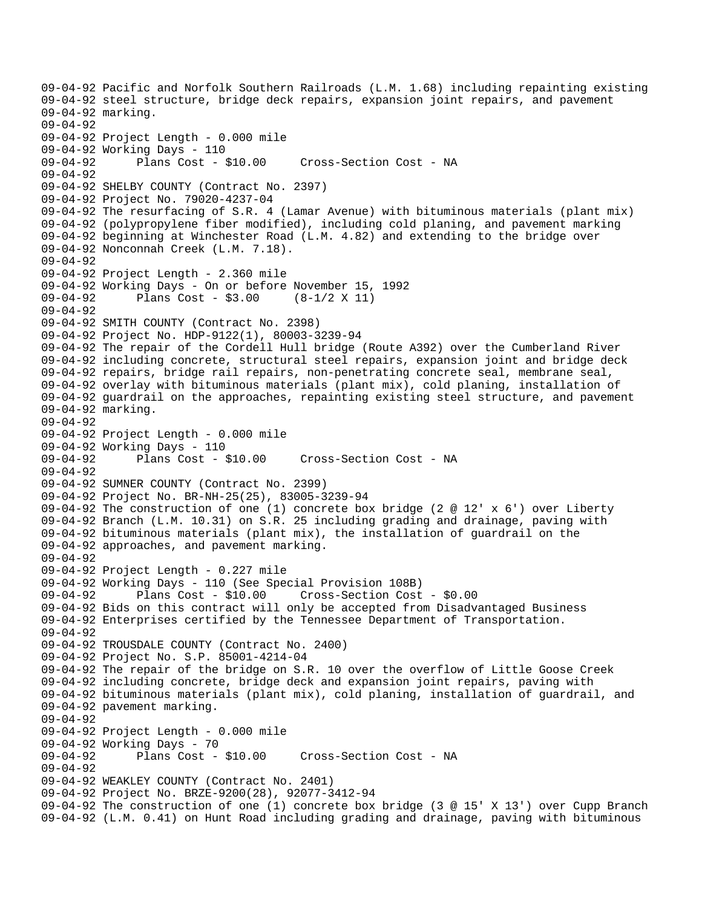```
09-04-92 Pacific and Norfolk Southern Railroads (L.M. 1.68) including repainting existing
09-04-92 steel structure, bridge deck repairs, expansion joint repairs, and pavement
09-04-92 marking.
09-04-92
09-04-92 Project Length - 0.000 mile
09-04-92 Working Days - 110
09-04-92       Plans Cost - $10.00     Cross-Section Cost - NA
09-04-92
09-04-92 SHELBY COUNTY (Contract No. 2397)
09-04-92 Project No. 79020-4237-04
09-04-92 The resurfacing of S.R. 4 (Lamar Avenue) with bituminous materials (plant mix)
09-04-92 (polypropylene fiber modified), including cold planing, and pavement marking
09-04-92 beginning at Winchester Road (L.M. 4.82) and extending to the bridge over
09-04-92 Nonconnah Creek (L.M. 7.18).
09-04-92
09-04-92 Project Length - 2.360 mile
09-04-92 Working Days - On or before November 15, 1992
09-04-92       Plans Cost - $3.00     (8-1/2 X 11)
09-04-92
09-04-92 SMITH COUNTY (Contract No. 2398)
09-04-92 Project No. HDP-9122(1), 80003-3239-94
09-04-92 The repair of the Cordell Hull bridge (Route A392) over the Cumberland River
09-04-92 including concrete, structural steel repairs, expansion joint and bridge deck
09-04-92 repairs, bridge rail repairs, non-penetrating concrete seal, membrane seal,
09-04-92 overlay with bituminous materials (plant mix), cold planing, installation of
09-04-92 guardrail on the approaches, repainting existing steel structure, and pavement
09-04-92 marking.
09-04-92
09-04-92 Project Length - 0.000 mile
09-04-92 Working Days - 110
09-04-92       Plans Cost - $10.00     Cross-Section Cost - NA
09-04-92
09-04-92 SUMNER COUNTY (Contract No. 2399)
09-04-92 Project No. BR-NH-25(25), 83005-3239-94
09-04-92 The construction of one (1) concrete box bridge (2 @ 12' x 6') over Liberty
09-04-92 Branch (L.M. 10.31) on S.R. 25 including grading and drainage, paving with
09-04-92 bituminous materials (plant mix), the installation of guardrail on the
09-04-92 approaches, and pavement marking.
09-04-92
09-04-92 Project Length - 0.227 mile
09-04-92 Working Days - 110 (See Special Provision 108B)
09-04-92       Plans Cost - $10.00     Cross-Section Cost - $0.00
09-04-92 Bids on this contract will only be accepted from Disadvantaged Business
09-04-92 Enterprises certified by the Tennessee Department of Transportation.
09-04-92
09-04-92 TROUSDALE COUNTY (Contract No. 2400)
09-04-92 Project No. S.P. 85001-4214-04
09-04-92 The repair of the bridge on S.R. 10 over the overflow of Little Goose Creek
09-04-92 including concrete, bridge deck and expansion joint repairs, paving with
09-04-92 bituminous materials (plant mix), cold planing, installation of guardrail, and
09-04-92 pavement marking.
09-04-92
09-04-92 Project Length - 0.000 mile
09-04-92 Working Days - 70
09-04-92       Plans Cost - $10.00     Cross-Section Cost - NA
09-04-92
09-04-92 WEAKLEY COUNTY (Contract No. 2401)
09-04-92 Project No. BRZE-9200(28), 92077-3412-94
09-04-92 The construction of one (1) concrete box bridge (3 @ 15' X 13') over Cupp Branch
09-04-92 (L.M. 0.41) on Hunt Road including grading and drainage, paving with bituminous
```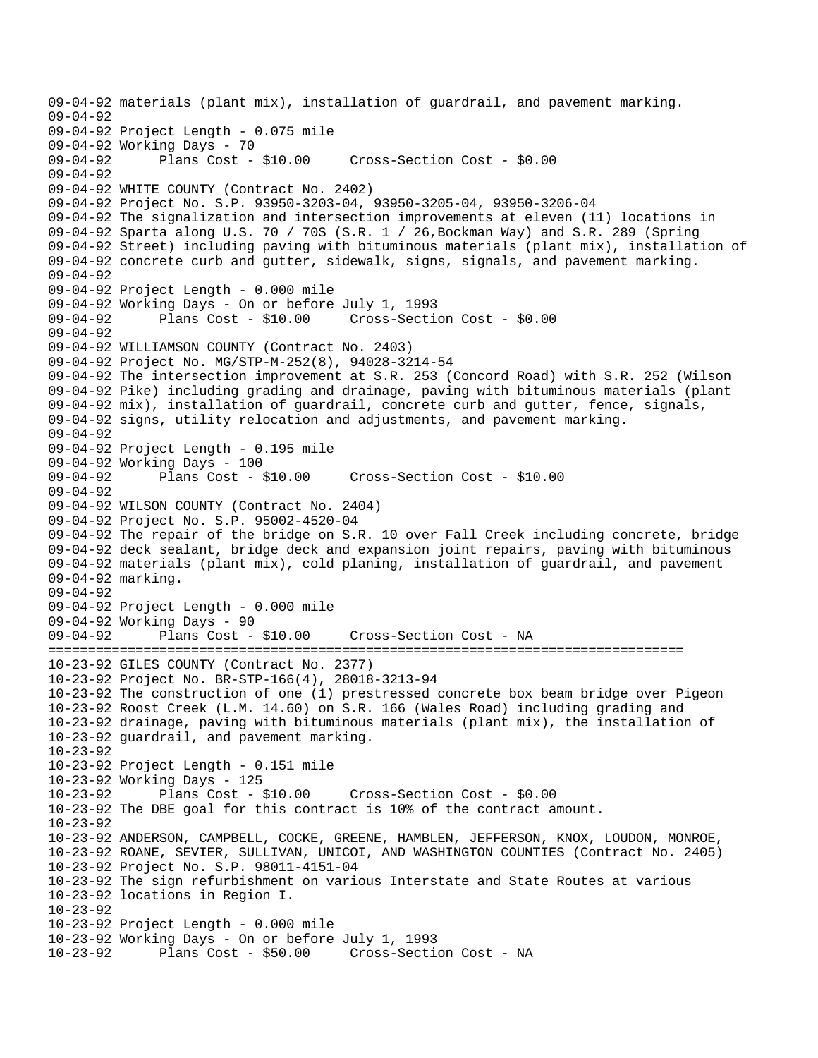```
09-04-92 materials (plant mix), installation of guardrail, and pavement marking.
09-04-92
09-04-92 Project Length - 0.075 mile
09-04-92 Working Days - 70
09-04-92      Plans Cost - $10.00     Cross-Section Cost - $0.00
09-04-92
09-04-92 WHITE COUNTY (Contract No. 2402)
09-04-92 Project No. S.P. 93950-3203-04, 93950-3205-04, 93950-3206-04
09-04-92 The signalization and intersection improvements at eleven (11) locations in
09-04-92 Sparta along U.S. 70 / 70S (S.R. 1 / 26,Bockman Way) and S.R. 289 (Spring
09-04-92 Street) including paving with bituminous materials (plant mix), installation of
09-04-92 concrete curb and gutter, sidewalk, signs, signals, and pavement marking.
09-04-92
09-04-92 Project Length - 0.000 mile
09-04-92 Working Days - On or before July 1, 1993
09-04-92      Plans Cost - $10.00     Cross-Section Cost - $0.00
09-04-92
09-04-92 WILLIAMSON COUNTY (Contract No. 2403)
09-04-92 Project No. MG/STP-M-252(8), 94028-3214-54
09-04-92 The intersection improvement at S.R. 253 (Concord Road) with S.R. 252 (Wilson
09-04-92 Pike) including grading and drainage, paving with bituminous materials (plant
09-04-92 mix), installation of guardrail, concrete curb and gutter, fence, signals,
09-04-92 signs, utility relocation and adjustments, and pavement marking.
09-04-92
09-04-92 Project Length - 0.195 mile
09-04-92 Working Days - 100
09-04-92      Plans Cost - $10.00     Cross-Section Cost - $10.00
09-04-92
09-04-92 WILSON COUNTY (Contract No. 2404)
09-04-92 Project No. S.P. 95002-4520-04
09-04-92 The repair of the bridge on S.R. 10 over Fall Creek including concrete, bridge
09-04-92 deck sealant, bridge deck and expansion joint repairs, paving with bituminous
09-04-92 materials (plant mix), cold planing, installation of guardrail, and pavement
09-04-92 marking.
09-04-92
09-04-92 Project Length - 0.000 mile
09-04-92 Working Days - 90
09-04-92      Plans Cost - $10.00     Cross-Section Cost - NA
================================================================================
10-23-92 GILES COUNTY (Contract No. 2377)
10-23-92 Project No. BR-STP-166(4), 28018-3213-94
10-23-92 The construction of one (1) prestressed concrete box beam bridge over Pigeon
10-23-92 Roost Creek (L.M. 14.60) on S.R. 166 (Wales Road) including grading and
10-23-92 drainage, paving with bituminous materials (plant mix), the installation of
10-23-92 guardrail, and pavement marking.
10-23-92
10-23-92 Project Length - 0.151 mile
10-23-92 Working Days - 125
10-23-92      Plans Cost - $10.00     Cross-Section Cost - $0.00
10-23-92 The DBE goal for this contract is 10% of the contract amount.
10-23-92
10-23-92 ANDERSON, CAMPBELL, COCKE, GREENE, HAMBLEN, JEFFERSON, KNOX, LOUDON, MONROE,
10-23-92 ROANE, SEVIER, SULLIVAN, UNICOI, AND WASHINGTON COUNTIES (Contract No. 2405)
10-23-92 Project No. S.P. 98011-4151-04
10-23-92 The sign refurbishment on various Interstate and State Routes at various
10-23-92 locations in Region I.
10-23-92
10-23-92 Project Length - 0.000 mile
10-23-92 Working Days - On or before July 1, 1993
10-23-92      Plans Cost - $50.00     Cross-Section Cost - NA
```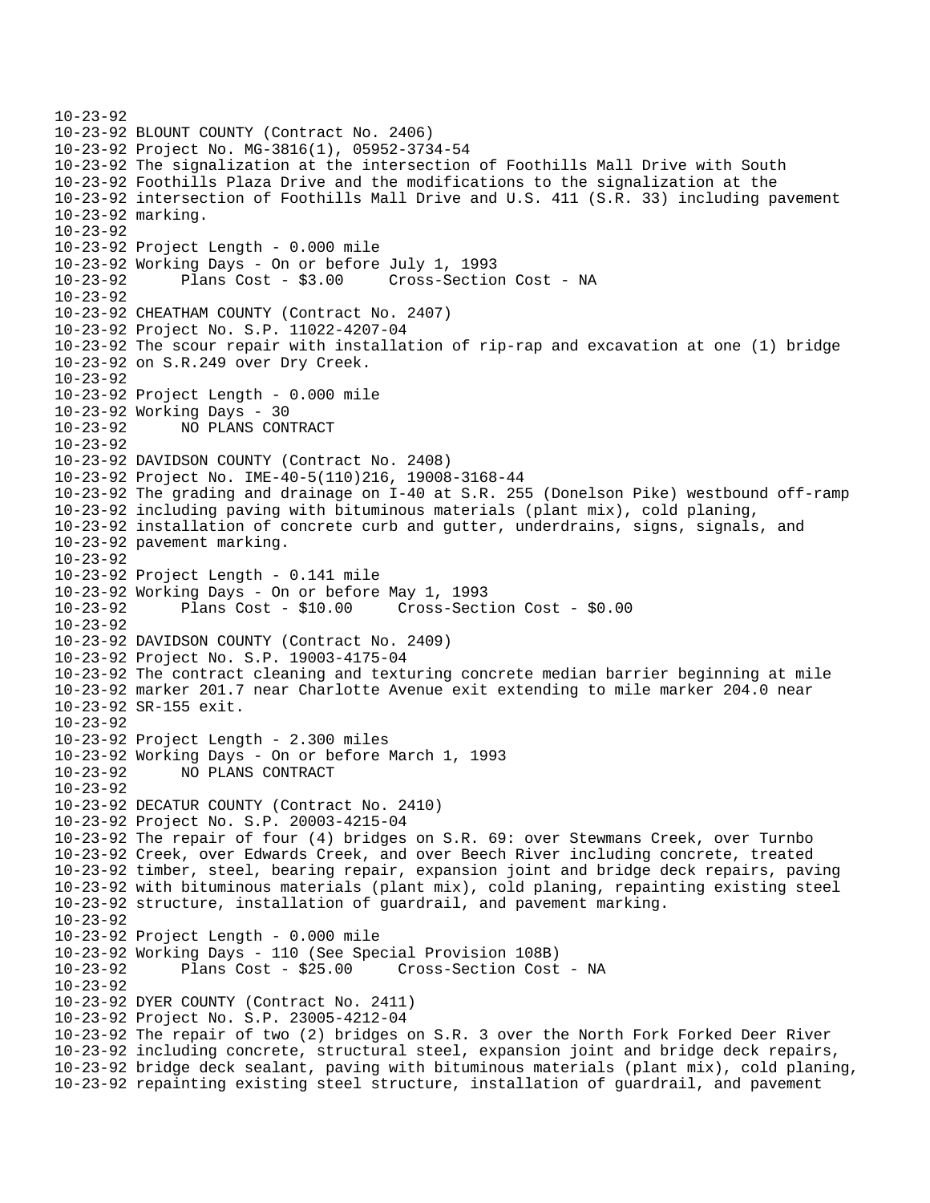```
10-23-92
10-23-92 BLOUNT COUNTY (Contract No. 2406)
10-23-92 Project No. MG-3816(1), 05952-3734-54
10-23-92 The signalization at the intersection of Foothills Mall Drive with South
10-23-92 Foothills Plaza Drive and the modifications to the signalization at the
10-23-92 intersection of Foothills Mall Drive and U.S. 411 (S.R. 33) including pavement
10-23-92 marking.
10-23-92
10-23-92 Project Length - 0.000 mile
10-23-92 Working Days - On or before July 1, 1993
10-23-92      Plans Cost - $3.00     Cross-Section Cost - NA
10-23-92
10-23-92 CHEATHAM COUNTY (Contract No. 2407)
10-23-92 Project No. S.P. 11022-4207-04
10-23-92 The scour repair with installation of rip-rap and excavation at one (1) bridge
10-23-92 on S.R.249 over Dry Creek.
10-23-92
10-23-92 Project Length - 0.000 mile
10-23-92 Working Days - 30
10-23-92      NO PLANS CONTRACT
10-23-92
10-23-92 DAVIDSON COUNTY (Contract No. 2408)
10-23-92 Project No. IME-40-5(110)216, 19008-3168-44
10-23-92 The grading and drainage on I-40 at S.R. 255 (Donelson Pike) westbound off-ramp
10-23-92 including paving with bituminous materials (plant mix), cold planing,
10-23-92 installation of concrete curb and gutter, underdrains, signs, signals, and
10-23-92 pavement marking.
10-23-92
10-23-92 Project Length - 0.141 mile
10-23-92 Working Days - On or before May 1, 1993
10-23-92      Plans Cost - $10.00     Cross-Section Cost - $0.00
10-23-92
10-23-92 DAVIDSON COUNTY (Contract No. 2409)
10-23-92 Project No. S.P. 19003-4175-04
10-23-92 The contract cleaning and texturing concrete median barrier beginning at mile
10-23-92 marker 201.7 near Charlotte Avenue exit extending to mile marker 204.0 near
10-23-92 SR-155 exit.
10-23-92
10-23-92 Project Length - 2.300 miles
10-23-92 Working Days - On or before March 1, 1993
10-23-92      NO PLANS CONTRACT
10-23-92
10-23-92 DECATUR COUNTY (Contract No. 2410)
10-23-92 Project No. S.P. 20003-4215-04
10-23-92 The repair of four (4) bridges on S.R. 69: over Stewmans Creek, over Turnbo
10-23-92 Creek, over Edwards Creek, and over Beech River including concrete, treated
10-23-92 timber, steel, bearing repair, expansion joint and bridge deck repairs, paving
10-23-92 with bituminous materials (plant mix), cold planing, repainting existing steel
10-23-92 structure, installation of guardrail, and pavement marking.
10-23-92
10-23-92 Project Length - 0.000 mile
10-23-92 Working Days - 110 (See Special Provision 108B)
10-23-92      Plans Cost - $25.00     Cross-Section Cost - NA
10-23-92
10-23-92 DYER COUNTY (Contract No. 2411)
10-23-92 Project No. S.P. 23005-4212-04
10-23-92 The repair of two (2) bridges on S.R. 3 over the North Fork Forked Deer River
10-23-92 including concrete, structural steel, expansion joint and bridge deck repairs,
10-23-92 bridge deck sealant, paving with bituminous materials (plant mix), cold planing,
10-23-92 repainting existing steel structure, installation of guardrail, and pavement
```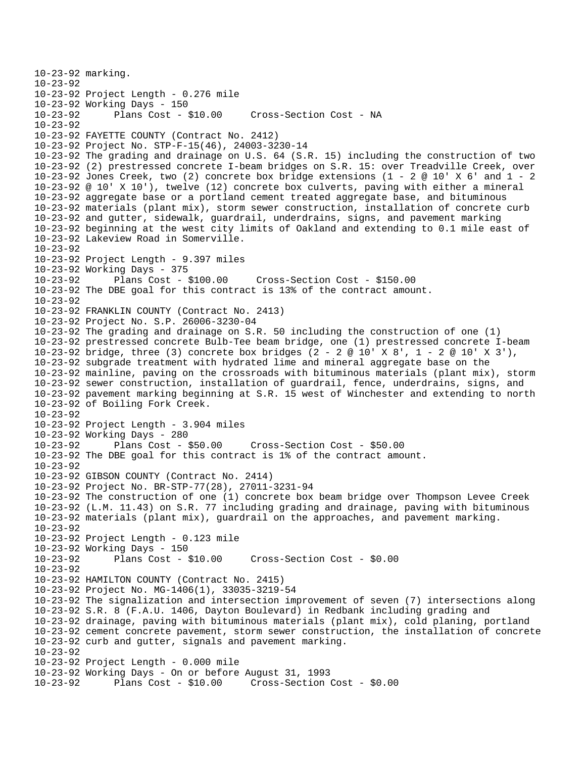10-23-92 marking.
10-23-92
10-23-92 Project Length - 0.276 mile
10-23-92 Working Days - 150
10-23-92       Plans Cost - $10.00     Cross-Section Cost - NA
10-23-92
10-23-92 FAYETTE COUNTY (Contract No. 2412)
10-23-92 Project No. STP-F-15(46), 24003-3230-14
10-23-92 The grading and drainage on U.S. 64 (S.R. 15) including the construction of two
10-23-92 (2) prestressed concrete I-beam bridges on S.R. 15: over Treadville Creek, over
10-23-92 Jones Creek, two (2) concrete box bridge extensions (1 - 2 @ 10' X 6' and 1 - 2
10-23-92 @ 10' X 10'), twelve (12) concrete box culverts, paving with either a mineral
10-23-92 aggregate base or a portland cement treated aggregate base, and bituminous
10-23-92 materials (plant mix), storm sewer construction, installation of concrete curb
10-23-92 and gutter, sidewalk, guardrail, underdrains, signs, and pavement marking
10-23-92 beginning at the west city limits of Oakland and extending to 0.1 mile east of
10-23-92 Lakeview Road in Somerville.
10-23-92
10-23-92 Project Length - 9.397 miles
10-23-92 Working Days - 375
10-23-92       Plans Cost - $100.00     Cross-Section Cost - $150.00
10-23-92 The DBE goal for this contract is 13% of the contract amount.
10-23-92
10-23-92 FRANKLIN COUNTY (Contract No. 2413)
10-23-92 Project No. S.P. 26006-3230-04
10-23-92 The grading and drainage on S.R. 50 including the construction of one (1)
10-23-92 prestressed concrete Bulb-Tee beam bridge, one (1) prestressed concrete I-beam
10-23-92 bridge, three (3) concrete box bridges (2 - 2 @ 10' X 8', 1 - 2 @ 10' X 3'),
10-23-92 subgrade treatment with hydrated lime and mineral aggregate base on the
10-23-92 mainline, paving on the crossroads with bituminous materials (plant mix), storm
10-23-92 sewer construction, installation of guardrail, fence, underdrains, signs, and
10-23-92 pavement marking beginning at S.R. 15 west of Winchester and extending to north
10-23-92 of Boiling Fork Creek.
10-23-92
10-23-92 Project Length - 3.904 miles
10-23-92 Working Days - 280
10-23-92       Plans Cost - $50.00     Cross-Section Cost - $50.00
10-23-92 The DBE goal for this contract is 1% of the contract amount.
10-23-92
10-23-92 GIBSON COUNTY (Contract No. 2414)
10-23-92 Project No. BR-STP-77(28), 27011-3231-94
10-23-92 The construction of one (1) concrete box beam bridge over Thompson Levee Creek
10-23-92 (L.M. 11.43) on S.R. 77 including grading and drainage, paving with bituminous
10-23-92 materials (plant mix), guardrail on the approaches, and pavement marking.
10-23-92
10-23-92 Project Length - 0.123 mile
10-23-92 Working Days - 150
10-23-92       Plans Cost - $10.00     Cross-Section Cost - $0.00
10-23-92
10-23-92 HAMILTON COUNTY (Contract No. 2415)
10-23-92 Project No. MG-1406(1), 33035-3219-54
10-23-92 The signalization and intersection improvement of seven (7) intersections along
10-23-92 S.R. 8 (F.A.U. 1406, Dayton Boulevard) in Redbank including grading and
10-23-92 drainage, paving with bituminous materials (plant mix), cold planing, portland
10-23-92 cement concrete pavement, storm sewer construction, the installation of concrete
10-23-92 curb and gutter, signals and pavement marking.
10-23-92
10-23-92 Project Length - 0.000 mile
10-23-92 Working Days - On or before August 31, 1993
10-23-92       Plans Cost - $10.00     Cross-Section Cost - $0.00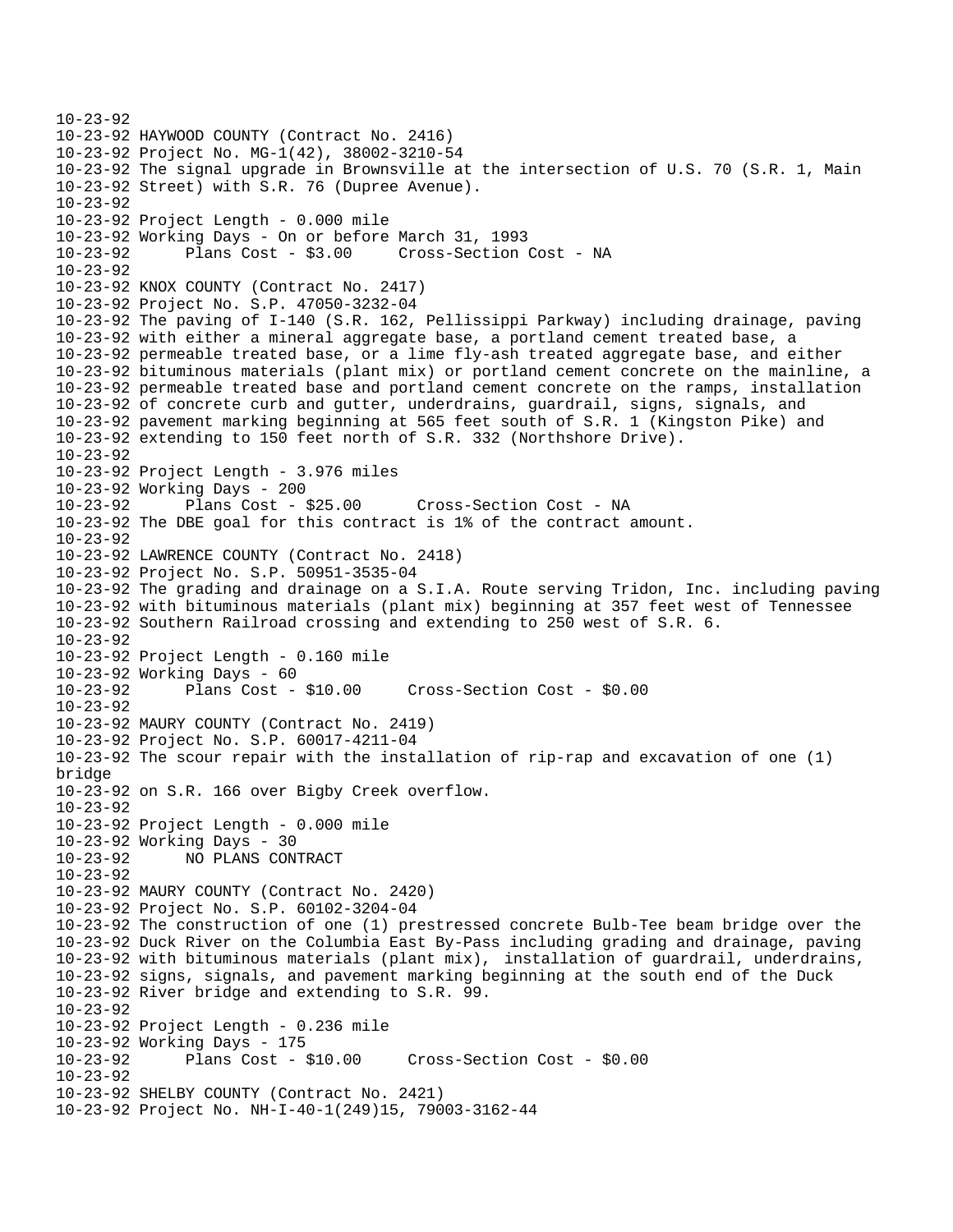10-23-92
10-23-92 HAYWOOD COUNTY (Contract No. 2416)
10-23-92 Project No. MG-1(42), 38002-3210-54
10-23-92 The signal upgrade in Brownsville at the intersection of U.S. 70 (S.R. 1, Main
10-23-92 Street) with S.R. 76 (Dupree Avenue).
10-23-92
10-23-92 Project Length - 0.000 mile
10-23-92 Working Days - On or before March 31, 1993
10-23-92 Plans Cost - $3.00 Cross-Section Cost - NA
10-23-92
10-23-92 KNOX COUNTY (Contract No. 2417)
10-23-92 Project No. S.P. 47050-3232-04
10-23-92 The paving of I-140 (S.R. 162, Pellissippi Parkway) including drainage, paving
10-23-92 with either a mineral aggregate base, a portland cement treated base, a
10-23-92 permeable treated base, or a lime fly-ash treated aggregate base, and either
10-23-92 bituminous materials (plant mix) or portland cement concrete on the mainline, a
10-23-92 permeable treated base and portland cement concrete on the ramps, installation
10-23-92 of concrete curb and gutter, underdrains, guardrail, signs, signals, and
10-23-92 pavement marking beginning at 565 feet south of S.R. 1 (Kingston Pike) and
10-23-92 extending to 150 feet north of S.R. 332 (Northshore Drive).
10-23-92
10-23-92 Project Length - 3.976 miles
10-23-92 Working Days - 200
10-23-92 Plans Cost - $25.00 Cross-Section Cost - NA
10-23-92 The DBE goal for this contract is 1% of the contract amount.
10-23-92
10-23-92 LAWRENCE COUNTY (Contract No. 2418)
10-23-92 Project No. S.P. 50951-3535-04
10-23-92 The grading and drainage on a S.I.A. Route serving Tridon, Inc. including paving
10-23-92 with bituminous materials (plant mix) beginning at 357 feet west of Tennessee
10-23-92 Southern Railroad crossing and extending to 250 west of S.R. 6.
10-23-92
10-23-92 Project Length - 0.160 mile
10-23-92 Working Days - 60
10-23-92 Plans Cost - $10.00 Cross-Section Cost - $0.00
10-23-92
10-23-92 MAURY COUNTY (Contract No. 2419)
10-23-92 Project No. S.P. 60017-4211-04
10-23-92 The scour repair with the installation of rip-rap and excavation of one (1)
bridge
10-23-92 on S.R. 166 over Bigby Creek overflow.
10-23-92
10-23-92 Project Length - 0.000 mile
10-23-92 Working Days - 30
10-23-92 NO PLANS CONTRACT
10-23-92
10-23-92 MAURY COUNTY (Contract No. 2420)
10-23-92 Project No. S.P. 60102-3204-04
10-23-92 The construction of one (1) prestressed concrete Bulb-Tee beam bridge over the
10-23-92 Duck River on the Columbia East By-Pass including grading and drainage, paving
10-23-92 with bituminous materials (plant mix), installation of guardrail, underdrains,
10-23-92 signs, signals, and pavement marking beginning at the south end of the Duck
10-23-92 River bridge and extending to S.R. 99.
10-23-92
10-23-92 Project Length - 0.236 mile
10-23-92 Working Days - 175
10-23-92 Plans Cost - $10.00 Cross-Section Cost - $0.00
10-23-92
10-23-92 SHELBY COUNTY (Contract No. 2421)
10-23-92 Project No. NH-I-40-1(249)15, 79003-3162-44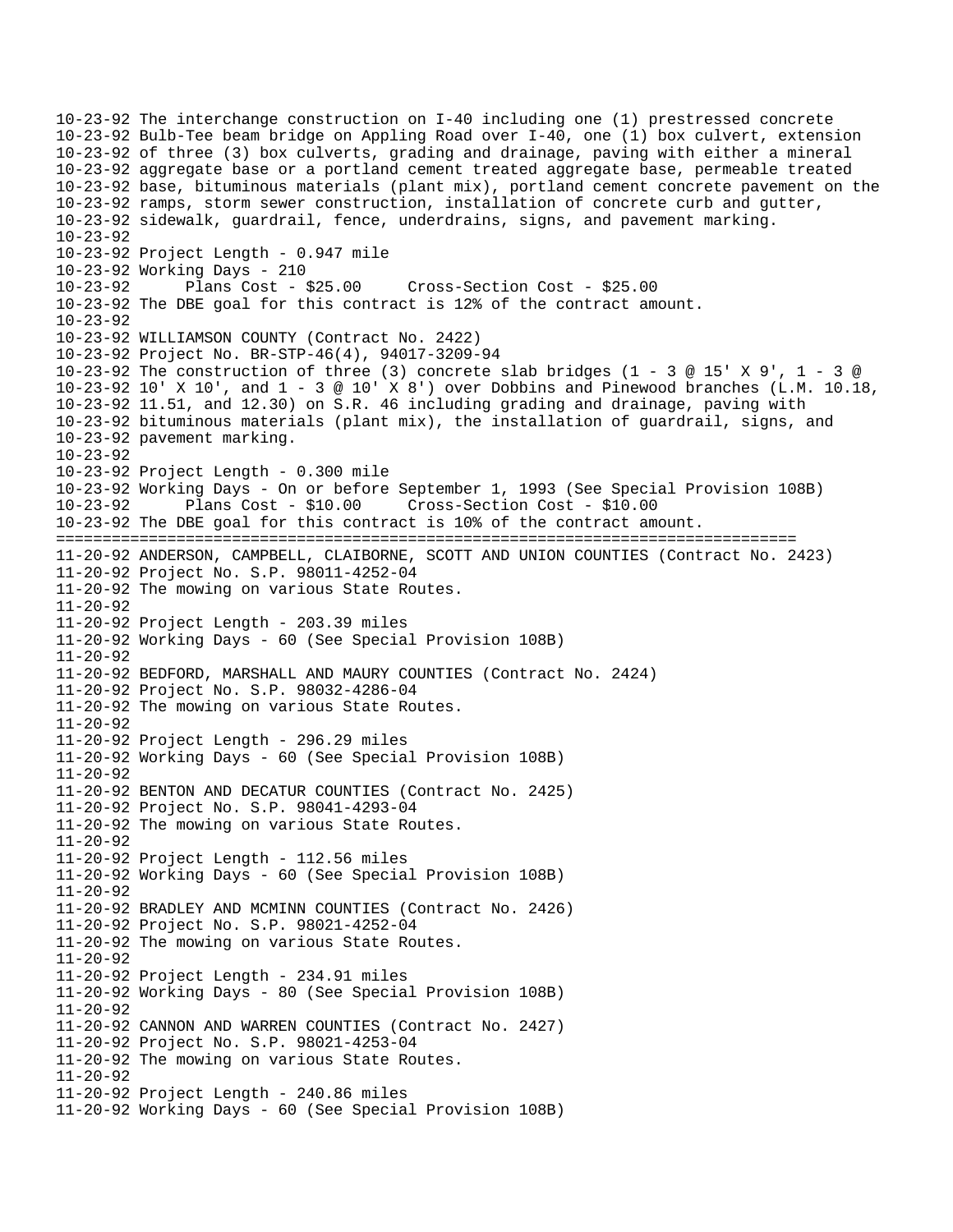```
10-23-92 The interchange construction on I-40 including one (1) prestressed concrete
10-23-92 Bulb-Tee beam bridge on Appling Road over I-40, one (1) box culvert, extension
10-23-92 of three (3) box culverts, grading and drainage, paving with either a mineral
10-23-92 aggregate base or a portland cement treated aggregate base, permeable treated
10-23-92 base, bituminous materials (plant mix), portland cement concrete pavement on the
10-23-92 ramps, storm sewer construction, installation of concrete curb and gutter,
10-23-92 sidewalk, guardrail, fence, underdrains, signs, and pavement marking.
10-23-92
10-23-92 Project Length - 0.947 mile
10-23-92 Working Days - 210
10-23-92      Plans Cost - $25.00     Cross-Section Cost - $25.00
10-23-92 The DBE goal for this contract is 12% of the contract amount.
10-23-92
10-23-92 WILLIAMSON COUNTY (Contract No. 2422)
10-23-92 Project No. BR-STP-46(4), 94017-3209-94
10-23-92 The construction of three (3) concrete slab bridges (1 - 3 @ 15' X 9', 1 - 3 @
10-23-92 10' X 10', and 1 - 3 @ 10' X 8') over Dobbins and Pinewood branches (L.M. 10.18,
10-23-92 11.51, and 12.30) on S.R. 46 including grading and drainage, paving with
10-23-92 bituminous materials (plant mix), the installation of guardrail, signs, and
10-23-92 pavement marking.
10-23-92
10-23-92 Project Length - 0.300 mile
10-23-92 Working Days - On or before September 1, 1993 (See Special Provision 108B)
10-23-92      Plans Cost - $10.00     Cross-Section Cost - $10.00
10-23-92 The DBE goal for this contract is 10% of the contract amount.
================================================================================
11-20-92 ANDERSON, CAMPBELL, CLAIBORNE, SCOTT AND UNION COUNTIES (Contract No. 2423)
11-20-92 Project No. S.P. 98011-4252-04
11-20-92 The mowing on various State Routes.
11-20-92
11-20-92 Project Length - 203.39 miles
11-20-92 Working Days - 60 (See Special Provision 108B)
11-20-92
11-20-92 BEDFORD, MARSHALL AND MAURY COUNTIES (Contract No. 2424)
11-20-92 Project No. S.P. 98032-4286-04
11-20-92 The mowing on various State Routes.
11-20-92
11-20-92 Project Length - 296.29 miles
11-20-92 Working Days - 60 (See Special Provision 108B)
11-20-92
11-20-92 BENTON AND DECATUR COUNTIES (Contract No. 2425)
11-20-92 Project No. S.P. 98041-4293-04
11-20-92 The mowing on various State Routes.
11-20-92
11-20-92 Project Length - 112.56 miles
11-20-92 Working Days - 60 (See Special Provision 108B)
11-20-92
11-20-92 BRADLEY AND MCMINN COUNTIES (Contract No. 2426)
11-20-92 Project No. S.P. 98021-4252-04
11-20-92 The mowing on various State Routes.
11-20-92
11-20-92 Project Length - 234.91 miles
11-20-92 Working Days - 80 (See Special Provision 108B)
11-20-92
11-20-92 CANNON AND WARREN COUNTIES (Contract No. 2427)
11-20-92 Project No. S.P. 98021-4253-04
11-20-92 The mowing on various State Routes.
11-20-92
11-20-92 Project Length - 240.86 miles
11-20-92 Working Days - 60 (See Special Provision 108B)
```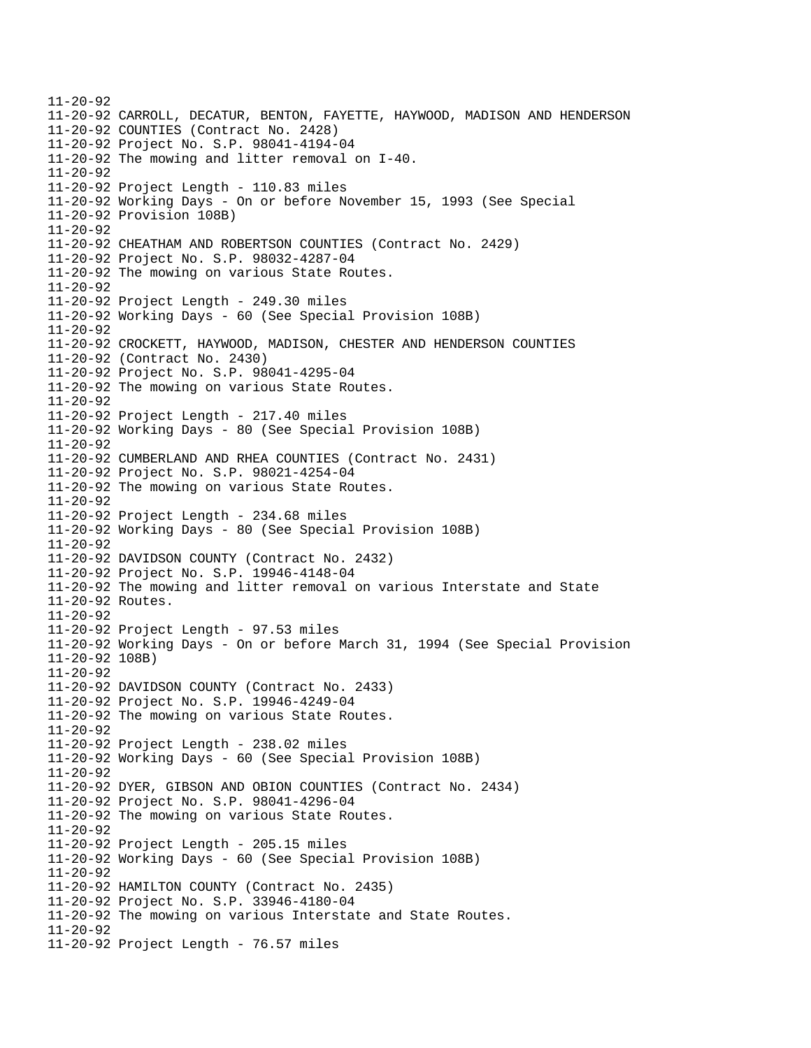11-20-92
11-20-92 CARROLL, DECATUR, BENTON, FAYETTE, HAYWOOD, MADISON AND HENDERSON
11-20-92 COUNTIES (Contract No. 2428)
11-20-92 Project No. S.P. 98041-4194-04
11-20-92 The mowing and litter removal on I-40.
11-20-92
11-20-92 Project Length - 110.83 miles
11-20-92 Working Days - On or before November 15, 1993 (See Special
11-20-92 Provision 108B)
11-20-92
11-20-92 CHEATHAM AND ROBERTSON COUNTIES (Contract No. 2429)
11-20-92 Project No. S.P. 98032-4287-04
11-20-92 The mowing on various State Routes.
11-20-92
11-20-92 Project Length - 249.30 miles
11-20-92 Working Days - 60 (See Special Provision 108B)
11-20-92
11-20-92 CROCKETT, HAYWOOD, MADISON, CHESTER AND HENDERSON COUNTIES
11-20-92 (Contract No. 2430)
11-20-92 Project No. S.P. 98041-4295-04
11-20-92 The mowing on various State Routes.
11-20-92
11-20-92 Project Length - 217.40 miles
11-20-92 Working Days - 80 (See Special Provision 108B)
11-20-92
11-20-92 CUMBERLAND AND RHEA COUNTIES (Contract No. 2431)
11-20-92 Project No. S.P. 98021-4254-04
11-20-92 The mowing on various State Routes.
11-20-92
11-20-92 Project Length - 234.68 miles
11-20-92 Working Days - 80 (See Special Provision 108B)
11-20-92
11-20-92 DAVIDSON COUNTY (Contract No. 2432)
11-20-92 Project No. S.P. 19946-4148-04
11-20-92 The mowing and litter removal on various Interstate and State
11-20-92 Routes.
11-20-92
11-20-92 Project Length - 97.53 miles
11-20-92 Working Days - On or before March 31, 1994 (See Special Provision
11-20-92 108B)
11-20-92
11-20-92 DAVIDSON COUNTY (Contract No. 2433)
11-20-92 Project No. S.P. 19946-4249-04
11-20-92 The mowing on various State Routes.
11-20-92
11-20-92 Project Length - 238.02 miles
11-20-92 Working Days - 60 (See Special Provision 108B)
11-20-92
11-20-92 DYER, GIBSON AND OBION COUNTIES (Contract No. 2434)
11-20-92 Project No. S.P. 98041-4296-04
11-20-92 The mowing on various State Routes.
11-20-92
11-20-92 Project Length - 205.15 miles
11-20-92 Working Days - 60 (See Special Provision 108B)
11-20-92
11-20-92 HAMILTON COUNTY (Contract No. 2435)
11-20-92 Project No. S.P. 33946-4180-04
11-20-92 The mowing on various Interstate and State Routes.
11-20-92
11-20-92 Project Length - 76.57 miles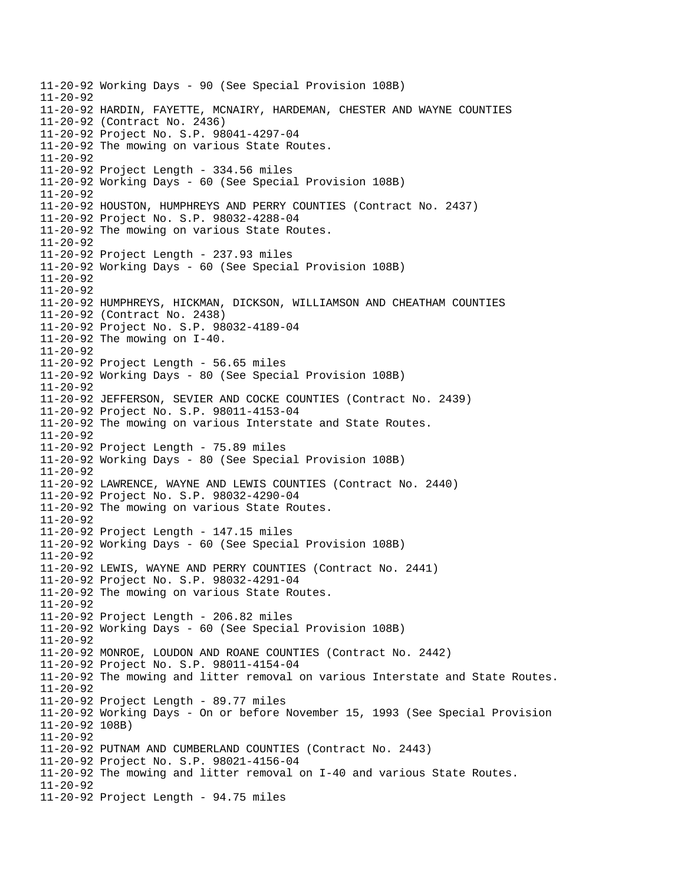11-20-92 Working Days - 90 (See Special Provision 108B)
11-20-92
11-20-92 HARDIN, FAYETTE, MCNAIRY, HARDEMAN, CHESTER AND WAYNE COUNTIES
11-20-92 (Contract No. 2436)
11-20-92 Project No. S.P. 98041-4297-04
11-20-92 The mowing on various State Routes.
11-20-92
11-20-92 Project Length - 334.56 miles
11-20-92 Working Days - 60 (See Special Provision 108B)
11-20-92
11-20-92 HOUSTON, HUMPHREYS AND PERRY COUNTIES (Contract No. 2437)
11-20-92 Project No. S.P. 98032-4288-04
11-20-92 The mowing on various State Routes.
11-20-92
11-20-92 Project Length - 237.93 miles
11-20-92 Working Days - 60 (See Special Provision 108B)
11-20-92
11-20-92
11-20-92 HUMPHREYS, HICKMAN, DICKSON, WILLIAMSON AND CHEATHAM COUNTIES
11-20-92 (Contract No. 2438)
11-20-92 Project No. S.P. 98032-4189-04
11-20-92 The mowing on I-40.
11-20-92
11-20-92 Project Length - 56.65 miles
11-20-92 Working Days - 80 (See Special Provision 108B)
11-20-92
11-20-92 JEFFERSON, SEVIER AND COCKE COUNTIES (Contract No. 2439)
11-20-92 Project No. S.P. 98011-4153-04
11-20-92 The mowing on various Interstate and State Routes.
11-20-92
11-20-92 Project Length - 75.89 miles
11-20-92 Working Days - 80 (See Special Provision 108B)
11-20-92
11-20-92 LAWRENCE, WAYNE AND LEWIS COUNTIES (Contract No. 2440)
11-20-92 Project No. S.P. 98032-4290-04
11-20-92 The mowing on various State Routes.
11-20-92
11-20-92 Project Length - 147.15 miles
11-20-92 Working Days - 60 (See Special Provision 108B)
11-20-92
11-20-92 LEWIS, WAYNE AND PERRY COUNTIES (Contract No. 2441)
11-20-92 Project No. S.P. 98032-4291-04
11-20-92 The mowing on various State Routes.
11-20-92
11-20-92 Project Length - 206.82 miles
11-20-92 Working Days - 60 (See Special Provision 108B)
11-20-92
11-20-92 MONROE, LOUDON AND ROANE COUNTIES (Contract No. 2442)
11-20-92 Project No. S.P. 98011-4154-04
11-20-92 The mowing and litter removal on various Interstate and State Routes.
11-20-92
11-20-92 Project Length - 89.77 miles
11-20-92 Working Days - On or before November 15, 1993 (See Special Provision
11-20-92 108B)
11-20-92
11-20-92 PUTNAM AND CUMBERLAND COUNTIES (Contract No. 2443)
11-20-92 Project No. S.P. 98021-4156-04
11-20-92 The mowing and litter removal on I-40 and various State Routes.
11-20-92
11-20-92 Project Length - 94.75 miles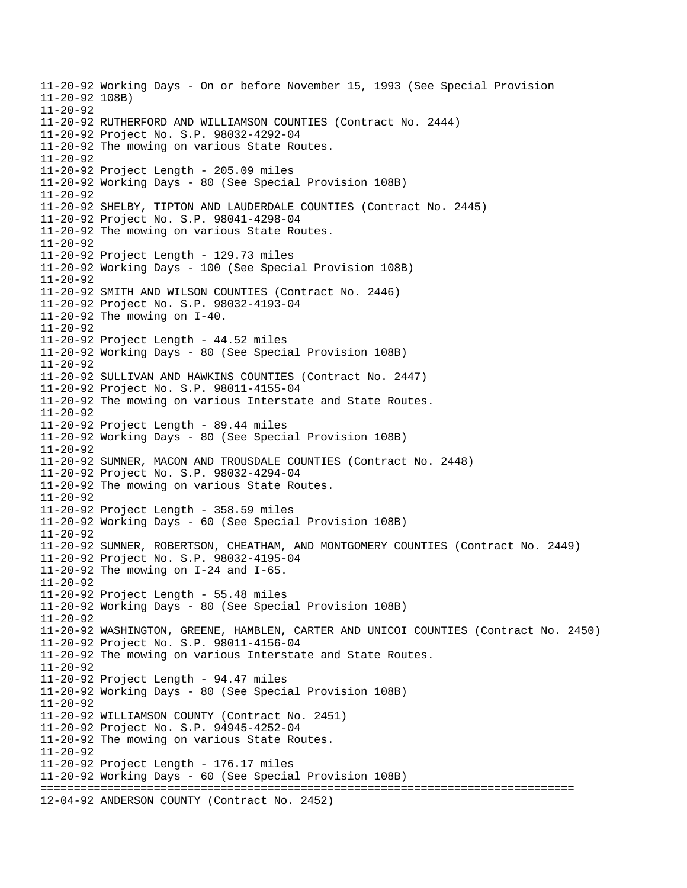```
11-20-92 Working Days - On or before November 15, 1993 (See Special Provision
11-20-92 108B)
11-20-92
11-20-92 RUTHERFORD AND WILLIAMSON COUNTIES (Contract No. 2444)
11-20-92 Project No. S.P. 98032-4292-04
11-20-92 The mowing on various State Routes.
11-20-92
11-20-92 Project Length - 205.09 miles
11-20-92 Working Days - 80 (See Special Provision 108B)
11-20-92
11-20-92 SHELBY, TIPTON AND LAUDERDALE COUNTIES (Contract No. 2445)
11-20-92 Project No. S.P. 98041-4298-04
11-20-92 The mowing on various State Routes.
11-20-92
11-20-92 Project Length - 129.73 miles
11-20-92 Working Days - 100 (See Special Provision 108B)
11-20-92
11-20-92 SMITH AND WILSON COUNTIES (Contract No. 2446)
11-20-92 Project No. S.P. 98032-4193-04
11-20-92 The mowing on I-40.
11-20-92
11-20-92 Project Length - 44.52 miles
11-20-92 Working Days - 80 (See Special Provision 108B)
11-20-92
11-20-92 SULLIVAN AND HAWKINS COUNTIES (Contract No. 2447)
11-20-92 Project No. S.P. 98011-4155-04
11-20-92 The mowing on various Interstate and State Routes.
11-20-92
11-20-92 Project Length - 89.44 miles
11-20-92 Working Days - 80 (See Special Provision 108B)
11-20-92
11-20-92 SUMNER, MACON AND TROUSDALE COUNTIES (Contract No. 2448)
11-20-92 Project No. S.P. 98032-4294-04
11-20-92 The mowing on various State Routes.
11-20-92
11-20-92 Project Length - 358.59 miles
11-20-92 Working Days - 60 (See Special Provision 108B)
11-20-92
11-20-92 SUMNER, ROBERTSON, CHEATHAM, AND MONTGOMERY COUNTIES (Contract No. 2449)
11-20-92 Project No. S.P. 98032-4195-04
11-20-92 The mowing on I-24 and I-65.
11-20-92
11-20-92 Project Length - 55.48 miles
11-20-92 Working Days - 80 (See Special Provision 108B)
11-20-92
11-20-92 WASHINGTON, GREENE, HAMBLEN, CARTER AND UNICOI COUNTIES (Contract No. 2450)
11-20-92 Project No. S.P. 98011-4156-04
11-20-92 The mowing on various Interstate and State Routes.
11-20-92
11-20-92 Project Length - 94.47 miles
11-20-92 Working Days - 80 (See Special Provision 108B)
11-20-92
11-20-92 WILLIAMSON COUNTY (Contract No. 2451)
11-20-92 Project No. S.P. 94945-4252-04
11-20-92 The mowing on various State Routes.
11-20-92
11-20-92 Project Length - 176.17 miles
11-20-92 Working Days - 60 (See Special Provision 108B)
================================================================================
12-04-92 ANDERSON COUNTY (Contract No. 2452)
```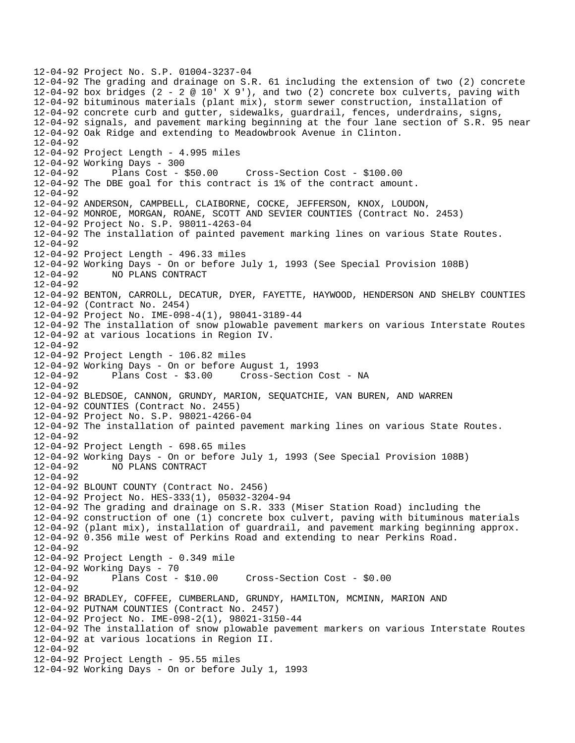12-04-92 Project No. S.P. 01004-3237-04
12-04-92 The grading and drainage on S.R. 61 including the extension of two (2) concrete
12-04-92 box bridges (2 - 2 @ 10' X 9'), and two (2) concrete box culverts, paving with
12-04-92 bituminous materials (plant mix), storm sewer construction, installation of
12-04-92 concrete curb and gutter, sidewalks, guardrail, fences, underdrains, signs,
12-04-92 signals, and pavement marking beginning at the four lane section of S.R. 95 near
12-04-92 Oak Ridge and extending to Meadowbrook Avenue in Clinton.
12-04-92
12-04-92 Project Length - 4.995 miles
12-04-92 Working Days - 300
12-04-92 Plans Cost - $50.00 Cross-Section Cost - $100.00
12-04-92 The DBE goal for this contract is 1% of the contract amount.
12-04-92
12-04-92 ANDERSON, CAMPBELL, CLAIBORNE, COCKE, JEFFERSON, KNOX, LOUDON,
12-04-92 MONROE, MORGAN, ROANE, SCOTT AND SEVIER COUNTIES (Contract No. 2453)
12-04-92 Project No. S.P. 98011-4263-04
12-04-92 The installation of painted pavement marking lines on various State Routes.
12-04-92
12-04-92 Project Length - 496.33 miles
12-04-92 Working Days - On or before July 1, 1993 (See Special Provision 108B)
12-04-92 NO PLANS CONTRACT
12-04-92
12-04-92 BENTON, CARROLL, DECATUR, DYER, FAYETTE, HAYWOOD, HENDERSON AND SHELBY COUNTIES
12-04-92 (Contract No. 2454)
12-04-92 Project No. IME-098-4(1), 98041-3189-44
12-04-92 The installation of snow plowable pavement markers on various Interstate Routes
12-04-92 at various locations in Region IV.
12-04-92
12-04-92 Project Length - 106.82 miles
12-04-92 Working Days - On or before August 1, 1993
12-04-92 Plans Cost - $3.00 Cross-Section Cost - NA
12-04-92
12-04-92 BLEDSOE, CANNON, GRUNDY, MARION, SEQUATCHIE, VAN BUREN, AND WARREN
12-04-92 COUNTIES (Contract No. 2455)
12-04-92 Project No. S.P. 98021-4266-04
12-04-92 The installation of painted pavement marking lines on various State Routes.
12-04-92
12-04-92 Project Length - 698.65 miles
12-04-92 Working Days - On or before July 1, 1993 (See Special Provision 108B)
12-04-92 NO PLANS CONTRACT
12-04-92
12-04-92 BLOUNT COUNTY (Contract No. 2456)
12-04-92 Project No. HES-333(1), 05032-3204-94
12-04-92 The grading and drainage on S.R. 333 (Miser Station Road) including the
12-04-92 construction of one (1) concrete box culvert, paving with bituminous materials
12-04-92 (plant mix), installation of guardrail, and pavement marking beginning approx.
12-04-92 0.356 mile west of Perkins Road and extending to near Perkins Road.
12-04-92
12-04-92 Project Length - 0.349 mile
12-04-92 Working Days - 70
12-04-92 Plans Cost - $10.00 Cross-Section Cost - $0.00
12-04-92
12-04-92 BRADLEY, COFFEE, CUMBERLAND, GRUNDY, HAMILTON, MCMINN, MARION AND
12-04-92 PUTNAM COUNTIES (Contract No. 2457)
12-04-92 Project No. IME-098-2(1), 98021-3150-44
12-04-92 The installation of snow plowable pavement markers on various Interstate Routes
12-04-92 at various locations in Region II.
12-04-92
12-04-92 Project Length - 95.55 miles
12-04-92 Working Days - On or before July 1, 1993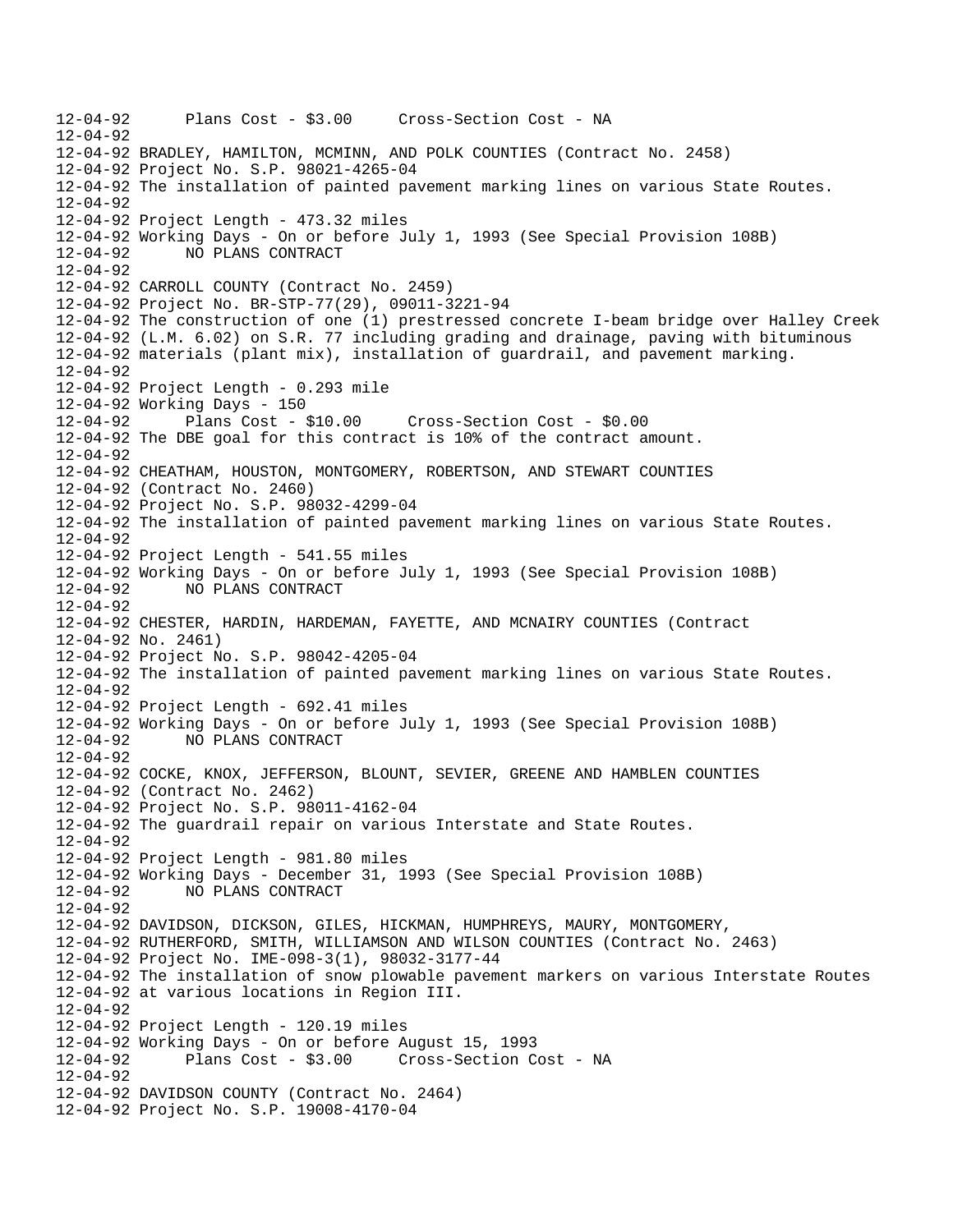```
12-04-92      Plans Cost - $3.00     Cross-Section Cost - NA
12-04-92
12-04-92 BRADLEY, HAMILTON, MCMINN, AND POLK COUNTIES (Contract No. 2458)
12-04-92 Project No. S.P. 98021-4265-04
12-04-92 The installation of painted pavement marking lines on various State Routes.
12-04-92
12-04-92 Project Length - 473.32 miles
12-04-92 Working Days - On or before July 1, 1993 (See Special Provision 108B)
12-04-92      NO PLANS CONTRACT
12-04-92
12-04-92 CARROLL COUNTY (Contract No. 2459)
12-04-92 Project No. BR-STP-77(29), 09011-3221-94
12-04-92 The construction of one (1) prestressed concrete I-beam bridge over Halley Creek
12-04-92 (L.M. 6.02) on S.R. 77 including grading and drainage, paving with bituminous
12-04-92 materials (plant mix), installation of guardrail, and pavement marking.
12-04-92
12-04-92 Project Length - 0.293 mile
12-04-92 Working Days - 150
12-04-92      Plans Cost - $10.00     Cross-Section Cost - $0.00
12-04-92 The DBE goal for this contract is 10% of the contract amount.
12-04-92
12-04-92 CHEATHAM, HOUSTON, MONTGOMERY, ROBERTSON, AND STEWART COUNTIES
12-04-92 (Contract No. 2460)
12-04-92 Project No. S.P. 98032-4299-04
12-04-92 The installation of painted pavement marking lines on various State Routes.
12-04-92
12-04-92 Project Length - 541.55 miles
12-04-92 Working Days - On or before July 1, 1993 (See Special Provision 108B)
12-04-92      NO PLANS CONTRACT
12-04-92
12-04-92 CHESTER, HARDIN, HARDEMAN, FAYETTE, AND MCNAIRY COUNTIES (Contract
12-04-92 No. 2461)
12-04-92 Project No. S.P. 98042-4205-04
12-04-92 The installation of painted pavement marking lines on various State Routes.
12-04-92
12-04-92 Project Length - 692.41 miles
12-04-92 Working Days - On or before July 1, 1993 (See Special Provision 108B)
12-04-92      NO PLANS CONTRACT
12-04-92
12-04-92 COCKE, KNOX, JEFFERSON, BLOUNT, SEVIER, GREENE AND HAMBLEN COUNTIES
12-04-92 (Contract No. 2462)
12-04-92 Project No. S.P. 98011-4162-04
12-04-92 The guardrail repair on various Interstate and State Routes.
12-04-92
12-04-92 Project Length - 981.80 miles
12-04-92 Working Days - December 31, 1993 (See Special Provision 108B)
12-04-92      NO PLANS CONTRACT
12-04-92
12-04-92 DAVIDSON, DICKSON, GILES, HICKMAN, HUMPHREYS, MAURY, MONTGOMERY,
12-04-92 RUTHERFORD, SMITH, WILLIAMSON AND WILSON COUNTIES (Contract No. 2463)
12-04-92 Project No. IME-098-3(1), 98032-3177-44
12-04-92 The installation of snow plowable pavement markers on various Interstate Routes
12-04-92 at various locations in Region III.
12-04-92
12-04-92 Project Length - 120.19 miles
12-04-92 Working Days - On or before August 15, 1993
12-04-92      Plans Cost - $3.00     Cross-Section Cost - NA
12-04-92
12-04-92 DAVIDSON COUNTY (Contract No. 2464)
12-04-92 Project No. S.P. 19008-4170-04
```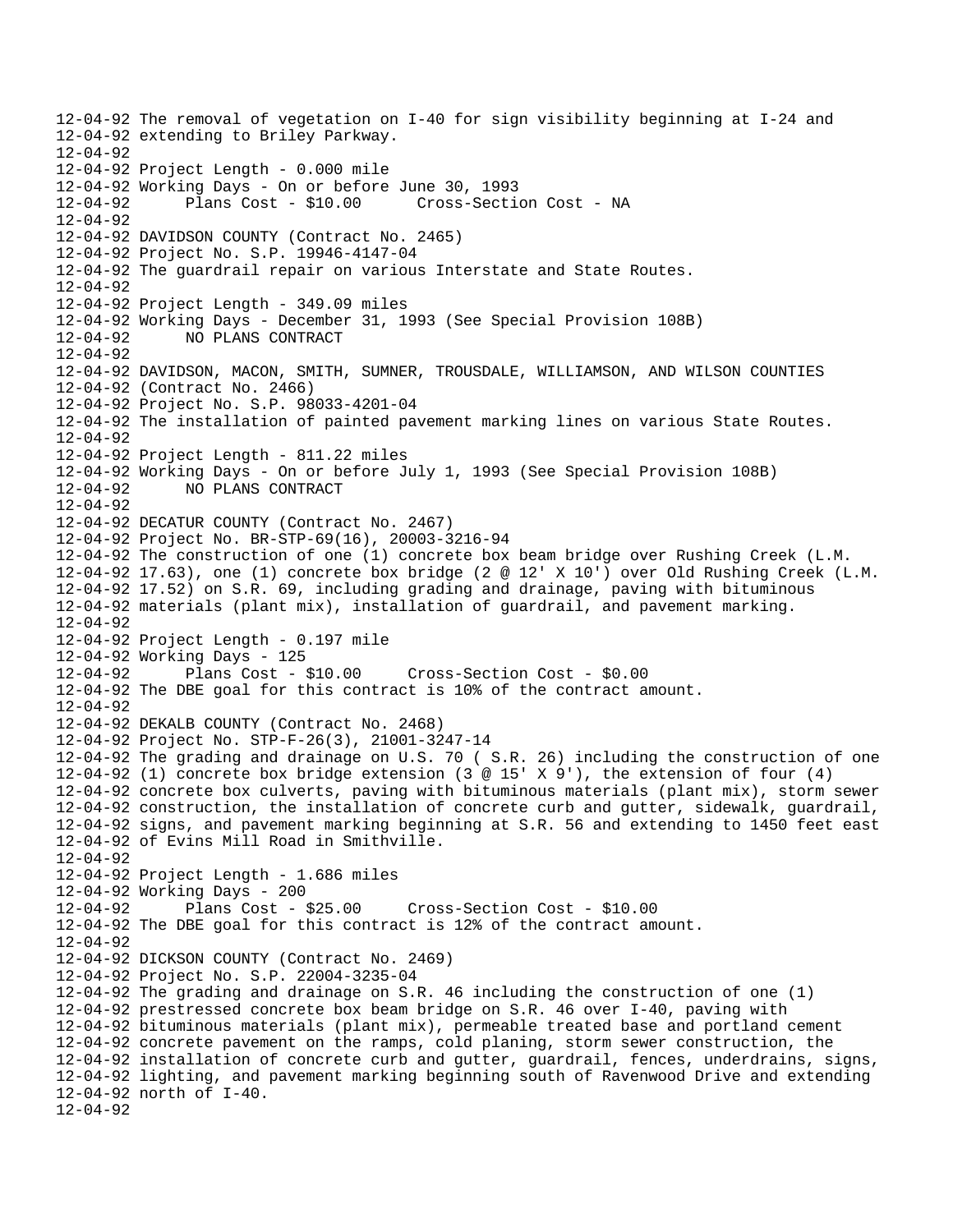12-04-92 The removal of vegetation on I-40 for sign visibility beginning at I-24 and
12-04-92 extending to Briley Parkway.
12-04-92
12-04-92 Project Length - 0.000 mile
12-04-92 Working Days - On or before June 30, 1993
12-04-92 Plans Cost - $10.00 Cross-Section Cost - NA
12-04-92
12-04-92 DAVIDSON COUNTY (Contract No. 2465)
12-04-92 Project No. S.P. 19946-4147-04
12-04-92 The guardrail repair on various Interstate and State Routes.
12-04-92
12-04-92 Project Length - 349.09 miles
12-04-92 Working Days - December 31, 1993 (See Special Provision 108B)
12-04-92 NO PLANS CONTRACT
12-04-92
12-04-92 DAVIDSON, MACON, SMITH, SUMNER, TROUSDALE, WILLIAMSON, AND WILSON COUNTIES
12-04-92 (Contract No. 2466)
12-04-92 Project No. S.P. 98033-4201-04
12-04-92 The installation of painted pavement marking lines on various State Routes.
12-04-92
12-04-92 Project Length - 811.22 miles
12-04-92 Working Days - On or before July 1, 1993 (See Special Provision 108B)
12-04-92 NO PLANS CONTRACT
12-04-92
12-04-92 DECATUR COUNTY (Contract No. 2467)
12-04-92 Project No. BR-STP-69(16), 20003-3216-94
12-04-92 The construction of one (1) concrete box beam bridge over Rushing Creek (L.M.
12-04-92 17.63), one (1) concrete box bridge (2 @ 12' X 10') over Old Rushing Creek (L.M.
12-04-92 17.52) on S.R. 69, including grading and drainage, paving with bituminous
12-04-92 materials (plant mix), installation of guardrail, and pavement marking.
12-04-92
12-04-92 Project Length - 0.197 mile
12-04-92 Working Days - 125
12-04-92 Plans Cost - $10.00 Cross-Section Cost - $0.00
12-04-92 The DBE goal for this contract is 10% of the contract amount.
12-04-92
12-04-92 DEKALB COUNTY (Contract No. 2468)
12-04-92 Project No. STP-F-26(3), 21001-3247-14
12-04-92 The grading and drainage on U.S. 70 ( S.R. 26) including the construction of one
12-04-92 (1) concrete box bridge extension (3 @ 15' X 9'), the extension of four (4)
12-04-92 concrete box culverts, paving with bituminous materials (plant mix), storm sewer
12-04-92 construction, the installation of concrete curb and gutter, sidewalk, guardrail,
12-04-92 signs, and pavement marking beginning at S.R. 56 and extending to 1450 feet east
12-04-92 of Evins Mill Road in Smithville.
12-04-92
12-04-92 Project Length - 1.686 miles
12-04-92 Working Days - 200
12-04-92 Plans Cost - $25.00 Cross-Section Cost - $10.00
12-04-92 The DBE goal for this contract is 12% of the contract amount.
12-04-92
12-04-92 DICKSON COUNTY (Contract No. 2469)
12-04-92 Project No. S.P. 22004-3235-04
12-04-92 The grading and drainage on S.R. 46 including the construction of one (1)
12-04-92 prestressed concrete box beam bridge on S.R. 46 over I-40, paving with
12-04-92 bituminous materials (plant mix), permeable treated base and portland cement
12-04-92 concrete pavement on the ramps, cold planing, storm sewer construction, the
12-04-92 installation of concrete curb and gutter, guardrail, fences, underdrains, signs,
12-04-92 lighting, and pavement marking beginning south of Ravenwood Drive and extending
12-04-92 north of I-40.
12-04-92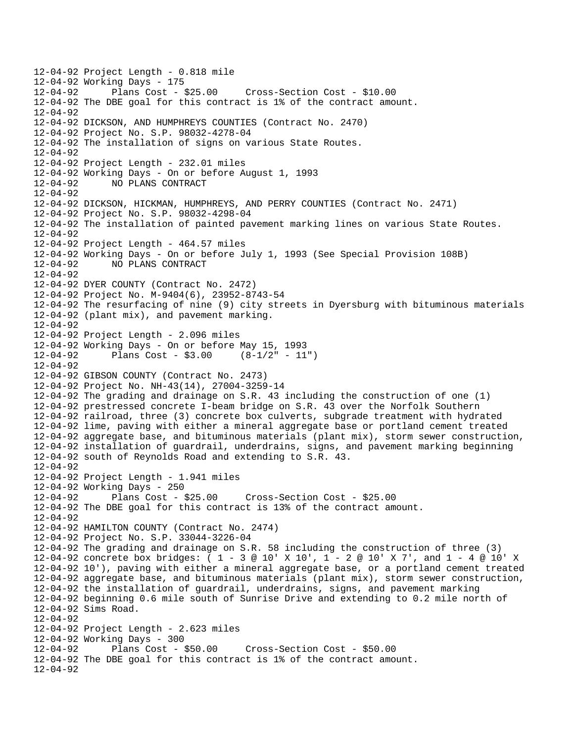12-04-92 Project Length - 0.818 mile
12-04-92 Working Days - 175
12-04-92 Plans Cost - $25.00 Cross-Section Cost - $10.00
12-04-92 The DBE goal for this contract is 1% of the contract amount.
12-04-92
12-04-92 DICKSON, AND HUMPHREYS COUNTIES (Contract No. 2470)
12-04-92 Project No. S.P. 98032-4278-04
12-04-92 The installation of signs on various State Routes.
12-04-92
12-04-92 Project Length - 232.01 miles
12-04-92 Working Days - On or before August 1, 1993
12-04-92 NO PLANS CONTRACT
12-04-92
12-04-92 DICKSON, HICKMAN, HUMPHREYS, AND PERRY COUNTIES (Contract No. 2471)
12-04-92 Project No. S.P. 98032-4298-04
12-04-92 The installation of painted pavement marking lines on various State Routes.
12-04-92
12-04-92 Project Length - 464.57 miles
12-04-92 Working Days - On or before July 1, 1993 (See Special Provision 108B)
12-04-92 NO PLANS CONTRACT
12-04-92
12-04-92 DYER COUNTY (Contract No. 2472)
12-04-92 Project No. M-9404(6), 23952-8743-54
12-04-92 The resurfacing of nine (9) city streets in Dyersburg with bituminous materials
12-04-92 (plant mix), and pavement marking.
12-04-92
12-04-92 Project Length - 2.096 miles
12-04-92 Working Days - On or before May 15, 1993
12-04-92 Plans Cost - $3.00 (8-1/2" - 11")
12-04-92
12-04-92 GIBSON COUNTY (Contract No. 2473)
12-04-92 Project No. NH-43(14), 27004-3259-14
12-04-92 The grading and drainage on S.R. 43 including the construction of one (1)
12-04-92 prestressed concrete I-beam bridge on S.R. 43 over the Norfolk Southern
12-04-92 railroad, three (3) concrete box culverts, subgrade treatment with hydrated
12-04-92 lime, paving with either a mineral aggregate base or portland cement treated
12-04-92 aggregate base, and bituminous materials (plant mix), storm sewer construction,
12-04-92 installation of guardrail, underdrains, signs, and pavement marking beginning
12-04-92 south of Reynolds Road and extending to S.R. 43.
12-04-92
12-04-92 Project Length - 1.941 miles
12-04-92 Working Days - 250
12-04-92 Plans Cost - $25.00 Cross-Section Cost - $25.00
12-04-92 The DBE goal for this contract is 13% of the contract amount.
12-04-92
12-04-92 HAMILTON COUNTY (Contract No. 2474)
12-04-92 Project No. S.P. 33044-3226-04
12-04-92 The grading and drainage on S.R. 58 including the construction of three (3)
12-04-92 concrete box bridges: ( 1 - 3 @ 10' X 10', 1 - 2 @ 10' X 7', and 1 - 4 @ 10' X
12-04-92 10'), paving with either a mineral aggregate base, or a portland cement treated
12-04-92 aggregate base, and bituminous materials (plant mix), storm sewer construction,
12-04-92 the installation of guardrail, underdrains, signs, and pavement marking
12-04-92 beginning 0.6 mile south of Sunrise Drive and extending to 0.2 mile north of
12-04-92 Sims Road.
12-04-92
12-04-92 Project Length - 2.623 miles
12-04-92 Working Days - 300
12-04-92 Plans Cost - $50.00 Cross-Section Cost - $50.00
12-04-92 The DBE goal for this contract is 1% of the contract amount.
12-04-92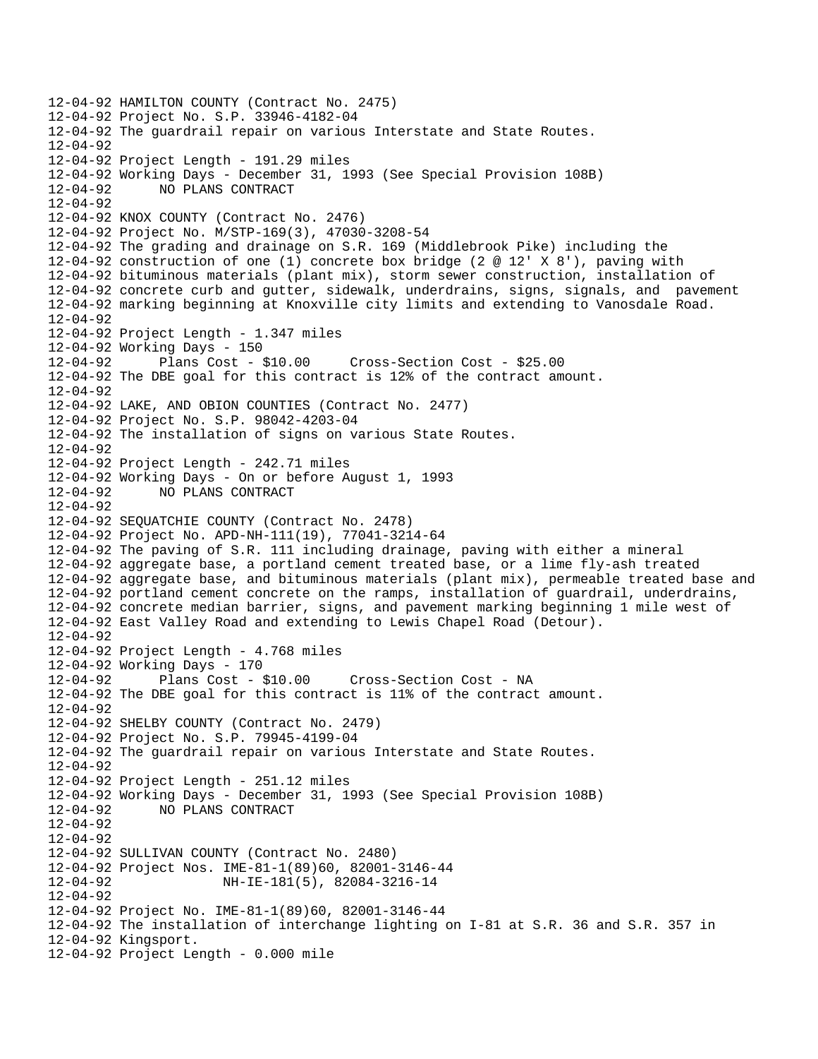```
12-04-92 HAMILTON COUNTY (Contract No. 2475)
12-04-92 Project No. S.P. 33946-4182-04
12-04-92 The guardrail repair on various Interstate and State Routes.
12-04-92
12-04-92 Project Length - 191.29 miles
12-04-92 Working Days - December 31, 1993 (See Special Provision 108B)
12-04-92      NO PLANS CONTRACT
12-04-92
12-04-92 KNOX COUNTY (Contract No. 2476)
12-04-92 Project No. M/STP-169(3), 47030-3208-54
12-04-92 The grading and drainage on S.R. 169 (Middlebrook Pike) including the
12-04-92 construction of one (1) concrete box bridge (2 @ 12' X 8'), paving with
12-04-92 bituminous materials (plant mix), storm sewer construction, installation of
12-04-92 concrete curb and gutter, sidewalk, underdrains, signs, signals, and  pavement
12-04-92 marking beginning at Knoxville city limits and extending to Vanosdale Road.
12-04-92
12-04-92 Project Length - 1.347 miles
12-04-92 Working Days - 150
12-04-92      Plans Cost - $10.00     Cross-Section Cost - $25.00
12-04-92 The DBE goal for this contract is 12% of the contract amount.
12-04-92
12-04-92 LAKE, AND OBION COUNTIES (Contract No. 2477)
12-04-92 Project No. S.P. 98042-4203-04
12-04-92 The installation of signs on various State Routes.
12-04-92
12-04-92 Project Length - 242.71 miles
12-04-92 Working Days - On or before August 1, 1993
12-04-92      NO PLANS CONTRACT
12-04-92
12-04-92 SEQUATCHIE COUNTY (Contract No. 2478)
12-04-92 Project No. APD-NH-111(19), 77041-3214-64
12-04-92 The paving of S.R. 111 including drainage, paving with either a mineral
12-04-92 aggregate base, a portland cement treated base, or a lime fly-ash treated
12-04-92 aggregate base, and bituminous materials (plant mix), permeable treated base and
12-04-92 portland cement concrete on the ramps, installation of guardrail, underdrains,
12-04-92 concrete median barrier, signs, and pavement marking beginning 1 mile west of
12-04-92 East Valley Road and extending to Lewis Chapel Road (Detour).
12-04-92
12-04-92 Project Length - 4.768 miles
12-04-92 Working Days - 170
12-04-92      Plans Cost - $10.00     Cross-Section Cost - NA
12-04-92 The DBE goal for this contract is 11% of the contract amount.
12-04-92
12-04-92 SHELBY COUNTY (Contract No. 2479)
12-04-92 Project No. S.P. 79945-4199-04
12-04-92 The guardrail repair on various Interstate and State Routes.
12-04-92
12-04-92 Project Length - 251.12 miles
12-04-92 Working Days - December 31, 1993 (See Special Provision 108B)
12-04-92      NO PLANS CONTRACT
12-04-92
12-04-92
12-04-92 SULLIVAN COUNTY (Contract No. 2480)
12-04-92 Project Nos. IME-81-1(89)60, 82001-3146-44
12-04-92              NH-IE-181(5), 82084-3216-14
12-04-92
12-04-92 Project No. IME-81-1(89)60, 82001-3146-44
12-04-92 The installation of interchange lighting on I-81 at S.R. 36 and S.R. 357 in
12-04-92 Kingsport.
12-04-92 Project Length - 0.000 mile
```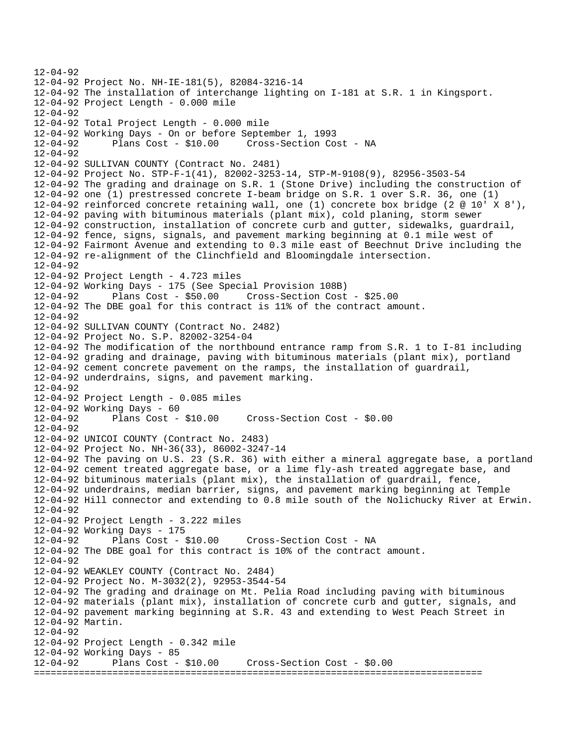```
12-04-92
12-04-92 Project No. NH-IE-181(5), 82084-3216-14
12-04-92 The installation of interchange lighting on I-181 at S.R. 1 in Kingsport.
12-04-92 Project Length - 0.000 mile
12-04-92
12-04-92 Total Project Length - 0.000 mile
12-04-92 Working Days - On or before September 1, 1993
12-04-92      Plans Cost - $10.00     Cross-Section Cost - NA
12-04-92
12-04-92 SULLIVAN COUNTY (Contract No. 2481)
12-04-92 Project No. STP-F-1(41), 82002-3253-14, STP-M-9108(9), 82956-3503-54
12-04-92 The grading and drainage on S.R. 1 (Stone Drive) including the construction of
12-04-92 one (1) prestressed concrete I-beam bridge on S.R. 1 over S.R. 36, one (1)
12-04-92 reinforced concrete retaining wall, one (1) concrete box bridge (2 @ 10' X 8'),
12-04-92 paving with bituminous materials (plant mix), cold planing, storm sewer
12-04-92 construction, installation of concrete curb and gutter, sidewalks, guardrail,
12-04-92 fence, signs, signals, and pavement marking beginning at 0.1 mile west of
12-04-92 Fairmont Avenue and extending to 0.3 mile east of Beechnut Drive including the
12-04-92 re-alignment of the Clinchfield and Bloomingdale intersection.
12-04-92
12-04-92 Project Length - 4.723 miles
12-04-92 Working Days - 175 (See Special Provision 108B)
12-04-92      Plans Cost - $50.00     Cross-Section Cost - $25.00
12-04-92 The DBE goal for this contract is 11% of the contract amount.
12-04-92
12-04-92 SULLIVAN COUNTY (Contract No. 2482)
12-04-92 Project No. S.P. 82002-3254-04
12-04-92 The modification of the northbound entrance ramp from S.R. 1 to I-81 including
12-04-92 grading and drainage, paving with bituminous materials (plant mix), portland
12-04-92 cement concrete pavement on the ramps, the installation of guardrail,
12-04-92 underdrains, signs, and pavement marking.
12-04-92
12-04-92 Project Length - 0.085 miles
12-04-92 Working Days - 60
12-04-92      Plans Cost - $10.00     Cross-Section Cost - $0.00
12-04-92
12-04-92 UNICOI COUNTY (Contract No. 2483)
12-04-92 Project No. NH-36(33), 86002-3247-14
12-04-92 The paving on U.S. 23 (S.R. 36) with either a mineral aggregate base, a portland
12-04-92 cement treated aggregate base, or a lime fly-ash treated aggregate base, and
12-04-92 bituminous materials (plant mix), the installation of guardrail, fence,
12-04-92 underdrains, median barrier, signs, and pavement marking beginning at Temple
12-04-92 Hill connector and extending to 0.8 mile south of the Nolichucky River at Erwin.
12-04-92
12-04-92 Project Length - 3.222 miles
12-04-92 Working Days - 175
12-04-92      Plans Cost - $10.00     Cross-Section Cost - NA
12-04-92 The DBE goal for this contract is 10% of the contract amount.
12-04-92
12-04-92 WEAKLEY COUNTY (Contract No. 2484)
12-04-92 Project No. M-3032(2), 92953-3544-54
12-04-92 The grading and drainage on Mt. Pelia Road including paving with bituminous
12-04-92 materials (plant mix), installation of concrete curb and gutter, signals, and
12-04-92 pavement marking beginning at S.R. 43 and extending to West Peach Street in
12-04-92 Martin.
12-04-92
12-04-92 Project Length - 0.342 mile
12-04-92 Working Days - 85
12-04-92      Plans Cost - $10.00     Cross-Section Cost - $0.00
================================================================================
```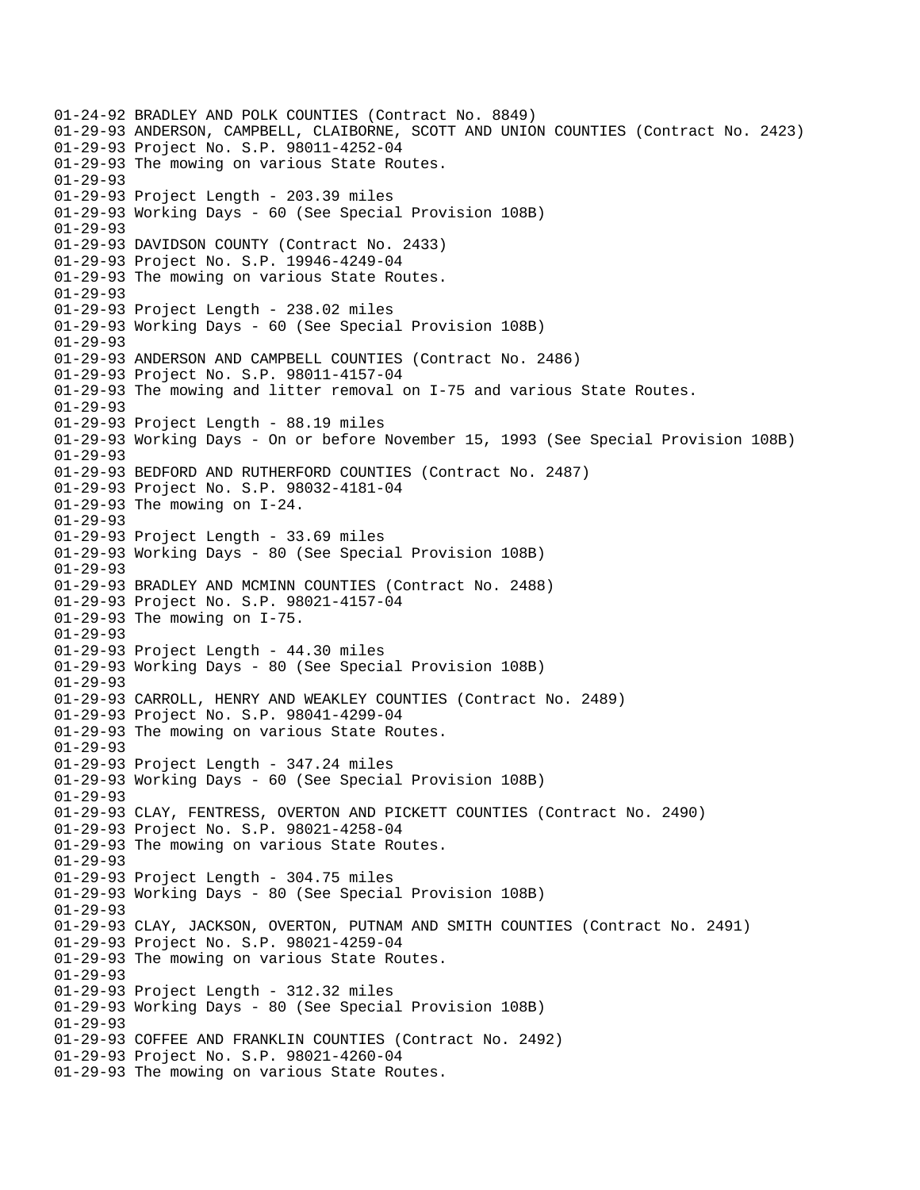```
01-24-92 BRADLEY AND POLK COUNTIES (Contract No. 8849)
01-29-93 ANDERSON, CAMPBELL, CLAIBORNE, SCOTT AND UNION COUNTIES (Contract No. 2423)
01-29-93 Project No. S.P. 98011-4252-04
01-29-93 The mowing on various State Routes.
01-29-93
01-29-93 Project Length - 203.39 miles
01-29-93 Working Days - 60 (See Special Provision 108B)
01-29-93
01-29-93 DAVIDSON COUNTY (Contract No. 2433)
01-29-93 Project No. S.P. 19946-4249-04
01-29-93 The mowing on various State Routes.
01-29-93
01-29-93 Project Length - 238.02 miles
01-29-93 Working Days - 60 (See Special Provision 108B)
01-29-93
01-29-93 ANDERSON AND CAMPBELL COUNTIES (Contract No. 2486)
01-29-93 Project No. S.P. 98011-4157-04
01-29-93 The mowing and litter removal on I-75 and various State Routes.
01-29-93
01-29-93 Project Length - 88.19 miles
01-29-93 Working Days - On or before November 15, 1993 (See Special Provision 108B)
01-29-93
01-29-93 BEDFORD AND RUTHERFORD COUNTIES (Contract No. 2487)
01-29-93 Project No. S.P. 98032-4181-04
01-29-93 The mowing on I-24.
01-29-93
01-29-93 Project Length - 33.69 miles
01-29-93 Working Days - 80 (See Special Provision 108B)
01-29-93
01-29-93 BRADLEY AND MCMINN COUNTIES (Contract No. 2488)
01-29-93 Project No. S.P. 98021-4157-04
01-29-93 The mowing on I-75.
01-29-93
01-29-93 Project Length - 44.30 miles
01-29-93 Working Days - 80 (See Special Provision 108B)
01-29-93
01-29-93 CARROLL, HENRY AND WEAKLEY COUNTIES (Contract No. 2489)
01-29-93 Project No. S.P. 98041-4299-04
01-29-93 The mowing on various State Routes.
01-29-93
01-29-93 Project Length - 347.24 miles
01-29-93 Working Days - 60 (See Special Provision 108B)
01-29-93
01-29-93 CLAY, FENTRESS, OVERTON AND PICKETT COUNTIES (Contract No. 2490)
01-29-93 Project No. S.P. 98021-4258-04
01-29-93 The mowing on various State Routes.
01-29-93
01-29-93 Project Length - 304.75 miles
01-29-93 Working Days - 80 (See Special Provision 108B)
01-29-93
01-29-93 CLAY, JACKSON, OVERTON, PUTNAM AND SMITH COUNTIES (Contract No. 2491)
01-29-93 Project No. S.P. 98021-4259-04
01-29-93 The mowing on various State Routes.
01-29-93
01-29-93 Project Length - 312.32 miles
01-29-93 Working Days - 80 (See Special Provision 108B)
01-29-93
01-29-93 COFFEE AND FRANKLIN COUNTIES (Contract No. 2492)
01-29-93 Project No. S.P. 98021-4260-04
01-29-93 The mowing on various State Routes.
```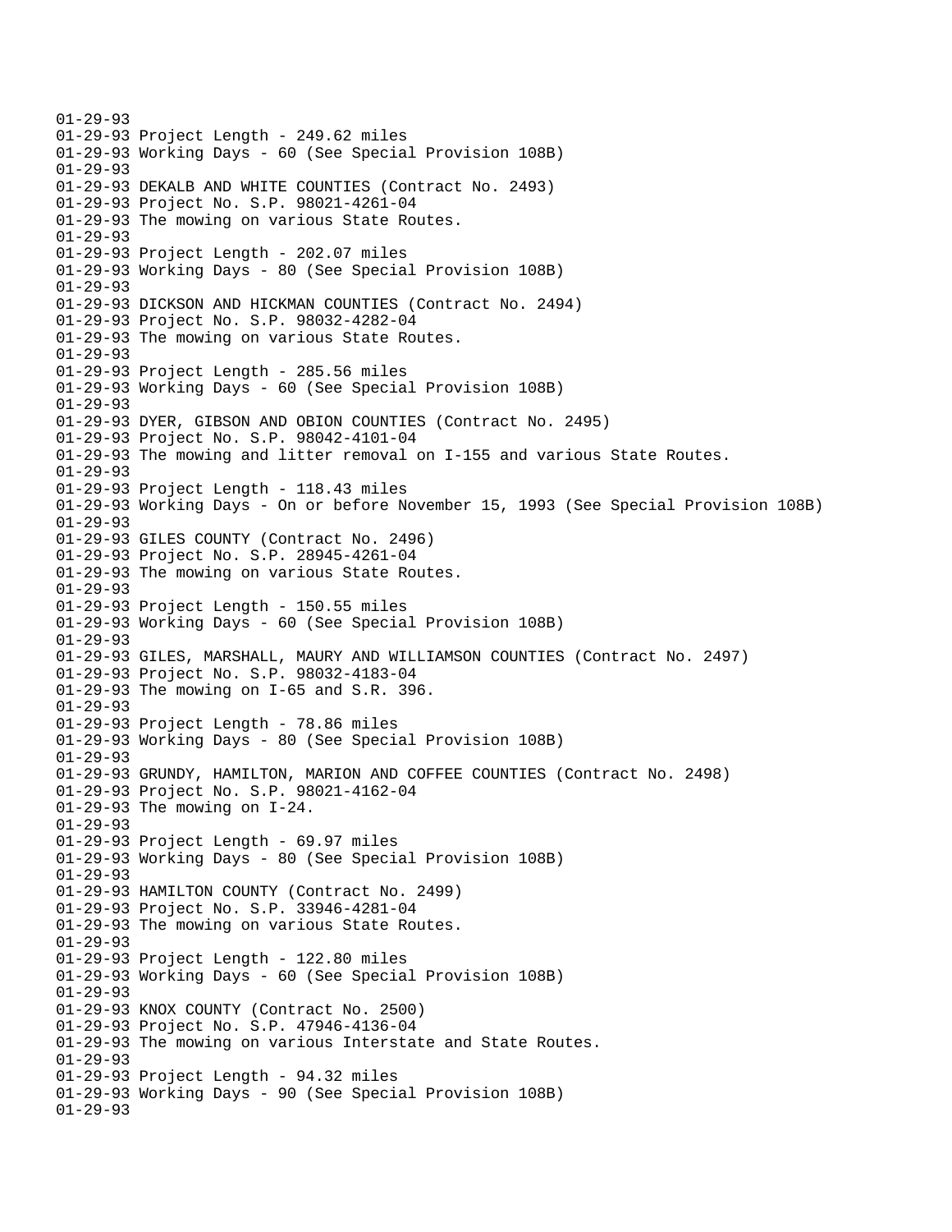01-29-93
01-29-93 Project Length - 249.62 miles
01-29-93 Working Days - 60 (See Special Provision 108B)
01-29-93
01-29-93 DEKALB AND WHITE COUNTIES (Contract No. 2493)
01-29-93 Project No. S.P. 98021-4261-04
01-29-93 The mowing on various State Routes.
01-29-93
01-29-93 Project Length - 202.07 miles
01-29-93 Working Days - 80 (See Special Provision 108B)
01-29-93
01-29-93 DICKSON AND HICKMAN COUNTIES (Contract No. 2494)
01-29-93 Project No. S.P. 98032-4282-04
01-29-93 The mowing on various State Routes.
01-29-93
01-29-93 Project Length - 285.56 miles
01-29-93 Working Days - 60 (See Special Provision 108B)
01-29-93
01-29-93 DYER, GIBSON AND OBION COUNTIES (Contract No. 2495)
01-29-93 Project No. S.P. 98042-4101-04
01-29-93 The mowing and litter removal on I-155 and various State Routes.
01-29-93
01-29-93 Project Length - 118.43 miles
01-29-93 Working Days - On or before November 15, 1993 (See Special Provision 108B)
01-29-93
01-29-93 GILES COUNTY (Contract No. 2496)
01-29-93 Project No. S.P. 28945-4261-04
01-29-93 The mowing on various State Routes.
01-29-93
01-29-93 Project Length - 150.55 miles
01-29-93 Working Days - 60 (See Special Provision 108B)
01-29-93
01-29-93 GILES, MARSHALL, MAURY AND WILLIAMSON COUNTIES (Contract No. 2497)
01-29-93 Project No. S.P. 98032-4183-04
01-29-93 The mowing on I-65 and S.R. 396.
01-29-93
01-29-93 Project Length - 78.86 miles
01-29-93 Working Days - 80 (See Special Provision 108B)
01-29-93
01-29-93 GRUNDY, HAMILTON, MARION AND COFFEE COUNTIES (Contract No. 2498)
01-29-93 Project No. S.P. 98021-4162-04
01-29-93 The mowing on I-24.
01-29-93
01-29-93 Project Length - 69.97 miles
01-29-93 Working Days - 80 (See Special Provision 108B)
01-29-93
01-29-93 HAMILTON COUNTY (Contract No. 2499)
01-29-93 Project No. S.P. 33946-4281-04
01-29-93 The mowing on various State Routes.
01-29-93
01-29-93 Project Length - 122.80 miles
01-29-93 Working Days - 60 (See Special Provision 108B)
01-29-93
01-29-93 KNOX COUNTY (Contract No. 2500)
01-29-93 Project No. S.P. 47946-4136-04
01-29-93 The mowing on various Interstate and State Routes.
01-29-93
01-29-93 Project Length - 94.32 miles
01-29-93 Working Days - 90 (See Special Provision 108B)
01-29-93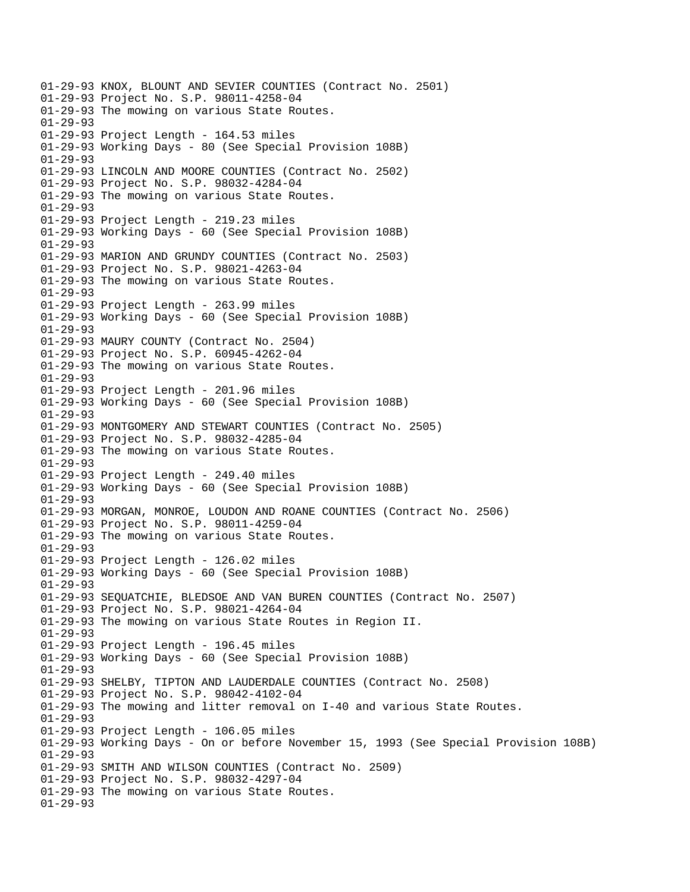```
01-29-93 KNOX, BLOUNT AND SEVIER COUNTIES (Contract No. 2501)
01-29-93 Project No. S.P. 98011-4258-04
01-29-93 The mowing on various State Routes.
01-29-93
01-29-93 Project Length - 164.53 miles
01-29-93 Working Days - 80 (See Special Provision 108B)
01-29-93
01-29-93 LINCOLN AND MOORE COUNTIES (Contract No. 2502)
01-29-93 Project No. S.P. 98032-4284-04
01-29-93 The mowing on various State Routes.
01-29-93
01-29-93 Project Length - 219.23 miles
01-29-93 Working Days - 60 (See Special Provision 108B)
01-29-93
01-29-93 MARION AND GRUNDY COUNTIES (Contract No. 2503)
01-29-93 Project No. S.P. 98021-4263-04
01-29-93 The mowing on various State Routes.
01-29-93
01-29-93 Project Length - 263.99 miles
01-29-93 Working Days - 60 (See Special Provision 108B)
01-29-93
01-29-93 MAURY COUNTY (Contract No. 2504)
01-29-93 Project No. S.P. 60945-4262-04
01-29-93 The mowing on various State Routes.
01-29-93
01-29-93 Project Length - 201.96 miles
01-29-93 Working Days - 60 (See Special Provision 108B)
01-29-93
01-29-93 MONTGOMERY AND STEWART COUNTIES (Contract No. 2505)
01-29-93 Project No. S.P. 98032-4285-04
01-29-93 The mowing on various State Routes.
01-29-93
01-29-93 Project Length - 249.40 miles
01-29-93 Working Days - 60 (See Special Provision 108B)
01-29-93
01-29-93 MORGAN, MONROE, LOUDON AND ROANE COUNTIES (Contract No. 2506)
01-29-93 Project No. S.P. 98011-4259-04
01-29-93 The mowing on various State Routes.
01-29-93
01-29-93 Project Length - 126.02 miles
01-29-93 Working Days - 60 (See Special Provision 108B)
01-29-93
01-29-93 SEQUATCHIE, BLEDSOE AND VAN BUREN COUNTIES (Contract No. 2507)
01-29-93 Project No. S.P. 98021-4264-04
01-29-93 The mowing on various State Routes in Region II.
01-29-93
01-29-93 Project Length - 196.45 miles
01-29-93 Working Days - 60 (See Special Provision 108B)
01-29-93
01-29-93 SHELBY, TIPTON AND LAUDERDALE COUNTIES (Contract No. 2508)
01-29-93 Project No. S.P. 98042-4102-04
01-29-93 The mowing and litter removal on I-40 and various State Routes.
01-29-93
01-29-93 Project Length - 106.05 miles
01-29-93 Working Days - On or before November 15, 1993 (See Special Provision 108B)
01-29-93
01-29-93 SMITH AND WILSON COUNTIES (Contract No. 2509)
01-29-93 Project No. S.P. 98032-4297-04
01-29-93 The mowing on various State Routes.
01-29-93
```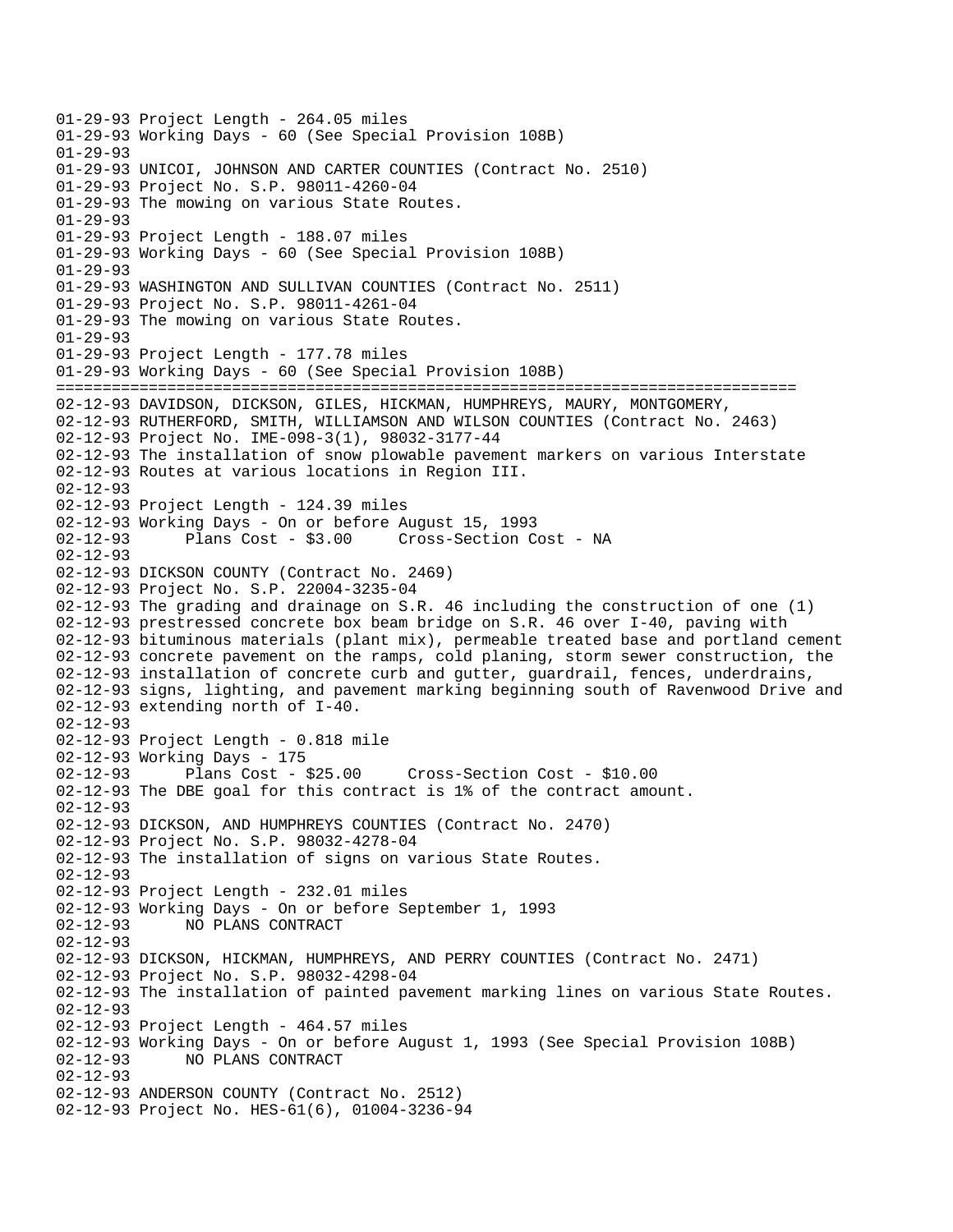```
01-29-93 Project Length - 264.05 miles
01-29-93 Working Days - 60 (See Special Provision 108B)
01-29-93
01-29-93 UNICOI, JOHNSON AND CARTER COUNTIES (Contract No. 2510)
01-29-93 Project No. S.P. 98011-4260-04
01-29-93 The mowing on various State Routes.
01-29-93
01-29-93 Project Length - 188.07 miles
01-29-93 Working Days - 60 (See Special Provision 108B)
01-29-93
01-29-93 WASHINGTON AND SULLIVAN COUNTIES (Contract No. 2511)
01-29-93 Project No. S.P. 98011-4261-04
01-29-93 The mowing on various State Routes.
01-29-93
01-29-93 Project Length - 177.78 miles
01-29-93 Working Days - 60 (See Special Provision 108B)
================================================================================
02-12-93 DAVIDSON, DICKSON, GILES, HICKMAN, HUMPHREYS, MAURY, MONTGOMERY,
02-12-93 RUTHERFORD, SMITH, WILLIAMSON AND WILSON COUNTIES (Contract No. 2463)
02-12-93 Project No. IME-098-3(1), 98032-3177-44
02-12-93 The installation of snow plowable pavement markers on various Interstate
02-12-93 Routes at various locations in Region III.
02-12-93
02-12-93 Project Length - 124.39 miles
02-12-93 Working Days - On or before August 15, 1993
02-12-93      Plans Cost - $3.00     Cross-Section Cost - NA
02-12-93
02-12-93 DICKSON COUNTY (Contract No. 2469)
02-12-93 Project No. S.P. 22004-3235-04
02-12-93 The grading and drainage on S.R. 46 including the construction of one (1)
02-12-93 prestressed concrete box beam bridge on S.R. 46 over I-40, paving with
02-12-93 bituminous materials (plant mix), permeable treated base and portland cement
02-12-93 concrete pavement on the ramps, cold planing, storm sewer construction, the
02-12-93 installation of concrete curb and gutter, guardrail, fences, underdrains,
02-12-93 signs, lighting, and pavement marking beginning south of Ravenwood Drive and
02-12-93 extending north of I-40.
02-12-93
02-12-93 Project Length - 0.818 mile
02-12-93 Working Days - 175
02-12-93      Plans Cost - $25.00     Cross-Section Cost - $10.00
02-12-93 The DBE goal for this contract is 1% of the contract amount.
02-12-93
02-12-93 DICKSON, AND HUMPHREYS COUNTIES (Contract No. 2470)
02-12-93 Project No. S.P. 98032-4278-04
02-12-93 The installation of signs on various State Routes.
02-12-93
02-12-93 Project Length - 232.01 miles
02-12-93 Working Days - On or before September 1, 1993
02-12-93      NO PLANS CONTRACT
02-12-93
02-12-93 DICKSON, HICKMAN, HUMPHREYS, AND PERRY COUNTIES (Contract No. 2471)
02-12-93 Project No. S.P. 98032-4298-04
02-12-93 The installation of painted pavement marking lines on various State Routes.
02-12-93
02-12-93 Project Length - 464.57 miles
02-12-93 Working Days - On or before August 1, 1993 (See Special Provision 108B)
02-12-93      NO PLANS CONTRACT
02-12-93
02-12-93 ANDERSON COUNTY (Contract No. 2512)
02-12-93 Project No. HES-61(6), 01004-3236-94
```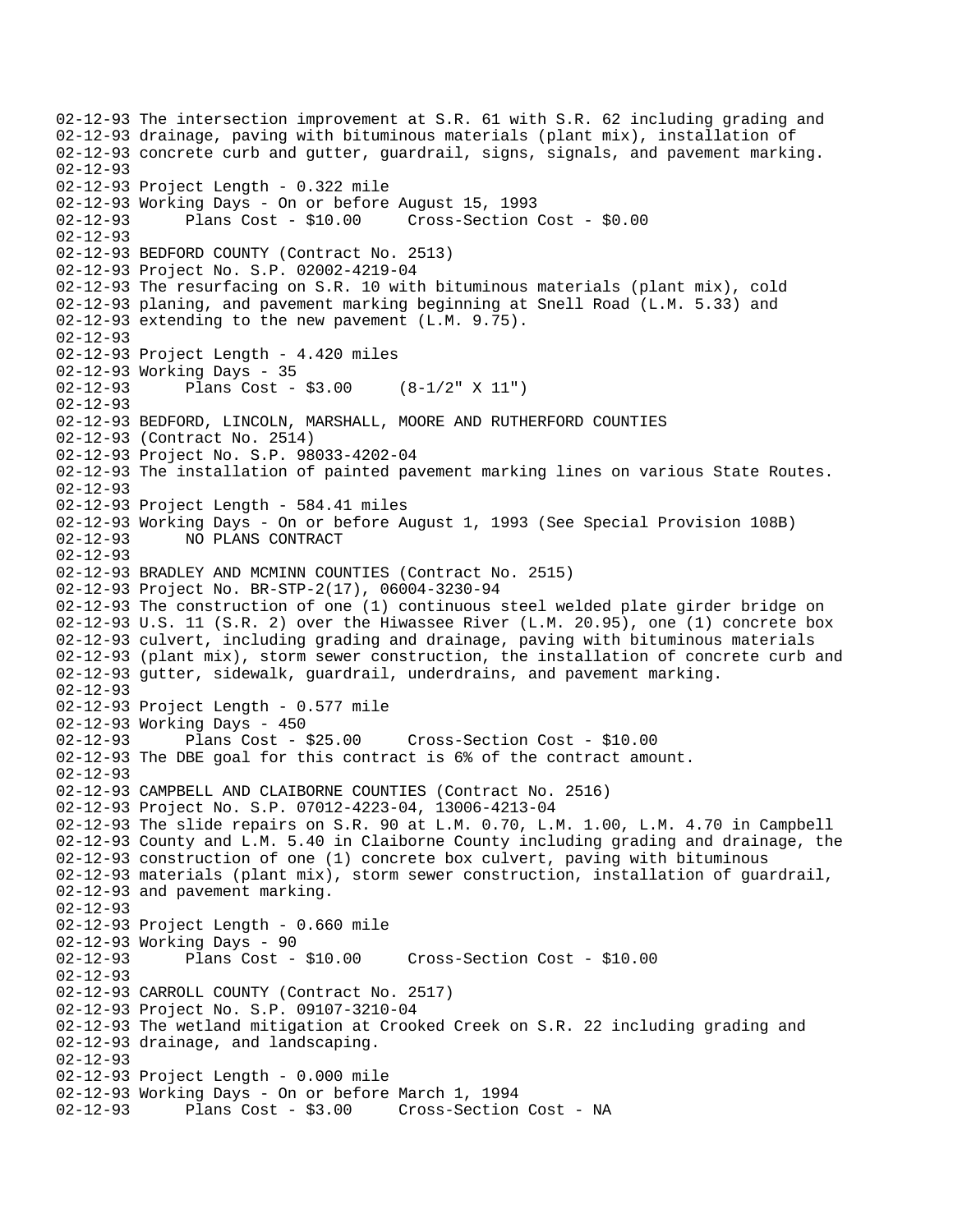```
02-12-93 The intersection improvement at S.R. 61 with S.R. 62 including grading and
02-12-93 drainage, paving with bituminous materials (plant mix), installation of
02-12-93 concrete curb and gutter, guardrail, signs, signals, and pavement marking.
02-12-93
02-12-93 Project Length - 0.322 mile
02-12-93 Working Days - On or before August 15, 1993
02-12-93      Plans Cost - $10.00     Cross-Section Cost - $0.00
02-12-93
02-12-93 BEDFORD COUNTY (Contract No. 2513)
02-12-93 Project No. S.P. 02002-4219-04
02-12-93 The resurfacing on S.R. 10 with bituminous materials (plant mix), cold
02-12-93 planing, and pavement marking beginning at Snell Road (L.M. 5.33) and
02-12-93 extending to the new pavement (L.M. 9.75).
02-12-93
02-12-93 Project Length - 4.420 miles
02-12-93 Working Days - 35
02-12-93      Plans Cost - $3.00     (8-1/2" X 11")
02-12-93
02-12-93 BEDFORD, LINCOLN, MARSHALL, MOORE AND RUTHERFORD COUNTIES
02-12-93 (Contract No. 2514)
02-12-93 Project No. S.P. 98033-4202-04
02-12-93 The installation of painted pavement marking lines on various State Routes.
02-12-93
02-12-93 Project Length - 584.41 miles
02-12-93 Working Days - On or before August 1, 1993 (See Special Provision 108B)
02-12-93      NO PLANS CONTRACT
02-12-93
02-12-93 BRADLEY AND MCMINN COUNTIES (Contract No. 2515)
02-12-93 Project No. BR-STP-2(17), 06004-3230-94
02-12-93 The construction of one (1) continuous steel welded plate girder bridge on
02-12-93 U.S. 11 (S.R. 2) over the Hiwassee River (L.M. 20.95), one (1) concrete box
02-12-93 culvert, including grading and drainage, paving with bituminous materials
02-12-93 (plant mix), storm sewer construction, the installation of concrete curb and
02-12-93 gutter, sidewalk, guardrail, underdrains, and pavement marking.
02-12-93
02-12-93 Project Length - 0.577 mile
02-12-93 Working Days - 450
02-12-93      Plans Cost - $25.00     Cross-Section Cost - $10.00
02-12-93 The DBE goal for this contract is 6% of the contract amount.
02-12-93
02-12-93 CAMPBELL AND CLAIBORNE COUNTIES (Contract No. 2516)
02-12-93 Project No. S.P. 07012-4223-04, 13006-4213-04
02-12-93 The slide repairs on S.R. 90 at L.M. 0.70, L.M. 1.00, L.M. 4.70 in Campbell
02-12-93 County and L.M. 5.40 in Claiborne County including grading and drainage, the
02-12-93 construction of one (1) concrete box culvert, paving with bituminous
02-12-93 materials (plant mix), storm sewer construction, installation of guardrail,
02-12-93 and pavement marking.
02-12-93
02-12-93 Project Length - 0.660 mile
02-12-93 Working Days - 90
02-12-93      Plans Cost - $10.00     Cross-Section Cost - $10.00
02-12-93
02-12-93 CARROLL COUNTY (Contract No. 2517)
02-12-93 Project No. S.P. 09107-3210-04
02-12-93 The wetland mitigation at Crooked Creek on S.R. 22 including grading and
02-12-93 drainage, and landscaping.
02-12-93
02-12-93 Project Length - 0.000 mile
02-12-93 Working Days - On or before March 1, 1994
02-12-93      Plans Cost - $3.00     Cross-Section Cost - NA
```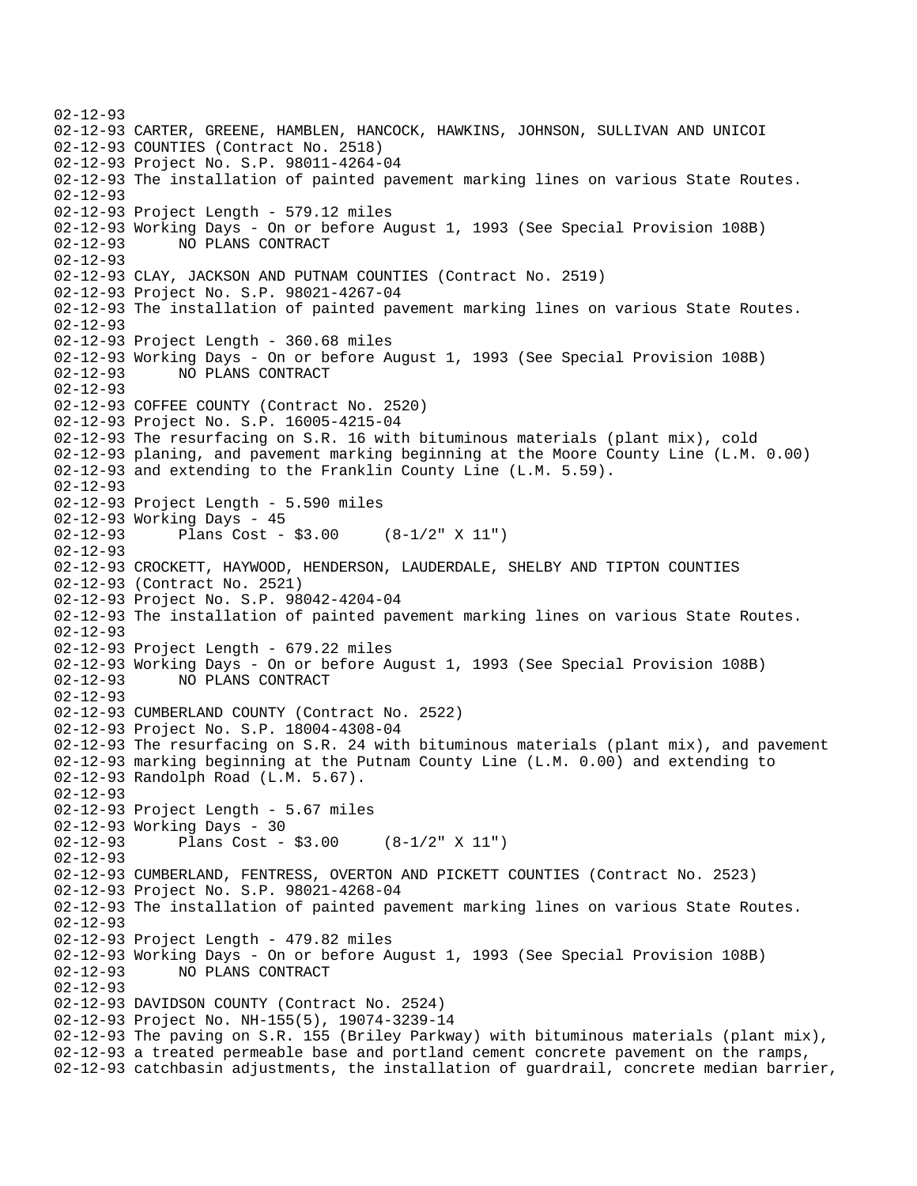02-12-93
02-12-93 CARTER, GREENE, HAMBLEN, HANCOCK, HAWKINS, JOHNSON, SULLIVAN AND UNICOI
02-12-93 COUNTIES (Contract No. 2518)
02-12-93 Project No. S.P. 98011-4264-04
02-12-93 The installation of painted pavement marking lines on various State Routes.
02-12-93
02-12-93 Project Length - 579.12 miles
02-12-93 Working Days - On or before August 1, 1993 (See Special Provision 108B)
02-12-93 NO PLANS CONTRACT
02-12-93
02-12-93 CLAY, JACKSON AND PUTNAM COUNTIES (Contract No. 2519)
02-12-93 Project No. S.P. 98021-4267-04
02-12-93 The installation of painted pavement marking lines on various State Routes.
02-12-93
02-12-93 Project Length - 360.68 miles
02-12-93 Working Days - On or before August 1, 1993 (See Special Provision 108B)
02-12-93 NO PLANS CONTRACT
02-12-93
02-12-93 COFFEE COUNTY (Contract No. 2520)
02-12-93 Project No. S.P. 16005-4215-04
02-12-93 The resurfacing on S.R. 16 with bituminous materials (plant mix), cold
02-12-93 planing, and pavement marking beginning at the Moore County Line (L.M. 0.00)
02-12-93 and extending to the Franklin County Line (L.M. 5.59).
02-12-93
02-12-93 Project Length - 5.590 miles
02-12-93 Working Days - 45
02-12-93 Plans Cost - $3.00 (8-1/2" X 11")
02-12-93
02-12-93 CROCKETT, HAYWOOD, HENDERSON, LAUDERDALE, SHELBY AND TIPTON COUNTIES
02-12-93 (Contract No. 2521)
02-12-93 Project No. S.P. 98042-4204-04
02-12-93 The installation of painted pavement marking lines on various State Routes.
02-12-93
02-12-93 Project Length - 679.22 miles
02-12-93 Working Days - On or before August 1, 1993 (See Special Provision 108B)
02-12-93 NO PLANS CONTRACT
02-12-93
02-12-93 CUMBERLAND COUNTY (Contract No. 2522)
02-12-93 Project No. S.P. 18004-4308-04
02-12-93 The resurfacing on S.R. 24 with bituminous materials (plant mix), and pavement
02-12-93 marking beginning at the Putnam County Line (L.M. 0.00) and extending to
02-12-93 Randolph Road (L.M. 5.67).
02-12-93
02-12-93 Project Length - 5.67 miles
02-12-93 Working Days - 30
02-12-93 Plans Cost - $3.00 (8-1/2" X 11")
02-12-93
02-12-93 CUMBERLAND, FENTRESS, OVERTON AND PICKETT COUNTIES (Contract No. 2523)
02-12-93 Project No. S.P. 98021-4268-04
02-12-93 The installation of painted pavement marking lines on various State Routes.
02-12-93
02-12-93 Project Length - 479.82 miles
02-12-93 Working Days - On or before August 1, 1993 (See Special Provision 108B)
02-12-93 NO PLANS CONTRACT
02-12-93
02-12-93 DAVIDSON COUNTY (Contract No. 2524)
02-12-93 Project No. NH-155(5), 19074-3239-14
02-12-93 The paving on S.R. 155 (Briley Parkway) with bituminous materials (plant mix),
02-12-93 a treated permeable base and portland cement concrete pavement on the ramps,
02-12-93 catchbasin adjustments, the installation of guardrail, concrete median barrier,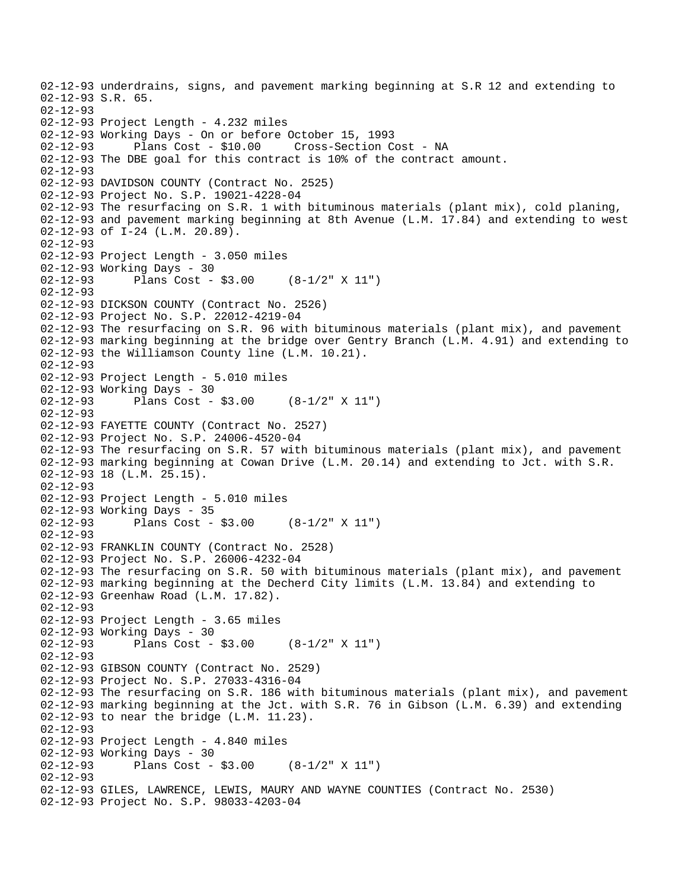```
02-12-93 underdrains, signs, and pavement marking beginning at S.R 12 and extending to
02-12-93 S.R. 65.
02-12-93
02-12-93 Project Length - 4.232 miles
02-12-93 Working Days - On or before October 15, 1993
02-12-93       Plans Cost - $10.00     Cross-Section Cost - NA
02-12-93 The DBE goal for this contract is 10% of the contract amount.
02-12-93
02-12-93 DAVIDSON COUNTY (Contract No. 2525)
02-12-93 Project No. S.P. 19021-4228-04
02-12-93 The resurfacing on S.R. 1 with bituminous materials (plant mix), cold planing,
02-12-93 and pavement marking beginning at 8th Avenue (L.M. 17.84) and extending to west
02-12-93 of I-24 (L.M. 20.89).
02-12-93
02-12-93 Project Length - 3.050 miles
02-12-93 Working Days - 30
02-12-93       Plans Cost - $3.00     (8-1/2" X 11")
02-12-93
02-12-93 DICKSON COUNTY (Contract No. 2526)
02-12-93 Project No. S.P. 22012-4219-04
02-12-93 The resurfacing on S.R. 96 with bituminous materials (plant mix), and pavement
02-12-93 marking beginning at the bridge over Gentry Branch (L.M. 4.91) and extending to
02-12-93 the Williamson County line (L.M. 10.21).
02-12-93
02-12-93 Project Length - 5.010 miles
02-12-93 Working Days - 30
02-12-93       Plans Cost - $3.00     (8-1/2" X 11")
02-12-93
02-12-93 FAYETTE COUNTY (Contract No. 2527)
02-12-93 Project No. S.P. 24006-4520-04
02-12-93 The resurfacing on S.R. 57 with bituminous materials (plant mix), and pavement
02-12-93 marking beginning at Cowan Drive (L.M. 20.14) and extending to Jct. with S.R.
02-12-93 18 (L.M. 25.15).
02-12-93
02-12-93 Project Length - 5.010 miles
02-12-93 Working Days - 35
02-12-93       Plans Cost - $3.00     (8-1/2" X 11")
02-12-93
02-12-93 FRANKLIN COUNTY (Contract No. 2528)
02-12-93 Project No. S.P. 26006-4232-04
02-12-93 The resurfacing on S.R. 50 with bituminous materials (plant mix), and pavement
02-12-93 marking beginning at the Decherd City limits (L.M. 13.84) and extending to
02-12-93 Greenhaw Road (L.M. 17.82).
02-12-93
02-12-93 Project Length - 3.65 miles
02-12-93 Working Days - 30
02-12-93       Plans Cost - $3.00     (8-1/2" X 11")
02-12-93
02-12-93 GIBSON COUNTY (Contract No. 2529)
02-12-93 Project No. S.P. 27033-4316-04
02-12-93 The resurfacing on S.R. 186 with bituminous materials (plant mix), and pavement
02-12-93 marking beginning at the Jct. with S.R. 76 in Gibson (L.M. 6.39) and extending
02-12-93 to near the bridge (L.M. 11.23).
02-12-93
02-12-93 Project Length - 4.840 miles
02-12-93 Working Days - 30
02-12-93       Plans Cost - $3.00     (8-1/2" X 11")
02-12-93
02-12-93 GILES, LAWRENCE, LEWIS, MAURY AND WAYNE COUNTIES (Contract No. 2530)
02-12-93 Project No. S.P. 98033-4203-04
```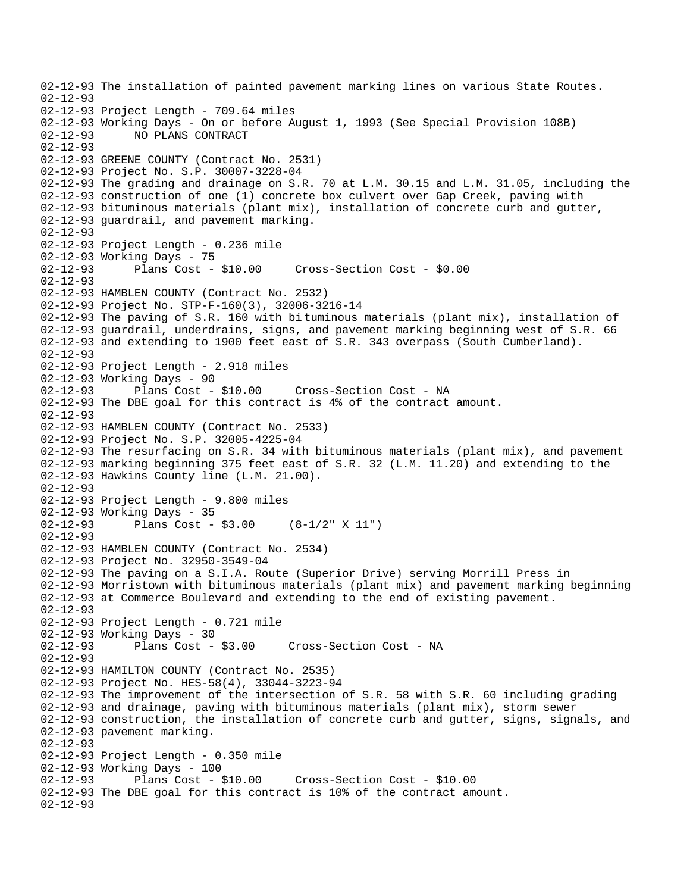02-12-93 The installation of painted pavement marking lines on various State Routes.
02-12-93
02-12-93 Project Length - 709.64 miles
02-12-93 Working Days - On or before August 1, 1993 (See Special Provision 108B)
02-12-93 NO PLANS CONTRACT
02-12-93
02-12-93 GREENE COUNTY (Contract No. 2531)
02-12-93 Project No. S.P. 30007-3228-04
02-12-93 The grading and drainage on S.R. 70 at L.M. 30.15 and L.M. 31.05, including the
02-12-93 construction of one (1) concrete box culvert over Gap Creek, paving with
02-12-93 bituminous materials (plant mix), installation of concrete curb and gutter,
02-12-93 guardrail, and pavement marking.
02-12-93
02-12-93 Project Length - 0.236 mile
02-12-93 Working Days - 75
02-12-93 Plans Cost - $10.00 Cross-Section Cost - $0.00
02-12-93
02-12-93 HAMBLEN COUNTY (Contract No. 2532)
02-12-93 Project No. STP-F-160(3), 32006-3216-14
02-12-93 The paving of S.R. 160 with bituminous materials (plant mix), installation of
02-12-93 guardrail, underdrains, signs, and pavement marking beginning west of S.R. 66
02-12-93 and extending to 1900 feet east of S.R. 343 overpass (South Cumberland).
02-12-93
02-12-93 Project Length - 2.918 miles
02-12-93 Working Days - 90
02-12-93 Plans Cost - $10.00 Cross-Section Cost - NA
02-12-93 The DBE goal for this contract is 4% of the contract amount.
02-12-93
02-12-93 HAMBLEN COUNTY (Contract No. 2533)
02-12-93 Project No. S.P. 32005-4225-04
02-12-93 The resurfacing on S.R. 34 with bituminous materials (plant mix), and pavement
02-12-93 marking beginning 375 feet east of S.R. 32 (L.M. 11.20) and extending to the
02-12-93 Hawkins County line (L.M. 21.00).
02-12-93
02-12-93 Project Length - 9.800 miles
02-12-93 Working Days - 35
02-12-93 Plans Cost - $3.00 (8-1/2" X 11")
02-12-93
02-12-93 HAMBLEN COUNTY (Contract No. 2534)
02-12-93 Project No. 32950-3549-04
02-12-93 The paving on a S.I.A. Route (Superior Drive) serving Morrill Press in
02-12-93 Morristown with bituminous materials (plant mix) and pavement marking beginning
02-12-93 at Commerce Boulevard and extending to the end of existing pavement.
02-12-93
02-12-93 Project Length - 0.721 mile
02-12-93 Working Days - 30
02-12-93 Plans Cost - $3.00 Cross-Section Cost - NA
02-12-93
02-12-93 HAMILTON COUNTY (Contract No. 2535)
02-12-93 Project No. HES-58(4), 33044-3223-94
02-12-93 The improvement of the intersection of S.R. 58 with S.R. 60 including grading
02-12-93 and drainage, paving with bituminous materials (plant mix), storm sewer
02-12-93 construction, the installation of concrete curb and gutter, signs, signals, and
02-12-93 pavement marking.
02-12-93
02-12-93 Project Length - 0.350 mile
02-12-93 Working Days - 100
02-12-93 Plans Cost - $10.00 Cross-Section Cost - $10.00
02-12-93 The DBE goal for this contract is 10% of the contract amount.
02-12-93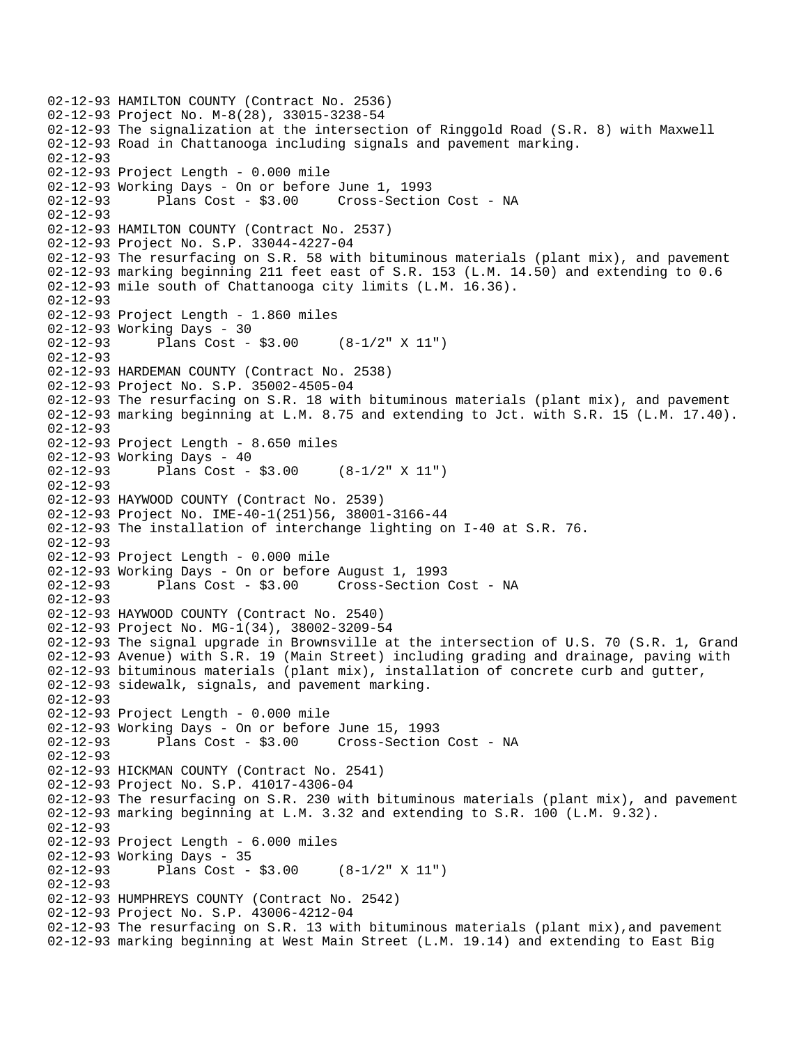```
02-12-93 HAMILTON COUNTY (Contract No. 2536)
02-12-93 Project No. M-8(28), 33015-3238-54
02-12-93 The signalization at the intersection of Ringgold Road (S.R. 8) with Maxwell
02-12-93 Road in Chattanooga including signals and pavement marking.
02-12-93
02-12-93 Project Length - 0.000 mile
02-12-93 Working Days - On or before June 1, 1993
02-12-93       Plans Cost - $3.00     Cross-Section Cost - NA
02-12-93
02-12-93 HAMILTON COUNTY (Contract No. 2537)
02-12-93 Project No. S.P. 33044-4227-04
02-12-93 The resurfacing on S.R. 58 with bituminous materials (plant mix), and pavement
02-12-93 marking beginning 211 feet east of S.R. 153 (L.M. 14.50) and extending to 0.6
02-12-93 mile south of Chattanooga city limits (L.M. 16.36).
02-12-93
02-12-93 Project Length - 1.860 miles
02-12-93 Working Days - 30
02-12-93       Plans Cost - $3.00     (8-1/2" X 11")
02-12-93
02-12-93 HARDEMAN COUNTY (Contract No. 2538)
02-12-93 Project No. S.P. 35002-4505-04
02-12-93 The resurfacing on S.R. 18 with bituminous materials (plant mix), and pavement
02-12-93 marking beginning at L.M. 8.75 and extending to Jct. with S.R. 15 (L.M. 17.40).
02-12-93
02-12-93 Project Length - 8.650 miles
02-12-93 Working Days - 40
02-12-93       Plans Cost - $3.00     (8-1/2" X 11")
02-12-93
02-12-93 HAYWOOD COUNTY (Contract No. 2539)
02-12-93 Project No. IME-40-1(251)56, 38001-3166-44
02-12-93 The installation of interchange lighting on I-40 at S.R. 76.
02-12-93
02-12-93 Project Length - 0.000 mile
02-12-93 Working Days - On or before August 1, 1993
02-12-93       Plans Cost - $3.00     Cross-Section Cost - NA
02-12-93
02-12-93 HAYWOOD COUNTY (Contract No. 2540)
02-12-93 Project No. MG-1(34), 38002-3209-54
02-12-93 The signal upgrade in Brownsville at the intersection of U.S. 70 (S.R. 1, Grand
02-12-93 Avenue) with S.R. 19 (Main Street) including grading and drainage, paving with
02-12-93 bituminous materials (plant mix), installation of concrete curb and gutter,
02-12-93 sidewalk, signals, and pavement marking.
02-12-93
02-12-93 Project Length - 0.000 mile
02-12-93 Working Days - On or before June 15, 1993
02-12-93       Plans Cost - $3.00     Cross-Section Cost - NA
02-12-93
02-12-93 HICKMAN COUNTY (Contract No. 2541)
02-12-93 Project No. S.P. 41017-4306-04
02-12-93 The resurfacing on S.R. 230 with bituminous materials (plant mix), and pavement
02-12-93 marking beginning at L.M. 3.32 and extending to S.R. 100 (L.M. 9.32).
02-12-93
02-12-93 Project Length - 6.000 miles
02-12-93 Working Days - 35
02-12-93       Plans Cost - $3.00     (8-1/2" X 11")
02-12-93
02-12-93 HUMPHREYS COUNTY (Contract No. 2542)
02-12-93 Project No. S.P. 43006-4212-04
02-12-93 The resurfacing on S.R. 13 with bituminous materials (plant mix),and pavement
02-12-93 marking beginning at West Main Street (L.M. 19.14) and extending to East Big
```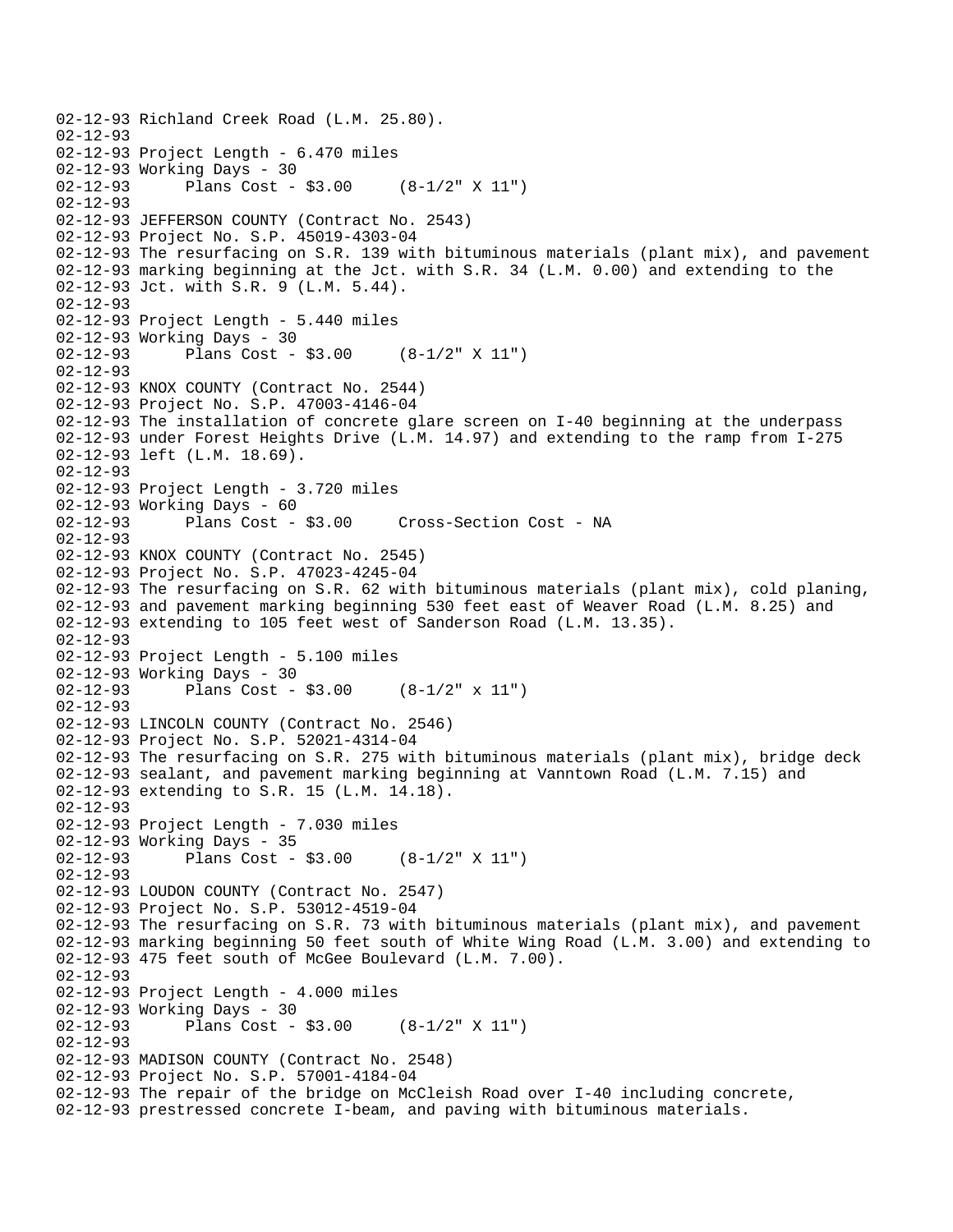```
02-12-93 Richland Creek Road (L.M. 25.80).
02-12-93
02-12-93 Project Length - 6.470 miles
02-12-93 Working Days - 30
02-12-93      Plans Cost - $3.00     (8-1/2" X 11")
02-12-93
02-12-93 JEFFERSON COUNTY (Contract No. 2543)
02-12-93 Project No. S.P. 45019-4303-04
02-12-93 The resurfacing on S.R. 139 with bituminous materials (plant mix), and pavement
02-12-93 marking beginning at the Jct. with S.R. 34 (L.M. 0.00) and extending to the
02-12-93 Jct. with S.R. 9 (L.M. 5.44).
02-12-93
02-12-93 Project Length - 5.440 miles
02-12-93 Working Days - 30
02-12-93      Plans Cost - $3.00     (8-1/2" X 11")
02-12-93
02-12-93 KNOX COUNTY (Contract No. 2544)
02-12-93 Project No. S.P. 47003-4146-04
02-12-93 The installation of concrete glare screen on I-40 beginning at the underpass
02-12-93 under Forest Heights Drive (L.M. 14.97) and extending to the ramp from I-275
02-12-93 left (L.M. 18.69).
02-12-93
02-12-93 Project Length - 3.720 miles
02-12-93 Working Days - 60
02-12-93      Plans Cost - $3.00     Cross-Section Cost - NA
02-12-93
02-12-93 KNOX COUNTY (Contract No. 2545)
02-12-93 Project No. S.P. 47023-4245-04
02-12-93 The resurfacing on S.R. 62 with bituminous materials (plant mix), cold planing,
02-12-93 and pavement marking beginning 530 feet east of Weaver Road (L.M. 8.25) and
02-12-93 extending to 105 feet west of Sanderson Road (L.M. 13.35).
02-12-93
02-12-93 Project Length - 5.100 miles
02-12-93 Working Days - 30
02-12-93      Plans Cost - $3.00     (8-1/2" x 11")
02-12-93
02-12-93 LINCOLN COUNTY (Contract No. 2546)
02-12-93 Project No. S.P. 52021-4314-04
02-12-93 The resurfacing on S.R. 275 with bituminous materials (plant mix), bridge deck
02-12-93 sealant, and pavement marking beginning at Vanntown Road (L.M. 7.15) and
02-12-93 extending to S.R. 15 (L.M. 14.18).
02-12-93
02-12-93 Project Length - 7.030 miles
02-12-93 Working Days - 35
02-12-93      Plans Cost - $3.00     (8-1/2" X 11")
02-12-93
02-12-93 LOUDON COUNTY (Contract No. 2547)
02-12-93 Project No. S.P. 53012-4519-04
02-12-93 The resurfacing on S.R. 73 with bituminous materials (plant mix), and pavement
02-12-93 marking beginning 50 feet south of White Wing Road (L.M. 3.00) and extending to
02-12-93 475 feet south of McGee Boulevard (L.M. 7.00).
02-12-93
02-12-93 Project Length - 4.000 miles
02-12-93 Working Days - 30
02-12-93      Plans Cost - $3.00     (8-1/2" X 11")
02-12-93
02-12-93 MADISON COUNTY (Contract No. 2548)
02-12-93 Project No. S.P. 57001-4184-04
02-12-93 The repair of the bridge on McCleish Road over I-40 including concrete,
02-12-93 prestressed concrete I-beam, and paving with bituminous materials.
```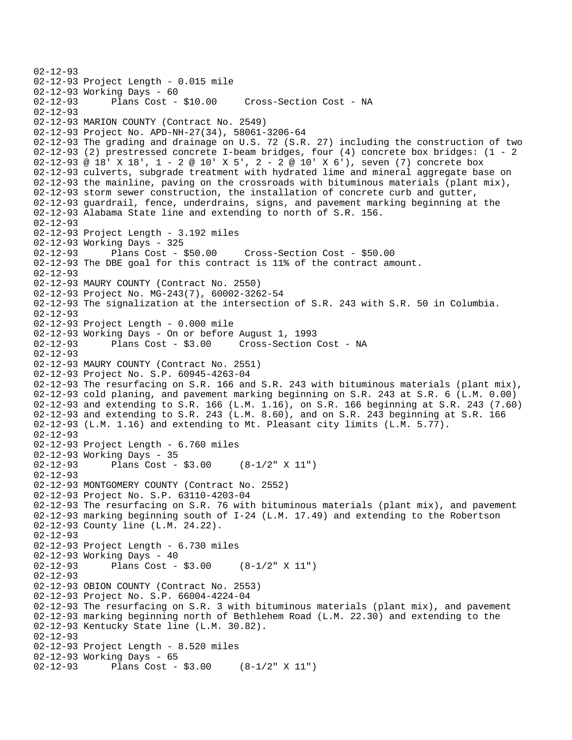```
02-12-93
02-12-93 Project Length - 0.015 mile
02-12-93 Working Days - 60
02-12-93      Plans Cost - $10.00     Cross-Section Cost - NA
02-12-93
02-12-93 MARION COUNTY (Contract No. 2549)
02-12-93 Project No. APD-NH-27(34), 58061-3206-64
02-12-93 The grading and drainage on U.S. 72 (S.R. 27) including the construction of two
02-12-93 (2) prestressed concrete I-beam bridges, four (4) concrete box bridges: (1 - 2
02-12-93 @ 18' X 18', 1 - 2 @ 10' X 5', 2 - 2 @ 10' X 6'), seven (7) concrete box
02-12-93 culverts, subgrade treatment with hydrated lime and mineral aggregate base on
02-12-93 the mainline, paving on the crossroads with bituminous materials (plant mix),
02-12-93 storm sewer construction, the installation of concrete curb and gutter,
02-12-93 guardrail, fence, underdrains, signs, and pavement marking beginning at the
02-12-93 Alabama State line and extending to north of S.R. 156.
02-12-93
02-12-93 Project Length - 3.192 miles
02-12-93 Working Days - 325
02-12-93      Plans Cost - $50.00     Cross-Section Cost - $50.00
02-12-93 The DBE goal for this contract is 11% of the contract amount.
02-12-93
02-12-93 MAURY COUNTY (Contract No. 2550)
02-12-93 Project No. MG-243(7), 60002-3262-54
02-12-93 The signalization at the intersection of S.R. 243 with S.R. 50 in Columbia.
02-12-93
02-12-93 Project Length - 0.000 mile
02-12-93 Working Days - On or before August 1, 1993
02-12-93      Plans Cost - $3.00     Cross-Section Cost - NA
02-12-93
02-12-93 MAURY COUNTY (Contract No. 2551)
02-12-93 Project No. S.P. 60945-4263-04
02-12-93 The resurfacing on S.R. 166 and S.R. 243 with bituminous materials (plant mix),
02-12-93 cold planing, and pavement marking beginning on S.R. 243 at S.R. 6 (L.M. 0.00)
02-12-93 and extending to S.R. 166 (L.M. 1.16), on S.R. 166 beginning at S.R. 243 (7.60)
02-12-93 and extending to S.R. 243 (L.M. 8.60), and on S.R. 243 beginning at S.R. 166
02-12-93 (L.M. 1.16) and extending to Mt. Pleasant city limits (L.M. 5.77).
02-12-93
02-12-93 Project Length - 6.760 miles
02-12-93 Working Days - 35
02-12-93      Plans Cost - $3.00     (8-1/2" X 11")
02-12-93
02-12-93 MONTGOMERY COUNTY (Contract No. 2552)
02-12-93 Project No. S.P. 63110-4203-04
02-12-93 The resurfacing on S.R. 76 with bituminous materials (plant mix), and pavement
02-12-93 marking beginning south of I-24 (L.M. 17.49) and extending to the Robertson
02-12-93 County line (L.M. 24.22).
02-12-93
02-12-93 Project Length - 6.730 miles
02-12-93 Working Days - 40
02-12-93      Plans Cost - $3.00     (8-1/2" X 11")
02-12-93
02-12-93 OBION COUNTY (Contract No. 2553)
02-12-93 Project No. S.P. 66004-4224-04
02-12-93 The resurfacing on S.R. 3 with bituminous materials (plant mix), and pavement
02-12-93 marking beginning north of Bethlehem Road (L.M. 22.30) and extending to the
02-12-93 Kentucky State line (L.M. 30.82).
02-12-93
02-12-93 Project Length - 8.520 miles
02-12-93 Working Days - 65
02-12-93      Plans Cost - $3.00     (8-1/2" X 11")
```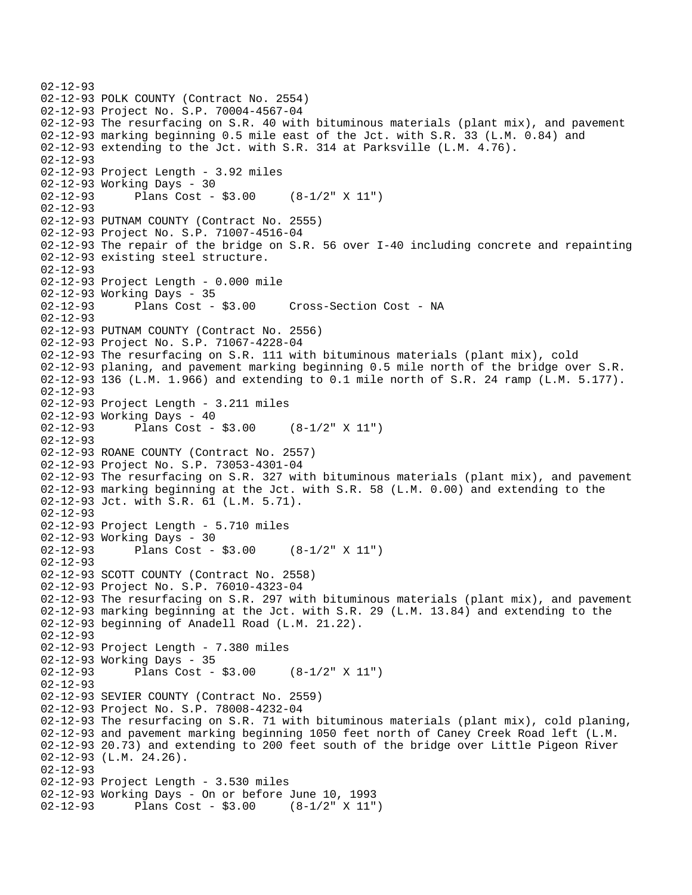```
02-12-93
02-12-93 POLK COUNTY (Contract No. 2554)
02-12-93 Project No. S.P. 70004-4567-04
02-12-93 The resurfacing on S.R. 40 with bituminous materials (plant mix), and pavement
02-12-93 marking beginning 0.5 mile east of the Jct. with S.R. 33 (L.M. 0.84) and
02-12-93 extending to the Jct. with S.R. 314 at Parksville (L.M. 4.76).
02-12-93
02-12-93 Project Length - 3.92 miles
02-12-93 Working Days - 30
02-12-93      Plans Cost - $3.00     (8-1/2" X 11")
02-12-93
02-12-93 PUTNAM COUNTY (Contract No. 2555)
02-12-93 Project No. S.P. 71007-4516-04
02-12-93 The repair of the bridge on S.R. 56 over I-40 including concrete and repainting
02-12-93 existing steel structure.
02-12-93
02-12-93 Project Length - 0.000 mile
02-12-93 Working Days - 35
02-12-93      Plans Cost - $3.00     Cross-Section Cost - NA
02-12-93
02-12-93 PUTNAM COUNTY (Contract No. 2556)
02-12-93 Project No. S.P. 71067-4228-04
02-12-93 The resurfacing on S.R. 111 with bituminous materials (plant mix), cold
02-12-93 planing, and pavement marking beginning 0.5 mile north of the bridge over S.R.
02-12-93 136 (L.M. 1.966) and extending to 0.1 mile north of S.R. 24 ramp (L.M. 5.177).
02-12-93
02-12-93 Project Length - 3.211 miles
02-12-93 Working Days - 40
02-12-93      Plans Cost - $3.00     (8-1/2" X 11")
02-12-93
02-12-93 ROANE COUNTY (Contract No. 2557)
02-12-93 Project No. S.P. 73053-4301-04
02-12-93 The resurfacing on S.R. 327 with bituminous materials (plant mix), and pavement
02-12-93 marking beginning at the Jct. with S.R. 58 (L.M. 0.00) and extending to the
02-12-93 Jct. with S.R. 61 (L.M. 5.71).
02-12-93
02-12-93 Project Length - 5.710 miles
02-12-93 Working Days - 30
02-12-93      Plans Cost - $3.00     (8-1/2" X 11")
02-12-93
02-12-93 SCOTT COUNTY (Contract No. 2558)
02-12-93 Project No. S.P. 76010-4323-04
02-12-93 The resurfacing on S.R. 297 with bituminous materials (plant mix), and pavement
02-12-93 marking beginning at the Jct. with S.R. 29 (L.M. 13.84) and extending to the
02-12-93 beginning of Anadell Road (L.M. 21.22).
02-12-93
02-12-93 Project Length - 7.380 miles
02-12-93 Working Days - 35
02-12-93      Plans Cost - $3.00     (8-1/2" X 11")
02-12-93
02-12-93 SEVIER COUNTY (Contract No. 2559)
02-12-93 Project No. S.P. 78008-4232-04
02-12-93 The resurfacing on S.R. 71 with bituminous materials (plant mix), cold planing,
02-12-93 and pavement marking beginning 1050 feet north of Caney Creek Road left (L.M.
02-12-93 20.73) and extending to 200 feet south of the bridge over Little Pigeon River
02-12-93 (L.M. 24.26).
02-12-93
02-12-93 Project Length - 3.530 miles
02-12-93 Working Days - On or before June 10, 1993
02-12-93      Plans Cost - $3.00     (8-1/2" X 11")
```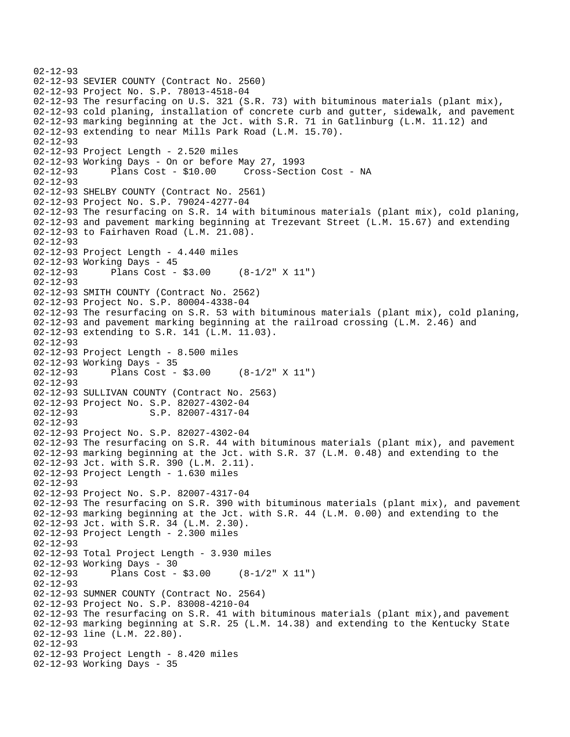02-12-93
02-12-93 SEVIER COUNTY (Contract No. 2560)
02-12-93 Project No. S.P. 78013-4518-04
02-12-93 The resurfacing on U.S. 321 (S.R. 73) with bituminous materials (plant mix),
02-12-93 cold planing, installation of concrete curb and gutter, sidewalk, and pavement
02-12-93 marking beginning at the Jct. with S.R. 71 in Gatlinburg (L.M. 11.12) and
02-12-93 extending to near Mills Park Road (L.M. 15.70).
02-12-93
02-12-93 Project Length - 2.520 miles
02-12-93 Working Days - On or before May 27, 1993
02-12-93 Plans Cost - $10.00 Cross-Section Cost - NA
02-12-93
02-12-93 SHELBY COUNTY (Contract No. 2561)
02-12-93 Project No. S.P. 79024-4277-04
02-12-93 The resurfacing on S.R. 14 with bituminous materials (plant mix), cold planing,
02-12-93 and pavement marking beginning at Trezevant Street (L.M. 15.67) and extending
02-12-93 to Fairhaven Road (L.M. 21.08).
02-12-93
02-12-93 Project Length - 4.440 miles
02-12-93 Working Days - 45
02-12-93 Plans Cost - $3.00 (8-1/2" X 11")
02-12-93
02-12-93 SMITH COUNTY (Contract No. 2562)
02-12-93 Project No. S.P. 80004-4338-04
02-12-93 The resurfacing on S.R. 53 with bituminous materials (plant mix), cold planing,
02-12-93 and pavement marking beginning at the railroad crossing (L.M. 2.46) and
02-12-93 extending to S.R. 141 (L.M. 11.03).
02-12-93
02-12-93 Project Length - 8.500 miles
02-12-93 Working Days - 35
02-12-93 Plans Cost - $3.00 (8-1/2" X 11")
02-12-93
02-12-93 SULLIVAN COUNTY (Contract No. 2563)
02-12-93 Project No. S.P. 82027-4302-04
02-12-93 S.P. 82007-4317-04
02-12-93
02-12-93 Project No. S.P. 82027-4302-04
02-12-93 The resurfacing on S.R. 44 with bituminous materials (plant mix), and pavement
02-12-93 marking beginning at the Jct. with S.R. 37 (L.M. 0.48) and extending to the
02-12-93 Jct. with S.R. 390 (L.M. 2.11).
02-12-93 Project Length - 1.630 miles
02-12-93
02-12-93 Project No. S.P. 82007-4317-04
02-12-93 The resurfacing on S.R. 390 with bituminous materials (plant mix), and pavement
02-12-93 marking beginning at the Jct. with S.R. 44 (L.M. 0.00) and extending to the
02-12-93 Jct. with S.R. 34 (L.M. 2.30).
02-12-93 Project Length - 2.300 miles
02-12-93
02-12-93 Total Project Length - 3.930 miles
02-12-93 Working Days - 30
02-12-93 Plans Cost - $3.00 (8-1/2" X 11")
02-12-93
02-12-93 SUMNER COUNTY (Contract No. 2564)
02-12-93 Project No. S.P. 83008-4210-04
02-12-93 The resurfacing on S.R. 41 with bituminous materials (plant mix),and pavement
02-12-93 marking beginning at S.R. 25 (L.M. 14.38) and extending to the Kentucky State
02-12-93 line (L.M. 22.80).
02-12-93
02-12-93 Project Length - 8.420 miles
02-12-93 Working Days - 35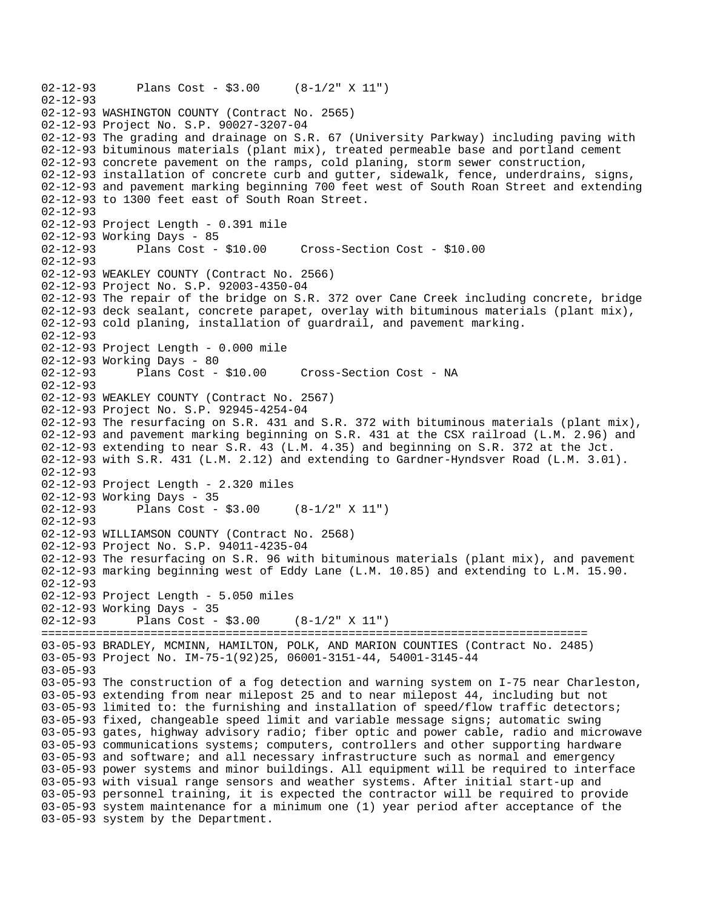```
02-12-93      Plans Cost - $3.00     (8-1/2" X 11")
02-12-93
02-12-93 WASHINGTON COUNTY (Contract No. 2565)
02-12-93 Project No. S.P. 90027-3207-04
02-12-93 The grading and drainage on S.R. 67 (University Parkway) including paving with
02-12-93 bituminous materials (plant mix), treated permeable base and portland cement
02-12-93 concrete pavement on the ramps, cold planing, storm sewer construction,
02-12-93 installation of concrete curb and gutter, sidewalk, fence, underdrains, signs,
02-12-93 and pavement marking beginning 700 feet west of South Roan Street and extending
02-12-93 to 1300 feet east of South Roan Street.
02-12-93
02-12-93 Project Length - 0.391 mile
02-12-93 Working Days - 85
02-12-93      Plans Cost - $10.00     Cross-Section Cost - $10.00
02-12-93
02-12-93 WEAKLEY COUNTY (Contract No. 2566)
02-12-93 Project No. S.P. 92003-4350-04
02-12-93 The repair of the bridge on S.R. 372 over Cane Creek including concrete, bridge
02-12-93 deck sealant, concrete parapet, overlay with bituminous materials (plant mix),
02-12-93 cold planing, installation of guardrail, and pavement marking.
02-12-93
02-12-93 Project Length - 0.000 mile
02-12-93 Working Days - 80
02-12-93      Plans Cost - $10.00     Cross-Section Cost - NA
02-12-93
02-12-93 WEAKLEY COUNTY (Contract No. 2567)
02-12-93 Project No. S.P. 92945-4254-04
02-12-93 The resurfacing on S.R. 431 and S.R. 372 with bituminous materials (plant mix),
02-12-93 and pavement marking beginning on S.R. 431 at the CSX railroad (L.M. 2.96) and
02-12-93 extending to near S.R. 43 (L.M. 4.35) and beginning on S.R. 372 at the Jct.
02-12-93 with S.R. 431 (L.M. 2.12) and extending to Gardner-Hyndsver Road (L.M. 3.01).
02-12-93
02-12-93 Project Length - 2.320 miles
02-12-93 Working Days - 35
02-12-93      Plans Cost - $3.00     (8-1/2" X 11")
02-12-93
02-12-93 WILLIAMSON COUNTY (Contract No. 2568)
02-12-93 Project No. S.P. 94011-4235-04
02-12-93 The resurfacing on S.R. 96 with bituminous materials (plant mix), and pavement
02-12-93 marking beginning west of Eddy Lane (L.M. 10.85) and extending to L.M. 15.90.
02-12-93
02-12-93 Project Length - 5.050 miles
02-12-93 Working Days - 35
02-12-93      Plans Cost - $3.00     (8-1/2" X 11")
================================================================================
03-05-93 BRADLEY, MCMINN, HAMILTON, POLK, AND MARION COUNTIES (Contract No. 2485)
03-05-93 Project No. IM-75-1(92)25, 06001-3151-44, 54001-3145-44
03-05-93
03-05-93 The construction of a fog detection and warning system on I-75 near Charleston,
03-05-93 extending from near milepost 25 and to near milepost 44, including but not
03-05-93 limited to: the furnishing and installation of speed/flow traffic detectors;
03-05-93 fixed, changeable speed limit and variable message signs; automatic swing
03-05-93 gates, highway advisory radio; fiber optic and power cable, radio and microwave
03-05-93 communications systems; computers, controllers and other supporting hardware
03-05-93 and software; and all necessary infrastructure such as normal and emergency
03-05-93 power systems and minor buildings. All equipment will be required to interface
03-05-93 with visual range sensors and weather systems. After initial start-up and
03-05-93 personnel training, it is expected the contractor will be required to provide
03-05-93 system maintenance for a minimum one (1) year period after acceptance of the
03-05-93 system by the Department.
```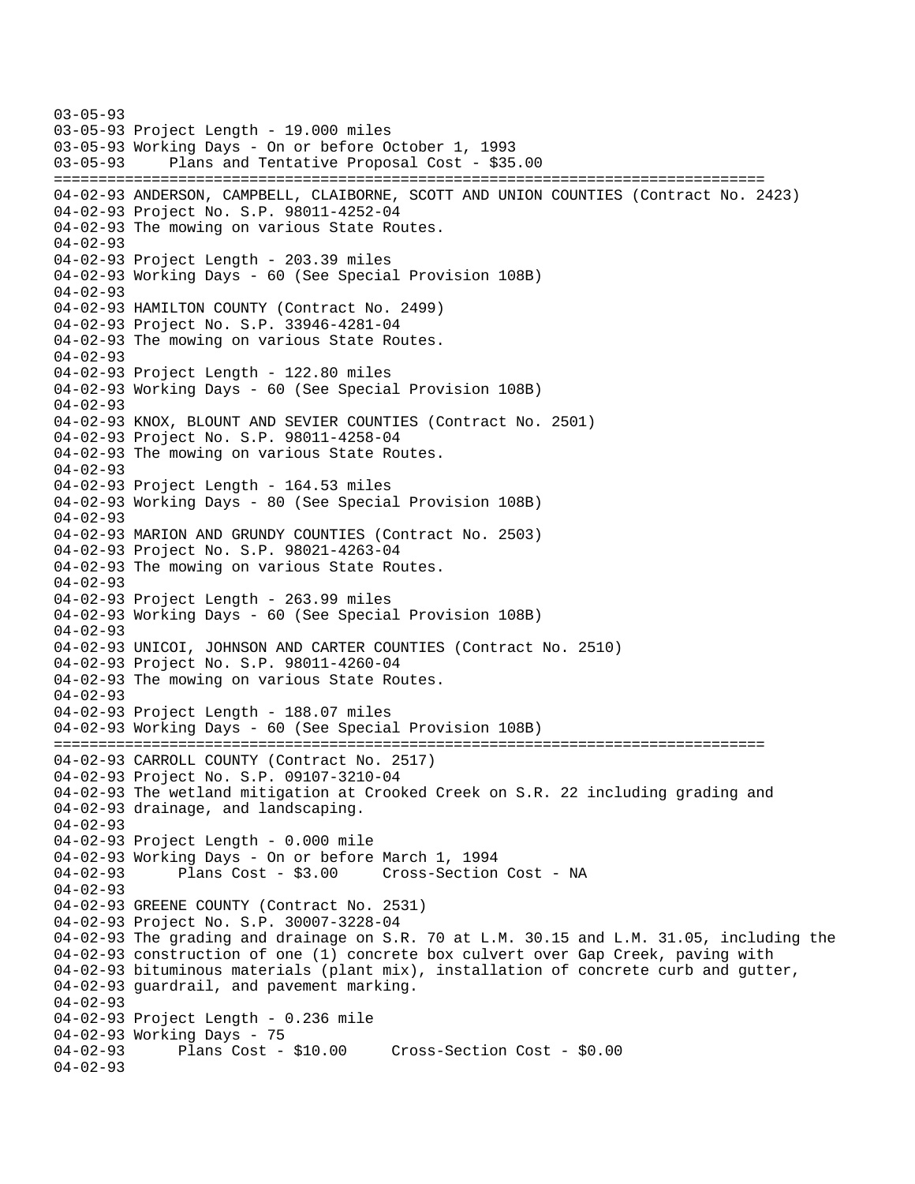```
03-05-93
03-05-93 Project Length - 19.000 miles
03-05-93 Working Days - On or before October 1, 1993
03-05-93      Plans and Tentative Proposal Cost - $35.00
================================================================================
04-02-93 ANDERSON, CAMPBELL, CLAIBORNE, SCOTT AND UNION COUNTIES (Contract No. 2423)
04-02-93 Project No. S.P. 98011-4252-04
04-02-93 The mowing on various State Routes.
04-02-93
04-02-93 Project Length - 203.39 miles
04-02-93 Working Days - 60 (See Special Provision 108B)
04-02-93
04-02-93 HAMILTON COUNTY (Contract No. 2499)
04-02-93 Project No. S.P. 33946-4281-04
04-02-93 The mowing on various State Routes.
04-02-93
04-02-93 Project Length - 122.80 miles
04-02-93 Working Days - 60 (See Special Provision 108B)
04-02-93
04-02-93 KNOX, BLOUNT AND SEVIER COUNTIES (Contract No. 2501)
04-02-93 Project No. S.P. 98011-4258-04
04-02-93 The mowing on various State Routes.
04-02-93
04-02-93 Project Length - 164.53 miles
04-02-93 Working Days - 80 (See Special Provision 108B)
04-02-93
04-02-93 MARION AND GRUNDY COUNTIES (Contract No. 2503)
04-02-93 Project No. S.P. 98021-4263-04
04-02-93 The mowing on various State Routes.
04-02-93
04-02-93 Project Length - 263.99 miles
04-02-93 Working Days - 60 (See Special Provision 108B)
04-02-93
04-02-93 UNICOI, JOHNSON AND CARTER COUNTIES (Contract No. 2510)
04-02-93 Project No. S.P. 98011-4260-04
04-02-93 The mowing on various State Routes.
04-02-93
04-02-93 Project Length - 188.07 miles
04-02-93 Working Days - 60 (See Special Provision 108B)
================================================================================
04-02-93 CARROLL COUNTY (Contract No. 2517)
04-02-93 Project No. S.P. 09107-3210-04
04-02-93 The wetland mitigation at Crooked Creek on S.R. 22 including grading and
04-02-93 drainage, and landscaping.
04-02-93
04-02-93 Project Length - 0.000 mile
04-02-93 Working Days - On or before March 1, 1994
04-02-93      Plans Cost - $3.00     Cross-Section Cost - NA
04-02-93
04-02-93 GREENE COUNTY (Contract No. 2531)
04-02-93 Project No. S.P. 30007-3228-04
04-02-93 The grading and drainage on S.R. 70 at L.M. 30.15 and L.M. 31.05, including the
04-02-93 construction of one (1) concrete box culvert over Gap Creek, paving with
04-02-93 bituminous materials (plant mix), installation of concrete curb and gutter,
04-02-93 guardrail, and pavement marking.
04-02-93
04-02-93 Project Length - 0.236 mile
04-02-93 Working Days - 75
04-02-93      Plans Cost - $10.00     Cross-Section Cost - $0.00
04-02-93
```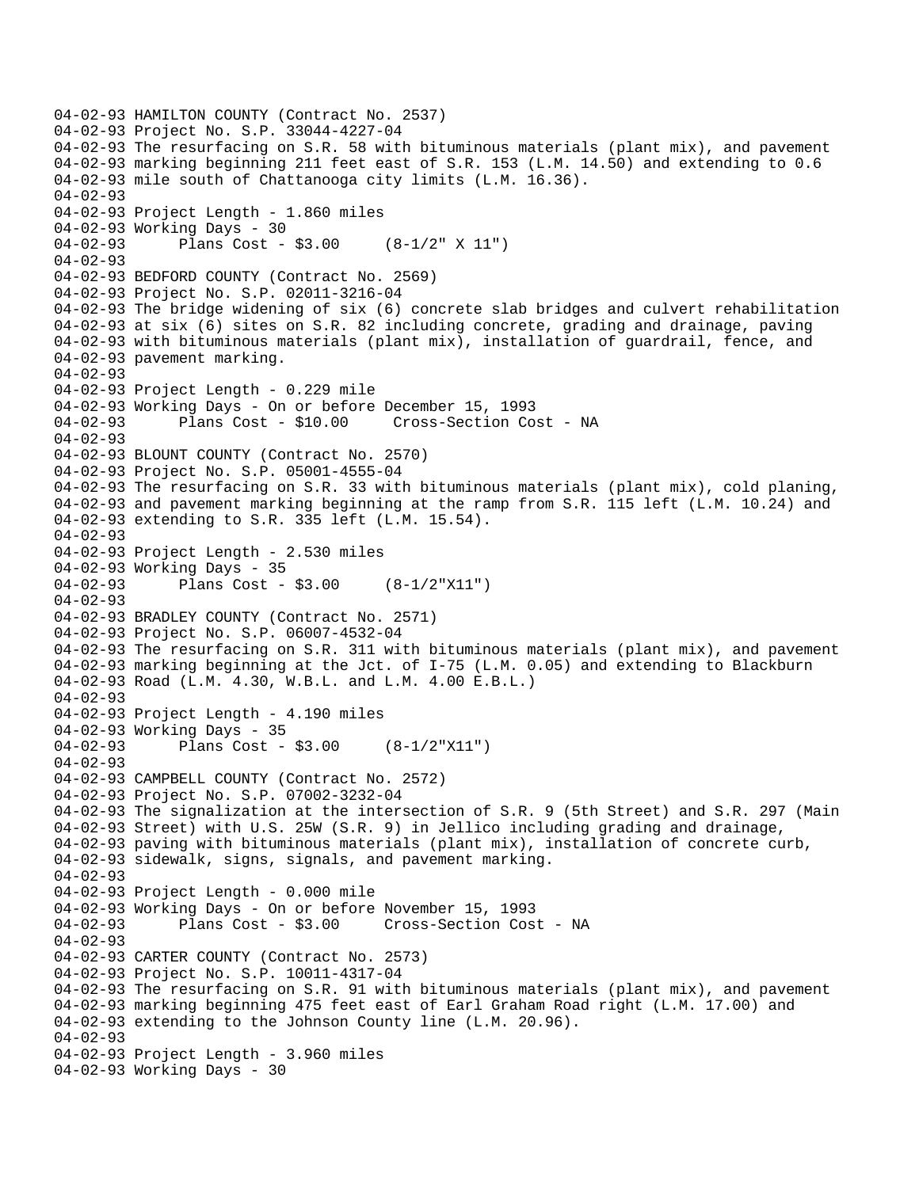```
04-02-93 HAMILTON COUNTY (Contract No. 2537)
04-02-93 Project No. S.P. 33044-4227-04
04-02-93 The resurfacing on S.R. 58 with bituminous materials (plant mix), and pavement
04-02-93 marking beginning 211 feet east of S.R. 153 (L.M. 14.50) and extending to 0.6
04-02-93 mile south of Chattanooga city limits (L.M. 16.36).
04-02-93
04-02-93 Project Length - 1.860 miles
04-02-93 Working Days - 30
04-02-93       Plans Cost - $3.00     (8-1/2" X 11")
04-02-93
04-02-93 BEDFORD COUNTY (Contract No. 2569)
04-02-93 Project No. S.P. 02011-3216-04
04-02-93 The bridge widening of six (6) concrete slab bridges and culvert rehabilitation
04-02-93 at six (6) sites on S.R. 82 including concrete, grading and drainage, paving
04-02-93 with bituminous materials (plant mix), installation of guardrail, fence, and
04-02-93 pavement marking.
04-02-93
04-02-93 Project Length - 0.229 mile
04-02-93 Working Days - On or before December 15, 1993
04-02-93       Plans Cost - $10.00     Cross-Section Cost - NA
04-02-93
04-02-93 BLOUNT COUNTY (Contract No. 2570)
04-02-93 Project No. S.P. 05001-4555-04
04-02-93 The resurfacing on S.R. 33 with bituminous materials (plant mix), cold planing,
04-02-93 and pavement marking beginning at the ramp from S.R. 115 left (L.M. 10.24) and
04-02-93 extending to S.R. 335 left (L.M. 15.54).
04-02-93
04-02-93 Project Length - 2.530 miles
04-02-93 Working Days - 35
04-02-93       Plans Cost - $3.00     (8-1/2"X11")
04-02-93
04-02-93 BRADLEY COUNTY (Contract No. 2571)
04-02-93 Project No. S.P. 06007-4532-04
04-02-93 The resurfacing on S.R. 311 with bituminous materials (plant mix), and pavement
04-02-93 marking beginning at the Jct. of I-75 (L.M. 0.05) and extending to Blackburn
04-02-93 Road (L.M. 4.30, W.B.L. and L.M. 4.00 E.B.L.)
04-02-93
04-02-93 Project Length - 4.190 miles
04-02-93 Working Days - 35
04-02-93       Plans Cost - $3.00     (8-1/2"X11")
04-02-93
04-02-93 CAMPBELL COUNTY (Contract No. 2572)
04-02-93 Project No. S.P. 07002-3232-04
04-02-93 The signalization at the intersection of S.R. 9 (5th Street) and S.R. 297 (Main
04-02-93 Street) with U.S. 25W (S.R. 9) in Jellico including grading and drainage,
04-02-93 paving with bituminous materials (plant mix), installation of concrete curb,
04-02-93 sidewalk, signs, signals, and pavement marking.
04-02-93
04-02-93 Project Length - 0.000 mile
04-02-93 Working Days - On or before November 15, 1993
04-02-93       Plans Cost - $3.00     Cross-Section Cost - NA
04-02-93
04-02-93 CARTER COUNTY (Contract No. 2573)
04-02-93 Project No. S.P. 10011-4317-04
04-02-93 The resurfacing on S.R. 91 with bituminous materials (plant mix), and pavement
04-02-93 marking beginning 475 feet east of Earl Graham Road right (L.M. 17.00) and
04-02-93 extending to the Johnson County line (L.M. 20.96).
04-02-93
04-02-93 Project Length - 3.960 miles
04-02-93 Working Days - 30
```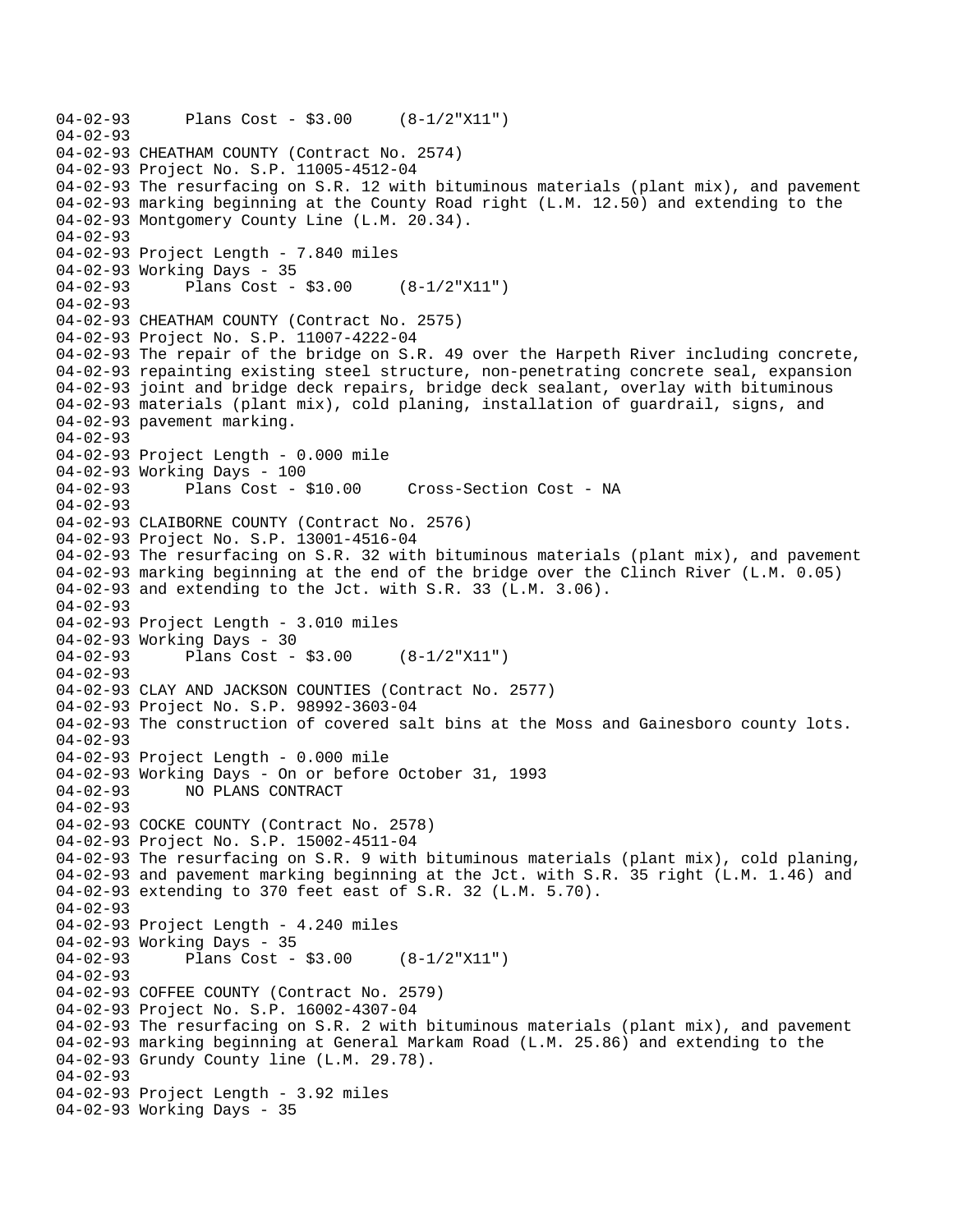```
04-02-93      Plans Cost - $3.00     (8-1/2"X11")
04-02-93
04-02-93 CHEATHAM COUNTY (Contract No. 2574)
04-02-93 Project No. S.P. 11005-4512-04
04-02-93 The resurfacing on S.R. 12 with bituminous materials (plant mix), and pavement
04-02-93 marking beginning at the County Road right (L.M. 12.50) and extending to the
04-02-93 Montgomery County Line (L.M. 20.34).
04-02-93
04-02-93 Project Length - 7.840 miles
04-02-93 Working Days - 35
04-02-93      Plans Cost - $3.00     (8-1/2"X11")
04-02-93
04-02-93 CHEATHAM COUNTY (Contract No. 2575)
04-02-93 Project No. S.P. 11007-4222-04
04-02-93 The repair of the bridge on S.R. 49 over the Harpeth River including concrete,
04-02-93 repainting existing steel structure, non-penetrating concrete seal, expansion
04-02-93 joint and bridge deck repairs, bridge deck sealant, overlay with bituminous
04-02-93 materials (plant mix), cold planing, installation of guardrail, signs, and
04-02-93 pavement marking.
04-02-93
04-02-93 Project Length - 0.000 mile
04-02-93 Working Days - 100
04-02-93      Plans Cost - $10.00     Cross-Section Cost - NA
04-02-93
04-02-93 CLAIBORNE COUNTY (Contract No. 2576)
04-02-93 Project No. S.P. 13001-4516-04
04-02-93 The resurfacing on S.R. 32 with bituminous materials (plant mix), and pavement
04-02-93 marking beginning at the end of the bridge over the Clinch River (L.M. 0.05)
04-02-93 and extending to the Jct. with S.R. 33 (L.M. 3.06).
04-02-93
04-02-93 Project Length - 3.010 miles
04-02-93 Working Days - 30
04-02-93      Plans Cost - $3.00     (8-1/2"X11")
04-02-93
04-02-93 CLAY AND JACKSON COUNTIES (Contract No. 2577)
04-02-93 Project No. S.P. 98992-3603-04
04-02-93 The construction of covered salt bins at the Moss and Gainesboro county lots.
04-02-93
04-02-93 Project Length - 0.000 mile
04-02-93 Working Days - On or before October 31, 1993
04-02-93      NO PLANS CONTRACT
04-02-93
04-02-93 COCKE COUNTY (Contract No. 2578)
04-02-93 Project No. S.P. 15002-4511-04
04-02-93 The resurfacing on S.R. 9 with bituminous materials (plant mix), cold planing,
04-02-93 and pavement marking beginning at the Jct. with S.R. 35 right (L.M. 1.46) and
04-02-93 extending to 370 feet east of S.R. 32 (L.M. 5.70).
04-02-93
04-02-93 Project Length - 4.240 miles
04-02-93 Working Days - 35
04-02-93      Plans Cost - $3.00     (8-1/2"X11")
04-02-93
04-02-93 COFFEE COUNTY (Contract No. 2579)
04-02-93 Project No. S.P. 16002-4307-04
04-02-93 The resurfacing on S.R. 2 with bituminous materials (plant mix), and pavement
04-02-93 marking beginning at General Markam Road (L.M. 25.86) and extending to the
04-02-93 Grundy County line (L.M. 29.78).
04-02-93
04-02-93 Project Length - 3.92 miles
04-02-93 Working Days - 35
```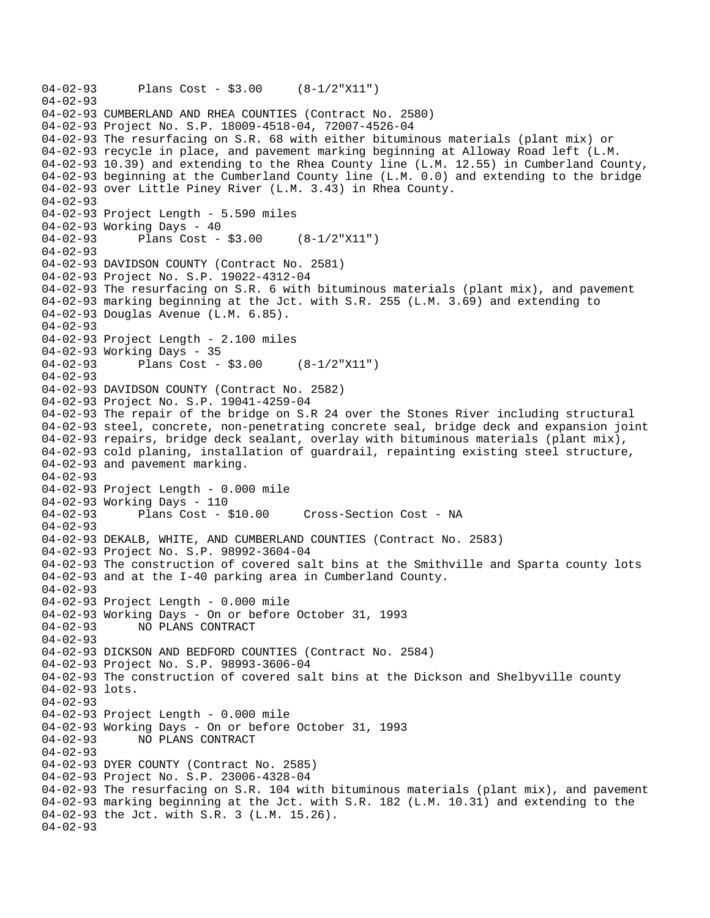```
04-02-93      Plans Cost - $3.00     (8-1/2"X11")
04-02-93
04-02-93 CUMBERLAND AND RHEA COUNTIES (Contract No. 2580)
04-02-93 Project No. S.P. 18009-4518-04, 72007-4526-04
04-02-93 The resurfacing on S.R. 68 with either bituminous materials (plant mix) or
04-02-93 recycle in place, and pavement marking beginning at Alloway Road left (L.M.
04-02-93 10.39) and extending to the Rhea County line (L.M. 12.55) in Cumberland County,
04-02-93 beginning at the Cumberland County line (L.M. 0.0) and extending to the bridge
04-02-93 over Little Piney River (L.M. 3.43) in Rhea County.
04-02-93
04-02-93 Project Length - 5.590 miles
04-02-93 Working Days - 40
04-02-93      Plans Cost - $3.00     (8-1/2"X11")
04-02-93
04-02-93 DAVIDSON COUNTY (Contract No. 2581)
04-02-93 Project No. S.P. 19022-4312-04
04-02-93 The resurfacing on S.R. 6 with bituminous materials (plant mix), and pavement
04-02-93 marking beginning at the Jct. with S.R. 255 (L.M. 3.69) and extending to
04-02-93 Douglas Avenue (L.M. 6.85).
04-02-93
04-02-93 Project Length - 2.100 miles
04-02-93 Working Days - 35
04-02-93      Plans Cost - $3.00     (8-1/2"X11")
04-02-93
04-02-93 DAVIDSON COUNTY (Contract No. 2582)
04-02-93 Project No. S.P. 19041-4259-04
04-02-93 The repair of the bridge on S.R 24 over the Stones River including structural
04-02-93 steel, concrete, non-penetrating concrete seal, bridge deck and expansion joint
04-02-93 repairs, bridge deck sealant, overlay with bituminous materials (plant mix),
04-02-93 cold planing, installation of guardrail, repainting existing steel structure,
04-02-93 and pavement marking.
04-02-93
04-02-93 Project Length - 0.000 mile
04-02-93 Working Days - 110
04-02-93      Plans Cost - $10.00     Cross-Section Cost - NA
04-02-93
04-02-93 DEKALB, WHITE, AND CUMBERLAND COUNTIES (Contract No. 2583)
04-02-93 Project No. S.P. 98992-3604-04
04-02-93 The construction of covered salt bins at the Smithville and Sparta county lots
04-02-93 and at the I-40 parking area in Cumberland County.
04-02-93
04-02-93 Project Length - 0.000 mile
04-02-93 Working Days - On or before October 31, 1993
04-02-93      NO PLANS CONTRACT
04-02-93
04-02-93 DICKSON AND BEDFORD COUNTIES (Contract No. 2584)
04-02-93 Project No. S.P. 98993-3606-04
04-02-93 The construction of covered salt bins at the Dickson and Shelbyville county
04-02-93 lots.
04-02-93
04-02-93 Project Length - 0.000 mile
04-02-93 Working Days - On or before October 31, 1993
04-02-93      NO PLANS CONTRACT
04-02-93
04-02-93 DYER COUNTY (Contract No. 2585)
04-02-93 Project No. S.P. 23006-4328-04
04-02-93 The resurfacing on S.R. 104 with bituminous materials (plant mix), and pavement
04-02-93 marking beginning at the Jct. with S.R. 182 (L.M. 10.31) and extending to the
04-02-93 the Jct. with S.R. 3 (L.M. 15.26).
04-02-93
```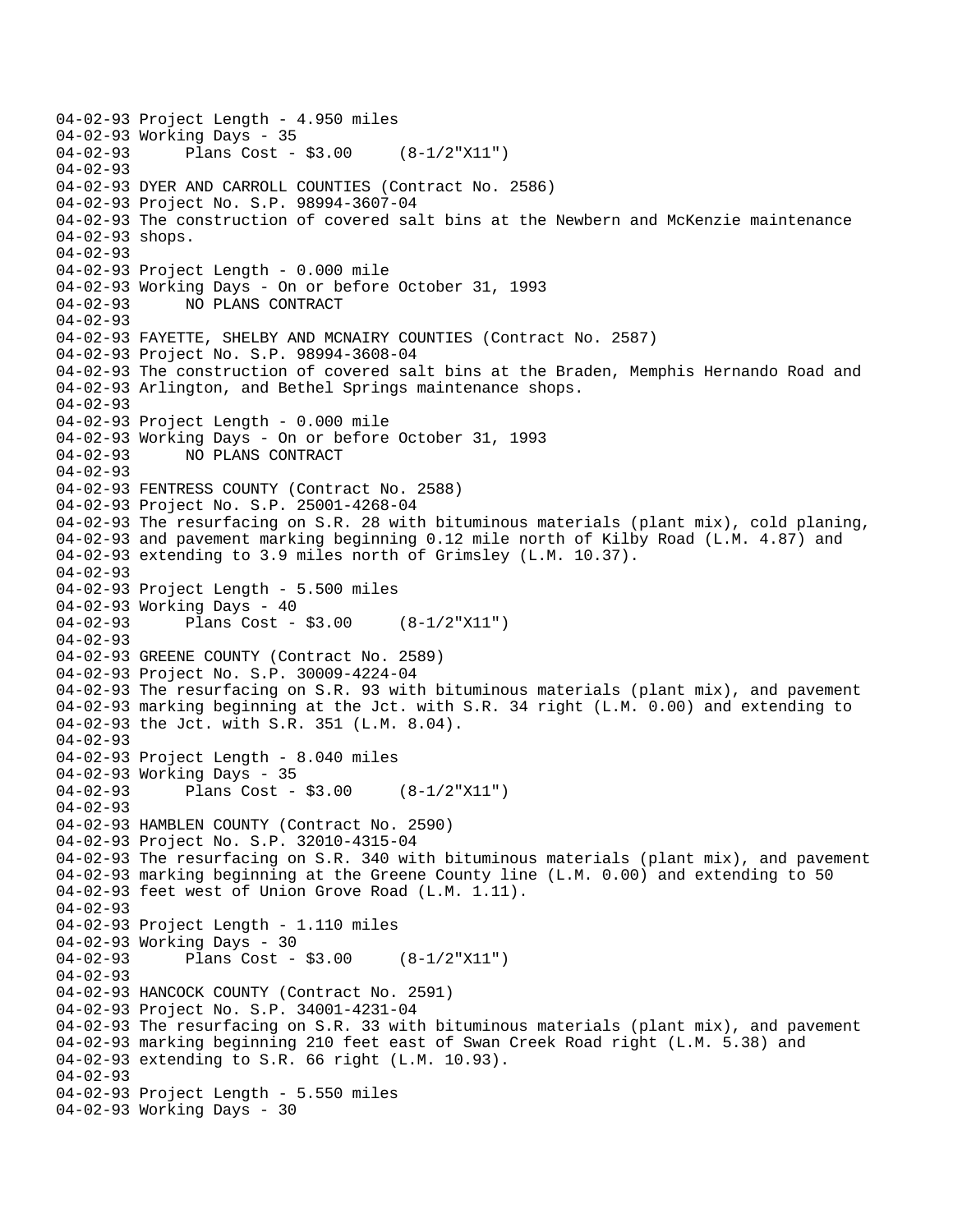```
04-02-93 Project Length - 4.950 miles
04-02-93 Working Days - 35
04-02-93       Plans Cost - $3.00     (8-1/2"X11")
04-02-93
04-02-93 DYER AND CARROLL COUNTIES (Contract No. 2586)
04-02-93 Project No. S.P. 98994-3607-04
04-02-93 The construction of covered salt bins at the Newbern and McKenzie maintenance
04-02-93 shops.
04-02-93
04-02-93 Project Length - 0.000 mile
04-02-93 Working Days - On or before October 31, 1993
04-02-93       NO PLANS CONTRACT
04-02-93
04-02-93 FAYETTE, SHELBY AND MCNAIRY COUNTIES (Contract No. 2587)
04-02-93 Project No. S.P. 98994-3608-04
04-02-93 The construction of covered salt bins at the Braden, Memphis Hernando Road and
04-02-93 Arlington, and Bethel Springs maintenance shops.
04-02-93
04-02-93 Project Length - 0.000 mile
04-02-93 Working Days - On or before October 31, 1993
04-02-93       NO PLANS CONTRACT
04-02-93
04-02-93 FENTRESS COUNTY (Contract No. 2588)
04-02-93 Project No. S.P. 25001-4268-04
04-02-93 The resurfacing on S.R. 28 with bituminous materials (plant mix), cold planing,
04-02-93 and pavement marking beginning 0.12 mile north of Kilby Road (L.M. 4.87) and
04-02-93 extending to 3.9 miles north of Grimsley (L.M. 10.37).
04-02-93
04-02-93 Project Length - 5.500 miles
04-02-93 Working Days - 40
04-02-93       Plans Cost - $3.00     (8-1/2"X11")
04-02-93
04-02-93 GREENE COUNTY (Contract No. 2589)
04-02-93 Project No. S.P. 30009-4224-04
04-02-93 The resurfacing on S.R. 93 with bituminous materials (plant mix), and pavement
04-02-93 marking beginning at the Jct. with S.R. 34 right (L.M. 0.00) and extending to
04-02-93 the Jct. with S.R. 351 (L.M. 8.04).
04-02-93
04-02-93 Project Length - 8.040 miles
04-02-93 Working Days - 35
04-02-93       Plans Cost - $3.00     (8-1/2"X11")
04-02-93
04-02-93 HAMBLEN COUNTY (Contract No. 2590)
04-02-93 Project No. S.P. 32010-4315-04
04-02-93 The resurfacing on S.R. 340 with bituminous materials (plant mix), and pavement
04-02-93 marking beginning at the Greene County line (L.M. 0.00) and extending to 50
04-02-93 feet west of Union Grove Road (L.M. 1.11).
04-02-93
04-02-93 Project Length - 1.110 miles
04-02-93 Working Days - 30
04-02-93       Plans Cost - $3.00     (8-1/2"X11")
04-02-93
04-02-93 HANCOCK COUNTY (Contract No. 2591)
04-02-93 Project No. S.P. 34001-4231-04
04-02-93 The resurfacing on S.R. 33 with bituminous materials (plant mix), and pavement
04-02-93 marking beginning 210 feet east of Swan Creek Road right (L.M. 5.38) and
04-02-93 extending to S.R. 66 right (L.M. 10.93).
04-02-93
04-02-93 Project Length - 5.550 miles
04-02-93 Working Days - 30
```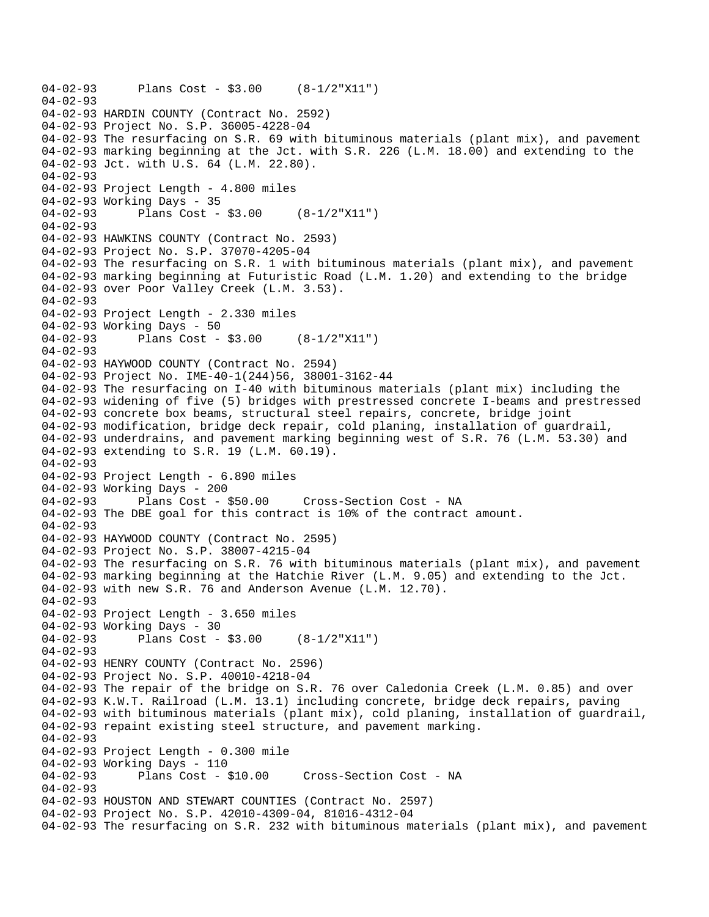04-02-93 Plans Cost - $3.00 (8-1/2"X11")
04-02-93
04-02-93 HARDIN COUNTY (Contract No. 2592)
04-02-93 Project No. S.P. 36005-4228-04
04-02-93 The resurfacing on S.R. 69 with bituminous materials (plant mix), and pavement
04-02-93 marking beginning at the Jct. with S.R. 226 (L.M. 18.00) and extending to the
04-02-93 Jct. with U.S. 64 (L.M. 22.80).
04-02-93
04-02-93 Project Length - 4.800 miles
04-02-93 Working Days - 35
04-02-93 Plans Cost - $3.00 (8-1/2"X11")
04-02-93
04-02-93 HAWKINS COUNTY (Contract No. 2593)
04-02-93 Project No. S.P. 37070-4205-04
04-02-93 The resurfacing on S.R. 1 with bituminous materials (plant mix), and pavement
04-02-93 marking beginning at Futuristic Road (L.M. 1.20) and extending to the bridge
04-02-93 over Poor Valley Creek (L.M. 3.53).
04-02-93
04-02-93 Project Length - 2.330 miles
04-02-93 Working Days - 50
04-02-93 Plans Cost - $3.00 (8-1/2"X11")
04-02-93
04-02-93 HAYWOOD COUNTY (Contract No. 2594)
04-02-93 Project No. IME-40-1(244)56, 38001-3162-44
04-02-93 The resurfacing on I-40 with bituminous materials (plant mix) including the
04-02-93 widening of five (5) bridges with prestressed concrete I-beams and prestressed
04-02-93 concrete box beams, structural steel repairs, concrete, bridge joint
04-02-93 modification, bridge deck repair, cold planing, installation of guardrail,
04-02-93 underdrains, and pavement marking beginning west of S.R. 76 (L.M. 53.30) and
04-02-93 extending to S.R. 19 (L.M. 60.19).
04-02-93
04-02-93 Project Length - 6.890 miles
04-02-93 Working Days - 200
04-02-93 Plans Cost - $50.00 Cross-Section Cost - NA
04-02-93 The DBE goal for this contract is 10% of the contract amount.
04-02-93
04-02-93 HAYWOOD COUNTY (Contract No. 2595)
04-02-93 Project No. S.P. 38007-4215-04
04-02-93 The resurfacing on S.R. 76 with bituminous materials (plant mix), and pavement
04-02-93 marking beginning at the Hatchie River (L.M. 9.05) and extending to the Jct.
04-02-93 with new S.R. 76 and Anderson Avenue (L.M. 12.70).
04-02-93
04-02-93 Project Length - 3.650 miles
04-02-93 Working Days - 30
04-02-93 Plans Cost - $3.00 (8-1/2"X11")
04-02-93
04-02-93 HENRY COUNTY (Contract No. 2596)
04-02-93 Project No. S.P. 40010-4218-04
04-02-93 The repair of the bridge on S.R. 76 over Caledonia Creek (L.M. 0.85) and over
04-02-93 K.W.T. Railroad (L.M. 13.1) including concrete, bridge deck repairs, paving
04-02-93 with bituminous materials (plant mix), cold planing, installation of guardrail,
04-02-93 repaint existing steel structure, and pavement marking.
04-02-93
04-02-93 Project Length - 0.300 mile
04-02-93 Working Days - 110
04-02-93 Plans Cost - $10.00 Cross-Section Cost - NA
04-02-93
04-02-93 HOUSTON AND STEWART COUNTIES (Contract No. 2597)
04-02-93 Project No. S.P. 42010-4309-04, 81016-4312-04
04-02-93 The resurfacing on S.R. 232 with bituminous materials (plant mix), and pavement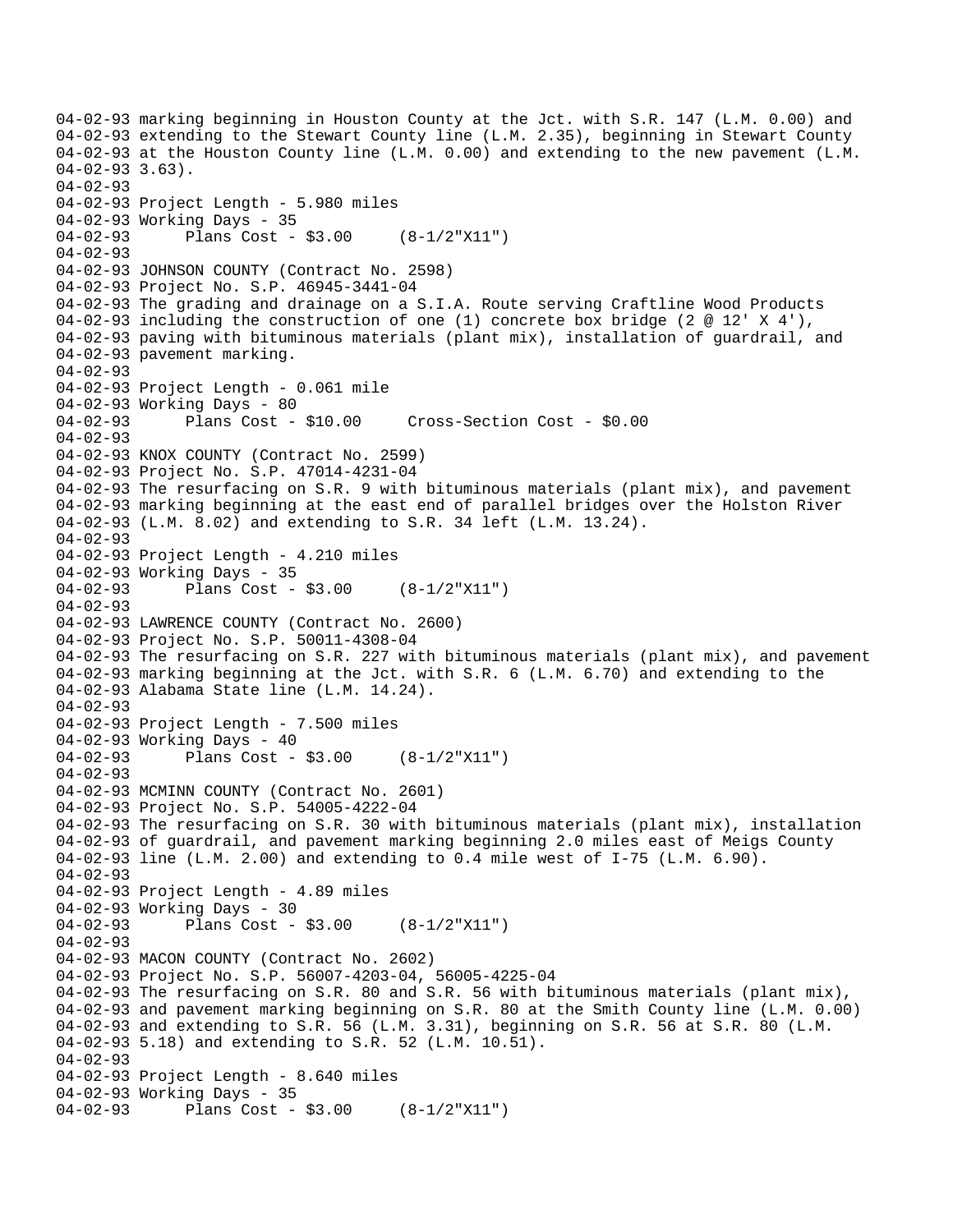04-02-93 marking beginning in Houston County at the Jct. with S.R. 147 (L.M. 0.00) and
04-02-93 extending to the Stewart County line (L.M. 2.35), beginning in Stewart County
04-02-93 at the Houston County line (L.M. 0.00) and extending to the new pavement (L.M.
04-02-93 3.63).
04-02-93
04-02-93 Project Length - 5.980 miles
04-02-93 Working Days - 35
04-02-93 Plans Cost - $3.00 (8-1/2"X11")
04-02-93
04-02-93 JOHNSON COUNTY (Contract No. 2598)
04-02-93 Project No. S.P. 46945-3441-04
04-02-93 The grading and drainage on a S.I.A. Route serving Craftline Wood Products
04-02-93 including the construction of one (1) concrete box bridge (2 @ 12' X 4'),
04-02-93 paving with bituminous materials (plant mix), installation of guardrail, and
04-02-93 pavement marking.
04-02-93
04-02-93 Project Length - 0.061 mile
04-02-93 Working Days - 80
04-02-93 Plans Cost - $10.00 Cross-Section Cost - $0.00
04-02-93
04-02-93 KNOX COUNTY (Contract No. 2599)
04-02-93 Project No. S.P. 47014-4231-04
04-02-93 The resurfacing on S.R. 9 with bituminous materials (plant mix), and pavement
04-02-93 marking beginning at the east end of parallel bridges over the Holston River
04-02-93 (L.M. 8.02) and extending to S.R. 34 left (L.M. 13.24).
04-02-93
04-02-93 Project Length - 4.210 miles
04-02-93 Working Days - 35
04-02-93 Plans Cost - $3.00 (8-1/2"X11")
04-02-93
04-02-93 LAWRENCE COUNTY (Contract No. 2600)
04-02-93 Project No. S.P. 50011-4308-04
04-02-93 The resurfacing on S.R. 227 with bituminous materials (plant mix), and pavement
04-02-93 marking beginning at the Jct. with S.R. 6 (L.M. 6.70) and extending to the
04-02-93 Alabama State line (L.M. 14.24).
04-02-93
04-02-93 Project Length - 7.500 miles
04-02-93 Working Days - 40
04-02-93 Plans Cost - $3.00 (8-1/2"X11")
04-02-93
04-02-93 MCMINN COUNTY (Contract No. 2601)
04-02-93 Project No. S.P. 54005-4222-04
04-02-93 The resurfacing on S.R. 30 with bituminous materials (plant mix), installation
04-02-93 of guardrail, and pavement marking beginning 2.0 miles east of Meigs County
04-02-93 line (L.M. 2.00) and extending to 0.4 mile west of I-75 (L.M. 6.90).
04-02-93
04-02-93 Project Length - 4.89 miles
04-02-93 Working Days - 30
04-02-93 Plans Cost - $3.00 (8-1/2"X11")
04-02-93
04-02-93 MACON COUNTY (Contract No. 2602)
04-02-93 Project No. S.P. 56007-4203-04, 56005-4225-04
04-02-93 The resurfacing on S.R. 80 and S.R. 56 with bituminous materials (plant mix),
04-02-93 and pavement marking beginning on S.R. 80 at the Smith County line (L.M. 0.00)
04-02-93 and extending to S.R. 56 (L.M. 3.31), beginning on S.R. 56 at S.R. 80 (L.M.
04-02-93 5.18) and extending to S.R. 52 (L.M. 10.51).
04-02-93
04-02-93 Project Length - 8.640 miles
04-02-93 Working Days - 35
04-02-93 Plans Cost - $3.00 (8-1/2"X11")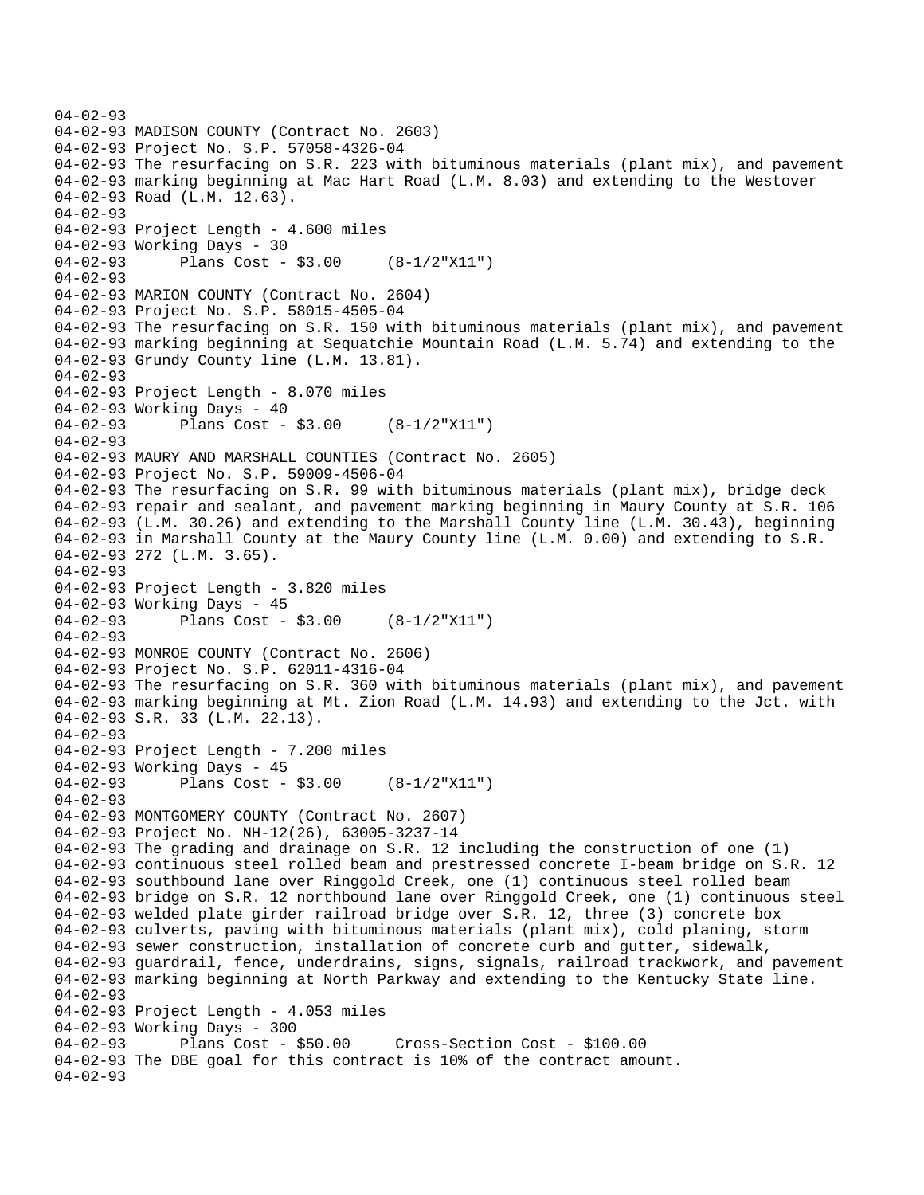04-02-93
04-02-93 MADISON COUNTY (Contract No. 2603)
04-02-93 Project No. S.P. 57058-4326-04
04-02-93 The resurfacing on S.R. 223 with bituminous materials (plant mix), and pavement
04-02-93 marking beginning at Mac Hart Road (L.M. 8.03) and extending to the Westover
04-02-93 Road (L.M. 12.63).
04-02-93
04-02-93 Project Length - 4.600 miles
04-02-93 Working Days - 30
04-02-93 Plans Cost - $3.00 (8-1/2"X11")
04-02-93
04-02-93 MARION COUNTY (Contract No. 2604)
04-02-93 Project No. S.P. 58015-4505-04
04-02-93 The resurfacing on S.R. 150 with bituminous materials (plant mix), and pavement
04-02-93 marking beginning at Sequatchie Mountain Road (L.M. 5.74) and extending to the
04-02-93 Grundy County line (L.M. 13.81).
04-02-93
04-02-93 Project Length - 8.070 miles
04-02-93 Working Days - 40
04-02-93 Plans Cost - $3.00 (8-1/2"X11")
04-02-93
04-02-93 MAURY AND MARSHALL COUNTIES (Contract No. 2605)
04-02-93 Project No. S.P. 59009-4506-04
04-02-93 The resurfacing on S.R. 99 with bituminous materials (plant mix), bridge deck
04-02-93 repair and sealant, and pavement marking beginning in Maury County at S.R. 106
04-02-93 (L.M. 30.26) and extending to the Marshall County line (L.M. 30.43), beginning
04-02-93 in Marshall County at the Maury County line (L.M. 0.00) and extending to S.R.
04-02-93 272 (L.M. 3.65).
04-02-93
04-02-93 Project Length - 3.820 miles
04-02-93 Working Days - 45
04-02-93 Plans Cost - $3.00 (8-1/2"X11")
04-02-93
04-02-93 MONROE COUNTY (Contract No. 2606)
04-02-93 Project No. S.P. 62011-4316-04
04-02-93 The resurfacing on S.R. 360 with bituminous materials (plant mix), and pavement
04-02-93 marking beginning at Mt. Zion Road (L.M. 14.93) and extending to the Jct. with
04-02-93 S.R. 33 (L.M. 22.13).
04-02-93
04-02-93 Project Length - 7.200 miles
04-02-93 Working Days - 45
04-02-93 Plans Cost - $3.00 (8-1/2"X11")
04-02-93
04-02-93 MONTGOMERY COUNTY (Contract No. 2607)
04-02-93 Project No. NH-12(26), 63005-3237-14
04-02-93 The grading and drainage on S.R. 12 including the construction of one (1)
04-02-93 continuous steel rolled beam and prestressed concrete I-beam bridge on S.R. 12
04-02-93 southbound lane over Ringgold Creek, one (1) continuous steel rolled beam
04-02-93 bridge on S.R. 12 northbound lane over Ringgold Creek, one (1) continuous steel
04-02-93 welded plate girder railroad bridge over S.R. 12, three (3) concrete box
04-02-93 culverts, paving with bituminous materials (plant mix), cold planing, storm
04-02-93 sewer construction, installation of concrete curb and gutter, sidewalk,
04-02-93 guardrail, fence, underdrains, signs, signals, railroad trackwork, and pavement
04-02-93 marking beginning at North Parkway and extending to the Kentucky State line.
04-02-93
04-02-93 Project Length - 4.053 miles
04-02-93 Working Days - 300
04-02-93 Plans Cost - $50.00 Cross-Section Cost - $100.00
04-02-93 The DBE goal for this contract is 10% of the contract amount.
04-02-93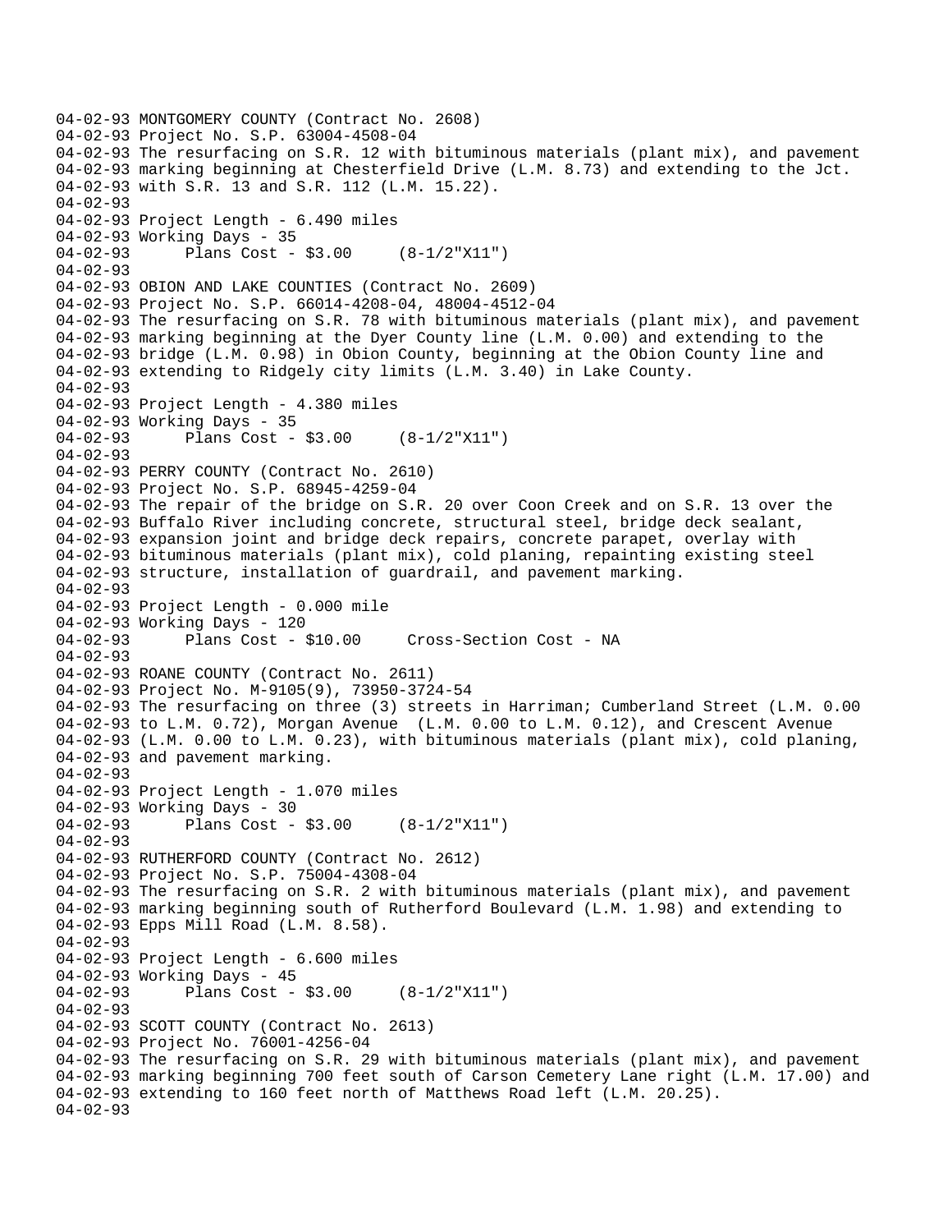```
04-02-93 MONTGOMERY COUNTY (Contract No. 2608)
04-02-93 Project No. S.P. 63004-4508-04
04-02-93 The resurfacing on S.R. 12 with bituminous materials (plant mix), and pavement
04-02-93 marking beginning at Chesterfield Drive (L.M. 8.73) and extending to the Jct.
04-02-93 with S.R. 13 and S.R. 112 (L.M. 15.22).
04-02-93
04-02-93 Project Length - 6.490 miles
04-02-93 Working Days - 35
04-02-93      Plans Cost - $3.00     (8-1/2"X11")
04-02-93
04-02-93 OBION AND LAKE COUNTIES (Contract No. 2609)
04-02-93 Project No. S.P. 66014-4208-04, 48004-4512-04
04-02-93 The resurfacing on S.R. 78 with bituminous materials (plant mix), and pavement
04-02-93 marking beginning at the Dyer County line (L.M. 0.00) and extending to the
04-02-93 bridge (L.M. 0.98) in Obion County, beginning at the Obion County line and
04-02-93 extending to Ridgely city limits (L.M. 3.40) in Lake County.
04-02-93
04-02-93 Project Length - 4.380 miles
04-02-93 Working Days - 35
04-02-93      Plans Cost - $3.00     (8-1/2"X11")
04-02-93
04-02-93 PERRY COUNTY (Contract No. 2610)
04-02-93 Project No. S.P. 68945-4259-04
04-02-93 The repair of the bridge on S.R. 20 over Coon Creek and on S.R. 13 over the
04-02-93 Buffalo River including concrete, structural steel, bridge deck sealant,
04-02-93 expansion joint and bridge deck repairs, concrete parapet, overlay with
04-02-93 bituminous materials (plant mix), cold planing, repainting existing steel
04-02-93 structure, installation of guardrail, and pavement marking.
04-02-93
04-02-93 Project Length - 0.000 mile
04-02-93 Working Days - 120
04-02-93      Plans Cost - $10.00     Cross-Section Cost - NA
04-02-93
04-02-93 ROANE COUNTY (Contract No. 2611)
04-02-93 Project No. M-9105(9), 73950-3724-54
04-02-93 The resurfacing on three (3) streets in Harriman; Cumberland Street (L.M. 0.00
04-02-93 to L.M. 0.72), Morgan Avenue  (L.M. 0.00 to L.M. 0.12), and Crescent Avenue
04-02-93 (L.M. 0.00 to L.M. 0.23), with bituminous materials (plant mix), cold planing,
04-02-93 and pavement marking.
04-02-93
04-02-93 Project Length - 1.070 miles
04-02-93 Working Days - 30
04-02-93      Plans Cost - $3.00     (8-1/2"X11")
04-02-93
04-02-93 RUTHERFORD COUNTY (Contract No. 2612)
04-02-93 Project No. S.P. 75004-4308-04
04-02-93 The resurfacing on S.R. 2 with bituminous materials (plant mix), and pavement
04-02-93 marking beginning south of Rutherford Boulevard (L.M. 1.98) and extending to
04-02-93 Epps Mill Road (L.M. 8.58).
04-02-93
04-02-93 Project Length - 6.600 miles
04-02-93 Working Days - 45
04-02-93      Plans Cost - $3.00     (8-1/2"X11")
04-02-93
04-02-93 SCOTT COUNTY (Contract No. 2613)
04-02-93 Project No. 76001-4256-04
04-02-93 The resurfacing on S.R. 29 with bituminous materials (plant mix), and pavement
04-02-93 marking beginning 700 feet south of Carson Cemetery Lane right (L.M. 17.00) and
04-02-93 extending to 160 feet north of Matthews Road left (L.M. 20.25).
04-02-93
```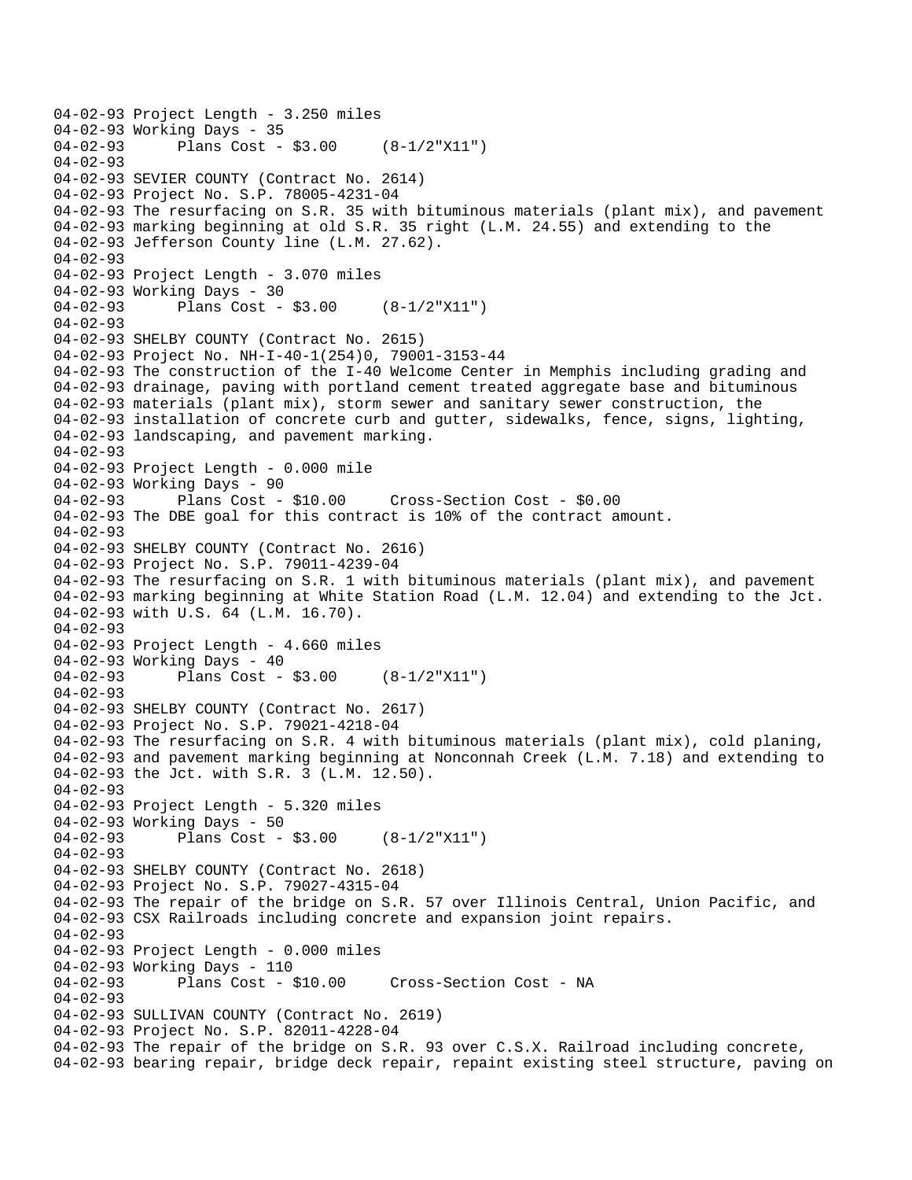```
04-02-93 Project Length - 3.250 miles
04-02-93 Working Days - 35
04-02-93       Plans Cost - $3.00     (8-1/2"X11")
04-02-93
04-02-93 SEVIER COUNTY (Contract No. 2614)
04-02-93 Project No. S.P. 78005-4231-04
04-02-93 The resurfacing on S.R. 35 with bituminous materials (plant mix), and pavement
04-02-93 marking beginning at old S.R. 35 right (L.M. 24.55) and extending to the
04-02-93 Jefferson County line (L.M. 27.62).
04-02-93
04-02-93 Project Length - 3.070 miles
04-02-93 Working Days - 30
04-02-93       Plans Cost - $3.00     (8-1/2"X11")
04-02-93
04-02-93 SHELBY COUNTY (Contract No. 2615)
04-02-93 Project No. NH-I-40-1(254)0, 79001-3153-44
04-02-93 The construction of the I-40 Welcome Center in Memphis including grading and
04-02-93 drainage, paving with portland cement treated aggregate base and bituminous
04-02-93 materials (plant mix), storm sewer and sanitary sewer construction, the
04-02-93 installation of concrete curb and gutter, sidewalks, fence, signs, lighting,
04-02-93 landscaping, and pavement marking.
04-02-93
04-02-93 Project Length - 0.000 mile
04-02-93 Working Days - 90
04-02-93       Plans Cost - $10.00     Cross-Section Cost - $0.00
04-02-93 The DBE goal for this contract is 10% of the contract amount.
04-02-93
04-02-93 SHELBY COUNTY (Contract No. 2616)
04-02-93 Project No. S.P. 79011-4239-04
04-02-93 The resurfacing on S.R. 1 with bituminous materials (plant mix), and pavement
04-02-93 marking beginning at White Station Road (L.M. 12.04) and extending to the Jct.
04-02-93 with U.S. 64 (L.M. 16.70).
04-02-93
04-02-93 Project Length - 4.660 miles
04-02-93 Working Days - 40
04-02-93       Plans Cost - $3.00     (8-1/2"X11")
04-02-93
04-02-93 SHELBY COUNTY (Contract No. 2617)
04-02-93 Project No. S.P. 79021-4218-04
04-02-93 The resurfacing on S.R. 4 with bituminous materials (plant mix), cold planing,
04-02-93 and pavement marking beginning at Nonconnah Creek (L.M. 7.18) and extending to
04-02-93 the Jct. with S.R. 3 (L.M. 12.50).
04-02-93
04-02-93 Project Length - 5.320 miles
04-02-93 Working Days - 50
04-02-93       Plans Cost - $3.00     (8-1/2"X11")
04-02-93
04-02-93 SHELBY COUNTY (Contract No. 2618)
04-02-93 Project No. S.P. 79027-4315-04
04-02-93 The repair of the bridge on S.R. 57 over Illinois Central, Union Pacific, and
04-02-93 CSX Railroads including concrete and expansion joint repairs.
04-02-93
04-02-93 Project Length - 0.000 miles
04-02-93 Working Days - 110
04-02-93       Plans Cost - $10.00     Cross-Section Cost - NA
04-02-93
04-02-93 SULLIVAN COUNTY (Contract No. 2619)
04-02-93 Project No. S.P. 82011-4228-04
04-02-93 The repair of the bridge on S.R. 93 over C.S.X. Railroad including concrete,
04-02-93 bearing repair, bridge deck repair, repaint existing steel structure, paving on
```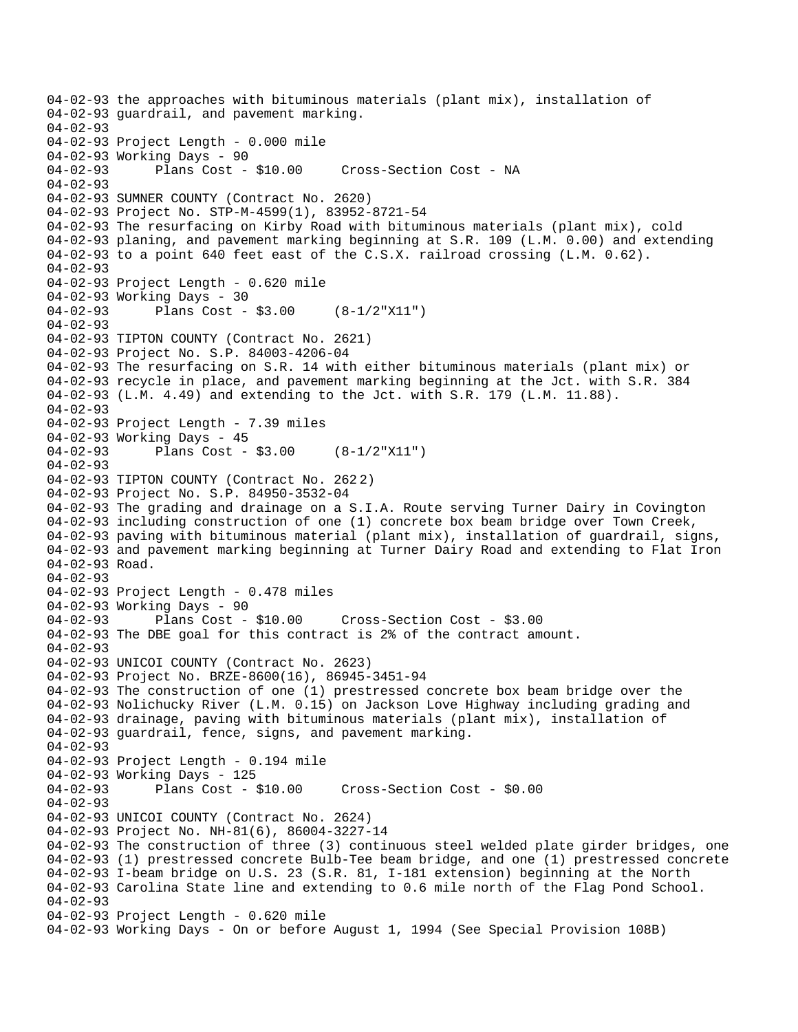```
04-02-93 the approaches with bituminous materials (plant mix), installation of
04-02-93 guardrail, and pavement marking.
04-02-93
04-02-93 Project Length - 0.000 mile
04-02-93 Working Days - 90
04-02-93       Plans Cost - $10.00     Cross-Section Cost - NA
04-02-93
04-02-93 SUMNER COUNTY (Contract No. 2620)
04-02-93 Project No. STP-M-4599(1), 83952-8721-54
04-02-93 The resurfacing on Kirby Road with bituminous materials (plant mix), cold
04-02-93 planing, and pavement marking beginning at S.R. 109 (L.M. 0.00) and extending
04-02-93 to a point 640 feet east of the C.S.X. railroad crossing (L.M. 0.62).
04-02-93
04-02-93 Project Length - 0.620 mile
04-02-93 Working Days - 30
04-02-93       Plans Cost - $3.00     (8-1/2"X11")
04-02-93
04-02-93 TIPTON COUNTY (Contract No. 2621)
04-02-93 Project No. S.P. 84003-4206-04
04-02-93 The resurfacing on S.R. 14 with either bituminous materials (plant mix) or
04-02-93 recycle in place, and pavement marking beginning at the Jct. with S.R. 384
04-02-93 (L.M. 4.49) and extending to the Jct. with S.R. 179 (L.M. 11.88).
04-02-93
04-02-93 Project Length - 7.39 miles
04-02-93 Working Days - 45
04-02-93       Plans Cost - $3.00     (8-1/2"X11")
04-02-93
04-02-93 TIPTON COUNTY (Contract No. 262 2)
04-02-93 Project No. S.P. 84950-3532-04
04-02-93 The grading and drainage on a S.I.A. Route serving Turner Dairy in Covington
04-02-93 including construction of one (1) concrete box beam bridge over Town Creek,
04-02-93 paving with bituminous material (plant mix), installation of guardrail, signs,
04-02-93 and pavement marking beginning at Turner Dairy Road and extending to Flat Iron
04-02-93 Road.
04-02-93
04-02-93 Project Length - 0.478 miles
04-02-93 Working Days - 90
04-02-93       Plans Cost - $10.00     Cross-Section Cost - $3.00
04-02-93 The DBE goal for this contract is 2% of the contract amount.
04-02-93
04-02-93 UNICOI COUNTY (Contract No. 2623)
04-02-93 Project No. BRZE-8600(16), 86945-3451-94
04-02-93 The construction of one (1) prestressed concrete box beam bridge over the
04-02-93 Nolichucky River (L.M. 0.15) on Jackson Love Highway including grading and
04-02-93 drainage, paving with bituminous materials (plant mix), installation of
04-02-93 guardrail, fence, signs, and pavement marking.
04-02-93
04-02-93 Project Length - 0.194 mile
04-02-93 Working Days - 125
04-02-93       Plans Cost - $10.00     Cross-Section Cost - $0.00
04-02-93
04-02-93 UNICOI COUNTY (Contract No. 2624)
04-02-93 Project No. NH-81(6), 86004-3227-14
04-02-93 The construction of three (3) continuous steel welded plate girder bridges, one
04-02-93 (1) prestressed concrete Bulb-Tee beam bridge, and one (1) prestressed concrete
04-02-93 I-beam bridge on U.S. 23 (S.R. 81, I-181 extension) beginning at the North
04-02-93 Carolina State line and extending to 0.6 mile north of the Flag Pond School.
04-02-93
04-02-93 Project Length - 0.620 mile
04-02-93 Working Days - On or before August 1, 1994 (See Special Provision 108B)
```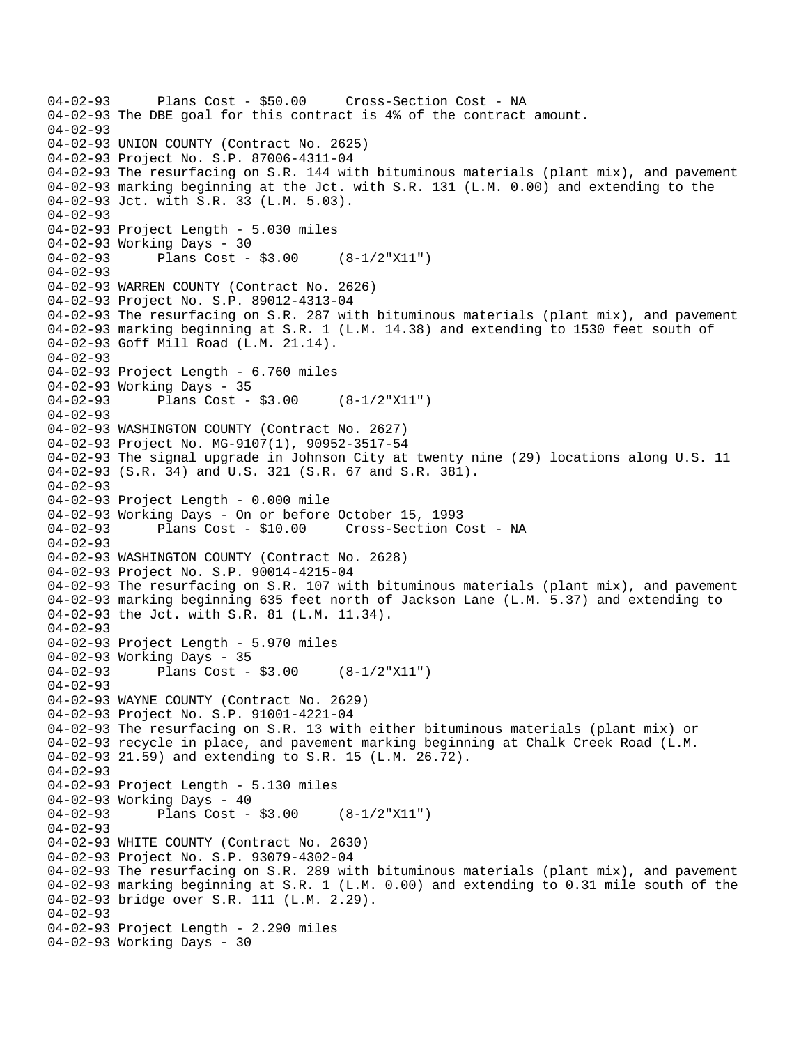04-02-93 Plans Cost - $50.00 Cross-Section Cost - NA
04-02-93 The DBE goal for this contract is 4% of the contract amount.
04-02-93
04-02-93 UNION COUNTY (Contract No. 2625)
04-02-93 Project No. S.P. 87006-4311-04
04-02-93 The resurfacing on S.R. 144 with bituminous materials (plant mix), and pavement
04-02-93 marking beginning at the Jct. with S.R. 131 (L.M. 0.00) and extending to the
04-02-93 Jct. with S.R. 33 (L.M. 5.03).
04-02-93
04-02-93 Project Length - 5.030 miles
04-02-93 Working Days - 30
04-02-93 Plans Cost - $3.00 (8-1/2"X11")
04-02-93
04-02-93 WARREN COUNTY (Contract No. 2626)
04-02-93 Project No. S.P. 89012-4313-04
04-02-93 The resurfacing on S.R. 287 with bituminous materials (plant mix), and pavement
04-02-93 marking beginning at S.R. 1 (L.M. 14.38) and extending to 1530 feet south of
04-02-93 Goff Mill Road (L.M. 21.14).
04-02-93
04-02-93 Project Length - 6.760 miles
04-02-93 Working Days - 35
04-02-93 Plans Cost - $3.00 (8-1/2"X11")
04-02-93
04-02-93 WASHINGTON COUNTY (Contract No. 2627)
04-02-93 Project No. MG-9107(1), 90952-3517-54
04-02-93 The signal upgrade in Johnson City at twenty nine (29) locations along U.S. 11
04-02-93 (S.R. 34) and U.S. 321 (S.R. 67 and S.R. 381).
04-02-93
04-02-93 Project Length - 0.000 mile
04-02-93 Working Days - On or before October 15, 1993
04-02-93 Plans Cost - $10.00 Cross-Section Cost - NA
04-02-93
04-02-93 WASHINGTON COUNTY (Contract No. 2628)
04-02-93 Project No. S.P. 90014-4215-04
04-02-93 The resurfacing on S.R. 107 with bituminous materials (plant mix), and pavement
04-02-93 marking beginning 635 feet north of Jackson Lane (L.M. 5.37) and extending to
04-02-93 the Jct. with S.R. 81 (L.M. 11.34).
04-02-93
04-02-93 Project Length - 5.970 miles
04-02-93 Working Days - 35
04-02-93 Plans Cost - $3.00 (8-1/2"X11")
04-02-93
04-02-93 WAYNE COUNTY (Contract No. 2629)
04-02-93 Project No. S.P. 91001-4221-04
04-02-93 The resurfacing on S.R. 13 with either bituminous materials (plant mix) or
04-02-93 recycle in place, and pavement marking beginning at Chalk Creek Road (L.M.
04-02-93 21.59) and extending to S.R. 15 (L.M. 26.72).
04-02-93
04-02-93 Project Length - 5.130 miles
04-02-93 Working Days - 40
04-02-93 Plans Cost - $3.00 (8-1/2"X11")
04-02-93
04-02-93 WHITE COUNTY (Contract No. 2630)
04-02-93 Project No. S.P. 93079-4302-04
04-02-93 The resurfacing on S.R. 289 with bituminous materials (plant mix), and pavement
04-02-93 marking beginning at S.R. 1 (L.M. 0.00) and extending to 0.31 mile south of the
04-02-93 bridge over S.R. 111 (L.M. 2.29).
04-02-93
04-02-93 Project Length - 2.290 miles
04-02-93 Working Days - 30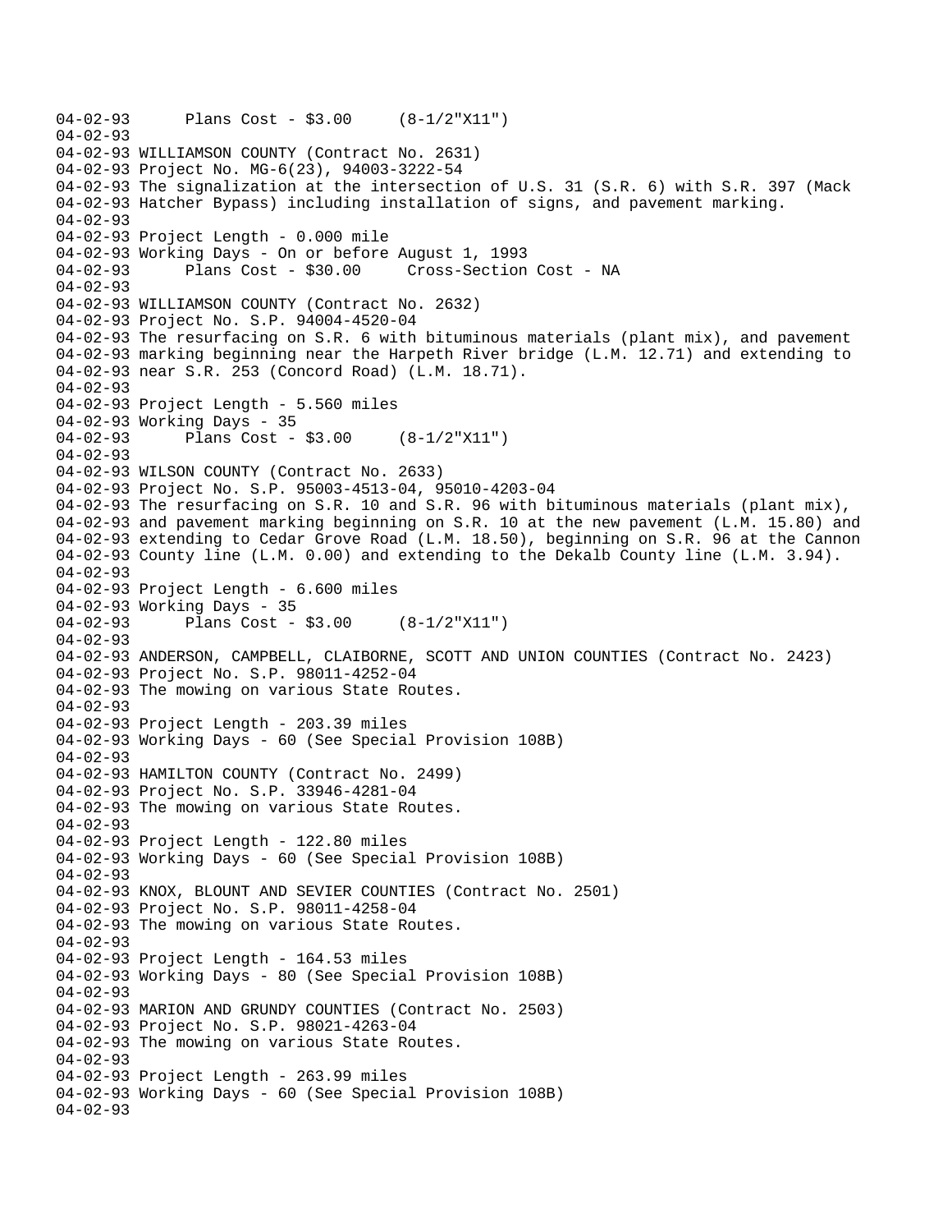```
04-02-93      Plans Cost - $3.00     (8-1/2"X11")
04-02-93
04-02-93 WILLIAMSON COUNTY (Contract No. 2631)
04-02-93 Project No. MG-6(23), 94003-3222-54
04-02-93 The signalization at the intersection of U.S. 31 (S.R. 6) with S.R. 397 (Mack
04-02-93 Hatcher Bypass) including installation of signs, and pavement marking.
04-02-93
04-02-93 Project Length - 0.000 mile
04-02-93 Working Days - On or before August 1, 1993
04-02-93      Plans Cost - $30.00     Cross-Section Cost - NA
04-02-93
04-02-93 WILLIAMSON COUNTY (Contract No. 2632)
04-02-93 Project No. S.P. 94004-4520-04
04-02-93 The resurfacing on S.R. 6 with bituminous materials (plant mix), and pavement
04-02-93 marking beginning near the Harpeth River bridge (L.M. 12.71) and extending to
04-02-93 near S.R. 253 (Concord Road) (L.M. 18.71).
04-02-93
04-02-93 Project Length - 5.560 miles
04-02-93 Working Days - 35
04-02-93      Plans Cost - $3.00     (8-1/2"X11")
04-02-93
04-02-93 WILSON COUNTY (Contract No. 2633)
04-02-93 Project No. S.P. 95003-4513-04, 95010-4203-04
04-02-93 The resurfacing on S.R. 10 and S.R. 96 with bituminous materials (plant mix),
04-02-93 and pavement marking beginning on S.R. 10 at the new pavement (L.M. 15.80) and
04-02-93 extending to Cedar Grove Road (L.M. 18.50), beginning on S.R. 96 at the Cannon
04-02-93 County line (L.M. 0.00) and extending to the Dekalb County line (L.M. 3.94).
04-02-93
04-02-93 Project Length - 6.600 miles
04-02-93 Working Days - 35
04-02-93      Plans Cost - $3.00     (8-1/2"X11")
04-02-93
04-02-93 ANDERSON, CAMPBELL, CLAIBORNE, SCOTT AND UNION COUNTIES (Contract No. 2423)
04-02-93 Project No. S.P. 98011-4252-04
04-02-93 The mowing on various State Routes.
04-02-93
04-02-93 Project Length - 203.39 miles
04-02-93 Working Days - 60 (See Special Provision 108B)
04-02-93
04-02-93 HAMILTON COUNTY (Contract No. 2499)
04-02-93 Project No. S.P. 33946-4281-04
04-02-93 The mowing on various State Routes.
04-02-93
04-02-93 Project Length - 122.80 miles
04-02-93 Working Days - 60 (See Special Provision 108B)
04-02-93
04-02-93 KNOX, BLOUNT AND SEVIER COUNTIES (Contract No. 2501)
04-02-93 Project No. S.P. 98011-4258-04
04-02-93 The mowing on various State Routes.
04-02-93
04-02-93 Project Length - 164.53 miles
04-02-93 Working Days - 80 (See Special Provision 108B)
04-02-93
04-02-93 MARION AND GRUNDY COUNTIES (Contract No. 2503)
04-02-93 Project No. S.P. 98021-4263-04
04-02-93 The mowing on various State Routes.
04-02-93
04-02-93 Project Length - 263.99 miles
04-02-93 Working Days - 60 (See Special Provision 108B)
04-02-93
```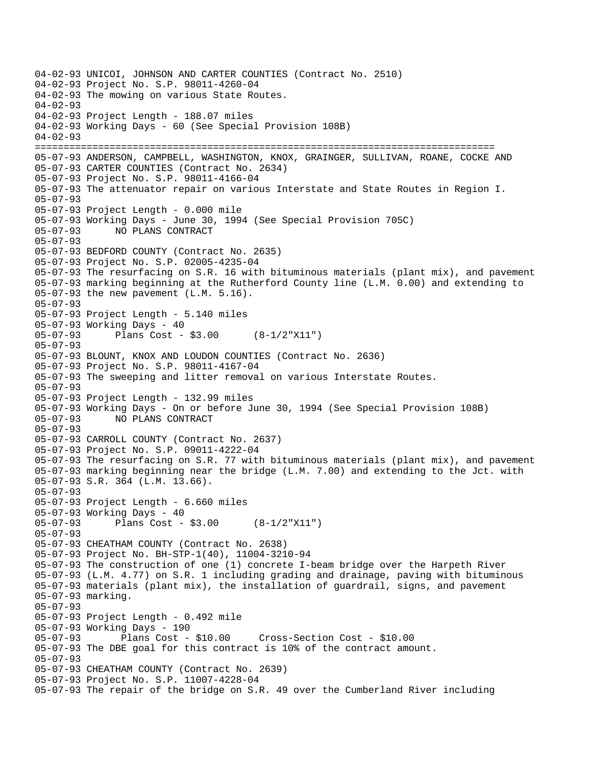```
04-02-93 UNICOI, JOHNSON AND CARTER COUNTIES (Contract No. 2510)
04-02-93 Project No. S.P. 98011-4260-04
04-02-93 The mowing on various State Routes.
04-02-93
04-02-93 Project Length - 188.07 miles
04-02-93 Working Days - 60 (See Special Provision 108B)
04-02-93
================================================================================
05-07-93 ANDERSON, CAMPBELL, WASHINGTON, KNOX, GRAINGER, SULLIVAN, ROANE, COCKE AND
05-07-93 CARTER COUNTIES (Contract No. 2634)
05-07-93 Project No. S.P. 98011-4166-04
05-07-93 The attenuator repair on various Interstate and State Routes in Region I.
05-07-93
05-07-93 Project Length - 0.000 mile
05-07-93 Working Days - June 30, 1994 (See Special Provision 705C)
05-07-93       NO PLANS CONTRACT
05-07-93
05-07-93 BEDFORD COUNTY (Contract No. 2635)
05-07-93 Project No. S.P. 02005-4235-04
05-07-93 The resurfacing on S.R. 16 with bituminous materials (plant mix), and pavement
05-07-93 marking beginning at the Rutherford County line (L.M. 0.00) and extending to
05-07-93 the new pavement (L.M. 5.16).
05-07-93
05-07-93 Project Length - 5.140 miles
05-07-93 Working Days - 40
05-07-93       Plans Cost - $3.00      (8-1/2"X11")
05-07-93
05-07-93 BLOUNT, KNOX AND LOUDON COUNTIES (Contract No. 2636)
05-07-93 Project No. S.P. 98011-4167-04
05-07-93 The sweeping and litter removal on various Interstate Routes.
05-07-93
05-07-93 Project Length - 132.99 miles
05-07-93 Working Days - On or before June 30, 1994 (See Special Provision 108B)
05-07-93       NO PLANS CONTRACT
05-07-93
05-07-93 CARROLL COUNTY (Contract No. 2637)
05-07-93 Project No. S.P. 09011-4222-04
05-07-93 The resurfacing on S.R. 77 with bituminous materials (plant mix), and pavement
05-07-93 marking beginning near the bridge (L.M. 7.00) and extending to the Jct. with
05-07-93 S.R. 364 (L.M. 13.66).
05-07-93
05-07-93 Project Length - 6.660 miles
05-07-93 Working Days - 40
05-07-93       Plans Cost - $3.00      (8-1/2"X11")
05-07-93
05-07-93 CHEATHAM COUNTY (Contract No. 2638)
05-07-93 Project No. BH-STP-1(40), 11004-3210-94
05-07-93 The construction of one (1) concrete I-beam bridge over the Harpeth River
05-07-93 (L.M. 4.77) on S.R. 1 including grading and drainage, paving with bituminous
05-07-93 materials (plant mix), the installation of guardrail, signs, and pavement
05-07-93 marking.
05-07-93
05-07-93 Project Length - 0.492 mile
05-07-93 Working Days - 190
05-07-93        Plans Cost - $10.00     Cross-Section Cost - $10.00
05-07-93 The DBE goal for this contract is 10% of the contract amount.
05-07-93
05-07-93 CHEATHAM COUNTY (Contract No. 2639)
05-07-93 Project No. S.P. 11007-4228-04
05-07-93 The repair of the bridge on S.R. 49 over the Cumberland River including
```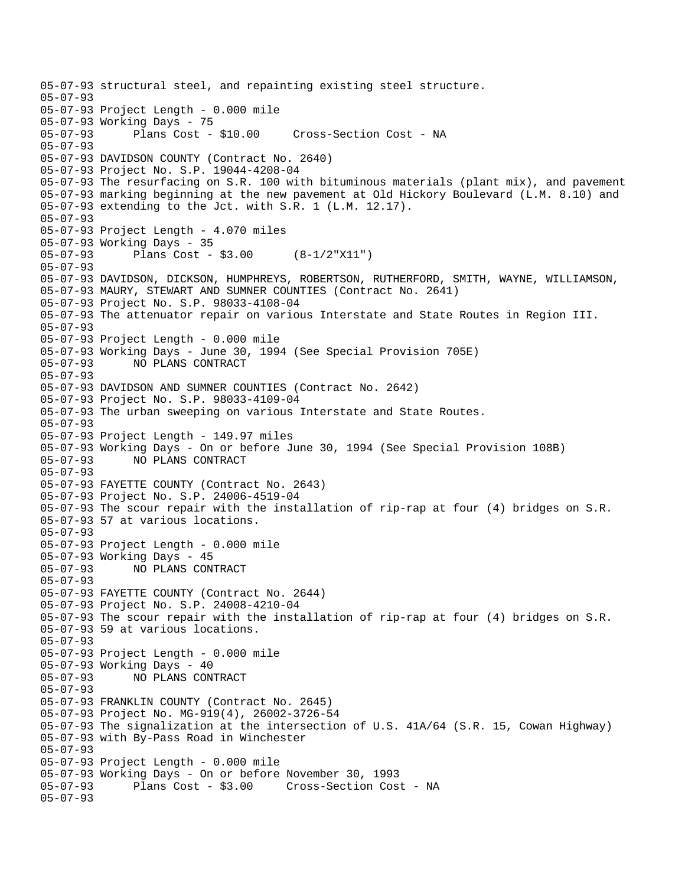```
05-07-93 structural steel, and repainting existing steel structure.
05-07-93
05-07-93 Project Length - 0.000 mile
05-07-93 Working Days - 75
05-07-93       Plans Cost - $10.00     Cross-Section Cost - NA
05-07-93
05-07-93 DAVIDSON COUNTY (Contract No. 2640)
05-07-93 Project No. S.P. 19044-4208-04
05-07-93 The resurfacing on S.R. 100 with bituminous materials (plant mix), and pavement
05-07-93 marking beginning at the new pavement at Old Hickory Boulevard (L.M. 8.10) and
05-07-93 extending to the Jct. with S.R. 1 (L.M. 12.17).
05-07-93
05-07-93 Project Length - 4.070 miles
05-07-93 Working Days - 35
05-07-93       Plans Cost - $3.00      (8-1/2"X11")
05-07-93
05-07-93 DAVIDSON, DICKSON, HUMPHREYS, ROBERTSON, RUTHERFORD, SMITH, WAYNE, WILLIAMSON,
05-07-93 MAURY, STEWART AND SUMNER COUNTIES (Contract No. 2641)
05-07-93 Project No. S.P. 98033-4108-04
05-07-93 The attenuator repair on various Interstate and State Routes in Region III.
05-07-93
05-07-93 Project Length - 0.000 mile
05-07-93 Working Days - June 30, 1994 (See Special Provision 705E)
05-07-93       NO PLANS CONTRACT
05-07-93
05-07-93 DAVIDSON AND SUMNER COUNTIES (Contract No. 2642)
05-07-93 Project No. S.P. 98033-4109-04
05-07-93 The urban sweeping on various Interstate and State Routes.
05-07-93
05-07-93 Project Length - 149.97 miles
05-07-93 Working Days - On or before June 30, 1994 (See Special Provision 108B)
05-07-93       NO PLANS CONTRACT
05-07-93
05-07-93 FAYETTE COUNTY (Contract No. 2643)
05-07-93 Project No. S.P. 24006-4519-04
05-07-93 The scour repair with the installation of rip-rap at four (4) bridges on S.R.
05-07-93 57 at various locations.
05-07-93
05-07-93 Project Length - 0.000 mile
05-07-93 Working Days - 45
05-07-93       NO PLANS CONTRACT
05-07-93
05-07-93 FAYETTE COUNTY (Contract No. 2644)
05-07-93 Project No. S.P. 24008-4210-04
05-07-93 The scour repair with the installation of rip-rap at four (4) bridges on S.R.
05-07-93 59 at various locations.
05-07-93
05-07-93 Project Length - 0.000 mile
05-07-93 Working Days - 40
05-07-93       NO PLANS CONTRACT
05-07-93
05-07-93 FRANKLIN COUNTY (Contract No. 2645)
05-07-93 Project No. MG-919(4), 26002-3726-54
05-07-93 The signalization at the intersection of U.S. 41A/64 (S.R. 15, Cowan Highway)
05-07-93 with By-Pass Road in Winchester
05-07-93
05-07-93 Project Length - 0.000 mile
05-07-93 Working Days - On or before November 30, 1993
05-07-93       Plans Cost - $3.00     Cross-Section Cost - NA
05-07-93
```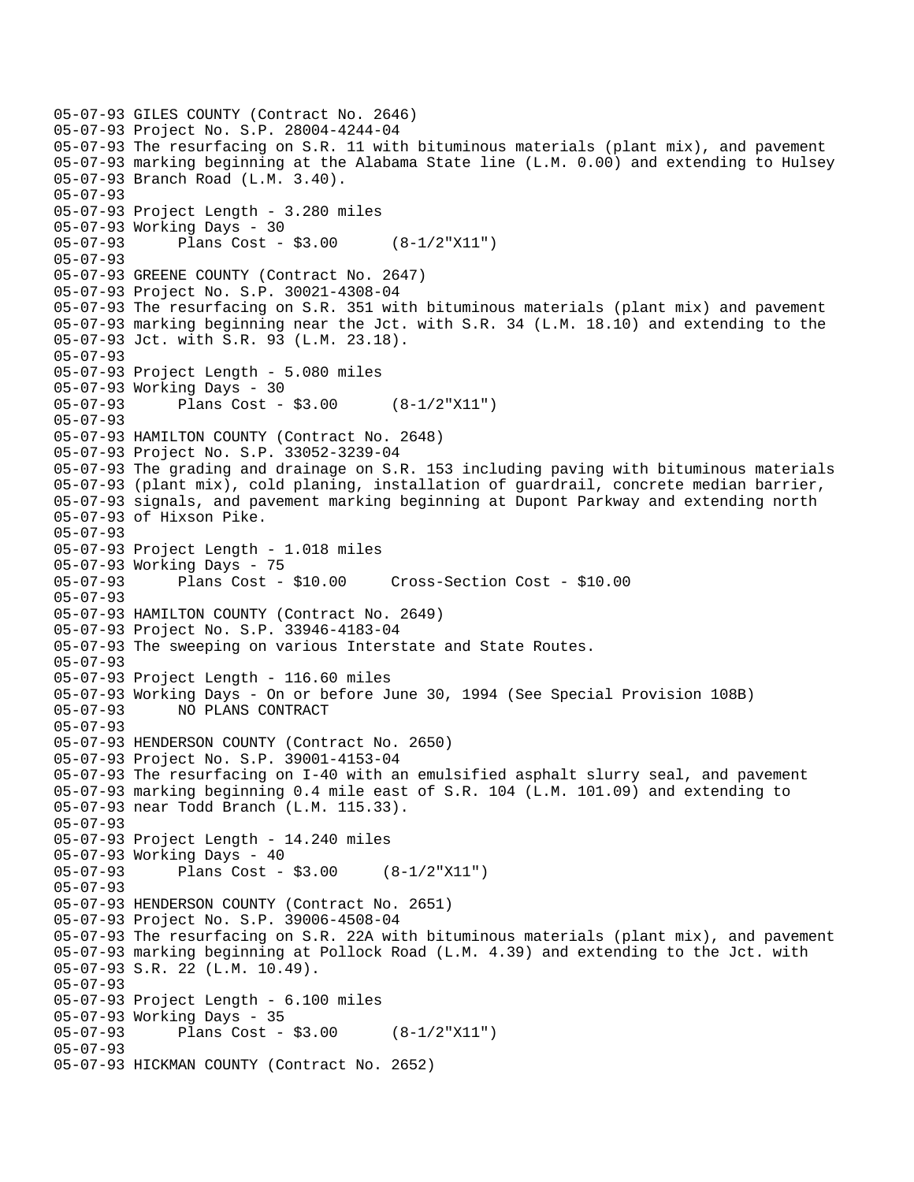05-07-93 GILES COUNTY (Contract No. 2646)
05-07-93 Project No. S.P. 28004-4244-04
05-07-93 The resurfacing on S.R. 11 with bituminous materials (plant mix), and pavement
05-07-93 marking beginning at the Alabama State line (L.M. 0.00) and extending to Hulsey
05-07-93 Branch Road (L.M. 3.40).
05-07-93
05-07-93 Project Length - 3.280 miles
05-07-93 Working Days - 30
05-07-93       Plans Cost - $3.00      (8-1/2"X11")
05-07-93
05-07-93 GREENE COUNTY (Contract No. 2647)
05-07-93 Project No. S.P. 30021-4308-04
05-07-93 The resurfacing on S.R. 351 with bituminous materials (plant mix) and pavement
05-07-93 marking beginning near the Jct. with S.R. 34 (L.M. 18.10) and extending to the
05-07-93 Jct. with S.R. 93 (L.M. 23.18).
05-07-93
05-07-93 Project Length - 5.080 miles
05-07-93 Working Days - 30
05-07-93       Plans Cost - $3.00      (8-1/2"X11")
05-07-93
05-07-93 HAMILTON COUNTY (Contract No. 2648)
05-07-93 Project No. S.P. 33052-3239-04
05-07-93 The grading and drainage on S.R. 153 including paving with bituminous materials
05-07-93 (plant mix), cold planing, installation of guardrail, concrete median barrier,
05-07-93 signals, and pavement marking beginning at Dupont Parkway and extending north
05-07-93 of Hixson Pike.
05-07-93
05-07-93 Project Length - 1.018 miles
05-07-93 Working Days - 75
05-07-93       Plans Cost - $10.00     Cross-Section Cost - $10.00
05-07-93
05-07-93 HAMILTON COUNTY (Contract No. 2649)
05-07-93 Project No. S.P. 33946-4183-04
05-07-93 The sweeping on various Interstate and State Routes.
05-07-93
05-07-93 Project Length - 116.60 miles
05-07-93 Working Days - On or before June 30, 1994 (See Special Provision 108B)
05-07-93       NO PLANS CONTRACT
05-07-93
05-07-93 HENDERSON COUNTY (Contract No. 2650)
05-07-93 Project No. S.P. 39001-4153-04
05-07-93 The resurfacing on I-40 with an emulsified asphalt slurry seal, and pavement
05-07-93 marking beginning 0.4 mile east of S.R. 104 (L.M. 101.09) and extending to
05-07-93 near Todd Branch (L.M. 115.33).
05-07-93
05-07-93 Project Length - 14.240 miles
05-07-93 Working Days - 40
05-07-93       Plans Cost - $3.00     (8-1/2"X11")
05-07-93
05-07-93 HENDERSON COUNTY (Contract No. 2651)
05-07-93 Project No. S.P. 39006-4508-04
05-07-93 The resurfacing on S.R. 22A with bituminous materials (plant mix), and pavement
05-07-93 marking beginning at Pollock Road (L.M. 4.39) and extending to the Jct. with
05-07-93 S.R. 22 (L.M. 10.49).
05-07-93
05-07-93 Project Length - 6.100 miles
05-07-93 Working Days - 35
05-07-93       Plans Cost - $3.00      (8-1/2"X11")
05-07-93
05-07-93 HICKMAN COUNTY (Contract No. 2652)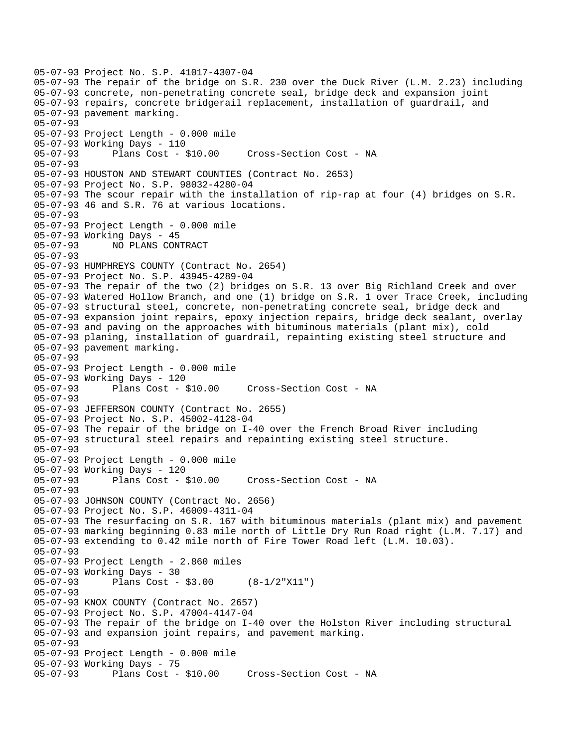05-07-93 Project No. S.P. 41017-4307-04
05-07-93 The repair of the bridge on S.R. 230 over the Duck River (L.M. 2.23) including
05-07-93 concrete, non-penetrating concrete seal, bridge deck and expansion joint
05-07-93 repairs, concrete bridgerail replacement, installation of guardrail, and
05-07-93 pavement marking.
05-07-93
05-07-93 Project Length - 0.000 mile
05-07-93 Working Days - 110
05-07-93 Plans Cost - $10.00 Cross-Section Cost - NA
05-07-93
05-07-93 HOUSTON AND STEWART COUNTIES (Contract No. 2653)
05-07-93 Project No. S.P. 98032-4280-04
05-07-93 The scour repair with the installation of rip-rap at four (4) bridges on S.R.
05-07-93 46 and S.R. 76 at various locations.
05-07-93
05-07-93 Project Length - 0.000 mile
05-07-93 Working Days - 45
05-07-93 NO PLANS CONTRACT
05-07-93
05-07-93 HUMPHREYS COUNTY (Contract No. 2654)
05-07-93 Project No. S.P. 43945-4289-04
05-07-93 The repair of the two (2) bridges on S.R. 13 over Big Richland Creek and over
05-07-93 Watered Hollow Branch, and one (1) bridge on S.R. 1 over Trace Creek, including
05-07-93 structural steel, concrete, non-penetrating concrete seal, bridge deck and
05-07-93 expansion joint repairs, epoxy injection repairs, bridge deck sealant, overlay
05-07-93 and paving on the approaches with bituminous materials (plant mix), cold
05-07-93 planing, installation of guardrail, repainting existing steel structure and
05-07-93 pavement marking.
05-07-93
05-07-93 Project Length - 0.000 mile
05-07-93 Working Days - 120
05-07-93 Plans Cost - $10.00 Cross-Section Cost - NA
05-07-93
05-07-93 JEFFERSON COUNTY (Contract No. 2655)
05-07-93 Project No. S.P. 45002-4128-04
05-07-93 The repair of the bridge on I-40 over the French Broad River including
05-07-93 structural steel repairs and repainting existing steel structure.
05-07-93
05-07-93 Project Length - 0.000 mile
05-07-93 Working Days - 120
05-07-93 Plans Cost - $10.00 Cross-Section Cost - NA
05-07-93
05-07-93 JOHNSON COUNTY (Contract No. 2656)
05-07-93 Project No. S.P. 46009-4311-04
05-07-93 The resurfacing on S.R. 167 with bituminous materials (plant mix) and pavement
05-07-93 marking beginning 0.83 mile north of Little Dry Run Road right (L.M. 7.17) and
05-07-93 extending to 0.42 mile north of Fire Tower Road left (L.M. 10.03).
05-07-93
05-07-93 Project Length - 2.860 miles
05-07-93 Working Days - 30
05-07-93 Plans Cost - $3.00 (8-1/2"X11")
05-07-93
05-07-93 KNOX COUNTY (Contract No. 2657)
05-07-93 Project No. S.P. 47004-4147-04
05-07-93 The repair of the bridge on I-40 over the Holston River including structural
05-07-93 and expansion joint repairs, and pavement marking.
05-07-93
05-07-93 Project Length - 0.000 mile
05-07-93 Working Days - 75
05-07-93 Plans Cost - $10.00 Cross-Section Cost - NA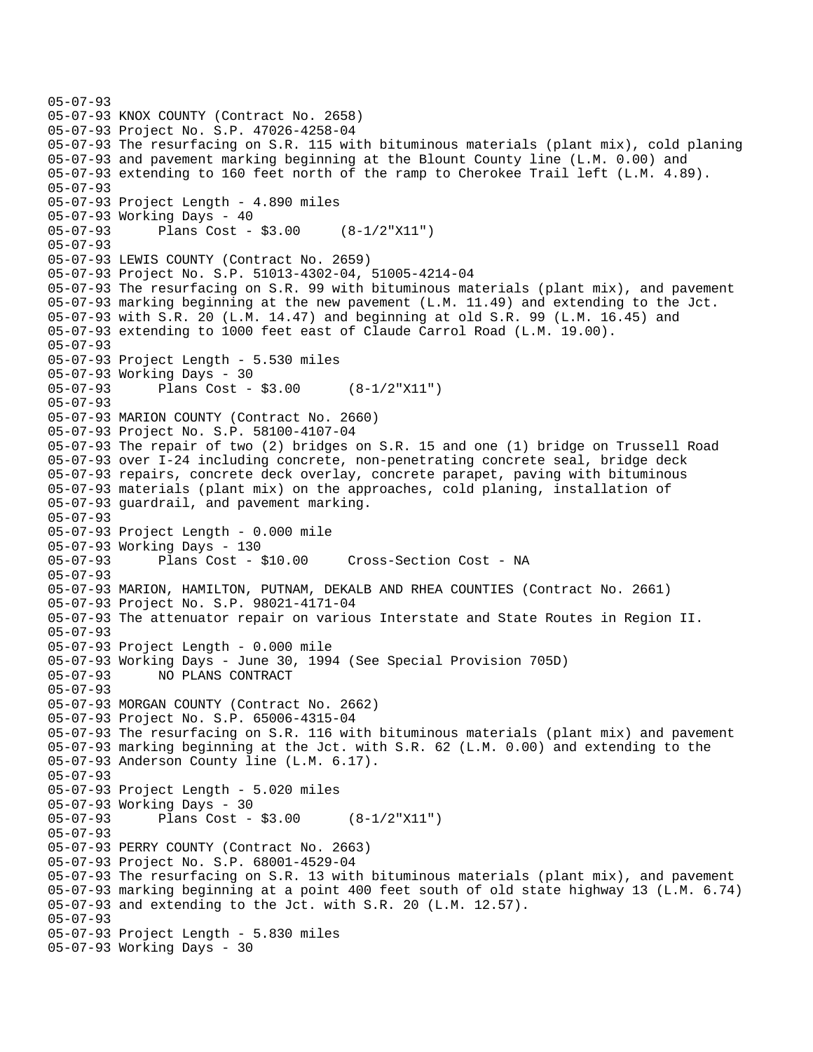```
05-07-93
05-07-93 KNOX COUNTY (Contract No. 2658)
05-07-93 Project No. S.P. 47026-4258-04
05-07-93 The resurfacing on S.R. 115 with bituminous materials (plant mix), cold planing
05-07-93 and pavement marking beginning at the Blount County line (L.M. 0.00) and
05-07-93 extending to 160 feet north of the ramp to Cherokee Trail left (L.M. 4.89).
05-07-93
05-07-93 Project Length - 4.890 miles
05-07-93 Working Days - 40
05-07-93       Plans Cost - $3.00     (8-1/2"X11")
05-07-93
05-07-93 LEWIS COUNTY (Contract No. 2659)
05-07-93 Project No. S.P. 51013-4302-04, 51005-4214-04
05-07-93 The resurfacing on S.R. 99 with bituminous materials (plant mix), and pavement
05-07-93 marking beginning at the new pavement (L.M. 11.49) and extending to the Jct.
05-07-93 with S.R. 20 (L.M. 14.47) and beginning at old S.R. 99 (L.M. 16.45) and
05-07-93 extending to 1000 feet east of Claude Carrol Road (L.M. 19.00).
05-07-93
05-07-93 Project Length - 5.530 miles
05-07-93 Working Days - 30
05-07-93       Plans Cost - $3.00      (8-1/2"X11")
05-07-93
05-07-93 MARION COUNTY (Contract No. 2660)
05-07-93 Project No. S.P. 58100-4107-04
05-07-93 The repair of two (2) bridges on S.R. 15 and one (1) bridge on Trussell Road
05-07-93 over I-24 including concrete, non-penetrating concrete seal, bridge deck
05-07-93 repairs, concrete deck overlay, concrete parapet, paving with bituminous
05-07-93 materials (plant mix) on the approaches, cold planing, installation of
05-07-93 guardrail, and pavement marking.
05-07-93
05-07-93 Project Length - 0.000 mile
05-07-93 Working Days - 130
05-07-93       Plans Cost - $10.00     Cross-Section Cost - NA
05-07-93
05-07-93 MARION, HAMILTON, PUTNAM, DEKALB AND RHEA COUNTIES (Contract No. 2661)
05-07-93 Project No. S.P. 98021-4171-04
05-07-93 The attenuator repair on various Interstate and State Routes in Region II.
05-07-93
05-07-93 Project Length - 0.000 mile
05-07-93 Working Days - June 30, 1994 (See Special Provision 705D)
05-07-93       NO PLANS CONTRACT
05-07-93
05-07-93 MORGAN COUNTY (Contract No. 2662)
05-07-93 Project No. S.P. 65006-4315-04
05-07-93 The resurfacing on S.R. 116 with bituminous materials (plant mix) and pavement
05-07-93 marking beginning at the Jct. with S.R. 62 (L.M. 0.00) and extending to the
05-07-93 Anderson County line (L.M. 6.17).
05-07-93
05-07-93 Project Length - 5.020 miles
05-07-93 Working Days - 30
05-07-93       Plans Cost - $3.00      (8-1/2"X11")
05-07-93
05-07-93 PERRY COUNTY (Contract No. 2663)
05-07-93 Project No. S.P. 68001-4529-04
05-07-93 The resurfacing on S.R. 13 with bituminous materials (plant mix), and pavement
05-07-93 marking beginning at a point 400 feet south of old state highway 13 (L.M. 6.74)
05-07-93 and extending to the Jct. with S.R. 20 (L.M. 12.57).
05-07-93
05-07-93 Project Length - 5.830 miles
05-07-93 Working Days - 30
```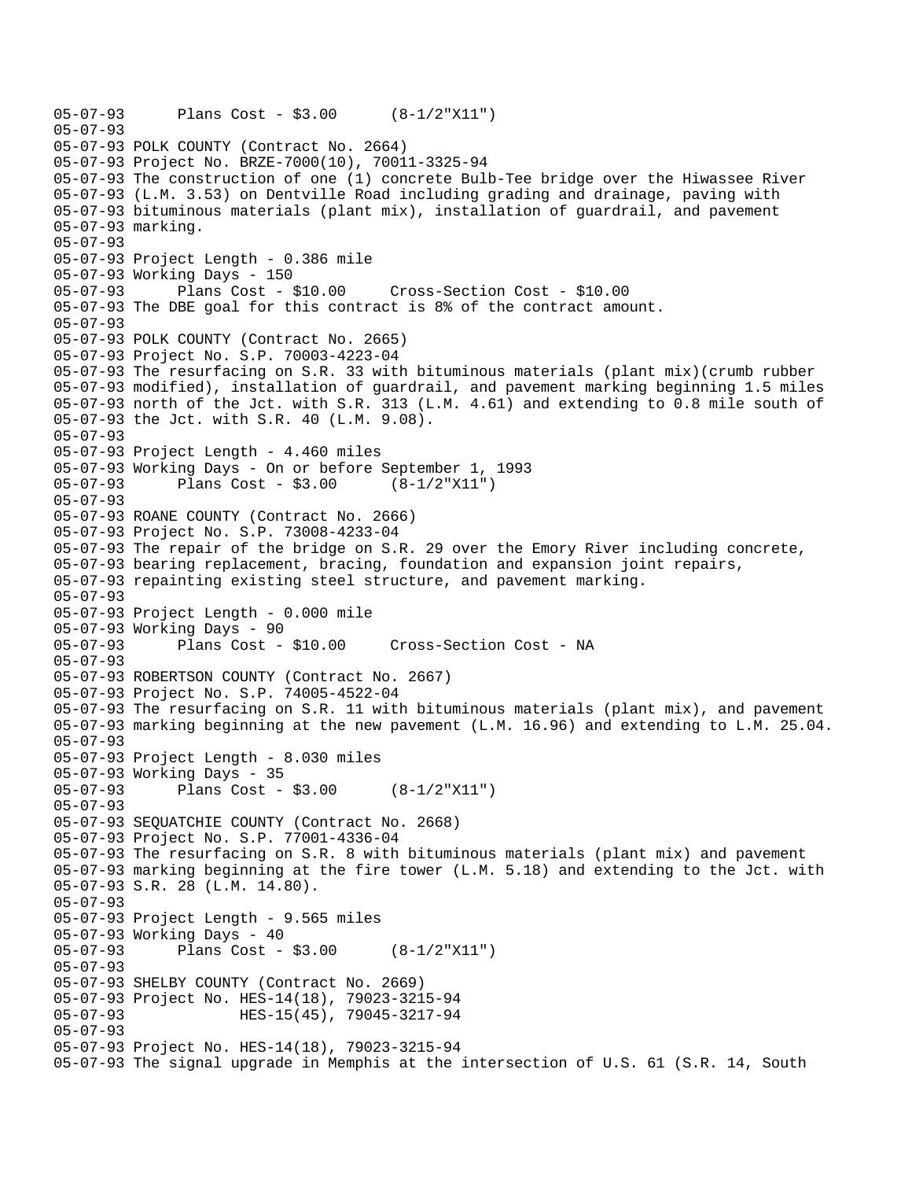```
05-07-93      Plans Cost - $3.00      (8-1/2"X11")
05-07-93
05-07-93 POLK COUNTY (Contract No. 2664)
05-07-93 Project No. BRZE-7000(10), 70011-3325-94
05-07-93 The construction of one (1) concrete Bulb-Tee bridge over the Hiwassee River
05-07-93 (L.M. 3.53) on Dentville Road including grading and drainage, paving with
05-07-93 bituminous materials (plant mix), installation of guardrail, and pavement
05-07-93 marking.
05-07-93
05-07-93 Project Length - 0.386 mile
05-07-93 Working Days - 150
05-07-93      Plans Cost - $10.00     Cross-Section Cost - $10.00
05-07-93 The DBE goal for this contract is 8% of the contract amount.
05-07-93
05-07-93 POLK COUNTY (Contract No. 2665)
05-07-93 Project No. S.P. 70003-4223-04
05-07-93 The resurfacing on S.R. 33 with bituminous materials (plant mix)(crumb rubber
05-07-93 modified), installation of guardrail, and pavement marking beginning 1.5 miles
05-07-93 north of the Jct. with S.R. 313 (L.M. 4.61) and extending to 0.8 mile south of
05-07-93 the Jct. with S.R. 40 (L.M. 9.08).
05-07-93
05-07-93 Project Length - 4.460 miles
05-07-93 Working Days - On or before September 1, 1993
05-07-93      Plans Cost - $3.00      (8-1/2"X11")
05-07-93
05-07-93 ROANE COUNTY (Contract No. 2666)
05-07-93 Project No. S.P. 73008-4233-04
05-07-93 The repair of the bridge on S.R. 29 over the Emory River including concrete,
05-07-93 bearing replacement, bracing, foundation and expansion joint repairs,
05-07-93 repainting existing steel structure, and pavement marking.
05-07-93
05-07-93 Project Length - 0.000 mile
05-07-93 Working Days - 90
05-07-93      Plans Cost - $10.00     Cross-Section Cost - NA
05-07-93
05-07-93 ROBERTSON COUNTY (Contract No. 2667)
05-07-93 Project No. S.P. 74005-4522-04
05-07-93 The resurfacing on S.R. 11 with bituminous materials (plant mix), and pavement
05-07-93 marking beginning at the new pavement (L.M. 16.96) and extending to L.M. 25.04.
05-07-93
05-07-93 Project Length - 8.030 miles
05-07-93 Working Days - 35
05-07-93      Plans Cost - $3.00      (8-1/2"X11")
05-07-93
05-07-93 SEQUATCHIE COUNTY (Contract No. 2668)
05-07-93 Project No. S.P. 77001-4336-04
05-07-93 The resurfacing on S.R. 8 with bituminous materials (plant mix) and pavement
05-07-93 marking beginning at the fire tower (L.M. 5.18) and extending to the Jct. with
05-07-93 S.R. 28 (L.M. 14.80).
05-07-93
05-07-93 Project Length - 9.565 miles
05-07-93 Working Days - 40
05-07-93      Plans Cost - $3.00      (8-1/2"X11")
05-07-93
05-07-93 SHELBY COUNTY (Contract No. 2669)
05-07-93 Project No. HES-14(18), 79023-3215-94
05-07-93              HES-15(45), 79045-3217-94
05-07-93
05-07-93 Project No. HES-14(18), 79023-3215-94
05-07-93 The signal upgrade in Memphis at the intersection of U.S. 61 (S.R. 14, South
```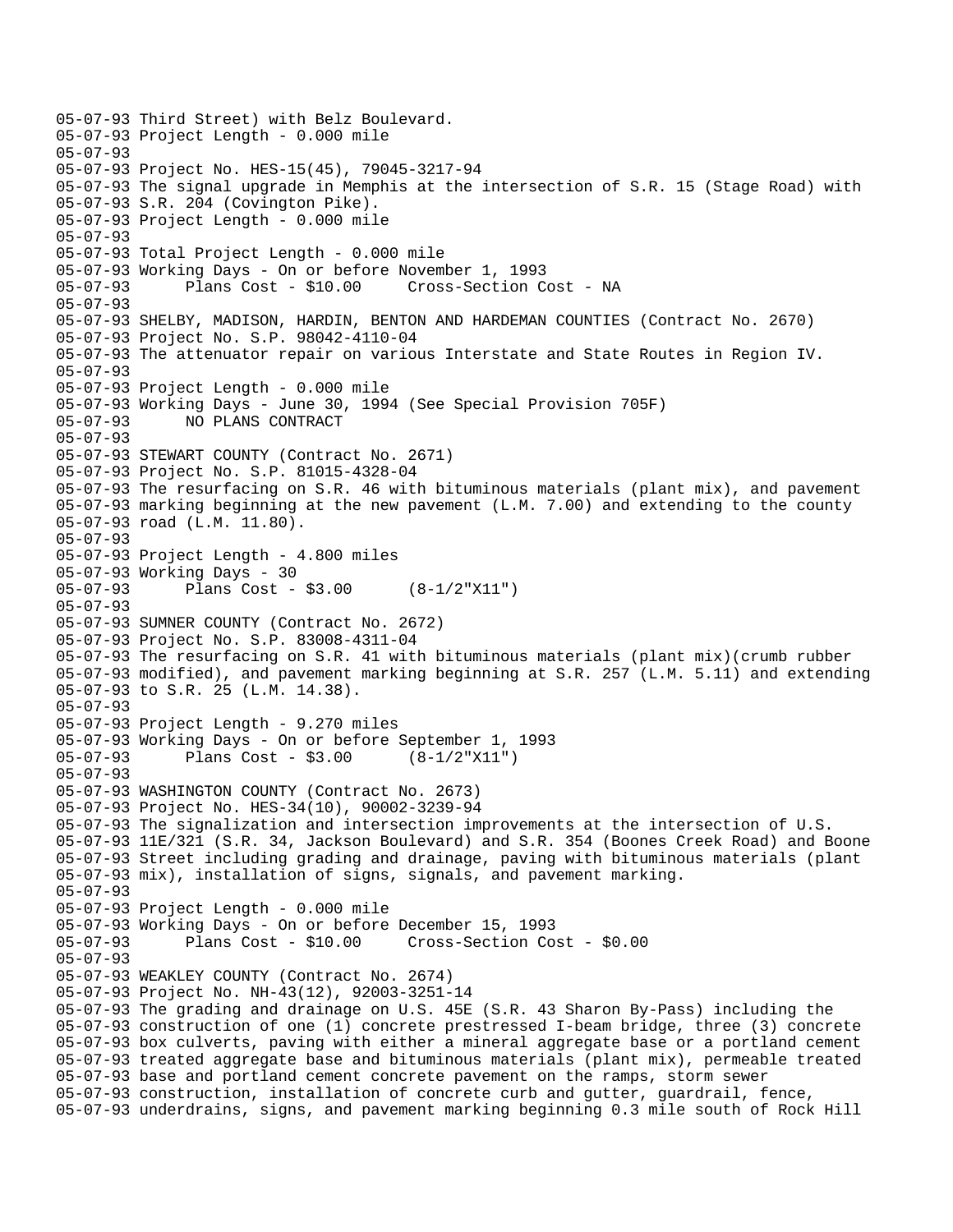```
05-07-93 Third Street) with Belz Boulevard.
05-07-93 Project Length - 0.000 mile
05-07-93
05-07-93 Project No. HES-15(45), 79045-3217-94
05-07-93 The signal upgrade in Memphis at the intersection of S.R. 15 (Stage Road) with
05-07-93 S.R. 204 (Covington Pike).
05-07-93 Project Length - 0.000 mile
05-07-93
05-07-93 Total Project Length - 0.000 mile
05-07-93 Working Days - On or before November 1, 1993
05-07-93      Plans Cost - $10.00     Cross-Section Cost - NA
05-07-93
05-07-93 SHELBY, MADISON, HARDIN, BENTON AND HARDEMAN COUNTIES (Contract No. 2670)
05-07-93 Project No. S.P. 98042-4110-04
05-07-93 The attenuator repair on various Interstate and State Routes in Region IV.
05-07-93
05-07-93 Project Length - 0.000 mile
05-07-93 Working Days - June 30, 1994 (See Special Provision 705F)
05-07-93      NO PLANS CONTRACT
05-07-93
05-07-93 STEWART COUNTY (Contract No. 2671)
05-07-93 Project No. S.P. 81015-4328-04
05-07-93 The resurfacing on S.R. 46 with bituminous materials (plant mix), and pavement
05-07-93 marking beginning at the new pavement (L.M. 7.00) and extending to the county
05-07-93 road (L.M. 11.80).
05-07-93
05-07-93 Project Length - 4.800 miles
05-07-93 Working Days - 30
05-07-93      Plans Cost - $3.00      (8-1/2"X11")
05-07-93
05-07-93 SUMNER COUNTY (Contract No. 2672)
05-07-93 Project No. S.P. 83008-4311-04
05-07-93 The resurfacing on S.R. 41 with bituminous materials (plant mix)(crumb rubber
05-07-93 modified), and pavement marking beginning at S.R. 257 (L.M. 5.11) and extending
05-07-93 to S.R. 25 (L.M. 14.38).
05-07-93
05-07-93 Project Length - 9.270 miles
05-07-93 Working Days - On or before September 1, 1993
05-07-93      Plans Cost - $3.00      (8-1/2"X11")
05-07-93
05-07-93 WASHINGTON COUNTY (Contract No. 2673)
05-07-93 Project No. HES-34(10), 90002-3239-94
05-07-93 The signalization and intersection improvements at the intersection of U.S.
05-07-93 11E/321 (S.R. 34, Jackson Boulevard) and S.R. 354 (Boones Creek Road) and Boone
05-07-93 Street including grading and drainage, paving with bituminous materials (plant
05-07-93 mix), installation of signs, signals, and pavement marking.
05-07-93
05-07-93 Project Length - 0.000 mile
05-07-93 Working Days - On or before December 15, 1993
05-07-93      Plans Cost - $10.00     Cross-Section Cost - $0.00
05-07-93
05-07-93 WEAKLEY COUNTY (Contract No. 2674)
05-07-93 Project No. NH-43(12), 92003-3251-14
05-07-93 The grading and drainage on U.S. 45E (S.R. 43 Sharon By-Pass) including the
05-07-93 construction of one (1) concrete prestressed I-beam bridge, three (3) concrete
05-07-93 box culverts, paving with either a mineral aggregate base or a portland cement
05-07-93 treated aggregate base and bituminous materials (plant mix), permeable treated
05-07-93 base and portland cement concrete pavement on the ramps, storm sewer
05-07-93 construction, installation of concrete curb and gutter, guardrail, fence,
05-07-93 underdrains, signs, and pavement marking beginning 0.3 mile south of Rock Hill
```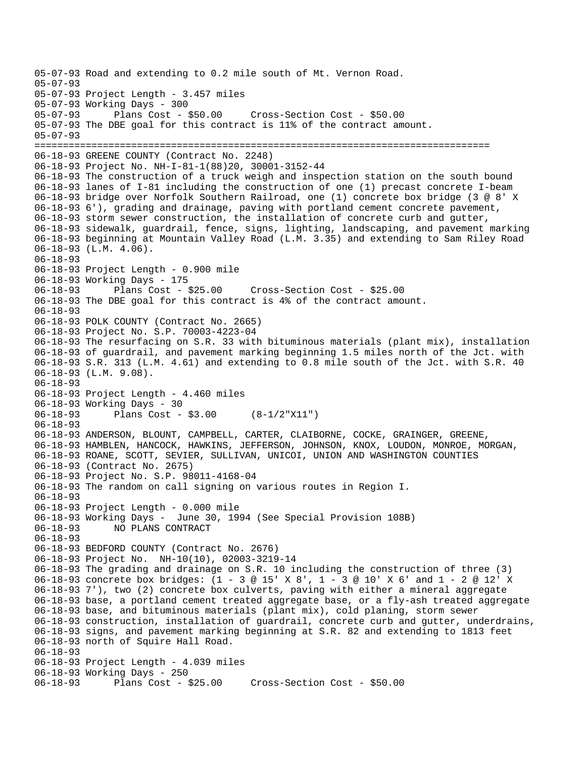```
05-07-93 Road and extending to 0.2 mile south of Mt. Vernon Road.
05-07-93
05-07-93 Project Length - 3.457 miles
05-07-93 Working Days - 300
05-07-93       Plans Cost - $50.00     Cross-Section Cost - $50.00
05-07-93 The DBE goal for this contract is 11% of the contract amount.
05-07-93
================================================================================
06-18-93 GREENE COUNTY (Contract No. 2248)
06-18-93 Project No. NH-I-81-1(88)20, 30001-3152-44
06-18-93 The construction of a truck weigh and inspection station on the south bound
06-18-93 lanes of I-81 including the construction of one (1) precast concrete I-beam
06-18-93 bridge over Norfolk Southern Railroad, one (1) concrete box bridge (3 @ 8' X
06-18-93 6'), grading and drainage, paving with portland cement concrete pavement,
06-18-93 storm sewer construction, the installation of concrete curb and gutter,
06-18-93 sidewalk, guardrail, fence, signs, lighting, landscaping, and pavement marking
06-18-93 beginning at Mountain Valley Road (L.M. 3.35) and extending to Sam Riley Road
06-18-93 (L.M. 4.06).
06-18-93
06-18-93 Project Length - 0.900 mile
06-18-93 Working Days - 175
06-18-93       Plans Cost - $25.00     Cross-Section Cost - $25.00
06-18-93 The DBE goal for this contract is 4% of the contract amount.
06-18-93
06-18-93 POLK COUNTY (Contract No. 2665)
06-18-93 Project No. S.P. 70003-4223-04
06-18-93 The resurfacing on S.R. 33 with bituminous materials (plant mix), installation
06-18-93 of guardrail, and pavement marking beginning 1.5 miles north of the Jct. with
06-18-93 S.R. 313 (L.M. 4.61) and extending to 0.8 mile south of the Jct. with S.R. 40
06-18-93 (L.M. 9.08).
06-18-93
06-18-93 Project Length - 4.460 miles
06-18-93 Working Days - 30
06-18-93       Plans Cost - $3.00      (8-1/2"X11")
06-18-93
06-18-93 ANDERSON, BLOUNT, CAMPBELL, CARTER, CLAIBORNE, COCKE, GRAINGER, GREENE,
06-18-93 HAMBLEN, HANCOCK, HAWKINS, JEFFERSON, JOHNSON, KNOX, LOUDON, MONROE, MORGAN,
06-18-93 ROANE, SCOTT, SEVIER, SULLIVAN, UNICOI, UNION AND WASHINGTON COUNTIES
06-18-93 (Contract No. 2675)
06-18-93 Project No. S.P. 98011-4168-04
06-18-93 The random on call signing on various routes in Region I.
06-18-93
06-18-93 Project Length - 0.000 mile
06-18-93 Working Days -  June 30, 1994 (See Special Provision 108B)
06-18-93       NO PLANS CONTRACT
06-18-93
06-18-93 BEDFORD COUNTY (Contract No. 2676)
06-18-93 Project No.  NH-10(10), 02003-3219-14
06-18-93 The grading and drainage on S.R. 10 including the construction of three (3)
06-18-93 concrete box bridges: (1 - 3 @ 15' X 8', 1 - 3 @ 10' X 6' and 1 - 2 @ 12' X
06-18-93 7'), two (2) concrete box culverts, paving with either a mineral aggregate
06-18-93 base, a portland cement treated aggregate base, or a fly-ash treated aggregate
06-18-93 base, and bituminous materials (plant mix), cold planing, storm sewer
06-18-93 construction, installation of guardrail, concrete curb and gutter, underdrains,
06-18-93 signs, and pavement marking beginning at S.R. 82 and extending to 1813 feet
06-18-93 north of Squire Hall Road.
06-18-93
06-18-93 Project Length - 4.039 miles
06-18-93 Working Days - 250
06-18-93       Plans Cost - $25.00     Cross-Section Cost - $50.00
```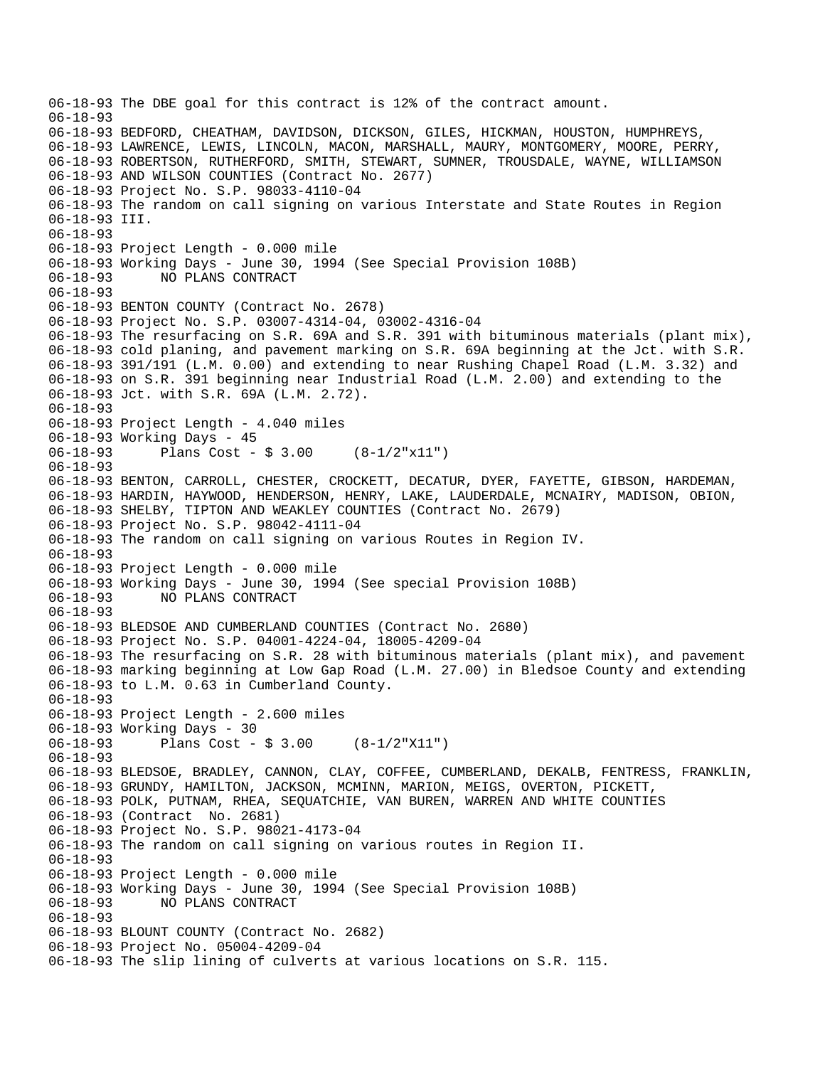06-18-93 The DBE goal for this contract is 12% of the contract amount.
06-18-93
06-18-93 BEDFORD, CHEATHAM, DAVIDSON, DICKSON, GILES, HICKMAN, HOUSTON, HUMPHREYS,
06-18-93 LAWRENCE, LEWIS, LINCOLN, MACON, MARSHALL, MAURY, MONTGOMERY, MOORE, PERRY,
06-18-93 ROBERTSON, RUTHERFORD, SMITH, STEWART, SUMNER, TROUSDALE, WAYNE, WILLIAMSON
06-18-93 AND WILSON COUNTIES (Contract No. 2677)
06-18-93 Project No. S.P. 98033-4110-04
06-18-93 The random on call signing on various Interstate and State Routes in Region
06-18-93 III.
06-18-93
06-18-93 Project Length - 0.000 mile
06-18-93 Working Days - June 30, 1994 (See Special Provision 108B)
06-18-93 NO PLANS CONTRACT
06-18-93
06-18-93 BENTON COUNTY (Contract No. 2678)
06-18-93 Project No. S.P. 03007-4314-04, 03002-4316-04
06-18-93 The resurfacing on S.R. 69A and S.R. 391 with bituminous materials (plant mix),
06-18-93 cold planing, and pavement marking on S.R. 69A beginning at the Jct. with S.R.
06-18-93 391/191 (L.M. 0.00) and extending to near Rushing Chapel Road (L.M. 3.32) and
06-18-93 on S.R. 391 beginning near Industrial Road (L.M. 2.00) and extending to the
06-18-93 Jct. with S.R. 69A (L.M. 2.72).
06-18-93
06-18-93 Project Length - 4.040 miles
06-18-93 Working Days - 45
06-18-93 Plans Cost - $ 3.00 (8-1/2"x11")
06-18-93
06-18-93 BENTON, CARROLL, CHESTER, CROCKETT, DECATUR, DYER, FAYETTE, GIBSON, HARDEMAN,
06-18-93 HARDIN, HAYWOOD, HENDERSON, HENRY, LAKE, LAUDERDALE, MCNAIRY, MADISON, OBION,
06-18-93 SHELBY, TIPTON AND WEAKLEY COUNTIES (Contract No. 2679)
06-18-93 Project No. S.P. 98042-4111-04
06-18-93 The random on call signing on various Routes in Region IV.
06-18-93
06-18-93 Project Length - 0.000 mile
06-18-93 Working Days - June 30, 1994 (See special Provision 108B)
06-18-93 NO PLANS CONTRACT
06-18-93
06-18-93 BLEDSOE AND CUMBERLAND COUNTIES (Contract No. 2680)
06-18-93 Project No. S.P. 04001-4224-04, 18005-4209-04
06-18-93 The resurfacing on S.R. 28 with bituminous materials (plant mix), and pavement
06-18-93 marking beginning at Low Gap Road (L.M. 27.00) in Bledsoe County and extending
06-18-93 to L.M. 0.63 in Cumberland County.
06-18-93
06-18-93 Project Length - 2.600 miles
06-18-93 Working Days - 30
06-18-93 Plans Cost - $ 3.00 (8-1/2"X11")
06-18-93
06-18-93 BLEDSOE, BRADLEY, CANNON, CLAY, COFFEE, CUMBERLAND, DEKALB, FENTRESS, FRANKLIN,
06-18-93 GRUNDY, HAMILTON, JACKSON, MCMINN, MARION, MEIGS, OVERTON, PICKETT,
06-18-93 POLK, PUTNAM, RHEA, SEQUATCHIE, VAN BUREN, WARREN AND WHITE COUNTIES
06-18-93 (Contract No. 2681)
06-18-93 Project No. S.P. 98021-4173-04
06-18-93 The random on call signing on various routes in Region II.
06-18-93
06-18-93 Project Length - 0.000 mile
06-18-93 Working Days - June 30, 1994 (See Special Provision 108B)
06-18-93 NO PLANS CONTRACT
06-18-93
06-18-93 BLOUNT COUNTY (Contract No. 2682)
06-18-93 Project No. 05004-4209-04
06-18-93 The slip lining of culverts at various locations on S.R. 115.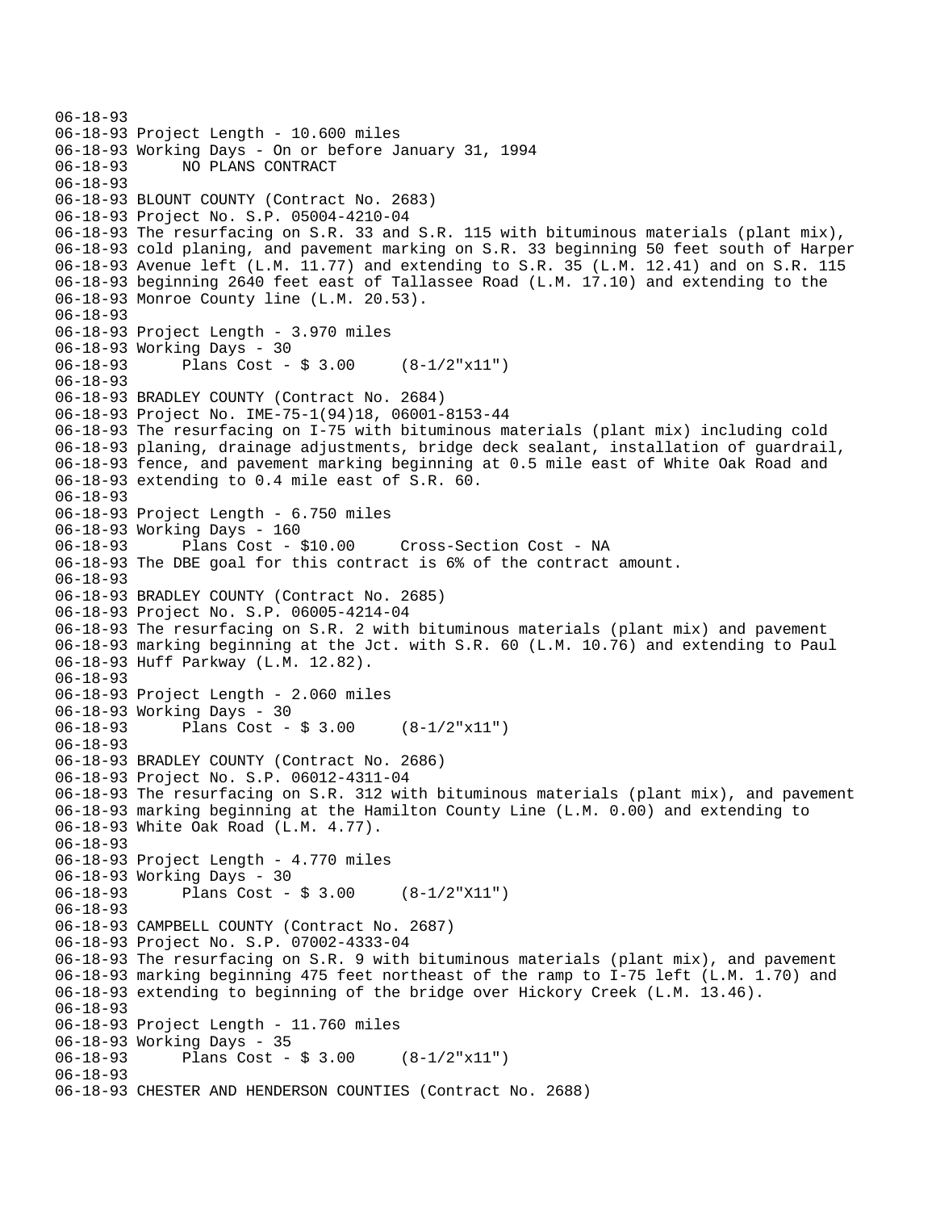06-18-93
06-18-93 Project Length - 10.600 miles
06-18-93 Working Days - On or before January 31, 1994
06-18-93 NO PLANS CONTRACT
06-18-93
06-18-93 BLOUNT COUNTY (Contract No. 2683)
06-18-93 Project No. S.P. 05004-4210-04
06-18-93 The resurfacing on S.R. 33 and S.R. 115 with bituminous materials (plant mix),
06-18-93 cold planing, and pavement marking on S.R. 33 beginning 50 feet south of Harper
06-18-93 Avenue left (L.M. 11.77) and extending to S.R. 35 (L.M. 12.41) and on S.R. 115
06-18-93 beginning 2640 feet east of Tallassee Road (L.M. 17.10) and extending to the
06-18-93 Monroe County line (L.M. 20.53).
06-18-93
06-18-93 Project Length - 3.970 miles
06-18-93 Working Days - 30
06-18-93 Plans Cost - $ 3.00 (8-1/2"x11")
06-18-93
06-18-93 BRADLEY COUNTY (Contract No. 2684)
06-18-93 Project No. IME-75-1(94)18, 06001-8153-44
06-18-93 The resurfacing on I-75 with bituminous materials (plant mix) including cold
06-18-93 planing, drainage adjustments, bridge deck sealant, installation of guardrail,
06-18-93 fence, and pavement marking beginning at 0.5 mile east of White Oak Road and
06-18-93 extending to 0.4 mile east of S.R. 60.
06-18-93
06-18-93 Project Length - 6.750 miles
06-18-93 Working Days - 160
06-18-93 Plans Cost - $10.00 Cross-Section Cost - NA
06-18-93 The DBE goal for this contract is 6% of the contract amount.
06-18-93
06-18-93 BRADLEY COUNTY (Contract No. 2685)
06-18-93 Project No. S.P. 06005-4214-04
06-18-93 The resurfacing on S.R. 2 with bituminous materials (plant mix) and pavement
06-18-93 marking beginning at the Jct. with S.R. 60 (L.M. 10.76) and extending to Paul
06-18-93 Huff Parkway (L.M. 12.82).
06-18-93
06-18-93 Project Length - 2.060 miles
06-18-93 Working Days - 30
06-18-93 Plans Cost - $ 3.00 (8-1/2"x11")
06-18-93
06-18-93 BRADLEY COUNTY (Contract No. 2686)
06-18-93 Project No. S.P. 06012-4311-04
06-18-93 The resurfacing on S.R. 312 with bituminous materials (plant mix), and pavement
06-18-93 marking beginning at the Hamilton County Line (L.M. 0.00) and extending to
06-18-93 White Oak Road (L.M. 4.77).
06-18-93
06-18-93 Project Length - 4.770 miles
06-18-93 Working Days - 30
06-18-93 Plans Cost - $ 3.00 (8-1/2"X11")
06-18-93
06-18-93 CAMPBELL COUNTY (Contract No. 2687)
06-18-93 Project No. S.P. 07002-4333-04
06-18-93 The resurfacing on S.R. 9 with bituminous materials (plant mix), and pavement
06-18-93 marking beginning 475 feet northeast of the ramp to I-75 left (L.M. 1.70) and
06-18-93 extending to beginning of the bridge over Hickory Creek (L.M. 13.46).
06-18-93
06-18-93 Project Length - 11.760 miles
06-18-93 Working Days - 35
06-18-93 Plans Cost - $ 3.00 (8-1/2"x11")
06-18-93
06-18-93 CHESTER AND HENDERSON COUNTIES (Contract No. 2688)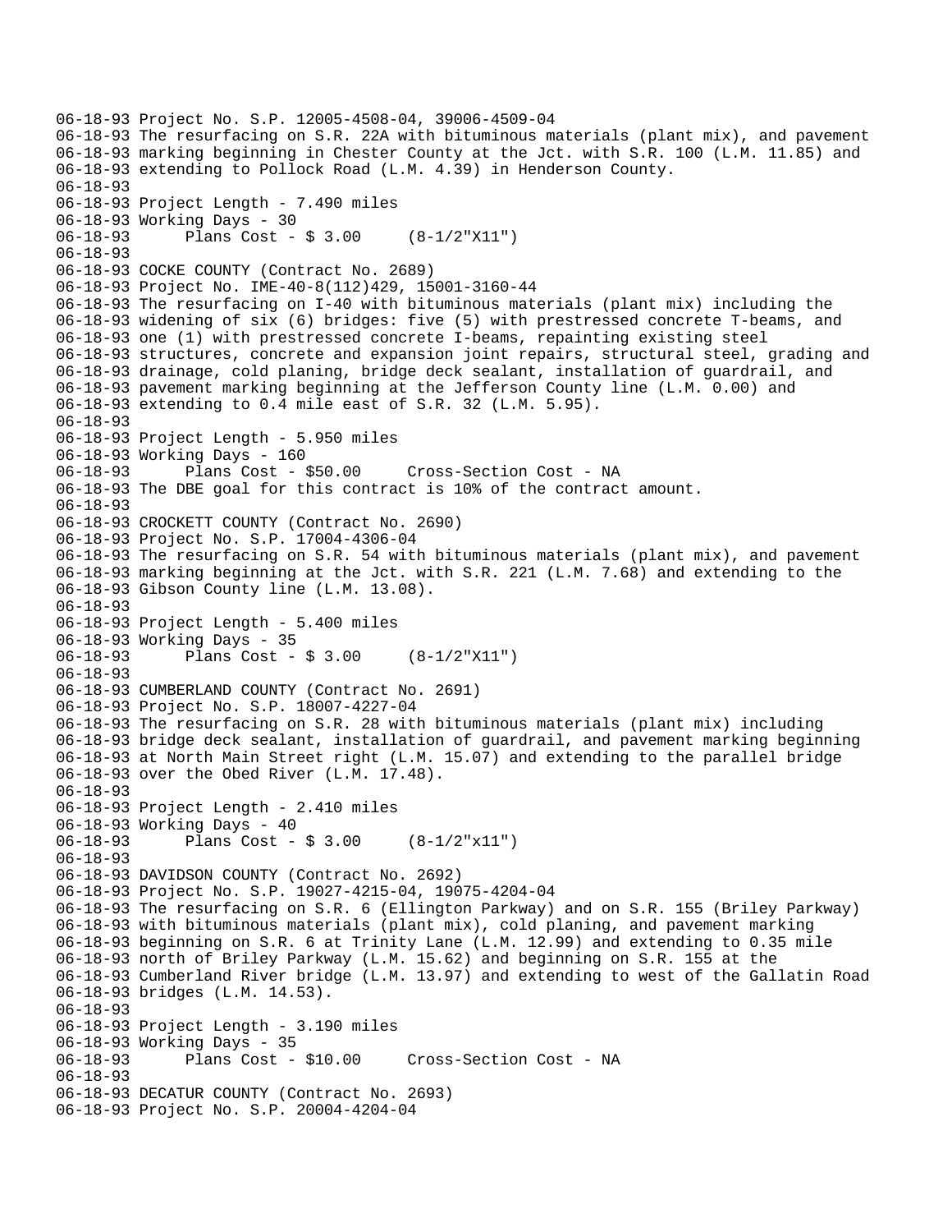06-18-93 Project No. S.P. 12005-4508-04, 39006-4509-04
06-18-93 The resurfacing on S.R. 22A with bituminous materials (plant mix), and pavement
06-18-93 marking beginning in Chester County at the Jct. with S.R. 100 (L.M. 11.85) and
06-18-93 extending to Pollock Road (L.M. 4.39) in Henderson County.
06-18-93
06-18-93 Project Length - 7.490 miles
06-18-93 Working Days - 30
06-18-93 Plans Cost - $ 3.00 (8-1/2"X11")
06-18-93
06-18-93 COCKE COUNTY (Contract No. 2689)
06-18-93 Project No. IME-40-8(112)429, 15001-3160-44
06-18-93 The resurfacing on I-40 with bituminous materials (plant mix) including the
06-18-93 widening of six (6) bridges: five (5) with prestressed concrete T-beams, and
06-18-93 one (1) with prestressed concrete I-beams, repainting existing steel
06-18-93 structures, concrete and expansion joint repairs, structural steel, grading and
06-18-93 drainage, cold planing, bridge deck sealant, installation of guardrail, and
06-18-93 pavement marking beginning at the Jefferson County line (L.M. 0.00) and
06-18-93 extending to 0.4 mile east of S.R. 32 (L.M. 5.95).
06-18-93
06-18-93 Project Length - 5.950 miles
06-18-93 Working Days - 160
06-18-93 Plans Cost - $50.00 Cross-Section Cost - NA
06-18-93 The DBE goal for this contract is 10% of the contract amount.
06-18-93
06-18-93 CROCKETT COUNTY (Contract No. 2690)
06-18-93 Project No. S.P. 17004-4306-04
06-18-93 The resurfacing on S.R. 54 with bituminous materials (plant mix), and pavement
06-18-93 marking beginning at the Jct. with S.R. 221 (L.M. 7.68) and extending to the
06-18-93 Gibson County line (L.M. 13.08).
06-18-93
06-18-93 Project Length - 5.400 miles
06-18-93 Working Days - 35
06-18-93 Plans Cost - $ 3.00 (8-1/2"X11")
06-18-93
06-18-93 CUMBERLAND COUNTY (Contract No. 2691)
06-18-93 Project No. S.P. 18007-4227-04
06-18-93 The resurfacing on S.R. 28 with bituminous materials (plant mix) including
06-18-93 bridge deck sealant, installation of guardrail, and pavement marking beginning
06-18-93 at North Main Street right (L.M. 15.07) and extending to the parallel bridge
06-18-93 over the Obed River (L.M. 17.48).
06-18-93
06-18-93 Project Length - 2.410 miles
06-18-93 Working Days - 40
06-18-93 Plans Cost - $ 3.00 (8-1/2"x11")
06-18-93
06-18-93 DAVIDSON COUNTY (Contract No. 2692)
06-18-93 Project No. S.P. 19027-4215-04, 19075-4204-04
06-18-93 The resurfacing on S.R. 6 (Ellington Parkway) and on S.R. 155 (Briley Parkway)
06-18-93 with bituminous materials (plant mix), cold planing, and pavement marking
06-18-93 beginning on S.R. 6 at Trinity Lane (L.M. 12.99) and extending to 0.35 mile
06-18-93 north of Briley Parkway (L.M. 15.62) and beginning on S.R. 155 at the
06-18-93 Cumberland River bridge (L.M. 13.97) and extending to west of the Gallatin Road
06-18-93 bridges (L.M. 14.53).
06-18-93
06-18-93 Project Length - 3.190 miles
06-18-93 Working Days - 35
06-18-93 Plans Cost - $10.00 Cross-Section Cost - NA
06-18-93
06-18-93 DECATUR COUNTY (Contract No. 2693)
06-18-93 Project No. S.P. 20004-4204-04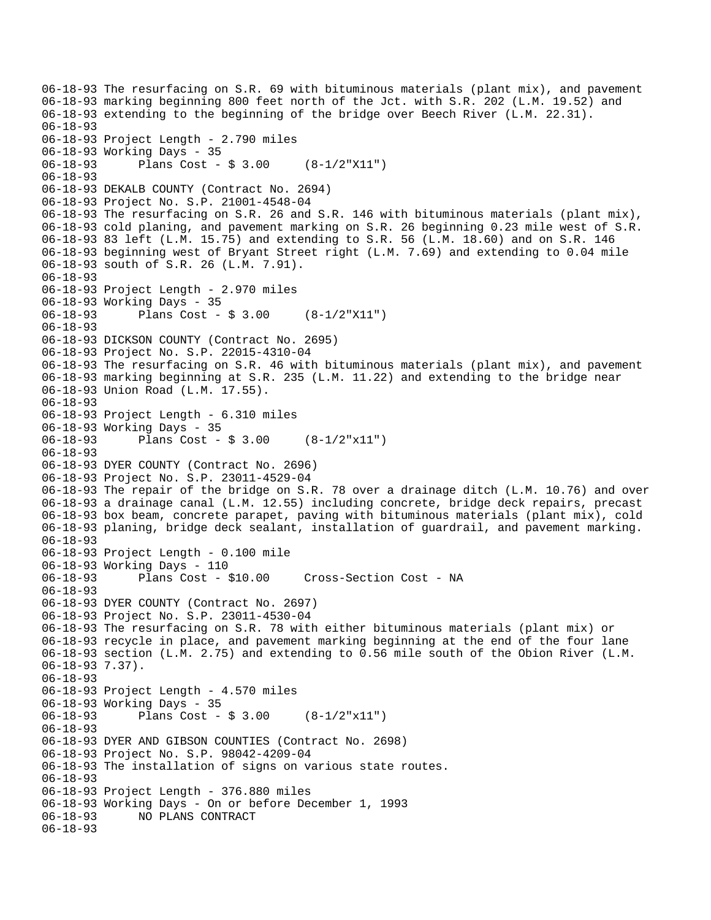06-18-93 The resurfacing on S.R. 69 with bituminous materials (plant mix), and pavement
06-18-93 marking beginning 800 feet north of the Jct. with S.R. 202 (L.M. 19.52) and
06-18-93 extending to the beginning of the bridge over Beech River (L.M. 22.31).
06-18-93
06-18-93 Project Length - 2.790 miles
06-18-93 Working Days - 35
06-18-93 Plans Cost - $ 3.00 (8-1/2"X11")
06-18-93
06-18-93 DEKALB COUNTY (Contract No. 2694)
06-18-93 Project No. S.P. 21001-4548-04
06-18-93 The resurfacing on S.R. 26 and S.R. 146 with bituminous materials (plant mix),
06-18-93 cold planing, and pavement marking on S.R. 26 beginning 0.23 mile west of S.R.
06-18-93 83 left (L.M. 15.75) and extending to S.R. 56 (L.M. 18.60) and on S.R. 146
06-18-93 beginning west of Bryant Street right (L.M. 7.69) and extending to 0.04 mile
06-18-93 south of S.R. 26 (L.M. 7.91).
06-18-93
06-18-93 Project Length - 2.970 miles
06-18-93 Working Days - 35
06-18-93 Plans Cost - $ 3.00 (8-1/2"X11")
06-18-93
06-18-93 DICKSON COUNTY (Contract No. 2695)
06-18-93 Project No. S.P. 22015-4310-04
06-18-93 The resurfacing on S.R. 46 with bituminous materials (plant mix), and pavement
06-18-93 marking beginning at S.R. 235 (L.M. 11.22) and extending to the bridge near
06-18-93 Union Road (L.M. 17.55).
06-18-93
06-18-93 Project Length - 6.310 miles
06-18-93 Working Days - 35
06-18-93 Plans Cost - $ 3.00 (8-1/2"x11")
06-18-93
06-18-93 DYER COUNTY (Contract No. 2696)
06-18-93 Project No. S.P. 23011-4529-04
06-18-93 The repair of the bridge on S.R. 78 over a drainage ditch (L.M. 10.76) and over
06-18-93 a drainage canal (L.M. 12.55) including concrete, bridge deck repairs, precast
06-18-93 box beam, concrete parapet, paving with bituminous materials (plant mix), cold
06-18-93 planing, bridge deck sealant, installation of guardrail, and pavement marking.
06-18-93
06-18-93 Project Length - 0.100 mile
06-18-93 Working Days - 110
06-18-93 Plans Cost - $10.00 Cross-Section Cost - NA
06-18-93
06-18-93 DYER COUNTY (Contract No. 2697)
06-18-93 Project No. S.P. 23011-4530-04
06-18-93 The resurfacing on S.R. 78 with either bituminous materials (plant mix) or
06-18-93 recycle in place, and pavement marking beginning at the end of the four lane
06-18-93 section (L.M. 2.75) and extending to 0.56 mile south of the Obion River (L.M.
06-18-93 7.37).
06-18-93
06-18-93 Project Length - 4.570 miles
06-18-93 Working Days - 35
06-18-93 Plans Cost - $ 3.00 (8-1/2"x11")
06-18-93
06-18-93 DYER AND GIBSON COUNTIES (Contract No. 2698)
06-18-93 Project No. S.P. 98042-4209-04
06-18-93 The installation of signs on various state routes.
06-18-93
06-18-93 Project Length - 376.880 miles
06-18-93 Working Days - On or before December 1, 1993
06-18-93 NO PLANS CONTRACT
06-18-93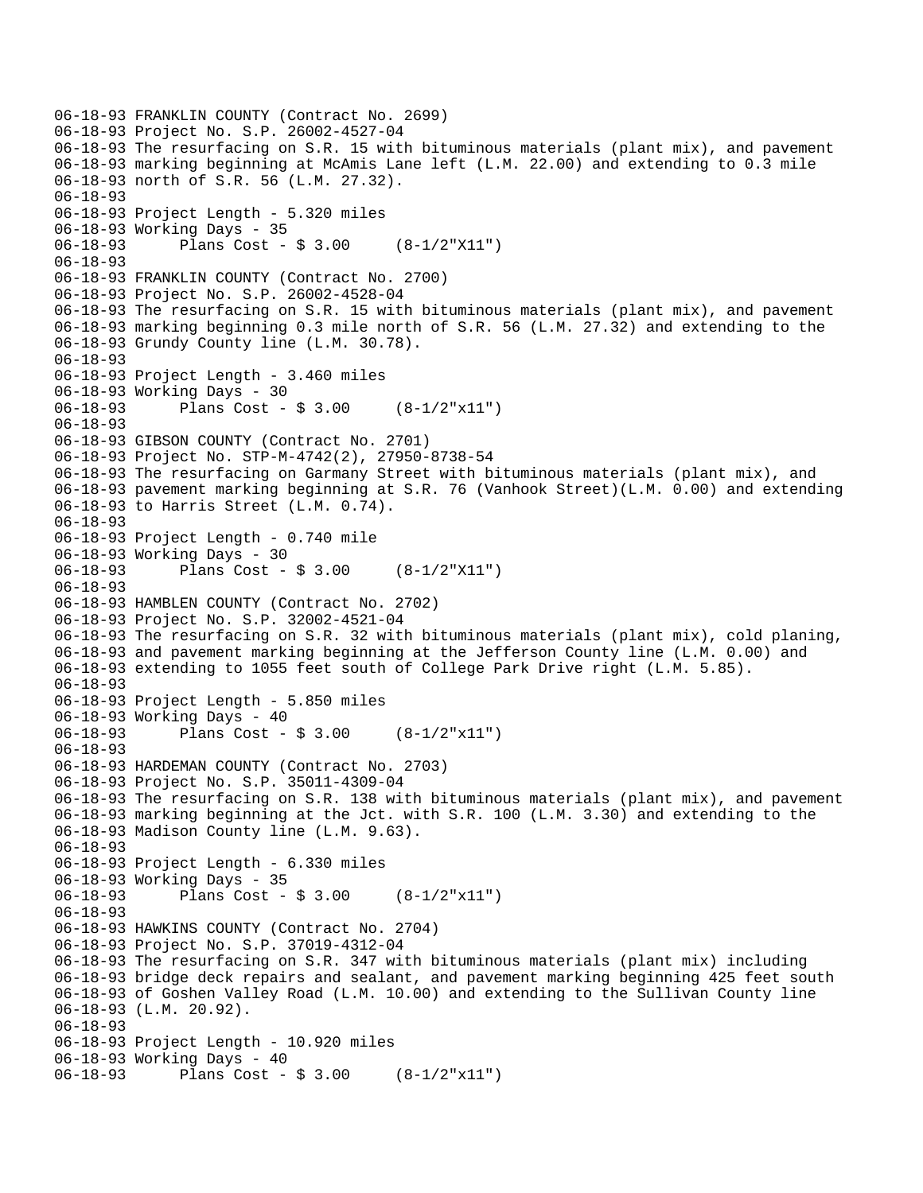```
06-18-93 FRANKLIN COUNTY (Contract No. 2699)
06-18-93 Project No. S.P. 26002-4527-04
06-18-93 The resurfacing on S.R. 15 with bituminous materials (plant mix), and pavement
06-18-93 marking beginning at McAmis Lane left (L.M. 22.00) and extending to 0.3 mile
06-18-93 north of S.R. 56 (L.M. 27.32).
06-18-93
06-18-93 Project Length - 5.320 miles
06-18-93 Working Days - 35
06-18-93      Plans Cost - $ 3.00     (8-1/2"X11")
06-18-93
06-18-93 FRANKLIN COUNTY (Contract No. 2700)
06-18-93 Project No. S.P. 26002-4528-04
06-18-93 The resurfacing on S.R. 15 with bituminous materials (plant mix), and pavement
06-18-93 marking beginning 0.3 mile north of S.R. 56 (L.M. 27.32) and extending to the
06-18-93 Grundy County line (L.M. 30.78).
06-18-93
06-18-93 Project Length - 3.460 miles
06-18-93 Working Days - 30
06-18-93      Plans Cost - $ 3.00     (8-1/2"x11")
06-18-93
06-18-93 GIBSON COUNTY (Contract No. 2701)
06-18-93 Project No. STP-M-4742(2), 27950-8738-54
06-18-93 The resurfacing on Garmany Street with bituminous materials (plant mix), and
06-18-93 pavement marking beginning at S.R. 76 (Vanhook Street)(L.M. 0.00) and extending
06-18-93 to Harris Street (L.M. 0.74).
06-18-93
06-18-93 Project Length - 0.740 mile
06-18-93 Working Days - 30
06-18-93      Plans Cost - $ 3.00     (8-1/2"X11")
06-18-93
06-18-93 HAMBLEN COUNTY (Contract No. 2702)
06-18-93 Project No. S.P. 32002-4521-04
06-18-93 The resurfacing on S.R. 32 with bituminous materials (plant mix), cold planing,
06-18-93 and pavement marking beginning at the Jefferson County line (L.M. 0.00) and
06-18-93 extending to 1055 feet south of College Park Drive right (L.M. 5.85).
06-18-93
06-18-93 Project Length - 5.850 miles
06-18-93 Working Days - 40
06-18-93      Plans Cost - $ 3.00     (8-1/2"x11")
06-18-93
06-18-93 HARDEMAN COUNTY (Contract No. 2703)
06-18-93 Project No. S.P. 35011-4309-04
06-18-93 The resurfacing on S.R. 138 with bituminous materials (plant mix), and pavement
06-18-93 marking beginning at the Jct. with S.R. 100 (L.M. 3.30) and extending to the
06-18-93 Madison County line (L.M. 9.63).
06-18-93
06-18-93 Project Length - 6.330 miles
06-18-93 Working Days - 35
06-18-93      Plans Cost - $ 3.00     (8-1/2"x11")
06-18-93
06-18-93 HAWKINS COUNTY (Contract No. 2704)
06-18-93 Project No. S.P. 37019-4312-04
06-18-93 The resurfacing on S.R. 347 with bituminous materials (plant mix) including
06-18-93 bridge deck repairs and sealant, and pavement marking beginning 425 feet south
06-18-93 of Goshen Valley Road (L.M. 10.00) and extending to the Sullivan County line
06-18-93 (L.M. 20.92).
06-18-93
06-18-93 Project Length - 10.920 miles
06-18-93 Working Days - 40
06-18-93      Plans Cost - $ 3.00     (8-1/2"x11")
```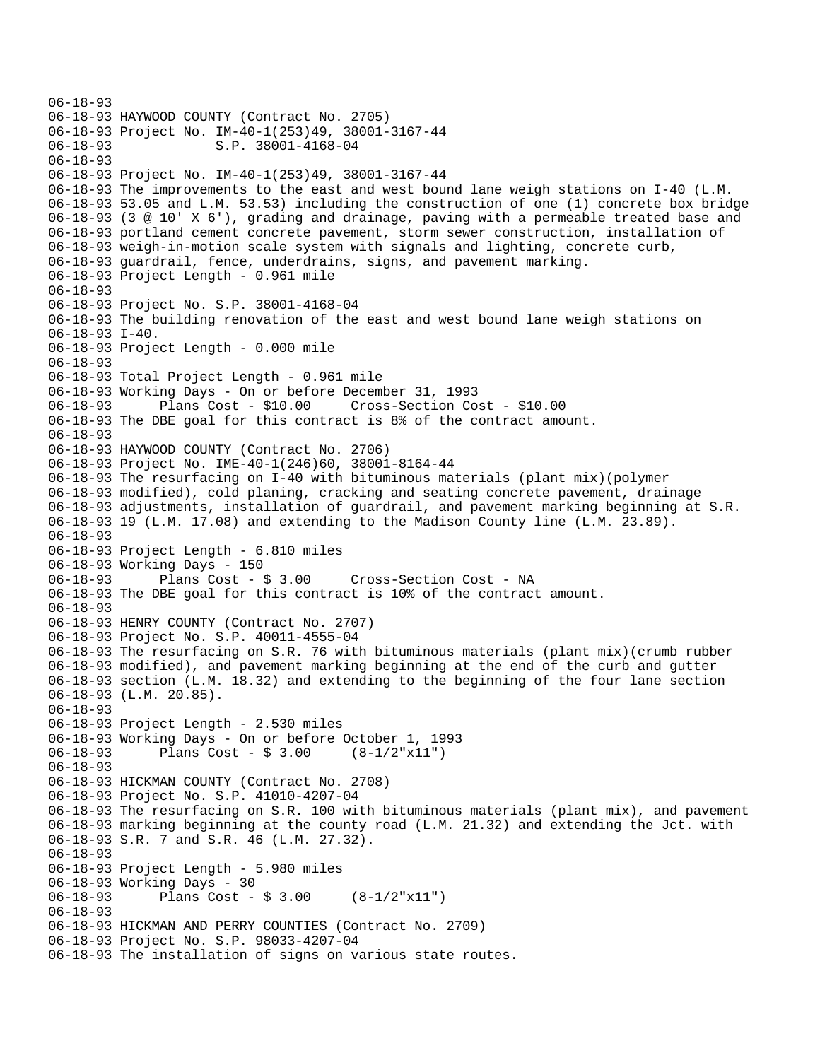06-18-93
06-18-93 HAYWOOD COUNTY (Contract No. 2705)
06-18-93 Project No. IM-40-1(253)49, 38001-3167-44
06-18-93 S.P. 38001-4168-04
06-18-93
06-18-93 Project No. IM-40-1(253)49, 38001-3167-44
06-18-93 The improvements to the east and west bound lane weigh stations on I-40 (L.M.
06-18-93 53.05 and L.M. 53.53) including the construction of one (1) concrete box bridge
06-18-93 (3 @ 10' X 6'), grading and drainage, paving with a permeable treated base and
06-18-93 portland cement concrete pavement, storm sewer construction, installation of
06-18-93 weigh-in-motion scale system with signals and lighting, concrete curb,
06-18-93 guardrail, fence, underdrains, signs, and pavement marking.
06-18-93 Project Length - 0.961 mile
06-18-93
06-18-93 Project No. S.P. 38001-4168-04
06-18-93 The building renovation of the east and west bound lane weigh stations on
06-18-93 I-40.
06-18-93 Project Length - 0.000 mile
06-18-93
06-18-93 Total Project Length - 0.961 mile
06-18-93 Working Days - On or before December 31, 1993
06-18-93 Plans Cost - $10.00 Cross-Section Cost - $10.00
06-18-93 The DBE goal for this contract is 8% of the contract amount.
06-18-93
06-18-93 HAYWOOD COUNTY (Contract No. 2706)
06-18-93 Project No. IME-40-1(246)60, 38001-8164-44
06-18-93 The resurfacing on I-40 with bituminous materials (plant mix)(polymer
06-18-93 modified), cold planing, cracking and seating concrete pavement, drainage
06-18-93 adjustments, installation of guardrail, and pavement marking beginning at S.R.
06-18-93 19 (L.M. 17.08) and extending to the Madison County line (L.M. 23.89).
06-18-93
06-18-93 Project Length - 6.810 miles
06-18-93 Working Days - 150
06-18-93 Plans Cost - $ 3.00 Cross-Section Cost - NA
06-18-93 The DBE goal for this contract is 10% of the contract amount.
06-18-93
06-18-93 HENRY COUNTY (Contract No. 2707)
06-18-93 Project No. S.P. 40011-4555-04
06-18-93 The resurfacing on S.R. 76 with bituminous materials (plant mix)(crumb rubber
06-18-93 modified), and pavement marking beginning at the end of the curb and gutter
06-18-93 section (L.M. 18.32) and extending to the beginning of the four lane section
06-18-93 (L.M. 20.85).
06-18-93
06-18-93 Project Length - 2.530 miles
06-18-93 Working Days - On or before October 1, 1993
06-18-93 Plans Cost - $ 3.00 (8-1/2"x11")
06-18-93
06-18-93 HICKMAN COUNTY (Contract No. 2708)
06-18-93 Project No. S.P. 41010-4207-04
06-18-93 The resurfacing on S.R. 100 with bituminous materials (plant mix), and pavement
06-18-93 marking beginning at the county road (L.M. 21.32) and extending the Jct. with
06-18-93 S.R. 7 and S.R. 46 (L.M. 27.32).
06-18-93
06-18-93 Project Length - 5.980 miles
06-18-93 Working Days - 30
06-18-93 Plans Cost - $ 3.00 (8-1/2"x11")
06-18-93
06-18-93 HICKMAN AND PERRY COUNTIES (Contract No. 2709)
06-18-93 Project No. S.P. 98033-4207-04
06-18-93 The installation of signs on various state routes.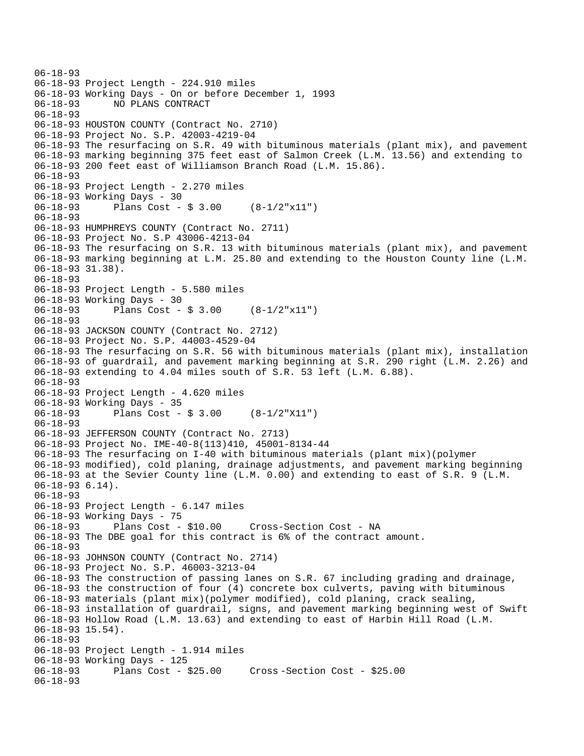06-18-93
06-18-93 Project Length - 224.910 miles
06-18-93 Working Days - On or before December 1, 1993
06-18-93       NO PLANS CONTRACT
06-18-93
06-18-93 HOUSTON COUNTY (Contract No. 2710)
06-18-93 Project No. S.P. 42003-4219-04
06-18-93 The resurfacing on S.R. 49 with bituminous materials (plant mix), and pavement
06-18-93 marking beginning 375 feet east of Salmon Creek (L.M. 13.56) and extending to
06-18-93 200 feet east of Williamson Branch Road (L.M. 15.86).
06-18-93
06-18-93 Project Length - 2.270 miles
06-18-93 Working Days - 30
06-18-93       Plans Cost - $ 3.00     (8-1/2"x11")
06-18-93
06-18-93 HUMPHREYS COUNTY (Contract No. 2711)
06-18-93 Project No. S.P 43006-4213-04
06-18-93 The resurfacing on S.R. 13 with bituminous materials (plant mix), and pavement
06-18-93 marking beginning at L.M. 25.80 and extending to the Houston County line (L.M.
06-18-93 31.38).
06-18-93
06-18-93 Project Length - 5.580 miles
06-18-93 Working Days - 30
06-18-93       Plans Cost - $ 3.00     (8-1/2"x11")
06-18-93
06-18-93 JACKSON COUNTY (Contract No. 2712)
06-18-93 Project No. S.P. 44003-4529-04
06-18-93 The resurfacing on S.R. 56 with bituminous materials (plant mix), installation
06-18-93 of guardrail, and pavement marking beginning at S.R. 290 right (L.M. 2.26) and
06-18-93 extending to 4.04 miles south of S.R. 53 left (L.M. 6.88).
06-18-93
06-18-93 Project Length - 4.620 miles
06-18-93 Working Days - 35
06-18-93       Plans Cost - $ 3.00     (8-1/2"X11")
06-18-93
06-18-93 JEFFERSON COUNTY (Contract No. 2713)
06-18-93 Project No. IME-40-8(113)410, 45001-8134-44
06-18-93 The resurfacing on I-40 with bituminous materials (plant mix)(polymer
06-18-93 modified), cold planing, drainage adjustments, and pavement marking beginning
06-18-93 at the Sevier County line (L.M. 0.00) and extending to east of S.R. 9 (L.M.
06-18-93 6.14).
06-18-93
06-18-93 Project Length - 6.147 miles
06-18-93 Working Days - 75
06-18-93       Plans Cost - $10.00     Cross-Section Cost - NA
06-18-93 The DBE goal for this contract is 6% of the contract amount.
06-18-93
06-18-93 JOHNSON COUNTY (Contract No. 2714)
06-18-93 Project No. S.P. 46003-3213-04
06-18-93 The construction of passing lanes on S.R. 67 including grading and drainage,
06-18-93 the construction of four (4) concrete box culverts, paving with bituminous
06-18-93 materials (plant mix)(polymer modified), cold planing, crack sealing,
06-18-93 installation of guardrail, signs, and pavement marking beginning west of Swift
06-18-93 Hollow Road (L.M. 13.63) and extending to east of Harbin Hill Road (L.M.
06-18-93 15.54).
06-18-93
06-18-93 Project Length - 1.914 miles
06-18-93 Working Days - 125
06-18-93       Plans Cost - $25.00     Cross-Section Cost - $25.00
06-18-93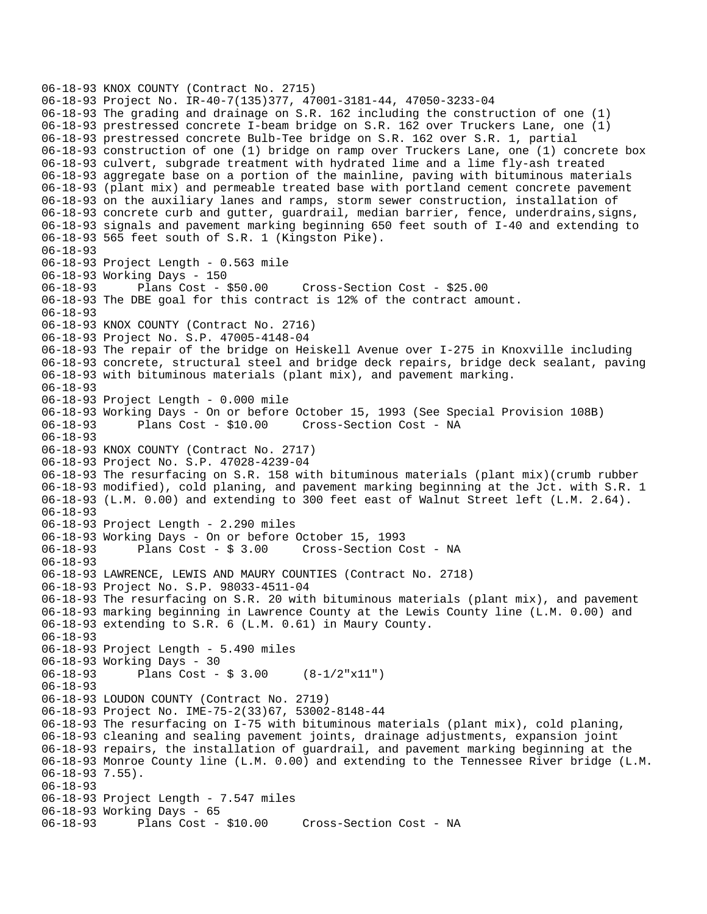06-18-93 KNOX COUNTY (Contract No. 2715)
06-18-93 Project No. IR-40-7(135)377, 47001-3181-44, 47050-3233-04
06-18-93 The grading and drainage on S.R. 162 including the construction of one (1)
06-18-93 prestressed concrete I-beam bridge on S.R. 162 over Truckers Lane, one (1)
06-18-93 prestressed concrete Bulb-Tee bridge on S.R. 162 over S.R. 1, partial
06-18-93 construction of one (1) bridge on ramp over Truckers Lane, one (1) concrete box
06-18-93 culvert, subgrade treatment with hydrated lime and a lime fly-ash treated
06-18-93 aggregate base on a portion of the mainline, paving with bituminous materials
06-18-93 (plant mix) and permeable treated base with portland cement concrete pavement
06-18-93 on the auxiliary lanes and ramps, storm sewer construction, installation of
06-18-93 concrete curb and gutter, guardrail, median barrier, fence, underdrains,signs,
06-18-93 signals and pavement marking beginning 650 feet south of I-40 and extending to
06-18-93 565 feet south of S.R. 1 (Kingston Pike).
06-18-93
06-18-93 Project Length - 0.563 mile
06-18-93 Working Days - 150
06-18-93 Plans Cost - $50.00 Cross-Section Cost - $25.00
06-18-93 The DBE goal for this contract is 12% of the contract amount.
06-18-93
06-18-93 KNOX COUNTY (Contract No. 2716)
06-18-93 Project No. S.P. 47005-4148-04
06-18-93 The repair of the bridge on Heiskell Avenue over I-275 in Knoxville including
06-18-93 concrete, structural steel and bridge deck repairs, bridge deck sealant, paving
06-18-93 with bituminous materials (plant mix), and pavement marking.
06-18-93
06-18-93 Project Length - 0.000 mile
06-18-93 Working Days - On or before October 15, 1993 (See Special Provision 108B)
06-18-93 Plans Cost - $10.00 Cross-Section Cost - NA
06-18-93
06-18-93 KNOX COUNTY (Contract No. 2717)
06-18-93 Project No. S.P. 47028-4239-04
06-18-93 The resurfacing on S.R. 158 with bituminous materials (plant mix)(crumb rubber
06-18-93 modified), cold planing, and pavement marking beginning at the Jct. with S.R. 1
06-18-93 (L.M. 0.00) and extending to 300 feet east of Walnut Street left (L.M. 2.64).
06-18-93
06-18-93 Project Length - 2.290 miles
06-18-93 Working Days - On or before October 15, 1993
06-18-93 Plans Cost - $ 3.00 Cross-Section Cost - NA
06-18-93
06-18-93 LAWRENCE, LEWIS AND MAURY COUNTIES (Contract No. 2718)
06-18-93 Project No. S.P. 98033-4511-04
06-18-93 The resurfacing on S.R. 20 with bituminous materials (plant mix), and pavement
06-18-93 marking beginning in Lawrence County at the Lewis County line (L.M. 0.00) and
06-18-93 extending to S.R. 6 (L.M. 0.61) in Maury County.
06-18-93
06-18-93 Project Length - 5.490 miles
06-18-93 Working Days - 30
06-18-93 Plans Cost - $ 3.00 (8-1/2"x11")
06-18-93
06-18-93 LOUDON COUNTY (Contract No. 2719)
06-18-93 Project No. IME-75-2(33)67, 53002-8148-44
06-18-93 The resurfacing on I-75 with bituminous materials (plant mix), cold planing,
06-18-93 cleaning and sealing pavement joints, drainage adjustments, expansion joint
06-18-93 repairs, the installation of guardrail, and pavement marking beginning at the
06-18-93 Monroe County line (L.M. 0.00) and extending to the Tennessee River bridge (L.M.
06-18-93 7.55).
06-18-93
06-18-93 Project Length - 7.547 miles
06-18-93 Working Days - 65
06-18-93 Plans Cost - $10.00 Cross-Section Cost - NA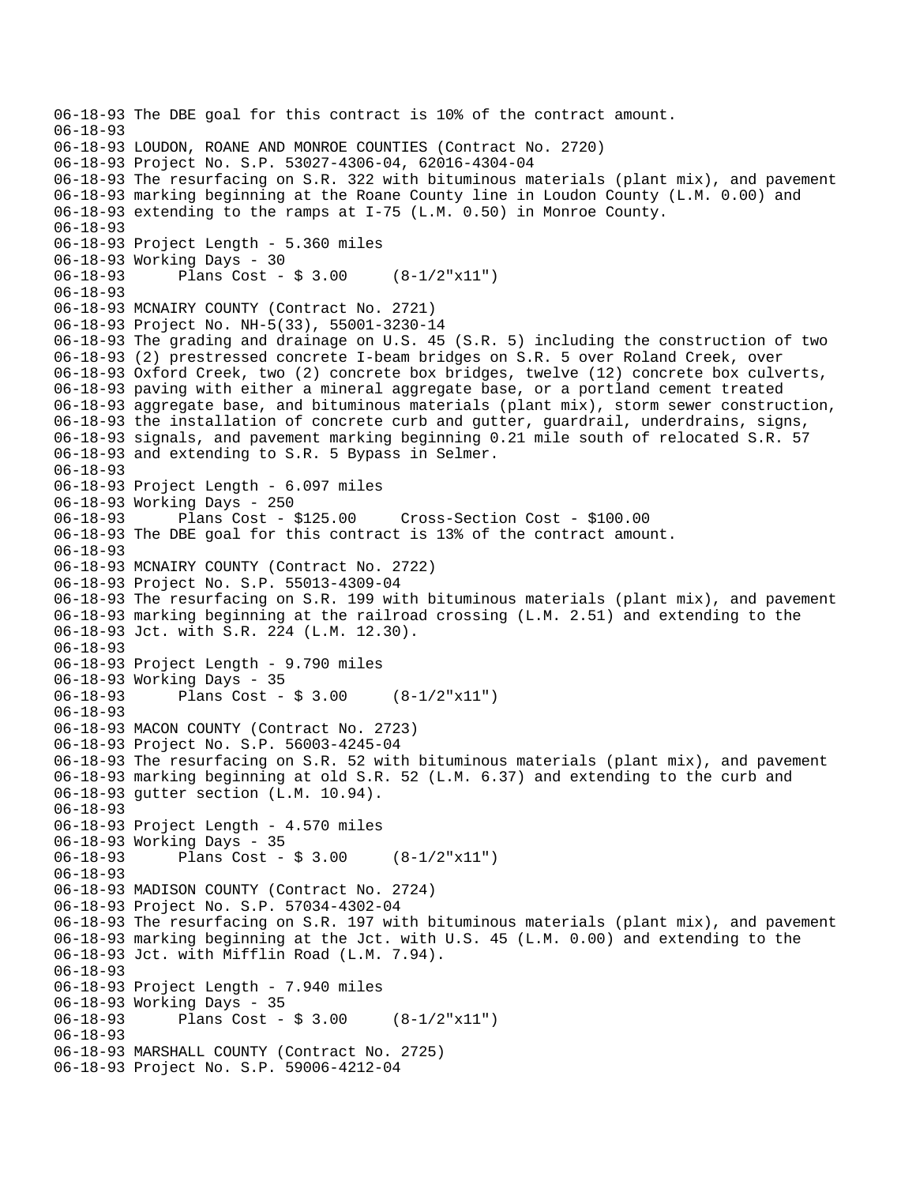```
06-18-93 The DBE goal for this contract is 10% of the contract amount.
06-18-93
06-18-93 LOUDON, ROANE AND MONROE COUNTIES (Contract No. 2720)
06-18-93 Project No. S.P. 53027-4306-04, 62016-4304-04
06-18-93 The resurfacing on S.R. 322 with bituminous materials (plant mix), and pavement
06-18-93 marking beginning at the Roane County line in Loudon County (L.M. 0.00) and
06-18-93 extending to the ramps at I-75 (L.M. 0.50) in Monroe County.
06-18-93
06-18-93 Project Length - 5.360 miles
06-18-93 Working Days - 30
06-18-93      Plans Cost - $ 3.00     (8-1/2"x11")
06-18-93
06-18-93 MCNAIRY COUNTY (Contract No. 2721)
06-18-93 Project No. NH-5(33), 55001-3230-14
06-18-93 The grading and drainage on U.S. 45 (S.R. 5) including the construction of two
06-18-93 (2) prestressed concrete I-beam bridges on S.R. 5 over Roland Creek, over
06-18-93 Oxford Creek, two (2) concrete box bridges, twelve (12) concrete box culverts,
06-18-93 paving with either a mineral aggregate base, or a portland cement treated
06-18-93 aggregate base, and bituminous materials (plant mix), storm sewer construction,
06-18-93 the installation of concrete curb and gutter, guardrail, underdrains, signs,
06-18-93 signals, and pavement marking beginning 0.21 mile south of relocated S.R. 57
06-18-93 and extending to S.R. 5 Bypass in Selmer.
06-18-93
06-18-93 Project Length - 6.097 miles
06-18-93 Working Days - 250
06-18-93      Plans Cost - $125.00     Cross-Section Cost - $100.00
06-18-93 The DBE goal for this contract is 13% of the contract amount.
06-18-93
06-18-93 MCNAIRY COUNTY (Contract No. 2722)
06-18-93 Project No. S.P. 55013-4309-04
06-18-93 The resurfacing on S.R. 199 with bituminous materials (plant mix), and pavement
06-18-93 marking beginning at the railroad crossing (L.M. 2.51) and extending to the
06-18-93 Jct. with S.R. 224 (L.M. 12.30).
06-18-93
06-18-93 Project Length - 9.790 miles
06-18-93 Working Days - 35
06-18-93      Plans Cost - $ 3.00     (8-1/2"x11")
06-18-93
06-18-93 MACON COUNTY (Contract No. 2723)
06-18-93 Project No. S.P. 56003-4245-04
06-18-93 The resurfacing on S.R. 52 with bituminous materials (plant mix), and pavement
06-18-93 marking beginning at old S.R. 52 (L.M. 6.37) and extending to the curb and
06-18-93 gutter section (L.M. 10.94).
06-18-93
06-18-93 Project Length - 4.570 miles
06-18-93 Working Days - 35
06-18-93      Plans Cost - $ 3.00     (8-1/2"x11")
06-18-93
06-18-93 MADISON COUNTY (Contract No. 2724)
06-18-93 Project No. S.P. 57034-4302-04
06-18-93 The resurfacing on S.R. 197 with bituminous materials (plant mix), and pavement
06-18-93 marking beginning at the Jct. with U.S. 45 (L.M. 0.00) and extending to the
06-18-93 Jct. with Mifflin Road (L.M. 7.94).
06-18-93
06-18-93 Project Length - 7.940 miles
06-18-93 Working Days - 35
06-18-93      Plans Cost - $ 3.00     (8-1/2"x11")
06-18-93
06-18-93 MARSHALL COUNTY (Contract No. 2725)
06-18-93 Project No. S.P. 59006-4212-04
```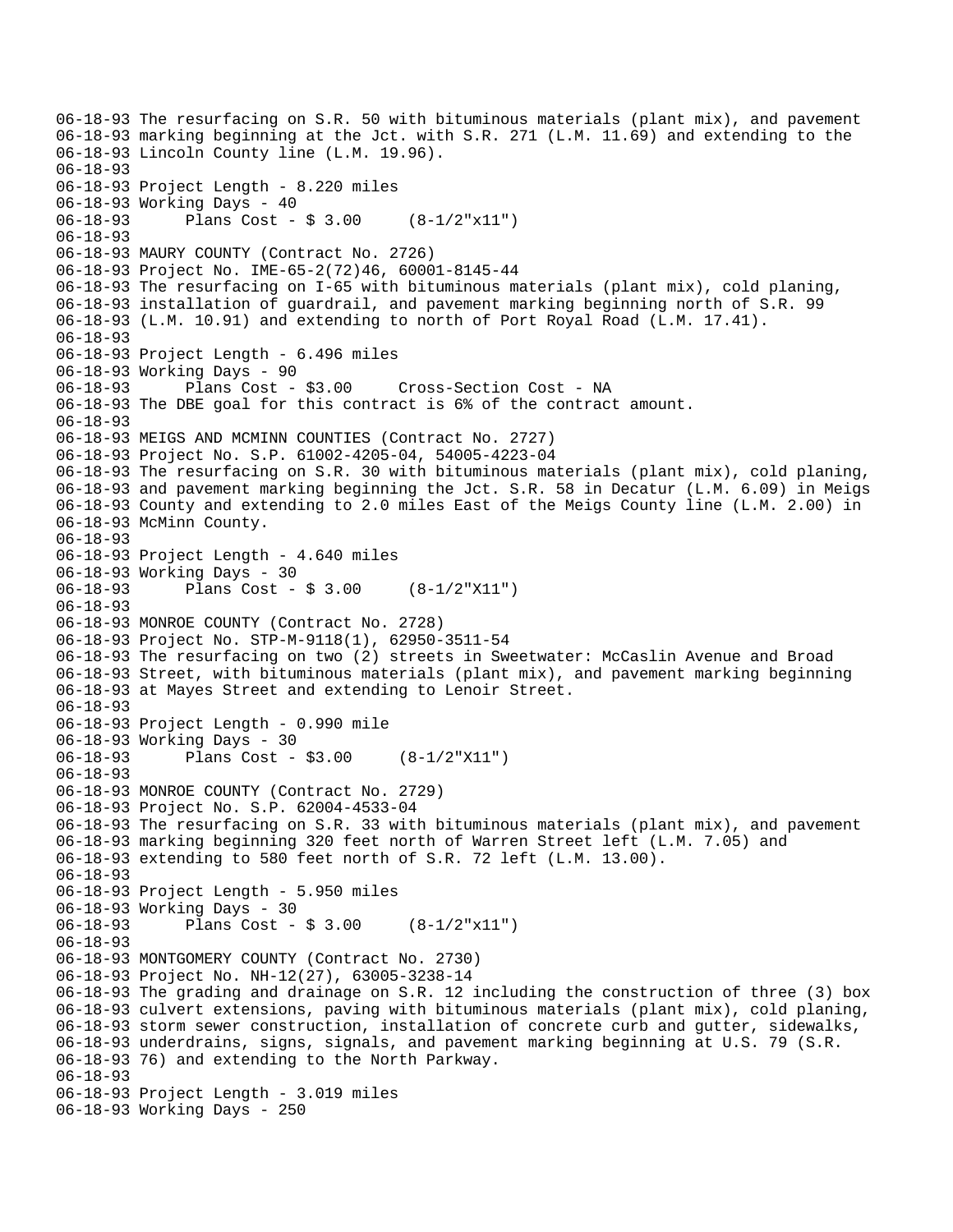```
06-18-93 The resurfacing on S.R. 50 with bituminous materials (plant mix), and pavement
06-18-93 marking beginning at the Jct. with S.R. 271 (L.M. 11.69) and extending to the
06-18-93 Lincoln County line (L.M. 19.96).
06-18-93
06-18-93 Project Length - 8.220 miles
06-18-93 Working Days - 40
06-18-93       Plans Cost - $ 3.00     (8-1/2"x11")
06-18-93
06-18-93 MAURY COUNTY (Contract No. 2726)
06-18-93 Project No. IME-65-2(72)46, 60001-8145-44
06-18-93 The resurfacing on I-65 with bituminous materials (plant mix), cold planing,
06-18-93 installation of guardrail, and pavement marking beginning north of S.R. 99
06-18-93 (L.M. 10.91) and extending to north of Port Royal Road (L.M. 17.41).
06-18-93
06-18-93 Project Length - 6.496 miles
06-18-93 Working Days - 90
06-18-93       Plans Cost - $3.00     Cross-Section Cost - NA
06-18-93 The DBE goal for this contract is 6% of the contract amount.
06-18-93
06-18-93 MEIGS AND MCMINN COUNTIES (Contract No. 2727)
06-18-93 Project No. S.P. 61002-4205-04, 54005-4223-04
06-18-93 The resurfacing on S.R. 30 with bituminous materials (plant mix), cold planing,
06-18-93 and pavement marking beginning the Jct. S.R. 58 in Decatur (L.M. 6.09) in Meigs
06-18-93 County and extending to 2.0 miles East of the Meigs County line (L.M. 2.00) in
06-18-93 McMinn County.
06-18-93
06-18-93 Project Length - 4.640 miles
06-18-93 Working Days - 30
06-18-93       Plans Cost - $ 3.00     (8-1/2"X11")
06-18-93
06-18-93 MONROE COUNTY (Contract No. 2728)
06-18-93 Project No. STP-M-9118(1), 62950-3511-54
06-18-93 The resurfacing on two (2) streets in Sweetwater: McCaslin Avenue and Broad
06-18-93 Street, with bituminous materials (plant mix), and pavement marking beginning
06-18-93 at Mayes Street and extending to Lenoir Street.
06-18-93
06-18-93 Project Length - 0.990 mile
06-18-93 Working Days - 30
06-18-93       Plans Cost - $3.00     (8-1/2"X11")
06-18-93
06-18-93 MONROE COUNTY (Contract No. 2729)
06-18-93 Project No. S.P. 62004-4533-04
06-18-93 The resurfacing on S.R. 33 with bituminous materials (plant mix), and pavement
06-18-93 marking beginning 320 feet north of Warren Street left (L.M. 7.05) and
06-18-93 extending to 580 feet north of S.R. 72 left (L.M. 13.00).
06-18-93
06-18-93 Project Length - 5.950 miles
06-18-93 Working Days - 30
06-18-93       Plans Cost - $ 3.00     (8-1/2"x11")
06-18-93
06-18-93 MONTGOMERY COUNTY (Contract No. 2730)
06-18-93 Project No. NH-12(27), 63005-3238-14
06-18-93 The grading and drainage on S.R. 12 including the construction of three (3) box
06-18-93 culvert extensions, paving with bituminous materials (plant mix), cold planing,
06-18-93 storm sewer construction, installation of concrete curb and gutter, sidewalks,
06-18-93 underdrains, signs, signals, and pavement marking beginning at U.S. 79 (S.R.
06-18-93 76) and extending to the North Parkway.
06-18-93
06-18-93 Project Length - 3.019 miles
06-18-93 Working Days - 250
```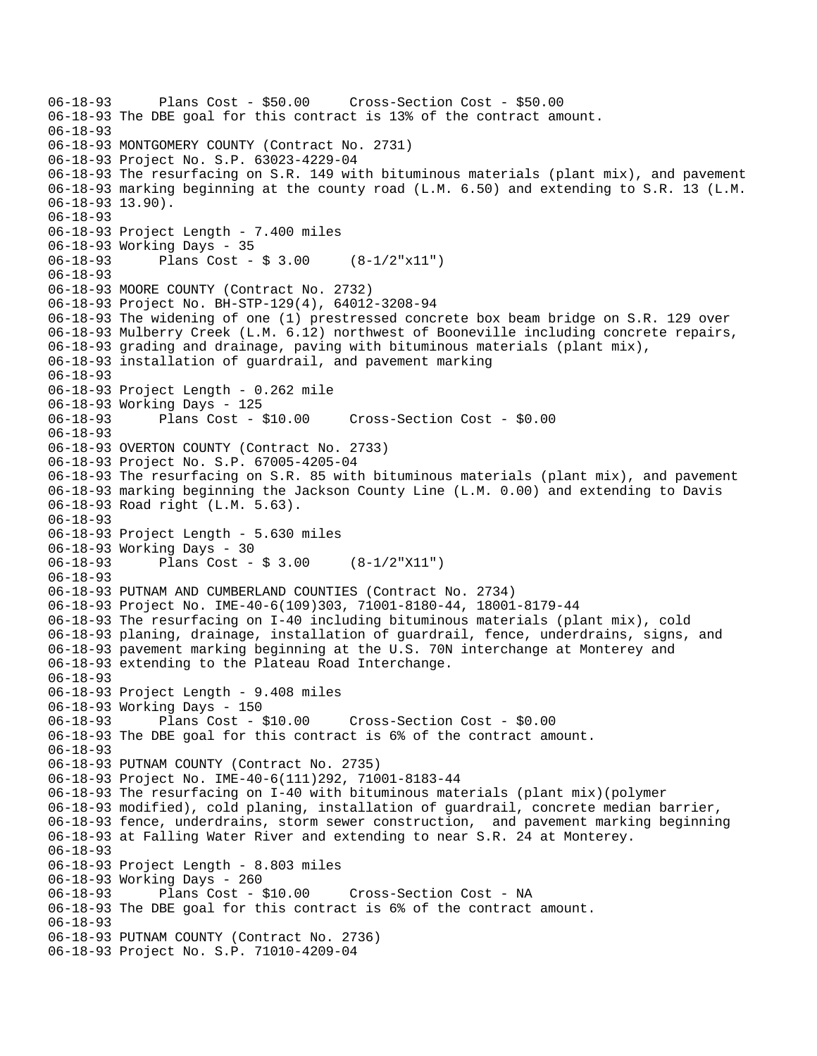```
06-18-93      Plans Cost - $50.00     Cross-Section Cost - $50.00
06-18-93 The DBE goal for this contract is 13% of the contract amount.
06-18-93
06-18-93 MONTGOMERY COUNTY (Contract No. 2731)
06-18-93 Project No. S.P. 63023-4229-04
06-18-93 The resurfacing on S.R. 149 with bituminous materials (plant mix), and pavement
06-18-93 marking beginning at the county road (L.M. 6.50) and extending to S.R. 13 (L.M.
06-18-93 13.90).
06-18-93
06-18-93 Project Length - 7.400 miles
06-18-93 Working Days - 35
06-18-93      Plans Cost - $ 3.00     (8-1/2"x11")
06-18-93
06-18-93 MOORE COUNTY (Contract No. 2732)
06-18-93 Project No. BH-STP-129(4), 64012-3208-94
06-18-93 The widening of one (1) prestressed concrete box beam bridge on S.R. 129 over
06-18-93 Mulberry Creek (L.M. 6.12) northwest of Booneville including concrete repairs,
06-18-93 grading and drainage, paving with bituminous materials (plant mix),
06-18-93 installation of guardrail, and pavement marking
06-18-93
06-18-93 Project Length - 0.262 mile
06-18-93 Working Days - 125
06-18-93      Plans Cost - $10.00     Cross-Section Cost - $0.00
06-18-93
06-18-93 OVERTON COUNTY (Contract No. 2733)
06-18-93 Project No. S.P. 67005-4205-04
06-18-93 The resurfacing on S.R. 85 with bituminous materials (plant mix), and pavement
06-18-93 marking beginning the Jackson County Line (L.M. 0.00) and extending to Davis
06-18-93 Road right (L.M. 5.63).
06-18-93
06-18-93 Project Length - 5.630 miles
06-18-93 Working Days - 30
06-18-93      Plans Cost - $ 3.00     (8-1/2"X11")
06-18-93
06-18-93 PUTNAM AND CUMBERLAND COUNTIES (Contract No. 2734)
06-18-93 Project No. IME-40-6(109)303, 71001-8180-44, 18001-8179-44
06-18-93 The resurfacing on I-40 including bituminous materials (plant mix), cold
06-18-93 planing, drainage, installation of guardrail, fence, underdrains, signs, and
06-18-93 pavement marking beginning at the U.S. 70N interchange at Monterey and
06-18-93 extending to the Plateau Road Interchange.
06-18-93
06-18-93 Project Length - 9.408 miles
06-18-93 Working Days - 150
06-18-93      Plans Cost - $10.00     Cross-Section Cost - $0.00
06-18-93 The DBE goal for this contract is 6% of the contract amount.
06-18-93
06-18-93 PUTNAM COUNTY (Contract No. 2735)
06-18-93 Project No. IME-40-6(111)292, 71001-8183-44
06-18-93 The resurfacing on I-40 with bituminous materials (plant mix)(polymer
06-18-93 modified), cold planing, installation of guardrail, concrete median barrier,
06-18-93 fence, underdrains, storm sewer construction,  and pavement marking beginning
06-18-93 at Falling Water River and extending to near S.R. 24 at Monterey.
06-18-93
06-18-93 Project Length - 8.803 miles
06-18-93 Working Days - 260
06-18-93      Plans Cost - $10.00     Cross-Section Cost - NA
06-18-93 The DBE goal for this contract is 6% of the contract amount.
06-18-93
06-18-93 PUTNAM COUNTY (Contract No. 2736)
06-18-93 Project No. S.P. 71010-4209-04
```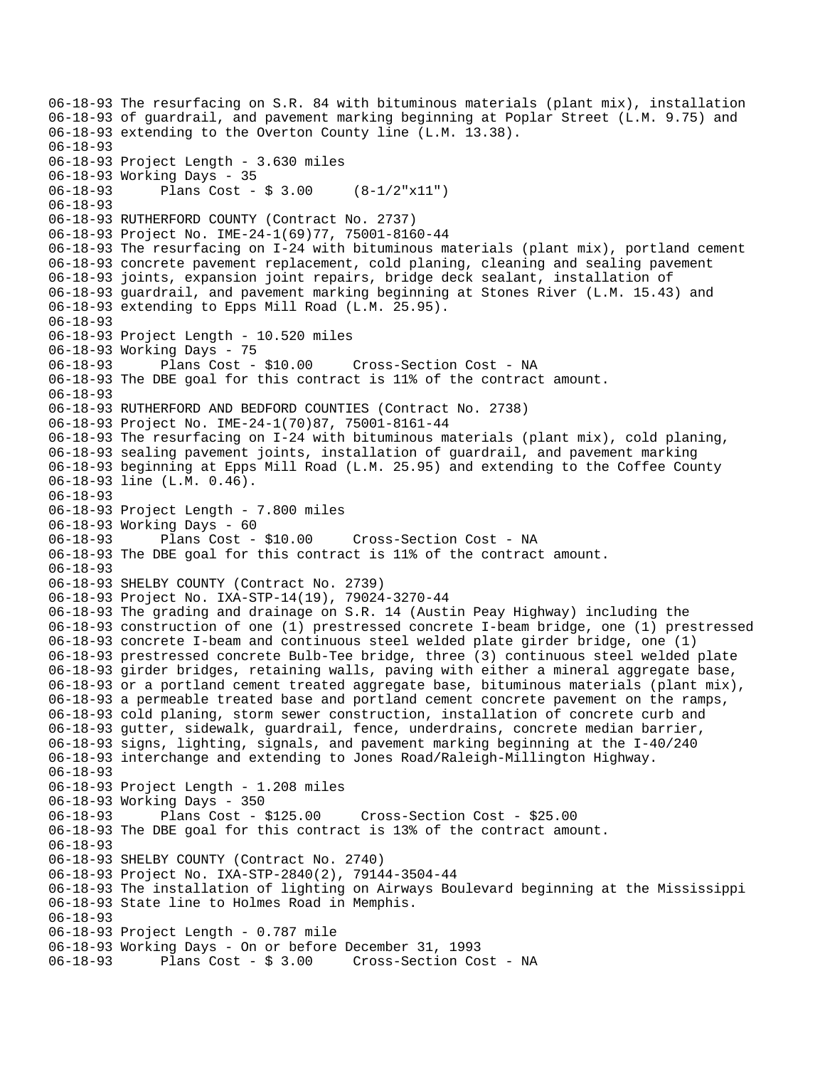```
06-18-93 The resurfacing on S.R. 84 with bituminous materials (plant mix), installation
06-18-93 of guardrail, and pavement marking beginning at Poplar Street (L.M. 9.75) and
06-18-93 extending to the Overton County line (L.M. 13.38).
06-18-93
06-18-93 Project Length - 3.630 miles
06-18-93 Working Days - 35
06-18-93      Plans Cost - $ 3.00     (8-1/2"x11")
06-18-93
06-18-93 RUTHERFORD COUNTY (Contract No. 2737)
06-18-93 Project No. IME-24-1(69)77, 75001-8160-44
06-18-93 The resurfacing on I-24 with bituminous materials (plant mix), portland cement
06-18-93 concrete pavement replacement, cold planing, cleaning and sealing pavement
06-18-93 joints, expansion joint repairs, bridge deck sealant, installation of
06-18-93 guardrail, and pavement marking beginning at Stones River (L.M. 15.43) and
06-18-93 extending to Epps Mill Road (L.M. 25.95).
06-18-93
06-18-93 Project Length - 10.520 miles
06-18-93 Working Days - 75
06-18-93      Plans Cost - $10.00     Cross-Section Cost - NA
06-18-93 The DBE goal for this contract is 11% of the contract amount.
06-18-93
06-18-93 RUTHERFORD AND BEDFORD COUNTIES (Contract No. 2738)
06-18-93 Project No. IME-24-1(70)87, 75001-8161-44
06-18-93 The resurfacing on I-24 with bituminous materials (plant mix), cold planing,
06-18-93 sealing pavement joints, installation of guardrail, and pavement marking
06-18-93 beginning at Epps Mill Road (L.M. 25.95) and extending to the Coffee County
06-18-93 line (L.M. 0.46).
06-18-93
06-18-93 Project Length - 7.800 miles
06-18-93 Working Days - 60
06-18-93      Plans Cost - $10.00     Cross-Section Cost - NA
06-18-93 The DBE goal for this contract is 11% of the contract amount.
06-18-93
06-18-93 SHELBY COUNTY (Contract No. 2739)
06-18-93 Project No. IXA-STP-14(19), 79024-3270-44
06-18-93 The grading and drainage on S.R. 14 (Austin Peay Highway) including the
06-18-93 construction of one (1) prestressed concrete I-beam bridge, one (1) prestressed
06-18-93 concrete I-beam and continuous steel welded plate girder bridge, one (1)
06-18-93 prestressed concrete Bulb-Tee bridge, three (3) continuous steel welded plate
06-18-93 girder bridges, retaining walls, paving with either a mineral aggregate base,
06-18-93 or a portland cement treated aggregate base, bituminous materials (plant mix),
06-18-93 a permeable treated base and portland cement concrete pavement on the ramps,
06-18-93 cold planing, storm sewer construction, installation of concrete curb and
06-18-93 gutter, sidewalk, guardrail, fence, underdrains, concrete median barrier,
06-18-93 signs, lighting, signals, and pavement marking beginning at the I-40/240
06-18-93 interchange and extending to Jones Road/Raleigh-Millington Highway.
06-18-93
06-18-93 Project Length - 1.208 miles
06-18-93 Working Days - 350
06-18-93      Plans Cost - $125.00     Cross-Section Cost - $25.00
06-18-93 The DBE goal for this contract is 13% of the contract amount.
06-18-93
06-18-93 SHELBY COUNTY (Contract No. 2740)
06-18-93 Project No. IXA-STP-2840(2), 79144-3504-44
06-18-93 The installation of lighting on Airways Boulevard beginning at the Mississippi
06-18-93 State line to Holmes Road in Memphis.
06-18-93
06-18-93 Project Length - 0.787 mile
06-18-93 Working Days - On or before December 31, 1993
06-18-93      Plans Cost - $ 3.00     Cross-Section Cost - NA
```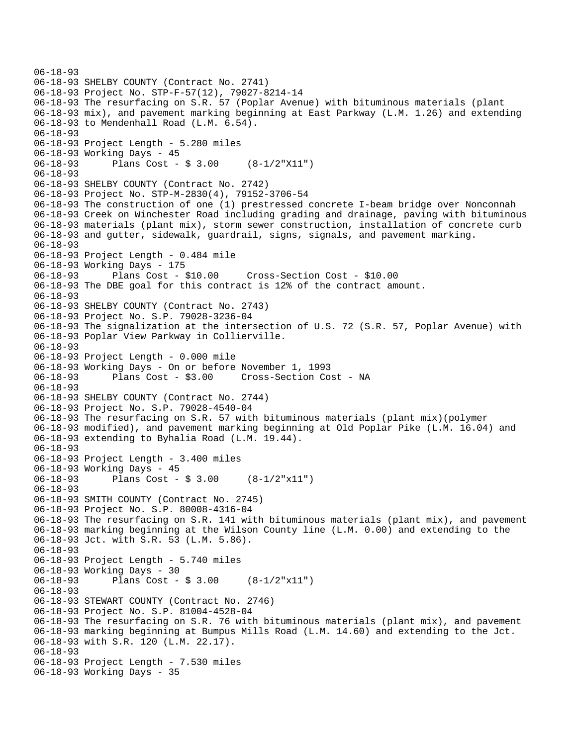```
06-18-93
06-18-93 SHELBY COUNTY (Contract No. 2741)
06-18-93 Project No. STP-F-57(12), 79027-8214-14
06-18-93 The resurfacing on S.R. 57 (Poplar Avenue) with bituminous materials (plant
06-18-93 mix), and pavement marking beginning at East Parkway (L.M. 1.26) and extending
06-18-93 to Mendenhall Road (L.M. 6.54).
06-18-93
06-18-93 Project Length - 5.280 miles
06-18-93 Working Days - 45
06-18-93       Plans Cost - $ 3.00     (8-1/2"X11")
06-18-93
06-18-93 SHELBY COUNTY (Contract No. 2742)
06-18-93 Project No. STP-M-2830(4), 79152-3706-54
06-18-93 The construction of one (1) prestressed concrete I-beam bridge over Nonconnah
06-18-93 Creek on Winchester Road including grading and drainage, paving with bituminous
06-18-93 materials (plant mix), storm sewer construction, installation of concrete curb
06-18-93 and gutter, sidewalk, guardrail, signs, signals, and pavement marking.
06-18-93
06-18-93 Project Length - 0.484 mile
06-18-93 Working Days - 175
06-18-93       Plans Cost - $10.00     Cross-Section Cost - $10.00
06-18-93 The DBE goal for this contract is 12% of the contract amount.
06-18-93
06-18-93 SHELBY COUNTY (Contract No. 2743)
06-18-93 Project No. S.P. 79028-3236-04
06-18-93 The signalization at the intersection of U.S. 72 (S.R. 57, Poplar Avenue) with
06-18-93 Poplar View Parkway in Collierville.
06-18-93
06-18-93 Project Length - 0.000 mile
06-18-93 Working Days - On or before November 1, 1993
06-18-93       Plans Cost - $3.00     Cross-Section Cost - NA
06-18-93
06-18-93 SHELBY COUNTY (Contract No. 2744)
06-18-93 Project No. S.P. 79028-4540-04
06-18-93 The resurfacing on S.R. 57 with bituminous materials (plant mix)(polymer
06-18-93 modified), and pavement marking beginning at Old Poplar Pike (L.M. 16.04) and
06-18-93 extending to Byhalia Road (L.M. 19.44).
06-18-93
06-18-93 Project Length - 3.400 miles
06-18-93 Working Days - 45
06-18-93       Plans Cost - $ 3.00     (8-1/2"x11")
06-18-93
06-18-93 SMITH COUNTY (Contract No. 2745)
06-18-93 Project No. S.P. 80008-4316-04
06-18-93 The resurfacing on S.R. 141 with bituminous materials (plant mix), and pavement
06-18-93 marking beginning at the Wilson County line (L.M. 0.00) and extending to the
06-18-93 Jct. with S.R. 53 (L.M. 5.86).
06-18-93
06-18-93 Project Length - 5.740 miles
06-18-93 Working Days - 30
06-18-93       Plans Cost - $ 3.00     (8-1/2"x11")
06-18-93
06-18-93 STEWART COUNTY (Contract No. 2746)
06-18-93 Project No. S.P. 81004-4528-04
06-18-93 The resurfacing on S.R. 76 with bituminous materials (plant mix), and pavement
06-18-93 marking beginning at Bumpus Mills Road (L.M. 14.60) and extending to the Jct.
06-18-93 with S.R. 120 (L.M. 22.17).
06-18-93
06-18-93 Project Length - 7.530 miles
06-18-93 Working Days - 35
```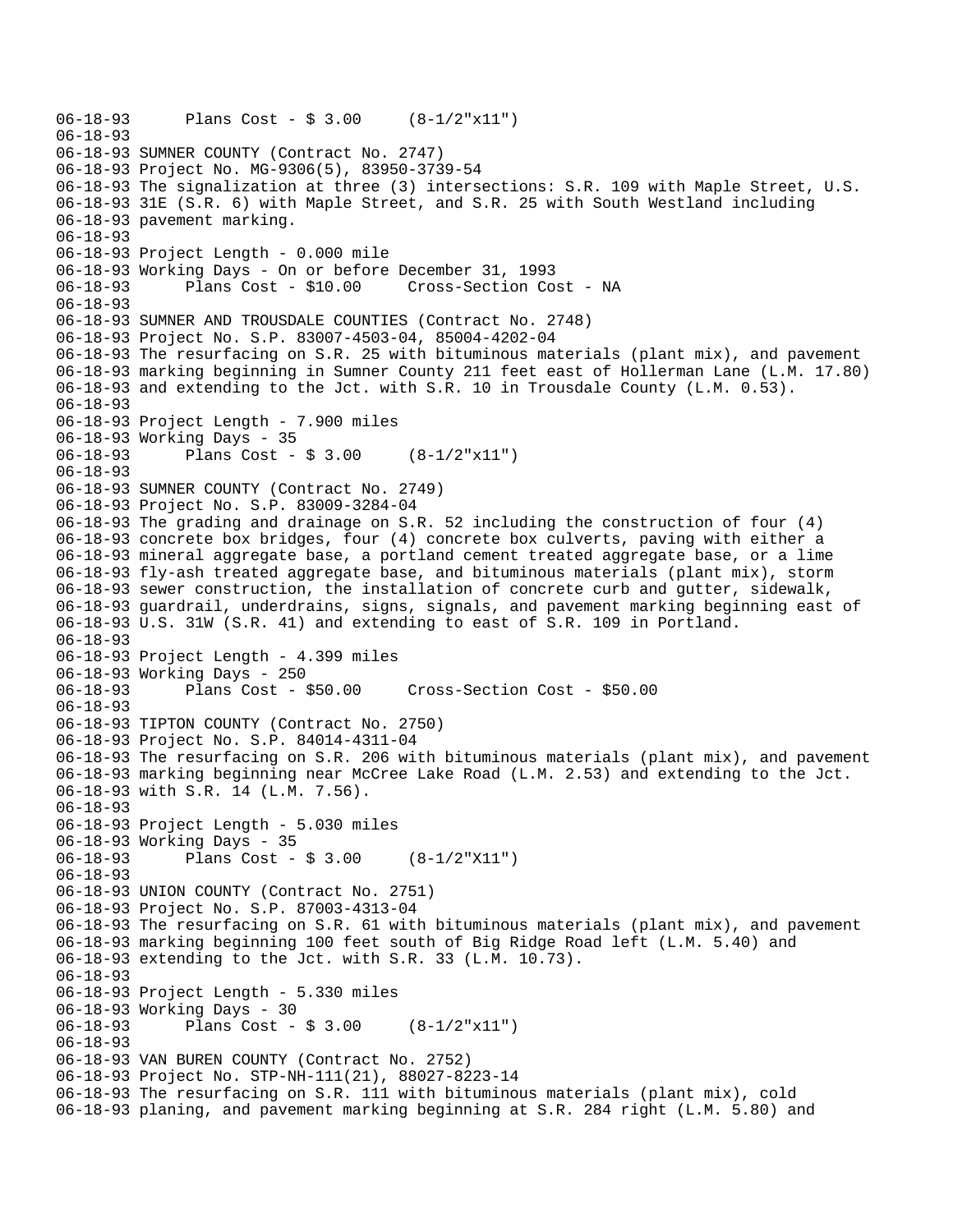```
06-18-93       Plans Cost - $ 3.00     (8-1/2"x11")
06-18-93
06-18-93 SUMNER COUNTY (Contract No. 2747)
06-18-93 Project No. MG-9306(5), 83950-3739-54
06-18-93 The signalization at three (3) intersections: S.R. 109 with Maple Street, U.S.
06-18-93 31E (S.R. 6) with Maple Street, and S.R. 25 with South Westland including
06-18-93 pavement marking.
06-18-93
06-18-93 Project Length - 0.000 mile
06-18-93 Working Days - On or before December 31, 1993
06-18-93       Plans Cost - $10.00     Cross-Section Cost - NA
06-18-93
06-18-93 SUMNER AND TROUSDALE COUNTIES (Contract No. 2748)
06-18-93 Project No. S.P. 83007-4503-04, 85004-4202-04
06-18-93 The resurfacing on S.R. 25 with bituminous materials (plant mix), and pavement
06-18-93 marking beginning in Sumner County 211 feet east of Hollerman Lane (L.M. 17.80)
06-18-93 and extending to the Jct. with S.R. 10 in Trousdale County (L.M. 0.53).
06-18-93
06-18-93 Project Length - 7.900 miles
06-18-93 Working Days - 35
06-18-93       Plans Cost - $ 3.00     (8-1/2"x11")
06-18-93
06-18-93 SUMNER COUNTY (Contract No. 2749)
06-18-93 Project No. S.P. 83009-3284-04
06-18-93 The grading and drainage on S.R. 52 including the construction of four (4)
06-18-93 concrete box bridges, four (4) concrete box culverts, paving with either a
06-18-93 mineral aggregate base, a portland cement treated aggregate base, or a lime
06-18-93 fly-ash treated aggregate base, and bituminous materials (plant mix), storm
06-18-93 sewer construction, the installation of concrete curb and gutter, sidewalk,
06-18-93 guardrail, underdrains, signs, signals, and pavement marking beginning east of
06-18-93 U.S. 31W (S.R. 41) and extending to east of S.R. 109 in Portland.
06-18-93
06-18-93 Project Length - 4.399 miles
06-18-93 Working Days - 250
06-18-93       Plans Cost - $50.00     Cross-Section Cost - $50.00
06-18-93
06-18-93 TIPTON COUNTY (Contract No. 2750)
06-18-93 Project No. S.P. 84014-4311-04
06-18-93 The resurfacing on S.R. 206 with bituminous materials (plant mix), and pavement
06-18-93 marking beginning near McCree Lake Road (L.M. 2.53) and extending to the Jct.
06-18-93 with S.R. 14 (L.M. 7.56).
06-18-93
06-18-93 Project Length - 5.030 miles
06-18-93 Working Days - 35
06-18-93       Plans Cost - $ 3.00     (8-1/2"X11")
06-18-93
06-18-93 UNION COUNTY (Contract No. 2751)
06-18-93 Project No. S.P. 87003-4313-04
06-18-93 The resurfacing on S.R. 61 with bituminous materials (plant mix), and pavement
06-18-93 marking beginning 100 feet south of Big Ridge Road left (L.M. 5.40) and
06-18-93 extending to the Jct. with S.R. 33 (L.M. 10.73).
06-18-93
06-18-93 Project Length - 5.330 miles
06-18-93 Working Days - 30
06-18-93       Plans Cost - $ 3.00     (8-1/2"x11")
06-18-93
06-18-93 VAN BUREN COUNTY (Contract No. 2752)
06-18-93 Project No. STP-NH-111(21), 88027-8223-14
06-18-93 The resurfacing on S.R. 111 with bituminous materials (plant mix), cold
06-18-93 planing, and pavement marking beginning at S.R. 284 right (L.M. 5.80) and
```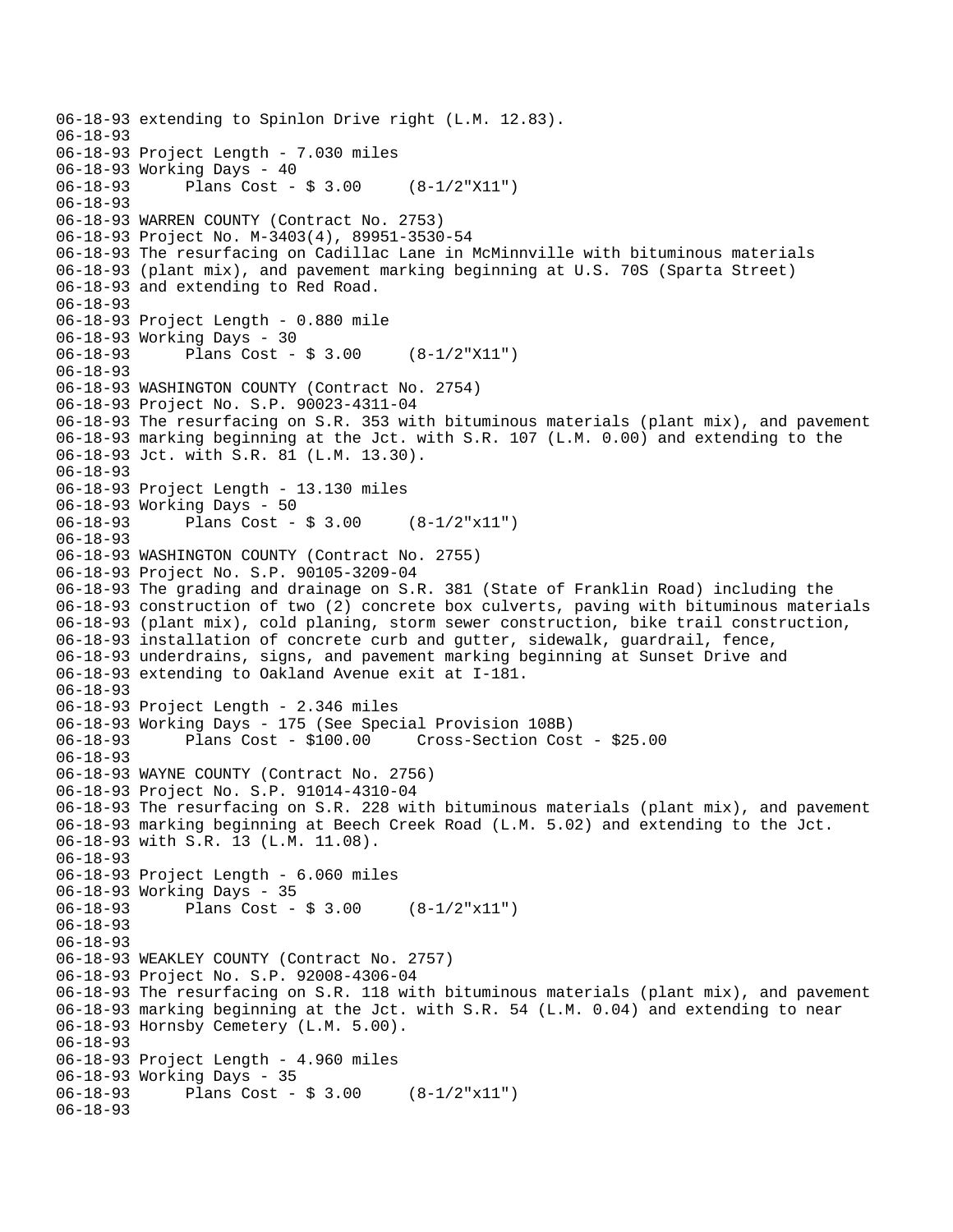```
06-18-93 extending to Spinlon Drive right (L.M. 12.83).
06-18-93
06-18-93 Project Length - 7.030 miles
06-18-93 Working Days - 40
06-18-93       Plans Cost - $ 3.00     (8-1/2"X11")
06-18-93
06-18-93 WARREN COUNTY (Contract No. 2753)
06-18-93 Project No. M-3403(4), 89951-3530-54
06-18-93 The resurfacing on Cadillac Lane in McMinnville with bituminous materials
06-18-93 (plant mix), and pavement marking beginning at U.S. 70S (Sparta Street)
06-18-93 and extending to Red Road.
06-18-93
06-18-93 Project Length - 0.880 mile
06-18-93 Working Days - 30
06-18-93       Plans Cost - $ 3.00     (8-1/2"X11")
06-18-93
06-18-93 WASHINGTON COUNTY (Contract No. 2754)
06-18-93 Project No. S.P. 90023-4311-04
06-18-93 The resurfacing on S.R. 353 with bituminous materials (plant mix), and pavement
06-18-93 marking beginning at the Jct. with S.R. 107 (L.M. 0.00) and extending to the
06-18-93 Jct. with S.R. 81 (L.M. 13.30).
06-18-93
06-18-93 Project Length - 13.130 miles
06-18-93 Working Days - 50
06-18-93       Plans Cost - $ 3.00     (8-1/2"x11")
06-18-93
06-18-93 WASHINGTON COUNTY (Contract No. 2755)
06-18-93 Project No. S.P. 90105-3209-04
06-18-93 The grading and drainage on S.R. 381 (State of Franklin Road) including the
06-18-93 construction of two (2) concrete box culverts, paving with bituminous materials
06-18-93 (plant mix), cold planing, storm sewer construction, bike trail construction,
06-18-93 installation of concrete curb and gutter, sidewalk, guardrail, fence,
06-18-93 underdrains, signs, and pavement marking beginning at Sunset Drive and
06-18-93 extending to Oakland Avenue exit at I-181.
06-18-93
06-18-93 Project Length - 2.346 miles
06-18-93 Working Days - 175 (See Special Provision 108B)
06-18-93       Plans Cost - $100.00     Cross-Section Cost - $25.00
06-18-93
06-18-93 WAYNE COUNTY (Contract No. 2756)
06-18-93 Project No. S.P. 91014-4310-04
06-18-93 The resurfacing on S.R. 228 with bituminous materials (plant mix), and pavement
06-18-93 marking beginning at Beech Creek Road (L.M. 5.02) and extending to the Jct.
06-18-93 with S.R. 13 (L.M. 11.08).
06-18-93
06-18-93 Project Length - 6.060 miles
06-18-93 Working Days - 35
06-18-93       Plans Cost - $ 3.00     (8-1/2"x11")
06-18-93
06-18-93
06-18-93 WEAKLEY COUNTY (Contract No. 2757)
06-18-93 Project No. S.P. 92008-4306-04
06-18-93 The resurfacing on S.R. 118 with bituminous materials (plant mix), and pavement
06-18-93 marking beginning at the Jct. with S.R. 54 (L.M. 0.04) and extending to near
06-18-93 Hornsby Cemetery (L.M. 5.00).
06-18-93
06-18-93 Project Length - 4.960 miles
06-18-93 Working Days - 35
06-18-93       Plans Cost - $ 3.00     (8-1/2"x11")
06-18-93
```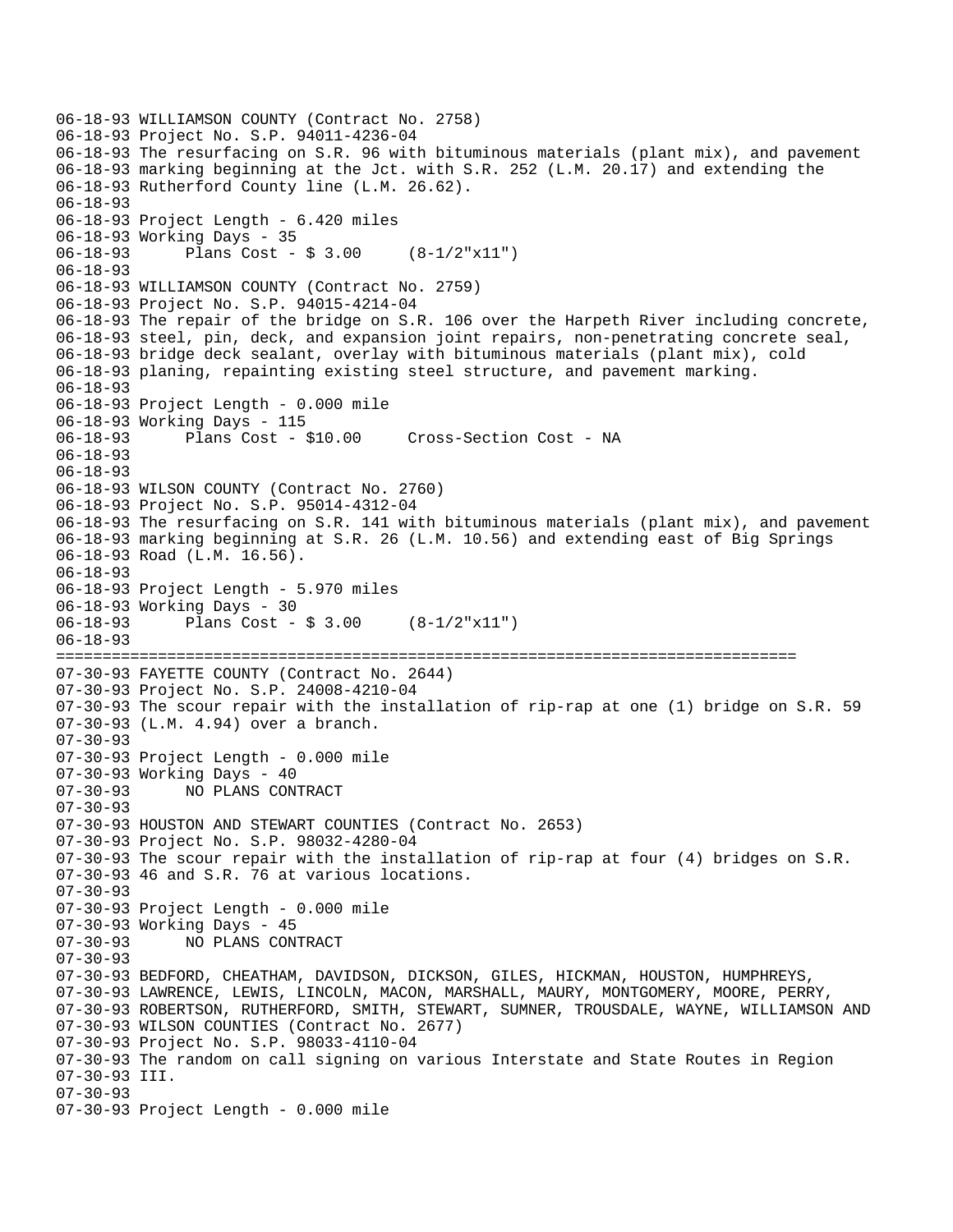```
06-18-93 WILLIAMSON COUNTY (Contract No. 2758)
06-18-93 Project No. S.P. 94011-4236-04
06-18-93 The resurfacing on S.R. 96 with bituminous materials (plant mix), and pavement
06-18-93 marking beginning at the Jct. with S.R. 252 (L.M. 20.17) and extending the
06-18-93 Rutherford County line (L.M. 26.62).
06-18-93
06-18-93 Project Length - 6.420 miles
06-18-93 Working Days - 35
06-18-93      Plans Cost - $ 3.00     (8-1/2"x11")
06-18-93
06-18-93 WILLIAMSON COUNTY (Contract No. 2759)
06-18-93 Project No. S.P. 94015-4214-04
06-18-93 The repair of the bridge on S.R. 106 over the Harpeth River including concrete,
06-18-93 steel, pin, deck, and expansion joint repairs, non-penetrating concrete seal,
06-18-93 bridge deck sealant, overlay with bituminous materials (plant mix), cold
06-18-93 planing, repainting existing steel structure, and pavement marking.
06-18-93
06-18-93 Project Length - 0.000 mile
06-18-93 Working Days - 115
06-18-93      Plans Cost - $10.00     Cross-Section Cost - NA
06-18-93
06-18-93
06-18-93 WILSON COUNTY (Contract No. 2760)
06-18-93 Project No. S.P. 95014-4312-04
06-18-93 The resurfacing on S.R. 141 with bituminous materials (plant mix), and pavement
06-18-93 marking beginning at S.R. 26 (L.M. 10.56) and extending east of Big Springs
06-18-93 Road (L.M. 16.56).
06-18-93
06-18-93 Project Length - 5.970 miles
06-18-93 Working Days - 30
06-18-93      Plans Cost - $ 3.00     (8-1/2"x11")
06-18-93
================================================================================
07-30-93 FAYETTE COUNTY (Contract No. 2644)
07-30-93 Project No. S.P. 24008-4210-04
07-30-93 The scour repair with the installation of rip-rap at one (1) bridge on S.R. 59
07-30-93 (L.M. 4.94) over a branch.
07-30-93
07-30-93 Project Length - 0.000 mile
07-30-93 Working Days - 40
07-30-93      NO PLANS CONTRACT
07-30-93
07-30-93 HOUSTON AND STEWART COUNTIES (Contract No. 2653)
07-30-93 Project No. S.P. 98032-4280-04
07-30-93 The scour repair with the installation of rip-rap at four (4) bridges on S.R.
07-30-93 46 and S.R. 76 at various locations.
07-30-93
07-30-93 Project Length - 0.000 mile
07-30-93 Working Days - 45
07-30-93      NO PLANS CONTRACT
07-30-93
07-30-93 BEDFORD, CHEATHAM, DAVIDSON, DICKSON, GILES, HICKMAN, HOUSTON, HUMPHREYS,
07-30-93 LAWRENCE, LEWIS, LINCOLN, MACON, MARSHALL, MAURY, MONTGOMERY, MOORE, PERRY,
07-30-93 ROBERTSON, RUTHERFORD, SMITH, STEWART, SUMNER, TROUSDALE, WAYNE, WILLIAMSON AND
07-30-93 WILSON COUNTIES (Contract No. 2677)
07-30-93 Project No. S.P. 98033-4110-04
07-30-93 The random on call signing on various Interstate and State Routes in Region
07-30-93 III.
07-30-93
07-30-93 Project Length - 0.000 mile
```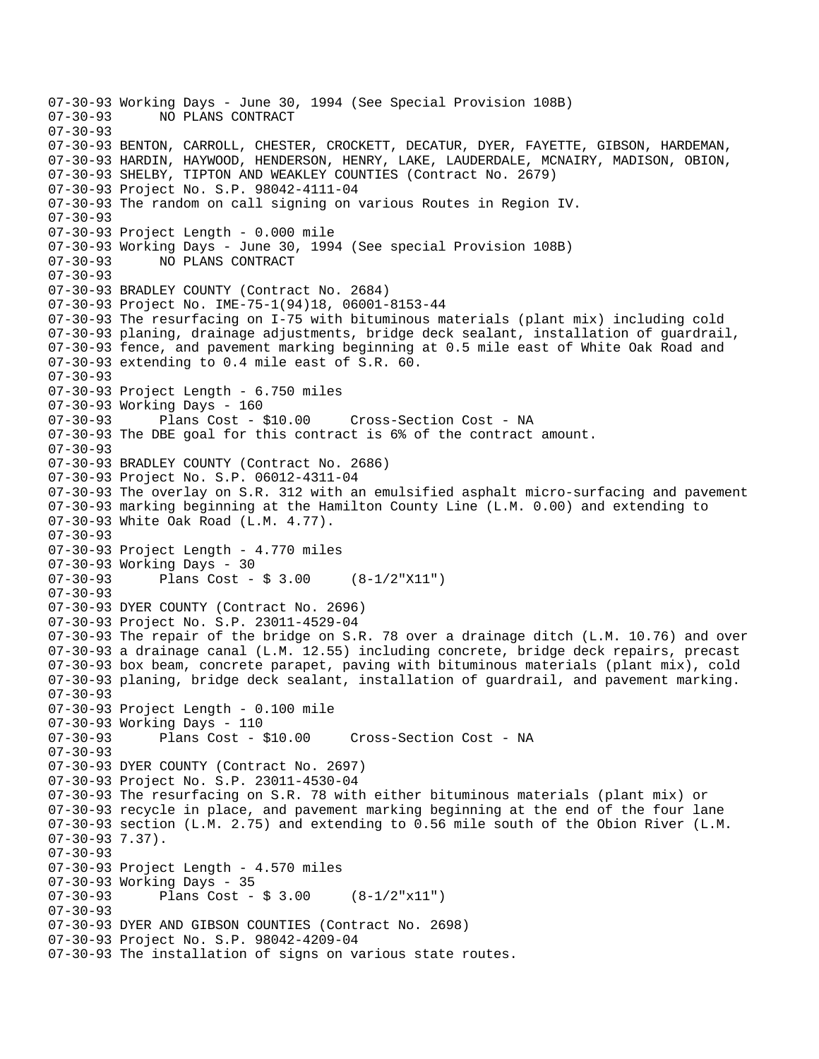```
07-30-93 Working Days - June 30, 1994 (See Special Provision 108B)
07-30-93       NO PLANS CONTRACT
07-30-93
07-30-93 BENTON, CARROLL, CHESTER, CROCKETT, DECATUR, DYER, FAYETTE, GIBSON, HARDEMAN,
07-30-93 HARDIN, HAYWOOD, HENDERSON, HENRY, LAKE, LAUDERDALE, MCNAIRY, MADISON, OBION,
07-30-93 SHELBY, TIPTON AND WEAKLEY COUNTIES (Contract No. 2679)
07-30-93 Project No. S.P. 98042-4111-04
07-30-93 The random on call signing on various Routes in Region IV.
07-30-93
07-30-93 Project Length - 0.000 mile
07-30-93 Working Days - June 30, 1994 (See special Provision 108B)
07-30-93       NO PLANS CONTRACT
07-30-93
07-30-93 BRADLEY COUNTY (Contract No. 2684)
07-30-93 Project No. IME-75-1(94)18, 06001-8153-44
07-30-93 The resurfacing on I-75 with bituminous materials (plant mix) including cold
07-30-93 planing, drainage adjustments, bridge deck sealant, installation of guardrail,
07-30-93 fence, and pavement marking beginning at 0.5 mile east of White Oak Road and
07-30-93 extending to 0.4 mile east of S.R. 60.
07-30-93
07-30-93 Project Length - 6.750 miles
07-30-93 Working Days - 160
07-30-93       Plans Cost - $10.00     Cross-Section Cost - NA
07-30-93 The DBE goal for this contract is 6% of the contract amount.
07-30-93
07-30-93 BRADLEY COUNTY (Contract No. 2686)
07-30-93 Project No. S.P. 06012-4311-04
07-30-93 The overlay on S.R. 312 with an emulsified asphalt micro-surfacing and pavement
07-30-93 marking beginning at the Hamilton County Line (L.M. 0.00) and extending to
07-30-93 White Oak Road (L.M. 4.77).
07-30-93
07-30-93 Project Length - 4.770 miles
07-30-93 Working Days - 30
07-30-93       Plans Cost - $ 3.00     (8-1/2"X11")
07-30-93
07-30-93 DYER COUNTY (Contract No. 2696)
07-30-93 Project No. S.P. 23011-4529-04
07-30-93 The repair of the bridge on S.R. 78 over a drainage ditch (L.M. 10.76) and over
07-30-93 a drainage canal (L.M. 12.55) including concrete, bridge deck repairs, precast
07-30-93 box beam, concrete parapet, paving with bituminous materials (plant mix), cold
07-30-93 planing, bridge deck sealant, installation of guardrail, and pavement marking.
07-30-93
07-30-93 Project Length - 0.100 mile
07-30-93 Working Days - 110
07-30-93       Plans Cost - $10.00     Cross-Section Cost - NA
07-30-93
07-30-93 DYER COUNTY (Contract No. 2697)
07-30-93 Project No. S.P. 23011-4530-04
07-30-93 The resurfacing on S.R. 78 with either bituminous materials (plant mix) or
07-30-93 recycle in place, and pavement marking beginning at the end of the four lane
07-30-93 section (L.M. 2.75) and extending to 0.56 mile south of the Obion River (L.M.
07-30-93 7.37).
07-30-93
07-30-93 Project Length - 4.570 miles
07-30-93 Working Days - 35
07-30-93       Plans Cost - $ 3.00     (8-1/2"x11")
07-30-93
07-30-93 DYER AND GIBSON COUNTIES (Contract No. 2698)
07-30-93 Project No. S.P. 98042-4209-04
07-30-93 The installation of signs on various state routes.
```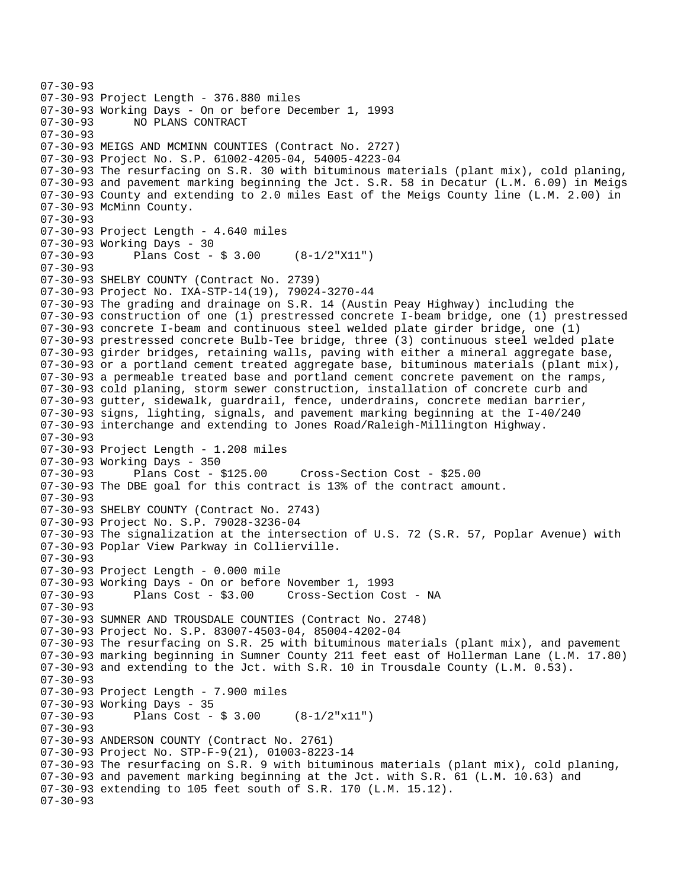```
07-30-93
07-30-93 Project Length - 376.880 miles
07-30-93 Working Days - On or before December 1, 1993
07-30-93       NO PLANS CONTRACT
07-30-93
07-30-93 MEIGS AND MCMINN COUNTIES (Contract No. 2727)
07-30-93 Project No. S.P. 61002-4205-04, 54005-4223-04
07-30-93 The resurfacing on S.R. 30 with bituminous materials (plant mix), cold planing,
07-30-93 and pavement marking beginning the Jct. S.R. 58 in Decatur (L.M. 6.09) in Meigs
07-30-93 County and extending to 2.0 miles East of the Meigs County line (L.M. 2.00) in
07-30-93 McMinn County.
07-30-93
07-30-93 Project Length - 4.640 miles
07-30-93 Working Days - 30
07-30-93       Plans Cost - $ 3.00     (8-1/2"X11")
07-30-93
07-30-93 SHELBY COUNTY (Contract No. 2739)
07-30-93 Project No. IXA-STP-14(19), 79024-3270-44
07-30-93 The grading and drainage on S.R. 14 (Austin Peay Highway) including the
07-30-93 construction of one (1) prestressed concrete I-beam bridge, one (1) prestressed
07-30-93 concrete I-beam and continuous steel welded plate girder bridge, one (1)
07-30-93 prestressed concrete Bulb-Tee bridge, three (3) continuous steel welded plate
07-30-93 girder bridges, retaining walls, paving with either a mineral aggregate base,
07-30-93 or a portland cement treated aggregate base, bituminous materials (plant mix),
07-30-93 a permeable treated base and portland cement concrete pavement on the ramps,
07-30-93 cold planing, storm sewer construction, installation of concrete curb and
07-30-93 gutter, sidewalk, guardrail, fence, underdrains, concrete median barrier,
07-30-93 signs, lighting, signals, and pavement marking beginning at the I-40/240
07-30-93 interchange and extending to Jones Road/Raleigh-Millington Highway.
07-30-93
07-30-93 Project Length - 1.208 miles
07-30-93 Working Days - 350
07-30-93       Plans Cost - $125.00     Cross-Section Cost - $25.00
07-30-93 The DBE goal for this contract is 13% of the contract amount.
07-30-93
07-30-93 SHELBY COUNTY (Contract No. 2743)
07-30-93 Project No. S.P. 79028-3236-04
07-30-93 The signalization at the intersection of U.S. 72 (S.R. 57, Poplar Avenue) with
07-30-93 Poplar View Parkway in Collierville.
07-30-93
07-30-93 Project Length - 0.000 mile
07-30-93 Working Days - On or before November 1, 1993
07-30-93       Plans Cost - $3.00     Cross-Section Cost - NA
07-30-93
07-30-93 SUMNER AND TROUSDALE COUNTIES (Contract No. 2748)
07-30-93 Project No. S.P. 83007-4503-04, 85004-4202-04
07-30-93 The resurfacing on S.R. 25 with bituminous materials (plant mix), and pavement
07-30-93 marking beginning in Sumner County 211 feet east of Hollerman Lane (L.M. 17.80)
07-30-93 and extending to the Jct. with S.R. 10 in Trousdale County (L.M. 0.53).
07-30-93
07-30-93 Project Length - 7.900 miles
07-30-93 Working Days - 35
07-30-93       Plans Cost - $ 3.00     (8-1/2"x11")
07-30-93
07-30-93 ANDERSON COUNTY (Contract No. 2761)
07-30-93 Project No. STP-F-9(21), 01003-8223-14
07-30-93 The resurfacing on S.R. 9 with bituminous materials (plant mix), cold planing,
07-30-93 and pavement marking beginning at the Jct. with S.R. 61 (L.M. 10.63) and
07-30-93 extending to 105 feet south of S.R. 170 (L.M. 15.12).
07-30-93
```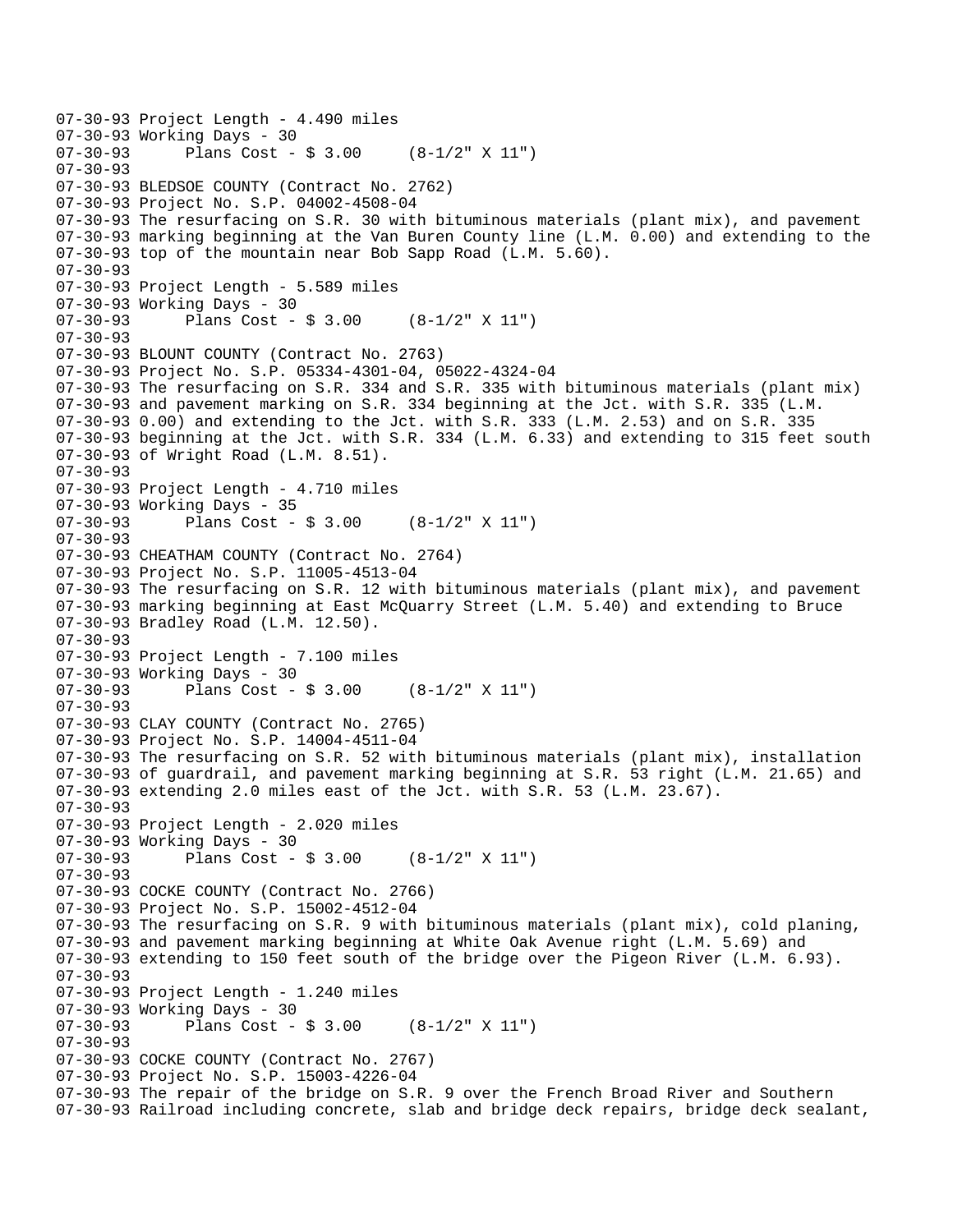07-30-93 Project Length - 4.490 miles
07-30-93 Working Days - 30
07-30-93       Plans Cost - $ 3.00     (8-1/2" X 11")
07-30-93
07-30-93 BLEDSOE COUNTY (Contract No. 2762)
07-30-93 Project No. S.P. 04002-4508-04
07-30-93 The resurfacing on S.R. 30 with bituminous materials (plant mix), and pavement
07-30-93 marking beginning at the Van Buren County line (L.M. 0.00) and extending to the
07-30-93 top of the mountain near Bob Sapp Road (L.M. 5.60).
07-30-93
07-30-93 Project Length - 5.589 miles
07-30-93 Working Days - 30
07-30-93       Plans Cost - $ 3.00     (8-1/2" X 11")
07-30-93
07-30-93 BLOUNT COUNTY (Contract No. 2763)
07-30-93 Project No. S.P. 05334-4301-04, 05022-4324-04
07-30-93 The resurfacing on S.R. 334 and S.R. 335 with bituminous materials (plant mix)
07-30-93 and pavement marking on S.R. 334 beginning at the Jct. with S.R. 335 (L.M.
07-30-93 0.00) and extending to the Jct. with S.R. 333 (L.M. 2.53) and on S.R. 335
07-30-93 beginning at the Jct. with S.R. 334 (L.M. 6.33) and extending to 315 feet south
07-30-93 of Wright Road (L.M. 8.51).
07-30-93
07-30-93 Project Length - 4.710 miles
07-30-93 Working Days - 35
07-30-93       Plans Cost - $ 3.00     (8-1/2" X 11")
07-30-93
07-30-93 CHEATHAM COUNTY (Contract No. 2764)
07-30-93 Project No. S.P. 11005-4513-04
07-30-93 The resurfacing on S.R. 12 with bituminous materials (plant mix), and pavement
07-30-93 marking beginning at East McQuarry Street (L.M. 5.40) and extending to Bruce
07-30-93 Bradley Road (L.M. 12.50).
07-30-93
07-30-93 Project Length - 7.100 miles
07-30-93 Working Days - 30
07-30-93       Plans Cost - $ 3.00     (8-1/2" X 11")
07-30-93
07-30-93 CLAY COUNTY (Contract No. 2765)
07-30-93 Project No. S.P. 14004-4511-04
07-30-93 The resurfacing on S.R. 52 with bituminous materials (plant mix), installation
07-30-93 of guardrail, and pavement marking beginning at S.R. 53 right (L.M. 21.65) and
07-30-93 extending 2.0 miles east of the Jct. with S.R. 53 (L.M. 23.67).
07-30-93
07-30-93 Project Length - 2.020 miles
07-30-93 Working Days - 30
07-30-93       Plans Cost - $ 3.00     (8-1/2" X 11")
07-30-93
07-30-93 COCKE COUNTY (Contract No. 2766)
07-30-93 Project No. S.P. 15002-4512-04
07-30-93 The resurfacing on S.R. 9 with bituminous materials (plant mix), cold planing,
07-30-93 and pavement marking beginning at White Oak Avenue right (L.M. 5.69) and
07-30-93 extending to 150 feet south of the bridge over the Pigeon River (L.M. 6.93).
07-30-93
07-30-93 Project Length - 1.240 miles
07-30-93 Working Days - 30
07-30-93       Plans Cost - $ 3.00     (8-1/2" X 11")
07-30-93
07-30-93 COCKE COUNTY (Contract No. 2767)
07-30-93 Project No. S.P. 15003-4226-04
07-30-93 The repair of the bridge on S.R. 9 over the French Broad River and Southern
07-30-93 Railroad including concrete, slab and bridge deck repairs, bridge deck sealant,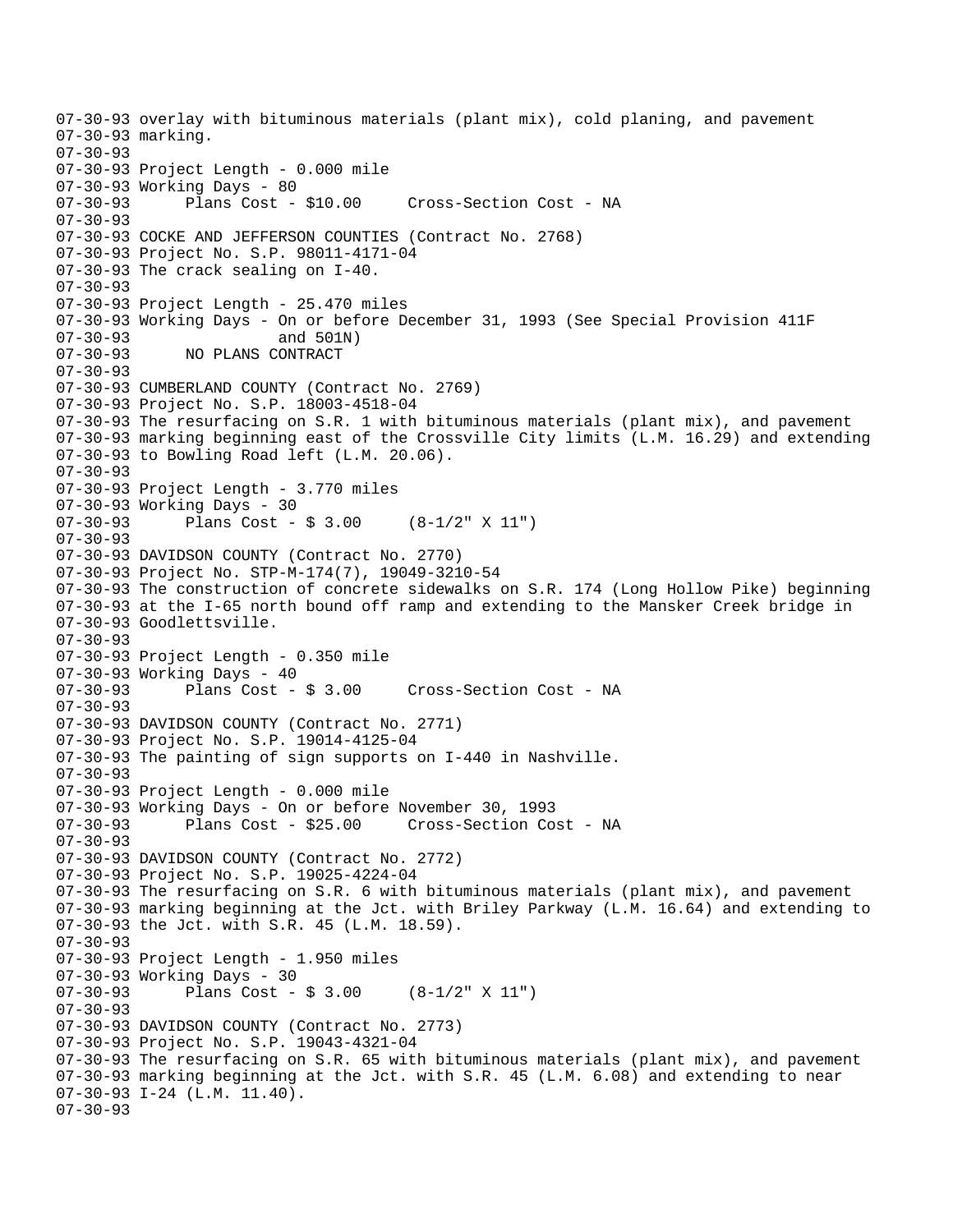```
07-30-93 overlay with bituminous materials (plant mix), cold planing, and pavement
07-30-93 marking.
07-30-93
07-30-93 Project Length - 0.000 mile
07-30-93 Working Days - 80
07-30-93       Plans Cost - $10.00     Cross-Section Cost - NA
07-30-93
07-30-93 COCKE AND JEFFERSON COUNTIES (Contract No. 2768)
07-30-93 Project No. S.P. 98011-4171-04
07-30-93 The crack sealing on I-40.
07-30-93
07-30-93 Project Length - 25.470 miles
07-30-93 Working Days - On or before December 31, 1993 (See Special Provision 411F
07-30-93                 and 501N)
07-30-93       NO PLANS CONTRACT
07-30-93
07-30-93 CUMBERLAND COUNTY (Contract No. 2769)
07-30-93 Project No. S.P. 18003-4518-04
07-30-93 The resurfacing on S.R. 1 with bituminous materials (plant mix), and pavement
07-30-93 marking beginning east of the Crossville City limits (L.M. 16.29) and extending
07-30-93 to Bowling Road left (L.M. 20.06).
07-30-93
07-30-93 Project Length - 3.770 miles
07-30-93 Working Days - 30
07-30-93       Plans Cost - $ 3.00     (8-1/2" X 11")
07-30-93
07-30-93 DAVIDSON COUNTY (Contract No. 2770)
07-30-93 Project No. STP-M-174(7), 19049-3210-54
07-30-93 The construction of concrete sidewalks on S.R. 174 (Long Hollow Pike) beginning
07-30-93 at the I-65 north bound off ramp and extending to the Mansker Creek bridge in
07-30-93 Goodlettsville.
07-30-93
07-30-93 Project Length - 0.350 mile
07-30-93 Working Days - 40
07-30-93       Plans Cost - $ 3.00     Cross-Section Cost - NA
07-30-93
07-30-93 DAVIDSON COUNTY (Contract No. 2771)
07-30-93 Project No. S.P. 19014-4125-04
07-30-93 The painting of sign supports on I-440 in Nashville.
07-30-93
07-30-93 Project Length - 0.000 mile
07-30-93 Working Days - On or before November 30, 1993
07-30-93       Plans Cost - $25.00     Cross-Section Cost - NA
07-30-93
07-30-93 DAVIDSON COUNTY (Contract No. 2772)
07-30-93 Project No. S.P. 19025-4224-04
07-30-93 The resurfacing on S.R. 6 with bituminous materials (plant mix), and pavement
07-30-93 marking beginning at the Jct. with Briley Parkway (L.M. 16.64) and extending to
07-30-93 the Jct. with S.R. 45 (L.M. 18.59).
07-30-93
07-30-93 Project Length - 1.950 miles
07-30-93 Working Days - 30
07-30-93       Plans Cost - $ 3.00     (8-1/2" X 11")
07-30-93
07-30-93 DAVIDSON COUNTY (Contract No. 2773)
07-30-93 Project No. S.P. 19043-4321-04
07-30-93 The resurfacing on S.R. 65 with bituminous materials (plant mix), and pavement
07-30-93 marking beginning at the Jct. with S.R. 45 (L.M. 6.08) and extending to near
07-30-93 I-24 (L.M. 11.40).
07-30-93
```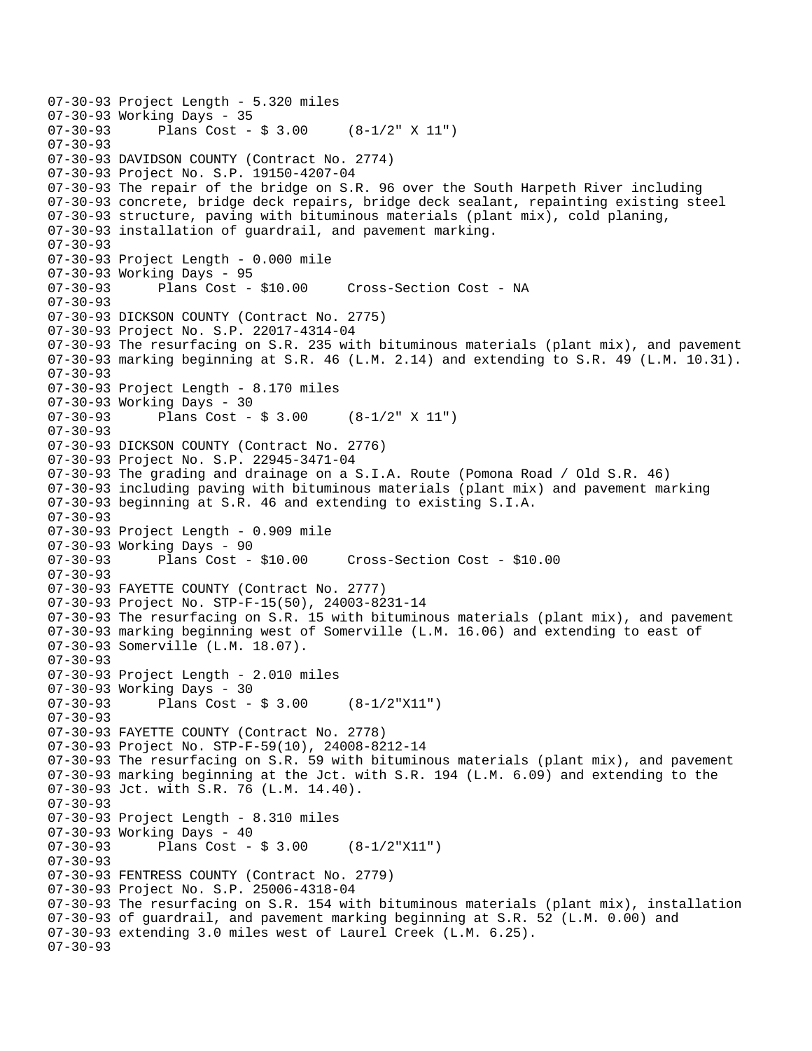```
07-30-93 Project Length - 5.320 miles
07-30-93 Working Days - 35
07-30-93      Plans Cost - $ 3.00     (8-1/2" X 11")
07-30-93
07-30-93 DAVIDSON COUNTY (Contract No. 2774)
07-30-93 Project No. S.P. 19150-4207-04
07-30-93 The repair of the bridge on S.R. 96 over the South Harpeth River including
07-30-93 concrete, bridge deck repairs, bridge deck sealant, repainting existing steel
07-30-93 structure, paving with bituminous materials (plant mix), cold planing,
07-30-93 installation of guardrail, and pavement marking.
07-30-93
07-30-93 Project Length - 0.000 mile
07-30-93 Working Days - 95
07-30-93      Plans Cost - $10.00     Cross-Section Cost - NA
07-30-93
07-30-93 DICKSON COUNTY (Contract No. 2775)
07-30-93 Project No. S.P. 22017-4314-04
07-30-93 The resurfacing on S.R. 235 with bituminous materials (plant mix), and pavement
07-30-93 marking beginning at S.R. 46 (L.M. 2.14) and extending to S.R. 49 (L.M. 10.31).
07-30-93
07-30-93 Project Length - 8.170 miles
07-30-93 Working Days - 30
07-30-93      Plans Cost - $ 3.00     (8-1/2" X 11")
07-30-93
07-30-93 DICKSON COUNTY (Contract No. 2776)
07-30-93 Project No. S.P. 22945-3471-04
07-30-93 The grading and drainage on a S.I.A. Route (Pomona Road / Old S.R. 46)
07-30-93 including paving with bituminous materials (plant mix) and pavement marking
07-30-93 beginning at S.R. 46 and extending to existing S.I.A.
07-30-93
07-30-93 Project Length - 0.909 mile
07-30-93 Working Days - 90
07-30-93      Plans Cost - $10.00     Cross-Section Cost - $10.00
07-30-93
07-30-93 FAYETTE COUNTY (Contract No. 2777)
07-30-93 Project No. STP-F-15(50), 24003-8231-14
07-30-93 The resurfacing on S.R. 15 with bituminous materials (plant mix), and pavement
07-30-93 marking beginning west of Somerville (L.M. 16.06) and extending to east of
07-30-93 Somerville (L.M. 18.07).
07-30-93
07-30-93 Project Length - 2.010 miles
07-30-93 Working Days - 30
07-30-93      Plans Cost - $ 3.00     (8-1/2"X11")
07-30-93
07-30-93 FAYETTE COUNTY (Contract No. 2778)
07-30-93 Project No. STP-F-59(10), 24008-8212-14
07-30-93 The resurfacing on S.R. 59 with bituminous materials (plant mix), and pavement
07-30-93 marking beginning at the Jct. with S.R. 194 (L.M. 6.09) and extending to the
07-30-93 Jct. with S.R. 76 (L.M. 14.40).
07-30-93
07-30-93 Project Length - 8.310 miles
07-30-93 Working Days - 40
07-30-93      Plans Cost - $ 3.00     (8-1/2"X11")
07-30-93
07-30-93 FENTRESS COUNTY (Contract No. 2779)
07-30-93 Project No. S.P. 25006-4318-04
07-30-93 The resurfacing on S.R. 154 with bituminous materials (plant mix), installation
07-30-93 of guardrail, and pavement marking beginning at S.R. 52 (L.M. 0.00) and
07-30-93 extending 3.0 miles west of Laurel Creek (L.M. 6.25).
07-30-93
```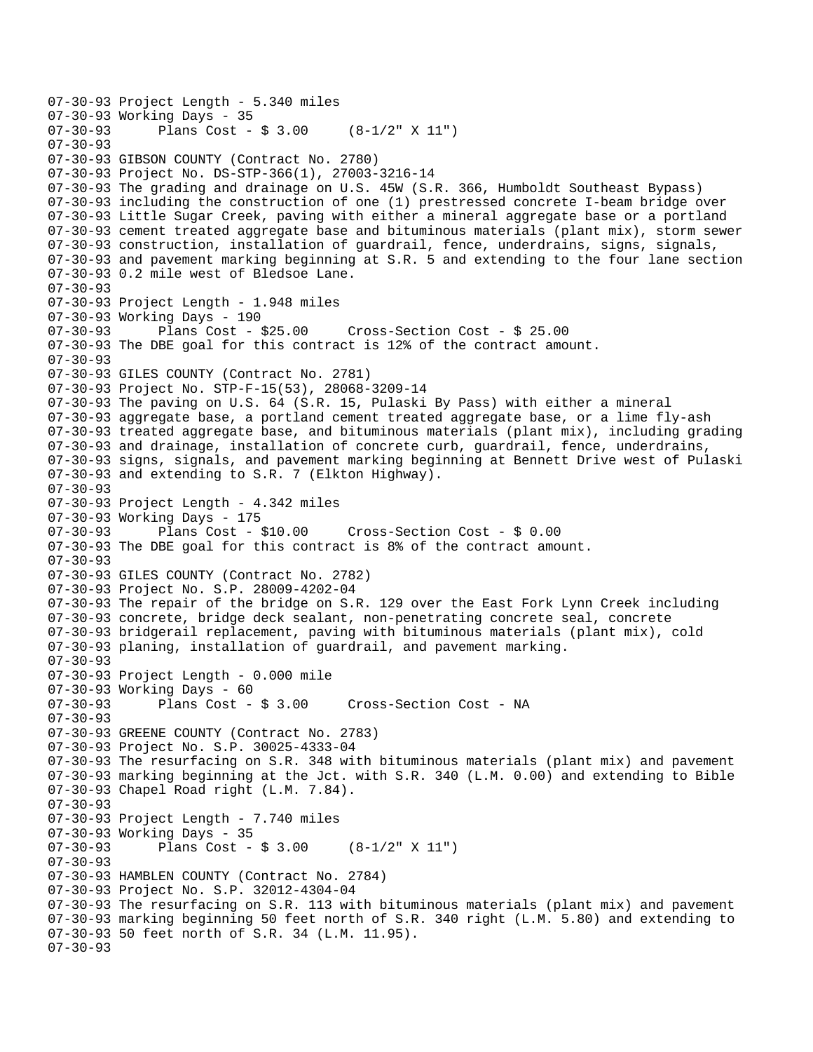```
07-30-93 Project Length - 5.340 miles
07-30-93 Working Days - 35
07-30-93       Plans Cost - $ 3.00     (8-1/2" X 11")
07-30-93
07-30-93 GIBSON COUNTY (Contract No. 2780)
07-30-93 Project No. DS-STP-366(1), 27003-3216-14
07-30-93 The grading and drainage on U.S. 45W (S.R. 366, Humboldt Southeast Bypass)
07-30-93 including the construction of one (1) prestressed concrete I-beam bridge over
07-30-93 Little Sugar Creek, paving with either a mineral aggregate base or a portland
07-30-93 cement treated aggregate base and bituminous materials (plant mix), storm sewer
07-30-93 construction, installation of guardrail, fence, underdrains, signs, signals,
07-30-93 and pavement marking beginning at S.R. 5 and extending to the four lane section
07-30-93 0.2 mile west of Bledsoe Lane.
07-30-93
07-30-93 Project Length - 1.948 miles
07-30-93 Working Days - 190
07-30-93       Plans Cost - $25.00     Cross-Section Cost - $ 25.00
07-30-93 The DBE goal for this contract is 12% of the contract amount.
07-30-93
07-30-93 GILES COUNTY (Contract No. 2781)
07-30-93 Project No. STP-F-15(53), 28068-3209-14
07-30-93 The paving on U.S. 64 (S.R. 15, Pulaski By Pass) with either a mineral
07-30-93 aggregate base, a portland cement treated aggregate base, or a lime fly-ash
07-30-93 treated aggregate base, and bituminous materials (plant mix), including grading
07-30-93 and drainage, installation of concrete curb, guardrail, fence, underdrains,
07-30-93 signs, signals, and pavement marking beginning at Bennett Drive west of Pulaski
07-30-93 and extending to S.R. 7 (Elkton Highway).
07-30-93
07-30-93 Project Length - 4.342 miles
07-30-93 Working Days - 175
07-30-93       Plans Cost - $10.00     Cross-Section Cost - $ 0.00
07-30-93 The DBE goal for this contract is 8% of the contract amount.
07-30-93
07-30-93 GILES COUNTY (Contract No. 2782)
07-30-93 Project No. S.P. 28009-4202-04
07-30-93 The repair of the bridge on S.R. 129 over the East Fork Lynn Creek including
07-30-93 concrete, bridge deck sealant, non-penetrating concrete seal, concrete
07-30-93 bridgerail replacement, paving with bituminous materials (plant mix), cold
07-30-93 planing, installation of guardrail, and pavement marking.
07-30-93
07-30-93 Project Length - 0.000 mile
07-30-93 Working Days - 60
07-30-93       Plans Cost - $ 3.00     Cross-Section Cost - NA
07-30-93
07-30-93 GREENE COUNTY (Contract No. 2783)
07-30-93 Project No. S.P. 30025-4333-04
07-30-93 The resurfacing on S.R. 348 with bituminous materials (plant mix) and pavement
07-30-93 marking beginning at the Jct. with S.R. 340 (L.M. 0.00) and extending to Bible
07-30-93 Chapel Road right (L.M. 7.84).
07-30-93
07-30-93 Project Length - 7.740 miles
07-30-93 Working Days - 35
07-30-93       Plans Cost - $ 3.00     (8-1/2" X 11")
07-30-93
07-30-93 HAMBLEN COUNTY (Contract No. 2784)
07-30-93 Project No. S.P. 32012-4304-04
07-30-93 The resurfacing on S.R. 113 with bituminous materials (plant mix) and pavement
07-30-93 marking beginning 50 feet north of S.R. 340 right (L.M. 5.80) and extending to
07-30-93 50 feet north of S.R. 34 (L.M. 11.95).
07-30-93
```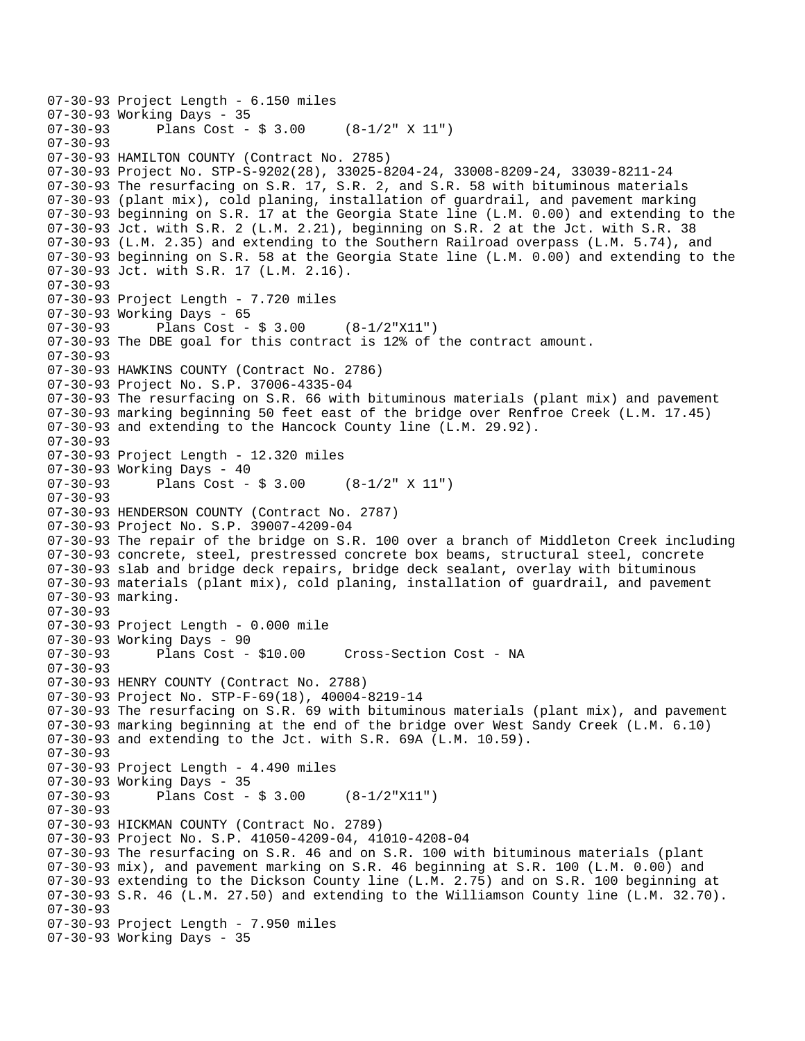```
07-30-93 Project Length - 6.150 miles
07-30-93 Working Days - 35
07-30-93      Plans Cost - $ 3.00     (8-1/2" X 11")
07-30-93
07-30-93 HAMILTON COUNTY (Contract No. 2785)
07-30-93 Project No. STP-S-9202(28), 33025-8204-24, 33008-8209-24, 33039-8211-24
07-30-93 The resurfacing on S.R. 17, S.R. 2, and S.R. 58 with bituminous materials
07-30-93 (plant mix), cold planing, installation of guardrail, and pavement marking
07-30-93 beginning on S.R. 17 at the Georgia State line (L.M. 0.00) and extending to the
07-30-93 Jct. with S.R. 2 (L.M. 2.21), beginning on S.R. 2 at the Jct. with S.R. 38
07-30-93 (L.M. 2.35) and extending to the Southern Railroad overpass (L.M. 5.74), and
07-30-93 beginning on S.R. 58 at the Georgia State line (L.M. 0.00) and extending to the
07-30-93 Jct. with S.R. 17 (L.M. 2.16).
07-30-93
07-30-93 Project Length - 7.720 miles
07-30-93 Working Days - 65
07-30-93      Plans Cost - $ 3.00     (8-1/2"X11")
07-30-93 The DBE goal for this contract is 12% of the contract amount.
07-30-93
07-30-93 HAWKINS COUNTY (Contract No. 2786)
07-30-93 Project No. S.P. 37006-4335-04
07-30-93 The resurfacing on S.R. 66 with bituminous materials (plant mix) and pavement
07-30-93 marking beginning 50 feet east of the bridge over Renfroe Creek (L.M. 17.45)
07-30-93 and extending to the Hancock County line (L.M. 29.92).
07-30-93
07-30-93 Project Length - 12.320 miles
07-30-93 Working Days - 40
07-30-93      Plans Cost - $ 3.00     (8-1/2" X 11")
07-30-93
07-30-93 HENDERSON COUNTY (Contract No. 2787)
07-30-93 Project No. S.P. 39007-4209-04
07-30-93 The repair of the bridge on S.R. 100 over a branch of Middleton Creek including
07-30-93 concrete, steel, prestressed concrete box beams, structural steel, concrete
07-30-93 slab and bridge deck repairs, bridge deck sealant, overlay with bituminous
07-30-93 materials (plant mix), cold planing, installation of guardrail, and pavement
07-30-93 marking.
07-30-93
07-30-93 Project Length - 0.000 mile
07-30-93 Working Days - 90
07-30-93      Plans Cost - $10.00     Cross-Section Cost - NA
07-30-93
07-30-93 HENRY COUNTY (Contract No. 2788)
07-30-93 Project No. STP-F-69(18), 40004-8219-14
07-30-93 The resurfacing on S.R. 69 with bituminous materials (plant mix), and pavement
07-30-93 marking beginning at the end of the bridge over West Sandy Creek (L.M. 6.10)
07-30-93 and extending to the Jct. with S.R. 69A (L.M. 10.59).
07-30-93
07-30-93 Project Length - 4.490 miles
07-30-93 Working Days - 35
07-30-93      Plans Cost - $ 3.00     (8-1/2"X11")
07-30-93
07-30-93 HICKMAN COUNTY (Contract No. 2789)
07-30-93 Project No. S.P. 41050-4209-04, 41010-4208-04
07-30-93 The resurfacing on S.R. 46 and on S.R. 100 with bituminous materials (plant
07-30-93 mix), and pavement marking on S.R. 46 beginning at S.R. 100 (L.M. 0.00) and
07-30-93 extending to the Dickson County line (L.M. 2.75) and on S.R. 100 beginning at
07-30-93 S.R. 46 (L.M. 27.50) and extending to the Williamson County line (L.M. 32.70).
07-30-93
07-30-93 Project Length - 7.950 miles
07-30-93 Working Days - 35
```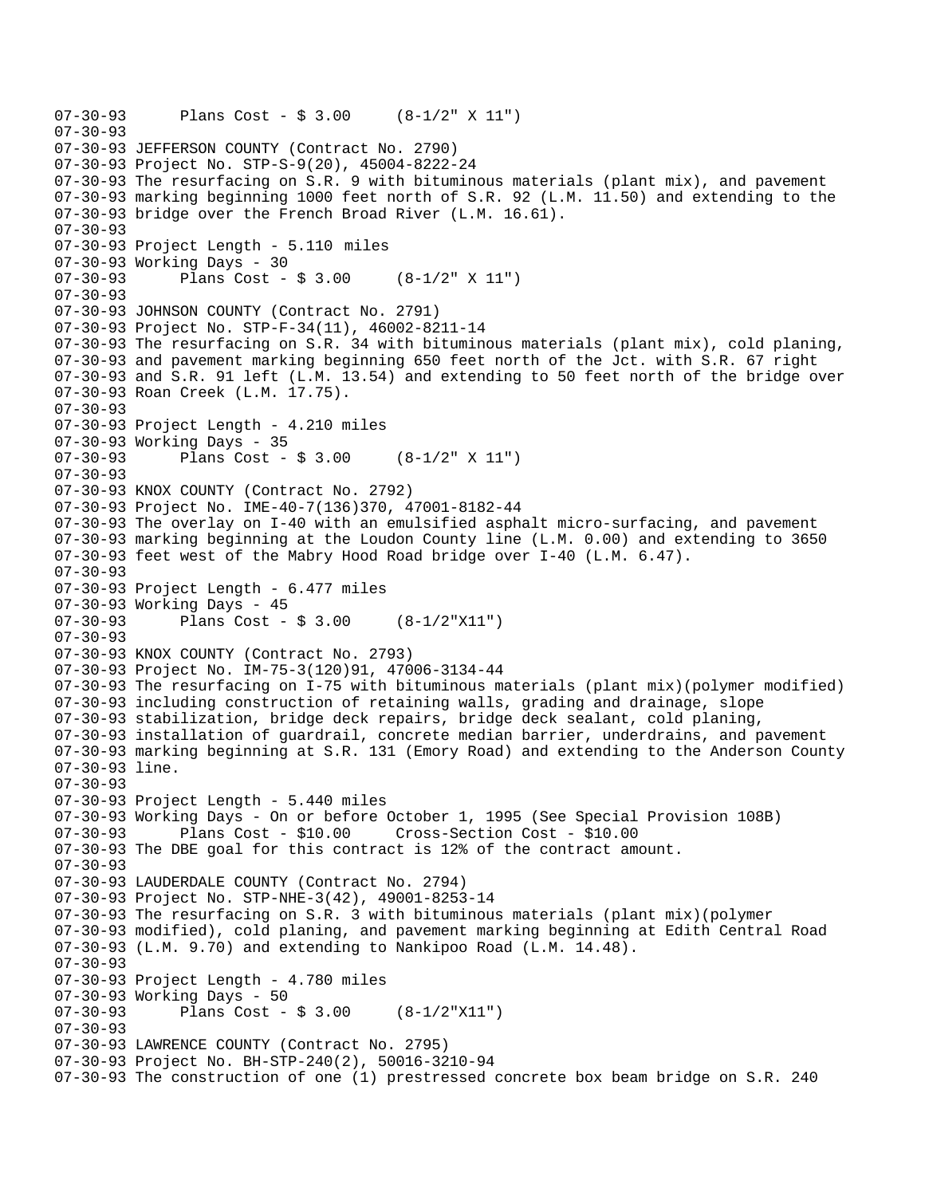```
07-30-93      Plans Cost - $ 3.00     (8-1/2" X 11")
07-30-93
07-30-93 JEFFERSON COUNTY (Contract No. 2790)
07-30-93 Project No. STP-S-9(20), 45004-8222-24
07-30-93 The resurfacing on S.R. 9 with bituminous materials (plant mix), and pavement
07-30-93 marking beginning 1000 feet north of S.R. 92 (L.M. 11.50) and extending to the
07-30-93 bridge over the French Broad River (L.M. 16.61).
07-30-93
07-30-93 Project Length - 5.110 miles
07-30-93 Working Days - 30
07-30-93      Plans Cost - $ 3.00     (8-1/2" X 11")
07-30-93
07-30-93 JOHNSON COUNTY (Contract No. 2791)
07-30-93 Project No. STP-F-34(11), 46002-8211-14
07-30-93 The resurfacing on S.R. 34 with bituminous materials (plant mix), cold planing,
07-30-93 and pavement marking beginning 650 feet north of the Jct. with S.R. 67 right
07-30-93 and S.R. 91 left (L.M. 13.54) and extending to 50 feet north of the bridge over
07-30-93 Roan Creek (L.M. 17.75).
07-30-93
07-30-93 Project Length - 4.210 miles
07-30-93 Working Days - 35
07-30-93      Plans Cost - $ 3.00     (8-1/2" X 11")
07-30-93
07-30-93 KNOX COUNTY (Contract No. 2792)
07-30-93 Project No. IME-40-7(136)370, 47001-8182-44
07-30-93 The overlay on I-40 with an emulsified asphalt micro-surfacing, and pavement
07-30-93 marking beginning at the Loudon County line (L.M. 0.00) and extending to 3650
07-30-93 feet west of the Mabry Hood Road bridge over I-40 (L.M. 6.47).
07-30-93
07-30-93 Project Length - 6.477 miles
07-30-93 Working Days - 45
07-30-93      Plans Cost - $ 3.00     (8-1/2"X11")
07-30-93
07-30-93 KNOX COUNTY (Contract No. 2793)
07-30-93 Project No. IM-75-3(120)91, 47006-3134-44
07-30-93 The resurfacing on I-75 with bituminous materials (plant mix)(polymer modified)
07-30-93 including construction of retaining walls, grading and drainage, slope
07-30-93 stabilization, bridge deck repairs, bridge deck sealant, cold planing,
07-30-93 installation of guardrail, concrete median barrier, underdrains, and pavement
07-30-93 marking beginning at S.R. 131 (Emory Road) and extending to the Anderson County
07-30-93 line.
07-30-93
07-30-93 Project Length - 5.440 miles
07-30-93 Working Days - On or before October 1, 1995 (See Special Provision 108B)
07-30-93      Plans Cost - $10.00     Cross-Section Cost - $10.00
07-30-93 The DBE goal for this contract is 12% of the contract amount.
07-30-93
07-30-93 LAUDERDALE COUNTY (Contract No. 2794)
07-30-93 Project No. STP-NHE-3(42), 49001-8253-14
07-30-93 The resurfacing on S.R. 3 with bituminous materials (plant mix)(polymer
07-30-93 modified), cold planing, and pavement marking beginning at Edith Central Road
07-30-93 (L.M. 9.70) and extending to Nankipoo Road (L.M. 14.48).
07-30-93
07-30-93 Project Length - 4.780 miles
07-30-93 Working Days - 50
07-30-93      Plans Cost - $ 3.00     (8-1/2"X11")
07-30-93
07-30-93 LAWRENCE COUNTY (Contract No. 2795)
07-30-93 Project No. BH-STP-240(2), 50016-3210-94
07-30-93 The construction of one (1) prestressed concrete box beam bridge on S.R. 240
```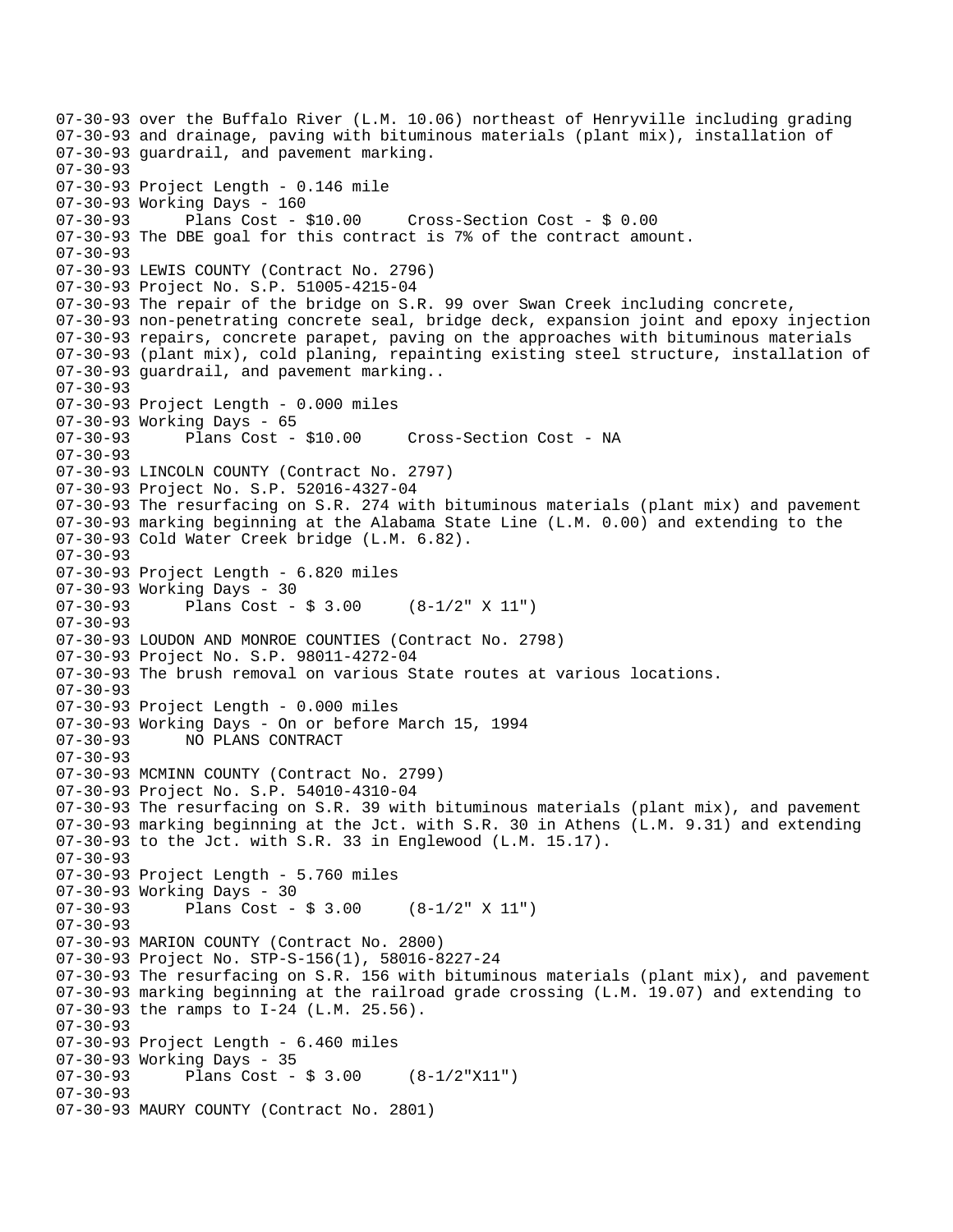```
07-30-93 over the Buffalo River (L.M. 10.06) northeast of Henryville including grading
07-30-93 and drainage, paving with bituminous materials (plant mix), installation of
07-30-93 guardrail, and pavement marking.
07-30-93
07-30-93 Project Length - 0.146 mile
07-30-93 Working Days - 160
07-30-93       Plans Cost - $10.00     Cross-Section Cost - $ 0.00
07-30-93 The DBE goal for this contract is 7% of the contract amount.
07-30-93
07-30-93 LEWIS COUNTY (Contract No. 2796)
07-30-93 Project No. S.P. 51005-4215-04
07-30-93 The repair of the bridge on S.R. 99 over Swan Creek including concrete,
07-30-93 non-penetrating concrete seal, bridge deck, expansion joint and epoxy injection
07-30-93 repairs, concrete parapet, paving on the approaches with bituminous materials
07-30-93 (plant mix), cold planing, repainting existing steel structure, installation of
07-30-93 guardrail, and pavement marking..
07-30-93
07-30-93 Project Length - 0.000 miles
07-30-93 Working Days - 65
07-30-93       Plans Cost - $10.00     Cross-Section Cost - NA
07-30-93
07-30-93 LINCOLN COUNTY (Contract No. 2797)
07-30-93 Project No. S.P. 52016-4327-04
07-30-93 The resurfacing on S.R. 274 with bituminous materials (plant mix) and pavement
07-30-93 marking beginning at the Alabama State Line (L.M. 0.00) and extending to the
07-30-93 Cold Water Creek bridge (L.M. 6.82).
07-30-93
07-30-93 Project Length - 6.820 miles
07-30-93 Working Days - 30
07-30-93       Plans Cost - $ 3.00     (8-1/2" X 11")
07-30-93
07-30-93 LOUDON AND MONROE COUNTIES (Contract No. 2798)
07-30-93 Project No. S.P. 98011-4272-04
07-30-93 The brush removal on various State routes at various locations.
07-30-93
07-30-93 Project Length - 0.000 miles
07-30-93 Working Days - On or before March 15, 1994
07-30-93       NO PLANS CONTRACT
07-30-93
07-30-93 MCMINN COUNTY (Contract No. 2799)
07-30-93 Project No. S.P. 54010-4310-04
07-30-93 The resurfacing on S.R. 39 with bituminous materials (plant mix), and pavement
07-30-93 marking beginning at the Jct. with S.R. 30 in Athens (L.M. 9.31) and extending
07-30-93 to the Jct. with S.R. 33 in Englewood (L.M. 15.17).
07-30-93
07-30-93 Project Length - 5.760 miles
07-30-93 Working Days - 30
07-30-93       Plans Cost - $ 3.00     (8-1/2" X 11")
07-30-93
07-30-93 MARION COUNTY (Contract No. 2800)
07-30-93 Project No. STP-S-156(1), 58016-8227-24
07-30-93 The resurfacing on S.R. 156 with bituminous materials (plant mix), and pavement
07-30-93 marking beginning at the railroad grade crossing (L.M. 19.07) and extending to
07-30-93 the ramps to I-24 (L.M. 25.56).
07-30-93
07-30-93 Project Length - 6.460 miles
07-30-93 Working Days - 35
07-30-93       Plans Cost - $ 3.00     (8-1/2"X11")
07-30-93
07-30-93 MAURY COUNTY (Contract No. 2801)
```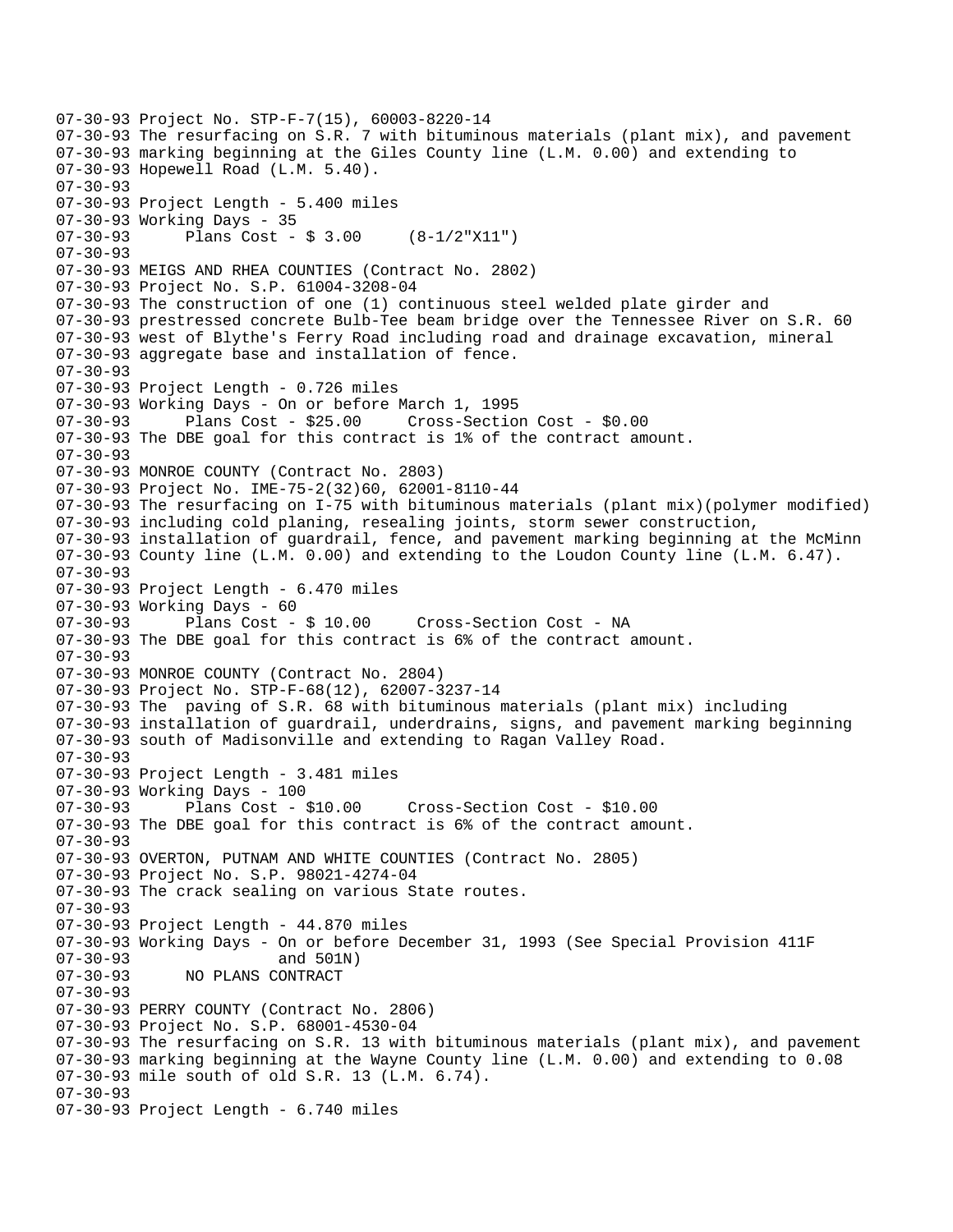07-30-93 Project No. STP-F-7(15), 60003-8220-14
07-30-93 The resurfacing on S.R. 7 with bituminous materials (plant mix), and pavement
07-30-93 marking beginning at the Giles County line (L.M. 0.00) and extending to
07-30-93 Hopewell Road (L.M. 5.40).
07-30-93
07-30-93 Project Length - 5.400 miles
07-30-93 Working Days - 35
07-30-93 Plans Cost - $ 3.00 (8-1/2"X11")
07-30-93
07-30-93 MEIGS AND RHEA COUNTIES (Contract No. 2802)
07-30-93 Project No. S.P. 61004-3208-04
07-30-93 The construction of one (1) continuous steel welded plate girder and
07-30-93 prestressed concrete Bulb-Tee beam bridge over the Tennessee River on S.R. 60
07-30-93 west of Blythe's Ferry Road including road and drainage excavation, mineral
07-30-93 aggregate base and installation of fence.
07-30-93
07-30-93 Project Length - 0.726 miles
07-30-93 Working Days - On or before March 1, 1995
07-30-93 Plans Cost - $25.00 Cross-Section Cost - $0.00
07-30-93 The DBE goal for this contract is 1% of the contract amount.
07-30-93
07-30-93 MONROE COUNTY (Contract No. 2803)
07-30-93 Project No. IME-75-2(32)60, 62001-8110-44
07-30-93 The resurfacing on I-75 with bituminous materials (plant mix)(polymer modified)
07-30-93 including cold planing, resealing joints, storm sewer construction,
07-30-93 installation of guardrail, fence, and pavement marking beginning at the McMinn
07-30-93 County line (L.M. 0.00) and extending to the Loudon County line (L.M. 6.47).
07-30-93
07-30-93 Project Length - 6.470 miles
07-30-93 Working Days - 60
07-30-93 Plans Cost - $ 10.00 Cross-Section Cost - NA
07-30-93 The DBE goal for this contract is 6% of the contract amount.
07-30-93
07-30-93 MONROE COUNTY (Contract No. 2804)
07-30-93 Project No. STP-F-68(12), 62007-3237-14
07-30-93 The paving of S.R. 68 with bituminous materials (plant mix) including
07-30-93 installation of guardrail, underdrains, signs, and pavement marking beginning
07-30-93 south of Madisonville and extending to Ragan Valley Road.
07-30-93
07-30-93 Project Length - 3.481 miles
07-30-93 Working Days - 100
07-30-93 Plans Cost - $10.00 Cross-Section Cost - $10.00
07-30-93 The DBE goal for this contract is 6% of the contract amount.
07-30-93
07-30-93 OVERTON, PUTNAM AND WHITE COUNTIES (Contract No. 2805)
07-30-93 Project No. S.P. 98021-4274-04
07-30-93 The crack sealing on various State routes.
07-30-93
07-30-93 Project Length - 44.870 miles
07-30-93 Working Days - On or before December 31, 1993 (See Special Provision 411F
07-30-93 and 501N)
07-30-93 NO PLANS CONTRACT
07-30-93
07-30-93 PERRY COUNTY (Contract No. 2806)
07-30-93 Project No. S.P. 68001-4530-04
07-30-93 The resurfacing on S.R. 13 with bituminous materials (plant mix), and pavement
07-30-93 marking beginning at the Wayne County line (L.M. 0.00) and extending to 0.08
07-30-93 mile south of old S.R. 13 (L.M. 6.74).
07-30-93
07-30-93 Project Length - 6.740 miles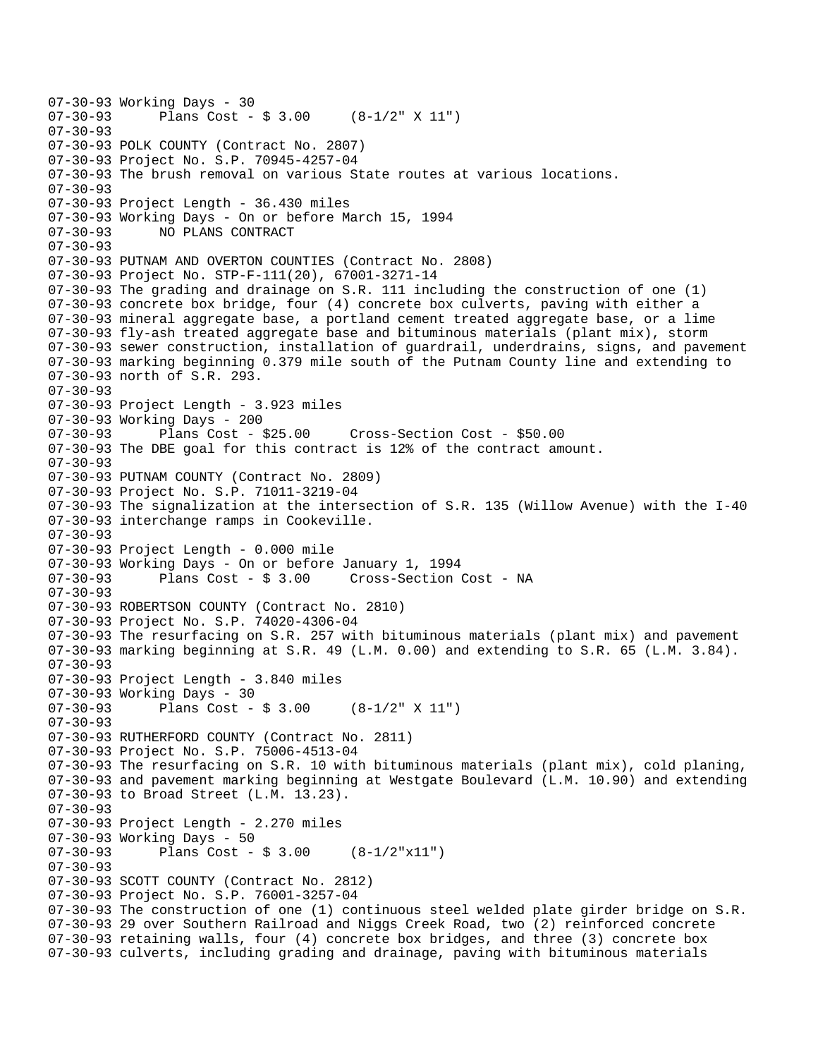```
07-30-93 Working Days - 30
07-30-93      Plans Cost - $ 3.00     (8-1/2" X 11")
07-30-93
07-30-93 POLK COUNTY (Contract No. 2807)
07-30-93 Project No. S.P. 70945-4257-04
07-30-93 The brush removal on various State routes at various locations.
07-30-93
07-30-93 Project Length - 36.430 miles
07-30-93 Working Days - On or before March 15, 1994
07-30-93      NO PLANS CONTRACT
07-30-93
07-30-93 PUTNAM AND OVERTON COUNTIES (Contract No. 2808)
07-30-93 Project No. STP-F-111(20), 67001-3271-14
07-30-93 The grading and drainage on S.R. 111 including the construction of one (1)
07-30-93 concrete box bridge, four (4) concrete box culverts, paving with either a
07-30-93 mineral aggregate base, a portland cement treated aggregate base, or a lime
07-30-93 fly-ash treated aggregate base and bituminous materials (plant mix), storm
07-30-93 sewer construction, installation of guardrail, underdrains, signs, and pavement
07-30-93 marking beginning 0.379 mile south of the Putnam County line and extending to
07-30-93 north of S.R. 293.
07-30-93
07-30-93 Project Length - 3.923 miles
07-30-93 Working Days - 200
07-30-93      Plans Cost - $25.00     Cross-Section Cost - $50.00
07-30-93 The DBE goal for this contract is 12% of the contract amount.
07-30-93
07-30-93 PUTNAM COUNTY (Contract No. 2809)
07-30-93 Project No. S.P. 71011-3219-04
07-30-93 The signalization at the intersection of S.R. 135 (Willow Avenue) with the I-40
07-30-93 interchange ramps in Cookeville.
07-30-93
07-30-93 Project Length - 0.000 mile
07-30-93 Working Days - On or before January 1, 1994
07-30-93      Plans Cost - $ 3.00     Cross-Section Cost - NA
07-30-93
07-30-93 ROBERTSON COUNTY (Contract No. 2810)
07-30-93 Project No. S.P. 74020-4306-04
07-30-93 The resurfacing on S.R. 257 with bituminous materials (plant mix) and pavement
07-30-93 marking beginning at S.R. 49 (L.M. 0.00) and extending to S.R. 65 (L.M. 3.84).
07-30-93
07-30-93 Project Length - 3.840 miles
07-30-93 Working Days - 30
07-30-93      Plans Cost - $ 3.00     (8-1/2" X 11")
07-30-93
07-30-93 RUTHERFORD COUNTY (Contract No. 2811)
07-30-93 Project No. S.P. 75006-4513-04
07-30-93 The resurfacing on S.R. 10 with bituminous materials (plant mix), cold planing,
07-30-93 and pavement marking beginning at Westgate Boulevard (L.M. 10.90) and extending
07-30-93 to Broad Street (L.M. 13.23).
07-30-93
07-30-93 Project Length - 2.270 miles
07-30-93 Working Days - 50
07-30-93      Plans Cost - $ 3.00     (8-1/2"x11")
07-30-93
07-30-93 SCOTT COUNTY (Contract No. 2812)
07-30-93 Project No. S.P. 76001-3257-04
07-30-93 The construction of one (1) continuous steel welded plate girder bridge on S.R.
07-30-93 29 over Southern Railroad and Niggs Creek Road, two (2) reinforced concrete
07-30-93 retaining walls, four (4) concrete box bridges, and three (3) concrete box
07-30-93 culverts, including grading and drainage, paving with bituminous materials
```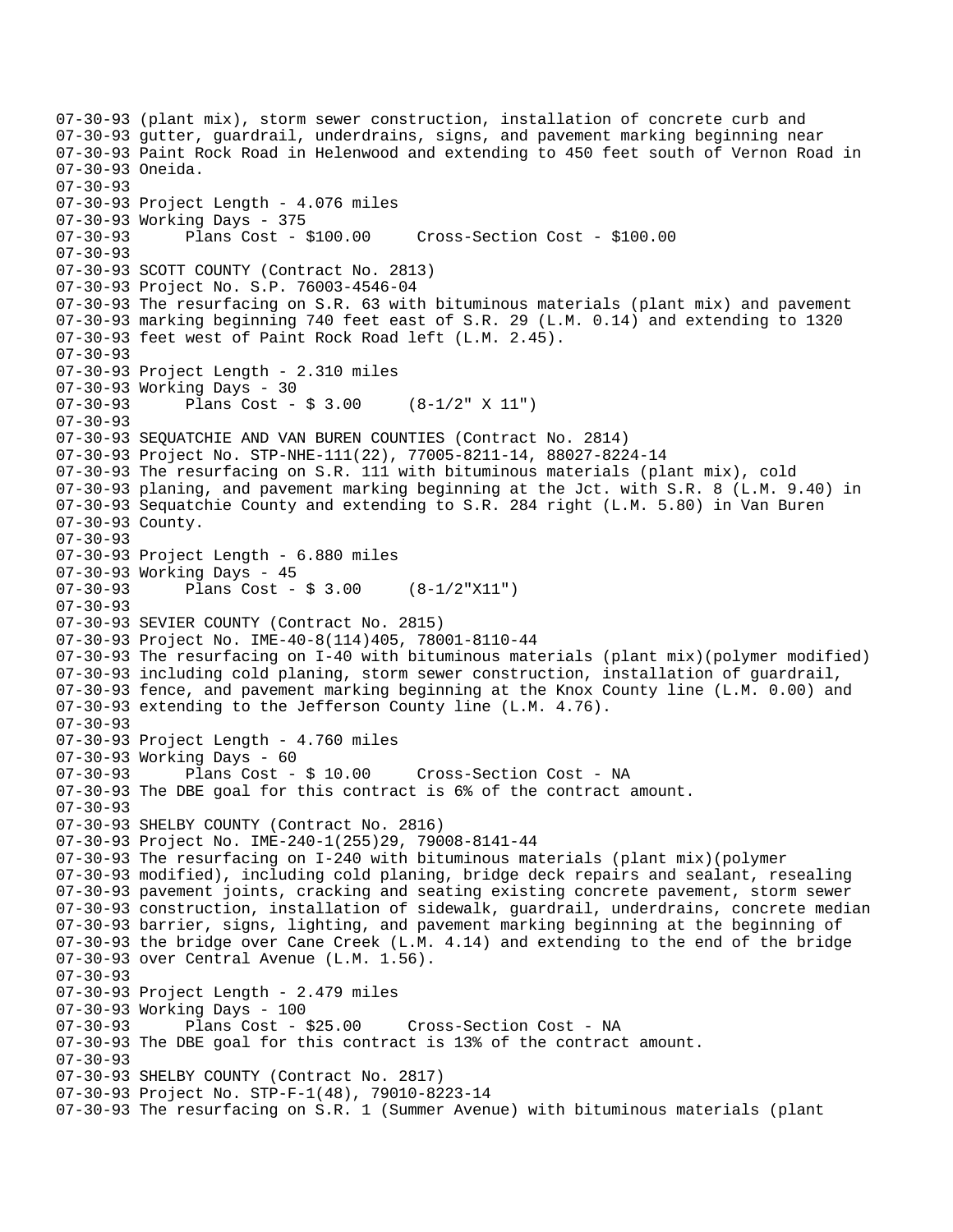```
07-30-93 (plant mix), storm sewer construction, installation of concrete curb and
07-30-93 gutter, guardrail, underdrains, signs, and pavement marking beginning near
07-30-93 Paint Rock Road in Helenwood and extending to 450 feet south of Vernon Road in
07-30-93 Oneida.
07-30-93
07-30-93 Project Length - 4.076 miles
07-30-93 Working Days - 375
07-30-93      Plans Cost - $100.00     Cross-Section Cost - $100.00
07-30-93
07-30-93 SCOTT COUNTY (Contract No. 2813)
07-30-93 Project No. S.P. 76003-4546-04
07-30-93 The resurfacing on S.R. 63 with bituminous materials (plant mix) and pavement
07-30-93 marking beginning 740 feet east of S.R. 29 (L.M. 0.14) and extending to 1320
07-30-93 feet west of Paint Rock Road left (L.M. 2.45).
07-30-93
07-30-93 Project Length - 2.310 miles
07-30-93 Working Days - 30
07-30-93      Plans Cost - $ 3.00     (8-1/2" X 11")
07-30-93
07-30-93 SEQUATCHIE AND VAN BUREN COUNTIES (Contract No. 2814)
07-30-93 Project No. STP-NHE-111(22), 77005-8211-14, 88027-8224-14
07-30-93 The resurfacing on S.R. 111 with bituminous materials (plant mix), cold
07-30-93 planing, and pavement marking beginning at the Jct. with S.R. 8 (L.M. 9.40) in
07-30-93 Sequatchie County and extending to S.R. 284 right (L.M. 5.80) in Van Buren
07-30-93 County.
07-30-93
07-30-93 Project Length - 6.880 miles
07-30-93 Working Days - 45
07-30-93      Plans Cost - $ 3.00     (8-1/2"X11")
07-30-93
07-30-93 SEVIER COUNTY (Contract No. 2815)
07-30-93 Project No. IME-40-8(114)405, 78001-8110-44
07-30-93 The resurfacing on I-40 with bituminous materials (plant mix)(polymer modified)
07-30-93 including cold planing, storm sewer construction, installation of guardrail,
07-30-93 fence, and pavement marking beginning at the Knox County line (L.M. 0.00) and
07-30-93 extending to the Jefferson County line (L.M. 4.76).
07-30-93
07-30-93 Project Length - 4.760 miles
07-30-93 Working Days - 60
07-30-93      Plans Cost - $ 10.00     Cross-Section Cost - NA
07-30-93 The DBE goal for this contract is 6% of the contract amount.
07-30-93
07-30-93 SHELBY COUNTY (Contract No. 2816)
07-30-93 Project No. IME-240-1(255)29, 79008-8141-44
07-30-93 The resurfacing on I-240 with bituminous materials (plant mix)(polymer
07-30-93 modified), including cold planing, bridge deck repairs and sealant, resealing
07-30-93 pavement joints, cracking and seating existing concrete pavement, storm sewer
07-30-93 construction, installation of sidewalk, guardrail, underdrains, concrete median
07-30-93 barrier, signs, lighting, and pavement marking beginning at the beginning of
07-30-93 the bridge over Cane Creek (L.M. 4.14) and extending to the end of the bridge
07-30-93 over Central Avenue (L.M. 1.56).
07-30-93
07-30-93 Project Length - 2.479 miles
07-30-93 Working Days - 100
07-30-93      Plans Cost - $25.00     Cross-Section Cost - NA
07-30-93 The DBE goal for this contract is 13% of the contract amount.
07-30-93
07-30-93 SHELBY COUNTY (Contract No. 2817)
07-30-93 Project No. STP-F-1(48), 79010-8223-14
07-30-93 The resurfacing on S.R. 1 (Summer Avenue) with bituminous materials (plant
```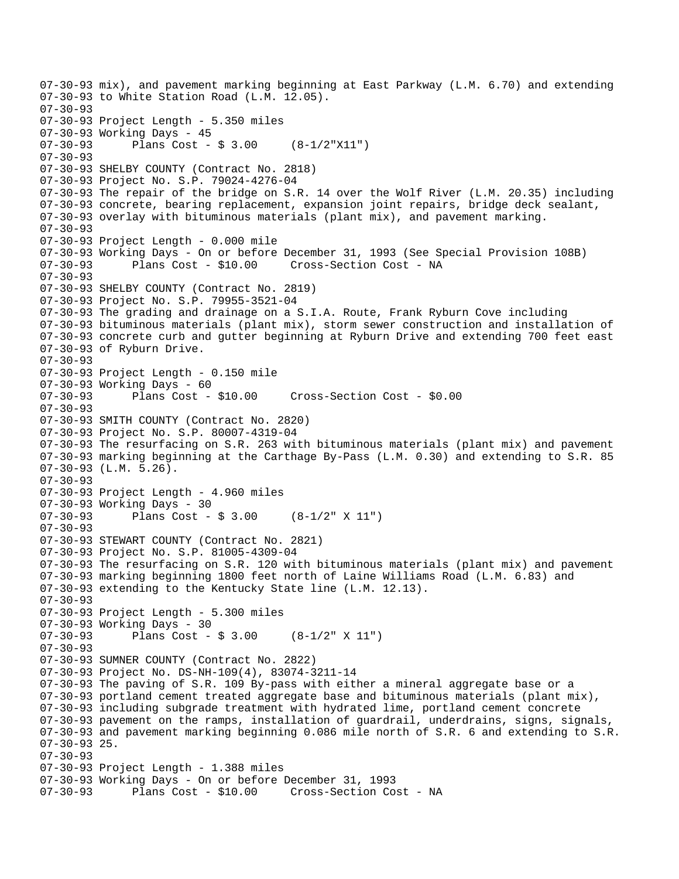```
07-30-93 mix), and pavement marking beginning at East Parkway (L.M. 6.70) and extending
07-30-93 to White Station Road (L.M. 12.05).
07-30-93
07-30-93 Project Length - 5.350 miles
07-30-93 Working Days - 45
07-30-93      Plans Cost - $ 3.00     (8-1/2"X11")
07-30-93
07-30-93 SHELBY COUNTY (Contract No. 2818)
07-30-93 Project No. S.P. 79024-4276-04
07-30-93 The repair of the bridge on S.R. 14 over the Wolf River (L.M. 20.35) including
07-30-93 concrete, bearing replacement, expansion joint repairs, bridge deck sealant,
07-30-93 overlay with bituminous materials (plant mix), and pavement marking.
07-30-93
07-30-93 Project Length - 0.000 mile
07-30-93 Working Days - On or before December 31, 1993 (See Special Provision 108B)
07-30-93      Plans Cost - $10.00     Cross-Section Cost - NA
07-30-93
07-30-93 SHELBY COUNTY (Contract No. 2819)
07-30-93 Project No. S.P. 79955-3521-04
07-30-93 The grading and drainage on a S.I.A. Route, Frank Ryburn Cove including
07-30-93 bituminous materials (plant mix), storm sewer construction and installation of
07-30-93 concrete curb and gutter beginning at Ryburn Drive and extending 700 feet east
07-30-93 of Ryburn Drive.
07-30-93
07-30-93 Project Length - 0.150 mile
07-30-93 Working Days - 60
07-30-93      Plans Cost - $10.00     Cross-Section Cost - $0.00
07-30-93
07-30-93 SMITH COUNTY (Contract No. 2820)
07-30-93 Project No. S.P. 80007-4319-04
07-30-93 The resurfacing on S.R. 263 with bituminous materials (plant mix) and pavement
07-30-93 marking beginning at the Carthage By-Pass (L.M. 0.30) and extending to S.R. 85
07-30-93 (L.M. 5.26).
07-30-93
07-30-93 Project Length - 4.960 miles
07-30-93 Working Days - 30
07-30-93      Plans Cost - $ 3.00     (8-1/2" X 11")
07-30-93
07-30-93 STEWART COUNTY (Contract No. 2821)
07-30-93 Project No. S.P. 81005-4309-04
07-30-93 The resurfacing on S.R. 120 with bituminous materials (plant mix) and pavement
07-30-93 marking beginning 1800 feet north of Laine Williams Road (L.M. 6.83) and
07-30-93 extending to the Kentucky State line (L.M. 12.13).
07-30-93
07-30-93 Project Length - 5.300 miles
07-30-93 Working Days - 30
07-30-93      Plans Cost - $ 3.00     (8-1/2" X 11")
07-30-93
07-30-93 SUMNER COUNTY (Contract No. 2822)
07-30-93 Project No. DS-NH-109(4), 83074-3211-14
07-30-93 The paving of S.R. 109 By-pass with either a mineral aggregate base or a
07-30-93 portland cement treated aggregate base and bituminous materials (plant mix),
07-30-93 including subgrade treatment with hydrated lime, portland cement concrete
07-30-93 pavement on the ramps, installation of guardrail, underdrains, signs, signals,
07-30-93 and pavement marking beginning 0.086 mile north of S.R. 6 and extending to S.R.
07-30-93 25.
07-30-93
07-30-93 Project Length - 1.388 miles
07-30-93 Working Days - On or before December 31, 1993
07-30-93      Plans Cost - $10.00     Cross-Section Cost - NA
```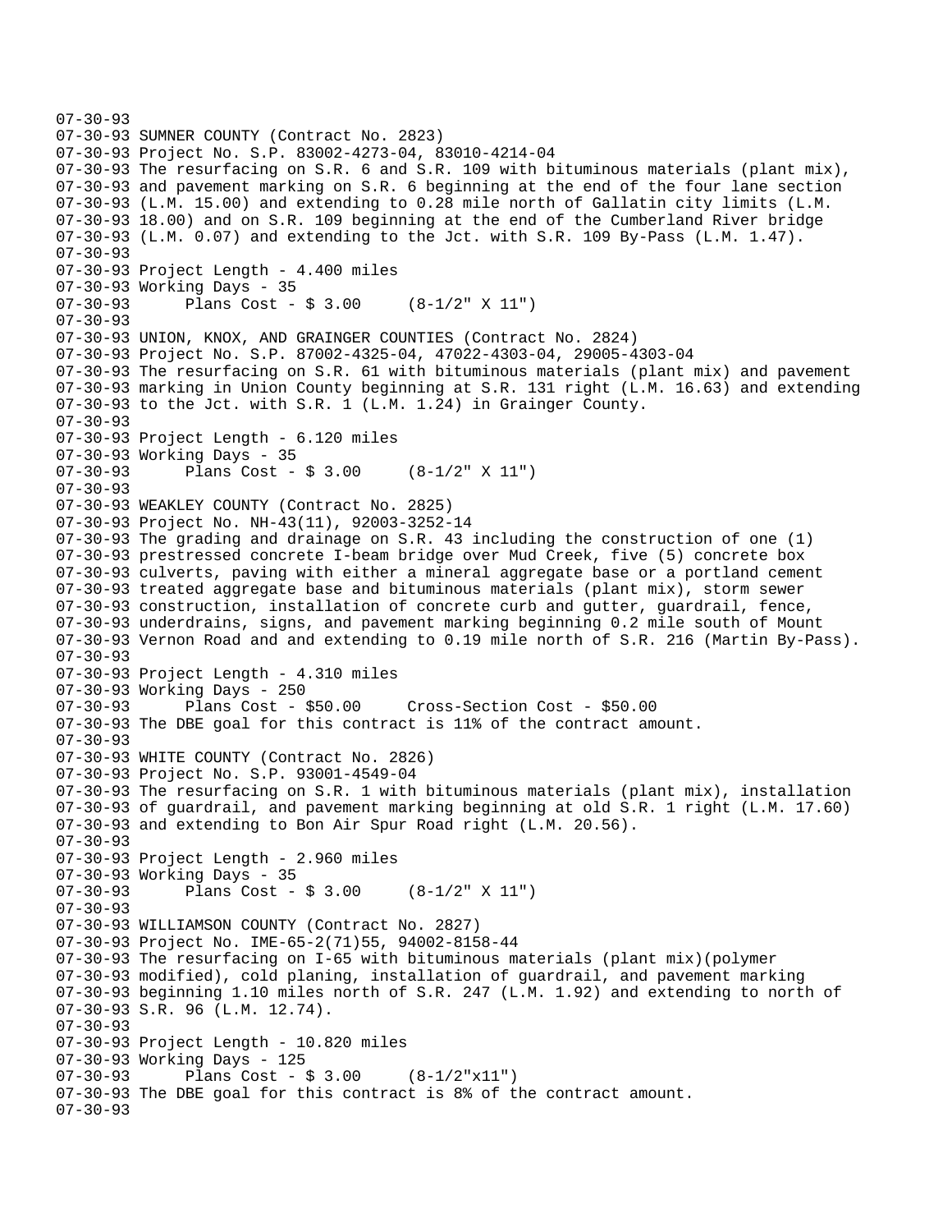07-30-93
07-30-93 SUMNER COUNTY (Contract No. 2823)
07-30-93 Project No. S.P. 83002-4273-04, 83010-4214-04
07-30-93 The resurfacing on S.R. 6 and S.R. 109 with bituminous materials (plant mix),
07-30-93 and pavement marking on S.R. 6 beginning at the end of the four lane section
07-30-93 (L.M. 15.00) and extending to 0.28 mile north of Gallatin city limits (L.M.
07-30-93 18.00) and on S.R. 109 beginning at the end of the Cumberland River bridge
07-30-93 (L.M. 0.07) and extending to the Jct. with S.R. 109 By-Pass (L.M. 1.47).
07-30-93
07-30-93 Project Length - 4.400 miles
07-30-93 Working Days - 35
07-30-93 Plans Cost - $ 3.00 (8-1/2" X 11")
07-30-93
07-30-93 UNION, KNOX, AND GRAINGER COUNTIES (Contract No. 2824)
07-30-93 Project No. S.P. 87002-4325-04, 47022-4303-04, 29005-4303-04
07-30-93 The resurfacing on S.R. 61 with bituminous materials (plant mix) and pavement
07-30-93 marking in Union County beginning at S.R. 131 right (L.M. 16.63) and extending
07-30-93 to the Jct. with S.R. 1 (L.M. 1.24) in Grainger County.
07-30-93
07-30-93 Project Length - 6.120 miles
07-30-93 Working Days - 35
07-30-93 Plans Cost - $ 3.00 (8-1/2" X 11")
07-30-93
07-30-93 WEAKLEY COUNTY (Contract No. 2825)
07-30-93 Project No. NH-43(11), 92003-3252-14
07-30-93 The grading and drainage on S.R. 43 including the construction of one (1)
07-30-93 prestressed concrete I-beam bridge over Mud Creek, five (5) concrete box
07-30-93 culverts, paving with either a mineral aggregate base or a portland cement
07-30-93 treated aggregate base and bituminous materials (plant mix), storm sewer
07-30-93 construction, installation of concrete curb and gutter, guardrail, fence,
07-30-93 underdrains, signs, and pavement marking beginning 0.2 mile south of Mount
07-30-93 Vernon Road and and extending to 0.19 mile north of S.R. 216 (Martin By-Pass).
07-30-93
07-30-93 Project Length - 4.310 miles
07-30-93 Working Days - 250
07-30-93 Plans Cost - $50.00 Cross-Section Cost - $50.00
07-30-93 The DBE goal for this contract is 11% of the contract amount.
07-30-93
07-30-93 WHITE COUNTY (Contract No. 2826)
07-30-93 Project No. S.P. 93001-4549-04
07-30-93 The resurfacing on S.R. 1 with bituminous materials (plant mix), installation
07-30-93 of guardrail, and pavement marking beginning at old S.R. 1 right (L.M. 17.60)
07-30-93 and extending to Bon Air Spur Road right (L.M. 20.56).
07-30-93
07-30-93 Project Length - 2.960 miles
07-30-93 Working Days - 35
07-30-93 Plans Cost - $ 3.00 (8-1/2" X 11")
07-30-93
07-30-93 WILLIAMSON COUNTY (Contract No. 2827)
07-30-93 Project No. IME-65-2(71)55, 94002-8158-44
07-30-93 The resurfacing on I-65 with bituminous materials (plant mix)(polymer
07-30-93 modified), cold planing, installation of guardrail, and pavement marking
07-30-93 beginning 1.10 miles north of S.R. 247 (L.M. 1.92) and extending to north of
07-30-93 S.R. 96 (L.M. 12.74).
07-30-93
07-30-93 Project Length - 10.820 miles
07-30-93 Working Days - 125
07-30-93 Plans Cost - $ 3.00 (8-1/2"x11")
07-30-93 The DBE goal for this contract is 8% of the contract amount.
07-30-93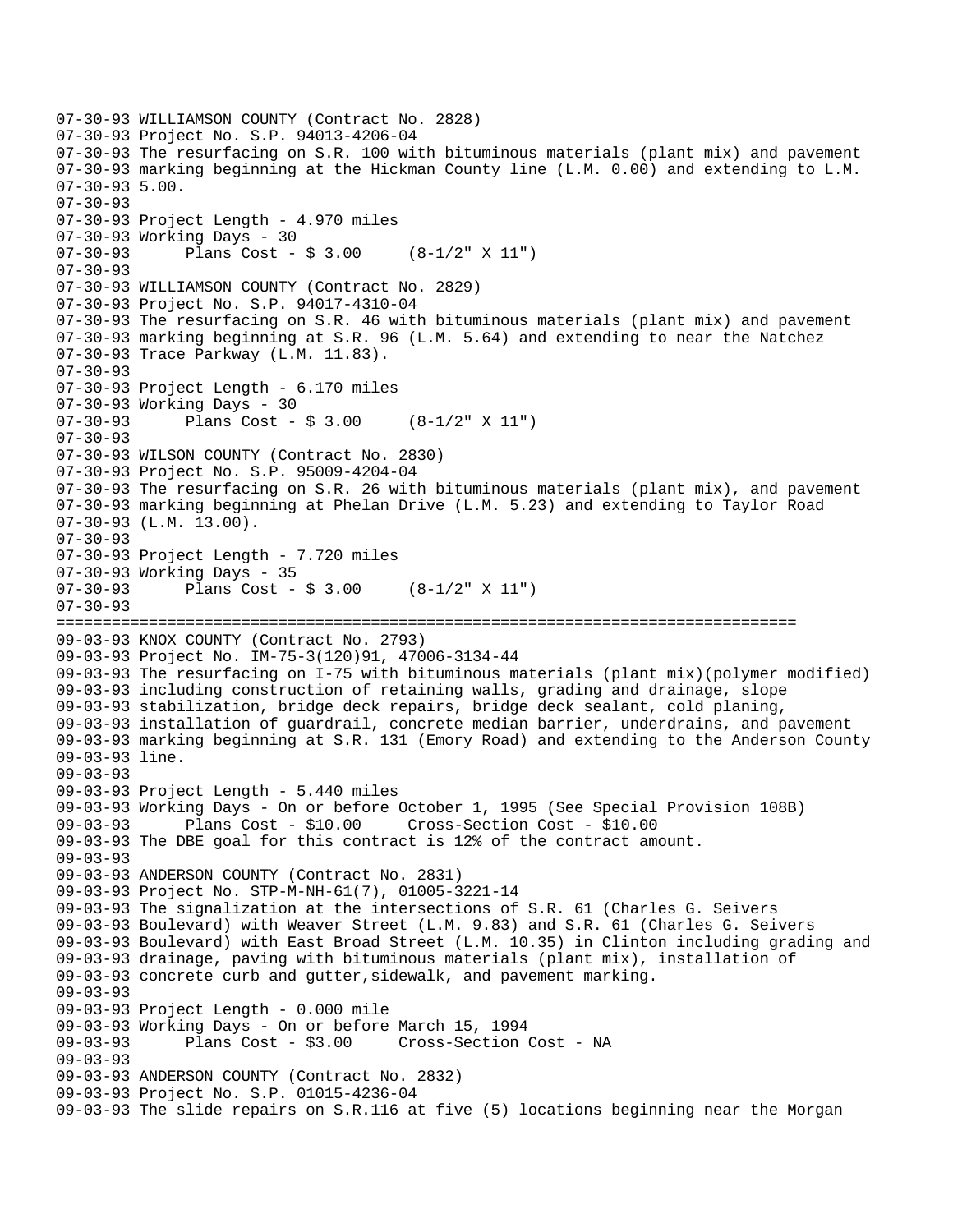```
07-30-93 WILLIAMSON COUNTY (Contract No. 2828)
07-30-93 Project No. S.P. 94013-4206-04
07-30-93 The resurfacing on S.R. 100 with bituminous materials (plant mix) and pavement
07-30-93 marking beginning at the Hickman County line (L.M. 0.00) and extending to L.M.
07-30-93 5.00.
07-30-93
07-30-93 Project Length - 4.970 miles
07-30-93 Working Days - 30
07-30-93      Plans Cost - $ 3.00     (8-1/2" X 11")
07-30-93
07-30-93 WILLIAMSON COUNTY (Contract No. 2829)
07-30-93 Project No. S.P. 94017-4310-04
07-30-93 The resurfacing on S.R. 46 with bituminous materials (plant mix) and pavement
07-30-93 marking beginning at S.R. 96 (L.M. 5.64) and extending to near the Natchez
07-30-93 Trace Parkway (L.M. 11.83).
07-30-93
07-30-93 Project Length - 6.170 miles
07-30-93 Working Days - 30
07-30-93      Plans Cost - $ 3.00     (8-1/2" X 11")
07-30-93
07-30-93 WILSON COUNTY (Contract No. 2830)
07-30-93 Project No. S.P. 95009-4204-04
07-30-93 The resurfacing on S.R. 26 with bituminous materials (plant mix), and pavement
07-30-93 marking beginning at Phelan Drive (L.M. 5.23) and extending to Taylor Road
07-30-93 (L.M. 13.00).
07-30-93
07-30-93 Project Length - 7.720 miles
07-30-93 Working Days - 35
07-30-93      Plans Cost - $ 3.00     (8-1/2" X 11")
07-30-93
================================================================================
09-03-93 KNOX COUNTY (Contract No. 2793)
09-03-93 Project No. IM-75-3(120)91, 47006-3134-44
09-03-93 The resurfacing on I-75 with bituminous materials (plant mix)(polymer modified)
09-03-93 including construction of retaining walls, grading and drainage, slope
09-03-93 stabilization, bridge deck repairs, bridge deck sealant, cold planing,
09-03-93 installation of guardrail, concrete median barrier, underdrains, and pavement
09-03-93 marking beginning at S.R. 131 (Emory Road) and extending to the Anderson County
09-03-93 line.
09-03-93
09-03-93 Project Length - 5.440 miles
09-03-93 Working Days - On or before October 1, 1995 (See Special Provision 108B)
09-03-93      Plans Cost - $10.00     Cross-Section Cost - $10.00
09-03-93 The DBE goal for this contract is 12% of the contract amount.
09-03-93
09-03-93 ANDERSON COUNTY (Contract No. 2831)
09-03-93 Project No. STP-M-NH-61(7), 01005-3221-14
09-03-93 The signalization at the intersections of S.R. 61 (Charles G. Seivers
09-03-93 Boulevard) with Weaver Street (L.M. 9.83) and S.R. 61 (Charles G. Seivers
09-03-93 Boulevard) with East Broad Street (L.M. 10.35) in Clinton including grading and
09-03-93 drainage, paving with bituminous materials (plant mix), installation of
09-03-93 concrete curb and gutter,sidewalk, and pavement marking.
09-03-93
09-03-93 Project Length - 0.000 mile
09-03-93 Working Days - On or before March 15, 1994
09-03-93      Plans Cost - $3.00     Cross-Section Cost - NA
09-03-93
09-03-93 ANDERSON COUNTY (Contract No. 2832)
09-03-93 Project No. S.P. 01015-4236-04
09-03-93 The slide repairs on S.R.116 at five (5) locations beginning near the Morgan
```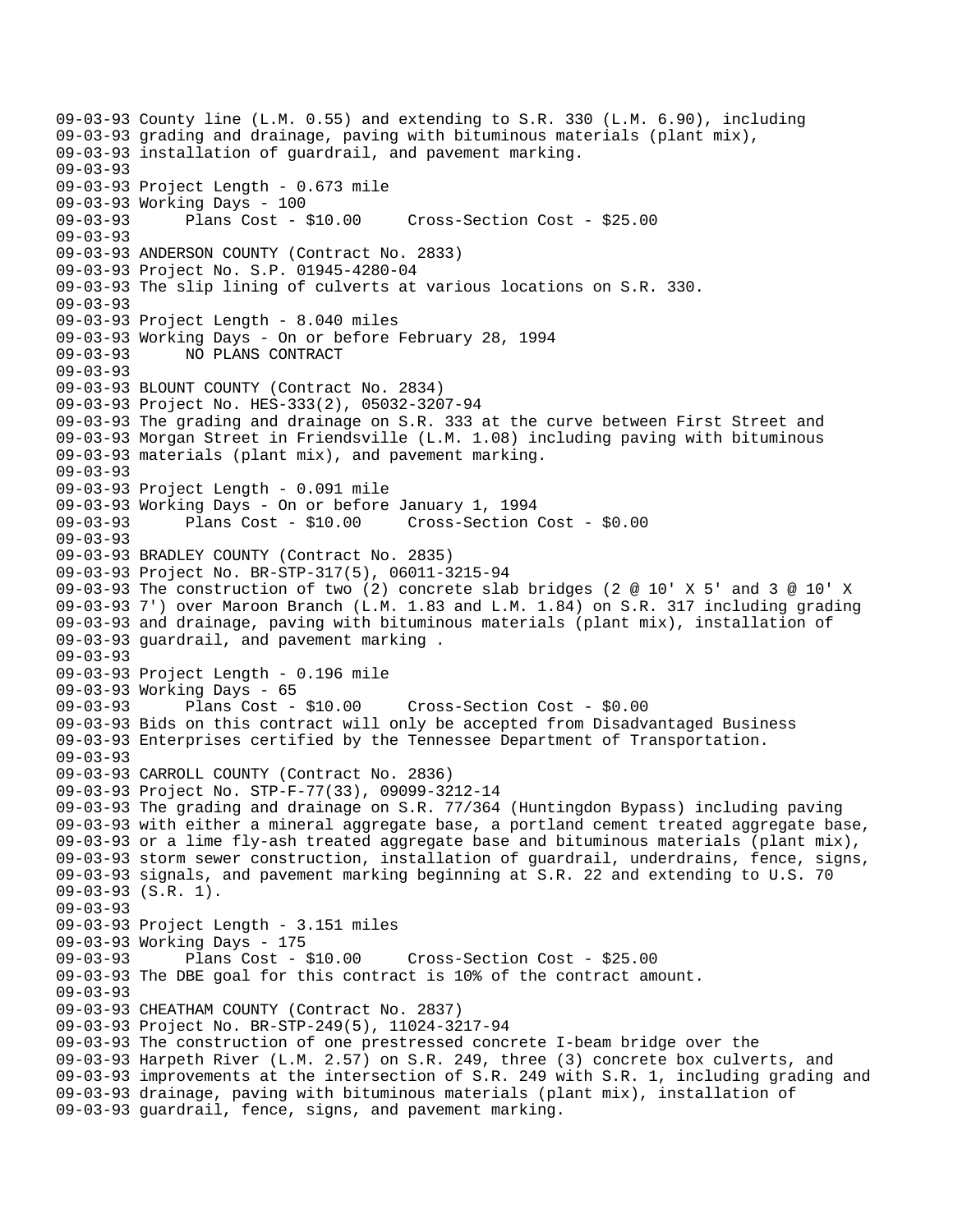09-03-93 County line (L.M. 0.55) and extending to S.R. 330 (L.M. 6.90), including
09-03-93 grading and drainage, paving with bituminous materials (plant mix),
09-03-93 installation of guardrail, and pavement marking.
09-03-93
09-03-93 Project Length - 0.673 mile
09-03-93 Working Days - 100
09-03-93 Plans Cost - $10.00 Cross-Section Cost - $25.00
09-03-93
09-03-93 ANDERSON COUNTY (Contract No. 2833)
09-03-93 Project No. S.P. 01945-4280-04
09-03-93 The slip lining of culverts at various locations on S.R. 330.
09-03-93
09-03-93 Project Length - 8.040 miles
09-03-93 Working Days - On or before February 28, 1994
09-03-93 NO PLANS CONTRACT
09-03-93
09-03-93 BLOUNT COUNTY (Contract No. 2834)
09-03-93 Project No. HES-333(2), 05032-3207-94
09-03-93 The grading and drainage on S.R. 333 at the curve between First Street and
09-03-93 Morgan Street in Friendsville (L.M. 1.08) including paving with bituminous
09-03-93 materials (plant mix), and pavement marking.
09-03-93
09-03-93 Project Length - 0.091 mile
09-03-93 Working Days - On or before January 1, 1994
09-03-93 Plans Cost - $10.00 Cross-Section Cost - $0.00
09-03-93
09-03-93 BRADLEY COUNTY (Contract No. 2835)
09-03-93 Project No. BR-STP-317(5), 06011-3215-94
09-03-93 The construction of two (2) concrete slab bridges (2 @ 10' X 5' and 3 @ 10' X
09-03-93 7') over Maroon Branch (L.M. 1.83 and L.M. 1.84) on S.R. 317 including grading
09-03-93 and drainage, paving with bituminous materials (plant mix), installation of
09-03-93 guardrail, and pavement marking .
09-03-93
09-03-93 Project Length - 0.196 mile
09-03-93 Working Days - 65
09-03-93 Plans Cost - $10.00 Cross-Section Cost - $0.00
09-03-93 Bids on this contract will only be accepted from Disadvantaged Business
09-03-93 Enterprises certified by the Tennessee Department of Transportation.
09-03-93
09-03-93 CARROLL COUNTY (Contract No. 2836)
09-03-93 Project No. STP-F-77(33), 09099-3212-14
09-03-93 The grading and drainage on S.R. 77/364 (Huntingdon Bypass) including paving
09-03-93 with either a mineral aggregate base, a portland cement treated aggregate base,
09-03-93 or a lime fly-ash treated aggregate base and bituminous materials (plant mix),
09-03-93 storm sewer construction, installation of guardrail, underdrains, fence, signs,
09-03-93 signals, and pavement marking beginning at S.R. 22 and extending to U.S. 70
09-03-93 (S.R. 1).
09-03-93
09-03-93 Project Length - 3.151 miles
09-03-93 Working Days - 175
09-03-93 Plans Cost - $10.00 Cross-Section Cost - $25.00
09-03-93 The DBE goal for this contract is 10% of the contract amount.
09-03-93
09-03-93 CHEATHAM COUNTY (Contract No. 2837)
09-03-93 Project No. BR-STP-249(5), 11024-3217-94
09-03-93 The construction of one prestressed concrete I-beam bridge over the
09-03-93 Harpeth River (L.M. 2.57) on S.R. 249, three (3) concrete box culverts, and
09-03-93 improvements at the intersection of S.R. 249 with S.R. 1, including grading and
09-03-93 drainage, paving with bituminous materials (plant mix), installation of
09-03-93 guardrail, fence, signs, and pavement marking.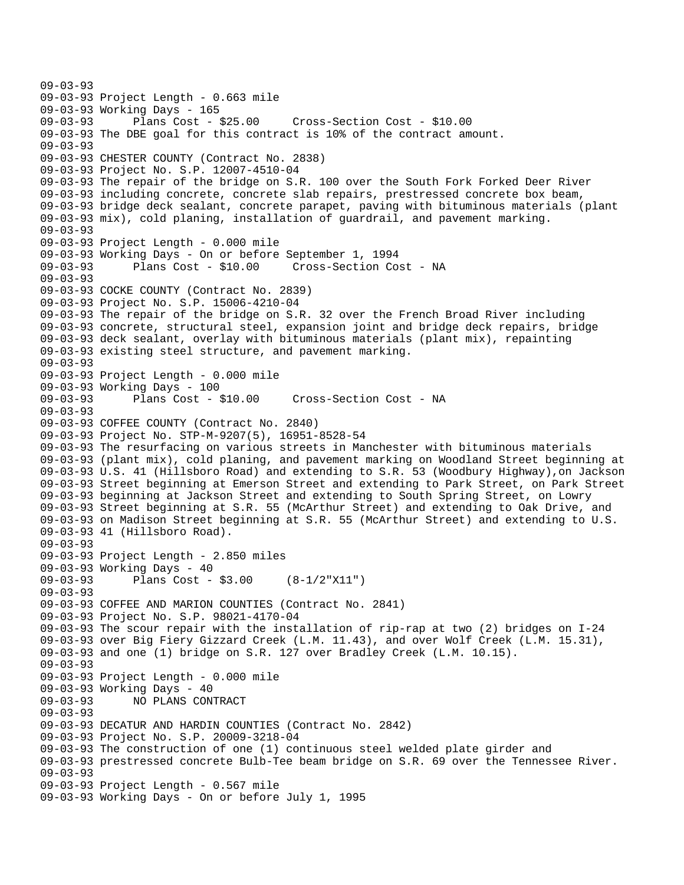```
09-03-93
09-03-93 Project Length - 0.663 mile
09-03-93 Working Days - 165
09-03-93       Plans Cost - $25.00     Cross-Section Cost - $10.00
09-03-93 The DBE goal for this contract is 10% of the contract amount.
09-03-93
09-03-93 CHESTER COUNTY (Contract No. 2838)
09-03-93 Project No. S.P. 12007-4510-04
09-03-93 The repair of the bridge on S.R. 100 over the South Fork Forked Deer River
09-03-93 including concrete, concrete slab repairs, prestressed concrete box beam,
09-03-93 bridge deck sealant, concrete parapet, paving with bituminous materials (plant
09-03-93 mix), cold planing, installation of guardrail, and pavement marking.
09-03-93
09-03-93 Project Length - 0.000 mile
09-03-93 Working Days - On or before September 1, 1994
09-03-93       Plans Cost - $10.00     Cross-Section Cost - NA
09-03-93
09-03-93 COCKE COUNTY (Contract No. 2839)
09-03-93 Project No. S.P. 15006-4210-04
09-03-93 The repair of the bridge on S.R. 32 over the French Broad River including
09-03-93 concrete, structural steel, expansion joint and bridge deck repairs, bridge
09-03-93 deck sealant, overlay with bituminous materials (plant mix), repainting
09-03-93 existing steel structure, and pavement marking.
09-03-93
09-03-93 Project Length - 0.000 mile
09-03-93 Working Days - 100
09-03-93       Plans Cost - $10.00     Cross-Section Cost - NA
09-03-93
09-03-93 COFFEE COUNTY (Contract No. 2840)
09-03-93 Project No. STP-M-9207(5), 16951-8528-54
09-03-93 The resurfacing on various streets in Manchester with bituminous materials
09-03-93 (plant mix), cold planing, and pavement marking on Woodland Street beginning at
09-03-93 U.S. 41 (Hillsboro Road) and extending to S.R. 53 (Woodbury Highway),on Jackson
09-03-93 Street beginning at Emerson Street and extending to Park Street, on Park Street
09-03-93 beginning at Jackson Street and extending to South Spring Street, on Lowry
09-03-93 Street beginning at S.R. 55 (McArthur Street) and extending to Oak Drive, and
09-03-93 on Madison Street beginning at S.R. 55 (McArthur Street) and extending to U.S.
09-03-93 41 (Hillsboro Road).
09-03-93
09-03-93 Project Length - 2.850 miles
09-03-93 Working Days - 40
09-03-93       Plans Cost - $3.00     (8-1/2"X11")
09-03-93
09-03-93 COFFEE AND MARION COUNTIES (Contract No. 2841)
09-03-93 Project No. S.P. 98021-4170-04
09-03-93 The scour repair with the installation of rip-rap at two (2) bridges on I-24
09-03-93 over Big Fiery Gizzard Creek (L.M. 11.43), and over Wolf Creek (L.M. 15.31),
09-03-93 and one (1) bridge on S.R. 127 over Bradley Creek (L.M. 10.15).
09-03-93
09-03-93 Project Length - 0.000 mile
09-03-93 Working Days - 40
09-03-93       NO PLANS CONTRACT
09-03-93
09-03-93 DECATUR AND HARDIN COUNTIES (Contract No. 2842)
09-03-93 Project No. S.P. 20009-3218-04
09-03-93 The construction of one (1) continuous steel welded plate girder and
09-03-93 prestressed concrete Bulb-Tee beam bridge on S.R. 69 over the Tennessee River.
09-03-93
09-03-93 Project Length - 0.567 mile
09-03-93 Working Days - On or before July 1, 1995
```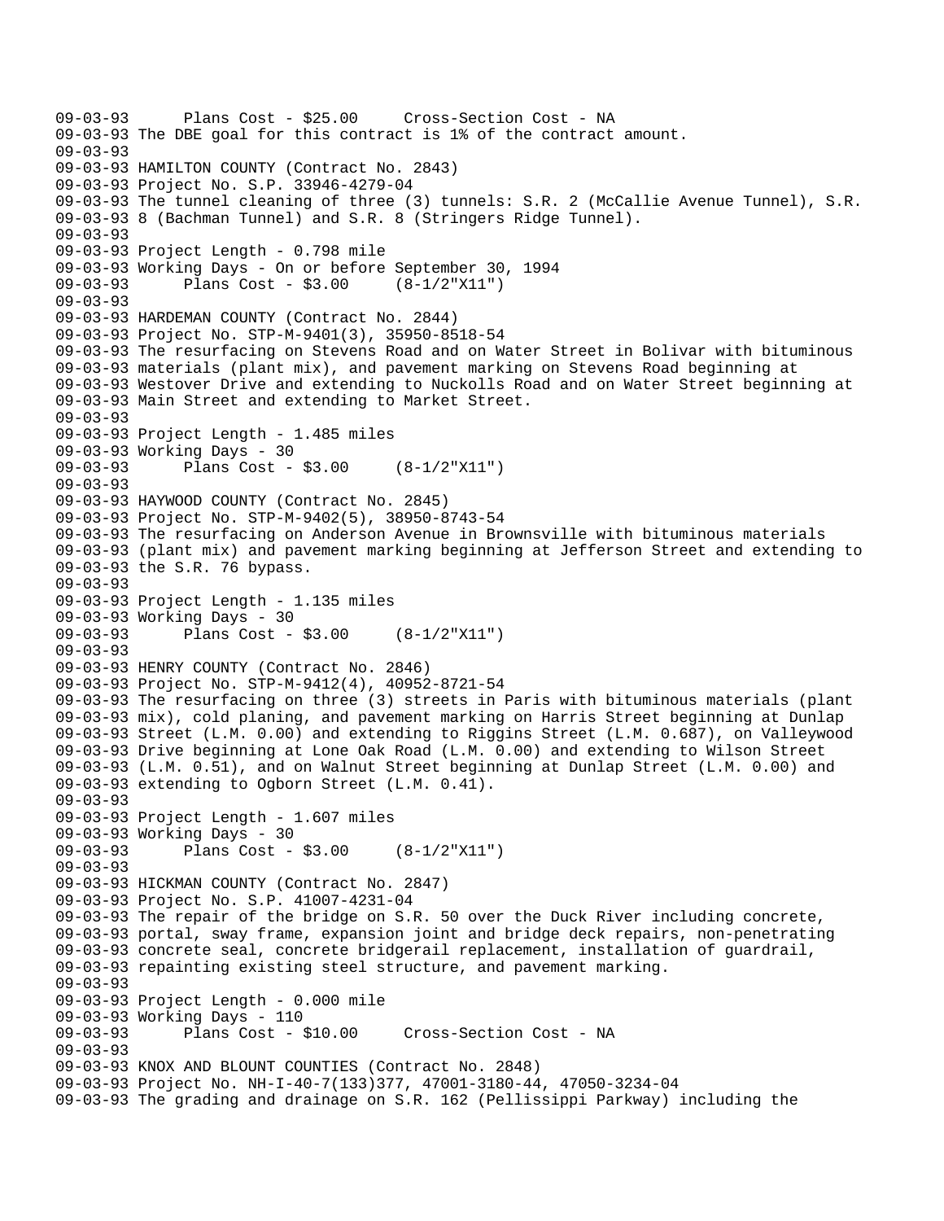09-03-93      Plans Cost - $25.00     Cross-Section Cost - NA
09-03-93 The DBE goal for this contract is 1% of the contract amount.
09-03-93
09-03-93 HAMILTON COUNTY (Contract No. 2843)
09-03-93 Project No. S.P. 33946-4279-04
09-03-93 The tunnel cleaning of three (3) tunnels: S.R. 2 (McCallie Avenue Tunnel), S.R.
09-03-93 8 (Bachman Tunnel) and S.R. 8 (Stringers Ridge Tunnel).
09-03-93
09-03-93 Project Length - 0.798 mile
09-03-93 Working Days - On or before September 30, 1994
09-03-93      Plans Cost - $3.00     (8-1/2"X11")
09-03-93
09-03-93 HARDEMAN COUNTY (Contract No. 2844)
09-03-93 Project No. STP-M-9401(3), 35950-8518-54
09-03-93 The resurfacing on Stevens Road and on Water Street in Bolivar with bituminous
09-03-93 materials (plant mix), and pavement marking on Stevens Road beginning at
09-03-93 Westover Drive and extending to Nuckolls Road and on Water Street beginning at
09-03-93 Main Street and extending to Market Street.
09-03-93
09-03-93 Project Length - 1.485 miles
09-03-93 Working Days - 30
09-03-93      Plans Cost - $3.00     (8-1/2"X11")
09-03-93
09-03-93 HAYWOOD COUNTY (Contract No. 2845)
09-03-93 Project No. STP-M-9402(5), 38950-8743-54
09-03-93 The resurfacing on Anderson Avenue in Brownsville with bituminous materials
09-03-93 (plant mix) and pavement marking beginning at Jefferson Street and extending to
09-03-93 the S.R. 76 bypass.
09-03-93
09-03-93 Project Length - 1.135 miles
09-03-93 Working Days - 30
09-03-93      Plans Cost - $3.00     (8-1/2"X11")
09-03-93
09-03-93 HENRY COUNTY (Contract No. 2846)
09-03-93 Project No. STP-M-9412(4), 40952-8721-54
09-03-93 The resurfacing on three (3) streets in Paris with bituminous materials (plant
09-03-93 mix), cold planing, and pavement marking on Harris Street beginning at Dunlap
09-03-93 Street (L.M. 0.00) and extending to Riggins Street (L.M. 0.687), on Valleywood
09-03-93 Drive beginning at Lone Oak Road (L.M. 0.00) and extending to Wilson Street
09-03-93 (L.M. 0.51), and on Walnut Street beginning at Dunlap Street (L.M. 0.00) and
09-03-93 extending to Ogborn Street (L.M. 0.41).
09-03-93
09-03-93 Project Length - 1.607 miles
09-03-93 Working Days - 30
09-03-93      Plans Cost - $3.00     (8-1/2"X11")
09-03-93
09-03-93 HICKMAN COUNTY (Contract No. 2847)
09-03-93 Project No. S.P. 41007-4231-04
09-03-93 The repair of the bridge on S.R. 50 over the Duck River including concrete,
09-03-93 portal, sway frame, expansion joint and bridge deck repairs, non-penetrating
09-03-93 concrete seal, concrete bridgerail replacement, installation of guardrail,
09-03-93 repainting existing steel structure, and pavement marking.
09-03-93
09-03-93 Project Length - 0.000 mile
09-03-93 Working Days - 110
09-03-93      Plans Cost - $10.00     Cross-Section Cost - NA
09-03-93
09-03-93 KNOX AND BLOUNT COUNTIES (Contract No. 2848)
09-03-93 Project No. NH-I-40-7(133)377, 47001-3180-44, 47050-3234-04
09-03-93 The grading and drainage on S.R. 162 (Pellissippi Parkway) including the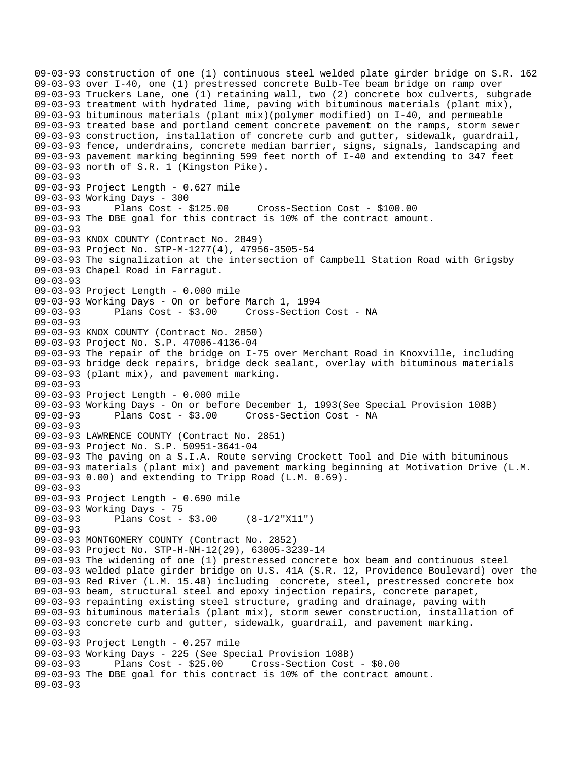```
09-03-93 construction of one (1) continuous steel welded plate girder bridge on S.R. 162
09-03-93 over I-40, one (1) prestressed concrete Bulb-Tee beam bridge on ramp over
09-03-93 Truckers Lane, one (1) retaining wall, two (2) concrete box culverts, subgrade
09-03-93 treatment with hydrated lime, paving with bituminous materials (plant mix),
09-03-93 bituminous materials (plant mix)(polymer modified) on I-40, and permeable
09-03-93 treated base and portland cement concrete pavement on the ramps, storm sewer
09-03-93 construction, installation of concrete curb and gutter, sidewalk, guardrail,
09-03-93 fence, underdrains, concrete median barrier, signs, signals, landscaping and
09-03-93 pavement marking beginning 599 feet north of I-40 and extending to 347 feet
09-03-93 north of S.R. 1 (Kingston Pike).
09-03-93
09-03-93 Project Length - 0.627 mile
09-03-93 Working Days - 300
09-03-93      Plans Cost - $125.00     Cross-Section Cost - $100.00
09-03-93 The DBE goal for this contract is 10% of the contract amount.
09-03-93
09-03-93 KNOX COUNTY (Contract No. 2849)
09-03-93 Project No. STP-M-1277(4), 47956-3505-54
09-03-93 The signalization at the intersection of Campbell Station Road with Grigsby
09-03-93 Chapel Road in Farragut.
09-03-93
09-03-93 Project Length - 0.000 mile
09-03-93 Working Days - On or before March 1, 1994
09-03-93      Plans Cost - $3.00     Cross-Section Cost - NA
09-03-93
09-03-93 KNOX COUNTY (Contract No. 2850)
09-03-93 Project No. S.P. 47006-4136-04
09-03-93 The repair of the bridge on I-75 over Merchant Road in Knoxville, including
09-03-93 bridge deck repairs, bridge deck sealant, overlay with bituminous materials
09-03-93 (plant mix), and pavement marking.
09-03-93
09-03-93 Project Length - 0.000 mile
09-03-93 Working Days - On or before December 1, 1993(See Special Provision 108B)
09-03-93      Plans Cost - $3.00     Cross-Section Cost - NA
09-03-93
09-03-93 LAWRENCE COUNTY (Contract No. 2851)
09-03-93 Project No. S.P. 50951-3641-04
09-03-93 The paving on a S.I.A. Route serving Crockett Tool and Die with bituminous
09-03-93 materials (plant mix) and pavement marking beginning at Motivation Drive (L.M.
09-03-93 0.00) and extending to Tripp Road (L.M. 0.69).
09-03-93
09-03-93 Project Length - 0.690 mile
09-03-93 Working Days - 75
09-03-93      Plans Cost - $3.00     (8-1/2"X11")
09-03-93
09-03-93 MONTGOMERY COUNTY (Contract No. 2852)
09-03-93 Project No. STP-H-NH-12(29), 63005-3239-14
09-03-93 The widening of one (1) prestressed concrete box beam and continuous steel
09-03-93 welded plate girder bridge on U.S. 41A (S.R. 12, Providence Boulevard) over the
09-03-93 Red River (L.M. 15.40) including  concrete, steel, prestressed concrete box
09-03-93 beam, structural steel and epoxy injection repairs, concrete parapet,
09-03-93 repainting existing steel structure, grading and drainage, paving with
09-03-93 bituminous materials (plant mix), storm sewer construction, installation of
09-03-93 concrete curb and gutter, sidewalk, guardrail, and pavement marking.
09-03-93
09-03-93 Project Length - 0.257 mile
09-03-93 Working Days - 225 (See Special Provision 108B)
09-03-93      Plans Cost - $25.00     Cross-Section Cost - $0.00
09-03-93 The DBE goal for this contract is 10% of the contract amount.
09-03-93
```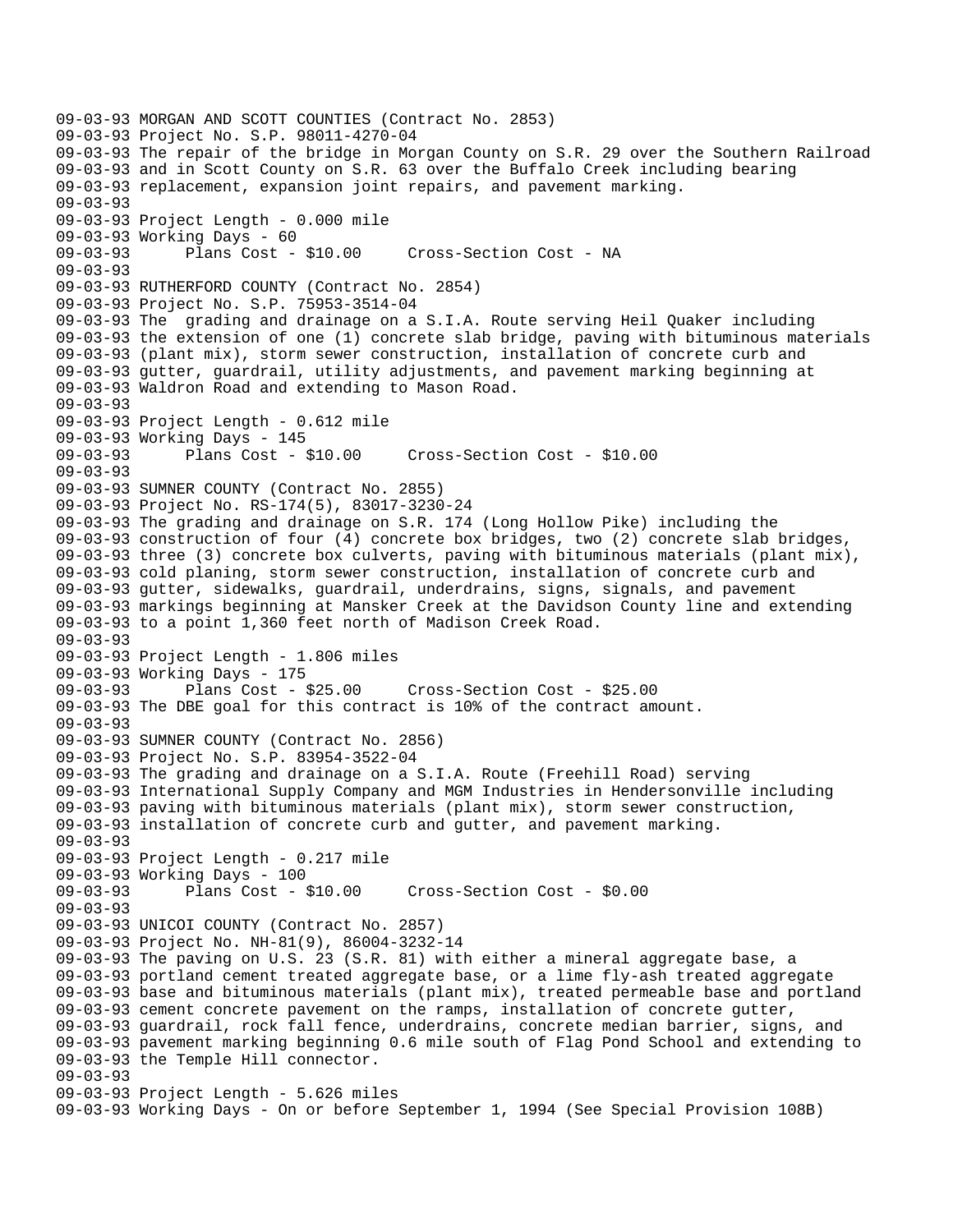```
09-03-93 MORGAN AND SCOTT COUNTIES (Contract No. 2853)
09-03-93 Project No. S.P. 98011-4270-04
09-03-93 The repair of the bridge in Morgan County on S.R. 29 over the Southern Railroad
09-03-93 and in Scott County on S.R. 63 over the Buffalo Creek including bearing
09-03-93 replacement, expansion joint repairs, and pavement marking.
09-03-93
09-03-93 Project Length - 0.000 mile
09-03-93 Working Days - 60
09-03-93      Plans Cost - $10.00     Cross-Section Cost - NA
09-03-93
09-03-93 RUTHERFORD COUNTY (Contract No. 2854)
09-03-93 Project No. S.P. 75953-3514-04
09-03-93 The  grading and drainage on a S.I.A. Route serving Heil Quaker including
09-03-93 the extension of one (1) concrete slab bridge, paving with bituminous materials
09-03-93 (plant mix), storm sewer construction, installation of concrete curb and
09-03-93 gutter, guardrail, utility adjustments, and pavement marking beginning at
09-03-93 Waldron Road and extending to Mason Road.
09-03-93
09-03-93 Project Length - 0.612 mile
09-03-93 Working Days - 145
09-03-93      Plans Cost - $10.00     Cross-Section Cost - $10.00
09-03-93
09-03-93 SUMNER COUNTY (Contract No. 2855)
09-03-93 Project No. RS-174(5), 83017-3230-24
09-03-93 The grading and drainage on S.R. 174 (Long Hollow Pike) including the
09-03-93 construction of four (4) concrete box bridges, two (2) concrete slab bridges,
09-03-93 three (3) concrete box culverts, paving with bituminous materials (plant mix),
09-03-93 cold planing, storm sewer construction, installation of concrete curb and
09-03-93 gutter, sidewalks, guardrail, underdrains, signs, signals, and pavement
09-03-93 markings beginning at Mansker Creek at the Davidson County line and extending
09-03-93 to a point 1,360 feet north of Madison Creek Road.
09-03-93
09-03-93 Project Length - 1.806 miles
09-03-93 Working Days - 175
09-03-93      Plans Cost - $25.00     Cross-Section Cost - $25.00
09-03-93 The DBE goal for this contract is 10% of the contract amount.
09-03-93
09-03-93 SUMNER COUNTY (Contract No. 2856)
09-03-93 Project No. S.P. 83954-3522-04
09-03-93 The grading and drainage on a S.I.A. Route (Freehill Road) serving
09-03-93 International Supply Company and MGM Industries in Hendersonville including
09-03-93 paving with bituminous materials (plant mix), storm sewer construction,
09-03-93 installation of concrete curb and gutter, and pavement marking.
09-03-93
09-03-93 Project Length - 0.217 mile
09-03-93 Working Days - 100
09-03-93      Plans Cost - $10.00     Cross-Section Cost - $0.00
09-03-93
09-03-93 UNICOI COUNTY (Contract No. 2857)
09-03-93 Project No. NH-81(9), 86004-3232-14
09-03-93 The paving on U.S. 23 (S.R. 81) with either a mineral aggregate base, a
09-03-93 portland cement treated aggregate base, or a lime fly-ash treated aggregate
09-03-93 base and bituminous materials (plant mix), treated permeable base and portland
09-03-93 cement concrete pavement on the ramps, installation of concrete gutter,
09-03-93 guardrail, rock fall fence, underdrains, concrete median barrier, signs, and
09-03-93 pavement marking beginning 0.6 mile south of Flag Pond School and extending to
09-03-93 the Temple Hill connector.
09-03-93
09-03-93 Project Length - 5.626 miles
09-03-93 Working Days - On or before September 1, 1994 (See Special Provision 108B)
```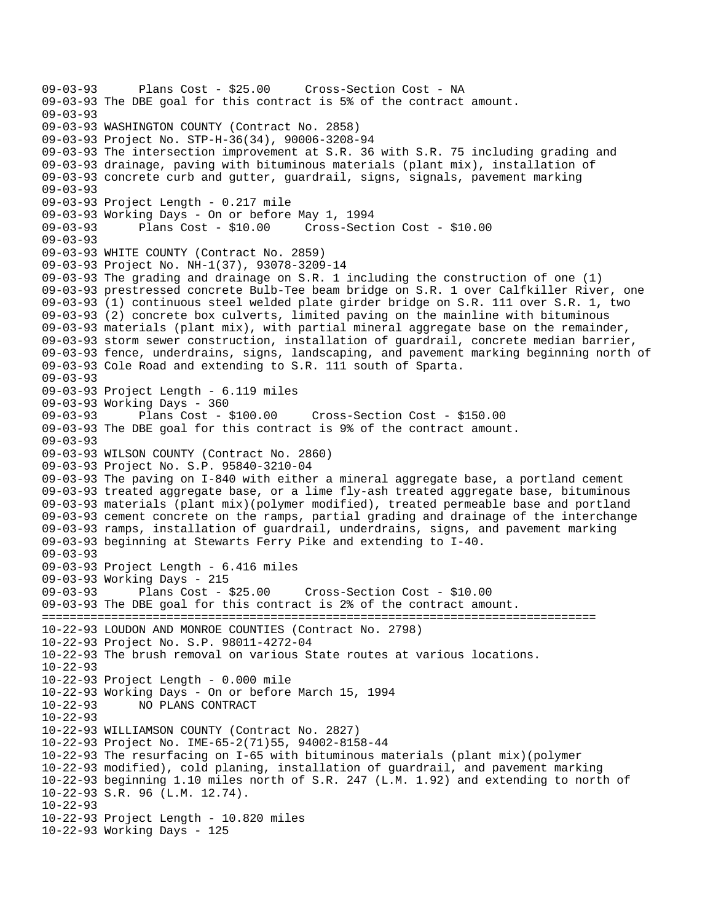```
09-03-93      Plans Cost - $25.00     Cross-Section Cost - NA
09-03-93 The DBE goal for this contract is 5% of the contract amount.
09-03-93
09-03-93 WASHINGTON COUNTY (Contract No. 2858)
09-03-93 Project No. STP-H-36(34), 90006-3208-94
09-03-93 The intersection improvement at S.R. 36 with S.R. 75 including grading and
09-03-93 drainage, paving with bituminous materials (plant mix), installation of
09-03-93 concrete curb and gutter, guardrail, signs, signals, pavement marking
09-03-93
09-03-93 Project Length - 0.217 mile
09-03-93 Working Days - On or before May 1, 1994
09-03-93      Plans Cost - $10.00     Cross-Section Cost - $10.00
09-03-93
09-03-93 WHITE COUNTY (Contract No. 2859)
09-03-93 Project No. NH-1(37), 93078-3209-14
09-03-93 The grading and drainage on S.R. 1 including the construction of one (1)
09-03-93 prestressed concrete Bulb-Tee beam bridge on S.R. 1 over Calfkiller River, one
09-03-93 (1) continuous steel welded plate girder bridge on S.R. 111 over S.R. 1, two
09-03-93 (2) concrete box culverts, limited paving on the mainline with bituminous
09-03-93 materials (plant mix), with partial mineral aggregate base on the remainder,
09-03-93 storm sewer construction, installation of guardrail, concrete median barrier,
09-03-93 fence, underdrains, signs, landscaping, and pavement marking beginning north of
09-03-93 Cole Road and extending to S.R. 111 south of Sparta.
09-03-93
09-03-93 Project Length - 6.119 miles
09-03-93 Working Days - 360
09-03-93      Plans Cost - $100.00     Cross-Section Cost - $150.00
09-03-93 The DBE goal for this contract is 9% of the contract amount.
09-03-93
09-03-93 WILSON COUNTY (Contract No. 2860)
09-03-93 Project No. S.P. 95840-3210-04
09-03-93 The paving on I-840 with either a mineral aggregate base, a portland cement
09-03-93 treated aggregate base, or a lime fly-ash treated aggregate base, bituminous
09-03-93 materials (plant mix)(polymer modified), treated permeable base and portland
09-03-93 cement concrete on the ramps, partial grading and drainage of the interchange
09-03-93 ramps, installation of guardrail, underdrains, signs, and pavement marking
09-03-93 beginning at Stewarts Ferry Pike and extending to I-40.
09-03-93
09-03-93 Project Length - 6.416 miles
09-03-93 Working Days - 215
09-03-93      Plans Cost - $25.00     Cross-Section Cost - $10.00
09-03-93 The DBE goal for this contract is 2% of the contract amount.
================================================================================
10-22-93 LOUDON AND MONROE COUNTIES (Contract No. 2798)
10-22-93 Project No. S.P. 98011-4272-04
10-22-93 The brush removal on various State routes at various locations.
10-22-93
10-22-93 Project Length - 0.000 mile
10-22-93 Working Days - On or before March 15, 1994
10-22-93      NO PLANS CONTRACT
10-22-93
10-22-93 WILLIAMSON COUNTY (Contract No. 2827)
10-22-93 Project No. IME-65-2(71)55, 94002-8158-44
10-22-93 The resurfacing on I-65 with bituminous materials (plant mix)(polymer
10-22-93 modified), cold planing, installation of guardrail, and pavement marking
10-22-93 beginning 1.10 miles north of S.R. 247 (L.M. 1.92) and extending to north of
10-22-93 S.R. 96 (L.M. 12.74).
10-22-93
10-22-93 Project Length - 10.820 miles
10-22-93 Working Days - 125
```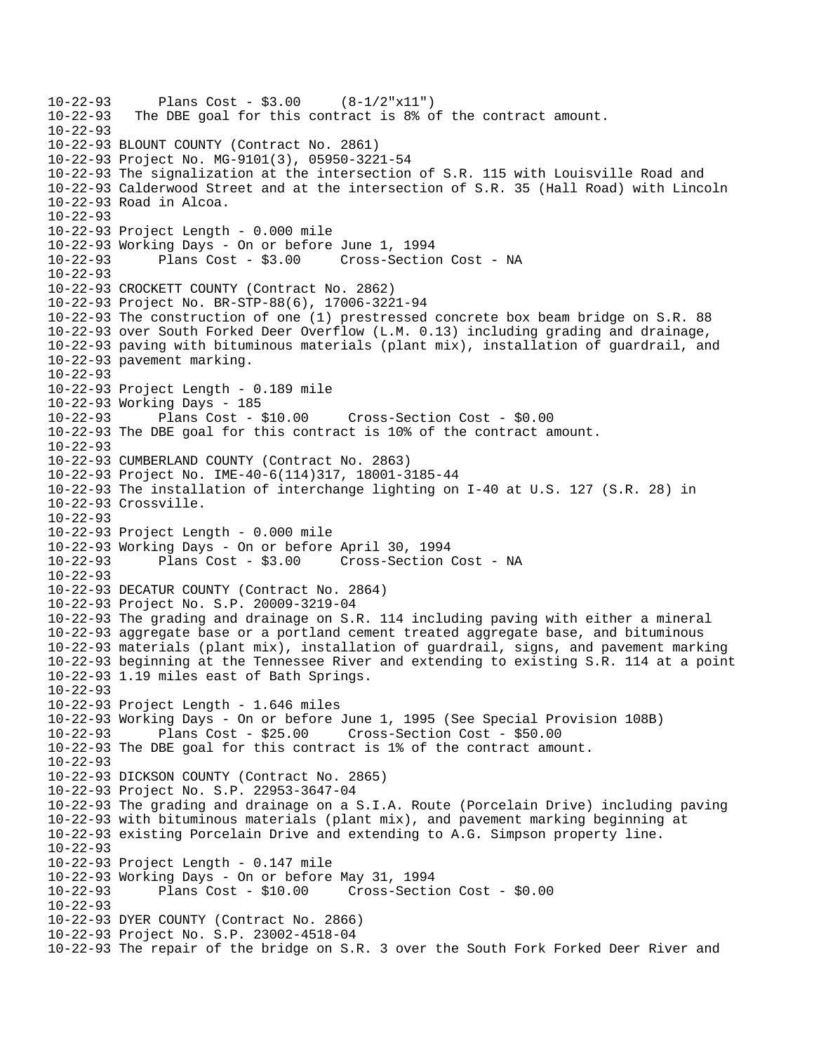```
10-22-93      Plans Cost - $3.00     (8-1/2"x11")
10-22-93   The DBE goal for this contract is 8% of the contract amount.
10-22-93
10-22-93 BLOUNT COUNTY (Contract No. 2861)
10-22-93 Project No. MG-9101(3), 05950-3221-54
10-22-93 The signalization at the intersection of S.R. 115 with Louisville Road and
10-22-93 Calderwood Street and at the intersection of S.R. 35 (Hall Road) with Lincoln
10-22-93 Road in Alcoa.
10-22-93
10-22-93 Project Length - 0.000 mile
10-22-93 Working Days - On or before June 1, 1994
10-22-93      Plans Cost - $3.00     Cross-Section Cost - NA
10-22-93
10-22-93 CROCKETT COUNTY (Contract No. 2862)
10-22-93 Project No. BR-STP-88(6), 17006-3221-94
10-22-93 The construction of one (1) prestressed concrete box beam bridge on S.R. 88
10-22-93 over South Forked Deer Overflow (L.M. 0.13) including grading and drainage,
10-22-93 paving with bituminous materials (plant mix), installation of guardrail, and
10-22-93 pavement marking.
10-22-93
10-22-93 Project Length - 0.189 mile
10-22-93 Working Days - 185
10-22-93      Plans Cost - $10.00     Cross-Section Cost - $0.00
10-22-93 The DBE goal for this contract is 10% of the contract amount.
10-22-93
10-22-93 CUMBERLAND COUNTY (Contract No. 2863)
10-22-93 Project No. IME-40-6(114)317, 18001-3185-44
10-22-93 The installation of interchange lighting on I-40 at U.S. 127 (S.R. 28) in
10-22-93 Crossville.
10-22-93
10-22-93 Project Length - 0.000 mile
10-22-93 Working Days - On or before April 30, 1994
10-22-93      Plans Cost - $3.00     Cross-Section Cost - NA
10-22-93
10-22-93 DECATUR COUNTY (Contract No. 2864)
10-22-93 Project No. S.P. 20009-3219-04
10-22-93 The grading and drainage on S.R. 114 including paving with either a mineral
10-22-93 aggregate base or a portland cement treated aggregate base, and bituminous
10-22-93 materials (plant mix), installation of guardrail, signs, and pavement marking
10-22-93 beginning at the Tennessee River and extending to existing S.R. 114 at a point
10-22-93 1.19 miles east of Bath Springs.
10-22-93
10-22-93 Project Length - 1.646 miles
10-22-93 Working Days - On or before June 1, 1995 (See Special Provision 108B)
10-22-93      Plans Cost - $25.00     Cross-Section Cost - $50.00
10-22-93 The DBE goal for this contract is 1% of the contract amount.
10-22-93
10-22-93 DICKSON COUNTY (Contract No. 2865)
10-22-93 Project No. S.P. 22953-3647-04
10-22-93 The grading and drainage on a S.I.A. Route (Porcelain Drive) including paving
10-22-93 with bituminous materials (plant mix), and pavement marking beginning at
10-22-93 existing Porcelain Drive and extending to A.G. Simpson property line.
10-22-93
10-22-93 Project Length - 0.147 mile
10-22-93 Working Days - On or before May 31, 1994
10-22-93      Plans Cost - $10.00     Cross-Section Cost - $0.00
10-22-93
10-22-93 DYER COUNTY (Contract No. 2866)
10-22-93 Project No. S.P. 23002-4518-04
10-22-93 The repair of the bridge on S.R. 3 over the South Fork Forked Deer River and
```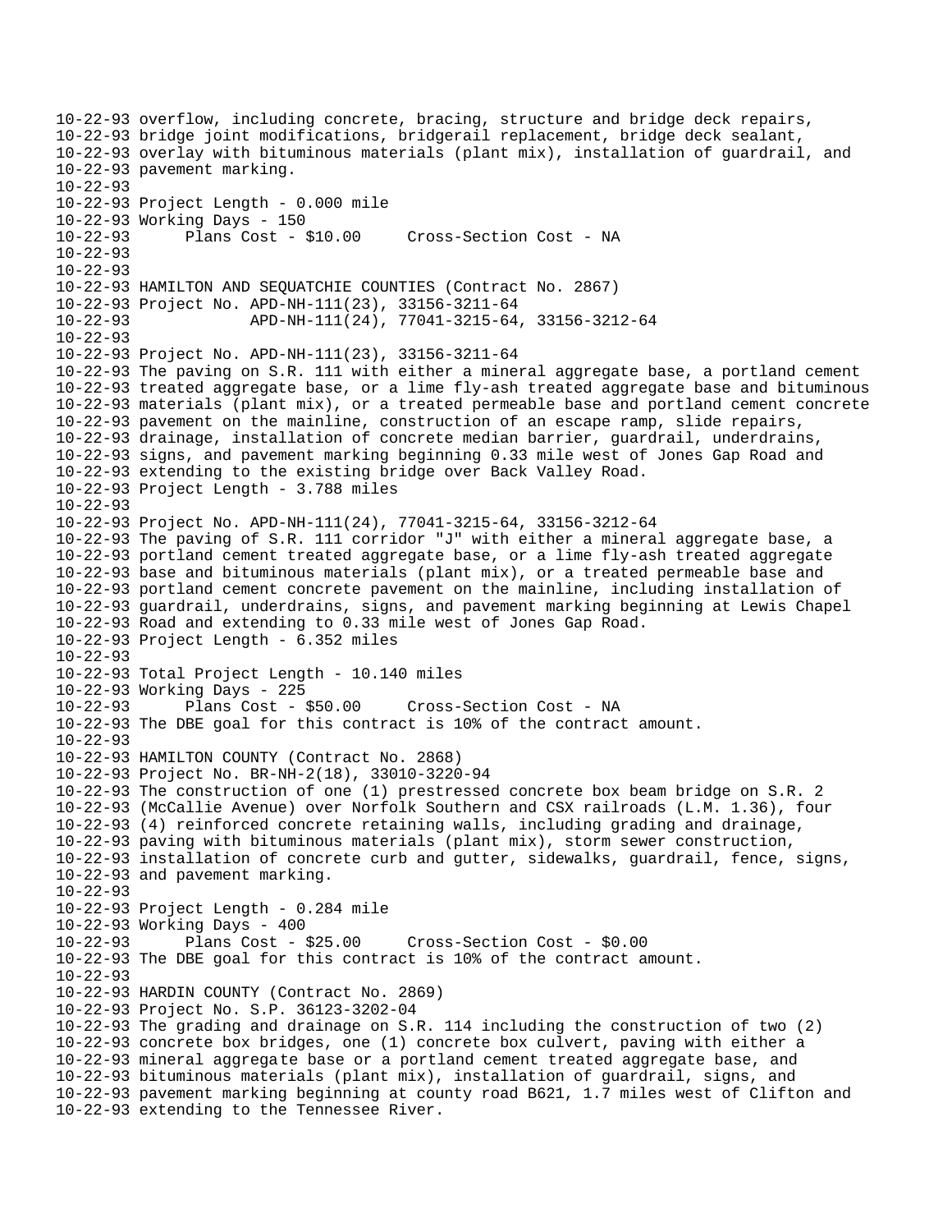```
10-22-93 overflow, including concrete, bracing, structure and bridge deck repairs,
10-22-93 bridge joint modifications, bridgerail replacement, bridge deck sealant,
10-22-93 overlay with bituminous materials (plant mix), installation of guardrail, and
10-22-93 pavement marking.
10-22-93
10-22-93 Project Length - 0.000 mile
10-22-93 Working Days - 150
10-22-93      Plans Cost - $10.00     Cross-Section Cost - NA
10-22-93
10-22-93
10-22-93 HAMILTON AND SEQUATCHIE COUNTIES (Contract No. 2867)
10-22-93 Project No. APD-NH-111(23), 33156-3211-64
10-22-93              APD-NH-111(24), 77041-3215-64, 33156-3212-64
10-22-93
10-22-93 Project No. APD-NH-111(23), 33156-3211-64
10-22-93 The paving on S.R. 111 with either a mineral aggregate base, a portland cement
10-22-93 treated aggregate base, or a lime fly-ash treated aggregate base and bituminous
10-22-93 materials (plant mix), or a treated permeable base and portland cement concrete
10-22-93 pavement on the mainline, construction of an escape ramp, slide repairs,
10-22-93 drainage, installation of concrete median barrier, guardrail, underdrains,
10-22-93 signs, and pavement marking beginning 0.33 mile west of Jones Gap Road and
10-22-93 extending to the existing bridge over Back Valley Road.
10-22-93 Project Length - 3.788 miles
10-22-93
10-22-93 Project No. APD-NH-111(24), 77041-3215-64, 33156-3212-64
10-22-93 The paving of S.R. 111 corridor "J" with either a mineral aggregate base, a
10-22-93 portland cement treated aggregate base, or a lime fly-ash treated aggregate
10-22-93 base and bituminous materials (plant mix), or a treated permeable base and
10-22-93 portland cement concrete pavement on the mainline, including installation of
10-22-93 guardrail, underdrains, signs, and pavement marking beginning at Lewis Chapel
10-22-93 Road and extending to 0.33 mile west of Jones Gap Road.
10-22-93 Project Length - 6.352 miles
10-22-93
10-22-93 Total Project Length - 10.140 miles
10-22-93 Working Days - 225
10-22-93      Plans Cost - $50.00     Cross-Section Cost - NA
10-22-93 The DBE goal for this contract is 10% of the contract amount.
10-22-93
10-22-93 HAMILTON COUNTY (Contract No. 2868)
10-22-93 Project No. BR-NH-2(18), 33010-3220-94
10-22-93 The construction of one (1) prestressed concrete box beam bridge on S.R. 2
10-22-93 (McCallie Avenue) over Norfolk Southern and CSX railroads (L.M. 1.36), four
10-22-93 (4) reinforced concrete retaining walls, including grading and drainage,
10-22-93 paving with bituminous materials (plant mix), storm sewer construction,
10-22-93 installation of concrete curb and gutter, sidewalks, guardrail, fence, signs,
10-22-93 and pavement marking.
10-22-93
10-22-93 Project Length - 0.284 mile
10-22-93 Working Days - 400
10-22-93      Plans Cost - $25.00     Cross-Section Cost - $0.00
10-22-93 The DBE goal for this contract is 10% of the contract amount.
10-22-93
10-22-93 HARDIN COUNTY (Contract No. 2869)
10-22-93 Project No. S.P. 36123-3202-04
10-22-93 The grading and drainage on S.R. 114 including the construction of two (2)
10-22-93 concrete box bridges, one (1) concrete box culvert, paving with either a
10-22-93 mineral aggregate base or a portland cement treated aggregate base, and
10-22-93 bituminous materials (plant mix), installation of guardrail, signs, and
10-22-93 pavement marking beginning at county road B621, 1.7 miles west of Clifton and
10-22-93 extending to the Tennessee River.
```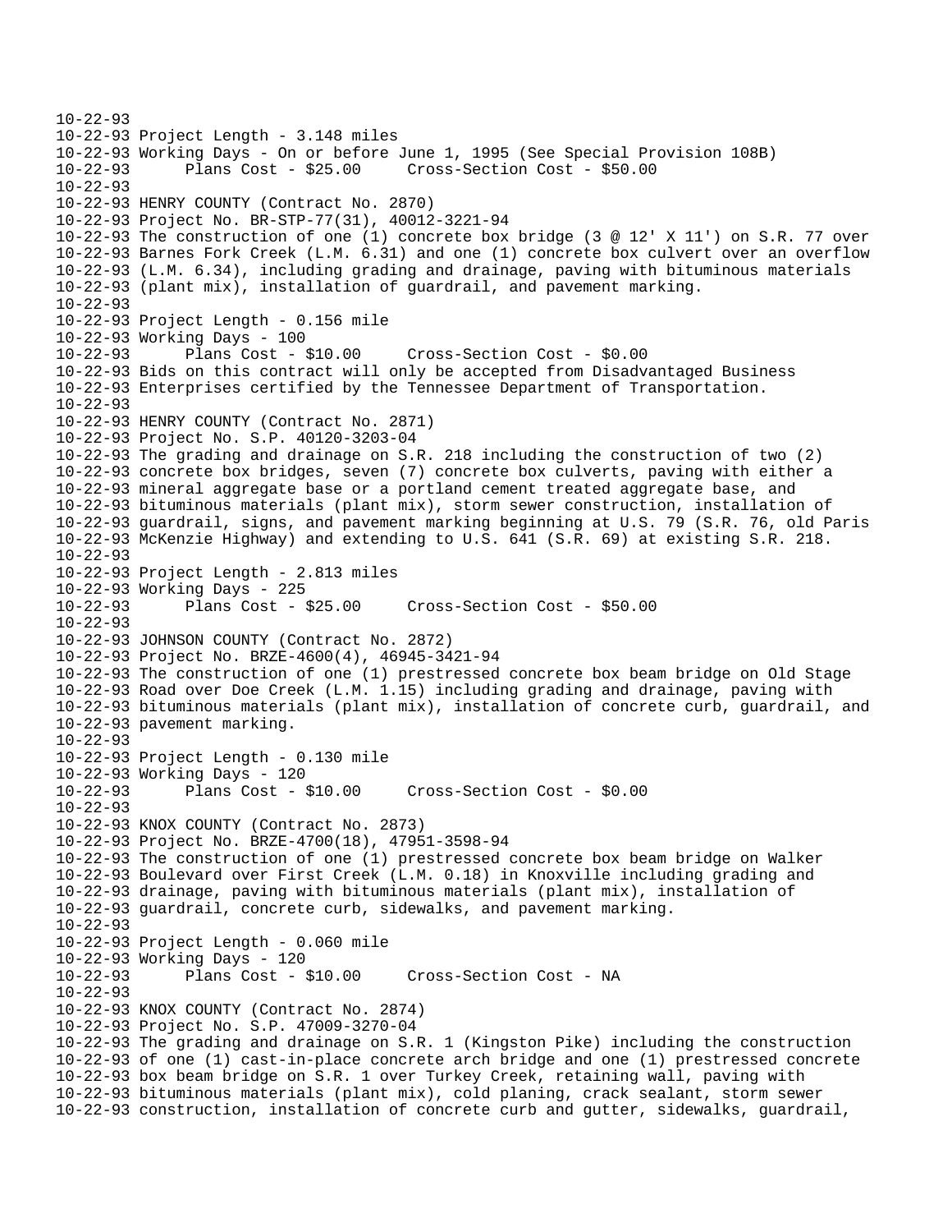```
10-22-93
10-22-93 Project Length - 3.148 miles
10-22-93 Working Days - On or before June 1, 1995 (See Special Provision 108B)
10-22-93       Plans Cost - $25.00     Cross-Section Cost - $50.00
10-22-93
10-22-93 HENRY COUNTY (Contract No. 2870)
10-22-93 Project No. BR-STP-77(31), 40012-3221-94
10-22-93 The construction of one (1) concrete box bridge (3 @ 12' X 11') on S.R. 77 over
10-22-93 Barnes Fork Creek (L.M. 6.31) and one (1) concrete box culvert over an overflow
10-22-93 (L.M. 6.34), including grading and drainage, paving with bituminous materials
10-22-93 (plant mix), installation of guardrail, and pavement marking.
10-22-93
10-22-93 Project Length - 0.156 mile
10-22-93 Working Days - 100
10-22-93       Plans Cost - $10.00     Cross-Section Cost - $0.00
10-22-93 Bids on this contract will only be accepted from Disadvantaged Business
10-22-93 Enterprises certified by the Tennessee Department of Transportation.
10-22-93
10-22-93 HENRY COUNTY (Contract No. 2871)
10-22-93 Project No. S.P. 40120-3203-04
10-22-93 The grading and drainage on S.R. 218 including the construction of two (2)
10-22-93 concrete box bridges, seven (7) concrete box culverts, paving with either a
10-22-93 mineral aggregate base or a portland cement treated aggregate base, and
10-22-93 bituminous materials (plant mix), storm sewer construction, installation of
10-22-93 guardrail, signs, and pavement marking beginning at U.S. 79 (S.R. 76, old Paris
10-22-93 McKenzie Highway) and extending to U.S. 641 (S.R. 69) at existing S.R. 218.
10-22-93
10-22-93 Project Length - 2.813 miles
10-22-93 Working Days - 225
10-22-93       Plans Cost - $25.00     Cross-Section Cost - $50.00
10-22-93
10-22-93 JOHNSON COUNTY (Contract No. 2872)
10-22-93 Project No. BRZE-4600(4), 46945-3421-94
10-22-93 The construction of one (1) prestressed concrete box beam bridge on Old Stage
10-22-93 Road over Doe Creek (L.M. 1.15) including grading and drainage, paving with
10-22-93 bituminous materials (plant mix), installation of concrete curb, guardrail, and
10-22-93 pavement marking.
10-22-93
10-22-93 Project Length - 0.130 mile
10-22-93 Working Days - 120
10-22-93       Plans Cost - $10.00     Cross-Section Cost - $0.00
10-22-93
10-22-93 KNOX COUNTY (Contract No. 2873)
10-22-93 Project No. BRZE-4700(18), 47951-3598-94
10-22-93 The construction of one (1) prestressed concrete box beam bridge on Walker
10-22-93 Boulevard over First Creek (L.M. 0.18) in Knoxville including grading and
10-22-93 drainage, paving with bituminous materials (plant mix), installation of
10-22-93 guardrail, concrete curb, sidewalks, and pavement marking.
10-22-93
10-22-93 Project Length - 0.060 mile
10-22-93 Working Days - 120
10-22-93       Plans Cost - $10.00     Cross-Section Cost - NA
10-22-93
10-22-93 KNOX COUNTY (Contract No. 2874)
10-22-93 Project No. S.P. 47009-3270-04
10-22-93 The grading and drainage on S.R. 1 (Kingston Pike) including the construction
10-22-93 of one (1) cast-in-place concrete arch bridge and one (1) prestressed concrete
10-22-93 box beam bridge on S.R. 1 over Turkey Creek, retaining wall, paving with
10-22-93 bituminous materials (plant mix), cold planing, crack sealant, storm sewer
10-22-93 construction, installation of concrete curb and gutter, sidewalks, guardrail,
```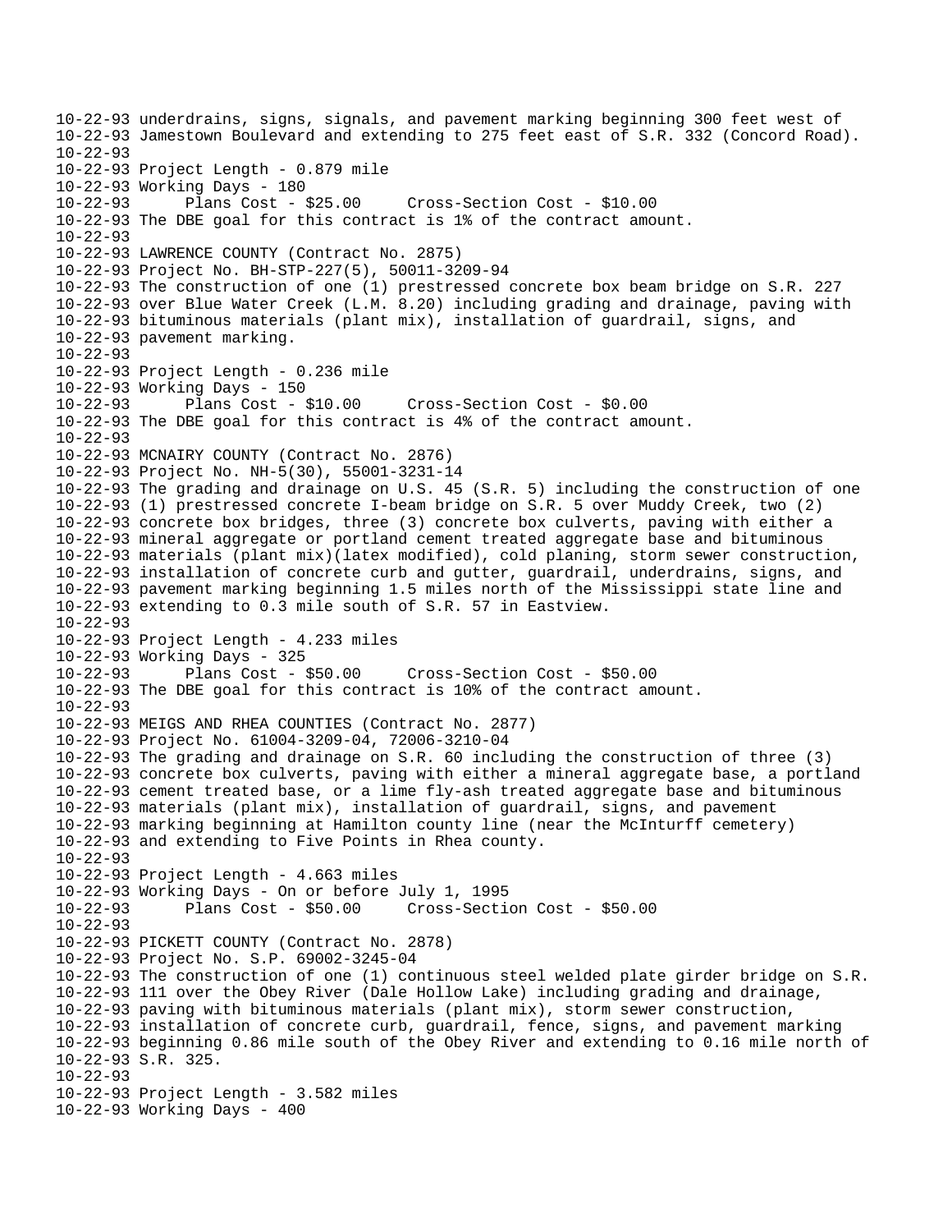```
10-22-93 underdrains, signs, signals, and pavement marking beginning 300 feet west of
10-22-93 Jamestown Boulevard and extending to 275 feet east of S.R. 332 (Concord Road).
10-22-93
10-22-93 Project Length - 0.879 mile
10-22-93 Working Days - 180
10-22-93      Plans Cost - $25.00     Cross-Section Cost - $10.00
10-22-93 The DBE goal for this contract is 1% of the contract amount.
10-22-93
10-22-93 LAWRENCE COUNTY (Contract No. 2875)
10-22-93 Project No. BH-STP-227(5), 50011-3209-94
10-22-93 The construction of one (1) prestressed concrete box beam bridge on S.R. 227
10-22-93 over Blue Water Creek (L.M. 8.20) including grading and drainage, paving with
10-22-93 bituminous materials (plant mix), installation of guardrail, signs, and
10-22-93 pavement marking.
10-22-93
10-22-93 Project Length - 0.236 mile
10-22-93 Working Days - 150
10-22-93      Plans Cost - $10.00     Cross-Section Cost - $0.00
10-22-93 The DBE goal for this contract is 4% of the contract amount.
10-22-93
10-22-93 MCNAIRY COUNTY (Contract No. 2876)
10-22-93 Project No. NH-5(30), 55001-3231-14
10-22-93 The grading and drainage on U.S. 45 (S.R. 5) including the construction of one
10-22-93 (1) prestressed concrete I-beam bridge on S.R. 5 over Muddy Creek, two (2)
10-22-93 concrete box bridges, three (3) concrete box culverts, paving with either a
10-22-93 mineral aggregate or portland cement treated aggregate base and bituminous
10-22-93 materials (plant mix)(latex modified), cold planing, storm sewer construction,
10-22-93 installation of concrete curb and gutter, guardrail, underdrains, signs, and
10-22-93 pavement marking beginning 1.5 miles north of the Mississippi state line and
10-22-93 extending to 0.3 mile south of S.R. 57 in Eastview.
10-22-93
10-22-93 Project Length - 4.233 miles
10-22-93 Working Days - 325
10-22-93      Plans Cost - $50.00     Cross-Section Cost - $50.00
10-22-93 The DBE goal for this contract is 10% of the contract amount.
10-22-93
10-22-93 MEIGS AND RHEA COUNTIES (Contract No. 2877)
10-22-93 Project No. 61004-3209-04, 72006-3210-04
10-22-93 The grading and drainage on S.R. 60 including the construction of three (3)
10-22-93 concrete box culverts, paving with either a mineral aggregate base, a portland
10-22-93 cement treated base, or a lime fly-ash treated aggregate base and bituminous
10-22-93 materials (plant mix), installation of guardrail, signs, and pavement
10-22-93 marking beginning at Hamilton county line (near the McInturff cemetery)
10-22-93 and extending to Five Points in Rhea county.
10-22-93
10-22-93 Project Length - 4.663 miles
10-22-93 Working Days - On or before July 1, 1995
10-22-93      Plans Cost - $50.00     Cross-Section Cost - $50.00
10-22-93
10-22-93 PICKETT COUNTY (Contract No. 2878)
10-22-93 Project No. S.P. 69002-3245-04
10-22-93 The construction of one (1) continuous steel welded plate girder bridge on S.R.
10-22-93 111 over the Obey River (Dale Hollow Lake) including grading and drainage,
10-22-93 paving with bituminous materials (plant mix), storm sewer construction,
10-22-93 installation of concrete curb, guardrail, fence, signs, and pavement marking
10-22-93 beginning 0.86 mile south of the Obey River and extending to 0.16 mile north of
10-22-93 S.R. 325.
10-22-93
10-22-93 Project Length - 3.582 miles
10-22-93 Working Days - 400
```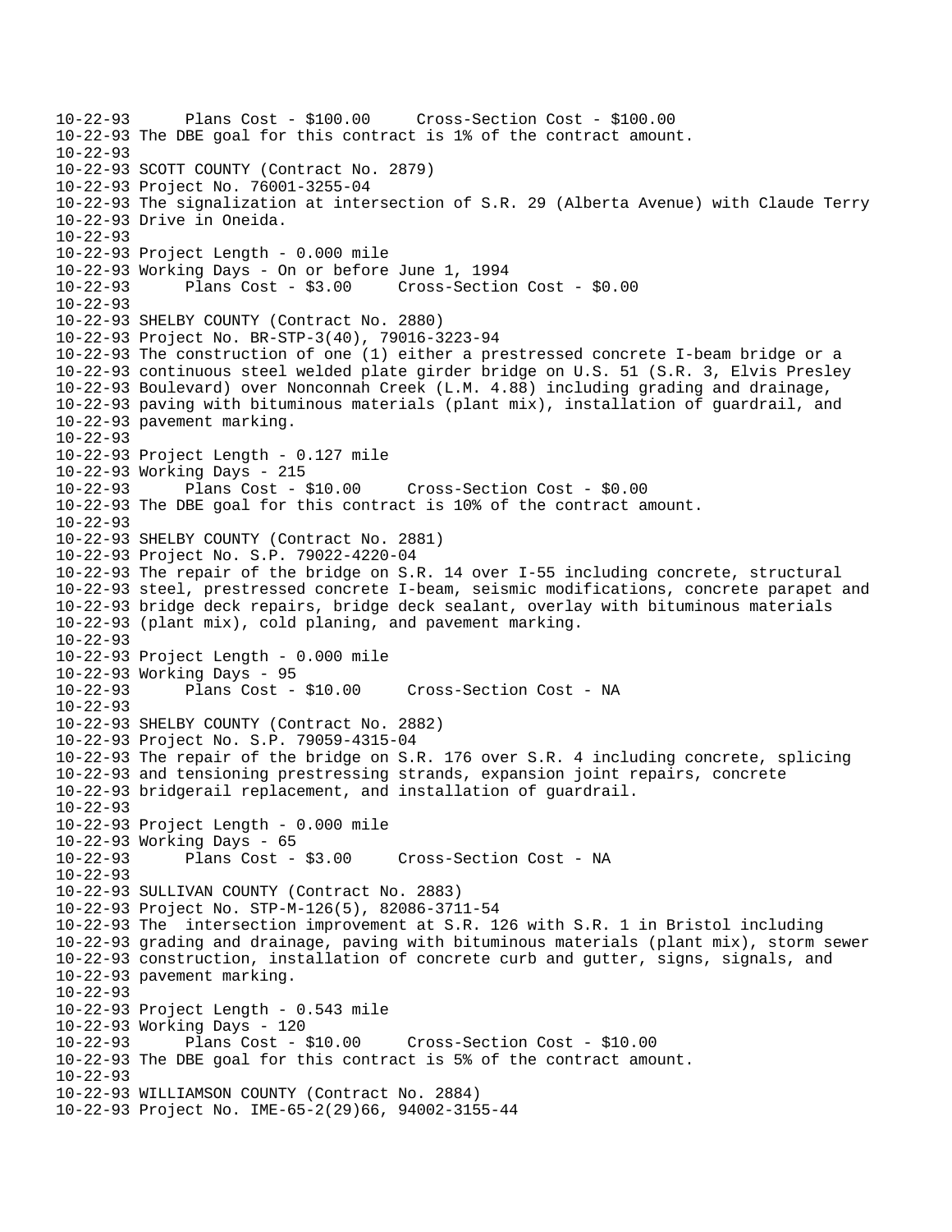```
10-22-93      Plans Cost - $100.00     Cross-Section Cost - $100.00
10-22-93 The DBE goal for this contract is 1% of the contract amount.
10-22-93
10-22-93 SCOTT COUNTY (Contract No. 2879)
10-22-93 Project No. 76001-3255-04
10-22-93 The signalization at intersection of S.R. 29 (Alberta Avenue) with Claude Terry
10-22-93 Drive in Oneida.
10-22-93
10-22-93 Project Length - 0.000 mile
10-22-93 Working Days - On or before June 1, 1994
10-22-93      Plans Cost - $3.00     Cross-Section Cost - $0.00
10-22-93
10-22-93 SHELBY COUNTY (Contract No. 2880)
10-22-93 Project No. BR-STP-3(40), 79016-3223-94
10-22-93 The construction of one (1) either a prestressed concrete I-beam bridge or a
10-22-93 continuous steel welded plate girder bridge on U.S. 51 (S.R. 3, Elvis Presley
10-22-93 Boulevard) over Nonconnah Creek (L.M. 4.88) including grading and drainage,
10-22-93 paving with bituminous materials (plant mix), installation of guardrail, and
10-22-93 pavement marking.
10-22-93
10-22-93 Project Length - 0.127 mile
10-22-93 Working Days - 215
10-22-93      Plans Cost - $10.00     Cross-Section Cost - $0.00
10-22-93 The DBE goal for this contract is 10% of the contract amount.
10-22-93
10-22-93 SHELBY COUNTY (Contract No. 2881)
10-22-93 Project No. S.P. 79022-4220-04
10-22-93 The repair of the bridge on S.R. 14 over I-55 including concrete, structural
10-22-93 steel, prestressed concrete I-beam, seismic modifications, concrete parapet and
10-22-93 bridge deck repairs, bridge deck sealant, overlay with bituminous materials
10-22-93 (plant mix), cold planing, and pavement marking.
10-22-93
10-22-93 Project Length - 0.000 mile
10-22-93 Working Days - 95
10-22-93      Plans Cost - $10.00     Cross-Section Cost - NA
10-22-93
10-22-93 SHELBY COUNTY (Contract No. 2882)
10-22-93 Project No. S.P. 79059-4315-04
10-22-93 The repair of the bridge on S.R. 176 over S.R. 4 including concrete, splicing
10-22-93 and tensioning prestressing strands, expansion joint repairs, concrete
10-22-93 bridgerail replacement, and installation of guardrail.
10-22-93
10-22-93 Project Length - 0.000 mile
10-22-93 Working Days - 65
10-22-93      Plans Cost - $3.00     Cross-Section Cost - NA
10-22-93
10-22-93 SULLIVAN COUNTY (Contract No. 2883)
10-22-93 Project No. STP-M-126(5), 82086-3711-54
10-22-93 The  intersection improvement at S.R. 126 with S.R. 1 in Bristol including
10-22-93 grading and drainage, paving with bituminous materials (plant mix), storm sewer
10-22-93 construction, installation of concrete curb and gutter, signs, signals, and
10-22-93 pavement marking.
10-22-93
10-22-93 Project Length - 0.543 mile
10-22-93 Working Days - 120
10-22-93      Plans Cost - $10.00     Cross-Section Cost - $10.00
10-22-93 The DBE goal for this contract is 5% of the contract amount.
10-22-93
10-22-93 WILLIAMSON COUNTY (Contract No. 2884)
10-22-93 Project No. IME-65-2(29)66, 94002-3155-44
```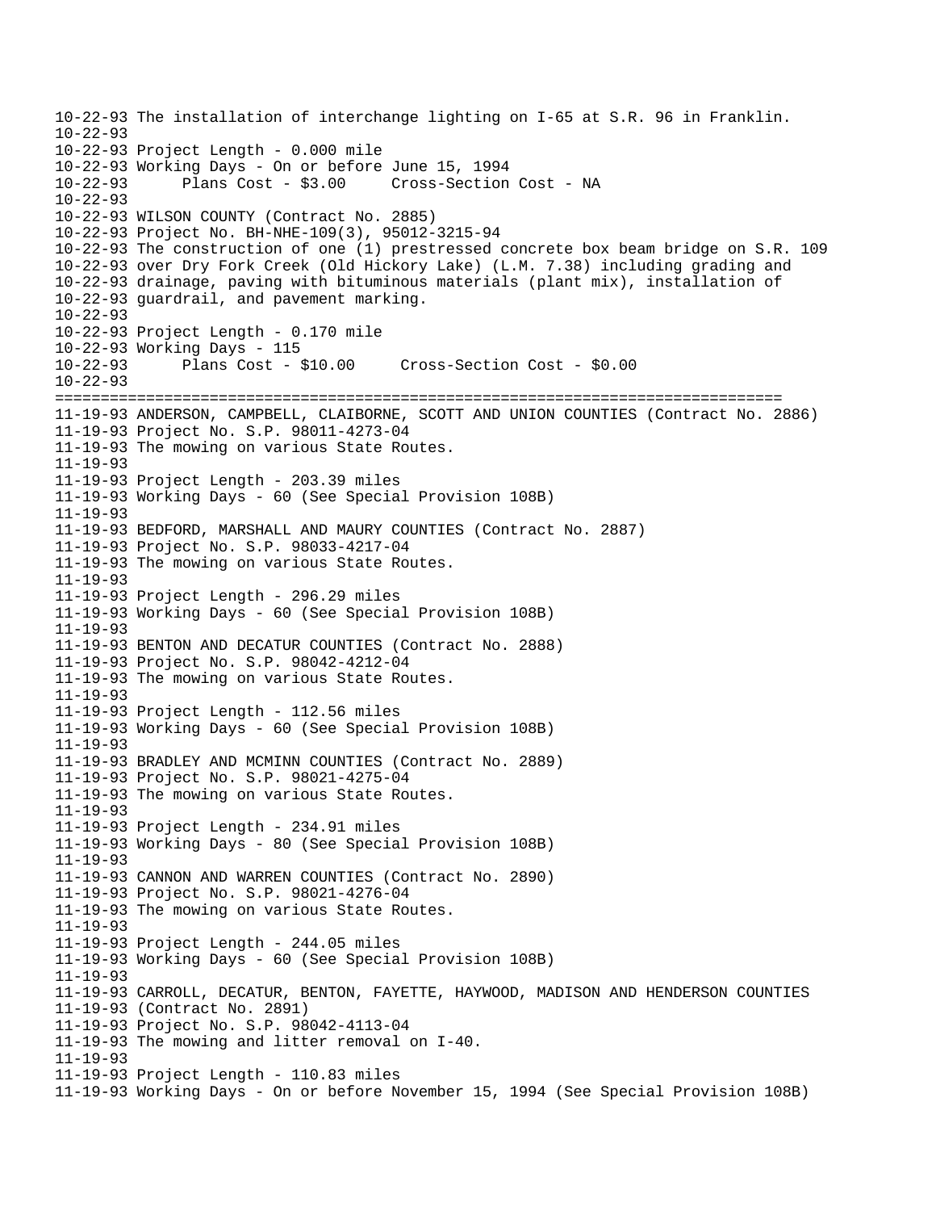```
10-22-93 The installation of interchange lighting on I-65 at S.R. 96 in Franklin.
10-22-93
10-22-93 Project Length - 0.000 mile
10-22-93 Working Days - On or before June 15, 1994
10-22-93      Plans Cost - $3.00     Cross-Section Cost - NA
10-22-93
10-22-93 WILSON COUNTY (Contract No. 2885)
10-22-93 Project No. BH-NHE-109(3), 95012-3215-94
10-22-93 The construction of one (1) prestressed concrete box beam bridge on S.R. 109
10-22-93 over Dry Fork Creek (Old Hickory Lake) (L.M. 7.38) including grading and
10-22-93 drainage, paving with bituminous materials (plant mix), installation of
10-22-93 guardrail, and pavement marking.
10-22-93
10-22-93 Project Length - 0.170 mile
10-22-93 Working Days - 115
10-22-93      Plans Cost - $10.00     Cross-Section Cost - $0.00
10-22-93
================================================================================
11-19-93 ANDERSON, CAMPBELL, CLAIBORNE, SCOTT AND UNION COUNTIES (Contract No. 2886)
11-19-93 Project No. S.P. 98011-4273-04
11-19-93 The mowing on various State Routes.
11-19-93
11-19-93 Project Length - 203.39 miles
11-19-93 Working Days - 60 (See Special Provision 108B)
11-19-93
11-19-93 BEDFORD, MARSHALL AND MAURY COUNTIES (Contract No. 2887)
11-19-93 Project No. S.P. 98033-4217-04
11-19-93 The mowing on various State Routes.
11-19-93
11-19-93 Project Length - 296.29 miles
11-19-93 Working Days - 60 (See Special Provision 108B)
11-19-93
11-19-93 BENTON AND DECATUR COUNTIES (Contract No. 2888)
11-19-93 Project No. S.P. 98042-4212-04
11-19-93 The mowing on various State Routes.
11-19-93
11-19-93 Project Length - 112.56 miles
11-19-93 Working Days - 60 (See Special Provision 108B)
11-19-93
11-19-93 BRADLEY AND MCMINN COUNTIES (Contract No. 2889)
11-19-93 Project No. S.P. 98021-4275-04
11-19-93 The mowing on various State Routes.
11-19-93
11-19-93 Project Length - 234.91 miles
11-19-93 Working Days - 80 (See Special Provision 108B)
11-19-93
11-19-93 CANNON AND WARREN COUNTIES (Contract No. 2890)
11-19-93 Project No. S.P. 98021-4276-04
11-19-93 The mowing on various State Routes.
11-19-93
11-19-93 Project Length - 244.05 miles
11-19-93 Working Days - 60 (See Special Provision 108B)
11-19-93
11-19-93 CARROLL, DECATUR, BENTON, FAYETTE, HAYWOOD, MADISON AND HENDERSON COUNTIES
11-19-93 (Contract No. 2891)
11-19-93 Project No. S.P. 98042-4113-04
11-19-93 The mowing and litter removal on I-40.
11-19-93
11-19-93 Project Length - 110.83 miles
11-19-93 Working Days - On or before November 15, 1994 (See Special Provision 108B)
```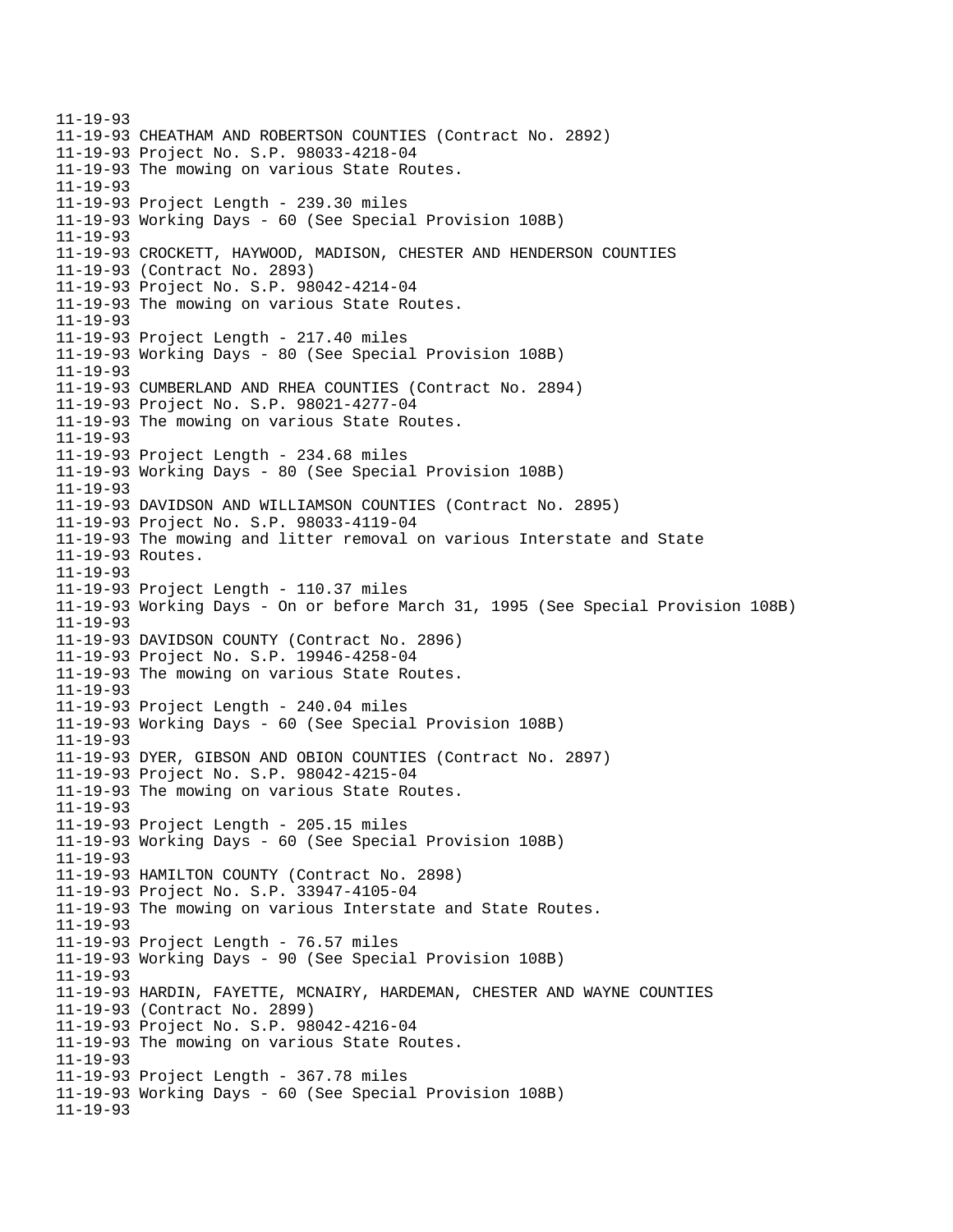11-19-93
11-19-93 CHEATHAM AND ROBERTSON COUNTIES (Contract No. 2892)
11-19-93 Project No. S.P. 98033-4218-04
11-19-93 The mowing on various State Routes.
11-19-93
11-19-93 Project Length - 239.30 miles
11-19-93 Working Days - 60 (See Special Provision 108B)
11-19-93
11-19-93 CROCKETT, HAYWOOD, MADISON, CHESTER AND HENDERSON COUNTIES
11-19-93 (Contract No. 2893)
11-19-93 Project No. S.P. 98042-4214-04
11-19-93 The mowing on various State Routes.
11-19-93
11-19-93 Project Length - 217.40 miles
11-19-93 Working Days - 80 (See Special Provision 108B)
11-19-93
11-19-93 CUMBERLAND AND RHEA COUNTIES (Contract No. 2894)
11-19-93 Project No. S.P. 98021-4277-04
11-19-93 The mowing on various State Routes.
11-19-93
11-19-93 Project Length - 234.68 miles
11-19-93 Working Days - 80 (See Special Provision 108B)
11-19-93
11-19-93 DAVIDSON AND WILLIAMSON COUNTIES (Contract No. 2895)
11-19-93 Project No. S.P. 98033-4119-04
11-19-93 The mowing and litter removal on various Interstate and State
11-19-93 Routes.
11-19-93
11-19-93 Project Length - 110.37 miles
11-19-93 Working Days - On or before March 31, 1995 (See Special Provision 108B)
11-19-93
11-19-93 DAVIDSON COUNTY (Contract No. 2896)
11-19-93 Project No. S.P. 19946-4258-04
11-19-93 The mowing on various State Routes.
11-19-93
11-19-93 Project Length - 240.04 miles
11-19-93 Working Days - 60 (See Special Provision 108B)
11-19-93
11-19-93 DYER, GIBSON AND OBION COUNTIES (Contract No. 2897)
11-19-93 Project No. S.P. 98042-4215-04
11-19-93 The mowing on various State Routes.
11-19-93
11-19-93 Project Length - 205.15 miles
11-19-93 Working Days - 60 (See Special Provision 108B)
11-19-93
11-19-93 HAMILTON COUNTY (Contract No. 2898)
11-19-93 Project No. S.P. 33947-4105-04
11-19-93 The mowing on various Interstate and State Routes.
11-19-93
11-19-93 Project Length - 76.57 miles
11-19-93 Working Days - 90 (See Special Provision 108B)
11-19-93
11-19-93 HARDIN, FAYETTE, MCNAIRY, HARDEMAN, CHESTER AND WAYNE COUNTIES
11-19-93 (Contract No. 2899)
11-19-93 Project No. S.P. 98042-4216-04
11-19-93 The mowing on various State Routes.
11-19-93
11-19-93 Project Length - 367.78 miles
11-19-93 Working Days - 60 (See Special Provision 108B)
11-19-93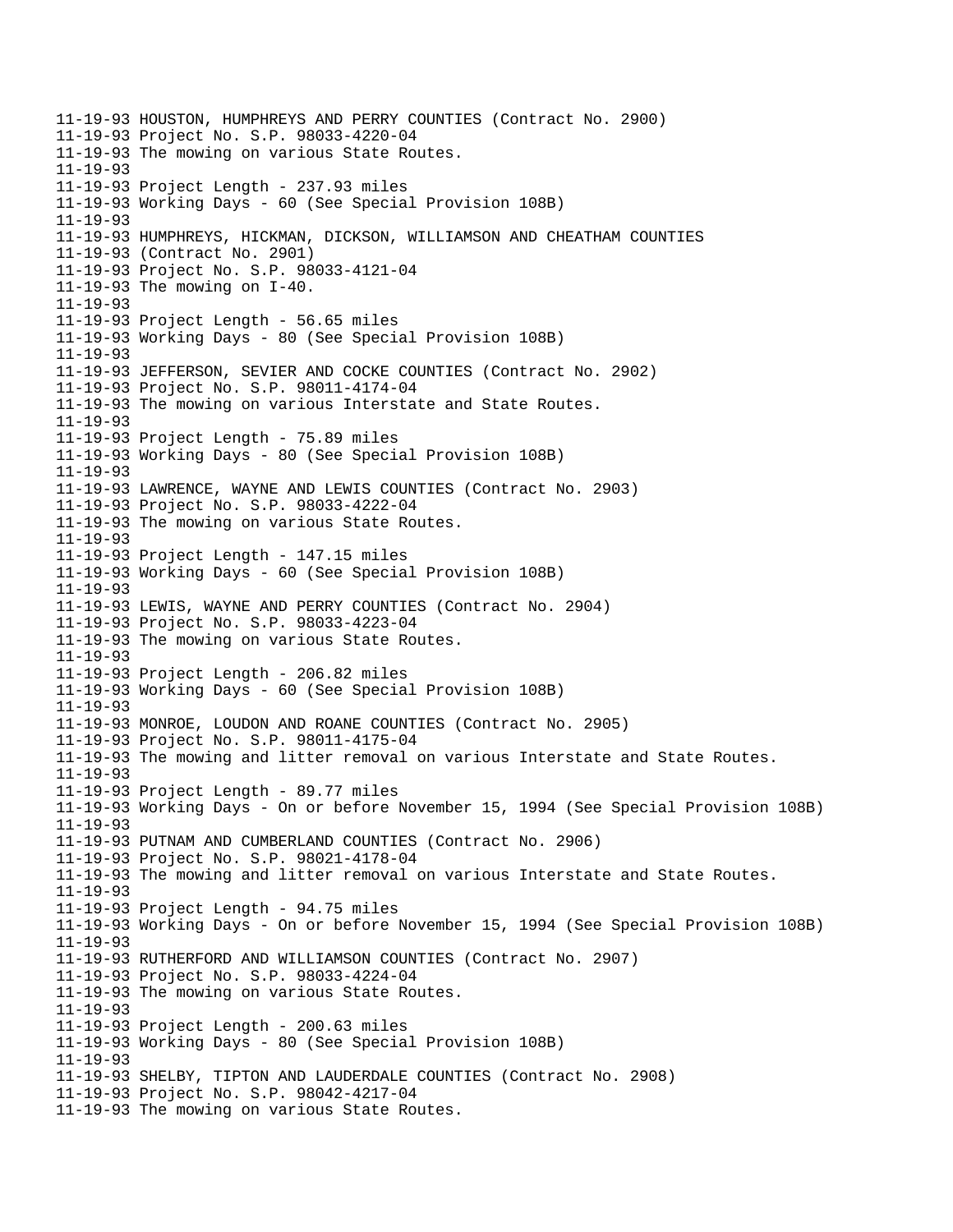```
11-19-93 HOUSTON, HUMPHREYS AND PERRY COUNTIES (Contract No. 2900)
11-19-93 Project No. S.P. 98033-4220-04
11-19-93 The mowing on various State Routes.
11-19-93
11-19-93 Project Length - 237.93 miles
11-19-93 Working Days - 60 (See Special Provision 108B)
11-19-93
11-19-93 HUMPHREYS, HICKMAN, DICKSON, WILLIAMSON AND CHEATHAM COUNTIES
11-19-93 (Contract No. 2901)
11-19-93 Project No. S.P. 98033-4121-04
11-19-93 The mowing on I-40.
11-19-93
11-19-93 Project Length - 56.65 miles
11-19-93 Working Days - 80 (See Special Provision 108B)
11-19-93
11-19-93 JEFFERSON, SEVIER AND COCKE COUNTIES (Contract No. 2902)
11-19-93 Project No. S.P. 98011-4174-04
11-19-93 The mowing on various Interstate and State Routes.
11-19-93
11-19-93 Project Length - 75.89 miles
11-19-93 Working Days - 80 (See Special Provision 108B)
11-19-93
11-19-93 LAWRENCE, WAYNE AND LEWIS COUNTIES (Contract No. 2903)
11-19-93 Project No. S.P. 98033-4222-04
11-19-93 The mowing on various State Routes.
11-19-93
11-19-93 Project Length - 147.15 miles
11-19-93 Working Days - 60 (See Special Provision 108B)
11-19-93
11-19-93 LEWIS, WAYNE AND PERRY COUNTIES (Contract No. 2904)
11-19-93 Project No. S.P. 98033-4223-04
11-19-93 The mowing on various State Routes.
11-19-93
11-19-93 Project Length - 206.82 miles
11-19-93 Working Days - 60 (See Special Provision 108B)
11-19-93
11-19-93 MONROE, LOUDON AND ROANE COUNTIES (Contract No. 2905)
11-19-93 Project No. S.P. 98011-4175-04
11-19-93 The mowing and litter removal on various Interstate and State Routes.
11-19-93
11-19-93 Project Length - 89.77 miles
11-19-93 Working Days - On or before November 15, 1994 (See Special Provision 108B)
11-19-93
11-19-93 PUTNAM AND CUMBERLAND COUNTIES (Contract No. 2906)
11-19-93 Project No. S.P. 98021-4178-04
11-19-93 The mowing and litter removal on various Interstate and State Routes.
11-19-93
11-19-93 Project Length - 94.75 miles
11-19-93 Working Days - On or before November 15, 1994 (See Special Provision 108B)
11-19-93
11-19-93 RUTHERFORD AND WILLIAMSON COUNTIES (Contract No. 2907)
11-19-93 Project No. S.P. 98033-4224-04
11-19-93 The mowing on various State Routes.
11-19-93
11-19-93 Project Length - 200.63 miles
11-19-93 Working Days - 80 (See Special Provision 108B)
11-19-93
11-19-93 SHELBY, TIPTON AND LAUDERDALE COUNTIES (Contract No. 2908)
11-19-93 Project No. S.P. 98042-4217-04
11-19-93 The mowing on various State Routes.
```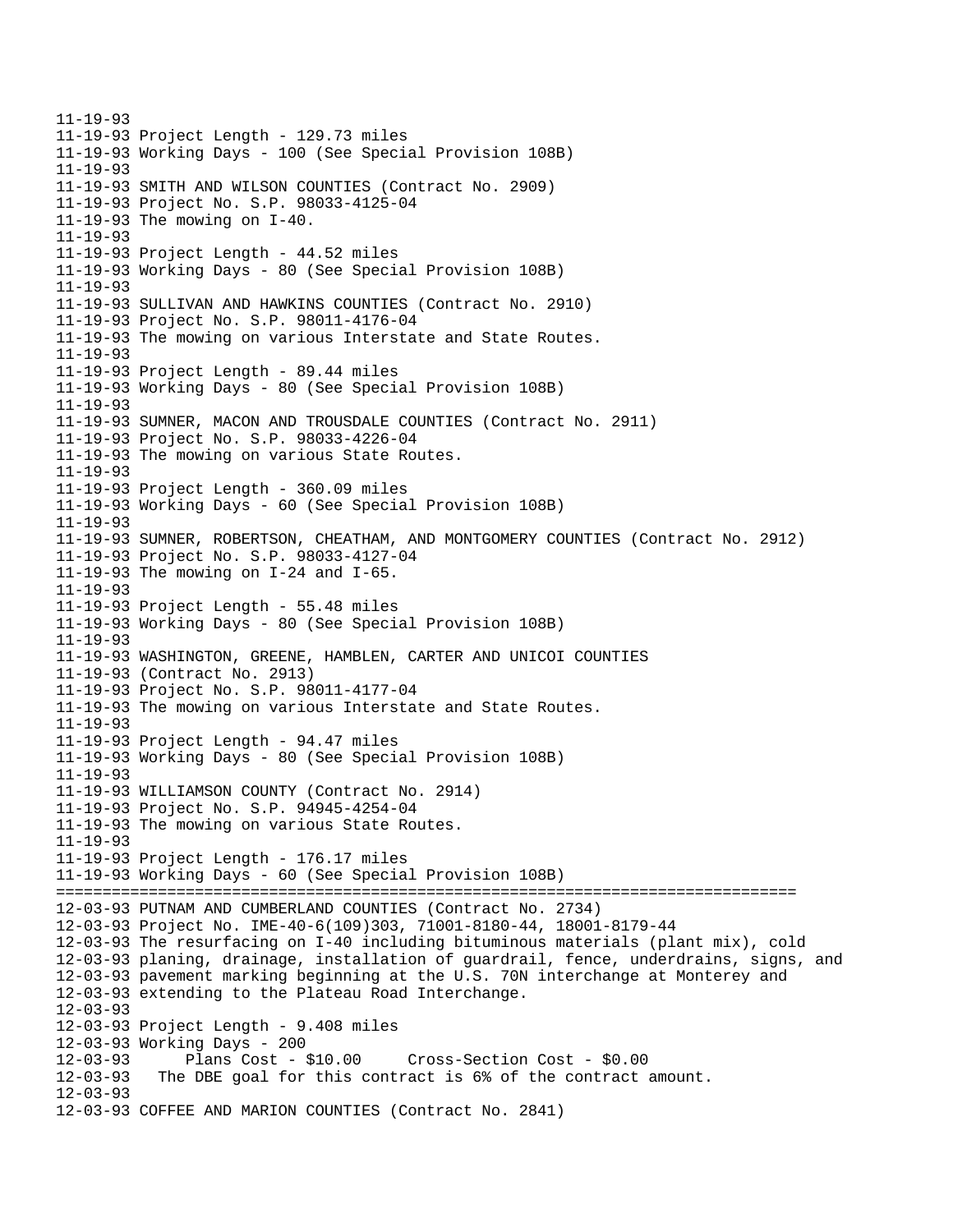```
11-19-93
11-19-93 Project Length - 129.73 miles
11-19-93 Working Days - 100 (See Special Provision 108B)
11-19-93
11-19-93 SMITH AND WILSON COUNTIES (Contract No. 2909)
11-19-93 Project No. S.P. 98033-4125-04
11-19-93 The mowing on I-40.
11-19-93
11-19-93 Project Length - 44.52 miles
11-19-93 Working Days - 80 (See Special Provision 108B)
11-19-93
11-19-93 SULLIVAN AND HAWKINS COUNTIES (Contract No. 2910)
11-19-93 Project No. S.P. 98011-4176-04
11-19-93 The mowing on various Interstate and State Routes.
11-19-93
11-19-93 Project Length - 89.44 miles
11-19-93 Working Days - 80 (See Special Provision 108B)
11-19-93
11-19-93 SUMNER, MACON AND TROUSDALE COUNTIES (Contract No. 2911)
11-19-93 Project No. S.P. 98033-4226-04
11-19-93 The mowing on various State Routes.
11-19-93
11-19-93 Project Length - 360.09 miles
11-19-93 Working Days - 60 (See Special Provision 108B)
11-19-93
11-19-93 SUMNER, ROBERTSON, CHEATHAM, AND MONTGOMERY COUNTIES (Contract No. 2912)
11-19-93 Project No. S.P. 98033-4127-04
11-19-93 The mowing on I-24 and I-65.
11-19-93
11-19-93 Project Length - 55.48 miles
11-19-93 Working Days - 80 (See Special Provision 108B)
11-19-93
11-19-93 WASHINGTON, GREENE, HAMBLEN, CARTER AND UNICOI COUNTIES
11-19-93 (Contract No. 2913)
11-19-93 Project No. S.P. 98011-4177-04
11-19-93 The mowing on various Interstate and State Routes.
11-19-93
11-19-93 Project Length - 94.47 miles
11-19-93 Working Days - 80 (See Special Provision 108B)
11-19-93
11-19-93 WILLIAMSON COUNTY (Contract No. 2914)
11-19-93 Project No. S.P. 94945-4254-04
11-19-93 The mowing on various State Routes.
11-19-93
11-19-93 Project Length - 176.17 miles
11-19-93 Working Days - 60 (See Special Provision 108B)
================================================================================
12-03-93 PUTNAM AND CUMBERLAND COUNTIES (Contract No. 2734)
12-03-93 Project No. IME-40-6(109)303, 71001-8180-44, 18001-8179-44
12-03-93 The resurfacing on I-40 including bituminous materials (plant mix), cold
12-03-93 planing, drainage, installation of guardrail, fence, underdrains, signs, and
12-03-93 pavement marking beginning at the U.S. 70N interchange at Monterey and
12-03-93 extending to the Plateau Road Interchange.
12-03-93
12-03-93 Project Length - 9.408 miles
12-03-93 Working Days - 200
12-03-93       Plans Cost - $10.00     Cross-Section Cost - $0.00
12-03-93   The DBE goal for this contract is 6% of the contract amount.
12-03-93
12-03-93 COFFEE AND MARION COUNTIES (Contract No. 2841)
```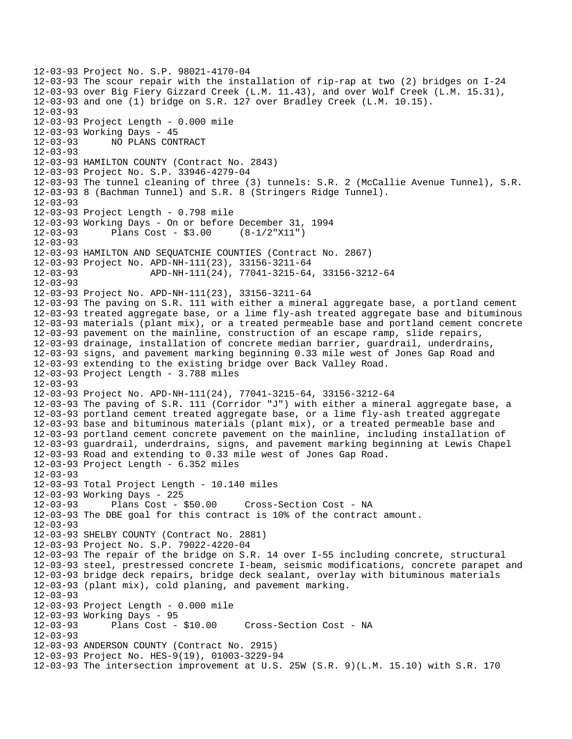```
12-03-93 Project No. S.P. 98021-4170-04
12-03-93 The scour repair with the installation of rip-rap at two (2) bridges on I-24
12-03-93 over Big Fiery Gizzard Creek (L.M. 11.43), and over Wolf Creek (L.M. 15.31),
12-03-93 and one (1) bridge on S.R. 127 over Bradley Creek (L.M. 10.15).
12-03-93
12-03-93 Project Length - 0.000 mile
12-03-93 Working Days - 45
12-03-93      NO PLANS CONTRACT
12-03-93
12-03-93 HAMILTON COUNTY (Contract No. 2843)
12-03-93 Project No. S.P. 33946-4279-04
12-03-93 The tunnel cleaning of three (3) tunnels: S.R. 2 (McCallie Avenue Tunnel), S.R.
12-03-93 8 (Bachman Tunnel) and S.R. 8 (Stringers Ridge Tunnel).
12-03-93
12-03-93 Project Length - 0.798 mile
12-03-93 Working Days - On or before December 31, 1994
12-03-93      Plans Cost - $3.00     (8-1/2"X11")
12-03-93
12-03-93 HAMILTON AND SEQUATCHIE COUNTIES (Contract No. 2867)
12-03-93 Project No. APD-NH-111(23), 33156-3211-64
12-03-93             APD-NH-111(24), 77041-3215-64, 33156-3212-64
12-03-93
12-03-93 Project No. APD-NH-111(23), 33156-3211-64
12-03-93 The paving on S.R. 111 with either a mineral aggregate base, a portland cement
12-03-93 treated aggregate base, or a lime fly-ash treated aggregate base and bituminous
12-03-93 materials (plant mix), or a treated permeable base and portland cement concrete
12-03-93 pavement on the mainline, construction of an escape ramp, slide repairs,
12-03-93 drainage, installation of concrete median barrier, guardrail, underdrains,
12-03-93 signs, and pavement marking beginning 0.33 mile west of Jones Gap Road and
12-03-93 extending to the existing bridge over Back Valley Road.
12-03-93 Project Length - 3.788 miles
12-03-93
12-03-93 Project No. APD-NH-111(24), 77041-3215-64, 33156-3212-64
12-03-93 The paving of S.R. 111 (Corridor "J") with either a mineral aggregate base, a
12-03-93 portland cement treated aggregate base, or a lime fly-ash treated aggregate
12-03-93 base and bituminous materials (plant mix), or a treated permeable base and
12-03-93 portland cement concrete pavement on the mainline, including installation of
12-03-93 guardrail, underdrains, signs, and pavement marking beginning at Lewis Chapel
12-03-93 Road and extending to 0.33 mile west of Jones Gap Road.
12-03-93 Project Length - 6.352 miles
12-03-93
12-03-93 Total Project Length - 10.140 miles
12-03-93 Working Days - 225
12-03-93      Plans Cost - $50.00     Cross-Section Cost - NA
12-03-93 The DBE goal for this contract is 10% of the contract amount.
12-03-93
12-03-93 SHELBY COUNTY (Contract No. 2881)
12-03-93 Project No. S.P. 79022-4220-04
12-03-93 The repair of the bridge on S.R. 14 over I-55 including concrete, structural
12-03-93 steel, prestressed concrete I-beam, seismic modifications, concrete parapet and
12-03-93 bridge deck repairs, bridge deck sealant, overlay with bituminous materials
12-03-93 (plant mix), cold planing, and pavement marking.
12-03-93
12-03-93 Project Length - 0.000 mile
12-03-93 Working Days - 95
12-03-93      Plans Cost - $10.00     Cross-Section Cost - NA
12-03-93
12-03-93 ANDERSON COUNTY (Contract No. 2915)
12-03-93 Project No. HES-9(19), 01003-3229-94
12-03-93 The intersection improvement at U.S. 25W (S.R. 9)(L.M. 15.10) with S.R. 170
```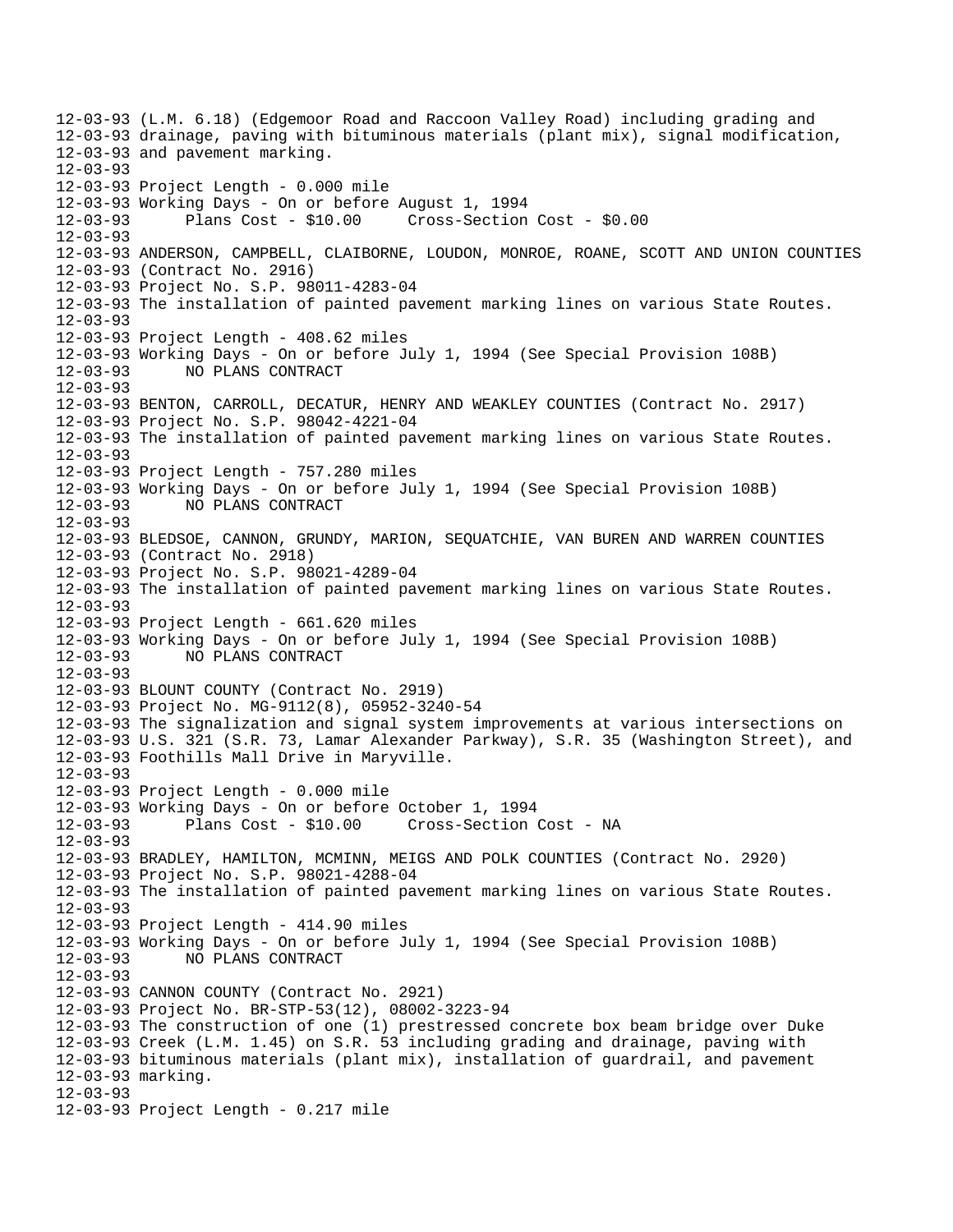```
12-03-93 (L.M. 6.18) (Edgemoor Road and Raccoon Valley Road) including grading and
12-03-93 drainage, paving with bituminous materials (plant mix), signal modification,
12-03-93 and pavement marking.
12-03-93
12-03-93 Project Length - 0.000 mile
12-03-93 Working Days - On or before August 1, 1994
12-03-93       Plans Cost - $10.00     Cross-Section Cost - $0.00
12-03-93
12-03-93 ANDERSON, CAMPBELL, CLAIBORNE, LOUDON, MONROE, ROANE, SCOTT AND UNION COUNTIES
12-03-93 (Contract No. 2916)
12-03-93 Project No. S.P. 98011-4283-04
12-03-93 The installation of painted pavement marking lines on various State Routes.
12-03-93
12-03-93 Project Length - 408.62 miles
12-03-93 Working Days - On or before July 1, 1994 (See Special Provision 108B)
12-03-93       NO PLANS CONTRACT
12-03-93
12-03-93 BENTON, CARROLL, DECATUR, HENRY AND WEAKLEY COUNTIES (Contract No. 2917)
12-03-93 Project No. S.P. 98042-4221-04
12-03-93 The installation of painted pavement marking lines on various State Routes.
12-03-93
12-03-93 Project Length - 757.280 miles
12-03-93 Working Days - On or before July 1, 1994 (See Special Provision 108B)
12-03-93       NO PLANS CONTRACT
12-03-93
12-03-93 BLEDSOE, CANNON, GRUNDY, MARION, SEQUATCHIE, VAN BUREN AND WARREN COUNTIES
12-03-93 (Contract No. 2918)
12-03-93 Project No. S.P. 98021-4289-04
12-03-93 The installation of painted pavement marking lines on various State Routes.
12-03-93
12-03-93 Project Length - 661.620 miles
12-03-93 Working Days - On or before July 1, 1994 (See Special Provision 108B)
12-03-93       NO PLANS CONTRACT
12-03-93
12-03-93 BLOUNT COUNTY (Contract No. 2919)
12-03-93 Project No. MG-9112(8), 05952-3240-54
12-03-93 The signalization and signal system improvements at various intersections on
12-03-93 U.S. 321 (S.R. 73, Lamar Alexander Parkway), S.R. 35 (Washington Street), and
12-03-93 Foothills Mall Drive in Maryville.
12-03-93
12-03-93 Project Length - 0.000 mile
12-03-93 Working Days - On or before October 1, 1994
12-03-93       Plans Cost - $10.00     Cross-Section Cost - NA
12-03-93
12-03-93 BRADLEY, HAMILTON, MCMINN, MEIGS AND POLK COUNTIES (Contract No. 2920)
12-03-93 Project No. S.P. 98021-4288-04
12-03-93 The installation of painted pavement marking lines on various State Routes.
12-03-93
12-03-93 Project Length - 414.90 miles
12-03-93 Working Days - On or before July 1, 1994 (See Special Provision 108B)
12-03-93       NO PLANS CONTRACT
12-03-93
12-03-93 CANNON COUNTY (Contract No. 2921)
12-03-93 Project No. BR-STP-53(12), 08002-3223-94
12-03-93 The construction of one (1) prestressed concrete box beam bridge over Duke
12-03-93 Creek (L.M. 1.45) on S.R. 53 including grading and drainage, paving with
12-03-93 bituminous materials (plant mix), installation of guardrail, and pavement
12-03-93 marking.
12-03-93
12-03-93 Project Length - 0.217 mile
```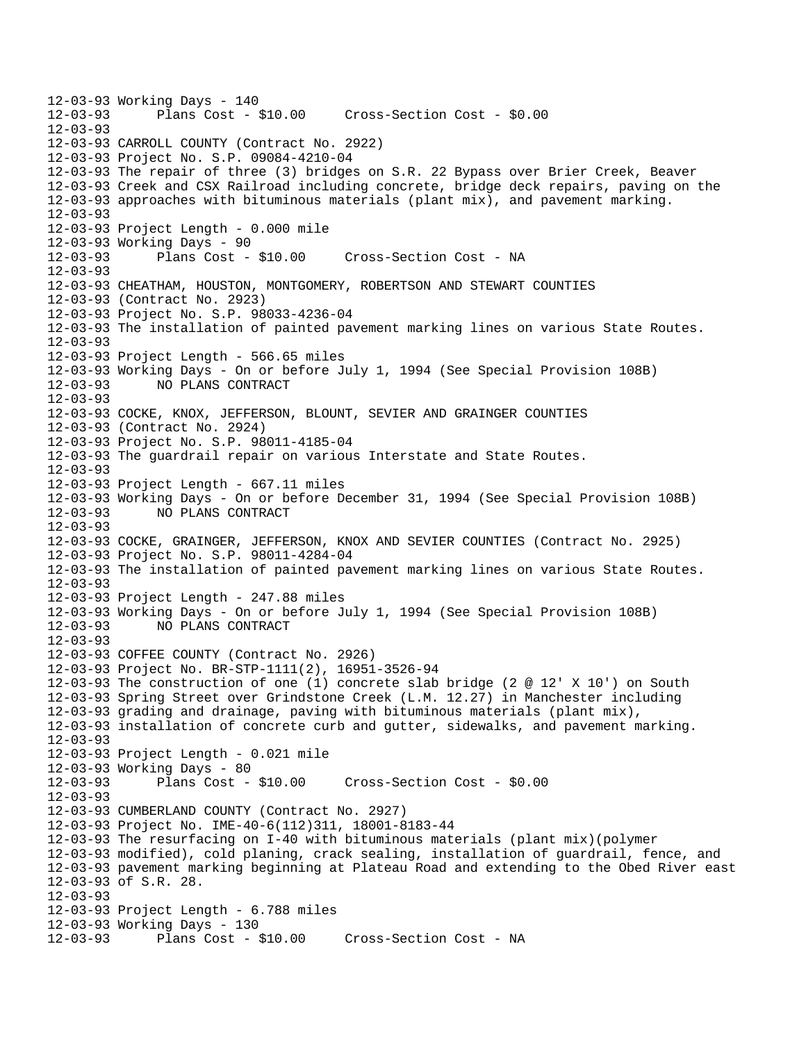```
12-03-93 Working Days - 140
12-03-93      Plans Cost - $10.00     Cross-Section Cost - $0.00
12-03-93
12-03-93 CARROLL COUNTY (Contract No. 2922)
12-03-93 Project No. S.P. 09084-4210-04
12-03-93 The repair of three (3) bridges on S.R. 22 Bypass over Brier Creek, Beaver
12-03-93 Creek and CSX Railroad including concrete, bridge deck repairs, paving on the
12-03-93 approaches with bituminous materials (plant mix), and pavement marking.
12-03-93
12-03-93 Project Length - 0.000 mile
12-03-93 Working Days - 90
12-03-93      Plans Cost - $10.00     Cross-Section Cost - NA
12-03-93
12-03-93 CHEATHAM, HOUSTON, MONTGOMERY, ROBERTSON AND STEWART COUNTIES
12-03-93 (Contract No. 2923)
12-03-93 Project No. S.P. 98033-4236-04
12-03-93 The installation of painted pavement marking lines on various State Routes.
12-03-93
12-03-93 Project Length - 566.65 miles
12-03-93 Working Days - On or before July 1, 1994 (See Special Provision 108B)
12-03-93      NO PLANS CONTRACT
12-03-93
12-03-93 COCKE, KNOX, JEFFERSON, BLOUNT, SEVIER AND GRAINGER COUNTIES
12-03-93 (Contract No. 2924)
12-03-93 Project No. S.P. 98011-4185-04
12-03-93 The guardrail repair on various Interstate and State Routes.
12-03-93
12-03-93 Project Length - 667.11 miles
12-03-93 Working Days - On or before December 31, 1994 (See Special Provision 108B)
12-03-93      NO PLANS CONTRACT
12-03-93
12-03-93 COCKE, GRAINGER, JEFFERSON, KNOX AND SEVIER COUNTIES (Contract No. 2925)
12-03-93 Project No. S.P. 98011-4284-04
12-03-93 The installation of painted pavement marking lines on various State Routes.
12-03-93
12-03-93 Project Length - 247.88 miles
12-03-93 Working Days - On or before July 1, 1994 (See Special Provision 108B)
12-03-93      NO PLANS CONTRACT
12-03-93
12-03-93 COFFEE COUNTY (Contract No. 2926)
12-03-93 Project No. BR-STP-1111(2), 16951-3526-94
12-03-93 The construction of one (1) concrete slab bridge (2 @ 12' X 10') on South
12-03-93 Spring Street over Grindstone Creek (L.M. 12.27) in Manchester including
12-03-93 grading and drainage, paving with bituminous materials (plant mix),
12-03-93 installation of concrete curb and gutter, sidewalks, and pavement marking.
12-03-93
12-03-93 Project Length - 0.021 mile
12-03-93 Working Days - 80
12-03-93      Plans Cost - $10.00     Cross-Section Cost - $0.00
12-03-93
12-03-93 CUMBERLAND COUNTY (Contract No. 2927)
12-03-93 Project No. IME-40-6(112)311, 18001-8183-44
12-03-93 The resurfacing on I-40 with bituminous materials (plant mix)(polymer
12-03-93 modified), cold planing, crack sealing, installation of guardrail, fence, and
12-03-93 pavement marking beginning at Plateau Road and extending to the Obed River east
12-03-93 of S.R. 28.
12-03-93
12-03-93 Project Length - 6.788 miles
12-03-93 Working Days - 130
12-03-93      Plans Cost - $10.00     Cross-Section Cost - NA
```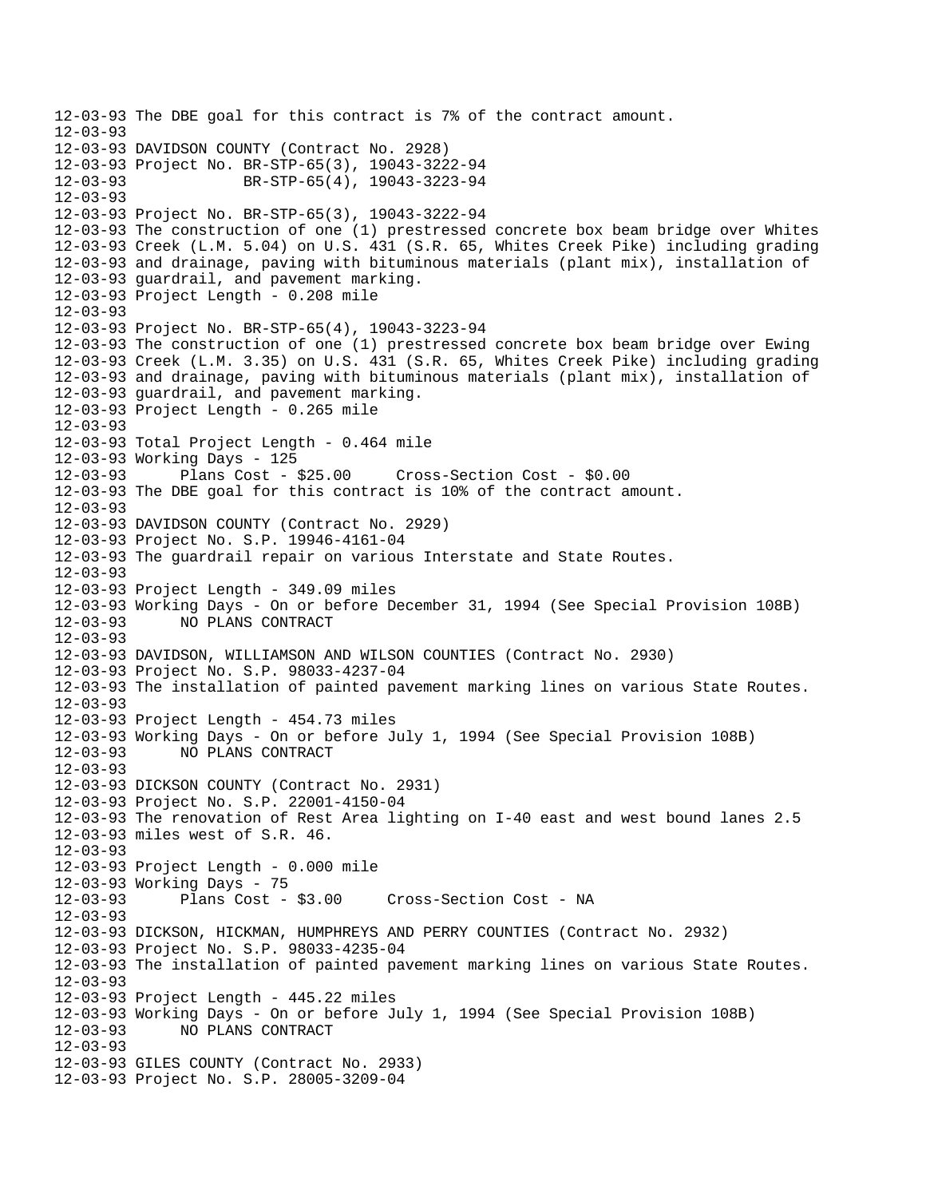12-03-93 The DBE goal for this contract is 7% of the contract amount.
12-03-93
12-03-93 DAVIDSON COUNTY (Contract No. 2928)
12-03-93 Project No. BR-STP-65(3), 19043-3222-94
12-03-93 BR-STP-65(4), 19043-3223-94
12-03-93
12-03-93 Project No. BR-STP-65(3), 19043-3222-94
12-03-93 The construction of one (1) prestressed concrete box beam bridge over Whites
12-03-93 Creek (L.M. 5.04) on U.S. 431 (S.R. 65, Whites Creek Pike) including grading
12-03-93 and drainage, paving with bituminous materials (plant mix), installation of
12-03-93 guardrail, and pavement marking.
12-03-93 Project Length - 0.208 mile
12-03-93
12-03-93 Project No. BR-STP-65(4), 19043-3223-94
12-03-93 The construction of one (1) prestressed concrete box beam bridge over Ewing
12-03-93 Creek (L.M. 3.35) on U.S. 431 (S.R. 65, Whites Creek Pike) including grading
12-03-93 and drainage, paving with bituminous materials (plant mix), installation of
12-03-93 guardrail, and pavement marking.
12-03-93 Project Length - 0.265 mile
12-03-93
12-03-93 Total Project Length - 0.464 mile
12-03-93 Working Days - 125
12-03-93 Plans Cost - $25.00 Cross-Section Cost - $0.00
12-03-93 The DBE goal for this contract is 10% of the contract amount.
12-03-93
12-03-93 DAVIDSON COUNTY (Contract No. 2929)
12-03-93 Project No. S.P. 19946-4161-04
12-03-93 The guardrail repair on various Interstate and State Routes.
12-03-93
12-03-93 Project Length - 349.09 miles
12-03-93 Working Days - On or before December 31, 1994 (See Special Provision 108B)
12-03-93 NO PLANS CONTRACT
12-03-93
12-03-93 DAVIDSON, WILLIAMSON AND WILSON COUNTIES (Contract No. 2930)
12-03-93 Project No. S.P. 98033-4237-04
12-03-93 The installation of painted pavement marking lines on various State Routes.
12-03-93
12-03-93 Project Length - 454.73 miles
12-03-93 Working Days - On or before July 1, 1994 (See Special Provision 108B)
12-03-93 NO PLANS CONTRACT
12-03-93
12-03-93 DICKSON COUNTY (Contract No. 2931)
12-03-93 Project No. S.P. 22001-4150-04
12-03-93 The renovation of Rest Area lighting on I-40 east and west bound lanes 2.5
12-03-93 miles west of S.R. 46.
12-03-93
12-03-93 Project Length - 0.000 mile
12-03-93 Working Days - 75
12-03-93 Plans Cost - $3.00 Cross-Section Cost - NA
12-03-93
12-03-93 DICKSON, HICKMAN, HUMPHREYS AND PERRY COUNTIES (Contract No. 2932)
12-03-93 Project No. S.P. 98033-4235-04
12-03-93 The installation of painted pavement marking lines on various State Routes.
12-03-93
12-03-93 Project Length - 445.22 miles
12-03-93 Working Days - On or before July 1, 1994 (See Special Provision 108B)
12-03-93 NO PLANS CONTRACT
12-03-93
12-03-93 GILES COUNTY (Contract No. 2933)
12-03-93 Project No. S.P. 28005-3209-04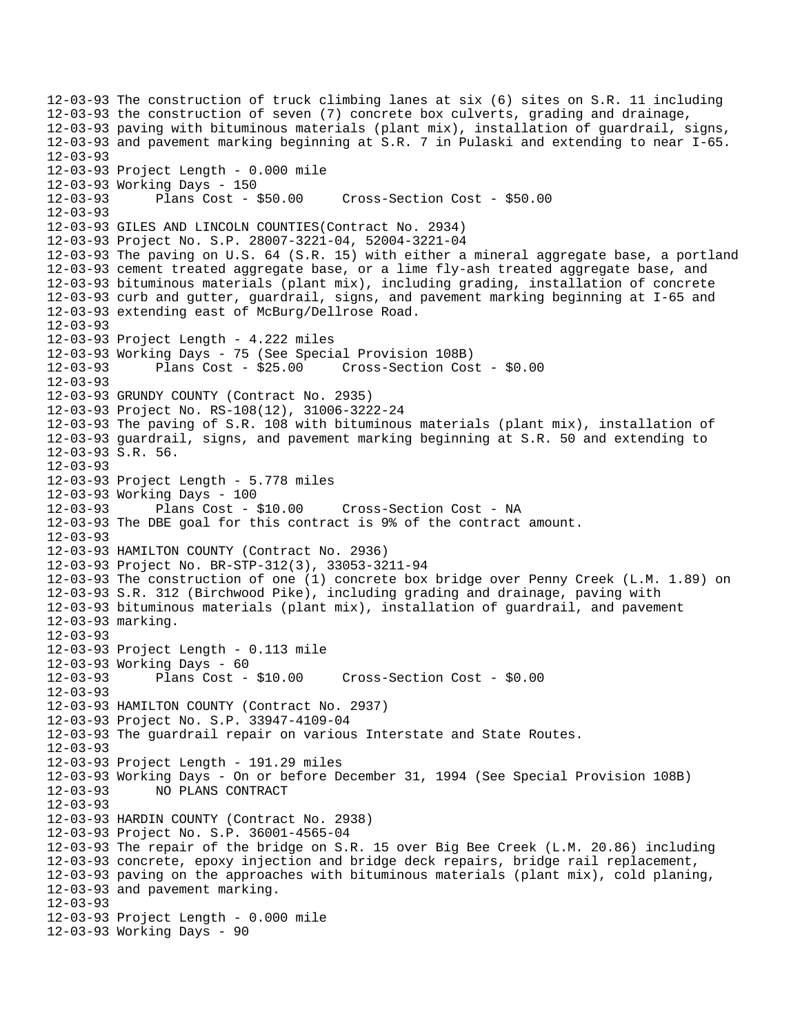12-03-93 The construction of truck climbing lanes at six (6) sites on S.R. 11 including
12-03-93 the construction of seven (7) concrete box culverts, grading and drainage,
12-03-93 paving with bituminous materials (plant mix), installation of guardrail, signs,
12-03-93 and pavement marking beginning at S.R. 7 in Pulaski and extending to near I-65.
12-03-93
12-03-93 Project Length - 0.000 mile
12-03-93 Working Days - 150
12-03-93 Plans Cost - $50.00 Cross-Section Cost - $50.00
12-03-93
12-03-93 GILES AND LINCOLN COUNTIES(Contract No. 2934)
12-03-93 Project No. S.P. 28007-3221-04, 52004-3221-04
12-03-93 The paving on U.S. 64 (S.R. 15) with either a mineral aggregate base, a portland
12-03-93 cement treated aggregate base, or a lime fly-ash treated aggregate base, and
12-03-93 bituminous materials (plant mix), including grading, installation of concrete
12-03-93 curb and gutter, guardrail, signs, and pavement marking beginning at I-65 and
12-03-93 extending east of McBurg/Dellrose Road.
12-03-93
12-03-93 Project Length - 4.222 miles
12-03-93 Working Days - 75 (See Special Provision 108B)
12-03-93 Plans Cost - $25.00 Cross-Section Cost - $0.00
12-03-93
12-03-93 GRUNDY COUNTY (Contract No. 2935)
12-03-93 Project No. RS-108(12), 31006-3222-24
12-03-93 The paving of S.R. 108 with bituminous materials (plant mix), installation of
12-03-93 guardrail, signs, and pavement marking beginning at S.R. 50 and extending to
12-03-93 S.R. 56.
12-03-93
12-03-93 Project Length - 5.778 miles
12-03-93 Working Days - 100
12-03-93 Plans Cost - $10.00 Cross-Section Cost - NA
12-03-93 The DBE goal for this contract is 9% of the contract amount.
12-03-93
12-03-93 HAMILTON COUNTY (Contract No. 2936)
12-03-93 Project No. BR-STP-312(3), 33053-3211-94
12-03-93 The construction of one (1) concrete box bridge over Penny Creek (L.M. 1.89) on
12-03-93 S.R. 312 (Birchwood Pike), including grading and drainage, paving with
12-03-93 bituminous materials (plant mix), installation of guardrail, and pavement
12-03-93 marking.
12-03-93
12-03-93 Project Length - 0.113 mile
12-03-93 Working Days - 60
12-03-93 Plans Cost - $10.00 Cross-Section Cost - $0.00
12-03-93
12-03-93 HAMILTON COUNTY (Contract No. 2937)
12-03-93 Project No. S.P. 33947-4109-04
12-03-93 The guardrail repair on various Interstate and State Routes.
12-03-93
12-03-93 Project Length - 191.29 miles
12-03-93 Working Days - On or before December 31, 1994 (See Special Provision 108B)
12-03-93 NO PLANS CONTRACT
12-03-93
12-03-93 HARDIN COUNTY (Contract No. 2938)
12-03-93 Project No. S.P. 36001-4565-04
12-03-93 The repair of the bridge on S.R. 15 over Big Bee Creek (L.M. 20.86) including
12-03-93 concrete, epoxy injection and bridge deck repairs, bridge rail replacement,
12-03-93 paving on the approaches with bituminous materials (plant mix), cold planing,
12-03-93 and pavement marking.
12-03-93
12-03-93 Project Length - 0.000 mile
12-03-93 Working Days - 90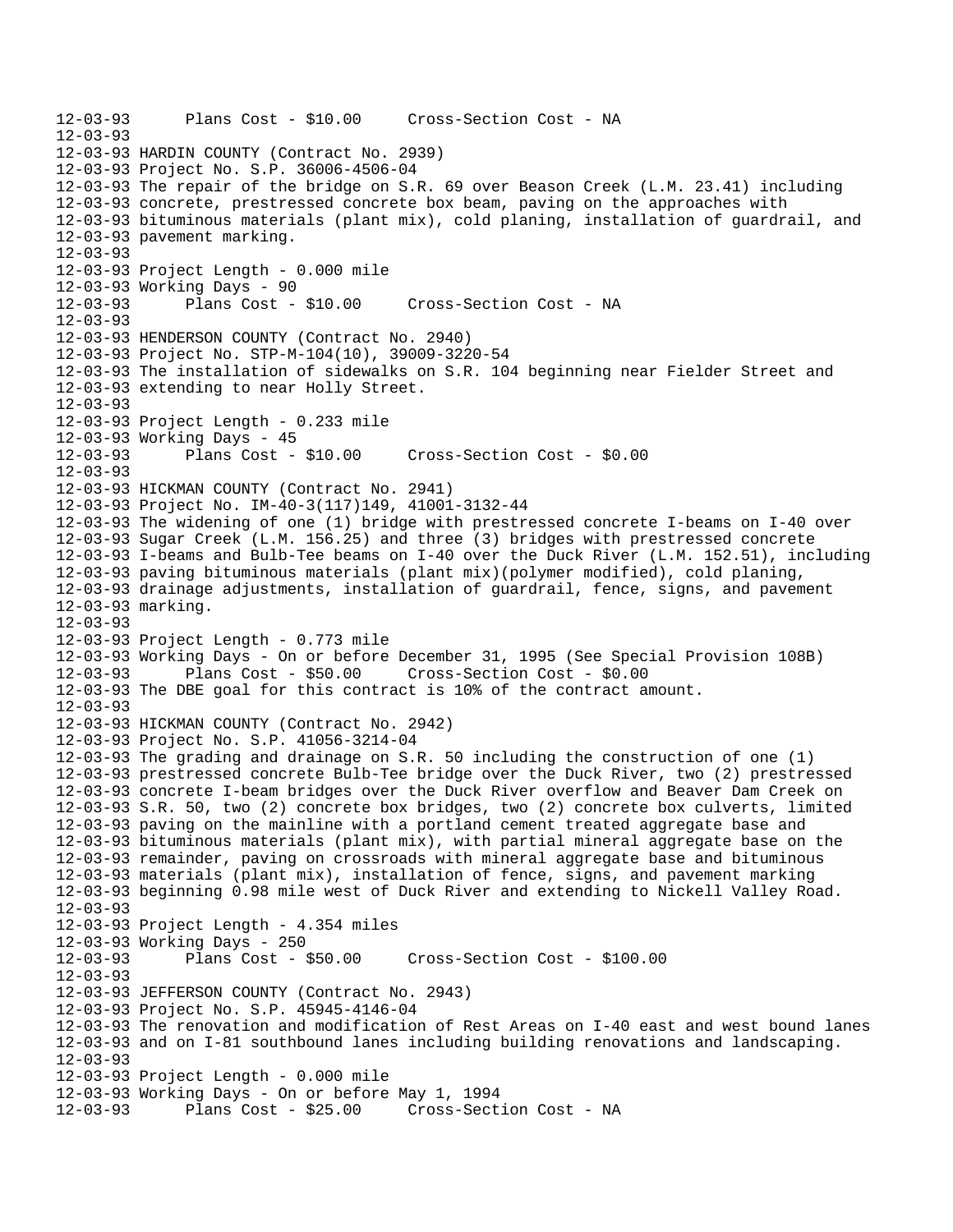12-03-93 Plans Cost - $10.00 Cross-Section Cost - NA
12-03-93
12-03-93 HARDIN COUNTY (Contract No. 2939)
12-03-93 Project No. S.P. 36006-4506-04
12-03-93 The repair of the bridge on S.R. 69 over Beason Creek (L.M. 23.41) including
12-03-93 concrete, prestressed concrete box beam, paving on the approaches with
12-03-93 bituminous materials (plant mix), cold planing, installation of guardrail, and
12-03-93 pavement marking.
12-03-93
12-03-93 Project Length - 0.000 mile
12-03-93 Working Days - 90
12-03-93 Plans Cost - $10.00 Cross-Section Cost - NA
12-03-93
12-03-93 HENDERSON COUNTY (Contract No. 2940)
12-03-93 Project No. STP-M-104(10), 39009-3220-54
12-03-93 The installation of sidewalks on S.R. 104 beginning near Fielder Street and
12-03-93 extending to near Holly Street.
12-03-93
12-03-93 Project Length - 0.233 mile
12-03-93 Working Days - 45
12-03-93 Plans Cost - $10.00 Cross-Section Cost - $0.00
12-03-93
12-03-93 HICKMAN COUNTY (Contract No. 2941)
12-03-93 Project No. IM-40-3(117)149, 41001-3132-44
12-03-93 The widening of one (1) bridge with prestressed concrete I-beams on I-40 over
12-03-93 Sugar Creek (L.M. 156.25) and three (3) bridges with prestressed concrete
12-03-93 I-beams and Bulb-Tee beams on I-40 over the Duck River (L.M. 152.51), including
12-03-93 paving bituminous materials (plant mix)(polymer modified), cold planing,
12-03-93 drainage adjustments, installation of guardrail, fence, signs, and pavement
12-03-93 marking.
12-03-93
12-03-93 Project Length - 0.773 mile
12-03-93 Working Days - On or before December 31, 1995 (See Special Provision 108B)
12-03-93 Plans Cost - $50.00 Cross-Section Cost - $0.00
12-03-93 The DBE goal for this contract is 10% of the contract amount.
12-03-93
12-03-93 HICKMAN COUNTY (Contract No. 2942)
12-03-93 Project No. S.P. 41056-3214-04
12-03-93 The grading and drainage on S.R. 50 including the construction of one (1)
12-03-93 prestressed concrete Bulb-Tee bridge over the Duck River, two (2) prestressed
12-03-93 concrete I-beam bridges over the Duck River overflow and Beaver Dam Creek on
12-03-93 S.R. 50, two (2) concrete box bridges, two (2) concrete box culverts, limited
12-03-93 paving on the mainline with a portland cement treated aggregate base and
12-03-93 bituminous materials (plant mix), with partial mineral aggregate base on the
12-03-93 remainder, paving on crossroads with mineral aggregate base and bituminous
12-03-93 materials (plant mix), installation of fence, signs, and pavement marking
12-03-93 beginning 0.98 mile west of Duck River and extending to Nickell Valley Road.
12-03-93
12-03-93 Project Length - 4.354 miles
12-03-93 Working Days - 250
12-03-93 Plans Cost - $50.00 Cross-Section Cost - $100.00
12-03-93
12-03-93 JEFFERSON COUNTY (Contract No. 2943)
12-03-93 Project No. S.P. 45945-4146-04
12-03-93 The renovation and modification of Rest Areas on I-40 east and west bound lanes
12-03-93 and on I-81 southbound lanes including building renovations and landscaping.
12-03-93
12-03-93 Project Length - 0.000 mile
12-03-93 Working Days - On or before May 1, 1994
12-03-93 Plans Cost - $25.00 Cross-Section Cost - NA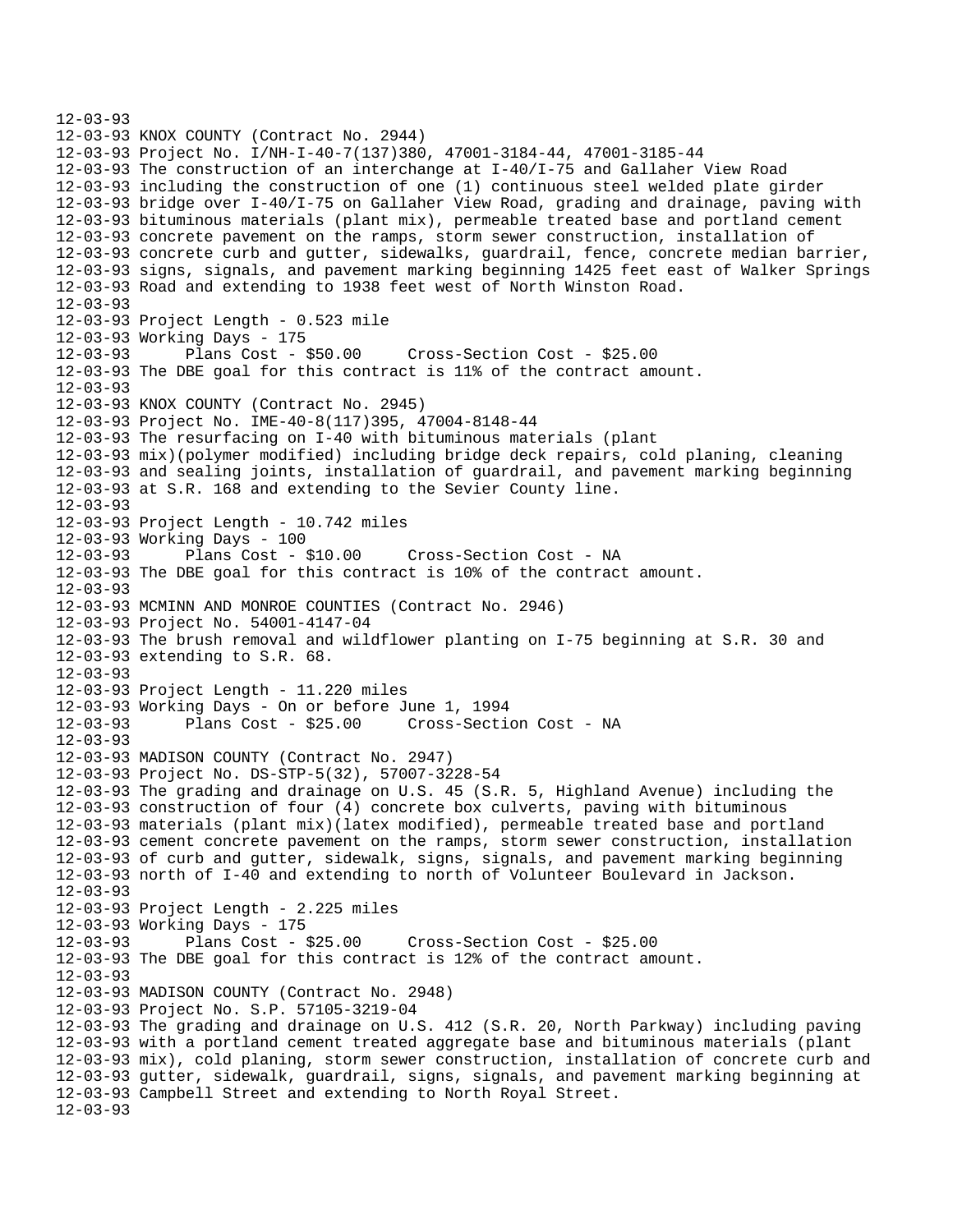```
12-03-93
12-03-93 KNOX COUNTY (Contract No. 2944)
12-03-93 Project No. I/NH-I-40-7(137)380, 47001-3184-44, 47001-3185-44
12-03-93 The construction of an interchange at I-40/I-75 and Gallaher View Road
12-03-93 including the construction of one (1) continuous steel welded plate girder
12-03-93 bridge over I-40/I-75 on Gallaher View Road, grading and drainage, paving with
12-03-93 bituminous materials (plant mix), permeable treated base and portland cement
12-03-93 concrete pavement on the ramps, storm sewer construction, installation of
12-03-93 concrete curb and gutter, sidewalks, guardrail, fence, concrete median barrier,
12-03-93 signs, signals, and pavement marking beginning 1425 feet east of Walker Springs
12-03-93 Road and extending to 1938 feet west of North Winston Road.
12-03-93
12-03-93 Project Length - 0.523 mile
12-03-93 Working Days - 175
12-03-93       Plans Cost - $50.00     Cross-Section Cost - $25.00
12-03-93 The DBE goal for this contract is 11% of the contract amount.
12-03-93
12-03-93 KNOX COUNTY (Contract No. 2945)
12-03-93 Project No. IME-40-8(117)395, 47004-8148-44
12-03-93 The resurfacing on I-40 with bituminous materials (plant
12-03-93 mix)(polymer modified) including bridge deck repairs, cold planing, cleaning
12-03-93 and sealing joints, installation of guardrail, and pavement marking beginning
12-03-93 at S.R. 168 and extending to the Sevier County line.
12-03-93
12-03-93 Project Length - 10.742 miles
12-03-93 Working Days - 100
12-03-93       Plans Cost - $10.00     Cross-Section Cost - NA
12-03-93 The DBE goal for this contract is 10% of the contract amount.
12-03-93
12-03-93 MCMINN AND MONROE COUNTIES (Contract No. 2946)
12-03-93 Project No. 54001-4147-04
12-03-93 The brush removal and wildflower planting on I-75 beginning at S.R. 30 and
12-03-93 extending to S.R. 68.
12-03-93
12-03-93 Project Length - 11.220 miles
12-03-93 Working Days - On or before June 1, 1994
12-03-93       Plans Cost - $25.00     Cross-Section Cost - NA
12-03-93
12-03-93 MADISON COUNTY (Contract No. 2947)
12-03-93 Project No. DS-STP-5(32), 57007-3228-54
12-03-93 The grading and drainage on U.S. 45 (S.R. 5, Highland Avenue) including the
12-03-93 construction of four (4) concrete box culverts, paving with bituminous
12-03-93 materials (plant mix)(latex modified), permeable treated base and portland
12-03-93 cement concrete pavement on the ramps, storm sewer construction, installation
12-03-93 of curb and gutter, sidewalk, signs, signals, and pavement marking beginning
12-03-93 north of I-40 and extending to north of Volunteer Boulevard in Jackson.
12-03-93
12-03-93 Project Length - 2.225 miles
12-03-93 Working Days - 175
12-03-93       Plans Cost - $25.00     Cross-Section Cost - $25.00
12-03-93 The DBE goal for this contract is 12% of the contract amount.
12-03-93
12-03-93 MADISON COUNTY (Contract No. 2948)
12-03-93 Project No. S.P. 57105-3219-04
12-03-93 The grading and drainage on U.S. 412 (S.R. 20, North Parkway) including paving
12-03-93 with a portland cement treated aggregate base and bituminous materials (plant
12-03-93 mix), cold planing, storm sewer construction, installation of concrete curb and
12-03-93 gutter, sidewalk, guardrail, signs, signals, and pavement marking beginning at
12-03-93 Campbell Street and extending to North Royal Street.
12-03-93
```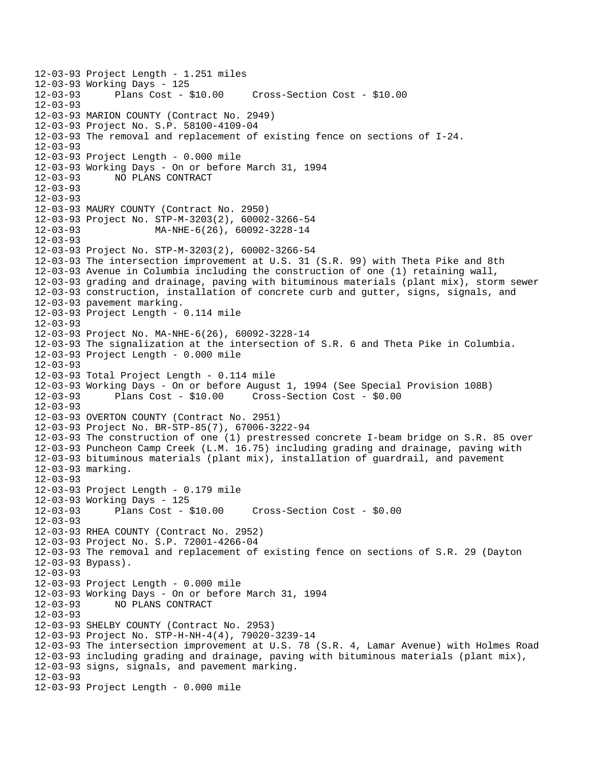```
12-03-93 Project Length - 1.251 miles
12-03-93 Working Days - 125
12-03-93      Plans Cost - $10.00     Cross-Section Cost - $10.00
12-03-93
12-03-93 MARION COUNTY (Contract No. 2949)
12-03-93 Project No. S.P. 58100-4109-04
12-03-93 The removal and replacement of existing fence on sections of I-24.
12-03-93
12-03-93 Project Length - 0.000 mile
12-03-93 Working Days - On or before March 31, 1994
12-03-93      NO PLANS CONTRACT
12-03-93
12-03-93
12-03-93 MAURY COUNTY (Contract No. 2950)
12-03-93 Project No. STP-M-3203(2), 60002-3266-54
12-03-93             MA-NHE-6(26), 60092-3228-14
12-03-93
12-03-93 Project No. STP-M-3203(2), 60002-3266-54
12-03-93 The intersection improvement at U.S. 31 (S.R. 99) with Theta Pike and 8th
12-03-93 Avenue in Columbia including the construction of one (1) retaining wall,
12-03-93 grading and drainage, paving with bituminous materials (plant mix), storm sewer
12-03-93 construction, installation of concrete curb and gutter, signs, signals, and
12-03-93 pavement marking.
12-03-93 Project Length - 0.114 mile
12-03-93
12-03-93 Project No. MA-NHE-6(26), 60092-3228-14
12-03-93 The signalization at the intersection of S.R. 6 and Theta Pike in Columbia.
12-03-93 Project Length - 0.000 mile
12-03-93
12-03-93 Total Project Length - 0.114 mile
12-03-93 Working Days - On or before August 1, 1994 (See Special Provision 108B)
12-03-93      Plans Cost - $10.00     Cross-Section Cost - $0.00
12-03-93
12-03-93 OVERTON COUNTY (Contract No. 2951)
12-03-93 Project No. BR-STP-85(7), 67006-3222-94
12-03-93 The construction of one (1) prestressed concrete I-beam bridge on S.R. 85 over
12-03-93 Puncheon Camp Creek (L.M. 16.75) including grading and drainage, paving with
12-03-93 bituminous materials (plant mix), installation of guardrail, and pavement
12-03-93 marking.
12-03-93
12-03-93 Project Length - 0.179 mile
12-03-93 Working Days - 125
12-03-93      Plans Cost - $10.00     Cross-Section Cost - $0.00
12-03-93
12-03-93 RHEA COUNTY (Contract No. 2952)
12-03-93 Project No. S.P. 72001-4266-04
12-03-93 The removal and replacement of existing fence on sections of S.R. 29 (Dayton
12-03-93 Bypass).
12-03-93
12-03-93 Project Length - 0.000 mile
12-03-93 Working Days - On or before March 31, 1994
12-03-93      NO PLANS CONTRACT
12-03-93
12-03-93 SHELBY COUNTY (Contract No. 2953)
12-03-93 Project No. STP-H-NH-4(4), 79020-3239-14
12-03-93 The intersection improvement at U.S. 78 (S.R. 4, Lamar Avenue) with Holmes Road
12-03-93 including grading and drainage, paving with bituminous materials (plant mix),
12-03-93 signs, signals, and pavement marking.
12-03-93
12-03-93 Project Length - 0.000 mile
```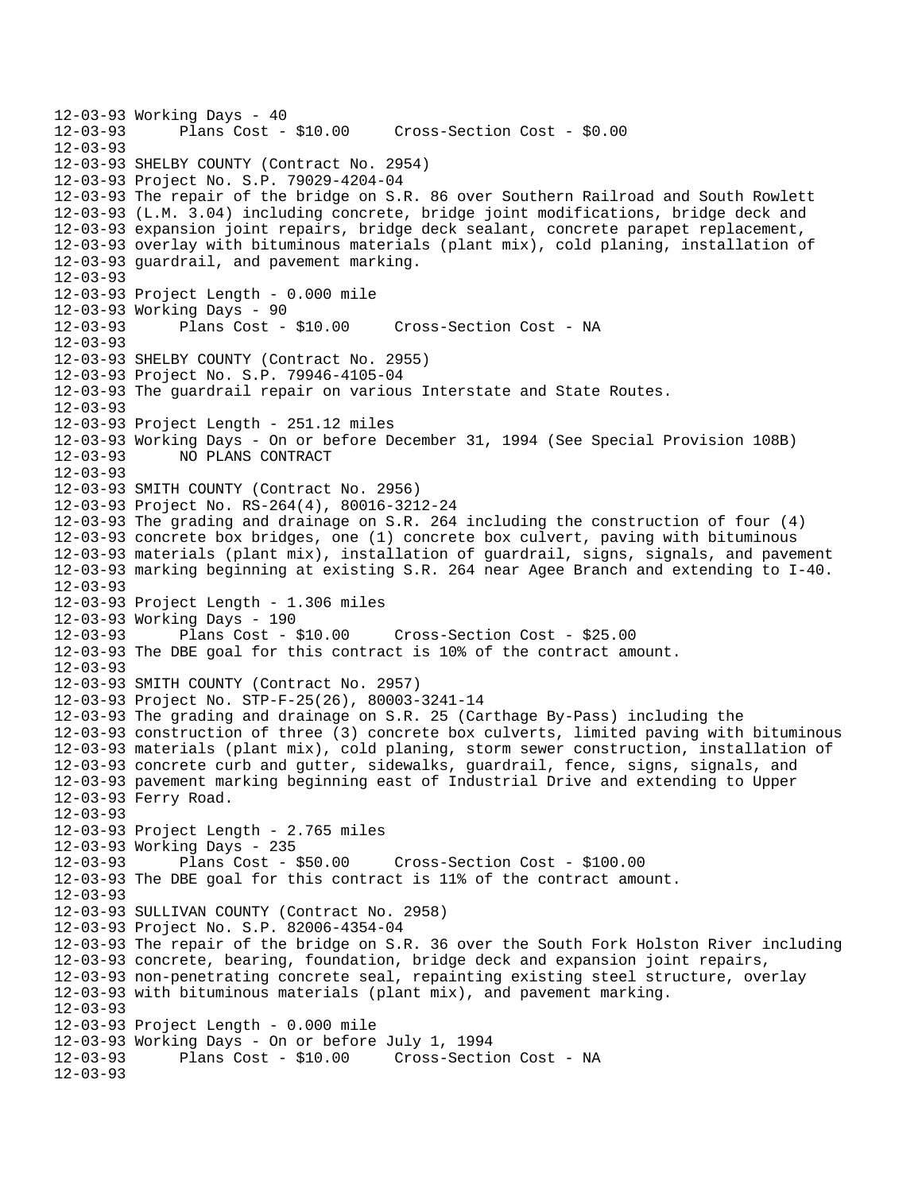```
12-03-93 Working Days - 40
12-03-93      Plans Cost - $10.00     Cross-Section Cost - $0.00
12-03-93
12-03-93 SHELBY COUNTY (Contract No. 2954)
12-03-93 Project No. S.P. 79029-4204-04
12-03-93 The repair of the bridge on S.R. 86 over Southern Railroad and South Rowlett
12-03-93 (L.M. 3.04) including concrete, bridge joint modifications, bridge deck and
12-03-93 expansion joint repairs, bridge deck sealant, concrete parapet replacement,
12-03-93 overlay with bituminous materials (plant mix), cold planing, installation of
12-03-93 guardrail, and pavement marking.
12-03-93
12-03-93 Project Length - 0.000 mile
12-03-93 Working Days - 90
12-03-93      Plans Cost - $10.00     Cross-Section Cost - NA
12-03-93
12-03-93 SHELBY COUNTY (Contract No. 2955)
12-03-93 Project No. S.P. 79946-4105-04
12-03-93 The guardrail repair on various Interstate and State Routes.
12-03-93
12-03-93 Project Length - 251.12 miles
12-03-93 Working Days - On or before December 31, 1994 (See Special Provision 108B)
12-03-93      NO PLANS CONTRACT
12-03-93
12-03-93 SMITH COUNTY (Contract No. 2956)
12-03-93 Project No. RS-264(4), 80016-3212-24
12-03-93 The grading and drainage on S.R. 264 including the construction of four (4)
12-03-93 concrete box bridges, one (1) concrete box culvert, paving with bituminous
12-03-93 materials (plant mix), installation of guardrail, signs, signals, and pavement
12-03-93 marking beginning at existing S.R. 264 near Agee Branch and extending to I-40.
12-03-93
12-03-93 Project Length - 1.306 miles
12-03-93 Working Days - 190
12-03-93      Plans Cost - $10.00     Cross-Section Cost - $25.00
12-03-93 The DBE goal for this contract is 10% of the contract amount.
12-03-93
12-03-93 SMITH COUNTY (Contract No. 2957)
12-03-93 Project No. STP-F-25(26), 80003-3241-14
12-03-93 The grading and drainage on S.R. 25 (Carthage By-Pass) including the
12-03-93 construction of three (3) concrete box culverts, limited paving with bituminous
12-03-93 materials (plant mix), cold planing, storm sewer construction, installation of
12-03-93 concrete curb and gutter, sidewalks, guardrail, fence, signs, signals, and
12-03-93 pavement marking beginning east of Industrial Drive and extending to Upper
12-03-93 Ferry Road.
12-03-93
12-03-93 Project Length - 2.765 miles
12-03-93 Working Days - 235
12-03-93      Plans Cost - $50.00     Cross-Section Cost - $100.00
12-03-93 The DBE goal for this contract is 11% of the contract amount.
12-03-93
12-03-93 SULLIVAN COUNTY (Contract No. 2958)
12-03-93 Project No. S.P. 82006-4354-04
12-03-93 The repair of the bridge on S.R. 36 over the South Fork Holston River including
12-03-93 concrete, bearing, foundation, bridge deck and expansion joint repairs,
12-03-93 non-penetrating concrete seal, repainting existing steel structure, overlay
12-03-93 with bituminous materials (plant mix), and pavement marking.
12-03-93
12-03-93 Project Length - 0.000 mile
12-03-93 Working Days - On or before July 1, 1994
12-03-93      Plans Cost - $10.00     Cross-Section Cost - NA
12-03-93
```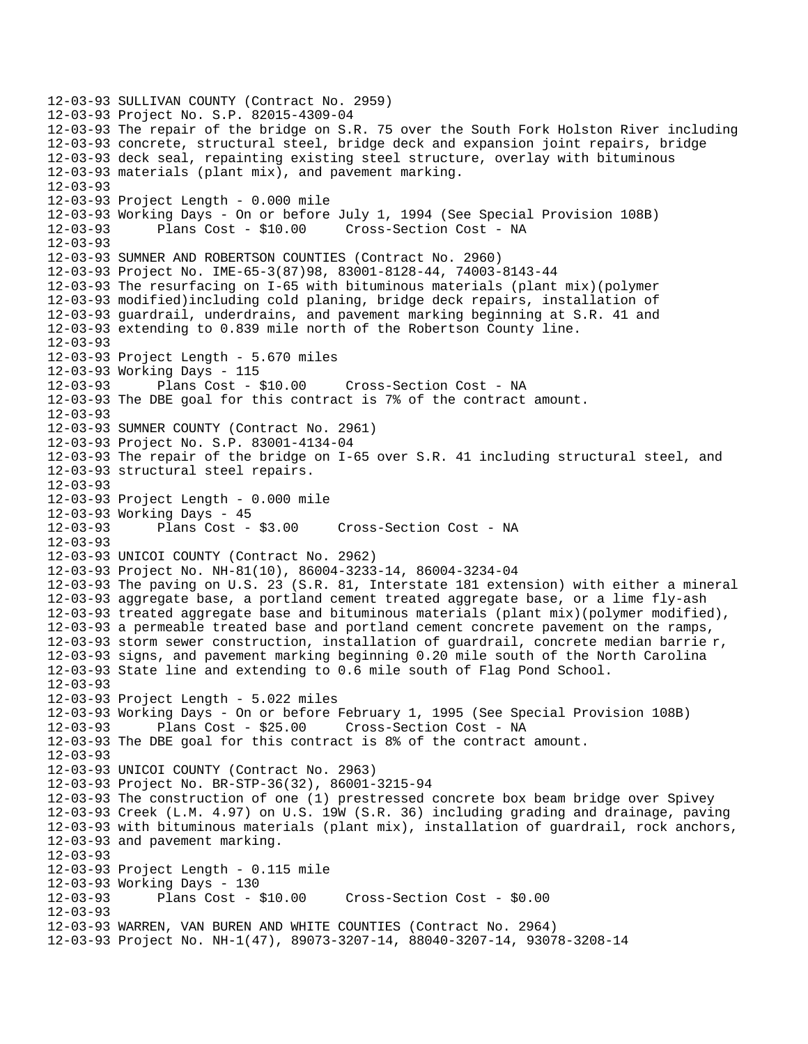12-03-93 SULLIVAN COUNTY (Contract No. 2959)
12-03-93 Project No. S.P. 82015-4309-04
12-03-93 The repair of the bridge on S.R. 75 over the South Fork Holston River including
12-03-93 concrete, structural steel, bridge deck and expansion joint repairs, bridge
12-03-93 deck seal, repainting existing steel structure, overlay with bituminous
12-03-93 materials (plant mix), and pavement marking.
12-03-93
12-03-93 Project Length - 0.000 mile
12-03-93 Working Days - On or before July 1, 1994 (See Special Provision 108B)
12-03-93 Plans Cost - $10.00 Cross-Section Cost - NA
12-03-93
12-03-93 SUMNER AND ROBERTSON COUNTIES (Contract No. 2960)
12-03-93 Project No. IME-65-3(87)98, 83001-8128-44, 74003-8143-44
12-03-93 The resurfacing on I-65 with bituminous materials (plant mix)(polymer
12-03-93 modified)including cold planing, bridge deck repairs, installation of
12-03-93 guardrail, underdrains, and pavement marking beginning at S.R. 41 and
12-03-93 extending to 0.839 mile north of the Robertson County line.
12-03-93
12-03-93 Project Length - 5.670 miles
12-03-93 Working Days - 115
12-03-93 Plans Cost - $10.00 Cross-Section Cost - NA
12-03-93 The DBE goal for this contract is 7% of the contract amount.
12-03-93
12-03-93 SUMNER COUNTY (Contract No. 2961)
12-03-93 Project No. S.P. 83001-4134-04
12-03-93 The repair of the bridge on I-65 over S.R. 41 including structural steel, and
12-03-93 structural steel repairs.
12-03-93
12-03-93 Project Length - 0.000 mile
12-03-93 Working Days - 45
12-03-93 Plans Cost - $3.00 Cross-Section Cost - NA
12-03-93
12-03-93 UNICOI COUNTY (Contract No. 2962)
12-03-93 Project No. NH-81(10), 86004-3233-14, 86004-3234-04
12-03-93 The paving on U.S. 23 (S.R. 81, Interstate 181 extension) with either a mineral
12-03-93 aggregate base, a portland cement treated aggregate base, or a lime fly-ash
12-03-93 treated aggregate base and bituminous materials (plant mix)(polymer modified),
12-03-93 a permeable treated base and portland cement concrete pavement on the ramps,
12-03-93 storm sewer construction, installation of guardrail, concrete median barrie r,
12-03-93 signs, and pavement marking beginning 0.20 mile south of the North Carolina
12-03-93 State line and extending to 0.6 mile south of Flag Pond School.
12-03-93
12-03-93 Project Length - 5.022 miles
12-03-93 Working Days - On or before February 1, 1995 (See Special Provision 108B)
12-03-93 Plans Cost - $25.00 Cross-Section Cost - NA
12-03-93 The DBE goal for this contract is 8% of the contract amount.
12-03-93
12-03-93 UNICOI COUNTY (Contract No. 2963)
12-03-93 Project No. BR-STP-36(32), 86001-3215-94
12-03-93 The construction of one (1) prestressed concrete box beam bridge over Spivey
12-03-93 Creek (L.M. 4.97) on U.S. 19W (S.R. 36) including grading and drainage, paving
12-03-93 with bituminous materials (plant mix), installation of guardrail, rock anchors,
12-03-93 and pavement marking.
12-03-93
12-03-93 Project Length - 0.115 mile
12-03-93 Working Days - 130
12-03-93 Plans Cost - $10.00 Cross-Section Cost - $0.00
12-03-93
12-03-93 WARREN, VAN BUREN AND WHITE COUNTIES (Contract No. 2964)
12-03-93 Project No. NH-1(47), 89073-3207-14, 88040-3207-14, 93078-3208-14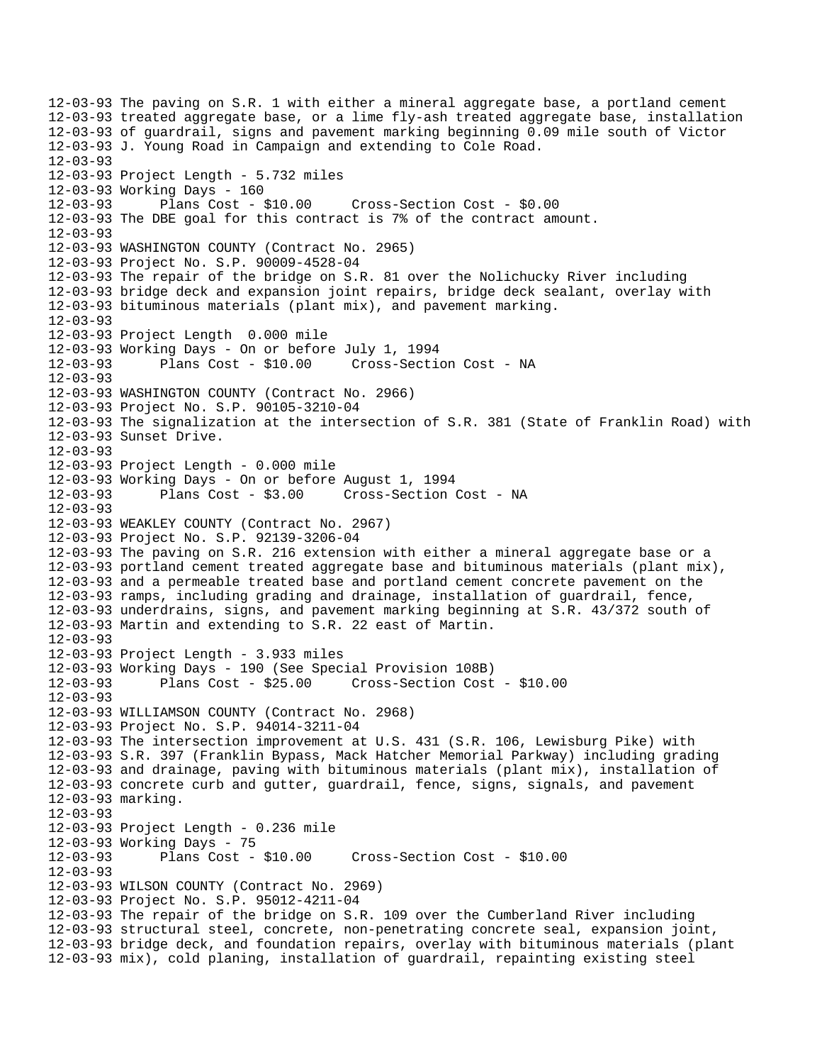12-03-93 The paving on S.R. 1 with either a mineral aggregate base, a portland cement
12-03-93 treated aggregate base, or a lime fly-ash treated aggregate base, installation
12-03-93 of guardrail, signs and pavement marking beginning 0.09 mile south of Victor
12-03-93 J. Young Road in Campaign and extending to Cole Road.
12-03-93
12-03-93 Project Length - 5.732 miles
12-03-93 Working Days - 160
12-03-93 Plans Cost - $10.00 Cross-Section Cost - $0.00
12-03-93 The DBE goal for this contract is 7% of the contract amount.
12-03-93
12-03-93 WASHINGTON COUNTY (Contract No. 2965)
12-03-93 Project No. S.P. 90009-4528-04
12-03-93 The repair of the bridge on S.R. 81 over the Nolichucky River including
12-03-93 bridge deck and expansion joint repairs, bridge deck sealant, overlay with
12-03-93 bituminous materials (plant mix), and pavement marking.
12-03-93
12-03-93 Project Length 0.000 mile
12-03-93 Working Days - On or before July 1, 1994
12-03-93 Plans Cost - $10.00 Cross-Section Cost - NA
12-03-93
12-03-93 WASHINGTON COUNTY (Contract No. 2966)
12-03-93 Project No. S.P. 90105-3210-04
12-03-93 The signalization at the intersection of S.R. 381 (State of Franklin Road) with
12-03-93 Sunset Drive.
12-03-93
12-03-93 Project Length - 0.000 mile
12-03-93 Working Days - On or before August 1, 1994
12-03-93 Plans Cost - $3.00 Cross-Section Cost - NA
12-03-93
12-03-93 WEAKLEY COUNTY (Contract No. 2967)
12-03-93 Project No. S.P. 92139-3206-04
12-03-93 The paving on S.R. 216 extension with either a mineral aggregate base or a
12-03-93 portland cement treated aggregate base and bituminous materials (plant mix),
12-03-93 and a permeable treated base and portland cement concrete pavement on the
12-03-93 ramps, including grading and drainage, installation of guardrail, fence,
12-03-93 underdrains, signs, and pavement marking beginning at S.R. 43/372 south of
12-03-93 Martin and extending to S.R. 22 east of Martin.
12-03-93
12-03-93 Project Length - 3.933 miles
12-03-93 Working Days - 190 (See Special Provision 108B)
12-03-93 Plans Cost - $25.00 Cross-Section Cost - $10.00
12-03-93
12-03-93 WILLIAMSON COUNTY (Contract No. 2968)
12-03-93 Project No. S.P. 94014-3211-04
12-03-93 The intersection improvement at U.S. 431 (S.R. 106, Lewisburg Pike) with
12-03-93 S.R. 397 (Franklin Bypass, Mack Hatcher Memorial Parkway) including grading
12-03-93 and drainage, paving with bituminous materials (plant mix), installation of
12-03-93 concrete curb and gutter, guardrail, fence, signs, signals, and pavement
12-03-93 marking.
12-03-93
12-03-93 Project Length - 0.236 mile
12-03-93 Working Days - 75
12-03-93 Plans Cost - $10.00 Cross-Section Cost - $10.00
12-03-93
12-03-93 WILSON COUNTY (Contract No. 2969)
12-03-93 Project No. S.P. 95012-4211-04
12-03-93 The repair of the bridge on S.R. 109 over the Cumberland River including
12-03-93 structural steel, concrete, non-penetrating concrete seal, expansion joint,
12-03-93 bridge deck, and foundation repairs, overlay with bituminous materials (plant
12-03-93 mix), cold planing, installation of guardrail, repainting existing steel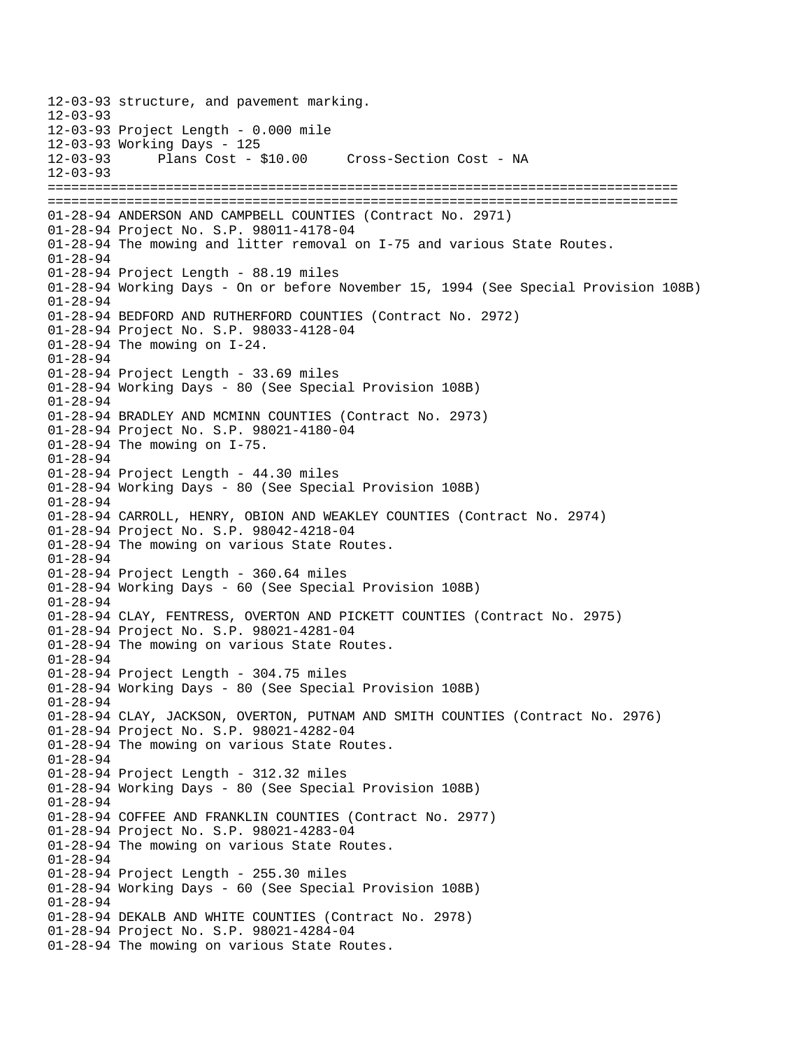```
12-03-93 structure, and pavement marking.
12-03-93
12-03-93 Project Length - 0.000 mile
12-03-93 Working Days - 125
12-03-93      Plans Cost - $10.00     Cross-Section Cost - NA
12-03-93
================================================================================
================================================================================
01-28-94 ANDERSON AND CAMPBELL COUNTIES (Contract No. 2971)
01-28-94 Project No. S.P. 98011-4178-04
01-28-94 The mowing and litter removal on I-75 and various State Routes.
01-28-94
01-28-94 Project Length - 88.19 miles
01-28-94 Working Days - On or before November 15, 1994 (See Special Provision 108B)
01-28-94
01-28-94 BEDFORD AND RUTHERFORD COUNTIES (Contract No. 2972)
01-28-94 Project No. S.P. 98033-4128-04
01-28-94 The mowing on I-24.
01-28-94
01-28-94 Project Length - 33.69 miles
01-28-94 Working Days - 80 (See Special Provision 108B)
01-28-94
01-28-94 BRADLEY AND MCMINN COUNTIES (Contract No. 2973)
01-28-94 Project No. S.P. 98021-4180-04
01-28-94 The mowing on I-75.
01-28-94
01-28-94 Project Length - 44.30 miles
01-28-94 Working Days - 80 (See Special Provision 108B)
01-28-94
01-28-94 CARROLL, HENRY, OBION AND WEAKLEY COUNTIES (Contract No. 2974)
01-28-94 Project No. S.P. 98042-4218-04
01-28-94 The mowing on various State Routes.
01-28-94
01-28-94 Project Length - 360.64 miles
01-28-94 Working Days - 60 (See Special Provision 108B)
01-28-94
01-28-94 CLAY, FENTRESS, OVERTON AND PICKETT COUNTIES (Contract No. 2975)
01-28-94 Project No. S.P. 98021-4281-04
01-28-94 The mowing on various State Routes.
01-28-94
01-28-94 Project Length - 304.75 miles
01-28-94 Working Days - 80 (See Special Provision 108B)
01-28-94
01-28-94 CLAY, JACKSON, OVERTON, PUTNAM AND SMITH COUNTIES (Contract No. 2976)
01-28-94 Project No. S.P. 98021-4282-04
01-28-94 The mowing on various State Routes.
01-28-94
01-28-94 Project Length - 312.32 miles
01-28-94 Working Days - 80 (See Special Provision 108B)
01-28-94
01-28-94 COFFEE AND FRANKLIN COUNTIES (Contract No. 2977)
01-28-94 Project No. S.P. 98021-4283-04
01-28-94 The mowing on various State Routes.
01-28-94
01-28-94 Project Length - 255.30 miles
01-28-94 Working Days - 60 (See Special Provision 108B)
01-28-94
01-28-94 DEKALB AND WHITE COUNTIES (Contract No. 2978)
01-28-94 Project No. S.P. 98021-4284-04
01-28-94 The mowing on various State Routes.
```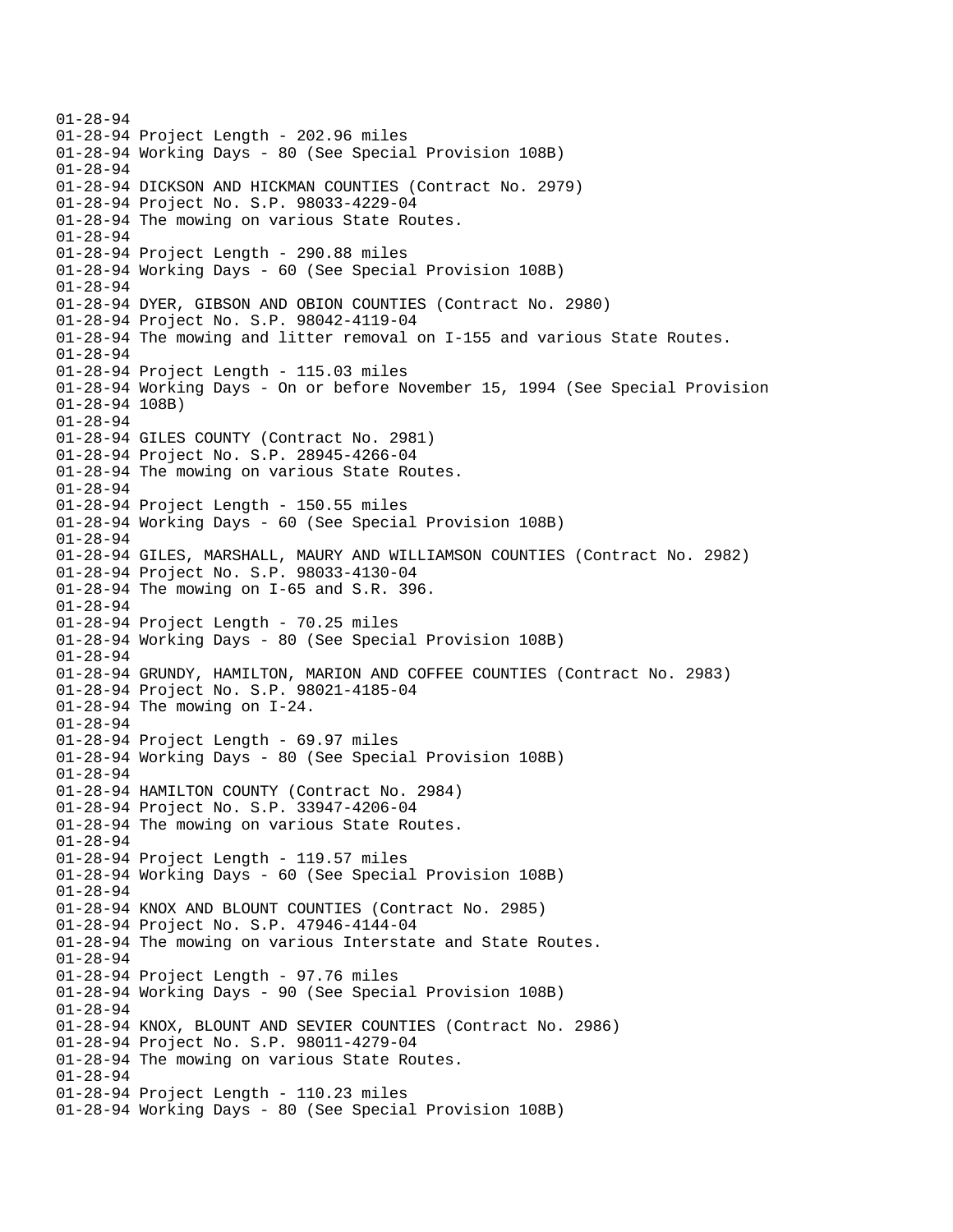01-28-94
01-28-94 Project Length - 202.96 miles
01-28-94 Working Days - 80 (See Special Provision 108B)
01-28-94
01-28-94 DICKSON AND HICKMAN COUNTIES (Contract No. 2979)
01-28-94 Project No. S.P. 98033-4229-04
01-28-94 The mowing on various State Routes.
01-28-94
01-28-94 Project Length - 290.88 miles
01-28-94 Working Days - 60 (See Special Provision 108B)
01-28-94
01-28-94 DYER, GIBSON AND OBION COUNTIES (Contract No. 2980)
01-28-94 Project No. S.P. 98042-4119-04
01-28-94 The mowing and litter removal on I-155 and various State Routes.
01-28-94
01-28-94 Project Length - 115.03 miles
01-28-94 Working Days - On or before November 15, 1994 (See Special Provision
01-28-94 108B)
01-28-94
01-28-94 GILES COUNTY (Contract No. 2981)
01-28-94 Project No. S.P. 28945-4266-04
01-28-94 The mowing on various State Routes.
01-28-94
01-28-94 Project Length - 150.55 miles
01-28-94 Working Days - 60 (See Special Provision 108B)
01-28-94
01-28-94 GILES, MARSHALL, MAURY AND WILLIAMSON COUNTIES (Contract No. 2982)
01-28-94 Project No. S.P. 98033-4130-04
01-28-94 The mowing on I-65 and S.R. 396.
01-28-94
01-28-94 Project Length - 70.25 miles
01-28-94 Working Days - 80 (See Special Provision 108B)
01-28-94
01-28-94 GRUNDY, HAMILTON, MARION AND COFFEE COUNTIES (Contract No. 2983)
01-28-94 Project No. S.P. 98021-4185-04
01-28-94 The mowing on I-24.
01-28-94
01-28-94 Project Length - 69.97 miles
01-28-94 Working Days - 80 (See Special Provision 108B)
01-28-94
01-28-94 HAMILTON COUNTY (Contract No. 2984)
01-28-94 Project No. S.P. 33947-4206-04
01-28-94 The mowing on various State Routes.
01-28-94
01-28-94 Project Length - 119.57 miles
01-28-94 Working Days - 60 (See Special Provision 108B)
01-28-94
01-28-94 KNOX AND BLOUNT COUNTIES (Contract No. 2985)
01-28-94 Project No. S.P. 47946-4144-04
01-28-94 The mowing on various Interstate and State Routes.
01-28-94
01-28-94 Project Length - 97.76 miles
01-28-94 Working Days - 90 (See Special Provision 108B)
01-28-94
01-28-94 KNOX, BLOUNT AND SEVIER COUNTIES (Contract No. 2986)
01-28-94 Project No. S.P. 98011-4279-04
01-28-94 The mowing on various State Routes.
01-28-94
01-28-94 Project Length - 110.23 miles
01-28-94 Working Days - 80 (See Special Provision 108B)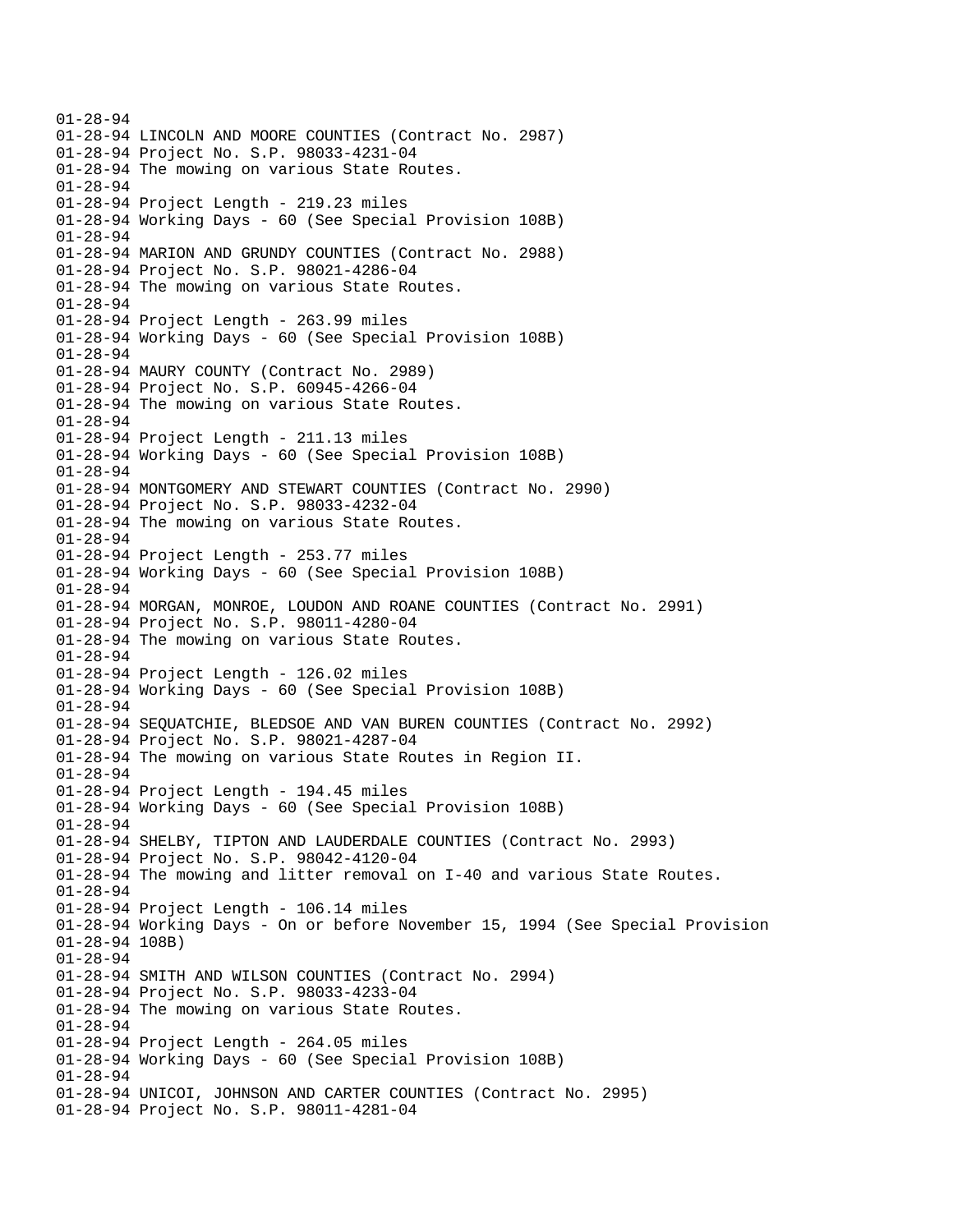01-28-94
01-28-94 LINCOLN AND MOORE COUNTIES (Contract No. 2987)
01-28-94 Project No. S.P. 98033-4231-04
01-28-94 The mowing on various State Routes.
01-28-94
01-28-94 Project Length - 219.23 miles
01-28-94 Working Days - 60 (See Special Provision 108B)
01-28-94
01-28-94 MARION AND GRUNDY COUNTIES (Contract No. 2988)
01-28-94 Project No. S.P. 98021-4286-04
01-28-94 The mowing on various State Routes.
01-28-94
01-28-94 Project Length - 263.99 miles
01-28-94 Working Days - 60 (See Special Provision 108B)
01-28-94
01-28-94 MAURY COUNTY (Contract No. 2989)
01-28-94 Project No. S.P. 60945-4266-04
01-28-94 The mowing on various State Routes.
01-28-94
01-28-94 Project Length - 211.13 miles
01-28-94 Working Days - 60 (See Special Provision 108B)
01-28-94
01-28-94 MONTGOMERY AND STEWART COUNTIES (Contract No. 2990)
01-28-94 Project No. S.P. 98033-4232-04
01-28-94 The mowing on various State Routes.
01-28-94
01-28-94 Project Length - 253.77 miles
01-28-94 Working Days - 60 (See Special Provision 108B)
01-28-94
01-28-94 MORGAN, MONROE, LOUDON AND ROANE COUNTIES (Contract No. 2991)
01-28-94 Project No. S.P. 98011-4280-04
01-28-94 The mowing on various State Routes.
01-28-94
01-28-94 Project Length - 126.02 miles
01-28-94 Working Days - 60 (See Special Provision 108B)
01-28-94
01-28-94 SEQUATCHIE, BLEDSOE AND VAN BUREN COUNTIES (Contract No. 2992)
01-28-94 Project No. S.P. 98021-4287-04
01-28-94 The mowing on various State Routes in Region II.
01-28-94
01-28-94 Project Length - 194.45 miles
01-28-94 Working Days - 60 (See Special Provision 108B)
01-28-94
01-28-94 SHELBY, TIPTON AND LAUDERDALE COUNTIES (Contract No. 2993)
01-28-94 Project No. S.P. 98042-4120-04
01-28-94 The mowing and litter removal on I-40 and various State Routes.
01-28-94
01-28-94 Project Length - 106.14 miles
01-28-94 Working Days - On or before November 15, 1994 (See Special Provision
01-28-94 108B)
01-28-94
01-28-94 SMITH AND WILSON COUNTIES (Contract No. 2994)
01-28-94 Project No. S.P. 98033-4233-04
01-28-94 The mowing on various State Routes.
01-28-94
01-28-94 Project Length - 264.05 miles
01-28-94 Working Days - 60 (See Special Provision 108B)
01-28-94
01-28-94 UNICOI, JOHNSON AND CARTER COUNTIES (Contract No. 2995)
01-28-94 Project No. S.P. 98011-4281-04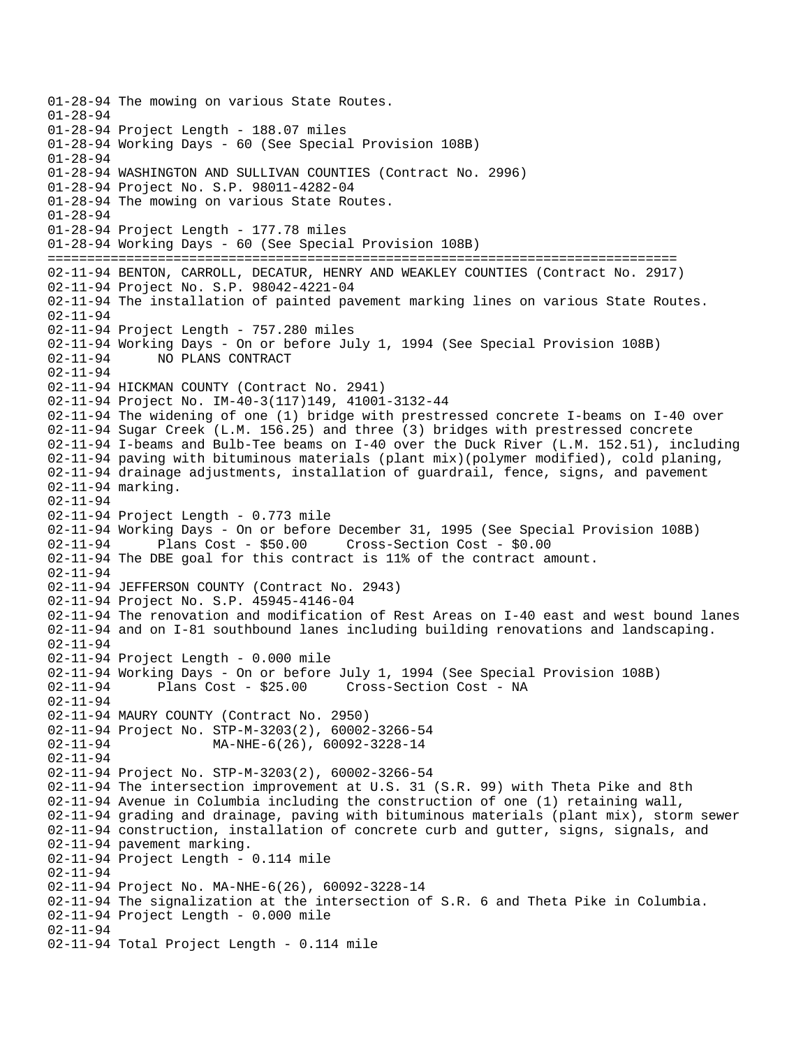```
01-28-94 The mowing on various State Routes.
01-28-94
01-28-94 Project Length - 188.07 miles
01-28-94 Working Days - 60 (See Special Provision 108B)
01-28-94
01-28-94 WASHINGTON AND SULLIVAN COUNTIES (Contract No. 2996)
01-28-94 Project No. S.P. 98011-4282-04
01-28-94 The mowing on various State Routes.
01-28-94
01-28-94 Project Length - 177.78 miles
01-28-94 Working Days - 60 (See Special Provision 108B)
================================================================================
02-11-94 BENTON, CARROLL, DECATUR, HENRY AND WEAKLEY COUNTIES (Contract No. 2917)
02-11-94 Project No. S.P. 98042-4221-04
02-11-94 The installation of painted pavement marking lines on various State Routes.
02-11-94
02-11-94 Project Length - 757.280 miles
02-11-94 Working Days - On or before July 1, 1994 (See Special Provision 108B)
02-11-94      NO PLANS CONTRACT
02-11-94
02-11-94 HICKMAN COUNTY (Contract No. 2941)
02-11-94 Project No. IM-40-3(117)149, 41001-3132-44
02-11-94 The widening of one (1) bridge with prestressed concrete I-beams on I-40 over
02-11-94 Sugar Creek (L.M. 156.25) and three (3) bridges with prestressed concrete
02-11-94 I-beams and Bulb-Tee beams on I-40 over the Duck River (L.M. 152.51), including
02-11-94 paving with bituminous materials (plant mix)(polymer modified), cold planing,
02-11-94 drainage adjustments, installation of guardrail, fence, signs, and pavement
02-11-94 marking.
02-11-94
02-11-94 Project Length - 0.773 mile
02-11-94 Working Days - On or before December 31, 1995 (See Special Provision 108B)
02-11-94      Plans Cost - $50.00     Cross-Section Cost - $0.00
02-11-94 The DBE goal for this contract is 11% of the contract amount.
02-11-94
02-11-94 JEFFERSON COUNTY (Contract No. 2943)
02-11-94 Project No. S.P. 45945-4146-04
02-11-94 The renovation and modification of Rest Areas on I-40 east and west bound lanes
02-11-94 and on I-81 southbound lanes including building renovations and landscaping.
02-11-94
02-11-94 Project Length - 0.000 mile
02-11-94 Working Days - On or before July 1, 1994 (See Special Provision 108B)
02-11-94      Plans Cost - $25.00     Cross-Section Cost - NA
02-11-94
02-11-94 MAURY COUNTY (Contract No. 2950)
02-11-94 Project No. STP-M-3203(2), 60002-3266-54
02-11-94             MA-NHE-6(26), 60092-3228-14
02-11-94
02-11-94 Project No. STP-M-3203(2), 60002-3266-54
02-11-94 The intersection improvement at U.S. 31 (S.R. 99) with Theta Pike and 8th
02-11-94 Avenue in Columbia including the construction of one (1) retaining wall,
02-11-94 grading and drainage, paving with bituminous materials (plant mix), storm sewer
02-11-94 construction, installation of concrete curb and gutter, signs, signals, and
02-11-94 pavement marking.
02-11-94 Project Length - 0.114 mile
02-11-94
02-11-94 Project No. MA-NHE-6(26), 60092-3228-14
02-11-94 The signalization at the intersection of S.R. 6 and Theta Pike in Columbia.
02-11-94 Project Length - 0.000 mile
02-11-94
02-11-94 Total Project Length - 0.114 mile
```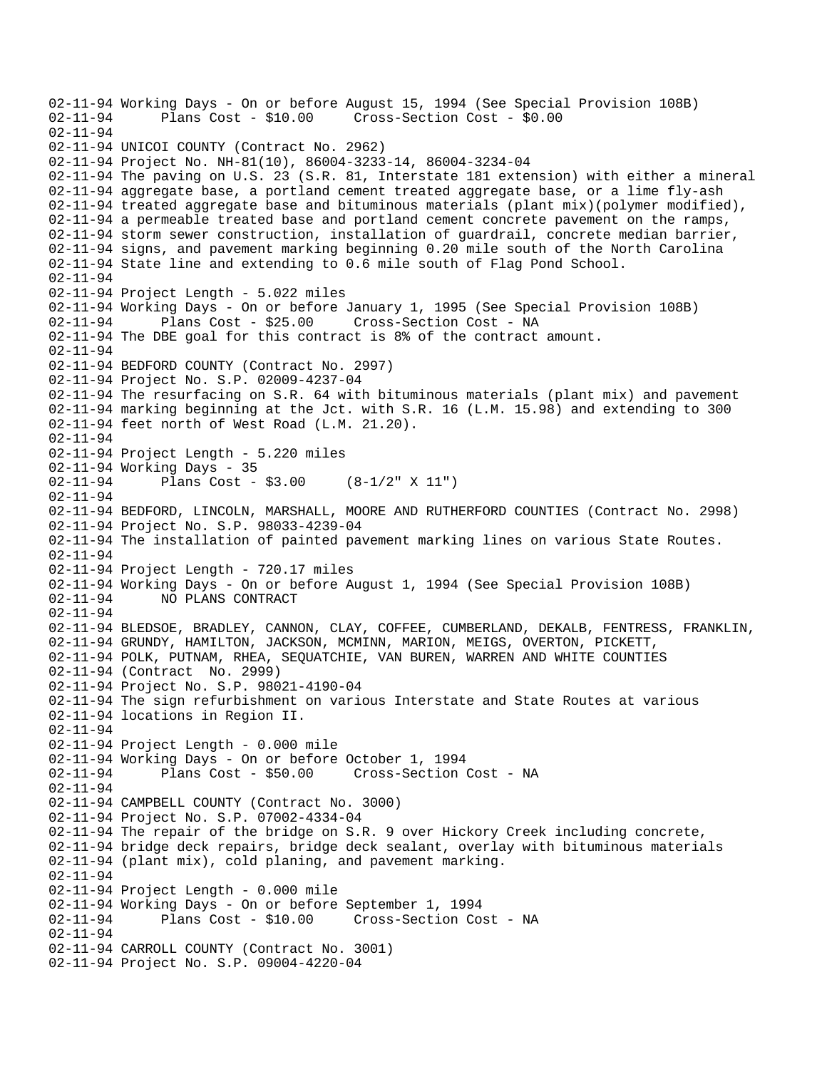```
02-11-94 Working Days - On or before August 15, 1994 (See Special Provision 108B)
02-11-94       Plans Cost - $10.00     Cross-Section Cost - $0.00
02-11-94
02-11-94 UNICOI COUNTY (Contract No. 2962)
02-11-94 Project No. NH-81(10), 86004-3233-14, 86004-3234-04
02-11-94 The paving on U.S. 23 (S.R. 81, Interstate 181 extension) with either a mineral
02-11-94 aggregate base, a portland cement treated aggregate base, or a lime fly-ash
02-11-94 treated aggregate base and bituminous materials (plant mix)(polymer modified),
02-11-94 a permeable treated base and portland cement concrete pavement on the ramps,
02-11-94 storm sewer construction, installation of guardrail, concrete median barrier,
02-11-94 signs, and pavement marking beginning 0.20 mile south of the North Carolina
02-11-94 State line and extending to 0.6 mile south of Flag Pond School.
02-11-94
02-11-94 Project Length - 5.022 miles
02-11-94 Working Days - On or before January 1, 1995 (See Special Provision 108B)
02-11-94       Plans Cost - $25.00     Cross-Section Cost - NA
02-11-94 The DBE goal for this contract is 8% of the contract amount.
02-11-94
02-11-94 BEDFORD COUNTY (Contract No. 2997)
02-11-94 Project No. S.P. 02009-4237-04
02-11-94 The resurfacing on S.R. 64 with bituminous materials (plant mix) and pavement
02-11-94 marking beginning at the Jct. with S.R. 16 (L.M. 15.98) and extending to 300
02-11-94 feet north of West Road (L.M. 21.20).
02-11-94
02-11-94 Project Length - 5.220 miles
02-11-94 Working Days - 35
02-11-94       Plans Cost - $3.00     (8-1/2" X 11")
02-11-94
02-11-94 BEDFORD, LINCOLN, MARSHALL, MOORE AND RUTHERFORD COUNTIES (Contract No. 2998)
02-11-94 Project No. S.P. 98033-4239-04
02-11-94 The installation of painted pavement marking lines on various State Routes.
02-11-94
02-11-94 Project Length - 720.17 miles
02-11-94 Working Days - On or before August 1, 1994 (See Special Provision 108B)
02-11-94       NO PLANS CONTRACT
02-11-94
02-11-94 BLEDSOE, BRADLEY, CANNON, CLAY, COFFEE, CUMBERLAND, DEKALB, FENTRESS, FRANKLIN,
02-11-94 GRUNDY, HAMILTON, JACKSON, MCMINN, MARION, MEIGS, OVERTON, PICKETT,
02-11-94 POLK, PUTNAM, RHEA, SEQUATCHIE, VAN BUREN, WARREN AND WHITE COUNTIES
02-11-94 (Contract  No. 2999)
02-11-94 Project No. S.P. 98021-4190-04
02-11-94 The sign refurbishment on various Interstate and State Routes at various
02-11-94 locations in Region II.
02-11-94
02-11-94 Project Length - 0.000 mile
02-11-94 Working Days - On or before October 1, 1994
02-11-94       Plans Cost - $50.00     Cross-Section Cost - NA
02-11-94
02-11-94 CAMPBELL COUNTY (Contract No. 3000)
02-11-94 Project No. S.P. 07002-4334-04
02-11-94 The repair of the bridge on S.R. 9 over Hickory Creek including concrete,
02-11-94 bridge deck repairs, bridge deck sealant, overlay with bituminous materials
02-11-94 (plant mix), cold planing, and pavement marking.
02-11-94
02-11-94 Project Length - 0.000 mile
02-11-94 Working Days - On or before September 1, 1994
02-11-94       Plans Cost - $10.00     Cross-Section Cost - NA
02-11-94
02-11-94 CARROLL COUNTY (Contract No. 3001)
02-11-94 Project No. S.P. 09004-4220-04
```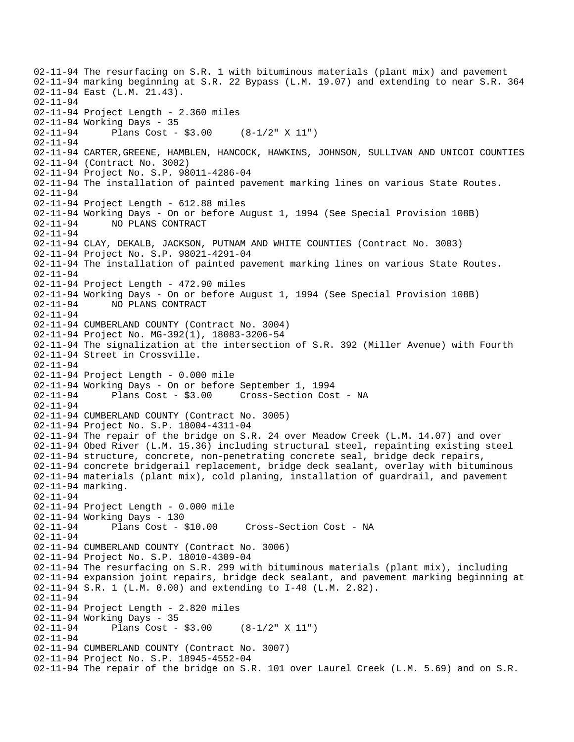02-11-94 The resurfacing on S.R. 1 with bituminous materials (plant mix) and pavement
02-11-94 marking beginning at S.R. 22 Bypass (L.M. 19.07) and extending to near S.R. 364
02-11-94 East (L.M. 21.43).
02-11-94
02-11-94 Project Length - 2.360 miles
02-11-94 Working Days - 35
02-11-94       Plans Cost - $3.00     (8-1/2" X 11")
02-11-94
02-11-94 CARTER,GREENE, HAMBLEN, HANCOCK, HAWKINS, JOHNSON, SULLIVAN AND UNICOI COUNTIES
02-11-94 (Contract No. 3002)
02-11-94 Project No. S.P. 98011-4286-04
02-11-94 The installation of painted pavement marking lines on various State Routes.
02-11-94
02-11-94 Project Length - 612.88 miles
02-11-94 Working Days - On or before August 1, 1994 (See Special Provision 108B)
02-11-94       NO PLANS CONTRACT
02-11-94
02-11-94 CLAY, DEKALB, JACKSON, PUTNAM AND WHITE COUNTIES (Contract No. 3003)
02-11-94 Project No. S.P. 98021-4291-04
02-11-94 The installation of painted pavement marking lines on various State Routes.
02-11-94
02-11-94 Project Length - 472.90 miles
02-11-94 Working Days - On or before August 1, 1994 (See Special Provision 108B)
02-11-94       NO PLANS CONTRACT
02-11-94
02-11-94 CUMBERLAND COUNTY (Contract No. 3004)
02-11-94 Project No. MG-392(1), 18083-3206-54
02-11-94 The signalization at the intersection of S.R. 392 (Miller Avenue) with Fourth
02-11-94 Street in Crossville.
02-11-94
02-11-94 Project Length - 0.000 mile
02-11-94 Working Days - On or before September 1, 1994
02-11-94       Plans Cost - $3.00     Cross-Section Cost - NA
02-11-94
02-11-94 CUMBERLAND COUNTY (Contract No. 3005)
02-11-94 Project No. S.P. 18004-4311-04
02-11-94 The repair of the bridge on S.R. 24 over Meadow Creek (L.M. 14.07) and over
02-11-94 Obed River (L.M. 15.36) including structural steel, repainting existing steel
02-11-94 structure, concrete, non-penetrating concrete seal, bridge deck repairs,
02-11-94 concrete bridgerail replacement, bridge deck sealant, overlay with bituminous
02-11-94 materials (plant mix), cold planing, installation of guardrail, and pavement
02-11-94 marking.
02-11-94
02-11-94 Project Length - 0.000 mile
02-11-94 Working Days - 130
02-11-94       Plans Cost - $10.00     Cross-Section Cost - NA
02-11-94
02-11-94 CUMBERLAND COUNTY (Contract No. 3006)
02-11-94 Project No. S.P. 18010-4309-04
02-11-94 The resurfacing on S.R. 299 with bituminous materials (plant mix), including
02-11-94 expansion joint repairs, bridge deck sealant, and pavement marking beginning at
02-11-94 S.R. 1 (L.M. 0.00) and extending to I-40 (L.M. 2.82).
02-11-94
02-11-94 Project Length - 2.820 miles
02-11-94 Working Days - 35
02-11-94       Plans Cost - $3.00     (8-1/2" X 11")
02-11-94
02-11-94 CUMBERLAND COUNTY (Contract No. 3007)
02-11-94 Project No. S.P. 18945-4552-04
02-11-94 The repair of the bridge on S.R. 101 over Laurel Creek (L.M. 5.69) and on S.R.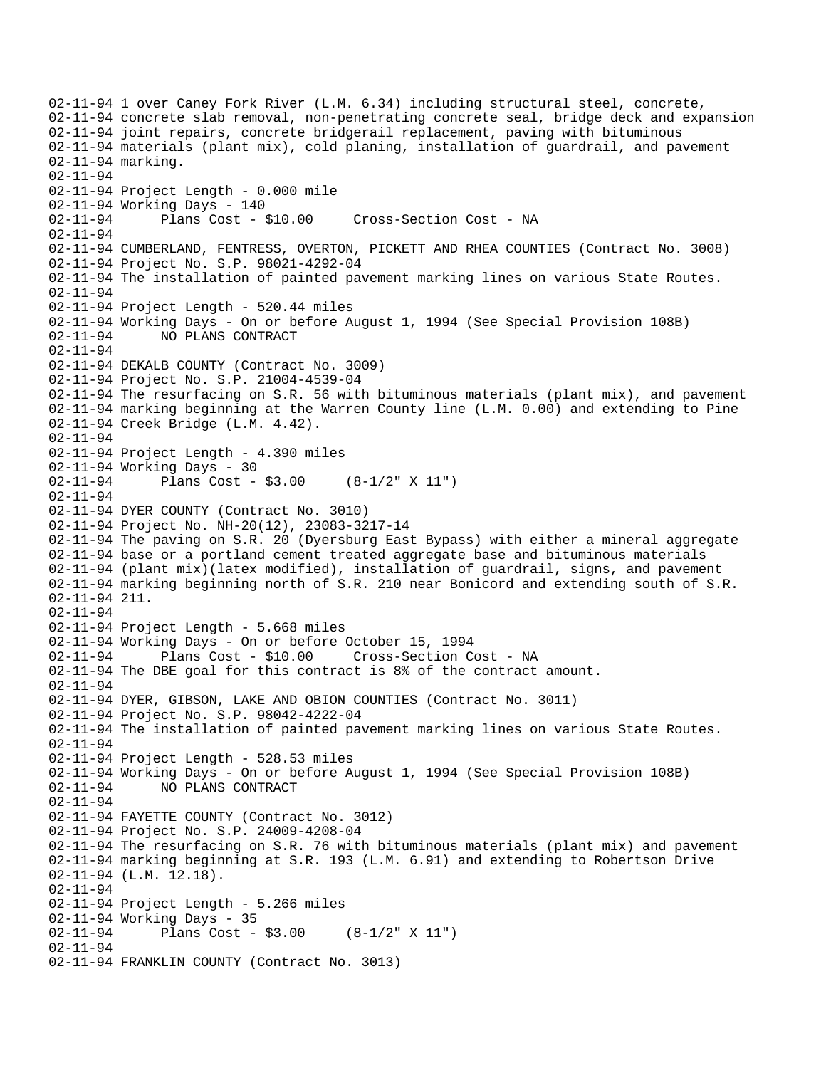```
02-11-94 1 over Caney Fork River (L.M. 6.34) including structural steel, concrete,
02-11-94 concrete slab removal, non-penetrating concrete seal, bridge deck and expansion
02-11-94 joint repairs, concrete bridgerail replacement, paving with bituminous
02-11-94 materials (plant mix), cold planing, installation of guardrail, and pavement
02-11-94 marking.
02-11-94
02-11-94 Project Length - 0.000 mile
02-11-94 Working Days - 140
02-11-94       Plans Cost - $10.00     Cross-Section Cost - NA
02-11-94
02-11-94 CUMBERLAND, FENTRESS, OVERTON, PICKETT AND RHEA COUNTIES (Contract No. 3008)
02-11-94 Project No. S.P. 98021-4292-04
02-11-94 The installation of painted pavement marking lines on various State Routes.
02-11-94
02-11-94 Project Length - 520.44 miles
02-11-94 Working Days - On or before August 1, 1994 (See Special Provision 108B)
02-11-94       NO PLANS CONTRACT
02-11-94
02-11-94 DEKALB COUNTY (Contract No. 3009)
02-11-94 Project No. S.P. 21004-4539-04
02-11-94 The resurfacing on S.R. 56 with bituminous materials (plant mix), and pavement
02-11-94 marking beginning at the Warren County line (L.M. 0.00) and extending to Pine
02-11-94 Creek Bridge (L.M. 4.42).
02-11-94
02-11-94 Project Length - 4.390 miles
02-11-94 Working Days - 30
02-11-94       Plans Cost - $3.00     (8-1/2" X 11")
02-11-94
02-11-94 DYER COUNTY (Contract No. 3010)
02-11-94 Project No. NH-20(12), 23083-3217-14
02-11-94 The paving on S.R. 20 (Dyersburg East Bypass) with either a mineral aggregate
02-11-94 base or a portland cement treated aggregate base and bituminous materials
02-11-94 (plant mix)(latex modified), installation of guardrail, signs, and pavement
02-11-94 marking beginning north of S.R. 210 near Bonicord and extending south of S.R.
02-11-94 211.
02-11-94
02-11-94 Project Length - 5.668 miles
02-11-94 Working Days - On or before October 15, 1994
02-11-94       Plans Cost - $10.00     Cross-Section Cost - NA
02-11-94 The DBE goal for this contract is 8% of the contract amount.
02-11-94
02-11-94 DYER, GIBSON, LAKE AND OBION COUNTIES (Contract No. 3011)
02-11-94 Project No. S.P. 98042-4222-04
02-11-94 The installation of painted pavement marking lines on various State Routes.
02-11-94
02-11-94 Project Length - 528.53 miles
02-11-94 Working Days - On or before August 1, 1994 (See Special Provision 108B)
02-11-94       NO PLANS CONTRACT
02-11-94
02-11-94 FAYETTE COUNTY (Contract No. 3012)
02-11-94 Project No. S.P. 24009-4208-04
02-11-94 The resurfacing on S.R. 76 with bituminous materials (plant mix) and pavement
02-11-94 marking beginning at S.R. 193 (L.M. 6.91) and extending to Robertson Drive
02-11-94 (L.M. 12.18).
02-11-94
02-11-94 Project Length - 5.266 miles
02-11-94 Working Days - 35
02-11-94       Plans Cost - $3.00     (8-1/2" X 11")
02-11-94
02-11-94 FRANKLIN COUNTY (Contract No. 3013)
```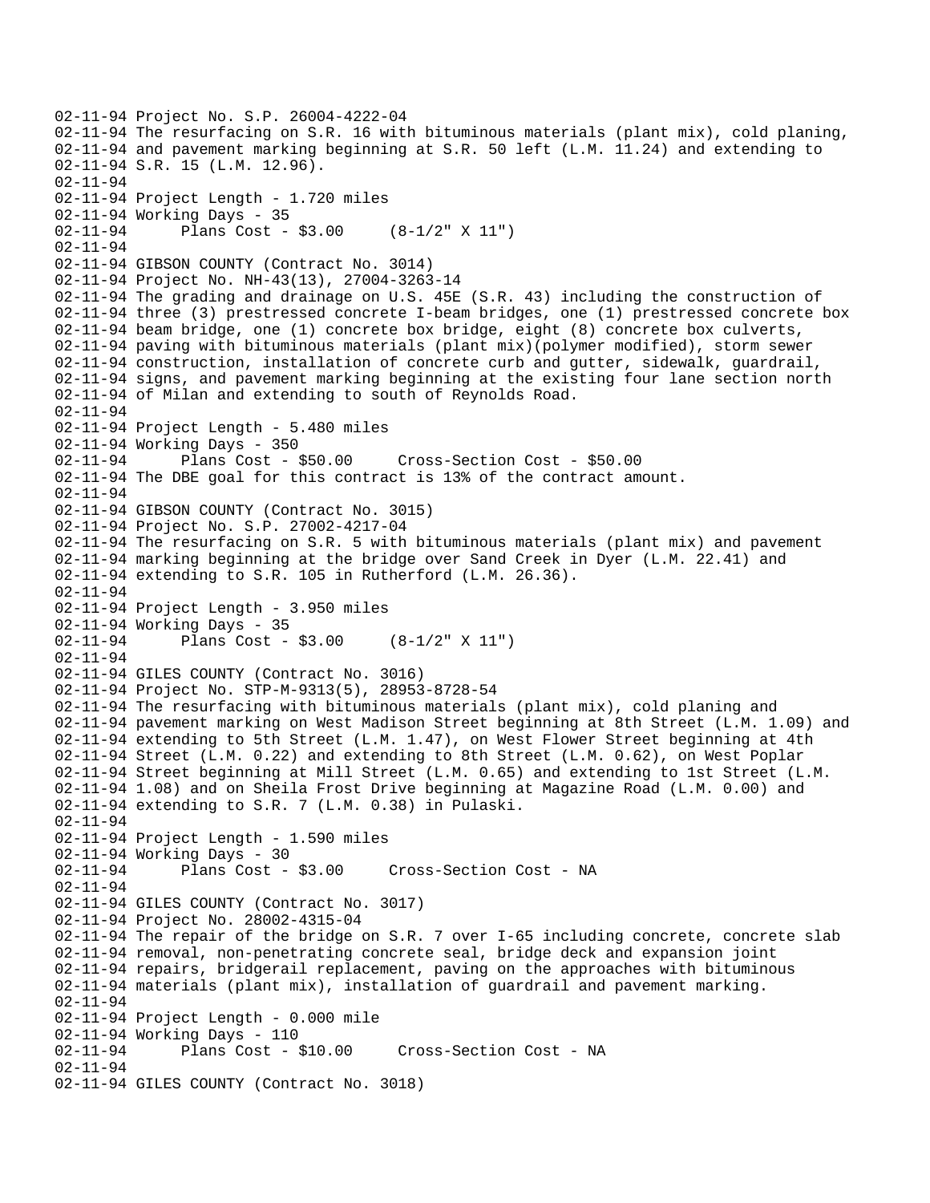```
02-11-94 Project No. S.P. 26004-4222-04
02-11-94 The resurfacing on S.R. 16 with bituminous materials (plant mix), cold planing,
02-11-94 and pavement marking beginning at S.R. 50 left (L.M. 11.24) and extending to
02-11-94 S.R. 15 (L.M. 12.96).
02-11-94
02-11-94 Project Length - 1.720 miles
02-11-94 Working Days - 35
02-11-94       Plans Cost - $3.00     (8-1/2" X 11")
02-11-94
02-11-94 GIBSON COUNTY (Contract No. 3014)
02-11-94 Project No. NH-43(13), 27004-3263-14
02-11-94 The grading and drainage on U.S. 45E (S.R. 43) including the construction of
02-11-94 three (3) prestressed concrete I-beam bridges, one (1) prestressed concrete box
02-11-94 beam bridge, one (1) concrete box bridge, eight (8) concrete box culverts,
02-11-94 paving with bituminous materials (plant mix)(polymer modified), storm sewer
02-11-94 construction, installation of concrete curb and gutter, sidewalk, guardrail,
02-11-94 signs, and pavement marking beginning at the existing four lane section north
02-11-94 of Milan and extending to south of Reynolds Road.
02-11-94
02-11-94 Project Length - 5.480 miles
02-11-94 Working Days - 350
02-11-94       Plans Cost - $50.00     Cross-Section Cost - $50.00
02-11-94 The DBE goal for this contract is 13% of the contract amount.
02-11-94
02-11-94 GIBSON COUNTY (Contract No. 3015)
02-11-94 Project No. S.P. 27002-4217-04
02-11-94 The resurfacing on S.R. 5 with bituminous materials (plant mix) and pavement
02-11-94 marking beginning at the bridge over Sand Creek in Dyer (L.M. 22.41) and
02-11-94 extending to S.R. 105 in Rutherford (L.M. 26.36).
02-11-94
02-11-94 Project Length - 3.950 miles
02-11-94 Working Days - 35
02-11-94       Plans Cost - $3.00     (8-1/2" X 11")
02-11-94
02-11-94 GILES COUNTY (Contract No. 3016)
02-11-94 Project No. STP-M-9313(5), 28953-8728-54
02-11-94 The resurfacing with bituminous materials (plant mix), cold planing and
02-11-94 pavement marking on West Madison Street beginning at 8th Street (L.M. 1.09) and
02-11-94 extending to 5th Street (L.M. 1.47), on West Flower Street beginning at 4th
02-11-94 Street (L.M. 0.22) and extending to 8th Street (L.M. 0.62), on West Poplar
02-11-94 Street beginning at Mill Street (L.M. 0.65) and extending to 1st Street (L.M.
02-11-94 1.08) and on Sheila Frost Drive beginning at Magazine Road (L.M. 0.00) and
02-11-94 extending to S.R. 7 (L.M. 0.38) in Pulaski.
02-11-94
02-11-94 Project Length - 1.590 miles
02-11-94 Working Days - 30
02-11-94       Plans Cost - $3.00     Cross-Section Cost - NA
02-11-94
02-11-94 GILES COUNTY (Contract No. 3017)
02-11-94 Project No. 28002-4315-04
02-11-94 The repair of the bridge on S.R. 7 over I-65 including concrete, concrete slab
02-11-94 removal, non-penetrating concrete seal, bridge deck and expansion joint
02-11-94 repairs, bridgerail replacement, paving on the approaches with bituminous
02-11-94 materials (plant mix), installation of guardrail and pavement marking.
02-11-94
02-11-94 Project Length - 0.000 mile
02-11-94 Working Days - 110
02-11-94       Plans Cost - $10.00     Cross-Section Cost - NA
02-11-94
02-11-94 GILES COUNTY (Contract No. 3018)
```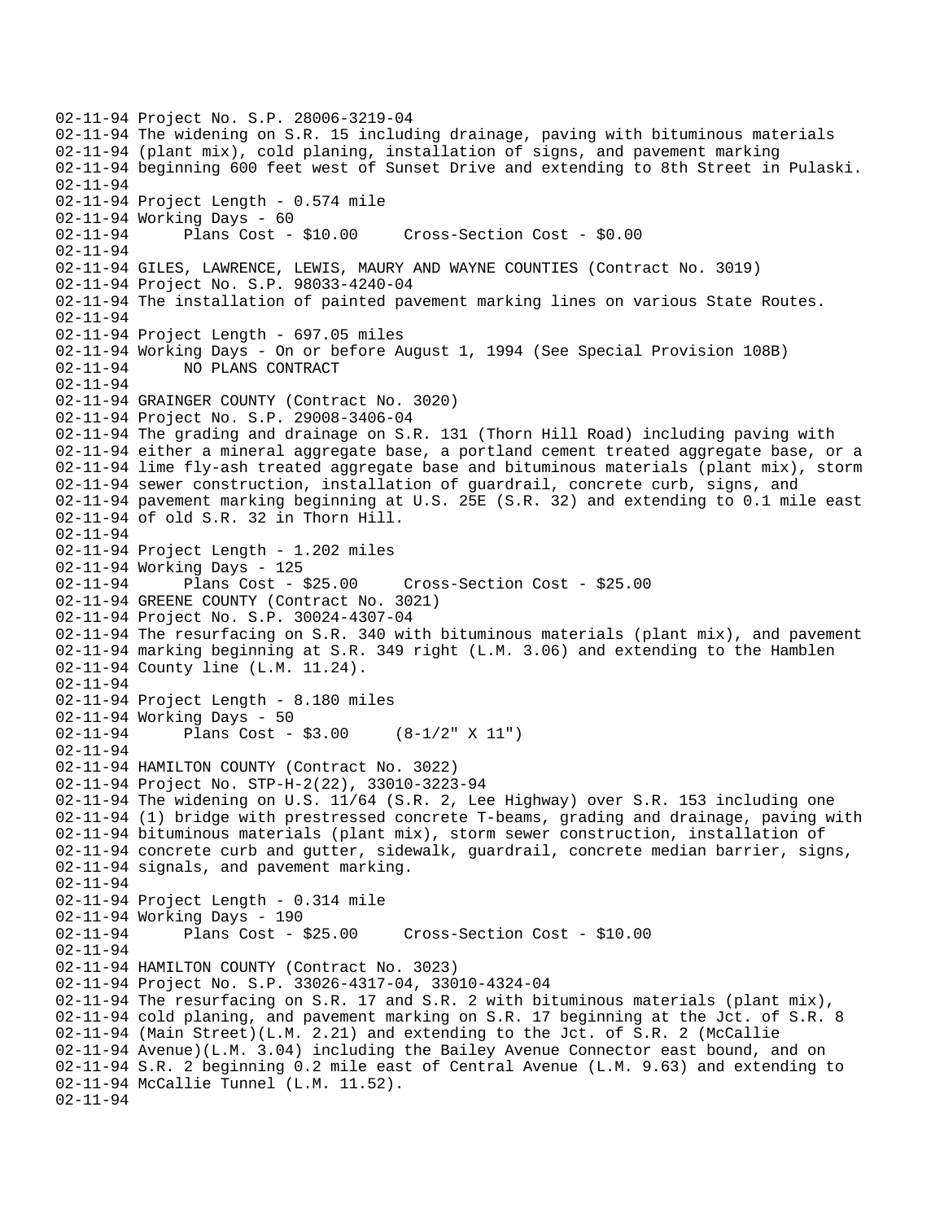02-11-94 Project No. S.P. 28006-3219-04
02-11-94 The widening on S.R. 15 including drainage, paving with bituminous materials
02-11-94 (plant mix), cold planing, installation of signs, and pavement marking
02-11-94 beginning 600 feet west of Sunset Drive and extending to 8th Street in Pulaski.
02-11-94
02-11-94 Project Length - 0.574 mile
02-11-94 Working Days - 60
02-11-94 Plans Cost - $10.00 Cross-Section Cost - $0.00
02-11-94
02-11-94 GILES, LAWRENCE, LEWIS, MAURY AND WAYNE COUNTIES (Contract No. 3019)
02-11-94 Project No. S.P. 98033-4240-04
02-11-94 The installation of painted pavement marking lines on various State Routes.
02-11-94
02-11-94 Project Length - 697.05 miles
02-11-94 Working Days - On or before August 1, 1994 (See Special Provision 108B)
02-11-94 NO PLANS CONTRACT
02-11-94
02-11-94 GRAINGER COUNTY (Contract No. 3020)
02-11-94 Project No. S.P. 29008-3406-04
02-11-94 The grading and drainage on S.R. 131 (Thorn Hill Road) including paving with
02-11-94 either a mineral aggregate base, a portland cement treated aggregate base, or a
02-11-94 lime fly-ash treated aggregate base and bituminous materials (plant mix), storm
02-11-94 sewer construction, installation of guardrail, concrete curb, signs, and
02-11-94 pavement marking beginning at U.S. 25E (S.R. 32) and extending to 0.1 mile east
02-11-94 of old S.R. 32 in Thorn Hill.
02-11-94
02-11-94 Project Length - 1.202 miles
02-11-94 Working Days - 125
02-11-94 Plans Cost - $25.00 Cross-Section Cost - $25.00
02-11-94 GREENE COUNTY (Contract No. 3021)
02-11-94 Project No. S.P. 30024-4307-04
02-11-94 The resurfacing on S.R. 340 with bituminous materials (plant mix), and pavement
02-11-94 marking beginning at S.R. 349 right (L.M. 3.06) and extending to the Hamblen
02-11-94 County line (L.M. 11.24).
02-11-94
02-11-94 Project Length - 8.180 miles
02-11-94 Working Days - 50
02-11-94 Plans Cost - $3.00 (8-1/2" X 11")
02-11-94
02-11-94 HAMILTON COUNTY (Contract No. 3022)
02-11-94 Project No. STP-H-2(22), 33010-3223-94
02-11-94 The widening on U.S. 11/64 (S.R. 2, Lee Highway) over S.R. 153 including one
02-11-94 (1) bridge with prestressed concrete T-beams, grading and drainage, paving with
02-11-94 bituminous materials (plant mix), storm sewer construction, installation of
02-11-94 concrete curb and gutter, sidewalk, guardrail, concrete median barrier, signs,
02-11-94 signals, and pavement marking.
02-11-94
02-11-94 Project Length - 0.314 mile
02-11-94 Working Days - 190
02-11-94 Plans Cost - $25.00 Cross-Section Cost - $10.00
02-11-94
02-11-94 HAMILTON COUNTY (Contract No. 3023)
02-11-94 Project No. S.P. 33026-4317-04, 33010-4324-04
02-11-94 The resurfacing on S.R. 17 and S.R. 2 with bituminous materials (plant mix),
02-11-94 cold planing, and pavement marking on S.R. 17 beginning at the Jct. of S.R. 8
02-11-94 (Main Street)(L.M. 2.21) and extending to the Jct. of S.R. 2 (McCallie
02-11-94 Avenue)(L.M. 3.04) including the Bailey Avenue Connector east bound, and on
02-11-94 S.R. 2 beginning 0.2 mile east of Central Avenue (L.M. 9.63) and extending to
02-11-94 McCallie Tunnel (L.M. 11.52).
02-11-94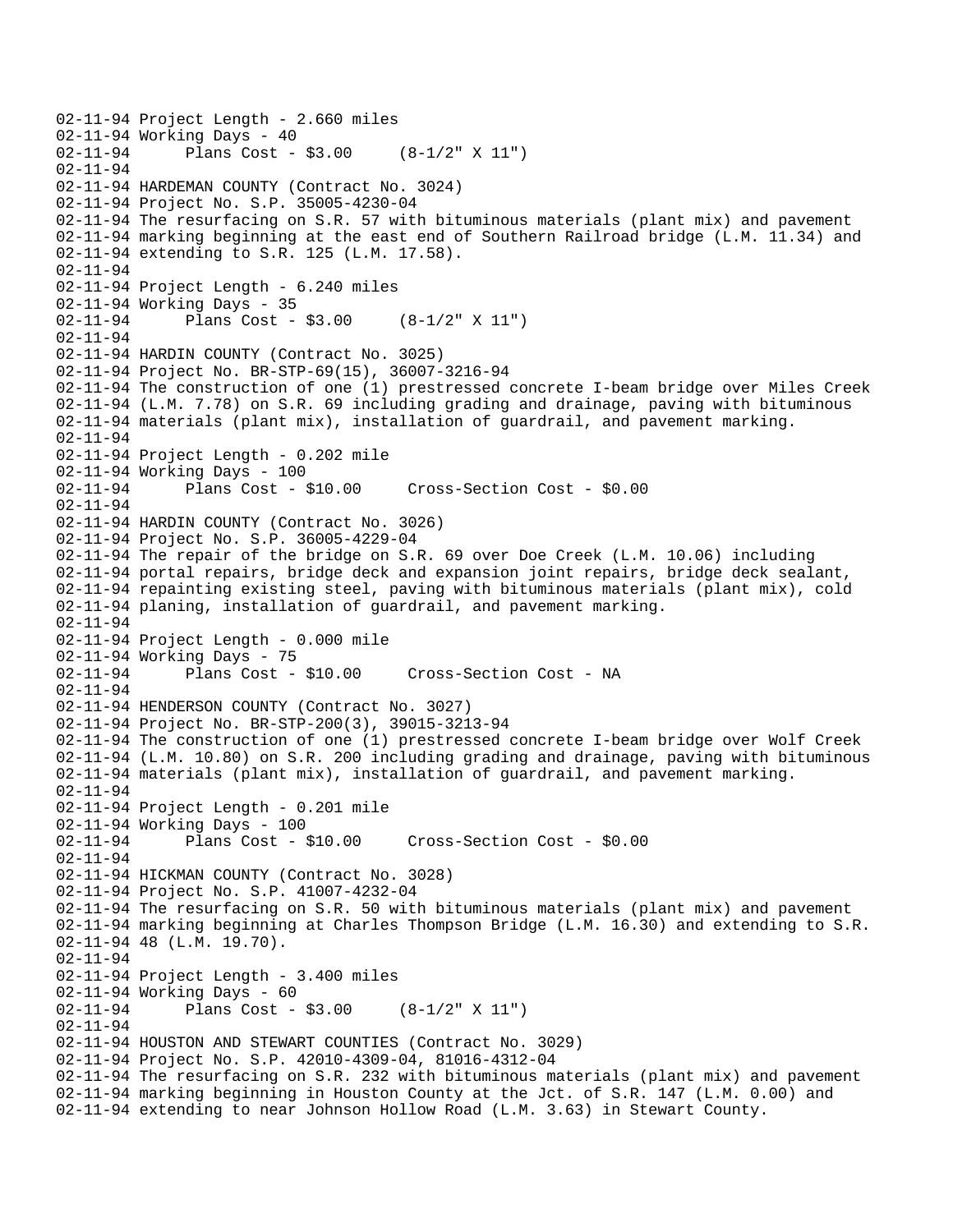```
02-11-94 Project Length - 2.660 miles
02-11-94 Working Days - 40
02-11-94      Plans Cost - $3.00     (8-1/2" X 11")
02-11-94
02-11-94 HARDEMAN COUNTY (Contract No. 3024)
02-11-94 Project No. S.P. 35005-4230-04
02-11-94 The resurfacing on S.R. 57 with bituminous materials (plant mix) and pavement
02-11-94 marking beginning at the east end of Southern Railroad bridge (L.M. 11.34) and
02-11-94 extending to S.R. 125 (L.M. 17.58).
02-11-94
02-11-94 Project Length - 6.240 miles
02-11-94 Working Days - 35
02-11-94      Plans Cost - $3.00     (8-1/2" X 11")
02-11-94
02-11-94 HARDIN COUNTY (Contract No. 3025)
02-11-94 Project No. BR-STP-69(15), 36007-3216-94
02-11-94 The construction of one (1) prestressed concrete I-beam bridge over Miles Creek
02-11-94 (L.M. 7.78) on S.R. 69 including grading and drainage, paving with bituminous
02-11-94 materials (plant mix), installation of guardrail, and pavement marking.
02-11-94
02-11-94 Project Length - 0.202 mile
02-11-94 Working Days - 100
02-11-94      Plans Cost - $10.00     Cross-Section Cost - $0.00
02-11-94
02-11-94 HARDIN COUNTY (Contract No. 3026)
02-11-94 Project No. S.P. 36005-4229-04
02-11-94 The repair of the bridge on S.R. 69 over Doe Creek (L.M. 10.06) including
02-11-94 portal repairs, bridge deck and expansion joint repairs, bridge deck sealant,
02-11-94 repainting existing steel, paving with bituminous materials (plant mix), cold
02-11-94 planing, installation of guardrail, and pavement marking.
02-11-94
02-11-94 Project Length - 0.000 mile
02-11-94 Working Days - 75
02-11-94      Plans Cost - $10.00     Cross-Section Cost - NA
02-11-94
02-11-94 HENDERSON COUNTY (Contract No. 3027)
02-11-94 Project No. BR-STP-200(3), 39015-3213-94
02-11-94 The construction of one (1) prestressed concrete I-beam bridge over Wolf Creek
02-11-94 (L.M. 10.80) on S.R. 200 including grading and drainage, paving with bituminous
02-11-94 materials (plant mix), installation of guardrail, and pavement marking.
02-11-94
02-11-94 Project Length - 0.201 mile
02-11-94 Working Days - 100
02-11-94      Plans Cost - $10.00     Cross-Section Cost - $0.00
02-11-94
02-11-94 HICKMAN COUNTY (Contract No. 3028)
02-11-94 Project No. S.P. 41007-4232-04
02-11-94 The resurfacing on S.R. 50 with bituminous materials (plant mix) and pavement
02-11-94 marking beginning at Charles Thompson Bridge (L.M. 16.30) and extending to S.R.
02-11-94 48 (L.M. 19.70).
02-11-94
02-11-94 Project Length - 3.400 miles
02-11-94 Working Days - 60
02-11-94      Plans Cost - $3.00     (8-1/2" X 11")
02-11-94
02-11-94 HOUSTON AND STEWART COUNTIES (Contract No. 3029)
02-11-94 Project No. S.P. 42010-4309-04, 81016-4312-04
02-11-94 The resurfacing on S.R. 232 with bituminous materials (plant mix) and pavement
02-11-94 marking beginning in Houston County at the Jct. of S.R. 147 (L.M. 0.00) and
02-11-94 extending to near Johnson Hollow Road (L.M. 3.63) in Stewart County.
```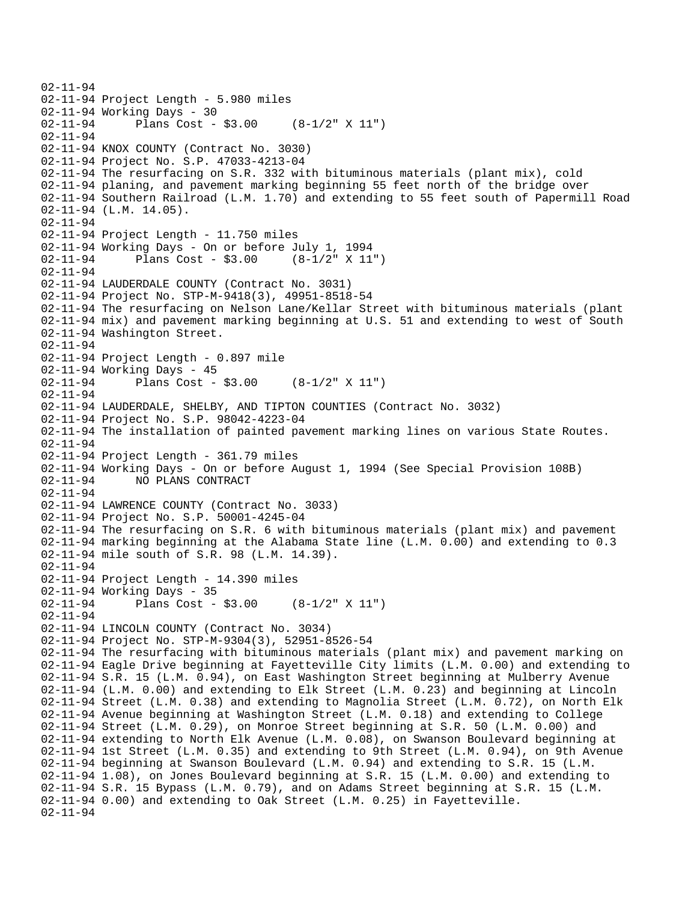02-11-94
02-11-94 Project Length - 5.980 miles
02-11-94 Working Days - 30
02-11-94 Plans Cost - $3.00 (8-1/2" X 11")
02-11-94
02-11-94 KNOX COUNTY (Contract No. 3030)
02-11-94 Project No. S.P. 47033-4213-04
02-11-94 The resurfacing on S.R. 332 with bituminous materials (plant mix), cold
02-11-94 planing, and pavement marking beginning 55 feet north of the bridge over
02-11-94 Southern Railroad (L.M. 1.70) and extending to 55 feet south of Papermill Road
02-11-94 (L.M. 14.05).
02-11-94
02-11-94 Project Length - 11.750 miles
02-11-94 Working Days - On or before July 1, 1994
02-11-94 Plans Cost - $3.00 (8-1/2" X 11")
02-11-94
02-11-94 LAUDERDALE COUNTY (Contract No. 3031)
02-11-94 Project No. STP-M-9418(3), 49951-8518-54
02-11-94 The resurfacing on Nelson Lane/Kellar Street with bituminous materials (plant
02-11-94 mix) and pavement marking beginning at U.S. 51 and extending to west of South
02-11-94 Washington Street.
02-11-94
02-11-94 Project Length - 0.897 mile
02-11-94 Working Days - 45
02-11-94 Plans Cost - $3.00 (8-1/2" X 11")
02-11-94
02-11-94 LAUDERDALE, SHELBY, AND TIPTON COUNTIES (Contract No. 3032)
02-11-94 Project No. S.P. 98042-4223-04
02-11-94 The installation of painted pavement marking lines on various State Routes.
02-11-94
02-11-94 Project Length - 361.79 miles
02-11-94 Working Days - On or before August 1, 1994 (See Special Provision 108B)
02-11-94 NO PLANS CONTRACT
02-11-94
02-11-94 LAWRENCE COUNTY (Contract No. 3033)
02-11-94 Project No. S.P. 50001-4245-04
02-11-94 The resurfacing on S.R. 6 with bituminous materials (plant mix) and pavement
02-11-94 marking beginning at the Alabama State line (L.M. 0.00) and extending to 0.3
02-11-94 mile south of S.R. 98 (L.M. 14.39).
02-11-94
02-11-94 Project Length - 14.390 miles
02-11-94 Working Days - 35
02-11-94 Plans Cost - $3.00 (8-1/2" X 11")
02-11-94
02-11-94 LINCOLN COUNTY (Contract No. 3034)
02-11-94 Project No. STP-M-9304(3), 52951-8526-54
02-11-94 The resurfacing with bituminous materials (plant mix) and pavement marking on
02-11-94 Eagle Drive beginning at Fayetteville City limits (L.M. 0.00) and extending to
02-11-94 S.R. 15 (L.M. 0.94), on East Washington Street beginning at Mulberry Avenue
02-11-94 (L.M. 0.00) and extending to Elk Street (L.M. 0.23) and beginning at Lincoln
02-11-94 Street (L.M. 0.38) and extending to Magnolia Street (L.M. 0.72), on North Elk
02-11-94 Avenue beginning at Washington Street (L.M. 0.18) and extending to College
02-11-94 Street (L.M. 0.29), on Monroe Street beginning at S.R. 50 (L.M. 0.00) and
02-11-94 extending to North Elk Avenue (L.M. 0.08), on Swanson Boulevard beginning at
02-11-94 1st Street (L.M. 0.35) and extending to 9th Street (L.M. 0.94), on 9th Avenue
02-11-94 beginning at Swanson Boulevard (L.M. 0.94) and extending to S.R. 15 (L.M.
02-11-94 1.08), on Jones Boulevard beginning at S.R. 15 (L.M. 0.00) and extending to
02-11-94 S.R. 15 Bypass (L.M. 0.79), and on Adams Street beginning at S.R. 15 (L.M.
02-11-94 0.00) and extending to Oak Street (L.M. 0.25) in Fayetteville.
02-11-94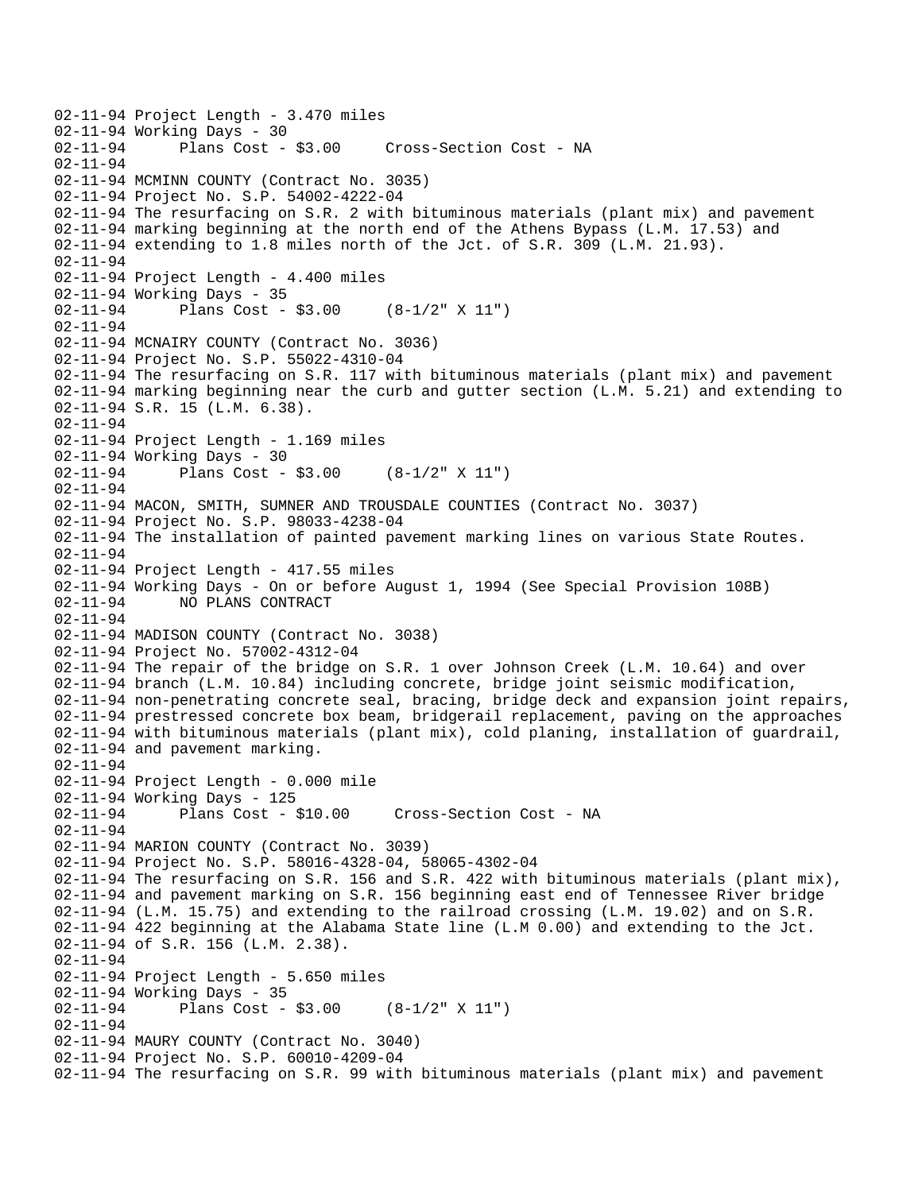```
02-11-94 Project Length - 3.470 miles
02-11-94 Working Days - 30
02-11-94       Plans Cost - $3.00     Cross-Section Cost - NA
02-11-94
02-11-94 MCMINN COUNTY (Contract No. 3035)
02-11-94 Project No. S.P. 54002-4222-04
02-11-94 The resurfacing on S.R. 2 with bituminous materials (plant mix) and pavement
02-11-94 marking beginning at the north end of the Athens Bypass (L.M. 17.53) and
02-11-94 extending to 1.8 miles north of the Jct. of S.R. 309 (L.M. 21.93).
02-11-94
02-11-94 Project Length - 4.400 miles
02-11-94 Working Days - 35
02-11-94       Plans Cost - $3.00     (8-1/2" X 11")
02-11-94
02-11-94 MCNAIRY COUNTY (Contract No. 3036)
02-11-94 Project No. S.P. 55022-4310-04
02-11-94 The resurfacing on S.R. 117 with bituminous materials (plant mix) and pavement
02-11-94 marking beginning near the curb and gutter section (L.M. 5.21) and extending to
02-11-94 S.R. 15 (L.M. 6.38).
02-11-94
02-11-94 Project Length - 1.169 miles
02-11-94 Working Days - 30
02-11-94       Plans Cost - $3.00     (8-1/2" X 11")
02-11-94
02-11-94 MACON, SMITH, SUMNER AND TROUSDALE COUNTIES (Contract No. 3037)
02-11-94 Project No. S.P. 98033-4238-04
02-11-94 The installation of painted pavement marking lines on various State Routes.
02-11-94
02-11-94 Project Length - 417.55 miles
02-11-94 Working Days - On or before August 1, 1994 (See Special Provision 108B)
02-11-94       NO PLANS CONTRACT
02-11-94
02-11-94 MADISON COUNTY (Contract No. 3038)
02-11-94 Project No. 57002-4312-04
02-11-94 The repair of the bridge on S.R. 1 over Johnson Creek (L.M. 10.64) and over
02-11-94 branch (L.M. 10.84) including concrete, bridge joint seismic modification,
02-11-94 non-penetrating concrete seal, bracing, bridge deck and expansion joint repairs,
02-11-94 prestressed concrete box beam, bridgerail replacement, paving on the approaches
02-11-94 with bituminous materials (plant mix), cold planing, installation of guardrail,
02-11-94 and pavement marking.
02-11-94
02-11-94 Project Length - 0.000 mile
02-11-94 Working Days - 125
02-11-94       Plans Cost - $10.00     Cross-Section Cost - NA
02-11-94
02-11-94 MARION COUNTY (Contract No. 3039)
02-11-94 Project No. S.P. 58016-4328-04, 58065-4302-04
02-11-94 The resurfacing on S.R. 156 and S.R. 422 with bituminous materials (plant mix),
02-11-94 and pavement marking on S.R. 156 beginning east end of Tennessee River bridge
02-11-94 (L.M. 15.75) and extending to the railroad crossing (L.M. 19.02) and on S.R.
02-11-94 422 beginning at the Alabama State line (L.M 0.00) and extending to the Jct.
02-11-94 of S.R. 156 (L.M. 2.38).
02-11-94
02-11-94 Project Length - 5.650 miles
02-11-94 Working Days - 35
02-11-94       Plans Cost - $3.00     (8-1/2" X 11")
02-11-94
02-11-94 MAURY COUNTY (Contract No. 3040)
02-11-94 Project No. S.P. 60010-4209-04
02-11-94 The resurfacing on S.R. 99 with bituminous materials (plant mix) and pavement
```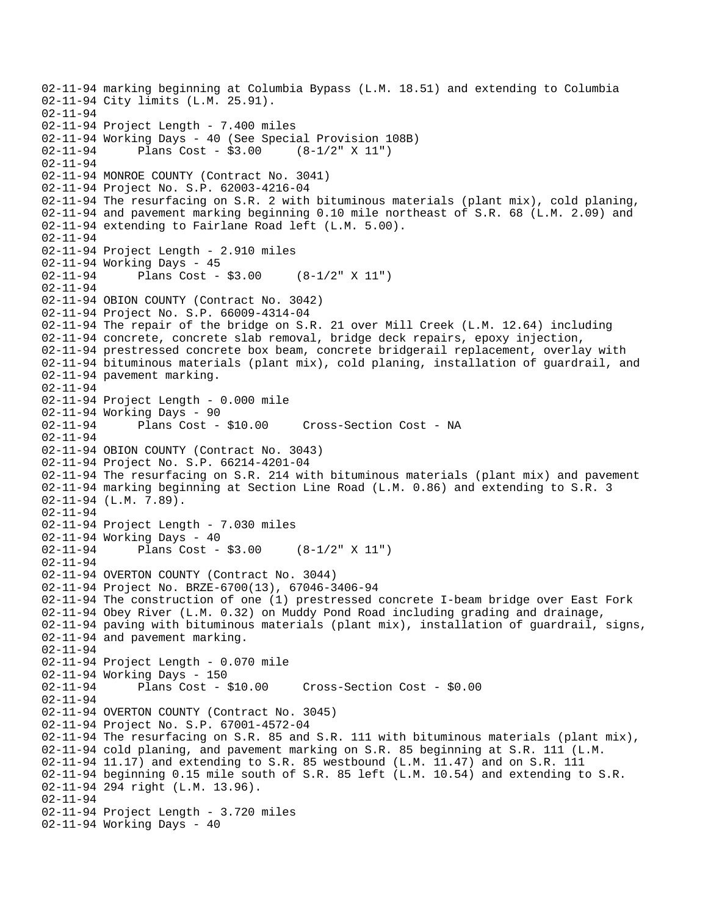```
02-11-94 marking beginning at Columbia Bypass (L.M. 18.51) and extending to Columbia
02-11-94 City limits (L.M. 25.91).
02-11-94
02-11-94 Project Length - 7.400 miles
02-11-94 Working Days - 40 (See Special Provision 108B)
02-11-94      Plans Cost - $3.00     (8-1/2" X 11")
02-11-94
02-11-94 MONROE COUNTY (Contract No. 3041)
02-11-94 Project No. S.P. 62003-4216-04
02-11-94 The resurfacing on S.R. 2 with bituminous materials (plant mix), cold planing,
02-11-94 and pavement marking beginning 0.10 mile northeast of S.R. 68 (L.M. 2.09) and
02-11-94 extending to Fairlane Road left (L.M. 5.00).
02-11-94
02-11-94 Project Length - 2.910 miles
02-11-94 Working Days - 45
02-11-94      Plans Cost - $3.00     (8-1/2" X 11")
02-11-94
02-11-94 OBION COUNTY (Contract No. 3042)
02-11-94 Project No. S.P. 66009-4314-04
02-11-94 The repair of the bridge on S.R. 21 over Mill Creek (L.M. 12.64) including
02-11-94 concrete, concrete slab removal, bridge deck repairs, epoxy injection,
02-11-94 prestressed concrete box beam, concrete bridgerail replacement, overlay with
02-11-94 bituminous materials (plant mix), cold planing, installation of guardrail, and
02-11-94 pavement marking.
02-11-94
02-11-94 Project Length - 0.000 mile
02-11-94 Working Days - 90
02-11-94      Plans Cost - $10.00     Cross-Section Cost - NA
02-11-94
02-11-94 OBION COUNTY (Contract No. 3043)
02-11-94 Project No. S.P. 66214-4201-04
02-11-94 The resurfacing on S.R. 214 with bituminous materials (plant mix) and pavement
02-11-94 marking beginning at Section Line Road (L.M. 0.86) and extending to S.R. 3
02-11-94 (L.M. 7.89).
02-11-94
02-11-94 Project Length - 7.030 miles
02-11-94 Working Days - 40
02-11-94      Plans Cost - $3.00     (8-1/2" X 11")
02-11-94
02-11-94 OVERTON COUNTY (Contract No. 3044)
02-11-94 Project No. BRZE-6700(13), 67046-3406-94
02-11-94 The construction of one (1) prestressed concrete I-beam bridge over East Fork
02-11-94 Obey River (L.M. 0.32) on Muddy Pond Road including grading and drainage,
02-11-94 paving with bituminous materials (plant mix), installation of guardrail, signs,
02-11-94 and pavement marking.
02-11-94
02-11-94 Project Length - 0.070 mile
02-11-94 Working Days - 150
02-11-94      Plans Cost - $10.00     Cross-Section Cost - $0.00
02-11-94
02-11-94 OVERTON COUNTY (Contract No. 3045)
02-11-94 Project No. S.P. 67001-4572-04
02-11-94 The resurfacing on S.R. 85 and S.R. 111 with bituminous materials (plant mix),
02-11-94 cold planing, and pavement marking on S.R. 85 beginning at S.R. 111 (L.M.
02-11-94 11.17) and extending to S.R. 85 westbound (L.M. 11.47) and on S.R. 111
02-11-94 beginning 0.15 mile south of S.R. 85 left (L.M. 10.54) and extending to S.R.
02-11-94 294 right (L.M. 13.96).
02-11-94
02-11-94 Project Length - 3.720 miles
02-11-94 Working Days - 40
```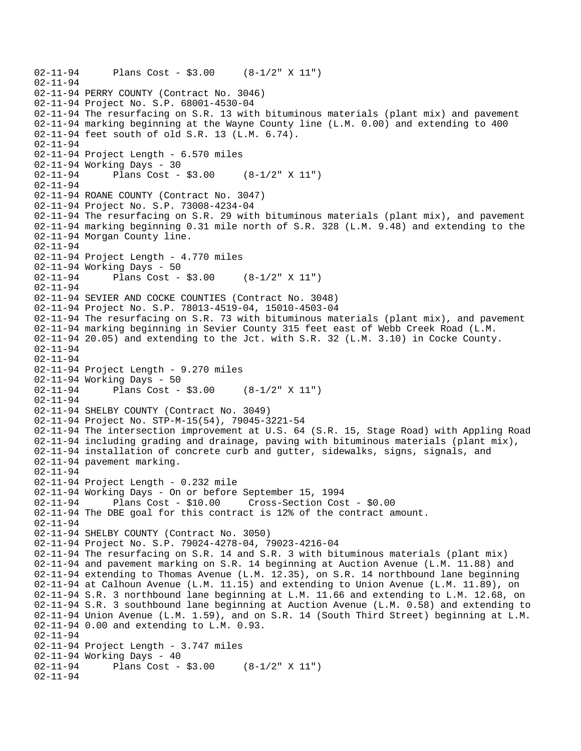```
02-11-94      Plans Cost - $3.00     (8-1/2" X 11")
02-11-94
02-11-94 PERRY COUNTY (Contract No. 3046)
02-11-94 Project No. S.P. 68001-4530-04
02-11-94 The resurfacing on S.R. 13 with bituminous materials (plant mix) and pavement
02-11-94 marking beginning at the Wayne County line (L.M. 0.00) and extending to 400
02-11-94 feet south of old S.R. 13 (L.M. 6.74).
02-11-94
02-11-94 Project Length - 6.570 miles
02-11-94 Working Days - 30
02-11-94      Plans Cost - $3.00     (8-1/2" X 11")
02-11-94
02-11-94 ROANE COUNTY (Contract No. 3047)
02-11-94 Project No. S.P. 73008-4234-04
02-11-94 The resurfacing on S.R. 29 with bituminous materials (plant mix), and pavement
02-11-94 marking beginning 0.31 mile north of S.R. 328 (L.M. 9.48) and extending to the
02-11-94 Morgan County line.
02-11-94
02-11-94 Project Length - 4.770 miles
02-11-94 Working Days - 50
02-11-94      Plans Cost - $3.00     (8-1/2" X 11")
02-11-94
02-11-94 SEVIER AND COCKE COUNTIES (Contract No. 3048)
02-11-94 Project No. S.P. 78013-4519-04, 15010-4503-04
02-11-94 The resurfacing on S.R. 73 with bituminous materials (plant mix), and pavement
02-11-94 marking beginning in Sevier County 315 feet east of Webb Creek Road (L.M.
02-11-94 20.05) and extending to the Jct. with S.R. 32 (L.M. 3.10) in Cocke County.
02-11-94
02-11-94
02-11-94 Project Length - 9.270 miles
02-11-94 Working Days - 50
02-11-94      Plans Cost - $3.00     (8-1/2" X 11")
02-11-94
02-11-94 SHELBY COUNTY (Contract No. 3049)
02-11-94 Project No. STP-M-15(54), 79045-3221-54
02-11-94 The intersection improvement at U.S. 64 (S.R. 15, Stage Road) with Appling Road
02-11-94 including grading and drainage, paving with bituminous materials (plant mix),
02-11-94 installation of concrete curb and gutter, sidewalks, signs, signals, and
02-11-94 pavement marking.
02-11-94
02-11-94 Project Length - 0.232 mile
02-11-94 Working Days - On or before September 15, 1994
02-11-94      Plans Cost - $10.00     Cross-Section Cost - $0.00
02-11-94 The DBE goal for this contract is 12% of the contract amount.
02-11-94
02-11-94 SHELBY COUNTY (Contract No. 3050)
02-11-94 Project No. S.P. 79024-4278-04, 79023-4216-04
02-11-94 The resurfacing on S.R. 14 and S.R. 3 with bituminous materials (plant mix)
02-11-94 and pavement marking on S.R. 14 beginning at Auction Avenue (L.M. 11.88) and
02-11-94 extending to Thomas Avenue (L.M. 12.35), on S.R. 14 northbound lane beginning
02-11-94 at Calhoun Avenue (L.M. 11.15) and extending to Union Avenue (L.M. 11.89), on
02-11-94 S.R. 3 northbound lane beginning at L.M. 11.66 and extending to L.M. 12.68, on
02-11-94 S.R. 3 southbound lane beginning at Auction Avenue (L.M. 0.58) and extending to
02-11-94 Union Avenue (L.M. 1.59), and on S.R. 14 (South Third Street) beginning at L.M.
02-11-94 0.00 and extending to L.M. 0.93.
02-11-94
02-11-94 Project Length - 3.747 miles
02-11-94 Working Days - 40
02-11-94      Plans Cost - $3.00     (8-1/2" X 11")
02-11-94
```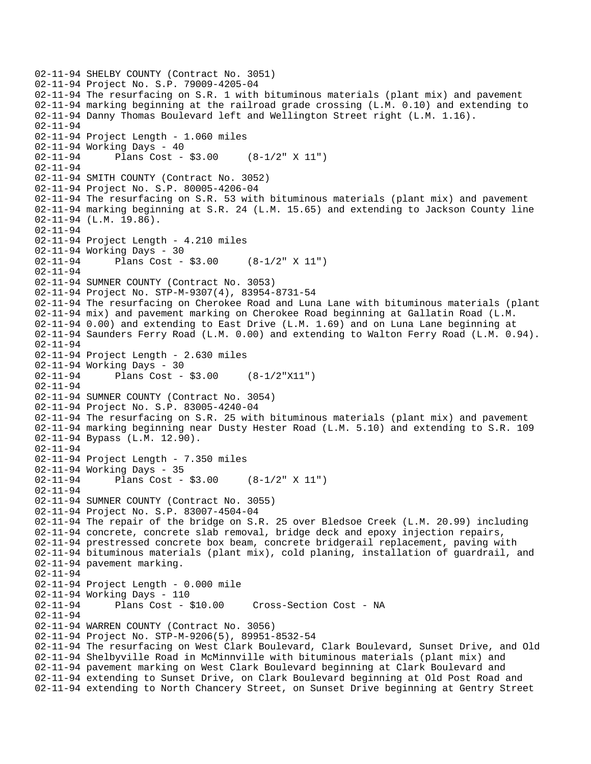```
02-11-94 SHELBY COUNTY (Contract No. 3051)
02-11-94 Project No. S.P. 79009-4205-04
02-11-94 The resurfacing on S.R. 1 with bituminous materials (plant mix) and pavement
02-11-94 marking beginning at the railroad grade crossing (L.M. 0.10) and extending to
02-11-94 Danny Thomas Boulevard left and Wellington Street right (L.M. 1.16).
02-11-94
02-11-94 Project Length - 1.060 miles
02-11-94 Working Days - 40
02-11-94      Plans Cost - $3.00     (8-1/2" X 11")
02-11-94
02-11-94 SMITH COUNTY (Contract No. 3052)
02-11-94 Project No. S.P. 80005-4206-04
02-11-94 The resurfacing on S.R. 53 with bituminous materials (plant mix) and pavement
02-11-94 marking beginning at S.R. 24 (L.M. 15.65) and extending to Jackson County line
02-11-94 (L.M. 19.86).
02-11-94
02-11-94 Project Length - 4.210 miles
02-11-94 Working Days - 30
02-11-94      Plans Cost - $3.00     (8-1/2" X 11")
02-11-94
02-11-94 SUMNER COUNTY (Contract No. 3053)
02-11-94 Project No. STP-M-9307(4), 83954-8731-54
02-11-94 The resurfacing on Cherokee Road and Luna Lane with bituminous materials (plant
02-11-94 mix) and pavement marking on Cherokee Road beginning at Gallatin Road (L.M.
02-11-94 0.00) and extending to East Drive (L.M. 1.69) and on Luna Lane beginning at
02-11-94 Saunders Ferry Road (L.M. 0.00) and extending to Walton Ferry Road (L.M. 0.94).
02-11-94
02-11-94 Project Length - 2.630 miles
02-11-94 Working Days - 30
02-11-94      Plans Cost - $3.00     (8-1/2"X11")
02-11-94
02-11-94 SUMNER COUNTY (Contract No. 3054)
02-11-94 Project No. S.P. 83005-4240-04
02-11-94 The resurfacing on S.R. 25 with bituminous materials (plant mix) and pavement
02-11-94 marking beginning near Dusty Hester Road (L.M. 5.10) and extending to S.R. 109
02-11-94 Bypass (L.M. 12.90).
02-11-94
02-11-94 Project Length - 7.350 miles
02-11-94 Working Days - 35
02-11-94      Plans Cost - $3.00     (8-1/2" X 11")
02-11-94
02-11-94 SUMNER COUNTY (Contract No. 3055)
02-11-94 Project No. S.P. 83007-4504-04
02-11-94 The repair of the bridge on S.R. 25 over Bledsoe Creek (L.M. 20.99) including
02-11-94 concrete, concrete slab removal, bridge deck and epoxy injection repairs,
02-11-94 prestressed concrete box beam, concrete bridgerail replacement, paving with
02-11-94 bituminous materials (plant mix), cold planing, installation of guardrail, and
02-11-94 pavement marking.
02-11-94
02-11-94 Project Length - 0.000 mile
02-11-94 Working Days - 110
02-11-94      Plans Cost - $10.00     Cross-Section Cost - NA
02-11-94
02-11-94 WARREN COUNTY (Contract No. 3056)
02-11-94 Project No. STP-M-9206(5), 89951-8532-54
02-11-94 The resurfacing on West Clark Boulevard, Clark Boulevard, Sunset Drive, and Old
02-11-94 Shelbyville Road in McMinnville with bituminous materials (plant mix) and
02-11-94 pavement marking on West Clark Boulevard beginning at Clark Boulevard and
02-11-94 extending to Sunset Drive, on Clark Boulevard beginning at Old Post Road and
02-11-94 extending to North Chancery Street, on Sunset Drive beginning at Gentry Street
```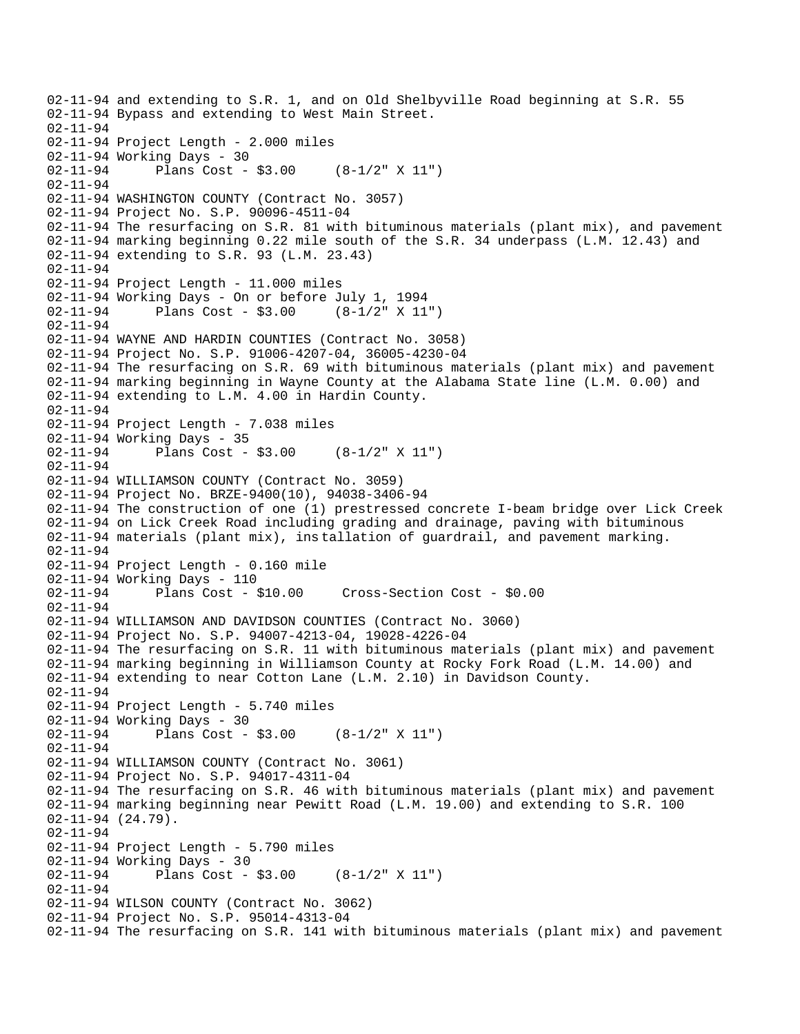02-11-94 and extending to S.R. 1, and on Old Shelbyville Road beginning at S.R. 55
02-11-94 Bypass and extending to West Main Street.
02-11-94
02-11-94 Project Length - 2.000 miles
02-11-94 Working Days - 30
02-11-94 Plans Cost - $3.00 (8-1/2" X 11")
02-11-94
02-11-94 WASHINGTON COUNTY (Contract No. 3057)
02-11-94 Project No. S.P. 90096-4511-04
02-11-94 The resurfacing on S.R. 81 with bituminous materials (plant mix), and pavement
02-11-94 marking beginning 0.22 mile south of the S.R. 34 underpass (L.M. 12.43) and
02-11-94 extending to S.R. 93 (L.M. 23.43)
02-11-94
02-11-94 Project Length - 11.000 miles
02-11-94 Working Days - On or before July 1, 1994
02-11-94 Plans Cost - $3.00 (8-1/2" X 11")
02-11-94
02-11-94 WAYNE AND HARDIN COUNTIES (Contract No. 3058)
02-11-94 Project No. S.P. 91006-4207-04, 36005-4230-04
02-11-94 The resurfacing on S.R. 69 with bituminous materials (plant mix) and pavement
02-11-94 marking beginning in Wayne County at the Alabama State line (L.M. 0.00) and
02-11-94 extending to L.M. 4.00 in Hardin County.
02-11-94
02-11-94 Project Length - 7.038 miles
02-11-94 Working Days - 35
02-11-94 Plans Cost - $3.00 (8-1/2" X 11")
02-11-94
02-11-94 WILLIAMSON COUNTY (Contract No. 3059)
02-11-94 Project No. BRZE-9400(10), 94038-3406-94
02-11-94 The construction of one (1) prestressed concrete I-beam bridge over Lick Creek
02-11-94 on Lick Creek Road including grading and drainage, paving with bituminous
02-11-94 materials (plant mix), installation of guardrail, and pavement marking.
02-11-94
02-11-94 Project Length - 0.160 mile
02-11-94 Working Days - 110
02-11-94 Plans Cost - $10.00 Cross-Section Cost - $0.00
02-11-94
02-11-94 WILLIAMSON AND DAVIDSON COUNTIES (Contract No. 3060)
02-11-94 Project No. S.P. 94007-4213-04, 19028-4226-04
02-11-94 The resurfacing on S.R. 11 with bituminous materials (plant mix) and pavement
02-11-94 marking beginning in Williamson County at Rocky Fork Road (L.M. 14.00) and
02-11-94 extending to near Cotton Lane (L.M. 2.10) in Davidson County.
02-11-94
02-11-94 Project Length - 5.740 miles
02-11-94 Working Days - 30
02-11-94 Plans Cost - $3.00 (8-1/2" X 11")
02-11-94
02-11-94 WILLIAMSON COUNTY (Contract No. 3061)
02-11-94 Project No. S.P. 94017-4311-04
02-11-94 The resurfacing on S.R. 46 with bituminous materials (plant mix) and pavement
02-11-94 marking beginning near Pewitt Road (L.M. 19.00) and extending to S.R. 100
02-11-94 (24.79).
02-11-94
02-11-94 Project Length - 5.790 miles
02-11-94 Working Days - 30
02-11-94 Plans Cost - $3.00 (8-1/2" X 11")
02-11-94
02-11-94 WILSON COUNTY (Contract No. 3062)
02-11-94 Project No. S.P. 95014-4313-04
02-11-94 The resurfacing on S.R. 141 with bituminous materials (plant mix) and pavement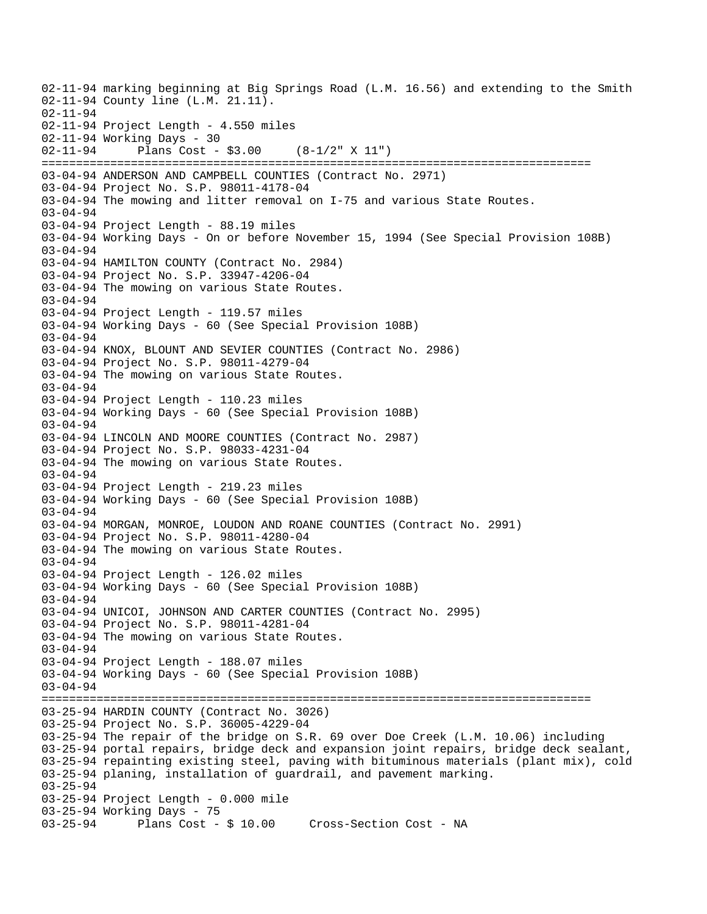```
02-11-94 marking beginning at Big Springs Road (L.M. 16.56) and extending to the Smith
02-11-94 County line (L.M. 21.11).
02-11-94
02-11-94 Project Length - 4.550 miles
02-11-94 Working Days - 30
02-11-94      Plans Cost - $3.00     (8-1/2" X 11")
================================================================================
03-04-94 ANDERSON AND CAMPBELL COUNTIES (Contract No. 2971)
03-04-94 Project No. S.P. 98011-4178-04
03-04-94 The mowing and litter removal on I-75 and various State Routes.
03-04-94
03-04-94 Project Length - 88.19 miles
03-04-94 Working Days - On or before November 15, 1994 (See Special Provision 108B)
03-04-94
03-04-94 HAMILTON COUNTY (Contract No. 2984)
03-04-94 Project No. S.P. 33947-4206-04
03-04-94 The mowing on various State Routes.
03-04-94
03-04-94 Project Length - 119.57 miles
03-04-94 Working Days - 60 (See Special Provision 108B)
03-04-94
03-04-94 KNOX, BLOUNT AND SEVIER COUNTIES (Contract No. 2986)
03-04-94 Project No. S.P. 98011-4279-04
03-04-94 The mowing on various State Routes.
03-04-94
03-04-94 Project Length - 110.23 miles
03-04-94 Working Days - 60 (See Special Provision 108B)
03-04-94
03-04-94 LINCOLN AND MOORE COUNTIES (Contract No. 2987)
03-04-94 Project No. S.P. 98033-4231-04
03-04-94 The mowing on various State Routes.
03-04-94
03-04-94 Project Length - 219.23 miles
03-04-94 Working Days - 60 (See Special Provision 108B)
03-04-94
03-04-94 MORGAN, MONROE, LOUDON AND ROANE COUNTIES (Contract No. 2991)
03-04-94 Project No. S.P. 98011-4280-04
03-04-94 The mowing on various State Routes.
03-04-94
03-04-94 Project Length - 126.02 miles
03-04-94 Working Days - 60 (See Special Provision 108B)
03-04-94
03-04-94 UNICOI, JOHNSON AND CARTER COUNTIES (Contract No. 2995)
03-04-94 Project No. S.P. 98011-4281-04
03-04-94 The mowing on various State Routes.
03-04-94
03-04-94 Project Length - 188.07 miles
03-04-94 Working Days - 60 (See Special Provision 108B)
03-04-94
================================================================================
03-25-94 HARDIN COUNTY (Contract No. 3026)
03-25-94 Project No. S.P. 36005-4229-04
03-25-94 The repair of the bridge on S.R. 69 over Doe Creek (L.M. 10.06) including
03-25-94 portal repairs, bridge deck and expansion joint repairs, bridge deck sealant,
03-25-94 repainting existing steel, paving with bituminous materials (plant mix), cold
03-25-94 planing, installation of guardrail, and pavement marking.
03-25-94
03-25-94 Project Length - 0.000 mile
03-25-94 Working Days - 75
03-25-94      Plans Cost - $ 10.00     Cross-Section Cost - NA
```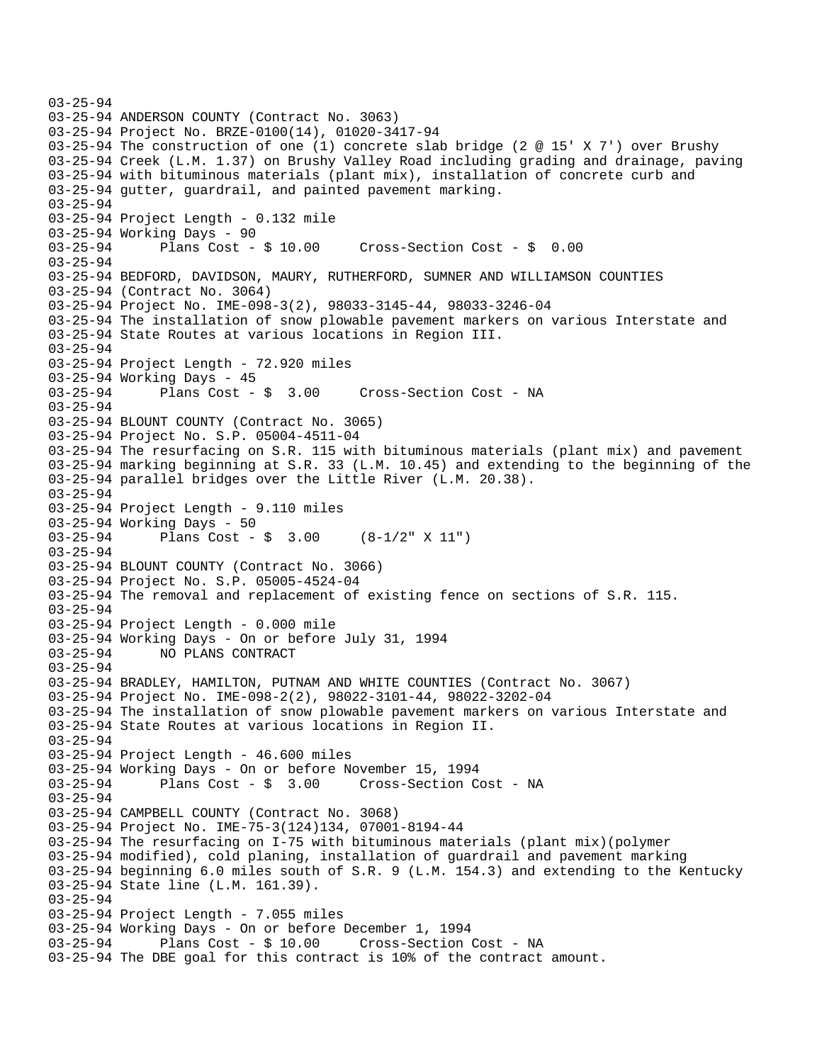```
03-25-94
03-25-94 ANDERSON COUNTY (Contract No. 3063)
03-25-94 Project No. BRZE-0100(14), 01020-3417-94
03-25-94 The construction of one (1) concrete slab bridge (2 @ 15' X 7') over Brushy
03-25-94 Creek (L.M. 1.37) on Brushy Valley Road including grading and drainage, paving
03-25-94 with bituminous materials (plant mix), installation of concrete curb and
03-25-94 gutter, guardrail, and painted pavement marking.
03-25-94
03-25-94 Project Length - 0.132 mile
03-25-94 Working Days - 90
03-25-94      Plans Cost - $ 10.00     Cross-Section Cost - $  0.00
03-25-94
03-25-94 BEDFORD, DAVIDSON, MAURY, RUTHERFORD, SUMNER AND WILLIAMSON COUNTIES
03-25-94 (Contract No. 3064)
03-25-94 Project No. IME-098-3(2), 98033-3145-44, 98033-3246-04
03-25-94 The installation of snow plowable pavement markers on various Interstate and
03-25-94 State Routes at various locations in Region III.
03-25-94
03-25-94 Project Length - 72.920 miles
03-25-94 Working Days - 45
03-25-94      Plans Cost - $  3.00     Cross-Section Cost - NA
03-25-94
03-25-94 BLOUNT COUNTY (Contract No. 3065)
03-25-94 Project No. S.P. 05004-4511-04
03-25-94 The resurfacing on S.R. 115 with bituminous materials (plant mix) and pavement
03-25-94 marking beginning at S.R. 33 (L.M. 10.45) and extending to the beginning of the
03-25-94 parallel bridges over the Little River (L.M. 20.38).
03-25-94
03-25-94 Project Length - 9.110 miles
03-25-94 Working Days - 50
03-25-94      Plans Cost - $  3.00     (8-1/2" X 11")
03-25-94
03-25-94 BLOUNT COUNTY (Contract No. 3066)
03-25-94 Project No. S.P. 05005-4524-04
03-25-94 The removal and replacement of existing fence on sections of S.R. 115.
03-25-94
03-25-94 Project Length - 0.000 mile
03-25-94 Working Days - On or before July 31, 1994
03-25-94      NO PLANS CONTRACT
03-25-94
03-25-94 BRADLEY, HAMILTON, PUTNAM AND WHITE COUNTIES (Contract No. 3067)
03-25-94 Project No. IME-098-2(2), 98022-3101-44, 98022-3202-04
03-25-94 The installation of snow plowable pavement markers on various Interstate and
03-25-94 State Routes at various locations in Region II.
03-25-94
03-25-94 Project Length - 46.600 miles
03-25-94 Working Days - On or before November 15, 1994
03-25-94      Plans Cost - $  3.00     Cross-Section Cost - NA
03-25-94
03-25-94 CAMPBELL COUNTY (Contract No. 3068)
03-25-94 Project No. IME-75-3(124)134, 07001-8194-44
03-25-94 The resurfacing on I-75 with bituminous materials (plant mix)(polymer
03-25-94 modified), cold planing, installation of guardrail and pavement marking
03-25-94 beginning 6.0 miles south of S.R. 9 (L.M. 154.3) and extending to the Kentucky
03-25-94 State line (L.M. 161.39).
03-25-94
03-25-94 Project Length - 7.055 miles
03-25-94 Working Days - On or before December 1, 1994
03-25-94      Plans Cost - $ 10.00     Cross-Section Cost - NA
03-25-94 The DBE goal for this contract is 10% of the contract amount.
```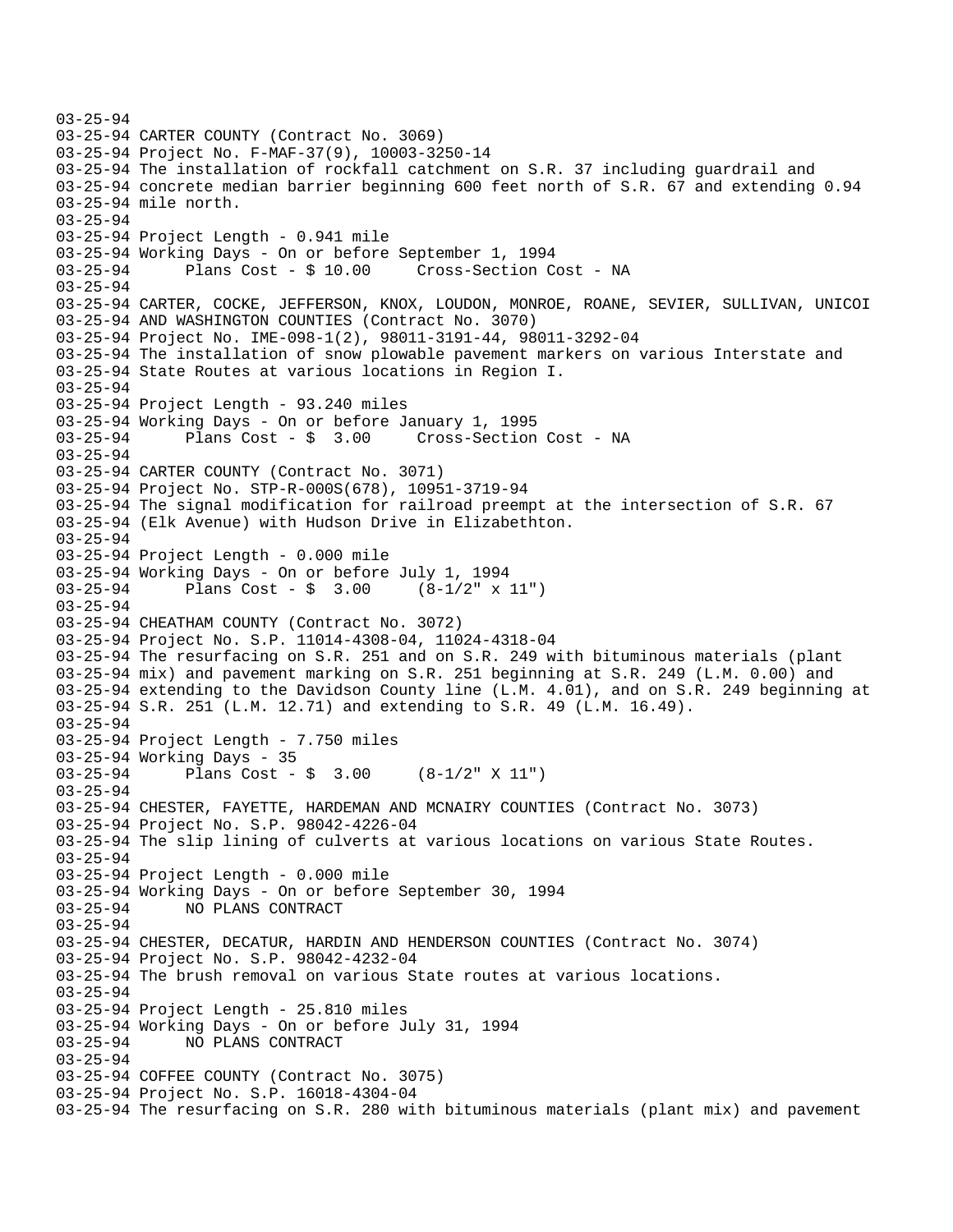```
03-25-94
03-25-94 CARTER COUNTY (Contract No. 3069)
03-25-94 Project No. F-MAF-37(9), 10003-3250-14
03-25-94 The installation of rockfall catchment on S.R. 37 including guardrail and
03-25-94 concrete median barrier beginning 600 feet north of S.R. 67 and extending 0.94
03-25-94 mile north.
03-25-94
03-25-94 Project Length - 0.941 mile
03-25-94 Working Days - On or before September 1, 1994
03-25-94      Plans Cost - $ 10.00     Cross-Section Cost - NA
03-25-94
03-25-94 CARTER, COCKE, JEFFERSON, KNOX, LOUDON, MONROE, ROANE, SEVIER, SULLIVAN, UNICOI
03-25-94 AND WASHINGTON COUNTIES (Contract No. 3070)
03-25-94 Project No. IME-098-1(2), 98011-3191-44, 98011-3292-04
03-25-94 The installation of snow plowable pavement markers on various Interstate and
03-25-94 State Routes at various locations in Region I.
03-25-94
03-25-94 Project Length - 93.240 miles
03-25-94 Working Days - On or before January 1, 1995
03-25-94      Plans Cost - $  3.00     Cross-Section Cost - NA
03-25-94
03-25-94 CARTER COUNTY (Contract No. 3071)
03-25-94 Project No. STP-R-000S(678), 10951-3719-94
03-25-94 The signal modification for railroad preempt at the intersection of S.R. 67
03-25-94 (Elk Avenue) with Hudson Drive in Elizabethton.
03-25-94
03-25-94 Project Length - 0.000 mile
03-25-94 Working Days - On or before July 1, 1994
03-25-94      Plans Cost - $  3.00     (8-1/2" x 11")
03-25-94
03-25-94 CHEATHAM COUNTY (Contract No. 3072)
03-25-94 Project No. S.P. 11014-4308-04, 11024-4318-04
03-25-94 The resurfacing on S.R. 251 and on S.R. 249 with bituminous materials (plant
03-25-94 mix) and pavement marking on S.R. 251 beginning at S.R. 249 (L.M. 0.00) and
03-25-94 extending to the Davidson County line (L.M. 4.01), and on S.R. 249 beginning at
03-25-94 S.R. 251 (L.M. 12.71) and extending to S.R. 49 (L.M. 16.49).
03-25-94
03-25-94 Project Length - 7.750 miles
03-25-94 Working Days - 35
03-25-94      Plans Cost - $  3.00     (8-1/2" X 11")
03-25-94
03-25-94 CHESTER, FAYETTE, HARDEMAN AND MCNAIRY COUNTIES (Contract No. 3073)
03-25-94 Project No. S.P. 98042-4226-04
03-25-94 The slip lining of culverts at various locations on various State Routes.
03-25-94
03-25-94 Project Length - 0.000 mile
03-25-94 Working Days - On or before September 30, 1994
03-25-94      NO PLANS CONTRACT
03-25-94
03-25-94 CHESTER, DECATUR, HARDIN AND HENDERSON COUNTIES (Contract No. 3074)
03-25-94 Project No. S.P. 98042-4232-04
03-25-94 The brush removal on various State routes at various locations.
03-25-94
03-25-94 Project Length - 25.810 miles
03-25-94 Working Days - On or before July 31, 1994
03-25-94      NO PLANS CONTRACT
03-25-94
03-25-94 COFFEE COUNTY (Contract No. 3075)
03-25-94 Project No. S.P. 16018-4304-04
03-25-94 The resurfacing on S.R. 280 with bituminous materials (plant mix) and pavement
```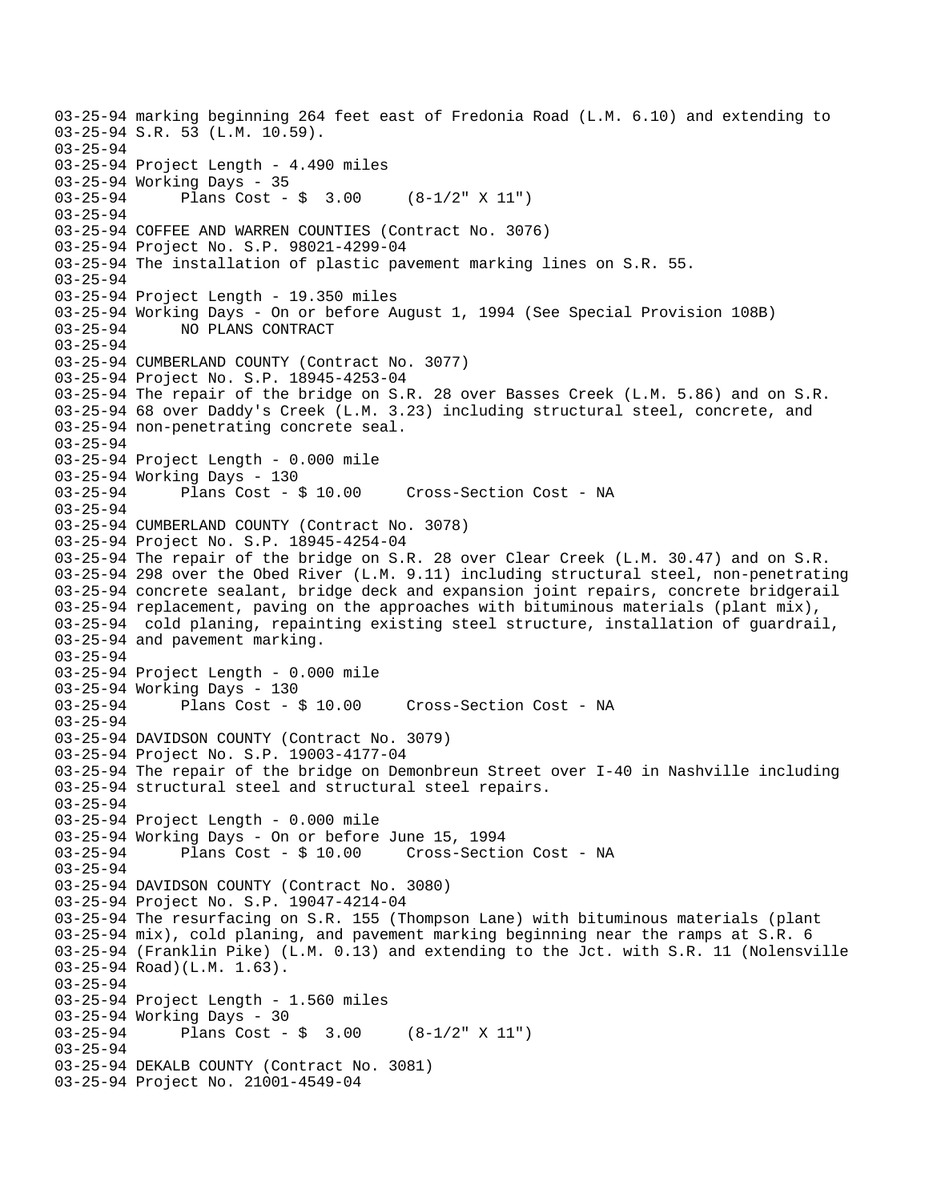```
03-25-94 marking beginning 264 feet east of Fredonia Road (L.M. 6.10) and extending to
03-25-94 S.R. 53 (L.M. 10.59).
03-25-94
03-25-94 Project Length - 4.490 miles
03-25-94 Working Days - 35
03-25-94      Plans Cost - $  3.00     (8-1/2" X 11")
03-25-94
03-25-94 COFFEE AND WARREN COUNTIES (Contract No. 3076)
03-25-94 Project No. S.P. 98021-4299-04
03-25-94 The installation of plastic pavement marking lines on S.R. 55.
03-25-94
03-25-94 Project Length - 19.350 miles
03-25-94 Working Days - On or before August 1, 1994 (See Special Provision 108B)
03-25-94      NO PLANS CONTRACT
03-25-94
03-25-94 CUMBERLAND COUNTY (Contract No. 3077)
03-25-94 Project No. S.P. 18945-4253-04
03-25-94 The repair of the bridge on S.R. 28 over Basses Creek (L.M. 5.86) and on S.R.
03-25-94 68 over Daddy's Creek (L.M. 3.23) including structural steel, concrete, and
03-25-94 non-penetrating concrete seal.
03-25-94
03-25-94 Project Length - 0.000 mile
03-25-94 Working Days - 130
03-25-94      Plans Cost - $ 10.00     Cross-Section Cost - NA
03-25-94
03-25-94 CUMBERLAND COUNTY (Contract No. 3078)
03-25-94 Project No. S.P. 18945-4254-04
03-25-94 The repair of the bridge on S.R. 28 over Clear Creek (L.M. 30.47) and on S.R.
03-25-94 298 over the Obed River (L.M. 9.11) including structural steel, non-penetrating
03-25-94 concrete sealant, bridge deck and expansion joint repairs, concrete bridgerail
03-25-94 replacement, paving on the approaches with bituminous materials (plant mix),
03-25-94  cold planing, repainting existing steel structure, installation of guardrail,
03-25-94 and pavement marking.
03-25-94
03-25-94 Project Length - 0.000 mile
03-25-94 Working Days - 130
03-25-94      Plans Cost - $ 10.00     Cross-Section Cost - NA
03-25-94
03-25-94 DAVIDSON COUNTY (Contract No. 3079)
03-25-94 Project No. S.P. 19003-4177-04
03-25-94 The repair of the bridge on Demonbreun Street over I-40 in Nashville including
03-25-94 structural steel and structural steel repairs.
03-25-94
03-25-94 Project Length - 0.000 mile
03-25-94 Working Days - On or before June 15, 1994
03-25-94      Plans Cost - $ 10.00     Cross-Section Cost - NA
03-25-94
03-25-94 DAVIDSON COUNTY (Contract No. 3080)
03-25-94 Project No. S.P. 19047-4214-04
03-25-94 The resurfacing on S.R. 155 (Thompson Lane) with bituminous materials (plant
03-25-94 mix), cold planing, and pavement marking beginning near the ramps at S.R. 6
03-25-94 (Franklin Pike) (L.M. 0.13) and extending to the Jct. with S.R. 11 (Nolensville
03-25-94 Road)(L.M. 1.63).
03-25-94
03-25-94 Project Length - 1.560 miles
03-25-94 Working Days - 30
03-25-94      Plans Cost - $  3.00     (8-1/2" X 11")
03-25-94
03-25-94 DEKALB COUNTY (Contract No. 3081)
03-25-94 Project No. 21001-4549-04
```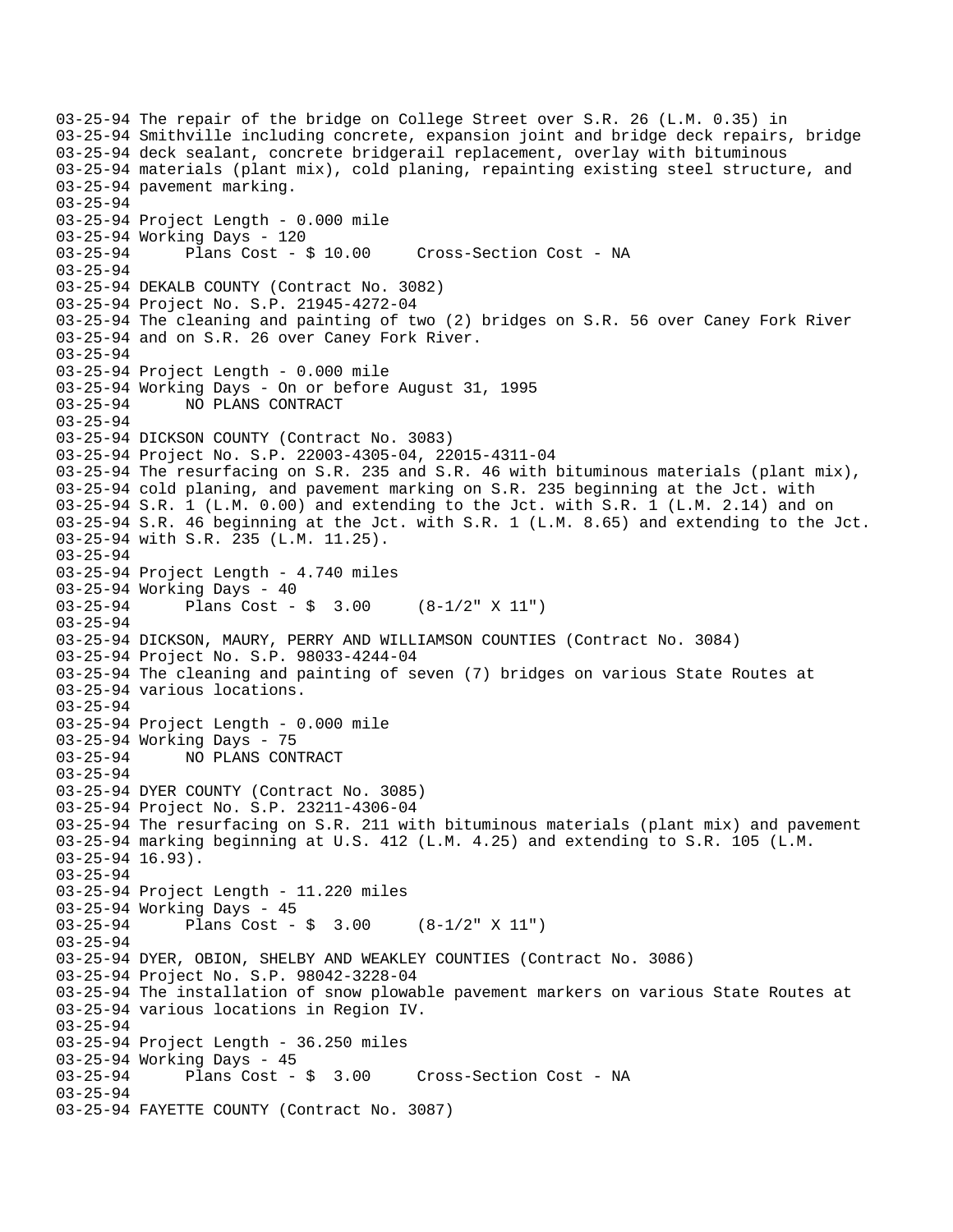03-25-94 The repair of the bridge on College Street over S.R. 26 (L.M. 0.35) in
03-25-94 Smithville including concrete, expansion joint and bridge deck repairs, bridge
03-25-94 deck sealant, concrete bridgerail replacement, overlay with bituminous
03-25-94 materials (plant mix), cold planing, repainting existing steel structure, and
03-25-94 pavement marking.
03-25-94
03-25-94 Project Length - 0.000 mile
03-25-94 Working Days - 120
03-25-94 Plans Cost - $ 10.00 Cross-Section Cost - NA
03-25-94
03-25-94 DEKALB COUNTY (Contract No. 3082)
03-25-94 Project No. S.P. 21945-4272-04
03-25-94 The cleaning and painting of two (2) bridges on S.R. 56 over Caney Fork River
03-25-94 and on S.R. 26 over Caney Fork River.
03-25-94
03-25-94 Project Length - 0.000 mile
03-25-94 Working Days - On or before August 31, 1995
03-25-94 NO PLANS CONTRACT
03-25-94
03-25-94 DICKSON COUNTY (Contract No. 3083)
03-25-94 Project No. S.P. 22003-4305-04, 22015-4311-04
03-25-94 The resurfacing on S.R. 235 and S.R. 46 with bituminous materials (plant mix),
03-25-94 cold planing, and pavement marking on S.R. 235 beginning at the Jct. with
03-25-94 S.R. 1 (L.M. 0.00) and extending to the Jct. with S.R. 1 (L.M. 2.14) and on
03-25-94 S.R. 46 beginning at the Jct. with S.R. 1 (L.M. 8.65) and extending to the Jct.
03-25-94 with S.R. 235 (L.M. 11.25).
03-25-94
03-25-94 Project Length - 4.740 miles
03-25-94 Working Days - 40
03-25-94 Plans Cost - $ 3.00 (8-1/2" X 11")
03-25-94
03-25-94 DICKSON, MAURY, PERRY AND WILLIAMSON COUNTIES (Contract No. 3084)
03-25-94 Project No. S.P. 98033-4244-04
03-25-94 The cleaning and painting of seven (7) bridges on various State Routes at
03-25-94 various locations.
03-25-94
03-25-94 Project Length - 0.000 mile
03-25-94 Working Days - 75
03-25-94 NO PLANS CONTRACT
03-25-94
03-25-94 DYER COUNTY (Contract No. 3085)
03-25-94 Project No. S.P. 23211-4306-04
03-25-94 The resurfacing on S.R. 211 with bituminous materials (plant mix) and pavement
03-25-94 marking beginning at U.S. 412 (L.M. 4.25) and extending to S.R. 105 (L.M.
03-25-94 16.93).
03-25-94
03-25-94 Project Length - 11.220 miles
03-25-94 Working Days - 45
03-25-94 Plans Cost - $ 3.00 (8-1/2" X 11")
03-25-94
03-25-94 DYER, OBION, SHELBY AND WEAKLEY COUNTIES (Contract No. 3086)
03-25-94 Project No. S.P. 98042-3228-04
03-25-94 The installation of snow plowable pavement markers on various State Routes at
03-25-94 various locations in Region IV.
03-25-94
03-25-94 Project Length - 36.250 miles
03-25-94 Working Days - 45
03-25-94 Plans Cost - $ 3.00 Cross-Section Cost - NA
03-25-94
03-25-94 FAYETTE COUNTY (Contract No. 3087)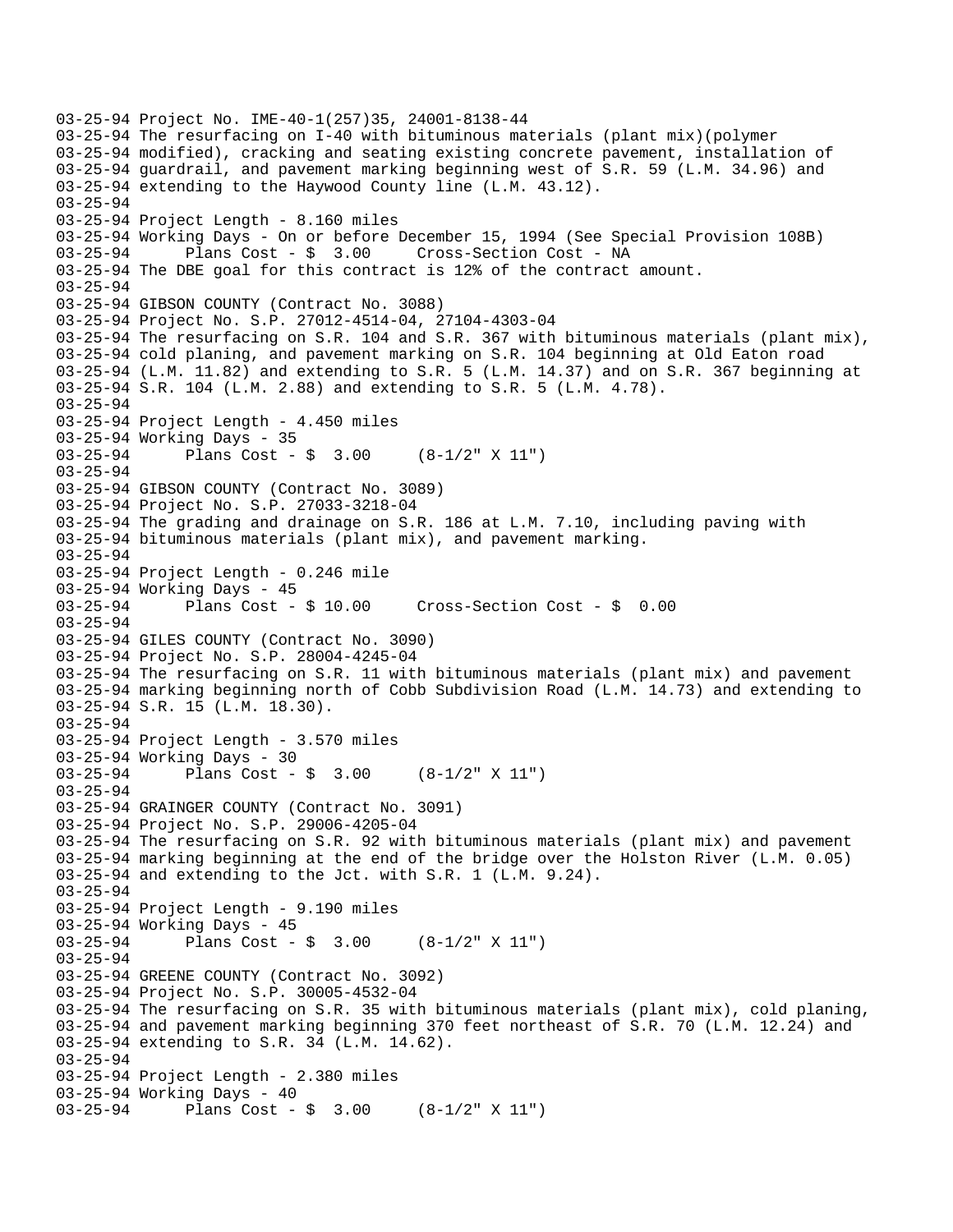```
03-25-94 Project No. IME-40-1(257)35, 24001-8138-44
03-25-94 The resurfacing on I-40 with bituminous materials (plant mix)(polymer
03-25-94 modified), cracking and seating existing concrete pavement, installation of
03-25-94 guardrail, and pavement marking beginning west of S.R. 59 (L.M. 34.96) and
03-25-94 extending to the Haywood County line (L.M. 43.12).
03-25-94
03-25-94 Project Length - 8.160 miles
03-25-94 Working Days - On or before December 15, 1994 (See Special Provision 108B)
03-25-94      Plans Cost - $  3.00     Cross-Section Cost - NA
03-25-94 The DBE goal for this contract is 12% of the contract amount.
03-25-94
03-25-94 GIBSON COUNTY (Contract No. 3088)
03-25-94 Project No. S.P. 27012-4514-04, 27104-4303-04
03-25-94 The resurfacing on S.R. 104 and S.R. 367 with bituminous materials (plant mix),
03-25-94 cold planing, and pavement marking on S.R. 104 beginning at Old Eaton road
03-25-94 (L.M. 11.82) and extending to S.R. 5 (L.M. 14.37) and on S.R. 367 beginning at
03-25-94 S.R. 104 (L.M. 2.88) and extending to S.R. 5 (L.M. 4.78).
03-25-94
03-25-94 Project Length - 4.450 miles
03-25-94 Working Days - 35
03-25-94      Plans Cost - $  3.00     (8-1/2" X 11")
03-25-94
03-25-94 GIBSON COUNTY (Contract No. 3089)
03-25-94 Project No. S.P. 27033-3218-04
03-25-94 The grading and drainage on S.R. 186 at L.M. 7.10, including paving with
03-25-94 bituminous materials (plant mix), and pavement marking.
03-25-94
03-25-94 Project Length - 0.246 mile
03-25-94 Working Days - 45
03-25-94      Plans Cost - $ 10.00     Cross-Section Cost - $  0.00
03-25-94
03-25-94 GILES COUNTY (Contract No. 3090)
03-25-94 Project No. S.P. 28004-4245-04
03-25-94 The resurfacing on S.R. 11 with bituminous materials (plant mix) and pavement
03-25-94 marking beginning north of Cobb Subdivision Road (L.M. 14.73) and extending to
03-25-94 S.R. 15 (L.M. 18.30).
03-25-94
03-25-94 Project Length - 3.570 miles
03-25-94 Working Days - 30
03-25-94      Plans Cost - $  3.00     (8-1/2" X 11")
03-25-94
03-25-94 GRAINGER COUNTY (Contract No. 3091)
03-25-94 Project No. S.P. 29006-4205-04
03-25-94 The resurfacing on S.R. 92 with bituminous materials (plant mix) and pavement
03-25-94 marking beginning at the end of the bridge over the Holston River (L.M. 0.05)
03-25-94 and extending to the Jct. with S.R. 1 (L.M. 9.24).
03-25-94
03-25-94 Project Length - 9.190 miles
03-25-94 Working Days - 45
03-25-94      Plans Cost - $  3.00     (8-1/2" X 11")
03-25-94
03-25-94 GREENE COUNTY (Contract No. 3092)
03-25-94 Project No. S.P. 30005-4532-04
03-25-94 The resurfacing on S.R. 35 with bituminous materials (plant mix), cold planing,
03-25-94 and pavement marking beginning 370 feet northeast of S.R. 70 (L.M. 12.24) and
03-25-94 extending to S.R. 34 (L.M. 14.62).
03-25-94
03-25-94 Project Length - 2.380 miles
03-25-94 Working Days - 40
03-25-94      Plans Cost - $  3.00     (8-1/2" X 11")
```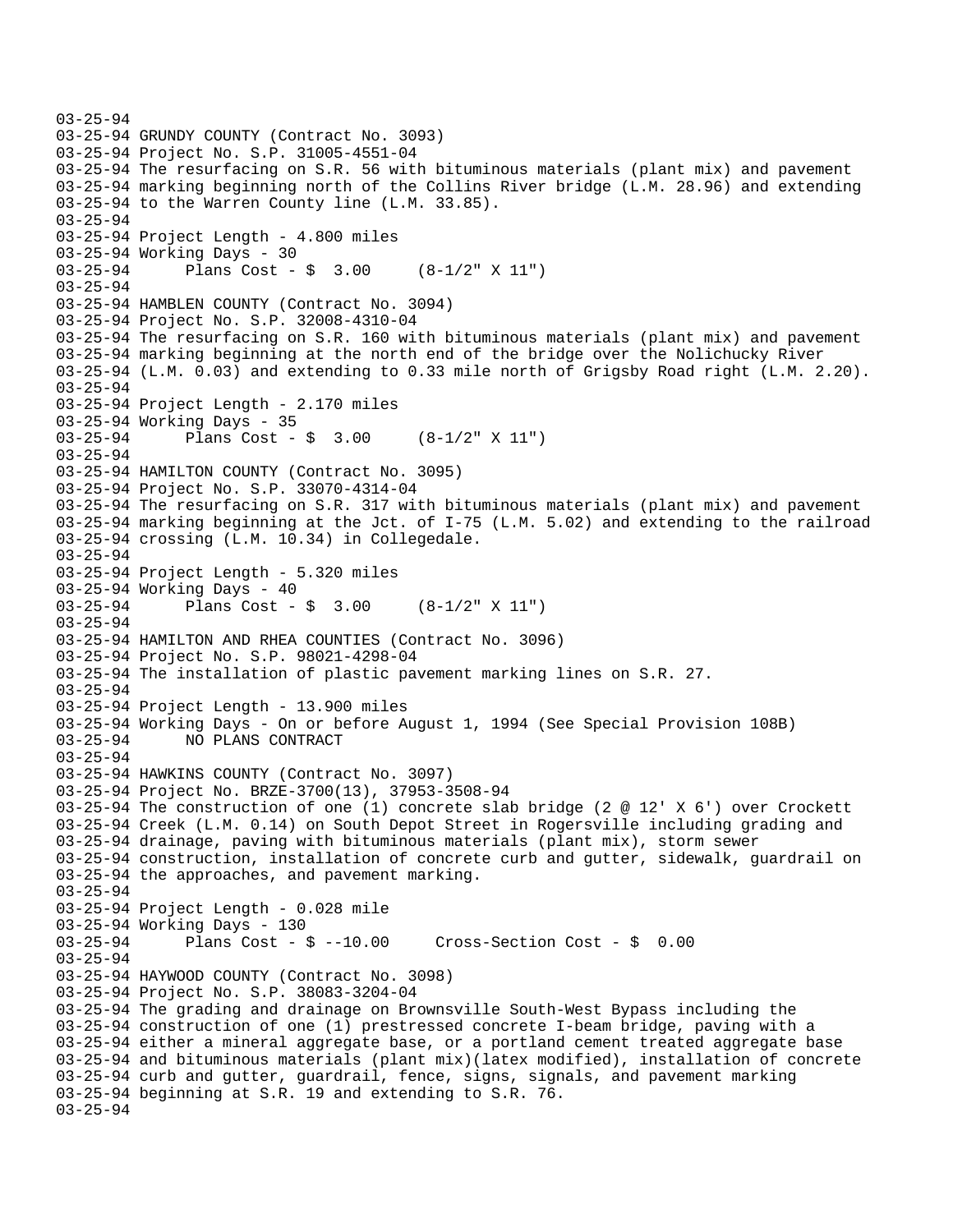03-25-94
03-25-94 GRUNDY COUNTY (Contract No. 3093)
03-25-94 Project No. S.P. 31005-4551-04
03-25-94 The resurfacing on S.R. 56 with bituminous materials (plant mix) and pavement
03-25-94 marking beginning north of the Collins River bridge (L.M. 28.96) and extending
03-25-94 to the Warren County line (L.M. 33.85).
03-25-94
03-25-94 Project Length - 4.800 miles
03-25-94 Working Days - 30
03-25-94       Plans Cost - $  3.00     (8-1/2" X 11")
03-25-94
03-25-94 HAMBLEN COUNTY (Contract No. 3094)
03-25-94 Project No. S.P. 32008-4310-04
03-25-94 The resurfacing on S.R. 160 with bituminous materials (plant mix) and pavement
03-25-94 marking beginning at the north end of the bridge over the Nolichucky River
03-25-94 (L.M. 0.03) and extending to 0.33 mile north of Grigsby Road right (L.M. 2.20).
03-25-94
03-25-94 Project Length - 2.170 miles
03-25-94 Working Days - 35
03-25-94       Plans Cost - $  3.00     (8-1/2" X 11")
03-25-94
03-25-94 HAMILTON COUNTY (Contract No. 3095)
03-25-94 Project No. S.P. 33070-4314-04
03-25-94 The resurfacing on S.R. 317 with bituminous materials (plant mix) and pavement
03-25-94 marking beginning at the Jct. of I-75 (L.M. 5.02) and extending to the railroad
03-25-94 crossing (L.M. 10.34) in Collegedale.
03-25-94
03-25-94 Project Length - 5.320 miles
03-25-94 Working Days - 40
03-25-94       Plans Cost - $  3.00     (8-1/2" X 11")
03-25-94
03-25-94 HAMILTON AND RHEA COUNTIES (Contract No. 3096)
03-25-94 Project No. S.P. 98021-4298-04
03-25-94 The installation of plastic pavement marking lines on S.R. 27.
03-25-94
03-25-94 Project Length - 13.900 miles
03-25-94 Working Days - On or before August 1, 1994 (See Special Provision 108B)
03-25-94       NO PLANS CONTRACT
03-25-94
03-25-94 HAWKINS COUNTY (Contract No. 3097)
03-25-94 Project No. BRZE-3700(13), 37953-3508-94
03-25-94 The construction of one (1) concrete slab bridge (2 @ 12' X 6') over Crockett
03-25-94 Creek (L.M. 0.14) on South Depot Street in Rogersville including grading and
03-25-94 drainage, paving with bituminous materials (plant mix), storm sewer
03-25-94 construction, installation of concrete curb and gutter, sidewalk, guardrail on
03-25-94 the approaches, and pavement marking.
03-25-94
03-25-94 Project Length - 0.028 mile
03-25-94 Working Days - 130
03-25-94       Plans Cost - $ --10.00     Cross-Section Cost - $  0.00
03-25-94
03-25-94 HAYWOOD COUNTY (Contract No. 3098)
03-25-94 Project No. S.P. 38083-3204-04
03-25-94 The grading and drainage on Brownsville South-West Bypass including the
03-25-94 construction of one (1) prestressed concrete I-beam bridge, paving with a
03-25-94 either a mineral aggregate base, or a portland cement treated aggregate base
03-25-94 and bituminous materials (plant mix)(latex modified), installation of concrete
03-25-94 curb and gutter, guardrail, fence, signs, signals, and pavement marking
03-25-94 beginning at S.R. 19 and extending to S.R. 76.
03-25-94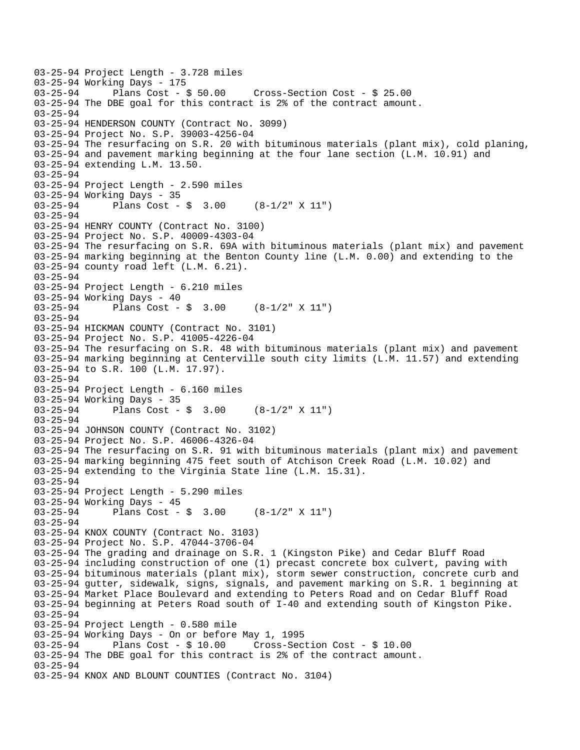03-25-94 Project Length - 3.728 miles
03-25-94 Working Days - 175
03-25-94 Plans Cost - $ 50.00 Cross-Section Cost - $ 25.00
03-25-94 The DBE goal for this contract is 2% of the contract amount.
03-25-94
03-25-94 HENDERSON COUNTY (Contract No. 3099)
03-25-94 Project No. S.P. 39003-4256-04
03-25-94 The resurfacing on S.R. 20 with bituminous materials (plant mix), cold planing,
03-25-94 and pavement marking beginning at the four lane section (L.M. 10.91) and
03-25-94 extending L.M. 13.50.
03-25-94
03-25-94 Project Length - 2.590 miles
03-25-94 Working Days - 35
03-25-94 Plans Cost - $ 3.00 (8-1/2" X 11")
03-25-94
03-25-94 HENRY COUNTY (Contract No. 3100)
03-25-94 Project No. S.P. 40009-4303-04
03-25-94 The resurfacing on S.R. 69A with bituminous materials (plant mix) and pavement
03-25-94 marking beginning at the Benton County line (L.M. 0.00) and extending to the
03-25-94 county road left (L.M. 6.21).
03-25-94
03-25-94 Project Length - 6.210 miles
03-25-94 Working Days - 40
03-25-94 Plans Cost - $ 3.00 (8-1/2" X 11")
03-25-94
03-25-94 HICKMAN COUNTY (Contract No. 3101)
03-25-94 Project No. S.P. 41005-4226-04
03-25-94 The resurfacing on S.R. 48 with bituminous materials (plant mix) and pavement
03-25-94 marking beginning at Centerville south city limits (L.M. 11.57) and extending
03-25-94 to S.R. 100 (L.M. 17.97).
03-25-94
03-25-94 Project Length - 6.160 miles
03-25-94 Working Days - 35
03-25-94 Plans Cost - $ 3.00 (8-1/2" X 11")
03-25-94
03-25-94 JOHNSON COUNTY (Contract No. 3102)
03-25-94 Project No. S.P. 46006-4326-04
03-25-94 The resurfacing on S.R. 91 with bituminous materials (plant mix) and pavement
03-25-94 marking beginning 475 feet south of Atchison Creek Road (L.M. 10.02) and
03-25-94 extending to the Virginia State line (L.M. 15.31).
03-25-94
03-25-94 Project Length - 5.290 miles
03-25-94 Working Days - 45
03-25-94 Plans Cost - $ 3.00 (8-1/2" X 11")
03-25-94
03-25-94 KNOX COUNTY (Contract No. 3103)
03-25-94 Project No. S.P. 47044-3706-04
03-25-94 The grading and drainage on S.R. 1 (Kingston Pike) and Cedar Bluff Road
03-25-94 including construction of one (1) precast concrete box culvert, paving with
03-25-94 bituminous materials (plant mix), storm sewer construction, concrete curb and
03-25-94 gutter, sidewalk, signs, signals, and pavement marking on S.R. 1 beginning at
03-25-94 Market Place Boulevard and extending to Peters Road and on Cedar Bluff Road
03-25-94 beginning at Peters Road south of I-40 and extending south of Kingston Pike.
03-25-94
03-25-94 Project Length - 0.580 mile
03-25-94 Working Days - On or before May 1, 1995
03-25-94 Plans Cost - $ 10.00 Cross-Section Cost - $ 10.00
03-25-94 The DBE goal for this contract is 2% of the contract amount.
03-25-94
03-25-94 KNOX AND BLOUNT COUNTIES (Contract No. 3104)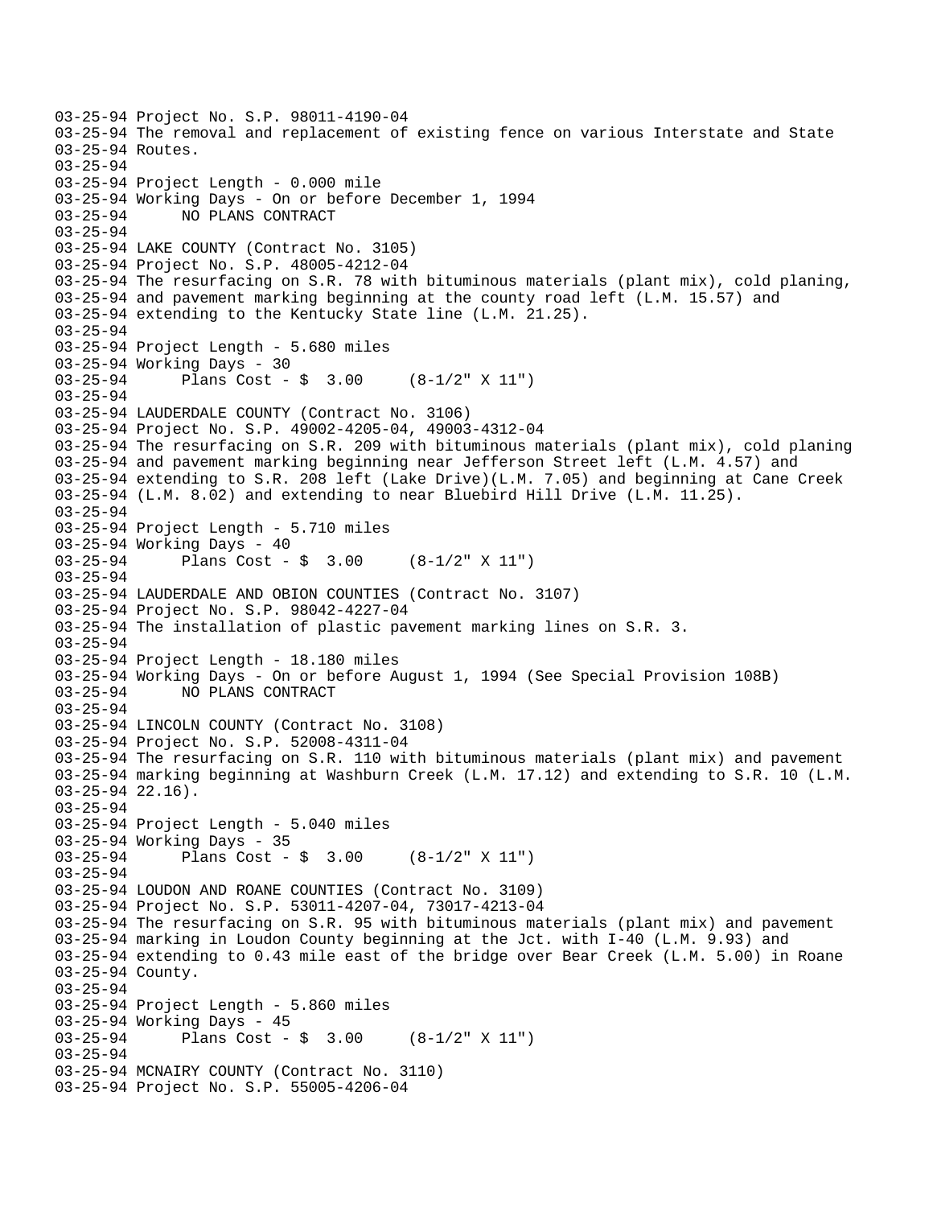```
03-25-94 Project No. S.P. 98011-4190-04
03-25-94 The removal and replacement of existing fence on various Interstate and State
03-25-94 Routes.
03-25-94
03-25-94 Project Length - 0.000 mile
03-25-94 Working Days - On or before December 1, 1994
03-25-94       NO PLANS CONTRACT
03-25-94
03-25-94 LAKE COUNTY (Contract No. 3105)
03-25-94 Project No. S.P. 48005-4212-04
03-25-94 The resurfacing on S.R. 78 with bituminous materials (plant mix), cold planing,
03-25-94 and pavement marking beginning at the county road left (L.M. 15.57) and
03-25-94 extending to the Kentucky State line (L.M. 21.25).
03-25-94
03-25-94 Project Length - 5.680 miles
03-25-94 Working Days - 30
03-25-94       Plans Cost - $  3.00     (8-1/2" X 11")
03-25-94
03-25-94 LAUDERDALE COUNTY (Contract No. 3106)
03-25-94 Project No. S.P. 49002-4205-04, 49003-4312-04
03-25-94 The resurfacing on S.R. 209 with bituminous materials (plant mix), cold planing
03-25-94 and pavement marking beginning near Jefferson Street left (L.M. 4.57) and
03-25-94 extending to S.R. 208 left (Lake Drive)(L.M. 7.05) and beginning at Cane Creek
03-25-94 (L.M. 8.02) and extending to near Bluebird Hill Drive (L.M. 11.25).
03-25-94
03-25-94 Project Length - 5.710 miles
03-25-94 Working Days - 40
03-25-94       Plans Cost - $  3.00     (8-1/2" X 11")
03-25-94
03-25-94 LAUDERDALE AND OBION COUNTIES (Contract No. 3107)
03-25-94 Project No. S.P. 98042-4227-04
03-25-94 The installation of plastic pavement marking lines on S.R. 3.
03-25-94
03-25-94 Project Length - 18.180 miles
03-25-94 Working Days - On or before August 1, 1994 (See Special Provision 108B)
03-25-94       NO PLANS CONTRACT
03-25-94
03-25-94 LINCOLN COUNTY (Contract No. 3108)
03-25-94 Project No. S.P. 52008-4311-04
03-25-94 The resurfacing on S.R. 110 with bituminous materials (plant mix) and pavement
03-25-94 marking beginning at Washburn Creek (L.M. 17.12) and extending to S.R. 10 (L.M.
03-25-94 22.16).
03-25-94
03-25-94 Project Length - 5.040 miles
03-25-94 Working Days - 35
03-25-94       Plans Cost - $  3.00     (8-1/2" X 11")
03-25-94
03-25-94 LOUDON AND ROANE COUNTIES (Contract No. 3109)
03-25-94 Project No. S.P. 53011-4207-04, 73017-4213-04
03-25-94 The resurfacing on S.R. 95 with bituminous materials (plant mix) and pavement
03-25-94 marking in Loudon County beginning at the Jct. with I-40 (L.M. 9.93) and
03-25-94 extending to 0.43 mile east of the bridge over Bear Creek (L.M. 5.00) in Roane
03-25-94 County.
03-25-94
03-25-94 Project Length - 5.860 miles
03-25-94 Working Days - 45
03-25-94       Plans Cost - $  3.00     (8-1/2" X 11")
03-25-94
03-25-94 MCNAIRY COUNTY (Contract No. 3110)
03-25-94 Project No. S.P. 55005-4206-04
```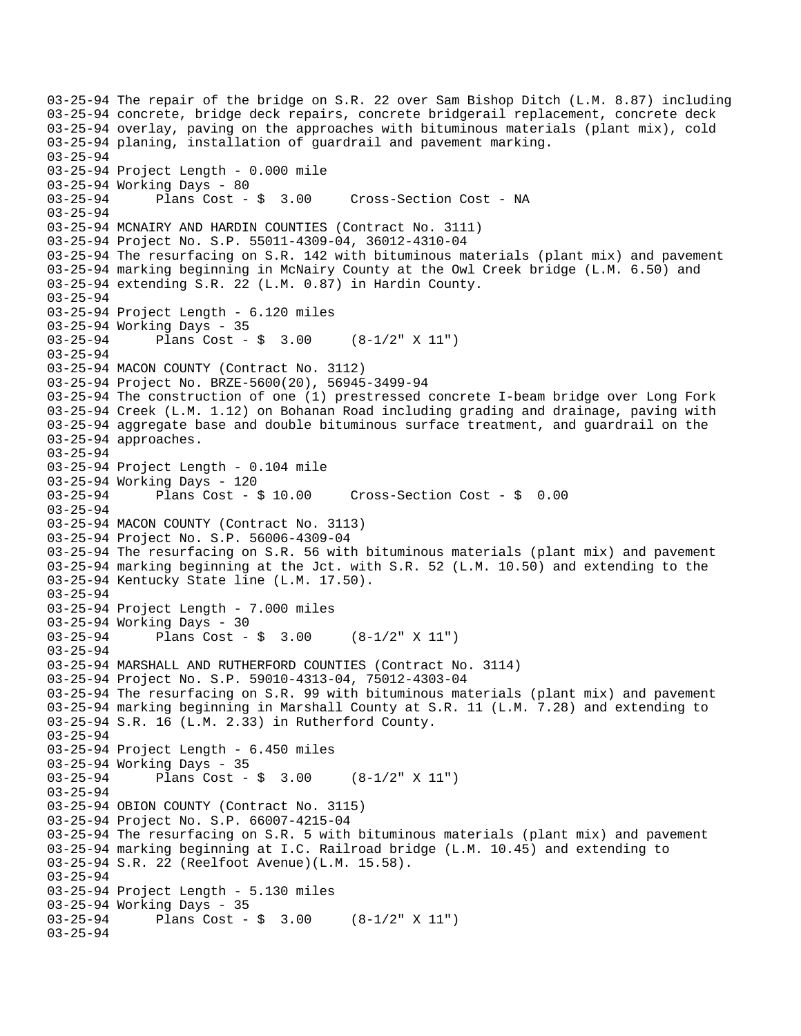```
03-25-94 The repair of the bridge on S.R. 22 over Sam Bishop Ditch (L.M. 8.87) including
03-25-94 concrete, bridge deck repairs, concrete bridgerail replacement, concrete deck
03-25-94 overlay, paving on the approaches with bituminous materials (plant mix), cold
03-25-94 planing, installation of guardrail and pavement marking.
03-25-94
03-25-94 Project Length - 0.000 mile
03-25-94 Working Days - 80
03-25-94      Plans Cost - $  3.00     Cross-Section Cost - NA
03-25-94
03-25-94 MCNAIRY AND HARDIN COUNTIES (Contract No. 3111)
03-25-94 Project No. S.P. 55011-4309-04, 36012-4310-04
03-25-94 The resurfacing on S.R. 142 with bituminous materials (plant mix) and pavement
03-25-94 marking beginning in McNairy County at the Owl Creek bridge (L.M. 6.50) and
03-25-94 extending S.R. 22 (L.M. 0.87) in Hardin County.
03-25-94
03-25-94 Project Length - 6.120 miles
03-25-94 Working Days - 35
03-25-94      Plans Cost - $  3.00     (8-1/2" X 11")
03-25-94
03-25-94 MACON COUNTY (Contract No. 3112)
03-25-94 Project No. BRZE-5600(20), 56945-3499-94
03-25-94 The construction of one (1) prestressed concrete I-beam bridge over Long Fork
03-25-94 Creek (L.M. 1.12) on Bohanan Road including grading and drainage, paving with
03-25-94 aggregate base and double bituminous surface treatment, and guardrail on the
03-25-94 approaches.
03-25-94
03-25-94 Project Length - 0.104 mile
03-25-94 Working Days - 120
03-25-94      Plans Cost - $ 10.00     Cross-Section Cost - $  0.00
03-25-94
03-25-94 MACON COUNTY (Contract No. 3113)
03-25-94 Project No. S.P. 56006-4309-04
03-25-94 The resurfacing on S.R. 56 with bituminous materials (plant mix) and pavement
03-25-94 marking beginning at the Jct. with S.R. 52 (L.M. 10.50) and extending to the
03-25-94 Kentucky State line (L.M. 17.50).
03-25-94
03-25-94 Project Length - 7.000 miles
03-25-94 Working Days - 30
03-25-94      Plans Cost - $  3.00     (8-1/2" X 11")
03-25-94
03-25-94 MARSHALL AND RUTHERFORD COUNTIES (Contract No. 3114)
03-25-94 Project No. S.P. 59010-4313-04, 75012-4303-04
03-25-94 The resurfacing on S.R. 99 with bituminous materials (plant mix) and pavement
03-25-94 marking beginning in Marshall County at S.R. 11 (L.M. 7.28) and extending to
03-25-94 S.R. 16 (L.M. 2.33) in Rutherford County.
03-25-94
03-25-94 Project Length - 6.450 miles
03-25-94 Working Days - 35
03-25-94      Plans Cost - $  3.00     (8-1/2" X 11")
03-25-94
03-25-94 OBION COUNTY (Contract No. 3115)
03-25-94 Project No. S.P. 66007-4215-04
03-25-94 The resurfacing on S.R. 5 with bituminous materials (plant mix) and pavement
03-25-94 marking beginning at I.C. Railroad bridge (L.M. 10.45) and extending to
03-25-94 S.R. 22 (Reelfoot Avenue)(L.M. 15.58).
03-25-94
03-25-94 Project Length - 5.130 miles
03-25-94 Working Days - 35
03-25-94      Plans Cost - $  3.00     (8-1/2" X 11")
03-25-94
```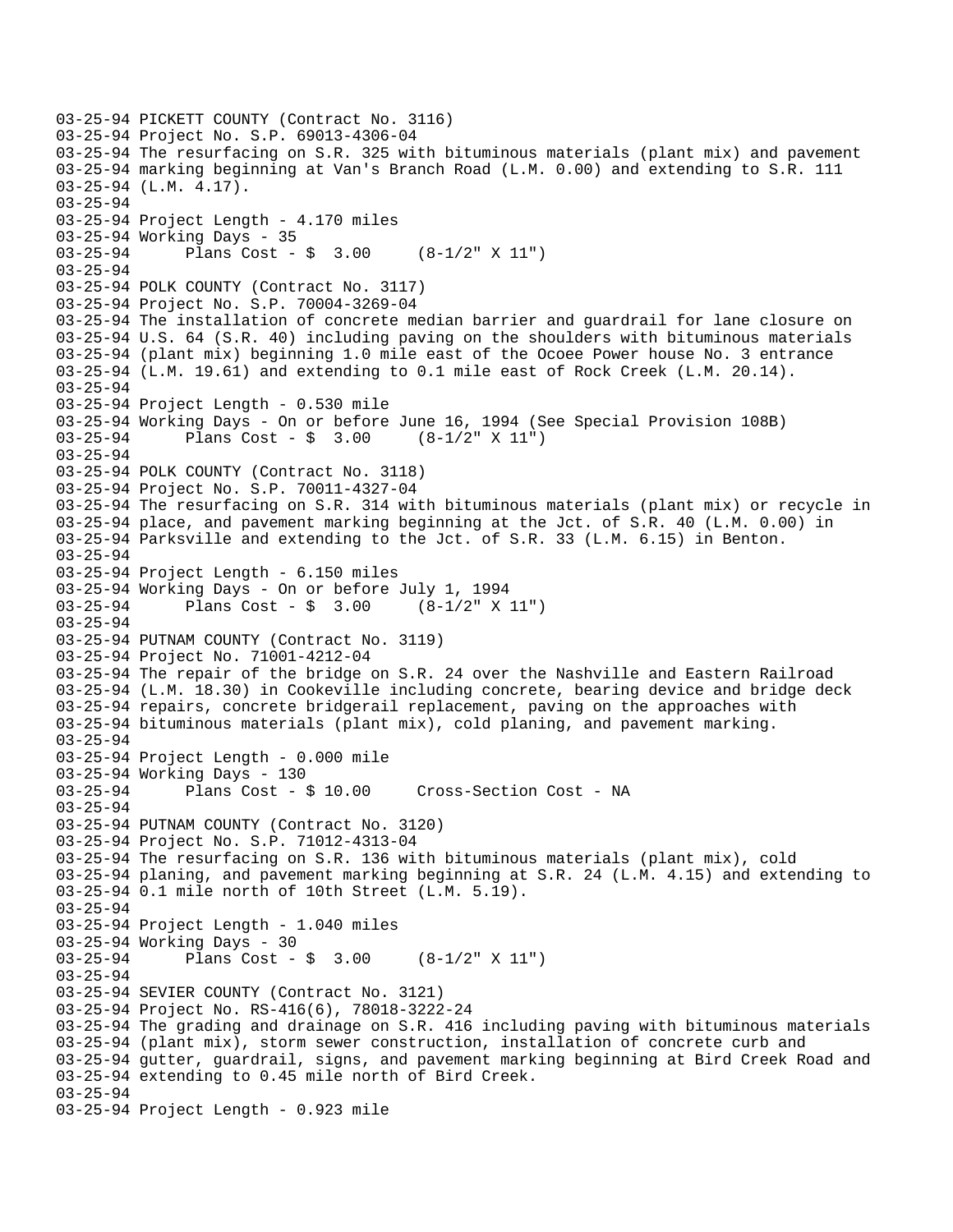```
03-25-94 PICKETT COUNTY (Contract No. 3116)
03-25-94 Project No. S.P. 69013-4306-04
03-25-94 The resurfacing on S.R. 325 with bituminous materials (plant mix) and pavement
03-25-94 marking beginning at Van's Branch Road (L.M. 0.00) and extending to S.R. 111
03-25-94 (L.M. 4.17).
03-25-94
03-25-94 Project Length - 4.170 miles
03-25-94 Working Days - 35
03-25-94      Plans Cost - $  3.00     (8-1/2" X 11")
03-25-94
03-25-94 POLK COUNTY (Contract No. 3117)
03-25-94 Project No. S.P. 70004-3269-04
03-25-94 The installation of concrete median barrier and guardrail for lane closure on
03-25-94 U.S. 64 (S.R. 40) including paving on the shoulders with bituminous materials
03-25-94 (plant mix) beginning 1.0 mile east of the Ocoee Power house No. 3 entrance
03-25-94 (L.M. 19.61) and extending to 0.1 mile east of Rock Creek (L.M. 20.14).
03-25-94
03-25-94 Project Length - 0.530 mile
03-25-94 Working Days - On or before June 16, 1994 (See Special Provision 108B)
03-25-94      Plans Cost - $  3.00     (8-1/2" X 11")
03-25-94
03-25-94 POLK COUNTY (Contract No. 3118)
03-25-94 Project No. S.P. 70011-4327-04
03-25-94 The resurfacing on S.R. 314 with bituminous materials (plant mix) or recycle in
03-25-94 place, and pavement marking beginning at the Jct. of S.R. 40 (L.M. 0.00) in
03-25-94 Parksville and extending to the Jct. of S.R. 33 (L.M. 6.15) in Benton.
03-25-94
03-25-94 Project Length - 6.150 miles
03-25-94 Working Days - On or before July 1, 1994
03-25-94      Plans Cost - $  3.00     (8-1/2" X 11")
03-25-94
03-25-94 PUTNAM COUNTY (Contract No. 3119)
03-25-94 Project No. 71001-4212-04
03-25-94 The repair of the bridge on S.R. 24 over the Nashville and Eastern Railroad
03-25-94 (L.M. 18.30) in Cookeville including concrete, bearing device and bridge deck
03-25-94 repairs, concrete bridgerail replacement, paving on the approaches with
03-25-94 bituminous materials (plant mix), cold planing, and pavement marking.
03-25-94
03-25-94 Project Length - 0.000 mile
03-25-94 Working Days - 130
03-25-94      Plans Cost - $ 10.00     Cross-Section Cost - NA
03-25-94
03-25-94 PUTNAM COUNTY (Contract No. 3120)
03-25-94 Project No. S.P. 71012-4313-04
03-25-94 The resurfacing on S.R. 136 with bituminous materials (plant mix), cold
03-25-94 planing, and pavement marking beginning at S.R. 24 (L.M. 4.15) and extending to
03-25-94 0.1 mile north of 10th Street (L.M. 5.19).
03-25-94
03-25-94 Project Length - 1.040 miles
03-25-94 Working Days - 30
03-25-94      Plans Cost - $  3.00     (8-1/2" X 11")
03-25-94
03-25-94 SEVIER COUNTY (Contract No. 3121)
03-25-94 Project No. RS-416(6), 78018-3222-24
03-25-94 The grading and drainage on S.R. 416 including paving with bituminous materials
03-25-94 (plant mix), storm sewer construction, installation of concrete curb and
03-25-94 gutter, guardrail, signs, and pavement marking beginning at Bird Creek Road and
03-25-94 extending to 0.45 mile north of Bird Creek.
03-25-94
03-25-94 Project Length - 0.923 mile
```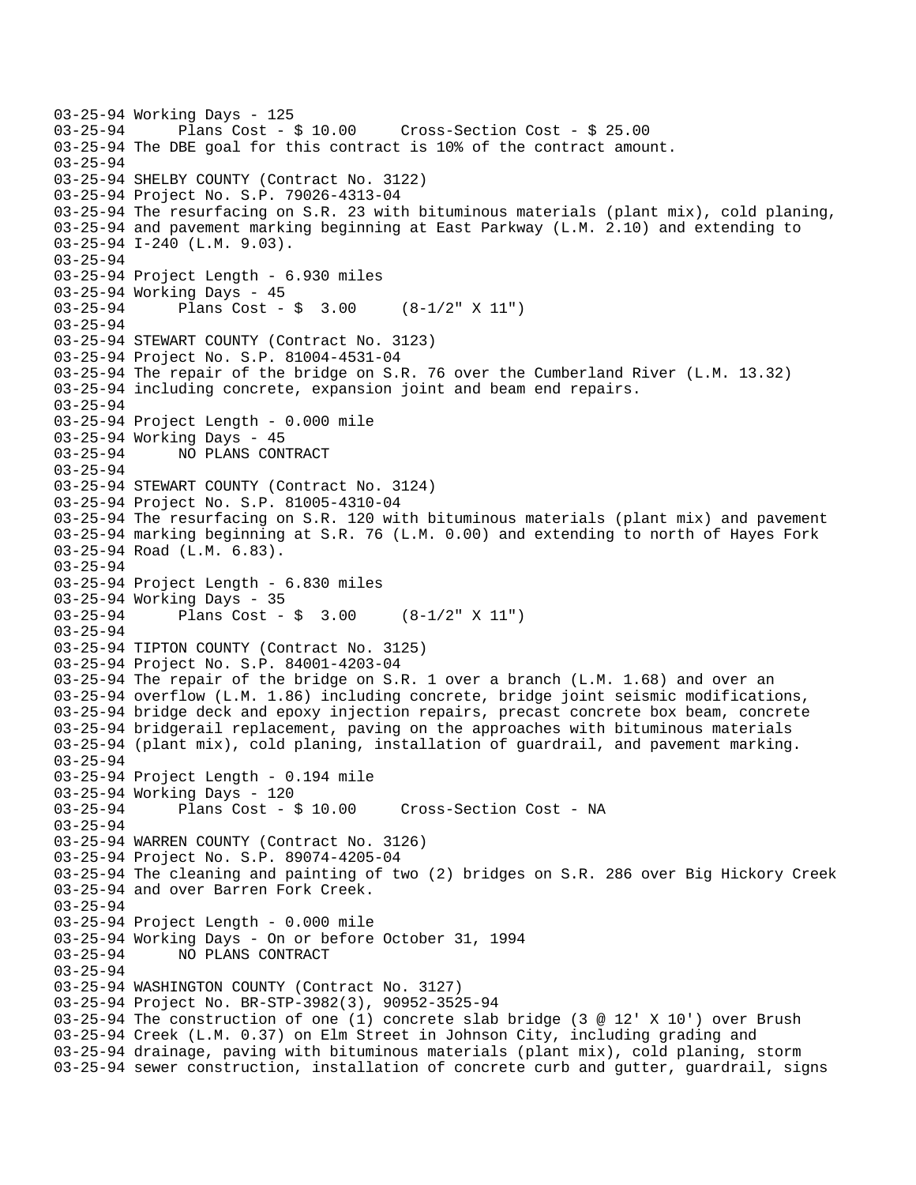```
03-25-94 Working Days - 125
03-25-94      Plans Cost - $ 10.00     Cross-Section Cost - $ 25.00
03-25-94 The DBE goal for this contract is 10% of the contract amount.
03-25-94
03-25-94 SHELBY COUNTY (Contract No. 3122)
03-25-94 Project No. S.P. 79026-4313-04
03-25-94 The resurfacing on S.R. 23 with bituminous materials (plant mix), cold planing,
03-25-94 and pavement marking beginning at East Parkway (L.M. 2.10) and extending to
03-25-94 I-240 (L.M. 9.03).
03-25-94
03-25-94 Project Length - 6.930 miles
03-25-94 Working Days - 45
03-25-94      Plans Cost - $  3.00     (8-1/2" X 11")
03-25-94
03-25-94 STEWART COUNTY (Contract No. 3123)
03-25-94 Project No. S.P. 81004-4531-04
03-25-94 The repair of the bridge on S.R. 76 over the Cumberland River (L.M. 13.32)
03-25-94 including concrete, expansion joint and beam end repairs.
03-25-94
03-25-94 Project Length - 0.000 mile
03-25-94 Working Days - 45
03-25-94      NO PLANS CONTRACT
03-25-94
03-25-94 STEWART COUNTY (Contract No. 3124)
03-25-94 Project No. S.P. 81005-4310-04
03-25-94 The resurfacing on S.R. 120 with bituminous materials (plant mix) and pavement
03-25-94 marking beginning at S.R. 76 (L.M. 0.00) and extending to north of Hayes Fork
03-25-94 Road (L.M. 6.83).
03-25-94
03-25-94 Project Length - 6.830 miles
03-25-94 Working Days - 35
03-25-94      Plans Cost - $  3.00     (8-1/2" X 11")
03-25-94
03-25-94 TIPTON COUNTY (Contract No. 3125)
03-25-94 Project No. S.P. 84001-4203-04
03-25-94 The repair of the bridge on S.R. 1 over a branch (L.M. 1.68) and over an
03-25-94 overflow (L.M. 1.86) including concrete, bridge joint seismic modifications,
03-25-94 bridge deck and epoxy injection repairs, precast concrete box beam, concrete
03-25-94 bridgerail replacement, paving on the approaches with bituminous materials
03-25-94 (plant mix), cold planing, installation of guardrail, and pavement marking.
03-25-94
03-25-94 Project Length - 0.194 mile
03-25-94 Working Days - 120
03-25-94      Plans Cost - $ 10.00     Cross-Section Cost - NA
03-25-94
03-25-94 WARREN COUNTY (Contract No. 3126)
03-25-94 Project No. S.P. 89074-4205-04
03-25-94 The cleaning and painting of two (2) bridges on S.R. 286 over Big Hickory Creek
03-25-94 and over Barren Fork Creek.
03-25-94
03-25-94 Project Length - 0.000 mile
03-25-94 Working Days - On or before October 31, 1994
03-25-94      NO PLANS CONTRACT
03-25-94
03-25-94 WASHINGTON COUNTY (Contract No. 3127)
03-25-94 Project No. BR-STP-3982(3), 90952-3525-94
03-25-94 The construction of one (1) concrete slab bridge (3 @ 12' X 10') over Brush
03-25-94 Creek (L.M. 0.37) on Elm Street in Johnson City, including grading and
03-25-94 drainage, paving with bituminous materials (plant mix), cold planing, storm
03-25-94 sewer construction, installation of concrete curb and gutter, guardrail, signs
```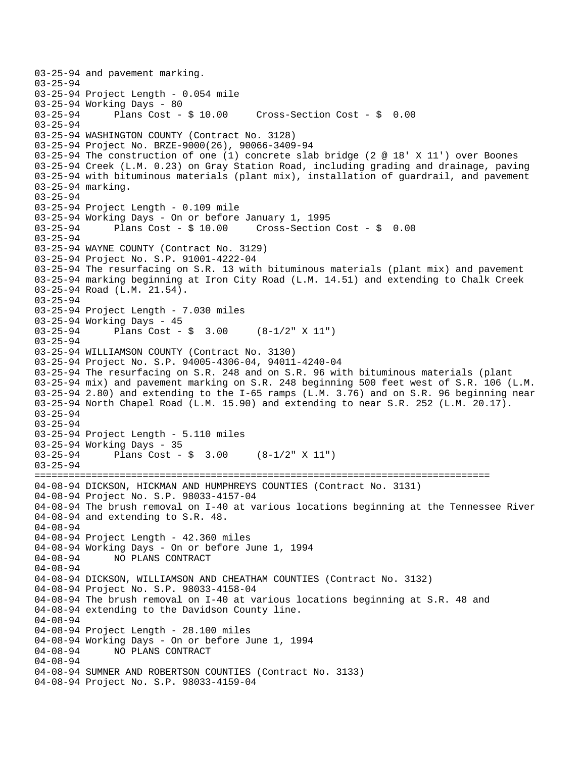```
03-25-94 and pavement marking.
03-25-94
03-25-94 Project Length - 0.054 mile
03-25-94 Working Days - 80
03-25-94      Plans Cost - $ 10.00     Cross-Section Cost - $  0.00
03-25-94
03-25-94 WASHINGTON COUNTY (Contract No. 3128)
03-25-94 Project No. BRZE-9000(26), 90066-3409-94
03-25-94 The construction of one (1) concrete slab bridge (2 @ 18' X 11') over Boones
03-25-94 Creek (L.M. 0.23) on Gray Station Road, including grading and drainage, paving
03-25-94 with bituminous materials (plant mix), installation of guardrail, and pavement
03-25-94 marking.
03-25-94
03-25-94 Project Length - 0.109 mile
03-25-94 Working Days - On or before January 1, 1995
03-25-94      Plans Cost - $ 10.00     Cross-Section Cost - $  0.00
03-25-94
03-25-94 WAYNE COUNTY (Contract No. 3129)
03-25-94 Project No. S.P. 91001-4222-04
03-25-94 The resurfacing on S.R. 13 with bituminous materials (plant mix) and pavement
03-25-94 marking beginning at Iron City Road (L.M. 14.51) and extending to Chalk Creek
03-25-94 Road (L.M. 21.54).
03-25-94
03-25-94 Project Length - 7.030 miles
03-25-94 Working Days - 45
03-25-94      Plans Cost - $  3.00     (8-1/2" X 11")
03-25-94
03-25-94 WILLIAMSON COUNTY (Contract No. 3130)
03-25-94 Project No. S.P. 94005-4306-04, 94011-4240-04
03-25-94 The resurfacing on S.R. 248 and on S.R. 96 with bituminous materials (plant
03-25-94 mix) and pavement marking on S.R. 248 beginning 500 feet west of S.R. 106 (L.M.
03-25-94 2.80) and extending to the I-65 ramps (L.M. 3.76) and on S.R. 96 beginning near
03-25-94 North Chapel Road (L.M. 15.90) and extending to near S.R. 252 (L.M. 20.17).
03-25-94
03-25-94
03-25-94 Project Length - 5.110 miles
03-25-94 Working Days - 35
03-25-94      Plans Cost - $  3.00     (8-1/2" X 11")
03-25-94
================================================================================
04-08-94 DICKSON, HICKMAN AND HUMPHREYS COUNTIES (Contract No. 3131)
04-08-94 Project No. S.P. 98033-4157-04
04-08-94 The brush removal on I-40 at various locations beginning at the Tennessee River
04-08-94 and extending to S.R. 48.
04-08-94
04-08-94 Project Length - 42.360 miles
04-08-94 Working Days - On or before June 1, 1994
04-08-94      NO PLANS CONTRACT
04-08-94
04-08-94 DICKSON, WILLIAMSON AND CHEATHAM COUNTIES (Contract No. 3132)
04-08-94 Project No. S.P. 98033-4158-04
04-08-94 The brush removal on I-40 at various locations beginning at S.R. 48 and
04-08-94 extending to the Davidson County line.
04-08-94
04-08-94 Project Length - 28.100 miles
04-08-94 Working Days - On or before June 1, 1994
04-08-94      NO PLANS CONTRACT
04-08-94
04-08-94 SUMNER AND ROBERTSON COUNTIES (Contract No. 3133)
04-08-94 Project No. S.P. 98033-4159-04
```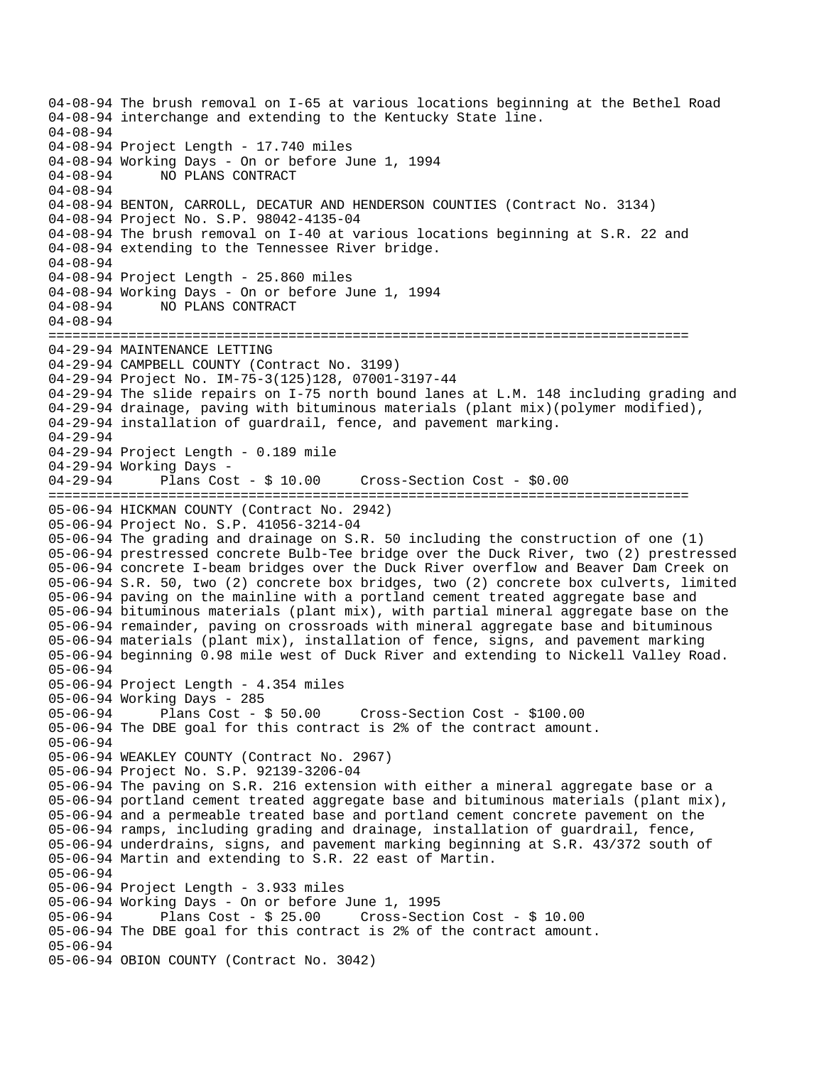```
04-08-94 The brush removal on I-65 at various locations beginning at the Bethel Road
04-08-94 interchange and extending to the Kentucky State line.
04-08-94
04-08-94 Project Length - 17.740 miles
04-08-94 Working Days - On or before June 1, 1994
04-08-94      NO PLANS CONTRACT
04-08-94
04-08-94 BENTON, CARROLL, DECATUR AND HENDERSON COUNTIES (Contract No. 3134)
04-08-94 Project No. S.P. 98042-4135-04
04-08-94 The brush removal on I-40 at various locations beginning at S.R. 22 and
04-08-94 extending to the Tennessee River bridge.
04-08-94
04-08-94 Project Length - 25.860 miles
04-08-94 Working Days - On or before June 1, 1994
04-08-94      NO PLANS CONTRACT
04-08-94
================================================================================
04-29-94 MAINTENANCE LETTING
04-29-94 CAMPBELL COUNTY (Contract No. 3199)
04-29-94 Project No. IM-75-3(125)128, 07001-3197-44
04-29-94 The slide repairs on I-75 north bound lanes at L.M. 148 including grading and
04-29-94 drainage, paving with bituminous materials (plant mix)(polymer modified),
04-29-94 installation of guardrail, fence, and pavement marking.
04-29-94
04-29-94 Project Length - 0.189 mile
04-29-94 Working Days -
04-29-94      Plans Cost - $ 10.00     Cross-Section Cost - $0.00
================================================================================
05-06-94 HICKMAN COUNTY (Contract No. 2942)
05-06-94 Project No. S.P. 41056-3214-04
05-06-94 The grading and drainage on S.R. 50 including the construction of one (1)
05-06-94 prestressed concrete Bulb-Tee bridge over the Duck River, two (2) prestressed
05-06-94 concrete I-beam bridges over the Duck River overflow and Beaver Dam Creek on
05-06-94 S.R. 50, two (2) concrete box bridges, two (2) concrete box culverts, limited
05-06-94 paving on the mainline with a portland cement treated aggregate base and
05-06-94 bituminous materials (plant mix), with partial mineral aggregate base on the
05-06-94 remainder, paving on crossroads with mineral aggregate base and bituminous
05-06-94 materials (plant mix), installation of fence, signs, and pavement marking
05-06-94 beginning 0.98 mile west of Duck River and extending to Nickell Valley Road.
05-06-94
05-06-94 Project Length - 4.354 miles
05-06-94 Working Days - 285
05-06-94      Plans Cost - $ 50.00     Cross-Section Cost - $100.00
05-06-94 The DBE goal for this contract is 2% of the contract amount.
05-06-94
05-06-94 WEAKLEY COUNTY (Contract No. 2967)
05-06-94 Project No. S.P. 92139-3206-04
05-06-94 The paving on S.R. 216 extension with either a mineral aggregate base or a
05-06-94 portland cement treated aggregate base and bituminous materials (plant mix),
05-06-94 and a permeable treated base and portland cement concrete pavement on the
05-06-94 ramps, including grading and drainage, installation of guardrail, fence,
05-06-94 underdrains, signs, and pavement marking beginning at S.R. 43/372 south of
05-06-94 Martin and extending to S.R. 22 east of Martin.
05-06-94
05-06-94 Project Length - 3.933 miles
05-06-94 Working Days - On or before June 1, 1995
05-06-94      Plans Cost - $ 25.00     Cross-Section Cost - $ 10.00
05-06-94 The DBE goal for this contract is 2% of the contract amount.
05-06-94
05-06-94 OBION COUNTY (Contract No. 3042)
```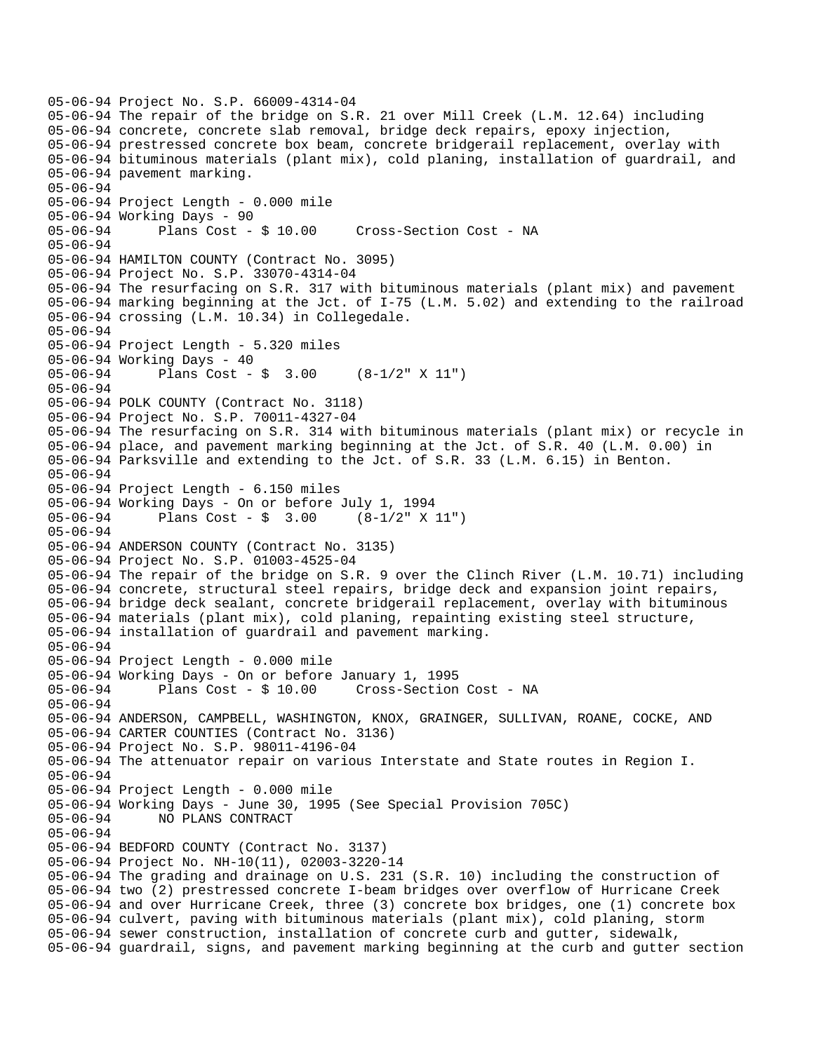05-06-94 Project No. S.P. 66009-4314-04
05-06-94 The repair of the bridge on S.R. 21 over Mill Creek (L.M. 12.64) including
05-06-94 concrete, concrete slab removal, bridge deck repairs, epoxy injection,
05-06-94 prestressed concrete box beam, concrete bridgerail replacement, overlay with
05-06-94 bituminous materials (plant mix), cold planing, installation of guardrail, and
05-06-94 pavement marking.
05-06-94
05-06-94 Project Length - 0.000 mile
05-06-94 Working Days - 90
05-06-94 Plans Cost - $ 10.00 Cross-Section Cost - NA
05-06-94
05-06-94 HAMILTON COUNTY (Contract No. 3095)
05-06-94 Project No. S.P. 33070-4314-04
05-06-94 The resurfacing on S.R. 317 with bituminous materials (plant mix) and pavement
05-06-94 marking beginning at the Jct. of I-75 (L.M. 5.02) and extending to the railroad
05-06-94 crossing (L.M. 10.34) in Collegedale.
05-06-94
05-06-94 Project Length - 5.320 miles
05-06-94 Working Days - 40
05-06-94 Plans Cost - $ 3.00 (8-1/2" X 11")
05-06-94
05-06-94 POLK COUNTY (Contract No. 3118)
05-06-94 Project No. S.P. 70011-4327-04
05-06-94 The resurfacing on S.R. 314 with bituminous materials (plant mix) or recycle in
05-06-94 place, and pavement marking beginning at the Jct. of S.R. 40 (L.M. 0.00) in
05-06-94 Parksville and extending to the Jct. of S.R. 33 (L.M. 6.15) in Benton.
05-06-94
05-06-94 Project Length - 6.150 miles
05-06-94 Working Days - On or before July 1, 1994
05-06-94 Plans Cost - $ 3.00 (8-1/2" X 11")
05-06-94
05-06-94 ANDERSON COUNTY (Contract No. 3135)
05-06-94 Project No. S.P. 01003-4525-04
05-06-94 The repair of the bridge on S.R. 9 over the Clinch River (L.M. 10.71) including
05-06-94 concrete, structural steel repairs, bridge deck and expansion joint repairs,
05-06-94 bridge deck sealant, concrete bridgerail replacement, overlay with bituminous
05-06-94 materials (plant mix), cold planing, repainting existing steel structure,
05-06-94 installation of guardrail and pavement marking.
05-06-94
05-06-94 Project Length - 0.000 mile
05-06-94 Working Days - On or before January 1, 1995
05-06-94 Plans Cost - $ 10.00 Cross-Section Cost - NA
05-06-94
05-06-94 ANDERSON, CAMPBELL, WASHINGTON, KNOX, GRAINGER, SULLIVAN, ROANE, COCKE, AND
05-06-94 CARTER COUNTIES (Contract No. 3136)
05-06-94 Project No. S.P. 98011-4196-04
05-06-94 The attenuator repair on various Interstate and State routes in Region I.
05-06-94
05-06-94 Project Length - 0.000 mile
05-06-94 Working Days - June 30, 1995 (See Special Provision 705C)
05-06-94 NO PLANS CONTRACT
05-06-94
05-06-94 BEDFORD COUNTY (Contract No. 3137)
05-06-94 Project No. NH-10(11), 02003-3220-14
05-06-94 The grading and drainage on U.S. 231 (S.R. 10) including the construction of
05-06-94 two (2) prestressed concrete I-beam bridges over overflow of Hurricane Creek
05-06-94 and over Hurricane Creek, three (3) concrete box bridges, one (1) concrete box
05-06-94 culvert, paving with bituminous materials (plant mix), cold planing, storm
05-06-94 sewer construction, installation of concrete curb and gutter, sidewalk,
05-06-94 guardrail, signs, and pavement marking beginning at the curb and gutter section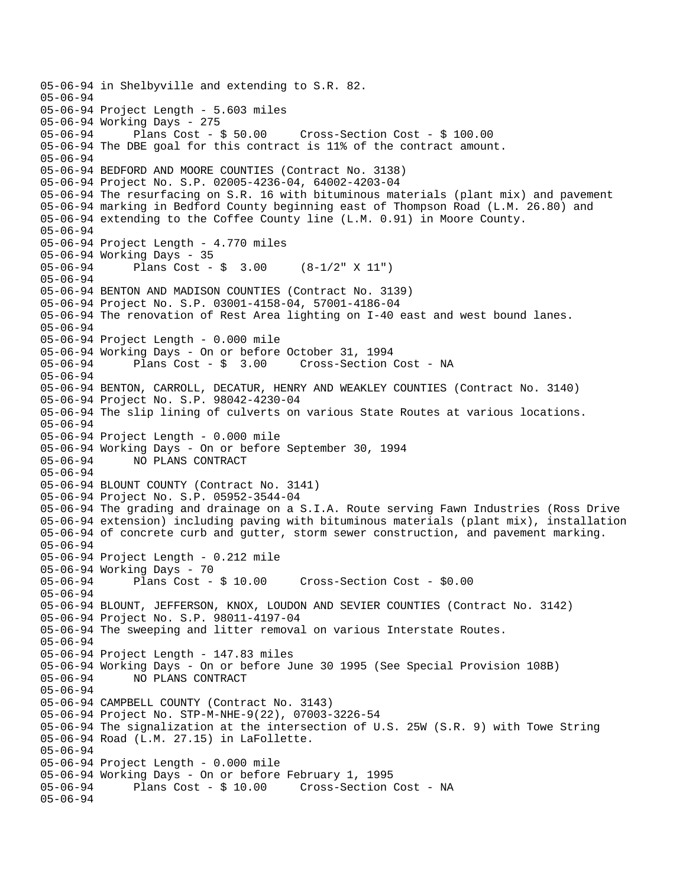```
05-06-94 in Shelbyville and extending to S.R. 82.
05-06-94
05-06-94 Project Length - 5.603 miles
05-06-94 Working Days - 275
05-06-94      Plans Cost - $ 50.00     Cross-Section Cost - $ 100.00
05-06-94 The DBE goal for this contract is 11% of the contract amount.
05-06-94
05-06-94 BEDFORD AND MOORE COUNTIES (Contract No. 3138)
05-06-94 Project No. S.P. 02005-4236-04, 64002-4203-04
05-06-94 The resurfacing on S.R. 16 with bituminous materials (plant mix) and pavement
05-06-94 marking in Bedford County beginning east of Thompson Road (L.M. 26.80) and
05-06-94 extending to the Coffee County line (L.M. 0.91) in Moore County.
05-06-94
05-06-94 Project Length - 4.770 miles
05-06-94 Working Days - 35
05-06-94      Plans Cost - $  3.00     (8-1/2" X 11")
05-06-94
05-06-94 BENTON AND MADISON COUNTIES (Contract No. 3139)
05-06-94 Project No. S.P. 03001-4158-04, 57001-4186-04
05-06-94 The renovation of Rest Area lighting on I-40 east and west bound lanes.
05-06-94
05-06-94 Project Length - 0.000 mile
05-06-94 Working Days - On or before October 31, 1994
05-06-94      Plans Cost - $  3.00     Cross-Section Cost - NA
05-06-94
05-06-94 BENTON, CARROLL, DECATUR, HENRY AND WEAKLEY COUNTIES (Contract No. 3140)
05-06-94 Project No. S.P. 98042-4230-04
05-06-94 The slip lining of culverts on various State Routes at various locations.
05-06-94
05-06-94 Project Length - 0.000 mile
05-06-94 Working Days - On or before September 30, 1994
05-06-94      NO PLANS CONTRACT
05-06-94
05-06-94 BLOUNT COUNTY (Contract No. 3141)
05-06-94 Project No. S.P. 05952-3544-04
05-06-94 The grading and drainage on a S.I.A. Route serving Fawn Industries (Ross Drive
05-06-94 extension) including paving with bituminous materials (plant mix), installation
05-06-94 of concrete curb and gutter, storm sewer construction, and pavement marking.
05-06-94
05-06-94 Project Length - 0.212 mile
05-06-94 Working Days - 70
05-06-94      Plans Cost - $ 10.00     Cross-Section Cost - $0.00
05-06-94
05-06-94 BLOUNT, JEFFERSON, KNOX, LOUDON AND SEVIER COUNTIES (Contract No. 3142)
05-06-94 Project No. S.P. 98011-4197-04
05-06-94 The sweeping and litter removal on various Interstate Routes.
05-06-94
05-06-94 Project Length - 147.83 miles
05-06-94 Working Days - On or before June 30 1995 (See Special Provision 108B)
05-06-94      NO PLANS CONTRACT
05-06-94
05-06-94 CAMPBELL COUNTY (Contract No. 3143)
05-06-94 Project No. STP-M-NHE-9(22), 07003-3226-54
05-06-94 The signalization at the intersection of U.S. 25W (S.R. 9) with Towe String
05-06-94 Road (L.M. 27.15) in LaFollette.
05-06-94
05-06-94 Project Length - 0.000 mile
05-06-94 Working Days - On or before February 1, 1995
05-06-94      Plans Cost - $ 10.00     Cross-Section Cost - NA
05-06-94
```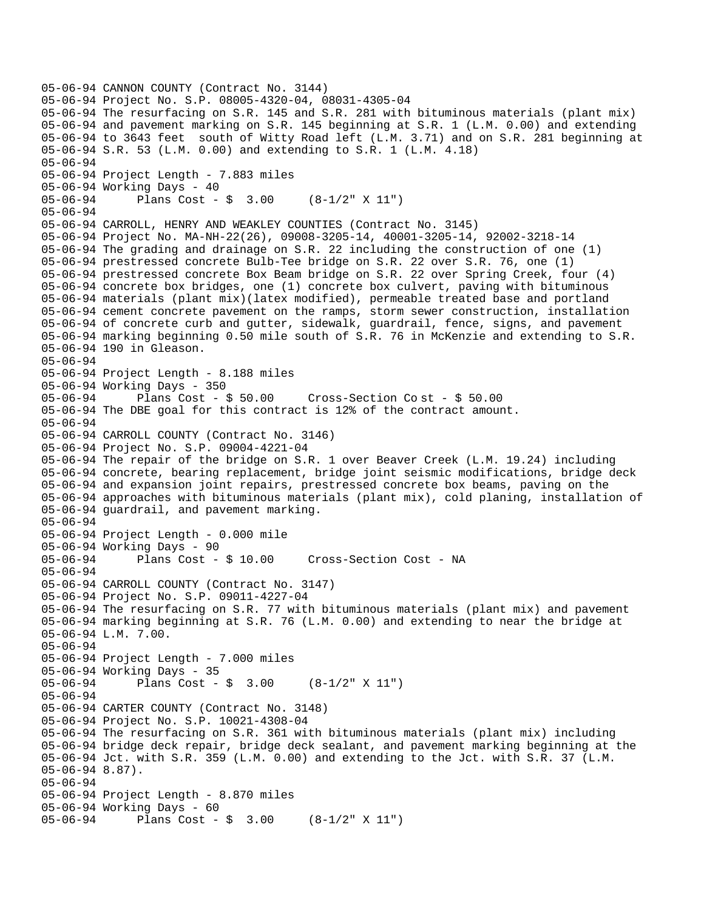```
05-06-94 CANNON COUNTY (Contract No. 3144)
05-06-94 Project No. S.P. 08005-4320-04, 08031-4305-04
05-06-94 The resurfacing on S.R. 145 and S.R. 281 with bituminous materials (plant mix)
05-06-94 and pavement marking on S.R. 145 beginning at S.R. 1 (L.M. 0.00) and extending
05-06-94 to 3643 feet  south of Witty Road left (L.M. 3.71) and on S.R. 281 beginning at
05-06-94 S.R. 53 (L.M. 0.00) and extending to S.R. 1 (L.M. 4.18)
05-06-94
05-06-94 Project Length - 7.883 miles
05-06-94 Working Days - 40
05-06-94      Plans Cost - $  3.00     (8-1/2" X 11")
05-06-94
05-06-94 CARROLL, HENRY AND WEAKLEY COUNTIES (Contract No. 3145)
05-06-94 Project No. MA-NH-22(26), 09008-3205-14, 40001-3205-14, 92002-3218-14
05-06-94 The grading and drainage on S.R. 22 including the construction of one (1)
05-06-94 prestressed concrete Bulb-Tee bridge on S.R. 22 over S.R. 76, one (1)
05-06-94 prestressed concrete Box Beam bridge on S.R. 22 over Spring Creek, four (4)
05-06-94 concrete box bridges, one (1) concrete box culvert, paving with bituminous
05-06-94 materials (plant mix)(latex modified), permeable treated base and portland
05-06-94 cement concrete pavement on the ramps, storm sewer construction, installation
05-06-94 of concrete curb and gutter, sidewalk, guardrail, fence, signs, and pavement
05-06-94 marking beginning 0.50 mile south of S.R. 76 in McKenzie and extending to S.R.
05-06-94 190 in Gleason.
05-06-94
05-06-94 Project Length - 8.188 miles
05-06-94 Working Days - 350
05-06-94      Plans Cost - $ 50.00     Cross-Section Co st - $ 50.00
05-06-94 The DBE goal for this contract is 12% of the contract amount.
05-06-94
05-06-94 CARROLL COUNTY (Contract No. 3146)
05-06-94 Project No. S.P. 09004-4221-04
05-06-94 The repair of the bridge on S.R. 1 over Beaver Creek (L.M. 19.24) including
05-06-94 concrete, bearing replacement, bridge joint seismic modifications, bridge deck
05-06-94 and expansion joint repairs, prestressed concrete box beams, paving on the
05-06-94 approaches with bituminous materials (plant mix), cold planing, installation of
05-06-94 guardrail, and pavement marking.
05-06-94
05-06-94 Project Length - 0.000 mile
05-06-94 Working Days - 90
05-06-94      Plans Cost - $ 10.00     Cross-Section Cost - NA
05-06-94
05-06-94 CARROLL COUNTY (Contract No. 3147)
05-06-94 Project No. S.P. 09011-4227-04
05-06-94 The resurfacing on S.R. 77 with bituminous materials (plant mix) and pavement
05-06-94 marking beginning at S.R. 76 (L.M. 0.00) and extending to near the bridge at
05-06-94 L.M. 7.00.
05-06-94
05-06-94 Project Length - 7.000 miles
05-06-94 Working Days - 35
05-06-94      Plans Cost - $  3.00     (8-1/2" X 11")
05-06-94
05-06-94 CARTER COUNTY (Contract No. 3148)
05-06-94 Project No. S.P. 10021-4308-04
05-06-94 The resurfacing on S.R. 361 with bituminous materials (plant mix) including
05-06-94 bridge deck repair, bridge deck sealant, and pavement marking beginning at the
05-06-94 Jct. with S.R. 359 (L.M. 0.00) and extending to the Jct. with S.R. 37 (L.M.
05-06-94 8.87).
05-06-94
05-06-94 Project Length - 8.870 miles
05-06-94 Working Days - 60
05-06-94      Plans Cost - $  3.00     (8-1/2" X 11")
```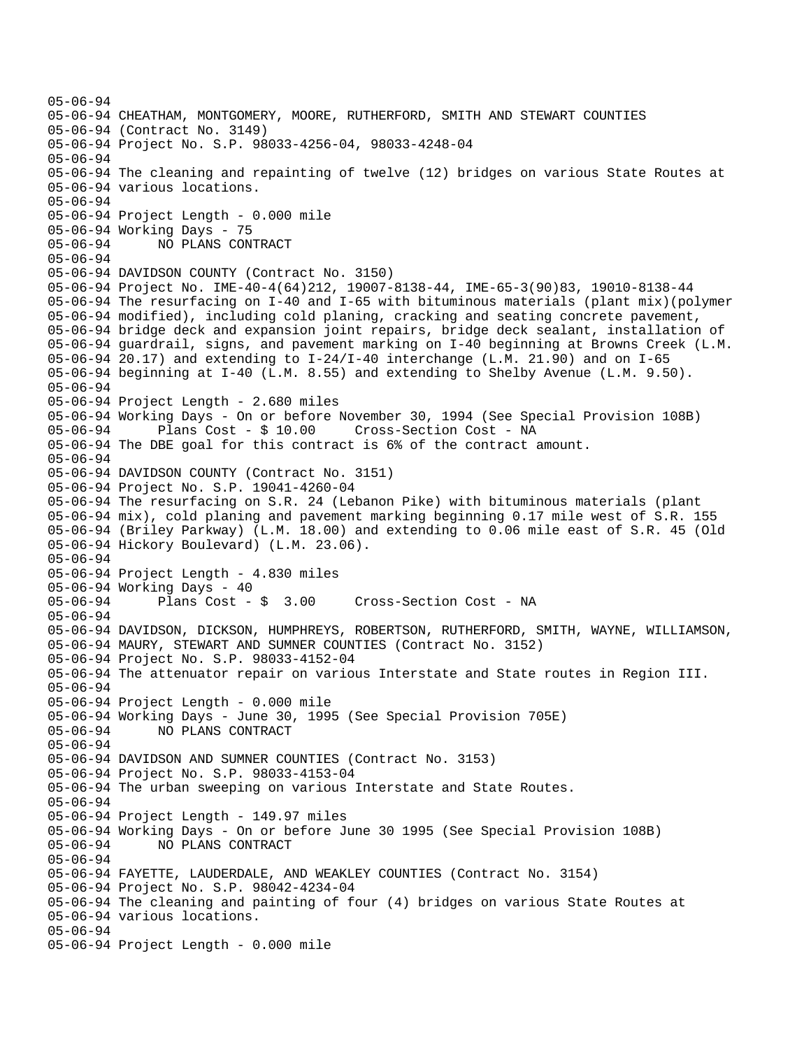```
05-06-94
05-06-94 CHEATHAM, MONTGOMERY, MOORE, RUTHERFORD, SMITH AND STEWART COUNTIES
05-06-94 (Contract No. 3149)
05-06-94 Project No. S.P. 98033-4256-04, 98033-4248-04
05-06-94
05-06-94 The cleaning and repainting of twelve (12) bridges on various State Routes at
05-06-94 various locations.
05-06-94
05-06-94 Project Length - 0.000 mile
05-06-94 Working Days - 75
05-06-94      NO PLANS CONTRACT
05-06-94
05-06-94 DAVIDSON COUNTY (Contract No. 3150)
05-06-94 Project No. IME-40-4(64)212, 19007-8138-44, IME-65-3(90)83, 19010-8138-44
05-06-94 The resurfacing on I-40 and I-65 with bituminous materials (plant mix)(polymer
05-06-94 modified), including cold planing, cracking and seating concrete pavement,
05-06-94 bridge deck and expansion joint repairs, bridge deck sealant, installation of
05-06-94 guardrail, signs, and pavement marking on I-40 beginning at Browns Creek (L.M.
05-06-94 20.17) and extending to I-24/I-40 interchange (L.M. 21.90) and on I-65
05-06-94 beginning at I-40 (L.M. 8.55) and extending to Shelby Avenue (L.M. 9.50).
05-06-94
05-06-94 Project Length - 2.680 miles
05-06-94 Working Days - On or before November 30, 1994 (See Special Provision 108B)
05-06-94      Plans Cost - $ 10.00     Cross-Section Cost - NA
05-06-94 The DBE goal for this contract is 6% of the contract amount.
05-06-94
05-06-94 DAVIDSON COUNTY (Contract No. 3151)
05-06-94 Project No. S.P. 19041-4260-04
05-06-94 The resurfacing on S.R. 24 (Lebanon Pike) with bituminous materials (plant
05-06-94 mix), cold planing and pavement marking beginning 0.17 mile west of S.R. 155
05-06-94 (Briley Parkway) (L.M. 18.00) and extending to 0.06 mile east of S.R. 45 (Old
05-06-94 Hickory Boulevard) (L.M. 23.06).
05-06-94
05-06-94 Project Length - 4.830 miles
05-06-94 Working Days - 40
05-06-94      Plans Cost - $  3.00     Cross-Section Cost - NA
05-06-94
05-06-94 DAVIDSON, DICKSON, HUMPHREYS, ROBERTSON, RUTHERFORD, SMITH, WAYNE, WILLIAMSON,
05-06-94 MAURY, STEWART AND SUMNER COUNTIES (Contract No. 3152)
05-06-94 Project No. S.P. 98033-4152-04
05-06-94 The attenuator repair on various Interstate and State routes in Region III.
05-06-94
05-06-94 Project Length - 0.000 mile
05-06-94 Working Days - June 30, 1995 (See Special Provision 705E)
05-06-94      NO PLANS CONTRACT
05-06-94
05-06-94 DAVIDSON AND SUMNER COUNTIES (Contract No. 3153)
05-06-94 Project No. S.P. 98033-4153-04
05-06-94 The urban sweeping on various Interstate and State Routes.
05-06-94
05-06-94 Project Length - 149.97 miles
05-06-94 Working Days - On or before June 30 1995 (See Special Provision 108B)
05-06-94      NO PLANS CONTRACT
05-06-94
05-06-94 FAYETTE, LAUDERDALE, AND WEAKLEY COUNTIES (Contract No. 3154)
05-06-94 Project No. S.P. 98042-4234-04
05-06-94 The cleaning and painting of four (4) bridges on various State Routes at
05-06-94 various locations.
05-06-94
05-06-94 Project Length - 0.000 mile
```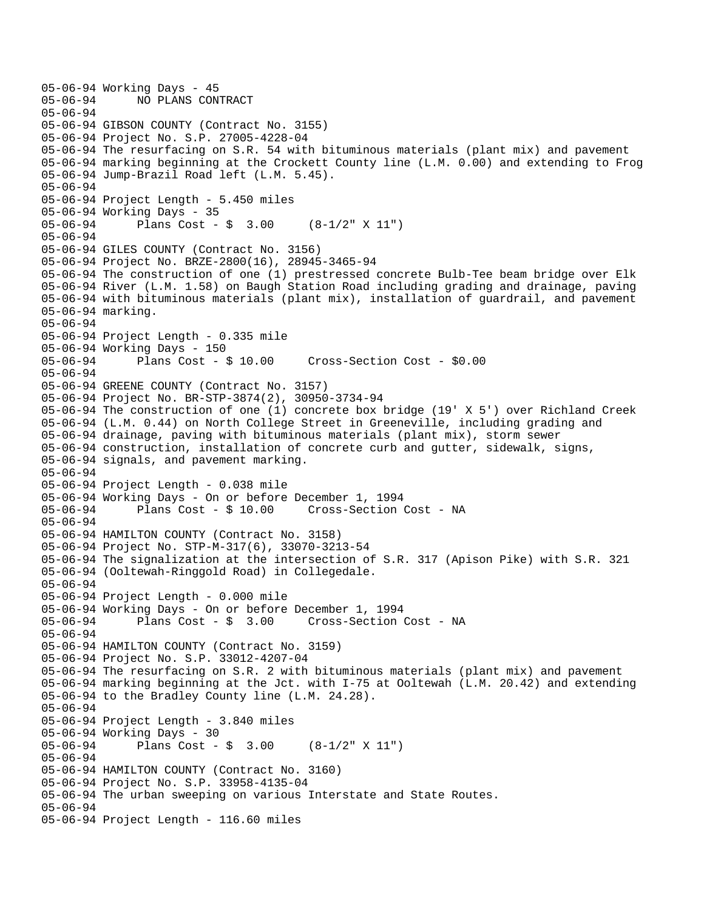```
05-06-94 Working Days - 45
05-06-94      NO PLANS CONTRACT
05-06-94
05-06-94 GIBSON COUNTY (Contract No. 3155)
05-06-94 Project No. S.P. 27005-4228-04
05-06-94 The resurfacing on S.R. 54 with bituminous materials (plant mix) and pavement
05-06-94 marking beginning at the Crockett County line (L.M. 0.00) and extending to Frog
05-06-94 Jump-Brazil Road left (L.M. 5.45).
05-06-94
05-06-94 Project Length - 5.450 miles
05-06-94 Working Days - 35
05-06-94      Plans Cost - $  3.00     (8-1/2" X 11")
05-06-94
05-06-94 GILES COUNTY (Contract No. 3156)
05-06-94 Project No. BRZE-2800(16), 28945-3465-94
05-06-94 The construction of one (1) prestressed concrete Bulb-Tee beam bridge over Elk
05-06-94 River (L.M. 1.58) on Baugh Station Road including grading and drainage, paving
05-06-94 with bituminous materials (plant mix), installation of guardrail, and pavement
05-06-94 marking.
05-06-94
05-06-94 Project Length - 0.335 mile
05-06-94 Working Days - 150
05-06-94      Plans Cost - $ 10.00     Cross-Section Cost - $0.00
05-06-94
05-06-94 GREENE COUNTY (Contract No. 3157)
05-06-94 Project No. BR-STP-3874(2), 30950-3734-94
05-06-94 The construction of one (1) concrete box bridge (19' X 5') over Richland Creek
05-06-94 (L.M. 0.44) on North College Street in Greeneville, including grading and
05-06-94 drainage, paving with bituminous materials (plant mix), storm sewer
05-06-94 construction, installation of concrete curb and gutter, sidewalk, signs,
05-06-94 signals, and pavement marking.
05-06-94
05-06-94 Project Length - 0.038 mile
05-06-94 Working Days - On or before December 1, 1994
05-06-94      Plans Cost - $ 10.00     Cross-Section Cost - NA
05-06-94
05-06-94 HAMILTON COUNTY (Contract No. 3158)
05-06-94 Project No. STP-M-317(6), 33070-3213-54
05-06-94 The signalization at the intersection of S.R. 317 (Apison Pike) with S.R. 321
05-06-94 (Ooltewah-Ringgold Road) in Collegedale.
05-06-94
05-06-94 Project Length - 0.000 mile
05-06-94 Working Days - On or before December 1, 1994
05-06-94      Plans Cost - $  3.00     Cross-Section Cost - NA
05-06-94
05-06-94 HAMILTON COUNTY (Contract No. 3159)
05-06-94 Project No. S.P. 33012-4207-04
05-06-94 The resurfacing on S.R. 2 with bituminous materials (plant mix) and pavement
05-06-94 marking beginning at the Jct. with I-75 at Ooltewah (L.M. 20.42) and extending
05-06-94 to the Bradley County line (L.M. 24.28).
05-06-94
05-06-94 Project Length - 3.840 miles
05-06-94 Working Days - 30
05-06-94      Plans Cost - $  3.00     (8-1/2" X 11")
05-06-94
05-06-94 HAMILTON COUNTY (Contract No. 3160)
05-06-94 Project No. S.P. 33958-4135-04
05-06-94 The urban sweeping on various Interstate and State Routes.
05-06-94
05-06-94 Project Length - 116.60 miles
```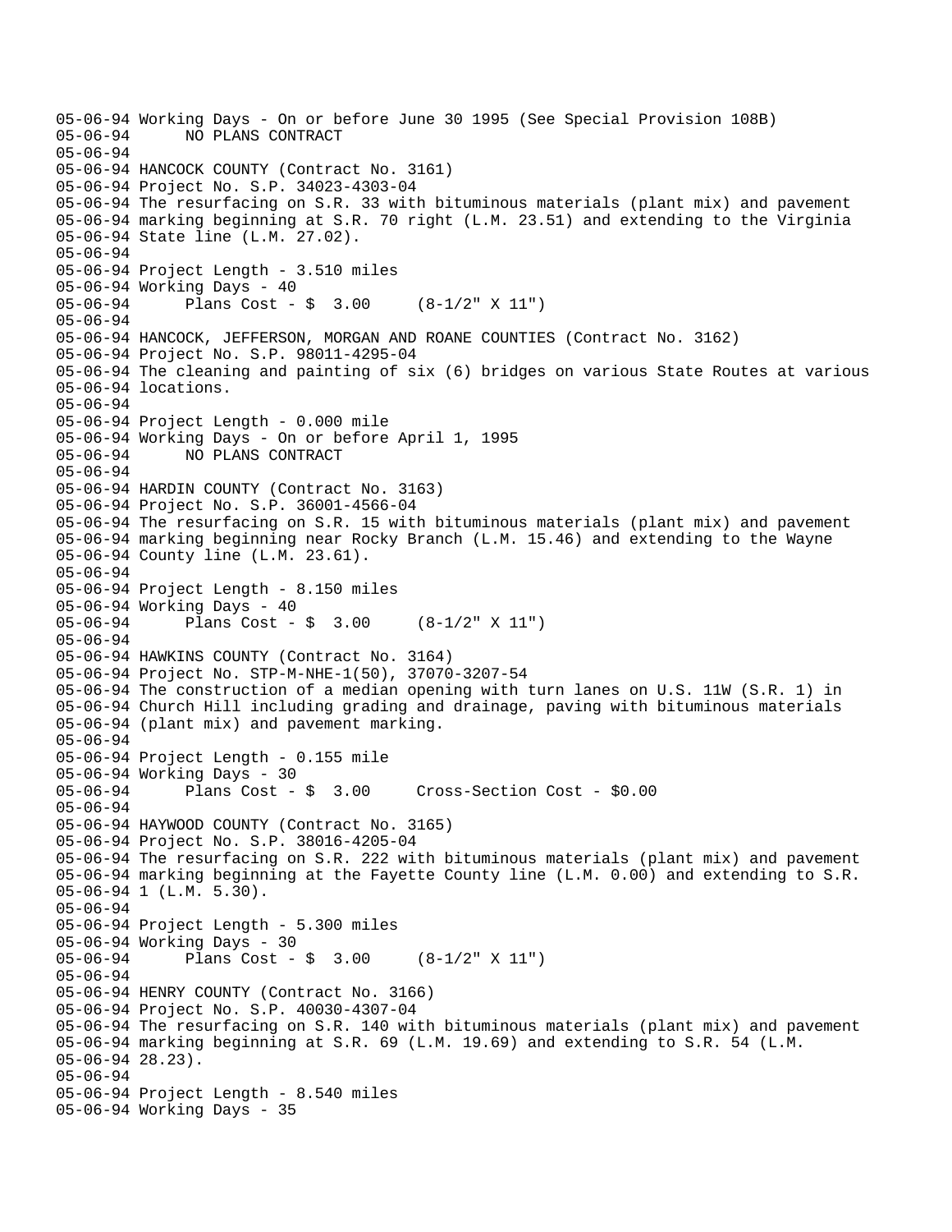05-06-94 Working Days - On or before June 30 1995 (See Special Provision 108B)
05-06-94       NO PLANS CONTRACT
05-06-94
05-06-94 HANCOCK COUNTY (Contract No. 3161)
05-06-94 Project No. S.P. 34023-4303-04
05-06-94 The resurfacing on S.R. 33 with bituminous materials (plant mix) and pavement
05-06-94 marking beginning at S.R. 70 right (L.M. 23.51) and extending to the Virginia
05-06-94 State line (L.M. 27.02).
05-06-94
05-06-94 Project Length - 3.510 miles
05-06-94 Working Days - 40
05-06-94       Plans Cost - $  3.00     (8-1/2" X 11")
05-06-94
05-06-94 HANCOCK, JEFFERSON, MORGAN AND ROANE COUNTIES (Contract No. 3162)
05-06-94 Project No. S.P. 98011-4295-04
05-06-94 The cleaning and painting of six (6) bridges on various State Routes at various
05-06-94 locations.
05-06-94
05-06-94 Project Length - 0.000 mile
05-06-94 Working Days - On or before April 1, 1995
05-06-94       NO PLANS CONTRACT
05-06-94
05-06-94 HARDIN COUNTY (Contract No. 3163)
05-06-94 Project No. S.P. 36001-4566-04
05-06-94 The resurfacing on S.R. 15 with bituminous materials (plant mix) and pavement
05-06-94 marking beginning near Rocky Branch (L.M. 15.46) and extending to the Wayne
05-06-94 County line (L.M. 23.61).
05-06-94
05-06-94 Project Length - 8.150 miles
05-06-94 Working Days - 40
05-06-94       Plans Cost - $  3.00     (8-1/2" X 11")
05-06-94
05-06-94 HAWKINS COUNTY (Contract No. 3164)
05-06-94 Project No. STP-M-NHE-1(50), 37070-3207-54
05-06-94 The construction of a median opening with turn lanes on U.S. 11W (S.R. 1) in
05-06-94 Church Hill including grading and drainage, paving with bituminous materials
05-06-94 (plant mix) and pavement marking.
05-06-94
05-06-94 Project Length - 0.155 mile
05-06-94 Working Days - 30
05-06-94       Plans Cost - $  3.00     Cross-Section Cost - $0.00
05-06-94
05-06-94 HAYWOOD COUNTY (Contract No. 3165)
05-06-94 Project No. S.P. 38016-4205-04
05-06-94 The resurfacing on S.R. 222 with bituminous materials (plant mix) and pavement
05-06-94 marking beginning at the Fayette County line (L.M. 0.00) and extending to S.R.
05-06-94 1 (L.M. 5.30).
05-06-94
05-06-94 Project Length - 5.300 miles
05-06-94 Working Days - 30
05-06-94       Plans Cost - $  3.00     (8-1/2" X 11")
05-06-94
05-06-94 HENRY COUNTY (Contract No. 3166)
05-06-94 Project No. S.P. 40030-4307-04
05-06-94 The resurfacing on S.R. 140 with bituminous materials (plant mix) and pavement
05-06-94 marking beginning at S.R. 69 (L.M. 19.69) and extending to S.R. 54 (L.M.
05-06-94 28.23).
05-06-94
05-06-94 Project Length - 8.540 miles
05-06-94 Working Days - 35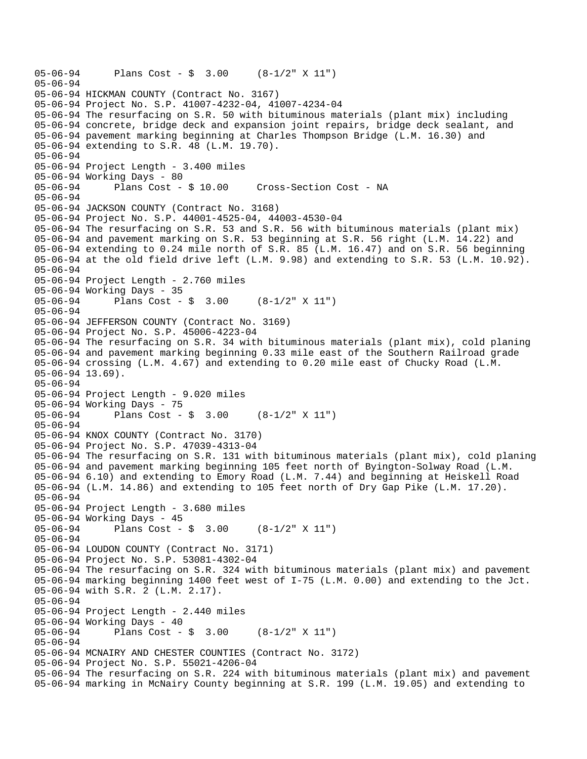```
05-06-94      Plans Cost - $  3.00     (8-1/2" X 11")
05-06-94
05-06-94 HICKMAN COUNTY (Contract No. 3167)
05-06-94 Project No. S.P. 41007-4232-04, 41007-4234-04
05-06-94 The resurfacing on S.R. 50 with bituminous materials (plant mix) including
05-06-94 concrete, bridge deck and expansion joint repairs, bridge deck sealant, and
05-06-94 pavement marking beginning at Charles Thompson Bridge (L.M. 16.30) and
05-06-94 extending to S.R. 48 (L.M. 19.70).
05-06-94
05-06-94 Project Length - 3.400 miles
05-06-94 Working Days - 80
05-06-94      Plans Cost - $ 10.00     Cross-Section Cost - NA
05-06-94
05-06-94 JACKSON COUNTY (Contract No. 3168)
05-06-94 Project No. S.P. 44001-4525-04, 44003-4530-04
05-06-94 The resurfacing on S.R. 53 and S.R. 56 with bituminous materials (plant mix)
05-06-94 and pavement marking on S.R. 53 beginning at S.R. 56 right (L.M. 14.22) and
05-06-94 extending to 0.24 mile north of S.R. 85 (L.M. 16.47) and on S.R. 56 beginning
05-06-94 at the old field drive left (L.M. 9.98) and extending to S.R. 53 (L.M. 10.92).
05-06-94
05-06-94 Project Length - 2.760 miles
05-06-94 Working Days - 35
05-06-94      Plans Cost - $  3.00     (8-1/2" X 11")
05-06-94
05-06-94 JEFFERSON COUNTY (Contract No. 3169)
05-06-94 Project No. S.P. 45006-4223-04
05-06-94 The resurfacing on S.R. 34 with bituminous materials (plant mix), cold planing
05-06-94 and pavement marking beginning 0.33 mile east of the Southern Railroad grade
05-06-94 crossing (L.M. 4.67) and extending to 0.20 mile east of Chucky Road (L.M.
05-06-94 13.69).
05-06-94
05-06-94 Project Length - 9.020 miles
05-06-94 Working Days - 75
05-06-94      Plans Cost - $  3.00     (8-1/2" X 11")
05-06-94
05-06-94 KNOX COUNTY (Contract No. 3170)
05-06-94 Project No. S.P. 47039-4313-04
05-06-94 The resurfacing on S.R. 131 with bituminous materials (plant mix), cold planing
05-06-94 and pavement marking beginning 105 feet north of Byington-Solway Road (L.M.
05-06-94 6.10) and extending to Emory Road (L.M. 7.44) and beginning at Heiskell Road
05-06-94 (L.M. 14.86) and extending to 105 feet north of Dry Gap Pike (L.M. 17.20).
05-06-94
05-06-94 Project Length - 3.680 miles
05-06-94 Working Days - 45
05-06-94      Plans Cost - $  3.00     (8-1/2" X 11")
05-06-94
05-06-94 LOUDON COUNTY (Contract No. 3171)
05-06-94 Project No. S.P. 53081-4302-04
05-06-94 The resurfacing on S.R. 324 with bituminous materials (plant mix) and pavement
05-06-94 marking beginning 1400 feet west of I-75 (L.M. 0.00) and extending to the Jct.
05-06-94 with S.R. 2 (L.M. 2.17).
05-06-94
05-06-94 Project Length - 2.440 miles
05-06-94 Working Days - 40
05-06-94      Plans Cost - $  3.00     (8-1/2" X 11")
05-06-94
05-06-94 MCNAIRY AND CHESTER COUNTIES (Contract No. 3172)
05-06-94 Project No. S.P. 55021-4206-04
05-06-94 The resurfacing on S.R. 224 with bituminous materials (plant mix) and pavement
05-06-94 marking in McNairy County beginning at S.R. 199 (L.M. 19.05) and extending to
```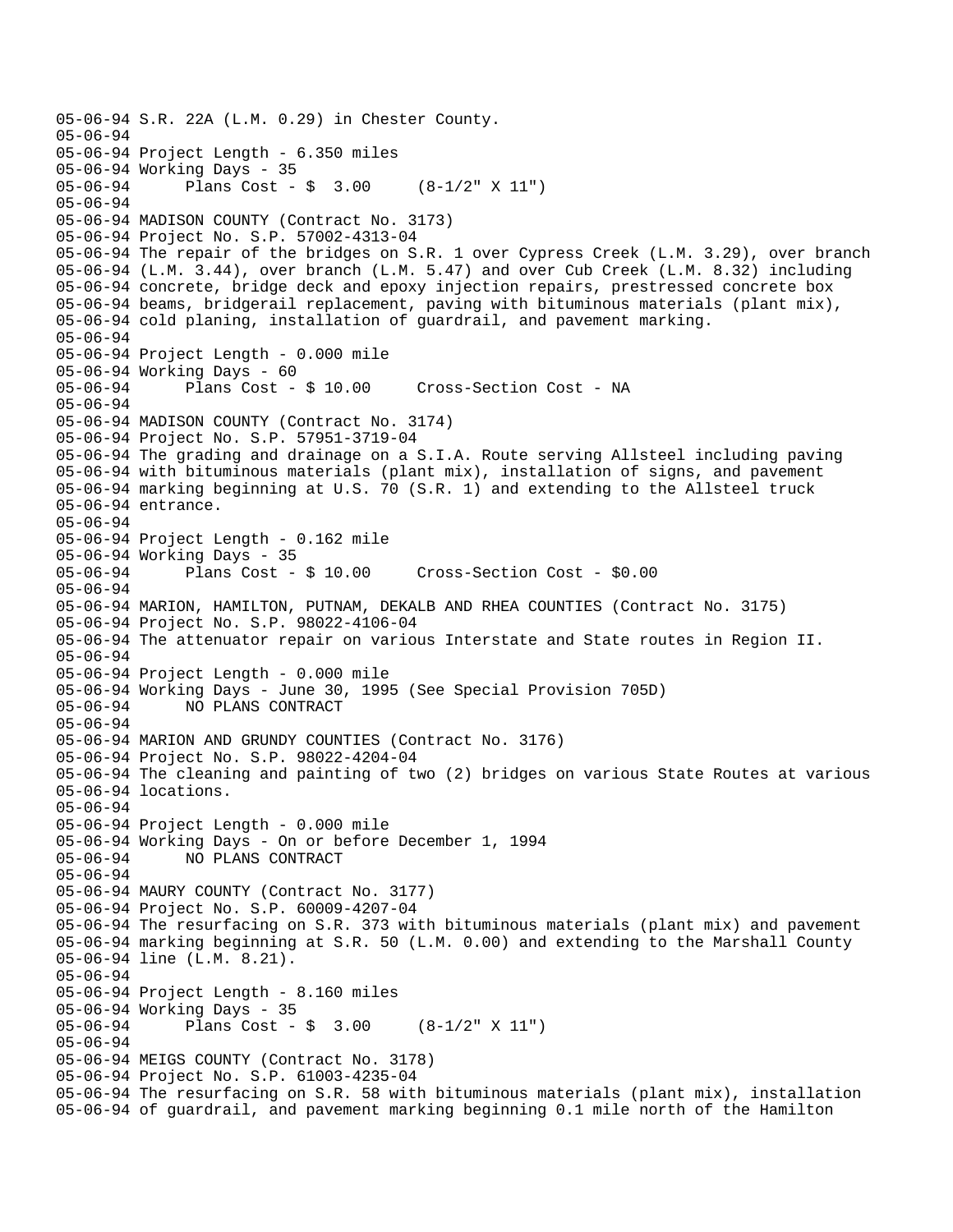```
05-06-94 S.R. 22A (L.M. 0.29) in Chester County.
05-06-94
05-06-94 Project Length - 6.350 miles
05-06-94 Working Days - 35
05-06-94      Plans Cost - $  3.00     (8-1/2" X 11")
05-06-94
05-06-94 MADISON COUNTY (Contract No. 3173)
05-06-94 Project No. S.P. 57002-4313-04
05-06-94 The repair of the bridges on S.R. 1 over Cypress Creek (L.M. 3.29), over branch
05-06-94 (L.M. 3.44), over branch (L.M. 5.47) and over Cub Creek (L.M. 8.32) including
05-06-94 concrete, bridge deck and epoxy injection repairs, prestressed concrete box
05-06-94 beams, bridgerail replacement, paving with bituminous materials (plant mix),
05-06-94 cold planing, installation of guardrail, and pavement marking.
05-06-94
05-06-94 Project Length - 0.000 mile
05-06-94 Working Days - 60
05-06-94      Plans Cost - $ 10.00     Cross-Section Cost - NA
05-06-94
05-06-94 MADISON COUNTY (Contract No. 3174)
05-06-94 Project No. S.P. 57951-3719-04
05-06-94 The grading and drainage on a S.I.A. Route serving Allsteel including paving
05-06-94 with bituminous materials (plant mix), installation of signs, and pavement
05-06-94 marking beginning at U.S. 70 (S.R. 1) and extending to the Allsteel truck
05-06-94 entrance.
05-06-94
05-06-94 Project Length - 0.162 mile
05-06-94 Working Days - 35
05-06-94      Plans Cost - $ 10.00     Cross-Section Cost - $0.00
05-06-94
05-06-94 MARION, HAMILTON, PUTNAM, DEKALB AND RHEA COUNTIES (Contract No. 3175)
05-06-94 Project No. S.P. 98022-4106-04
05-06-94 The attenuator repair on various Interstate and State routes in Region II.
05-06-94
05-06-94 Project Length - 0.000 mile
05-06-94 Working Days - June 30, 1995 (See Special Provision 705D)
05-06-94      NO PLANS CONTRACT
05-06-94
05-06-94 MARION AND GRUNDY COUNTIES (Contract No. 3176)
05-06-94 Project No. S.P. 98022-4204-04
05-06-94 The cleaning and painting of two (2) bridges on various State Routes at various
05-06-94 locations.
05-06-94
05-06-94 Project Length - 0.000 mile
05-06-94 Working Days - On or before December 1, 1994
05-06-94      NO PLANS CONTRACT
05-06-94
05-06-94 MAURY COUNTY (Contract No. 3177)
05-06-94 Project No. S.P. 60009-4207-04
05-06-94 The resurfacing on S.R. 373 with bituminous materials (plant mix) and pavement
05-06-94 marking beginning at S.R. 50 (L.M. 0.00) and extending to the Marshall County
05-06-94 line (L.M. 8.21).
05-06-94
05-06-94 Project Length - 8.160 miles
05-06-94 Working Days - 35
05-06-94      Plans Cost - $  3.00     (8-1/2" X 11")
05-06-94
05-06-94 MEIGS COUNTY (Contract No. 3178)
05-06-94 Project No. S.P. 61003-4235-04
05-06-94 The resurfacing on S.R. 58 with bituminous materials (plant mix), installation
05-06-94 of guardrail, and pavement marking beginning 0.1 mile north of the Hamilton
```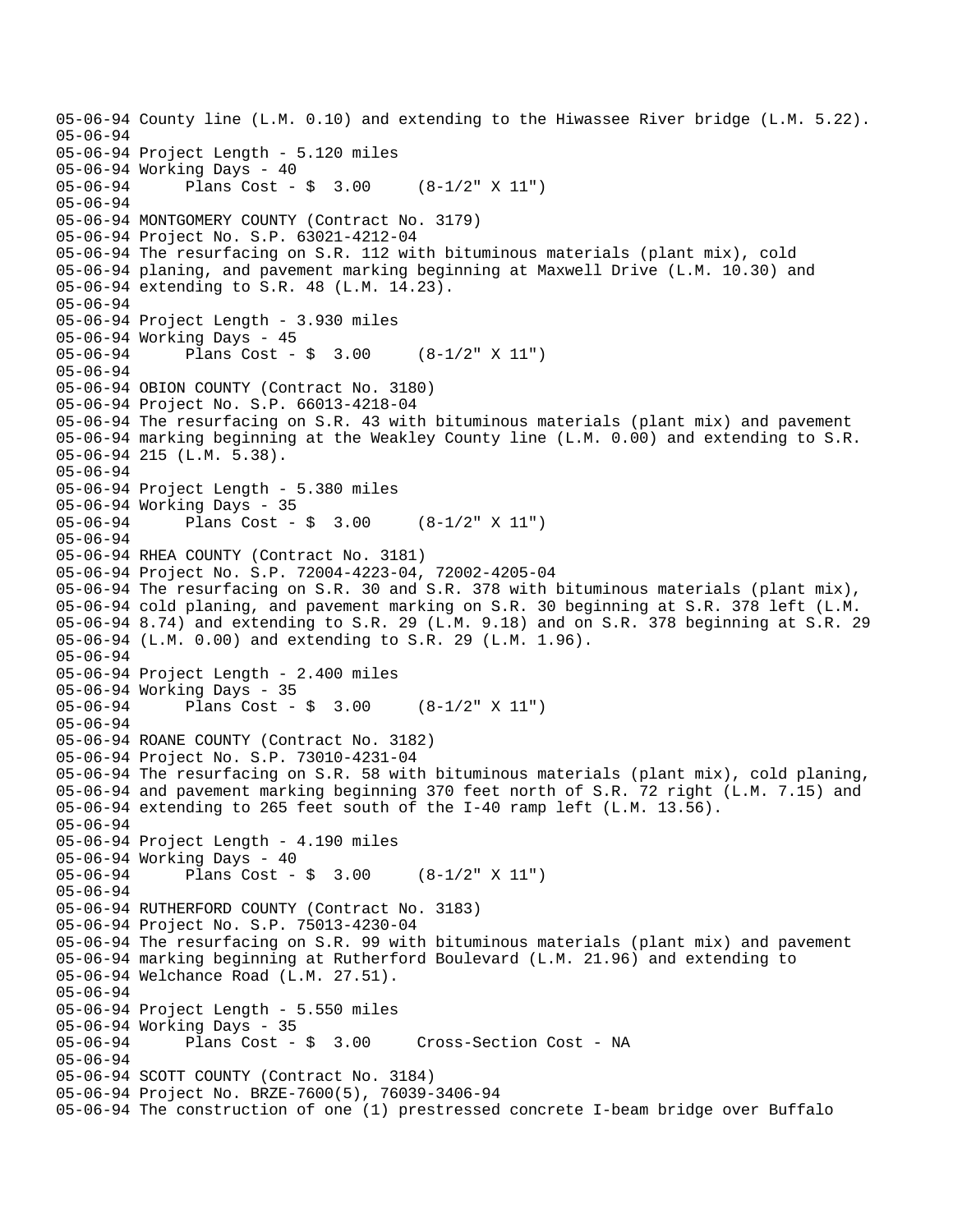05-06-94 County line (L.M. 0.10) and extending to the Hiwassee River bridge (L.M. 5.22).
05-06-94
05-06-94 Project Length - 5.120 miles
05-06-94 Working Days - 40
05-06-94       Plans Cost - $  3.00     (8-1/2" X 11")
05-06-94
05-06-94 MONTGOMERY COUNTY (Contract No. 3179)
05-06-94 Project No. S.P. 63021-4212-04
05-06-94 The resurfacing on S.R. 112 with bituminous materials (plant mix), cold
05-06-94 planing, and pavement marking beginning at Maxwell Drive (L.M. 10.30) and
05-06-94 extending to S.R. 48 (L.M. 14.23).
05-06-94
05-06-94 Project Length - 3.930 miles
05-06-94 Working Days - 45
05-06-94       Plans Cost - $  3.00     (8-1/2" X 11")
05-06-94
05-06-94 OBION COUNTY (Contract No. 3180)
05-06-94 Project No. S.P. 66013-4218-04
05-06-94 The resurfacing on S.R. 43 with bituminous materials (plant mix) and pavement
05-06-94 marking beginning at the Weakley County line (L.M. 0.00) and extending to S.R.
05-06-94 215 (L.M. 5.38).
05-06-94
05-06-94 Project Length - 5.380 miles
05-06-94 Working Days - 35
05-06-94       Plans Cost - $  3.00     (8-1/2" X 11")
05-06-94
05-06-94 RHEA COUNTY (Contract No. 3181)
05-06-94 Project No. S.P. 72004-4223-04, 72002-4205-04
05-06-94 The resurfacing on S.R. 30 and S.R. 378 with bituminous materials (plant mix),
05-06-94 cold planing, and pavement marking on S.R. 30 beginning at S.R. 378 left (L.M.
05-06-94 8.74) and extending to S.R. 29 (L.M. 9.18) and on S.R. 378 beginning at S.R. 29
05-06-94 (L.M. 0.00) and extending to S.R. 29 (L.M. 1.96).
05-06-94
05-06-94 Project Length - 2.400 miles
05-06-94 Working Days - 35
05-06-94       Plans Cost - $  3.00     (8-1/2" X 11")
05-06-94
05-06-94 ROANE COUNTY (Contract No. 3182)
05-06-94 Project No. S.P. 73010-4231-04
05-06-94 The resurfacing on S.R. 58 with bituminous materials (plant mix), cold planing,
05-06-94 and pavement marking beginning 370 feet north of S.R. 72 right (L.M. 7.15) and
05-06-94 extending to 265 feet south of the I-40 ramp left (L.M. 13.56).
05-06-94
05-06-94 Project Length - 4.190 miles
05-06-94 Working Days - 40
05-06-94       Plans Cost - $  3.00     (8-1/2" X 11")
05-06-94
05-06-94 RUTHERFORD COUNTY (Contract No. 3183)
05-06-94 Project No. S.P. 75013-4230-04
05-06-94 The resurfacing on S.R. 99 with bituminous materials (plant mix) and pavement
05-06-94 marking beginning at Rutherford Boulevard (L.M. 21.96) and extending to
05-06-94 Welchance Road (L.M. 27.51).
05-06-94
05-06-94 Project Length - 5.550 miles
05-06-94 Working Days - 35
05-06-94       Plans Cost - $  3.00     Cross-Section Cost - NA
05-06-94
05-06-94 SCOTT COUNTY (Contract No. 3184)
05-06-94 Project No. BRZE-7600(5), 76039-3406-94
05-06-94 The construction of one (1) prestressed concrete I-beam bridge over Buffalo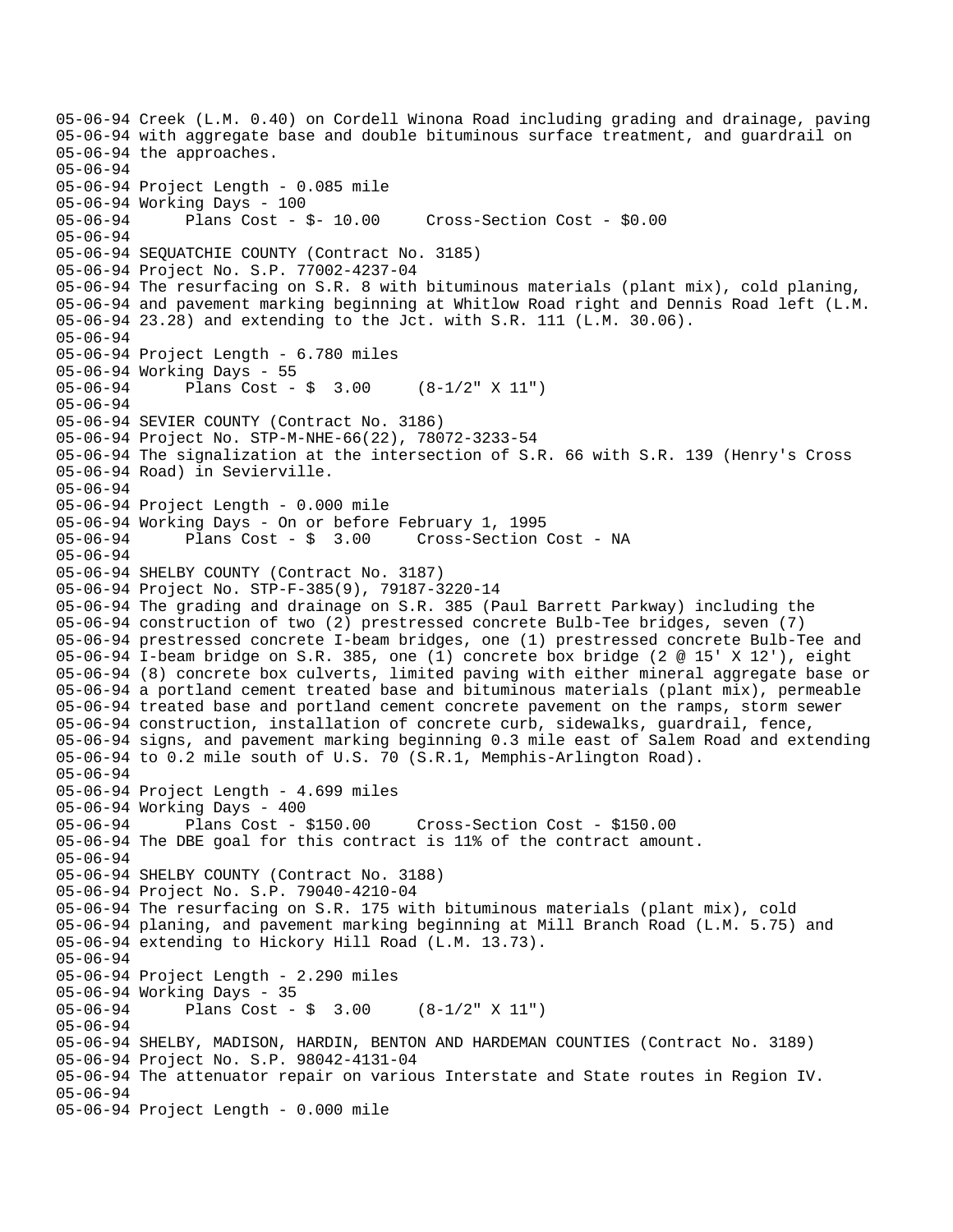05-06-94 Creek (L.M. 0.40) on Cordell Winona Road including grading and drainage, paving
05-06-94 with aggregate base and double bituminous surface treatment, and guardrail on
05-06-94 the approaches.
05-06-94
05-06-94 Project Length - 0.085 mile
05-06-94 Working Days - 100
05-06-94 Plans Cost - $- 10.00 Cross-Section Cost - $0.00
05-06-94
05-06-94 SEQUATCHIE COUNTY (Contract No. 3185)
05-06-94 Project No. S.P. 77002-4237-04
05-06-94 The resurfacing on S.R. 8 with bituminous materials (plant mix), cold planing,
05-06-94 and pavement marking beginning at Whitlow Road right and Dennis Road left (L.M.
05-06-94 23.28) and extending to the Jct. with S.R. 111 (L.M. 30.06).
05-06-94
05-06-94 Project Length - 6.780 miles
05-06-94 Working Days - 55
05-06-94 Plans Cost - $ 3.00 (8-1/2" X 11")
05-06-94
05-06-94 SEVIER COUNTY (Contract No. 3186)
05-06-94 Project No. STP-M-NHE-66(22), 78072-3233-54
05-06-94 The signalization at the intersection of S.R. 66 with S.R. 139 (Henry's Cross
05-06-94 Road) in Sevierville.
05-06-94
05-06-94 Project Length - 0.000 mile
05-06-94 Working Days - On or before February 1, 1995
05-06-94 Plans Cost - $ 3.00 Cross-Section Cost - NA
05-06-94
05-06-94 SHELBY COUNTY (Contract No. 3187)
05-06-94 Project No. STP-F-385(9), 79187-3220-14
05-06-94 The grading and drainage on S.R. 385 (Paul Barrett Parkway) including the
05-06-94 construction of two (2) prestressed concrete Bulb-Tee bridges, seven (7)
05-06-94 prestressed concrete I-beam bridges, one (1) prestressed concrete Bulb-Tee and
05-06-94 I-beam bridge on S.R. 385, one (1) concrete box bridge (2 @ 15' X 12'), eight
05-06-94 (8) concrete box culverts, limited paving with either mineral aggregate base or
05-06-94 a portland cement treated base and bituminous materials (plant mix), permeable
05-06-94 treated base and portland cement concrete pavement on the ramps, storm sewer
05-06-94 construction, installation of concrete curb, sidewalks, guardrail, fence,
05-06-94 signs, and pavement marking beginning 0.3 mile east of Salem Road and extending
05-06-94 to 0.2 mile south of U.S. 70 (S.R.1, Memphis-Arlington Road).
05-06-94
05-06-94 Project Length - 4.699 miles
05-06-94 Working Days - 400
05-06-94 Plans Cost - $150.00 Cross-Section Cost - $150.00
05-06-94 The DBE goal for this contract is 11% of the contract amount.
05-06-94
05-06-94 SHELBY COUNTY (Contract No. 3188)
05-06-94 Project No. S.P. 79040-4210-04
05-06-94 The resurfacing on S.R. 175 with bituminous materials (plant mix), cold
05-06-94 planing, and pavement marking beginning at Mill Branch Road (L.M. 5.75) and
05-06-94 extending to Hickory Hill Road (L.M. 13.73).
05-06-94
05-06-94 Project Length - 2.290 miles
05-06-94 Working Days - 35
05-06-94 Plans Cost - $ 3.00 (8-1/2" X 11")
05-06-94
05-06-94 SHELBY, MADISON, HARDIN, BENTON AND HARDEMAN COUNTIES (Contract No. 3189)
05-06-94 Project No. S.P. 98042-4131-04
05-06-94 The attenuator repair on various Interstate and State routes in Region IV.
05-06-94
05-06-94 Project Length - 0.000 mile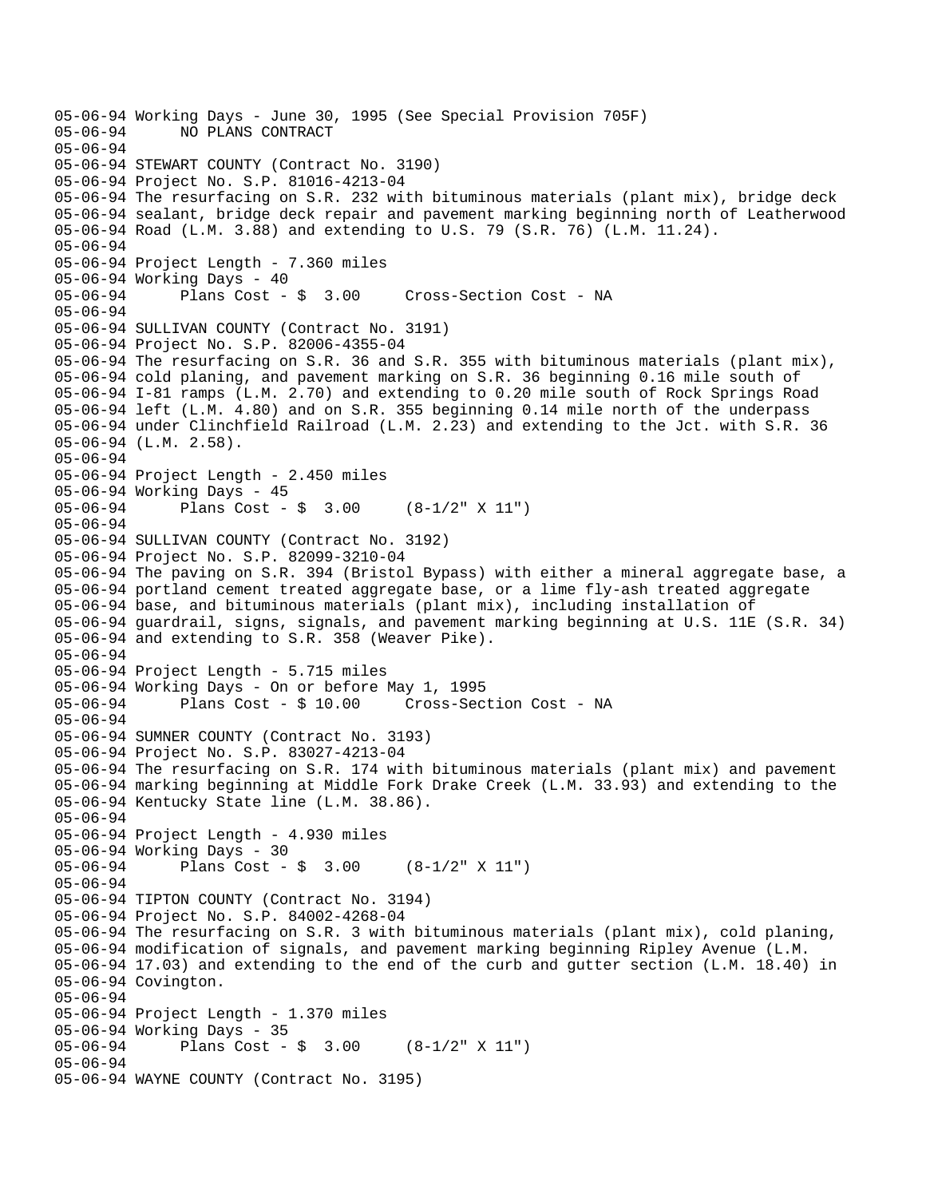```
05-06-94 Working Days - June 30, 1995 (See Special Provision 705F)
05-06-94      NO PLANS CONTRACT
05-06-94
05-06-94 STEWART COUNTY (Contract No. 3190)
05-06-94 Project No. S.P. 81016-4213-04
05-06-94 The resurfacing on S.R. 232 with bituminous materials (plant mix), bridge deck
05-06-94 sealant, bridge deck repair and pavement marking beginning north of Leatherwood
05-06-94 Road (L.M. 3.88) and extending to U.S. 79 (S.R. 76) (L.M. 11.24).
05-06-94
05-06-94 Project Length - 7.360 miles
05-06-94 Working Days - 40
05-06-94      Plans Cost - $  3.00     Cross-Section Cost - NA
05-06-94
05-06-94 SULLIVAN COUNTY (Contract No. 3191)
05-06-94 Project No. S.P. 82006-4355-04
05-06-94 The resurfacing on S.R. 36 and S.R. 355 with bituminous materials (plant mix),
05-06-94 cold planing, and pavement marking on S.R. 36 beginning 0.16 mile south of
05-06-94 I-81 ramps (L.M. 2.70) and extending to 0.20 mile south of Rock Springs Road
05-06-94 left (L.M. 4.80) and on S.R. 355 beginning 0.14 mile north of the underpass
05-06-94 under Clinchfield Railroad (L.M. 2.23) and extending to the Jct. with S.R. 36
05-06-94 (L.M. 2.58).
05-06-94
05-06-94 Project Length - 2.450 miles
05-06-94 Working Days - 45
05-06-94      Plans Cost - $  3.00     (8-1/2" X 11")
05-06-94
05-06-94 SULLIVAN COUNTY (Contract No. 3192)
05-06-94 Project No. S.P. 82099-3210-04
05-06-94 The paving on S.R. 394 (Bristol Bypass) with either a mineral aggregate base, a
05-06-94 portland cement treated aggregate base, or a lime fly-ash treated aggregate
05-06-94 base, and bituminous materials (plant mix), including installation of
05-06-94 guardrail, signs, signals, and pavement marking beginning at U.S. 11E (S.R. 34)
05-06-94 and extending to S.R. 358 (Weaver Pike).
05-06-94
05-06-94 Project Length - 5.715 miles
05-06-94 Working Days - On or before May 1, 1995
05-06-94      Plans Cost - $ 10.00     Cross-Section Cost - NA
05-06-94
05-06-94 SUMNER COUNTY (Contract No. 3193)
05-06-94 Project No. S.P. 83027-4213-04
05-06-94 The resurfacing on S.R. 174 with bituminous materials (plant mix) and pavement
05-06-94 marking beginning at Middle Fork Drake Creek (L.M. 33.93) and extending to the
05-06-94 Kentucky State line (L.M. 38.86).
05-06-94
05-06-94 Project Length - 4.930 miles
05-06-94 Working Days - 30
05-06-94      Plans Cost - $  3.00     (8-1/2" X 11")
05-06-94
05-06-94 TIPTON COUNTY (Contract No. 3194)
05-06-94 Project No. S.P. 84002-4268-04
05-06-94 The resurfacing on S.R. 3 with bituminous materials (plant mix), cold planing,
05-06-94 modification of signals, and pavement marking beginning Ripley Avenue (L.M.
05-06-94 17.03) and extending to the end of the curb and gutter section (L.M. 18.40) in
05-06-94 Covington.
05-06-94
05-06-94 Project Length - 1.370 miles
05-06-94 Working Days - 35
05-06-94      Plans Cost - $  3.00     (8-1/2" X 11")
05-06-94
05-06-94 WAYNE COUNTY (Contract No. 3195)
```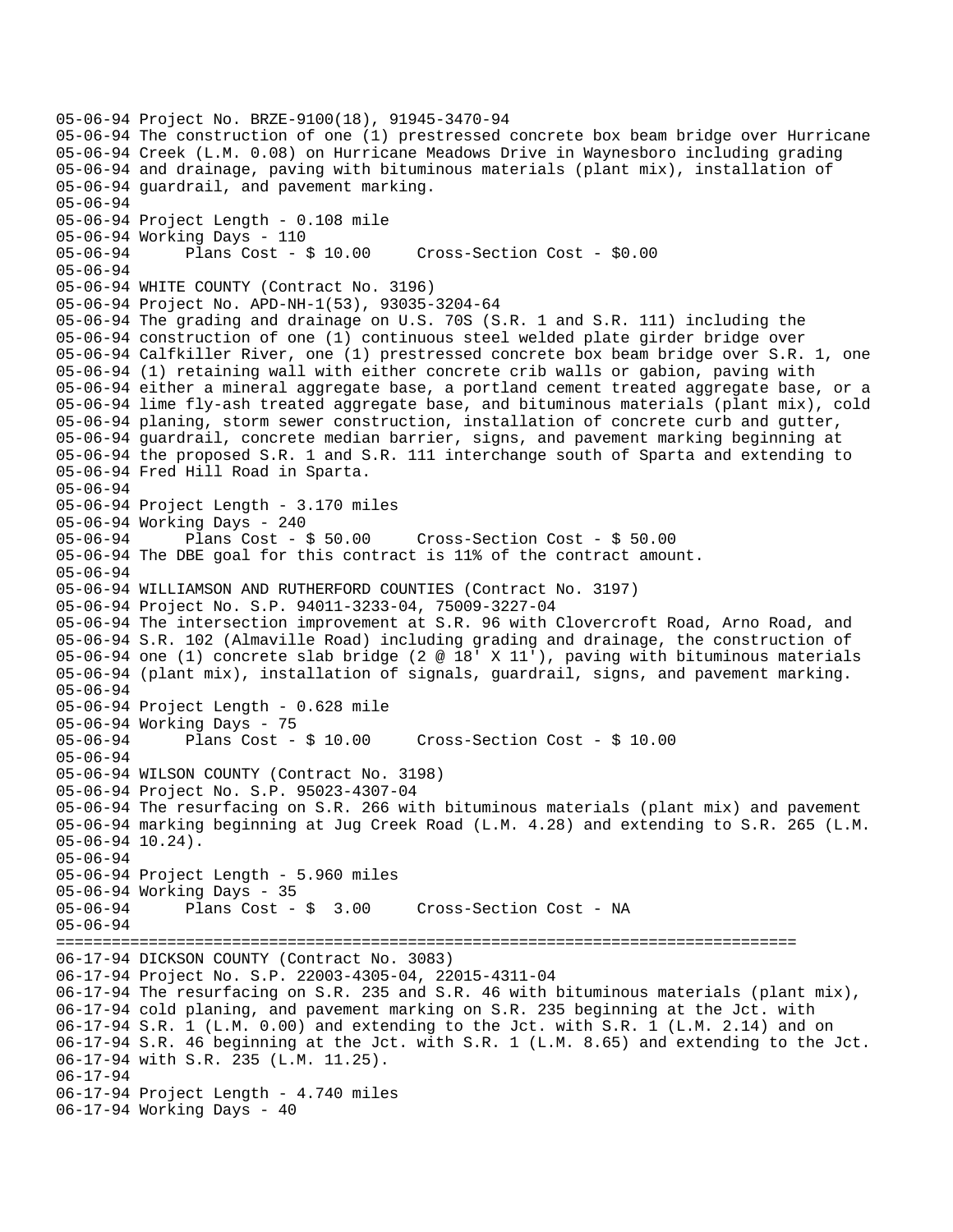```
05-06-94 Project No. BRZE-9100(18), 91945-3470-94
05-06-94 The construction of one (1) prestressed concrete box beam bridge over Hurricane
05-06-94 Creek (L.M. 0.08) on Hurricane Meadows Drive in Waynesboro including grading
05-06-94 and drainage, paving with bituminous materials (plant mix), installation of
05-06-94 guardrail, and pavement marking.
05-06-94
05-06-94 Project Length - 0.108 mile
05-06-94 Working Days - 110
05-06-94      Plans Cost - $ 10.00     Cross-Section Cost - $0.00
05-06-94
05-06-94 WHITE COUNTY (Contract No. 3196)
05-06-94 Project No. APD-NH-1(53), 93035-3204-64
05-06-94 The grading and drainage on U.S. 70S (S.R. 1 and S.R. 111) including the
05-06-94 construction of one (1) continuous steel welded plate girder bridge over
05-06-94 Calfkiller River, one (1) prestressed concrete box beam bridge over S.R. 1, one
05-06-94 (1) retaining wall with either concrete crib walls or gabion, paving with
05-06-94 either a mineral aggregate base, a portland cement treated aggregate base, or a
05-06-94 lime fly-ash treated aggregate base, and bituminous materials (plant mix), cold
05-06-94 planing, storm sewer construction, installation of concrete curb and gutter,
05-06-94 guardrail, concrete median barrier, signs, and pavement marking beginning at
05-06-94 the proposed S.R. 1 and S.R. 111 interchange south of Sparta and extending to
05-06-94 Fred Hill Road in Sparta.
05-06-94
05-06-94 Project Length - 3.170 miles
05-06-94 Working Days - 240
05-06-94      Plans Cost - $ 50.00     Cross-Section Cost - $ 50.00
05-06-94 The DBE goal for this contract is 11% of the contract amount.
05-06-94
05-06-94 WILLIAMSON AND RUTHERFORD COUNTIES (Contract No. 3197)
05-06-94 Project No. S.P. 94011-3233-04, 75009-3227-04
05-06-94 The intersection improvement at S.R. 96 with Clovercroft Road, Arno Road, and
05-06-94 S.R. 102 (Almaville Road) including grading and drainage, the construction of
05-06-94 one (1) concrete slab bridge (2 @ 18' X 11'), paving with bituminous materials
05-06-94 (plant mix), installation of signals, guardrail, signs, and pavement marking.
05-06-94
05-06-94 Project Length - 0.628 mile
05-06-94 Working Days - 75
05-06-94      Plans Cost - $ 10.00     Cross-Section Cost - $ 10.00
05-06-94
05-06-94 WILSON COUNTY (Contract No. 3198)
05-06-94 Project No. S.P. 95023-4307-04
05-06-94 The resurfacing on S.R. 266 with bituminous materials (plant mix) and pavement
05-06-94 marking beginning at Jug Creek Road (L.M. 4.28) and extending to S.R. 265 (L.M.
05-06-94 10.24).
05-06-94
05-06-94 Project Length - 5.960 miles
05-06-94 Working Days - 35
05-06-94      Plans Cost - $  3.00     Cross-Section Cost - NA
05-06-94
================================================================================
06-17-94 DICKSON COUNTY (Contract No. 3083)
06-17-94 Project No. S.P. 22003-4305-04, 22015-4311-04
06-17-94 The resurfacing on S.R. 235 and S.R. 46 with bituminous materials (plant mix),
06-17-94 cold planing, and pavement marking on S.R. 235 beginning at the Jct. with
06-17-94 S.R. 1 (L.M. 0.00) and extending to the Jct. with S.R. 1 (L.M. 2.14) and on
06-17-94 S.R. 46 beginning at the Jct. with S.R. 1 (L.M. 8.65) and extending to the Jct.
06-17-94 with S.R. 235 (L.M. 11.25).
06-17-94
06-17-94 Project Length - 4.740 miles
06-17-94 Working Days - 40
```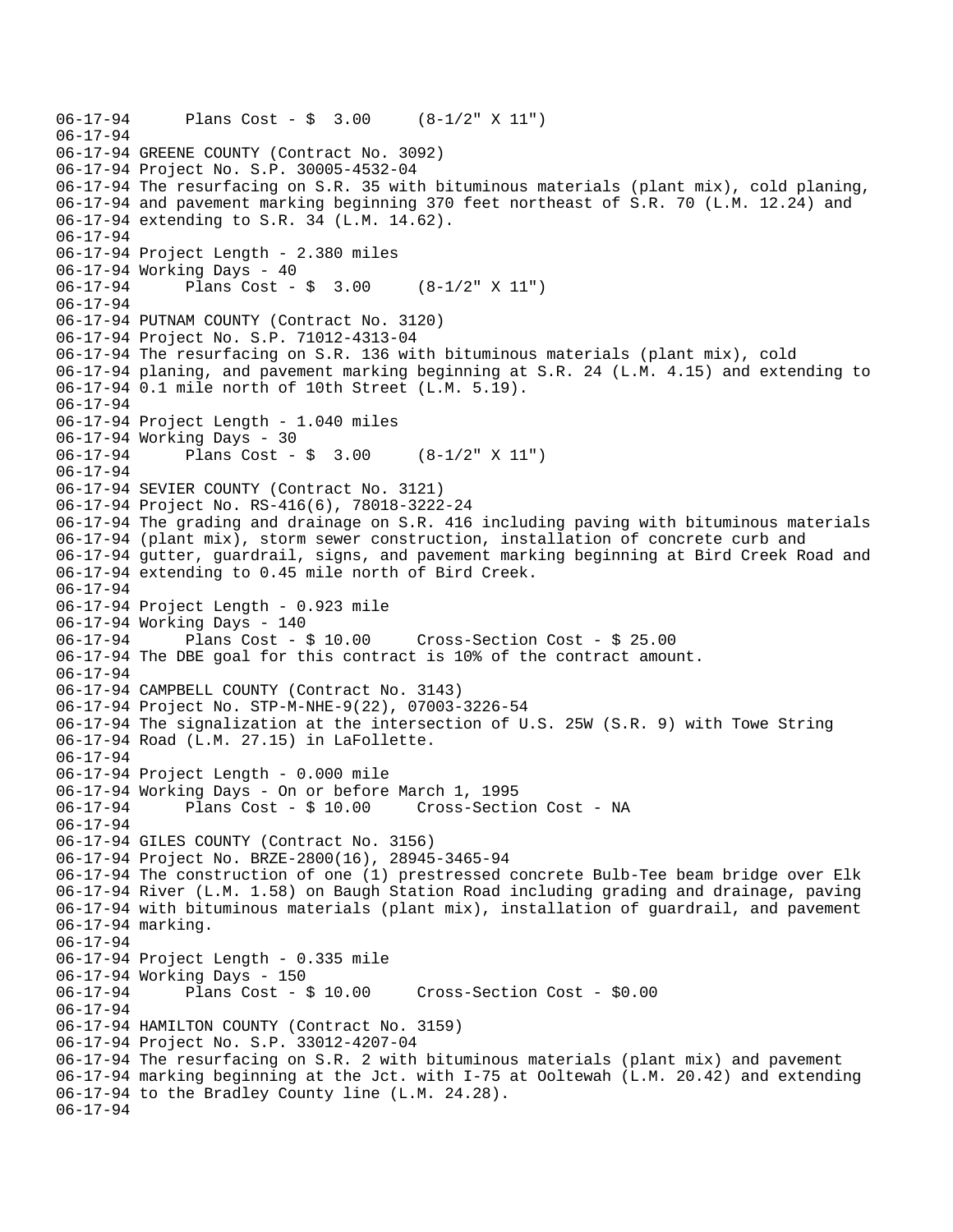06-17-94 Plans Cost - $ 3.00 (8-1/2" X 11")
06-17-94
06-17-94 GREENE COUNTY (Contract No. 3092)
06-17-94 Project No. S.P. 30005-4532-04
06-17-94 The resurfacing on S.R. 35 with bituminous materials (plant mix), cold planing,
06-17-94 and pavement marking beginning 370 feet northeast of S.R. 70 (L.M. 12.24) and
06-17-94 extending to S.R. 34 (L.M. 14.62).
06-17-94
06-17-94 Project Length - 2.380 miles
06-17-94 Working Days - 40
06-17-94 Plans Cost - $ 3.00 (8-1/2" X 11")
06-17-94
06-17-94 PUTNAM COUNTY (Contract No. 3120)
06-17-94 Project No. S.P. 71012-4313-04
06-17-94 The resurfacing on S.R. 136 with bituminous materials (plant mix), cold
06-17-94 planing, and pavement marking beginning at S.R. 24 (L.M. 4.15) and extending to
06-17-94 0.1 mile north of 10th Street (L.M. 5.19).
06-17-94
06-17-94 Project Length - 1.040 miles
06-17-94 Working Days - 30
06-17-94 Plans Cost - $ 3.00 (8-1/2" X 11")
06-17-94
06-17-94 SEVIER COUNTY (Contract No. 3121)
06-17-94 Project No. RS-416(6), 78018-3222-24
06-17-94 The grading and drainage on S.R. 416 including paving with bituminous materials
06-17-94 (plant mix), storm sewer construction, installation of concrete curb and
06-17-94 gutter, guardrail, signs, and pavement marking beginning at Bird Creek Road and
06-17-94 extending to 0.45 mile north of Bird Creek.
06-17-94
06-17-94 Project Length - 0.923 mile
06-17-94 Working Days - 140
06-17-94 Plans Cost - $ 10.00 Cross-Section Cost - $ 25.00
06-17-94 The DBE goal for this contract is 10% of the contract amount.
06-17-94
06-17-94 CAMPBELL COUNTY (Contract No. 3143)
06-17-94 Project No. STP-M-NHE-9(22), 07003-3226-54
06-17-94 The signalization at the intersection of U.S. 25W (S.R. 9) with Towe String
06-17-94 Road (L.M. 27.15) in LaFollette.
06-17-94
06-17-94 Project Length - 0.000 mile
06-17-94 Working Days - On or before March 1, 1995
06-17-94 Plans Cost - $ 10.00 Cross-Section Cost - NA
06-17-94
06-17-94 GILES COUNTY (Contract No. 3156)
06-17-94 Project No. BRZE-2800(16), 28945-3465-94
06-17-94 The construction of one (1) prestressed concrete Bulb-Tee beam bridge over Elk
06-17-94 River (L.M. 1.58) on Baugh Station Road including grading and drainage, paving
06-17-94 with bituminous materials (plant mix), installation of guardrail, and pavement
06-17-94 marking.
06-17-94
06-17-94 Project Length - 0.335 mile
06-17-94 Working Days - 150
06-17-94 Plans Cost - $ 10.00 Cross-Section Cost - $0.00
06-17-94
06-17-94 HAMILTON COUNTY (Contract No. 3159)
06-17-94 Project No. S.P. 33012-4207-04
06-17-94 The resurfacing on S.R. 2 with bituminous materials (plant mix) and pavement
06-17-94 marking beginning at the Jct. with I-75 at Ooltewah (L.M. 20.42) and extending
06-17-94 to the Bradley County line (L.M. 24.28).
06-17-94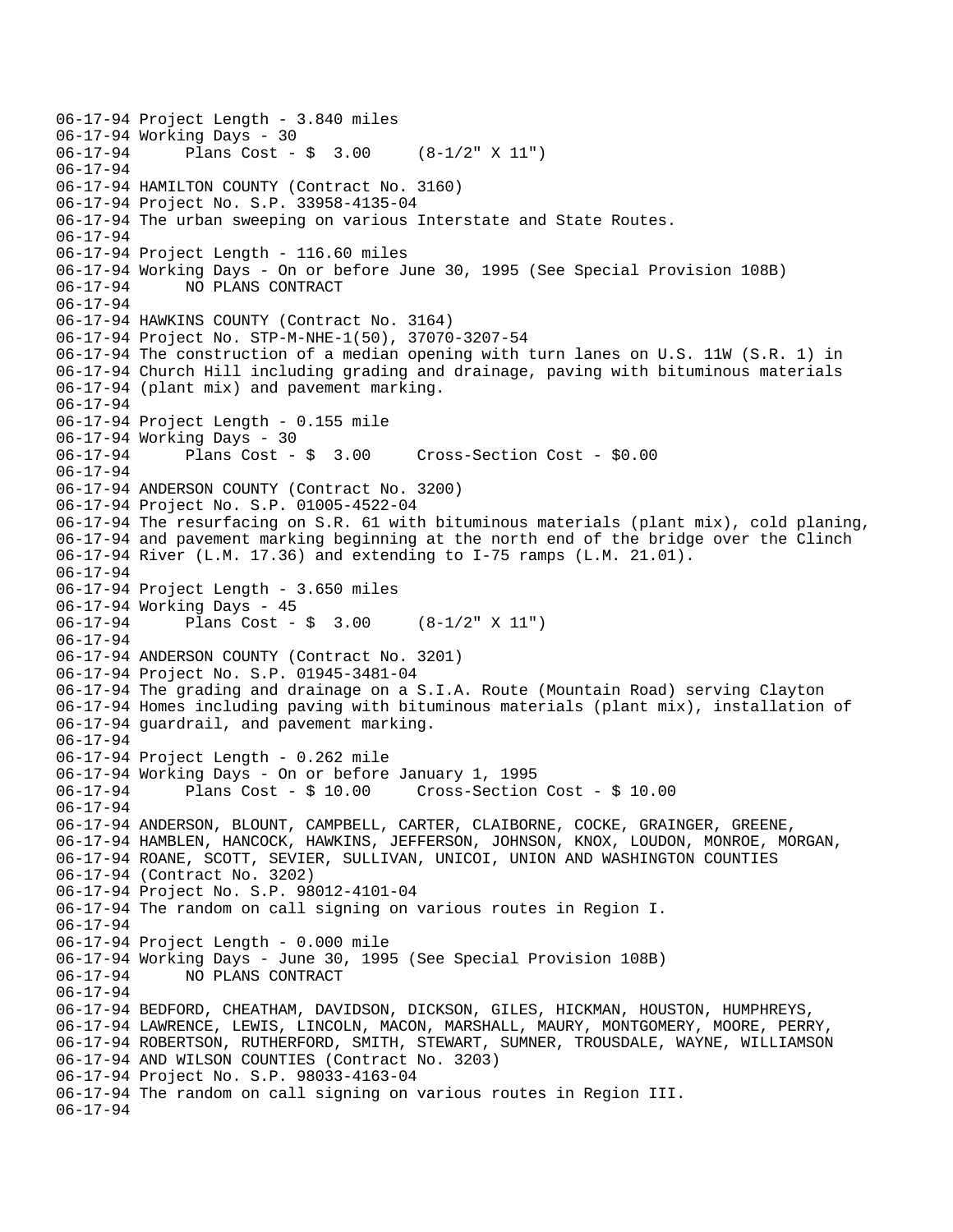```
06-17-94 Project Length - 3.840 miles
06-17-94 Working Days - 30
06-17-94      Plans Cost - $  3.00     (8-1/2" X 11")
06-17-94
06-17-94 HAMILTON COUNTY (Contract No. 3160)
06-17-94 Project No. S.P. 33958-4135-04
06-17-94 The urban sweeping on various Interstate and State Routes.
06-17-94
06-17-94 Project Length - 116.60 miles
06-17-94 Working Days - On or before June 30, 1995 (See Special Provision 108B)
06-17-94      NO PLANS CONTRACT
06-17-94
06-17-94 HAWKINS COUNTY (Contract No. 3164)
06-17-94 Project No. STP-M-NHE-1(50), 37070-3207-54
06-17-94 The construction of a median opening with turn lanes on U.S. 11W (S.R. 1) in
06-17-94 Church Hill including grading and drainage, paving with bituminous materials
06-17-94 (plant mix) and pavement marking.
06-17-94
06-17-94 Project Length - 0.155 mile
06-17-94 Working Days - 30
06-17-94      Plans Cost - $  3.00     Cross-Section Cost - $0.00
06-17-94
06-17-94 ANDERSON COUNTY (Contract No. 3200)
06-17-94 Project No. S.P. 01005-4522-04
06-17-94 The resurfacing on S.R. 61 with bituminous materials (plant mix), cold planing,
06-17-94 and pavement marking beginning at the north end of the bridge over the Clinch
06-17-94 River (L.M. 17.36) and extending to I-75 ramps (L.M. 21.01).
06-17-94
06-17-94 Project Length - 3.650 miles
06-17-94 Working Days - 45
06-17-94      Plans Cost - $  3.00     (8-1/2" X 11")
06-17-94
06-17-94 ANDERSON COUNTY (Contract No. 3201)
06-17-94 Project No. S.P. 01945-3481-04
06-17-94 The grading and drainage on a S.I.A. Route (Mountain Road) serving Clayton
06-17-94 Homes including paving with bituminous materials (plant mix), installation of
06-17-94 guardrail, and pavement marking.
06-17-94
06-17-94 Project Length - 0.262 mile
06-17-94 Working Days - On or before January 1, 1995
06-17-94      Plans Cost - $ 10.00     Cross-Section Cost - $ 10.00
06-17-94
06-17-94 ANDERSON, BLOUNT, CAMPBELL, CARTER, CLAIBORNE, COCKE, GRAINGER, GREENE,
06-17-94 HAMBLEN, HANCOCK, HAWKINS, JEFFERSON, JOHNSON, KNOX, LOUDON, MONROE, MORGAN,
06-17-94 ROANE, SCOTT, SEVIER, SULLIVAN, UNICOI, UNION AND WASHINGTON COUNTIES
06-17-94 (Contract No. 3202)
06-17-94 Project No. S.P. 98012-4101-04
06-17-94 The random on call signing on various routes in Region I.
06-17-94
06-17-94 Project Length - 0.000 mile
06-17-94 Working Days - June 30, 1995 (See Special Provision 108B)
06-17-94      NO PLANS CONTRACT
06-17-94
06-17-94 BEDFORD, CHEATHAM, DAVIDSON, DICKSON, GILES, HICKMAN, HOUSTON, HUMPHREYS,
06-17-94 LAWRENCE, LEWIS, LINCOLN, MACON, MARSHALL, MAURY, MONTGOMERY, MOORE, PERRY,
06-17-94 ROBERTSON, RUTHERFORD, SMITH, STEWART, SUMNER, TROUSDALE, WAYNE, WILLIAMSON
06-17-94 AND WILSON COUNTIES (Contract No. 3203)
06-17-94 Project No. S.P. 98033-4163-04
06-17-94 The random on call signing on various routes in Region III.
06-17-94
```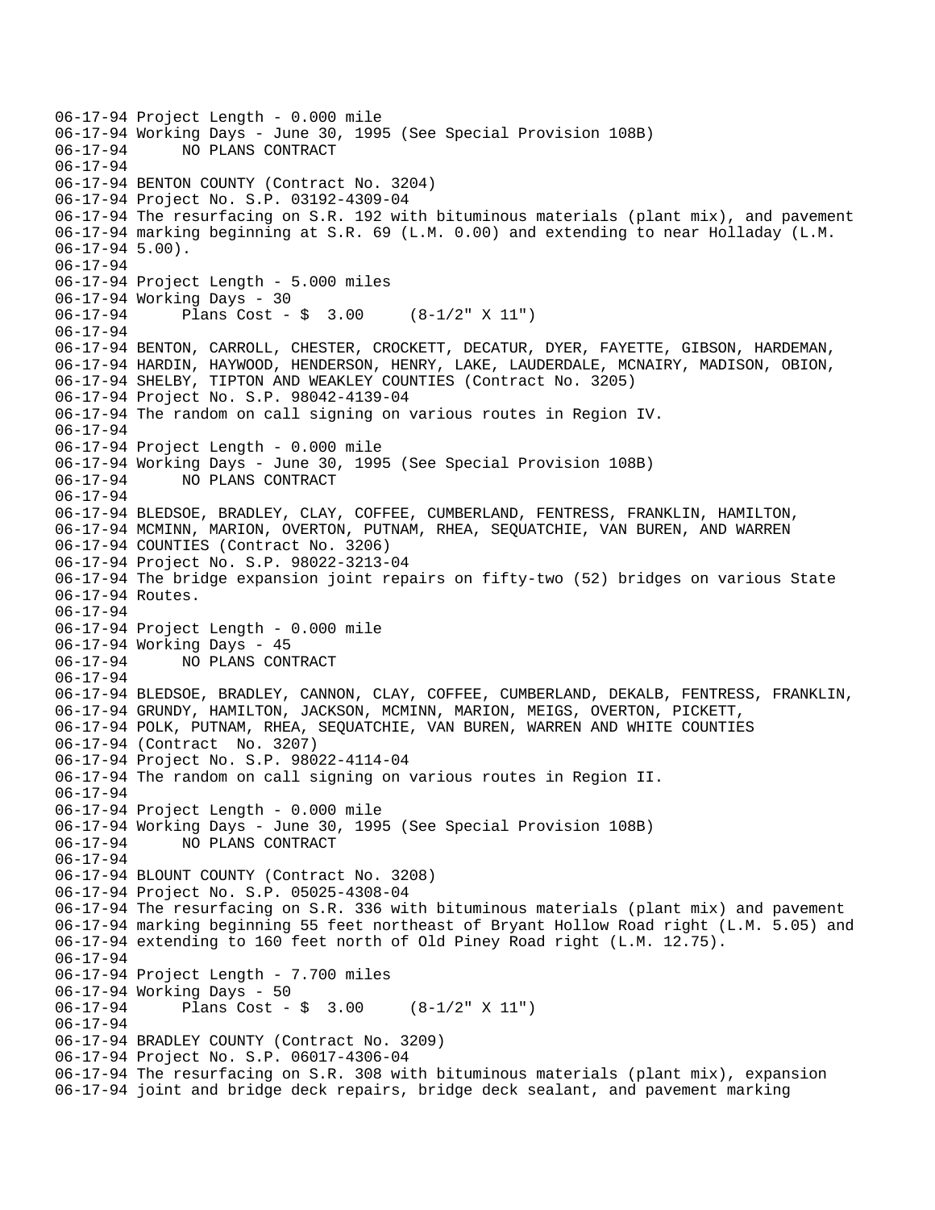06-17-94 Project Length - 0.000 mile
06-17-94 Working Days - June 30, 1995 (See Special Provision 108B)
06-17-94       NO PLANS CONTRACT
06-17-94
06-17-94 BENTON COUNTY (Contract No. 3204)
06-17-94 Project No. S.P. 03192-4309-04
06-17-94 The resurfacing on S.R. 192 with bituminous materials (plant mix), and pavement
06-17-94 marking beginning at S.R. 69 (L.M. 0.00) and extending to near Holladay (L.M.
06-17-94 5.00).
06-17-94
06-17-94 Project Length - 5.000 miles
06-17-94 Working Days - 30
06-17-94       Plans Cost - $  3.00     (8-1/2" X 11")
06-17-94
06-17-94 BENTON, CARROLL, CHESTER, CROCKETT, DECATUR, DYER, FAYETTE, GIBSON, HARDEMAN,
06-17-94 HARDIN, HAYWOOD, HENDERSON, HENRY, LAKE, LAUDERDALE, MCNAIRY, MADISON, OBION,
06-17-94 SHELBY, TIPTON AND WEAKLEY COUNTIES (Contract No. 3205)
06-17-94 Project No. S.P. 98042-4139-04
06-17-94 The random on call signing on various routes in Region IV.
06-17-94
06-17-94 Project Length - 0.000 mile
06-17-94 Working Days - June 30, 1995 (See Special Provision 108B)
06-17-94       NO PLANS CONTRACT
06-17-94
06-17-94 BLEDSOE, BRADLEY, CLAY, COFFEE, CUMBERLAND, FENTRESS, FRANKLIN, HAMILTON,
06-17-94 MCMINN, MARION, OVERTON, PUTNAM, RHEA, SEQUATCHIE, VAN BUREN, AND WARREN
06-17-94 COUNTIES (Contract No. 3206)
06-17-94 Project No. S.P. 98022-3213-04
06-17-94 The bridge expansion joint repairs on fifty-two (52) bridges on various State
06-17-94 Routes.
06-17-94
06-17-94 Project Length - 0.000 mile
06-17-94 Working Days - 45
06-17-94       NO PLANS CONTRACT
06-17-94
06-17-94 BLEDSOE, BRADLEY, CANNON, CLAY, COFFEE, CUMBERLAND, DEKALB, FENTRESS, FRANKLIN,
06-17-94 GRUNDY, HAMILTON, JACKSON, MCMINN, MARION, MEIGS, OVERTON, PICKETT,
06-17-94 POLK, PUTNAM, RHEA, SEQUATCHIE, VAN BUREN, WARREN AND WHITE COUNTIES
06-17-94 (Contract  No. 3207)
06-17-94 Project No. S.P. 98022-4114-04
06-17-94 The random on call signing on various routes in Region II.
06-17-94
06-17-94 Project Length - 0.000 mile
06-17-94 Working Days - June 30, 1995 (See Special Provision 108B)
06-17-94       NO PLANS CONTRACT
06-17-94
06-17-94 BLOUNT COUNTY (Contract No. 3208)
06-17-94 Project No. S.P. 05025-4308-04
06-17-94 The resurfacing on S.R. 336 with bituminous materials (plant mix) and pavement
06-17-94 marking beginning 55 feet northeast of Bryant Hollow Road right (L.M. 5.05) and
06-17-94 extending to 160 feet north of Old Piney Road right (L.M. 12.75).
06-17-94
06-17-94 Project Length - 7.700 miles
06-17-94 Working Days - 50
06-17-94       Plans Cost - $  3.00     (8-1/2" X 11")
06-17-94
06-17-94 BRADLEY COUNTY (Contract No. 3209)
06-17-94 Project No. S.P. 06017-4306-04
06-17-94 The resurfacing on S.R. 308 with bituminous materials (plant mix), expansion
06-17-94 joint and bridge deck repairs, bridge deck sealant, and pavement marking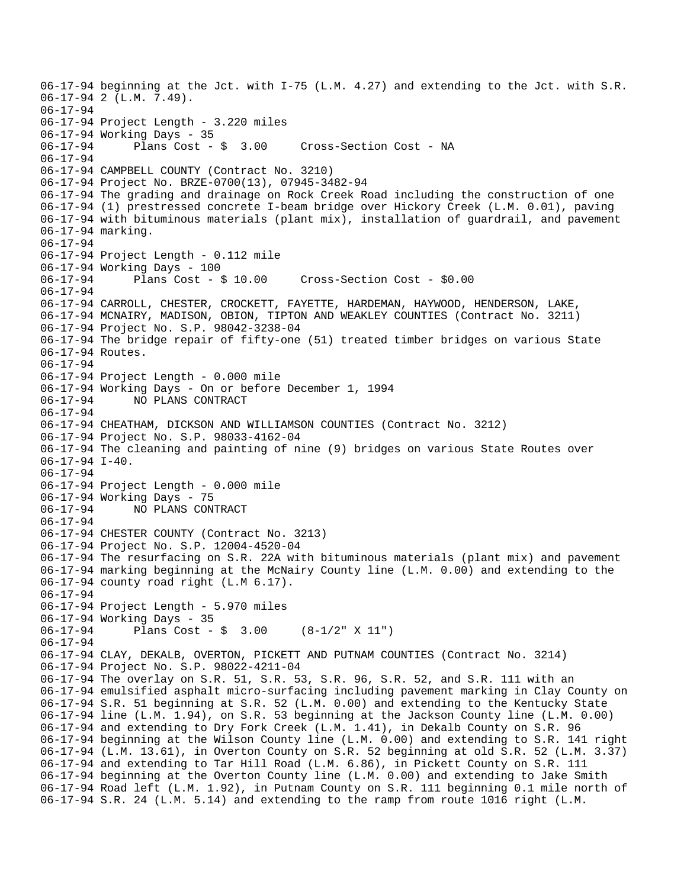```
06-17-94 beginning at the Jct. with I-75 (L.M. 4.27) and extending to the Jct. with S.R.
06-17-94 2 (L.M. 7.49).
06-17-94
06-17-94 Project Length - 3.220 miles
06-17-94 Working Days - 35
06-17-94       Plans Cost - $  3.00     Cross-Section Cost - NA
06-17-94
06-17-94 CAMPBELL COUNTY (Contract No. 3210)
06-17-94 Project No. BRZE-0700(13), 07945-3482-94
06-17-94 The grading and drainage on Rock Creek Road including the construction of one
06-17-94 (1) prestressed concrete I-beam bridge over Hickory Creek (L.M. 0.01), paving
06-17-94 with bituminous materials (plant mix), installation of guardrail, and pavement
06-17-94 marking.
06-17-94
06-17-94 Project Length - 0.112 mile
06-17-94 Working Days - 100
06-17-94       Plans Cost - $ 10.00     Cross-Section Cost - $0.00
06-17-94
06-17-94 CARROLL, CHESTER, CROCKETT, FAYETTE, HARDEMAN, HAYWOOD, HENDERSON, LAKE,
06-17-94 MCNAIRY, MADISON, OBION, TIPTON AND WEAKLEY COUNTIES (Contract No. 3211)
06-17-94 Project No. S.P. 98042-3238-04
06-17-94 The bridge repair of fifty-one (51) treated timber bridges on various State
06-17-94 Routes.
06-17-94
06-17-94 Project Length - 0.000 mile
06-17-94 Working Days - On or before December 1, 1994
06-17-94       NO PLANS CONTRACT
06-17-94
06-17-94 CHEATHAM, DICKSON AND WILLIAMSON COUNTIES (Contract No. 3212)
06-17-94 Project No. S.P. 98033-4162-04
06-17-94 The cleaning and painting of nine (9) bridges on various State Routes over
06-17-94 I-40.
06-17-94
06-17-94 Project Length - 0.000 mile
06-17-94 Working Days - 75
06-17-94       NO PLANS CONTRACT
06-17-94
06-17-94 CHESTER COUNTY (Contract No. 3213)
06-17-94 Project No. S.P. 12004-4520-04
06-17-94 The resurfacing on S.R. 22A with bituminous materials (plant mix) and pavement
06-17-94 marking beginning at the McNairy County line (L.M. 0.00) and extending to the
06-17-94 county road right (L.M 6.17).
06-17-94
06-17-94 Project Length - 5.970 miles
06-17-94 Working Days - 35
06-17-94       Plans Cost - $  3.00     (8-1/2" X 11")
06-17-94
06-17-94 CLAY, DEKALB, OVERTON, PICKETT AND PUTNAM COUNTIES (Contract No. 3214)
06-17-94 Project No. S.P. 98022-4211-04
06-17-94 The overlay on S.R. 51, S.R. 53, S.R. 96, S.R. 52, and S.R. 111 with an
06-17-94 emulsified asphalt micro-surfacing including pavement marking in Clay County on
06-17-94 S.R. 51 beginning at S.R. 52 (L.M. 0.00) and extending to the Kentucky State
06-17-94 line (L.M. 1.94), on S.R. 53 beginning at the Jackson County line (L.M. 0.00)
06-17-94 and extending to Dry Fork Creek (L.M. 1.41), in Dekalb County on S.R. 96
06-17-94 beginning at the Wilson County line (L.M. 0.00) and extending to S.R. 141 right
06-17-94 (L.M. 13.61), in Overton County on S.R. 52 beginning at old S.R. 52 (L.M. 3.37)
06-17-94 and extending to Tar Hill Road (L.M. 6.86), in Pickett County on S.R. 111
06-17-94 beginning at the Overton County line (L.M. 0.00) and extending to Jake Smith
06-17-94 Road left (L.M. 1.92), in Putnam County on S.R. 111 beginning 0.1 mile north of
06-17-94 S.R. 24 (L.M. 5.14) and extending to the ramp from route 1016 right (L.M.
```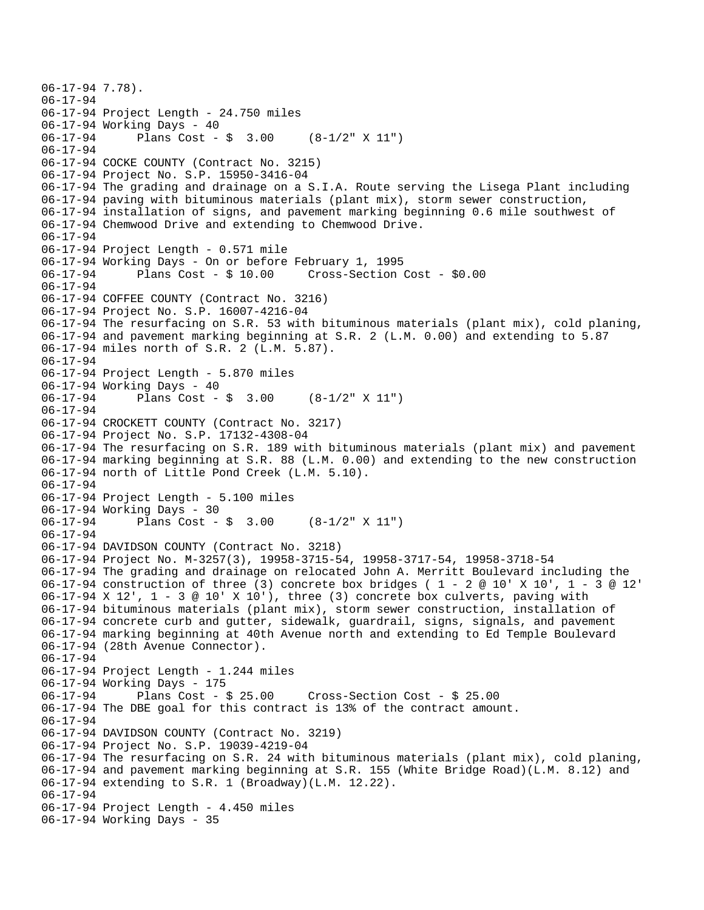```
06-17-94 7.78).
06-17-94
06-17-94 Project Length - 24.750 miles
06-17-94 Working Days - 40
06-17-94      Plans Cost - $  3.00     (8-1/2" X 11")
06-17-94
06-17-94 COCKE COUNTY (Contract No. 3215)
06-17-94 Project No. S.P. 15950-3416-04
06-17-94 The grading and drainage on a S.I.A. Route serving the Lisega Plant including
06-17-94 paving with bituminous materials (plant mix), storm sewer construction,
06-17-94 installation of signs, and pavement marking beginning 0.6 mile southwest of
06-17-94 Chemwood Drive and extending to Chemwood Drive.
06-17-94
06-17-94 Project Length - 0.571 mile
06-17-94 Working Days - On or before February 1, 1995
06-17-94      Plans Cost - $ 10.00     Cross-Section Cost - $0.00
06-17-94
06-17-94 COFFEE COUNTY (Contract No. 3216)
06-17-94 Project No. S.P. 16007-4216-04
06-17-94 The resurfacing on S.R. 53 with bituminous materials (plant mix), cold planing,
06-17-94 and pavement marking beginning at S.R. 2 (L.M. 0.00) and extending to 5.87
06-17-94 miles north of S.R. 2 (L.M. 5.87).
06-17-94
06-17-94 Project Length - 5.870 miles
06-17-94 Working Days - 40
06-17-94      Plans Cost - $  3.00     (8-1/2" X 11")
06-17-94
06-17-94 CROCKETT COUNTY (Contract No. 3217)
06-17-94 Project No. S.P. 17132-4308-04
06-17-94 The resurfacing on S.R. 189 with bituminous materials (plant mix) and pavement
06-17-94 marking beginning at S.R. 88 (L.M. 0.00) and extending to the new construction
06-17-94 north of Little Pond Creek (L.M. 5.10).
06-17-94
06-17-94 Project Length - 5.100 miles
06-17-94 Working Days - 30
06-17-94      Plans Cost - $  3.00     (8-1/2" X 11")
06-17-94
06-17-94 DAVIDSON COUNTY (Contract No. 3218)
06-17-94 Project No. M-3257(3), 19958-3715-54, 19958-3717-54, 19958-3718-54
06-17-94 The grading and drainage on relocated John A. Merritt Boulevard including the
06-17-94 construction of three (3) concrete box bridges ( 1 - 2 @ 10' X 10', 1 - 3 @ 12'
06-17-94 X 12', 1 - 3 @ 10' X 10'), three (3) concrete box culverts, paving with
06-17-94 bituminous materials (plant mix), storm sewer construction, installation of
06-17-94 concrete curb and gutter, sidewalk, guardrail, signs, signals, and pavement
06-17-94 marking beginning at 40th Avenue north and extending to Ed Temple Boulevard
06-17-94 (28th Avenue Connector).
06-17-94
06-17-94 Project Length - 1.244 miles
06-17-94 Working Days - 175
06-17-94      Plans Cost - $ 25.00     Cross-Section Cost - $ 25.00
06-17-94 The DBE goal for this contract is 13% of the contract amount.
06-17-94
06-17-94 DAVIDSON COUNTY (Contract No. 3219)
06-17-94 Project No. S.P. 19039-4219-04
06-17-94 The resurfacing on S.R. 24 with bituminous materials (plant mix), cold planing,
06-17-94 and pavement marking beginning at S.R. 155 (White Bridge Road)(L.M. 8.12) and
06-17-94 extending to S.R. 1 (Broadway)(L.M. 12.22).
06-17-94
06-17-94 Project Length - 4.450 miles
06-17-94 Working Days - 35
```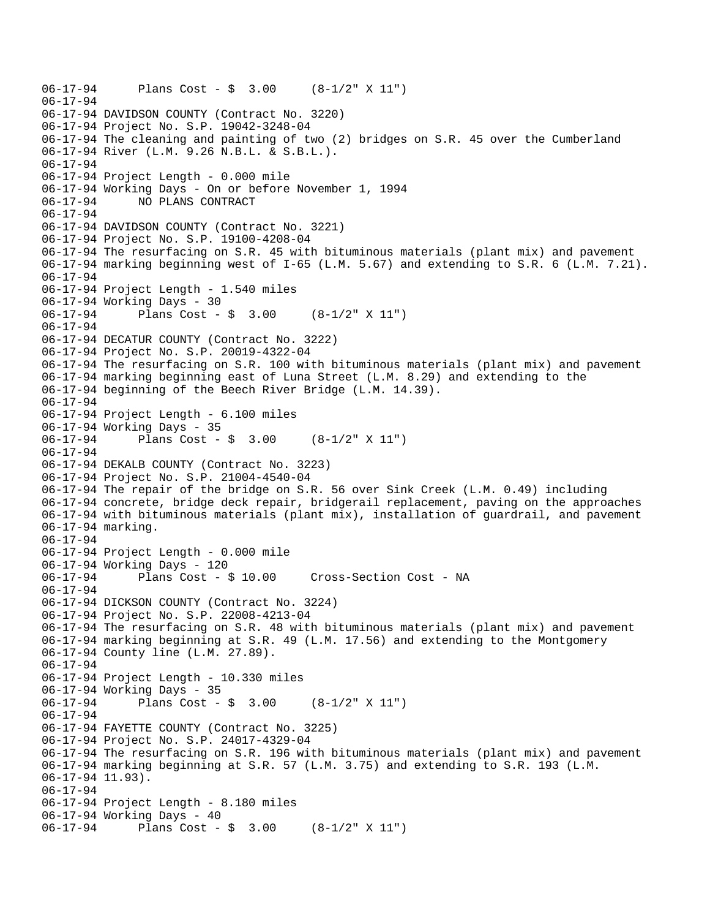```
06-17-94      Plans Cost - $  3.00     (8-1/2" X 11")
06-17-94
06-17-94 DAVIDSON COUNTY (Contract No. 3220)
06-17-94 Project No. S.P. 19042-3248-04
06-17-94 The cleaning and painting of two (2) bridges on S.R. 45 over the Cumberland
06-17-94 River (L.M. 9.26 N.B.L. & S.B.L.).
06-17-94
06-17-94 Project Length - 0.000 mile
06-17-94 Working Days - On or before November 1, 1994
06-17-94      NO PLANS CONTRACT
06-17-94
06-17-94 DAVIDSON COUNTY (Contract No. 3221)
06-17-94 Project No. S.P. 19100-4208-04
06-17-94 The resurfacing on S.R. 45 with bituminous materials (plant mix) and pavement
06-17-94 marking beginning west of I-65 (L.M. 5.67) and extending to S.R. 6 (L.M. 7.21).
06-17-94
06-17-94 Project Length - 1.540 miles
06-17-94 Working Days - 30
06-17-94      Plans Cost - $  3.00     (8-1/2" X 11")
06-17-94
06-17-94 DECATUR COUNTY (Contract No. 3222)
06-17-94 Project No. S.P. 20019-4322-04
06-17-94 The resurfacing on S.R. 100 with bituminous materials (plant mix) and pavement
06-17-94 marking beginning east of Luna Street (L.M. 8.29) and extending to the
06-17-94 beginning of the Beech River Bridge (L.M. 14.39).
06-17-94
06-17-94 Project Length - 6.100 miles
06-17-94 Working Days - 35
06-17-94      Plans Cost - $  3.00     (8-1/2" X 11")
06-17-94
06-17-94 DEKALB COUNTY (Contract No. 3223)
06-17-94 Project No. S.P. 21004-4540-04
06-17-94 The repair of the bridge on S.R. 56 over Sink Creek (L.M. 0.49) including
06-17-94 concrete, bridge deck repair, bridgerail replacement, paving on the approaches
06-17-94 with bituminous materials (plant mix), installation of guardrail, and pavement
06-17-94 marking.
06-17-94
06-17-94 Project Length - 0.000 mile
06-17-94 Working Days - 120
06-17-94      Plans Cost - $ 10.00     Cross-Section Cost - NA
06-17-94
06-17-94 DICKSON COUNTY (Contract No. 3224)
06-17-94 Project No. S.P. 22008-4213-04
06-17-94 The resurfacing on S.R. 48 with bituminous materials (plant mix) and pavement
06-17-94 marking beginning at S.R. 49 (L.M. 17.56) and extending to the Montgomery
06-17-94 County line (L.M. 27.89).
06-17-94
06-17-94 Project Length - 10.330 miles
06-17-94 Working Days - 35
06-17-94      Plans Cost - $  3.00     (8-1/2" X 11")
06-17-94
06-17-94 FAYETTE COUNTY (Contract No. 3225)
06-17-94 Project No. S.P. 24017-4329-04
06-17-94 The resurfacing on S.R. 196 with bituminous materials (plant mix) and pavement
06-17-94 marking beginning at S.R. 57 (L.M. 3.75) and extending to S.R. 193 (L.M.
06-17-94 11.93).
06-17-94
06-17-94 Project Length - 8.180 miles
06-17-94 Working Days - 40
06-17-94      Plans Cost - $  3.00     (8-1/2" X 11")
```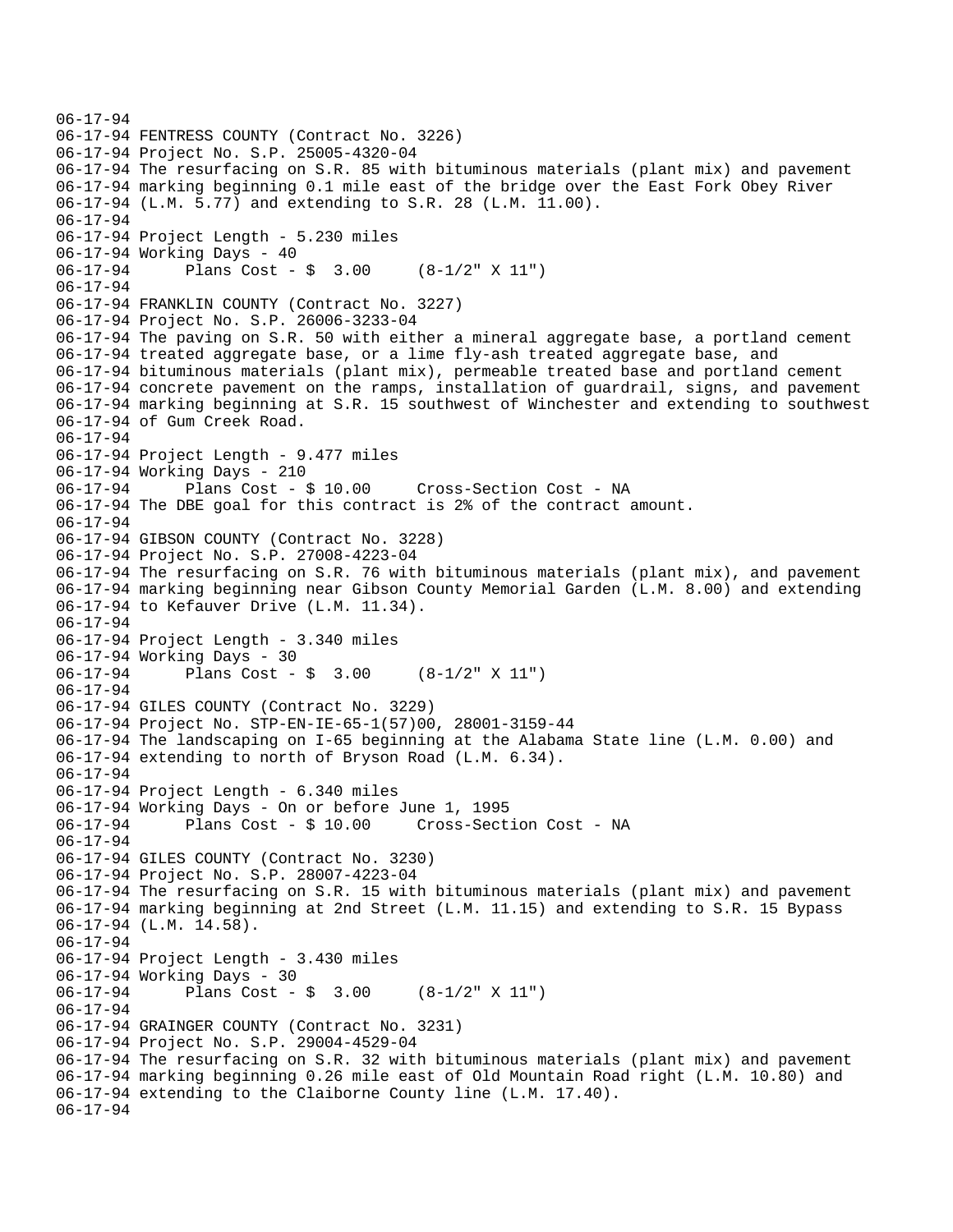06-17-94
06-17-94 FENTRESS COUNTY (Contract No. 3226)
06-17-94 Project No. S.P. 25005-4320-04
06-17-94 The resurfacing on S.R. 85 with bituminous materials (plant mix) and pavement
06-17-94 marking beginning 0.1 mile east of the bridge over the East Fork Obey River
06-17-94 (L.M. 5.77) and extending to S.R. 28 (L.M. 11.00).
06-17-94
06-17-94 Project Length - 5.230 miles
06-17-94 Working Days - 40
06-17-94 Plans Cost - $ 3.00 (8-1/2" X 11")
06-17-94
06-17-94 FRANKLIN COUNTY (Contract No. 3227)
06-17-94 Project No. S.P. 26006-3233-04
06-17-94 The paving on S.R. 50 with either a mineral aggregate base, a portland cement
06-17-94 treated aggregate base, or a lime fly-ash treated aggregate base, and
06-17-94 bituminous materials (plant mix), permeable treated base and portland cement
06-17-94 concrete pavement on the ramps, installation of guardrail, signs, and pavement
06-17-94 marking beginning at S.R. 15 southwest of Winchester and extending to southwest
06-17-94 of Gum Creek Road.
06-17-94
06-17-94 Project Length - 9.477 miles
06-17-94 Working Days - 210
06-17-94 Plans Cost - $ 10.00 Cross-Section Cost - NA
06-17-94 The DBE goal for this contract is 2% of the contract amount.
06-17-94
06-17-94 GIBSON COUNTY (Contract No. 3228)
06-17-94 Project No. S.P. 27008-4223-04
06-17-94 The resurfacing on S.R. 76 with bituminous materials (plant mix), and pavement
06-17-94 marking beginning near Gibson County Memorial Garden (L.M. 8.00) and extending
06-17-94 to Kefauver Drive (L.M. 11.34).
06-17-94
06-17-94 Project Length - 3.340 miles
06-17-94 Working Days - 30
06-17-94 Plans Cost - $ 3.00 (8-1/2" X 11")
06-17-94
06-17-94 GILES COUNTY (Contract No. 3229)
06-17-94 Project No. STP-EN-IE-65-1(57)00, 28001-3159-44
06-17-94 The landscaping on I-65 beginning at the Alabama State line (L.M. 0.00) and
06-17-94 extending to north of Bryson Road (L.M. 6.34).
06-17-94
06-17-94 Project Length - 6.340 miles
06-17-94 Working Days - On or before June 1, 1995
06-17-94 Plans Cost - $ 10.00 Cross-Section Cost - NA
06-17-94
06-17-94 GILES COUNTY (Contract No. 3230)
06-17-94 Project No. S.P. 28007-4223-04
06-17-94 The resurfacing on S.R. 15 with bituminous materials (plant mix) and pavement
06-17-94 marking beginning at 2nd Street (L.M. 11.15) and extending to S.R. 15 Bypass
06-17-94 (L.M. 14.58).
06-17-94
06-17-94 Project Length - 3.430 miles
06-17-94 Working Days - 30
06-17-94 Plans Cost - $ 3.00 (8-1/2" X 11")
06-17-94
06-17-94 GRAINGER COUNTY (Contract No. 3231)
06-17-94 Project No. S.P. 29004-4529-04
06-17-94 The resurfacing on S.R. 32 with bituminous materials (plant mix) and pavement
06-17-94 marking beginning 0.26 mile east of Old Mountain Road right (L.M. 10.80) and
06-17-94 extending to the Claiborne County line (L.M. 17.40).
06-17-94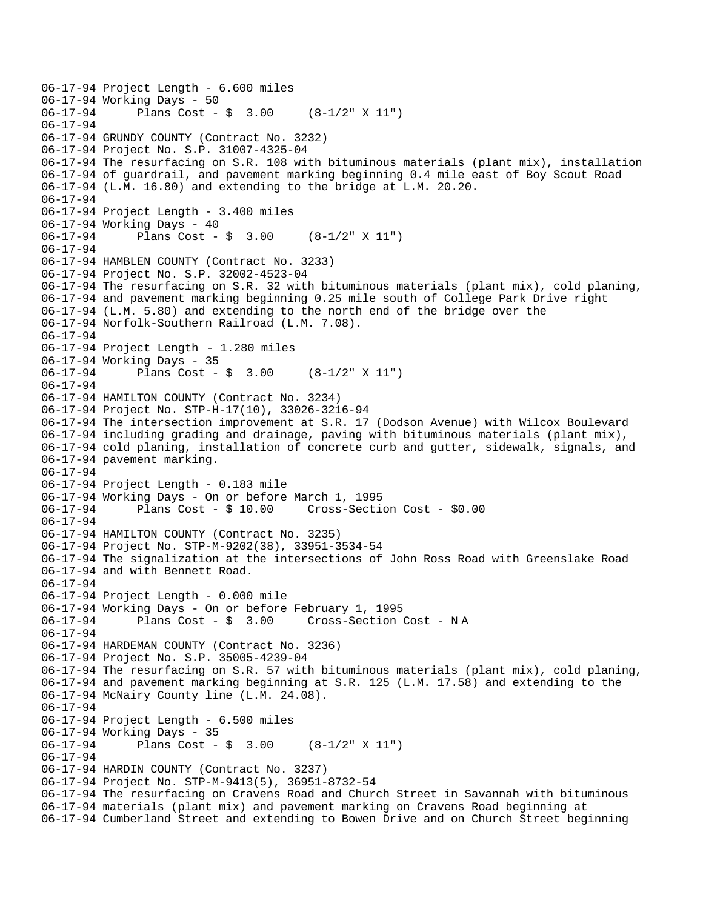```
06-17-94 Project Length - 6.600 miles
06-17-94 Working Days - 50
06-17-94      Plans Cost - $  3.00     (8-1/2" X 11")
06-17-94
06-17-94 GRUNDY COUNTY (Contract No. 3232)
06-17-94 Project No. S.P. 31007-4325-04
06-17-94 The resurfacing on S.R. 108 with bituminous materials (plant mix), installation
06-17-94 of guardrail, and pavement marking beginning 0.4 mile east of Boy Scout Road
06-17-94 (L.M. 16.80) and extending to the bridge at L.M. 20.20.
06-17-94
06-17-94 Project Length - 3.400 miles
06-17-94 Working Days - 40
06-17-94      Plans Cost - $  3.00     (8-1/2" X 11")
06-17-94
06-17-94 HAMBLEN COUNTY (Contract No. 3233)
06-17-94 Project No. S.P. 32002-4523-04
06-17-94 The resurfacing on S.R. 32 with bituminous materials (plant mix), cold planing,
06-17-94 and pavement marking beginning 0.25 mile south of College Park Drive right
06-17-94 (L.M. 5.80) and extending to the north end of the bridge over the
06-17-94 Norfolk-Southern Railroad (L.M. 7.08).
06-17-94
06-17-94 Project Length - 1.280 miles
06-17-94 Working Days - 35
06-17-94      Plans Cost - $  3.00     (8-1/2" X 11")
06-17-94
06-17-94 HAMILTON COUNTY (Contract No. 3234)
06-17-94 Project No. STP-H-17(10), 33026-3216-94
06-17-94 The intersection improvement at S.R. 17 (Dodson Avenue) with Wilcox Boulevard
06-17-94 including grading and drainage, paving with bituminous materials (plant mix),
06-17-94 cold planing, installation of concrete curb and gutter, sidewalk, signals, and
06-17-94 pavement marking.
06-17-94
06-17-94 Project Length - 0.183 mile
06-17-94 Working Days - On or before March 1, 1995
06-17-94      Plans Cost - $ 10.00     Cross-Section Cost - $0.00
06-17-94
06-17-94 HAMILTON COUNTY (Contract No. 3235)
06-17-94 Project No. STP-M-9202(38), 33951-3534-54
06-17-94 The signalization at the intersections of John Ross Road with Greenslake Road
06-17-94 and with Bennett Road.
06-17-94
06-17-94 Project Length - 0.000 mile
06-17-94 Working Days - On or before February 1, 1995
06-17-94      Plans Cost - $  3.00     Cross-Section Cost - N A
06-17-94
06-17-94 HARDEMAN COUNTY (Contract No. 3236)
06-17-94 Project No. S.P. 35005-4239-04
06-17-94 The resurfacing on S.R. 57 with bituminous materials (plant mix), cold planing,
06-17-94 and pavement marking beginning at S.R. 125 (L.M. 17.58) and extending to the
06-17-94 McNairy County line (L.M. 24.08).
06-17-94
06-17-94 Project Length - 6.500 miles
06-17-94 Working Days - 35
06-17-94      Plans Cost - $  3.00     (8-1/2" X 11")
06-17-94
06-17-94 HARDIN COUNTY (Contract No. 3237)
06-17-94 Project No. STP-M-9413(5), 36951-8732-54
06-17-94 The resurfacing on Cravens Road and Church Street in Savannah with bituminous
06-17-94 materials (plant mix) and pavement marking on Cravens Road beginning at
06-17-94 Cumberland Street and extending to Bowen Drive and on Church Street beginning
```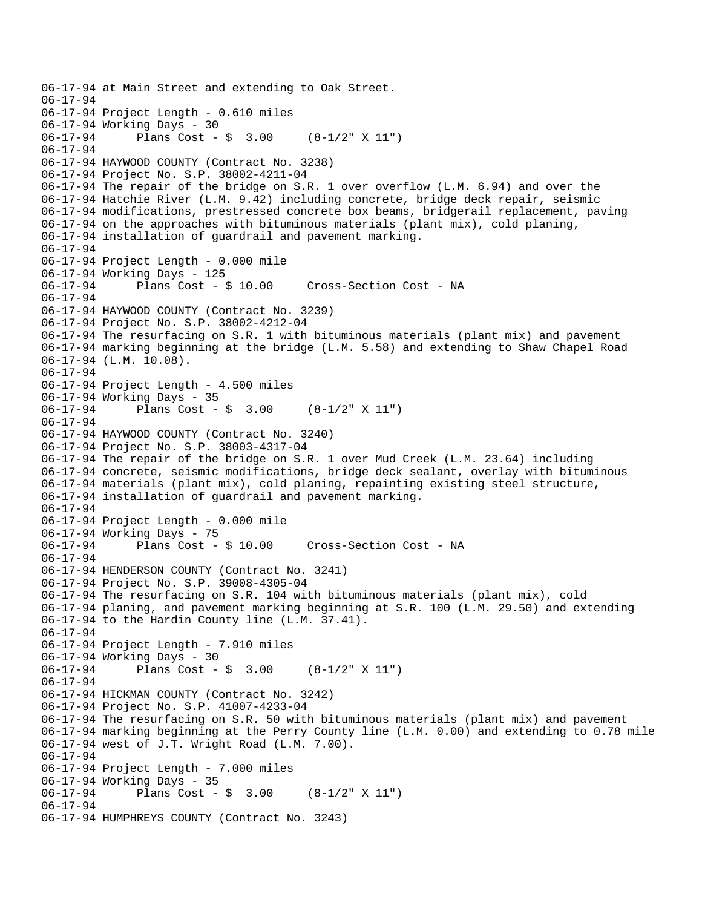06-17-94 at Main Street and extending to Oak Street.
06-17-94
06-17-94 Project Length - 0.610 miles
06-17-94 Working Days - 30
06-17-94       Plans Cost - $  3.00     (8-1/2" X 11")
06-17-94
06-17-94 HAYWOOD COUNTY (Contract No. 3238)
06-17-94 Project No. S.P. 38002-4211-04
06-17-94 The repair of the bridge on S.R. 1 over overflow (L.M. 6.94) and over the
06-17-94 Hatchie River (L.M. 9.42) including concrete, bridge deck repair, seismic
06-17-94 modifications, prestressed concrete box beams, bridgerail replacement, paving
06-17-94 on the approaches with bituminous materials (plant mix), cold planing,
06-17-94 installation of guardrail and pavement marking.
06-17-94
06-17-94 Project Length - 0.000 mile
06-17-94 Working Days - 125
06-17-94       Plans Cost - $ 10.00     Cross-Section Cost - NA
06-17-94
06-17-94 HAYWOOD COUNTY (Contract No. 3239)
06-17-94 Project No. S.P. 38002-4212-04
06-17-94 The resurfacing on S.R. 1 with bituminous materials (plant mix) and pavement
06-17-94 marking beginning at the bridge (L.M. 5.58) and extending to Shaw Chapel Road
06-17-94 (L.M. 10.08).
06-17-94
06-17-94 Project Length - 4.500 miles
06-17-94 Working Days - 35
06-17-94       Plans Cost - $  3.00     (8-1/2" X 11")
06-17-94
06-17-94 HAYWOOD COUNTY (Contract No. 3240)
06-17-94 Project No. S.P. 38003-4317-04
06-17-94 The repair of the bridge on S.R. 1 over Mud Creek (L.M. 23.64) including
06-17-94 concrete, seismic modifications, bridge deck sealant, overlay with bituminous
06-17-94 materials (plant mix), cold planing, repainting existing steel structure,
06-17-94 installation of guardrail and pavement marking.
06-17-94
06-17-94 Project Length - 0.000 mile
06-17-94 Working Days - 75
06-17-94       Plans Cost - $ 10.00     Cross-Section Cost - NA
06-17-94
06-17-94 HENDERSON COUNTY (Contract No. 3241)
06-17-94 Project No. S.P. 39008-4305-04
06-17-94 The resurfacing on S.R. 104 with bituminous materials (plant mix), cold
06-17-94 planing, and pavement marking beginning at S.R. 100 (L.M. 29.50) and extending
06-17-94 to the Hardin County line (L.M. 37.41).
06-17-94
06-17-94 Project Length - 7.910 miles
06-17-94 Working Days - 30
06-17-94       Plans Cost - $  3.00     (8-1/2" X 11")
06-17-94
06-17-94 HICKMAN COUNTY (Contract No. 3242)
06-17-94 Project No. S.P. 41007-4233-04
06-17-94 The resurfacing on S.R. 50 with bituminous materials (plant mix) and pavement
06-17-94 marking beginning at the Perry County line (L.M. 0.00) and extending to 0.78 mile
06-17-94 west of J.T. Wright Road (L.M. 7.00).
06-17-94
06-17-94 Project Length - 7.000 miles
06-17-94 Working Days - 35
06-17-94       Plans Cost - $  3.00     (8-1/2" X 11")
06-17-94
06-17-94 HUMPHREYS COUNTY (Contract No. 3243)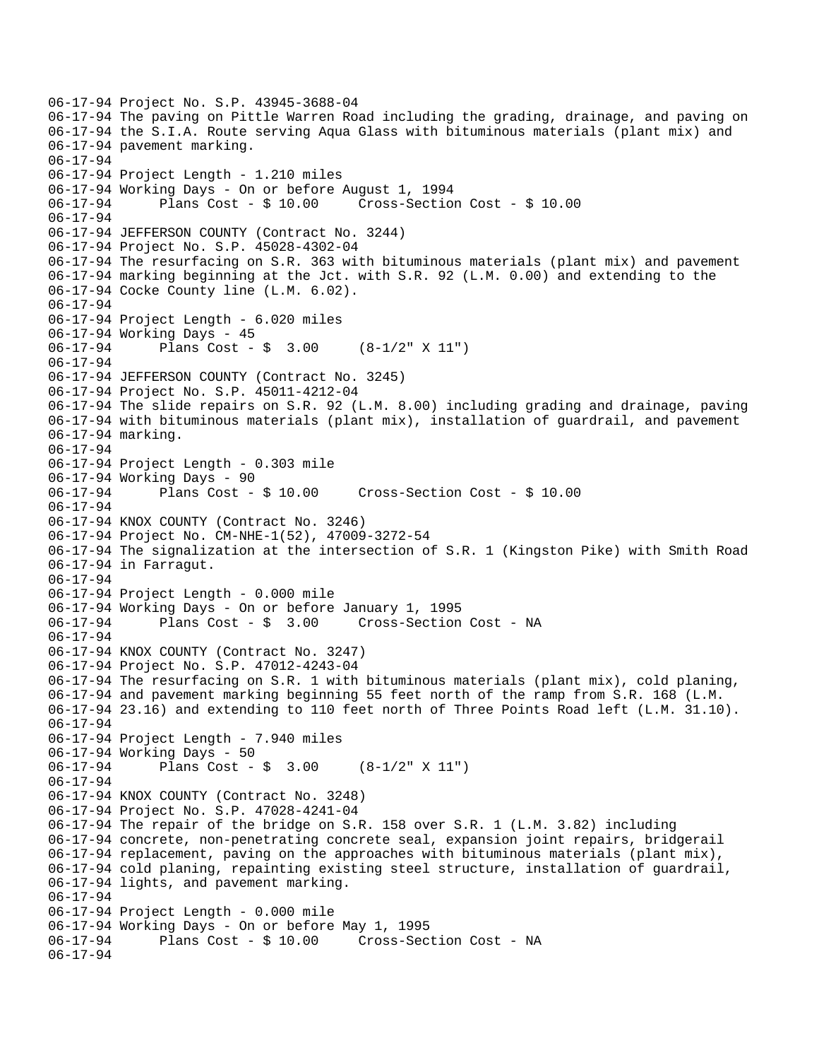06-17-94 Project No. S.P. 43945-3688-04
06-17-94 The paving on Pittle Warren Road including the grading, drainage, and paving on
06-17-94 the S.I.A. Route serving Aqua Glass with bituminous materials (plant mix) and
06-17-94 pavement marking.
06-17-94
06-17-94 Project Length - 1.210 miles
06-17-94 Working Days - On or before August 1, 1994
06-17-94 Plans Cost - $ 10.00 Cross-Section Cost - $ 10.00
06-17-94
06-17-94 JEFFERSON COUNTY (Contract No. 3244)
06-17-94 Project No. S.P. 45028-4302-04
06-17-94 The resurfacing on S.R. 363 with bituminous materials (plant mix) and pavement
06-17-94 marking beginning at the Jct. with S.R. 92 (L.M. 0.00) and extending to the
06-17-94 Cocke County line (L.M. 6.02).
06-17-94
06-17-94 Project Length - 6.020 miles
06-17-94 Working Days - 45
06-17-94 Plans Cost - $ 3.00 (8-1/2" X 11")
06-17-94
06-17-94 JEFFERSON COUNTY (Contract No. 3245)
06-17-94 Project No. S.P. 45011-4212-04
06-17-94 The slide repairs on S.R. 92 (L.M. 8.00) including grading and drainage, paving
06-17-94 with bituminous materials (plant mix), installation of guardrail, and pavement
06-17-94 marking.
06-17-94
06-17-94 Project Length - 0.303 mile
06-17-94 Working Days - 90
06-17-94 Plans Cost - $ 10.00 Cross-Section Cost - $ 10.00
06-17-94
06-17-94 KNOX COUNTY (Contract No. 3246)
06-17-94 Project No. CM-NHE-1(52), 47009-3272-54
06-17-94 The signalization at the intersection of S.R. 1 (Kingston Pike) with Smith Road
06-17-94 in Farragut.
06-17-94
06-17-94 Project Length - 0.000 mile
06-17-94 Working Days - On or before January 1, 1995
06-17-94 Plans Cost - $ 3.00 Cross-Section Cost - NA
06-17-94
06-17-94 KNOX COUNTY (Contract No. 3247)
06-17-94 Project No. S.P. 47012-4243-04
06-17-94 The resurfacing on S.R. 1 with bituminous materials (plant mix), cold planing,
06-17-94 and pavement marking beginning 55 feet north of the ramp from S.R. 168 (L.M.
06-17-94 23.16) and extending to 110 feet north of Three Points Road left (L.M. 31.10).
06-17-94
06-17-94 Project Length - 7.940 miles
06-17-94 Working Days - 50
06-17-94 Plans Cost - $ 3.00 (8-1/2" X 11")
06-17-94
06-17-94 KNOX COUNTY (Contract No. 3248)
06-17-94 Project No. S.P. 47028-4241-04
06-17-94 The repair of the bridge on S.R. 158 over S.R. 1 (L.M. 3.82) including
06-17-94 concrete, non-penetrating concrete seal, expansion joint repairs, bridgerail
06-17-94 replacement, paving on the approaches with bituminous materials (plant mix),
06-17-94 cold planing, repainting existing steel structure, installation of guardrail,
06-17-94 lights, and pavement marking.
06-17-94
06-17-94 Project Length - 0.000 mile
06-17-94 Working Days - On or before May 1, 1995
06-17-94 Plans Cost - $ 10.00 Cross-Section Cost - NA
06-17-94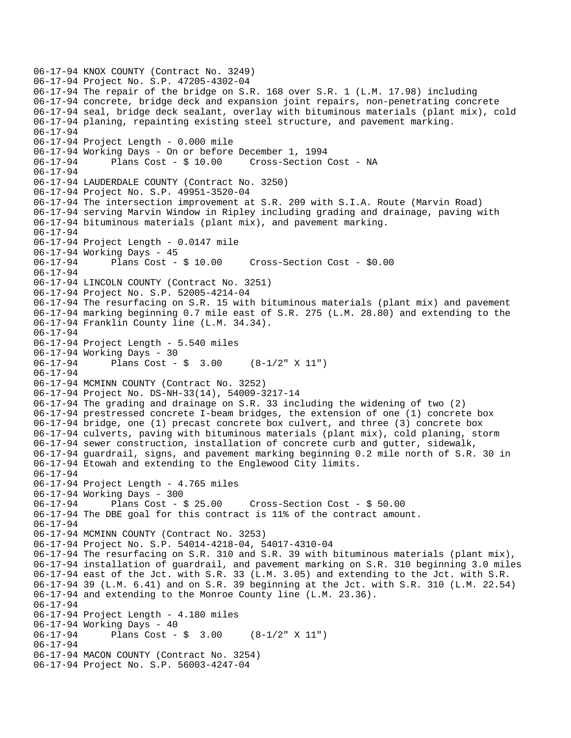```
06-17-94 KNOX COUNTY (Contract No. 3249)
06-17-94 Project No. S.P. 47205-4302-04
06-17-94 The repair of the bridge on S.R. 168 over S.R. 1 (L.M. 17.98) including
06-17-94 concrete, bridge deck and expansion joint repairs, non-penetrating concrete
06-17-94 seal, bridge deck sealant, overlay with bituminous materials (plant mix), cold
06-17-94 planing, repainting existing steel structure, and pavement marking.
06-17-94
06-17-94 Project Length - 0.000 mile
06-17-94 Working Days - On or before December 1, 1994
06-17-94      Plans Cost - $ 10.00     Cross-Section Cost - NA
06-17-94
06-17-94 LAUDERDALE COUNTY (Contract No. 3250)
06-17-94 Project No. S.P. 49951-3520-04
06-17-94 The intersection improvement at S.R. 209 with S.I.A. Route (Marvin Road)
06-17-94 serving Marvin Window in Ripley including grading and drainage, paving with
06-17-94 bituminous materials (plant mix), and pavement marking.
06-17-94
06-17-94 Project Length - 0.0147 mile
06-17-94 Working Days - 45
06-17-94      Plans Cost - $ 10.00     Cross-Section Cost - $0.00
06-17-94
06-17-94 LINCOLN COUNTY (Contract No. 3251)
06-17-94 Project No. S.P. 52005-4214-04
06-17-94 The resurfacing on S.R. 15 with bituminous materials (plant mix) and pavement
06-17-94 marking beginning 0.7 mile east of S.R. 275 (L.M. 28.80) and extending to the
06-17-94 Franklin County line (L.M. 34.34).
06-17-94
06-17-94 Project Length - 5.540 miles
06-17-94 Working Days - 30
06-17-94      Plans Cost - $  3.00     (8-1/2" X 11")
06-17-94
06-17-94 MCMINN COUNTY (Contract No. 3252)
06-17-94 Project No. DS-NH-33(14), 54009-3217-14
06-17-94 The grading and drainage on S.R. 33 including the widening of two (2)
06-17-94 prestressed concrete I-beam bridges, the extension of one (1) concrete box
06-17-94 bridge, one (1) precast concrete box culvert, and three (3) concrete box
06-17-94 culverts, paving with bituminous materials (plant mix), cold planing, storm
06-17-94 sewer construction, installation of concrete curb and gutter, sidewalk,
06-17-94 guardrail, signs, and pavement marking beginning 0.2 mile north of S.R. 30 in
06-17-94 Etowah and extending to the Englewood City limits.
06-17-94
06-17-94 Project Length - 4.765 miles
06-17-94 Working Days - 300
06-17-94      Plans Cost - $ 25.00     Cross-Section Cost - $ 50.00
06-17-94 The DBE goal for this contract is 11% of the contract amount.
06-17-94
06-17-94 MCMINN COUNTY (Contract No. 3253)
06-17-94 Project No. S.P. 54014-4218-04, 54017-4310-04
06-17-94 The resurfacing on S.R. 310 and S.R. 39 with bituminous materials (plant mix),
06-17-94 installation of guardrail, and pavement marking on S.R. 310 beginning 3.0 miles
06-17-94 east of the Jct. with S.R. 33 (L.M. 3.05) and extending to the Jct. with S.R.
06-17-94 39 (L.M. 6.41) and on S.R. 39 beginning at the Jct. with S.R. 310 (L.M. 22.54)
06-17-94 and extending to the Monroe County line (L.M. 23.36).
06-17-94
06-17-94 Project Length - 4.180 miles
06-17-94 Working Days - 40
06-17-94      Plans Cost - $  3.00     (8-1/2" X 11")
06-17-94
06-17-94 MACON COUNTY (Contract No. 3254)
06-17-94 Project No. S.P. 56003-4247-04
```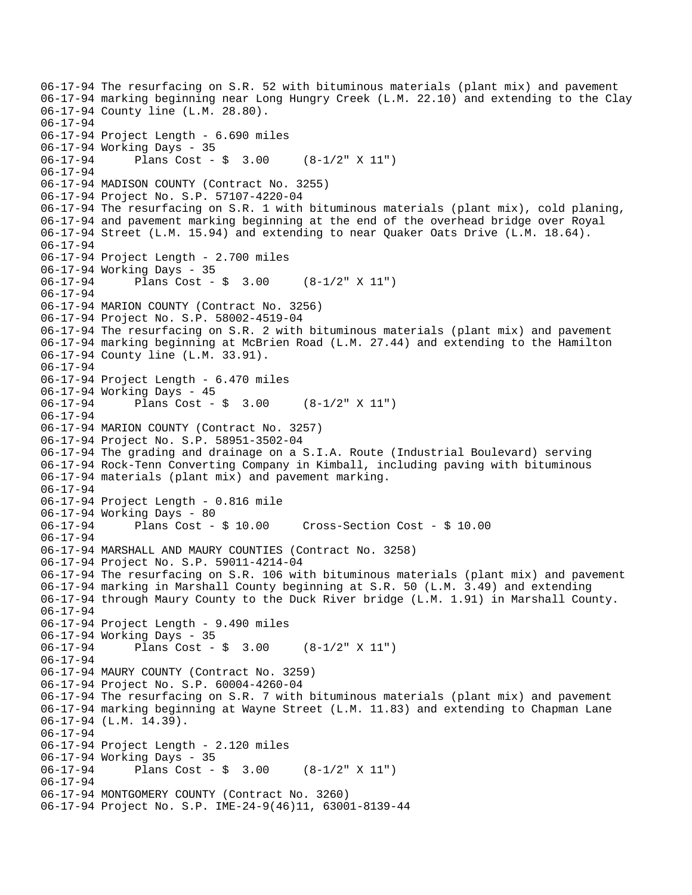```
06-17-94 The resurfacing on S.R. 52 with bituminous materials (plant mix) and pavement
06-17-94 marking beginning near Long Hungry Creek (L.M. 22.10) and extending to the Clay
06-17-94 County line (L.M. 28.80).
06-17-94
06-17-94 Project Length - 6.690 miles
06-17-94 Working Days - 35
06-17-94       Plans Cost - $  3.00     (8-1/2" X 11")
06-17-94
06-17-94 MADISON COUNTY (Contract No. 3255)
06-17-94 Project No. S.P. 57107-4220-04
06-17-94 The resurfacing on S.R. 1 with bituminous materials (plant mix), cold planing,
06-17-94 and pavement marking beginning at the end of the overhead bridge over Royal
06-17-94 Street (L.M. 15.94) and extending to near Quaker Oats Drive (L.M. 18.64).
06-17-94
06-17-94 Project Length - 2.700 miles
06-17-94 Working Days - 35
06-17-94       Plans Cost - $  3.00     (8-1/2" X 11")
06-17-94
06-17-94 MARION COUNTY (Contract No. 3256)
06-17-94 Project No. S.P. 58002-4519-04
06-17-94 The resurfacing on S.R. 2 with bituminous materials (plant mix) and pavement
06-17-94 marking beginning at McBrien Road (L.M. 27.44) and extending to the Hamilton
06-17-94 County line (L.M. 33.91).
06-17-94
06-17-94 Project Length - 6.470 miles
06-17-94 Working Days - 45
06-17-94       Plans Cost - $  3.00     (8-1/2" X 11")
06-17-94
06-17-94 MARION COUNTY (Contract No. 3257)
06-17-94 Project No. S.P. 58951-3502-04
06-17-94 The grading and drainage on a S.I.A. Route (Industrial Boulevard) serving
06-17-94 Rock-Tenn Converting Company in Kimball, including paving with bituminous
06-17-94 materials (plant mix) and pavement marking.
06-17-94
06-17-94 Project Length - 0.816 mile
06-17-94 Working Days - 80
06-17-94       Plans Cost - $ 10.00     Cross-Section Cost - $ 10.00
06-17-94
06-17-94 MARSHALL AND MAURY COUNTIES (Contract No. 3258)
06-17-94 Project No. S.P. 59011-4214-04
06-17-94 The resurfacing on S.R. 106 with bituminous materials (plant mix) and pavement
06-17-94 marking in Marshall County beginning at S.R. 50 (L.M. 3.49) and extending
06-17-94 through Maury County to the Duck River bridge (L.M. 1.91) in Marshall County.
06-17-94
06-17-94 Project Length - 9.490 miles
06-17-94 Working Days - 35
06-17-94       Plans Cost - $  3.00     (8-1/2" X 11")
06-17-94
06-17-94 MAURY COUNTY (Contract No. 3259)
06-17-94 Project No. S.P. 60004-4260-04
06-17-94 The resurfacing on S.R. 7 with bituminous materials (plant mix) and pavement
06-17-94 marking beginning at Wayne Street (L.M. 11.83) and extending to Chapman Lane
06-17-94 (L.M. 14.39).
06-17-94
06-17-94 Project Length - 2.120 miles
06-17-94 Working Days - 35
06-17-94       Plans Cost - $  3.00     (8-1/2" X 11")
06-17-94
06-17-94 MONTGOMERY COUNTY (Contract No. 3260)
06-17-94 Project No. S.P. IME-24-9(46)11, 63001-8139-44
```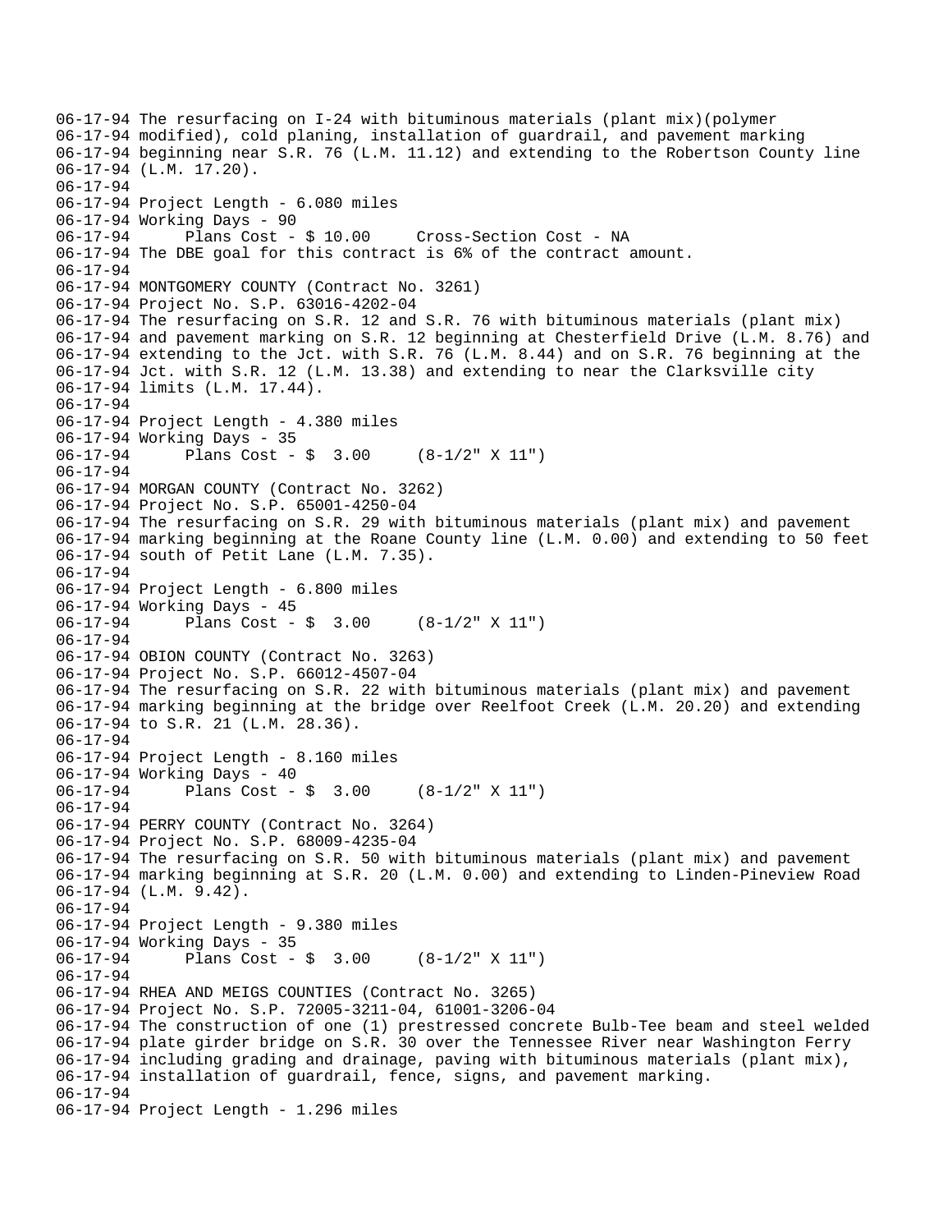```
06-17-94 The resurfacing on I-24 with bituminous materials (plant mix)(polymer
06-17-94 modified), cold planing, installation of guardrail, and pavement marking
06-17-94 beginning near S.R. 76 (L.M. 11.12) and extending to the Robertson County line
06-17-94 (L.M. 17.20).
06-17-94
06-17-94 Project Length - 6.080 miles
06-17-94 Working Days - 90
06-17-94      Plans Cost - $ 10.00     Cross-Section Cost - NA
06-17-94 The DBE goal for this contract is 6% of the contract amount.
06-17-94
06-17-94 MONTGOMERY COUNTY (Contract No. 3261)
06-17-94 Project No. S.P. 63016-4202-04
06-17-94 The resurfacing on S.R. 12 and S.R. 76 with bituminous materials (plant mix)
06-17-94 and pavement marking on S.R. 12 beginning at Chesterfield Drive (L.M. 8.76) and
06-17-94 extending to the Jct. with S.R. 76 (L.M. 8.44) and on S.R. 76 beginning at the
06-17-94 Jct. with S.R. 12 (L.M. 13.38) and extending to near the Clarksville city
06-17-94 limits (L.M. 17.44).
06-17-94
06-17-94 Project Length - 4.380 miles
06-17-94 Working Days - 35
06-17-94      Plans Cost - $  3.00     (8-1/2" X 11")
06-17-94
06-17-94 MORGAN COUNTY (Contract No. 3262)
06-17-94 Project No. S.P. 65001-4250-04
06-17-94 The resurfacing on S.R. 29 with bituminous materials (plant mix) and pavement
06-17-94 marking beginning at the Roane County line (L.M. 0.00) and extending to 50 feet
06-17-94 south of Petit Lane (L.M. 7.35).
06-17-94
06-17-94 Project Length - 6.800 miles
06-17-94 Working Days - 45
06-17-94      Plans Cost - $  3.00     (8-1/2" X 11")
06-17-94
06-17-94 OBION COUNTY (Contract No. 3263)
06-17-94 Project No. S.P. 66012-4507-04
06-17-94 The resurfacing on S.R. 22 with bituminous materials (plant mix) and pavement
06-17-94 marking beginning at the bridge over Reelfoot Creek (L.M. 20.20) and extending
06-17-94 to S.R. 21 (L.M. 28.36).
06-17-94
06-17-94 Project Length - 8.160 miles
06-17-94 Working Days - 40
06-17-94      Plans Cost - $  3.00     (8-1/2" X 11")
06-17-94
06-17-94 PERRY COUNTY (Contract No. 3264)
06-17-94 Project No. S.P. 68009-4235-04
06-17-94 The resurfacing on S.R. 50 with bituminous materials (plant mix) and pavement
06-17-94 marking beginning at S.R. 20 (L.M. 0.00) and extending to Linden-Pineview Road
06-17-94 (L.M. 9.42).
06-17-94
06-17-94 Project Length - 9.380 miles
06-17-94 Working Days - 35
06-17-94      Plans Cost - $  3.00     (8-1/2" X 11")
06-17-94
06-17-94 RHEA AND MEIGS COUNTIES (Contract No. 3265)
06-17-94 Project No. S.P. 72005-3211-04, 61001-3206-04
06-17-94 The construction of one (1) prestressed concrete Bulb-Tee beam and steel welded
06-17-94 plate girder bridge on S.R. 30 over the Tennessee River near Washington Ferry
06-17-94 including grading and drainage, paving with bituminous materials (plant mix),
06-17-94 installation of guardrail, fence, signs, and pavement marking.
06-17-94
06-17-94 Project Length - 1.296 miles
```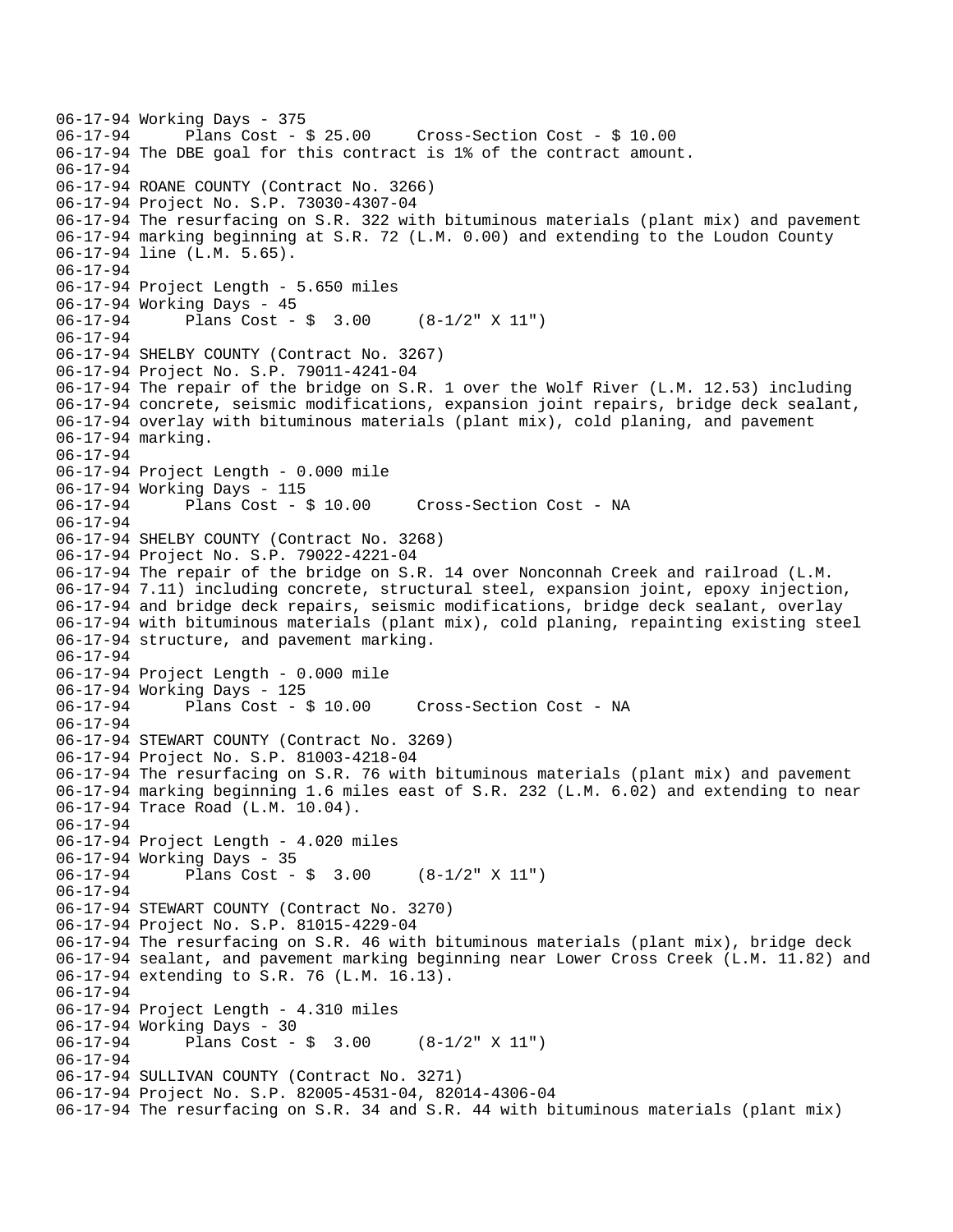```
06-17-94 Working Days - 375
06-17-94      Plans Cost - $ 25.00     Cross-Section Cost - $ 10.00
06-17-94 The DBE goal for this contract is 1% of the contract amount.
06-17-94
06-17-94 ROANE COUNTY (Contract No. 3266)
06-17-94 Project No. S.P. 73030-4307-04
06-17-94 The resurfacing on S.R. 322 with bituminous materials (plant mix) and pavement
06-17-94 marking beginning at S.R. 72 (L.M. 0.00) and extending to the Loudon County
06-17-94 line (L.M. 5.65).
06-17-94
06-17-94 Project Length - 5.650 miles
06-17-94 Working Days - 45
06-17-94      Plans Cost - $  3.00     (8-1/2" X 11")
06-17-94
06-17-94 SHELBY COUNTY (Contract No. 3267)
06-17-94 Project No. S.P. 79011-4241-04
06-17-94 The repair of the bridge on S.R. 1 over the Wolf River (L.M. 12.53) including
06-17-94 concrete, seismic modifications, expansion joint repairs, bridge deck sealant,
06-17-94 overlay with bituminous materials (plant mix), cold planing, and pavement
06-17-94 marking.
06-17-94
06-17-94 Project Length - 0.000 mile
06-17-94 Working Days - 115
06-17-94      Plans Cost - $ 10.00     Cross-Section Cost - NA
06-17-94
06-17-94 SHELBY COUNTY (Contract No. 3268)
06-17-94 Project No. S.P. 79022-4221-04
06-17-94 The repair of the bridge on S.R. 14 over Nonconnah Creek and railroad (L.M.
06-17-94 7.11) including concrete, structural steel, expansion joint, epoxy injection,
06-17-94 and bridge deck repairs, seismic modifications, bridge deck sealant, overlay
06-17-94 with bituminous materials (plant mix), cold planing, repainting existing steel
06-17-94 structure, and pavement marking.
06-17-94
06-17-94 Project Length - 0.000 mile
06-17-94 Working Days - 125
06-17-94      Plans Cost - $ 10.00     Cross-Section Cost - NA
06-17-94
06-17-94 STEWART COUNTY (Contract No. 3269)
06-17-94 Project No. S.P. 81003-4218-04
06-17-94 The resurfacing on S.R. 76 with bituminous materials (plant mix) and pavement
06-17-94 marking beginning 1.6 miles east of S.R. 232 (L.M. 6.02) and extending to near
06-17-94 Trace Road (L.M. 10.04).
06-17-94
06-17-94 Project Length - 4.020 miles
06-17-94 Working Days - 35
06-17-94      Plans Cost - $  3.00     (8-1/2" X 11")
06-17-94
06-17-94 STEWART COUNTY (Contract No. 3270)
06-17-94 Project No. S.P. 81015-4229-04
06-17-94 The resurfacing on S.R. 46 with bituminous materials (plant mix), bridge deck
06-17-94 sealant, and pavement marking beginning near Lower Cross Creek (L.M. 11.82) and
06-17-94 extending to S.R. 76 (L.M. 16.13).
06-17-94
06-17-94 Project Length - 4.310 miles
06-17-94 Working Days - 30
06-17-94      Plans Cost - $  3.00     (8-1/2" X 11")
06-17-94
06-17-94 SULLIVAN COUNTY (Contract No. 3271)
06-17-94 Project No. S.P. 82005-4531-04, 82014-4306-04
06-17-94 The resurfacing on S.R. 34 and S.R. 44 with bituminous materials (plant mix)
```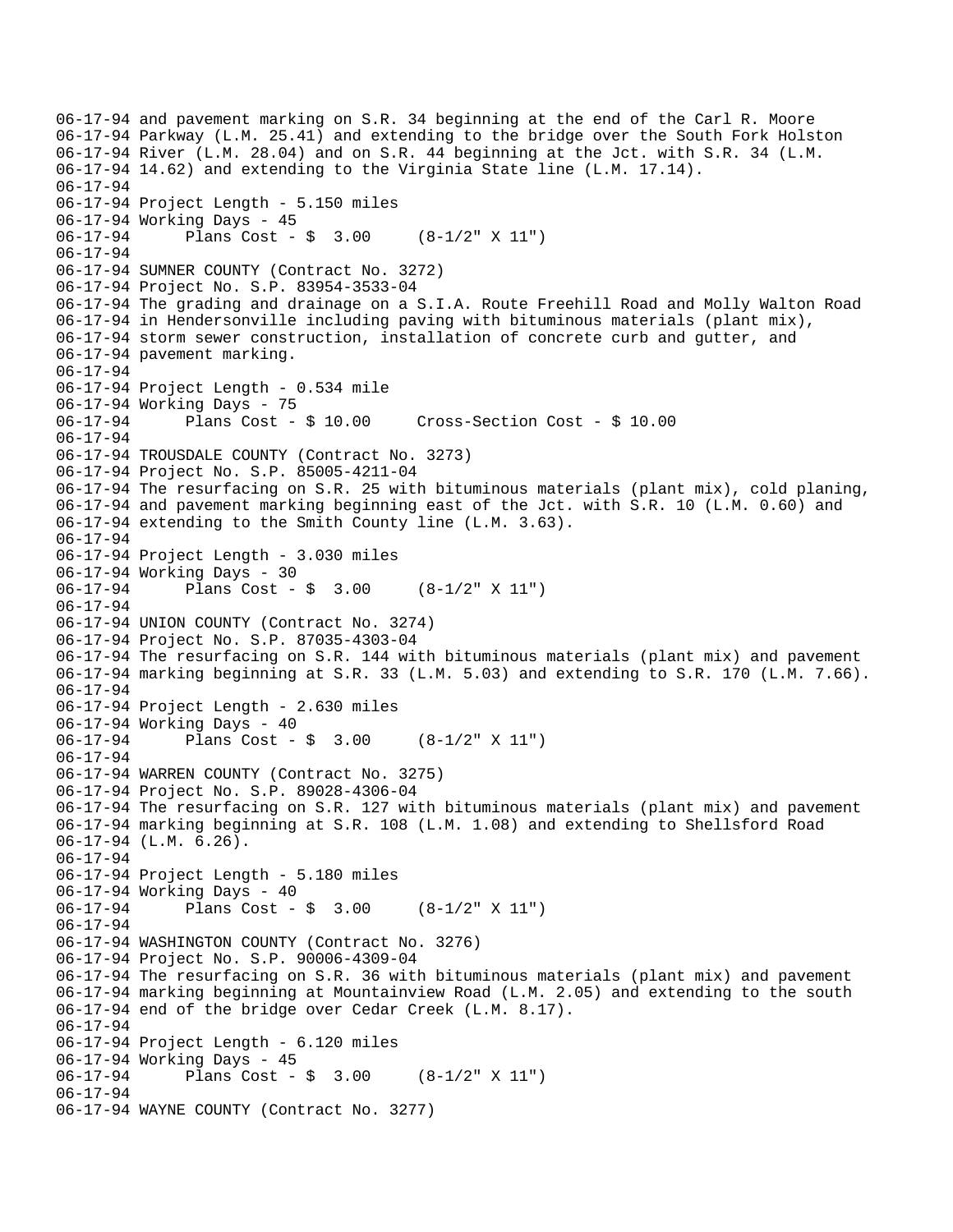06-17-94 and pavement marking on S.R. 34 beginning at the end of the Carl R. Moore
06-17-94 Parkway (L.M. 25.41) and extending to the bridge over the South Fork Holston
06-17-94 River (L.M. 28.04) and on S.R. 44 beginning at the Jct. with S.R. 34 (L.M.
06-17-94 14.62) and extending to the Virginia State line (L.M. 17.14).
06-17-94
06-17-94 Project Length - 5.150 miles
06-17-94 Working Days - 45
06-17-94 Plans Cost - $ 3.00 (8-1/2" X 11")
06-17-94
06-17-94 SUMNER COUNTY (Contract No. 3272)
06-17-94 Project No. S.P. 83954-3533-04
06-17-94 The grading and drainage on a S.I.A. Route Freehill Road and Molly Walton Road
06-17-94 in Hendersonville including paving with bituminous materials (plant mix),
06-17-94 storm sewer construction, installation of concrete curb and gutter, and
06-17-94 pavement marking.
06-17-94
06-17-94 Project Length - 0.534 mile
06-17-94 Working Days - 75
06-17-94 Plans Cost - $ 10.00 Cross-Section Cost - $ 10.00
06-17-94
06-17-94 TROUSDALE COUNTY (Contract No. 3273)
06-17-94 Project No. S.P. 85005-4211-04
06-17-94 The resurfacing on S.R. 25 with bituminous materials (plant mix), cold planing,
06-17-94 and pavement marking beginning east of the Jct. with S.R. 10 (L.M. 0.60) and
06-17-94 extending to the Smith County line (L.M. 3.63).
06-17-94
06-17-94 Project Length - 3.030 miles
06-17-94 Working Days - 30
06-17-94 Plans Cost - $ 3.00 (8-1/2" X 11")
06-17-94
06-17-94 UNION COUNTY (Contract No. 3274)
06-17-94 Project No. S.P. 87035-4303-04
06-17-94 The resurfacing on S.R. 144 with bituminous materials (plant mix) and pavement
06-17-94 marking beginning at S.R. 33 (L.M. 5.03) and extending to S.R. 170 (L.M. 7.66).
06-17-94
06-17-94 Project Length - 2.630 miles
06-17-94 Working Days - 40
06-17-94 Plans Cost - $ 3.00 (8-1/2" X 11")
06-17-94
06-17-94 WARREN COUNTY (Contract No. 3275)
06-17-94 Project No. S.P. 89028-4306-04
06-17-94 The resurfacing on S.R. 127 with bituminous materials (plant mix) and pavement
06-17-94 marking beginning at S.R. 108 (L.M. 1.08) and extending to Shellsford Road
06-17-94 (L.M. 6.26).
06-17-94
06-17-94 Project Length - 5.180 miles
06-17-94 Working Days - 40
06-17-94 Plans Cost - $ 3.00 (8-1/2" X 11")
06-17-94
06-17-94 WASHINGTON COUNTY (Contract No. 3276)
06-17-94 Project No. S.P. 90006-4309-04
06-17-94 The resurfacing on S.R. 36 with bituminous materials (plant mix) and pavement
06-17-94 marking beginning at Mountainview Road (L.M. 2.05) and extending to the south
06-17-94 end of the bridge over Cedar Creek (L.M. 8.17).
06-17-94
06-17-94 Project Length - 6.120 miles
06-17-94 Working Days - 45
06-17-94 Plans Cost - $ 3.00 (8-1/2" X 11")
06-17-94
06-17-94 WAYNE COUNTY (Contract No. 3277)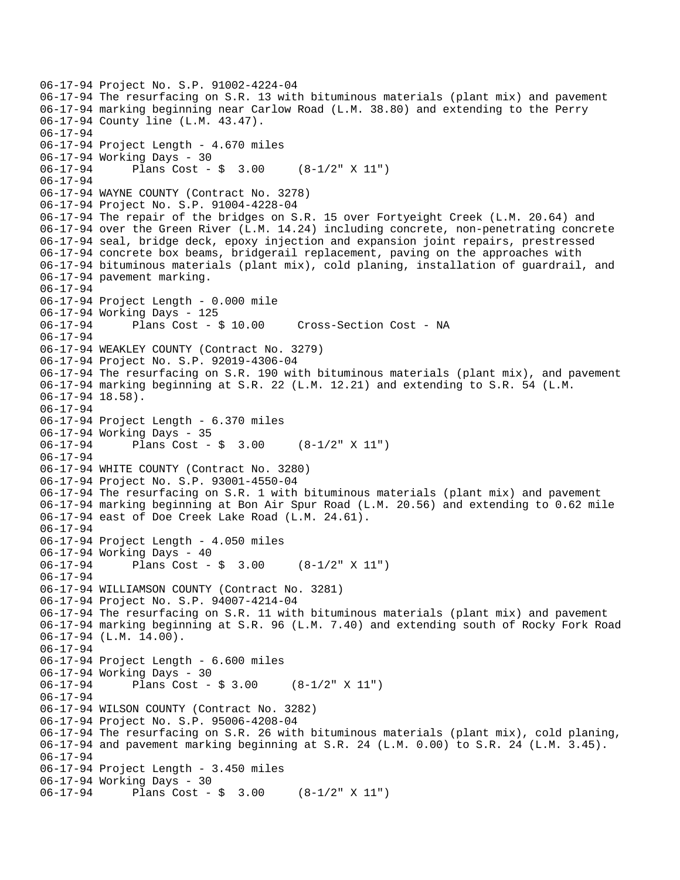```
06-17-94 Project No. S.P. 91002-4224-04
06-17-94 The resurfacing on S.R. 13 with bituminous materials (plant mix) and pavement
06-17-94 marking beginning near Carlow Road (L.M. 38.80) and extending to the Perry
06-17-94 County line (L.M. 43.47).
06-17-94
06-17-94 Project Length - 4.670 miles
06-17-94 Working Days - 30
06-17-94      Plans Cost - $  3.00     (8-1/2" X 11")
06-17-94
06-17-94 WAYNE COUNTY (Contract No. 3278)
06-17-94 Project No. S.P. 91004-4228-04
06-17-94 The repair of the bridges on S.R. 15 over Fortyeight Creek (L.M. 20.64) and
06-17-94 over the Green River (L.M. 14.24) including concrete, non-penetrating concrete
06-17-94 seal, bridge deck, epoxy injection and expansion joint repairs, prestressed
06-17-94 concrete box beams, bridgerail replacement, paving on the approaches with
06-17-94 bituminous materials (plant mix), cold planing, installation of guardrail, and
06-17-94 pavement marking.
06-17-94
06-17-94 Project Length - 0.000 mile
06-17-94 Working Days - 125
06-17-94      Plans Cost - $ 10.00     Cross-Section Cost - NA
06-17-94
06-17-94 WEAKLEY COUNTY (Contract No. 3279)
06-17-94 Project No. S.P. 92019-4306-04
06-17-94 The resurfacing on S.R. 190 with bituminous materials (plant mix), and pavement
06-17-94 marking beginning at S.R. 22 (L.M. 12.21) and extending to S.R. 54 (L.M.
06-17-94 18.58).
06-17-94
06-17-94 Project Length - 6.370 miles
06-17-94 Working Days - 35
06-17-94      Plans Cost - $  3.00     (8-1/2" X 11")
06-17-94
06-17-94 WHITE COUNTY (Contract No. 3280)
06-17-94 Project No. S.P. 93001-4550-04
06-17-94 The resurfacing on S.R. 1 with bituminous materials (plant mix) and pavement
06-17-94 marking beginning at Bon Air Spur Road (L.M. 20.56) and extending to 0.62 mile
06-17-94 east of Doe Creek Lake Road (L.M. 24.61).
06-17-94
06-17-94 Project Length - 4.050 miles
06-17-94 Working Days - 40
06-17-94      Plans Cost - $  3.00     (8-1/2" X 11")
06-17-94
06-17-94 WILLIAMSON COUNTY (Contract No. 3281)
06-17-94 Project No. S.P. 94007-4214-04
06-17-94 The resurfacing on S.R. 11 with bituminous materials (plant mix) and pavement
06-17-94 marking beginning at S.R. 96 (L.M. 7.40) and extending south of Rocky Fork Road
06-17-94 (L.M. 14.00).
06-17-94
06-17-94 Project Length - 6.600 miles
06-17-94 Working Days - 30
06-17-94      Plans Cost - $ 3.00     (8-1/2" X 11")
06-17-94
06-17-94 WILSON COUNTY (Contract No. 3282)
06-17-94 Project No. S.P. 95006-4208-04
06-17-94 The resurfacing on S.R. 26 with bituminous materials (plant mix), cold planing,
06-17-94 and pavement marking beginning at S.R. 24 (L.M. 0.00) to S.R. 24 (L.M. 3.45).
06-17-94
06-17-94 Project Length - 3.450 miles
06-17-94 Working Days - 30
06-17-94      Plans Cost - $  3.00     (8-1/2" X 11")
```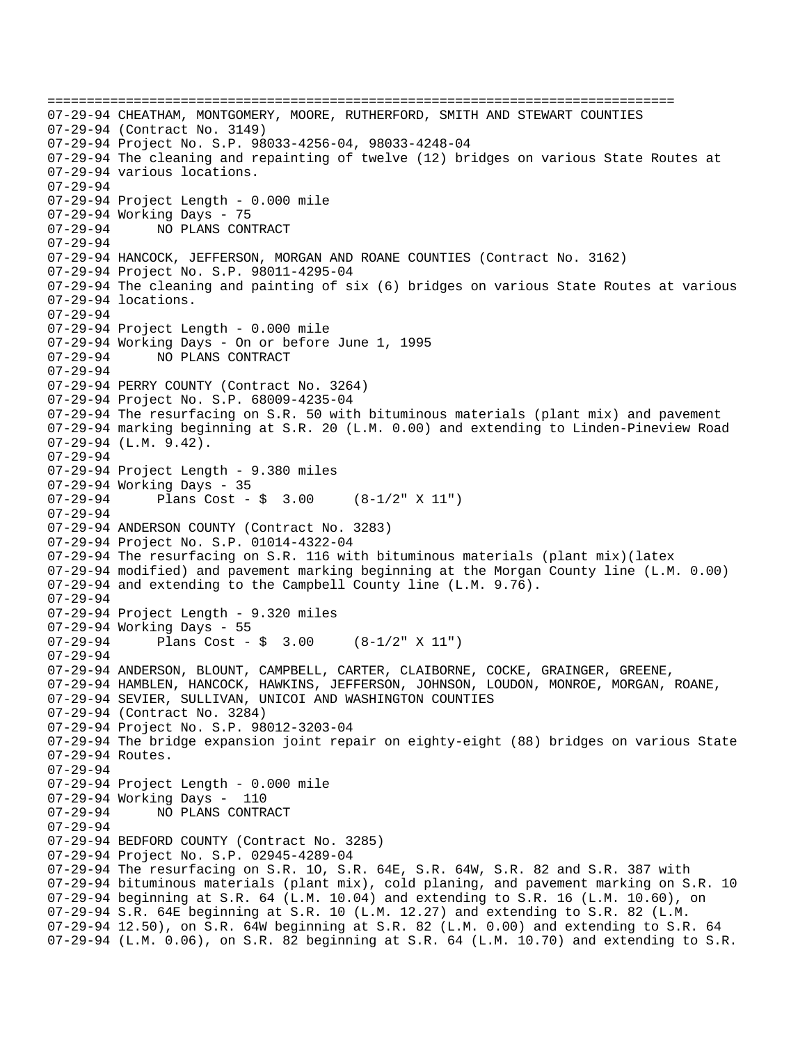```
================================================================================
07-29-94 CHEATHAM, MONTGOMERY, MOORE, RUTHERFORD, SMITH AND STEWART COUNTIES
07-29-94 (Contract No. 3149)
07-29-94 Project No. S.P. 98033-4256-04, 98033-4248-04
07-29-94 The cleaning and repainting of twelve (12) bridges on various State Routes at
07-29-94 various locations.
07-29-94
07-29-94 Project Length - 0.000 mile
07-29-94 Working Days - 75
07-29-94      NO PLANS CONTRACT
07-29-94
07-29-94 HANCOCK, JEFFERSON, MORGAN AND ROANE COUNTIES (Contract No. 3162)
07-29-94 Project No. S.P. 98011-4295-04
07-29-94 The cleaning and painting of six (6) bridges on various State Routes at various
07-29-94 locations.
07-29-94
07-29-94 Project Length - 0.000 mile
07-29-94 Working Days - On or before June 1, 1995
07-29-94      NO PLANS CONTRACT
07-29-94
07-29-94 PERRY COUNTY (Contract No. 3264)
07-29-94 Project No. S.P. 68009-4235-04
07-29-94 The resurfacing on S.R. 50 with bituminous materials (plant mix) and pavement
07-29-94 marking beginning at S.R. 20 (L.M. 0.00) and extending to Linden-Pineview Road
07-29-94 (L.M. 9.42).
07-29-94
07-29-94 Project Length - 9.380 miles
07-29-94 Working Days - 35
07-29-94      Plans Cost - $  3.00     (8-1/2" X 11")
07-29-94
07-29-94 ANDERSON COUNTY (Contract No. 3283)
07-29-94 Project No. S.P. 01014-4322-04
07-29-94 The resurfacing on S.R. 116 with bituminous materials (plant mix)(latex
07-29-94 modified) and pavement marking beginning at the Morgan County line (L.M. 0.00)
07-29-94 and extending to the Campbell County line (L.M. 9.76).
07-29-94
07-29-94 Project Length - 9.320 miles
07-29-94 Working Days - 55
07-29-94      Plans Cost - $  3.00     (8-1/2" X 11")
07-29-94
07-29-94 ANDERSON, BLOUNT, CAMPBELL, CARTER, CLAIBORNE, COCKE, GRAINGER, GREENE,
07-29-94 HAMBLEN, HANCOCK, HAWKINS, JEFFERSON, JOHNSON, LOUDON, MONROE, MORGAN, ROANE,
07-29-94 SEVIER, SULLIVAN, UNICOI AND WASHINGTON COUNTIES
07-29-94 (Contract No. 3284)
07-29-94 Project No. S.P. 98012-3203-04
07-29-94 The bridge expansion joint repair on eighty-eight (88) bridges on various State
07-29-94 Routes.
07-29-94
07-29-94 Project Length - 0.000 mile
07-29-94 Working Days -  110
07-29-94      NO PLANS CONTRACT
07-29-94
07-29-94 BEDFORD COUNTY (Contract No. 3285)
07-29-94 Project No. S.P. 02945-4289-04
07-29-94 The resurfacing on S.R. 1O, S.R. 64E, S.R. 64W, S.R. 82 and S.R. 387 with
07-29-94 bituminous materials (plant mix), cold planing, and pavement marking on S.R. 10
07-29-94 beginning at S.R. 64 (L.M. 10.04) and extending to S.R. 16 (L.M. 10.60), on
07-29-94 S.R. 64E beginning at S.R. 10 (L.M. 12.27) and extending to S.R. 82 (L.M.
07-29-94 12.50), on S.R. 64W beginning at S.R. 82 (L.M. 0.00) and extending to S.R. 64
07-29-94 (L.M. 0.06), on S.R. 82 beginning at S.R. 64 (L.M. 10.70) and extending to S.R.
```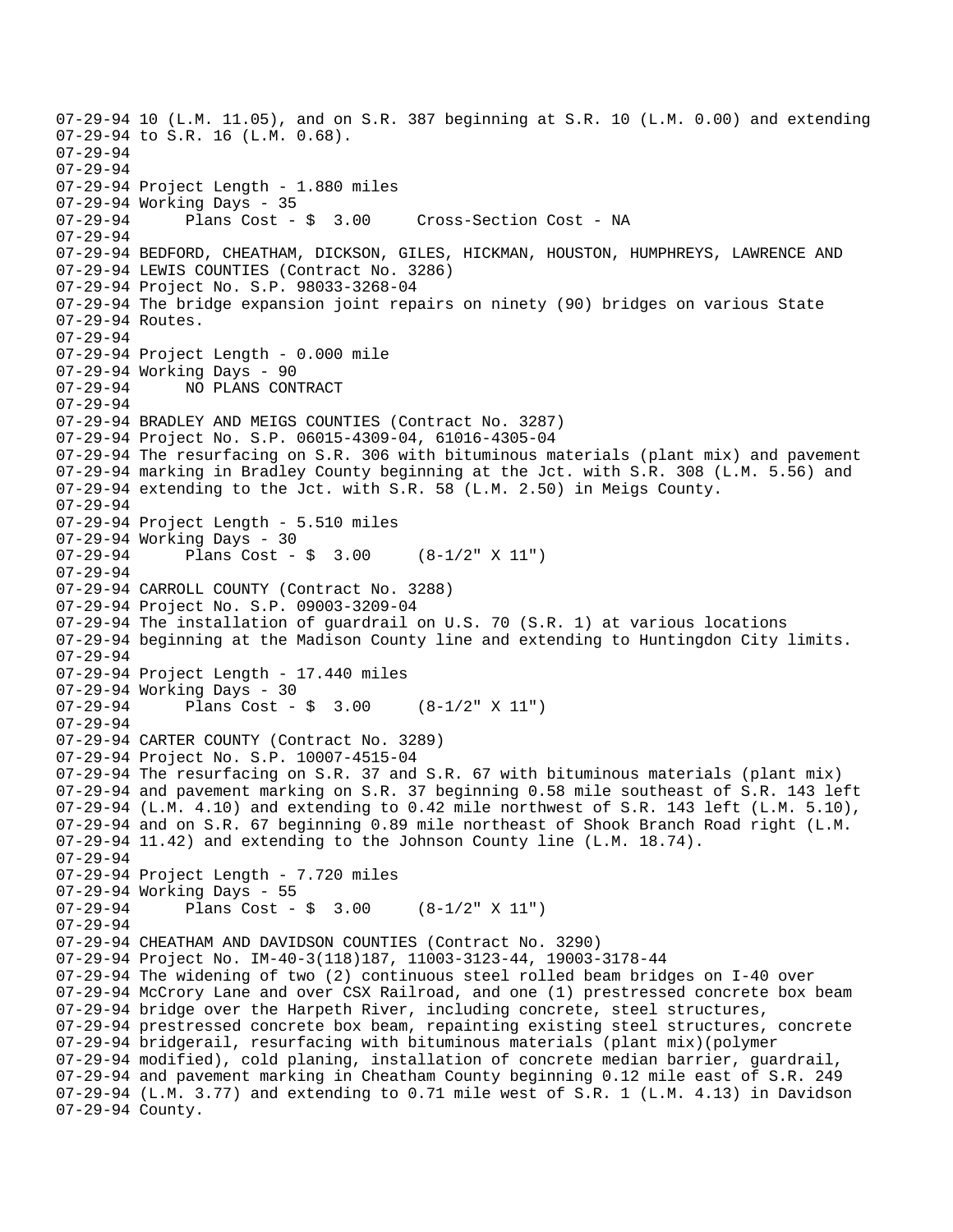07-29-94 10 (L.M. 11.05), and on S.R. 387 beginning at S.R. 10 (L.M. 0.00) and extending
07-29-94 to S.R. 16 (L.M. 0.68).
07-29-94
07-29-94
07-29-94 Project Length - 1.880 miles
07-29-94 Working Days - 35
07-29-94 Plans Cost - $ 3.00 Cross-Section Cost - NA
07-29-94
07-29-94
07-29-94 BEDFORD, CHEATHAM, DICKSON, GILES, HICKMAN, HOUSTON, HUMPHREYS, LAWRENCE AND
07-29-94 LEWIS COUNTIES (Contract No. 3286)
07-29-94 Project No. S.P. 98033-3268-04
07-29-94 The bridge expansion joint repairs on ninety (90) bridges on various State
07-29-94 Routes.
07-29-94
07-29-94 Project Length - 0.000 mile
07-29-94 Working Days - 90
07-29-94 NO PLANS CONTRACT
07-29-94
07-29-94 BRADLEY AND MEIGS COUNTIES (Contract No. 3287)
07-29-94 Project No. S.P. 06015-4309-04, 61016-4305-04
07-29-94 The resurfacing on S.R. 306 with bituminous materials (plant mix) and pavement
07-29-94 marking in Bradley County beginning at the Jct. with S.R. 308 (L.M. 5.56) and
07-29-94 extending to the Jct. with S.R. 58 (L.M. 2.50) in Meigs County.
07-29-94
07-29-94 Project Length - 5.510 miles
07-29-94 Working Days - 30
07-29-94 Plans Cost - $ 3.00 (8-1/2" X 11")
07-29-94
07-29-94 CARROLL COUNTY (Contract No. 3288)
07-29-94 Project No. S.P. 09003-3209-04
07-29-94 The installation of guardrail on U.S. 70 (S.R. 1) at various locations
07-29-94 beginning at the Madison County line and extending to Huntingdon City limits.
07-29-94
07-29-94 Project Length - 17.440 miles
07-29-94 Working Days - 30
07-29-94 Plans Cost - $ 3.00 (8-1/2" X 11")
07-29-94
07-29-94 CARTER COUNTY (Contract No. 3289)
07-29-94 Project No. S.P. 10007-4515-04
07-29-94 The resurfacing on S.R. 37 and S.R. 67 with bituminous materials (plant mix)
07-29-94 and pavement marking on S.R. 37 beginning 0.58 mile southeast of S.R. 143 left
07-29-94 (L.M. 4.10) and extending to 0.42 mile northwest of S.R. 143 left (L.M. 5.10),
07-29-94 and on S.R. 67 beginning 0.89 mile northeast of Shook Branch Road right (L.M.
07-29-94 11.42) and extending to the Johnson County line (L.M. 18.74).
07-29-94
07-29-94 Project Length - 7.720 miles
07-29-94 Working Days - 55
07-29-94 Plans Cost - $ 3.00 (8-1/2" X 11")
07-29-94
07-29-94 CHEATHAM AND DAVIDSON COUNTIES (Contract No. 3290)
07-29-94 Project No. IM-40-3(118)187, 11003-3123-44, 19003-3178-44
07-29-94 The widening of two (2) continuous steel rolled beam bridges on I-40 over
07-29-94 McCrory Lane and over CSX Railroad, and one (1) prestressed concrete box beam
07-29-94 bridge over the Harpeth River, including concrete, steel structures,
07-29-94 prestressed concrete box beam, repainting existing steel structures, concrete
07-29-94 bridgerail, resurfacing with bituminous materials (plant mix)(polymer
07-29-94 modified), cold planing, installation of concrete median barrier, guardrail,
07-29-94 and pavement marking in Cheatham County beginning 0.12 mile east of S.R. 249
07-29-94 (L.M. 3.77) and extending to 0.71 mile west of S.R. 1 (L.M. 4.13) in Davidson
07-29-94 County.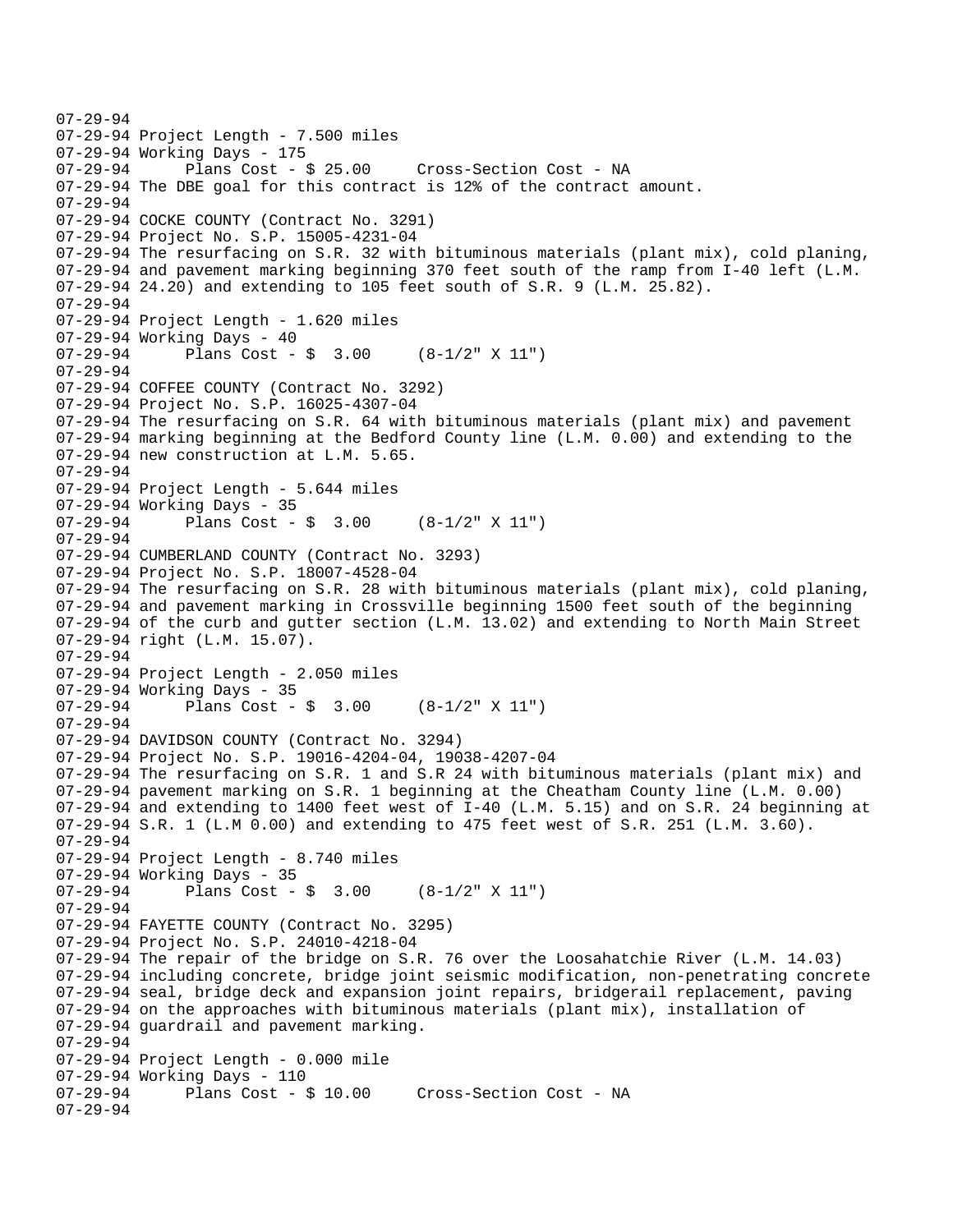07-29-94
07-29-94 Project Length - 7.500 miles
07-29-94 Working Days - 175
07-29-94 Plans Cost - $ 25.00 Cross-Section Cost - NA
07-29-94 The DBE goal for this contract is 12% of the contract amount.
07-29-94
07-29-94 COCKE COUNTY (Contract No. 3291)
07-29-94 Project No. S.P. 15005-4231-04
07-29-94 The resurfacing on S.R. 32 with bituminous materials (plant mix), cold planing,
07-29-94 and pavement marking beginning 370 feet south of the ramp from I-40 left (L.M.
07-29-94 24.20) and extending to 105 feet south of S.R. 9 (L.M. 25.82).
07-29-94
07-29-94 Project Length - 1.620 miles
07-29-94 Working Days - 40
07-29-94 Plans Cost - $ 3.00 (8-1/2" X 11")
07-29-94
07-29-94 COFFEE COUNTY (Contract No. 3292)
07-29-94 Project No. S.P. 16025-4307-04
07-29-94 The resurfacing on S.R. 64 with bituminous materials (plant mix) and pavement
07-29-94 marking beginning at the Bedford County line (L.M. 0.00) and extending to the
07-29-94 new construction at L.M. 5.65.
07-29-94
07-29-94 Project Length - 5.644 miles
07-29-94 Working Days - 35
07-29-94 Plans Cost - $ 3.00 (8-1/2" X 11")
07-29-94
07-29-94 CUMBERLAND COUNTY (Contract No. 3293)
07-29-94 Project No. S.P. 18007-4528-04
07-29-94 The resurfacing on S.R. 28 with bituminous materials (plant mix), cold planing,
07-29-94 and pavement marking in Crossville beginning 1500 feet south of the beginning
07-29-94 of the curb and gutter section (L.M. 13.02) and extending to North Main Street
07-29-94 right (L.M. 15.07).
07-29-94
07-29-94 Project Length - 2.050 miles
07-29-94 Working Days - 35
07-29-94 Plans Cost - $ 3.00 (8-1/2" X 11")
07-29-94
07-29-94 DAVIDSON COUNTY (Contract No. 3294)
07-29-94 Project No. S.P. 19016-4204-04, 19038-4207-04
07-29-94 The resurfacing on S.R. 1 and S.R 24 with bituminous materials (plant mix) and
07-29-94 pavement marking on S.R. 1 beginning at the Cheatham County line (L.M. 0.00)
07-29-94 and extending to 1400 feet west of I-40 (L.M. 5.15) and on S.R. 24 beginning at
07-29-94 S.R. 1 (L.M 0.00) and extending to 475 feet west of S.R. 251 (L.M. 3.60).
07-29-94
07-29-94 Project Length - 8.740 miles
07-29-94 Working Days - 35
07-29-94 Plans Cost - $ 3.00 (8-1/2" X 11")
07-29-94
07-29-94 FAYETTE COUNTY (Contract No. 3295)
07-29-94 Project No. S.P. 24010-4218-04
07-29-94 The repair of the bridge on S.R. 76 over the Loosahatchie River (L.M. 14.03)
07-29-94 including concrete, bridge joint seismic modification, non-penetrating concrete
07-29-94 seal, bridge deck and expansion joint repairs, bridgerail replacement, paving
07-29-94 on the approaches with bituminous materials (plant mix), installation of
07-29-94 guardrail and pavement marking.
07-29-94
07-29-94 Project Length - 0.000 mile
07-29-94 Working Days - 110
07-29-94 Plans Cost - $ 10.00 Cross-Section Cost - NA
07-29-94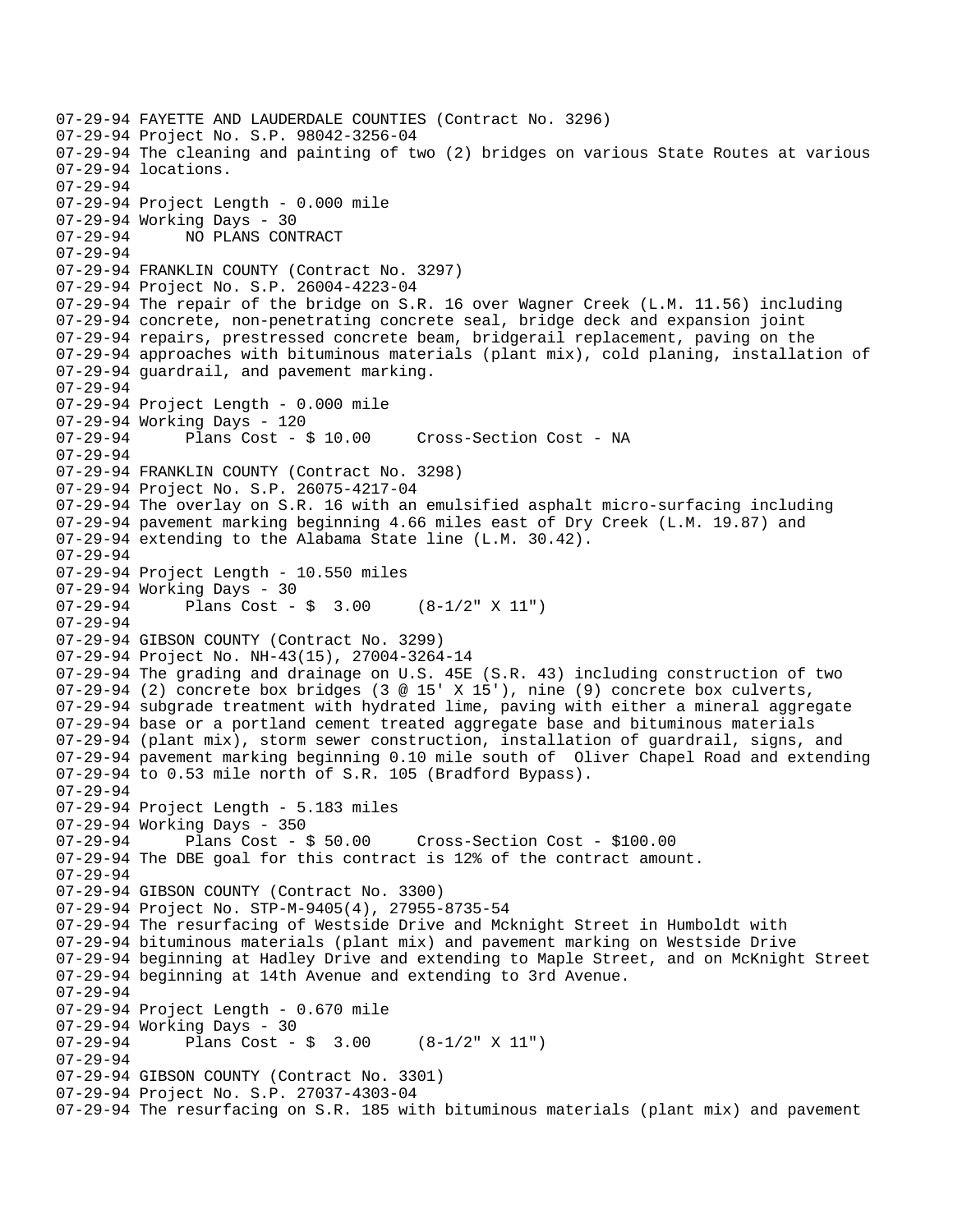```
07-29-94 FAYETTE AND LAUDERDALE COUNTIES (Contract No. 3296)
07-29-94 Project No. S.P. 98042-3256-04
07-29-94 The cleaning and painting of two (2) bridges on various State Routes at various
07-29-94 locations.
07-29-94
07-29-94 Project Length - 0.000 mile
07-29-94 Working Days - 30
07-29-94      NO PLANS CONTRACT
07-29-94
07-29-94 FRANKLIN COUNTY (Contract No. 3297)
07-29-94 Project No. S.P. 26004-4223-04
07-29-94 The repair of the bridge on S.R. 16 over Wagner Creek (L.M. 11.56) including
07-29-94 concrete, non-penetrating concrete seal, bridge deck and expansion joint
07-29-94 repairs, prestressed concrete beam, bridgerail replacement, paving on the
07-29-94 approaches with bituminous materials (plant mix), cold planing, installation of
07-29-94 guardrail, and pavement marking.
07-29-94
07-29-94 Project Length - 0.000 mile
07-29-94 Working Days - 120
07-29-94      Plans Cost - $ 10.00     Cross-Section Cost - NA
07-29-94
07-29-94 FRANKLIN COUNTY (Contract No. 3298)
07-29-94 Project No. S.P. 26075-4217-04
07-29-94 The overlay on S.R. 16 with an emulsified asphalt micro-surfacing including
07-29-94 pavement marking beginning 4.66 miles east of Dry Creek (L.M. 19.87) and
07-29-94 extending to the Alabama State line (L.M. 30.42).
07-29-94
07-29-94 Project Length - 10.550 miles
07-29-94 Working Days - 30
07-29-94      Plans Cost - $  3.00     (8-1/2" X 11")
07-29-94
07-29-94 GIBSON COUNTY (Contract No. 3299)
07-29-94 Project No. NH-43(15), 27004-3264-14
07-29-94 The grading and drainage on U.S. 45E (S.R. 43) including construction of two
07-29-94 (2) concrete box bridges (3 @ 15' X 15'), nine (9) concrete box culverts,
07-29-94 subgrade treatment with hydrated lime, paving with either a mineral aggregate
07-29-94 base or a portland cement treated aggregate base and bituminous materials
07-29-94 (plant mix), storm sewer construction, installation of guardrail, signs, and
07-29-94 pavement marking beginning 0.10 mile south of  Oliver Chapel Road and extending
07-29-94 to 0.53 mile north of S.R. 105 (Bradford Bypass).
07-29-94
07-29-94 Project Length - 5.183 miles
07-29-94 Working Days - 350
07-29-94      Plans Cost - $ 50.00     Cross-Section Cost - $100.00
07-29-94 The DBE goal for this contract is 12% of the contract amount.
07-29-94
07-29-94 GIBSON COUNTY (Contract No. 3300)
07-29-94 Project No. STP-M-9405(4), 27955-8735-54
07-29-94 The resurfacing of Westside Drive and Mcknight Street in Humboldt with
07-29-94 bituminous materials (plant mix) and pavement marking on Westside Drive
07-29-94 beginning at Hadley Drive and extending to Maple Street, and on McKnight Street
07-29-94 beginning at 14th Avenue and extending to 3rd Avenue.
07-29-94
07-29-94 Project Length - 0.670 mile
07-29-94 Working Days - 30
07-29-94      Plans Cost - $  3.00     (8-1/2" X 11")
07-29-94
07-29-94 GIBSON COUNTY (Contract No. 3301)
07-29-94 Project No. S.P. 27037-4303-04
07-29-94 The resurfacing on S.R. 185 with bituminous materials (plant mix) and pavement
```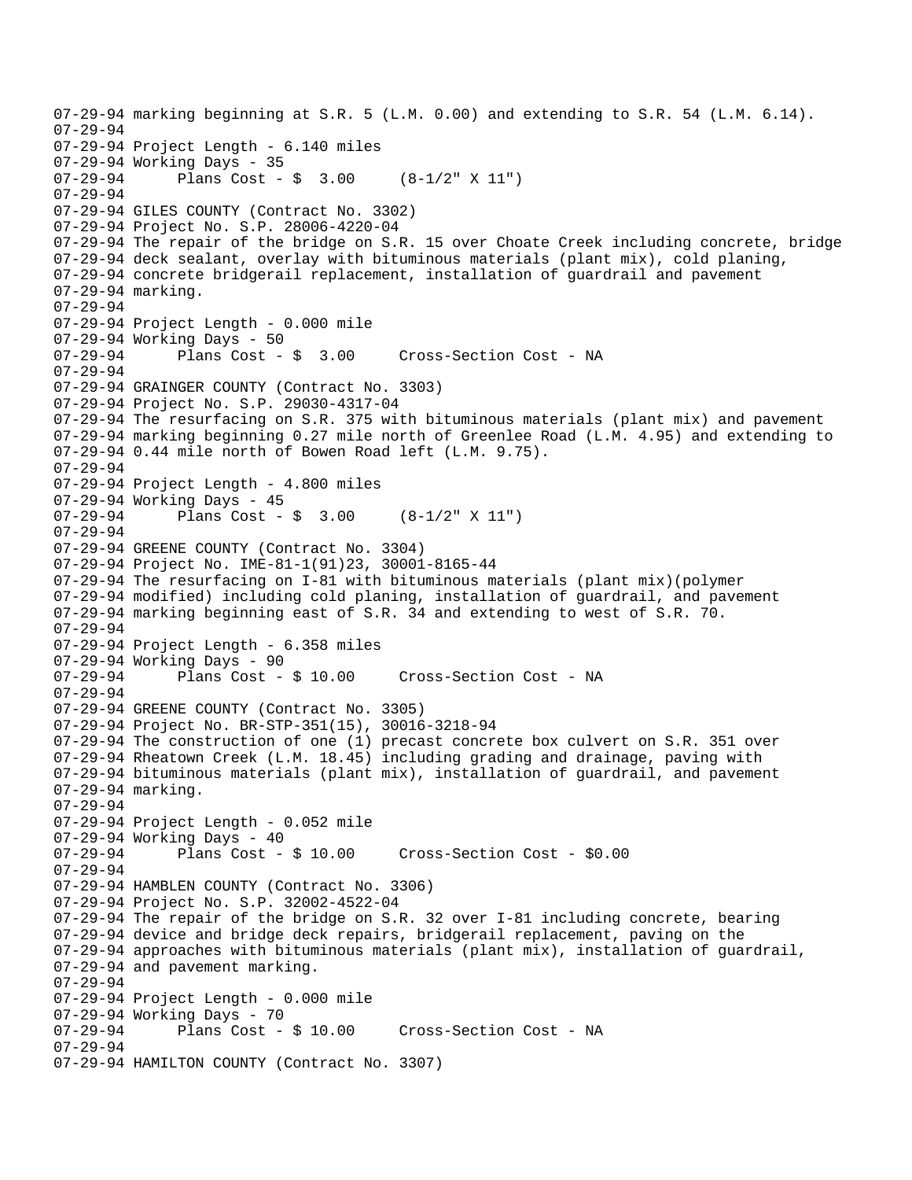```
07-29-94 marking beginning at S.R. 5 (L.M. 0.00) and extending to S.R. 54 (L.M. 6.14).
07-29-94
07-29-94 Project Length - 6.140 miles
07-29-94 Working Days - 35
07-29-94      Plans Cost - $  3.00     (8-1/2" X 11")
07-29-94
07-29-94 GILES COUNTY (Contract No. 3302)
07-29-94 Project No. S.P. 28006-4220-04
07-29-94 The repair of the bridge on S.R. 15 over Choate Creek including concrete, bridge
07-29-94 deck sealant, overlay with bituminous materials (plant mix), cold planing,
07-29-94 concrete bridgerail replacement, installation of guardrail and pavement
07-29-94 marking.
07-29-94
07-29-94 Project Length - 0.000 mile
07-29-94 Working Days - 50
07-29-94      Plans Cost - $  3.00     Cross-Section Cost - NA
07-29-94
07-29-94 GRAINGER COUNTY (Contract No. 3303)
07-29-94 Project No. S.P. 29030-4317-04
07-29-94 The resurfacing on S.R. 375 with bituminous materials (plant mix) and pavement
07-29-94 marking beginning 0.27 mile north of Greenlee Road (L.M. 4.95) and extending to
07-29-94 0.44 mile north of Bowen Road left (L.M. 9.75).
07-29-94
07-29-94 Project Length - 4.800 miles
07-29-94 Working Days - 45
07-29-94      Plans Cost - $  3.00     (8-1/2" X 11")
07-29-94
07-29-94 GREENE COUNTY (Contract No. 3304)
07-29-94 Project No. IME-81-1(91)23, 30001-8165-44
07-29-94 The resurfacing on I-81 with bituminous materials (plant mix)(polymer
07-29-94 modified) including cold planing, installation of guardrail, and pavement
07-29-94 marking beginning east of S.R. 34 and extending to west of S.R. 70.
07-29-94
07-29-94 Project Length - 6.358 miles
07-29-94 Working Days - 90
07-29-94      Plans Cost - $ 10.00     Cross-Section Cost - NA
07-29-94
07-29-94 GREENE COUNTY (Contract No. 3305)
07-29-94 Project No. BR-STP-351(15), 30016-3218-94
07-29-94 The construction of one (1) precast concrete box culvert on S.R. 351 over
07-29-94 Rheatown Creek (L.M. 18.45) including grading and drainage, paving with
07-29-94 bituminous materials (plant mix), installation of guardrail, and pavement
07-29-94 marking.
07-29-94
07-29-94 Project Length - 0.052 mile
07-29-94 Working Days - 40
07-29-94      Plans Cost - $ 10.00     Cross-Section Cost - $0.00
07-29-94
07-29-94 HAMBLEN COUNTY (Contract No. 3306)
07-29-94 Project No. S.P. 32002-4522-04
07-29-94 The repair of the bridge on S.R. 32 over I-81 including concrete, bearing
07-29-94 device and bridge deck repairs, bridgerail replacement, paving on the
07-29-94 approaches with bituminous materials (plant mix), installation of guardrail,
07-29-94 and pavement marking.
07-29-94
07-29-94 Project Length - 0.000 mile
07-29-94 Working Days - 70
07-29-94      Plans Cost - $ 10.00     Cross-Section Cost - NA
07-29-94
07-29-94 HAMILTON COUNTY (Contract No. 3307)
```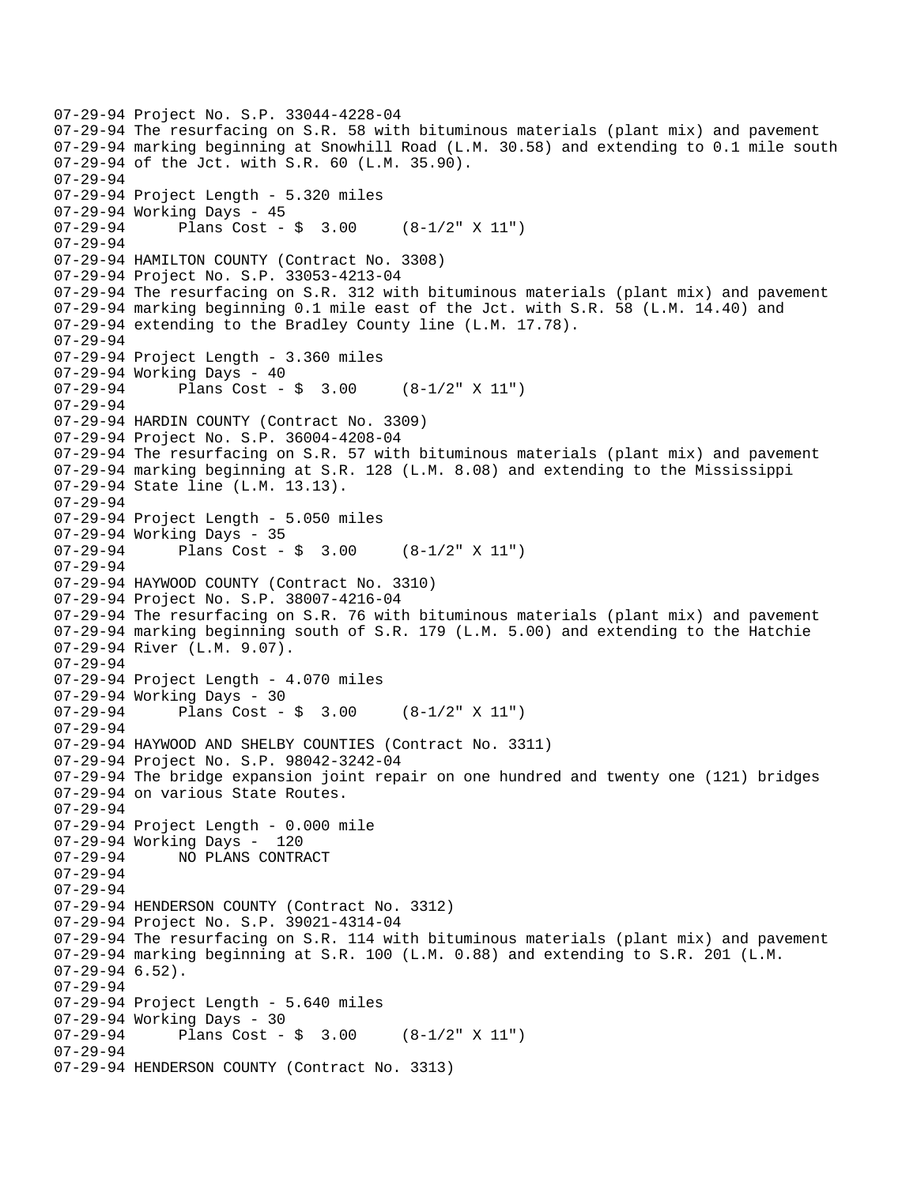07-29-94 Project No. S.P. 33044-4228-04
07-29-94 The resurfacing on S.R. 58 with bituminous materials (plant mix) and pavement
07-29-94 marking beginning at Snowhill Road (L.M. 30.58) and extending to 0.1 mile south
07-29-94 of the Jct. with S.R. 60 (L.M. 35.90).
07-29-94
07-29-94 Project Length - 5.320 miles
07-29-94 Working Days - 45
07-29-94 Plans Cost - $ 3.00 (8-1/2" X 11")
07-29-94
07-29-94 HAMILTON COUNTY (Contract No. 3308)
07-29-94 Project No. S.P. 33053-4213-04
07-29-94 The resurfacing on S.R. 312 with bituminous materials (plant mix) and pavement
07-29-94 marking beginning 0.1 mile east of the Jct. with S.R. 58 (L.M. 14.40) and
07-29-94 extending to the Bradley County line (L.M. 17.78).
07-29-94
07-29-94 Project Length - 3.360 miles
07-29-94 Working Days - 40
07-29-94 Plans Cost - $ 3.00 (8-1/2" X 11")
07-29-94
07-29-94 HARDIN COUNTY (Contract No. 3309)
07-29-94 Project No. S.P. 36004-4208-04
07-29-94 The resurfacing on S.R. 57 with bituminous materials (plant mix) and pavement
07-29-94 marking beginning at S.R. 128 (L.M. 8.08) and extending to the Mississippi
07-29-94 State line (L.M. 13.13).
07-29-94
07-29-94 Project Length - 5.050 miles
07-29-94 Working Days - 35
07-29-94 Plans Cost - $ 3.00 (8-1/2" X 11")
07-29-94
07-29-94 HAYWOOD COUNTY (Contract No. 3310)
07-29-94 Project No. S.P. 38007-4216-04
07-29-94 The resurfacing on S.R. 76 with bituminous materials (plant mix) and pavement
07-29-94 marking beginning south of S.R. 179 (L.M. 5.00) and extending to the Hatchie
07-29-94 River (L.M. 9.07).
07-29-94
07-29-94 Project Length - 4.070 miles
07-29-94 Working Days - 30
07-29-94 Plans Cost - $ 3.00 (8-1/2" X 11")
07-29-94
07-29-94 HAYWOOD AND SHELBY COUNTIES (Contract No. 3311)
07-29-94 Project No. S.P. 98042-3242-04
07-29-94 The bridge expansion joint repair on one hundred and twenty one (121) bridges
07-29-94 on various State Routes.
07-29-94
07-29-94 Project Length - 0.000 mile
07-29-94 Working Days - 120
07-29-94 NO PLANS CONTRACT
07-29-94
07-29-94
07-29-94 HENDERSON COUNTY (Contract No. 3312)
07-29-94 Project No. S.P. 39021-4314-04
07-29-94 The resurfacing on S.R. 114 with bituminous materials (plant mix) and pavement
07-29-94 marking beginning at S.R. 100 (L.M. 0.88) and extending to S.R. 201 (L.M.
07-29-94 6.52).
07-29-94
07-29-94 Project Length - 5.640 miles
07-29-94 Working Days - 30
07-29-94 Plans Cost - $ 3.00 (8-1/2" X 11")
07-29-94
07-29-94 HENDERSON COUNTY (Contract No. 3313)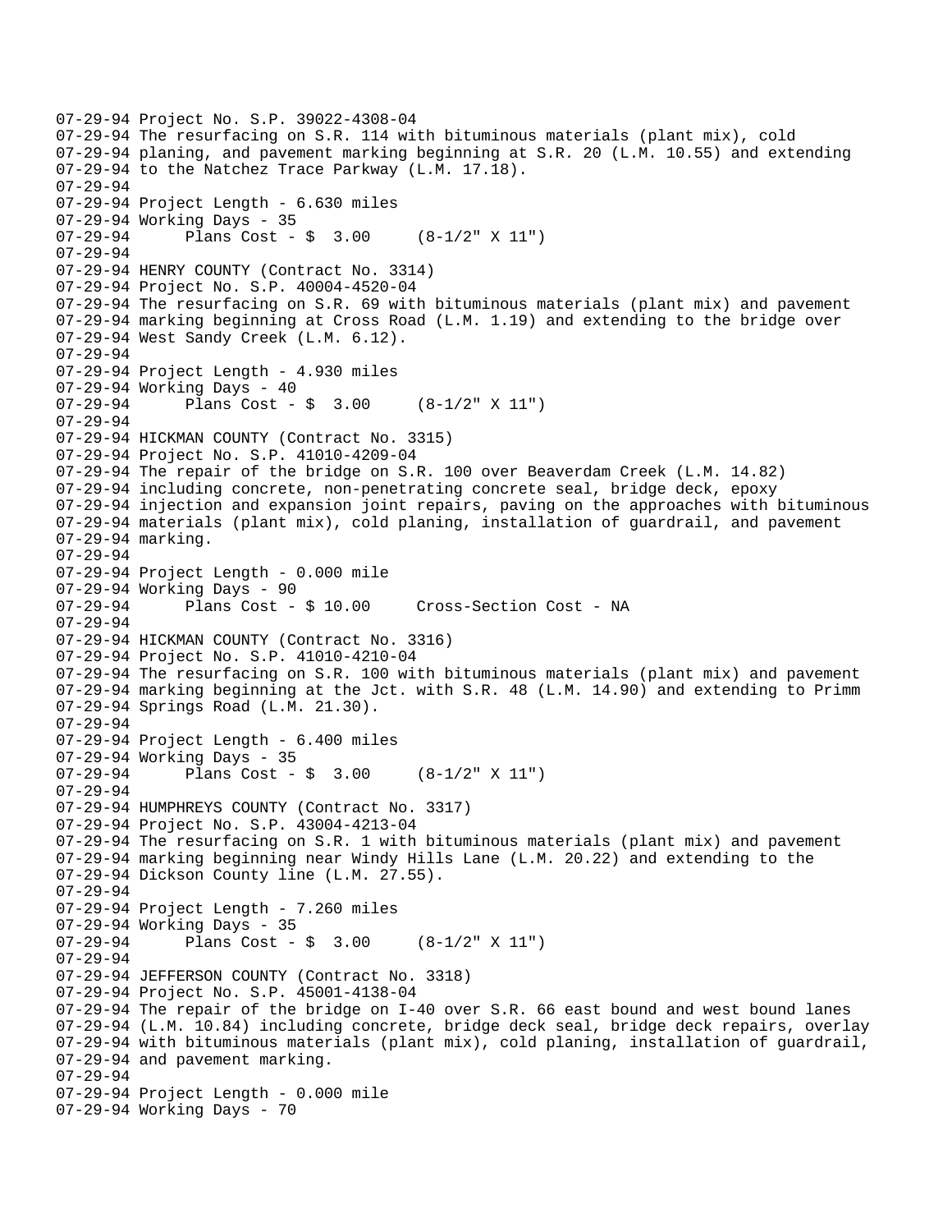```
07-29-94 Project No. S.P. 39022-4308-04
07-29-94 The resurfacing on S.R. 114 with bituminous materials (plant mix), cold
07-29-94 planing, and pavement marking beginning at S.R. 20 (L.M. 10.55) and extending
07-29-94 to the Natchez Trace Parkway (L.M. 17.18).
07-29-94
07-29-94 Project Length - 6.630 miles
07-29-94 Working Days - 35
07-29-94      Plans Cost - $  3.00     (8-1/2" X 11")
07-29-94
07-29-94 HENRY COUNTY (Contract No. 3314)
07-29-94 Project No. S.P. 40004-4520-04
07-29-94 The resurfacing on S.R. 69 with bituminous materials (plant mix) and pavement
07-29-94 marking beginning at Cross Road (L.M. 1.19) and extending to the bridge over
07-29-94 West Sandy Creek (L.M. 6.12).
07-29-94
07-29-94 Project Length - 4.930 miles
07-29-94 Working Days - 40
07-29-94      Plans Cost - $  3.00     (8-1/2" X 11")
07-29-94
07-29-94 HICKMAN COUNTY (Contract No. 3315)
07-29-94 Project No. S.P. 41010-4209-04
07-29-94 The repair of the bridge on S.R. 100 over Beaverdam Creek (L.M. 14.82)
07-29-94 including concrete, non-penetrating concrete seal, bridge deck, epoxy
07-29-94 injection and expansion joint repairs, paving on the approaches with bituminous
07-29-94 materials (plant mix), cold planing, installation of guardrail, and pavement
07-29-94 marking.
07-29-94
07-29-94 Project Length - 0.000 mile
07-29-94 Working Days - 90
07-29-94      Plans Cost - $ 10.00     Cross-Section Cost - NA
07-29-94
07-29-94 HICKMAN COUNTY (Contract No. 3316)
07-29-94 Project No. S.P. 41010-4210-04
07-29-94 The resurfacing on S.R. 100 with bituminous materials (plant mix) and pavement
07-29-94 marking beginning at the Jct. with S.R. 48 (L.M. 14.90) and extending to Primm
07-29-94 Springs Road (L.M. 21.30).
07-29-94
07-29-94 Project Length - 6.400 miles
07-29-94 Working Days - 35
07-29-94      Plans Cost - $  3.00     (8-1/2" X 11")
07-29-94
07-29-94 HUMPHREYS COUNTY (Contract No. 3317)
07-29-94 Project No. S.P. 43004-4213-04
07-29-94 The resurfacing on S.R. 1 with bituminous materials (plant mix) and pavement
07-29-94 marking beginning near Windy Hills Lane (L.M. 20.22) and extending to the
07-29-94 Dickson County line (L.M. 27.55).
07-29-94
07-29-94 Project Length - 7.260 miles
07-29-94 Working Days - 35
07-29-94      Plans Cost - $  3.00     (8-1/2" X 11")
07-29-94
07-29-94 JEFFERSON COUNTY (Contract No. 3318)
07-29-94 Project No. S.P. 45001-4138-04
07-29-94 The repair of the bridge on I-40 over S.R. 66 east bound and west bound lanes
07-29-94 (L.M. 10.84) including concrete, bridge deck seal, bridge deck repairs, overlay
07-29-94 with bituminous materials (plant mix), cold planing, installation of guardrail,
07-29-94 and pavement marking.
07-29-94
07-29-94 Project Length - 0.000 mile
07-29-94 Working Days - 70
```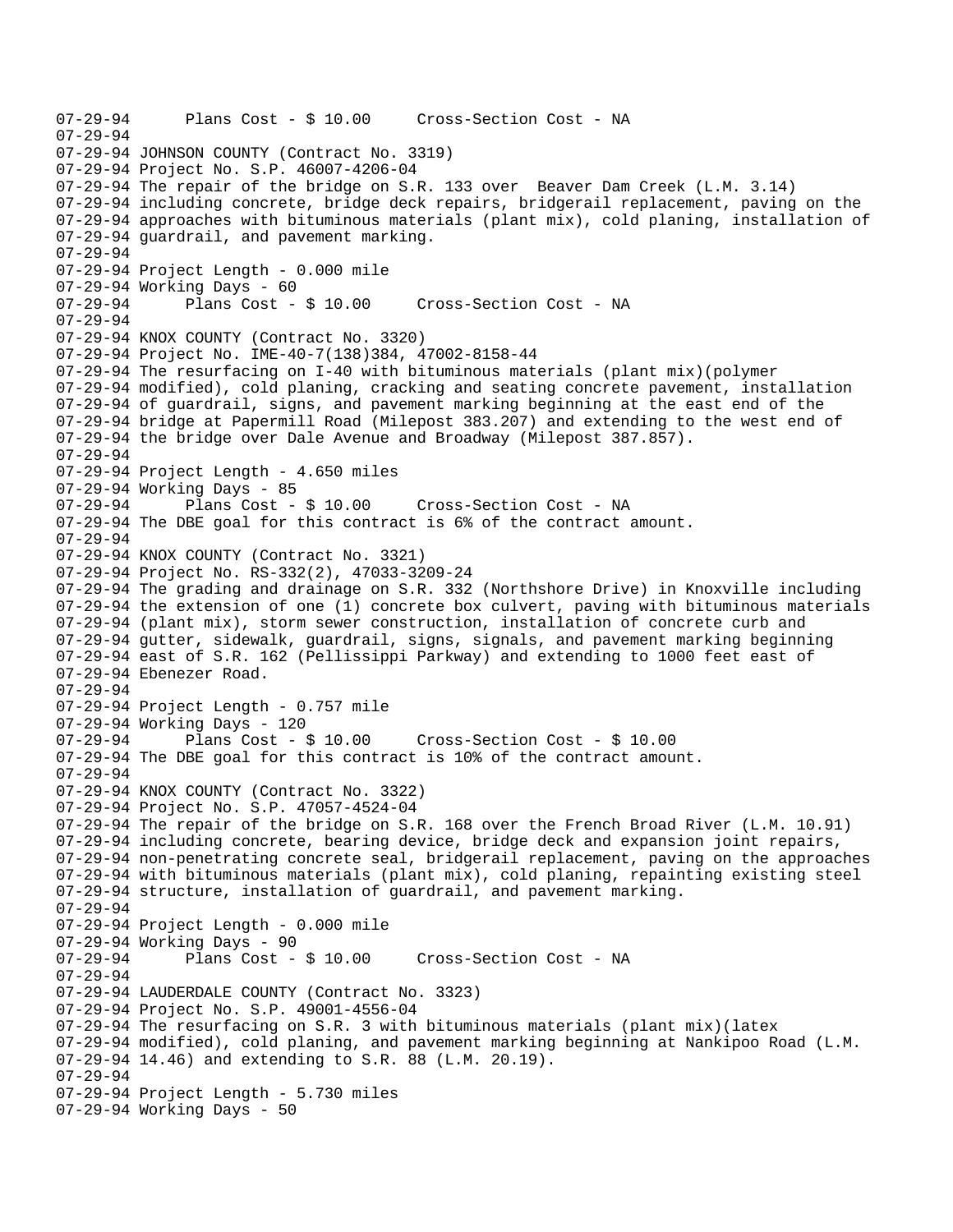```
07-29-94      Plans Cost - $ 10.00     Cross-Section Cost - NA
07-29-94
07-29-94 JOHNSON COUNTY (Contract No. 3319)
07-29-94 Project No. S.P. 46007-4206-04
07-29-94 The repair of the bridge on S.R. 133 over  Beaver Dam Creek (L.M. 3.14)
07-29-94 including concrete, bridge deck repairs, bridgerail replacement, paving on the
07-29-94 approaches with bituminous materials (plant mix), cold planing, installation of
07-29-94 guardrail, and pavement marking.
07-29-94
07-29-94 Project Length - 0.000 mile
07-29-94 Working Days - 60
07-29-94      Plans Cost - $ 10.00     Cross-Section Cost - NA
07-29-94
07-29-94 KNOX COUNTY (Contract No. 3320)
07-29-94 Project No. IME-40-7(138)384, 47002-8158-44
07-29-94 The resurfacing on I-40 with bituminous materials (plant mix)(polymer
07-29-94 modified), cold planing, cracking and seating concrete pavement, installation
07-29-94 of guardrail, signs, and pavement marking beginning at the east end of the
07-29-94 bridge at Papermill Road (Milepost 383.207) and extending to the west end of
07-29-94 the bridge over Dale Avenue and Broadway (Milepost 387.857).
07-29-94
07-29-94 Project Length - 4.650 miles
07-29-94 Working Days - 85
07-29-94      Plans Cost - $ 10.00     Cross-Section Cost - NA
07-29-94 The DBE goal for this contract is 6% of the contract amount.
07-29-94
07-29-94 KNOX COUNTY (Contract No. 3321)
07-29-94 Project No. RS-332(2), 47033-3209-24
07-29-94 The grading and drainage on S.R. 332 (Northshore Drive) in Knoxville including
07-29-94 the extension of one (1) concrete box culvert, paving with bituminous materials
07-29-94 (plant mix), storm sewer construction, installation of concrete curb and
07-29-94 gutter, sidewalk, guardrail, signs, signals, and pavement marking beginning
07-29-94 east of S.R. 162 (Pellissippi Parkway) and extending to 1000 feet east of
07-29-94 Ebenezer Road.
07-29-94
07-29-94 Project Length - 0.757 mile
07-29-94 Working Days - 120
07-29-94      Plans Cost - $ 10.00     Cross-Section Cost - $ 10.00
07-29-94 The DBE goal for this contract is 10% of the contract amount.
07-29-94
07-29-94 KNOX COUNTY (Contract No. 3322)
07-29-94 Project No. S.P. 47057-4524-04
07-29-94 The repair of the bridge on S.R. 168 over the French Broad River (L.M. 10.91)
07-29-94 including concrete, bearing device, bridge deck and expansion joint repairs,
07-29-94 non-penetrating concrete seal, bridgerail replacement, paving on the approaches
07-29-94 with bituminous materials (plant mix), cold planing, repainting existing steel
07-29-94 structure, installation of guardrail, and pavement marking.
07-29-94
07-29-94 Project Length - 0.000 mile
07-29-94 Working Days - 90
07-29-94      Plans Cost - $ 10.00     Cross-Section Cost - NA
07-29-94
07-29-94 LAUDERDALE COUNTY (Contract No. 3323)
07-29-94 Project No. S.P. 49001-4556-04
07-29-94 The resurfacing on S.R. 3 with bituminous materials (plant mix)(latex
07-29-94 modified), cold planing, and pavement marking beginning at Nankipoo Road (L.M.
07-29-94 14.46) and extending to S.R. 88 (L.M. 20.19).
07-29-94
07-29-94 Project Length - 5.730 miles
07-29-94 Working Days - 50
```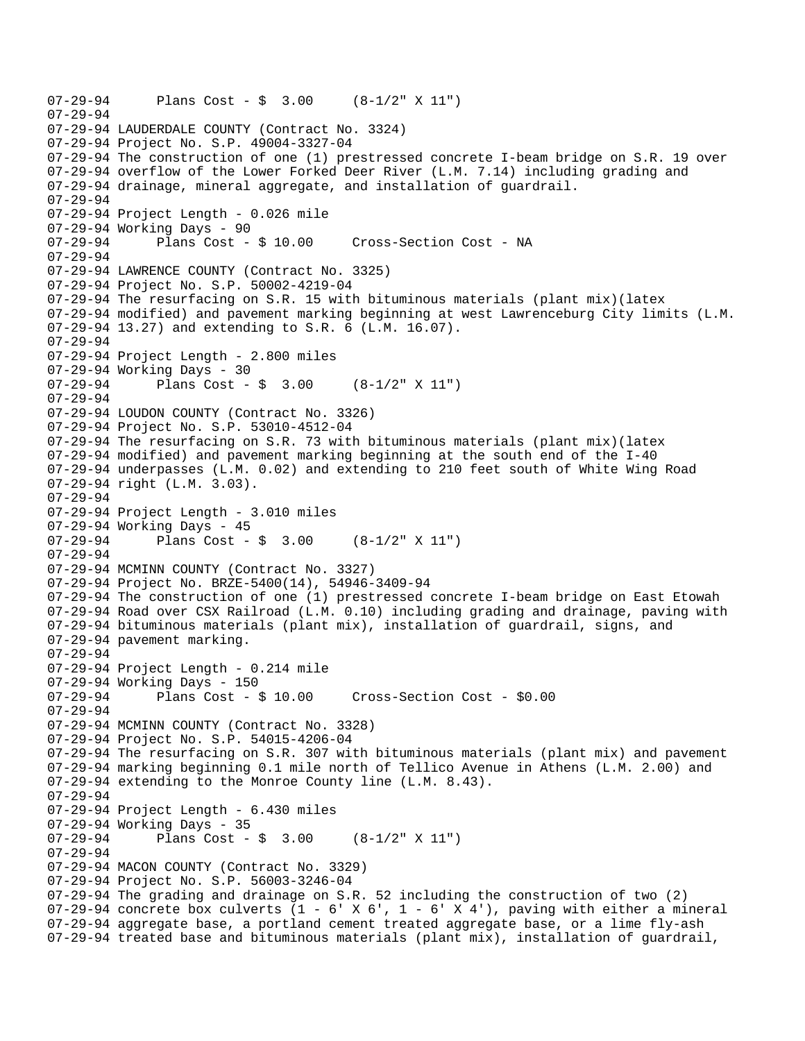07-29-94 Plans Cost - $ 3.00 (8-1/2" X 11")
07-29-94
07-29-94 LAUDERDALE COUNTY (Contract No. 3324)
07-29-94 Project No. S.P. 49004-3327-04
07-29-94 The construction of one (1) prestressed concrete I-beam bridge on S.R. 19 over
07-29-94 overflow of the Lower Forked Deer River (L.M. 7.14) including grading and
07-29-94 drainage, mineral aggregate, and installation of guardrail.
07-29-94
07-29-94 Project Length - 0.026 mile
07-29-94 Working Days - 90
07-29-94 Plans Cost - $ 10.00 Cross-Section Cost - NA
07-29-94
07-29-94 LAWRENCE COUNTY (Contract No. 3325)
07-29-94 Project No. S.P. 50002-4219-04
07-29-94 The resurfacing on S.R. 15 with bituminous materials (plant mix)(latex
07-29-94 modified) and pavement marking beginning at west Lawrenceburg City limits (L.M.
07-29-94 13.27) and extending to S.R. 6 (L.M. 16.07).
07-29-94
07-29-94 Project Length - 2.800 miles
07-29-94 Working Days - 30
07-29-94 Plans Cost - $ 3.00 (8-1/2" X 11")
07-29-94
07-29-94 LOUDON COUNTY (Contract No. 3326)
07-29-94 Project No. S.P. 53010-4512-04
07-29-94 The resurfacing on S.R. 73 with bituminous materials (plant mix)(latex
07-29-94 modified) and pavement marking beginning at the south end of the I-40
07-29-94 underpasses (L.M. 0.02) and extending to 210 feet south of White Wing Road
07-29-94 right (L.M. 3.03).
07-29-94
07-29-94 Project Length - 3.010 miles
07-29-94 Working Days - 45
07-29-94 Plans Cost - $ 3.00 (8-1/2" X 11")
07-29-94
07-29-94 MCMINN COUNTY (Contract No. 3327)
07-29-94 Project No. BRZE-5400(14), 54946-3409-94
07-29-94 The construction of one (1) prestressed concrete I-beam bridge on East Etowah
07-29-94 Road over CSX Railroad (L.M. 0.10) including grading and drainage, paving with
07-29-94 bituminous materials (plant mix), installation of guardrail, signs, and
07-29-94 pavement marking.
07-29-94
07-29-94 Project Length - 0.214 mile
07-29-94 Working Days - 150
07-29-94 Plans Cost - $ 10.00 Cross-Section Cost - $0.00
07-29-94
07-29-94 MCMINN COUNTY (Contract No. 3328)
07-29-94 Project No. S.P. 54015-4206-04
07-29-94 The resurfacing on S.R. 307 with bituminous materials (plant mix) and pavement
07-29-94 marking beginning 0.1 mile north of Tellico Avenue in Athens (L.M. 2.00) and
07-29-94 extending to the Monroe County line (L.M. 8.43).
07-29-94
07-29-94 Project Length - 6.430 miles
07-29-94 Working Days - 35
07-29-94 Plans Cost - $ 3.00 (8-1/2" X 11")
07-29-94
07-29-94 MACON COUNTY (Contract No. 3329)
07-29-94 Project No. S.P. 56003-3246-04
07-29-94 The grading and drainage on S.R. 52 including the construction of two (2)
07-29-94 concrete box culverts (1 - 6' X 6', 1 - 6' X 4'), paving with either a mineral
07-29-94 aggregate base, a portland cement treated aggregate base, or a lime fly-ash
07-29-94 treated base and bituminous materials (plant mix), installation of guardrail,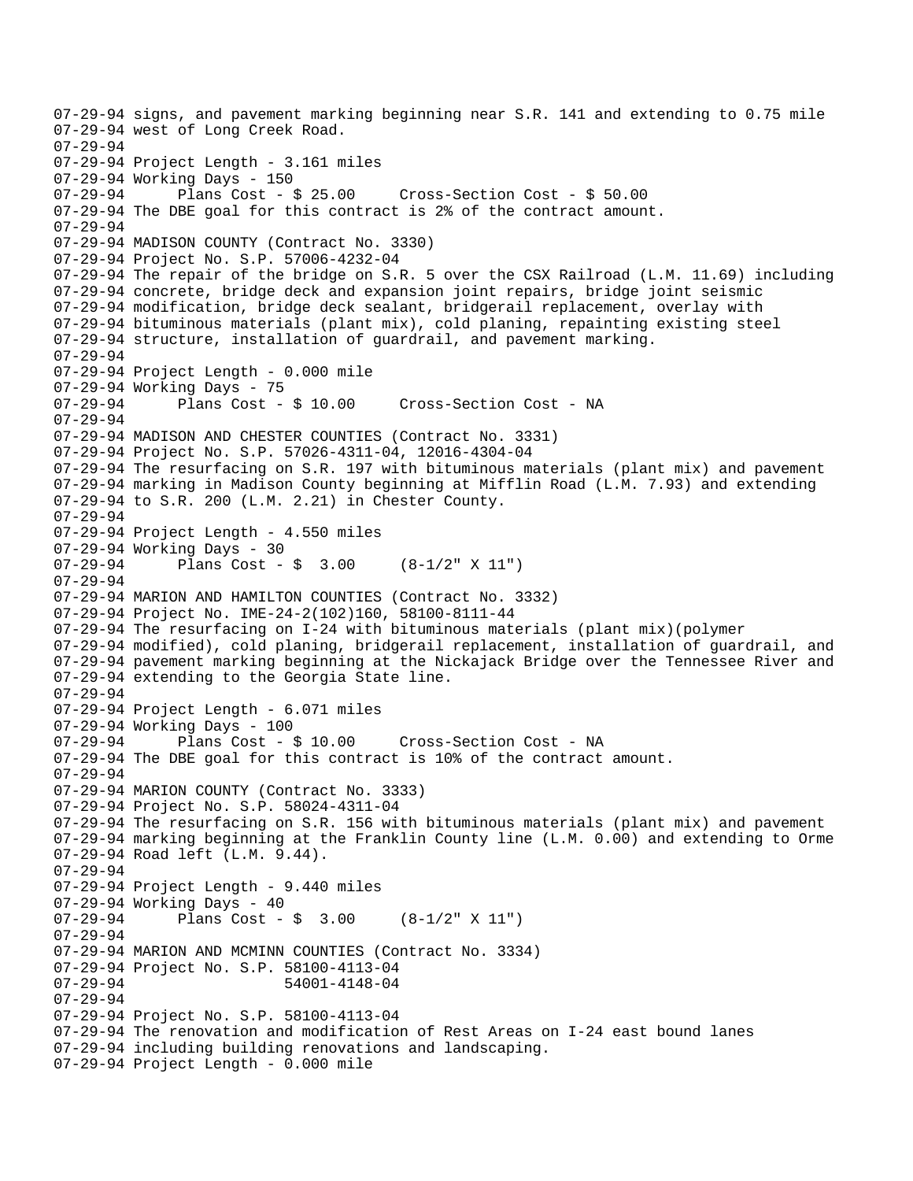```
07-29-94 signs, and pavement marking beginning near S.R. 141 and extending to 0.75 mile
07-29-94 west of Long Creek Road.
07-29-94
07-29-94 Project Length - 3.161 miles
07-29-94 Working Days - 150
07-29-94      Plans Cost - $ 25.00     Cross-Section Cost - $ 50.00
07-29-94 The DBE goal for this contract is 2% of the contract amount.
07-29-94
07-29-94 MADISON COUNTY (Contract No. 3330)
07-29-94 Project No. S.P. 57006-4232-04
07-29-94 The repair of the bridge on S.R. 5 over the CSX Railroad (L.M. 11.69) including
07-29-94 concrete, bridge deck and expansion joint repairs, bridge joint seismic
07-29-94 modification, bridge deck sealant, bridgerail replacement, overlay with
07-29-94 bituminous materials (plant mix), cold planing, repainting existing steel
07-29-94 structure, installation of guardrail, and pavement marking.
07-29-94
07-29-94 Project Length - 0.000 mile
07-29-94 Working Days - 75
07-29-94      Plans Cost - $ 10.00     Cross-Section Cost - NA
07-29-94
07-29-94 MADISON AND CHESTER COUNTIES (Contract No. 3331)
07-29-94 Project No. S.P. 57026-4311-04, 12016-4304-04
07-29-94 The resurfacing on S.R. 197 with bituminous materials (plant mix) and pavement
07-29-94 marking in Madison County beginning at Mifflin Road (L.M. 7.93) and extending
07-29-94 to S.R. 200 (L.M. 2.21) in Chester County.
07-29-94
07-29-94 Project Length - 4.550 miles
07-29-94 Working Days - 30
07-29-94      Plans Cost - $  3.00     (8-1/2" X 11")
07-29-94
07-29-94 MARION AND HAMILTON COUNTIES (Contract No. 3332)
07-29-94 Project No. IME-24-2(102)160, 58100-8111-44
07-29-94 The resurfacing on I-24 with bituminous materials (plant mix)(polymer
07-29-94 modified), cold planing, bridgerail replacement, installation of guardrail, and
07-29-94 pavement marking beginning at the Nickajack Bridge over the Tennessee River and
07-29-94 extending to the Georgia State line.
07-29-94
07-29-94 Project Length - 6.071 miles
07-29-94 Working Days - 100
07-29-94      Plans Cost - $ 10.00     Cross-Section Cost - NA
07-29-94 The DBE goal for this contract is 10% of the contract amount.
07-29-94
07-29-94 MARION COUNTY (Contract No. 3333)
07-29-94 Project No. S.P. 58024-4311-04
07-29-94 The resurfacing on S.R. 156 with bituminous materials (plant mix) and pavement
07-29-94 marking beginning at the Franklin County line (L.M. 0.00) and extending to Orme
07-29-94 Road left (L.M. 9.44).
07-29-94
07-29-94 Project Length - 9.440 miles
07-29-94 Working Days - 40
07-29-94      Plans Cost - $  3.00     (8-1/2" X 11")
07-29-94
07-29-94 MARION AND MCMINN COUNTIES (Contract No. 3334)
07-29-94 Project No. S.P. 58100-4113-04
07-29-94                  54001-4148-04
07-29-94
07-29-94 Project No. S.P. 58100-4113-04
07-29-94 The renovation and modification of Rest Areas on I-24 east bound lanes
07-29-94 including building renovations and landscaping.
07-29-94 Project Length - 0.000 mile
```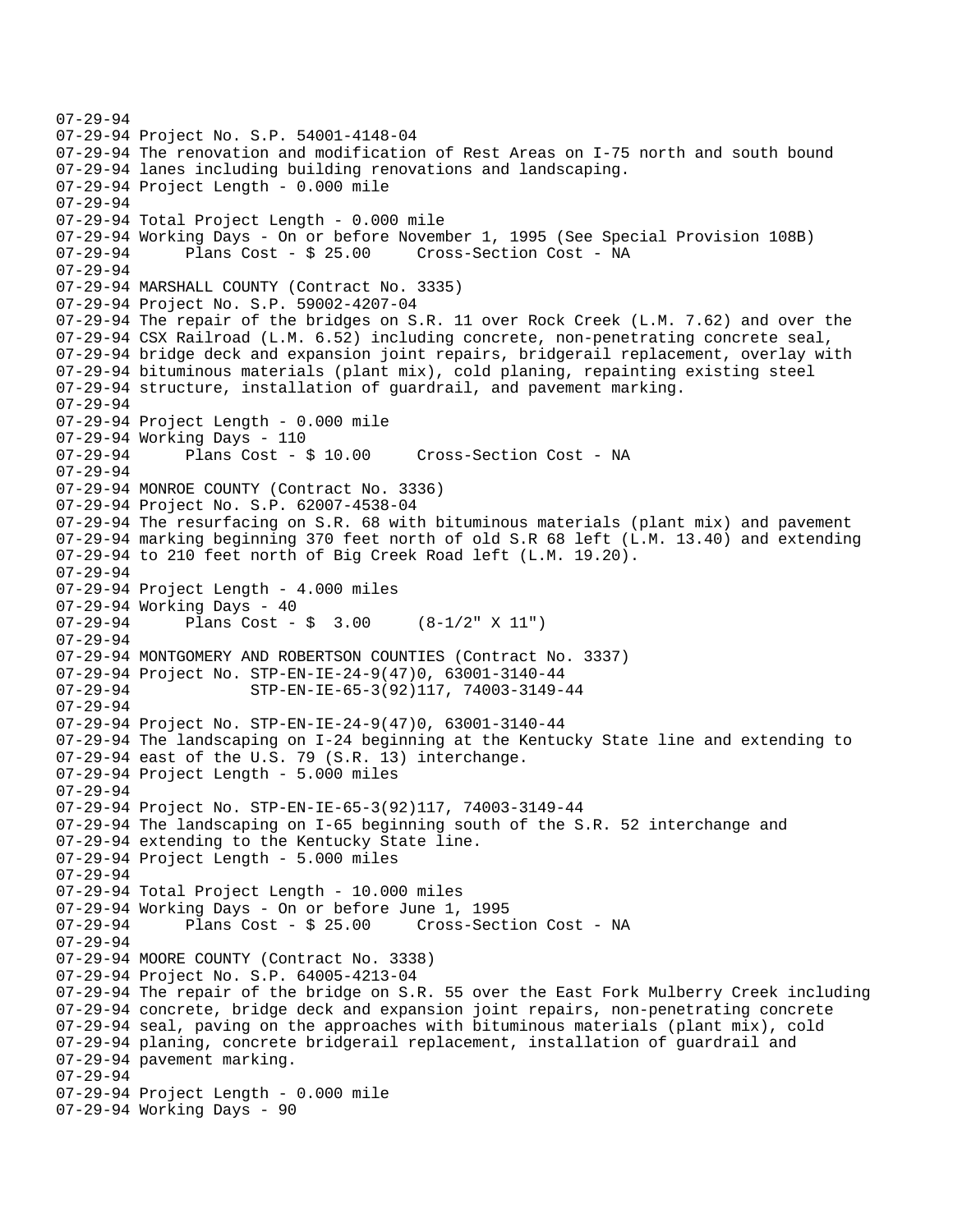```
07-29-94
07-29-94 Project No. S.P. 54001-4148-04
07-29-94 The renovation and modification of Rest Areas on I-75 north and south bound
07-29-94 lanes including building renovations and landscaping.
07-29-94 Project Length - 0.000 mile
07-29-94
07-29-94 Total Project Length - 0.000 mile
07-29-94 Working Days - On or before November 1, 1995 (See Special Provision 108B)
07-29-94      Plans Cost - $ 25.00     Cross-Section Cost - NA
07-29-94
07-29-94 MARSHALL COUNTY (Contract No. 3335)
07-29-94 Project No. S.P. 59002-4207-04
07-29-94 The repair of the bridges on S.R. 11 over Rock Creek (L.M. 7.62) and over the
07-29-94 CSX Railroad (L.M. 6.52) including concrete, non-penetrating concrete seal,
07-29-94 bridge deck and expansion joint repairs, bridgerail replacement, overlay with
07-29-94 bituminous materials (plant mix), cold planing, repainting existing steel
07-29-94 structure, installation of guardrail, and pavement marking.
07-29-94
07-29-94 Project Length - 0.000 mile
07-29-94 Working Days - 110
07-29-94      Plans Cost - $ 10.00     Cross-Section Cost - NA
07-29-94
07-29-94 MONROE COUNTY (Contract No. 3336)
07-29-94 Project No. S.P. 62007-4538-04
07-29-94 The resurfacing on S.R. 68 with bituminous materials (plant mix) and pavement
07-29-94 marking beginning 370 feet north of old S.R 68 left (L.M. 13.40) and extending
07-29-94 to 210 feet north of Big Creek Road left (L.M. 19.20).
07-29-94
07-29-94 Project Length - 4.000 miles
07-29-94 Working Days - 40
07-29-94      Plans Cost - $  3.00     (8-1/2" X 11")
07-29-94
07-29-94 MONTGOMERY AND ROBERTSON COUNTIES (Contract No. 3337)
07-29-94 Project No. STP-EN-IE-24-9(47)0, 63001-3140-44
07-29-94              STP-EN-IE-65-3(92)117, 74003-3149-44
07-29-94
07-29-94 Project No. STP-EN-IE-24-9(47)0, 63001-3140-44
07-29-94 The landscaping on I-24 beginning at the Kentucky State line and extending to
07-29-94 east of the U.S. 79 (S.R. 13) interchange.
07-29-94 Project Length - 5.000 miles
07-29-94
07-29-94 Project No. STP-EN-IE-65-3(92)117, 74003-3149-44
07-29-94 The landscaping on I-65 beginning south of the S.R. 52 interchange and
07-29-94 extending to the Kentucky State line.
07-29-94 Project Length - 5.000 miles
07-29-94
07-29-94 Total Project Length - 10.000 miles
07-29-94 Working Days - On or before June 1, 1995
07-29-94      Plans Cost - $ 25.00     Cross-Section Cost - NA
07-29-94
07-29-94 MOORE COUNTY (Contract No. 3338)
07-29-94 Project No. S.P. 64005-4213-04
07-29-94 The repair of the bridge on S.R. 55 over the East Fork Mulberry Creek including
07-29-94 concrete, bridge deck and expansion joint repairs, non-penetrating concrete
07-29-94 seal, paving on the approaches with bituminous materials (plant mix), cold
07-29-94 planing, concrete bridgerail replacement, installation of guardrail and
07-29-94 pavement marking.
07-29-94
07-29-94 Project Length - 0.000 mile
07-29-94 Working Days - 90
```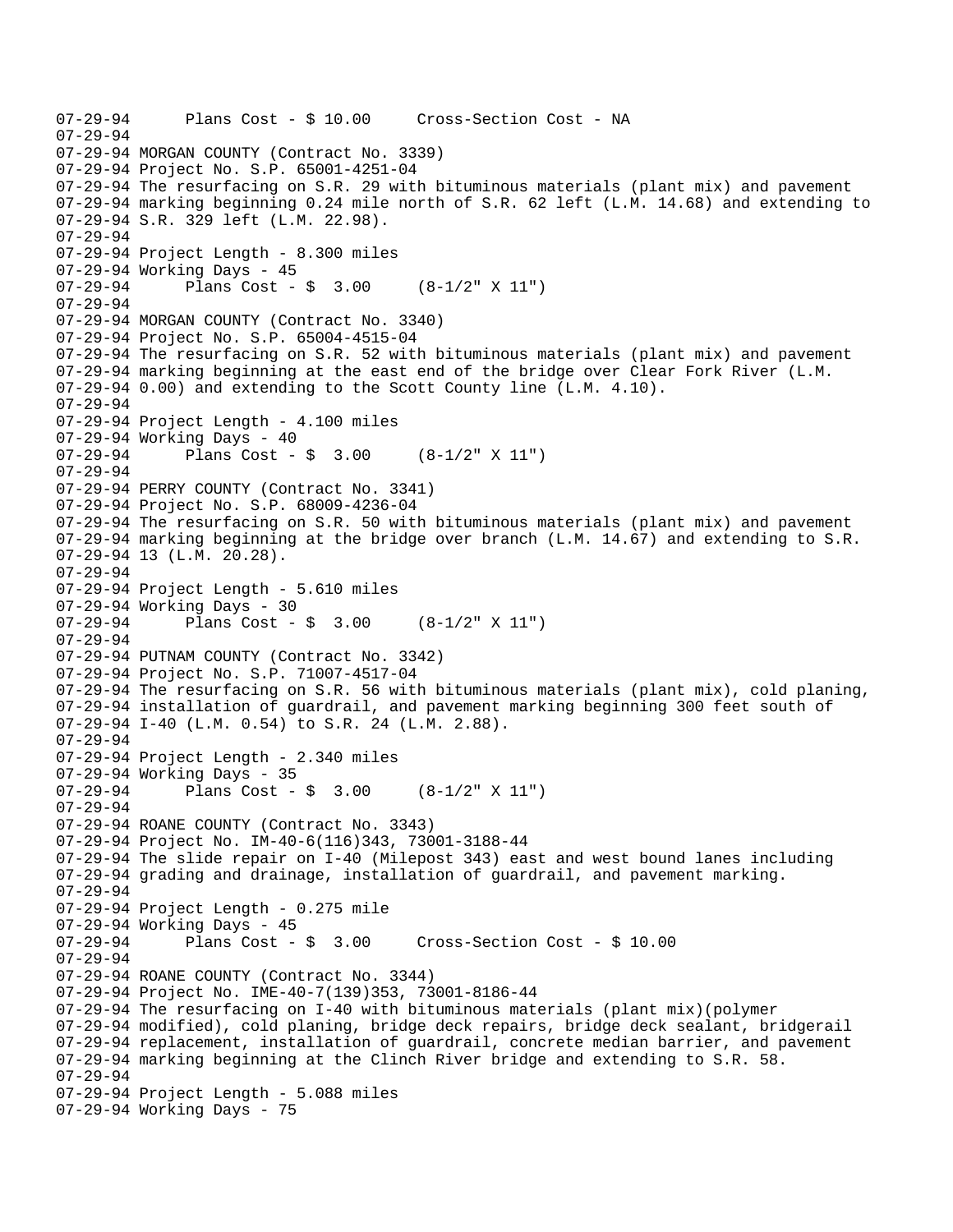```
07-29-94      Plans Cost - $ 10.00     Cross-Section Cost - NA
07-29-94
07-29-94 MORGAN COUNTY (Contract No. 3339)
07-29-94 Project No. S.P. 65001-4251-04
07-29-94 The resurfacing on S.R. 29 with bituminous materials (plant mix) and pavement
07-29-94 marking beginning 0.24 mile north of S.R. 62 left (L.M. 14.68) and extending to
07-29-94 S.R. 329 left (L.M. 22.98).
07-29-94
07-29-94 Project Length - 8.300 miles
07-29-94 Working Days - 45
07-29-94      Plans Cost - $  3.00     (8-1/2" X 11")
07-29-94
07-29-94 MORGAN COUNTY (Contract No. 3340)
07-29-94 Project No. S.P. 65004-4515-04
07-29-94 The resurfacing on S.R. 52 with bituminous materials (plant mix) and pavement
07-29-94 marking beginning at the east end of the bridge over Clear Fork River (L.M.
07-29-94 0.00) and extending to the Scott County line (L.M. 4.10).
07-29-94
07-29-94 Project Length - 4.100 miles
07-29-94 Working Days - 40
07-29-94      Plans Cost - $  3.00     (8-1/2" X 11")
07-29-94
07-29-94 PERRY COUNTY (Contract No. 3341)
07-29-94 Project No. S.P. 68009-4236-04
07-29-94 The resurfacing on S.R. 50 with bituminous materials (plant mix) and pavement
07-29-94 marking beginning at the bridge over branch (L.M. 14.67) and extending to S.R.
07-29-94 13 (L.M. 20.28).
07-29-94
07-29-94 Project Length - 5.610 miles
07-29-94 Working Days - 30
07-29-94      Plans Cost - $  3.00     (8-1/2" X 11")
07-29-94
07-29-94 PUTNAM COUNTY (Contract No. 3342)
07-29-94 Project No. S.P. 71007-4517-04
07-29-94 The resurfacing on S.R. 56 with bituminous materials (plant mix), cold planing,
07-29-94 installation of guardrail, and pavement marking beginning 300 feet south of
07-29-94 I-40 (L.M. 0.54) to S.R. 24 (L.M. 2.88).
07-29-94
07-29-94 Project Length - 2.340 miles
07-29-94 Working Days - 35
07-29-94      Plans Cost - $  3.00     (8-1/2" X 11")
07-29-94
07-29-94 ROANE COUNTY (Contract No. 3343)
07-29-94 Project No. IM-40-6(116)343, 73001-3188-44
07-29-94 The slide repair on I-40 (Milepost 343) east and west bound lanes including
07-29-94 grading and drainage, installation of guardrail, and pavement marking.
07-29-94
07-29-94 Project Length - 0.275 mile
07-29-94 Working Days - 45
07-29-94      Plans Cost - $  3.00     Cross-Section Cost - $ 10.00
07-29-94
07-29-94 ROANE COUNTY (Contract No. 3344)
07-29-94 Project No. IME-40-7(139)353, 73001-8186-44
07-29-94 The resurfacing on I-40 with bituminous materials (plant mix)(polymer
07-29-94 modified), cold planing, bridge deck repairs, bridge deck sealant, bridgerail
07-29-94 replacement, installation of guardrail, concrete median barrier, and pavement
07-29-94 marking beginning at the Clinch River bridge and extending to S.R. 58.
07-29-94
07-29-94 Project Length - 5.088 miles
07-29-94 Working Days - 75
```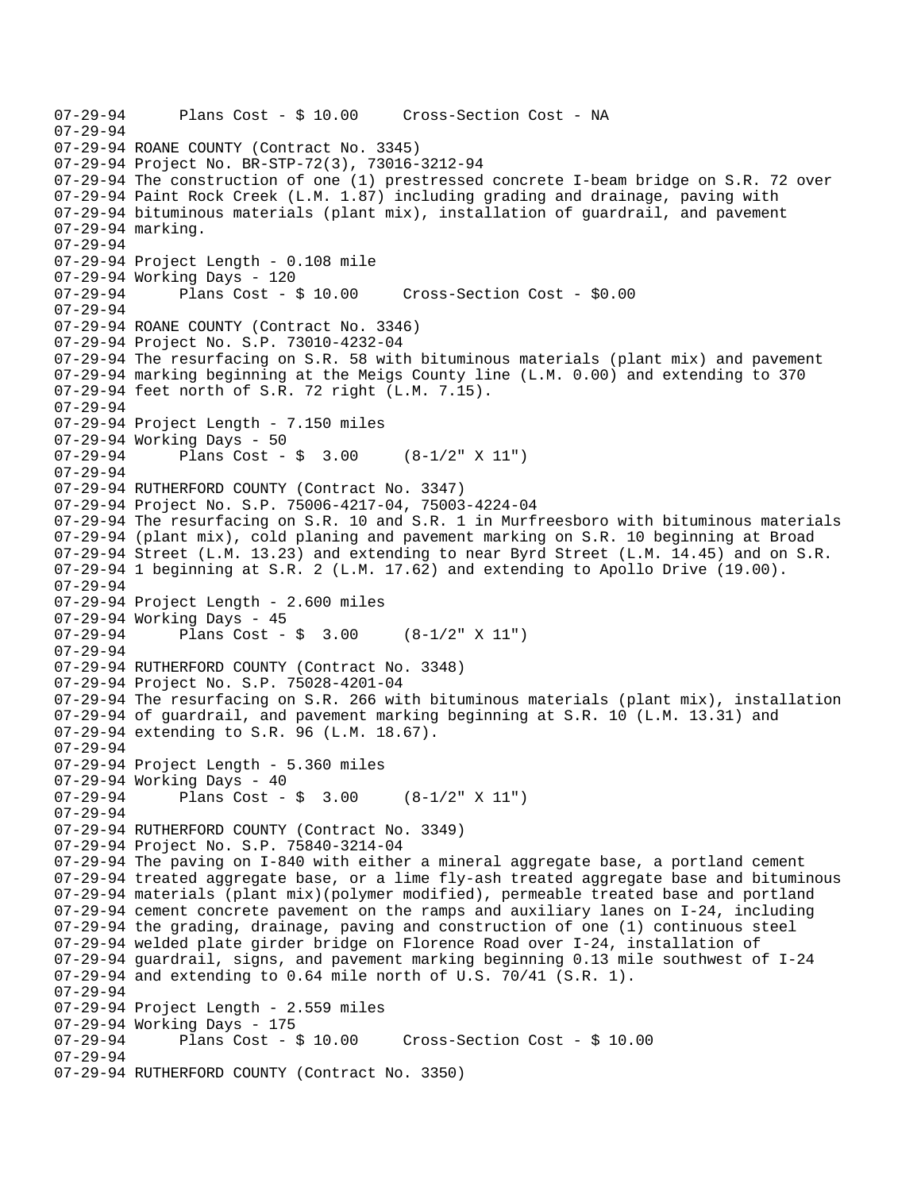```
07-29-94      Plans Cost - $ 10.00     Cross-Section Cost - NA
07-29-94
07-29-94 ROANE COUNTY (Contract No. 3345)
07-29-94 Project No. BR-STP-72(3), 73016-3212-94
07-29-94 The construction of one (1) prestressed concrete I-beam bridge on S.R. 72 over
07-29-94 Paint Rock Creek (L.M. 1.87) including grading and drainage, paving with
07-29-94 bituminous materials (plant mix), installation of guardrail, and pavement
07-29-94 marking.
07-29-94
07-29-94 Project Length - 0.108 mile
07-29-94 Working Days - 120
07-29-94      Plans Cost - $ 10.00     Cross-Section Cost - $0.00
07-29-94
07-29-94 ROANE COUNTY (Contract No. 3346)
07-29-94 Project No. S.P. 73010-4232-04
07-29-94 The resurfacing on S.R. 58 with bituminous materials (plant mix) and pavement
07-29-94 marking beginning at the Meigs County line (L.M. 0.00) and extending to 370
07-29-94 feet north of S.R. 72 right (L.M. 7.15).
07-29-94
07-29-94 Project Length - 7.150 miles
07-29-94 Working Days - 50
07-29-94      Plans Cost - $  3.00     (8-1/2" X 11")
07-29-94
07-29-94 RUTHERFORD COUNTY (Contract No. 3347)
07-29-94 Project No. S.P. 75006-4217-04, 75003-4224-04
07-29-94 The resurfacing on S.R. 10 and S.R. 1 in Murfreesboro with bituminous materials
07-29-94 (plant mix), cold planing and pavement marking on S.R. 10 beginning at Broad
07-29-94 Street (L.M. 13.23) and extending to near Byrd Street (L.M. 14.45) and on S.R.
07-29-94 1 beginning at S.R. 2 (L.M. 17.62) and extending to Apollo Drive (19.00).
07-29-94
07-29-94 Project Length - 2.600 miles
07-29-94 Working Days - 45
07-29-94      Plans Cost - $  3.00     (8-1/2" X 11")
07-29-94
07-29-94 RUTHERFORD COUNTY (Contract No. 3348)
07-29-94 Project No. S.P. 75028-4201-04
07-29-94 The resurfacing on S.R. 266 with bituminous materials (plant mix), installation
07-29-94 of guardrail, and pavement marking beginning at S.R. 10 (L.M. 13.31) and
07-29-94 extending to S.R. 96 (L.M. 18.67).
07-29-94
07-29-94 Project Length - 5.360 miles
07-29-94 Working Days - 40
07-29-94      Plans Cost - $  3.00     (8-1/2" X 11")
07-29-94
07-29-94 RUTHERFORD COUNTY (Contract No. 3349)
07-29-94 Project No. S.P. 75840-3214-04
07-29-94 The paving on I-840 with either a mineral aggregate base, a portland cement
07-29-94 treated aggregate base, or a lime fly-ash treated aggregate base and bituminous
07-29-94 materials (plant mix)(polymer modified), permeable treated base and portland
07-29-94 cement concrete pavement on the ramps and auxiliary lanes on I-24, including
07-29-94 the grading, drainage, paving and construction of one (1) continuous steel
07-29-94 welded plate girder bridge on Florence Road over I-24, installation of
07-29-94 guardrail, signs, and pavement marking beginning 0.13 mile southwest of I-24
07-29-94 and extending to 0.64 mile north of U.S. 70/41 (S.R. 1).
07-29-94
07-29-94 Project Length - 2.559 miles
07-29-94 Working Days - 175
07-29-94      Plans Cost - $ 10.00     Cross-Section Cost - $ 10.00
07-29-94
07-29-94 RUTHERFORD COUNTY (Contract No. 3350)
```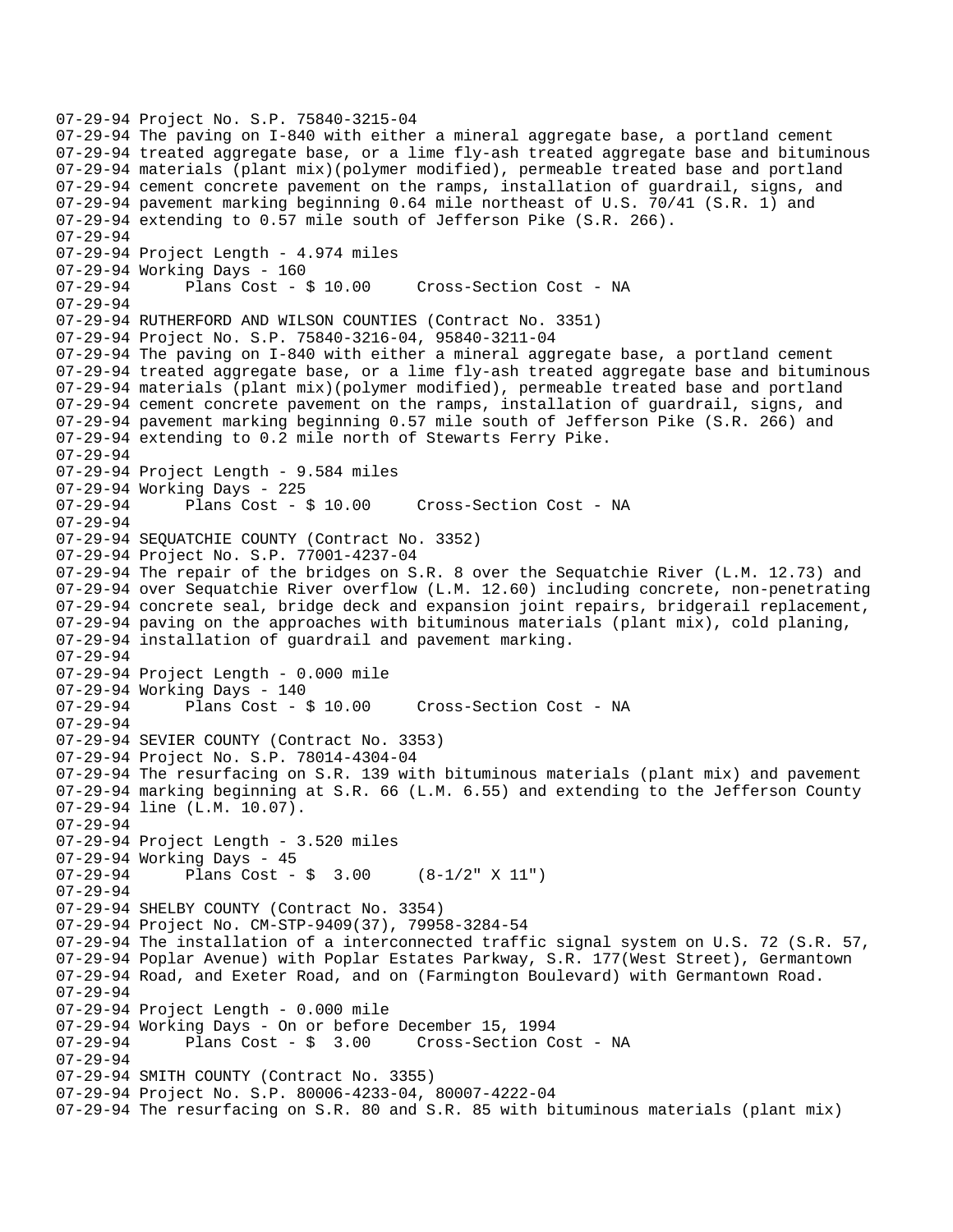07-29-94 Project No. S.P. 75840-3215-04
07-29-94 The paving on I-840 with either a mineral aggregate base, a portland cement
07-29-94 treated aggregate base, or a lime fly-ash treated aggregate base and bituminous
07-29-94 materials (plant mix)(polymer modified), permeable treated base and portland
07-29-94 cement concrete pavement on the ramps, installation of guardrail, signs, and
07-29-94 pavement marking beginning 0.64 mile northeast of U.S. 70/41 (S.R. 1) and
07-29-94 extending to 0.57 mile south of Jefferson Pike (S.R. 266).
07-29-94
07-29-94 Project Length - 4.974 miles
07-29-94 Working Days - 160
07-29-94 Plans Cost - $ 10.00 Cross-Section Cost - NA
07-29-94
07-29-94 RUTHERFORD AND WILSON COUNTIES (Contract No. 3351)
07-29-94 Project No. S.P. 75840-3216-04, 95840-3211-04
07-29-94 The paving on I-840 with either a mineral aggregate base, a portland cement
07-29-94 treated aggregate base, or a lime fly-ash treated aggregate base and bituminous
07-29-94 materials (plant mix)(polymer modified), permeable treated base and portland
07-29-94 cement concrete pavement on the ramps, installation of guardrail, signs, and
07-29-94 pavement marking beginning 0.57 mile south of Jefferson Pike (S.R. 266) and
07-29-94 extending to 0.2 mile north of Stewarts Ferry Pike.
07-29-94
07-29-94 Project Length - 9.584 miles
07-29-94 Working Days - 225
07-29-94 Plans Cost - $ 10.00 Cross-Section Cost - NA
07-29-94
07-29-94 SEQUATCHIE COUNTY (Contract No. 3352)
07-29-94 Project No. S.P. 77001-4237-04
07-29-94 The repair of the bridges on S.R. 8 over the Sequatchie River (L.M. 12.73) and
07-29-94 over Sequatchie River overflow (L.M. 12.60) including concrete, non-penetrating
07-29-94 concrete seal, bridge deck and expansion joint repairs, bridgerail replacement,
07-29-94 paving on the approaches with bituminous materials (plant mix), cold planing,
07-29-94 installation of guardrail and pavement marking.
07-29-94
07-29-94 Project Length - 0.000 mile
07-29-94 Working Days - 140
07-29-94 Plans Cost - $ 10.00 Cross-Section Cost - NA
07-29-94
07-29-94 SEVIER COUNTY (Contract No. 3353)
07-29-94 Project No. S.P. 78014-4304-04
07-29-94 The resurfacing on S.R. 139 with bituminous materials (plant mix) and pavement
07-29-94 marking beginning at S.R. 66 (L.M. 6.55) and extending to the Jefferson County
07-29-94 line (L.M. 10.07).
07-29-94
07-29-94 Project Length - 3.520 miles
07-29-94 Working Days - 45
07-29-94 Plans Cost - $ 3.00 (8-1/2" X 11")
07-29-94
07-29-94 SHELBY COUNTY (Contract No. 3354)
07-29-94 Project No. CM-STP-9409(37), 79958-3284-54
07-29-94 The installation of a interconnected traffic signal system on U.S. 72 (S.R. 57,
07-29-94 Poplar Avenue) with Poplar Estates Parkway, S.R. 177(West Street), Germantown
07-29-94 Road, and Exeter Road, and on (Farmington Boulevard) with Germantown Road.
07-29-94
07-29-94 Project Length - 0.000 mile
07-29-94 Working Days - On or before December 15, 1994
07-29-94 Plans Cost - $ 3.00 Cross-Section Cost - NA
07-29-94
07-29-94 SMITH COUNTY (Contract No. 3355)
07-29-94 Project No. S.P. 80006-4233-04, 80007-4222-04
07-29-94 The resurfacing on S.R. 80 and S.R. 85 with bituminous materials (plant mix)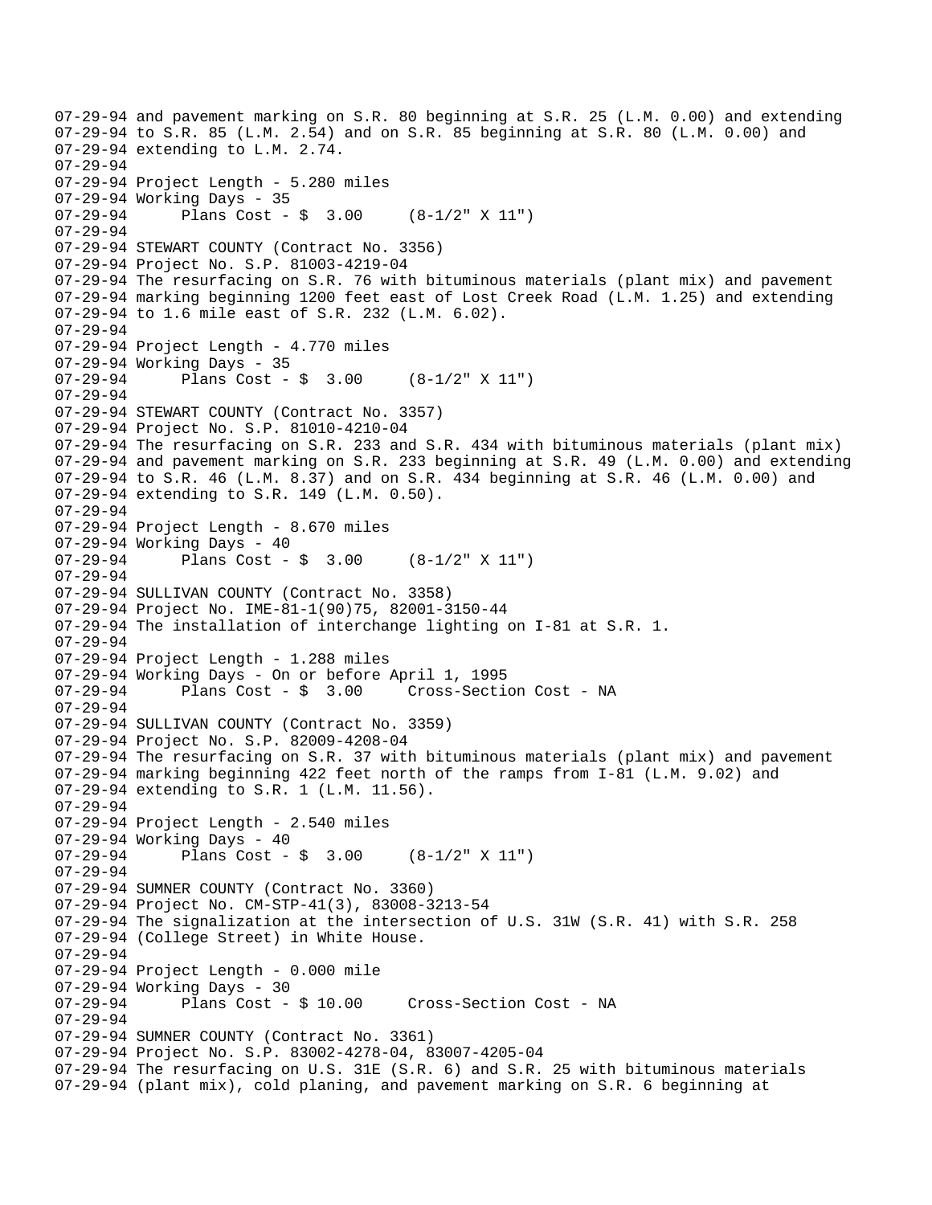07-29-94 and pavement marking on S.R. 80 beginning at S.R. 25 (L.M. 0.00) and extending
07-29-94 to S.R. 85 (L.M. 2.54) and on S.R. 85 beginning at S.R. 80 (L.M. 0.00) and
07-29-94 extending to L.M. 2.74.
07-29-94
07-29-94 Project Length - 5.280 miles
07-29-94 Working Days - 35
07-29-94 Plans Cost - $ 3.00 (8-1/2" X 11")
07-29-94
07-29-94 STEWART COUNTY (Contract No. 3356)
07-29-94 Project No. S.P. 81003-4219-04
07-29-94 The resurfacing on S.R. 76 with bituminous materials (plant mix) and pavement
07-29-94 marking beginning 1200 feet east of Lost Creek Road (L.M. 1.25) and extending
07-29-94 to 1.6 mile east of S.R. 232 (L.M. 6.02).
07-29-94
07-29-94 Project Length - 4.770 miles
07-29-94 Working Days - 35
07-29-94 Plans Cost - $ 3.00 (8-1/2" X 11")
07-29-94
07-29-94 STEWART COUNTY (Contract No. 3357)
07-29-94 Project No. S.P. 81010-4210-04
07-29-94 The resurfacing on S.R. 233 and S.R. 434 with bituminous materials (plant mix)
07-29-94 and pavement marking on S.R. 233 beginning at S.R. 49 (L.M. 0.00) and extending
07-29-94 to S.R. 46 (L.M. 8.37) and on S.R. 434 beginning at S.R. 46 (L.M. 0.00) and
07-29-94 extending to S.R. 149 (L.M. 0.50).
07-29-94
07-29-94 Project Length - 8.670 miles
07-29-94 Working Days - 40
07-29-94 Plans Cost - $ 3.00 (8-1/2" X 11")
07-29-94
07-29-94 SULLIVAN COUNTY (Contract No. 3358)
07-29-94 Project No. IME-81-1(90)75, 82001-3150-44
07-29-94 The installation of interchange lighting on I-81 at S.R. 1.
07-29-94
07-29-94 Project Length - 1.288 miles
07-29-94 Working Days - On or before April 1, 1995
07-29-94 Plans Cost - $ 3.00 Cross-Section Cost - NA
07-29-94
07-29-94 SULLIVAN COUNTY (Contract No. 3359)
07-29-94 Project No. S.P. 82009-4208-04
07-29-94 The resurfacing on S.R. 37 with bituminous materials (plant mix) and pavement
07-29-94 marking beginning 422 feet north of the ramps from I-81 (L.M. 9.02) and
07-29-94 extending to S.R. 1 (L.M. 11.56).
07-29-94
07-29-94 Project Length - 2.540 miles
07-29-94 Working Days - 40
07-29-94 Plans Cost - $ 3.00 (8-1/2" X 11")
07-29-94
07-29-94 SUMNER COUNTY (Contract No. 3360)
07-29-94 Project No. CM-STP-41(3), 83008-3213-54
07-29-94 The signalization at the intersection of U.S. 31W (S.R. 41) with S.R. 258
07-29-94 (College Street) in White House.
07-29-94
07-29-94 Project Length - 0.000 mile
07-29-94 Working Days - 30
07-29-94 Plans Cost - $ 10.00 Cross-Section Cost - NA
07-29-94
07-29-94 SUMNER COUNTY (Contract No. 3361)
07-29-94 Project No. S.P. 83002-4278-04, 83007-4205-04
07-29-94 The resurfacing on U.S. 31E (S.R. 6) and S.R. 25 with bituminous materials
07-29-94 (plant mix), cold planing, and pavement marking on S.R. 6 beginning at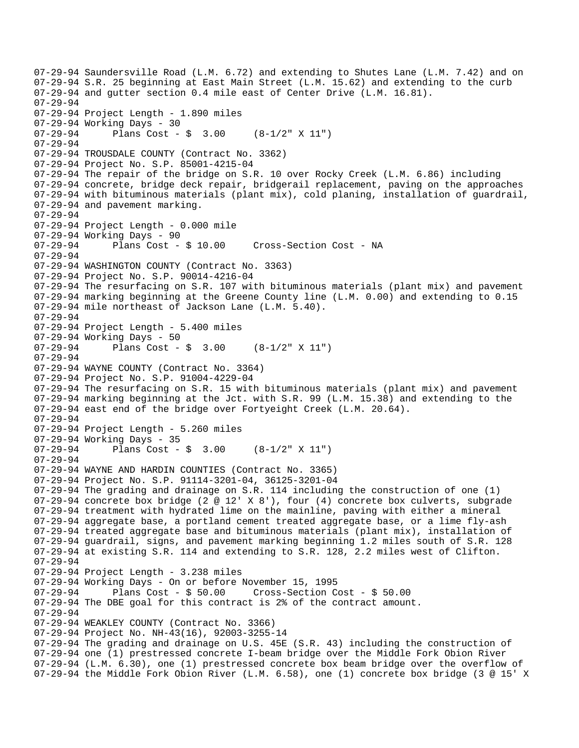07-29-94 Saundersville Road (L.M. 6.72) and extending to Shutes Lane (L.M. 7.42) and on
07-29-94 S.R. 25 beginning at East Main Street (L.M. 15.62) and extending to the curb
07-29-94 and gutter section 0.4 mile east of Center Drive (L.M. 16.81).
07-29-94
07-29-94 Project Length - 1.890 miles
07-29-94 Working Days - 30
07-29-94 Plans Cost - $ 3.00 (8-1/2" X 11")
07-29-94
07-29-94 TROUSDALE COUNTY (Contract No. 3362)
07-29-94 Project No. S.P. 85001-4215-04
07-29-94 The repair of the bridge on S.R. 10 over Rocky Creek (L.M. 6.86) including
07-29-94 concrete, bridge deck repair, bridgerail replacement, paving on the approaches
07-29-94 with bituminous materials (plant mix), cold planing, installation of guardrail,
07-29-94 and pavement marking.
07-29-94
07-29-94 Project Length - 0.000 mile
07-29-94 Working Days - 90
07-29-94 Plans Cost - $ 10.00 Cross-Section Cost - NA
07-29-94
07-29-94 WASHINGTON COUNTY (Contract No. 3363)
07-29-94 Project No. S.P. 90014-4216-04
07-29-94 The resurfacing on S.R. 107 with bituminous materials (plant mix) and pavement
07-29-94 marking beginning at the Greene County line (L.M. 0.00) and extending to 0.15
07-29-94 mile northeast of Jackson Lane (L.M. 5.40).
07-29-94
07-29-94 Project Length - 5.400 miles
07-29-94 Working Days - 50
07-29-94 Plans Cost - $ 3.00 (8-1/2" X 11")
07-29-94
07-29-94 WAYNE COUNTY (Contract No. 3364)
07-29-94 Project No. S.P. 91004-4229-04
07-29-94 The resurfacing on S.R. 15 with bituminous materials (plant mix) and pavement
07-29-94 marking beginning at the Jct. with S.R. 99 (L.M. 15.38) and extending to the
07-29-94 east end of the bridge over Fortyeight Creek (L.M. 20.64).
07-29-94
07-29-94 Project Length - 5.260 miles
07-29-94 Working Days - 35
07-29-94 Plans Cost - $ 3.00 (8-1/2" X 11")
07-29-94
07-29-94 WAYNE AND HARDIN COUNTIES (Contract No. 3365)
07-29-94 Project No. S.P. 91114-3201-04, 36125-3201-04
07-29-94 The grading and drainage on S.R. 114 including the construction of one (1)
07-29-94 concrete box bridge (2 @ 12' X 8'), four (4) concrete box culverts, subgrade
07-29-94 treatment with hydrated lime on the mainline, paving with either a mineral
07-29-94 aggregate base, a portland cement treated aggregate base, or a lime fly-ash
07-29-94 treated aggregate base and bituminous materials (plant mix), installation of
07-29-94 guardrail, signs, and pavement marking beginning 1.2 miles south of S.R. 128
07-29-94 at existing S.R. 114 and extending to S.R. 128, 2.2 miles west of Clifton.
07-29-94
07-29-94 Project Length - 3.238 miles
07-29-94 Working Days - On or before November 15, 1995
07-29-94 Plans Cost - $ 50.00 Cross-Section Cost - $ 50.00
07-29-94 The DBE goal for this contract is 2% of the contract amount.
07-29-94
07-29-94 WEAKLEY COUNTY (Contract No. 3366)
07-29-94 Project No. NH-43(16), 92003-3255-14
07-29-94 The grading and drainage on U.S. 45E (S.R. 43) including the construction of
07-29-94 one (1) prestressed concrete I-beam bridge over the Middle Fork Obion River
07-29-94 (L.M. 6.30), one (1) prestressed concrete box beam bridge over the overflow of
07-29-94 the Middle Fork Obion River (L.M. 6.58), one (1) concrete box bridge (3 @ 15' X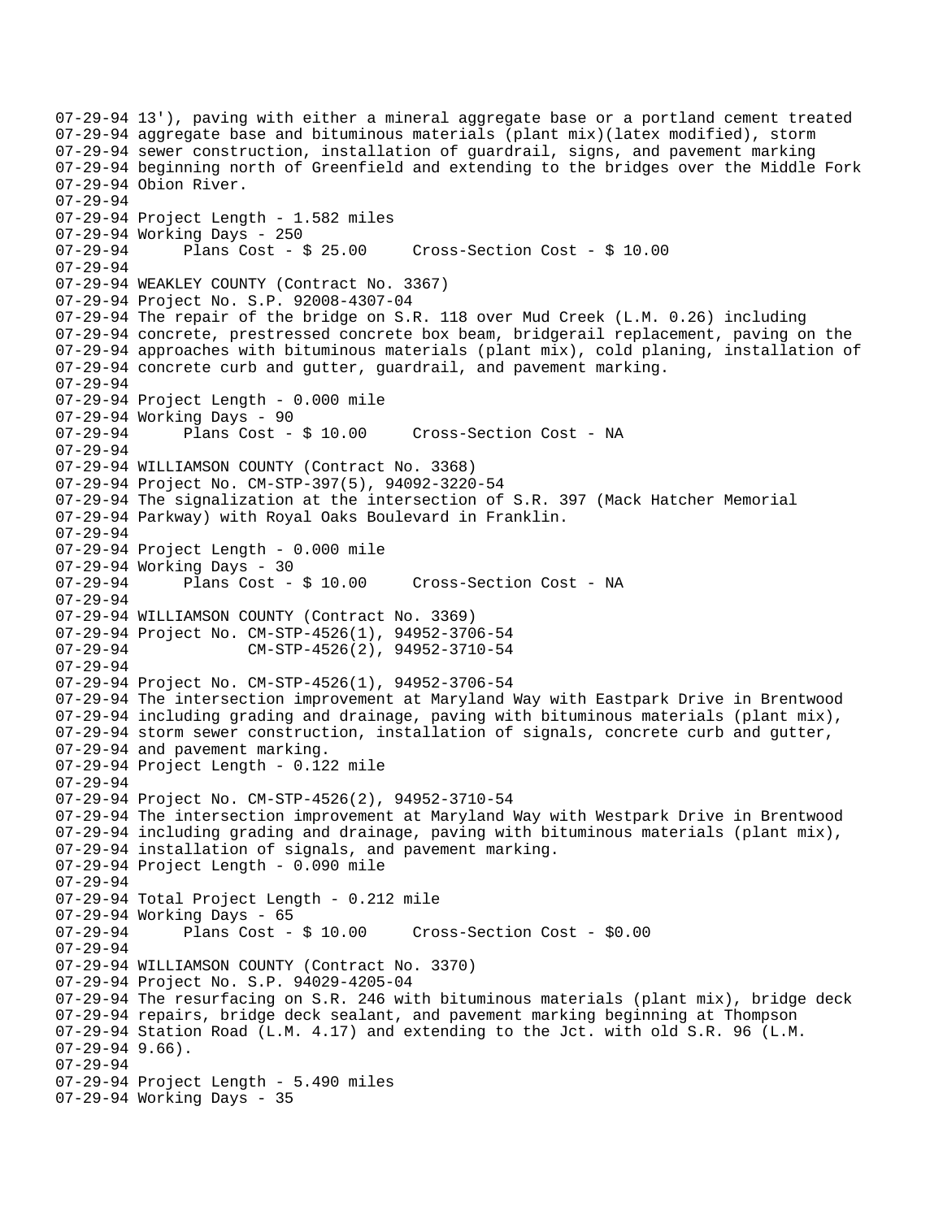```
07-29-94 13'), paving with either a mineral aggregate base or a portland cement treated
07-29-94 aggregate base and bituminous materials (plant mix)(latex modified), storm
07-29-94 sewer construction, installation of guardrail, signs, and pavement marking
07-29-94 beginning north of Greenfield and extending to the bridges over the Middle Fork
07-29-94 Obion River.
07-29-94
07-29-94 Project Length - 1.582 miles
07-29-94 Working Days - 250
07-29-94      Plans Cost - $ 25.00     Cross-Section Cost - $ 10.00
07-29-94
07-29-94 WEAKLEY COUNTY (Contract No. 3367)
07-29-94 Project No. S.P. 92008-4307-04
07-29-94 The repair of the bridge on S.R. 118 over Mud Creek (L.M. 0.26) including
07-29-94 concrete, prestressed concrete box beam, bridgerail replacement, paving on the
07-29-94 approaches with bituminous materials (plant mix), cold planing, installation of
07-29-94 concrete curb and gutter, guardrail, and pavement marking.
07-29-94
07-29-94 Project Length - 0.000 mile
07-29-94 Working Days - 90
07-29-94      Plans Cost - $ 10.00     Cross-Section Cost - NA
07-29-94
07-29-94 WILLIAMSON COUNTY (Contract No. 3368)
07-29-94 Project No. CM-STP-397(5), 94092-3220-54
07-29-94 The signalization at the intersection of S.R. 397 (Mack Hatcher Memorial
07-29-94 Parkway) with Royal Oaks Boulevard in Franklin.
07-29-94
07-29-94 Project Length - 0.000 mile
07-29-94 Working Days - 30
07-29-94      Plans Cost - $ 10.00     Cross-Section Cost - NA
07-29-94
07-29-94 WILLIAMSON COUNTY (Contract No. 3369)
07-29-94 Project No. CM-STP-4526(1), 94952-3706-54
07-29-94             CM-STP-4526(2), 94952-3710-54
07-29-94
07-29-94 Project No. CM-STP-4526(1), 94952-3706-54
07-29-94 The intersection improvement at Maryland Way with Eastpark Drive in Brentwood
07-29-94 including grading and drainage, paving with bituminous materials (plant mix),
07-29-94 storm sewer construction, installation of signals, concrete curb and gutter,
07-29-94 and pavement marking.
07-29-94 Project Length - 0.122 mile
07-29-94
07-29-94 Project No. CM-STP-4526(2), 94952-3710-54
07-29-94 The intersection improvement at Maryland Way with Westpark Drive in Brentwood
07-29-94 including grading and drainage, paving with bituminous materials (plant mix),
07-29-94 installation of signals, and pavement marking.
07-29-94 Project Length - 0.090 mile
07-29-94
07-29-94 Total Project Length - 0.212 mile
07-29-94 Working Days - 65
07-29-94      Plans Cost - $ 10.00     Cross-Section Cost - $0.00
07-29-94
07-29-94 WILLIAMSON COUNTY (Contract No. 3370)
07-29-94 Project No. S.P. 94029-4205-04
07-29-94 The resurfacing on S.R. 246 with bituminous materials (plant mix), bridge deck
07-29-94 repairs, bridge deck sealant, and pavement marking beginning at Thompson
07-29-94 Station Road (L.M. 4.17) and extending to the Jct. with old S.R. 96 (L.M.
07-29-94 9.66).
07-29-94
07-29-94 Project Length - 5.490 miles
07-29-94 Working Days - 35
```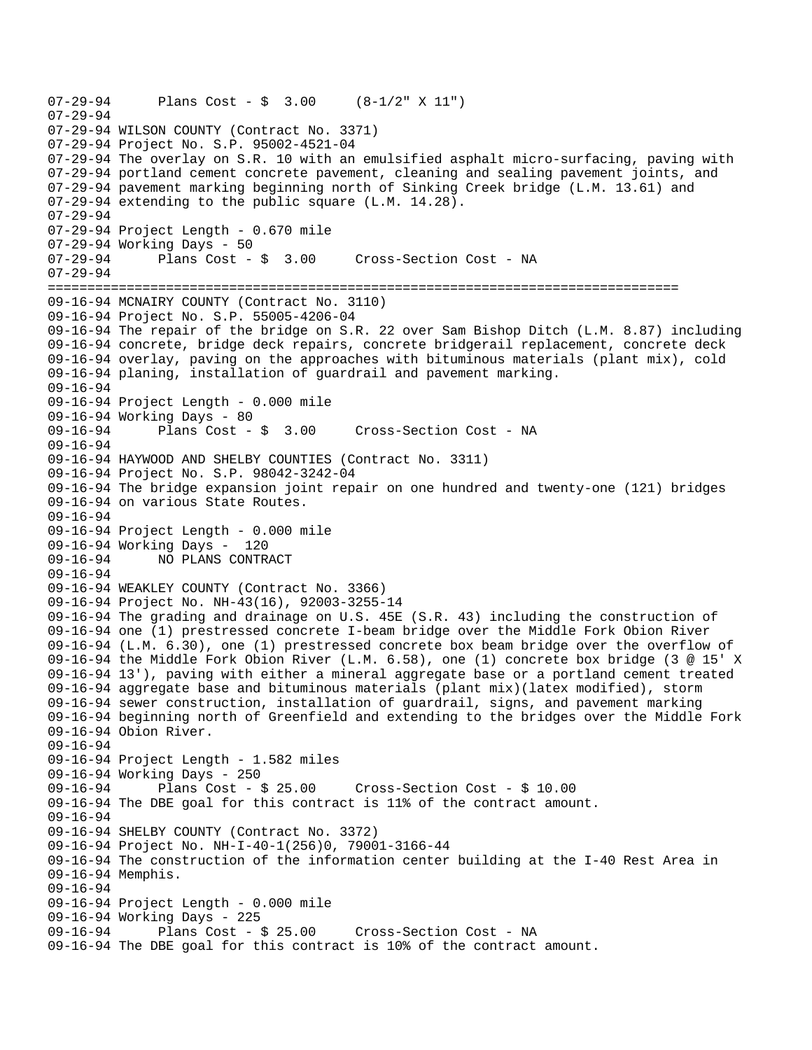```
07-29-94      Plans Cost - $  3.00     (8-1/2" X 11")
07-29-94
07-29-94 WILSON COUNTY (Contract No. 3371)
07-29-94 Project No. S.P. 95002-4521-04
07-29-94 The overlay on S.R. 10 with an emulsified asphalt micro-surfacing, paving with
07-29-94 portland cement concrete pavement, cleaning and sealing pavement joints, and
07-29-94 pavement marking beginning north of Sinking Creek bridge (L.M. 13.61) and
07-29-94 extending to the public square (L.M. 14.28).
07-29-94
07-29-94 Project Length - 0.670 mile
07-29-94 Working Days - 50
07-29-94      Plans Cost - $  3.00     Cross-Section Cost - NA
07-29-94
================================================================================
09-16-94 MCNAIRY COUNTY (Contract No. 3110)
09-16-94 Project No. S.P. 55005-4206-04
09-16-94 The repair of the bridge on S.R. 22 over Sam Bishop Ditch (L.M. 8.87) including
09-16-94 concrete, bridge deck repairs, concrete bridgerail replacement, concrete deck
09-16-94 overlay, paving on the approaches with bituminous materials (plant mix), cold
09-16-94 planing, installation of guardrail and pavement marking.
09-16-94
09-16-94 Project Length - 0.000 mile
09-16-94 Working Days - 80
09-16-94      Plans Cost - $  3.00     Cross-Section Cost - NA
09-16-94
09-16-94 HAYWOOD AND SHELBY COUNTIES (Contract No. 3311)
09-16-94 Project No. S.P. 98042-3242-04
09-16-94 The bridge expansion joint repair on one hundred and twenty-one (121) bridges
09-16-94 on various State Routes.
09-16-94
09-16-94 Project Length - 0.000 mile
09-16-94 Working Days -  120
09-16-94      NO PLANS CONTRACT
09-16-94
09-16-94 WEAKLEY COUNTY (Contract No. 3366)
09-16-94 Project No. NH-43(16), 92003-3255-14
09-16-94 The grading and drainage on U.S. 45E (S.R. 43) including the construction of
09-16-94 one (1) prestressed concrete I-beam bridge over the Middle Fork Obion River
09-16-94 (L.M. 6.30), one (1) prestressed concrete box beam bridge over the overflow of
09-16-94 the Middle Fork Obion River (L.M. 6.58), one (1) concrete box bridge (3 @ 15' X
09-16-94 13'), paving with either a mineral aggregate base or a portland cement treated
09-16-94 aggregate base and bituminous materials (plant mix)(latex modified), storm
09-16-94 sewer construction, installation of guardrail, signs, and pavement marking
09-16-94 beginning north of Greenfield and extending to the bridges over the Middle Fork
09-16-94 Obion River.
09-16-94
09-16-94 Project Length - 1.582 miles
09-16-94 Working Days - 250
09-16-94      Plans Cost - $ 25.00     Cross-Section Cost - $ 10.00
09-16-94 The DBE goal for this contract is 11% of the contract amount.
09-16-94
09-16-94 SHELBY COUNTY (Contract No. 3372)
09-16-94 Project No. NH-I-40-1(256)0, 79001-3166-44
09-16-94 The construction of the information center building at the I-40 Rest Area in
09-16-94 Memphis.
09-16-94
09-16-94 Project Length - 0.000 mile
09-16-94 Working Days - 225
09-16-94      Plans Cost - $ 25.00     Cross-Section Cost - NA
09-16-94 The DBE goal for this contract is 10% of the contract amount.
```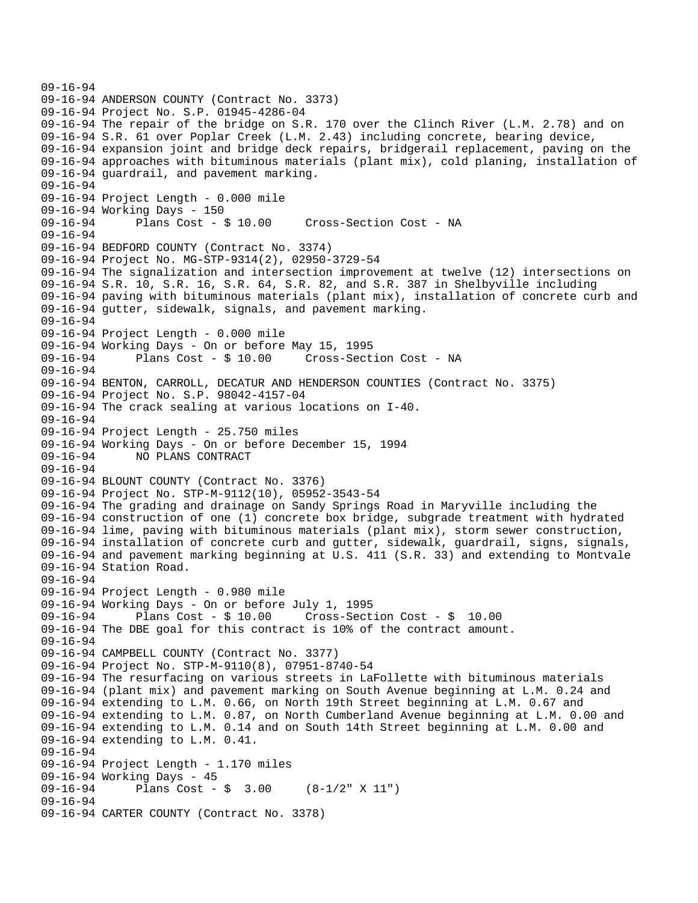```
09-16-94
09-16-94 ANDERSON COUNTY (Contract No. 3373)
09-16-94 Project No. S.P. 01945-4286-04
09-16-94 The repair of the bridge on S.R. 170 over the Clinch River (L.M. 2.78) and on
09-16-94 S.R. 61 over Poplar Creek (L.M. 2.43) including concrete, bearing device,
09-16-94 expansion joint and bridge deck repairs, bridgerail replacement, paving on the
09-16-94 approaches with bituminous materials (plant mix), cold planing, installation of
09-16-94 guardrail, and pavement marking.
09-16-94
09-16-94 Project Length - 0.000 mile
09-16-94 Working Days - 150
09-16-94       Plans Cost - $ 10.00     Cross-Section Cost - NA
09-16-94
09-16-94 BEDFORD COUNTY (Contract No. 3374)
09-16-94 Project No. MG-STP-9314(2), 02950-3729-54
09-16-94 The signalization and intersection improvement at twelve (12) intersections on
09-16-94 S.R. 10, S.R. 16, S.R. 64, S.R. 82, and S.R. 387 in Shelbyville including
09-16-94 paving with bituminous materials (plant mix), installation of concrete curb and
09-16-94 gutter, sidewalk, signals, and pavement marking.
09-16-94
09-16-94 Project Length - 0.000 mile
09-16-94 Working Days - On or before May 15, 1995
09-16-94       Plans Cost - $ 10.00     Cross-Section Cost - NA
09-16-94
09-16-94 BENTON, CARROLL, DECATUR AND HENDERSON COUNTIES (Contract No. 3375)
09-16-94 Project No. S.P. 98042-4157-04
09-16-94 The crack sealing at various locations on I-40.
09-16-94
09-16-94 Project Length - 25.750 miles
09-16-94 Working Days - On or before December 15, 1994
09-16-94       NO PLANS CONTRACT
09-16-94
09-16-94 BLOUNT COUNTY (Contract No. 3376)
09-16-94 Project No. STP-M-9112(10), 05952-3543-54
09-16-94 The grading and drainage on Sandy Springs Road in Maryville including the
09-16-94 construction of one (1) concrete box bridge, subgrade treatment with hydrated
09-16-94 lime, paving with bituminous materials (plant mix), storm sewer construction,
09-16-94 installation of concrete curb and gutter, sidewalk, guardrail, signs, signals,
09-16-94 and pavement marking beginning at U.S. 411 (S.R. 33) and extending to Montvale
09-16-94 Station Road.
09-16-94
09-16-94 Project Length - 0.980 mile
09-16-94 Working Days - On or before July 1, 1995
09-16-94       Plans Cost - $ 10.00     Cross-Section Cost - $  10.00
09-16-94 The DBE goal for this contract is 10% of the contract amount.
09-16-94
09-16-94 CAMPBELL COUNTY (Contract No. 3377)
09-16-94 Project No. STP-M-9110(8), 07951-8740-54
09-16-94 The resurfacing on various streets in LaFollette with bituminous materials
09-16-94 (plant mix) and pavement marking on South Avenue beginning at L.M. 0.24 and
09-16-94 extending to L.M. 0.66, on North 19th Street beginning at L.M. 0.67 and
09-16-94 extending to L.M. 0.87, on North Cumberland Avenue beginning at L.M. 0.00 and
09-16-94 extending to L.M. 0.14 and on South 14th Street beginning at L.M. 0.00 and
09-16-94 extending to L.M. 0.41.
09-16-94
09-16-94 Project Length - 1.170 miles
09-16-94 Working Days - 45
09-16-94       Plans Cost - $  3.00     (8-1/2" X 11")
09-16-94
09-16-94 CARTER COUNTY (Contract No. 3378)
```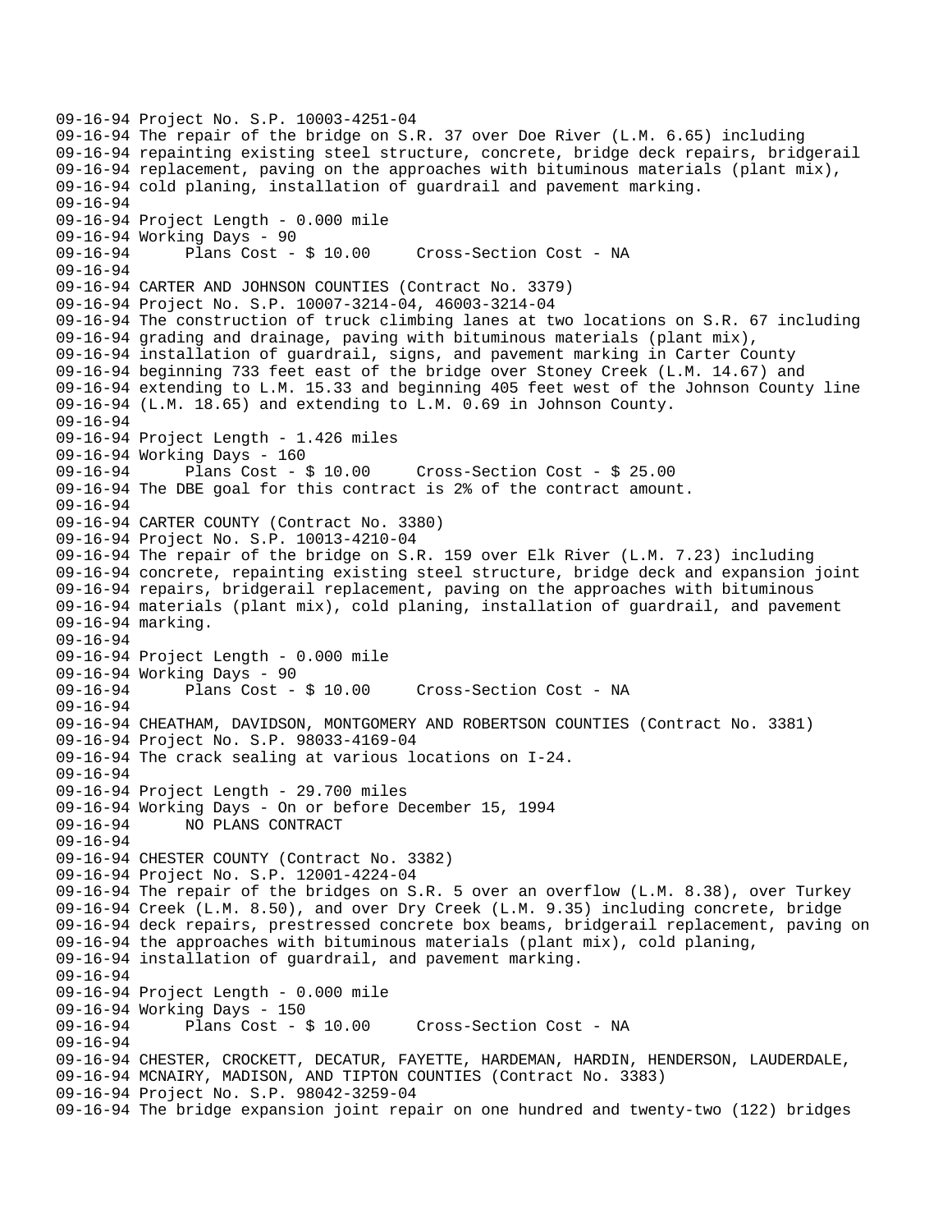```
09-16-94 Project No. S.P. 10003-4251-04
09-16-94 The repair of the bridge on S.R. 37 over Doe River (L.M. 6.65) including
09-16-94 repainting existing steel structure, concrete, bridge deck repairs, bridgerail
09-16-94 replacement, paving on the approaches with bituminous materials (plant mix),
09-16-94 cold planing, installation of guardrail and pavement marking.
09-16-94
09-16-94 Project Length - 0.000 mile
09-16-94 Working Days - 90
09-16-94       Plans Cost - $ 10.00     Cross-Section Cost - NA
09-16-94
09-16-94 CARTER AND JOHNSON COUNTIES (Contract No. 3379)
09-16-94 Project No. S.P. 10007-3214-04, 46003-3214-04
09-16-94 The construction of truck climbing lanes at two locations on S.R. 67 including
09-16-94 grading and drainage, paving with bituminous materials (plant mix),
09-16-94 installation of guardrail, signs, and pavement marking in Carter County
09-16-94 beginning 733 feet east of the bridge over Stoney Creek (L.M. 14.67) and
09-16-94 extending to L.M. 15.33 and beginning 405 feet west of the Johnson County line
09-16-94 (L.M. 18.65) and extending to L.M. 0.69 in Johnson County.
09-16-94
09-16-94 Project Length - 1.426 miles
09-16-94 Working Days - 160
09-16-94       Plans Cost - $ 10.00     Cross-Section Cost - $ 25.00
09-16-94 The DBE goal for this contract is 2% of the contract amount.
09-16-94
09-16-94 CARTER COUNTY (Contract No. 3380)
09-16-94 Project No. S.P. 10013-4210-04
09-16-94 The repair of the bridge on S.R. 159 over Elk River (L.M. 7.23) including
09-16-94 concrete, repainting existing steel structure, bridge deck and expansion joint
09-16-94 repairs, bridgerail replacement, paving on the approaches with bituminous
09-16-94 materials (plant mix), cold planing, installation of guardrail, and pavement
09-16-94 marking.
09-16-94
09-16-94 Project Length - 0.000 mile
09-16-94 Working Days - 90
09-16-94       Plans Cost - $ 10.00     Cross-Section Cost - NA
09-16-94
09-16-94 CHEATHAM, DAVIDSON, MONTGOMERY AND ROBERTSON COUNTIES (Contract No. 3381)
09-16-94 Project No. S.P. 98033-4169-04
09-16-94 The crack sealing at various locations on I-24.
09-16-94
09-16-94 Project Length - 29.700 miles
09-16-94 Working Days - On or before December 15, 1994
09-16-94       NO PLANS CONTRACT
09-16-94
09-16-94 CHESTER COUNTY (Contract No. 3382)
09-16-94 Project No. S.P. 12001-4224-04
09-16-94 The repair of the bridges on S.R. 5 over an overflow (L.M. 8.38), over Turkey
09-16-94 Creek (L.M. 8.50), and over Dry Creek (L.M. 9.35) including concrete, bridge
09-16-94 deck repairs, prestressed concrete box beams, bridgerail replacement, paving on
09-16-94 the approaches with bituminous materials (plant mix), cold planing,
09-16-94 installation of guardrail, and pavement marking.
09-16-94
09-16-94 Project Length - 0.000 mile
09-16-94 Working Days - 150
09-16-94       Plans Cost - $ 10.00     Cross-Section Cost - NA
09-16-94
09-16-94 CHESTER, CROCKETT, DECATUR, FAYETTE, HARDEMAN, HARDIN, HENDERSON, LAUDERDALE,
09-16-94 MCNAIRY, MADISON, AND TIPTON COUNTIES (Contract No. 3383)
09-16-94 Project No. S.P. 98042-3259-04
09-16-94 The bridge expansion joint repair on one hundred and twenty-two (122) bridges
```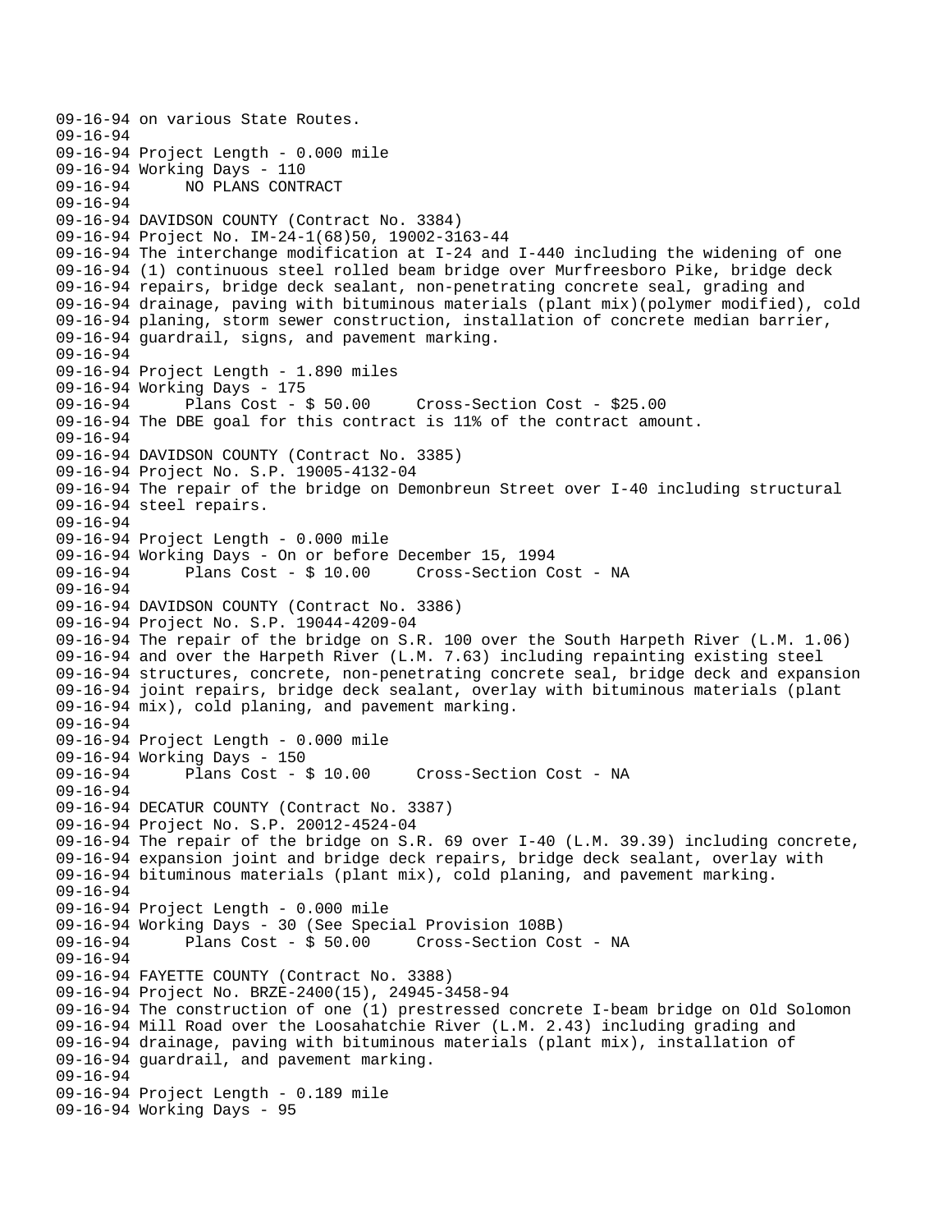```
09-16-94 on various State Routes.
09-16-94
09-16-94 Project Length - 0.000 mile
09-16-94 Working Days - 110
09-16-94       NO PLANS CONTRACT
09-16-94
09-16-94 DAVIDSON COUNTY (Contract No. 3384)
09-16-94 Project No. IM-24-1(68)50, 19002-3163-44
09-16-94 The interchange modification at I-24 and I-440 including the widening of one
09-16-94 (1) continuous steel rolled beam bridge over Murfreesboro Pike, bridge deck
09-16-94 repairs, bridge deck sealant, non-penetrating concrete seal, grading and
09-16-94 drainage, paving with bituminous materials (plant mix)(polymer modified), cold
09-16-94 planing, storm sewer construction, installation of concrete median barrier,
09-16-94 guardrail, signs, and pavement marking.
09-16-94
09-16-94 Project Length - 1.890 miles
09-16-94 Working Days - 175
09-16-94       Plans Cost - $ 50.00     Cross-Section Cost - $25.00
09-16-94 The DBE goal for this contract is 11% of the contract amount.
09-16-94
09-16-94 DAVIDSON COUNTY (Contract No. 3385)
09-16-94 Project No. S.P. 19005-4132-04
09-16-94 The repair of the bridge on Demonbreun Street over I-40 including structural
09-16-94 steel repairs.
09-16-94
09-16-94 Project Length - 0.000 mile
09-16-94 Working Days - On or before December 15, 1994
09-16-94       Plans Cost - $ 10.00     Cross-Section Cost - NA
09-16-94
09-16-94 DAVIDSON COUNTY (Contract No. 3386)
09-16-94 Project No. S.P. 19044-4209-04
09-16-94 The repair of the bridge on S.R. 100 over the South Harpeth River (L.M. 1.06)
09-16-94 and over the Harpeth River (L.M. 7.63) including repainting existing steel
09-16-94 structures, concrete, non-penetrating concrete seal, bridge deck and expansion
09-16-94 joint repairs, bridge deck sealant, overlay with bituminous materials (plant
09-16-94 mix), cold planing, and pavement marking.
09-16-94
09-16-94 Project Length - 0.000 mile
09-16-94 Working Days - 150
09-16-94       Plans Cost - $ 10.00     Cross-Section Cost - NA
09-16-94
09-16-94 DECATUR COUNTY (Contract No. 3387)
09-16-94 Project No. S.P. 20012-4524-04
09-16-94 The repair of the bridge on S.R. 69 over I-40 (L.M. 39.39) including concrete,
09-16-94 expansion joint and bridge deck repairs, bridge deck sealant, overlay with
09-16-94 bituminous materials (plant mix), cold planing, and pavement marking.
09-16-94
09-16-94 Project Length - 0.000 mile
09-16-94 Working Days - 30 (See Special Provision 108B)
09-16-94       Plans Cost - $ 50.00     Cross-Section Cost - NA
09-16-94
09-16-94 FAYETTE COUNTY (Contract No. 3388)
09-16-94 Project No. BRZE-2400(15), 24945-3458-94
09-16-94 The construction of one (1) prestressed concrete I-beam bridge on Old Solomon
09-16-94 Mill Road over the Loosahatchie River (L.M. 2.43) including grading and
09-16-94 drainage, paving with bituminous materials (plant mix), installation of
09-16-94 guardrail, and pavement marking.
09-16-94
09-16-94 Project Length - 0.189 mile
09-16-94 Working Days - 95
```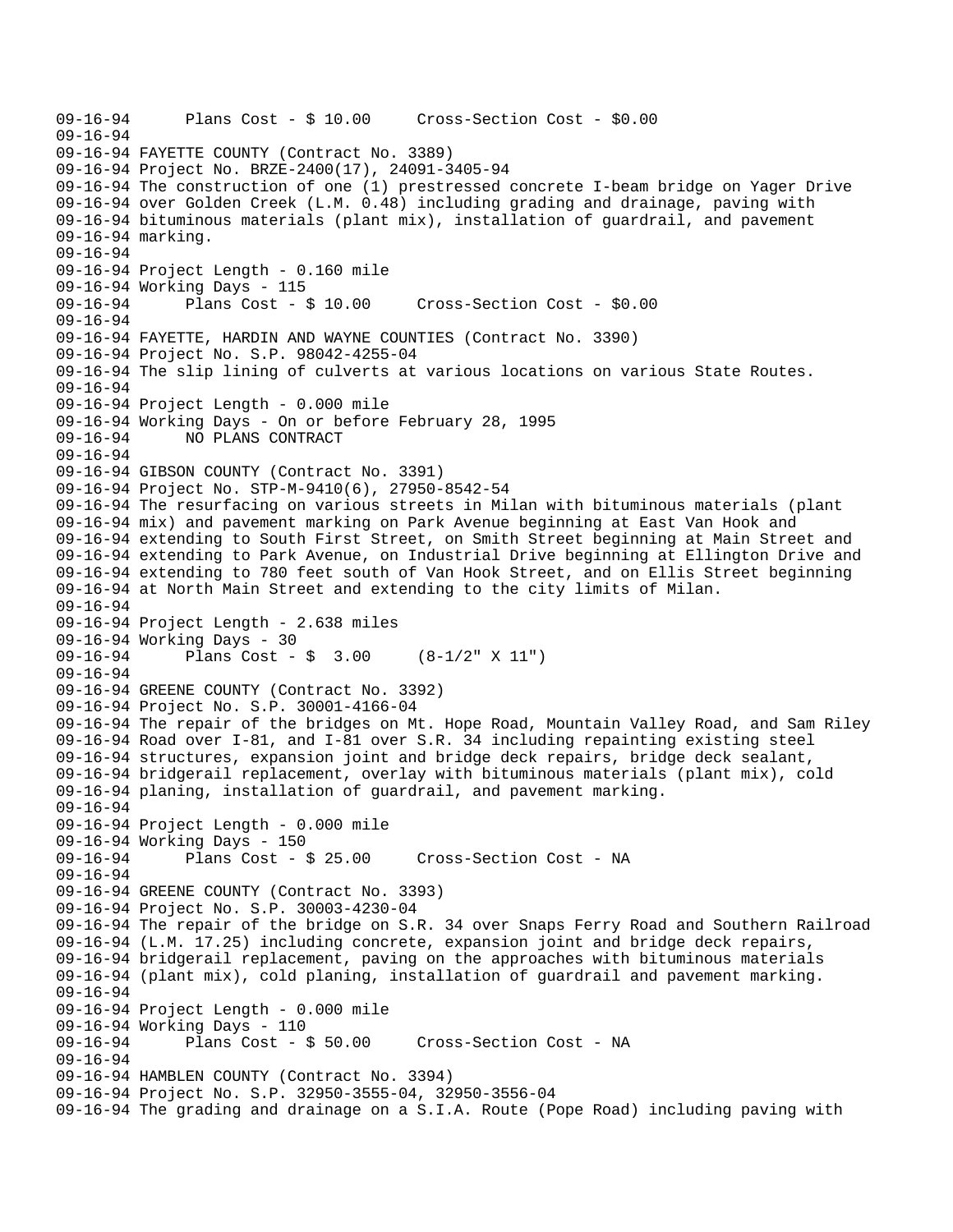```
09-16-94      Plans Cost - $ 10.00     Cross-Section Cost - $0.00
09-16-94
09-16-94 FAYETTE COUNTY (Contract No. 3389)
09-16-94 Project No. BRZE-2400(17), 24091-3405-94
09-16-94 The construction of one (1) prestressed concrete I-beam bridge on Yager Drive
09-16-94 over Golden Creek (L.M. 0.48) including grading and drainage, paving with
09-16-94 bituminous materials (plant mix), installation of guardrail, and pavement
09-16-94 marking.
09-16-94
09-16-94 Project Length - 0.160 mile
09-16-94 Working Days - 115
09-16-94      Plans Cost - $ 10.00     Cross-Section Cost - $0.00
09-16-94
09-16-94 FAYETTE, HARDIN AND WAYNE COUNTIES (Contract No. 3390)
09-16-94 Project No. S.P. 98042-4255-04
09-16-94 The slip lining of culverts at various locations on various State Routes.
09-16-94
09-16-94 Project Length - 0.000 mile
09-16-94 Working Days - On or before February 28, 1995
09-16-94      NO PLANS CONTRACT
09-16-94
09-16-94 GIBSON COUNTY (Contract No. 3391)
09-16-94 Project No. STP-M-9410(6), 27950-8542-54
09-16-94 The resurfacing on various streets in Milan with bituminous materials (plant
09-16-94 mix) and pavement marking on Park Avenue beginning at East Van Hook and
09-16-94 extending to South First Street, on Smith Street beginning at Main Street and
09-16-94 extending to Park Avenue, on Industrial Drive beginning at Ellington Drive and
09-16-94 extending to 780 feet south of Van Hook Street, and on Ellis Street beginning
09-16-94 at North Main Street and extending to the city limits of Milan.
09-16-94
09-16-94 Project Length - 2.638 miles
09-16-94 Working Days - 30
09-16-94      Plans Cost - $  3.00     (8-1/2" X 11")
09-16-94
09-16-94 GREENE COUNTY (Contract No. 3392)
09-16-94 Project No. S.P. 30001-4166-04
09-16-94 The repair of the bridges on Mt. Hope Road, Mountain Valley Road, and Sam Riley
09-16-94 Road over I-81, and I-81 over S.R. 34 including repainting existing steel
09-16-94 structures, expansion joint and bridge deck repairs, bridge deck sealant,
09-16-94 bridgerail replacement, overlay with bituminous materials (plant mix), cold
09-16-94 planing, installation of guardrail, and pavement marking.
09-16-94
09-16-94 Project Length - 0.000 mile
09-16-94 Working Days - 150
09-16-94      Plans Cost - $ 25.00     Cross-Section Cost - NA
09-16-94
09-16-94 GREENE COUNTY (Contract No. 3393)
09-16-94 Project No. S.P. 30003-4230-04
09-16-94 The repair of the bridge on S.R. 34 over Snaps Ferry Road and Southern Railroad
09-16-94 (L.M. 17.25) including concrete, expansion joint and bridge deck repairs,
09-16-94 bridgerail replacement, paving on the approaches with bituminous materials
09-16-94 (plant mix), cold planing, installation of guardrail and pavement marking.
09-16-94
09-16-94 Project Length - 0.000 mile
09-16-94 Working Days - 110
09-16-94      Plans Cost - $ 50.00     Cross-Section Cost - NA
09-16-94
09-16-94 HAMBLEN COUNTY (Contract No. 3394)
09-16-94 Project No. S.P. 32950-3555-04, 32950-3556-04
09-16-94 The grading and drainage on a S.I.A. Route (Pope Road) including paving with
```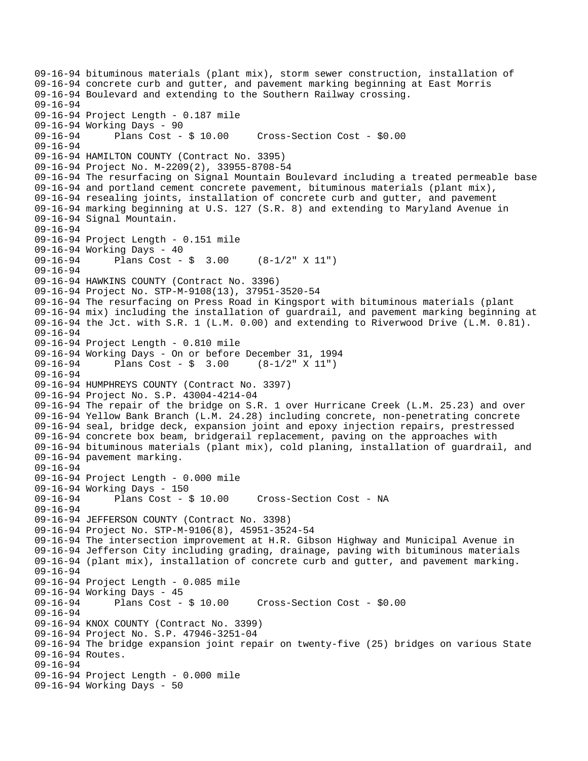```
09-16-94 bituminous materials (plant mix), storm sewer construction, installation of
09-16-94 concrete curb and gutter, and pavement marking beginning at East Morris
09-16-94 Boulevard and extending to the Southern Railway crossing.
09-16-94
09-16-94 Project Length - 0.187 mile
09-16-94 Working Days - 90
09-16-94       Plans Cost - $ 10.00     Cross-Section Cost - $0.00
09-16-94
09-16-94 HAMILTON COUNTY (Contract No. 3395)
09-16-94 Project No. M-2209(2), 33955-8708-54
09-16-94 The resurfacing on Signal Mountain Boulevard including a treated permeable base
09-16-94 and portland cement concrete pavement, bituminous materials (plant mix),
09-16-94 resealing joints, installation of concrete curb and gutter, and pavement
09-16-94 marking beginning at U.S. 127 (S.R. 8) and extending to Maryland Avenue in
09-16-94 Signal Mountain.
09-16-94
09-16-94 Project Length - 0.151 mile
09-16-94 Working Days - 40
09-16-94       Plans Cost - $  3.00     (8-1/2" X 11")
09-16-94
09-16-94 HAWKINS COUNTY (Contract No. 3396)
09-16-94 Project No. STP-M-9108(13), 37951-3520-54
09-16-94 The resurfacing on Press Road in Kingsport with bituminous materials (plant
09-16-94 mix) including the installation of guardrail, and pavement marking beginning at
09-16-94 the Jct. with S.R. 1 (L.M. 0.00) and extending to Riverwood Drive (L.M. 0.81).
09-16-94
09-16-94 Project Length - 0.810 mile
09-16-94 Working Days - On or before December 31, 1994
09-16-94       Plans Cost - $  3.00     (8-1/2" X 11")
09-16-94
09-16-94 HUMPHREYS COUNTY (Contract No. 3397)
09-16-94 Project No. S.P. 43004-4214-04
09-16-94 The repair of the bridge on S.R. 1 over Hurricane Creek (L.M. 25.23) and over
09-16-94 Yellow Bank Branch (L.M. 24.28) including concrete, non-penetrating concrete
09-16-94 seal, bridge deck, expansion joint and epoxy injection repairs, prestressed
09-16-94 concrete box beam, bridgerail replacement, paving on the approaches with
09-16-94 bituminous materials (plant mix), cold planing, installation of guardrail, and
09-16-94 pavement marking.
09-16-94
09-16-94 Project Length - 0.000 mile
09-16-94 Working Days - 150
09-16-94       Plans Cost - $ 10.00     Cross-Section Cost - NA
09-16-94
09-16-94 JEFFERSON COUNTY (Contract No. 3398)
09-16-94 Project No. STP-M-9106(8), 45951-3524-54
09-16-94 The intersection improvement at H.R. Gibson Highway and Municipal Avenue in
09-16-94 Jefferson City including grading, drainage, paving with bituminous materials
09-16-94 (plant mix), installation of concrete curb and gutter, and pavement marking.
09-16-94
09-16-94 Project Length - 0.085 mile
09-16-94 Working Days - 45
09-16-94       Plans Cost - $ 10.00     Cross-Section Cost - $0.00
09-16-94
09-16-94 KNOX COUNTY (Contract No. 3399)
09-16-94 Project No. S.P. 47946-3251-04
09-16-94 The bridge expansion joint repair on twenty-five (25) bridges on various State
09-16-94 Routes.
09-16-94
09-16-94 Project Length - 0.000 mile
09-16-94 Working Days - 50
```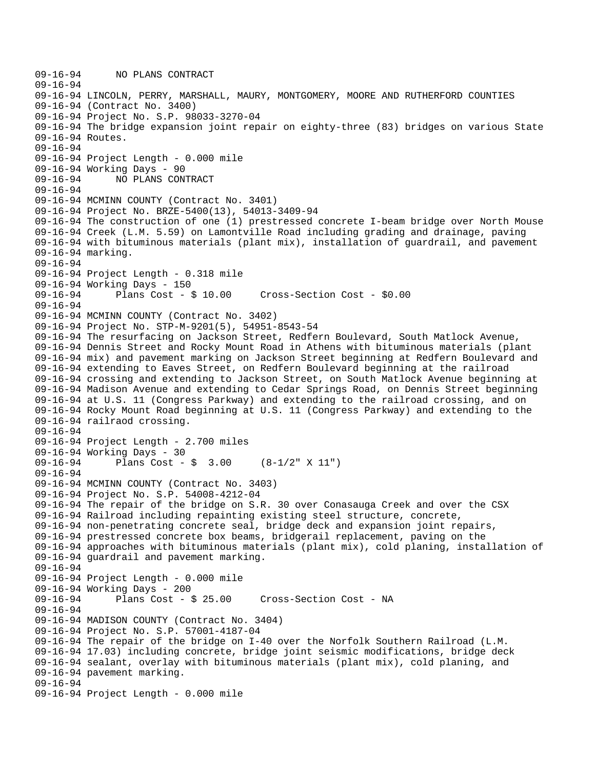```
09-16-94      NO PLANS CONTRACT
09-16-94
09-16-94 LINCOLN, PERRY, MARSHALL, MAURY, MONTGOMERY, MOORE AND RUTHERFORD COUNTIES
09-16-94 (Contract No. 3400)
09-16-94 Project No. S.P. 98033-3270-04
09-16-94 The bridge expansion joint repair on eighty-three (83) bridges on various State
09-16-94 Routes.
09-16-94
09-16-94 Project Length - 0.000 mile
09-16-94 Working Days - 90
09-16-94      NO PLANS CONTRACT
09-16-94
09-16-94 MCMINN COUNTY (Contract No. 3401)
09-16-94 Project No. BRZE-5400(13), 54013-3409-94
09-16-94 The construction of one (1) prestressed concrete I-beam bridge over North Mouse
09-16-94 Creek (L.M. 5.59) on Lamontville Road including grading and drainage, paving
09-16-94 with bituminous materials (plant mix), installation of guardrail, and pavement
09-16-94 marking.
09-16-94
09-16-94 Project Length - 0.318 mile
09-16-94 Working Days - 150
09-16-94      Plans Cost - $ 10.00     Cross-Section Cost - $0.00
09-16-94
09-16-94 MCMINN COUNTY (Contract No. 3402)
09-16-94 Project No. STP-M-9201(5), 54951-8543-54
09-16-94 The resurfacing on Jackson Street, Redfern Boulevard, South Matlock Avenue,
09-16-94 Dennis Street and Rocky Mount Road in Athens with bituminous materials (plant
09-16-94 mix) and pavement marking on Jackson Street beginning at Redfern Boulevard and
09-16-94 extending to Eaves Street, on Redfern Boulevard beginning at the railroad
09-16-94 crossing and extending to Jackson Street, on South Matlock Avenue beginning at
09-16-94 Madison Avenue and extending to Cedar Springs Road, on Dennis Street beginning
09-16-94 at U.S. 11 (Congress Parkway) and extending to the railroad crossing, and on
09-16-94 Rocky Mount Road beginning at U.S. 11 (Congress Parkway) and extending to the
09-16-94 railraod crossing.
09-16-94
09-16-94 Project Length - 2.700 miles
09-16-94 Working Days - 30
09-16-94      Plans Cost - $  3.00     (8-1/2" X 11")
09-16-94
09-16-94 MCMINN COUNTY (Contract No. 3403)
09-16-94 Project No. S.P. 54008-4212-04
09-16-94 The repair of the bridge on S.R. 30 over Conasauga Creek and over the CSX
09-16-94 Railroad including repainting existing steel structure, concrete,
09-16-94 non-penetrating concrete seal, bridge deck and expansion joint repairs,
09-16-94 prestressed concrete box beams, bridgerail replacement, paving on the
09-16-94 approaches with bituminous materials (plant mix), cold planing, installation of
09-16-94 guardrail and pavement marking.
09-16-94
09-16-94 Project Length - 0.000 mile
09-16-94 Working Days - 200
09-16-94      Plans Cost - $ 25.00     Cross-Section Cost - NA
09-16-94
09-16-94 MADISON COUNTY (Contract No. 3404)
09-16-94 Project No. S.P. 57001-4187-04
09-16-94 The repair of the bridge on I-40 over the Norfolk Southern Railroad (L.M.
09-16-94 17.03) including concrete, bridge joint seismic modifications, bridge deck
09-16-94 sealant, overlay with bituminous materials (plant mix), cold planing, and
09-16-94 pavement marking.
09-16-94
09-16-94 Project Length - 0.000 mile
```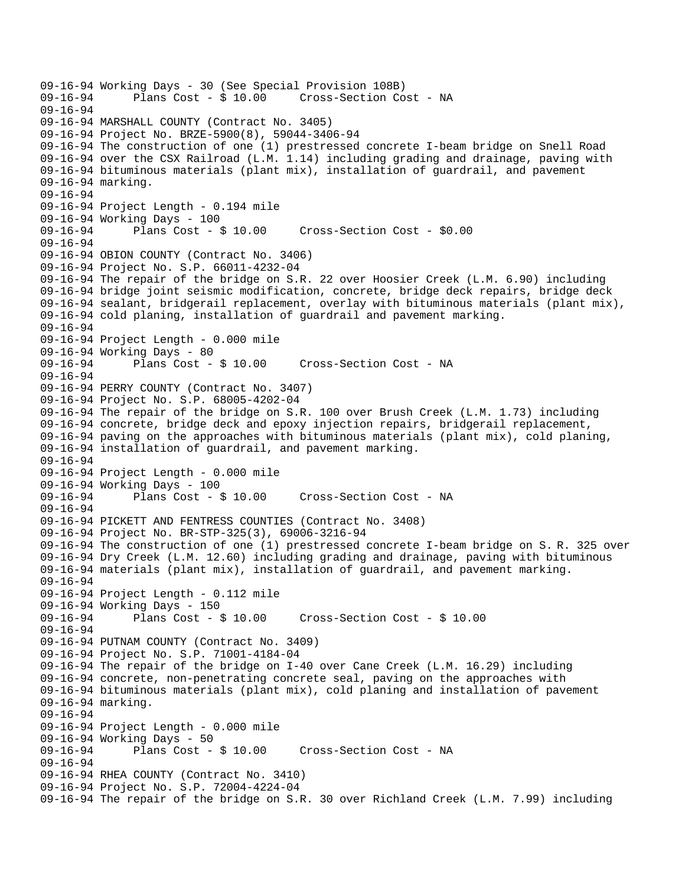```
09-16-94 Working Days - 30 (See Special Provision 108B)
09-16-94       Plans Cost - $ 10.00     Cross-Section Cost - NA
09-16-94
09-16-94 MARSHALL COUNTY (Contract No. 3405)
09-16-94 Project No. BRZE-5900(8), 59044-3406-94
09-16-94 The construction of one (1) prestressed concrete I-beam bridge on Snell Road
09-16-94 over the CSX Railroad (L.M. 1.14) including grading and drainage, paving with
09-16-94 bituminous materials (plant mix), installation of guardrail, and pavement
09-16-94 marking.
09-16-94
09-16-94 Project Length - 0.194 mile
09-16-94 Working Days - 100
09-16-94       Plans Cost - $ 10.00     Cross-Section Cost - $0.00
09-16-94
09-16-94 OBION COUNTY (Contract No. 3406)
09-16-94 Project No. S.P. 66011-4232-04
09-16-94 The repair of the bridge on S.R. 22 over Hoosier Creek (L.M. 6.90) including
09-16-94 bridge joint seismic modification, concrete, bridge deck repairs, bridge deck
09-16-94 sealant, bridgerail replacement, overlay with bituminous materials (plant mix),
09-16-94 cold planing, installation of guardrail and pavement marking.
09-16-94
09-16-94 Project Length - 0.000 mile
09-16-94 Working Days - 80
09-16-94       Plans Cost - $ 10.00     Cross-Section Cost - NA
09-16-94
09-16-94 PERRY COUNTY (Contract No. 3407)
09-16-94 Project No. S.P. 68005-4202-04
09-16-94 The repair of the bridge on S.R. 100 over Brush Creek (L.M. 1.73) including
09-16-94 concrete, bridge deck and epoxy injection repairs, bridgerail replacement,
09-16-94 paving on the approaches with bituminous materials (plant mix), cold planing,
09-16-94 installation of guardrail, and pavement marking.
09-16-94
09-16-94 Project Length - 0.000 mile
09-16-94 Working Days - 100
09-16-94       Plans Cost - $ 10.00     Cross-Section Cost - NA
09-16-94
09-16-94 PICKETT AND FENTRESS COUNTIES (Contract No. 3408)
09-16-94 Project No. BR-STP-325(3), 69006-3216-94
09-16-94 The construction of one (1) prestressed concrete I-beam bridge on S. R. 325 over
09-16-94 Dry Creek (L.M. 12.60) including grading and drainage, paving with bituminous
09-16-94 materials (plant mix), installation of guardrail, and pavement marking.
09-16-94
09-16-94 Project Length - 0.112 mile
09-16-94 Working Days - 150
09-16-94       Plans Cost - $ 10.00     Cross-Section Cost - $ 10.00
09-16-94
09-16-94 PUTNAM COUNTY (Contract No. 3409)
09-16-94 Project No. S.P. 71001-4184-04
09-16-94 The repair of the bridge on I-40 over Cane Creek (L.M. 16.29) including
09-16-94 concrete, non-penetrating concrete seal, paving on the approaches with
09-16-94 bituminous materials (plant mix), cold planing and installation of pavement
09-16-94 marking.
09-16-94
09-16-94 Project Length - 0.000 mile
09-16-94 Working Days - 50
09-16-94       Plans Cost - $ 10.00     Cross-Section Cost - NA
09-16-94
09-16-94 RHEA COUNTY (Contract No. 3410)
09-16-94 Project No. S.P. 72004-4224-04
09-16-94 The repair of the bridge on S.R. 30 over Richland Creek (L.M. 7.99) including
```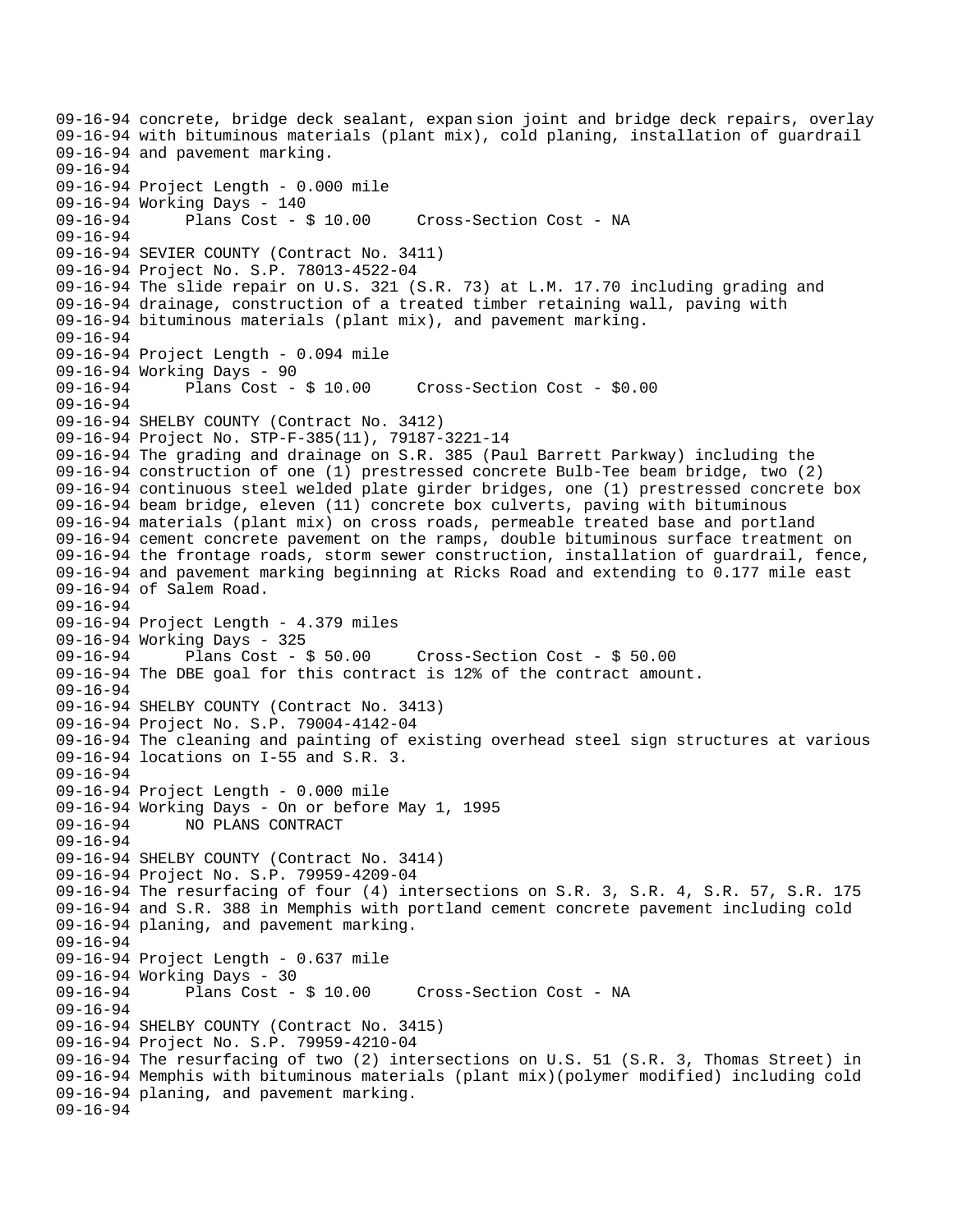09-16-94 concrete, bridge deck sealant, expan sion joint and bridge deck repairs, overlay
09-16-94 with bituminous materials (plant mix), cold planing, installation of guardrail
09-16-94 and pavement marking.
09-16-94
09-16-94 Project Length - 0.000 mile
09-16-94 Working Days - 140
09-16-94 Plans Cost - $ 10.00 Cross-Section Cost - NA
09-16-94
09-16-94 SEVIER COUNTY (Contract No. 3411)
09-16-94 Project No. S.P. 78013-4522-04
09-16-94 The slide repair on U.S. 321 (S.R. 73) at L.M. 17.70 including grading and
09-16-94 drainage, construction of a treated timber retaining wall, paving with
09-16-94 bituminous materials (plant mix), and pavement marking.
09-16-94
09-16-94 Project Length - 0.094 mile
09-16-94 Working Days - 90
09-16-94 Plans Cost - $ 10.00 Cross-Section Cost - $0.00
09-16-94
09-16-94 SHELBY COUNTY (Contract No. 3412)
09-16-94 Project No. STP-F-385(11), 79187-3221-14
09-16-94 The grading and drainage on S.R. 385 (Paul Barrett Parkway) including the
09-16-94 construction of one (1) prestressed concrete Bulb-Tee beam bridge, two (2)
09-16-94 continuous steel welded plate girder bridges, one (1) prestressed concrete box
09-16-94 beam bridge, eleven (11) concrete box culverts, paving with bituminous
09-16-94 materials (plant mix) on cross roads, permeable treated base and portland
09-16-94 cement concrete pavement on the ramps, double bituminous surface treatment on
09-16-94 the frontage roads, storm sewer construction, installation of guardrail, fence,
09-16-94 and pavement marking beginning at Ricks Road and extending to 0.177 mile east
09-16-94 of Salem Road.
09-16-94
09-16-94 Project Length - 4.379 miles
09-16-94 Working Days - 325
09-16-94 Plans Cost - $ 50.00 Cross-Section Cost - $ 50.00
09-16-94 The DBE goal for this contract is 12% of the contract amount.
09-16-94
09-16-94 SHELBY COUNTY (Contract No. 3413)
09-16-94 Project No. S.P. 79004-4142-04
09-16-94 The cleaning and painting of existing overhead steel sign structures at various
09-16-94 locations on I-55 and S.R. 3.
09-16-94
09-16-94 Project Length - 0.000 mile
09-16-94 Working Days - On or before May 1, 1995
09-16-94 NO PLANS CONTRACT
09-16-94
09-16-94 SHELBY COUNTY (Contract No. 3414)
09-16-94 Project No. S.P. 79959-4209-04
09-16-94 The resurfacing of four (4) intersections on S.R. 3, S.R. 4, S.R. 57, S.R. 175
09-16-94 and S.R. 388 in Memphis with portland cement concrete pavement including cold
09-16-94 planing, and pavement marking.
09-16-94
09-16-94 Project Length - 0.637 mile
09-16-94 Working Days - 30
09-16-94 Plans Cost - $ 10.00 Cross-Section Cost - NA
09-16-94
09-16-94 SHELBY COUNTY (Contract No. 3415)
09-16-94 Project No. S.P. 79959-4210-04
09-16-94 The resurfacing of two (2) intersections on U.S. 51 (S.R. 3, Thomas Street) in
09-16-94 Memphis with bituminous materials (plant mix)(polymer modified) including cold
09-16-94 planing, and pavement marking.
09-16-94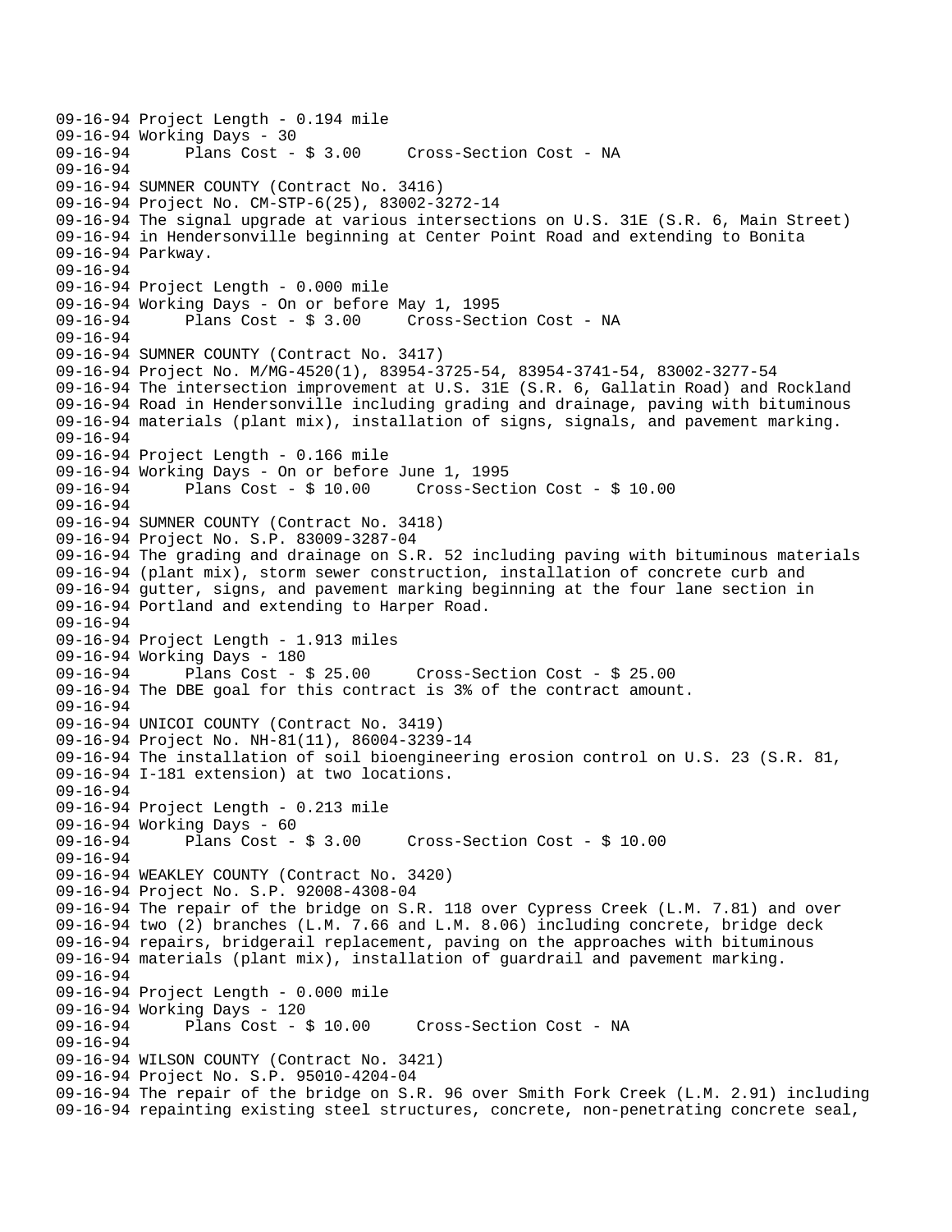```
09-16-94 Project Length - 0.194 mile
09-16-94 Working Days - 30
09-16-94       Plans Cost - $ 3.00     Cross-Section Cost - NA
09-16-94
09-16-94 SUMNER COUNTY (Contract No. 3416)
09-16-94 Project No. CM-STP-6(25), 83002-3272-14
09-16-94 The signal upgrade at various intersections on U.S. 31E (S.R. 6, Main Street)
09-16-94 in Hendersonville beginning at Center Point Road and extending to Bonita
09-16-94 Parkway.
09-16-94
09-16-94 Project Length - 0.000 mile
09-16-94 Working Days - On or before May 1, 1995
09-16-94       Plans Cost - $ 3.00     Cross-Section Cost - NA
09-16-94
09-16-94 SUMNER COUNTY (Contract No. 3417)
09-16-94 Project No. M/MG-4520(1), 83954-3725-54, 83954-3741-54, 83002-3277-54
09-16-94 The intersection improvement at U.S. 31E (S.R. 6, Gallatin Road) and Rockland
09-16-94 Road in Hendersonville including grading and drainage, paving with bituminous
09-16-94 materials (plant mix), installation of signs, signals, and pavement marking.
09-16-94
09-16-94 Project Length - 0.166 mile
09-16-94 Working Days - On or before June 1, 1995
09-16-94       Plans Cost - $ 10.00     Cross-Section Cost - $ 10.00
09-16-94
09-16-94 SUMNER COUNTY (Contract No. 3418)
09-16-94 Project No. S.P. 83009-3287-04
09-16-94 The grading and drainage on S.R. 52 including paving with bituminous materials
09-16-94 (plant mix), storm sewer construction, installation of concrete curb and
09-16-94 gutter, signs, and pavement marking beginning at the four lane section in
09-16-94 Portland and extending to Harper Road.
09-16-94
09-16-94 Project Length - 1.913 miles
09-16-94 Working Days - 180
09-16-94       Plans Cost - $ 25.00     Cross-Section Cost - $ 25.00
09-16-94 The DBE goal for this contract is 3% of the contract amount.
09-16-94
09-16-94 UNICOI COUNTY (Contract No. 3419)
09-16-94 Project No. NH-81(11), 86004-3239-14
09-16-94 The installation of soil bioengineering erosion control on U.S. 23 (S.R. 81,
09-16-94 I-181 extension) at two locations.
09-16-94
09-16-94 Project Length - 0.213 mile
09-16-94 Working Days - 60
09-16-94       Plans Cost - $ 3.00     Cross-Section Cost - $ 10.00
09-16-94
09-16-94 WEAKLEY COUNTY (Contract No. 3420)
09-16-94 Project No. S.P. 92008-4308-04
09-16-94 The repair of the bridge on S.R. 118 over Cypress Creek (L.M. 7.81) and over
09-16-94 two (2) branches (L.M. 7.66 and L.M. 8.06) including concrete, bridge deck
09-16-94 repairs, bridgerail replacement, paving on the approaches with bituminous
09-16-94 materials (plant mix), installation of guardrail and pavement marking.
09-16-94
09-16-94 Project Length - 0.000 mile
09-16-94 Working Days - 120
09-16-94       Plans Cost - $ 10.00     Cross-Section Cost - NA
09-16-94
09-16-94 WILSON COUNTY (Contract No. 3421)
09-16-94 Project No. S.P. 95010-4204-04
09-16-94 The repair of the bridge on S.R. 96 over Smith Fork Creek (L.M. 2.91) including
09-16-94 repainting existing steel structures, concrete, non-penetrating concrete seal,
```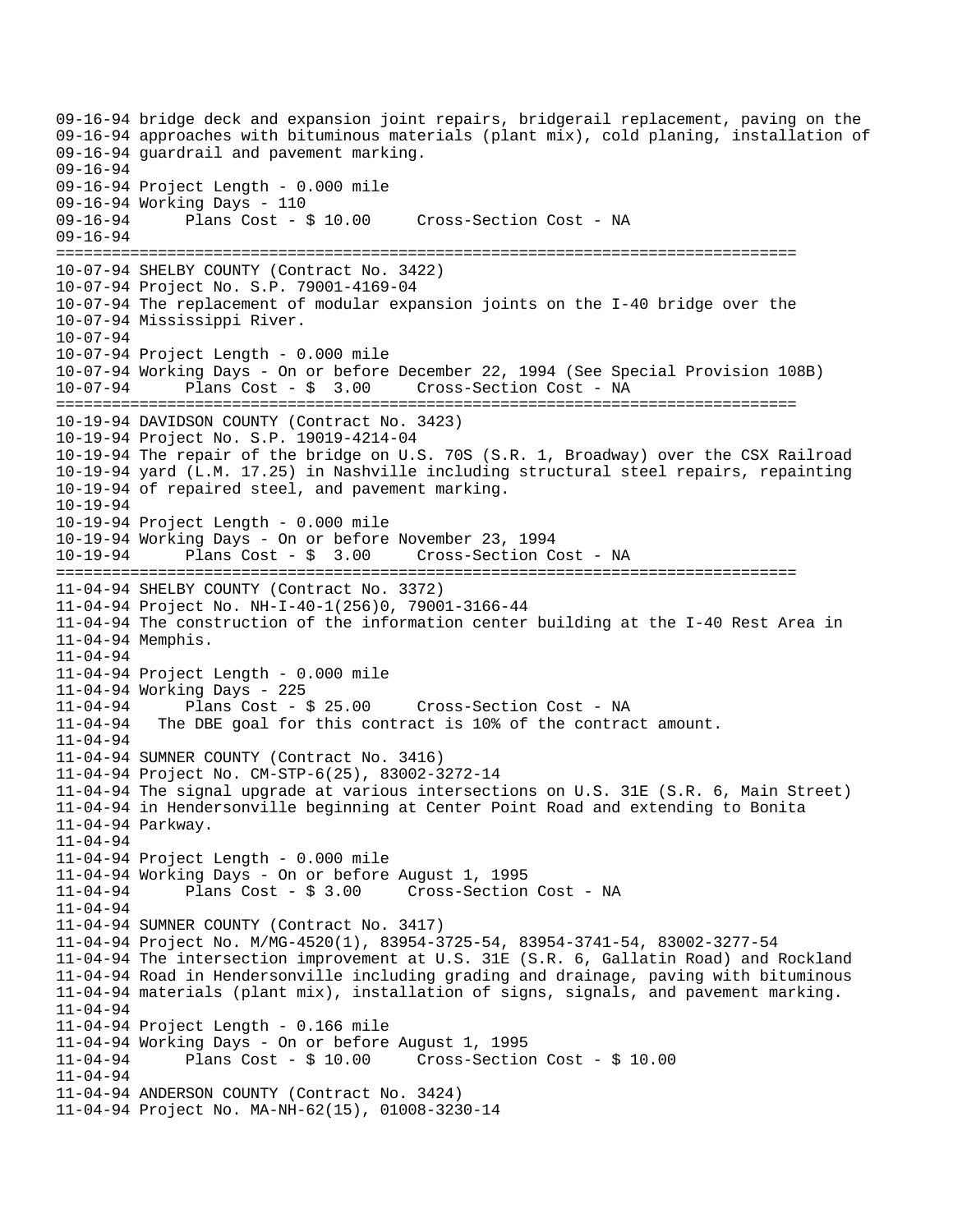```
09-16-94 bridge deck and expansion joint repairs, bridgerail replacement, paving on the
09-16-94 approaches with bituminous materials (plant mix), cold planing, installation of
09-16-94 guardrail and pavement marking.
09-16-94
09-16-94 Project Length - 0.000 mile
09-16-94 Working Days - 110
09-16-94       Plans Cost - $ 10.00     Cross-Section Cost - NA
09-16-94
================================================================================
10-07-94 SHELBY COUNTY (Contract No. 3422)
10-07-94 Project No. S.P. 79001-4169-04
10-07-94 The replacement of modular expansion joints on the I-40 bridge over the
10-07-94 Mississippi River.
10-07-94
10-07-94 Project Length - 0.000 mile
10-07-94 Working Days - On or before December 22, 1994 (See Special Provision 108B)
10-07-94       Plans Cost - $  3.00     Cross-Section Cost - NA
================================================================================
10-19-94 DAVIDSON COUNTY (Contract No. 3423)
10-19-94 Project No. S.P. 19019-4214-04
10-19-94 The repair of the bridge on U.S. 70S (S.R. 1, Broadway) over the CSX Railroad
10-19-94 yard (L.M. 17.25) in Nashville including structural steel repairs, repainting
10-19-94 of repaired steel, and pavement marking.
10-19-94
10-19-94 Project Length - 0.000 mile
10-19-94 Working Days - On or before November 23, 1994
10-19-94       Plans Cost - $  3.00     Cross-Section Cost - NA
================================================================================
11-04-94 SHELBY COUNTY (Contract No. 3372)
11-04-94 Project No. NH-I-40-1(256)0, 79001-3166-44
11-04-94 The construction of the information center building at the I-40 Rest Area in
11-04-94 Memphis.
11-04-94
11-04-94 Project Length - 0.000 mile
11-04-94 Working Days - 225
11-04-94       Plans Cost - $ 25.00     Cross-Section Cost - NA
11-04-94   The DBE goal for this contract is 10% of the contract amount.
11-04-94
11-04-94 SUMNER COUNTY (Contract No. 3416)
11-04-94 Project No. CM-STP-6(25), 83002-3272-14
11-04-94 The signal upgrade at various intersections on U.S. 31E (S.R. 6, Main Street)
11-04-94 in Hendersonville beginning at Center Point Road and extending to Bonita
11-04-94 Parkway.
11-04-94
11-04-94 Project Length - 0.000 mile
11-04-94 Working Days - On or before August 1, 1995
11-04-94       Plans Cost - $ 3.00     Cross-Section Cost - NA
11-04-94
11-04-94 SUMNER COUNTY (Contract No. 3417)
11-04-94 Project No. M/MG-4520(1), 83954-3725-54, 83954-3741-54, 83002-3277-54
11-04-94 The intersection improvement at U.S. 31E (S.R. 6, Gallatin Road) and Rockland
11-04-94 Road in Hendersonville including grading and drainage, paving with bituminous
11-04-94 materials (plant mix), installation of signs, signals, and pavement marking.
11-04-94
11-04-94 Project Length - 0.166 mile
11-04-94 Working Days - On or before August 1, 1995
11-04-94       Plans Cost - $ 10.00     Cross-Section Cost - $ 10.00
11-04-94
11-04-94 ANDERSON COUNTY (Contract No. 3424)
11-04-94 Project No. MA-NH-62(15), 01008-3230-14
```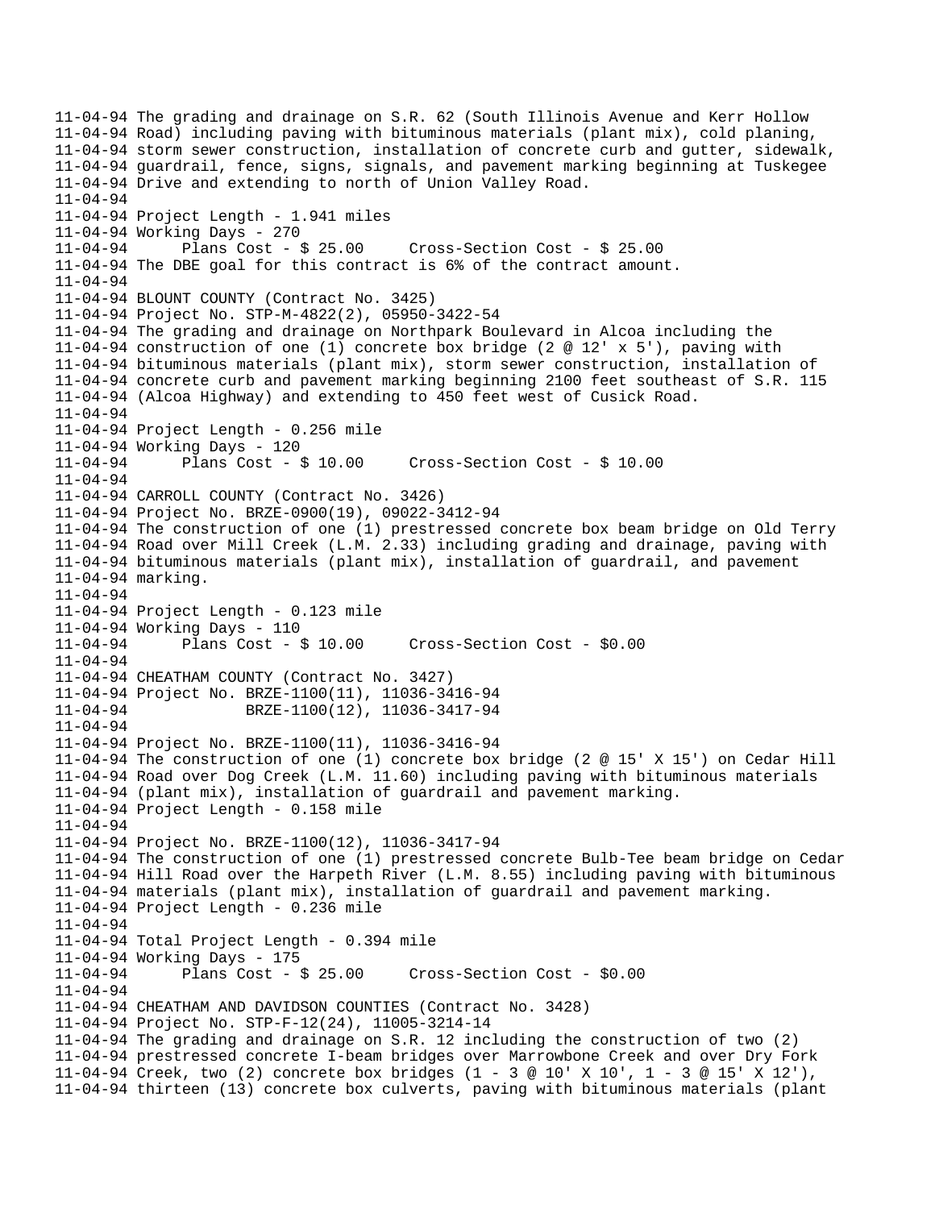```
11-04-94 The grading and drainage on S.R. 62 (South Illinois Avenue and Kerr Hollow
11-04-94 Road) including paving with bituminous materials (plant mix), cold planing,
11-04-94 storm sewer construction, installation of concrete curb and gutter, sidewalk,
11-04-94 guardrail, fence, signs, signals, and pavement marking beginning at Tuskegee
11-04-94 Drive and extending to north of Union Valley Road.
11-04-94
11-04-94 Project Length - 1.941 miles
11-04-94 Working Days - 270
11-04-94      Plans Cost - $ 25.00     Cross-Section Cost - $ 25.00
11-04-94 The DBE goal for this contract is 6% of the contract amount.
11-04-94
11-04-94 BLOUNT COUNTY (Contract No. 3425)
11-04-94 Project No. STP-M-4822(2), 05950-3422-54
11-04-94 The grading and drainage on Northpark Boulevard in Alcoa including the
11-04-94 construction of one (1) concrete box bridge (2 @ 12' x 5'), paving with
11-04-94 bituminous materials (plant mix), storm sewer construction, installation of
11-04-94 concrete curb and pavement marking beginning 2100 feet southeast of S.R. 115
11-04-94 (Alcoa Highway) and extending to 450 feet west of Cusick Road.
11-04-94
11-04-94 Project Length - 0.256 mile
11-04-94 Working Days - 120
11-04-94      Plans Cost - $ 10.00     Cross-Section Cost - $ 10.00
11-04-94
11-04-94 CARROLL COUNTY (Contract No. 3426)
11-04-94 Project No. BRZE-0900(19), 09022-3412-94
11-04-94 The construction of one (1) prestressed concrete box beam bridge on Old Terry
11-04-94 Road over Mill Creek (L.M. 2.33) including grading and drainage, paving with
11-04-94 bituminous materials (plant mix), installation of guardrail, and pavement
11-04-94 marking.
11-04-94
11-04-94 Project Length - 0.123 mile
11-04-94 Working Days - 110
11-04-94      Plans Cost - $ 10.00     Cross-Section Cost - $0.00
11-04-94
11-04-94 CHEATHAM COUNTY (Contract No. 3427)
11-04-94 Project No. BRZE-1100(11), 11036-3416-94
11-04-94             BRZE-1100(12), 11036-3417-94
11-04-94
11-04-94 Project No. BRZE-1100(11), 11036-3416-94
11-04-94 The construction of one (1) concrete box bridge (2 @ 15' X 15') on Cedar Hill
11-04-94 Road over Dog Creek (L.M. 11.60) including paving with bituminous materials
11-04-94 (plant mix), installation of guardrail and pavement marking.
11-04-94 Project Length - 0.158 mile
11-04-94
11-04-94 Project No. BRZE-1100(12), 11036-3417-94
11-04-94 The construction of one (1) prestressed concrete Bulb-Tee beam bridge on Cedar
11-04-94 Hill Road over the Harpeth River (L.M. 8.55) including paving with bituminous
11-04-94 materials (plant mix), installation of guardrail and pavement marking.
11-04-94 Project Length - 0.236 mile
11-04-94
11-04-94 Total Project Length - 0.394 mile
11-04-94 Working Days - 175
11-04-94      Plans Cost - $ 25.00     Cross-Section Cost - $0.00
11-04-94
11-04-94 CHEATHAM AND DAVIDSON COUNTIES (Contract No. 3428)
11-04-94 Project No. STP-F-12(24), 11005-3214-14
11-04-94 The grading and drainage on S.R. 12 including the construction of two (2)
11-04-94 prestressed concrete I-beam bridges over Marrowbone Creek and over Dry Fork
11-04-94 Creek, two (2) concrete box bridges (1 - 3 @ 10' X 10', 1 - 3 @ 15' X 12'),
11-04-94 thirteen (13) concrete box culverts, paving with bituminous materials (plant
```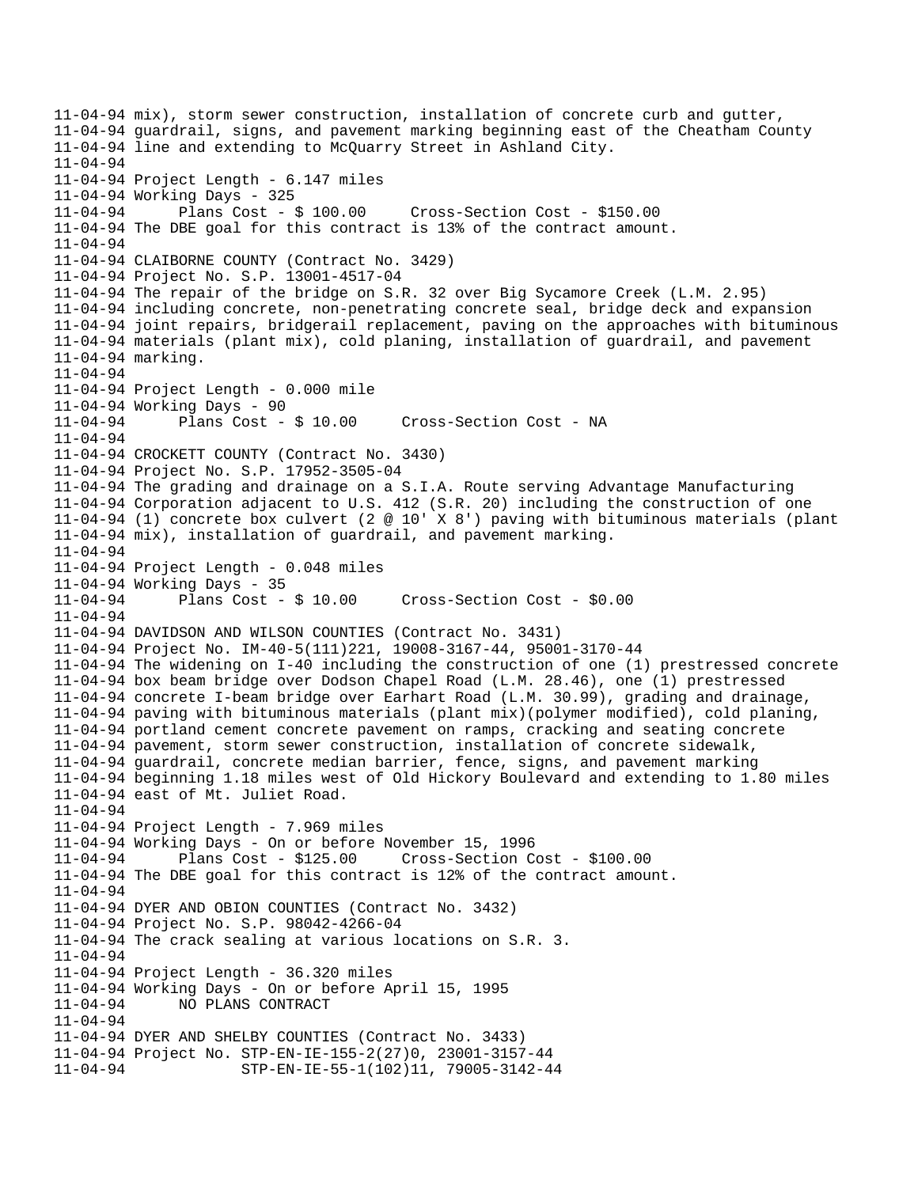```
11-04-94 mix), storm sewer construction, installation of concrete curb and gutter,
11-04-94 guardrail, signs, and pavement marking beginning east of the Cheatham County
11-04-94 line and extending to McQuarry Street in Ashland City.
11-04-94
11-04-94 Project Length - 6.147 miles
11-04-94 Working Days - 325
11-04-94       Plans Cost - $ 100.00     Cross-Section Cost - $150.00
11-04-94 The DBE goal for this contract is 13% of the contract amount.
11-04-94
11-04-94 CLAIBORNE COUNTY (Contract No. 3429)
11-04-94 Project No. S.P. 13001-4517-04
11-04-94 The repair of the bridge on S.R. 32 over Big Sycamore Creek (L.M. 2.95)
11-04-94 including concrete, non-penetrating concrete seal, bridge deck and expansion
11-04-94 joint repairs, bridgerail replacement, paving on the approaches with bituminous
11-04-94 materials (plant mix), cold planing, installation of guardrail, and pavement
11-04-94 marking.
11-04-94
11-04-94 Project Length - 0.000 mile
11-04-94 Working Days - 90
11-04-94       Plans Cost - $ 10.00     Cross-Section Cost - NA
11-04-94
11-04-94 CROCKETT COUNTY (Contract No. 3430)
11-04-94 Project No. S.P. 17952-3505-04
11-04-94 The grading and drainage on a S.I.A. Route serving Advantage Manufacturing
11-04-94 Corporation adjacent to U.S. 412 (S.R. 20) including the construction of one
11-04-94 (1) concrete box culvert (2 @ 10' X 8') paving with bituminous materials (plant
11-04-94 mix), installation of guardrail, and pavement marking.
11-04-94
11-04-94 Project Length - 0.048 miles
11-04-94 Working Days - 35
11-04-94       Plans Cost - $ 10.00     Cross-Section Cost - $0.00
11-04-94
11-04-94 DAVIDSON AND WILSON COUNTIES (Contract No. 3431)
11-04-94 Project No. IM-40-5(111)221, 19008-3167-44, 95001-3170-44
11-04-94 The widening on I-40 including the construction of one (1) prestressed concrete
11-04-94 box beam bridge over Dodson Chapel Road (L.M. 28.46), one (1) prestressed
11-04-94 concrete I-beam bridge over Earhart Road (L.M. 30.99), grading and drainage,
11-04-94 paving with bituminous materials (plant mix)(polymer modified), cold planing,
11-04-94 portland cement concrete pavement on ramps, cracking and seating concrete
11-04-94 pavement, storm sewer construction, installation of concrete sidewalk,
11-04-94 guardrail, concrete median barrier, fence, signs, and pavement marking
11-04-94 beginning 1.18 miles west of Old Hickory Boulevard and extending to 1.80 miles
11-04-94 east of Mt. Juliet Road.
11-04-94
11-04-94 Project Length - 7.969 miles
11-04-94 Working Days - On or before November 15, 1996
11-04-94       Plans Cost - $125.00     Cross-Section Cost - $100.00
11-04-94 The DBE goal for this contract is 12% of the contract amount.
11-04-94
11-04-94 DYER AND OBION COUNTIES (Contract No. 3432)
11-04-94 Project No. S.P. 98042-4266-04
11-04-94 The crack sealing at various locations on S.R. 3.
11-04-94
11-04-94 Project Length - 36.320 miles
11-04-94 Working Days - On or before April 15, 1995
11-04-94       NO PLANS CONTRACT
11-04-94
11-04-94 DYER AND SHELBY COUNTIES (Contract No. 3433)
11-04-94 Project No. STP-EN-IE-155-2(27)0, 23001-3157-44
11-04-94              STP-EN-IE-55-1(102)11, 79005-3142-44
```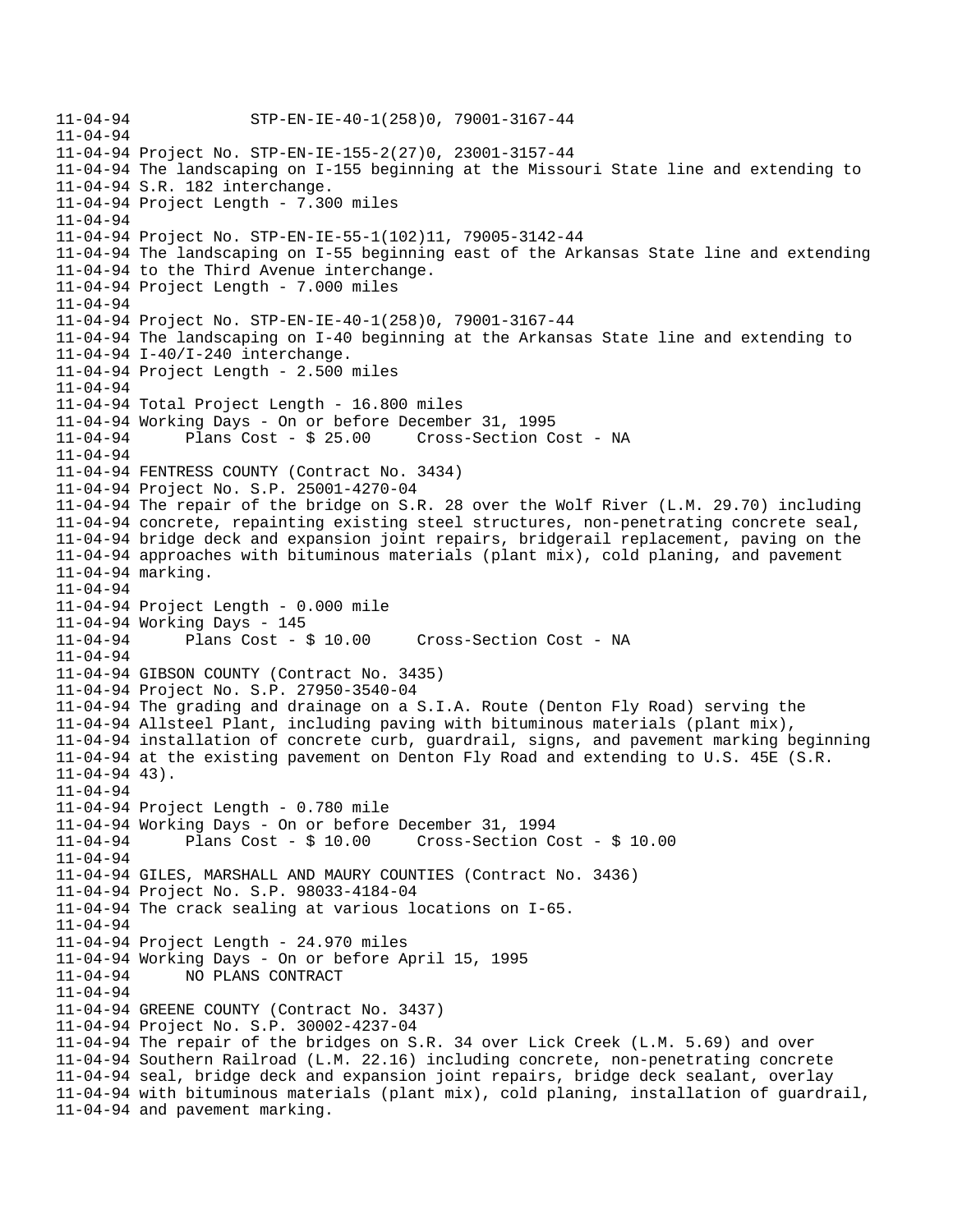```
11-04-94             STP-EN-IE-40-1(258)0, 79001-3167-44
11-04-94
11-04-94 Project No. STP-EN-IE-155-2(27)0, 23001-3157-44
11-04-94 The landscaping on I-155 beginning at the Missouri State line and extending to
11-04-94 S.R. 182 interchange.
11-04-94 Project Length - 7.300 miles
11-04-94
11-04-94 Project No. STP-EN-IE-55-1(102)11, 79005-3142-44
11-04-94 The landscaping on I-55 beginning east of the Arkansas State line and extending
11-04-94 to the Third Avenue interchange.
11-04-94 Project Length - 7.000 miles
11-04-94
11-04-94 Project No. STP-EN-IE-40-1(258)0, 79001-3167-44
11-04-94 The landscaping on I-40 beginning at the Arkansas State line and extending to
11-04-94 I-40/I-240 interchange.
11-04-94 Project Length - 2.500 miles
11-04-94
11-04-94 Total Project Length - 16.800 miles
11-04-94 Working Days - On or before December 31, 1995
11-04-94      Plans Cost - $ 25.00     Cross-Section Cost - NA
11-04-94
11-04-94 FENTRESS COUNTY (Contract No. 3434)
11-04-94 Project No. S.P. 25001-4270-04
11-04-94 The repair of the bridge on S.R. 28 over the Wolf River (L.M. 29.70) including
11-04-94 concrete, repainting existing steel structures, non-penetrating concrete seal,
11-04-94 bridge deck and expansion joint repairs, bridgerail replacement, paving on the
11-04-94 approaches with bituminous materials (plant mix), cold planing, and pavement
11-04-94 marking.
11-04-94
11-04-94 Project Length - 0.000 mile
11-04-94 Working Days - 145
11-04-94      Plans Cost - $ 10.00     Cross-Section Cost - NA
11-04-94
11-04-94 GIBSON COUNTY (Contract No. 3435)
11-04-94 Project No. S.P. 27950-3540-04
11-04-94 The grading and drainage on a S.I.A. Route (Denton Fly Road) serving the
11-04-94 Allsteel Plant, including paving with bituminous materials (plant mix),
11-04-94 installation of concrete curb, guardrail, signs, and pavement marking beginning
11-04-94 at the existing pavement on Denton Fly Road and extending to U.S. 45E (S.R.
11-04-94 43).
11-04-94
11-04-94 Project Length - 0.780 mile
11-04-94 Working Days - On or before December 31, 1994
11-04-94      Plans Cost - $ 10.00     Cross-Section Cost - $ 10.00
11-04-94
11-04-94 GILES, MARSHALL AND MAURY COUNTIES (Contract No. 3436)
11-04-94 Project No. S.P. 98033-4184-04
11-04-94 The crack sealing at various locations on I-65.
11-04-94
11-04-94 Project Length - 24.970 miles
11-04-94 Working Days - On or before April 15, 1995
11-04-94      NO PLANS CONTRACT
11-04-94
11-04-94 GREENE COUNTY (Contract No. 3437)
11-04-94 Project No. S.P. 30002-4237-04
11-04-94 The repair of the bridges on S.R. 34 over Lick Creek (L.M. 5.69) and over
11-04-94 Southern Railroad (L.M. 22.16) including concrete, non-penetrating concrete
11-04-94 seal, bridge deck and expansion joint repairs, bridge deck sealant, overlay
11-04-94 with bituminous materials (plant mix), cold planing, installation of guardrail,
11-04-94 and pavement marking.
```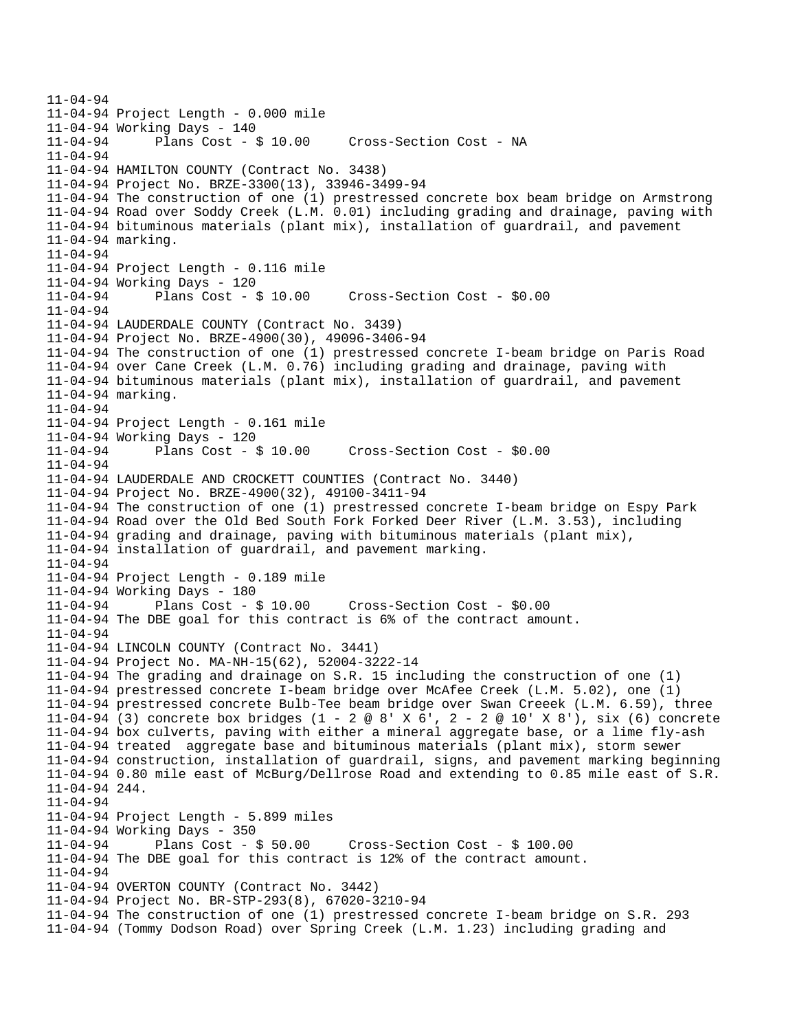11-04-94
11-04-94 Project Length - 0.000 mile
11-04-94 Working Days - 140
11-04-94 Plans Cost - $ 10.00 Cross-Section Cost - NA
11-04-94
11-04-94 HAMILTON COUNTY (Contract No. 3438)
11-04-94 Project No. BRZE-3300(13), 33946-3499-94
11-04-94 The construction of one (1) prestressed concrete box beam bridge on Armstrong
11-04-94 Road over Soddy Creek (L.M. 0.01) including grading and drainage, paving with
11-04-94 bituminous materials (plant mix), installation of guardrail, and pavement
11-04-94 marking.
11-04-94
11-04-94 Project Length - 0.116 mile
11-04-94 Working Days - 120
11-04-94 Plans Cost - $ 10.00 Cross-Section Cost - $0.00
11-04-94
11-04-94 LAUDERDALE COUNTY (Contract No. 3439)
11-04-94 Project No. BRZE-4900(30), 49096-3406-94
11-04-94 The construction of one (1) prestressed concrete I-beam bridge on Paris Road
11-04-94 over Cane Creek (L.M. 0.76) including grading and drainage, paving with
11-04-94 bituminous materials (plant mix), installation of guardrail, and pavement
11-04-94 marking.
11-04-94
11-04-94 Project Length - 0.161 mile
11-04-94 Working Days - 120
11-04-94 Plans Cost - $ 10.00 Cross-Section Cost - $0.00
11-04-94
11-04-94 LAUDERDALE AND CROCKETT COUNTIES (Contract No. 3440)
11-04-94 Project No. BRZE-4900(32), 49100-3411-94
11-04-94 The construction of one (1) prestressed concrete I-beam bridge on Espy Park
11-04-94 Road over the Old Bed South Fork Forked Deer River (L.M. 3.53), including
11-04-94 grading and drainage, paving with bituminous materials (plant mix),
11-04-94 installation of guardrail, and pavement marking.
11-04-94
11-04-94 Project Length - 0.189 mile
11-04-94 Working Days - 180
11-04-94 Plans Cost - $ 10.00 Cross-Section Cost - $0.00
11-04-94 The DBE goal for this contract is 6% of the contract amount.
11-04-94
11-04-94 LINCOLN COUNTY (Contract No. 3441)
11-04-94 Project No. MA-NH-15(62), 52004-3222-14
11-04-94 The grading and drainage on S.R. 15 including the construction of one (1)
11-04-94 prestressed concrete I-beam bridge over McAfee Creek (L.M. 5.02), one (1)
11-04-94 prestressed concrete Bulb-Tee beam bridge over Swan Creeeek (L.M. 6.59), three
11-04-94 (3) concrete box bridges (1 - 2 @ 8' X 6', 2 - 2 @ 10' X 8'), six (6) concrete
11-04-94 box culverts, paving with either a mineral aggregate base, or a lime fly-ash
11-04-94 treated aggregate base and bituminous materials (plant mix), storm sewer
11-04-94 construction, installation of guardrail, signs, and pavement marking beginning
11-04-94 0.80 mile east of McBurg/Dellrose Road and extending to 0.85 mile east of S.R.
11-04-94 244.
11-04-94
11-04-94 Project Length - 5.899 miles
11-04-94 Working Days - 350
11-04-94 Plans Cost - $ 50.00 Cross-Section Cost - $ 100.00
11-04-94 The DBE goal for this contract is 12% of the contract amount.
11-04-94
11-04-94 OVERTON COUNTY (Contract No. 3442)
11-04-94 Project No. BR-STP-293(8), 67020-3210-94
11-04-94 The construction of one (1) prestressed concrete I-beam bridge on S.R. 293
11-04-94 (Tommy Dodson Road) over Spring Creek (L.M. 1.23) including grading and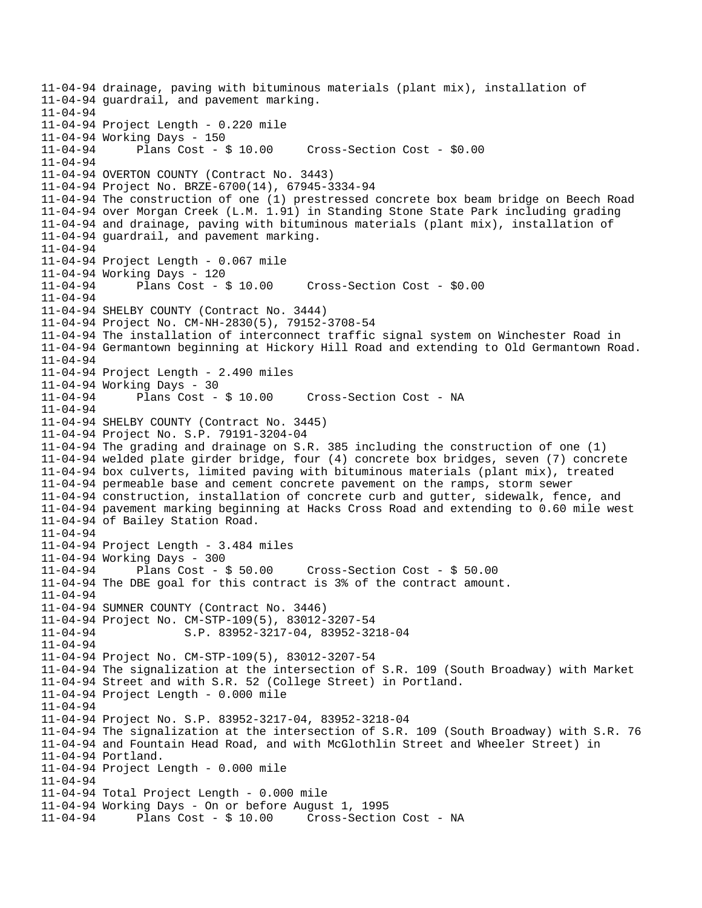```
11-04-94 drainage, paving with bituminous materials (plant mix), installation of
11-04-94 guardrail, and pavement marking.
11-04-94
11-04-94 Project Length - 0.220 mile
11-04-94 Working Days - 150
11-04-94      Plans Cost - $ 10.00     Cross-Section Cost - $0.00
11-04-94
11-04-94 OVERTON COUNTY (Contract No. 3443)
11-04-94 Project No. BRZE-6700(14), 67945-3334-94
11-04-94 The construction of one (1) prestressed concrete box beam bridge on Beech Road
11-04-94 over Morgan Creek (L.M. 1.91) in Standing Stone State Park including grading
11-04-94 and drainage, paving with bituminous materials (plant mix), installation of
11-04-94 guardrail, and pavement marking.
11-04-94
11-04-94 Project Length - 0.067 mile
11-04-94 Working Days - 120
11-04-94      Plans Cost - $ 10.00     Cross-Section Cost - $0.00
11-04-94
11-04-94 SHELBY COUNTY (Contract No. 3444)
11-04-94 Project No. CM-NH-2830(5), 79152-3708-54
11-04-94 The installation of interconnect traffic signal system on Winchester Road in
11-04-94 Germantown beginning at Hickory Hill Road and extending to Old Germantown Road.
11-04-94
11-04-94 Project Length - 2.490 miles
11-04-94 Working Days - 30
11-04-94      Plans Cost - $ 10.00     Cross-Section Cost - NA
11-04-94
11-04-94 SHELBY COUNTY (Contract No. 3445)
11-04-94 Project No. S.P. 79191-3204-04
11-04-94 The grading and drainage on S.R. 385 including the construction of one (1)
11-04-94 welded plate girder bridge, four (4) concrete box bridges, seven (7) concrete
11-04-94 box culverts, limited paving with bituminous materials (plant mix), treated
11-04-94 permeable base and cement concrete pavement on the ramps, storm sewer
11-04-94 construction, installation of concrete curb and gutter, sidewalk, fence, and
11-04-94 pavement marking beginning at Hacks Cross Road and extending to 0.60 mile west
11-04-94 of Bailey Station Road.
11-04-94
11-04-94 Project Length - 3.484 miles
11-04-94 Working Days - 300
11-04-94      Plans Cost - $ 50.00     Cross-Section Cost - $ 50.00
11-04-94 The DBE goal for this contract is 3% of the contract amount.
11-04-94
11-04-94 SUMNER COUNTY (Contract No. 3446)
11-04-94 Project No. CM-STP-109(5), 83012-3207-54
11-04-94             S.P. 83952-3217-04, 83952-3218-04
11-04-94
11-04-94 Project No. CM-STP-109(5), 83012-3207-54
11-04-94 The signalization at the intersection of S.R. 109 (South Broadway) with Market
11-04-94 Street and with S.R. 52 (College Street) in Portland.
11-04-94 Project Length - 0.000 mile
11-04-94
11-04-94 Project No. S.P. 83952-3217-04, 83952-3218-04
11-04-94 The signalization at the intersection of S.R. 109 (South Broadway) with S.R. 76
11-04-94 and Fountain Head Road, and with McGlothlin Street and Wheeler Street) in
11-04-94 Portland.
11-04-94 Project Length - 0.000 mile
11-04-94
11-04-94 Total Project Length - 0.000 mile
11-04-94 Working Days - On or before August 1, 1995
11-04-94      Plans Cost - $ 10.00     Cross-Section Cost - NA
```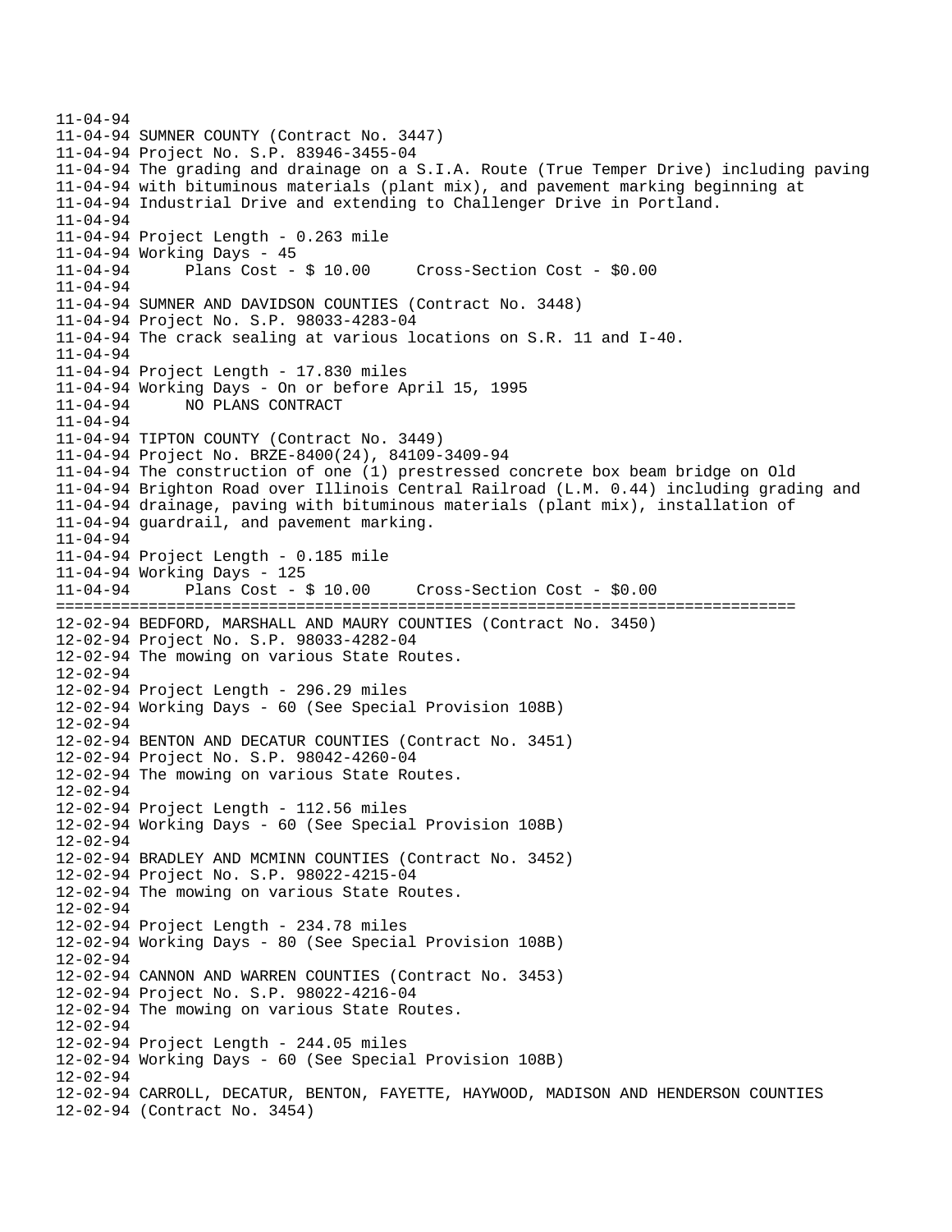```
11-04-94
11-04-94 SUMNER COUNTY (Contract No. 3447)
11-04-94 Project No. S.P. 83946-3455-04
11-04-94 The grading and drainage on a S.I.A. Route (True Temper Drive) including paving
11-04-94 with bituminous materials (plant mix), and pavement marking beginning at
11-04-94 Industrial Drive and extending to Challenger Drive in Portland.
11-04-94
11-04-94 Project Length - 0.263 mile
11-04-94 Working Days - 45
11-04-94      Plans Cost - $ 10.00     Cross-Section Cost - $0.00
11-04-94
11-04-94 SUMNER AND DAVIDSON COUNTIES (Contract No. 3448)
11-04-94 Project No. S.P. 98033-4283-04
11-04-94 The crack sealing at various locations on S.R. 11 and I-40.
11-04-94
11-04-94 Project Length - 17.830 miles
11-04-94 Working Days - On or before April 15, 1995
11-04-94      NO PLANS CONTRACT
11-04-94
11-04-94 TIPTON COUNTY (Contract No. 3449)
11-04-94 Project No. BRZE-8400(24), 84109-3409-94
11-04-94 The construction of one (1) prestressed concrete box beam bridge on Old
11-04-94 Brighton Road over Illinois Central Railroad (L.M. 0.44) including grading and
11-04-94 drainage, paving with bituminous materials (plant mix), installation of
11-04-94 guardrail, and pavement marking.
11-04-94
11-04-94 Project Length - 0.185 mile
11-04-94 Working Days - 125
11-04-94      Plans Cost - $ 10.00     Cross-Section Cost - $0.00
================================================================================
12-02-94 BEDFORD, MARSHALL AND MAURY COUNTIES (Contract No. 3450)
12-02-94 Project No. S.P. 98033-4282-04
12-02-94 The mowing on various State Routes.
12-02-94
12-02-94 Project Length - 296.29 miles
12-02-94 Working Days - 60 (See Special Provision 108B)
12-02-94
12-02-94 BENTON AND DECATUR COUNTIES (Contract No. 3451)
12-02-94 Project No. S.P. 98042-4260-04
12-02-94 The mowing on various State Routes.
12-02-94
12-02-94 Project Length - 112.56 miles
12-02-94 Working Days - 60 (See Special Provision 108B)
12-02-94
12-02-94 BRADLEY AND MCMINN COUNTIES (Contract No. 3452)
12-02-94 Project No. S.P. 98022-4215-04
12-02-94 The mowing on various State Routes.
12-02-94
12-02-94 Project Length - 234.78 miles
12-02-94 Working Days - 80 (See Special Provision 108B)
12-02-94
12-02-94 CANNON AND WARREN COUNTIES (Contract No. 3453)
12-02-94 Project No. S.P. 98022-4216-04
12-02-94 The mowing on various State Routes.
12-02-94
12-02-94 Project Length - 244.05 miles
12-02-94 Working Days - 60 (See Special Provision 108B)
12-02-94
12-02-94 CARROLL, DECATUR, BENTON, FAYETTE, HAYWOOD, MADISON AND HENDERSON COUNTIES
12-02-94 (Contract No. 3454)
```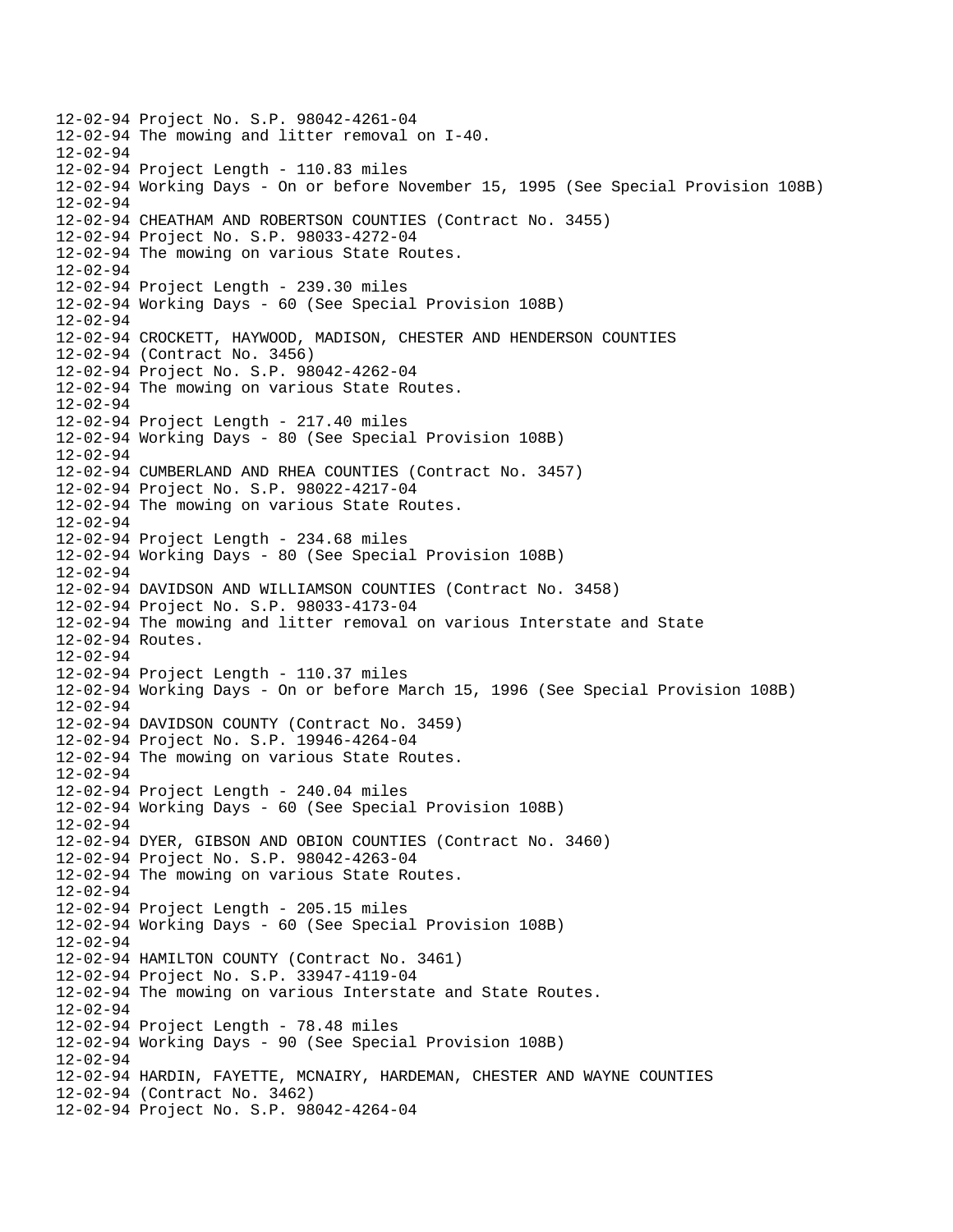12-02-94 Project No. S.P. 98042-4261-04
12-02-94 The mowing and litter removal on I-40.
12-02-94
12-02-94 Project Length - 110.83 miles
12-02-94 Working Days - On or before November 15, 1995 (See Special Provision 108B)
12-02-94
12-02-94 CHEATHAM AND ROBERTSON COUNTIES (Contract No. 3455)
12-02-94 Project No. S.P. 98033-4272-04
12-02-94 The mowing on various State Routes.
12-02-94
12-02-94 Project Length - 239.30 miles
12-02-94 Working Days - 60 (See Special Provision 108B)
12-02-94
12-02-94 CROCKETT, HAYWOOD, MADISON, CHESTER AND HENDERSON COUNTIES
12-02-94 (Contract No. 3456)
12-02-94 Project No. S.P. 98042-4262-04
12-02-94 The mowing on various State Routes.
12-02-94
12-02-94 Project Length - 217.40 miles
12-02-94 Working Days - 80 (See Special Provision 108B)
12-02-94
12-02-94 CUMBERLAND AND RHEA COUNTIES (Contract No. 3457)
12-02-94 Project No. S.P. 98022-4217-04
12-02-94 The mowing on various State Routes.
12-02-94
12-02-94 Project Length - 234.68 miles
12-02-94 Working Days - 80 (See Special Provision 108B)
12-02-94
12-02-94 DAVIDSON AND WILLIAMSON COUNTIES (Contract No. 3458)
12-02-94 Project No. S.P. 98033-4173-04
12-02-94 The mowing and litter removal on various Interstate and State
12-02-94 Routes.
12-02-94
12-02-94 Project Length - 110.37 miles
12-02-94 Working Days - On or before March 15, 1996 (See Special Provision 108B)
12-02-94
12-02-94 DAVIDSON COUNTY (Contract No. 3459)
12-02-94 Project No. S.P. 19946-4264-04
12-02-94 The mowing on various State Routes.
12-02-94
12-02-94 Project Length - 240.04 miles
12-02-94 Working Days - 60 (See Special Provision 108B)
12-02-94
12-02-94 DYER, GIBSON AND OBION COUNTIES (Contract No. 3460)
12-02-94 Project No. S.P. 98042-4263-04
12-02-94 The mowing on various State Routes.
12-02-94
12-02-94 Project Length - 205.15 miles
12-02-94 Working Days - 60 (See Special Provision 108B)
12-02-94
12-02-94 HAMILTON COUNTY (Contract No. 3461)
12-02-94 Project No. S.P. 33947-4119-04
12-02-94 The mowing on various Interstate and State Routes.
12-02-94
12-02-94 Project Length - 78.48 miles
12-02-94 Working Days - 90 (See Special Provision 108B)
12-02-94
12-02-94 HARDIN, FAYETTE, MCNAIRY, HARDEMAN, CHESTER AND WAYNE COUNTIES
12-02-94 (Contract No. 3462)
12-02-94 Project No. S.P. 98042-4264-04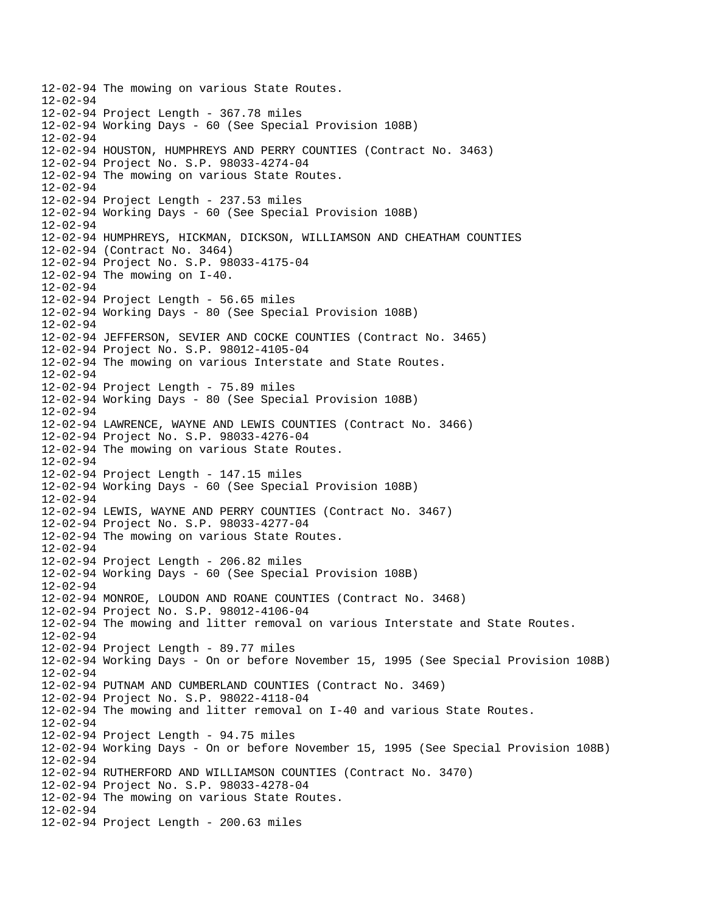12-02-94 The mowing on various State Routes.
12-02-94
12-02-94 Project Length - 367.78 miles
12-02-94 Working Days - 60 (See Special Provision 108B)
12-02-94
12-02-94 HOUSTON, HUMPHREYS AND PERRY COUNTIES (Contract No. 3463)
12-02-94 Project No. S.P. 98033-4274-04
12-02-94 The mowing on various State Routes.
12-02-94
12-02-94 Project Length - 237.53 miles
12-02-94 Working Days - 60 (See Special Provision 108B)
12-02-94
12-02-94 HUMPHREYS, HICKMAN, DICKSON, WILLIAMSON AND CHEATHAM COUNTIES
12-02-94 (Contract No. 3464)
12-02-94 Project No. S.P. 98033-4175-04
12-02-94 The mowing on I-40.
12-02-94
12-02-94 Project Length - 56.65 miles
12-02-94 Working Days - 80 (See Special Provision 108B)
12-02-94
12-02-94 JEFFERSON, SEVIER AND COCKE COUNTIES (Contract No. 3465)
12-02-94 Project No. S.P. 98012-4105-04
12-02-94 The mowing on various Interstate and State Routes.
12-02-94
12-02-94 Project Length - 75.89 miles
12-02-94 Working Days - 80 (See Special Provision 108B)
12-02-94
12-02-94 LAWRENCE, WAYNE AND LEWIS COUNTIES (Contract No. 3466)
12-02-94 Project No. S.P. 98033-4276-04
12-02-94 The mowing on various State Routes.
12-02-94
12-02-94 Project Length - 147.15 miles
12-02-94 Working Days - 60 (See Special Provision 108B)
12-02-94
12-02-94 LEWIS, WAYNE AND PERRY COUNTIES (Contract No. 3467)
12-02-94 Project No. S.P. 98033-4277-04
12-02-94 The mowing on various State Routes.
12-02-94
12-02-94 Project Length - 206.82 miles
12-02-94 Working Days - 60 (See Special Provision 108B)
12-02-94
12-02-94 MONROE, LOUDON AND ROANE COUNTIES (Contract No. 3468)
12-02-94 Project No. S.P. 98012-4106-04
12-02-94 The mowing and litter removal on various Interstate and State Routes.
12-02-94
12-02-94 Project Length - 89.77 miles
12-02-94 Working Days - On or before November 15, 1995 (See Special Provision 108B)
12-02-94
12-02-94 PUTNAM AND CUMBERLAND COUNTIES (Contract No. 3469)
12-02-94 Project No. S.P. 98022-4118-04
12-02-94 The mowing and litter removal on I-40 and various State Routes.
12-02-94
12-02-94 Project Length - 94.75 miles
12-02-94 Working Days - On or before November 15, 1995 (See Special Provision 108B)
12-02-94
12-02-94 RUTHERFORD AND WILLIAMSON COUNTIES (Contract No. 3470)
12-02-94 Project No. S.P. 98033-4278-04
12-02-94 The mowing on various State Routes.
12-02-94
12-02-94 Project Length - 200.63 miles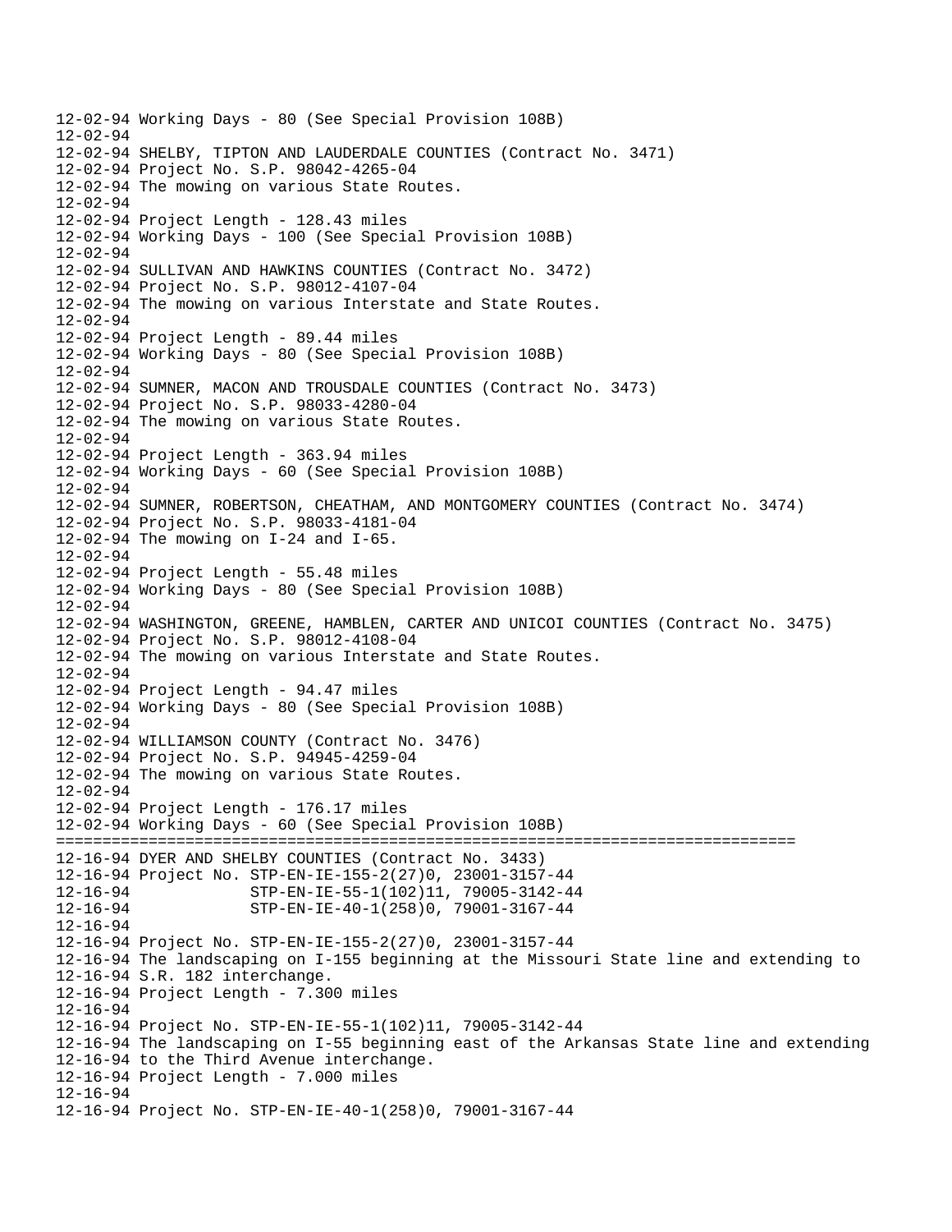```
12-02-94 Working Days - 80 (See Special Provision 108B)
12-02-94
12-02-94 SHELBY, TIPTON AND LAUDERDALE COUNTIES (Contract No. 3471)
12-02-94 Project No. S.P. 98042-4265-04
12-02-94 The mowing on various State Routes.
12-02-94
12-02-94 Project Length - 128.43 miles
12-02-94 Working Days - 100 (See Special Provision 108B)
12-02-94
12-02-94 SULLIVAN AND HAWKINS COUNTIES (Contract No. 3472)
12-02-94 Project No. S.P. 98012-4107-04
12-02-94 The mowing on various Interstate and State Routes.
12-02-94
12-02-94 Project Length - 89.44 miles
12-02-94 Working Days - 80 (See Special Provision 108B)
12-02-94
12-02-94 SUMNER, MACON AND TROUSDALE COUNTIES (Contract No. 3473)
12-02-94 Project No. S.P. 98033-4280-04
12-02-94 The mowing on various State Routes.
12-02-94
12-02-94 Project Length - 363.94 miles
12-02-94 Working Days - 60 (See Special Provision 108B)
12-02-94
12-02-94 SUMNER, ROBERTSON, CHEATHAM, AND MONTGOMERY COUNTIES (Contract No. 3474)
12-02-94 Project No. S.P. 98033-4181-04
12-02-94 The mowing on I-24 and I-65.
12-02-94
12-02-94 Project Length - 55.48 miles
12-02-94 Working Days - 80 (See Special Provision 108B)
12-02-94
12-02-94 WASHINGTON, GREENE, HAMBLEN, CARTER AND UNICOI COUNTIES (Contract No. 3475)
12-02-94 Project No. S.P. 98012-4108-04
12-02-94 The mowing on various Interstate and State Routes.
12-02-94
12-02-94 Project Length - 94.47 miles
12-02-94 Working Days - 80 (See Special Provision 108B)
12-02-94
12-02-94 WILLIAMSON COUNTY (Contract No. 3476)
12-02-94 Project No. S.P. 94945-4259-04
12-02-94 The mowing on various State Routes.
12-02-94
12-02-94 Project Length - 176.17 miles
12-02-94 Working Days - 60 (See Special Provision 108B)
================================================================================
12-16-94 DYER AND SHELBY COUNTIES (Contract No. 3433)
12-16-94 Project No. STP-EN-IE-155-2(27)0, 23001-3157-44
12-16-94             STP-EN-IE-55-1(102)11, 79005-3142-44
12-16-94             STP-EN-IE-40-1(258)0, 79001-3167-44
12-16-94
12-16-94 Project No. STP-EN-IE-155-2(27)0, 23001-3157-44
12-16-94 The landscaping on I-155 beginning at the Missouri State line and extending to
12-16-94 S.R. 182 interchange.
12-16-94 Project Length - 7.300 miles
12-16-94
12-16-94 Project No. STP-EN-IE-55-1(102)11, 79005-3142-44
12-16-94 The landscaping on I-55 beginning east of the Arkansas State line and extending
12-16-94 to the Third Avenue interchange.
12-16-94 Project Length - 7.000 miles
12-16-94
12-16-94 Project No. STP-EN-IE-40-1(258)0, 79001-3167-44
```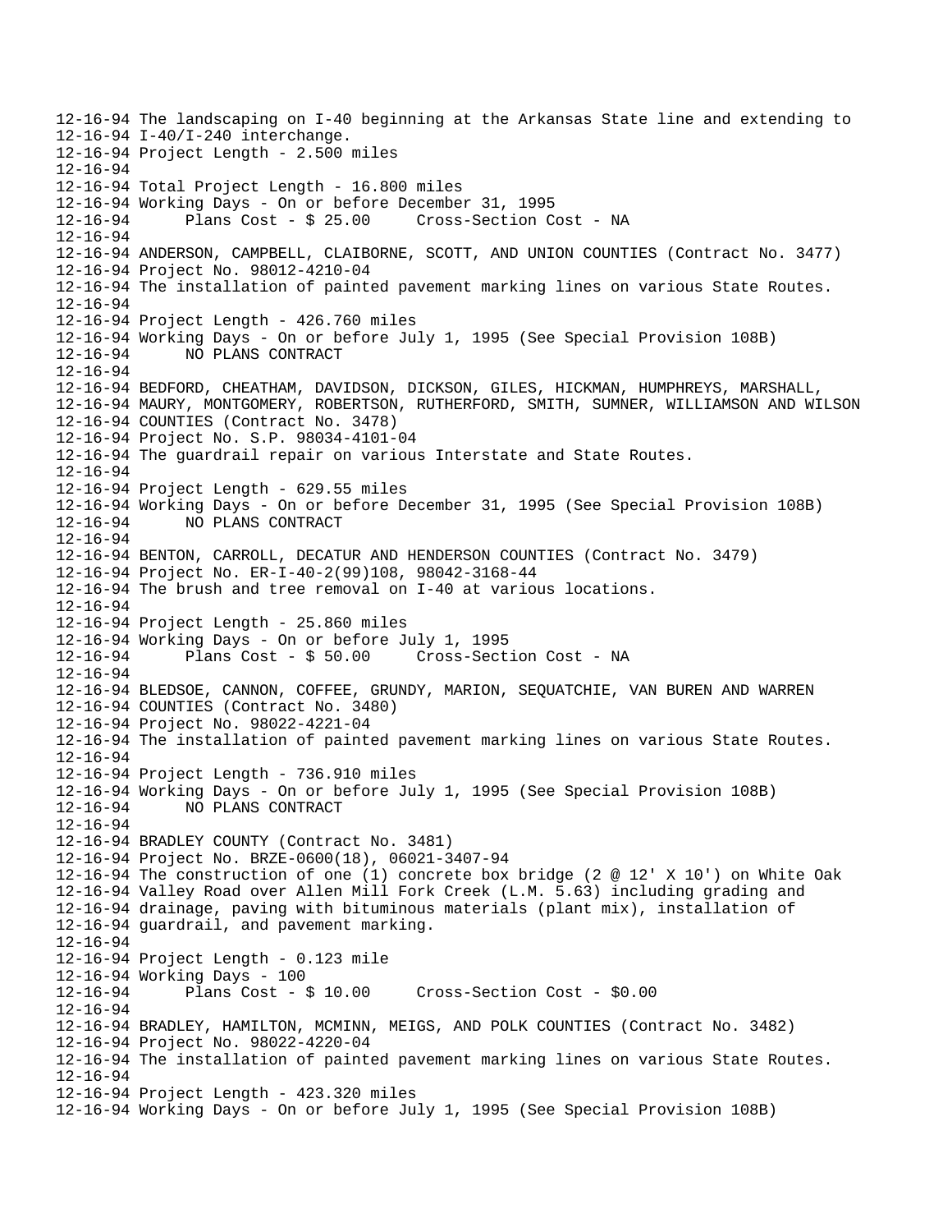```
12-16-94 The landscaping on I-40 beginning at the Arkansas State line and extending to
12-16-94 I-40/I-240 interchange.
12-16-94 Project Length - 2.500 miles
12-16-94
12-16-94 Total Project Length - 16.800 miles
12-16-94 Working Days - On or before December 31, 1995
12-16-94       Plans Cost - $ 25.00     Cross-Section Cost - NA
12-16-94
12-16-94 ANDERSON, CAMPBELL, CLAIBORNE, SCOTT, AND UNION COUNTIES (Contract No. 3477)
12-16-94 Project No. 98012-4210-04
12-16-94 The installation of painted pavement marking lines on various State Routes.
12-16-94
12-16-94 Project Length - 426.760 miles
12-16-94 Working Days - On or before July 1, 1995 (See Special Provision 108B)
12-16-94       NO PLANS CONTRACT
12-16-94
12-16-94 BEDFORD, CHEATHAM, DAVIDSON, DICKSON, GILES, HICKMAN, HUMPHREYS, MARSHALL,
12-16-94 MAURY, MONTGOMERY, ROBERTSON, RUTHERFORD, SMITH, SUMNER, WILLIAMSON AND WILSON
12-16-94 COUNTIES (Contract No. 3478)
12-16-94 Project No. S.P. 98034-4101-04
12-16-94 The guardrail repair on various Interstate and State Routes.
12-16-94
12-16-94 Project Length - 629.55 miles
12-16-94 Working Days - On or before December 31, 1995 (See Special Provision 108B)
12-16-94       NO PLANS CONTRACT
12-16-94
12-16-94 BENTON, CARROLL, DECATUR AND HENDERSON COUNTIES (Contract No. 3479)
12-16-94 Project No. ER-I-40-2(99)108, 98042-3168-44
12-16-94 The brush and tree removal on I-40 at various locations.
12-16-94
12-16-94 Project Length - 25.860 miles
12-16-94 Working Days - On or before July 1, 1995
12-16-94       Plans Cost - $ 50.00     Cross-Section Cost - NA
12-16-94
12-16-94 BLEDSOE, CANNON, COFFEE, GRUNDY, MARION, SEQUATCHIE, VAN BUREN AND WARREN
12-16-94 COUNTIES (Contract No. 3480)
12-16-94 Project No. 98022-4221-04
12-16-94 The installation of painted pavement marking lines on various State Routes.
12-16-94
12-16-94 Project Length - 736.910 miles
12-16-94 Working Days - On or before July 1, 1995 (See Special Provision 108B)
12-16-94       NO PLANS CONTRACT
12-16-94
12-16-94 BRADLEY COUNTY (Contract No. 3481)
12-16-94 Project No. BRZE-0600(18), 06021-3407-94
12-16-94 The construction of one (1) concrete box bridge (2 @ 12' X 10') on White Oak
12-16-94 Valley Road over Allen Mill Fork Creek (L.M. 5.63) including grading and
12-16-94 drainage, paving with bituminous materials (plant mix), installation of
12-16-94 guardrail, and pavement marking.
12-16-94
12-16-94 Project Length - 0.123 mile
12-16-94 Working Days - 100
12-16-94       Plans Cost - $ 10.00     Cross-Section Cost - $0.00
12-16-94
12-16-94 BRADLEY, HAMILTON, MCMINN, MEIGS, AND POLK COUNTIES (Contract No. 3482)
12-16-94 Project No. 98022-4220-04
12-16-94 The installation of painted pavement marking lines on various State Routes.
12-16-94
12-16-94 Project Length - 423.320 miles
12-16-94 Working Days - On or before July 1, 1995 (See Special Provision 108B)
```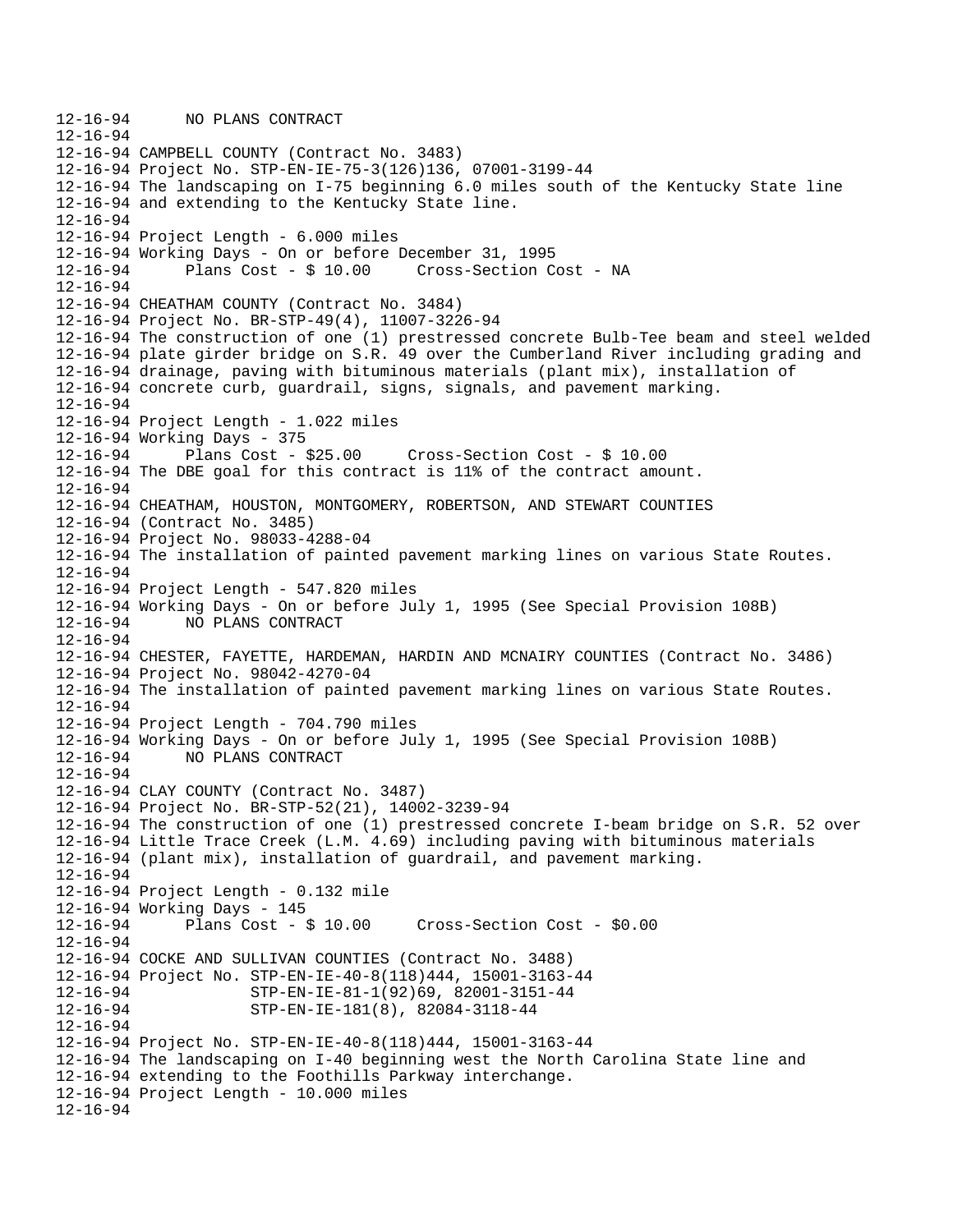```
12-16-94      NO PLANS CONTRACT
12-16-94
12-16-94 CAMPBELL COUNTY (Contract No. 3483)
12-16-94 Project No. STP-EN-IE-75-3(126)136, 07001-3199-44
12-16-94 The landscaping on I-75 beginning 6.0 miles south of the Kentucky State line
12-16-94 and extending to the Kentucky State line.
12-16-94
12-16-94 Project Length - 6.000 miles
12-16-94 Working Days - On or before December 31, 1995
12-16-94      Plans Cost - $ 10.00     Cross-Section Cost - NA
12-16-94
12-16-94 CHEATHAM COUNTY (Contract No. 3484)
12-16-94 Project No. BR-STP-49(4), 11007-3226-94
12-16-94 The construction of one (1) prestressed concrete Bulb-Tee beam and steel welded
12-16-94 plate girder bridge on S.R. 49 over the Cumberland River including grading and
12-16-94 drainage, paving with bituminous materials (plant mix), installation of
12-16-94 concrete curb, guardrail, signs, signals, and pavement marking.
12-16-94
12-16-94 Project Length - 1.022 miles
12-16-94 Working Days - 375
12-16-94      Plans Cost - $25.00     Cross-Section Cost - $ 10.00
12-16-94 The DBE goal for this contract is 11% of the contract amount.
12-16-94
12-16-94 CHEATHAM, HOUSTON, MONTGOMERY, ROBERTSON, AND STEWART COUNTIES
12-16-94 (Contract No. 3485)
12-16-94 Project No. 98033-4288-04
12-16-94 The installation of painted pavement marking lines on various State Routes.
12-16-94
12-16-94 Project Length - 547.820 miles
12-16-94 Working Days - On or before July 1, 1995 (See Special Provision 108B)
12-16-94      NO PLANS CONTRACT
12-16-94
12-16-94 CHESTER, FAYETTE, HARDEMAN, HARDIN AND MCNAIRY COUNTIES (Contract No. 3486)
12-16-94 Project No. 98042-4270-04
12-16-94 The installation of painted pavement marking lines on various State Routes.
12-16-94
12-16-94 Project Length - 704.790 miles
12-16-94 Working Days - On or before July 1, 1995 (See Special Provision 108B)
12-16-94      NO PLANS CONTRACT
12-16-94
12-16-94 CLAY COUNTY (Contract No. 3487)
12-16-94 Project No. BR-STP-52(21), 14002-3239-94
12-16-94 The construction of one (1) prestressed concrete I-beam bridge on S.R. 52 over
12-16-94 Little Trace Creek (L.M. 4.69) including paving with bituminous materials
12-16-94 (plant mix), installation of guardrail, and pavement marking.
12-16-94
12-16-94 Project Length - 0.132 mile
12-16-94 Working Days - 145
12-16-94      Plans Cost - $ 10.00     Cross-Section Cost - $0.00
12-16-94
12-16-94 COCKE AND SULLIVAN COUNTIES (Contract No. 3488)
12-16-94 Project No. STP-EN-IE-40-8(118)444, 15001-3163-44
12-16-94             STP-EN-IE-81-1(92)69, 82001-3151-44
12-16-94             STP-EN-IE-181(8), 82084-3118-44
12-16-94
12-16-94 Project No. STP-EN-IE-40-8(118)444, 15001-3163-44
12-16-94 The landscaping on I-40 beginning west the North Carolina State line and
12-16-94 extending to the Foothills Parkway interchange.
12-16-94 Project Length - 10.000 miles
12-16-94
```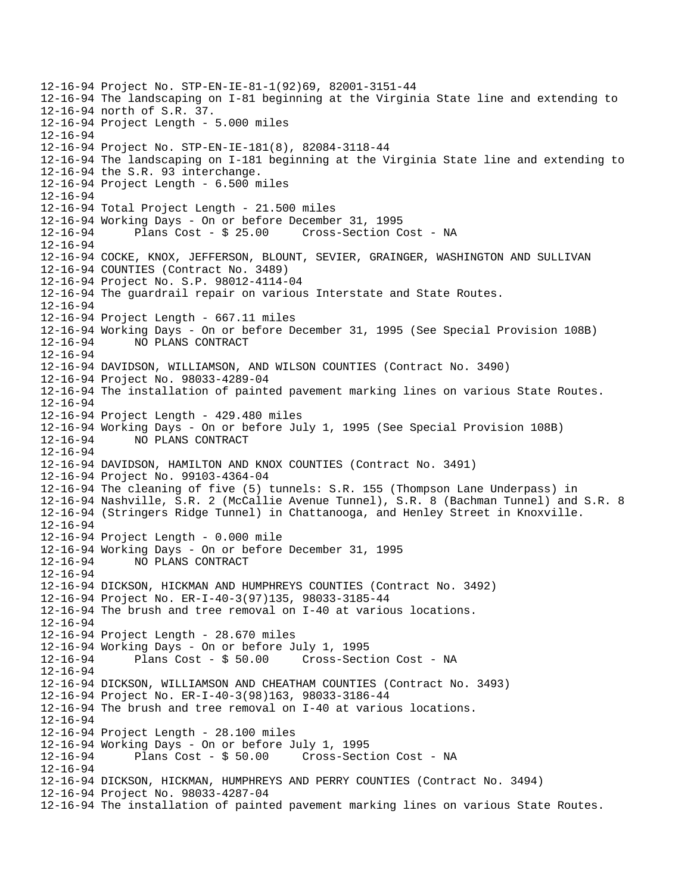12-16-94 Project No. STP-EN-IE-81-1(92)69, 82001-3151-44
12-16-94 The landscaping on I-81 beginning at the Virginia State line and extending to
12-16-94 north of S.R. 37.
12-16-94 Project Length - 5.000 miles
12-16-94
12-16-94 Project No. STP-EN-IE-181(8), 82084-3118-44
12-16-94 The landscaping on I-181 beginning at the Virginia State line and extending to
12-16-94 the S.R. 93 interchange.
12-16-94 Project Length - 6.500 miles
12-16-94
12-16-94 Total Project Length - 21.500 miles
12-16-94 Working Days - On or before December 31, 1995
12-16-94 Plans Cost - $ 25.00 Cross-Section Cost - NA
12-16-94
12-16-94 COCKE, KNOX, JEFFERSON, BLOUNT, SEVIER, GRAINGER, WASHINGTON AND SULLIVAN
12-16-94 COUNTIES (Contract No. 3489)
12-16-94 Project No. S.P. 98012-4114-04
12-16-94 The guardrail repair on various Interstate and State Routes.
12-16-94
12-16-94 Project Length - 667.11 miles
12-16-94 Working Days - On or before December 31, 1995 (See Special Provision 108B)
12-16-94 NO PLANS CONTRACT
12-16-94
12-16-94 DAVIDSON, WILLIAMSON, AND WILSON COUNTIES (Contract No. 3490)
12-16-94 Project No. 98033-4289-04
12-16-94 The installation of painted pavement marking lines on various State Routes.
12-16-94
12-16-94 Project Length - 429.480 miles
12-16-94 Working Days - On or before July 1, 1995 (See Special Provision 108B)
12-16-94 NO PLANS CONTRACT
12-16-94
12-16-94 DAVIDSON, HAMILTON AND KNOX COUNTIES (Contract No. 3491)
12-16-94 Project No. 99103-4364-04
12-16-94 The cleaning of five (5) tunnels: S.R. 155 (Thompson Lane Underpass) in
12-16-94 Nashville, S.R. 2 (McCallie Avenue Tunnel), S.R. 8 (Bachman Tunnel) and S.R. 8
12-16-94 (Stringers Ridge Tunnel) in Chattanooga, and Henley Street in Knoxville.
12-16-94
12-16-94 Project Length - 0.000 mile
12-16-94 Working Days - On or before December 31, 1995
12-16-94 NO PLANS CONTRACT
12-16-94
12-16-94 DICKSON, HICKMAN AND HUMPHREYS COUNTIES (Contract No. 3492)
12-16-94 Project No. ER-I-40-3(97)135, 98033-3185-44
12-16-94 The brush and tree removal on I-40 at various locations.
12-16-94
12-16-94 Project Length - 28.670 miles
12-16-94 Working Days - On or before July 1, 1995
12-16-94 Plans Cost - $ 50.00 Cross-Section Cost - NA
12-16-94
12-16-94 DICKSON, WILLIAMSON AND CHEATHAM COUNTIES (Contract No. 3493)
12-16-94 Project No. ER-I-40-3(98)163, 98033-3186-44
12-16-94 The brush and tree removal on I-40 at various locations.
12-16-94
12-16-94 Project Length - 28.100 miles
12-16-94 Working Days - On or before July 1, 1995
12-16-94 Plans Cost - $ 50.00 Cross-Section Cost - NA
12-16-94
12-16-94 DICKSON, HICKMAN, HUMPHREYS AND PERRY COUNTIES (Contract No. 3494)
12-16-94 Project No. 98033-4287-04
12-16-94 The installation of painted pavement marking lines on various State Routes.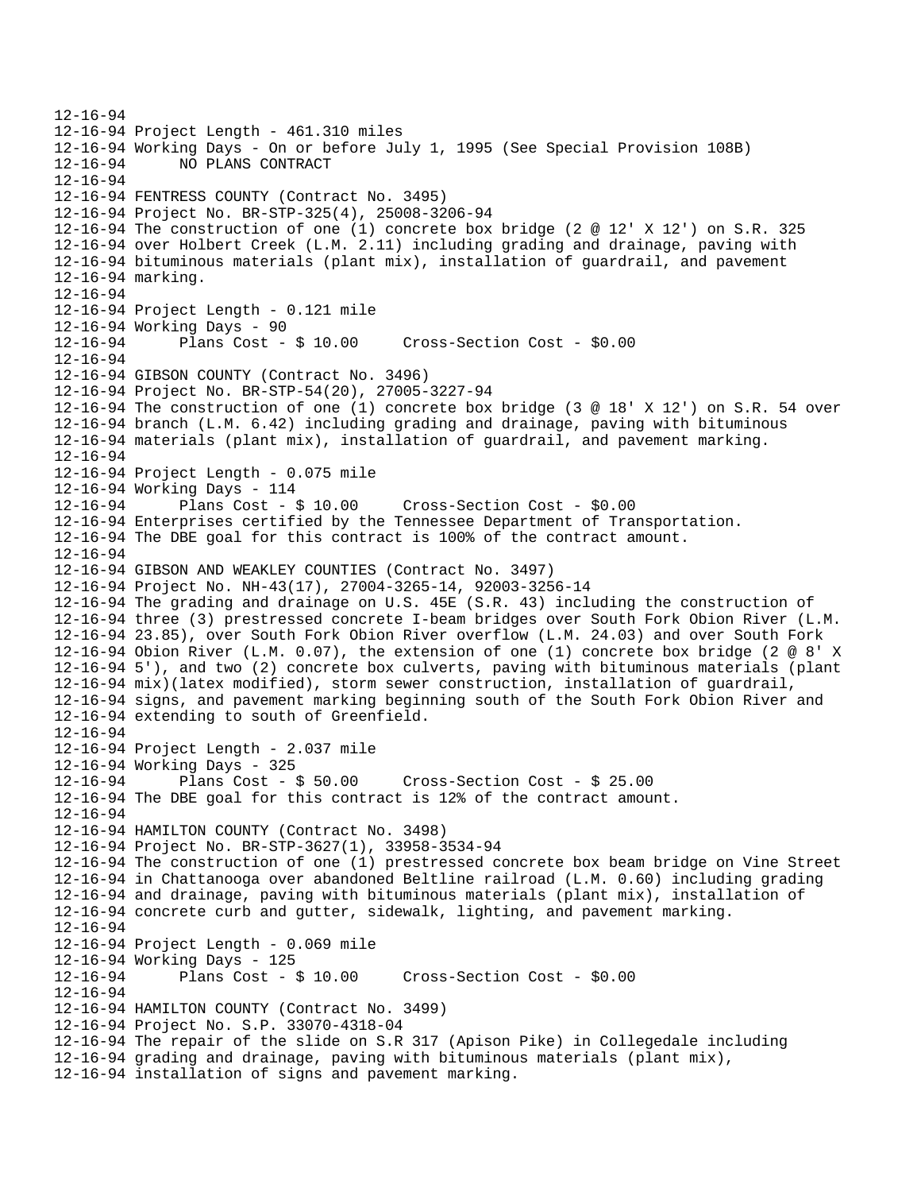```
12-16-94
12-16-94 Project Length - 461.310 miles
12-16-94 Working Days - On or before July 1, 1995 (See Special Provision 108B)
12-16-94      NO PLANS CONTRACT
12-16-94
12-16-94 FENTRESS COUNTY (Contract No. 3495)
12-16-94 Project No. BR-STP-325(4), 25008-3206-94
12-16-94 The construction of one (1) concrete box bridge (2 @ 12' X 12') on S.R. 325
12-16-94 over Holbert Creek (L.M. 2.11) including grading and drainage, paving with
12-16-94 bituminous materials (plant mix), installation of guardrail, and pavement
12-16-94 marking.
12-16-94
12-16-94 Project Length - 0.121 mile
12-16-94 Working Days - 90
12-16-94      Plans Cost - $ 10.00     Cross-Section Cost - $0.00
12-16-94
12-16-94 GIBSON COUNTY (Contract No. 3496)
12-16-94 Project No. BR-STP-54(20), 27005-3227-94
12-16-94 The construction of one (1) concrete box bridge (3 @ 18' X 12') on S.R. 54 over
12-16-94 branch (L.M. 6.42) including grading and drainage, paving with bituminous
12-16-94 materials (plant mix), installation of guardrail, and pavement marking.
12-16-94
12-16-94 Project Length - 0.075 mile
12-16-94 Working Days - 114
12-16-94      Plans Cost - $ 10.00     Cross-Section Cost - $0.00
12-16-94 Enterprises certified by the Tennessee Department of Transportation.
12-16-94 The DBE goal for this contract is 100% of the contract amount.
12-16-94
12-16-94 GIBSON AND WEAKLEY COUNTIES (Contract No. 3497)
12-16-94 Project No. NH-43(17), 27004-3265-14, 92003-3256-14
12-16-94 The grading and drainage on U.S. 45E (S.R. 43) including the construction of
12-16-94 three (3) prestressed concrete I-beam bridges over South Fork Obion River (L.M.
12-16-94 23.85), over South Fork Obion River overflow (L.M. 24.03) and over South Fork
12-16-94 Obion River (L.M. 0.07), the extension of one (1) concrete box bridge (2 @ 8' X
12-16-94 5'), and two (2) concrete box culverts, paving with bituminous materials (plant
12-16-94 mix)(latex modified), storm sewer construction, installation of guardrail,
12-16-94 signs, and pavement marking beginning south of the South Fork Obion River and
12-16-94 extending to south of Greenfield.
12-16-94
12-16-94 Project Length - 2.037 mile
12-16-94 Working Days - 325
12-16-94      Plans Cost - $ 50.00     Cross-Section Cost - $ 25.00
12-16-94 The DBE goal for this contract is 12% of the contract amount.
12-16-94
12-16-94 HAMILTON COUNTY (Contract No. 3498)
12-16-94 Project No. BR-STP-3627(1), 33958-3534-94
12-16-94 The construction of one (1) prestressed concrete box beam bridge on Vine Street
12-16-94 in Chattanooga over abandoned Beltline railroad (L.M. 0.60) including grading
12-16-94 and drainage, paving with bituminous materials (plant mix), installation of
12-16-94 concrete curb and gutter, sidewalk, lighting, and pavement marking.
12-16-94
12-16-94 Project Length - 0.069 mile
12-16-94 Working Days - 125
12-16-94      Plans Cost - $ 10.00     Cross-Section Cost - $0.00
12-16-94
12-16-94 HAMILTON COUNTY (Contract No. 3499)
12-16-94 Project No. S.P. 33070-4318-04
12-16-94 The repair of the slide on S.R 317 (Apison Pike) in Collegedale including
12-16-94 grading and drainage, paving with bituminous materials (plant mix),
12-16-94 installation of signs and pavement marking.
```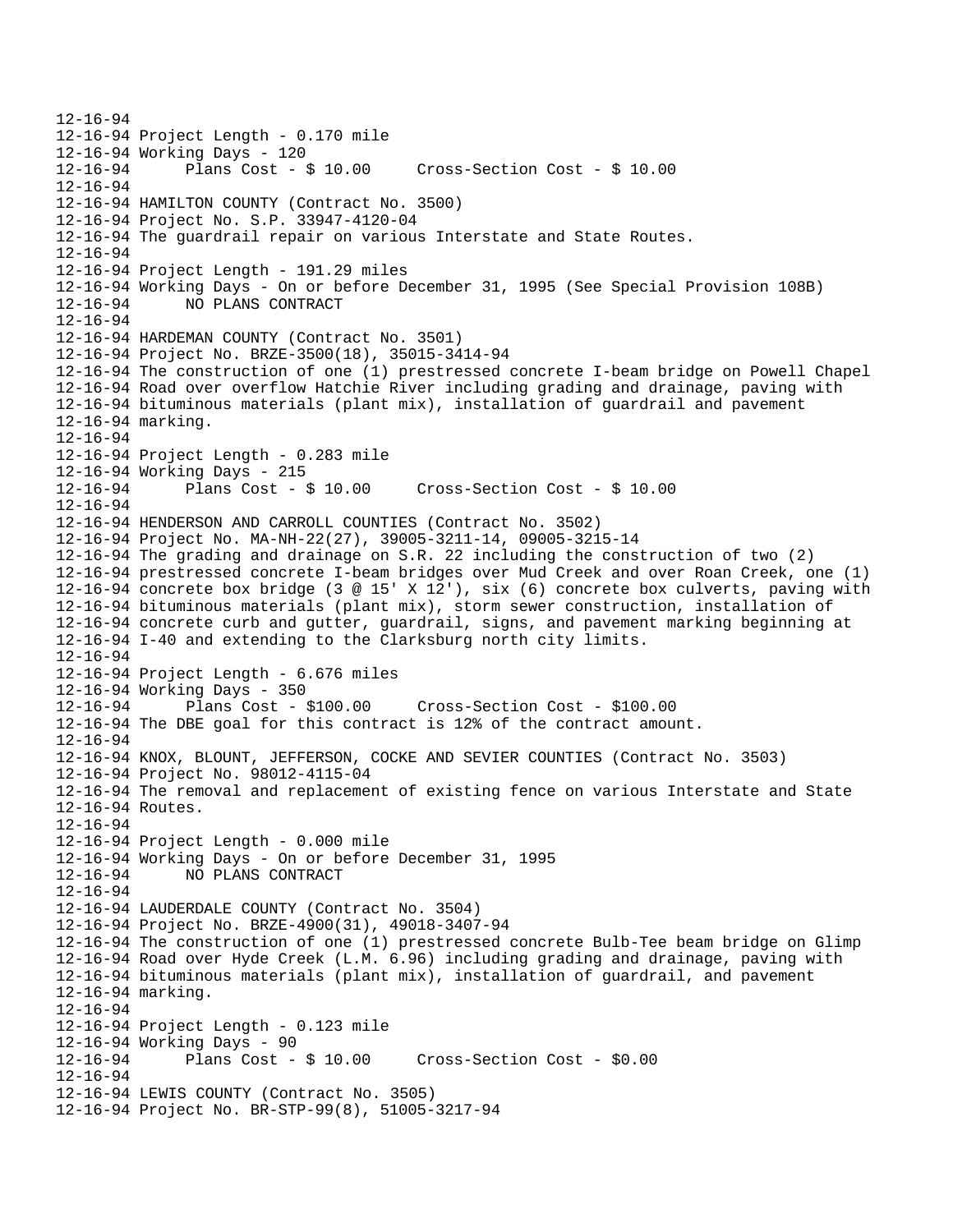```
12-16-94
12-16-94 Project Length - 0.170 mile
12-16-94 Working Days - 120
12-16-94       Plans Cost - $ 10.00     Cross-Section Cost - $ 10.00
12-16-94
12-16-94 HAMILTON COUNTY (Contract No. 3500)
12-16-94 Project No. S.P. 33947-4120-04
12-16-94 The guardrail repair on various Interstate and State Routes.
12-16-94
12-16-94 Project Length - 191.29 miles
12-16-94 Working Days - On or before December 31, 1995 (See Special Provision 108B)
12-16-94       NO PLANS CONTRACT
12-16-94
12-16-94 HARDEMAN COUNTY (Contract No. 3501)
12-16-94 Project No. BRZE-3500(18), 35015-3414-94
12-16-94 The construction of one (1) prestressed concrete I-beam bridge on Powell Chapel
12-16-94 Road over overflow Hatchie River including grading and drainage, paving with
12-16-94 bituminous materials (plant mix), installation of guardrail and pavement
12-16-94 marking.
12-16-94
12-16-94 Project Length - 0.283 mile
12-16-94 Working Days - 215
12-16-94       Plans Cost - $ 10.00     Cross-Section Cost - $ 10.00
12-16-94
12-16-94 HENDERSON AND CARROLL COUNTIES (Contract No. 3502)
12-16-94 Project No. MA-NH-22(27), 39005-3211-14, 09005-3215-14
12-16-94 The grading and drainage on S.R. 22 including the construction of two (2)
12-16-94 prestressed concrete I-beam bridges over Mud Creek and over Roan Creek, one (1)
12-16-94 concrete box bridge (3 @ 15' X 12'), six (6) concrete box culverts, paving with
12-16-94 bituminous materials (plant mix), storm sewer construction, installation of
12-16-94 concrete curb and gutter, guardrail, signs, and pavement marking beginning at
12-16-94 I-40 and extending to the Clarksburg north city limits.
12-16-94
12-16-94 Project Length - 6.676 miles
12-16-94 Working Days - 350
12-16-94       Plans Cost - $100.00     Cross-Section Cost - $100.00
12-16-94 The DBE goal for this contract is 12% of the contract amount.
12-16-94
12-16-94 KNOX, BLOUNT, JEFFERSON, COCKE AND SEVIER COUNTIES (Contract No. 3503)
12-16-94 Project No. 98012-4115-04
12-16-94 The removal and replacement of existing fence on various Interstate and State
12-16-94 Routes.
12-16-94
12-16-94 Project Length - 0.000 mile
12-16-94 Working Days - On or before December 31, 1995
12-16-94       NO PLANS CONTRACT
12-16-94
12-16-94 LAUDERDALE COUNTY (Contract No. 3504)
12-16-94 Project No. BRZE-4900(31), 49018-3407-94
12-16-94 The construction of one (1) prestressed concrete Bulb-Tee beam bridge on Glimp
12-16-94 Road over Hyde Creek (L.M. 6.96) including grading and drainage, paving with
12-16-94 bituminous materials (plant mix), installation of guardrail, and pavement
12-16-94 marking.
12-16-94
12-16-94 Project Length - 0.123 mile
12-16-94 Working Days - 90
12-16-94       Plans Cost - $ 10.00     Cross-Section Cost - $0.00
12-16-94
12-16-94 LEWIS COUNTY (Contract No. 3505)
12-16-94 Project No. BR-STP-99(8), 51005-3217-94
```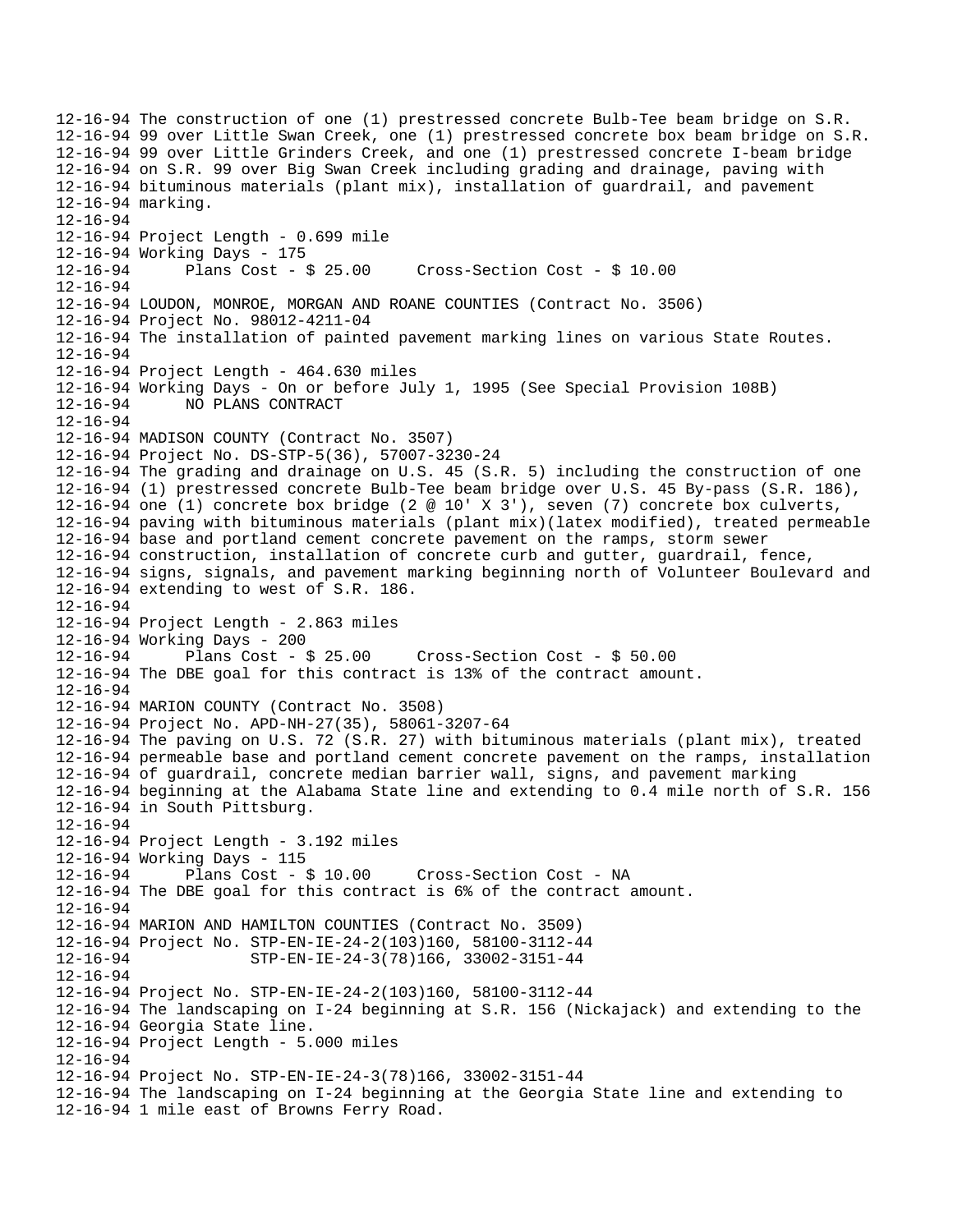12-16-94 The construction of one (1) prestressed concrete Bulb-Tee beam bridge on S.R.
12-16-94 99 over Little Swan Creek, one (1) prestressed concrete box beam bridge on S.R.
12-16-94 99 over Little Grinders Creek, and one (1) prestressed concrete I-beam bridge
12-16-94 on S.R. 99 over Big Swan Creek including grading and drainage, paving with
12-16-94 bituminous materials (plant mix), installation of guardrail, and pavement
12-16-94 marking.
12-16-94
12-16-94 Project Length - 0.699 mile
12-16-94 Working Days - 175
12-16-94 Plans Cost - $ 25.00 Cross-Section Cost - $ 10.00
12-16-94
12-16-94 LOUDON, MONROE, MORGAN AND ROANE COUNTIES (Contract No. 3506)
12-16-94 Project No. 98012-4211-04
12-16-94 The installation of painted pavement marking lines on various State Routes.
12-16-94
12-16-94 Project Length - 464.630 miles
12-16-94 Working Days - On or before July 1, 1995 (See Special Provision 108B)
12-16-94 NO PLANS CONTRACT
12-16-94
12-16-94 MADISON COUNTY (Contract No. 3507)
12-16-94 Project No. DS-STP-5(36), 57007-3230-24
12-16-94 The grading and drainage on U.S. 45 (S.R. 5) including the construction of one
12-16-94 (1) prestressed concrete Bulb-Tee beam bridge over U.S. 45 By-pass (S.R. 186),
12-16-94 one (1) concrete box bridge (2 @ 10' X 3'), seven (7) concrete box culverts,
12-16-94 paving with bituminous materials (plant mix)(latex modified), treated permeable
12-16-94 base and portland cement concrete pavement on the ramps, storm sewer
12-16-94 construction, installation of concrete curb and gutter, guardrail, fence,
12-16-94 signs, signals, and pavement marking beginning north of Volunteer Boulevard and
12-16-94 extending to west of S.R. 186.
12-16-94
12-16-94 Project Length - 2.863 miles
12-16-94 Working Days - 200
12-16-94 Plans Cost - $ 25.00 Cross-Section Cost - $ 50.00
12-16-94 The DBE goal for this contract is 13% of the contract amount.
12-16-94
12-16-94 MARION COUNTY (Contract No. 3508)
12-16-94 Project No. APD-NH-27(35), 58061-3207-64
12-16-94 The paving on U.S. 72 (S.R. 27) with bituminous materials (plant mix), treated
12-16-94 permeable base and portland cement concrete pavement on the ramps, installation
12-16-94 of guardrail, concrete median barrier wall, signs, and pavement marking
12-16-94 beginning at the Alabama State line and extending to 0.4 mile north of S.R. 156
12-16-94 in South Pittsburg.
12-16-94
12-16-94 Project Length - 3.192 miles
12-16-94 Working Days - 115
12-16-94 Plans Cost - $ 10.00 Cross-Section Cost - NA
12-16-94 The DBE goal for this contract is 6% of the contract amount.
12-16-94
12-16-94 MARION AND HAMILTON COUNTIES (Contract No. 3509)
12-16-94 Project No. STP-EN-IE-24-2(103)160, 58100-3112-44
12-16-94 STP-EN-IE-24-3(78)166, 33002-3151-44
12-16-94
12-16-94 Project No. STP-EN-IE-24-2(103)160, 58100-3112-44
12-16-94 The landscaping on I-24 beginning at S.R. 156 (Nickajack) and extending to the
12-16-94 Georgia State line.
12-16-94 Project Length - 5.000 miles
12-16-94
12-16-94 Project No. STP-EN-IE-24-3(78)166, 33002-3151-44
12-16-94 The landscaping on I-24 beginning at the Georgia State line and extending to
12-16-94 1 mile east of Browns Ferry Road.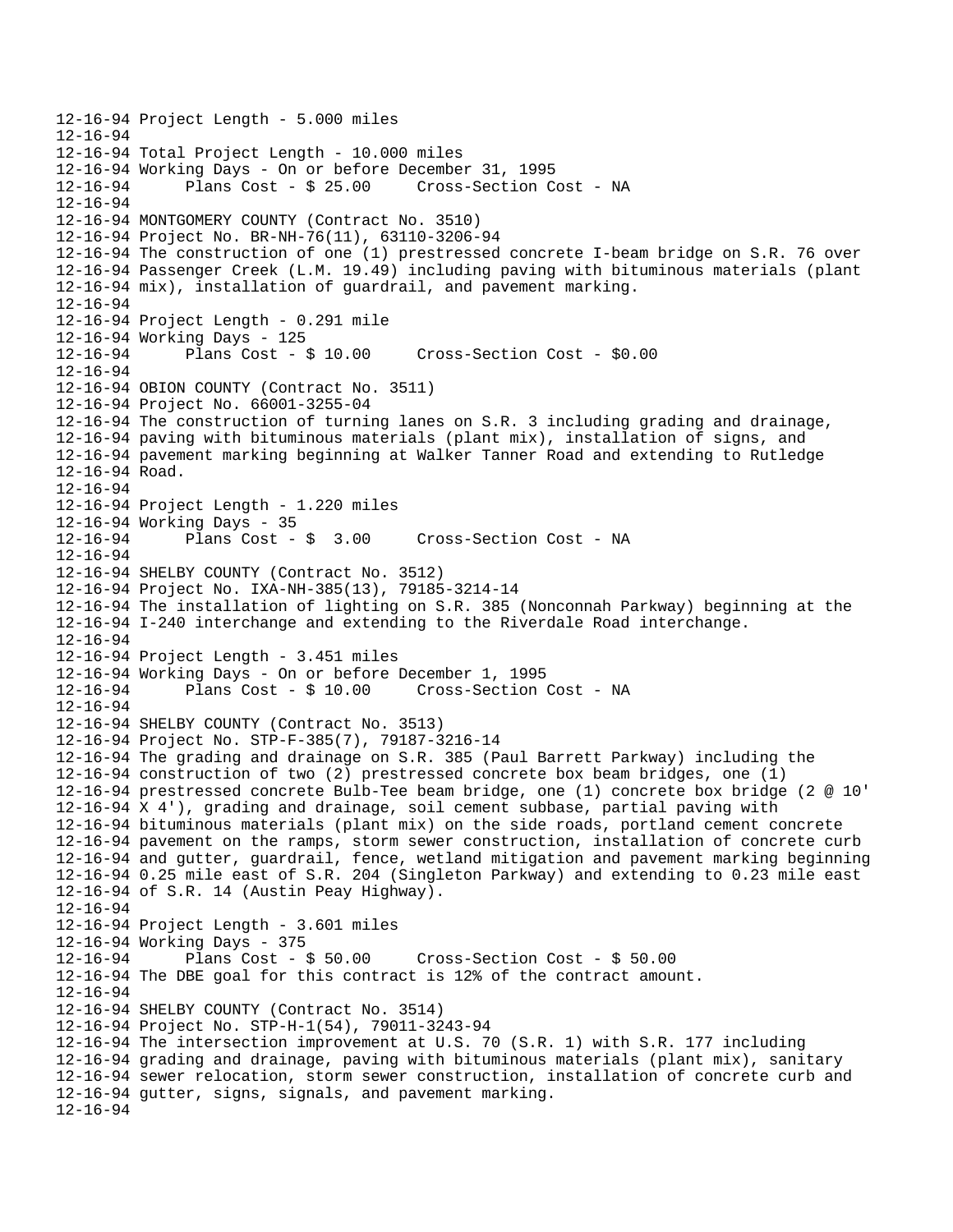12-16-94 Project Length - 5.000 miles
12-16-94
12-16-94 Total Project Length - 10.000 miles
12-16-94 Working Days - On or before December 31, 1995
12-16-94 Plans Cost - $ 25.00 Cross-Section Cost - NA
12-16-94
12-16-94 MONTGOMERY COUNTY (Contract No. 3510)
12-16-94 Project No. BR-NH-76(11), 63110-3206-94
12-16-94 The construction of one (1) prestressed concrete I-beam bridge on S.R. 76 over
12-16-94 Passenger Creek (L.M. 19.49) including paving with bituminous materials (plant
12-16-94 mix), installation of guardrail, and pavement marking.
12-16-94
12-16-94 Project Length - 0.291 mile
12-16-94 Working Days - 125
12-16-94 Plans Cost - $ 10.00 Cross-Section Cost - $0.00
12-16-94
12-16-94 OBION COUNTY (Contract No. 3511)
12-16-94 Project No. 66001-3255-04
12-16-94 The construction of turning lanes on S.R. 3 including grading and drainage,
12-16-94 paving with bituminous materials (plant mix), installation of signs, and
12-16-94 pavement marking beginning at Walker Tanner Road and extending to Rutledge
12-16-94 Road.
12-16-94
12-16-94 Project Length - 1.220 miles
12-16-94 Working Days - 35
12-16-94 Plans Cost - $ 3.00 Cross-Section Cost - NA
12-16-94
12-16-94 SHELBY COUNTY (Contract No. 3512)
12-16-94 Project No. IXA-NH-385(13), 79185-3214-14
12-16-94 The installation of lighting on S.R. 385 (Nonconnah Parkway) beginning at the
12-16-94 I-240 interchange and extending to the Riverdale Road interchange.
12-16-94
12-16-94 Project Length - 3.451 miles
12-16-94 Working Days - On or before December 1, 1995
12-16-94 Plans Cost - $ 10.00 Cross-Section Cost - NA
12-16-94
12-16-94 SHELBY COUNTY (Contract No. 3513)
12-16-94 Project No. STP-F-385(7), 79187-3216-14
12-16-94 The grading and drainage on S.R. 385 (Paul Barrett Parkway) including the
12-16-94 construction of two (2) prestressed concrete box beam bridges, one (1)
12-16-94 prestressed concrete Bulb-Tee beam bridge, one (1) concrete box bridge (2 @ 10'
12-16-94 X 4'), grading and drainage, soil cement subbase, partial paving with
12-16-94 bituminous materials (plant mix) on the side roads, portland cement concrete
12-16-94 pavement on the ramps, storm sewer construction, installation of concrete curb
12-16-94 and gutter, guardrail, fence, wetland mitigation and pavement marking beginning
12-16-94 0.25 mile east of S.R. 204 (Singleton Parkway) and extending to 0.23 mile east
12-16-94 of S.R. 14 (Austin Peay Highway).
12-16-94
12-16-94 Project Length - 3.601 miles
12-16-94 Working Days - 375
12-16-94 Plans Cost - $ 50.00 Cross-Section Cost - $ 50.00
12-16-94 The DBE goal for this contract is 12% of the contract amount.
12-16-94
12-16-94 SHELBY COUNTY (Contract No. 3514)
12-16-94 Project No. STP-H-1(54), 79011-3243-94
12-16-94 The intersection improvement at U.S. 70 (S.R. 1) with S.R. 177 including
12-16-94 grading and drainage, paving with bituminous materials (plant mix), sanitary
12-16-94 sewer relocation, storm sewer construction, installation of concrete curb and
12-16-94 gutter, signs, signals, and pavement marking.
12-16-94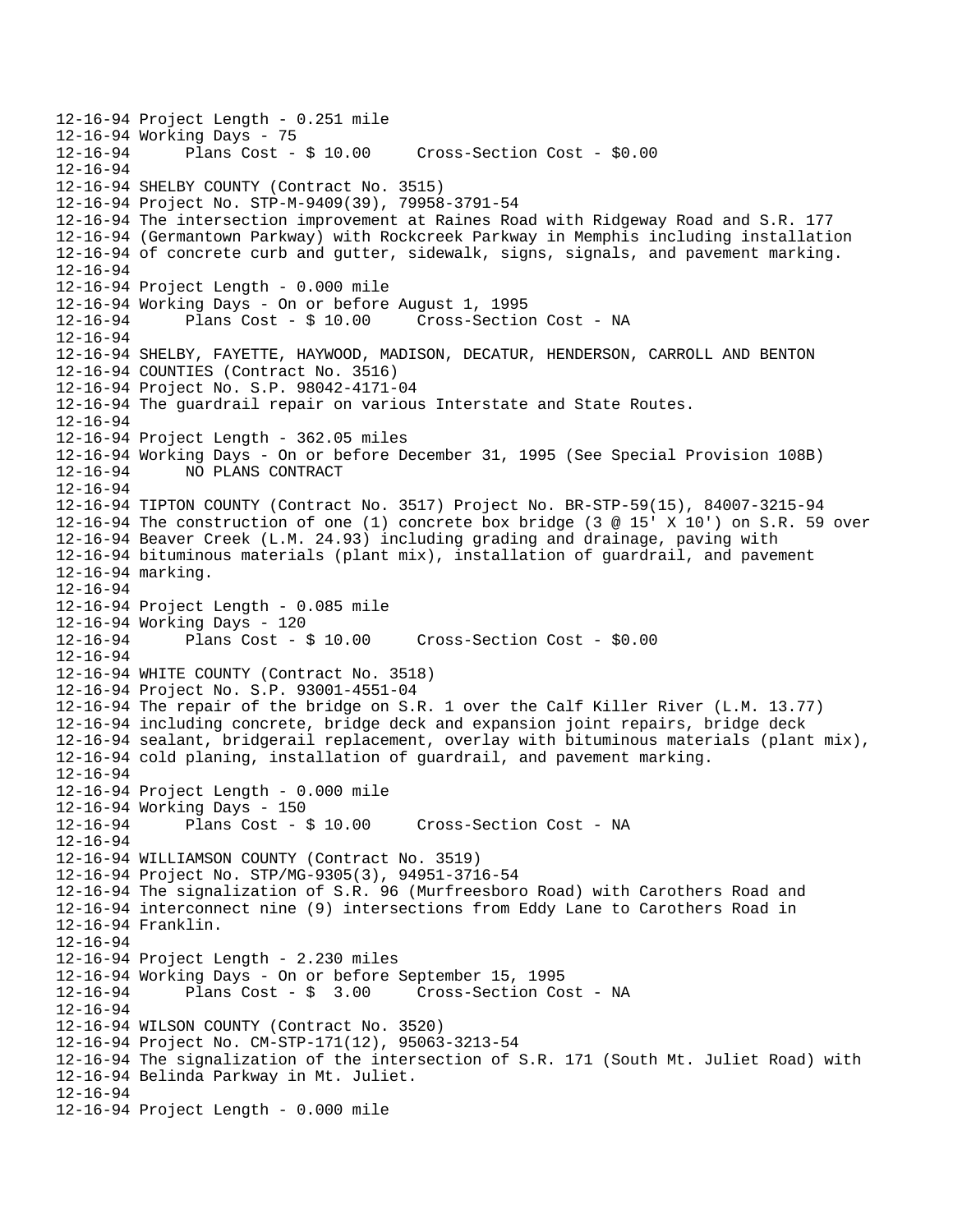```
12-16-94 Project Length - 0.251 mile
12-16-94 Working Days - 75
12-16-94       Plans Cost - $ 10.00     Cross-Section Cost - $0.00
12-16-94
12-16-94 SHELBY COUNTY (Contract No. 3515)
12-16-94 Project No. STP-M-9409(39), 79958-3791-54
12-16-94 The intersection improvement at Raines Road with Ridgeway Road and S.R. 177
12-16-94 (Germantown Parkway) with Rockcreek Parkway in Memphis including installation
12-16-94 of concrete curb and gutter, sidewalk, signs, signals, and pavement marking.
12-16-94
12-16-94 Project Length - 0.000 mile
12-16-94 Working Days - On or before August 1, 1995
12-16-94       Plans Cost - $ 10.00     Cross-Section Cost - NA
12-16-94
12-16-94 SHELBY, FAYETTE, HAYWOOD, MADISON, DECATUR, HENDERSON, CARROLL AND BENTON
12-16-94 COUNTIES (Contract No. 3516)
12-16-94 Project No. S.P. 98042-4171-04
12-16-94 The guardrail repair on various Interstate and State Routes.
12-16-94
12-16-94 Project Length - 362.05 miles
12-16-94 Working Days - On or before December 31, 1995 (See Special Provision 108B)
12-16-94       NO PLANS CONTRACT
12-16-94
12-16-94 TIPTON COUNTY (Contract No. 3517) Project No. BR-STP-59(15), 84007-3215-94
12-16-94 The construction of one (1) concrete box bridge (3 @ 15' X 10') on S.R. 59 over
12-16-94 Beaver Creek (L.M. 24.93) including grading and drainage, paving with
12-16-94 bituminous materials (plant mix), installation of guardrail, and pavement
12-16-94 marking.
12-16-94
12-16-94 Project Length - 0.085 mile
12-16-94 Working Days - 120
12-16-94       Plans Cost - $ 10.00     Cross-Section Cost - $0.00
12-16-94
12-16-94 WHITE COUNTY (Contract No. 3518)
12-16-94 Project No. S.P. 93001-4551-04
12-16-94 The repair of the bridge on S.R. 1 over the Calf Killer River (L.M. 13.77)
12-16-94 including concrete, bridge deck and expansion joint repairs, bridge deck
12-16-94 sealant, bridgerail replacement, overlay with bituminous materials (plant mix),
12-16-94 cold planing, installation of guardrail, and pavement marking.
12-16-94
12-16-94 Project Length - 0.000 mile
12-16-94 Working Days - 150
12-16-94       Plans Cost - $ 10.00     Cross-Section Cost - NA
12-16-94
12-16-94 WILLIAMSON COUNTY (Contract No. 3519)
12-16-94 Project No. STP/MG-9305(3), 94951-3716-54
12-16-94 The signalization of S.R. 96 (Murfreesboro Road) with Carothers Road and
12-16-94 interconnect nine (9) intersections from Eddy Lane to Carothers Road in
12-16-94 Franklin.
12-16-94
12-16-94 Project Length - 2.230 miles
12-16-94 Working Days - On or before September 15, 1995
12-16-94       Plans Cost - $  3.00     Cross-Section Cost - NA
12-16-94
12-16-94 WILSON COUNTY (Contract No. 3520)
12-16-94 Project No. CM-STP-171(12), 95063-3213-54
12-16-94 The signalization of the intersection of S.R. 171 (South Mt. Juliet Road) with
12-16-94 Belinda Parkway in Mt. Juliet.
12-16-94
12-16-94 Project Length - 0.000 mile
```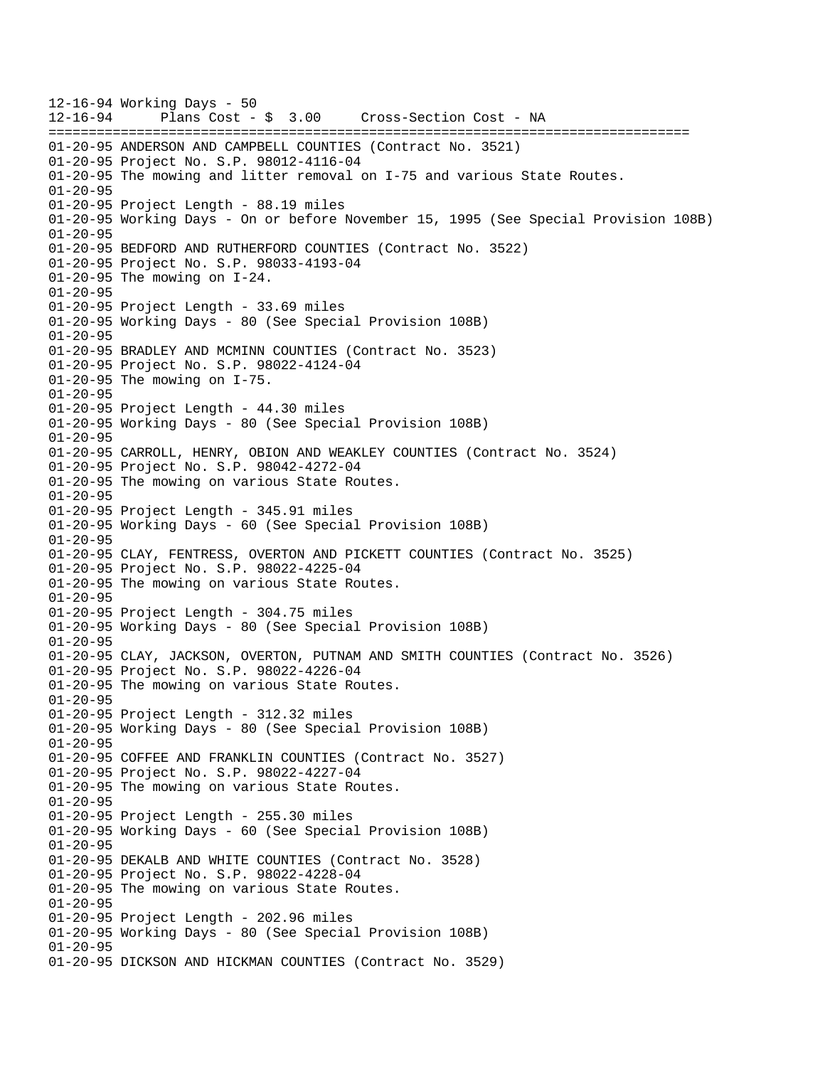```
12-16-94 Working Days - 50
12-16-94      Plans Cost - $  3.00     Cross-Section Cost - NA
================================================================================
01-20-95 ANDERSON AND CAMPBELL COUNTIES (Contract No. 3521)
01-20-95 Project No. S.P. 98012-4116-04
01-20-95 The mowing and litter removal on I-75 and various State Routes.
01-20-95
01-20-95 Project Length - 88.19 miles
01-20-95 Working Days - On or before November 15, 1995 (See Special Provision 108B)
01-20-95
01-20-95 BEDFORD AND RUTHERFORD COUNTIES (Contract No. 3522)
01-20-95 Project No. S.P. 98033-4193-04
01-20-95 The mowing on I-24.
01-20-95
01-20-95 Project Length - 33.69 miles
01-20-95 Working Days - 80 (See Special Provision 108B)
01-20-95
01-20-95 BRADLEY AND MCMINN COUNTIES (Contract No. 3523)
01-20-95 Project No. S.P. 98022-4124-04
01-20-95 The mowing on I-75.
01-20-95
01-20-95 Project Length - 44.30 miles
01-20-95 Working Days - 80 (See Special Provision 108B)
01-20-95
01-20-95 CARROLL, HENRY, OBION AND WEAKLEY COUNTIES (Contract No. 3524)
01-20-95 Project No. S.P. 98042-4272-04
01-20-95 The mowing on various State Routes.
01-20-95
01-20-95 Project Length - 345.91 miles
01-20-95 Working Days - 60 (See Special Provision 108B)
01-20-95
01-20-95 CLAY, FENTRESS, OVERTON AND PICKETT COUNTIES (Contract No. 3525)
01-20-95 Project No. S.P. 98022-4225-04
01-20-95 The mowing on various State Routes.
01-20-95
01-20-95 Project Length - 304.75 miles
01-20-95 Working Days - 80 (See Special Provision 108B)
01-20-95
01-20-95 CLAY, JACKSON, OVERTON, PUTNAM AND SMITH COUNTIES (Contract No. 3526)
01-20-95 Project No. S.P. 98022-4226-04
01-20-95 The mowing on various State Routes.
01-20-95
01-20-95 Project Length - 312.32 miles
01-20-95 Working Days - 80 (See Special Provision 108B)
01-20-95
01-20-95 COFFEE AND FRANKLIN COUNTIES (Contract No. 3527)
01-20-95 Project No. S.P. 98022-4227-04
01-20-95 The mowing on various State Routes.
01-20-95
01-20-95 Project Length - 255.30 miles
01-20-95 Working Days - 60 (See Special Provision 108B)
01-20-95
01-20-95 DEKALB AND WHITE COUNTIES (Contract No. 3528)
01-20-95 Project No. S.P. 98022-4228-04
01-20-95 The mowing on various State Routes.
01-20-95
01-20-95 Project Length - 202.96 miles
01-20-95 Working Days - 80 (See Special Provision 108B)
01-20-95
01-20-95 DICKSON AND HICKMAN COUNTIES (Contract No. 3529)
```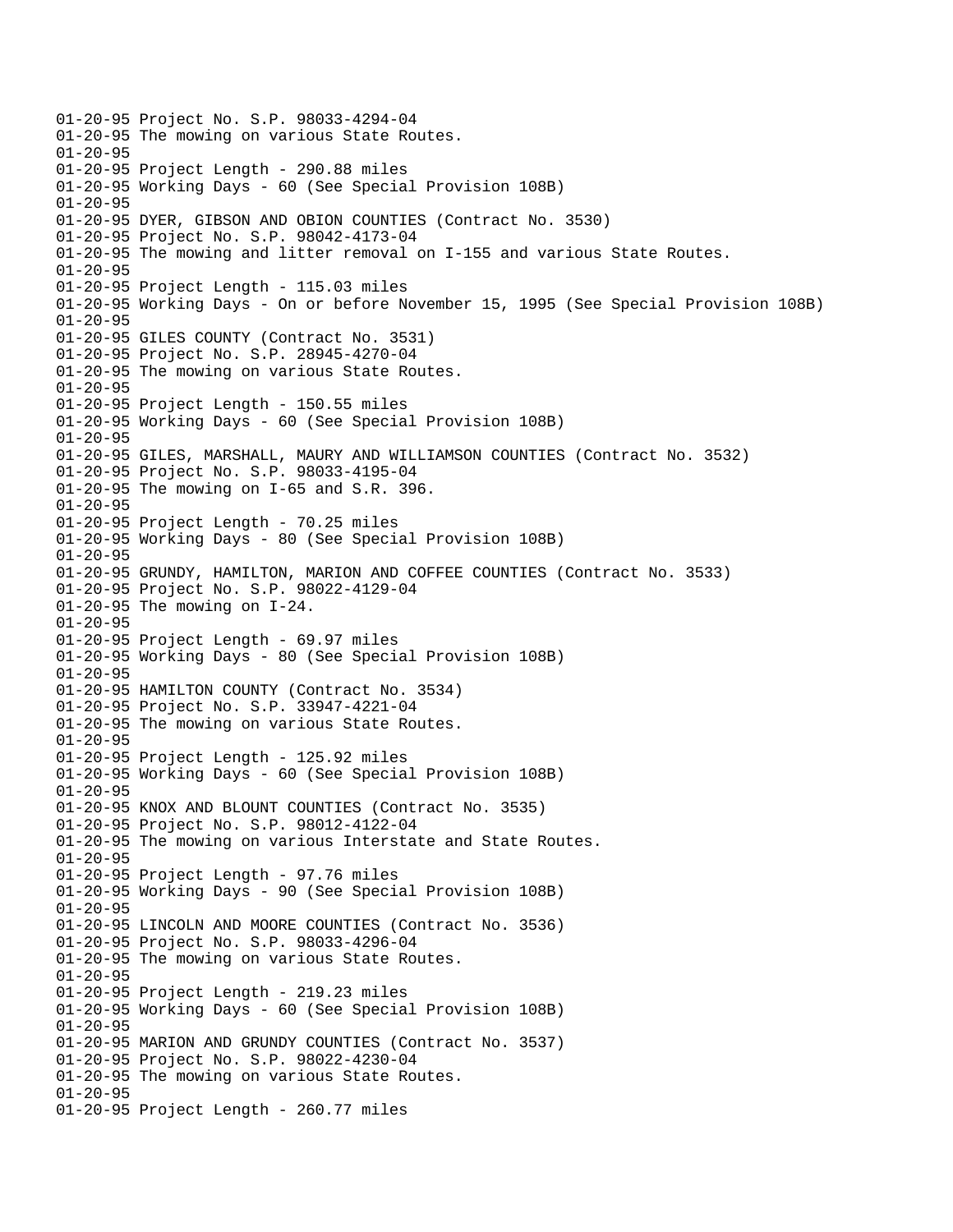```
01-20-95 Project No. S.P. 98033-4294-04
01-20-95 The mowing on various State Routes.
01-20-95
01-20-95 Project Length - 290.88 miles
01-20-95 Working Days - 60 (See Special Provision 108B)
01-20-95
01-20-95 DYER, GIBSON AND OBION COUNTIES (Contract No. 3530)
01-20-95 Project No. S.P. 98042-4173-04
01-20-95 The mowing and litter removal on I-155 and various State Routes.
01-20-95
01-20-95 Project Length - 115.03 miles
01-20-95 Working Days - On or before November 15, 1995 (See Special Provision 108B)
01-20-95
01-20-95 GILES COUNTY (Contract No. 3531)
01-20-95 Project No. S.P. 28945-4270-04
01-20-95 The mowing on various State Routes.
01-20-95
01-20-95 Project Length - 150.55 miles
01-20-95 Working Days - 60 (See Special Provision 108B)
01-20-95
01-20-95 GILES, MARSHALL, MAURY AND WILLIAMSON COUNTIES (Contract No. 3532)
01-20-95 Project No. S.P. 98033-4195-04
01-20-95 The mowing on I-65 and S.R. 396.
01-20-95
01-20-95 Project Length - 70.25 miles
01-20-95 Working Days - 80 (See Special Provision 108B)
01-20-95
01-20-95 GRUNDY, HAMILTON, MARION AND COFFEE COUNTIES (Contract No. 3533)
01-20-95 Project No. S.P. 98022-4129-04
01-20-95 The mowing on I-24.
01-20-95
01-20-95 Project Length - 69.97 miles
01-20-95 Working Days - 80 (See Special Provision 108B)
01-20-95
01-20-95 HAMILTON COUNTY (Contract No. 3534)
01-20-95 Project No. S.P. 33947-4221-04
01-20-95 The mowing on various State Routes.
01-20-95
01-20-95 Project Length - 125.92 miles
01-20-95 Working Days - 60 (See Special Provision 108B)
01-20-95
01-20-95 KNOX AND BLOUNT COUNTIES (Contract No. 3535)
01-20-95 Project No. S.P. 98012-4122-04
01-20-95 The mowing on various Interstate and State Routes.
01-20-95
01-20-95 Project Length - 97.76 miles
01-20-95 Working Days - 90 (See Special Provision 108B)
01-20-95
01-20-95 LINCOLN AND MOORE COUNTIES (Contract No. 3536)
01-20-95 Project No. S.P. 98033-4296-04
01-20-95 The mowing on various State Routes.
01-20-95
01-20-95 Project Length - 219.23 miles
01-20-95 Working Days - 60 (See Special Provision 108B)
01-20-95
01-20-95 MARION AND GRUNDY COUNTIES (Contract No. 3537)
01-20-95 Project No. S.P. 98022-4230-04
01-20-95 The mowing on various State Routes.
01-20-95
01-20-95 Project Length - 260.77 miles
```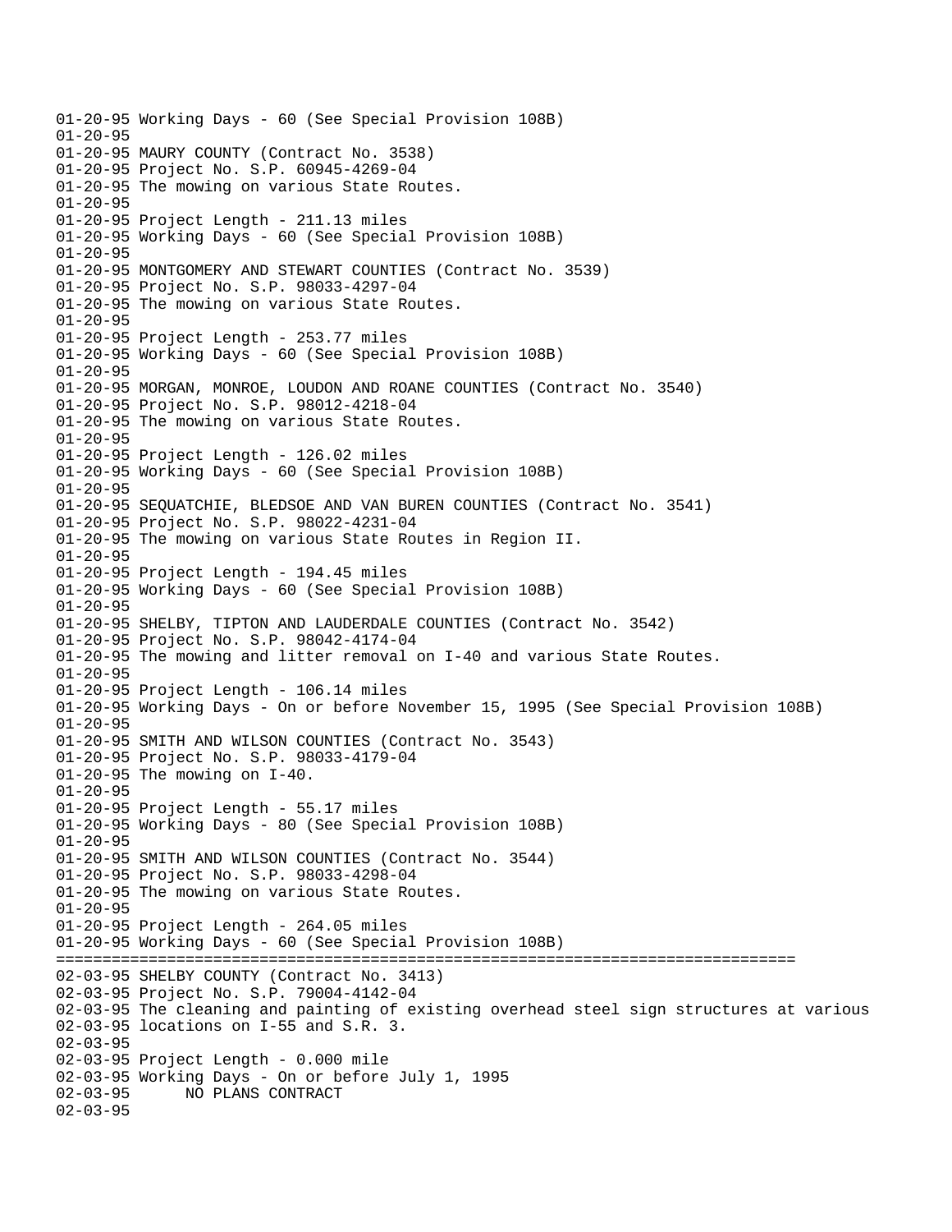```
01-20-95 Working Days - 60 (See Special Provision 108B)
01-20-95
01-20-95 MAURY COUNTY (Contract No. 3538)
01-20-95 Project No. S.P. 60945-4269-04
01-20-95 The mowing on various State Routes.
01-20-95
01-20-95 Project Length - 211.13 miles
01-20-95 Working Days - 60 (See Special Provision 108B)
01-20-95
01-20-95 MONTGOMERY AND STEWART COUNTIES (Contract No. 3539)
01-20-95 Project No. S.P. 98033-4297-04
01-20-95 The mowing on various State Routes.
01-20-95
01-20-95 Project Length - 253.77 miles
01-20-95 Working Days - 60 (See Special Provision 108B)
01-20-95
01-20-95 MORGAN, MONROE, LOUDON AND ROANE COUNTIES (Contract No. 3540)
01-20-95 Project No. S.P. 98012-4218-04
01-20-95 The mowing on various State Routes.
01-20-95
01-20-95 Project Length - 126.02 miles
01-20-95 Working Days - 60 (See Special Provision 108B)
01-20-95
01-20-95 SEQUATCHIE, BLEDSOE AND VAN BUREN COUNTIES (Contract No. 3541)
01-20-95 Project No. S.P. 98022-4231-04
01-20-95 The mowing on various State Routes in Region II.
01-20-95
01-20-95 Project Length - 194.45 miles
01-20-95 Working Days - 60 (See Special Provision 108B)
01-20-95
01-20-95 SHELBY, TIPTON AND LAUDERDALE COUNTIES (Contract No. 3542)
01-20-95 Project No. S.P. 98042-4174-04
01-20-95 The mowing and litter removal on I-40 and various State Routes.
01-20-95
01-20-95 Project Length - 106.14 miles
01-20-95 Working Days - On or before November 15, 1995 (See Special Provision 108B)
01-20-95
01-20-95 SMITH AND WILSON COUNTIES (Contract No. 3543)
01-20-95 Project No. S.P. 98033-4179-04
01-20-95 The mowing on I-40.
01-20-95
01-20-95 Project Length - 55.17 miles
01-20-95 Working Days - 80 (See Special Provision 108B)
01-20-95
01-20-95 SMITH AND WILSON COUNTIES (Contract No. 3544)
01-20-95 Project No. S.P. 98033-4298-04
01-20-95 The mowing on various State Routes.
01-20-95
01-20-95 Project Length - 264.05 miles
01-20-95 Working Days - 60 (See Special Provision 108B)
================================================================================
02-03-95 SHELBY COUNTY (Contract No. 3413)
02-03-95 Project No. S.P. 79004-4142-04
02-03-95 The cleaning and painting of existing overhead steel sign structures at various
02-03-95 locations on I-55 and S.R. 3.
02-03-95
02-03-95 Project Length - 0.000 mile
02-03-95 Working Days - On or before July 1, 1995
02-03-95      NO PLANS CONTRACT
02-03-95
```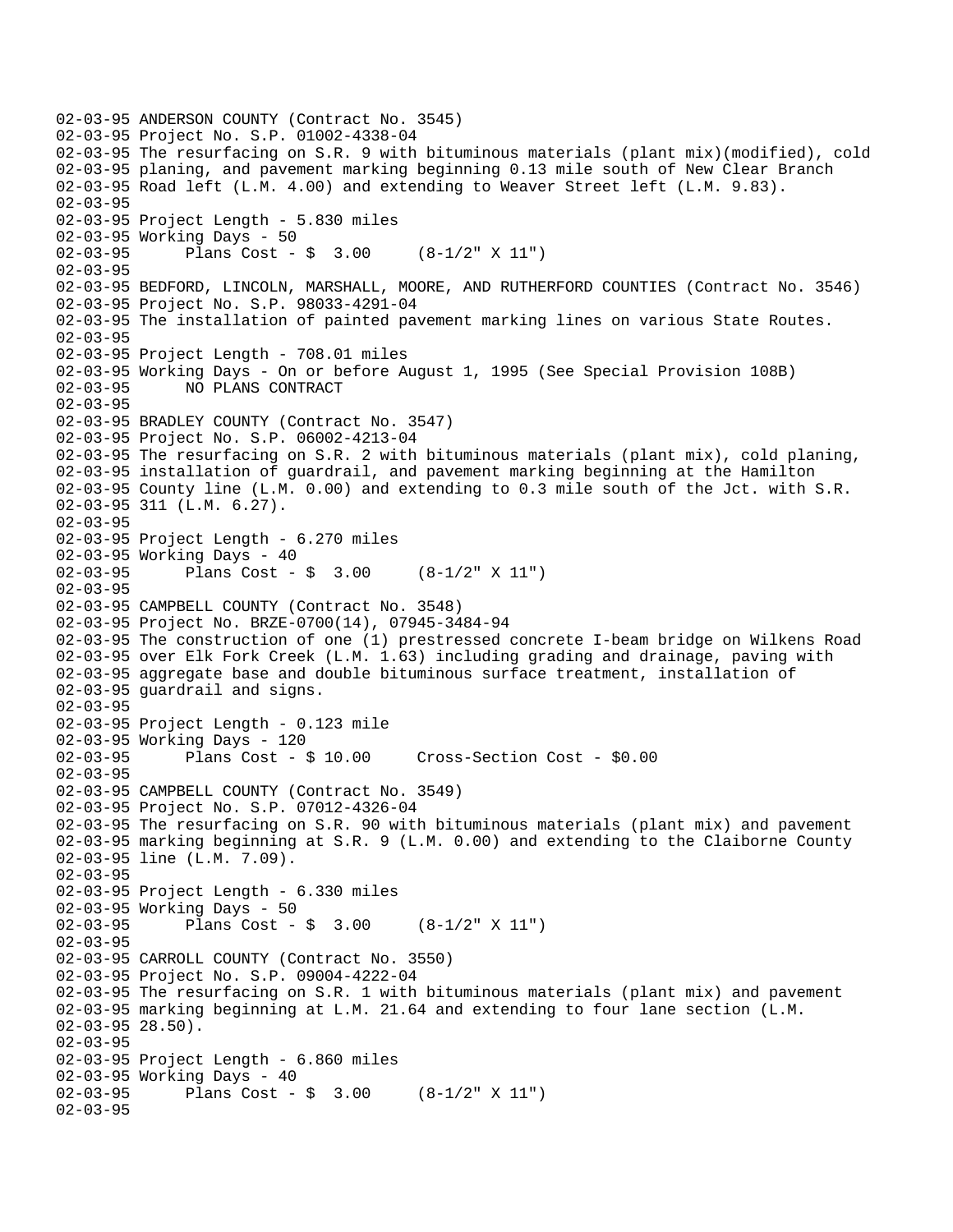```
02-03-95 ANDERSON COUNTY (Contract No. 3545)
02-03-95 Project No. S.P. 01002-4338-04
02-03-95 The resurfacing on S.R. 9 with bituminous materials (plant mix)(modified), cold
02-03-95 planing, and pavement marking beginning 0.13 mile south of New Clear Branch
02-03-95 Road left (L.M. 4.00) and extending to Weaver Street left (L.M. 9.83).
02-03-95
02-03-95 Project Length - 5.830 miles
02-03-95 Working Days - 50
02-03-95      Plans Cost - $  3.00     (8-1/2" X 11")
02-03-95
02-03-95 BEDFORD, LINCOLN, MARSHALL, MOORE, AND RUTHERFORD COUNTIES (Contract No. 3546)
02-03-95 Project No. S.P. 98033-4291-04
02-03-95 The installation of painted pavement marking lines on various State Routes.
02-03-95
02-03-95 Project Length - 708.01 miles
02-03-95 Working Days - On or before August 1, 1995 (See Special Provision 108B)
02-03-95      NO PLANS CONTRACT
02-03-95
02-03-95 BRADLEY COUNTY (Contract No. 3547)
02-03-95 Project No. S.P. 06002-4213-04
02-03-95 The resurfacing on S.R. 2 with bituminous materials (plant mix), cold planing,
02-03-95 installation of guardrail, and pavement marking beginning at the Hamilton
02-03-95 County line (L.M. 0.00) and extending to 0.3 mile south of the Jct. with S.R.
02-03-95 311 (L.M. 6.27).
02-03-95
02-03-95 Project Length - 6.270 miles
02-03-95 Working Days - 40
02-03-95      Plans Cost - $  3.00     (8-1/2" X 11")
02-03-95
02-03-95 CAMPBELL COUNTY (Contract No. 3548)
02-03-95 Project No. BRZE-0700(14), 07945-3484-94
02-03-95 The construction of one (1) prestressed concrete I-beam bridge on Wilkens Road
02-03-95 over Elk Fork Creek (L.M. 1.63) including grading and drainage, paving with
02-03-95 aggregate base and double bituminous surface treatment, installation of
02-03-95 guardrail and signs.
02-03-95
02-03-95 Project Length - 0.123 mile
02-03-95 Working Days - 120
02-03-95      Plans Cost - $ 10.00     Cross-Section Cost - $0.00
02-03-95
02-03-95 CAMPBELL COUNTY (Contract No. 3549)
02-03-95 Project No. S.P. 07012-4326-04
02-03-95 The resurfacing on S.R. 90 with bituminous materials (plant mix) and pavement
02-03-95 marking beginning at S.R. 9 (L.M. 0.00) and extending to the Claiborne County
02-03-95 line (L.M. 7.09).
02-03-95
02-03-95 Project Length - 6.330 miles
02-03-95 Working Days - 50
02-03-95      Plans Cost - $  3.00     (8-1/2" X 11")
02-03-95
02-03-95 CARROLL COUNTY (Contract No. 3550)
02-03-95 Project No. S.P. 09004-4222-04
02-03-95 The resurfacing on S.R. 1 with bituminous materials (plant mix) and pavement
02-03-95 marking beginning at L.M. 21.64 and extending to four lane section (L.M.
02-03-95 28.50).
02-03-95
02-03-95 Project Length - 6.860 miles
02-03-95 Working Days - 40
02-03-95      Plans Cost - $  3.00     (8-1/2" X 11")
02-03-95
```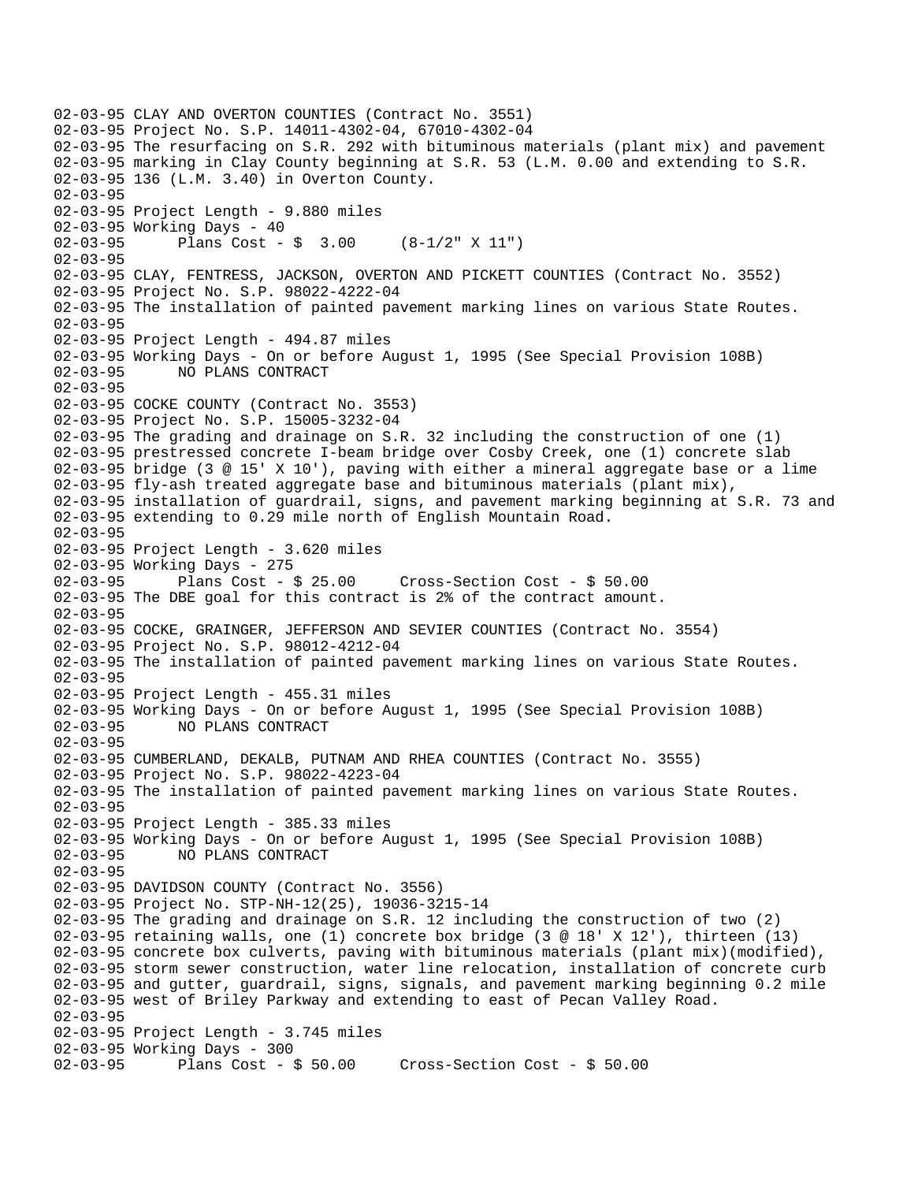02-03-95 CLAY AND OVERTON COUNTIES (Contract No. 3551)
02-03-95 Project No. S.P. 14011-4302-04, 67010-4302-04
02-03-95 The resurfacing on S.R. 292 with bituminous materials (plant mix) and pavement
02-03-95 marking in Clay County beginning at S.R. 53 (L.M. 0.00 and extending to S.R.
02-03-95 136 (L.M. 3.40) in Overton County.
02-03-95
02-03-95 Project Length - 9.880 miles
02-03-95 Working Days - 40
02-03-95 Plans Cost - $ 3.00 (8-1/2" X 11")
02-03-95
02-03-95 CLAY, FENTRESS, JACKSON, OVERTON AND PICKETT COUNTIES (Contract No. 3552)
02-03-95 Project No. S.P. 98022-4222-04
02-03-95 The installation of painted pavement marking lines on various State Routes.
02-03-95
02-03-95 Project Length - 494.87 miles
02-03-95 Working Days - On or before August 1, 1995 (See Special Provision 108B)
02-03-95 NO PLANS CONTRACT
02-03-95
02-03-95 COCKE COUNTY (Contract No. 3553)
02-03-95 Project No. S.P. 15005-3232-04
02-03-95 The grading and drainage on S.R. 32 including the construction of one (1)
02-03-95 prestressed concrete I-beam bridge over Cosby Creek, one (1) concrete slab
02-03-95 bridge (3 @ 15' X 10'), paving with either a mineral aggregate base or a lime
02-03-95 fly-ash treated aggregate base and bituminous materials (plant mix),
02-03-95 installation of guardrail, signs, and pavement marking beginning at S.R. 73 and
02-03-95 extending to 0.29 mile north of English Mountain Road.
02-03-95
02-03-95 Project Length - 3.620 miles
02-03-95 Working Days - 275
02-03-95 Plans Cost - $ 25.00 Cross-Section Cost - $ 50.00
02-03-95 The DBE goal for this contract is 2% of the contract amount.
02-03-95
02-03-95 COCKE, GRAINGER, JEFFERSON AND SEVIER COUNTIES (Contract No. 3554)
02-03-95 Project No. S.P. 98012-4212-04
02-03-95 The installation of painted pavement marking lines on various State Routes.
02-03-95
02-03-95 Project Length - 455.31 miles
02-03-95 Working Days - On or before August 1, 1995 (See Special Provision 108B)
02-03-95 NO PLANS CONTRACT
02-03-95
02-03-95 CUMBERLAND, DEKALB, PUTNAM AND RHEA COUNTIES (Contract No. 3555)
02-03-95 Project No. S.P. 98022-4223-04
02-03-95 The installation of painted pavement marking lines on various State Routes.
02-03-95
02-03-95 Project Length - 385.33 miles
02-03-95 Working Days - On or before August 1, 1995 (See Special Provision 108B)
02-03-95 NO PLANS CONTRACT
02-03-95
02-03-95 DAVIDSON COUNTY (Contract No. 3556)
02-03-95 Project No. STP-NH-12(25), 19036-3215-14
02-03-95 The grading and drainage on S.R. 12 including the construction of two (2)
02-03-95 retaining walls, one (1) concrete box bridge (3 @ 18' X 12'), thirteen (13)
02-03-95 concrete box culverts, paving with bituminous materials (plant mix)(modified),
02-03-95 storm sewer construction, water line relocation, installation of concrete curb
02-03-95 and gutter, guardrail, signs, signals, and pavement marking beginning 0.2 mile
02-03-95 west of Briley Parkway and extending to east of Pecan Valley Road.
02-03-95
02-03-95 Project Length - 3.745 miles
02-03-95 Working Days - 300
02-03-95 Plans Cost - $ 50.00 Cross-Section Cost - $ 50.00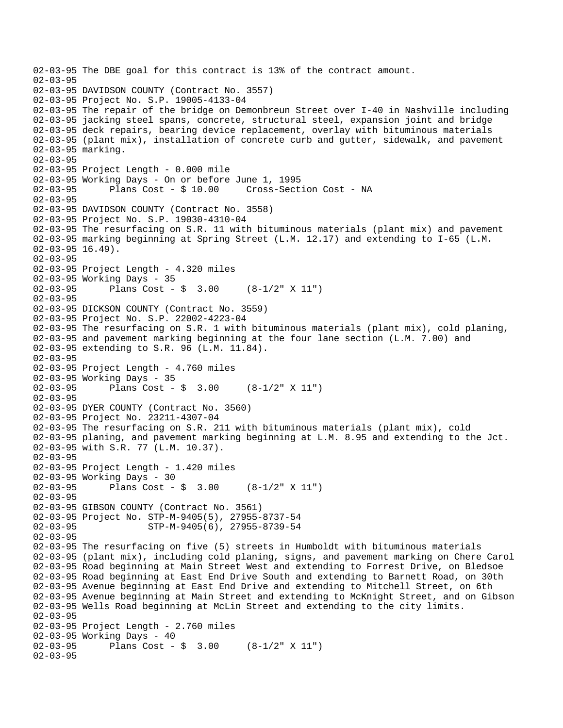```
02-03-95 The DBE goal for this contract is 13% of the contract amount.
02-03-95
02-03-95 DAVIDSON COUNTY (Contract No. 3557)
02-03-95 Project No. S.P. 19005-4133-04
02-03-95 The repair of the bridge on Demonbreun Street over I-40 in Nashville including
02-03-95 jacking steel spans, concrete, structural steel, expansion joint and bridge
02-03-95 deck repairs, bearing device replacement, overlay with bituminous materials
02-03-95 (plant mix), installation of concrete curb and gutter, sidewalk, and pavement
02-03-95 marking.
02-03-95
02-03-95 Project Length - 0.000 mile
02-03-95 Working Days - On or before June 1, 1995
02-03-95      Plans Cost - $ 10.00     Cross-Section Cost - NA
02-03-95
02-03-95 DAVIDSON COUNTY (Contract No. 3558)
02-03-95 Project No. S.P. 19030-4310-04
02-03-95 The resurfacing on S.R. 11 with bituminous materials (plant mix) and pavement
02-03-95 marking beginning at Spring Street (L.M. 12.17) and extending to I-65 (L.M.
02-03-95 16.49).
02-03-95
02-03-95 Project Length - 4.320 miles
02-03-95 Working Days - 35
02-03-95      Plans Cost - $  3.00     (8-1/2" X 11")
02-03-95
02-03-95 DICKSON COUNTY (Contract No. 3559)
02-03-95 Project No. S.P. 22002-4223-04
02-03-95 The resurfacing on S.R. 1 with bituminous materials (plant mix), cold planing,
02-03-95 and pavement marking beginning at the four lane section (L.M. 7.00) and
02-03-95 extending to S.R. 96 (L.M. 11.84).
02-03-95
02-03-95 Project Length - 4.760 miles
02-03-95 Working Days - 35
02-03-95      Plans Cost - $  3.00     (8-1/2" X 11")
02-03-95
02-03-95 DYER COUNTY (Contract No. 3560)
02-03-95 Project No. 23211-4307-04
02-03-95 The resurfacing on S.R. 211 with bituminous materials (plant mix), cold
02-03-95 planing, and pavement marking beginning at L.M. 8.95 and extending to the Jct.
02-03-95 with S.R. 77 (L.M. 10.37).
02-03-95
02-03-95 Project Length - 1.420 miles
02-03-95 Working Days - 30
02-03-95      Plans Cost - $  3.00     (8-1/2" X 11")
02-03-95
02-03-95 GIBSON COUNTY (Contract No. 3561)
02-03-95 Project No. STP-M-9405(5), 27955-8737-54
02-03-95             STP-M-9405(6), 27955-8739-54
02-03-95
02-03-95 The resurfacing on five (5) streets in Humboldt with bituminous materials
02-03-95 (plant mix), including cold planing, signs, and pavement marking on Chere Carol
02-03-95 Road beginning at Main Street West and extending to Forrest Drive, on Bledsoe
02-03-95 Road beginning at East End Drive South and extending to Barnett Road, on 30th
02-03-95 Avenue beginning at East End Drive and extending to Mitchell Street, on 6th
02-03-95 Avenue beginning at Main Street and extending to McKnight Street, and on Gibson
02-03-95 Wells Road beginning at McLin Street and extending to the city limits.
02-03-95
02-03-95 Project Length - 2.760 miles
02-03-95 Working Days - 40
02-03-95      Plans Cost - $  3.00     (8-1/2" X 11")
02-03-95
```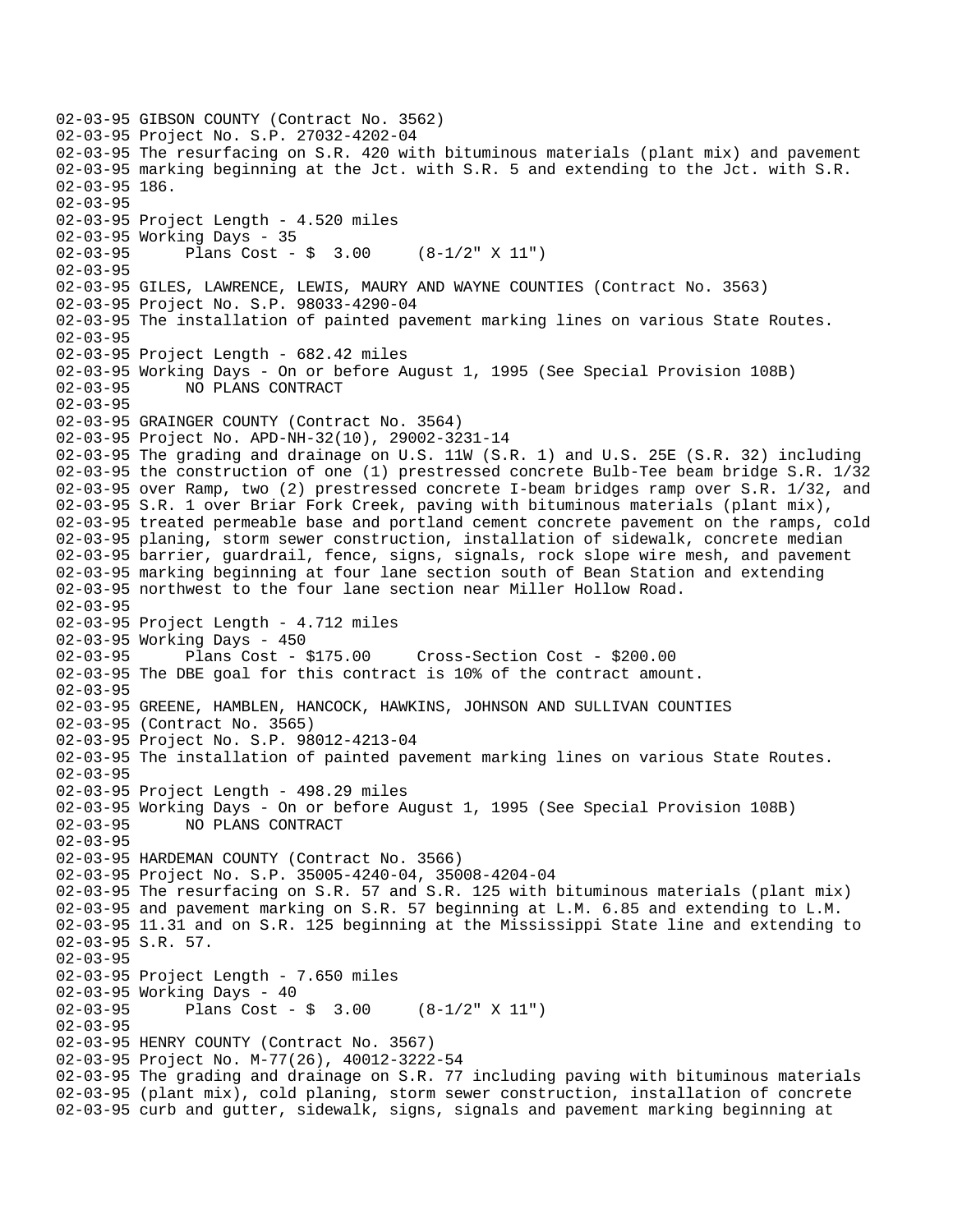```
02-03-95 GIBSON COUNTY (Contract No. 3562)
02-03-95 Project No. S.P. 27032-4202-04
02-03-95 The resurfacing on S.R. 420 with bituminous materials (plant mix) and pavement
02-03-95 marking beginning at the Jct. with S.R. 5 and extending to the Jct. with S.R.
02-03-95 186.
02-03-95
02-03-95 Project Length - 4.520 miles
02-03-95 Working Days - 35
02-03-95       Plans Cost - $  3.00     (8-1/2" X 11")
02-03-95
02-03-95 GILES, LAWRENCE, LEWIS, MAURY AND WAYNE COUNTIES (Contract No. 3563)
02-03-95 Project No. S.P. 98033-4290-04
02-03-95 The installation of painted pavement marking lines on various State Routes.
02-03-95
02-03-95 Project Length - 682.42 miles
02-03-95 Working Days - On or before August 1, 1995 (See Special Provision 108B)
02-03-95       NO PLANS CONTRACT
02-03-95
02-03-95 GRAINGER COUNTY (Contract No. 3564)
02-03-95 Project No. APD-NH-32(10), 29002-3231-14
02-03-95 The grading and drainage on U.S. 11W (S.R. 1) and U.S. 25E (S.R. 32) including
02-03-95 the construction of one (1) prestressed concrete Bulb-Tee beam bridge S.R. 1/32
02-03-95 over Ramp, two (2) prestressed concrete I-beam bridges ramp over S.R. 1/32, and
02-03-95 S.R. 1 over Briar Fork Creek, paving with bituminous materials (plant mix),
02-03-95 treated permeable base and portland cement concrete pavement on the ramps, cold
02-03-95 planing, storm sewer construction, installation of sidewalk, concrete median
02-03-95 barrier, guardrail, fence, signs, signals, rock slope wire mesh, and pavement
02-03-95 marking beginning at four lane section south of Bean Station and extending
02-03-95 northwest to the four lane section near Miller Hollow Road.
02-03-95
02-03-95 Project Length - 4.712 miles
02-03-95 Working Days - 450
02-03-95       Plans Cost - $175.00     Cross-Section Cost - $200.00
02-03-95 The DBE goal for this contract is 10% of the contract amount.
02-03-95
02-03-95 GREENE, HAMBLEN, HANCOCK, HAWKINS, JOHNSON AND SULLIVAN COUNTIES
02-03-95 (Contract No. 3565)
02-03-95 Project No. S.P. 98012-4213-04
02-03-95 The installation of painted pavement marking lines on various State Routes.
02-03-95
02-03-95 Project Length - 498.29 miles
02-03-95 Working Days - On or before August 1, 1995 (See Special Provision 108B)
02-03-95       NO PLANS CONTRACT
02-03-95
02-03-95 HARDEMAN COUNTY (Contract No. 3566)
02-03-95 Project No. S.P. 35005-4240-04, 35008-4204-04
02-03-95 The resurfacing on S.R. 57 and S.R. 125 with bituminous materials (plant mix)
02-03-95 and pavement marking on S.R. 57 beginning at L.M. 6.85 and extending to L.M.
02-03-95 11.31 and on S.R. 125 beginning at the Mississippi State line and extending to
02-03-95 S.R. 57.
02-03-95
02-03-95 Project Length - 7.650 miles
02-03-95 Working Days - 40
02-03-95       Plans Cost - $  3.00     (8-1/2" X 11")
02-03-95
02-03-95 HENRY COUNTY (Contract No. 3567)
02-03-95 Project No. M-77(26), 40012-3222-54
02-03-95 The grading and drainage on S.R. 77 including paving with bituminous materials
02-03-95 (plant mix), cold planing, storm sewer construction, installation of concrete
02-03-95 curb and gutter, sidewalk, signs, signals and pavement marking beginning at
```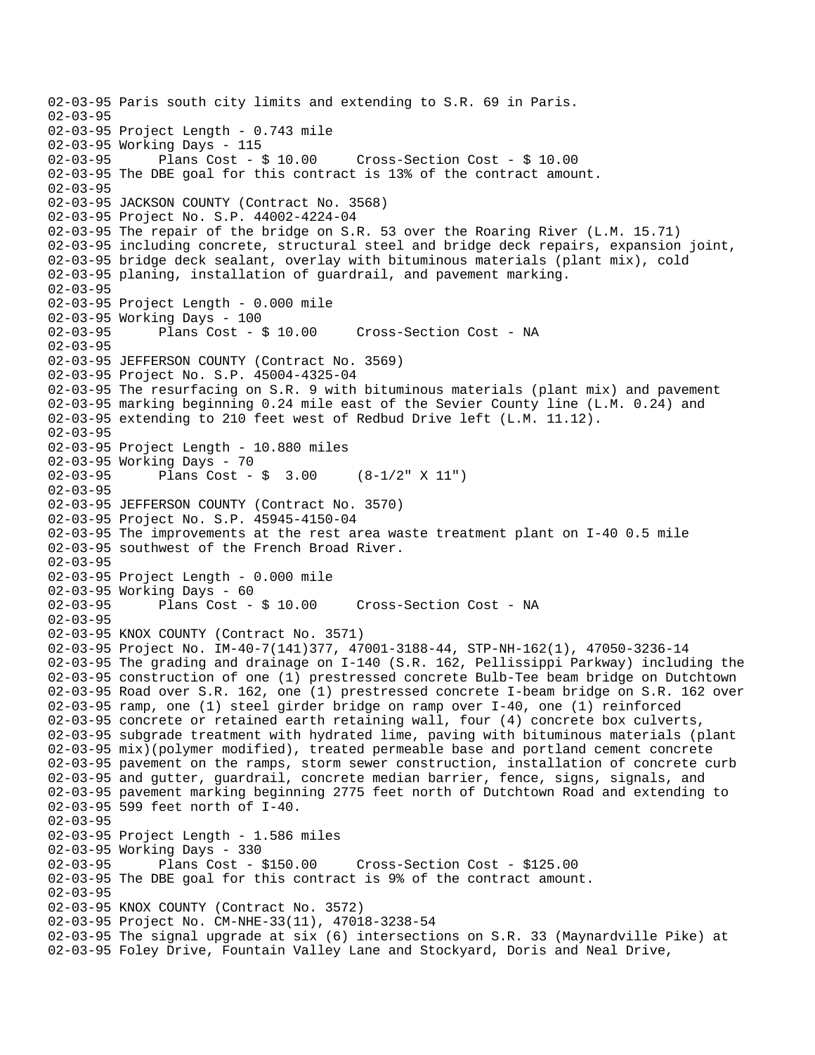02-03-95 Paris south city limits and extending to S.R. 69 in Paris.
02-03-95
02-03-95 Project Length - 0.743 mile
02-03-95 Working Days - 115
02-03-95       Plans Cost - $ 10.00     Cross-Section Cost - $ 10.00
02-03-95 The DBE goal for this contract is 13% of the contract amount.
02-03-95
02-03-95 JACKSON COUNTY (Contract No. 3568)
02-03-95 Project No. S.P. 44002-4224-04
02-03-95 The repair of the bridge on S.R. 53 over the Roaring River (L.M. 15.71)
02-03-95 including concrete, structural steel and bridge deck repairs, expansion joint,
02-03-95 bridge deck sealant, overlay with bituminous materials (plant mix), cold
02-03-95 planing, installation of guardrail, and pavement marking.
02-03-95
02-03-95 Project Length - 0.000 mile
02-03-95 Working Days - 100
02-03-95       Plans Cost - $ 10.00     Cross-Section Cost - NA
02-03-95
02-03-95 JEFFERSON COUNTY (Contract No. 3569)
02-03-95 Project No. S.P. 45004-4325-04
02-03-95 The resurfacing on S.R. 9 with bituminous materials (plant mix) and pavement
02-03-95 marking beginning 0.24 mile east of the Sevier County line (L.M. 0.24) and
02-03-95 extending to 210 feet west of Redbud Drive left (L.M. 11.12).
02-03-95
02-03-95 Project Length - 10.880 miles
02-03-95 Working Days - 70
02-03-95       Plans Cost - $  3.00     (8-1/2" X 11")
02-03-95
02-03-95 JEFFERSON COUNTY (Contract No. 3570)
02-03-95 Project No. S.P. 45945-4150-04
02-03-95 The improvements at the rest area waste treatment plant on I-40 0.5 mile
02-03-95 southwest of the French Broad River.
02-03-95
02-03-95 Project Length - 0.000 mile
02-03-95 Working Days - 60
02-03-95       Plans Cost - $ 10.00     Cross-Section Cost - NA
02-03-95
02-03-95 KNOX COUNTY (Contract No. 3571)
02-03-95 Project No. IM-40-7(141)377, 47001-3188-44, STP-NH-162(1), 47050-3236-14
02-03-95 The grading and drainage on I-140 (S.R. 162, Pellissippi Parkway) including the
02-03-95 construction of one (1) prestressed concrete Bulb-Tee beam bridge on Dutchtown
02-03-95 Road over S.R. 162, one (1) prestressed concrete I-beam bridge on S.R. 162 over
02-03-95 ramp, one (1) steel girder bridge on ramp over I-40, one (1) reinforced
02-03-95 concrete or retained earth retaining wall, four (4) concrete box culverts,
02-03-95 subgrade treatment with hydrated lime, paving with bituminous materials (plant
02-03-95 mix)(polymer modified), treated permeable base and portland cement concrete
02-03-95 pavement on the ramps, storm sewer construction, installation of concrete curb
02-03-95 and gutter, guardrail, concrete median barrier, fence, signs, signals, and
02-03-95 pavement marking beginning 2775 feet north of Dutchtown Road and extending to
02-03-95 599 feet north of I-40.
02-03-95
02-03-95 Project Length - 1.586 miles
02-03-95 Working Days - 330
02-03-95       Plans Cost - $150.00     Cross-Section Cost - $125.00
02-03-95 The DBE goal for this contract is 9% of the contract amount.
02-03-95
02-03-95 KNOX COUNTY (Contract No. 3572)
02-03-95 Project No. CM-NHE-33(11), 47018-3238-54
02-03-95 The signal upgrade at six (6) intersections on S.R. 33 (Maynardville Pike) at
02-03-95 Foley Drive, Fountain Valley Lane and Stockyard, Doris and Neal Drive,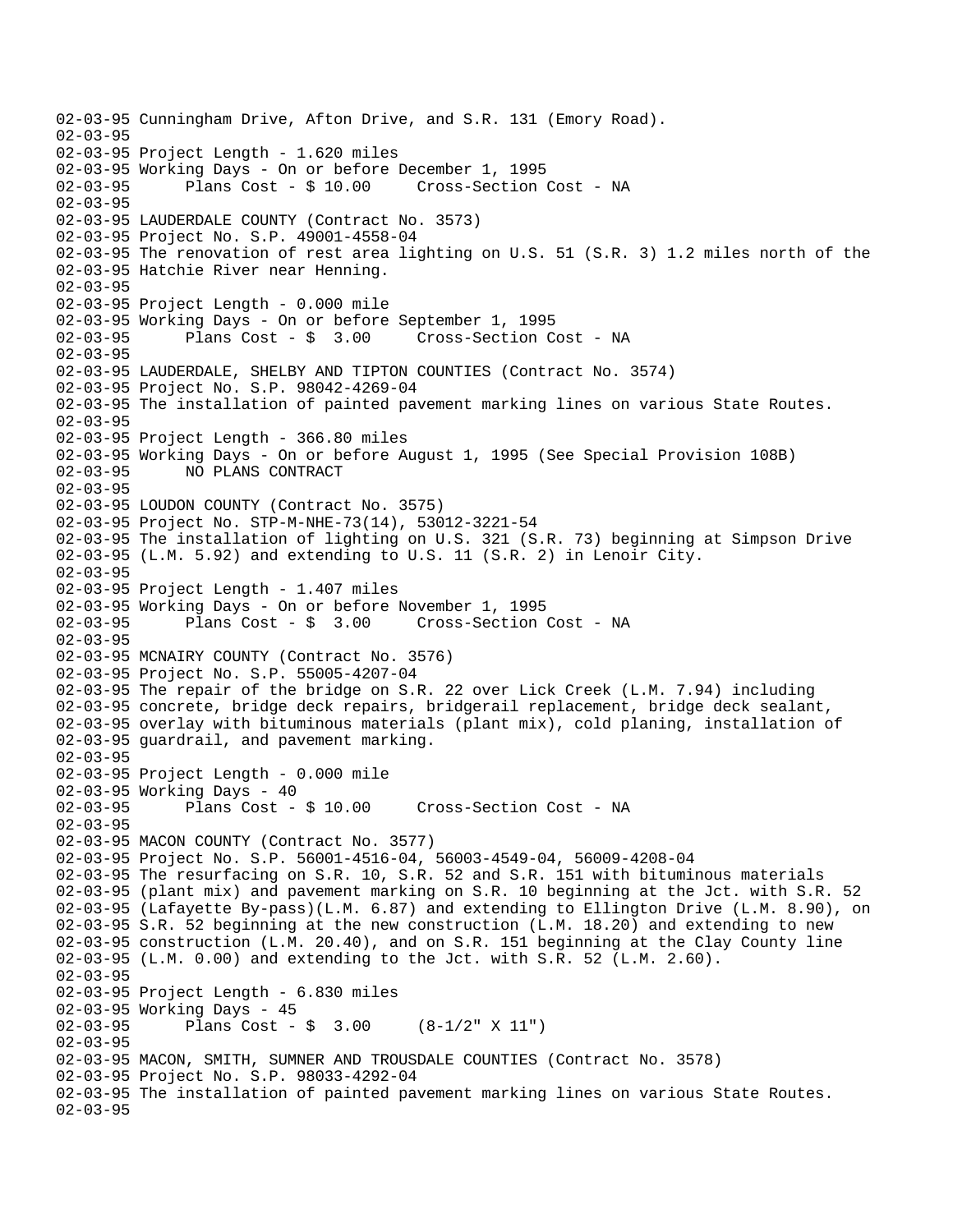```
02-03-95 Cunningham Drive, Afton Drive, and S.R. 131 (Emory Road).
02-03-95
02-03-95 Project Length - 1.620 miles
02-03-95 Working Days - On or before December 1, 1995
02-03-95       Plans Cost - $ 10.00     Cross-Section Cost - NA
02-03-95
02-03-95 LAUDERDALE COUNTY (Contract No. 3573)
02-03-95 Project No. S.P. 49001-4558-04
02-03-95 The renovation of rest area lighting on U.S. 51 (S.R. 3) 1.2 miles north of the
02-03-95 Hatchie River near Henning.
02-03-95
02-03-95 Project Length - 0.000 mile
02-03-95 Working Days - On or before September 1, 1995
02-03-95       Plans Cost - $  3.00     Cross-Section Cost - NA
02-03-95
02-03-95 LAUDERDALE, SHELBY AND TIPTON COUNTIES (Contract No. 3574)
02-03-95 Project No. S.P. 98042-4269-04
02-03-95 The installation of painted pavement marking lines on various State Routes.
02-03-95
02-03-95 Project Length - 366.80 miles
02-03-95 Working Days - On or before August 1, 1995 (See Special Provision 108B)
02-03-95       NO PLANS CONTRACT
02-03-95
02-03-95 LOUDON COUNTY (Contract No. 3575)
02-03-95 Project No. STP-M-NHE-73(14), 53012-3221-54
02-03-95 The installation of lighting on U.S. 321 (S.R. 73) beginning at Simpson Drive
02-03-95 (L.M. 5.92) and extending to U.S. 11 (S.R. 2) in Lenoir City.
02-03-95
02-03-95 Project Length - 1.407 miles
02-03-95 Working Days - On or before November 1, 1995
02-03-95       Plans Cost - $  3.00     Cross-Section Cost - NA
02-03-95
02-03-95 MCNAIRY COUNTY (Contract No. 3576)
02-03-95 Project No. S.P. 55005-4207-04
02-03-95 The repair of the bridge on S.R. 22 over Lick Creek (L.M. 7.94) including
02-03-95 concrete, bridge deck repairs, bridgerail replacement, bridge deck sealant,
02-03-95 overlay with bituminous materials (plant mix), cold planing, installation of
02-03-95 guardrail, and pavement marking.
02-03-95
02-03-95 Project Length - 0.000 mile
02-03-95 Working Days - 40
02-03-95       Plans Cost - $ 10.00     Cross-Section Cost - NA
02-03-95
02-03-95 MACON COUNTY (Contract No. 3577)
02-03-95 Project No. S.P. 56001-4516-04, 56003-4549-04, 56009-4208-04
02-03-95 The resurfacing on S.R. 10, S.R. 52 and S.R. 151 with bituminous materials
02-03-95 (plant mix) and pavement marking on S.R. 10 beginning at the Jct. with S.R. 52
02-03-95 (Lafayette By-pass)(L.M. 6.87) and extending to Ellington Drive (L.M. 8.90), on
02-03-95 S.R. 52 beginning at the new construction (L.M. 18.20) and extending to new
02-03-95 construction (L.M. 20.40), and on S.R. 151 beginning at the Clay County line
02-03-95 (L.M. 0.00) and extending to the Jct. with S.R. 52 (L.M. 2.60).
02-03-95
02-03-95 Project Length - 6.830 miles
02-03-95 Working Days - 45
02-03-95       Plans Cost - $  3.00     (8-1/2" X 11")
02-03-95
02-03-95 MACON, SMITH, SUMNER AND TROUSDALE COUNTIES (Contract No. 3578)
02-03-95 Project No. S.P. 98033-4292-04
02-03-95 The installation of painted pavement marking lines on various State Routes.
02-03-95
```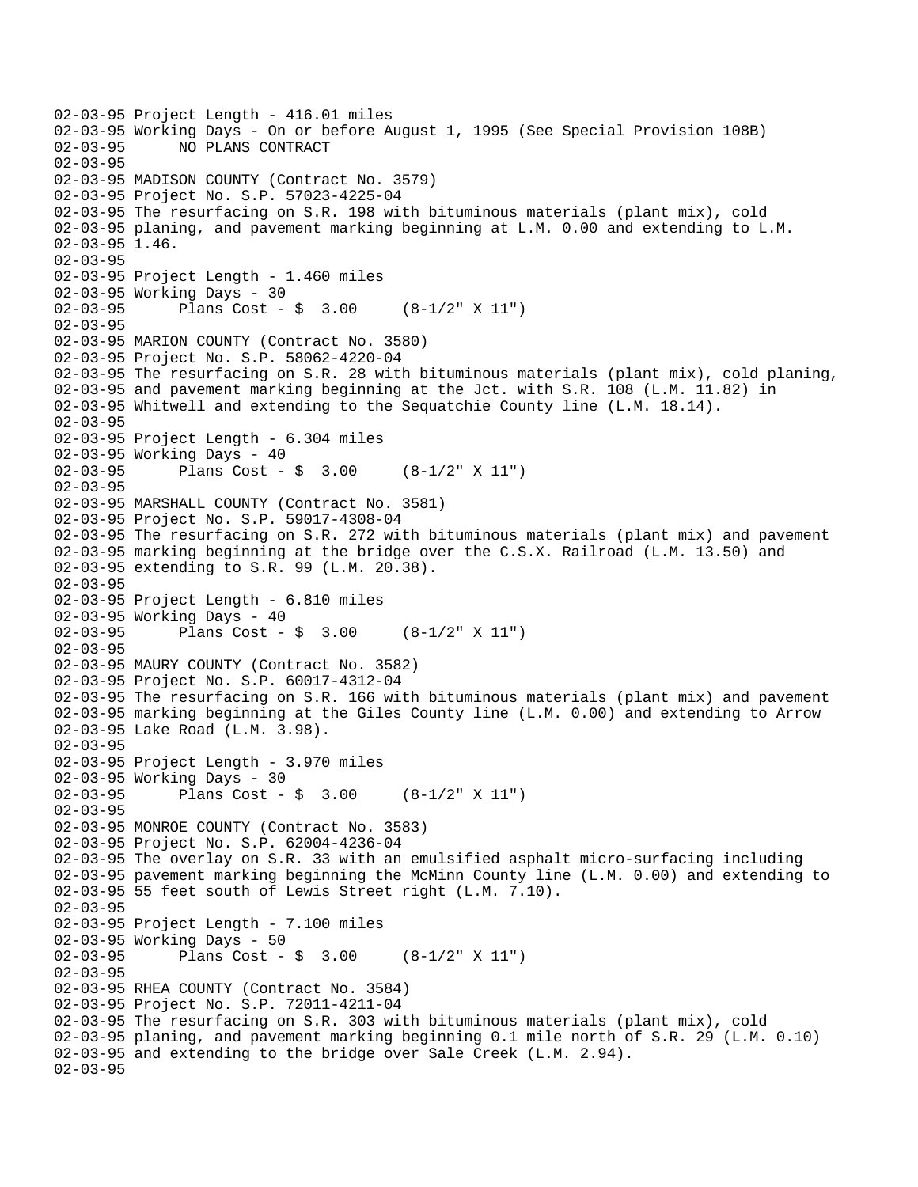```
02-03-95 Project Length - 416.01 miles
02-03-95 Working Days - On or before August 1, 1995 (See Special Provision 108B)
02-03-95      NO PLANS CONTRACT
02-03-95
02-03-95 MADISON COUNTY (Contract No. 3579)
02-03-95 Project No. S.P. 57023-4225-04
02-03-95 The resurfacing on S.R. 198 with bituminous materials (plant mix), cold
02-03-95 planing, and pavement marking beginning at L.M. 0.00 and extending to L.M.
02-03-95 1.46.
02-03-95
02-03-95 Project Length - 1.460 miles
02-03-95 Working Days - 30
02-03-95      Plans Cost - $  3.00     (8-1/2" X 11")
02-03-95
02-03-95 MARION COUNTY (Contract No. 3580)
02-03-95 Project No. S.P. 58062-4220-04
02-03-95 The resurfacing on S.R. 28 with bituminous materials (plant mix), cold planing,
02-03-95 and pavement marking beginning at the Jct. with S.R. 108 (L.M. 11.82) in
02-03-95 Whitwell and extending to the Sequatchie County line (L.M. 18.14).
02-03-95
02-03-95 Project Length - 6.304 miles
02-03-95 Working Days - 40
02-03-95      Plans Cost - $  3.00     (8-1/2" X 11")
02-03-95
02-03-95 MARSHALL COUNTY (Contract No. 3581)
02-03-95 Project No. S.P. 59017-4308-04
02-03-95 The resurfacing on S.R. 272 with bituminous materials (plant mix) and pavement
02-03-95 marking beginning at the bridge over the C.S.X. Railroad (L.M. 13.50) and
02-03-95 extending to S.R. 99 (L.M. 20.38).
02-03-95
02-03-95 Project Length - 6.810 miles
02-03-95 Working Days - 40
02-03-95      Plans Cost - $  3.00     (8-1/2" X 11")
02-03-95
02-03-95 MAURY COUNTY (Contract No. 3582)
02-03-95 Project No. S.P. 60017-4312-04
02-03-95 The resurfacing on S.R. 166 with bituminous materials (plant mix) and pavement
02-03-95 marking beginning at the Giles County line (L.M. 0.00) and extending to Arrow
02-03-95 Lake Road (L.M. 3.98).
02-03-95
02-03-95 Project Length - 3.970 miles
02-03-95 Working Days - 30
02-03-95      Plans Cost - $  3.00     (8-1/2" X 11")
02-03-95
02-03-95 MONROE COUNTY (Contract No. 3583)
02-03-95 Project No. S.P. 62004-4236-04
02-03-95 The overlay on S.R. 33 with an emulsified asphalt micro-surfacing including
02-03-95 pavement marking beginning the McMinn County line (L.M. 0.00) and extending to
02-03-95 55 feet south of Lewis Street right (L.M. 7.10).
02-03-95
02-03-95 Project Length - 7.100 miles
02-03-95 Working Days - 50
02-03-95      Plans Cost - $  3.00     (8-1/2" X 11")
02-03-95
02-03-95 RHEA COUNTY (Contract No. 3584)
02-03-95 Project No. S.P. 72011-4211-04
02-03-95 The resurfacing on S.R. 303 with bituminous materials (plant mix), cold
02-03-95 planing, and pavement marking beginning 0.1 mile north of S.R. 29 (L.M. 0.10)
02-03-95 and extending to the bridge over Sale Creek (L.M. 2.94).
02-03-95
```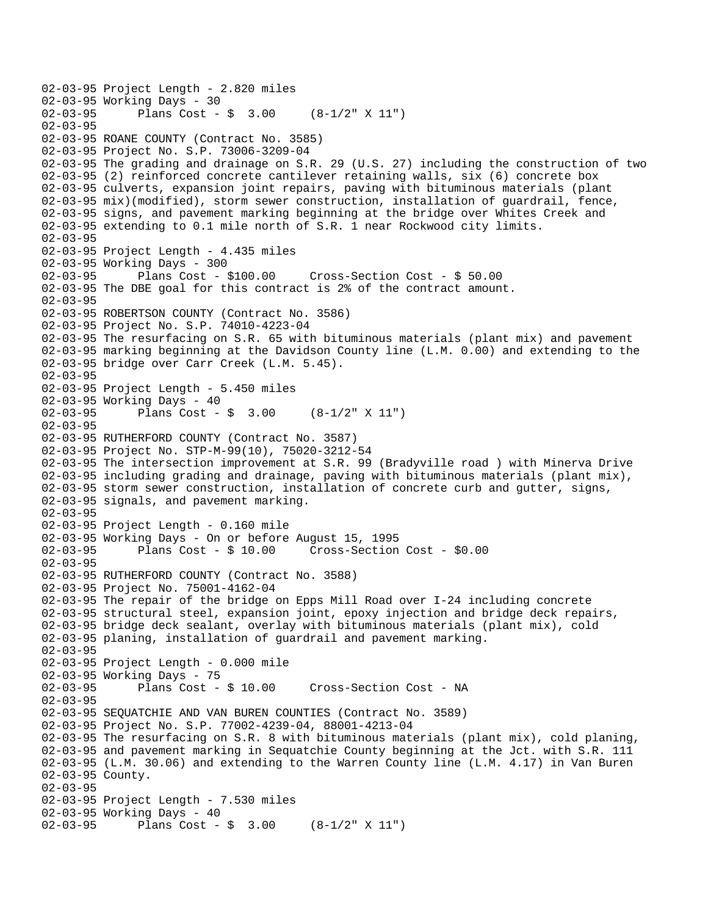```
02-03-95 Project Length - 2.820 miles
02-03-95 Working Days - 30
02-03-95      Plans Cost - $  3.00     (8-1/2" X 11")
02-03-95
02-03-95 ROANE COUNTY (Contract No. 3585)
02-03-95 Project No. S.P. 73006-3209-04
02-03-95 The grading and drainage on S.R. 29 (U.S. 27) including the construction of two
02-03-95 (2) reinforced concrete cantilever retaining walls, six (6) concrete box
02-03-95 culverts, expansion joint repairs, paving with bituminous materials (plant
02-03-95 mix)(modified), storm sewer construction, installation of guardrail, fence,
02-03-95 signs, and pavement marking beginning at the bridge over Whites Creek and
02-03-95 extending to 0.1 mile north of S.R. 1 near Rockwood city limits.
02-03-95
02-03-95 Project Length - 4.435 miles
02-03-95 Working Days - 300
02-03-95      Plans Cost - $100.00     Cross-Section Cost - $ 50.00
02-03-95 The DBE goal for this contract is 2% of the contract amount.
02-03-95
02-03-95 ROBERTSON COUNTY (Contract No. 3586)
02-03-95 Project No. S.P. 74010-4223-04
02-03-95 The resurfacing on S.R. 65 with bituminous materials (plant mix) and pavement
02-03-95 marking beginning at the Davidson County line (L.M. 0.00) and extending to the
02-03-95 bridge over Carr Creek (L.M. 5.45).
02-03-95
02-03-95 Project Length - 5.450 miles
02-03-95 Working Days - 40
02-03-95      Plans Cost - $  3.00     (8-1/2" X 11")
02-03-95
02-03-95 RUTHERFORD COUNTY (Contract No. 3587)
02-03-95 Project No. STP-M-99(10), 75020-3212-54
02-03-95 The intersection improvement at S.R. 99 (Bradyville road ) with Minerva Drive
02-03-95 including grading and drainage, paving with bituminous materials (plant mix),
02-03-95 storm sewer construction, installation of concrete curb and gutter, signs,
02-03-95 signals, and pavement marking.
02-03-95
02-03-95 Project Length - 0.160 mile
02-03-95 Working Days - On or before August 15, 1995
02-03-95      Plans Cost - $ 10.00     Cross-Section Cost - $0.00
02-03-95
02-03-95 RUTHERFORD COUNTY (Contract No. 3588)
02-03-95 Project No. 75001-4162-04
02-03-95 The repair of the bridge on Epps Mill Road over I-24 including concrete
02-03-95 structural steel, expansion joint, epoxy injection and bridge deck repairs,
02-03-95 bridge deck sealant, overlay with bituminous materials (plant mix), cold
02-03-95 planing, installation of guardrail and pavement marking.
02-03-95
02-03-95 Project Length - 0.000 mile
02-03-95 Working Days - 75
02-03-95      Plans Cost - $ 10.00     Cross-Section Cost - NA
02-03-95
02-03-95 SEQUATCHIE AND VAN BUREN COUNTIES (Contract No. 3589)
02-03-95 Project No. S.P. 77002-4239-04, 88001-4213-04
02-03-95 The resurfacing on S.R. 8 with bituminous materials (plant mix), cold planing,
02-03-95 and pavement marking in Sequatchie County beginning at the Jct. with S.R. 111
02-03-95 (L.M. 30.06) and extending to the Warren County line (L.M. 4.17) in Van Buren
02-03-95 County.
02-03-95
02-03-95 Project Length - 7.530 miles
02-03-95 Working Days - 40
02-03-95      Plans Cost - $  3.00     (8-1/2" X 11")
```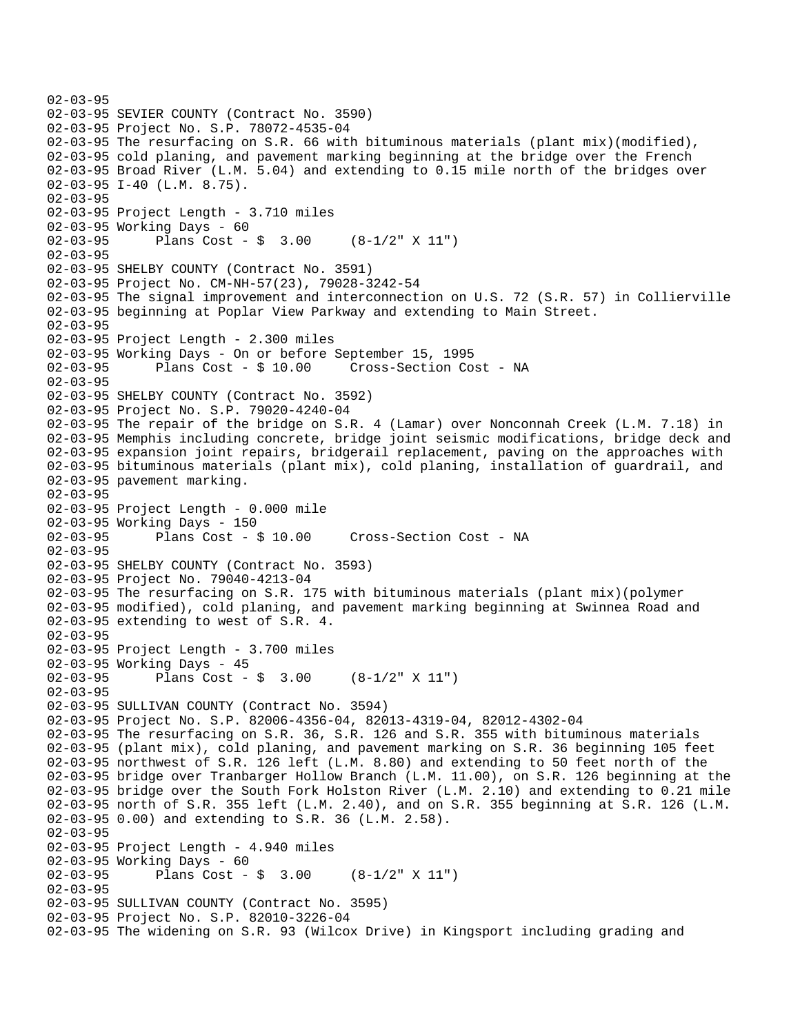02-03-95
02-03-95 SEVIER COUNTY (Contract No. 3590)
02-03-95 Project No. S.P. 78072-4535-04
02-03-95 The resurfacing on S.R. 66 with bituminous materials (plant mix)(modified),
02-03-95 cold planing, and pavement marking beginning at the bridge over the French
02-03-95 Broad River (L.M. 5.04) and extending to 0.15 mile north of the bridges over
02-03-95 I-40 (L.M. 8.75).
02-03-95
02-03-95 Project Length - 3.710 miles
02-03-95 Working Days - 60
02-03-95 Plans Cost - $ 3.00 (8-1/2" X 11")
02-03-95
02-03-95 SHELBY COUNTY (Contract No. 3591)
02-03-95 Project No. CM-NH-57(23), 79028-3242-54
02-03-95 The signal improvement and interconnection on U.S. 72 (S.R. 57) in Collierville
02-03-95 beginning at Poplar View Parkway and extending to Main Street.
02-03-95
02-03-95 Project Length - 2.300 miles
02-03-95 Working Days - On or before September 15, 1995
02-03-95 Plans Cost - $ 10.00 Cross-Section Cost - NA
02-03-95
02-03-95 SHELBY COUNTY (Contract No. 3592)
02-03-95 Project No. S.P. 79020-4240-04
02-03-95 The repair of the bridge on S.R. 4 (Lamar) over Nonconnah Creek (L.M. 7.18) in
02-03-95 Memphis including concrete, bridge joint seismic modifications, bridge deck and
02-03-95 expansion joint repairs, bridgerail replacement, paving on the approaches with
02-03-95 bituminous materials (plant mix), cold planing, installation of guardrail, and
02-03-95 pavement marking.
02-03-95
02-03-95 Project Length - 0.000 mile
02-03-95 Working Days - 150
02-03-95 Plans Cost - $ 10.00 Cross-Section Cost - NA
02-03-95
02-03-95 SHELBY COUNTY (Contract No. 3593)
02-03-95 Project No. 79040-4213-04
02-03-95 The resurfacing on S.R. 175 with bituminous materials (plant mix)(polymer
02-03-95 modified), cold planing, and pavement marking beginning at Swinnea Road and
02-03-95 extending to west of S.R. 4.
02-03-95
02-03-95 Project Length - 3.700 miles
02-03-95 Working Days - 45
02-03-95 Plans Cost - $ 3.00 (8-1/2" X 11")
02-03-95
02-03-95 SULLIVAN COUNTY (Contract No. 3594)
02-03-95 Project No. S.P. 82006-4356-04, 82013-4319-04, 82012-4302-04
02-03-95 The resurfacing on S.R. 36, S.R. 126 and S.R. 355 with bituminous materials
02-03-95 (plant mix), cold planing, and pavement marking on S.R. 36 beginning 105 feet
02-03-95 northwest of S.R. 126 left (L.M. 8.80) and extending to 50 feet north of the
02-03-95 bridge over Tranbarger Hollow Branch (L.M. 11.00), on S.R. 126 beginning at the
02-03-95 bridge over the South Fork Holston River (L.M. 2.10) and extending to 0.21 mile
02-03-95 north of S.R. 355 left (L.M. 2.40), and on S.R. 355 beginning at S.R. 126 (L.M.
02-03-95 0.00) and extending to S.R. 36 (L.M. 2.58).
02-03-95
02-03-95 Project Length - 4.940 miles
02-03-95 Working Days - 60
02-03-95 Plans Cost - $ 3.00 (8-1/2" X 11")
02-03-95
02-03-95 SULLIVAN COUNTY (Contract No. 3595)
02-03-95 Project No. S.P. 82010-3226-04
02-03-95 The widening on S.R. 93 (Wilcox Drive) in Kingsport including grading and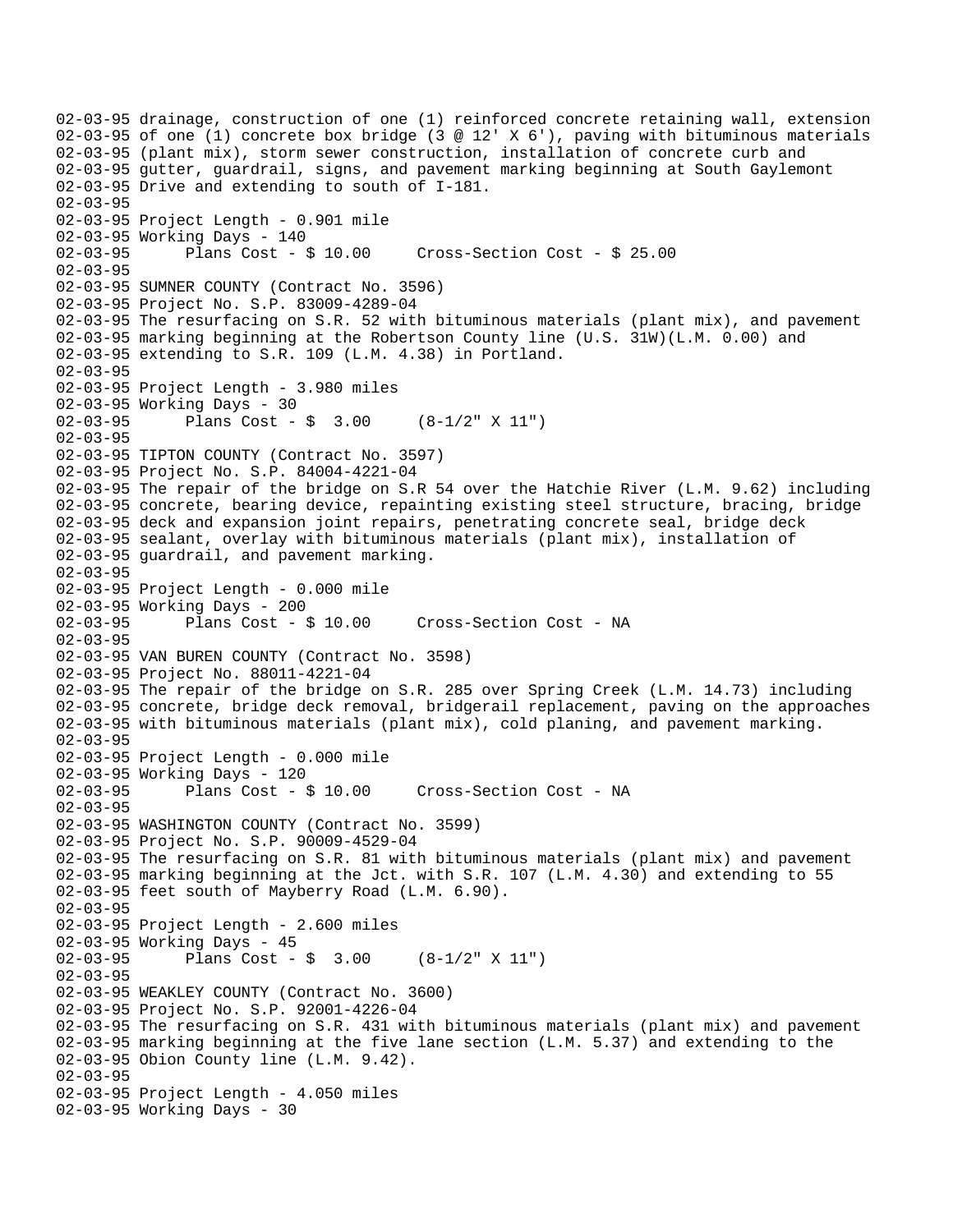```
02-03-95 drainage, construction of one (1) reinforced concrete retaining wall, extension
02-03-95 of one (1) concrete box bridge (3 @ 12' X 6'), paving with bituminous materials
02-03-95 (plant mix), storm sewer construction, installation of concrete curb and
02-03-95 gutter, guardrail, signs, and pavement marking beginning at South Gaylemont
02-03-95 Drive and extending to south of I-181.
02-03-95
02-03-95 Project Length - 0.901 mile
02-03-95 Working Days - 140
02-03-95       Plans Cost - $ 10.00     Cross-Section Cost - $ 25.00
02-03-95
02-03-95 SUMNER COUNTY (Contract No. 3596)
02-03-95 Project No. S.P. 83009-4289-04
02-03-95 The resurfacing on S.R. 52 with bituminous materials (plant mix), and pavement
02-03-95 marking beginning at the Robertson County line (U.S. 31W)(L.M. 0.00) and
02-03-95 extending to S.R. 109 (L.M. 4.38) in Portland.
02-03-95
02-03-95 Project Length - 3.980 miles
02-03-95 Working Days - 30
02-03-95       Plans Cost - $  3.00     (8-1/2" X 11")
02-03-95
02-03-95 TIPTON COUNTY (Contract No. 3597)
02-03-95 Project No. S.P. 84004-4221-04
02-03-95 The repair of the bridge on S.R 54 over the Hatchie River (L.M. 9.62) including
02-03-95 concrete, bearing device, repainting existing steel structure, bracing, bridge
02-03-95 deck and expansion joint repairs, penetrating concrete seal, bridge deck
02-03-95 sealant, overlay with bituminous materials (plant mix), installation of
02-03-95 guardrail, and pavement marking.
02-03-95
02-03-95 Project Length - 0.000 mile
02-03-95 Working Days - 200
02-03-95       Plans Cost - $ 10.00     Cross-Section Cost - NA
02-03-95
02-03-95 VAN BUREN COUNTY (Contract No. 3598)
02-03-95 Project No. 88011-4221-04
02-03-95 The repair of the bridge on S.R. 285 over Spring Creek (L.M. 14.73) including
02-03-95 concrete, bridge deck removal, bridgerail replacement, paving on the approaches
02-03-95 with bituminous materials (plant mix), cold planing, and pavement marking.
02-03-95
02-03-95 Project Length - 0.000 mile
02-03-95 Working Days - 120
02-03-95       Plans Cost - $ 10.00     Cross-Section Cost - NA
02-03-95
02-03-95 WASHINGTON COUNTY (Contract No. 3599)
02-03-95 Project No. S.P. 90009-4529-04
02-03-95 The resurfacing on S.R. 81 with bituminous materials (plant mix) and pavement
02-03-95 marking beginning at the Jct. with S.R. 107 (L.M. 4.30) and extending to 55
02-03-95 feet south of Mayberry Road (L.M. 6.90).
02-03-95
02-03-95 Project Length - 2.600 miles
02-03-95 Working Days - 45
02-03-95       Plans Cost - $  3.00     (8-1/2" X 11")
02-03-95
02-03-95 WEAKLEY COUNTY (Contract No. 3600)
02-03-95 Project No. S.P. 92001-4226-04
02-03-95 The resurfacing on S.R. 431 with bituminous materials (plant mix) and pavement
02-03-95 marking beginning at the five lane section (L.M. 5.37) and extending to the
02-03-95 Obion County line (L.M. 9.42).
02-03-95
02-03-95 Project Length - 4.050 miles
02-03-95 Working Days - 30
```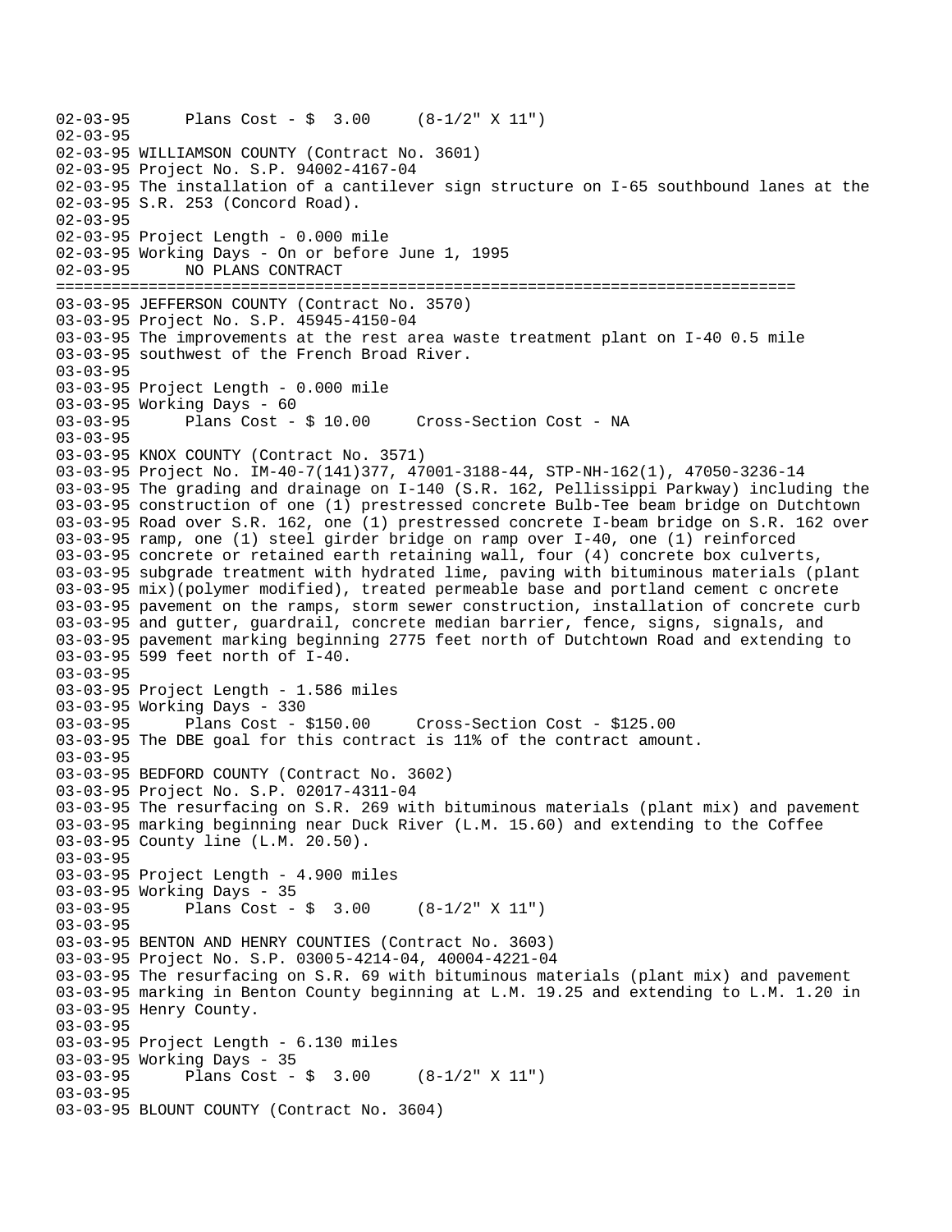```
02-03-95      Plans Cost - $  3.00     (8-1/2" X 11")
02-03-95
02-03-95 WILLIAMSON COUNTY (Contract No. 3601)
02-03-95 Project No. S.P. 94002-4167-04
02-03-95 The installation of a cantilever sign structure on I-65 southbound lanes at the
02-03-95 S.R. 253 (Concord Road).
02-03-95
02-03-95 Project Length - 0.000 mile
02-03-95 Working Days - On or before June 1, 1995
02-03-95      NO PLANS CONTRACT
================================================================================
03-03-95 JEFFERSON COUNTY (Contract No. 3570)
03-03-95 Project No. S.P. 45945-4150-04
03-03-95 The improvements at the rest area waste treatment plant on I-40 0.5 mile
03-03-95 southwest of the French Broad River.
03-03-95
03-03-95 Project Length - 0.000 mile
03-03-95 Working Days - 60
03-03-95      Plans Cost - $ 10.00     Cross-Section Cost - NA
03-03-95
03-03-95 KNOX COUNTY (Contract No. 3571)
03-03-95 Project No. IM-40-7(141)377, 47001-3188-44, STP-NH-162(1), 47050-3236-14
03-03-95 The grading and drainage on I-140 (S.R. 162, Pellissippi Parkway) including the
03-03-95 construction of one (1) prestressed concrete Bulb-Tee beam bridge on Dutchtown
03-03-95 Road over S.R. 162, one (1) prestressed concrete I-beam bridge on S.R. 162 over
03-03-95 ramp, one (1) steel girder bridge on ramp over I-40, one (1) reinforced
03-03-95 concrete or retained earth retaining wall, four (4) concrete box culverts,
03-03-95 subgrade treatment with hydrated lime, paving with bituminous materials (plant
03-03-95 mix)(polymer modified), treated permeable base and portland cement c oncrete
03-03-95 pavement on the ramps, storm sewer construction, installation of concrete curb
03-03-95 and gutter, guardrail, concrete median barrier, fence, signs, signals, and
03-03-95 pavement marking beginning 2775 feet north of Dutchtown Road and extending to
03-03-95 599 feet north of I-40.
03-03-95
03-03-95 Project Length - 1.586 miles
03-03-95 Working Days - 330
03-03-95      Plans Cost - $150.00     Cross-Section Cost - $125.00
03-03-95 The DBE goal for this contract is 11% of the contract amount.
03-03-95
03-03-95 BEDFORD COUNTY (Contract No. 3602)
03-03-95 Project No. S.P. 02017-4311-04
03-03-95 The resurfacing on S.R. 269 with bituminous materials (plant mix) and pavement
03-03-95 marking beginning near Duck River (L.M. 15.60) and extending to the Coffee
03-03-95 County line (L.M. 20.50).
03-03-95
03-03-95 Project Length - 4.900 miles
03-03-95 Working Days - 35
03-03-95      Plans Cost - $  3.00     (8-1/2" X 11")
03-03-95
03-03-95 BENTON AND HENRY COUNTIES (Contract No. 3603)
03-03-95 Project No. S.P. 03005-4214-04, 40004-4221-04
03-03-95 The resurfacing on S.R. 69 with bituminous materials (plant mix) and pavement
03-03-95 marking in Benton County beginning at L.M. 19.25 and extending to L.M. 1.20 in
03-03-95 Henry County.
03-03-95
03-03-95 Project Length - 6.130 miles
03-03-95 Working Days - 35
03-03-95      Plans Cost - $  3.00     (8-1/2" X 11")
03-03-95
03-03-95 BLOUNT COUNTY (Contract No. 3604)
```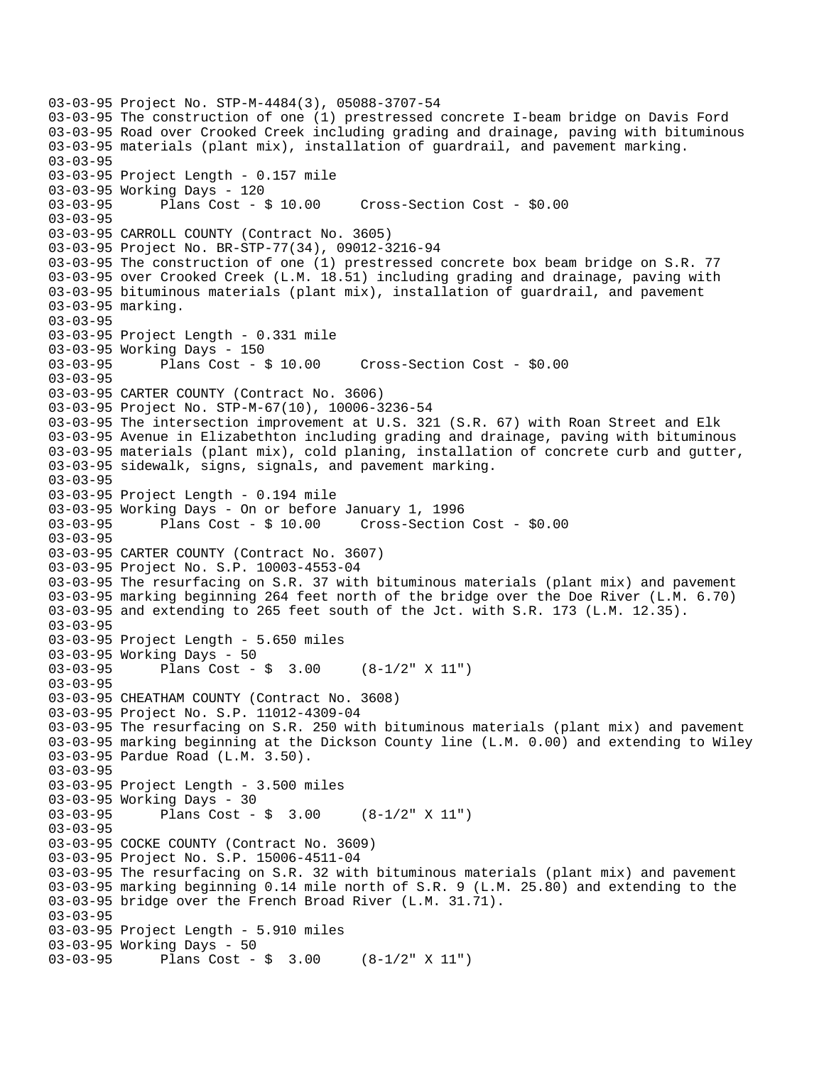```
03-03-95 Project No. STP-M-4484(3), 05088-3707-54
03-03-95 The construction of one (1) prestressed concrete I-beam bridge on Davis Ford
03-03-95 Road over Crooked Creek including grading and drainage, paving with bituminous
03-03-95 materials (plant mix), installation of guardrail, and pavement marking.
03-03-95
03-03-95 Project Length - 0.157 mile
03-03-95 Working Days - 120
03-03-95       Plans Cost - $ 10.00     Cross-Section Cost - $0.00
03-03-95
03-03-95 CARROLL COUNTY (Contract No. 3605)
03-03-95 Project No. BR-STP-77(34), 09012-3216-94
03-03-95 The construction of one (1) prestressed concrete box beam bridge on S.R. 77
03-03-95 over Crooked Creek (L.M. 18.51) including grading and drainage, paving with
03-03-95 bituminous materials (plant mix), installation of guardrail, and pavement
03-03-95 marking.
03-03-95
03-03-95 Project Length - 0.331 mile
03-03-95 Working Days - 150
03-03-95       Plans Cost - $ 10.00     Cross-Section Cost - $0.00
03-03-95
03-03-95 CARTER COUNTY (Contract No. 3606)
03-03-95 Project No. STP-M-67(10), 10006-3236-54
03-03-95 The intersection improvement at U.S. 321 (S.R. 67) with Roan Street and Elk
03-03-95 Avenue in Elizabethton including grading and drainage, paving with bituminous
03-03-95 materials (plant mix), cold planing, installation of concrete curb and gutter,
03-03-95 sidewalk, signs, signals, and pavement marking.
03-03-95
03-03-95 Project Length - 0.194 mile
03-03-95 Working Days - On or before January 1, 1996
03-03-95       Plans Cost - $ 10.00     Cross-Section Cost - $0.00
03-03-95
03-03-95 CARTER COUNTY (Contract No. 3607)
03-03-95 Project No. S.P. 10003-4553-04
03-03-95 The resurfacing on S.R. 37 with bituminous materials (plant mix) and pavement
03-03-95 marking beginning 264 feet north of the bridge over the Doe River (L.M. 6.70)
03-03-95 and extending to 265 feet south of the Jct. with S.R. 173 (L.M. 12.35).
03-03-95
03-03-95 Project Length - 5.650 miles
03-03-95 Working Days - 50
03-03-95       Plans Cost - $  3.00     (8-1/2" X 11")
03-03-95
03-03-95 CHEATHAM COUNTY (Contract No. 3608)
03-03-95 Project No. S.P. 11012-4309-04
03-03-95 The resurfacing on S.R. 250 with bituminous materials (plant mix) and pavement
03-03-95 marking beginning at the Dickson County line (L.M. 0.00) and extending to Wiley
03-03-95 Pardue Road (L.M. 3.50).
03-03-95
03-03-95 Project Length - 3.500 miles
03-03-95 Working Days - 30
03-03-95       Plans Cost - $  3.00     (8-1/2" X 11")
03-03-95
03-03-95 COCKE COUNTY (Contract No. 3609)
03-03-95 Project No. S.P. 15006-4511-04
03-03-95 The resurfacing on S.R. 32 with bituminous materials (plant mix) and pavement
03-03-95 marking beginning 0.14 mile north of S.R. 9 (L.M. 25.80) and extending to the
03-03-95 bridge over the French Broad River (L.M. 31.71).
03-03-95
03-03-95 Project Length - 5.910 miles
03-03-95 Working Days - 50
03-03-95       Plans Cost - $  3.00     (8-1/2" X 11")
```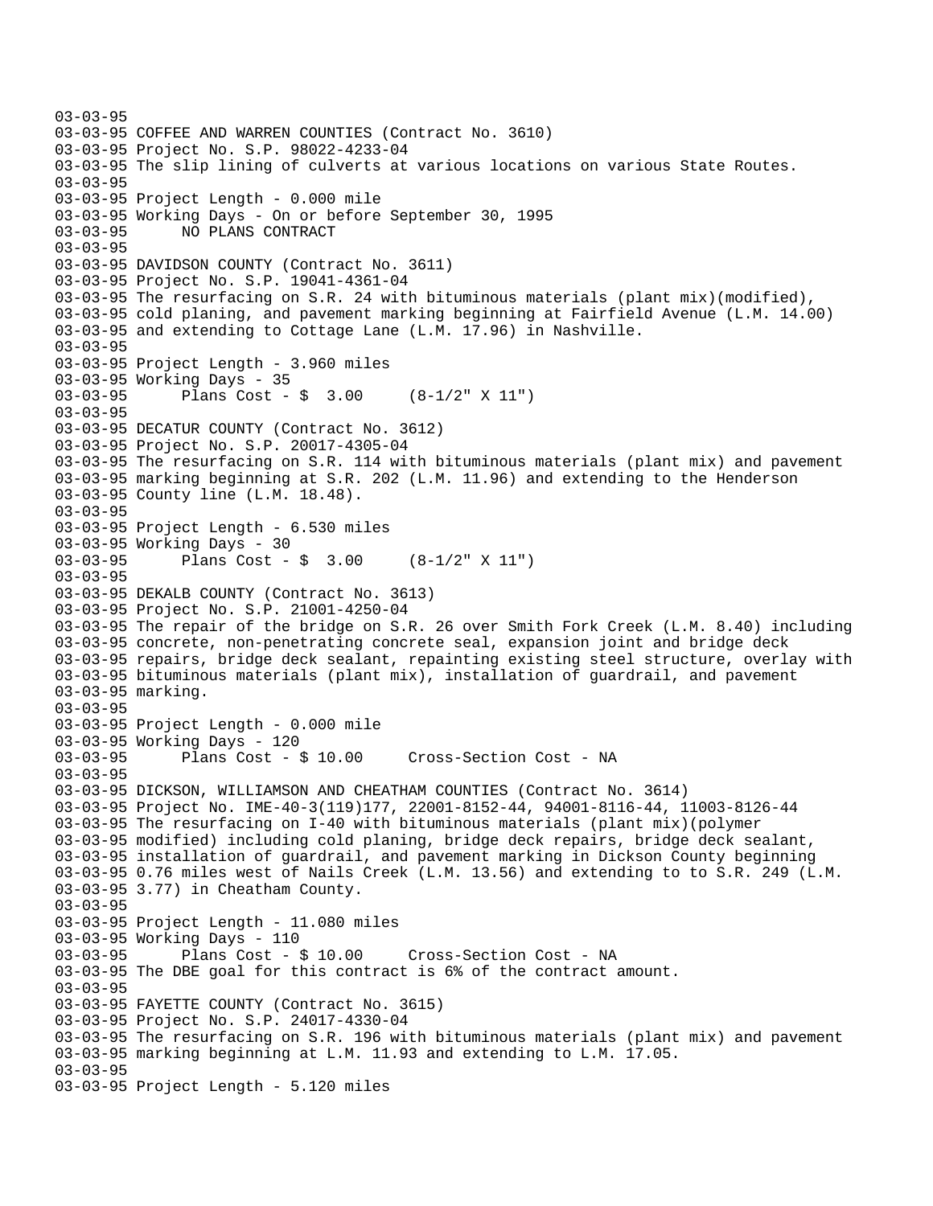```
03-03-95
03-03-95 COFFEE AND WARREN COUNTIES (Contract No. 3610)
03-03-95 Project No. S.P. 98022-4233-04
03-03-95 The slip lining of culverts at various locations on various State Routes.
03-03-95
03-03-95 Project Length - 0.000 mile
03-03-95 Working Days - On or before September 30, 1995
03-03-95       NO PLANS CONTRACT
03-03-95
03-03-95 DAVIDSON COUNTY (Contract No. 3611)
03-03-95 Project No. S.P. 19041-4361-04
03-03-95 The resurfacing on S.R. 24 with bituminous materials (plant mix)(modified),
03-03-95 cold planing, and pavement marking beginning at Fairfield Avenue (L.M. 14.00)
03-03-95 and extending to Cottage Lane (L.M. 17.96) in Nashville.
03-03-95
03-03-95 Project Length - 3.960 miles
03-03-95 Working Days - 35
03-03-95       Plans Cost - $  3.00     (8-1/2" X 11")
03-03-95
03-03-95 DECATUR COUNTY (Contract No. 3612)
03-03-95 Project No. S.P. 20017-4305-04
03-03-95 The resurfacing on S.R. 114 with bituminous materials (plant mix) and pavement
03-03-95 marking beginning at S.R. 202 (L.M. 11.96) and extending to the Henderson
03-03-95 County line (L.M. 18.48).
03-03-95
03-03-95 Project Length - 6.530 miles
03-03-95 Working Days - 30
03-03-95       Plans Cost - $  3.00     (8-1/2" X 11")
03-03-95
03-03-95 DEKALB COUNTY (Contract No. 3613)
03-03-95 Project No. S.P. 21001-4250-04
03-03-95 The repair of the bridge on S.R. 26 over Smith Fork Creek (L.M. 8.40) including
03-03-95 concrete, non-penetrating concrete seal, expansion joint and bridge deck
03-03-95 repairs, bridge deck sealant, repainting existing steel structure, overlay with
03-03-95 bituminous materials (plant mix), installation of guardrail, and pavement
03-03-95 marking.
03-03-95
03-03-95 Project Length - 0.000 mile
03-03-95 Working Days - 120
03-03-95       Plans Cost - $ 10.00     Cross-Section Cost - NA
03-03-95
03-03-95 DICKSON, WILLIAMSON AND CHEATHAM COUNTIES (Contract No. 3614)
03-03-95 Project No. IME-40-3(119)177, 22001-8152-44, 94001-8116-44, 11003-8126-44
03-03-95 The resurfacing on I-40 with bituminous materials (plant mix)(polymer
03-03-95 modified) including cold planing, bridge deck repairs, bridge deck sealant,
03-03-95 installation of guardrail, and pavement marking in Dickson County beginning
03-03-95 0.76 miles west of Nails Creek (L.M. 13.56) and extending to to S.R. 249 (L.M.
03-03-95 3.77) in Cheatham County.
03-03-95
03-03-95 Project Length - 11.080 miles
03-03-95 Working Days - 110
03-03-95       Plans Cost - $ 10.00     Cross-Section Cost - NA
03-03-95 The DBE goal for this contract is 6% of the contract amount.
03-03-95
03-03-95 FAYETTE COUNTY (Contract No. 3615)
03-03-95 Project No. S.P. 24017-4330-04
03-03-95 The resurfacing on S.R. 196 with bituminous materials (plant mix) and pavement
03-03-95 marking beginning at L.M. 11.93 and extending to L.M. 17.05.
03-03-95
03-03-95 Project Length - 5.120 miles
```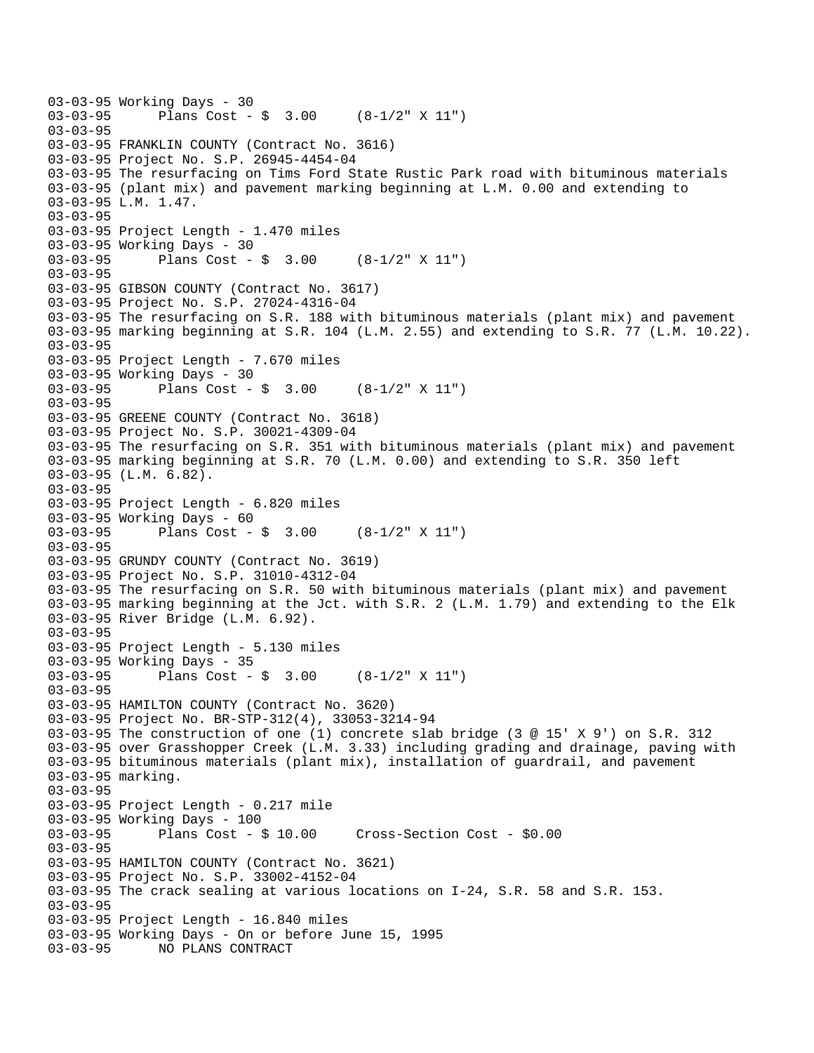```
03-03-95 Working Days - 30
03-03-95      Plans Cost - $  3.00     (8-1/2" X 11")
03-03-95
03-03-95 FRANKLIN COUNTY (Contract No. 3616)
03-03-95 Project No. S.P. 26945-4454-04
03-03-95 The resurfacing on Tims Ford State Rustic Park road with bituminous materials
03-03-95 (plant mix) and pavement marking beginning at L.M. 0.00 and extending to
03-03-95 L.M. 1.47.
03-03-95
03-03-95 Project Length - 1.470 miles
03-03-95 Working Days - 30
03-03-95      Plans Cost - $  3.00     (8-1/2" X 11")
03-03-95
03-03-95 GIBSON COUNTY (Contract No. 3617)
03-03-95 Project No. S.P. 27024-4316-04
03-03-95 The resurfacing on S.R. 188 with bituminous materials (plant mix) and pavement
03-03-95 marking beginning at S.R. 104 (L.M. 2.55) and extending to S.R. 77 (L.M. 10.22).
03-03-95
03-03-95 Project Length - 7.670 miles
03-03-95 Working Days - 30
03-03-95      Plans Cost - $  3.00     (8-1/2" X 11")
03-03-95
03-03-95 GREENE COUNTY (Contract No. 3618)
03-03-95 Project No. S.P. 30021-4309-04
03-03-95 The resurfacing on S.R. 351 with bituminous materials (plant mix) and pavement
03-03-95 marking beginning at S.R. 70 (L.M. 0.00) and extending to S.R. 350 left
03-03-95 (L.M. 6.82).
03-03-95
03-03-95 Project Length - 6.820 miles
03-03-95 Working Days - 60
03-03-95      Plans Cost - $  3.00     (8-1/2" X 11")
03-03-95
03-03-95 GRUNDY COUNTY (Contract No. 3619)
03-03-95 Project No. S.P. 31010-4312-04
03-03-95 The resurfacing on S.R. 50 with bituminous materials (plant mix) and pavement
03-03-95 marking beginning at the Jct. with S.R. 2 (L.M. 1.79) and extending to the Elk
03-03-95 River Bridge (L.M. 6.92).
03-03-95
03-03-95 Project Length - 5.130 miles
03-03-95 Working Days - 35
03-03-95      Plans Cost - $  3.00     (8-1/2" X 11")
03-03-95
03-03-95 HAMILTON COUNTY (Contract No. 3620)
03-03-95 Project No. BR-STP-312(4), 33053-3214-94
03-03-95 The construction of one (1) concrete slab bridge (3 @ 15' X 9') on S.R. 312
03-03-95 over Grasshopper Creek (L.M. 3.33) including grading and drainage, paving with
03-03-95 bituminous materials (plant mix), installation of guardrail, and pavement
03-03-95 marking.
03-03-95
03-03-95 Project Length - 0.217 mile
03-03-95 Working Days - 100
03-03-95      Plans Cost - $ 10.00     Cross-Section Cost - $0.00
03-03-95
03-03-95 HAMILTON COUNTY (Contract No. 3621)
03-03-95 Project No. S.P. 33002-4152-04
03-03-95 The crack sealing at various locations on I-24, S.R. 58 and S.R. 153.
03-03-95
03-03-95 Project Length - 16.840 miles
03-03-95 Working Days - On or before June 15, 1995
03-03-95      NO PLANS CONTRACT
```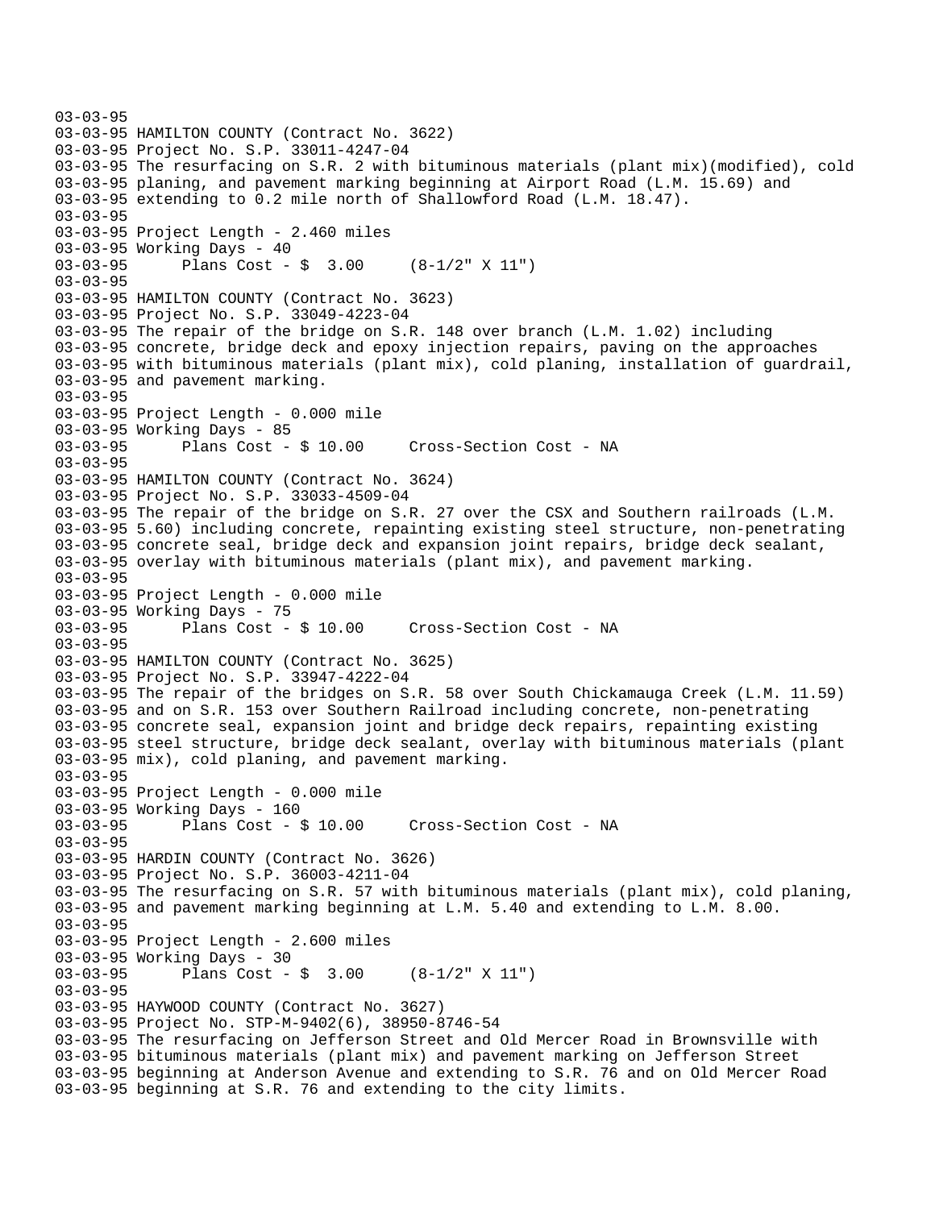```
03-03-95
03-03-95 HAMILTON COUNTY (Contract No. 3622)
03-03-95 Project No. S.P. 33011-4247-04
03-03-95 The resurfacing on S.R. 2 with bituminous materials (plant mix)(modified), cold
03-03-95 planing, and pavement marking beginning at Airport Road (L.M. 15.69) and
03-03-95 extending to 0.2 mile north of Shallowford Road (L.M. 18.47).
03-03-95
03-03-95 Project Length - 2.460 miles
03-03-95 Working Days - 40
03-03-95      Plans Cost - $  3.00     (8-1/2" X 11")
03-03-95
03-03-95 HAMILTON COUNTY (Contract No. 3623)
03-03-95 Project No. S.P. 33049-4223-04
03-03-95 The repair of the bridge on S.R. 148 over branch (L.M. 1.02) including
03-03-95 concrete, bridge deck and epoxy injection repairs, paving on the approaches
03-03-95 with bituminous materials (plant mix), cold planing, installation of guardrail,
03-03-95 and pavement marking.
03-03-95
03-03-95 Project Length - 0.000 mile
03-03-95 Working Days - 85
03-03-95      Plans Cost - $ 10.00     Cross-Section Cost - NA
03-03-95
03-03-95 HAMILTON COUNTY (Contract No. 3624)
03-03-95 Project No. S.P. 33033-4509-04
03-03-95 The repair of the bridge on S.R. 27 over the CSX and Southern railroads (L.M.
03-03-95 5.60) including concrete, repainting existing steel structure, non-penetrating
03-03-95 concrete seal, bridge deck and expansion joint repairs, bridge deck sealant,
03-03-95 overlay with bituminous materials (plant mix), and pavement marking.
03-03-95
03-03-95 Project Length - 0.000 mile
03-03-95 Working Days - 75
03-03-95      Plans Cost - $ 10.00     Cross-Section Cost - NA
03-03-95
03-03-95 HAMILTON COUNTY (Contract No. 3625)
03-03-95 Project No. S.P. 33947-4222-04
03-03-95 The repair of the bridges on S.R. 58 over South Chickamauga Creek (L.M. 11.59)
03-03-95 and on S.R. 153 over Southern Railroad including concrete, non-penetrating
03-03-95 concrete seal, expansion joint and bridge deck repairs, repainting existing
03-03-95 steel structure, bridge deck sealant, overlay with bituminous materials (plant
03-03-95 mix), cold planing, and pavement marking.
03-03-95
03-03-95 Project Length - 0.000 mile
03-03-95 Working Days - 160
03-03-95      Plans Cost - $ 10.00     Cross-Section Cost - NA
03-03-95
03-03-95 HARDIN COUNTY (Contract No. 3626)
03-03-95 Project No. S.P. 36003-4211-04
03-03-95 The resurfacing on S.R. 57 with bituminous materials (plant mix), cold planing,
03-03-95 and pavement marking beginning at L.M. 5.40 and extending to L.M. 8.00.
03-03-95
03-03-95 Project Length - 2.600 miles
03-03-95 Working Days - 30
03-03-95      Plans Cost - $  3.00     (8-1/2" X 11")
03-03-95
03-03-95 HAYWOOD COUNTY (Contract No. 3627)
03-03-95 Project No. STP-M-9402(6), 38950-8746-54
03-03-95 The resurfacing on Jefferson Street and Old Mercer Road in Brownsville with
03-03-95 bituminous materials (plant mix) and pavement marking on Jefferson Street
03-03-95 beginning at Anderson Avenue and extending to S.R. 76 and on Old Mercer Road
03-03-95 beginning at S.R. 76 and extending to the city limits.
```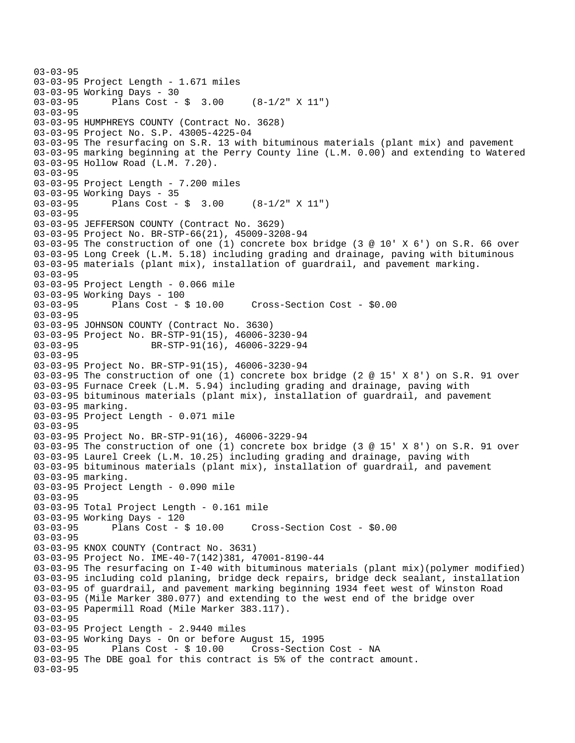```
03-03-95
03-03-95 Project Length - 1.671 miles
03-03-95 Working Days - 30
03-03-95      Plans Cost - $  3.00     (8-1/2" X 11")
03-03-95
03-03-95 HUMPHREYS COUNTY (Contract No. 3628)
03-03-95 Project No. S.P. 43005-4225-04
03-03-95 The resurfacing on S.R. 13 with bituminous materials (plant mix) and pavement
03-03-95 marking beginning at the Perry County line (L.M. 0.00) and extending to Watered
03-03-95 Hollow Road (L.M. 7.20).
03-03-95
03-03-95 Project Length - 7.200 miles
03-03-95 Working Days - 35
03-03-95      Plans Cost - $  3.00     (8-1/2" X 11")
03-03-95
03-03-95 JEFFERSON COUNTY (Contract No. 3629)
03-03-95 Project No. BR-STP-66(21), 45009-3208-94
03-03-95 The construction of one (1) concrete box bridge (3 @ 10' X 6') on S.R. 66 over
03-03-95 Long Creek (L.M. 5.18) including grading and drainage, paving with bituminous
03-03-95 materials (plant mix), installation of guardrail, and pavement marking.
03-03-95
03-03-95 Project Length - 0.066 mile
03-03-95 Working Days - 100
03-03-95      Plans Cost - $ 10.00     Cross-Section Cost - $0.00
03-03-95
03-03-95 JOHNSON COUNTY (Contract No. 3630)
03-03-95 Project No. BR-STP-91(15), 46006-3230-94
03-03-95              BR-STP-91(16), 46006-3229-94
03-03-95
03-03-95 Project No. BR-STP-91(15), 46006-3230-94
03-03-95 The construction of one (1) concrete box bridge (2 @ 15' X 8') on S.R. 91 over
03-03-95 Furnace Creek (L.M. 5.94) including grading and drainage, paving with
03-03-95 bituminous materials (plant mix), installation of guardrail, and pavement
03-03-95 marking.
03-03-95 Project Length - 0.071 mile
03-03-95
03-03-95 Project No. BR-STP-91(16), 46006-3229-94
03-03-95 The construction of one (1) concrete box bridge (3 @ 15' X 8') on S.R. 91 over
03-03-95 Laurel Creek (L.M. 10.25) including grading and drainage, paving with
03-03-95 bituminous materials (plant mix), installation of guardrail, and pavement
03-03-95 marking.
03-03-95 Project Length - 0.090 mile
03-03-95
03-03-95 Total Project Length - 0.161 mile
03-03-95 Working Days - 120
03-03-95      Plans Cost - $ 10.00     Cross-Section Cost - $0.00
03-03-95
03-03-95 KNOX COUNTY (Contract No. 3631)
03-03-95 Project No. IME-40-7(142)381, 47001-8190-44
03-03-95 The resurfacing on I-40 with bituminous materials (plant mix)(polymer modified)
03-03-95 including cold planing, bridge deck repairs, bridge deck sealant, installation
03-03-95 of guardrail, and pavement marking beginning 1934 feet west of Winston Road
03-03-95 (Mile Marker 380.077) and extending to the west end of the bridge over
03-03-95 Papermill Road (Mile Marker 383.117).
03-03-95
03-03-95 Project Length - 2.9440 miles
03-03-95 Working Days - On or before August 15, 1995
03-03-95      Plans Cost - $ 10.00     Cross-Section Cost - NA
03-03-95 The DBE goal for this contract is 5% of the contract amount.
03-03-95
```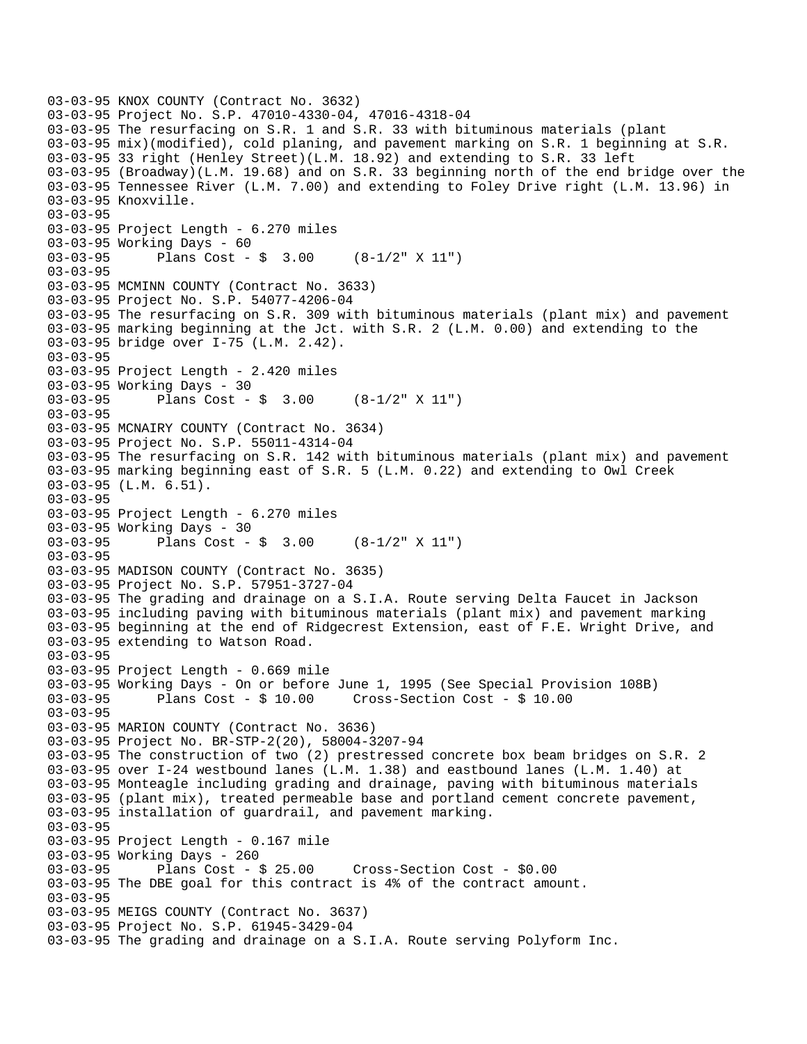```
03-03-95 KNOX COUNTY (Contract No. 3632)
03-03-95 Project No. S.P. 47010-4330-04, 47016-4318-04
03-03-95 The resurfacing on S.R. 1 and S.R. 33 with bituminous materials (plant
03-03-95 mix)(modified), cold planing, and pavement marking on S.R. 1 beginning at S.R.
03-03-95 33 right (Henley Street)(L.M. 18.92) and extending to S.R. 33 left
03-03-95 (Broadway)(L.M. 19.68) and on S.R. 33 beginning north of the end bridge over the
03-03-95 Tennessee River (L.M. 7.00) and extending to Foley Drive right (L.M. 13.96) in
03-03-95 Knoxville.
03-03-95
03-03-95 Project Length - 6.270 miles
03-03-95 Working Days - 60
03-03-95      Plans Cost - $  3.00     (8-1/2" X 11")
03-03-95
03-03-95 MCMINN COUNTY (Contract No. 3633)
03-03-95 Project No. S.P. 54077-4206-04
03-03-95 The resurfacing on S.R. 309 with bituminous materials (plant mix) and pavement
03-03-95 marking beginning at the Jct. with S.R. 2 (L.M. 0.00) and extending to the
03-03-95 bridge over I-75 (L.M. 2.42).
03-03-95
03-03-95 Project Length - 2.420 miles
03-03-95 Working Days - 30
03-03-95      Plans Cost - $  3.00     (8-1/2" X 11")
03-03-95
03-03-95 MCNAIRY COUNTY (Contract No. 3634)
03-03-95 Project No. S.P. 55011-4314-04
03-03-95 The resurfacing on S.R. 142 with bituminous materials (plant mix) and pavement
03-03-95 marking beginning east of S.R. 5 (L.M. 0.22) and extending to Owl Creek
03-03-95 (L.M. 6.51).
03-03-95
03-03-95 Project Length - 6.270 miles
03-03-95 Working Days - 30
03-03-95      Plans Cost - $  3.00     (8-1/2" X 11")
03-03-95
03-03-95 MADISON COUNTY (Contract No. 3635)
03-03-95 Project No. S.P. 57951-3727-04
03-03-95 The grading and drainage on a S.I.A. Route serving Delta Faucet in Jackson
03-03-95 including paving with bituminous materials (plant mix) and pavement marking
03-03-95 beginning at the end of Ridgecrest Extension, east of F.E. Wright Drive, and
03-03-95 extending to Watson Road.
03-03-95
03-03-95 Project Length - 0.669 mile
03-03-95 Working Days - On or before June 1, 1995 (See Special Provision 108B)
03-03-95      Plans Cost - $ 10.00     Cross-Section Cost - $ 10.00
03-03-95
03-03-95 MARION COUNTY (Contract No. 3636)
03-03-95 Project No. BR-STP-2(20), 58004-3207-94
03-03-95 The construction of two (2) prestressed concrete box beam bridges on S.R. 2
03-03-95 over I-24 westbound lanes (L.M. 1.38) and eastbound lanes (L.M. 1.40) at
03-03-95 Monteagle including grading and drainage, paving with bituminous materials
03-03-95 (plant mix), treated permeable base and portland cement concrete pavement,
03-03-95 installation of guardrail, and pavement marking.
03-03-95
03-03-95 Project Length - 0.167 mile
03-03-95 Working Days - 260
03-03-95      Plans Cost - $ 25.00     Cross-Section Cost - $0.00
03-03-95 The DBE goal for this contract is 4% of the contract amount.
03-03-95
03-03-95 MEIGS COUNTY (Contract No. 3637)
03-03-95 Project No. S.P. 61945-3429-04
03-03-95 The grading and drainage on a S.I.A. Route serving Polyform Inc.
```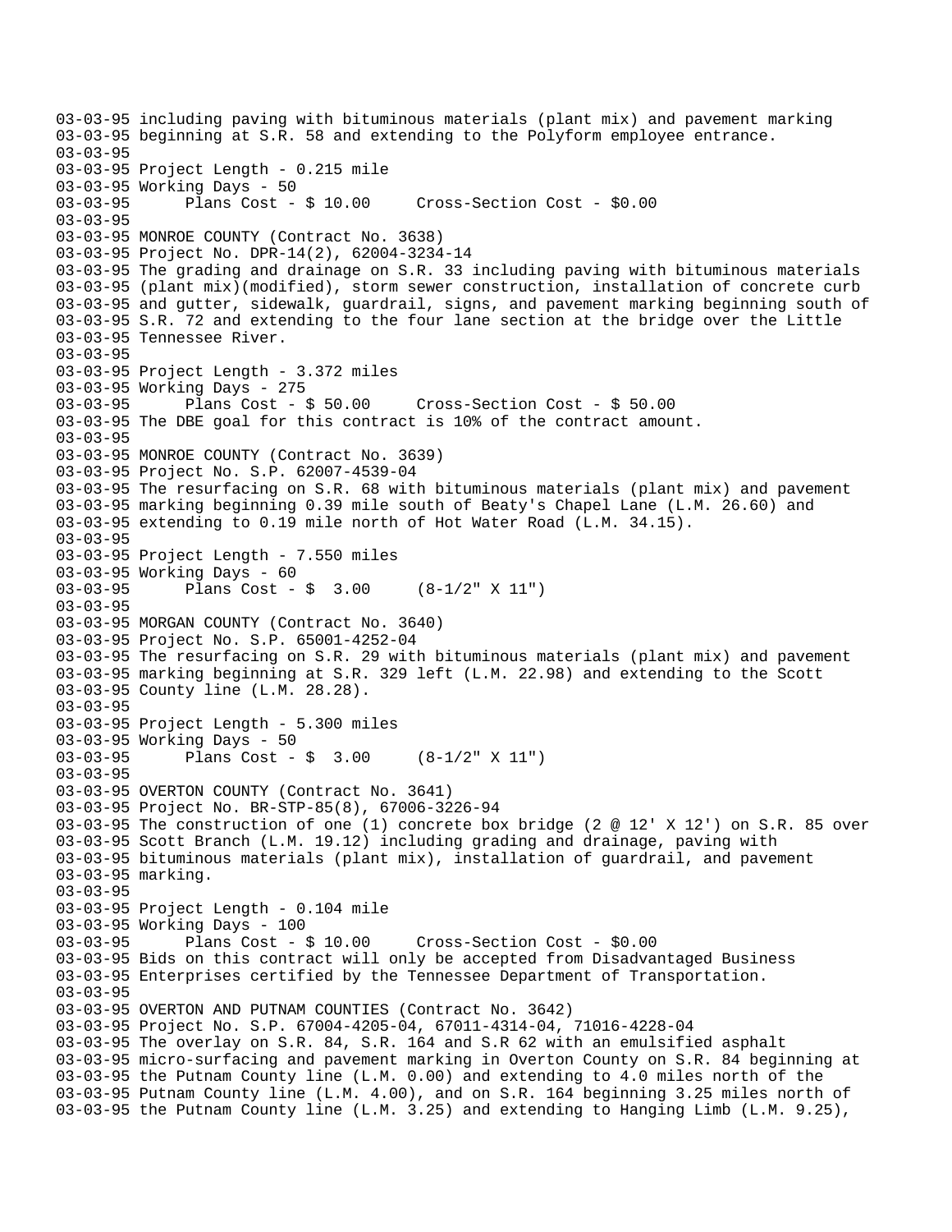```
03-03-95 including paving with bituminous materials (plant mix) and pavement marking
03-03-95 beginning at S.R. 58 and extending to the Polyform employee entrance.
03-03-95
03-03-95 Project Length - 0.215 mile
03-03-95 Working Days - 50
03-03-95       Plans Cost - $ 10.00     Cross-Section Cost - $0.00
03-03-95
03-03-95 MONROE COUNTY (Contract No. 3638)
03-03-95 Project No. DPR-14(2), 62004-3234-14
03-03-95 The grading and drainage on S.R. 33 including paving with bituminous materials
03-03-95 (plant mix)(modified), storm sewer construction, installation of concrete curb
03-03-95 and gutter, sidewalk, guardrail, signs, and pavement marking beginning south of
03-03-95 S.R. 72 and extending to the four lane section at the bridge over the Little
03-03-95 Tennessee River.
03-03-95
03-03-95 Project Length - 3.372 miles
03-03-95 Working Days - 275
03-03-95       Plans Cost - $ 50.00     Cross-Section Cost - $ 50.00
03-03-95 The DBE goal for this contract is 10% of the contract amount.
03-03-95
03-03-95 MONROE COUNTY (Contract No. 3639)
03-03-95 Project No. S.P. 62007-4539-04
03-03-95 The resurfacing on S.R. 68 with bituminous materials (plant mix) and pavement
03-03-95 marking beginning 0.39 mile south of Beaty's Chapel Lane (L.M. 26.60) and
03-03-95 extending to 0.19 mile north of Hot Water Road (L.M. 34.15).
03-03-95
03-03-95 Project Length - 7.550 miles
03-03-95 Working Days - 60
03-03-95       Plans Cost - $  3.00     (8-1/2" X 11")
03-03-95
03-03-95 MORGAN COUNTY (Contract No. 3640)
03-03-95 Project No. S.P. 65001-4252-04
03-03-95 The resurfacing on S.R. 29 with bituminous materials (plant mix) and pavement
03-03-95 marking beginning at S.R. 329 left (L.M. 22.98) and extending to the Scott
03-03-95 County line (L.M. 28.28).
03-03-95
03-03-95 Project Length - 5.300 miles
03-03-95 Working Days - 50
03-03-95       Plans Cost - $  3.00     (8-1/2" X 11")
03-03-95
03-03-95 OVERTON COUNTY (Contract No. 3641)
03-03-95 Project No. BR-STP-85(8), 67006-3226-94
03-03-95 The construction of one (1) concrete box bridge (2 @ 12' X 12') on S.R. 85 over
03-03-95 Scott Branch (L.M. 19.12) including grading and drainage, paving with
03-03-95 bituminous materials (plant mix), installation of guardrail, and pavement
03-03-95 marking.
03-03-95
03-03-95 Project Length - 0.104 mile
03-03-95 Working Days - 100
03-03-95       Plans Cost - $ 10.00     Cross-Section Cost - $0.00
03-03-95 Bids on this contract will only be accepted from Disadvantaged Business
03-03-95 Enterprises certified by the Tennessee Department of Transportation.
03-03-95
03-03-95 OVERTON AND PUTNAM COUNTIES (Contract No. 3642)
03-03-95 Project No. S.P. 67004-4205-04, 67011-4314-04, 71016-4228-04
03-03-95 The overlay on S.R. 84, S.R. 164 and S.R 62 with an emulsified asphalt
03-03-95 micro-surfacing and pavement marking in Overton County on S.R. 84 beginning at
03-03-95 the Putnam County line (L.M. 0.00) and extending to 4.0 miles north of the
03-03-95 Putnam County line (L.M. 4.00), and on S.R. 164 beginning 3.25 miles north of
03-03-95 the Putnam County line (L.M. 3.25) and extending to Hanging Limb (L.M. 9.25),
```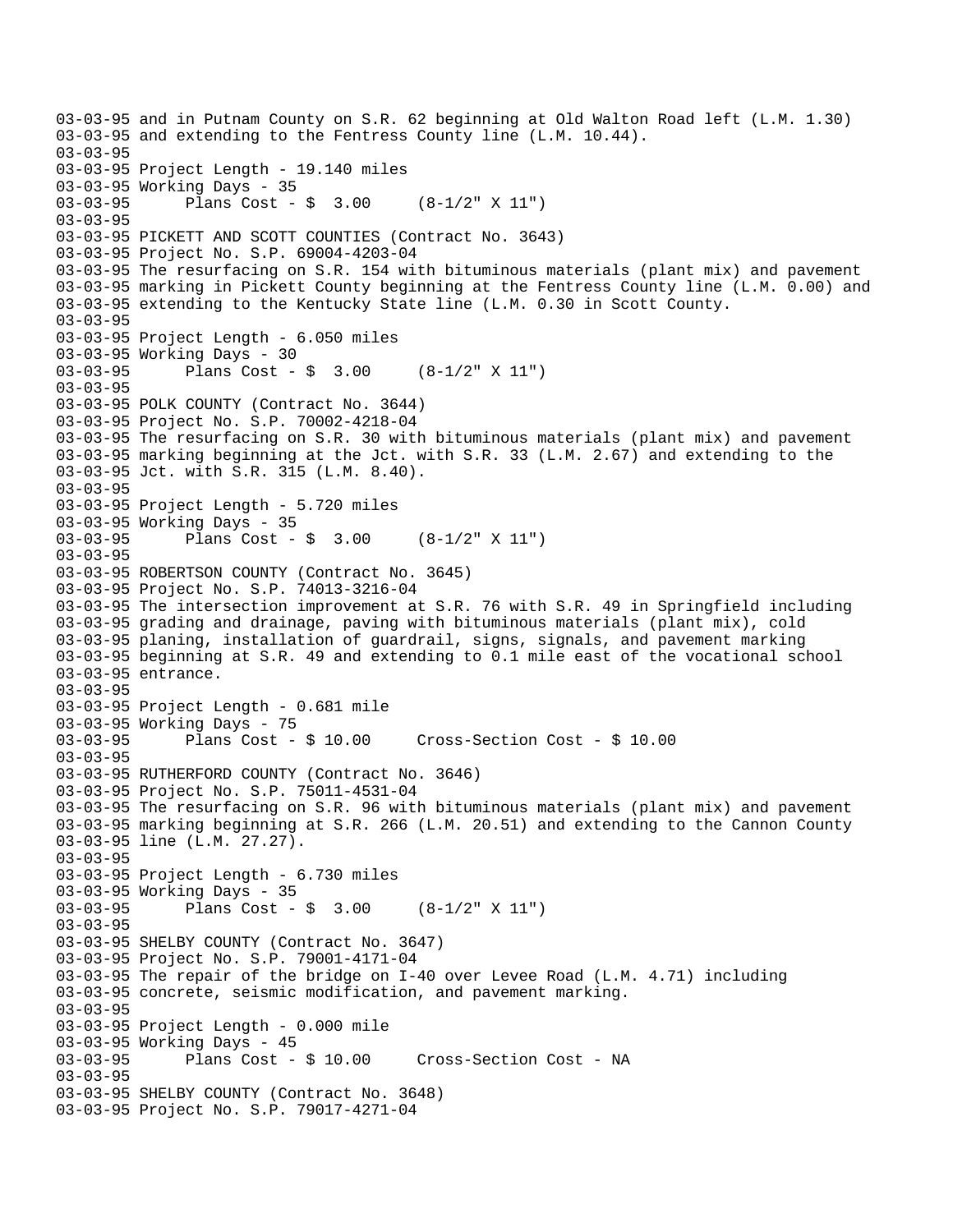```
03-03-95 and in Putnam County on S.R. 62 beginning at Old Walton Road left (L.M. 1.30)
03-03-95 and extending to the Fentress County line (L.M. 10.44).
03-03-95
03-03-95 Project Length - 19.140 miles
03-03-95 Working Days - 35
03-03-95       Plans Cost - $  3.00     (8-1/2" X 11")
03-03-95
03-03-95 PICKETT AND SCOTT COUNTIES (Contract No. 3643)
03-03-95 Project No. S.P. 69004-4203-04
03-03-95 The resurfacing on S.R. 154 with bituminous materials (plant mix) and pavement
03-03-95 marking in Pickett County beginning at the Fentress County line (L.M. 0.00) and
03-03-95 extending to the Kentucky State line (L.M. 0.30 in Scott County.
03-03-95
03-03-95 Project Length - 6.050 miles
03-03-95 Working Days - 30
03-03-95       Plans Cost - $  3.00     (8-1/2" X 11")
03-03-95
03-03-95 POLK COUNTY (Contract No. 3644)
03-03-95 Project No. S.P. 70002-4218-04
03-03-95 The resurfacing on S.R. 30 with bituminous materials (plant mix) and pavement
03-03-95 marking beginning at the Jct. with S.R. 33 (L.M. 2.67) and extending to the
03-03-95 Jct. with S.R. 315 (L.M. 8.40).
03-03-95
03-03-95 Project Length - 5.720 miles
03-03-95 Working Days - 35
03-03-95       Plans Cost - $  3.00     (8-1/2" X 11")
03-03-95
03-03-95 ROBERTSON COUNTY (Contract No. 3645)
03-03-95 Project No. S.P. 74013-3216-04
03-03-95 The intersection improvement at S.R. 76 with S.R. 49 in Springfield including
03-03-95 grading and drainage, paving with bituminous materials (plant mix), cold
03-03-95 planing, installation of guardrail, signs, signals, and pavement marking
03-03-95 beginning at S.R. 49 and extending to 0.1 mile east of the vocational school
03-03-95 entrance.
03-03-95
03-03-95 Project Length - 0.681 mile
03-03-95 Working Days - 75
03-03-95       Plans Cost - $ 10.00     Cross-Section Cost - $ 10.00
03-03-95
03-03-95 RUTHERFORD COUNTY (Contract No. 3646)
03-03-95 Project No. S.P. 75011-4531-04
03-03-95 The resurfacing on S.R. 96 with bituminous materials (plant mix) and pavement
03-03-95 marking beginning at S.R. 266 (L.M. 20.51) and extending to the Cannon County
03-03-95 line (L.M. 27.27).
03-03-95
03-03-95 Project Length - 6.730 miles
03-03-95 Working Days - 35
03-03-95       Plans Cost - $  3.00     (8-1/2" X 11")
03-03-95
03-03-95 SHELBY COUNTY (Contract No. 3647)
03-03-95 Project No. S.P. 79001-4171-04
03-03-95 The repair of the bridge on I-40 over Levee Road (L.M. 4.71) including
03-03-95 concrete, seismic modification, and pavement marking.
03-03-95
03-03-95 Project Length - 0.000 mile
03-03-95 Working Days - 45
03-03-95       Plans Cost - $ 10.00     Cross-Section Cost - NA
03-03-95
03-03-95 SHELBY COUNTY (Contract No. 3648)
03-03-95 Project No. S.P. 79017-4271-04
```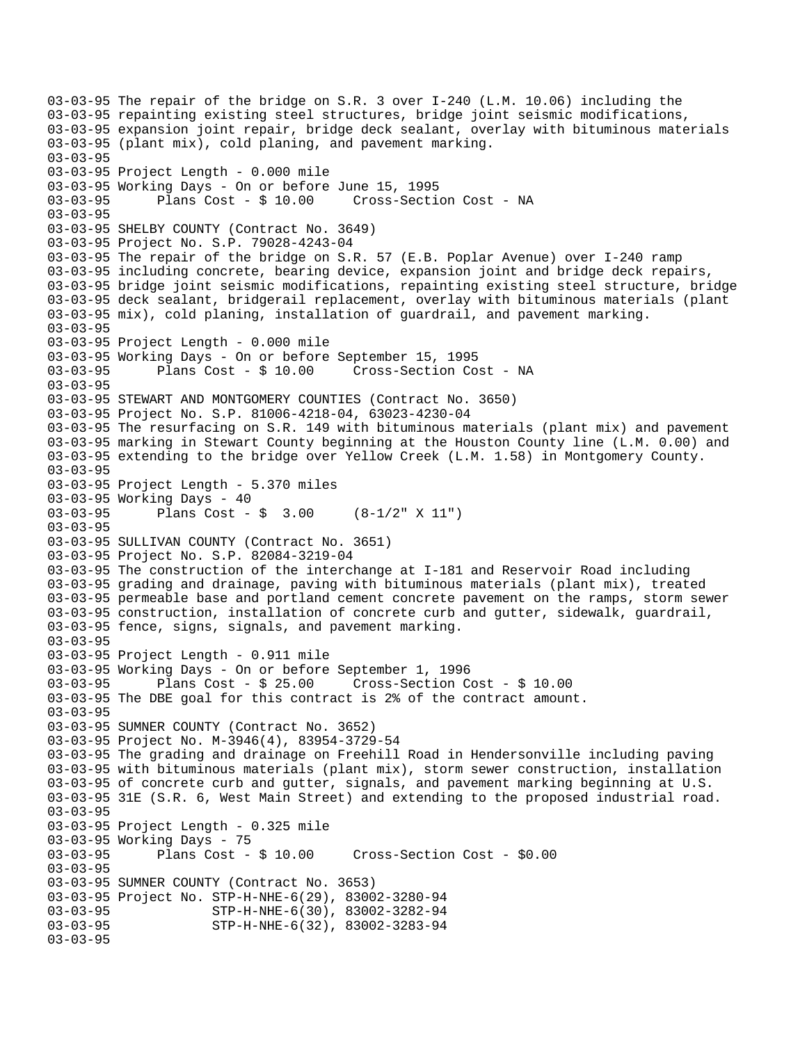```
03-03-95 The repair of the bridge on S.R. 3 over I-240 (L.M. 10.06) including the
03-03-95 repainting existing steel structures, bridge joint seismic modifications,
03-03-95 expansion joint repair, bridge deck sealant, overlay with bituminous materials
03-03-95 (plant mix), cold planing, and pavement marking.
03-03-95
03-03-95 Project Length - 0.000 mile
03-03-95 Working Days - On or before June 15, 1995
03-03-95       Plans Cost - $ 10.00     Cross-Section Cost - NA
03-03-95
03-03-95 SHELBY COUNTY (Contract No. 3649)
03-03-95 Project No. S.P. 79028-4243-04
03-03-95 The repair of the bridge on S.R. 57 (E.B. Poplar Avenue) over I-240 ramp
03-03-95 including concrete, bearing device, expansion joint and bridge deck repairs,
03-03-95 bridge joint seismic modifications, repainting existing steel structure, bridge
03-03-95 deck sealant, bridgerail replacement, overlay with bituminous materials (plant
03-03-95 mix), cold planing, installation of guardrail, and pavement marking.
03-03-95
03-03-95 Project Length - 0.000 mile
03-03-95 Working Days - On or before September 15, 1995
03-03-95       Plans Cost - $ 10.00     Cross-Section Cost - NA
03-03-95
03-03-95 STEWART AND MONTGOMERY COUNTIES (Contract No. 3650)
03-03-95 Project No. S.P. 81006-4218-04, 63023-4230-04
03-03-95 The resurfacing on S.R. 149 with bituminous materials (plant mix) and pavement
03-03-95 marking in Stewart County beginning at the Houston County line (L.M. 0.00) and
03-03-95 extending to the bridge over Yellow Creek (L.M. 1.58) in Montgomery County.
03-03-95
03-03-95 Project Length - 5.370 miles
03-03-95 Working Days - 40
03-03-95       Plans Cost - $  3.00     (8-1/2" X 11")
03-03-95
03-03-95 SULLIVAN COUNTY (Contract No. 3651)
03-03-95 Project No. S.P. 82084-3219-04
03-03-95 The construction of the interchange at I-181 and Reservoir Road including
03-03-95 grading and drainage, paving with bituminous materials (plant mix), treated
03-03-95 permeable base and portland cement concrete pavement on the ramps, storm sewer
03-03-95 construction, installation of concrete curb and gutter, sidewalk, guardrail,
03-03-95 fence, signs, signals, and pavement marking.
03-03-95
03-03-95 Project Length - 0.911 mile
03-03-95 Working Days - On or before September 1, 1996
03-03-95       Plans Cost - $ 25.00     Cross-Section Cost - $ 10.00
03-03-95 The DBE goal for this contract is 2% of the contract amount.
03-03-95
03-03-95 SUMNER COUNTY (Contract No. 3652)
03-03-95 Project No. M-3946(4), 83954-3729-54
03-03-95 The grading and drainage on Freehill Road in Hendersonville including paving
03-03-95 with bituminous materials (plant mix), storm sewer construction, installation
03-03-95 of concrete curb and gutter, signals, and pavement marking beginning at U.S.
03-03-95 31E (S.R. 6, West Main Street) and extending to the proposed industrial road.
03-03-95
03-03-95 Project Length - 0.325 mile
03-03-95 Working Days - 75
03-03-95       Plans Cost - $ 10.00     Cross-Section Cost - $0.00
03-03-95
03-03-95 SUMNER COUNTY (Contract No. 3653)
03-03-95 Project No. STP-H-NHE-6(29), 83002-3280-94
03-03-95             STP-H-NHE-6(30), 83002-3282-94
03-03-95             STP-H-NHE-6(32), 83002-3283-94
03-03-95
```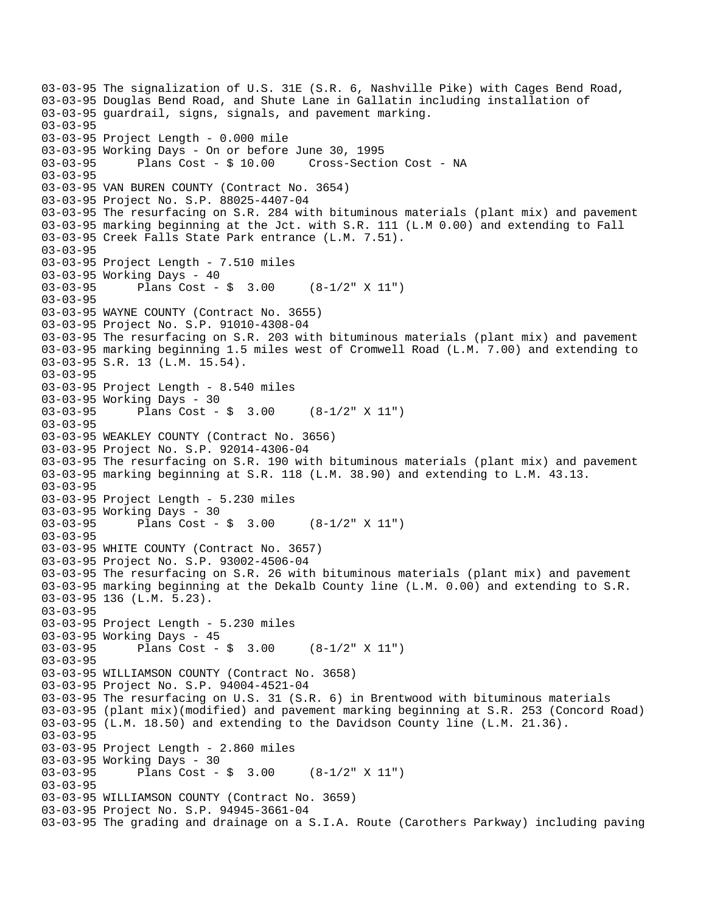```
03-03-95 The signalization of U.S. 31E (S.R. 6, Nashville Pike) with Cages Bend Road,
03-03-95 Douglas Bend Road, and Shute Lane in Gallatin including installation of
03-03-95 guardrail, signs, signals, and pavement marking.
03-03-95
03-03-95 Project Length - 0.000 mile
03-03-95 Working Days - On or before June 30, 1995
03-03-95       Plans Cost - $ 10.00     Cross-Section Cost - NA
03-03-95
03-03-95 VAN BUREN COUNTY (Contract No. 3654)
03-03-95 Project No. S.P. 88025-4407-04
03-03-95 The resurfacing on S.R. 284 with bituminous materials (plant mix) and pavement
03-03-95 marking beginning at the Jct. with S.R. 111 (L.M 0.00) and extending to Fall
03-03-95 Creek Falls State Park entrance (L.M. 7.51).
03-03-95
03-03-95 Project Length - 7.510 miles
03-03-95 Working Days - 40
03-03-95       Plans Cost - $  3.00     (8-1/2" X 11")
03-03-95
03-03-95 WAYNE COUNTY (Contract No. 3655)
03-03-95 Project No. S.P. 91010-4308-04
03-03-95 The resurfacing on S.R. 203 with bituminous materials (plant mix) and pavement
03-03-95 marking beginning 1.5 miles west of Cromwell Road (L.M. 7.00) and extending to
03-03-95 S.R. 13 (L.M. 15.54).
03-03-95
03-03-95 Project Length - 8.540 miles
03-03-95 Working Days - 30
03-03-95       Plans Cost - $  3.00     (8-1/2" X 11")
03-03-95
03-03-95 WEAKLEY COUNTY (Contract No. 3656)
03-03-95 Project No. S.P. 92014-4306-04
03-03-95 The resurfacing on S.R. 190 with bituminous materials (plant mix) and pavement
03-03-95 marking beginning at S.R. 118 (L.M. 38.90) and extending to L.M. 43.13.
03-03-95
03-03-95 Project Length - 5.230 miles
03-03-95 Working Days - 30
03-03-95       Plans Cost - $  3.00     (8-1/2" X 11")
03-03-95
03-03-95 WHITE COUNTY (Contract No. 3657)
03-03-95 Project No. S.P. 93002-4506-04
03-03-95 The resurfacing on S.R. 26 with bituminous materials (plant mix) and pavement
03-03-95 marking beginning at the Dekalb County line (L.M. 0.00) and extending to S.R.
03-03-95 136 (L.M. 5.23).
03-03-95
03-03-95 Project Length - 5.230 miles
03-03-95 Working Days - 45
03-03-95       Plans Cost - $  3.00     (8-1/2" X 11")
03-03-95
03-03-95 WILLIAMSON COUNTY (Contract No. 3658)
03-03-95 Project No. S.P. 94004-4521-04
03-03-95 The resurfacing on U.S. 31 (S.R. 6) in Brentwood with bituminous materials
03-03-95 (plant mix)(modified) and pavement marking beginning at S.R. 253 (Concord Road)
03-03-95 (L.M. 18.50) and extending to the Davidson County line (L.M. 21.36).
03-03-95
03-03-95 Project Length - 2.860 miles
03-03-95 Working Days - 30
03-03-95       Plans Cost - $  3.00     (8-1/2" X 11")
03-03-95
03-03-95 WILLIAMSON COUNTY (Contract No. 3659)
03-03-95 Project No. S.P. 94945-3661-04
03-03-95 The grading and drainage on a S.I.A. Route (Carothers Parkway) including paving
```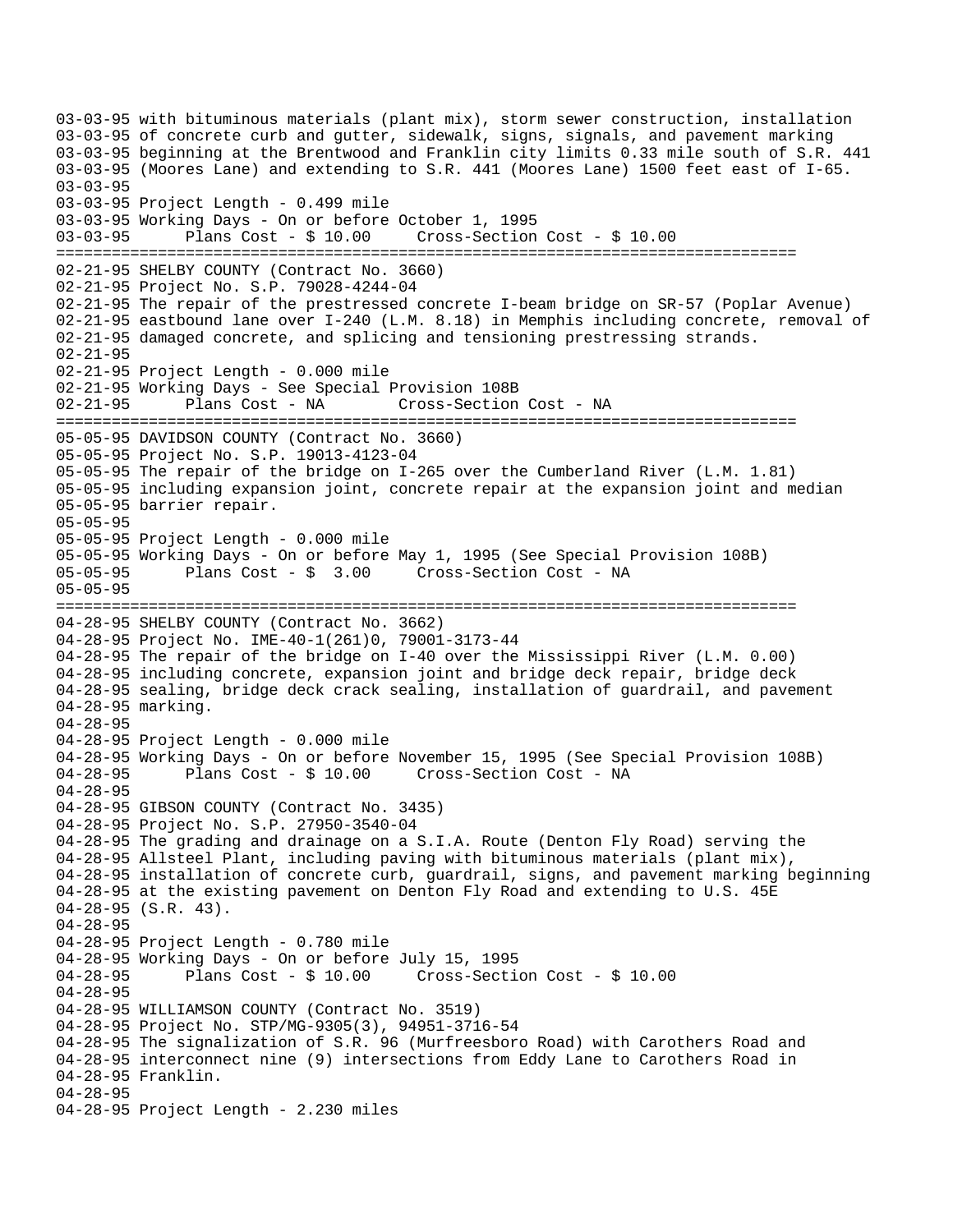```
03-03-95 with bituminous materials (plant mix), storm sewer construction, installation
03-03-95 of concrete curb and gutter, sidewalk, signs, signals, and pavement marking
03-03-95 beginning at the Brentwood and Franklin city limits 0.33 mile south of S.R. 441
03-03-95 (Moores Lane) and extending to S.R. 441 (Moores Lane) 1500 feet east of I-65.
03-03-95
03-03-95 Project Length - 0.499 mile
03-03-95 Working Days - On or before October 1, 1995
03-03-95      Plans Cost - $ 10.00     Cross-Section Cost - $ 10.00
================================================================================
02-21-95 SHELBY COUNTY (Contract No. 3660)
02-21-95 Project No. S.P. 79028-4244-04
02-21-95 The repair of the prestressed concrete I-beam bridge on SR-57 (Poplar Avenue)
02-21-95 eastbound lane over I-240 (L.M. 8.18) in Memphis including concrete, removal of
02-21-95 damaged concrete, and splicing and tensioning prestressing strands.
02-21-95
02-21-95 Project Length - 0.000 mile
02-21-95 Working Days - See Special Provision 108B
02-21-95      Plans Cost - NA        Cross-Section Cost - NA
================================================================================
05-05-95 DAVIDSON COUNTY (Contract No. 3660)
05-05-95 Project No. S.P. 19013-4123-04
05-05-95 The repair of the bridge on I-265 over the Cumberland River (L.M. 1.81)
05-05-95 including expansion joint, concrete repair at the expansion joint and median
05-05-95 barrier repair.
05-05-95
05-05-95 Project Length - 0.000 mile
05-05-95 Working Days - On or before May 1, 1995 (See Special Provision 108B)
05-05-95      Plans Cost - $  3.00     Cross-Section Cost - NA
05-05-95
================================================================================
04-28-95 SHELBY COUNTY (Contract No. 3662)
04-28-95 Project No. IME-40-1(261)0, 79001-3173-44
04-28-95 The repair of the bridge on I-40 over the Mississippi River (L.M. 0.00)
04-28-95 including concrete, expansion joint and bridge deck repair, bridge deck
04-28-95 sealing, bridge deck crack sealing, installation of guardrail, and pavement
04-28-95 marking.
04-28-95
04-28-95 Project Length - 0.000 mile
04-28-95 Working Days - On or before November 15, 1995 (See Special Provision 108B)
04-28-95      Plans Cost - $ 10.00     Cross-Section Cost - NA
04-28-95
04-28-95 GIBSON COUNTY (Contract No. 3435)
04-28-95 Project No. S.P. 27950-3540-04
04-28-95 The grading and drainage on a S.I.A. Route (Denton Fly Road) serving the
04-28-95 Allsteel Plant, including paving with bituminous materials (plant mix),
04-28-95 installation of concrete curb, guardrail, signs, and pavement marking beginning
04-28-95 at the existing pavement on Denton Fly Road and extending to U.S. 45E
04-28-95 (S.R. 43).
04-28-95
04-28-95 Project Length - 0.780 mile
04-28-95 Working Days - On or before July 15, 1995
04-28-95      Plans Cost - $ 10.00     Cross-Section Cost - $ 10.00
04-28-95
04-28-95 WILLIAMSON COUNTY (Contract No. 3519)
04-28-95 Project No. STP/MG-9305(3), 94951-3716-54
04-28-95 The signalization of S.R. 96 (Murfreesboro Road) with Carothers Road and
04-28-95 interconnect nine (9) intersections from Eddy Lane to Carothers Road in
04-28-95 Franklin.
04-28-95
04-28-95 Project Length - 2.230 miles
```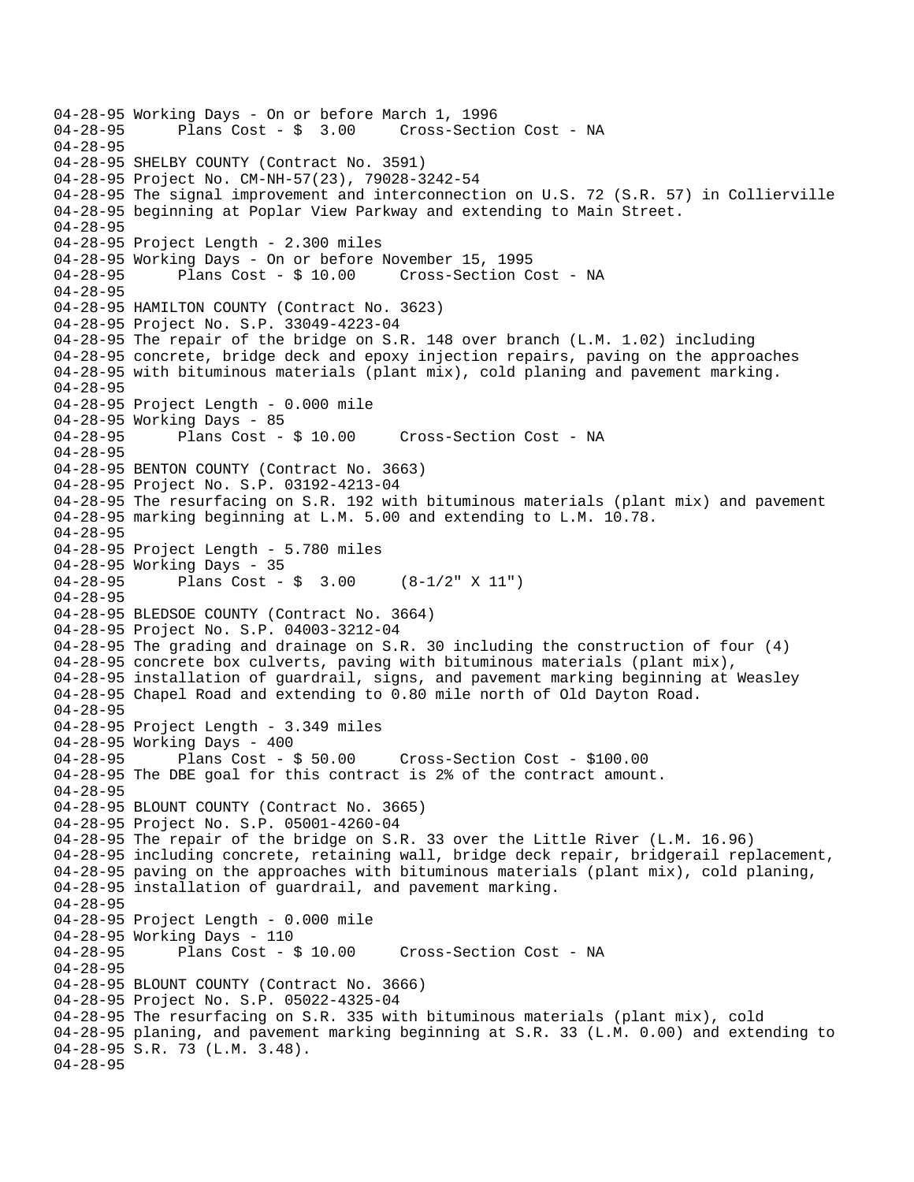```
04-28-95 Working Days - On or before March 1, 1996
04-28-95      Plans Cost - $  3.00     Cross-Section Cost - NA
04-28-95
04-28-95 SHELBY COUNTY (Contract No. 3591)
04-28-95 Project No. CM-NH-57(23), 79028-3242-54
04-28-95 The signal improvement and interconnection on U.S. 72 (S.R. 57) in Collierville
04-28-95 beginning at Poplar View Parkway and extending to Main Street.
04-28-95
04-28-95 Project Length - 2.300 miles
04-28-95 Working Days - On or before November 15, 1995
04-28-95      Plans Cost - $ 10.00     Cross-Section Cost - NA
04-28-95
04-28-95 HAMILTON COUNTY (Contract No. 3623)
04-28-95 Project No. S.P. 33049-4223-04
04-28-95 The repair of the bridge on S.R. 148 over branch (L.M. 1.02) including
04-28-95 concrete, bridge deck and epoxy injection repairs, paving on the approaches
04-28-95 with bituminous materials (plant mix), cold planing and pavement marking.
04-28-95
04-28-95 Project Length - 0.000 mile
04-28-95 Working Days - 85
04-28-95      Plans Cost - $ 10.00     Cross-Section Cost - NA
04-28-95
04-28-95 BENTON COUNTY (Contract No. 3663)
04-28-95 Project No. S.P. 03192-4213-04
04-28-95 The resurfacing on S.R. 192 with bituminous materials (plant mix) and pavement
04-28-95 marking beginning at L.M. 5.00 and extending to L.M. 10.78.
04-28-95
04-28-95 Project Length - 5.780 miles
04-28-95 Working Days - 35
04-28-95      Plans Cost - $  3.00     (8-1/2" X 11")
04-28-95
04-28-95 BLEDSOE COUNTY (Contract No. 3664)
04-28-95 Project No. S.P. 04003-3212-04
04-28-95 The grading and drainage on S.R. 30 including the construction of four (4)
04-28-95 concrete box culverts, paving with bituminous materials (plant mix),
04-28-95 installation of guardrail, signs, and pavement marking beginning at Weasley
04-28-95 Chapel Road and extending to 0.80 mile north of Old Dayton Road.
04-28-95
04-28-95 Project Length - 3.349 miles
04-28-95 Working Days - 400
04-28-95      Plans Cost - $ 50.00     Cross-Section Cost - $100.00
04-28-95 The DBE goal for this contract is 2% of the contract amount.
04-28-95
04-28-95 BLOUNT COUNTY (Contract No. 3665)
04-28-95 Project No. S.P. 05001-4260-04
04-28-95 The repair of the bridge on S.R. 33 over the Little River (L.M. 16.96)
04-28-95 including concrete, retaining wall, bridge deck repair, bridgerail replacement,
04-28-95 paving on the approaches with bituminous materials (plant mix), cold planing,
04-28-95 installation of guardrail, and pavement marking.
04-28-95
04-28-95 Project Length - 0.000 mile
04-28-95 Working Days - 110
04-28-95      Plans Cost - $ 10.00     Cross-Section Cost - NA
04-28-95
04-28-95 BLOUNT COUNTY (Contract No. 3666)
04-28-95 Project No. S.P. 05022-4325-04
04-28-95 The resurfacing on S.R. 335 with bituminous materials (plant mix), cold
04-28-95 planing, and pavement marking beginning at S.R. 33 (L.M. 0.00) and extending to
04-28-95 S.R. 73 (L.M. 3.48).
04-28-95
```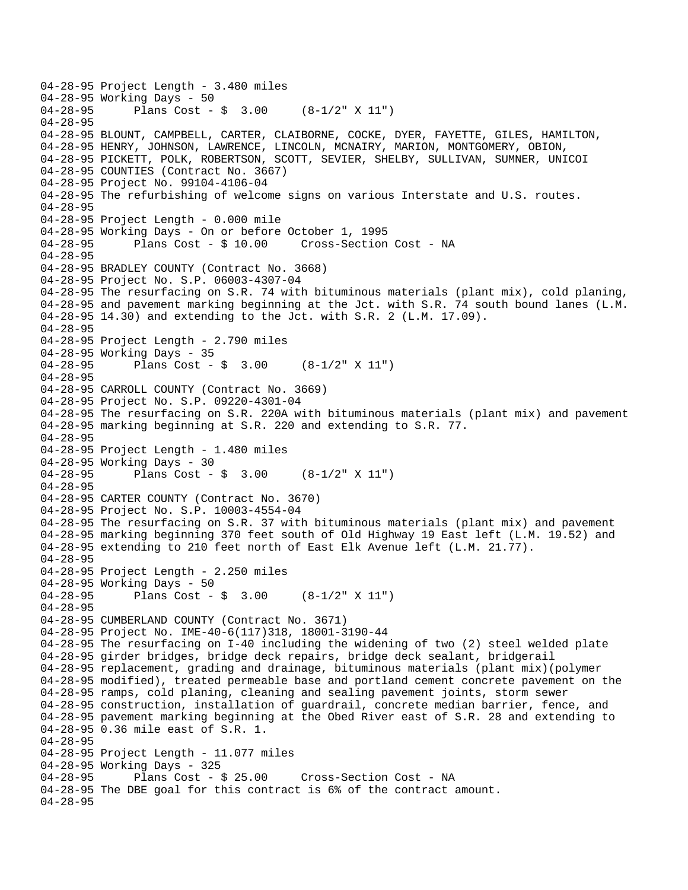```
04-28-95 Project Length - 3.480 miles
04-28-95 Working Days - 50
04-28-95      Plans Cost - $  3.00     (8-1/2" X 11")
04-28-95
04-28-95 BLOUNT, CAMPBELL, CARTER, CLAIBORNE, COCKE, DYER, FAYETTE, GILES, HAMILTON,
04-28-95 HENRY, JOHNSON, LAWRENCE, LINCOLN, MCNAIRY, MARION, MONTGOMERY, OBION,
04-28-95 PICKETT, POLK, ROBERTSON, SCOTT, SEVIER, SHELBY, SULLIVAN, SUMNER, UNICOI
04-28-95 COUNTIES (Contract No. 3667)
04-28-95 Project No. 99104-4106-04
04-28-95 The refurbishing of welcome signs on various Interstate and U.S. routes.
04-28-95
04-28-95 Project Length - 0.000 mile
04-28-95 Working Days - On or before October 1, 1995
04-28-95      Plans Cost - $ 10.00     Cross-Section Cost - NA
04-28-95
04-28-95 BRADLEY COUNTY (Contract No. 3668)
04-28-95 Project No. S.P. 06003-4307-04
04-28-95 The resurfacing on S.R. 74 with bituminous materials (plant mix), cold planing,
04-28-95 and pavement marking beginning at the Jct. with S.R. 74 south bound lanes (L.M.
04-28-95 14.30) and extending to the Jct. with S.R. 2 (L.M. 17.09).
04-28-95
04-28-95 Project Length - 2.790 miles
04-28-95 Working Days - 35
04-28-95      Plans Cost - $  3.00     (8-1/2" X 11")
04-28-95
04-28-95 CARROLL COUNTY (Contract No. 3669)
04-28-95 Project No. S.P. 09220-4301-04
04-28-95 The resurfacing on S.R. 220A with bituminous materials (plant mix) and pavement
04-28-95 marking beginning at S.R. 220 and extending to S.R. 77.
04-28-95
04-28-95 Project Length - 1.480 miles
04-28-95 Working Days - 30
04-28-95      Plans Cost - $  3.00     (8-1/2" X 11")
04-28-95
04-28-95 CARTER COUNTY (Contract No. 3670)
04-28-95 Project No. S.P. 10003-4554-04
04-28-95 The resurfacing on S.R. 37 with bituminous materials (plant mix) and pavement
04-28-95 marking beginning 370 feet south of Old Highway 19 East left (L.M. 19.52) and
04-28-95 extending to 210 feet north of East Elk Avenue left (L.M. 21.77).
04-28-95
04-28-95 Project Length - 2.250 miles
04-28-95 Working Days - 50
04-28-95      Plans Cost - $  3.00     (8-1/2" X 11")
04-28-95
04-28-95 CUMBERLAND COUNTY (Contract No. 3671)
04-28-95 Project No. IME-40-6(117)318, 18001-3190-44
04-28-95 The resurfacing on I-40 including the widening of two (2) steel welded plate
04-28-95 girder bridges, bridge deck repairs, bridge deck sealant, bridgerail
04-28-95 replacement, grading and drainage, bituminous materials (plant mix)(polymer
04-28-95 modified), treated permeable base and portland cement concrete pavement on the
04-28-95 ramps, cold planing, cleaning and sealing pavement joints, storm sewer
04-28-95 construction, installation of guardrail, concrete median barrier, fence, and
04-28-95 pavement marking beginning at the Obed River east of S.R. 28 and extending to
04-28-95 0.36 mile east of S.R. 1.
04-28-95
04-28-95 Project Length - 11.077 miles
04-28-95 Working Days - 325
04-28-95      Plans Cost - $ 25.00     Cross-Section Cost - NA
04-28-95 The DBE goal for this contract is 6% of the contract amount.
04-28-95
```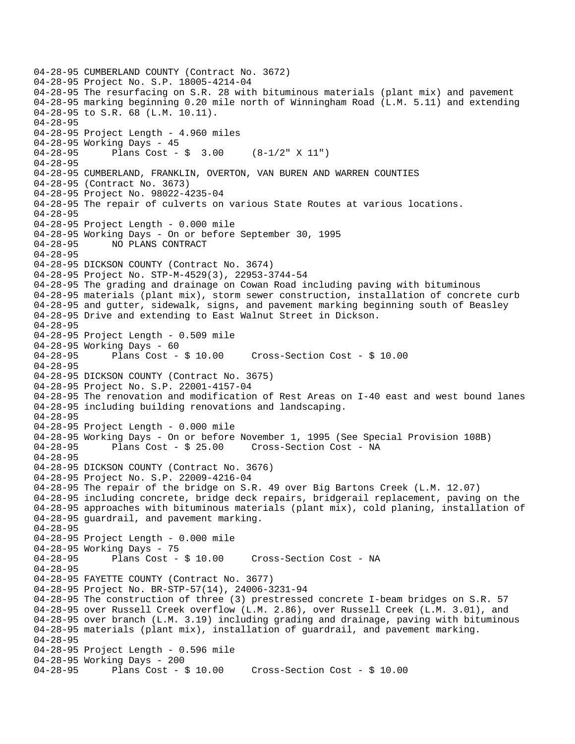```
04-28-95 CUMBERLAND COUNTY (Contract No. 3672)
04-28-95 Project No. S.P. 18005-4214-04
04-28-95 The resurfacing on S.R. 28 with bituminous materials (plant mix) and pavement
04-28-95 marking beginning 0.20 mile north of Winningham Road (L.M. 5.11) and extending
04-28-95 to S.R. 68 (L.M. 10.11).
04-28-95
04-28-95 Project Length - 4.960 miles
04-28-95 Working Days - 45
04-28-95      Plans Cost - $  3.00     (8-1/2" X 11")
04-28-95
04-28-95 CUMBERLAND, FRANKLIN, OVERTON, VAN BUREN AND WARREN COUNTIES
04-28-95 (Contract No. 3673)
04-28-95 Project No. 98022-4235-04
04-28-95 The repair of culverts on various State Routes at various locations.
04-28-95
04-28-95 Project Length - 0.000 mile
04-28-95 Working Days - On or before September 30, 1995
04-28-95      NO PLANS CONTRACT
04-28-95
04-28-95 DICKSON COUNTY (Contract No. 3674)
04-28-95 Project No. STP-M-4529(3), 22953-3744-54
04-28-95 The grading and drainage on Cowan Road including paving with bituminous
04-28-95 materials (plant mix), storm sewer construction, installation of concrete curb
04-28-95 and gutter, sidewalk, signs, and pavement marking beginning south of Beasley
04-28-95 Drive and extending to East Walnut Street in Dickson.
04-28-95
04-28-95 Project Length - 0.509 mile
04-28-95 Working Days - 60
04-28-95      Plans Cost - $ 10.00     Cross-Section Cost - $ 10.00
04-28-95
04-28-95 DICKSON COUNTY (Contract No. 3675)
04-28-95 Project No. S.P. 22001-4157-04
04-28-95 The renovation and modification of Rest Areas on I-40 east and west bound lanes
04-28-95 including building renovations and landscaping.
04-28-95
04-28-95 Project Length - 0.000 mile
04-28-95 Working Days - On or before November 1, 1995 (See Special Provision 108B)
04-28-95      Plans Cost - $ 25.00     Cross-Section Cost - NA
04-28-95
04-28-95 DICKSON COUNTY (Contract No. 3676)
04-28-95 Project No. S.P. 22009-4216-04
04-28-95 The repair of the bridge on S.R. 49 over Big Bartons Creek (L.M. 12.07)
04-28-95 including concrete, bridge deck repairs, bridgerail replacement, paving on the
04-28-95 approaches with bituminous materials (plant mix), cold planing, installation of
04-28-95 guardrail, and pavement marking.
04-28-95
04-28-95 Project Length - 0.000 mile
04-28-95 Working Days - 75
04-28-95      Plans Cost - $ 10.00     Cross-Section Cost - NA
04-28-95
04-28-95 FAYETTE COUNTY (Contract No. 3677)
04-28-95 Project No. BR-STP-57(14), 24006-3231-94
04-28-95 The construction of three (3) prestressed concrete I-beam bridges on S.R. 57
04-28-95 over Russell Creek overflow (L.M. 2.86), over Russell Creek (L.M. 3.01), and
04-28-95 over branch (L.M. 3.19) including grading and drainage, paving with bituminous
04-28-95 materials (plant mix), installation of guardrail, and pavement marking.
04-28-95
04-28-95 Project Length - 0.596 mile
04-28-95 Working Days - 200
04-28-95      Plans Cost - $ 10.00     Cross-Section Cost - $ 10.00
```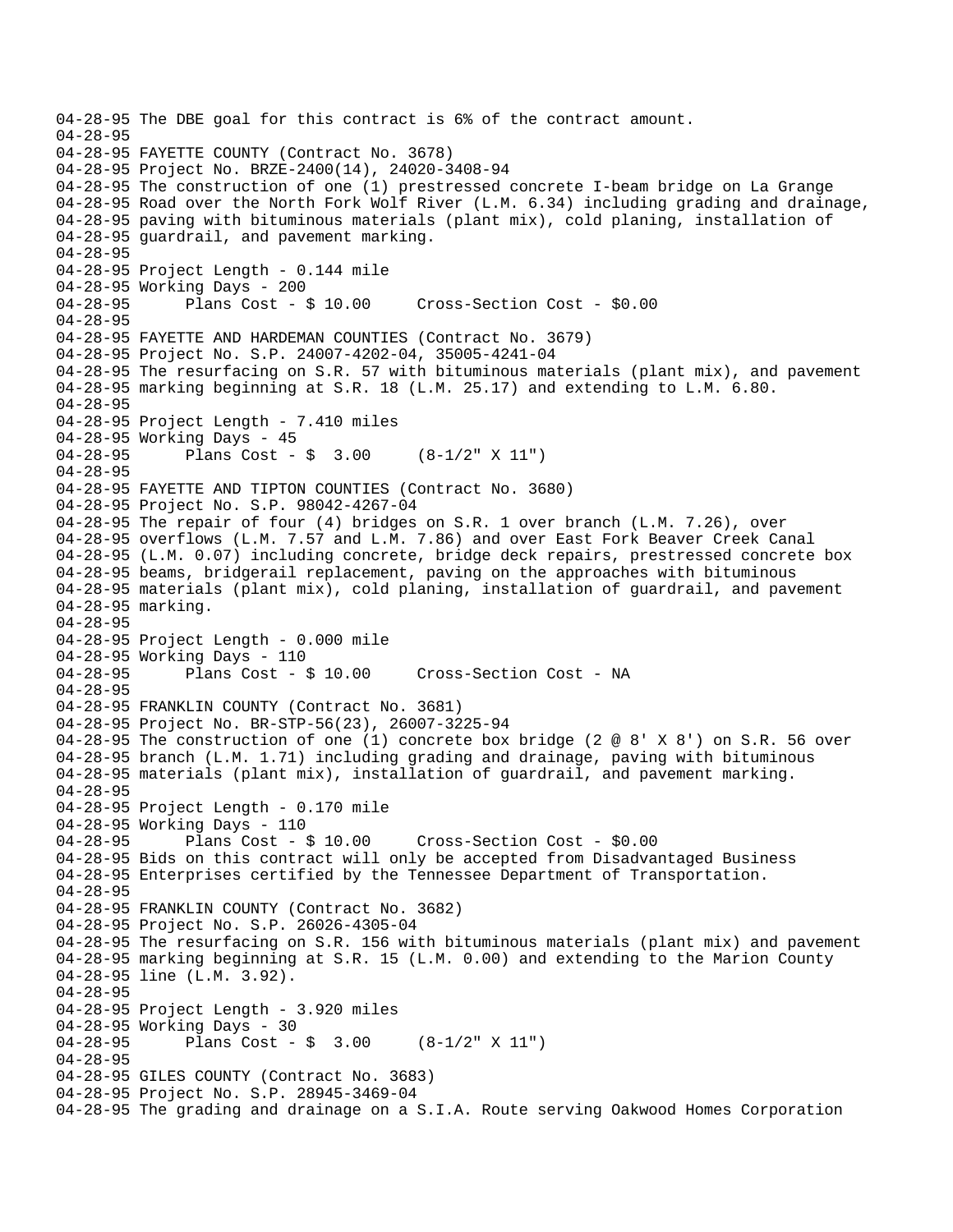```
04-28-95 The DBE goal for this contract is 6% of the contract amount.
04-28-95
04-28-95 FAYETTE COUNTY (Contract No. 3678)
04-28-95 Project No. BRZE-2400(14), 24020-3408-94
04-28-95 The construction of one (1) prestressed concrete I-beam bridge on La Grange
04-28-95 Road over the North Fork Wolf River (L.M. 6.34) including grading and drainage,
04-28-95 paving with bituminous materials (plant mix), cold planing, installation of
04-28-95 guardrail, and pavement marking.
04-28-95
04-28-95 Project Length - 0.144 mile
04-28-95 Working Days - 200
04-28-95      Plans Cost - $ 10.00     Cross-Section Cost - $0.00
04-28-95
04-28-95 FAYETTE AND HARDEMAN COUNTIES (Contract No. 3679)
04-28-95 Project No. S.P. 24007-4202-04, 35005-4241-04
04-28-95 The resurfacing on S.R. 57 with bituminous materials (plant mix), and pavement
04-28-95 marking beginning at S.R. 18 (L.M. 25.17) and extending to L.M. 6.80.
04-28-95
04-28-95 Project Length - 7.410 miles
04-28-95 Working Days - 45
04-28-95      Plans Cost - $  3.00     (8-1/2" X 11")
04-28-95
04-28-95 FAYETTE AND TIPTON COUNTIES (Contract No. 3680)
04-28-95 Project No. S.P. 98042-4267-04
04-28-95 The repair of four (4) bridges on S.R. 1 over branch (L.M. 7.26), over
04-28-95 overflows (L.M. 7.57 and L.M. 7.86) and over East Fork Beaver Creek Canal
04-28-95 (L.M. 0.07) including concrete, bridge deck repairs, prestressed concrete box
04-28-95 beams, bridgerail replacement, paving on the approaches with bituminous
04-28-95 materials (plant mix), cold planing, installation of guardrail, and pavement
04-28-95 marking.
04-28-95
04-28-95 Project Length - 0.000 mile
04-28-95 Working Days - 110
04-28-95      Plans Cost - $ 10.00     Cross-Section Cost - NA
04-28-95
04-28-95 FRANKLIN COUNTY (Contract No. 3681)
04-28-95 Project No. BR-STP-56(23), 26007-3225-94
04-28-95 The construction of one (1) concrete box bridge (2 @ 8' X 8') on S.R. 56 over
04-28-95 branch (L.M. 1.71) including grading and drainage, paving with bituminous
04-28-95 materials (plant mix), installation of guardrail, and pavement marking.
04-28-95
04-28-95 Project Length - 0.170 mile
04-28-95 Working Days - 110
04-28-95      Plans Cost - $ 10.00     Cross-Section Cost - $0.00
04-28-95 Bids on this contract will only be accepted from Disadvantaged Business
04-28-95 Enterprises certified by the Tennessee Department of Transportation.
04-28-95
04-28-95 FRANKLIN COUNTY (Contract No. 3682)
04-28-95 Project No. S.P. 26026-4305-04
04-28-95 The resurfacing on S.R. 156 with bituminous materials (plant mix) and pavement
04-28-95 marking beginning at S.R. 15 (L.M. 0.00) and extending to the Marion County
04-28-95 line (L.M. 3.92).
04-28-95
04-28-95 Project Length - 3.920 miles
04-28-95 Working Days - 30
04-28-95      Plans Cost - $  3.00     (8-1/2" X 11")
04-28-95
04-28-95 GILES COUNTY (Contract No. 3683)
04-28-95 Project No. S.P. 28945-3469-04
04-28-95 The grading and drainage on a S.I.A. Route serving Oakwood Homes Corporation
```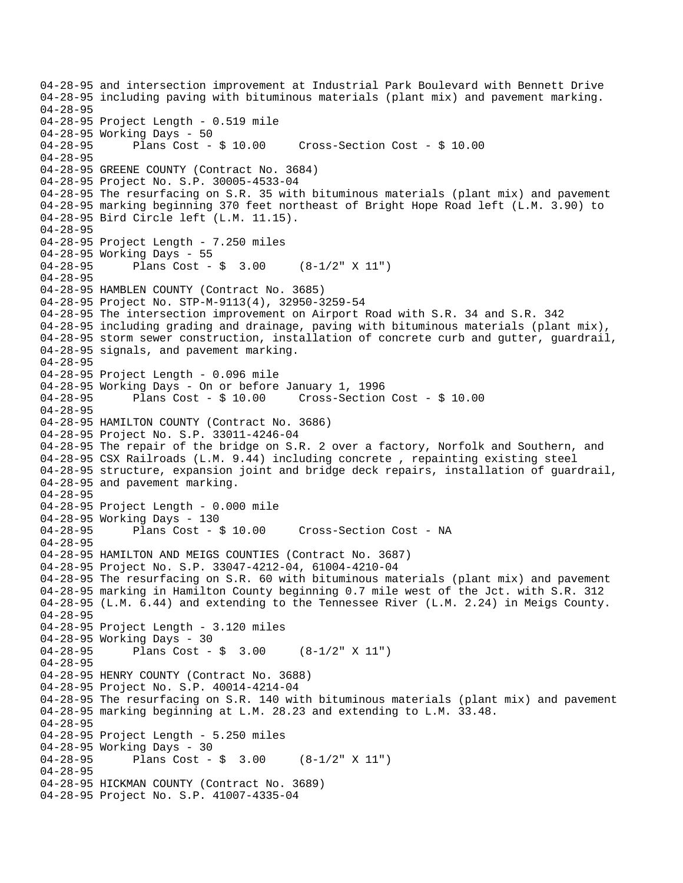```
04-28-95 and intersection improvement at Industrial Park Boulevard with Bennett Drive
04-28-95 including paving with bituminous materials (plant mix) and pavement marking.
04-28-95
04-28-95 Project Length - 0.519 mile
04-28-95 Working Days - 50
04-28-95      Plans Cost - $ 10.00     Cross-Section Cost - $ 10.00
04-28-95
04-28-95 GREENE COUNTY (Contract No. 3684)
04-28-95 Project No. S.P. 30005-4533-04
04-28-95 The resurfacing on S.R. 35 with bituminous materials (plant mix) and pavement
04-28-95 marking beginning 370 feet northeast of Bright Hope Road left (L.M. 3.90) to
04-28-95 Bird Circle left (L.M. 11.15).
04-28-95
04-28-95 Project Length - 7.250 miles
04-28-95 Working Days - 55
04-28-95      Plans Cost - $  3.00     (8-1/2" X 11")
04-28-95
04-28-95 HAMBLEN COUNTY (Contract No. 3685)
04-28-95 Project No. STP-M-9113(4), 32950-3259-54
04-28-95 The intersection improvement on Airport Road with S.R. 34 and S.R. 342
04-28-95 including grading and drainage, paving with bituminous materials (plant mix),
04-28-95 storm sewer construction, installation of concrete curb and gutter, guardrail,
04-28-95 signals, and pavement marking.
04-28-95
04-28-95 Project Length - 0.096 mile
04-28-95 Working Days - On or before January 1, 1996
04-28-95      Plans Cost - $ 10.00     Cross-Section Cost - $ 10.00
04-28-95
04-28-95 HAMILTON COUNTY (Contract No. 3686)
04-28-95 Project No. S.P. 33011-4246-04
04-28-95 The repair of the bridge on S.R. 2 over a factory, Norfolk and Southern, and
04-28-95 CSX Railroads (L.M. 9.44) including concrete , repainting existing steel
04-28-95 structure, expansion joint and bridge deck repairs, installation of guardrail,
04-28-95 and pavement marking.
04-28-95
04-28-95 Project Length - 0.000 mile
04-28-95 Working Days - 130
04-28-95      Plans Cost - $ 10.00     Cross-Section Cost - NA
04-28-95
04-28-95 HAMILTON AND MEIGS COUNTIES (Contract No. 3687)
04-28-95 Project No. S.P. 33047-4212-04, 61004-4210-04
04-28-95 The resurfacing on S.R. 60 with bituminous materials (plant mix) and pavement
04-28-95 marking in Hamilton County beginning 0.7 mile west of the Jct. with S.R. 312
04-28-95 (L.M. 6.44) and extending to the Tennessee River (L.M. 2.24) in Meigs County.
04-28-95
04-28-95 Project Length - 3.120 miles
04-28-95 Working Days - 30
04-28-95      Plans Cost - $  3.00     (8-1/2" X 11")
04-28-95
04-28-95 HENRY COUNTY (Contract No. 3688)
04-28-95 Project No. S.P. 40014-4214-04
04-28-95 The resurfacing on S.R. 140 with bituminous materials (plant mix) and pavement
04-28-95 marking beginning at L.M. 28.23 and extending to L.M. 33.48.
04-28-95
04-28-95 Project Length - 5.250 miles
04-28-95 Working Days - 30
04-28-95      Plans Cost - $  3.00     (8-1/2" X 11")
04-28-95
04-28-95 HICKMAN COUNTY (Contract No. 3689)
04-28-95 Project No. S.P. 41007-4335-04
```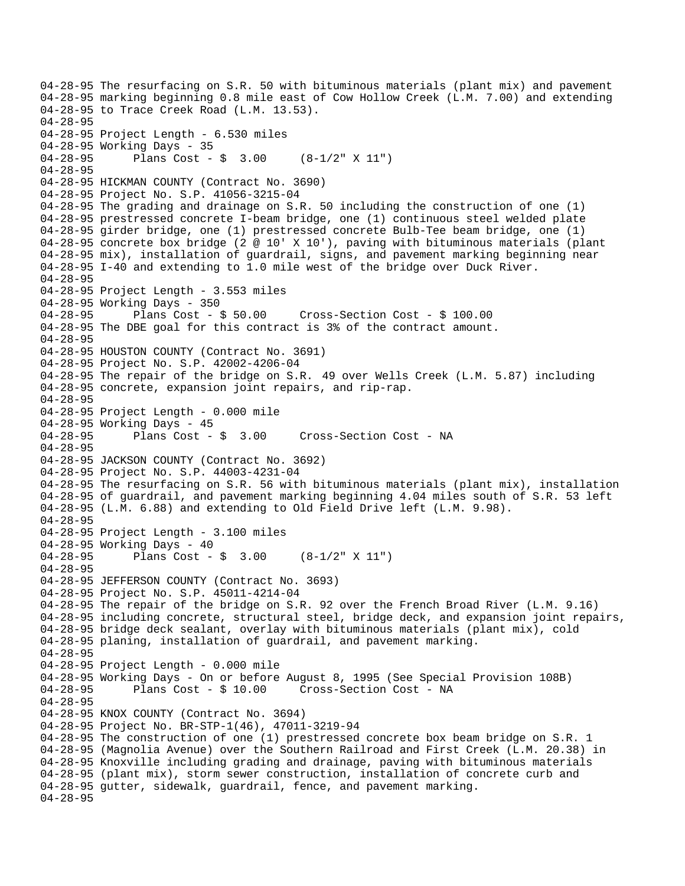04-28-95 The resurfacing on S.R. 50 with bituminous materials (plant mix) and pavement
04-28-95 marking beginning 0.8 mile east of Cow Hollow Creek (L.M. 7.00) and extending
04-28-95 to Trace Creek Road (L.M. 13.53).
04-28-95
04-28-95 Project Length - 6.530 miles
04-28-95 Working Days - 35
04-28-95 Plans Cost - $ 3.00 (8-1/2" X 11")
04-28-95
04-28-95 HICKMAN COUNTY (Contract No. 3690)
04-28-95 Project No. S.P. 41056-3215-04
04-28-95 The grading and drainage on S.R. 50 including the construction of one (1)
04-28-95 prestressed concrete I-beam bridge, one (1) continuous steel welded plate
04-28-95 girder bridge, one (1) prestressed concrete Bulb-Tee beam bridge, one (1)
04-28-95 concrete box bridge (2 @ 10' X 10'), paving with bituminous materials (plant
04-28-95 mix), installation of guardrail, signs, and pavement marking beginning near
04-28-95 I-40 and extending to 1.0 mile west of the bridge over Duck River.
04-28-95
04-28-95 Project Length - 3.553 miles
04-28-95 Working Days - 350
04-28-95 Plans Cost - $ 50.00 Cross-Section Cost - $ 100.00
04-28-95 The DBE goal for this contract is 3% of the contract amount.
04-28-95
04-28-95 HOUSTON COUNTY (Contract No. 3691)
04-28-95 Project No. S.P. 42002-4206-04
04-28-95 The repair of the bridge on S.R. 49 over Wells Creek (L.M. 5.87) including
04-28-95 concrete, expansion joint repairs, and rip-rap.
04-28-95
04-28-95 Project Length - 0.000 mile
04-28-95 Working Days - 45
04-28-95 Plans Cost - $ 3.00 Cross-Section Cost - NA
04-28-95
04-28-95 JACKSON COUNTY (Contract No. 3692)
04-28-95 Project No. S.P. 44003-4231-04
04-28-95 The resurfacing on S.R. 56 with bituminous materials (plant mix), installation
04-28-95 of guardrail, and pavement marking beginning 4.04 miles south of S.R. 53 left
04-28-95 (L.M. 6.88) and extending to Old Field Drive left (L.M. 9.98).
04-28-95
04-28-95 Project Length - 3.100 miles
04-28-95 Working Days - 40
04-28-95 Plans Cost - $ 3.00 (8-1/2" X 11")
04-28-95
04-28-95 JEFFERSON COUNTY (Contract No. 3693)
04-28-95 Project No. S.P. 45011-4214-04
04-28-95 The repair of the bridge on S.R. 92 over the French Broad River (L.M. 9.16)
04-28-95 including concrete, structural steel, bridge deck, and expansion joint repairs,
04-28-95 bridge deck sealant, overlay with bituminous materials (plant mix), cold
04-28-95 planing, installation of guardrail, and pavement marking.
04-28-95
04-28-95 Project Length - 0.000 mile
04-28-95 Working Days - On or before August 8, 1995 (See Special Provision 108B)
04-28-95 Plans Cost - $ 10.00 Cross-Section Cost - NA
04-28-95
04-28-95 KNOX COUNTY (Contract No. 3694)
04-28-95 Project No. BR-STP-1(46), 47011-3219-94
04-28-95 The construction of one (1) prestressed concrete box beam bridge on S.R. 1
04-28-95 (Magnolia Avenue) over the Southern Railroad and First Creek (L.M. 20.38) in
04-28-95 Knoxville including grading and drainage, paving with bituminous materials
04-28-95 (plant mix), storm sewer construction, installation of concrete curb and
04-28-95 gutter, sidewalk, guardrail, fence, and pavement marking.
04-28-95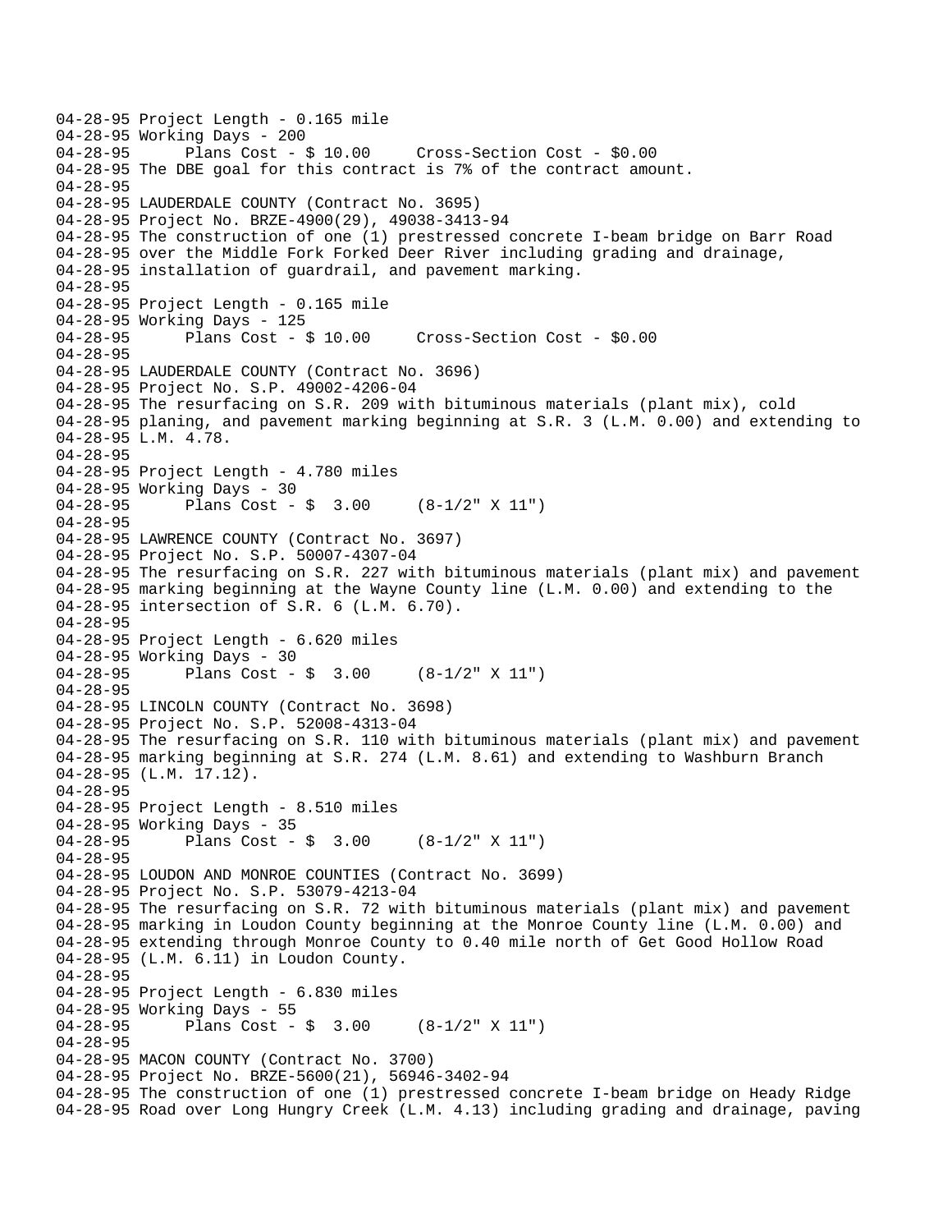```
04-28-95 Project Length - 0.165 mile
04-28-95 Working Days - 200
04-28-95      Plans Cost - $ 10.00     Cross-Section Cost - $0.00
04-28-95 The DBE goal for this contract is 7% of the contract amount.
04-28-95
04-28-95 LAUDERDALE COUNTY (Contract No. 3695)
04-28-95 Project No. BRZE-4900(29), 49038-3413-94
04-28-95 The construction of one (1) prestressed concrete I-beam bridge on Barr Road
04-28-95 over the Middle Fork Forked Deer River including grading and drainage,
04-28-95 installation of guardrail, and pavement marking.
04-28-95
04-28-95 Project Length - 0.165 mile
04-28-95 Working Days - 125
04-28-95      Plans Cost - $ 10.00     Cross-Section Cost - $0.00
04-28-95
04-28-95 LAUDERDALE COUNTY (Contract No. 3696)
04-28-95 Project No. S.P. 49002-4206-04
04-28-95 The resurfacing on S.R. 209 with bituminous materials (plant mix), cold
04-28-95 planing, and pavement marking beginning at S.R. 3 (L.M. 0.00) and extending to
04-28-95 L.M. 4.78.
04-28-95
04-28-95 Project Length - 4.780 miles
04-28-95 Working Days - 30
04-28-95      Plans Cost - $  3.00     (8-1/2" X 11")
04-28-95
04-28-95 LAWRENCE COUNTY (Contract No. 3697)
04-28-95 Project No. S.P. 50007-4307-04
04-28-95 The resurfacing on S.R. 227 with bituminous materials (plant mix) and pavement
04-28-95 marking beginning at the Wayne County line (L.M. 0.00) and extending to the
04-28-95 intersection of S.R. 6 (L.M. 6.70).
04-28-95
04-28-95 Project Length - 6.620 miles
04-28-95 Working Days - 30
04-28-95      Plans Cost - $  3.00     (8-1/2" X 11")
04-28-95
04-28-95 LINCOLN COUNTY (Contract No. 3698)
04-28-95 Project No. S.P. 52008-4313-04
04-28-95 The resurfacing on S.R. 110 with bituminous materials (plant mix) and pavement
04-28-95 marking beginning at S.R. 274 (L.M. 8.61) and extending to Washburn Branch
04-28-95 (L.M. 17.12).
04-28-95
04-28-95 Project Length - 8.510 miles
04-28-95 Working Days - 35
04-28-95      Plans Cost - $  3.00     (8-1/2" X 11")
04-28-95
04-28-95 LOUDON AND MONROE COUNTIES (Contract No. 3699)
04-28-95 Project No. S.P. 53079-4213-04
04-28-95 The resurfacing on S.R. 72 with bituminous materials (plant mix) and pavement
04-28-95 marking in Loudon County beginning at the Monroe County line (L.M. 0.00) and
04-28-95 extending through Monroe County to 0.40 mile north of Get Good Hollow Road
04-28-95 (L.M. 6.11) in Loudon County.
04-28-95
04-28-95 Project Length - 6.830 miles
04-28-95 Working Days - 55
04-28-95      Plans Cost - $  3.00     (8-1/2" X 11")
04-28-95
04-28-95 MACON COUNTY (Contract No. 3700)
04-28-95 Project No. BRZE-5600(21), 56946-3402-94
04-28-95 The construction of one (1) prestressed concrete I-beam bridge on Heady Ridge
04-28-95 Road over Long Hungry Creek (L.M. 4.13) including grading and drainage, paving
```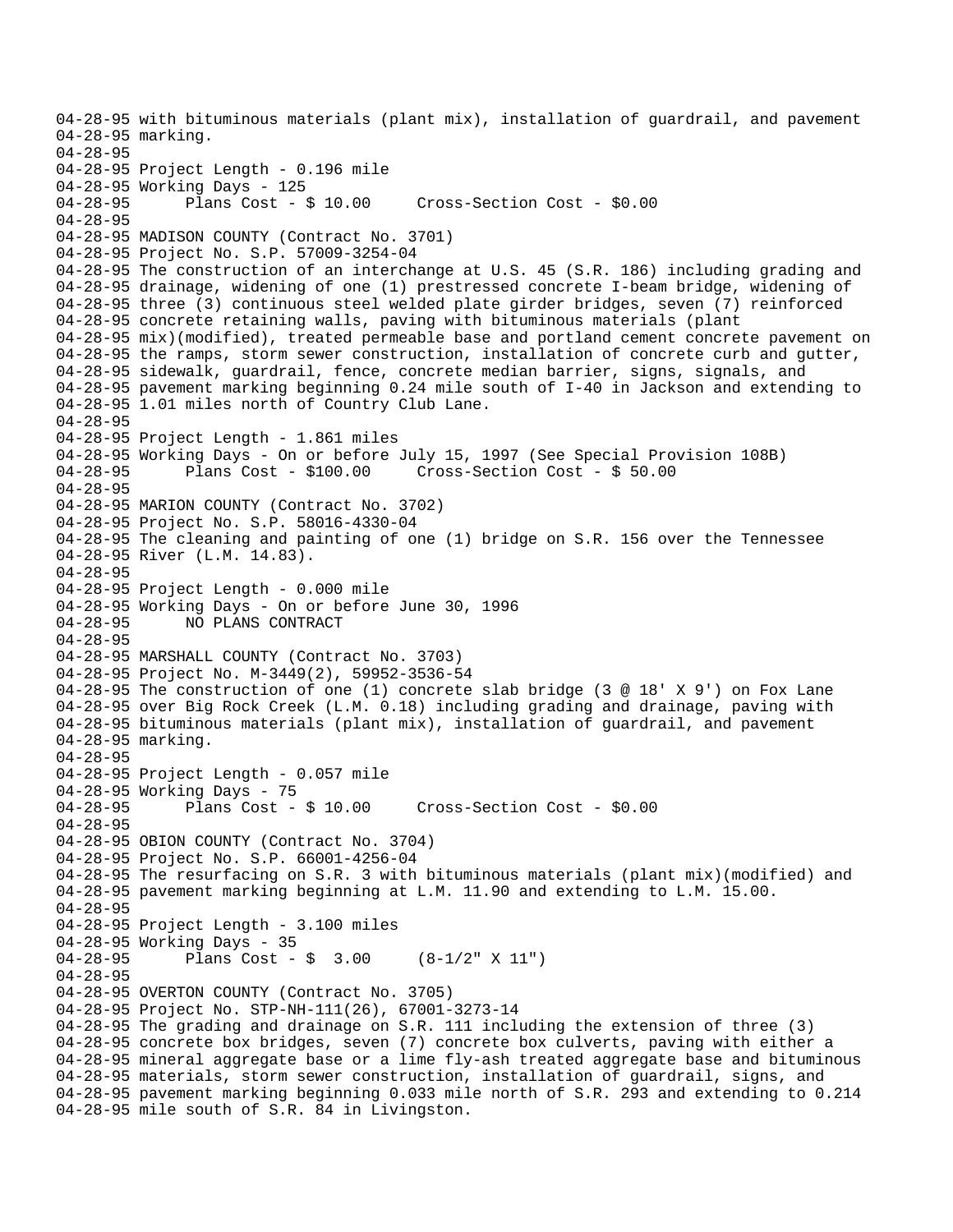```
04-28-95 with bituminous materials (plant mix), installation of guardrail, and pavement
04-28-95 marking.
04-28-95
04-28-95 Project Length - 0.196 mile
04-28-95 Working Days - 125
04-28-95       Plans Cost - $ 10.00     Cross-Section Cost - $0.00
04-28-95
04-28-95 MADISON COUNTY (Contract No. 3701)
04-28-95 Project No. S.P. 57009-3254-04
04-28-95 The construction of an interchange at U.S. 45 (S.R. 186) including grading and
04-28-95 drainage, widening of one (1) prestressed concrete I-beam bridge, widening of
04-28-95 three (3) continuous steel welded plate girder bridges, seven (7) reinforced
04-28-95 concrete retaining walls, paving with bituminous materials (plant
04-28-95 mix)(modified), treated permeable base and portland cement concrete pavement on
04-28-95 the ramps, storm sewer construction, installation of concrete curb and gutter,
04-28-95 sidewalk, guardrail, fence, concrete median barrier, signs, signals, and
04-28-95 pavement marking beginning 0.24 mile south of I-40 in Jackson and extending to
04-28-95 1.01 miles north of Country Club Lane.
04-28-95
04-28-95 Project Length - 1.861 miles
04-28-95 Working Days - On or before July 15, 1997 (See Special Provision 108B)
04-28-95       Plans Cost - $100.00     Cross-Section Cost - $ 50.00
04-28-95
04-28-95 MARION COUNTY (Contract No. 3702)
04-28-95 Project No. S.P. 58016-4330-04
04-28-95 The cleaning and painting of one (1) bridge on S.R. 156 over the Tennessee
04-28-95 River (L.M. 14.83).
04-28-95
04-28-95 Project Length - 0.000 mile
04-28-95 Working Days - On or before June 30, 1996
04-28-95       NO PLANS CONTRACT
04-28-95
04-28-95 MARSHALL COUNTY (Contract No. 3703)
04-28-95 Project No. M-3449(2), 59952-3536-54
04-28-95 The construction of one (1) concrete slab bridge (3 @ 18' X 9') on Fox Lane
04-28-95 over Big Rock Creek (L.M. 0.18) including grading and drainage, paving with
04-28-95 bituminous materials (plant mix), installation of guardrail, and pavement
04-28-95 marking.
04-28-95
04-28-95 Project Length - 0.057 mile
04-28-95 Working Days - 75
04-28-95       Plans Cost - $ 10.00     Cross-Section Cost - $0.00
04-28-95
04-28-95 OBION COUNTY (Contract No. 3704)
04-28-95 Project No. S.P. 66001-4256-04
04-28-95 The resurfacing on S.R. 3 with bituminous materials (plant mix)(modified) and
04-28-95 pavement marking beginning at L.M. 11.90 and extending to L.M. 15.00.
04-28-95
04-28-95 Project Length - 3.100 miles
04-28-95 Working Days - 35
04-28-95       Plans Cost - $  3.00     (8-1/2" X 11")
04-28-95
04-28-95 OVERTON COUNTY (Contract No. 3705)
04-28-95 Project No. STP-NH-111(26), 67001-3273-14
04-28-95 The grading and drainage on S.R. 111 including the extension of three (3)
04-28-95 concrete box bridges, seven (7) concrete box culverts, paving with either a
04-28-95 mineral aggregate base or a lime fly-ash treated aggregate base and bituminous
04-28-95 materials, storm sewer construction, installation of guardrail, signs, and
04-28-95 pavement marking beginning 0.033 mile north of S.R. 293 and extending to 0.214
04-28-95 mile south of S.R. 84 in Livingston.
```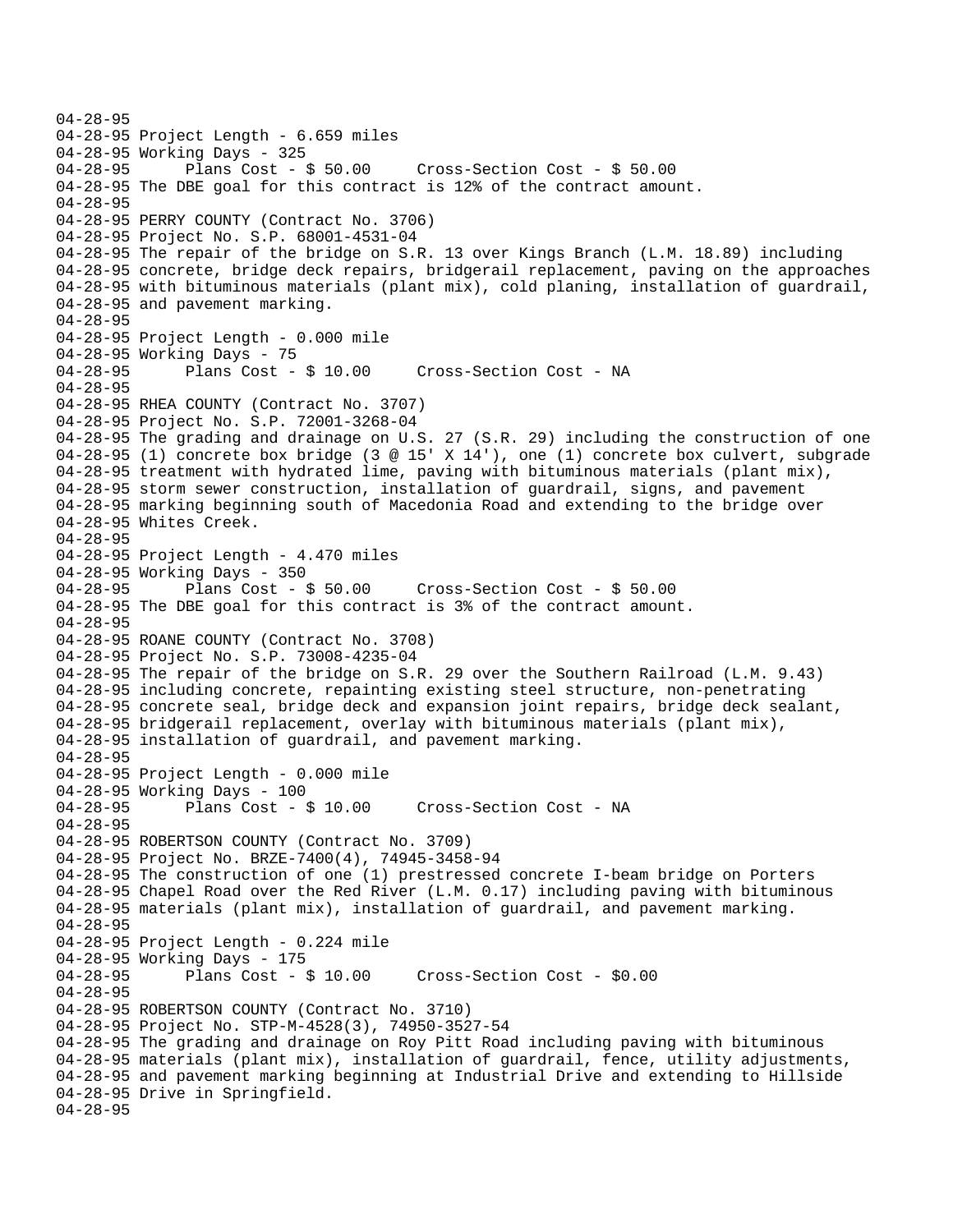```
04-28-95
04-28-95 Project Length - 6.659 miles
04-28-95 Working Days - 325
04-28-95       Plans Cost - $ 50.00     Cross-Section Cost - $ 50.00
04-28-95 The DBE goal for this contract is 12% of the contract amount.
04-28-95
04-28-95 PERRY COUNTY (Contract No. 3706)
04-28-95 Project No. S.P. 68001-4531-04
04-28-95 The repair of the bridge on S.R. 13 over Kings Branch (L.M. 18.89) including
04-28-95 concrete, bridge deck repairs, bridgerail replacement, paving on the approaches
04-28-95 with bituminous materials (plant mix), cold planing, installation of guardrail,
04-28-95 and pavement marking.
04-28-95
04-28-95 Project Length - 0.000 mile
04-28-95 Working Days - 75
04-28-95       Plans Cost - $ 10.00     Cross-Section Cost - NA
04-28-95
04-28-95 RHEA COUNTY (Contract No. 3707)
04-28-95 Project No. S.P. 72001-3268-04
04-28-95 The grading and drainage on U.S. 27 (S.R. 29) including the construction of one
04-28-95 (1) concrete box bridge (3 @ 15' X 14'), one (1) concrete box culvert, subgrade
04-28-95 treatment with hydrated lime, paving with bituminous materials (plant mix),
04-28-95 storm sewer construction, installation of guardrail, signs, and pavement
04-28-95 marking beginning south of Macedonia Road and extending to the bridge over
04-28-95 Whites Creek.
04-28-95
04-28-95 Project Length - 4.470 miles
04-28-95 Working Days - 350
04-28-95       Plans Cost - $ 50.00     Cross-Section Cost - $ 50.00
04-28-95 The DBE goal for this contract is 3% of the contract amount.
04-28-95
04-28-95 ROANE COUNTY (Contract No. 3708)
04-28-95 Project No. S.P. 73008-4235-04
04-28-95 The repair of the bridge on S.R. 29 over the Southern Railroad (L.M. 9.43)
04-28-95 including concrete, repainting existing steel structure, non-penetrating
04-28-95 concrete seal, bridge deck and expansion joint repairs, bridge deck sealant,
04-28-95 bridgerail replacement, overlay with bituminous materials (plant mix),
04-28-95 installation of guardrail, and pavement marking.
04-28-95
04-28-95 Project Length - 0.000 mile
04-28-95 Working Days - 100
04-28-95       Plans Cost - $ 10.00     Cross-Section Cost - NA
04-28-95
04-28-95 ROBERTSON COUNTY (Contract No. 3709)
04-28-95 Project No. BRZE-7400(4), 74945-3458-94
04-28-95 The construction of one (1) prestressed concrete I-beam bridge on Porters
04-28-95 Chapel Road over the Red River (L.M. 0.17) including paving with bituminous
04-28-95 materials (plant mix), installation of guardrail, and pavement marking.
04-28-95
04-28-95 Project Length - 0.224 mile
04-28-95 Working Days - 175
04-28-95       Plans Cost - $ 10.00     Cross-Section Cost - $0.00
04-28-95
04-28-95 ROBERTSON COUNTY (Contract No. 3710)
04-28-95 Project No. STP-M-4528(3), 74950-3527-54
04-28-95 The grading and drainage on Roy Pitt Road including paving with bituminous
04-28-95 materials (plant mix), installation of guardrail, fence, utility adjustments,
04-28-95 and pavement marking beginning at Industrial Drive and extending to Hillside
04-28-95 Drive in Springfield.
04-28-95
```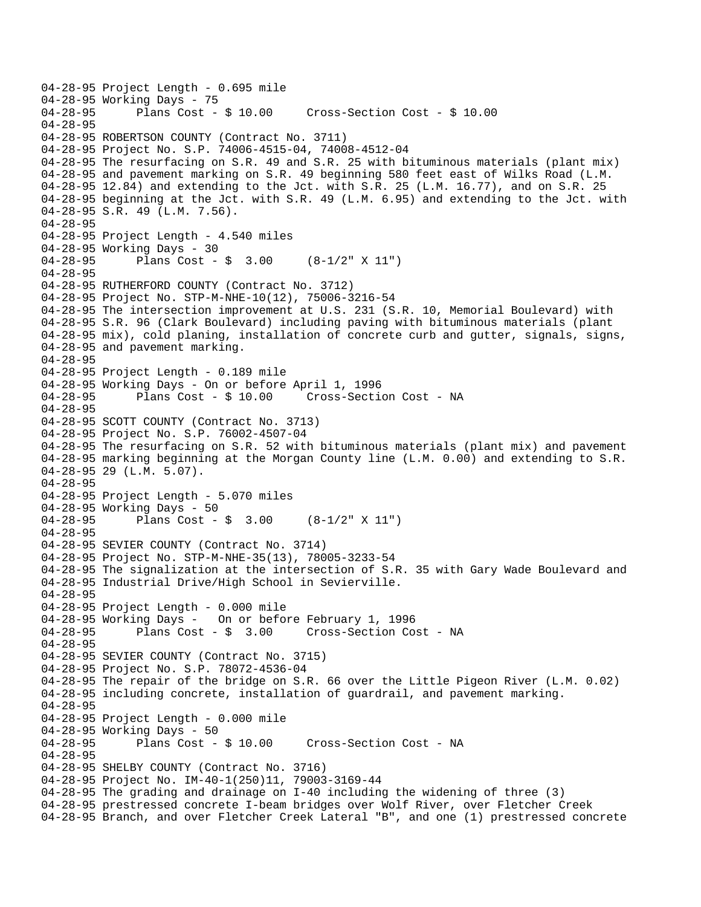```
04-28-95 Project Length - 0.695 mile
04-28-95 Working Days - 75
04-28-95      Plans Cost - $ 10.00     Cross-Section Cost - $ 10.00
04-28-95
04-28-95 ROBERTSON COUNTY (Contract No. 3711)
04-28-95 Project No. S.P. 74006-4515-04, 74008-4512-04
04-28-95 The resurfacing on S.R. 49 and S.R. 25 with bituminous materials (plant mix)
04-28-95 and pavement marking on S.R. 49 beginning 580 feet east of Wilks Road (L.M.
04-28-95 12.84) and extending to the Jct. with S.R. 25 (L.M. 16.77), and on S.R. 25
04-28-95 beginning at the Jct. with S.R. 49 (L.M. 6.95) and extending to the Jct. with
04-28-95 S.R. 49 (L.M. 7.56).
04-28-95
04-28-95 Project Length - 4.540 miles
04-28-95 Working Days - 30
04-28-95      Plans Cost - $  3.00     (8-1/2" X 11")
04-28-95
04-28-95 RUTHERFORD COUNTY (Contract No. 3712)
04-28-95 Project No. STP-M-NHE-10(12), 75006-3216-54
04-28-95 The intersection improvement at U.S. 231 (S.R. 10, Memorial Boulevard) with
04-28-95 S.R. 96 (Clark Boulevard) including paving with bituminous materials (plant
04-28-95 mix), cold planing, installation of concrete curb and gutter, signals, signs,
04-28-95 and pavement marking.
04-28-95
04-28-95 Project Length - 0.189 mile
04-28-95 Working Days - On or before April 1, 1996
04-28-95      Plans Cost - $ 10.00     Cross-Section Cost - NA
04-28-95
04-28-95 SCOTT COUNTY (Contract No. 3713)
04-28-95 Project No. S.P. 76002-4507-04
04-28-95 The resurfacing on S.R. 52 with bituminous materials (plant mix) and pavement
04-28-95 marking beginning at the Morgan County line (L.M. 0.00) and extending to S.R.
04-28-95 29 (L.M. 5.07).
04-28-95
04-28-95 Project Length - 5.070 miles
04-28-95 Working Days - 50
04-28-95      Plans Cost - $  3.00     (8-1/2" X 11")
04-28-95
04-28-95 SEVIER COUNTY (Contract No. 3714)
04-28-95 Project No. STP-M-NHE-35(13), 78005-3233-54
04-28-95 The signalization at the intersection of S.R. 35 with Gary Wade Boulevard and
04-28-95 Industrial Drive/High School in Sevierville.
04-28-95
04-28-95 Project Length - 0.000 mile
04-28-95 Working Days -   On or before February 1, 1996
04-28-95      Plans Cost - $  3.00     Cross-Section Cost - NA
04-28-95
04-28-95 SEVIER COUNTY (Contract No. 3715)
04-28-95 Project No. S.P. 78072-4536-04
04-28-95 The repair of the bridge on S.R. 66 over the Little Pigeon River (L.M. 0.02)
04-28-95 including concrete, installation of guardrail, and pavement marking.
04-28-95
04-28-95 Project Length - 0.000 mile
04-28-95 Working Days - 50
04-28-95      Plans Cost - $ 10.00     Cross-Section Cost - NA
04-28-95
04-28-95 SHELBY COUNTY (Contract No. 3716)
04-28-95 Project No. IM-40-1(250)11, 79003-3169-44
04-28-95 The grading and drainage on I-40 including the widening of three (3)
04-28-95 prestressed concrete I-beam bridges over Wolf River, over Fletcher Creek
04-28-95 Branch, and over Fletcher Creek Lateral "B", and one (1) prestressed concrete
```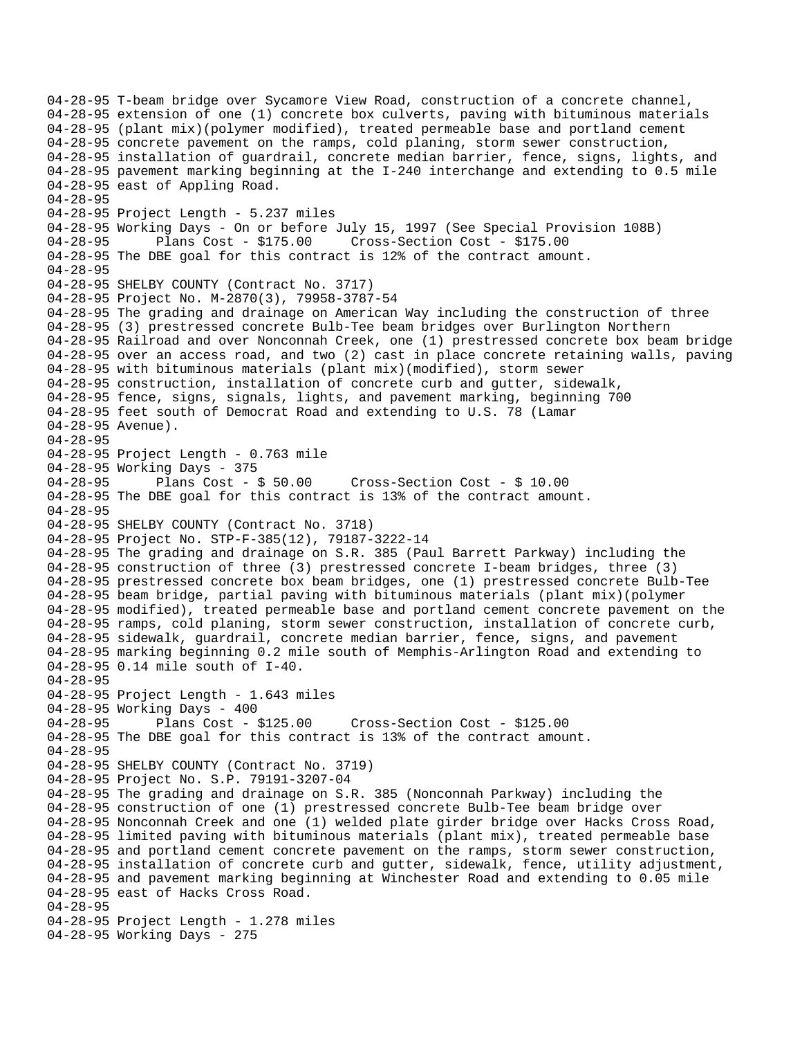04-28-95 T-beam bridge over Sycamore View Road, construction of a concrete channel,
04-28-95 extension of one (1) concrete box culverts, paving with bituminous materials
04-28-95 (plant mix)(polymer modified), treated permeable base and portland cement
04-28-95 concrete pavement on the ramps, cold planing, storm sewer construction,
04-28-95 installation of guardrail, concrete median barrier, fence, signs, lights, and
04-28-95 pavement marking beginning at the I-240 interchange and extending to 0.5 mile
04-28-95 east of Appling Road.
04-28-95
04-28-95 Project Length - 5.237 miles
04-28-95 Working Days - On or before July 15, 1997 (See Special Provision 108B)
04-28-95 Plans Cost - $175.00 Cross-Section Cost - $175.00
04-28-95 The DBE goal for this contract is 12% of the contract amount.
04-28-95
04-28-95 SHELBY COUNTY (Contract No. 3717)
04-28-95 Project No. M-2870(3), 79958-3787-54
04-28-95 The grading and drainage on American Way including the construction of three
04-28-95 (3) prestressed concrete Bulb-Tee beam bridges over Burlington Northern
04-28-95 Railroad and over Nonconnah Creek, one (1) prestressed concrete box beam bridge
04-28-95 over an access road, and two (2) cast in place concrete retaining walls, paving
04-28-95 with bituminous materials (plant mix)(modified), storm sewer
04-28-95 construction, installation of concrete curb and gutter, sidewalk,
04-28-95 fence, signs, signals, lights, and pavement marking, beginning 700
04-28-95 feet south of Democrat Road and extending to U.S. 78 (Lamar
04-28-95 Avenue).
04-28-95
04-28-95 Project Length - 0.763 mile
04-28-95 Working Days - 375
04-28-95 Plans Cost - $ 50.00 Cross-Section Cost - $ 10.00
04-28-95 The DBE goal for this contract is 13% of the contract amount.
04-28-95
04-28-95 SHELBY COUNTY (Contract No. 3718)
04-28-95 Project No. STP-F-385(12), 79187-3222-14
04-28-95 The grading and drainage on S.R. 385 (Paul Barrett Parkway) including the
04-28-95 construction of three (3) prestressed concrete I-beam bridges, three (3)
04-28-95 prestressed concrete box beam bridges, one (1) prestressed concrete Bulb-Tee
04-28-95 beam bridge, partial paving with bituminous materials (plant mix)(polymer
04-28-95 modified), treated permeable base and portland cement concrete pavement on the
04-28-95 ramps, cold planing, storm sewer construction, installation of concrete curb,
04-28-95 sidewalk, guardrail, concrete median barrier, fence, signs, and pavement
04-28-95 marking beginning 0.2 mile south of Memphis-Arlington Road and extending to
04-28-95 0.14 mile south of I-40.
04-28-95
04-28-95 Project Length - 1.643 miles
04-28-95 Working Days - 400
04-28-95 Plans Cost - $125.00 Cross-Section Cost - $125.00
04-28-95 The DBE goal for this contract is 13% of the contract amount.
04-28-95
04-28-95 SHELBY COUNTY (Contract No. 3719)
04-28-95 Project No. S.P. 79191-3207-04
04-28-95 The grading and drainage on S.R. 385 (Nonconnah Parkway) including the
04-28-95 construction of one (1) prestressed concrete Bulb-Tee beam bridge over
04-28-95 Nonconnah Creek and one (1) welded plate girder bridge over Hacks Cross Road,
04-28-95 limited paving with bituminous materials (plant mix), treated permeable base
04-28-95 and portland cement concrete pavement on the ramps, storm sewer construction,
04-28-95 installation of concrete curb and gutter, sidewalk, fence, utility adjustment,
04-28-95 and pavement marking beginning at Winchester Road and extending to 0.05 mile
04-28-95 east of Hacks Cross Road.
04-28-95
04-28-95 Project Length - 1.278 miles
04-28-95 Working Days - 275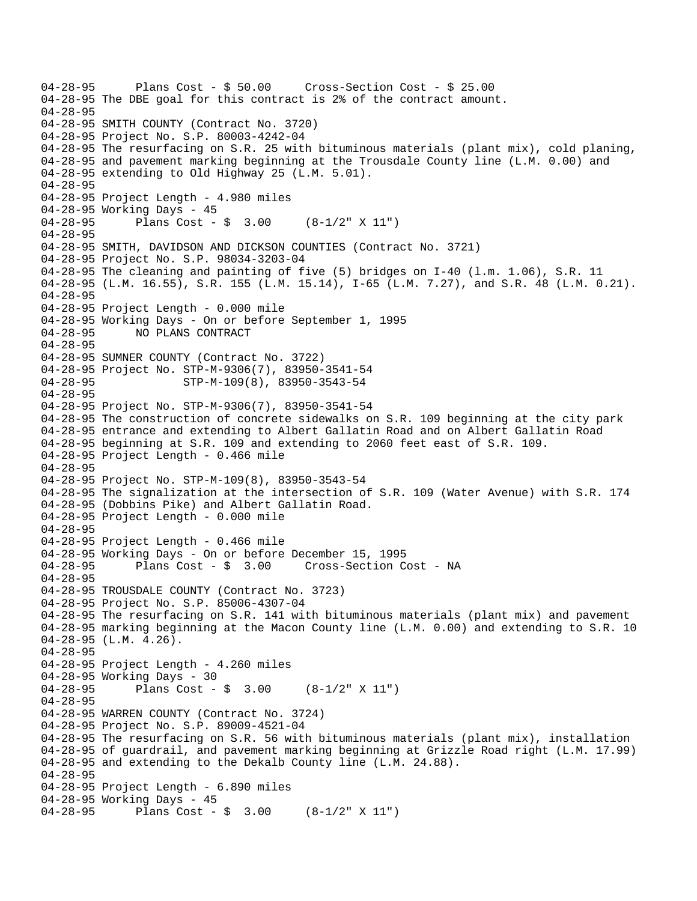04-28-95      Plans Cost - $ 50.00     Cross-Section Cost - $ 25.00
04-28-95 The DBE goal for this contract is 2% of the contract amount.
04-28-95
04-28-95 SMITH COUNTY (Contract No. 3720)
04-28-95 Project No. S.P. 80003-4242-04
04-28-95 The resurfacing on S.R. 25 with bituminous materials (plant mix), cold planing,
04-28-95 and pavement marking beginning at the Trousdale County line (L.M. 0.00) and
04-28-95 extending to Old Highway 25 (L.M. 5.01).
04-28-95
04-28-95 Project Length - 4.980 miles
04-28-95 Working Days - 45
04-28-95      Plans Cost - $  3.00     (8-1/2" X 11")
04-28-95
04-28-95 SMITH, DAVIDSON AND DICKSON COUNTIES (Contract No. 3721)
04-28-95 Project No. S.P. 98034-3203-04
04-28-95 The cleaning and painting of five (5) bridges on I-40 (l.m. 1.06), S.R. 11
04-28-95 (L.M. 16.55), S.R. 155 (L.M. 15.14), I-65 (L.M. 7.27), and S.R. 48 (L.M. 0.21).
04-28-95
04-28-95 Project Length - 0.000 mile
04-28-95 Working Days - On or before September 1, 1995
04-28-95      NO PLANS CONTRACT
04-28-95
04-28-95 SUMNER COUNTY (Contract No. 3722)
04-28-95 Project No. STP-M-9306(7), 83950-3541-54
04-28-95             STP-M-109(8), 83950-3543-54
04-28-95
04-28-95 Project No. STP-M-9306(7), 83950-3541-54
04-28-95 The construction of concrete sidewalks on S.R. 109 beginning at the city park
04-28-95 entrance and extending to Albert Gallatin Road and on Albert Gallatin Road
04-28-95 beginning at S.R. 109 and extending to 2060 feet east of S.R. 109.
04-28-95 Project Length - 0.466 mile
04-28-95
04-28-95 Project No. STP-M-109(8), 83950-3543-54
04-28-95 The signalization at the intersection of S.R. 109 (Water Avenue) with S.R. 174
04-28-95 (Dobbins Pike) and Albert Gallatin Road.
04-28-95 Project Length - 0.000 mile
04-28-95
04-28-95 Project Length - 0.466 mile
04-28-95 Working Days - On or before December 15, 1995
04-28-95      Plans Cost - $  3.00     Cross-Section Cost - NA
04-28-95
04-28-95 TROUSDALE COUNTY (Contract No. 3723)
04-28-95 Project No. S.P. 85006-4307-04
04-28-95 The resurfacing on S.R. 141 with bituminous materials (plant mix) and pavement
04-28-95 marking beginning at the Macon County line (L.M. 0.00) and extending to S.R. 10
04-28-95 (L.M. 4.26).
04-28-95
04-28-95 Project Length - 4.260 miles
04-28-95 Working Days - 30
04-28-95      Plans Cost - $  3.00     (8-1/2" X 11")
04-28-95
04-28-95 WARREN COUNTY (Contract No. 3724)
04-28-95 Project No. S.P. 89009-4521-04
04-28-95 The resurfacing on S.R. 56 with bituminous materials (plant mix), installation
04-28-95 of guardrail, and pavement marking beginning at Grizzle Road right (L.M. 17.99)
04-28-95 and extending to the Dekalb County line (L.M. 24.88).
04-28-95
04-28-95 Project Length - 6.890 miles
04-28-95 Working Days - 45
04-28-95      Plans Cost - $  3.00     (8-1/2" X 11")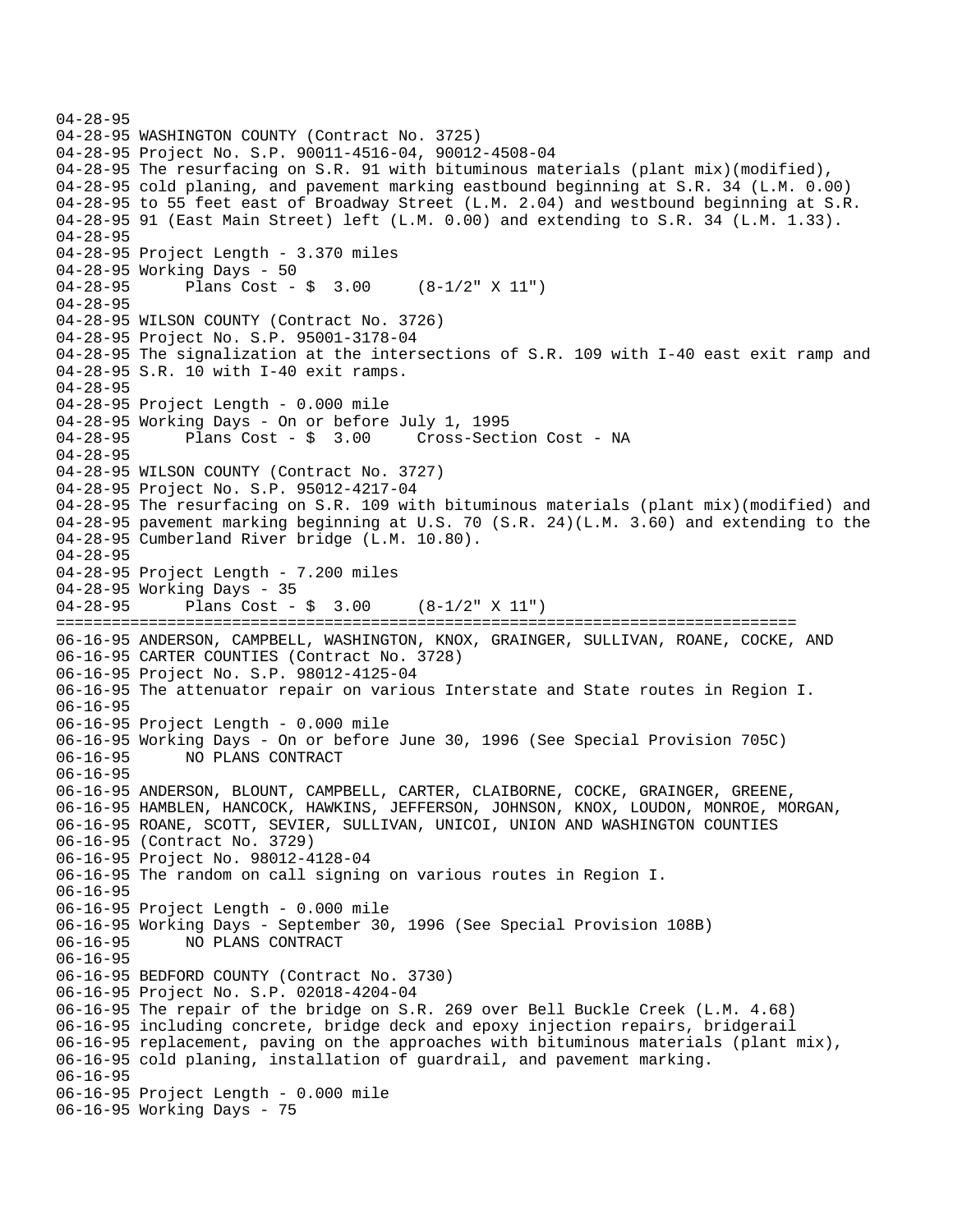```
04-28-95
04-28-95 WASHINGTON COUNTY (Contract No. 3725)
04-28-95 Project No. S.P. 90011-4516-04, 90012-4508-04
04-28-95 The resurfacing on S.R. 91 with bituminous materials (plant mix)(modified),
04-28-95 cold planing, and pavement marking eastbound beginning at S.R. 34 (L.M. 0.00)
04-28-95 to 55 feet east of Broadway Street (L.M. 2.04) and westbound beginning at S.R.
04-28-95 91 (East Main Street) left (L.M. 0.00) and extending to S.R. 34 (L.M. 1.33).
04-28-95
04-28-95 Project Length - 3.370 miles
04-28-95 Working Days - 50
04-28-95      Plans Cost - $  3.00     (8-1/2" X 11")
04-28-95
04-28-95 WILSON COUNTY (Contract No. 3726)
04-28-95 Project No. S.P. 95001-3178-04
04-28-95 The signalization at the intersections of S.R. 109 with I-40 east exit ramp and
04-28-95 S.R. 10 with I-40 exit ramps.
04-28-95
04-28-95 Project Length - 0.000 mile
04-28-95 Working Days - On or before July 1, 1995
04-28-95      Plans Cost - $  3.00     Cross-Section Cost - NA
04-28-95
04-28-95 WILSON COUNTY (Contract No. 3727)
04-28-95 Project No. S.P. 95012-4217-04
04-28-95 The resurfacing on S.R. 109 with bituminous materials (plant mix)(modified) and
04-28-95 pavement marking beginning at U.S. 70 (S.R. 24)(L.M. 3.60) and extending to the
04-28-95 Cumberland River bridge (L.M. 10.80).
04-28-95
04-28-95 Project Length - 7.200 miles
04-28-95 Working Days - 35
04-28-95      Plans Cost - $  3.00     (8-1/2" X 11")
================================================================================
06-16-95 ANDERSON, CAMPBELL, WASHINGTON, KNOX, GRAINGER, SULLIVAN, ROANE, COCKE, AND
06-16-95 CARTER COUNTIES (Contract No. 3728)
06-16-95 Project No. S.P. 98012-4125-04
06-16-95 The attenuator repair on various Interstate and State routes in Region I.
06-16-95
06-16-95 Project Length - 0.000 mile
06-16-95 Working Days - On or before June 30, 1996 (See Special Provision 705C)
06-16-95      NO PLANS CONTRACT
06-16-95
06-16-95 ANDERSON, BLOUNT, CAMPBELL, CARTER, CLAIBORNE, COCKE, GRAINGER, GREENE,
06-16-95 HAMBLEN, HANCOCK, HAWKINS, JEFFERSON, JOHNSON, KNOX, LOUDON, MONROE, MORGAN,
06-16-95 ROANE, SCOTT, SEVIER, SULLIVAN, UNICOI, UNION AND WASHINGTON COUNTIES
06-16-95 (Contract No. 3729)
06-16-95 Project No. 98012-4128-04
06-16-95 The random on call signing on various routes in Region I.
06-16-95
06-16-95 Project Length - 0.000 mile
06-16-95 Working Days - September 30, 1996 (See Special Provision 108B)
06-16-95      NO PLANS CONTRACT
06-16-95
06-16-95 BEDFORD COUNTY (Contract No. 3730)
06-16-95 Project No. S.P. 02018-4204-04
06-16-95 The repair of the bridge on S.R. 269 over Bell Buckle Creek (L.M. 4.68)
06-16-95 including concrete, bridge deck and epoxy injection repairs, bridgerail
06-16-95 replacement, paving on the approaches with bituminous materials (plant mix),
06-16-95 cold planing, installation of guardrail, and pavement marking.
06-16-95
06-16-95 Project Length - 0.000 mile
06-16-95 Working Days - 75
```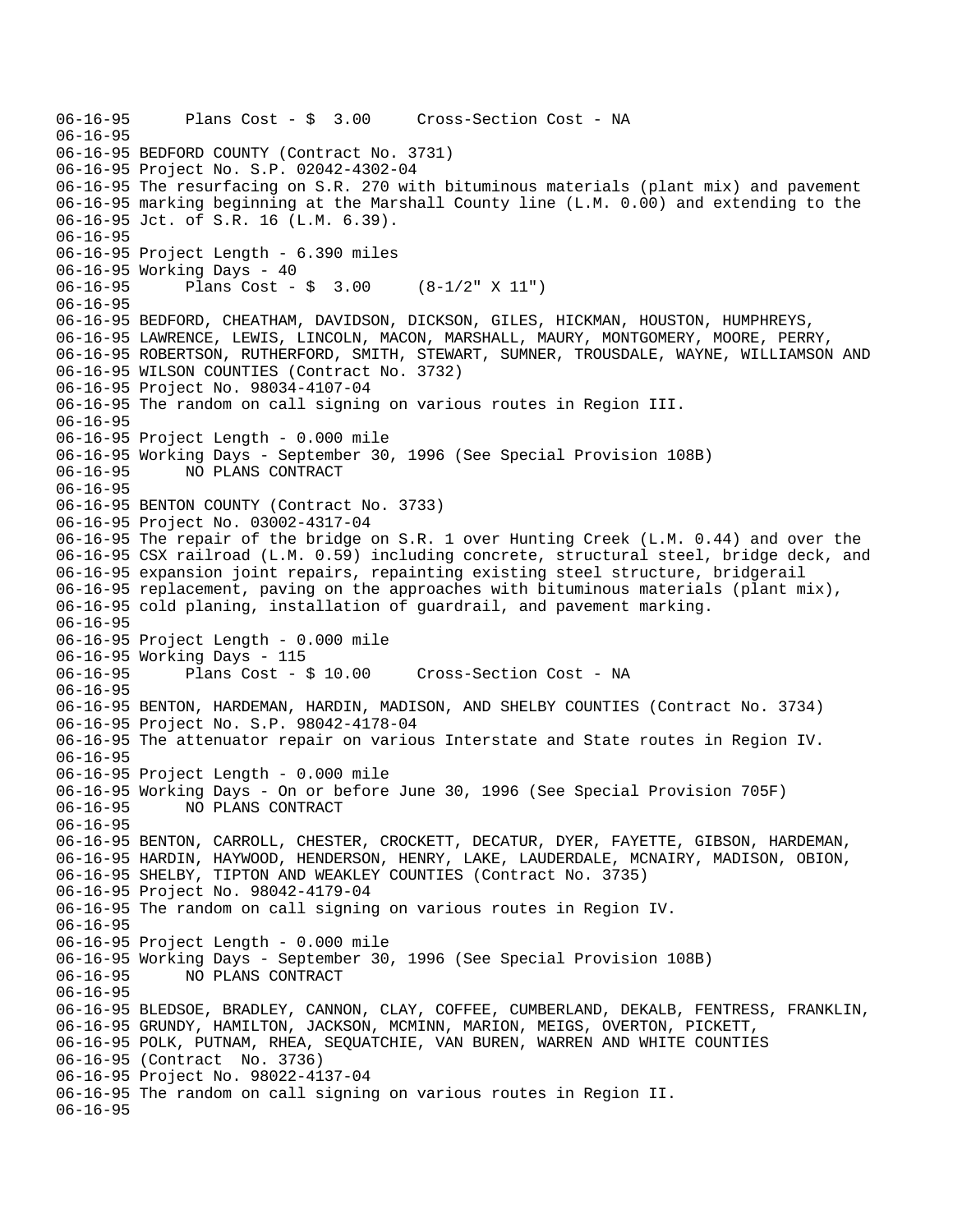```
06-16-95      Plans Cost - $  3.00     Cross-Section Cost - NA
06-16-95
06-16-95 BEDFORD COUNTY (Contract No. 3731)
06-16-95 Project No. S.P. 02042-4302-04
06-16-95 The resurfacing on S.R. 270 with bituminous materials (plant mix) and pavement
06-16-95 marking beginning at the Marshall County line (L.M. 0.00) and extending to the
06-16-95 Jct. of S.R. 16 (L.M. 6.39).
06-16-95
06-16-95 Project Length - 6.390 miles
06-16-95 Working Days - 40
06-16-95      Plans Cost - $  3.00     (8-1/2" X 11")
06-16-95
06-16-95 BEDFORD, CHEATHAM, DAVIDSON, DICKSON, GILES, HICKMAN, HOUSTON, HUMPHREYS,
06-16-95 LAWRENCE, LEWIS, LINCOLN, MACON, MARSHALL, MAURY, MONTGOMERY, MOORE, PERRY,
06-16-95 ROBERTSON, RUTHERFORD, SMITH, STEWART, SUMNER, TROUSDALE, WAYNE, WILLIAMSON AND
06-16-95 WILSON COUNTIES (Contract No. 3732)
06-16-95 Project No. 98034-4107-04
06-16-95 The random on call signing on various routes in Region III.
06-16-95
06-16-95 Project Length - 0.000 mile
06-16-95 Working Days - September 30, 1996 (See Special Provision 108B)
06-16-95      NO PLANS CONTRACT
06-16-95
06-16-95 BENTON COUNTY (Contract No. 3733)
06-16-95 Project No. 03002-4317-04
06-16-95 The repair of the bridge on S.R. 1 over Hunting Creek (L.M. 0.44) and over the
06-16-95 CSX railroad (L.M. 0.59) including concrete, structural steel, bridge deck, and
06-16-95 expansion joint repairs, repainting existing steel structure, bridgerail
06-16-95 replacement, paving on the approaches with bituminous materials (plant mix),
06-16-95 cold planing, installation of guardrail, and pavement marking.
06-16-95
06-16-95 Project Length - 0.000 mile
06-16-95 Working Days - 115
06-16-95      Plans Cost - $ 10.00     Cross-Section Cost - NA
06-16-95
06-16-95 BENTON, HARDEMAN, HARDIN, MADISON, AND SHELBY COUNTIES (Contract No. 3734)
06-16-95 Project No. S.P. 98042-4178-04
06-16-95 The attenuator repair on various Interstate and State routes in Region IV.
06-16-95
06-16-95 Project Length - 0.000 mile
06-16-95 Working Days - On or before June 30, 1996 (See Special Provision 705F)
06-16-95      NO PLANS CONTRACT
06-16-95
06-16-95 BENTON, CARROLL, CHESTER, CROCKETT, DECATUR, DYER, FAYETTE, GIBSON, HARDEMAN,
06-16-95 HARDIN, HAYWOOD, HENDERSON, HENRY, LAKE, LAUDERDALE, MCNAIRY, MADISON, OBION,
06-16-95 SHELBY, TIPTON AND WEAKLEY COUNTIES (Contract No. 3735)
06-16-95 Project No. 98042-4179-04
06-16-95 The random on call signing on various routes in Region IV.
06-16-95
06-16-95 Project Length - 0.000 mile
06-16-95 Working Days - September 30, 1996 (See Special Provision 108B)
06-16-95      NO PLANS CONTRACT
06-16-95
06-16-95 BLEDSOE, BRADLEY, CANNON, CLAY, COFFEE, CUMBERLAND, DEKALB, FENTRESS, FRANKLIN,
06-16-95 GRUNDY, HAMILTON, JACKSON, MCMINN, MARION, MEIGS, OVERTON, PICKETT,
06-16-95 POLK, PUTNAM, RHEA, SEQUATCHIE, VAN BUREN, WARREN AND WHITE COUNTIES
06-16-95 (Contract  No. 3736)
06-16-95 Project No. 98022-4137-04
06-16-95 The random on call signing on various routes in Region II.
06-16-95
```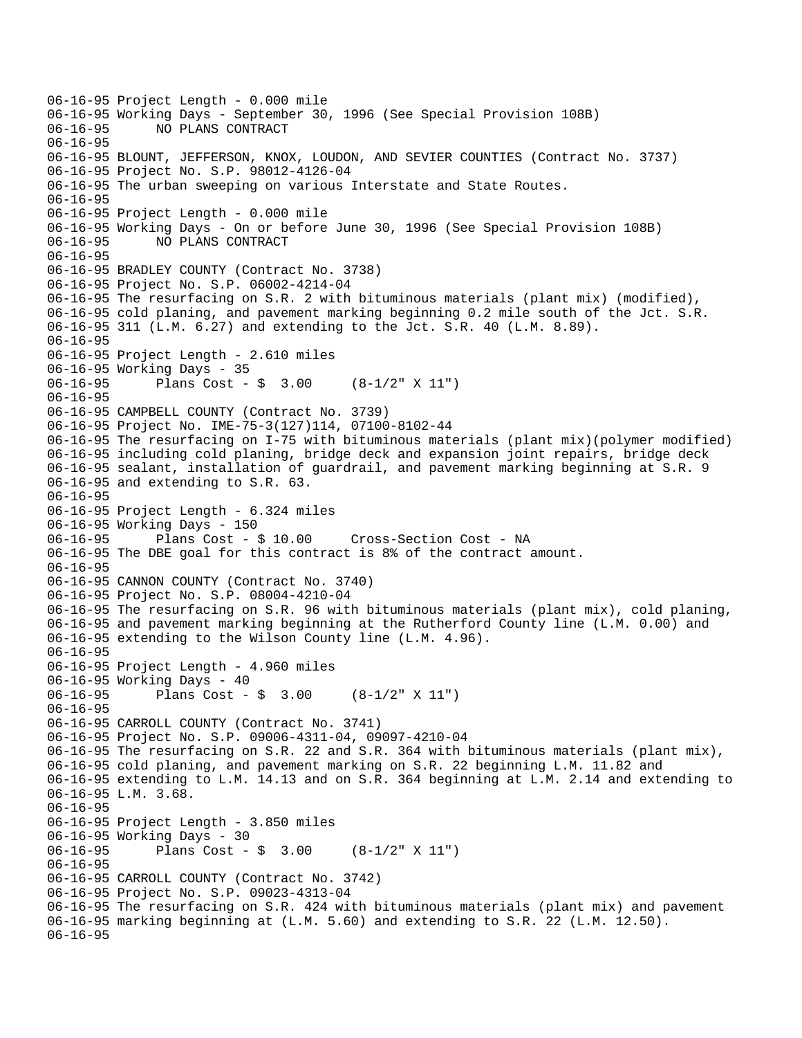```
06-16-95 Project Length - 0.000 mile
06-16-95 Working Days - September 30, 1996 (See Special Provision 108B)
06-16-95      NO PLANS CONTRACT
06-16-95
06-16-95 BLOUNT, JEFFERSON, KNOX, LOUDON, AND SEVIER COUNTIES (Contract No. 3737)
06-16-95 Project No. S.P. 98012-4126-04
06-16-95 The urban sweeping on various Interstate and State Routes.
06-16-95
06-16-95 Project Length - 0.000 mile
06-16-95 Working Days - On or before June 30, 1996 (See Special Provision 108B)
06-16-95      NO PLANS CONTRACT
06-16-95
06-16-95 BRADLEY COUNTY (Contract No. 3738)
06-16-95 Project No. S.P. 06002-4214-04
06-16-95 The resurfacing on S.R. 2 with bituminous materials (plant mix) (modified),
06-16-95 cold planing, and pavement marking beginning 0.2 mile south of the Jct. S.R.
06-16-95 311 (L.M. 6.27) and extending to the Jct. S.R. 40 (L.M. 8.89).
06-16-95
06-16-95 Project Length - 2.610 miles
06-16-95 Working Days - 35
06-16-95      Plans Cost - $  3.00     (8-1/2" X 11")
06-16-95
06-16-95 CAMPBELL COUNTY (Contract No. 3739)
06-16-95 Project No. IME-75-3(127)114, 07100-8102-44
06-16-95 The resurfacing on I-75 with bituminous materials (plant mix)(polymer modified)
06-16-95 including cold planing, bridge deck and expansion joint repairs, bridge deck
06-16-95 sealant, installation of guardrail, and pavement marking beginning at S.R. 9
06-16-95 and extending to S.R. 63.
06-16-95
06-16-95 Project Length - 6.324 miles
06-16-95 Working Days - 150
06-16-95      Plans Cost - $ 10.00     Cross-Section Cost - NA
06-16-95 The DBE goal for this contract is 8% of the contract amount.
06-16-95
06-16-95 CANNON COUNTY (Contract No. 3740)
06-16-95 Project No. S.P. 08004-4210-04
06-16-95 The resurfacing on S.R. 96 with bituminous materials (plant mix), cold planing,
06-16-95 and pavement marking beginning at the Rutherford County line (L.M. 0.00) and
06-16-95 extending to the Wilson County line (L.M. 4.96).
06-16-95
06-16-95 Project Length - 4.960 miles
06-16-95 Working Days - 40
06-16-95      Plans Cost - $  3.00     (8-1/2" X 11")
06-16-95
06-16-95 CARROLL COUNTY (Contract No. 3741)
06-16-95 Project No. S.P. 09006-4311-04, 09097-4210-04
06-16-95 The resurfacing on S.R. 22 and S.R. 364 with bituminous materials (plant mix),
06-16-95 cold planing, and pavement marking on S.R. 22 beginning L.M. 11.82 and
06-16-95 extending to L.M. 14.13 and on S.R. 364 beginning at L.M. 2.14 and extending to
06-16-95 L.M. 3.68.
06-16-95
06-16-95 Project Length - 3.850 miles
06-16-95 Working Days - 30
06-16-95      Plans Cost - $  3.00     (8-1/2" X 11")
06-16-95
06-16-95 CARROLL COUNTY (Contract No. 3742)
06-16-95 Project No. S.P. 09023-4313-04
06-16-95 The resurfacing on S.R. 424 with bituminous materials (plant mix) and pavement
06-16-95 marking beginning at (L.M. 5.60) and extending to S.R. 22 (L.M. 12.50).
06-16-95
```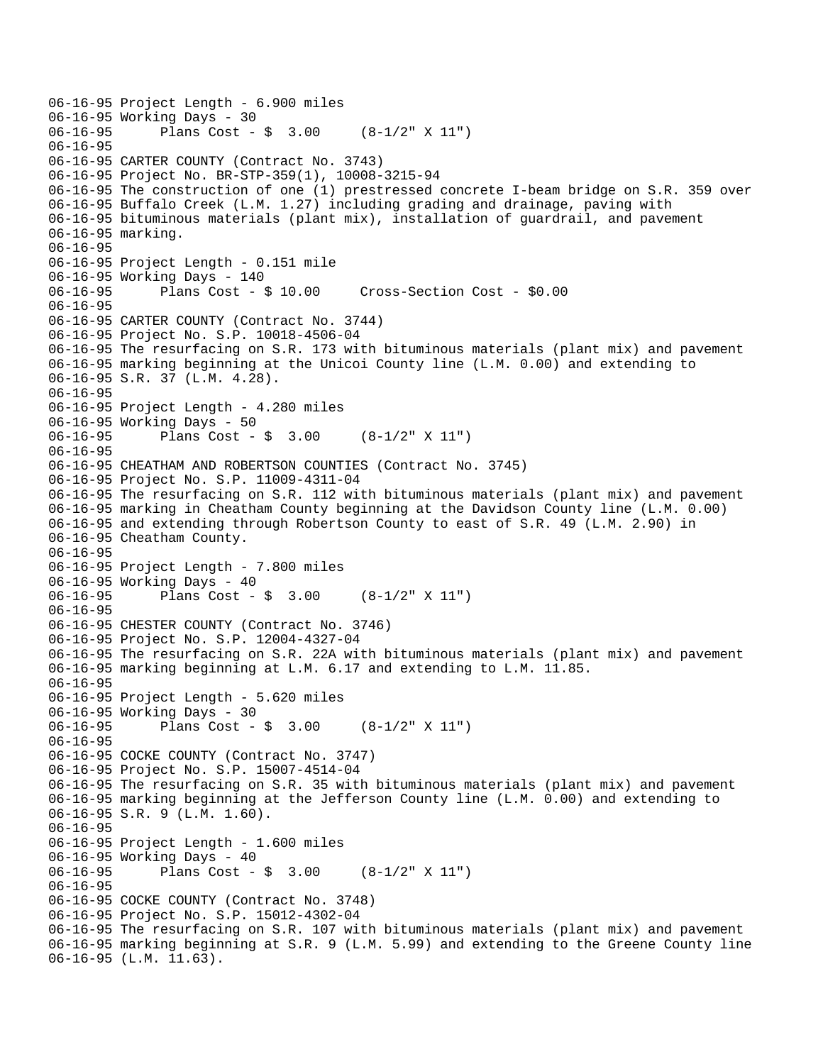```
06-16-95 Project Length - 6.900 miles
06-16-95 Working Days - 30
06-16-95      Plans Cost - $  3.00     (8-1/2" X 11")
06-16-95
06-16-95 CARTER COUNTY (Contract No. 3743)
06-16-95 Project No. BR-STP-359(1), 10008-3215-94
06-16-95 The construction of one (1) prestressed concrete I-beam bridge on S.R. 359 over
06-16-95 Buffalo Creek (L.M. 1.27) including grading and drainage, paving with
06-16-95 bituminous materials (plant mix), installation of guardrail, and pavement
06-16-95 marking.
06-16-95
06-16-95 Project Length - 0.151 mile
06-16-95 Working Days - 140
06-16-95      Plans Cost - $ 10.00     Cross-Section Cost - $0.00
06-16-95
06-16-95 CARTER COUNTY (Contract No. 3744)
06-16-95 Project No. S.P. 10018-4506-04
06-16-95 The resurfacing on S.R. 173 with bituminous materials (plant mix) and pavement
06-16-95 marking beginning at the Unicoi County line (L.M. 0.00) and extending to
06-16-95 S.R. 37 (L.M. 4.28).
06-16-95
06-16-95 Project Length - 4.280 miles
06-16-95 Working Days - 50
06-16-95      Plans Cost - $  3.00     (8-1/2" X 11")
06-16-95
06-16-95 CHEATHAM AND ROBERTSON COUNTIES (Contract No. 3745)
06-16-95 Project No. S.P. 11009-4311-04
06-16-95 The resurfacing on S.R. 112 with bituminous materials (plant mix) and pavement
06-16-95 marking in Cheatham County beginning at the Davidson County line (L.M. 0.00)
06-16-95 and extending through Robertson County to east of S.R. 49 (L.M. 2.90) in
06-16-95 Cheatham County.
06-16-95
06-16-95 Project Length - 7.800 miles
06-16-95 Working Days - 40
06-16-95      Plans Cost - $  3.00     (8-1/2" X 11")
06-16-95
06-16-95 CHESTER COUNTY (Contract No. 3746)
06-16-95 Project No. S.P. 12004-4327-04
06-16-95 The resurfacing on S.R. 22A with bituminous materials (plant mix) and pavement
06-16-95 marking beginning at L.M. 6.17 and extending to L.M. 11.85.
06-16-95
06-16-95 Project Length - 5.620 miles
06-16-95 Working Days - 30
06-16-95      Plans Cost - $  3.00     (8-1/2" X 11")
06-16-95
06-16-95 COCKE COUNTY (Contract No. 3747)
06-16-95 Project No. S.P. 15007-4514-04
06-16-95 The resurfacing on S.R. 35 with bituminous materials (plant mix) and pavement
06-16-95 marking beginning at the Jefferson County line (L.M. 0.00) and extending to
06-16-95 S.R. 9 (L.M. 1.60).
06-16-95
06-16-95 Project Length - 1.600 miles
06-16-95 Working Days - 40
06-16-95      Plans Cost - $  3.00     (8-1/2" X 11")
06-16-95
06-16-95 COCKE COUNTY (Contract No. 3748)
06-16-95 Project No. S.P. 15012-4302-04
06-16-95 The resurfacing on S.R. 107 with bituminous materials (plant mix) and pavement
06-16-95 marking beginning at S.R. 9 (L.M. 5.99) and extending to the Greene County line
06-16-95 (L.M. 11.63).
```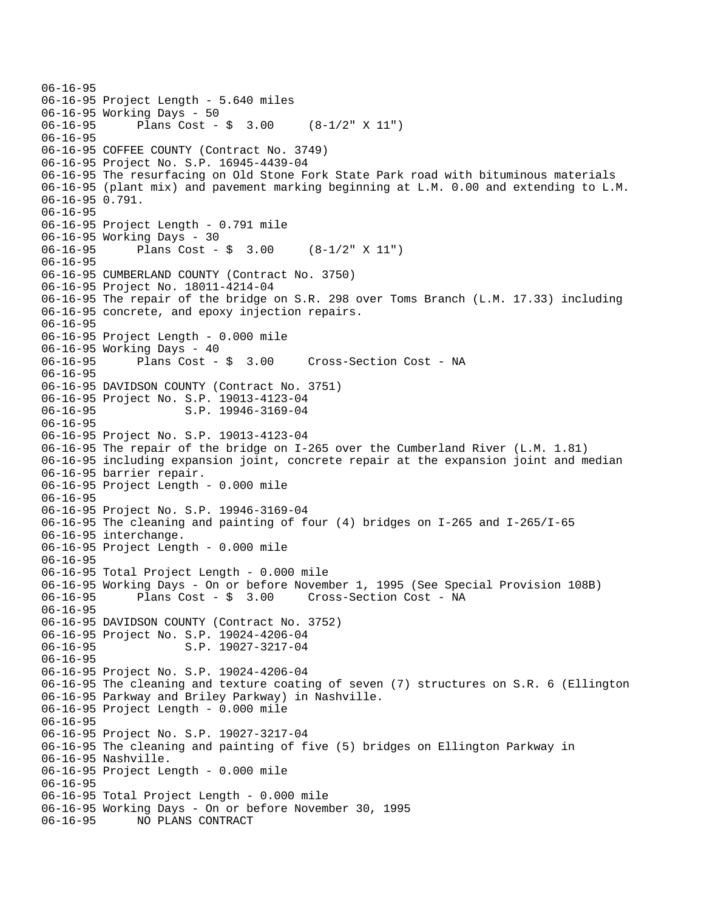```
06-16-95
06-16-95 Project Length - 5.640 miles
06-16-95 Working Days - 50
06-16-95      Plans Cost - $  3.00     (8-1/2" X 11")
06-16-95
06-16-95 COFFEE COUNTY (Contract No. 3749)
06-16-95 Project No. S.P. 16945-4439-04
06-16-95 The resurfacing on Old Stone Fork State Park road with bituminous materials
06-16-95 (plant mix) and pavement marking beginning at L.M. 0.00 and extending to L.M.
06-16-95 0.791.
06-16-95
06-16-95 Project Length - 0.791 mile
06-16-95 Working Days - 30
06-16-95      Plans Cost - $  3.00     (8-1/2" X 11")
06-16-95
06-16-95 CUMBERLAND COUNTY (Contract No. 3750)
06-16-95 Project No. 18011-4214-04
06-16-95 The repair of the bridge on S.R. 298 over Toms Branch (L.M. 17.33) including
06-16-95 concrete, and epoxy injection repairs.
06-16-95
06-16-95 Project Length - 0.000 mile
06-16-95 Working Days - 40
06-16-95      Plans Cost - $  3.00     Cross-Section Cost - NA
06-16-95
06-16-95 DAVIDSON COUNTY (Contract No. 3751)
06-16-95 Project No. S.P. 19013-4123-04
06-16-95              S.P. 19946-3169-04
06-16-95
06-16-95 Project No. S.P. 19013-4123-04
06-16-95 The repair of the bridge on I-265 over the Cumberland River (L.M. 1.81)
06-16-95 including expansion joint, concrete repair at the expansion joint and median
06-16-95 barrier repair.
06-16-95 Project Length - 0.000 mile
06-16-95
06-16-95 Project No. S.P. 19946-3169-04
06-16-95 The cleaning and painting of four (4) bridges on I-265 and I-265/I-65
06-16-95 interchange.
06-16-95 Project Length - 0.000 mile
06-16-95
06-16-95 Total Project Length - 0.000 mile
06-16-95 Working Days - On or before November 1, 1995 (See Special Provision 108B)
06-16-95      Plans Cost - $  3.00     Cross-Section Cost - NA
06-16-95
06-16-95 DAVIDSON COUNTY (Contract No. 3752)
06-16-95 Project No. S.P. 19024-4206-04
06-16-95              S.P. 19027-3217-04
06-16-95
06-16-95 Project No. S.P. 19024-4206-04
06-16-95 The cleaning and texture coating of seven (7) structures on S.R. 6 (Ellington
06-16-95 Parkway and Briley Parkway) in Nashville.
06-16-95 Project Length - 0.000 mile
06-16-95
06-16-95 Project No. S.P. 19027-3217-04
06-16-95 The cleaning and painting of five (5) bridges on Ellington Parkway in
06-16-95 Nashville.
06-16-95 Project Length - 0.000 mile
06-16-95
06-16-95 Total Project Length - 0.000 mile
06-16-95 Working Days - On or before November 30, 1995
06-16-95      NO PLANS CONTRACT
```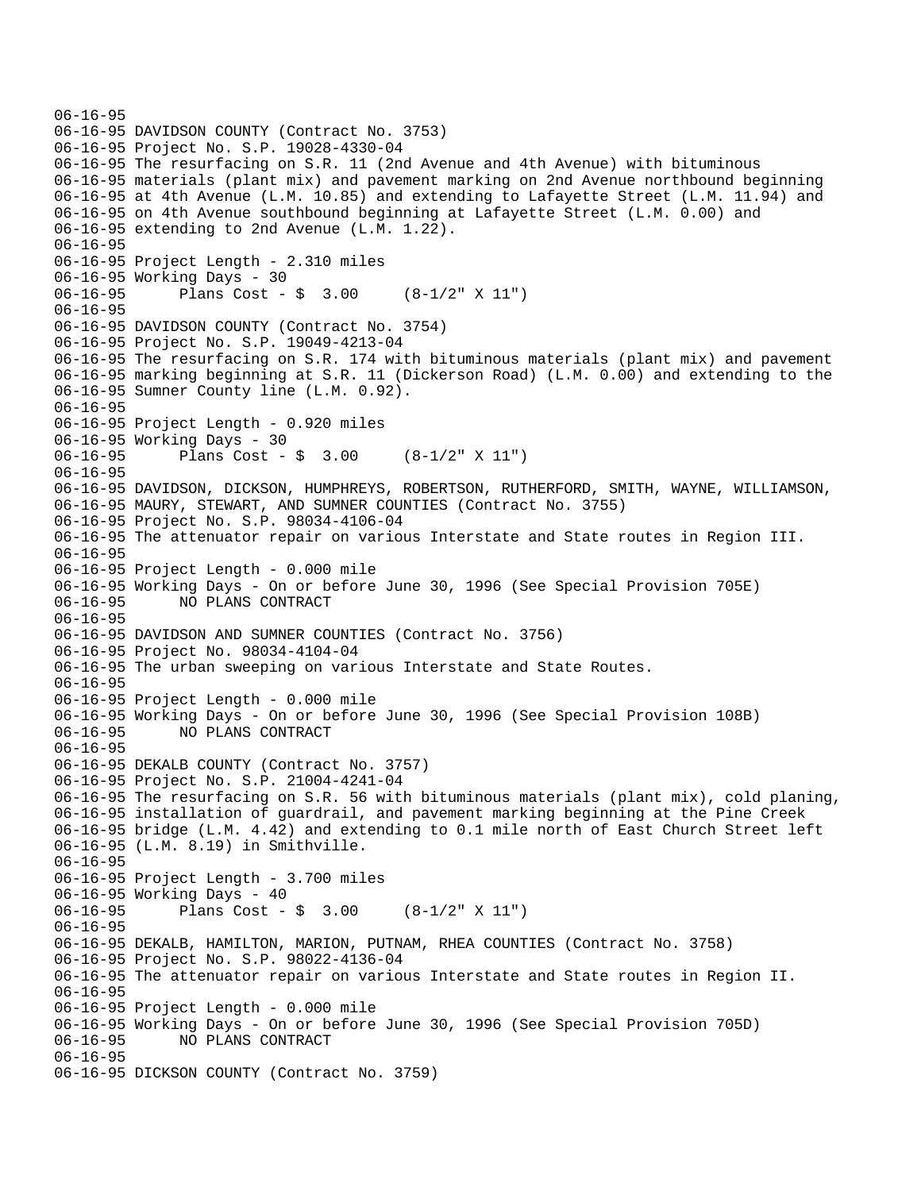```
06-16-95
06-16-95 DAVIDSON COUNTY (Contract No. 3753)
06-16-95 Project No. S.P. 19028-4330-04
06-16-95 The resurfacing on S.R. 11 (2nd Avenue and 4th Avenue) with bituminous
06-16-95 materials (plant mix) and pavement marking on 2nd Avenue northbound beginning
06-16-95 at 4th Avenue (L.M. 10.85) and extending to Lafayette Street (L.M. 11.94) and
06-16-95 on 4th Avenue southbound beginning at Lafayette Street (L.M. 0.00) and
06-16-95 extending to 2nd Avenue (L.M. 1.22).
06-16-95
06-16-95 Project Length - 2.310 miles
06-16-95 Working Days - 30
06-16-95       Plans Cost - $  3.00     (8-1/2" X 11")
06-16-95
06-16-95 DAVIDSON COUNTY (Contract No. 3754)
06-16-95 Project No. S.P. 19049-4213-04
06-16-95 The resurfacing on S.R. 174 with bituminous materials (plant mix) and pavement
06-16-95 marking beginning at S.R. 11 (Dickerson Road) (L.M. 0.00) and extending to the
06-16-95 Sumner County line (L.M. 0.92).
06-16-95
06-16-95 Project Length - 0.920 miles
06-16-95 Working Days - 30
06-16-95       Plans Cost - $  3.00     (8-1/2" X 11")
06-16-95
06-16-95 DAVIDSON, DICKSON, HUMPHREYS, ROBERTSON, RUTHERFORD, SMITH, WAYNE, WILLIAMSON,
06-16-95 MAURY, STEWART, AND SUMNER COUNTIES (Contract No. 3755)
06-16-95 Project No. S.P. 98034-4106-04
06-16-95 The attenuator repair on various Interstate and State routes in Region III.
06-16-95
06-16-95 Project Length - 0.000 mile
06-16-95 Working Days - On or before June 30, 1996 (See Special Provision 705E)
06-16-95       NO PLANS CONTRACT
06-16-95
06-16-95 DAVIDSON AND SUMNER COUNTIES (Contract No. 3756)
06-16-95 Project No. 98034-4104-04
06-16-95 The urban sweeping on various Interstate and State Routes.
06-16-95
06-16-95 Project Length - 0.000 mile
06-16-95 Working Days - On or before June 30, 1996 (See Special Provision 108B)
06-16-95       NO PLANS CONTRACT
06-16-95
06-16-95 DEKALB COUNTY (Contract No. 3757)
06-16-95 Project No. S.P. 21004-4241-04
06-16-95 The resurfacing on S.R. 56 with bituminous materials (plant mix), cold planing,
06-16-95 installation of guardrail, and pavement marking beginning at the Pine Creek
06-16-95 bridge (L.M. 4.42) and extending to 0.1 mile north of East Church Street left
06-16-95 (L.M. 8.19) in Smithville.
06-16-95
06-16-95 Project Length - 3.700 miles
06-16-95 Working Days - 40
06-16-95       Plans Cost - $  3.00     (8-1/2" X 11")
06-16-95
06-16-95 DEKALB, HAMILTON, MARION, PUTNAM, RHEA COUNTIES (Contract No. 3758)
06-16-95 Project No. S.P. 98022-4136-04
06-16-95 The attenuator repair on various Interstate and State routes in Region II.
06-16-95
06-16-95 Project Length - 0.000 mile
06-16-95 Working Days - On or before June 30, 1996 (See Special Provision 705D)
06-16-95       NO PLANS CONTRACT
06-16-95
06-16-95 DICKSON COUNTY (Contract No. 3759)
```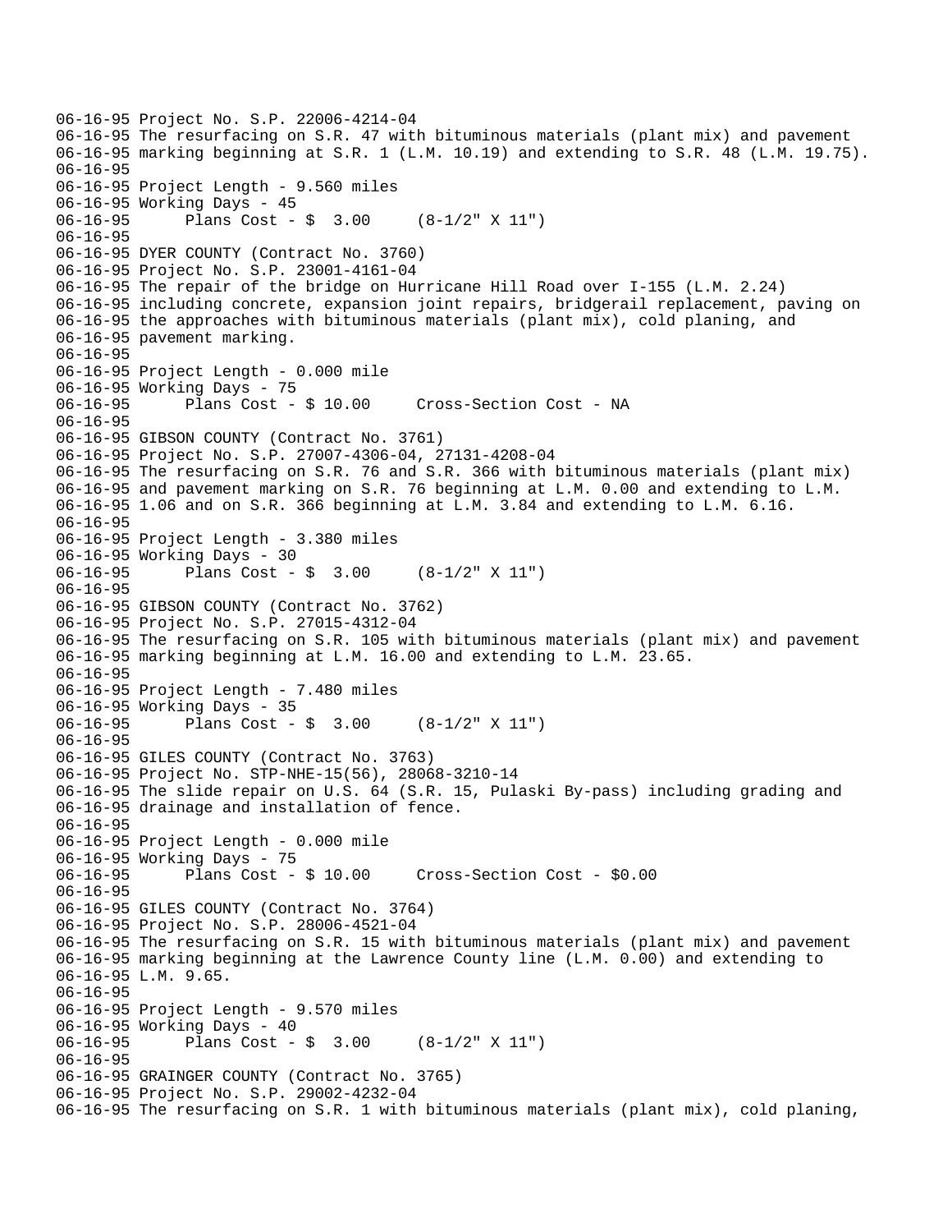```
06-16-95 Project No. S.P. 22006-4214-04
06-16-95 The resurfacing on S.R. 47 with bituminous materials (plant mix) and pavement
06-16-95 marking beginning at S.R. 1 (L.M. 10.19) and extending to S.R. 48 (L.M. 19.75).
06-16-95
06-16-95 Project Length - 9.560 miles
06-16-95 Working Days - 45
06-16-95      Plans Cost - $  3.00     (8-1/2" X 11")
06-16-95
06-16-95 DYER COUNTY (Contract No. 3760)
06-16-95 Project No. S.P. 23001-4161-04
06-16-95 The repair of the bridge on Hurricane Hill Road over I-155 (L.M. 2.24)
06-16-95 including concrete, expansion joint repairs, bridgerail replacement, paving on
06-16-95 the approaches with bituminous materials (plant mix), cold planing, and
06-16-95 pavement marking.
06-16-95
06-16-95 Project Length - 0.000 mile
06-16-95 Working Days - 75
06-16-95      Plans Cost - $ 10.00     Cross-Section Cost - NA
06-16-95
06-16-95 GIBSON COUNTY (Contract No. 3761)
06-16-95 Project No. S.P. 27007-4306-04, 27131-4208-04
06-16-95 The resurfacing on S.R. 76 and S.R. 366 with bituminous materials (plant mix)
06-16-95 and pavement marking on S.R. 76 beginning at L.M. 0.00 and extending to L.M.
06-16-95 1.06 and on S.R. 366 beginning at L.M. 3.84 and extending to L.M. 6.16.
06-16-95
06-16-95 Project Length - 3.380 miles
06-16-95 Working Days - 30
06-16-95      Plans Cost - $  3.00     (8-1/2" X 11")
06-16-95
06-16-95 GIBSON COUNTY (Contract No. 3762)
06-16-95 Project No. S.P. 27015-4312-04
06-16-95 The resurfacing on S.R. 105 with bituminous materials (plant mix) and pavement
06-16-95 marking beginning at L.M. 16.00 and extending to L.M. 23.65.
06-16-95
06-16-95 Project Length - 7.480 miles
06-16-95 Working Days - 35
06-16-95      Plans Cost - $  3.00     (8-1/2" X 11")
06-16-95
06-16-95 GILES COUNTY (Contract No. 3763)
06-16-95 Project No. STP-NHE-15(56), 28068-3210-14
06-16-95 The slide repair on U.S. 64 (S.R. 15, Pulaski By-pass) including grading and
06-16-95 drainage and installation of fence.
06-16-95
06-16-95 Project Length - 0.000 mile
06-16-95 Working Days - 75
06-16-95      Plans Cost - $ 10.00     Cross-Section Cost - $0.00
06-16-95
06-16-95 GILES COUNTY (Contract No. 3764)
06-16-95 Project No. S.P. 28006-4521-04
06-16-95 The resurfacing on S.R. 15 with bituminous materials (plant mix) and pavement
06-16-95 marking beginning at the Lawrence County line (L.M. 0.00) and extending to
06-16-95 L.M. 9.65.
06-16-95
06-16-95 Project Length - 9.570 miles
06-16-95 Working Days - 40
06-16-95      Plans Cost - $  3.00     (8-1/2" X 11")
06-16-95
06-16-95 GRAINGER COUNTY (Contract No. 3765)
06-16-95 Project No. S.P. 29002-4232-04
06-16-95 The resurfacing on S.R. 1 with bituminous materials (plant mix), cold planing,
```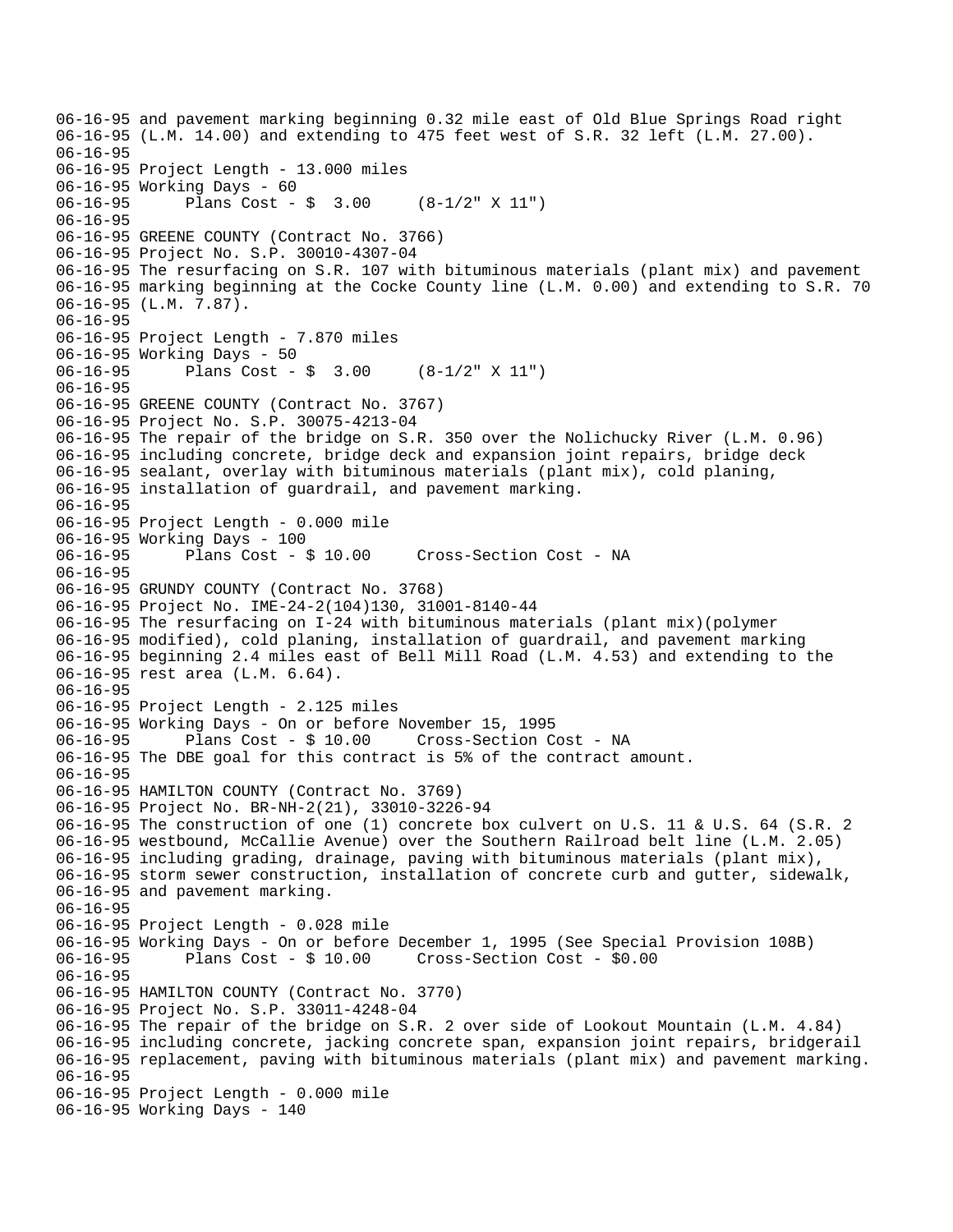06-16-95 and pavement marking beginning 0.32 mile east of Old Blue Springs Road right
06-16-95 (L.M. 14.00) and extending to 475 feet west of S.R. 32 left (L.M. 27.00).
06-16-95
06-16-95 Project Length - 13.000 miles
06-16-95 Working Days - 60
06-16-95      Plans Cost - $  3.00     (8-1/2" X 11")
06-16-95
06-16-95 GREENE COUNTY (Contract No. 3766)
06-16-95 Project No. S.P. 30010-4307-04
06-16-95 The resurfacing on S.R. 107 with bituminous materials (plant mix) and pavement
06-16-95 marking beginning at the Cocke County line (L.M. 0.00) and extending to S.R. 70
06-16-95 (L.M. 7.87).
06-16-95
06-16-95 Project Length - 7.870 miles
06-16-95 Working Days - 50
06-16-95      Plans Cost - $  3.00     (8-1/2" X 11")
06-16-95
06-16-95 GREENE COUNTY (Contract No. 3767)
06-16-95 Project No. S.P. 30075-4213-04
06-16-95 The repair of the bridge on S.R. 350 over the Nolichucky River (L.M. 0.96)
06-16-95 including concrete, bridge deck and expansion joint repairs, bridge deck
06-16-95 sealant, overlay with bituminous materials (plant mix), cold planing,
06-16-95 installation of guardrail, and pavement marking.
06-16-95
06-16-95 Project Length - 0.000 mile
06-16-95 Working Days - 100
06-16-95      Plans Cost - $ 10.00     Cross-Section Cost - NA
06-16-95
06-16-95 GRUNDY COUNTY (Contract No. 3768)
06-16-95 Project No. IME-24-2(104)130, 31001-8140-44
06-16-95 The resurfacing on I-24 with bituminous materials (plant mix)(polymer
06-16-95 modified), cold planing, installation of guardrail, and pavement marking
06-16-95 beginning 2.4 miles east of Bell Mill Road (L.M. 4.53) and extending to the
06-16-95 rest area (L.M. 6.64).
06-16-95
06-16-95 Project Length - 2.125 miles
06-16-95 Working Days - On or before November 15, 1995
06-16-95      Plans Cost - $ 10.00     Cross-Section Cost - NA
06-16-95 The DBE goal for this contract is 5% of the contract amount.
06-16-95
06-16-95 HAMILTON COUNTY (Contract No. 3769)
06-16-95 Project No. BR-NH-2(21), 33010-3226-94
06-16-95 The construction of one (1) concrete box culvert on U.S. 11 & U.S. 64 (S.R. 2
06-16-95 westbound, McCallie Avenue) over the Southern Railroad belt line (L.M. 2.05)
06-16-95 including grading, drainage, paving with bituminous materials (plant mix),
06-16-95 storm sewer construction, installation of concrete curb and gutter, sidewalk,
06-16-95 and pavement marking.
06-16-95
06-16-95 Project Length - 0.028 mile
06-16-95 Working Days - On or before December 1, 1995 (See Special Provision 108B)
06-16-95      Plans Cost - $ 10.00     Cross-Section Cost - $0.00
06-16-95
06-16-95 HAMILTON COUNTY (Contract No. 3770)
06-16-95 Project No. S.P. 33011-4248-04
06-16-95 The repair of the bridge on S.R. 2 over side of Lookout Mountain (L.M. 4.84)
06-16-95 including concrete, jacking concrete span, expansion joint repairs, bridgerail
06-16-95 replacement, paving with bituminous materials (plant mix) and pavement marking.
06-16-95
06-16-95 Project Length - 0.000 mile
06-16-95 Working Days - 140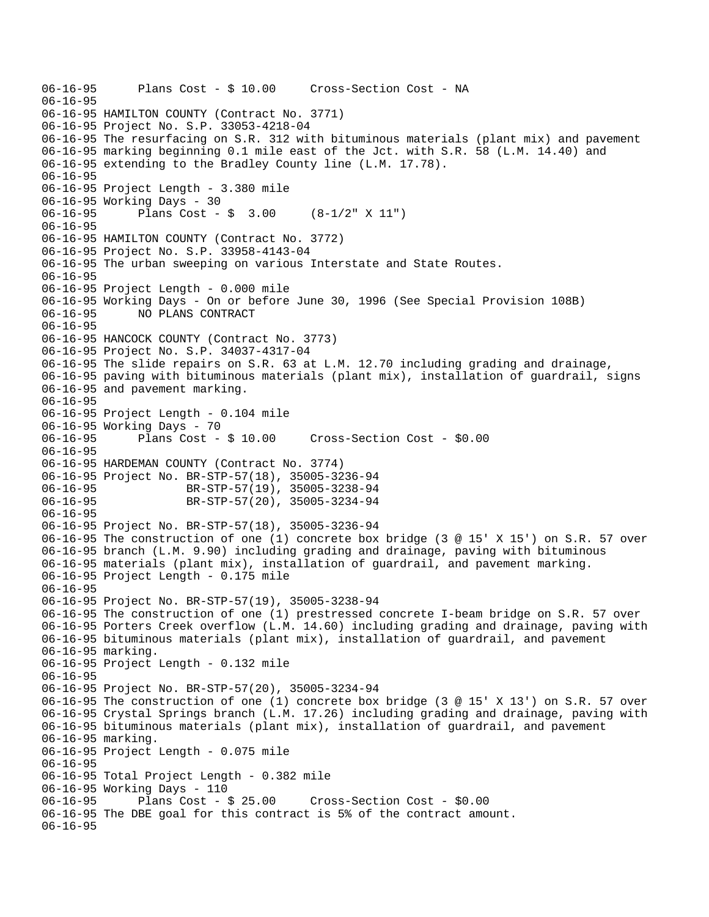```
06-16-95      Plans Cost - $ 10.00     Cross-Section Cost - NA
06-16-95
06-16-95 HAMILTON COUNTY (Contract No. 3771)
06-16-95 Project No. S.P. 33053-4218-04
06-16-95 The resurfacing on S.R. 312 with bituminous materials (plant mix) and pavement
06-16-95 marking beginning 0.1 mile east of the Jct. with S.R. 58 (L.M. 14.40) and
06-16-95 extending to the Bradley County line (L.M. 17.78).
06-16-95
06-16-95 Project Length - 3.380 mile
06-16-95 Working Days - 30
06-16-95      Plans Cost - $  3.00     (8-1/2" X 11")
06-16-95
06-16-95 HAMILTON COUNTY (Contract No. 3772)
06-16-95 Project No. S.P. 33958-4143-04
06-16-95 The urban sweeping on various Interstate and State Routes.
06-16-95
06-16-95 Project Length - 0.000 mile
06-16-95 Working Days - On or before June 30, 1996 (See Special Provision 108B)
06-16-95      NO PLANS CONTRACT
06-16-95
06-16-95 HANCOCK COUNTY (Contract No. 3773)
06-16-95 Project No. S.P. 34037-4317-04
06-16-95 The slide repairs on S.R. 63 at L.M. 12.70 including grading and drainage,
06-16-95 paving with bituminous materials (plant mix), installation of guardrail, signs
06-16-95 and pavement marking.
06-16-95
06-16-95 Project Length - 0.104 mile
06-16-95 Working Days - 70
06-16-95      Plans Cost - $ 10.00     Cross-Section Cost - $0.00
06-16-95
06-16-95 HARDEMAN COUNTY (Contract No. 3774)
06-16-95 Project No. BR-STP-57(18), 35005-3236-94
06-16-95             BR-STP-57(19), 35005-3238-94
06-16-95             BR-STP-57(20), 35005-3234-94
06-16-95
06-16-95 Project No. BR-STP-57(18), 35005-3236-94
06-16-95 The construction of one (1) concrete box bridge (3 @ 15' X 15') on S.R. 57 over
06-16-95 branch (L.M. 9.90) including grading and drainage, paving with bituminous
06-16-95 materials (plant mix), installation of guardrail, and pavement marking.
06-16-95 Project Length - 0.175 mile
06-16-95
06-16-95 Project No. BR-STP-57(19), 35005-3238-94
06-16-95 The construction of one (1) prestressed concrete I-beam bridge on S.R. 57 over
06-16-95 Porters Creek overflow (L.M. 14.60) including grading and drainage, paving with
06-16-95 bituminous materials (plant mix), installation of guardrail, and pavement
06-16-95 marking.
06-16-95 Project Length - 0.132 mile
06-16-95
06-16-95 Project No. BR-STP-57(20), 35005-3234-94
06-16-95 The construction of one (1) concrete box bridge (3 @ 15' X 13') on S.R. 57 over
06-16-95 Crystal Springs branch (L.M. 17.26) including grading and drainage, paving with
06-16-95 bituminous materials (plant mix), installation of guardrail, and pavement
06-16-95 marking.
06-16-95 Project Length - 0.075 mile
06-16-95
06-16-95 Total Project Length - 0.382 mile
06-16-95 Working Days - 110
06-16-95      Plans Cost - $ 25.00     Cross-Section Cost - $0.00
06-16-95 The DBE goal for this contract is 5% of the contract amount.
06-16-95
```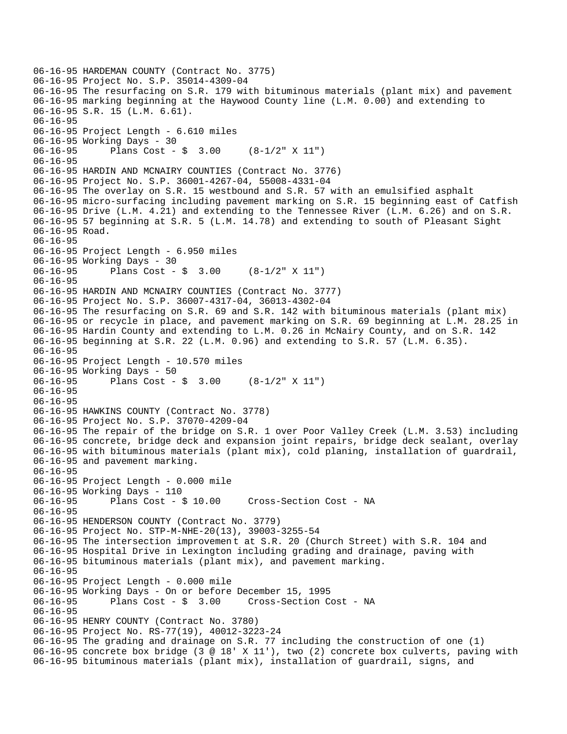06-16-95 HARDEMAN COUNTY (Contract No. 3775)
06-16-95 Project No. S.P. 35014-4309-04
06-16-95 The resurfacing on S.R. 179 with bituminous materials (plant mix) and pavement
06-16-95 marking beginning at the Haywood County line (L.M. 0.00) and extending to
06-16-95 S.R. 15 (L.M. 6.61).
06-16-95
06-16-95 Project Length - 6.610 miles
06-16-95 Working Days - 30
06-16-95 Plans Cost - $ 3.00 (8-1/2" X 11")
06-16-95
06-16-95 HARDIN AND MCNAIRY COUNTIES (Contract No. 3776)
06-16-95 Project No. S.P. 36001-4267-04, 55008-4331-04
06-16-95 The overlay on S.R. 15 westbound and S.R. 57 with an emulsified asphalt
06-16-95 micro-surfacing including pavement marking on S.R. 15 beginning east of Catfish
06-16-95 Drive (L.M. 4.21) and extending to the Tennessee River (L.M. 6.26) and on S.R.
06-16-95 57 beginning at S.R. 5 (L.M. 14.78) and extending to south of Pleasant Sight
06-16-95 Road.
06-16-95
06-16-95 Project Length - 6.950 miles
06-16-95 Working Days - 30
06-16-95 Plans Cost - $ 3.00 (8-1/2" X 11")
06-16-95
06-16-95 HARDIN AND MCNAIRY COUNTIES (Contract No. 3777)
06-16-95 Project No. S.P. 36007-4317-04, 36013-4302-04
06-16-95 The resurfacing on S.R. 69 and S.R. 142 with bituminous materials (plant mix)
06-16-95 or recycle in place, and pavement marking on S.R. 69 beginning at L.M. 28.25 in
06-16-95 Hardin County and extending to L.M. 0.26 in McNairy County, and on S.R. 142
06-16-95 beginning at S.R. 22 (L.M. 0.96) and extending to S.R. 57 (L.M. 6.35).
06-16-95
06-16-95 Project Length - 10.570 miles
06-16-95 Working Days - 50
06-16-95 Plans Cost - $ 3.00 (8-1/2" X 11")
06-16-95
06-16-95
06-16-95 HAWKINS COUNTY (Contract No. 3778)
06-16-95 Project No. S.P. 37070-4209-04
06-16-95 The repair of the bridge on S.R. 1 over Poor Valley Creek (L.M. 3.53) including
06-16-95 concrete, bridge deck and expansion joint repairs, bridge deck sealant, overlay
06-16-95 with bituminous materials (plant mix), cold planing, installation of guardrail,
06-16-95 and pavement marking.
06-16-95
06-16-95 Project Length - 0.000 mile
06-16-95 Working Days - 110
06-16-95 Plans Cost - $ 10.00 Cross-Section Cost - NA
06-16-95
06-16-95 HENDERSON COUNTY (Contract No. 3779)
06-16-95 Project No. STP-M-NHE-20(13), 39003-3255-54
06-16-95 The intersection improvement at S.R. 20 (Church Street) with S.R. 104 and
06-16-95 Hospital Drive in Lexington including grading and drainage, paving with
06-16-95 bituminous materials (plant mix), and pavement marking.
06-16-95
06-16-95 Project Length - 0.000 mile
06-16-95 Working Days - On or before December 15, 1995
06-16-95 Plans Cost - $ 3.00 Cross-Section Cost - NA
06-16-95
06-16-95 HENRY COUNTY (Contract No. 3780)
06-16-95 Project No. RS-77(19), 40012-3223-24
06-16-95 The grading and drainage on S.R. 77 including the construction of one (1)
06-16-95 concrete box bridge (3 @ 18' X 11'), two (2) concrete box culverts, paving with
06-16-95 bituminous materials (plant mix), installation of guardrail, signs, and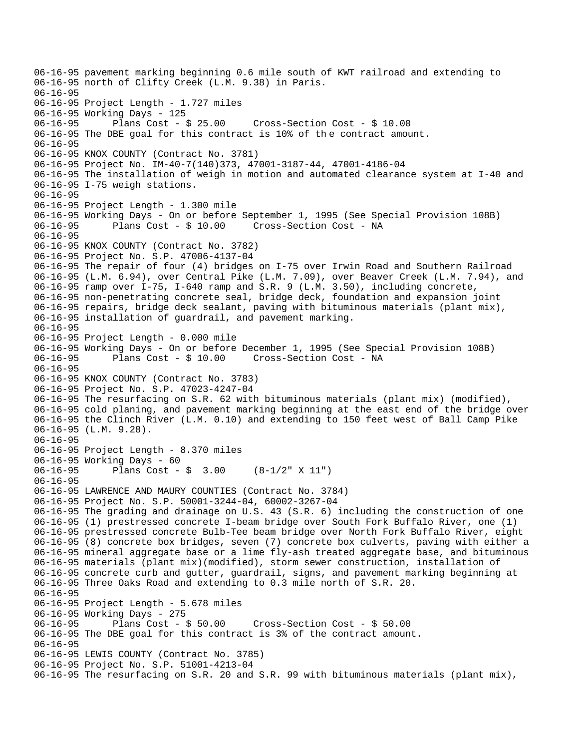```
06-16-95 pavement marking beginning 0.6 mile south of KWT railroad and extending to
06-16-95 north of Clifty Creek (L.M. 9.38) in Paris.
06-16-95
06-16-95 Project Length - 1.727 miles
06-16-95 Working Days - 125
06-16-95       Plans Cost - $ 25.00     Cross-Section Cost - $ 10.00
06-16-95 The DBE goal for this contract is 10% of th e contract amount.
06-16-95
06-16-95 KNOX COUNTY (Contract No. 3781)
06-16-95 Project No. IM-40-7(140)373, 47001-3187-44, 47001-4186-04
06-16-95 The installation of weigh in motion and automated clearance system at I-40 and
06-16-95 I-75 weigh stations.
06-16-95
06-16-95 Project Length - 1.300 mile
06-16-95 Working Days - On or before September 1, 1995 (See Special Provision 108B)
06-16-95       Plans Cost - $ 10.00     Cross-Section Cost - NA
06-16-95
06-16-95 KNOX COUNTY (Contract No. 3782)
06-16-95 Project No. S.P. 47006-4137-04
06-16-95 The repair of four (4) bridges on I-75 over Irwin Road and Southern Railroad
06-16-95 (L.M. 6.94), over Central Pike (L.M. 7.09), over Beaver Creek (L.M. 7.94), and
06-16-95 ramp over I-75, I-640 ramp and S.R. 9 (L.M. 3.50), including concrete,
06-16-95 non-penetrating concrete seal, bridge deck, foundation and expansion joint
06-16-95 repairs, bridge deck sealant, paving with bituminous materials (plant mix),
06-16-95 installation of guardrail, and pavement marking.
06-16-95
06-16-95 Project Length - 0.000 mile
06-16-95 Working Days - On or before December 1, 1995 (See Special Provision 108B)
06-16-95       Plans Cost - $ 10.00     Cross-Section Cost - NA
06-16-95
06-16-95 KNOX COUNTY (Contract No. 3783)
06-16-95 Project No. S.P. 47023-4247-04
06-16-95 The resurfacing on S.R. 62 with bituminous materials (plant mix) (modified),
06-16-95 cold planing, and pavement marking beginning at the east end of the bridge over
06-16-95 the Clinch River (L.M. 0.10) and extending to 150 feet west of Ball Camp Pike
06-16-95 (L.M. 9.28).
06-16-95
06-16-95 Project Length - 8.370 miles
06-16-95 Working Days - 60
06-16-95       Plans Cost - $  3.00     (8-1/2" X 11")
06-16-95
06-16-95 LAWRENCE AND MAURY COUNTIES (Contract No. 3784)
06-16-95 Project No. S.P. 50001-3244-04, 60002-3267-04
06-16-95 The grading and drainage on U.S. 43 (S.R. 6) including the construction of one
06-16-95 (1) prestressed concrete I-beam bridge over South Fork Buffalo River, one (1)
06-16-95 prestressed concrete Bulb-Tee beam bridge over North Fork Buffalo River, eight
06-16-95 (8) concrete box bridges, seven (7) concrete box culverts, paving with either a
06-16-95 mineral aggregate base or a lime fly-ash treated aggregate base, and bituminous
06-16-95 materials (plant mix)(modified), storm sewer construction, installation of
06-16-95 concrete curb and gutter, guardrail, signs, and pavement marking beginning at
06-16-95 Three Oaks Road and extending to 0.3 mile north of S.R. 20.
06-16-95
06-16-95 Project Length - 5.678 miles
06-16-95 Working Days - 275
06-16-95       Plans Cost - $ 50.00     Cross-Section Cost - $ 50.00
06-16-95 The DBE goal for this contract is 3% of the contract amount.
06-16-95
06-16-95 LEWIS COUNTY (Contract No. 3785)
06-16-95 Project No. S.P. 51001-4213-04
06-16-95 The resurfacing on S.R. 20 and S.R. 99 with bituminous materials (plant mix),
```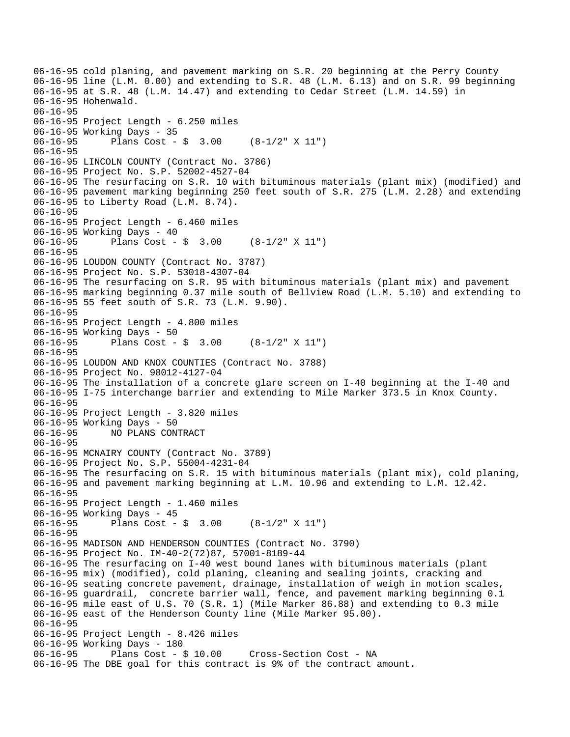06-16-95 cold planing, and pavement marking on S.R. 20 beginning at the Perry County
06-16-95 line (L.M. 0.00) and extending to S.R. 48 (L.M. 6.13) and on S.R. 99 beginning
06-16-95 at S.R. 48 (L.M. 14.47) and extending to Cedar Street (L.M. 14.59) in
06-16-95 Hohenwald.
06-16-95
06-16-95 Project Length - 6.250 miles
06-16-95 Working Days - 35
06-16-95 Plans Cost - $ 3.00 (8-1/2" X 11")
06-16-95
06-16-95 LINCOLN COUNTY (Contract No. 3786)
06-16-95 Project No. S.P. 52002-4527-04
06-16-95 The resurfacing on S.R. 10 with bituminous materials (plant mix) (modified) and
06-16-95 pavement marking beginning 250 feet south of S.R. 275 (L.M. 2.28) and extending
06-16-95 to Liberty Road (L.M. 8.74).
06-16-95
06-16-95 Project Length - 6.460 miles
06-16-95 Working Days - 40
06-16-95 Plans Cost - $ 3.00 (8-1/2" X 11")
06-16-95
06-16-95 LOUDON COUNTY (Contract No. 3787)
06-16-95 Project No. S.P. 53018-4307-04
06-16-95 The resurfacing on S.R. 95 with bituminous materials (plant mix) and pavement
06-16-95 marking beginning 0.37 mile south of Bellview Road (L.M. 5.10) and extending to
06-16-95 55 feet south of S.R. 73 (L.M. 9.90).
06-16-95
06-16-95 Project Length - 4.800 miles
06-16-95 Working Days - 50
06-16-95 Plans Cost - $ 3.00 (8-1/2" X 11")
06-16-95
06-16-95 LOUDON AND KNOX COUNTIES (Contract No. 3788)
06-16-95 Project No. 98012-4127-04
06-16-95 The installation of a concrete glare screen on I-40 beginning at the I-40 and
06-16-95 I-75 interchange barrier and extending to Mile Marker 373.5 in Knox County.
06-16-95
06-16-95 Project Length - 3.820 miles
06-16-95 Working Days - 50
06-16-95 NO PLANS CONTRACT
06-16-95
06-16-95 MCNAIRY COUNTY (Contract No. 3789)
06-16-95 Project No. S.P. 55004-4231-04
06-16-95 The resurfacing on S.R. 15 with bituminous materials (plant mix), cold planing,
06-16-95 and pavement marking beginning at L.M. 10.96 and extending to L.M. 12.42.
06-16-95
06-16-95 Project Length - 1.460 miles
06-16-95 Working Days - 45
06-16-95 Plans Cost - $ 3.00 (8-1/2" X 11")
06-16-95
06-16-95 MADISON AND HENDERSON COUNTIES (Contract No. 3790)
06-16-95 Project No. IM-40-2(72)87, 57001-8189-44
06-16-95 The resurfacing on I-40 west bound lanes with bituminous materials (plant
06-16-95 mix) (modified), cold planing, cleaning and sealing joints, cracking and
06-16-95 seating concrete pavement, drainage, installation of weigh in motion scales,
06-16-95 guardrail, concrete barrier wall, fence, and pavement marking beginning 0.1
06-16-95 mile east of U.S. 70 (S.R. 1) (Mile Marker 86.88) and extending to 0.3 mile
06-16-95 east of the Henderson County line (Mile Marker 95.00).
06-16-95
06-16-95 Project Length - 8.426 miles
06-16-95 Working Days - 180
06-16-95 Plans Cost - $ 10.00 Cross-Section Cost - NA
06-16-95 The DBE goal for this contract is 9% of the contract amount.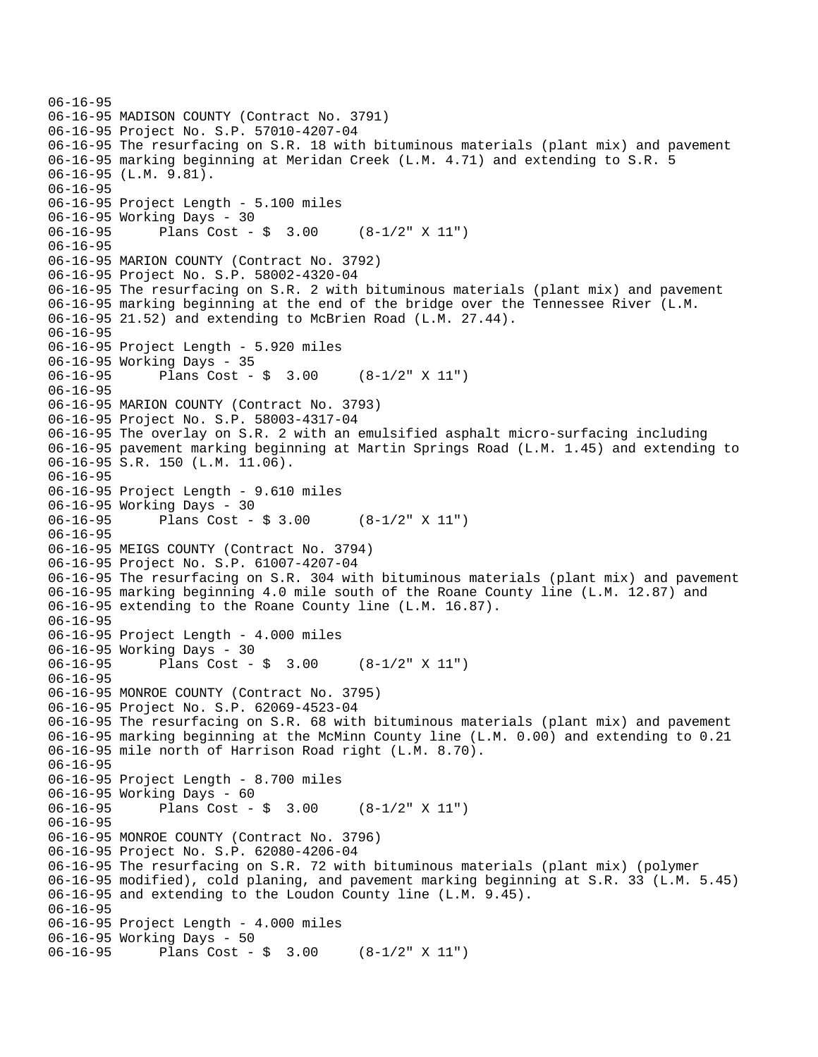06-16-95
06-16-95 MADISON COUNTY (Contract No. 3791)
06-16-95 Project No. S.P. 57010-4207-04
06-16-95 The resurfacing on S.R. 18 with bituminous materials (plant mix) and pavement
06-16-95 marking beginning at Meridan Creek (L.M. 4.71) and extending to S.R. 5
06-16-95 (L.M. 9.81).
06-16-95
06-16-95 Project Length - 5.100 miles
06-16-95 Working Days - 30
06-16-95 Plans Cost - $ 3.00 (8-1/2" X 11")
06-16-95
06-16-95 MARION COUNTY (Contract No. 3792)
06-16-95 Project No. S.P. 58002-4320-04
06-16-95 The resurfacing on S.R. 2 with bituminous materials (plant mix) and pavement
06-16-95 marking beginning at the end of the bridge over the Tennessee River (L.M.
06-16-95 21.52) and extending to McBrien Road (L.M. 27.44).
06-16-95
06-16-95 Project Length - 5.920 miles
06-16-95 Working Days - 35
06-16-95 Plans Cost - $ 3.00 (8-1/2" X 11")
06-16-95
06-16-95 MARION COUNTY (Contract No. 3793)
06-16-95 Project No. S.P. 58003-4317-04
06-16-95 The overlay on S.R. 2 with an emulsified asphalt micro-surfacing including
06-16-95 pavement marking beginning at Martin Springs Road (L.M. 1.45) and extending to
06-16-95 S.R. 150 (L.M. 11.06).
06-16-95
06-16-95 Project Length - 9.610 miles
06-16-95 Working Days - 30
06-16-95 Plans Cost - $ 3.00 (8-1/2" X 11")
06-16-95
06-16-95 MEIGS COUNTY (Contract No. 3794)
06-16-95 Project No. S.P. 61007-4207-04
06-16-95 The resurfacing on S.R. 304 with bituminous materials (plant mix) and pavement
06-16-95 marking beginning 4.0 mile south of the Roane County line (L.M. 12.87) and
06-16-95 extending to the Roane County line (L.M. 16.87).
06-16-95
06-16-95 Project Length - 4.000 miles
06-16-95 Working Days - 30
06-16-95 Plans Cost - $ 3.00 (8-1/2" X 11")
06-16-95
06-16-95 MONROE COUNTY (Contract No. 3795)
06-16-95 Project No. S.P. 62069-4523-04
06-16-95 The resurfacing on S.R. 68 with bituminous materials (plant mix) and pavement
06-16-95 marking beginning at the McMinn County line (L.M. 0.00) and extending to 0.21
06-16-95 mile north of Harrison Road right (L.M. 8.70).
06-16-95
06-16-95 Project Length - 8.700 miles
06-16-95 Working Days - 60
06-16-95 Plans Cost - $ 3.00 (8-1/2" X 11")
06-16-95
06-16-95 MONROE COUNTY (Contract No. 3796)
06-16-95 Project No. S.P. 62080-4206-04
06-16-95 The resurfacing on S.R. 72 with bituminous materials (plant mix) (polymer
06-16-95 modified), cold planing, and pavement marking beginning at S.R. 33 (L.M. 5.45)
06-16-95 and extending to the Loudon County line (L.M. 9.45).
06-16-95
06-16-95 Project Length - 4.000 miles
06-16-95 Working Days - 50
06-16-95 Plans Cost - $ 3.00 (8-1/2" X 11")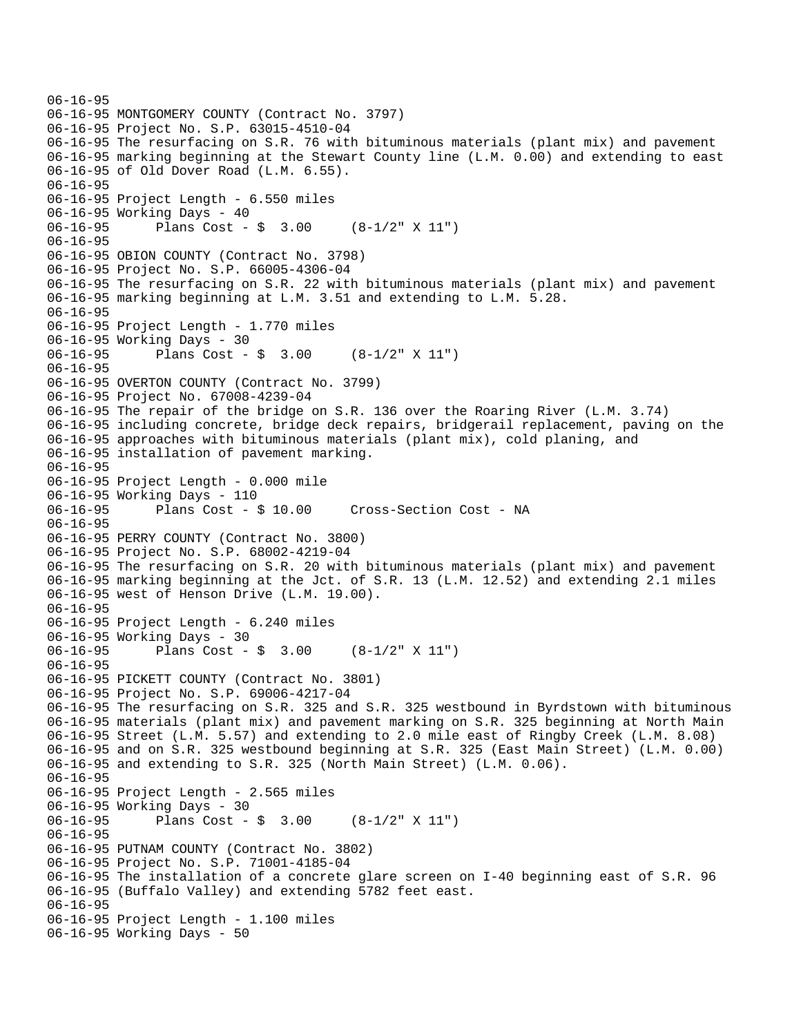```
06-16-95
06-16-95 MONTGOMERY COUNTY (Contract No. 3797)
06-16-95 Project No. S.P. 63015-4510-04
06-16-95 The resurfacing on S.R. 76 with bituminous materials (plant mix) and pavement
06-16-95 marking beginning at the Stewart County line (L.M. 0.00) and extending to east
06-16-95 of Old Dover Road (L.M. 6.55).
06-16-95
06-16-95 Project Length - 6.550 miles
06-16-95 Working Days - 40
06-16-95      Plans Cost - $  3.00     (8-1/2" X 11")
06-16-95
06-16-95 OBION COUNTY (Contract No. 3798)
06-16-95 Project No. S.P. 66005-4306-04
06-16-95 The resurfacing on S.R. 22 with bituminous materials (plant mix) and pavement
06-16-95 marking beginning at L.M. 3.51 and extending to L.M. 5.28.
06-16-95
06-16-95 Project Length - 1.770 miles
06-16-95 Working Days - 30
06-16-95      Plans Cost - $  3.00     (8-1/2" X 11")
06-16-95
06-16-95 OVERTON COUNTY (Contract No. 3799)
06-16-95 Project No. 67008-4239-04
06-16-95 The repair of the bridge on S.R. 136 over the Roaring River (L.M. 3.74)
06-16-95 including concrete, bridge deck repairs, bridgerail replacement, paving on the
06-16-95 approaches with bituminous materials (plant mix), cold planing, and
06-16-95 installation of pavement marking.
06-16-95
06-16-95 Project Length - 0.000 mile
06-16-95 Working Days - 110
06-16-95      Plans Cost - $ 10.00     Cross-Section Cost - NA
06-16-95
06-16-95 PERRY COUNTY (Contract No. 3800)
06-16-95 Project No. S.P. 68002-4219-04
06-16-95 The resurfacing on S.R. 20 with bituminous materials (plant mix) and pavement
06-16-95 marking beginning at the Jct. of S.R. 13 (L.M. 12.52) and extending 2.1 miles
06-16-95 west of Henson Drive (L.M. 19.00).
06-16-95
06-16-95 Project Length - 6.240 miles
06-16-95 Working Days - 30
06-16-95      Plans Cost - $  3.00     (8-1/2" X 11")
06-16-95
06-16-95 PICKETT COUNTY (Contract No. 3801)
06-16-95 Project No. S.P. 69006-4217-04
06-16-95 The resurfacing on S.R. 325 and S.R. 325 westbound in Byrdstown with bituminous
06-16-95 materials (plant mix) and pavement marking on S.R. 325 beginning at North Main
06-16-95 Street (L.M. 5.57) and extending to 2.0 mile east of Ringby Creek (L.M. 8.08)
06-16-95 and on S.R. 325 westbound beginning at S.R. 325 (East Main Street) (L.M. 0.00)
06-16-95 and extending to S.R. 325 (North Main Street) (L.M. 0.06).
06-16-95
06-16-95 Project Length - 2.565 miles
06-16-95 Working Days - 30
06-16-95      Plans Cost - $  3.00     (8-1/2" X 11")
06-16-95
06-16-95 PUTNAM COUNTY (Contract No. 3802)
06-16-95 Project No. S.P. 71001-4185-04
06-16-95 The installation of a concrete glare screen on I-40 beginning east of S.R. 96
06-16-95 (Buffalo Valley) and extending 5782 feet east.
06-16-95
06-16-95 Project Length - 1.100 miles
06-16-95 Working Days - 50
```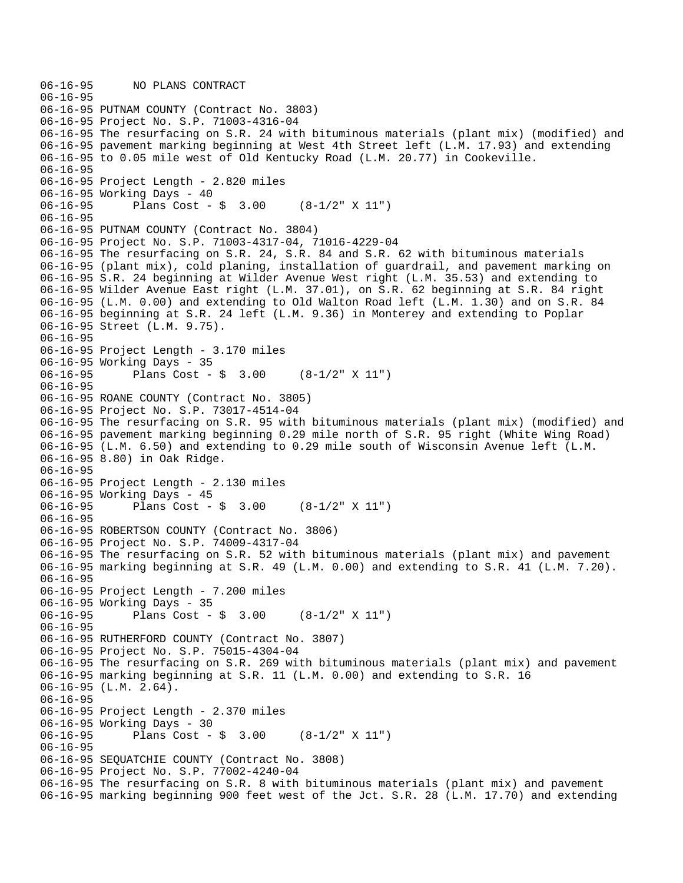```
06-16-95      NO PLANS CONTRACT
06-16-95
06-16-95 PUTNAM COUNTY (Contract No. 3803)
06-16-95 Project No. S.P. 71003-4316-04
06-16-95 The resurfacing on S.R. 24 with bituminous materials (plant mix) (modified) and
06-16-95 pavement marking beginning at West 4th Street left (L.M. 17.93) and extending
06-16-95 to 0.05 mile west of Old Kentucky Road (L.M. 20.77) in Cookeville.
06-16-95
06-16-95 Project Length - 2.820 miles
06-16-95 Working Days - 40
06-16-95      Plans Cost - $  3.00     (8-1/2" X 11")
06-16-95
06-16-95 PUTNAM COUNTY (Contract No. 3804)
06-16-95 Project No. S.P. 71003-4317-04, 71016-4229-04
06-16-95 The resurfacing on S.R. 24, S.R. 84 and S.R. 62 with bituminous materials
06-16-95 (plant mix), cold planing, installation of guardrail, and pavement marking on
06-16-95 S.R. 24 beginning at Wilder Avenue West right (L.M. 35.53) and extending to
06-16-95 Wilder Avenue East right (L.M. 37.01), on S.R. 62 beginning at S.R. 84 right
06-16-95 (L.M. 0.00) and extending to Old Walton Road left (L.M. 1.30) and on S.R. 84
06-16-95 beginning at S.R. 24 left (L.M. 9.36) in Monterey and extending to Poplar
06-16-95 Street (L.M. 9.75).
06-16-95
06-16-95 Project Length - 3.170 miles
06-16-95 Working Days - 35
06-16-95      Plans Cost - $  3.00     (8-1/2" X 11")
06-16-95
06-16-95 ROANE COUNTY (Contract No. 3805)
06-16-95 Project No. S.P. 73017-4514-04
06-16-95 The resurfacing on S.R. 95 with bituminous materials (plant mix) (modified) and
06-16-95 pavement marking beginning 0.29 mile north of S.R. 95 right (White Wing Road)
06-16-95 (L.M. 6.50) and extending to 0.29 mile south of Wisconsin Avenue left (L.M.
06-16-95 8.80) in Oak Ridge.
06-16-95
06-16-95 Project Length - 2.130 miles
06-16-95 Working Days - 45
06-16-95      Plans Cost - $  3.00     (8-1/2" X 11")
06-16-95
06-16-95 ROBERTSON COUNTY (Contract No. 3806)
06-16-95 Project No. S.P. 74009-4317-04
06-16-95 The resurfacing on S.R. 52 with bituminous materials (plant mix) and pavement
06-16-95 marking beginning at S.R. 49 (L.M. 0.00) and extending to S.R. 41 (L.M. 7.20).
06-16-95
06-16-95 Project Length - 7.200 miles
06-16-95 Working Days - 35
06-16-95      Plans Cost - $  3.00     (8-1/2" X 11")
06-16-95
06-16-95 RUTHERFORD COUNTY (Contract No. 3807)
06-16-95 Project No. S.P. 75015-4304-04
06-16-95 The resurfacing on S.R. 269 with bituminous materials (plant mix) and pavement
06-16-95 marking beginning at S.R. 11 (L.M. 0.00) and extending to S.R. 16
06-16-95 (L.M. 2.64).
06-16-95
06-16-95 Project Length - 2.370 miles
06-16-95 Working Days - 30
06-16-95      Plans Cost - $  3.00     (8-1/2" X 11")
06-16-95
06-16-95 SEQUATCHIE COUNTY (Contract No. 3808)
06-16-95 Project No. S.P. 77002-4240-04
06-16-95 The resurfacing on S.R. 8 with bituminous materials (plant mix) and pavement
06-16-95 marking beginning 900 feet west of the Jct. S.R. 28 (L.M. 17.70) and extending
```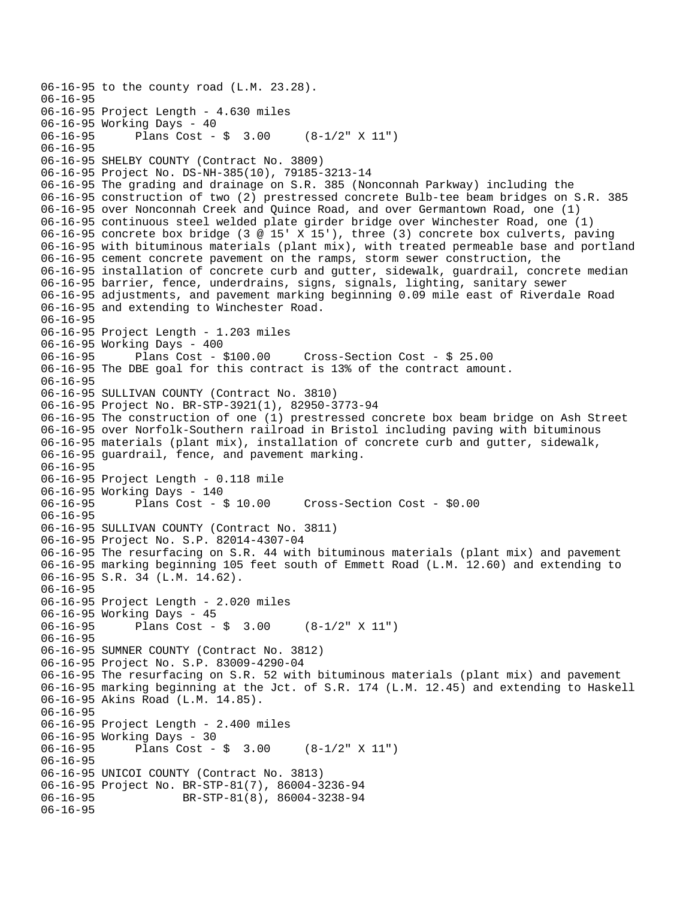```
06-16-95 to the county road (L.M. 23.28).
06-16-95
06-16-95 Project Length - 4.630 miles
06-16-95 Working Days - 40
06-16-95      Plans Cost - $  3.00     (8-1/2" X 11")
06-16-95
06-16-95 SHELBY COUNTY (Contract No. 3809)
06-16-95 Project No. DS-NH-385(10), 79185-3213-14
06-16-95 The grading and drainage on S.R. 385 (Nonconnah Parkway) including the
06-16-95 construction of two (2) prestressed concrete Bulb-tee beam bridges on S.R. 385
06-16-95 over Nonconnah Creek and Quince Road, and over Germantown Road, one (1)
06-16-95 continuous steel welded plate girder bridge over Winchester Road, one (1)
06-16-95 concrete box bridge (3 @ 15' X 15'), three (3) concrete box culverts, paving
06-16-95 with bituminous materials (plant mix), with treated permeable base and portland
06-16-95 cement concrete pavement on the ramps, storm sewer construction, the
06-16-95 installation of concrete curb and gutter, sidewalk, guardrail, concrete median
06-16-95 barrier, fence, underdrains, signs, signals, lighting, sanitary sewer
06-16-95 adjustments, and pavement marking beginning 0.09 mile east of Riverdale Road
06-16-95 and extending to Winchester Road.
06-16-95
06-16-95 Project Length - 1.203 miles
06-16-95 Working Days - 400
06-16-95      Plans Cost - $100.00     Cross-Section Cost - $ 25.00
06-16-95 The DBE goal for this contract is 13% of the contract amount.
06-16-95
06-16-95 SULLIVAN COUNTY (Contract No. 3810)
06-16-95 Project No. BR-STP-3921(1), 82950-3773-94
06-16-95 The construction of one (1) prestressed concrete box beam bridge on Ash Street
06-16-95 over Norfolk-Southern railroad in Bristol including paving with bituminous
06-16-95 materials (plant mix), installation of concrete curb and gutter, sidewalk,
06-16-95 guardrail, fence, and pavement marking.
06-16-95
06-16-95 Project Length - 0.118 mile
06-16-95 Working Days - 140
06-16-95      Plans Cost - $ 10.00     Cross-Section Cost - $0.00
06-16-95
06-16-95 SULLIVAN COUNTY (Contract No. 3811)
06-16-95 Project No. S.P. 82014-4307-04
06-16-95 The resurfacing on S.R. 44 with bituminous materials (plant mix) and pavement
06-16-95 marking beginning 105 feet south of Emmett Road (L.M. 12.60) and extending to
06-16-95 S.R. 34 (L.M. 14.62).
06-16-95
06-16-95 Project Length - 2.020 miles
06-16-95 Working Days - 45
06-16-95      Plans Cost - $  3.00     (8-1/2" X 11")
06-16-95
06-16-95 SUMNER COUNTY (Contract No. 3812)
06-16-95 Project No. S.P. 83009-4290-04
06-16-95 The resurfacing on S.R. 52 with bituminous materials (plant mix) and pavement
06-16-95 marking beginning at the Jct. of S.R. 174 (L.M. 12.45) and extending to Haskell
06-16-95 Akins Road (L.M. 14.85).
06-16-95
06-16-95 Project Length - 2.400 miles
06-16-95 Working Days - 30
06-16-95      Plans Cost - $  3.00     (8-1/2" X 11")
06-16-95
06-16-95 UNICOI COUNTY (Contract No. 3813)
06-16-95 Project No. BR-STP-81(7), 86004-3236-94
06-16-95             BR-STP-81(8), 86004-3238-94
06-16-95
```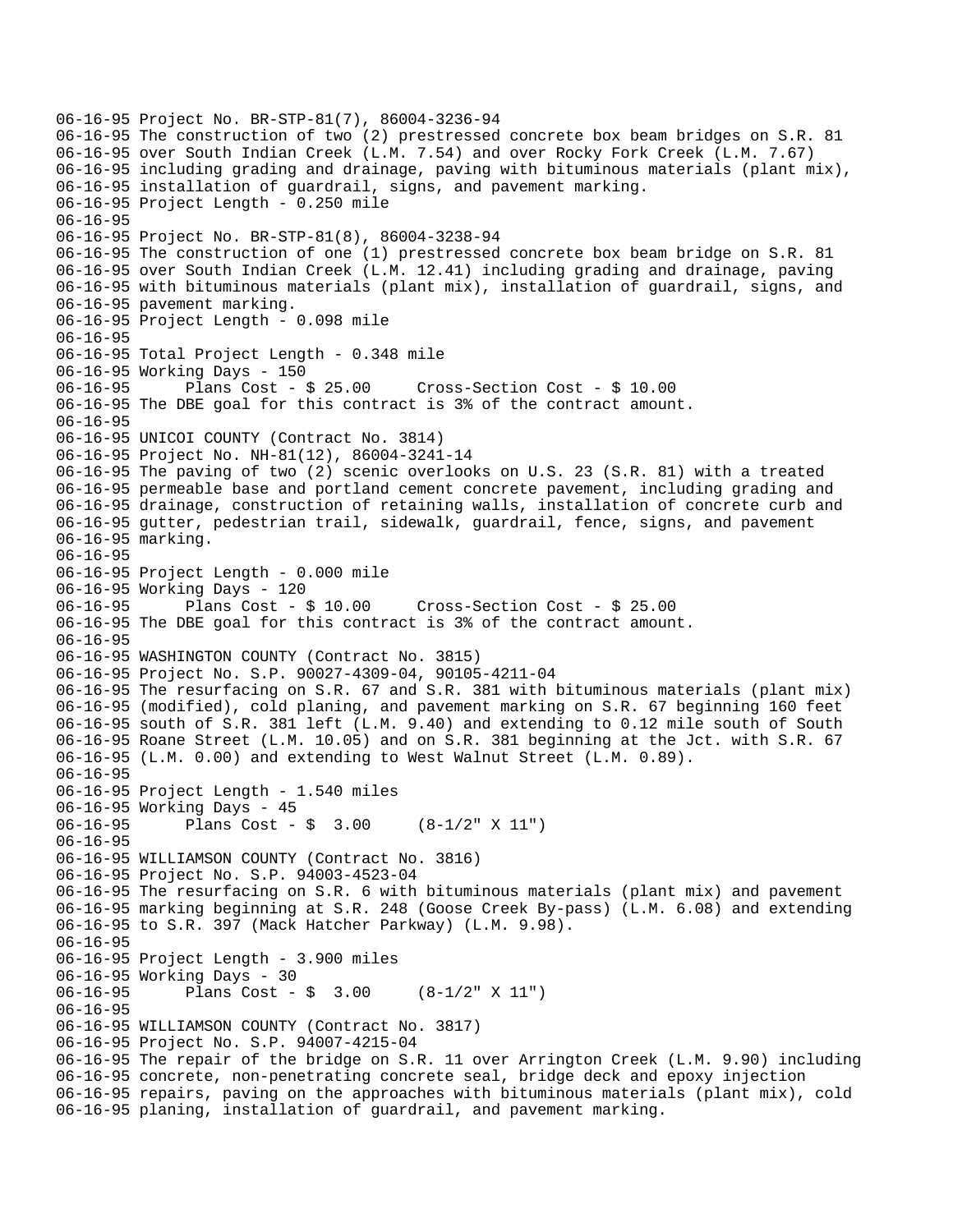```
06-16-95 Project No. BR-STP-81(7), 86004-3236-94
06-16-95 The construction of two (2) prestressed concrete box beam bridges on S.R. 81
06-16-95 over South Indian Creek (L.M. 7.54) and over Rocky Fork Creek (L.M. 7.67)
06-16-95 including grading and drainage, paving with bituminous materials (plant mix),
06-16-95 installation of guardrail, signs, and pavement marking.
06-16-95 Project Length - 0.250 mile
06-16-95
06-16-95 Project No. BR-STP-81(8), 86004-3238-94
06-16-95 The construction of one (1) prestressed concrete box beam bridge on S.R. 81
06-16-95 over South Indian Creek (L.M. 12.41) including grading and drainage, paving
06-16-95 with bituminous materials (plant mix), installation of guardrail, signs, and
06-16-95 pavement marking.
06-16-95 Project Length - 0.098 mile
06-16-95
06-16-95 Total Project Length - 0.348 mile
06-16-95 Working Days - 150
06-16-95      Plans Cost - $ 25.00     Cross-Section Cost - $ 10.00
06-16-95 The DBE goal for this contract is 3% of the contract amount.
06-16-95
06-16-95 UNICOI COUNTY (Contract No. 3814)
06-16-95 Project No. NH-81(12), 86004-3241-14
06-16-95 The paving of two (2) scenic overlooks on U.S. 23 (S.R. 81) with a treated
06-16-95 permeable base and portland cement concrete pavement, including grading and
06-16-95 drainage, construction of retaining walls, installation of concrete curb and
06-16-95 gutter, pedestrian trail, sidewalk, guardrail, fence, signs, and pavement
06-16-95 marking.
06-16-95
06-16-95 Project Length - 0.000 mile
06-16-95 Working Days - 120
06-16-95      Plans Cost - $ 10.00     Cross-Section Cost - $ 25.00
06-16-95 The DBE goal for this contract is 3% of the contract amount.
06-16-95
06-16-95 WASHINGTON COUNTY (Contract No. 3815)
06-16-95 Project No. S.P. 90027-4309-04, 90105-4211-04
06-16-95 The resurfacing on S.R. 67 and S.R. 381 with bituminous materials (plant mix)
06-16-95 (modified), cold planing, and pavement marking on S.R. 67 beginning 160 feet
06-16-95 south of S.R. 381 left (L.M. 9.40) and extending to 0.12 mile south of South
06-16-95 Roane Street (L.M. 10.05) and on S.R. 381 beginning at the Jct. with S.R. 67
06-16-95 (L.M. 0.00) and extending to West Walnut Street (L.M. 0.89).
06-16-95
06-16-95 Project Length - 1.540 miles
06-16-95 Working Days - 45
06-16-95      Plans Cost - $  3.00     (8-1/2" X 11")
06-16-95
06-16-95 WILLIAMSON COUNTY (Contract No. 3816)
06-16-95 Project No. S.P. 94003-4523-04
06-16-95 The resurfacing on S.R. 6 with bituminous materials (plant mix) and pavement
06-16-95 marking beginning at S.R. 248 (Goose Creek By-pass) (L.M. 6.08) and extending
06-16-95 to S.R. 397 (Mack Hatcher Parkway) (L.M. 9.98).
06-16-95
06-16-95 Project Length - 3.900 miles
06-16-95 Working Days - 30
06-16-95      Plans Cost - $  3.00     (8-1/2" X 11")
06-16-95
06-16-95 WILLIAMSON COUNTY (Contract No. 3817)
06-16-95 Project No. S.P. 94007-4215-04
06-16-95 The repair of the bridge on S.R. 11 over Arrington Creek (L.M. 9.90) including
06-16-95 concrete, non-penetrating concrete seal, bridge deck and epoxy injection
06-16-95 repairs, paving on the approaches with bituminous materials (plant mix), cold
06-16-95 planing, installation of guardrail, and pavement marking.
```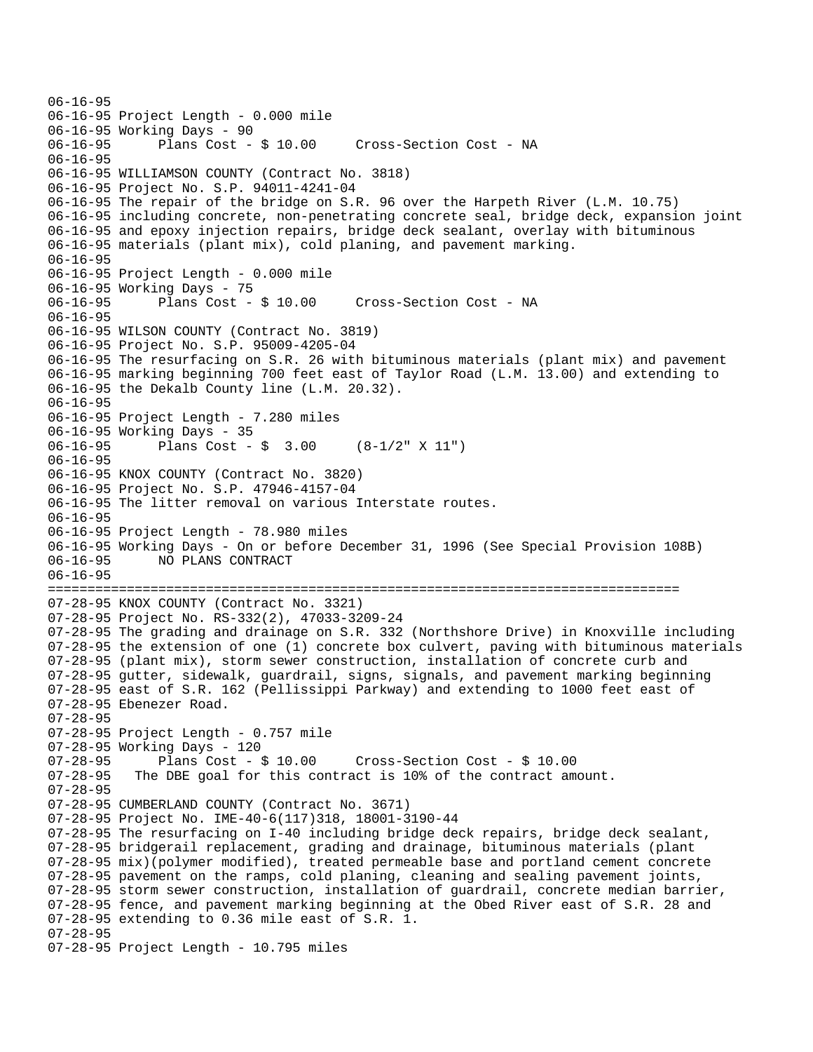```
06-16-95
06-16-95 Project Length - 0.000 mile
06-16-95 Working Days - 90
06-16-95      Plans Cost - $ 10.00     Cross-Section Cost - NA
06-16-95
06-16-95 WILLIAMSON COUNTY (Contract No. 3818)
06-16-95 Project No. S.P. 94011-4241-04
06-16-95 The repair of the bridge on S.R. 96 over the Harpeth River (L.M. 10.75)
06-16-95 including concrete, non-penetrating concrete seal, bridge deck, expansion joint
06-16-95 and epoxy injection repairs, bridge deck sealant, overlay with bituminous
06-16-95 materials (plant mix), cold planing, and pavement marking.
06-16-95
06-16-95 Project Length - 0.000 mile
06-16-95 Working Days - 75
06-16-95      Plans Cost - $ 10.00     Cross-Section Cost - NA
06-16-95
06-16-95 WILSON COUNTY (Contract No. 3819)
06-16-95 Project No. S.P. 95009-4205-04
06-16-95 The resurfacing on S.R. 26 with bituminous materials (plant mix) and pavement
06-16-95 marking beginning 700 feet east of Taylor Road (L.M. 13.00) and extending to
06-16-95 the Dekalb County line (L.M. 20.32).
06-16-95
06-16-95 Project Length - 7.280 miles
06-16-95 Working Days - 35
06-16-95      Plans Cost - $  3.00     (8-1/2" X 11")
06-16-95
06-16-95 KNOX COUNTY (Contract No. 3820)
06-16-95 Project No. S.P. 47946-4157-04
06-16-95 The litter removal on various Interstate routes.
06-16-95
06-16-95 Project Length - 78.980 miles
06-16-95 Working Days - On or before December 31, 1996 (See Special Provision 108B)
06-16-95      NO PLANS CONTRACT
06-16-95
================================================================================
07-28-95 KNOX COUNTY (Contract No. 3321)
07-28-95 Project No. RS-332(2), 47033-3209-24
07-28-95 The grading and drainage on S.R. 332 (Northshore Drive) in Knoxville including
07-28-95 the extension of one (1) concrete box culvert, paving with bituminous materials
07-28-95 (plant mix), storm sewer construction, installation of concrete curb and
07-28-95 gutter, sidewalk, guardrail, signs, signals, and pavement marking beginning
07-28-95 east of S.R. 162 (Pellissippi Parkway) and extending to 1000 feet east of
07-28-95 Ebenezer Road.
07-28-95
07-28-95 Project Length - 0.757 mile
07-28-95 Working Days - 120
07-28-95      Plans Cost - $ 10.00     Cross-Section Cost - $ 10.00
07-28-95   The DBE goal for this contract is 10% of the contract amount.
07-28-95
07-28-95 CUMBERLAND COUNTY (Contract No. 3671)
07-28-95 Project No. IME-40-6(117)318, 18001-3190-44
07-28-95 The resurfacing on I-40 including bridge deck repairs, bridge deck sealant,
07-28-95 bridgerail replacement, grading and drainage, bituminous materials (plant
07-28-95 mix)(polymer modified), treated permeable base and portland cement concrete
07-28-95 pavement on the ramps, cold planing, cleaning and sealing pavement joints,
07-28-95 storm sewer construction, installation of guardrail, concrete median barrier,
07-28-95 fence, and pavement marking beginning at the Obed River east of S.R. 28 and
07-28-95 extending to 0.36 mile east of S.R. 1.
07-28-95
07-28-95 Project Length - 10.795 miles
```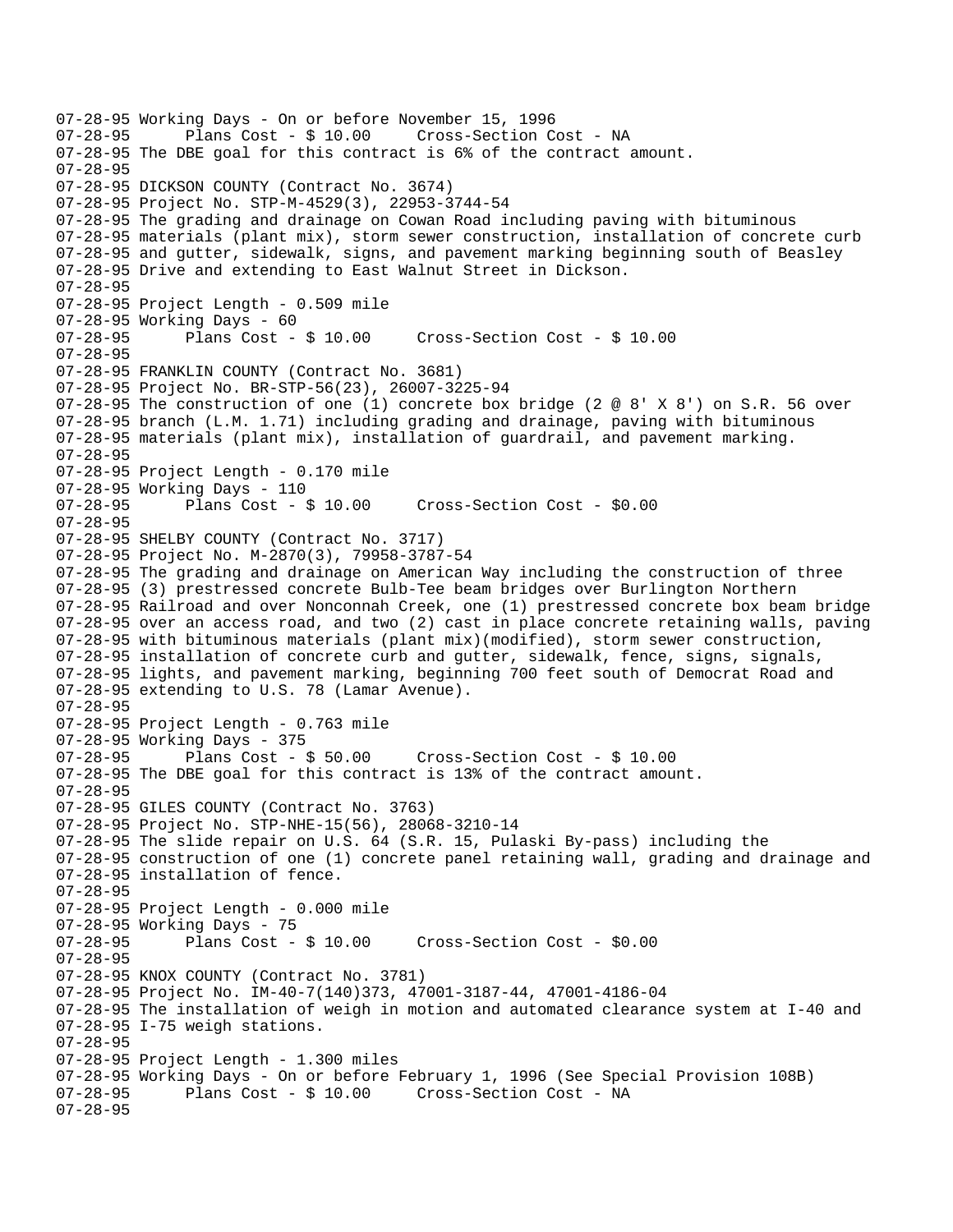```
07-28-95 Working Days - On or before November 15, 1996
07-28-95       Plans Cost - $ 10.00     Cross-Section Cost - NA
07-28-95 The DBE goal for this contract is 6% of the contract amount.
07-28-95
07-28-95 DICKSON COUNTY (Contract No. 3674)
07-28-95 Project No. STP-M-4529(3), 22953-3744-54
07-28-95 The grading and drainage on Cowan Road including paving with bituminous
07-28-95 materials (plant mix), storm sewer construction, installation of concrete curb
07-28-95 and gutter, sidewalk, signs, and pavement marking beginning south of Beasley
07-28-95 Drive and extending to East Walnut Street in Dickson.
07-28-95
07-28-95 Project Length - 0.509 mile
07-28-95 Working Days - 60
07-28-95       Plans Cost - $ 10.00     Cross-Section Cost - $ 10.00
07-28-95
07-28-95 FRANKLIN COUNTY (Contract No. 3681)
07-28-95 Project No. BR-STP-56(23), 26007-3225-94
07-28-95 The construction of one (1) concrete box bridge (2 @ 8' X 8') on S.R. 56 over
07-28-95 branch (L.M. 1.71) including grading and drainage, paving with bituminous
07-28-95 materials (plant mix), installation of guardrail, and pavement marking.
07-28-95
07-28-95 Project Length - 0.170 mile
07-28-95 Working Days - 110
07-28-95       Plans Cost - $ 10.00     Cross-Section Cost - $0.00
07-28-95
07-28-95 SHELBY COUNTY (Contract No. 3717)
07-28-95 Project No. M-2870(3), 79958-3787-54
07-28-95 The grading and drainage on American Way including the construction of three
07-28-95 (3) prestressed concrete Bulb-Tee beam bridges over Burlington Northern
07-28-95 Railroad and over Nonconnah Creek, one (1) prestressed concrete box beam bridge
07-28-95 over an access road, and two (2) cast in place concrete retaining walls, paving
07-28-95 with bituminous materials (plant mix)(modified), storm sewer construction,
07-28-95 installation of concrete curb and gutter, sidewalk, fence, signs, signals,
07-28-95 lights, and pavement marking, beginning 700 feet south of Democrat Road and
07-28-95 extending to U.S. 78 (Lamar Avenue).
07-28-95
07-28-95 Project Length - 0.763 mile
07-28-95 Working Days - 375
07-28-95       Plans Cost - $ 50.00     Cross-Section Cost - $ 10.00
07-28-95 The DBE goal for this contract is 13% of the contract amount.
07-28-95
07-28-95 GILES COUNTY (Contract No. 3763)
07-28-95 Project No. STP-NHE-15(56), 28068-3210-14
07-28-95 The slide repair on U.S. 64 (S.R. 15, Pulaski By-pass) including the
07-28-95 construction of one (1) concrete panel retaining wall, grading and drainage and
07-28-95 installation of fence.
07-28-95
07-28-95 Project Length - 0.000 mile
07-28-95 Working Days - 75
07-28-95       Plans Cost - $ 10.00     Cross-Section Cost - $0.00
07-28-95
07-28-95 KNOX COUNTY (Contract No. 3781)
07-28-95 Project No. IM-40-7(140)373, 47001-3187-44, 47001-4186-04
07-28-95 The installation of weigh in motion and automated clearance system at I-40 and
07-28-95 I-75 weigh stations.
07-28-95
07-28-95 Project Length - 1.300 miles
07-28-95 Working Days - On or before February 1, 1996 (See Special Provision 108B)
07-28-95       Plans Cost - $ 10.00     Cross-Section Cost - NA
07-28-95
```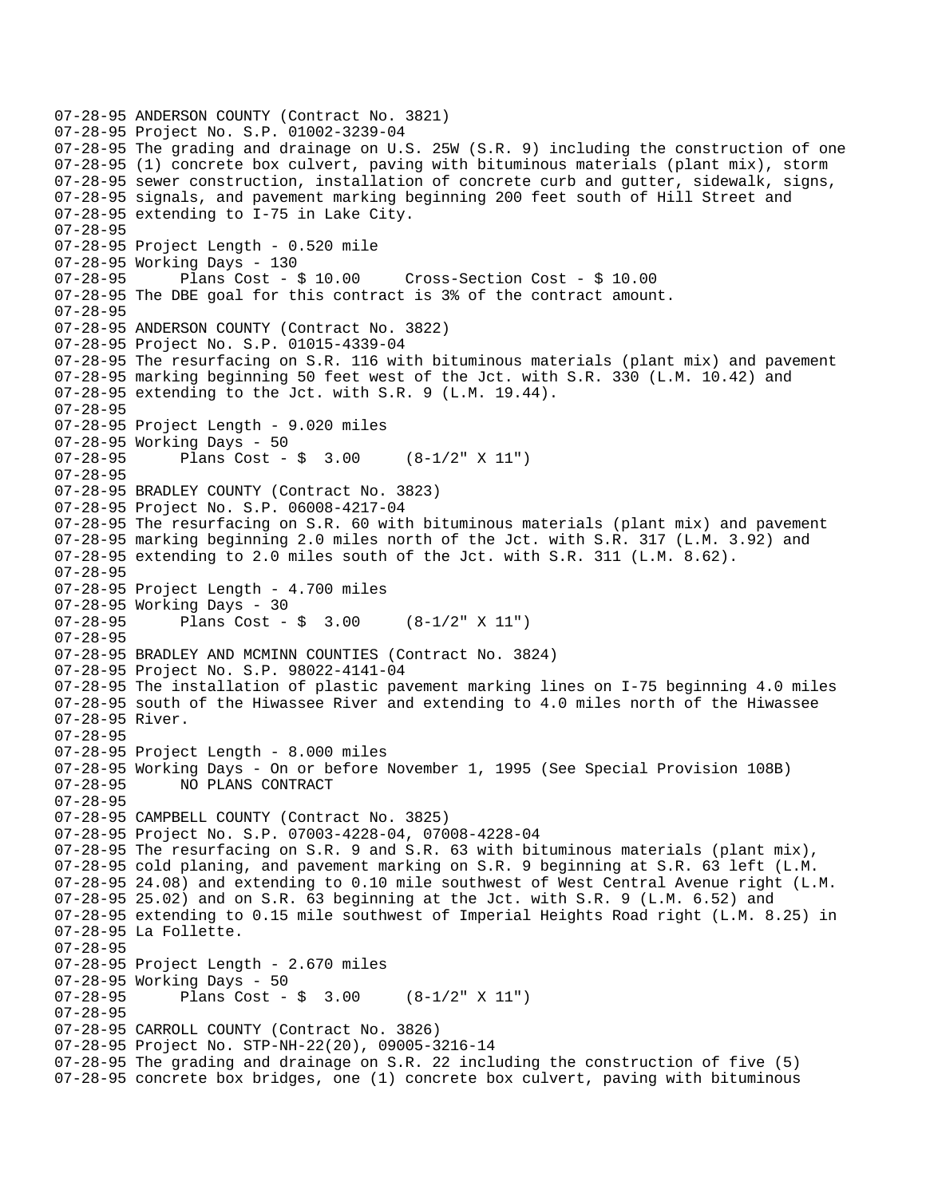```
07-28-95 ANDERSON COUNTY (Contract No. 3821)
07-28-95 Project No. S.P. 01002-3239-04
07-28-95 The grading and drainage on U.S. 25W (S.R. 9) including the construction of one
07-28-95 (1) concrete box culvert, paving with bituminous materials (plant mix), storm
07-28-95 sewer construction, installation of concrete curb and gutter, sidewalk, signs,
07-28-95 signals, and pavement marking beginning 200 feet south of Hill Street and
07-28-95 extending to I-75 in Lake City.
07-28-95
07-28-95 Project Length - 0.520 mile
07-28-95 Working Days - 130
07-28-95       Plans Cost - $ 10.00     Cross-Section Cost - $ 10.00
07-28-95 The DBE goal for this contract is 3% of the contract amount.
07-28-95
07-28-95 ANDERSON COUNTY (Contract No. 3822)
07-28-95 Project No. S.P. 01015-4339-04
07-28-95 The resurfacing on S.R. 116 with bituminous materials (plant mix) and pavement
07-28-95 marking beginning 50 feet west of the Jct. with S.R. 330 (L.M. 10.42) and
07-28-95 extending to the Jct. with S.R. 9 (L.M. 19.44).
07-28-95
07-28-95 Project Length - 9.020 miles
07-28-95 Working Days - 50
07-28-95       Plans Cost - $  3.00     (8-1/2" X 11")
07-28-95
07-28-95 BRADLEY COUNTY (Contract No. 3823)
07-28-95 Project No. S.P. 06008-4217-04
07-28-95 The resurfacing on S.R. 60 with bituminous materials (plant mix) and pavement
07-28-95 marking beginning 2.0 miles north of the Jct. with S.R. 317 (L.M. 3.92) and
07-28-95 extending to 2.0 miles south of the Jct. with S.R. 311 (L.M. 8.62).
07-28-95
07-28-95 Project Length - 4.700 miles
07-28-95 Working Days - 30
07-28-95       Plans Cost - $  3.00     (8-1/2" X 11")
07-28-95
07-28-95 BRADLEY AND MCMINN COUNTIES (Contract No. 3824)
07-28-95 Project No. S.P. 98022-4141-04
07-28-95 The installation of plastic pavement marking lines on I-75 beginning 4.0 miles
07-28-95 south of the Hiwassee River and extending to 4.0 miles north of the Hiwassee
07-28-95 River.
07-28-95
07-28-95 Project Length - 8.000 miles
07-28-95 Working Days - On or before November 1, 1995 (See Special Provision 108B)
07-28-95       NO PLANS CONTRACT
07-28-95
07-28-95 CAMPBELL COUNTY (Contract No. 3825)
07-28-95 Project No. S.P. 07003-4228-04, 07008-4228-04
07-28-95 The resurfacing on S.R. 9 and S.R. 63 with bituminous materials (plant mix),
07-28-95 cold planing, and pavement marking on S.R. 9 beginning at S.R. 63 left (L.M.
07-28-95 24.08) and extending to 0.10 mile southwest of West Central Avenue right (L.M.
07-28-95 25.02) and on S.R. 63 beginning at the Jct. with S.R. 9 (L.M. 6.52) and
07-28-95 extending to 0.15 mile southwest of Imperial Heights Road right (L.M. 8.25) in
07-28-95 La Follette.
07-28-95
07-28-95 Project Length - 2.670 miles
07-28-95 Working Days - 50
07-28-95       Plans Cost - $  3.00     (8-1/2" X 11")
07-28-95
07-28-95 CARROLL COUNTY (Contract No. 3826)
07-28-95 Project No. STP-NH-22(20), 09005-3216-14
07-28-95 The grading and drainage on S.R. 22 including the construction of five (5)
07-28-95 concrete box bridges, one (1) concrete box culvert, paving with bituminous
```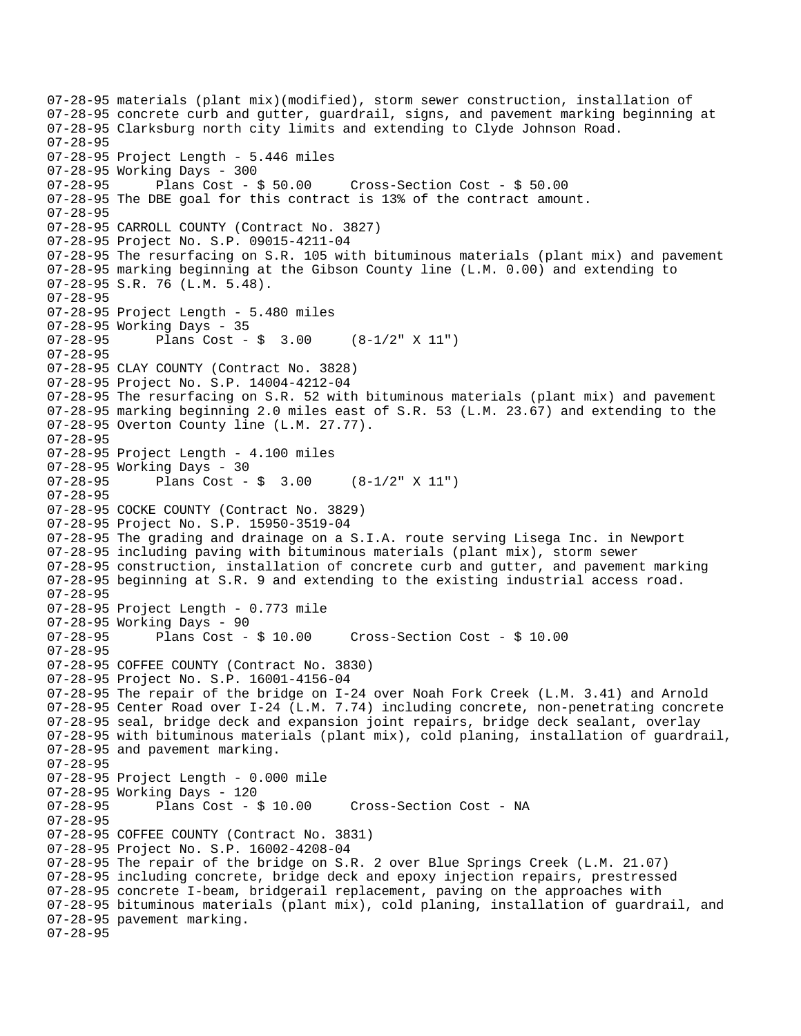```
07-28-95 materials (plant mix)(modified), storm sewer construction, installation of
07-28-95 concrete curb and gutter, guardrail, signs, and pavement marking beginning at
07-28-95 Clarksburg north city limits and extending to Clyde Johnson Road.
07-28-95
07-28-95 Project Length - 5.446 miles
07-28-95 Working Days - 300
07-28-95      Plans Cost - $ 50.00     Cross-Section Cost - $ 50.00
07-28-95 The DBE goal for this contract is 13% of the contract amount.
07-28-95
07-28-95 CARROLL COUNTY (Contract No. 3827)
07-28-95 Project No. S.P. 09015-4211-04
07-28-95 The resurfacing on S.R. 105 with bituminous materials (plant mix) and pavement
07-28-95 marking beginning at the Gibson County line (L.M. 0.00) and extending to
07-28-95 S.R. 76 (L.M. 5.48).
07-28-95
07-28-95 Project Length - 5.480 miles
07-28-95 Working Days - 35
07-28-95      Plans Cost - $  3.00     (8-1/2" X 11")
07-28-95
07-28-95 CLAY COUNTY (Contract No. 3828)
07-28-95 Project No. S.P. 14004-4212-04
07-28-95 The resurfacing on S.R. 52 with bituminous materials (plant mix) and pavement
07-28-95 marking beginning 2.0 miles east of S.R. 53 (L.M. 23.67) and extending to the
07-28-95 Overton County line (L.M. 27.77).
07-28-95
07-28-95 Project Length - 4.100 miles
07-28-95 Working Days - 30
07-28-95      Plans Cost - $  3.00     (8-1/2" X 11")
07-28-95
07-28-95 COCKE COUNTY (Contract No. 3829)
07-28-95 Project No. S.P. 15950-3519-04
07-28-95 The grading and drainage on a S.I.A. route serving Lisega Inc. in Newport
07-28-95 including paving with bituminous materials (plant mix), storm sewer
07-28-95 construction, installation of concrete curb and gutter, and pavement marking
07-28-95 beginning at S.R. 9 and extending to the existing industrial access road.
07-28-95
07-28-95 Project Length - 0.773 mile
07-28-95 Working Days - 90
07-28-95      Plans Cost - $ 10.00     Cross-Section Cost - $ 10.00
07-28-95
07-28-95 COFFEE COUNTY (Contract No. 3830)
07-28-95 Project No. S.P. 16001-4156-04
07-28-95 The repair of the bridge on I-24 over Noah Fork Creek (L.M. 3.41) and Arnold
07-28-95 Center Road over I-24 (L.M. 7.74) including concrete, non-penetrating concrete
07-28-95 seal, bridge deck and expansion joint repairs, bridge deck sealant, overlay
07-28-95 with bituminous materials (plant mix), cold planing, installation of guardrail,
07-28-95 and pavement marking.
07-28-95
07-28-95 Project Length - 0.000 mile
07-28-95 Working Days - 120
07-28-95      Plans Cost - $ 10.00     Cross-Section Cost - NA
07-28-95
07-28-95 COFFEE COUNTY (Contract No. 3831)
07-28-95 Project No. S.P. 16002-4208-04
07-28-95 The repair of the bridge on S.R. 2 over Blue Springs Creek (L.M. 21.07)
07-28-95 including concrete, bridge deck and epoxy injection repairs, prestressed
07-28-95 concrete I-beam, bridgerail replacement, paving on the approaches with
07-28-95 bituminous materials (plant mix), cold planing, installation of guardrail, and
07-28-95 pavement marking.
07-28-95
```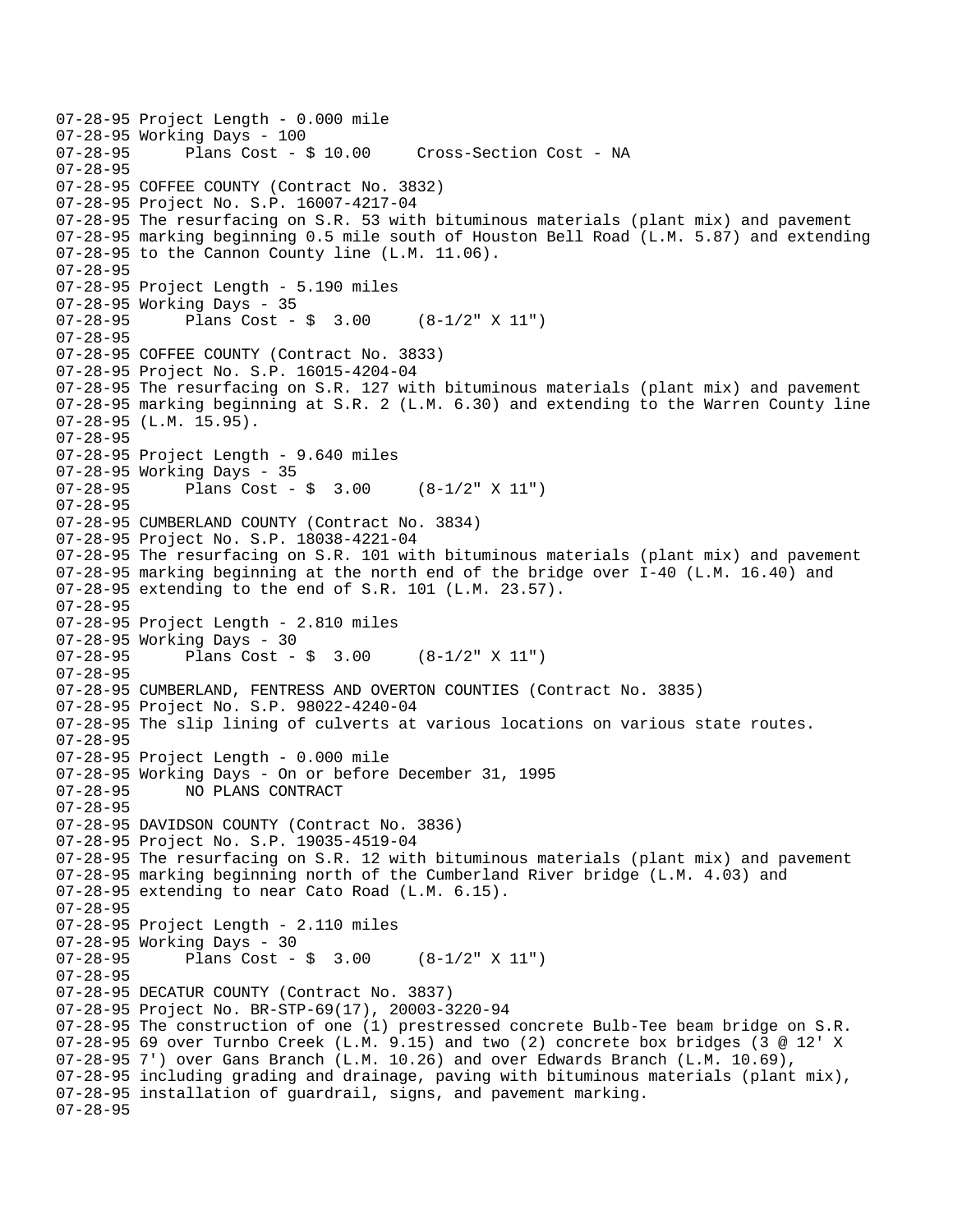```
07-28-95 Project Length - 0.000 mile
07-28-95 Working Days - 100
07-28-95      Plans Cost - $ 10.00     Cross-Section Cost - NA
07-28-95
07-28-95 COFFEE COUNTY (Contract No. 3832)
07-28-95 Project No. S.P. 16007-4217-04
07-28-95 The resurfacing on S.R. 53 with bituminous materials (plant mix) and pavement
07-28-95 marking beginning 0.5 mile south of Houston Bell Road (L.M. 5.87) and extending
07-28-95 to the Cannon County line (L.M. 11.06).
07-28-95
07-28-95 Project Length - 5.190 miles
07-28-95 Working Days - 35
07-28-95      Plans Cost - $  3.00     (8-1/2" X 11")
07-28-95
07-28-95 COFFEE COUNTY (Contract No. 3833)
07-28-95 Project No. S.P. 16015-4204-04
07-28-95 The resurfacing on S.R. 127 with bituminous materials (plant mix) and pavement
07-28-95 marking beginning at S.R. 2 (L.M. 6.30) and extending to the Warren County line
07-28-95 (L.M. 15.95).
07-28-95
07-28-95 Project Length - 9.640 miles
07-28-95 Working Days - 35
07-28-95      Plans Cost - $  3.00     (8-1/2" X 11")
07-28-95
07-28-95 CUMBERLAND COUNTY (Contract No. 3834)
07-28-95 Project No. S.P. 18038-4221-04
07-28-95 The resurfacing on S.R. 101 with bituminous materials (plant mix) and pavement
07-28-95 marking beginning at the north end of the bridge over I-40 (L.M. 16.40) and
07-28-95 extending to the end of S.R. 101 (L.M. 23.57).
07-28-95
07-28-95 Project Length - 2.810 miles
07-28-95 Working Days - 30
07-28-95      Plans Cost - $  3.00     (8-1/2" X 11")
07-28-95
07-28-95 CUMBERLAND, FENTRESS AND OVERTON COUNTIES (Contract No. 3835)
07-28-95 Project No. S.P. 98022-4240-04
07-28-95 The slip lining of culverts at various locations on various state routes.
07-28-95
07-28-95 Project Length - 0.000 mile
07-28-95 Working Days - On or before December 31, 1995
07-28-95      NO PLANS CONTRACT
07-28-95
07-28-95 DAVIDSON COUNTY (Contract No. 3836)
07-28-95 Project No. S.P. 19035-4519-04
07-28-95 The resurfacing on S.R. 12 with bituminous materials (plant mix) and pavement
07-28-95 marking beginning north of the Cumberland River bridge (L.M. 4.03) and
07-28-95 extending to near Cato Road (L.M. 6.15).
07-28-95
07-28-95 Project Length - 2.110 miles
07-28-95 Working Days - 30
07-28-95      Plans Cost - $  3.00     (8-1/2" X 11")
07-28-95
07-28-95 DECATUR COUNTY (Contract No. 3837)
07-28-95 Project No. BR-STP-69(17), 20003-3220-94
07-28-95 The construction of one (1) prestressed concrete Bulb-Tee beam bridge on S.R.
07-28-95 69 over Turnbo Creek (L.M. 9.15) and two (2) concrete box bridges (3 @ 12' X
07-28-95 7') over Gans Branch (L.M. 10.26) and over Edwards Branch (L.M. 10.69),
07-28-95 including grading and drainage, paving with bituminous materials (plant mix),
07-28-95 installation of guardrail, signs, and pavement marking.
07-28-95
```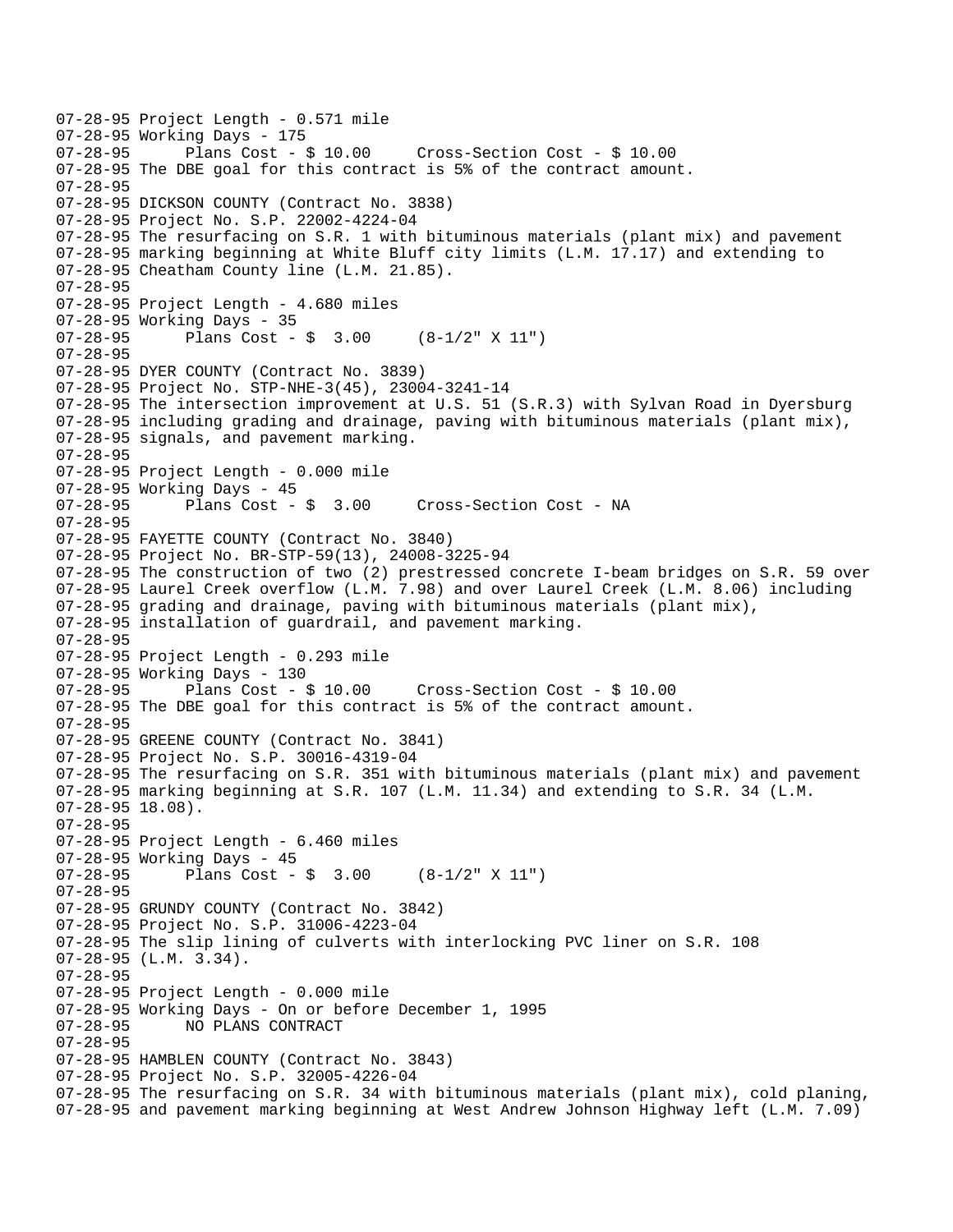```
07-28-95 Project Length - 0.571 mile
07-28-95 Working Days - 175
07-28-95      Plans Cost - $ 10.00     Cross-Section Cost - $ 10.00
07-28-95 The DBE goal for this contract is 5% of the contract amount.
07-28-95
07-28-95 DICKSON COUNTY (Contract No. 3838)
07-28-95 Project No. S.P. 22002-4224-04
07-28-95 The resurfacing on S.R. 1 with bituminous materials (plant mix) and pavement
07-28-95 marking beginning at White Bluff city limits (L.M. 17.17) and extending to
07-28-95 Cheatham County line (L.M. 21.85).
07-28-95
07-28-95 Project Length - 4.680 miles
07-28-95 Working Days - 35
07-28-95      Plans Cost - $  3.00     (8-1/2" X 11")
07-28-95
07-28-95 DYER COUNTY (Contract No. 3839)
07-28-95 Project No. STP-NHE-3(45), 23004-3241-14
07-28-95 The intersection improvement at U.S. 51 (S.R.3) with Sylvan Road in Dyersburg
07-28-95 including grading and drainage, paving with bituminous materials (plant mix),
07-28-95 signals, and pavement marking.
07-28-95
07-28-95 Project Length - 0.000 mile
07-28-95 Working Days - 45
07-28-95      Plans Cost - $  3.00     Cross-Section Cost - NA
07-28-95
07-28-95 FAYETTE COUNTY (Contract No. 3840)
07-28-95 Project No. BR-STP-59(13), 24008-3225-94
07-28-95 The construction of two (2) prestressed concrete I-beam bridges on S.R. 59 over
07-28-95 Laurel Creek overflow (L.M. 7.98) and over Laurel Creek (L.M. 8.06) including
07-28-95 grading and drainage, paving with bituminous materials (plant mix),
07-28-95 installation of guardrail, and pavement marking.
07-28-95
07-28-95 Project Length - 0.293 mile
07-28-95 Working Days - 130
07-28-95      Plans Cost - $ 10.00     Cross-Section Cost - $ 10.00
07-28-95 The DBE goal for this contract is 5% of the contract amount.
07-28-95
07-28-95 GREENE COUNTY (Contract No. 3841)
07-28-95 Project No. S.P. 30016-4319-04
07-28-95 The resurfacing on S.R. 351 with bituminous materials (plant mix) and pavement
07-28-95 marking beginning at S.R. 107 (L.M. 11.34) and extending to S.R. 34 (L.M.
07-28-95 18.08).
07-28-95
07-28-95 Project Length - 6.460 miles
07-28-95 Working Days - 45
07-28-95      Plans Cost - $  3.00     (8-1/2" X 11")
07-28-95
07-28-95 GRUNDY COUNTY (Contract No. 3842)
07-28-95 Project No. S.P. 31006-4223-04
07-28-95 The slip lining of culverts with interlocking PVC liner on S.R. 108
07-28-95 (L.M. 3.34).
07-28-95
07-28-95 Project Length - 0.000 mile
07-28-95 Working Days - On or before December 1, 1995
07-28-95      NO PLANS CONTRACT
07-28-95
07-28-95 HAMBLEN COUNTY (Contract No. 3843)
07-28-95 Project No. S.P. 32005-4226-04
07-28-95 The resurfacing on S.R. 34 with bituminous materials (plant mix), cold planing,
07-28-95 and pavement marking beginning at West Andrew Johnson Highway left (L.M. 7.09)
```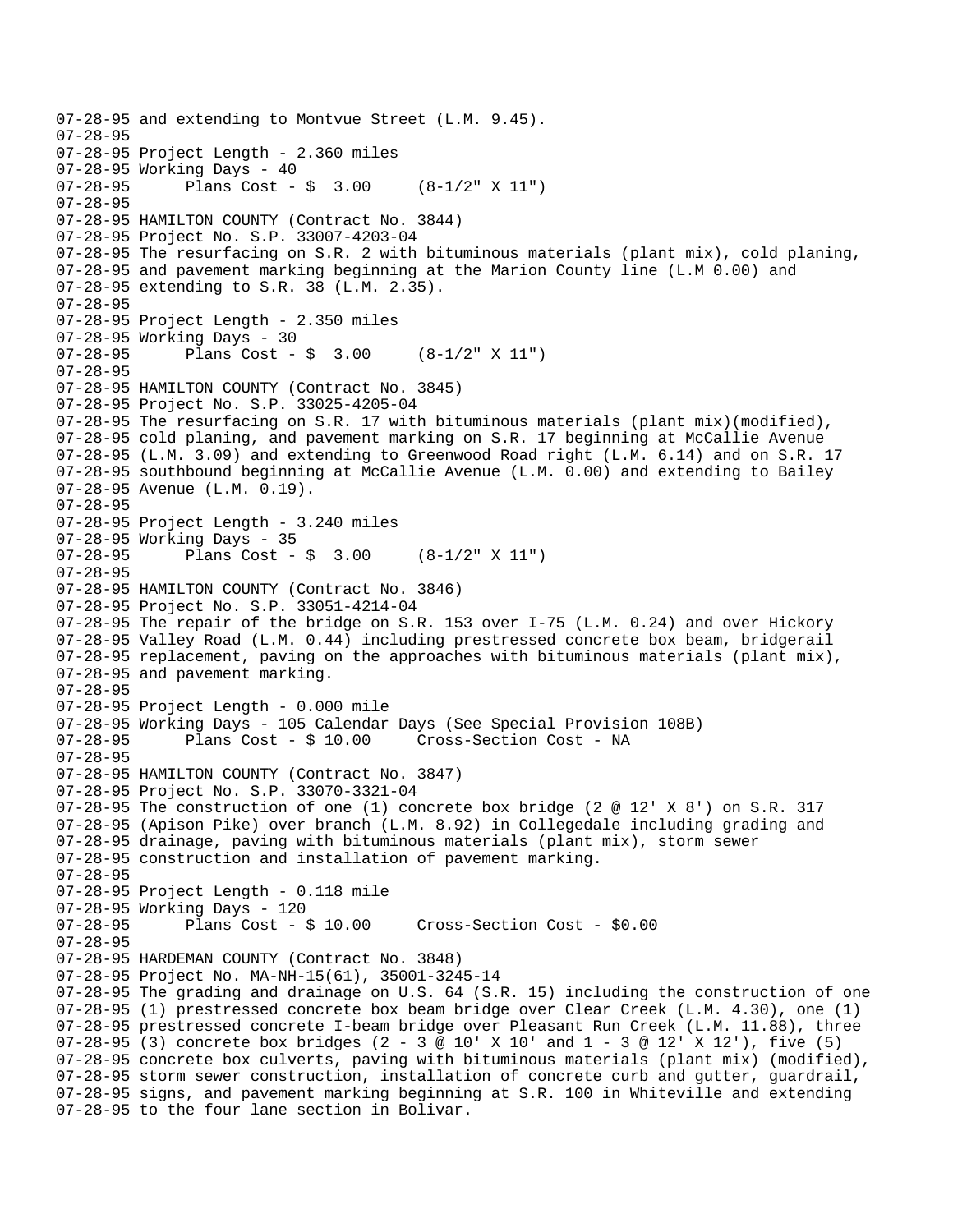```
07-28-95 and extending to Montvue Street (L.M. 9.45).
07-28-95
07-28-95 Project Length - 2.360 miles
07-28-95 Working Days - 40
07-28-95      Plans Cost - $  3.00     (8-1/2" X 11")
07-28-95
07-28-95 HAMILTON COUNTY (Contract No. 3844)
07-28-95 Project No. S.P. 33007-4203-04
07-28-95 The resurfacing on S.R. 2 with bituminous materials (plant mix), cold planing,
07-28-95 and pavement marking beginning at the Marion County line (L.M 0.00) and
07-28-95 extending to S.R. 38 (L.M. 2.35).
07-28-95
07-28-95 Project Length - 2.350 miles
07-28-95 Working Days - 30
07-28-95      Plans Cost - $  3.00     (8-1/2" X 11")
07-28-95
07-28-95 HAMILTON COUNTY (Contract No. 3845)
07-28-95 Project No. S.P. 33025-4205-04
07-28-95 The resurfacing on S.R. 17 with bituminous materials (plant mix)(modified),
07-28-95 cold planing, and pavement marking on S.R. 17 beginning at McCallie Avenue
07-28-95 (L.M. 3.09) and extending to Greenwood Road right (L.M. 6.14) and on S.R. 17
07-28-95 southbound beginning at McCallie Avenue (L.M. 0.00) and extending to Bailey
07-28-95 Avenue (L.M. 0.19).
07-28-95
07-28-95 Project Length - 3.240 miles
07-28-95 Working Days - 35
07-28-95      Plans Cost - $  3.00     (8-1/2" X 11")
07-28-95
07-28-95 HAMILTON COUNTY (Contract No. 3846)
07-28-95 Project No. S.P. 33051-4214-04
07-28-95 The repair of the bridge on S.R. 153 over I-75 (L.M. 0.24) and over Hickory
07-28-95 Valley Road (L.M. 0.44) including prestressed concrete box beam, bridgerail
07-28-95 replacement, paving on the approaches with bituminous materials (plant mix),
07-28-95 and pavement marking.
07-28-95
07-28-95 Project Length - 0.000 mile
07-28-95 Working Days - 105 Calendar Days (See Special Provision 108B)
07-28-95      Plans Cost - $ 10.00     Cross-Section Cost - NA
07-28-95
07-28-95 HAMILTON COUNTY (Contract No. 3847)
07-28-95 Project No. S.P. 33070-3321-04
07-28-95 The construction of one (1) concrete box bridge (2 @ 12' X 8') on S.R. 317
07-28-95 (Apison Pike) over branch (L.M. 8.92) in Collegedale including grading and
07-28-95 drainage, paving with bituminous materials (plant mix), storm sewer
07-28-95 construction and installation of pavement marking.
07-28-95
07-28-95 Project Length - 0.118 mile
07-28-95 Working Days - 120
07-28-95      Plans Cost - $ 10.00     Cross-Section Cost - $0.00
07-28-95
07-28-95 HARDEMAN COUNTY (Contract No. 3848)
07-28-95 Project No. MA-NH-15(61), 35001-3245-14
07-28-95 The grading and drainage on U.S. 64 (S.R. 15) including the construction of one
07-28-95 (1) prestressed concrete box beam bridge over Clear Creek (L.M. 4.30), one (1)
07-28-95 prestressed concrete I-beam bridge over Pleasant Run Creek (L.M. 11.88), three
07-28-95 (3) concrete box bridges (2 - 3 @ 10' X 10' and 1 - 3 @ 12' X 12'), five (5)
07-28-95 concrete box culverts, paving with bituminous materials (plant mix) (modified),
07-28-95 storm sewer construction, installation of concrete curb and gutter, guardrail,
07-28-95 signs, and pavement marking beginning at S.R. 100 in Whiteville and extending
07-28-95 to the four lane section in Bolivar.
```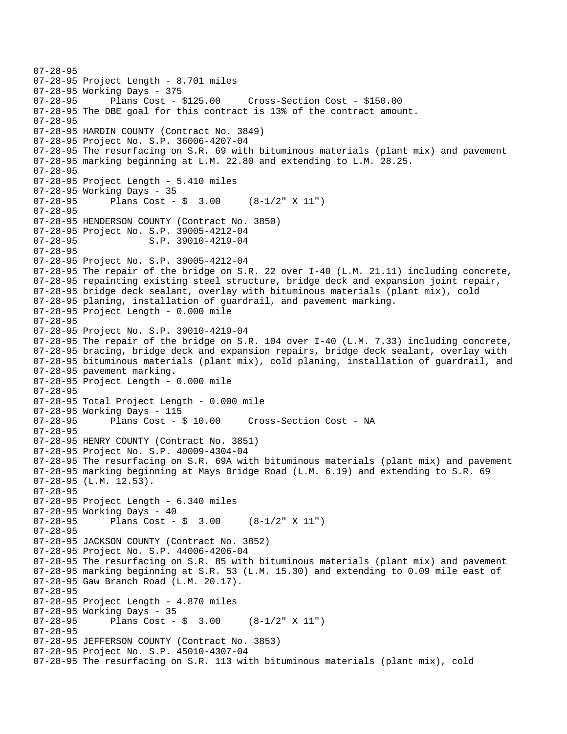```
07-28-95
07-28-95 Project Length - 8.701 miles
07-28-95 Working Days - 375
07-28-95      Plans Cost - $125.00     Cross-Section Cost - $150.00
07-28-95 The DBE goal for this contract is 13% of the contract amount.
07-28-95
07-28-95 HARDIN COUNTY (Contract No. 3849)
07-28-95 Project No. S.P. 36006-4207-04
07-28-95 The resurfacing on S.R. 69 with bituminous materials (plant mix) and pavement
07-28-95 marking beginning at L.M. 22.80 and extending to L.M. 28.25.
07-28-95
07-28-95 Project Length - 5.410 miles
07-28-95 Working Days - 35
07-28-95      Plans Cost - $  3.00     (8-1/2" X 11")
07-28-95
07-28-95 HENDERSON COUNTY (Contract No. 3850)
07-28-95 Project No. S.P. 39005-4212-04
07-28-95              S.P. 39010-4219-04
07-28-95
07-28-95 Project No. S.P. 39005-4212-04
07-28-95 The repair of the bridge on S.R. 22 over I-40 (L.M. 21.11) including concrete,
07-28-95 repainting existing steel structure, bridge deck and expansion joint repair,
07-28-95 bridge deck sealant, overlay with bituminous materials (plant mix), cold
07-28-95 planing, installation of guardrail, and pavement marking.
07-28-95 Project Length - 0.000 mile
07-28-95
07-28-95 Project No. S.P. 39010-4219-04
07-28-95 The repair of the bridge on S.R. 104 over I-40 (L.M. 7.33) including concrete,
07-28-95 bracing, bridge deck and expansion repairs, bridge deck sealant, overlay with
07-28-95 bituminous materials (plant mix), cold planing, installation of guardrail, and
07-28-95 pavement marking.
07-28-95 Project Length - 0.000 mile
07-28-95
07-28-95 Total Project Length - 0.000 mile
07-28-95 Working Days - 115
07-28-95      Plans Cost - $ 10.00     Cross-Section Cost - NA
07-28-95
07-28-95 HENRY COUNTY (Contract No. 3851)
07-28-95 Project No. S.P. 40009-4304-04
07-28-95 The resurfacing on S.R. 69A with bituminous materials (plant mix) and pavement
07-28-95 marking beginning at Mays Bridge Road (L.M. 6.19) and extending to S.R. 69
07-28-95 (L.M. 12.53).
07-28-95
07-28-95 Project Length - 6.340 miles
07-28-95 Working Days - 40
07-28-95      Plans Cost - $  3.00     (8-1/2" X 11")
07-28-95
07-28-95 JACKSON COUNTY (Contract No. 3852)
07-28-95 Project No. S.P. 44006-4206-04
07-28-95 The resurfacing on S.R. 85 with bituminous materials (plant mix) and pavement
07-28-95 marking beginning at S.R. 53 (L.M. 15.30) and extending to 0.09 mile east of
07-28-95 Gaw Branch Road (L.M. 20.17).
07-28-95
07-28-95 Project Length - 4.870 miles
07-28-95 Working Days - 35
07-28-95      Plans Cost - $  3.00     (8-1/2" X 11")
07-28-95
07-28-95 JEFFERSON COUNTY (Contract No. 3853)
07-28-95 Project No. S.P. 45010-4307-04
07-28-95 The resurfacing on S.R. 113 with bituminous materials (plant mix), cold
```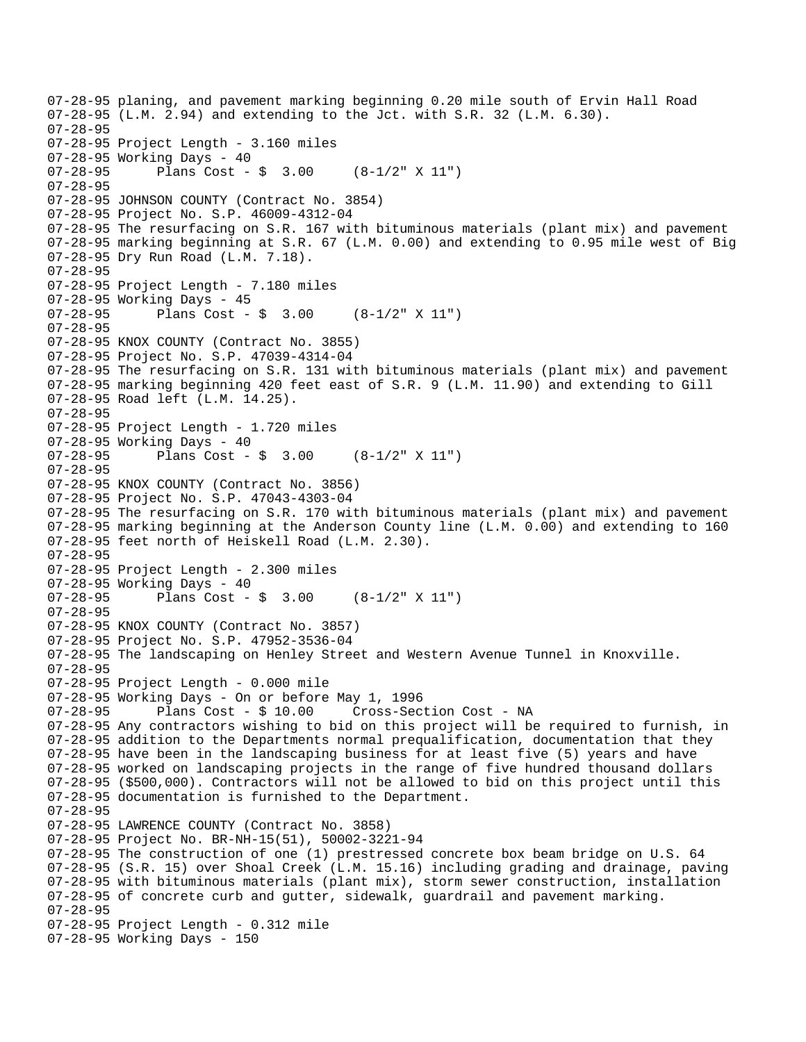```
07-28-95 planing, and pavement marking beginning 0.20 mile south of Ervin Hall Road
07-28-95 (L.M. 2.94) and extending to the Jct. with S.R. 32 (L.M. 6.30).
07-28-95
07-28-95 Project Length - 3.160 miles
07-28-95 Working Days - 40
07-28-95      Plans Cost - $  3.00     (8-1/2" X 11")
07-28-95
07-28-95 JOHNSON COUNTY (Contract No. 3854)
07-28-95 Project No. S.P. 46009-4312-04
07-28-95 The resurfacing on S.R. 167 with bituminous materials (plant mix) and pavement
07-28-95 marking beginning at S.R. 67 (L.M. 0.00) and extending to 0.95 mile west of Big
07-28-95 Dry Run Road (L.M. 7.18).
07-28-95
07-28-95 Project Length - 7.180 miles
07-28-95 Working Days - 45
07-28-95      Plans Cost - $  3.00     (8-1/2" X 11")
07-28-95
07-28-95 KNOX COUNTY (Contract No. 3855)
07-28-95 Project No. S.P. 47039-4314-04
07-28-95 The resurfacing on S.R. 131 with bituminous materials (plant mix) and pavement
07-28-95 marking beginning 420 feet east of S.R. 9 (L.M. 11.90) and extending to Gill
07-28-95 Road left (L.M. 14.25).
07-28-95
07-28-95 Project Length - 1.720 miles
07-28-95 Working Days - 40
07-28-95      Plans Cost - $  3.00     (8-1/2" X 11")
07-28-95
07-28-95 KNOX COUNTY (Contract No. 3856)
07-28-95 Project No. S.P. 47043-4303-04
07-28-95 The resurfacing on S.R. 170 with bituminous materials (plant mix) and pavement
07-28-95 marking beginning at the Anderson County line (L.M. 0.00) and extending to 160
07-28-95 feet north of Heiskell Road (L.M. 2.30).
07-28-95
07-28-95 Project Length - 2.300 miles
07-28-95 Working Days - 40
07-28-95      Plans Cost - $  3.00     (8-1/2" X 11")
07-28-95
07-28-95 KNOX COUNTY (Contract No. 3857)
07-28-95 Project No. S.P. 47952-3536-04
07-28-95 The landscaping on Henley Street and Western Avenue Tunnel in Knoxville.
07-28-95
07-28-95 Project Length - 0.000 mile
07-28-95 Working Days - On or before May 1, 1996
07-28-95      Plans Cost - $ 10.00     Cross-Section Cost - NA
07-28-95 Any contractors wishing to bid on this project will be required to furnish, in
07-28-95 addition to the Departments normal prequalification, documentation that they
07-28-95 have been in the landscaping business for at least five (5) years and have
07-28-95 worked on landscaping projects in the range of five hundred thousand dollars
07-28-95 ($500,000). Contractors will not be allowed to bid on this project until this
07-28-95 documentation is furnished to the Department.
07-28-95
07-28-95 LAWRENCE COUNTY (Contract No. 3858)
07-28-95 Project No. BR-NH-15(51), 50002-3221-94
07-28-95 The construction of one (1) prestressed concrete box beam bridge on U.S. 64
07-28-95 (S.R. 15) over Shoal Creek (L.M. 15.16) including grading and drainage, paving
07-28-95 with bituminous materials (plant mix), storm sewer construction, installation
07-28-95 of concrete curb and gutter, sidewalk, guardrail and pavement marking.
07-28-95
07-28-95 Project Length - 0.312 mile
07-28-95 Working Days - 150
```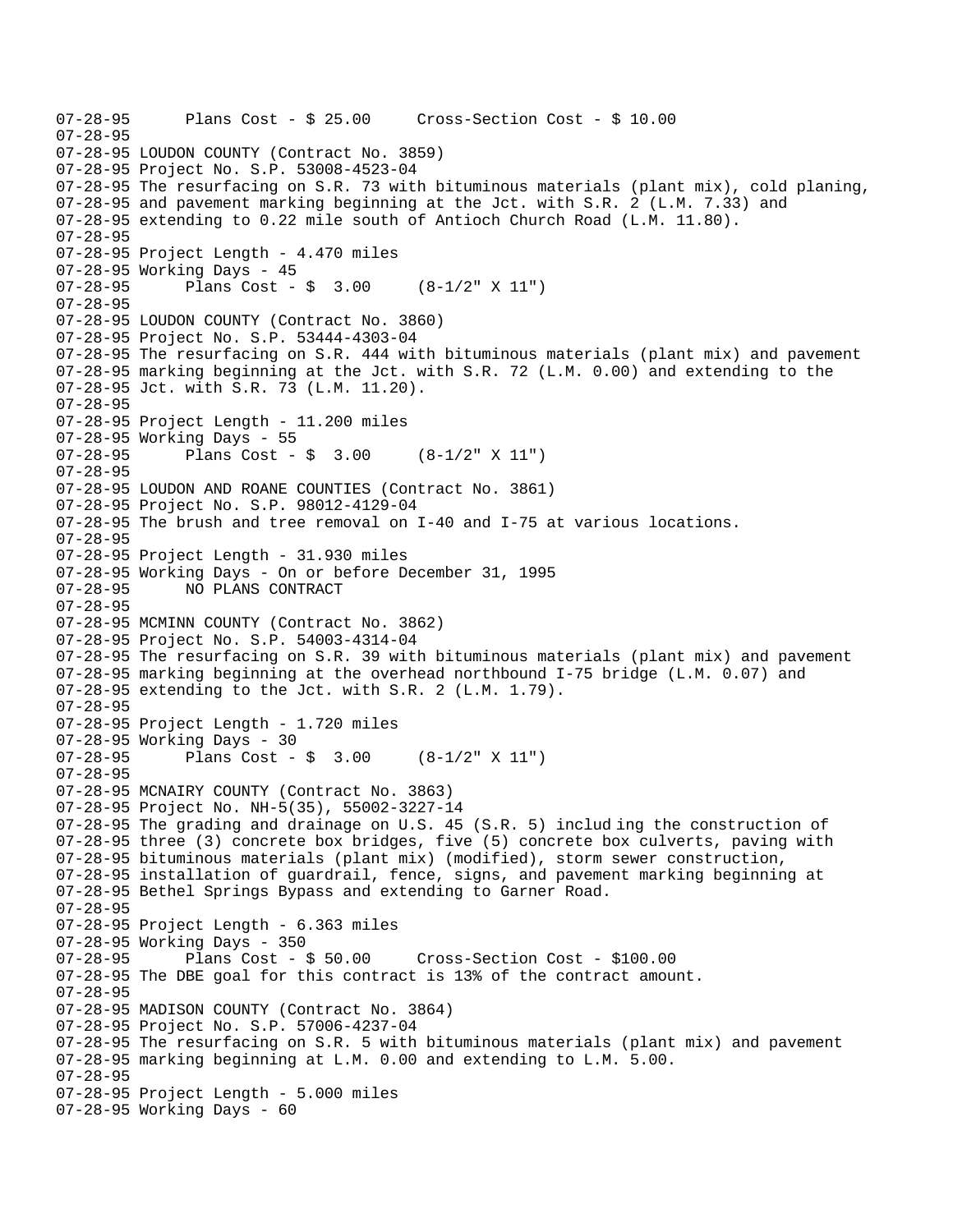```
07-28-95      Plans Cost - $ 25.00     Cross-Section Cost - $ 10.00
07-28-95
07-28-95 LOUDON COUNTY (Contract No. 3859)
07-28-95 Project No. S.P. 53008-4523-04
07-28-95 The resurfacing on S.R. 73 with bituminous materials (plant mix), cold planing,
07-28-95 and pavement marking beginning at the Jct. with S.R. 2 (L.M. 7.33) and
07-28-95 extending to 0.22 mile south of Antioch Church Road (L.M. 11.80).
07-28-95
07-28-95 Project Length - 4.470 miles
07-28-95 Working Days - 45
07-28-95      Plans Cost - $  3.00     (8-1/2" X 11")
07-28-95
07-28-95 LOUDON COUNTY (Contract No. 3860)
07-28-95 Project No. S.P. 53444-4303-04
07-28-95 The resurfacing on S.R. 444 with bituminous materials (plant mix) and pavement
07-28-95 marking beginning at the Jct. with S.R. 72 (L.M. 0.00) and extending to the
07-28-95 Jct. with S.R. 73 (L.M. 11.20).
07-28-95
07-28-95 Project Length - 11.200 miles
07-28-95 Working Days - 55
07-28-95      Plans Cost - $  3.00     (8-1/2" X 11")
07-28-95
07-28-95 LOUDON AND ROANE COUNTIES (Contract No. 3861)
07-28-95 Project No. S.P. 98012-4129-04
07-28-95 The brush and tree removal on I-40 and I-75 at various locations.
07-28-95
07-28-95 Project Length - 31.930 miles
07-28-95 Working Days - On or before December 31, 1995
07-28-95      NO PLANS CONTRACT
07-28-95
07-28-95 MCMINN COUNTY (Contract No. 3862)
07-28-95 Project No. S.P. 54003-4314-04
07-28-95 The resurfacing on S.R. 39 with bituminous materials (plant mix) and pavement
07-28-95 marking beginning at the overhead northbound I-75 bridge (L.M. 0.07) and
07-28-95 extending to the Jct. with S.R. 2 (L.M. 1.79).
07-28-95
07-28-95 Project Length - 1.720 miles
07-28-95 Working Days - 30
07-28-95      Plans Cost - $  3.00     (8-1/2" X 11")
07-28-95
07-28-95 MCNAIRY COUNTY (Contract No. 3863)
07-28-95 Project No. NH-5(35), 55002-3227-14
07-28-95 The grading and drainage on U.S. 45 (S.R. 5) including the construction of
07-28-95 three (3) concrete box bridges, five (5) concrete box culverts, paving with
07-28-95 bituminous materials (plant mix) (modified), storm sewer construction,
07-28-95 installation of guardrail, fence, signs, and pavement marking beginning at
07-28-95 Bethel Springs Bypass and extending to Garner Road.
07-28-95
07-28-95 Project Length - 6.363 miles
07-28-95 Working Days - 350
07-28-95      Plans Cost - $ 50.00     Cross-Section Cost - $100.00
07-28-95 The DBE goal for this contract is 13% of the contract amount.
07-28-95
07-28-95 MADISON COUNTY (Contract No. 3864)
07-28-95 Project No. S.P. 57006-4237-04
07-28-95 The resurfacing on S.R. 5 with bituminous materials (plant mix) and pavement
07-28-95 marking beginning at L.M. 0.00 and extending to L.M. 5.00.
07-28-95
07-28-95 Project Length - 5.000 miles
07-28-95 Working Days - 60
```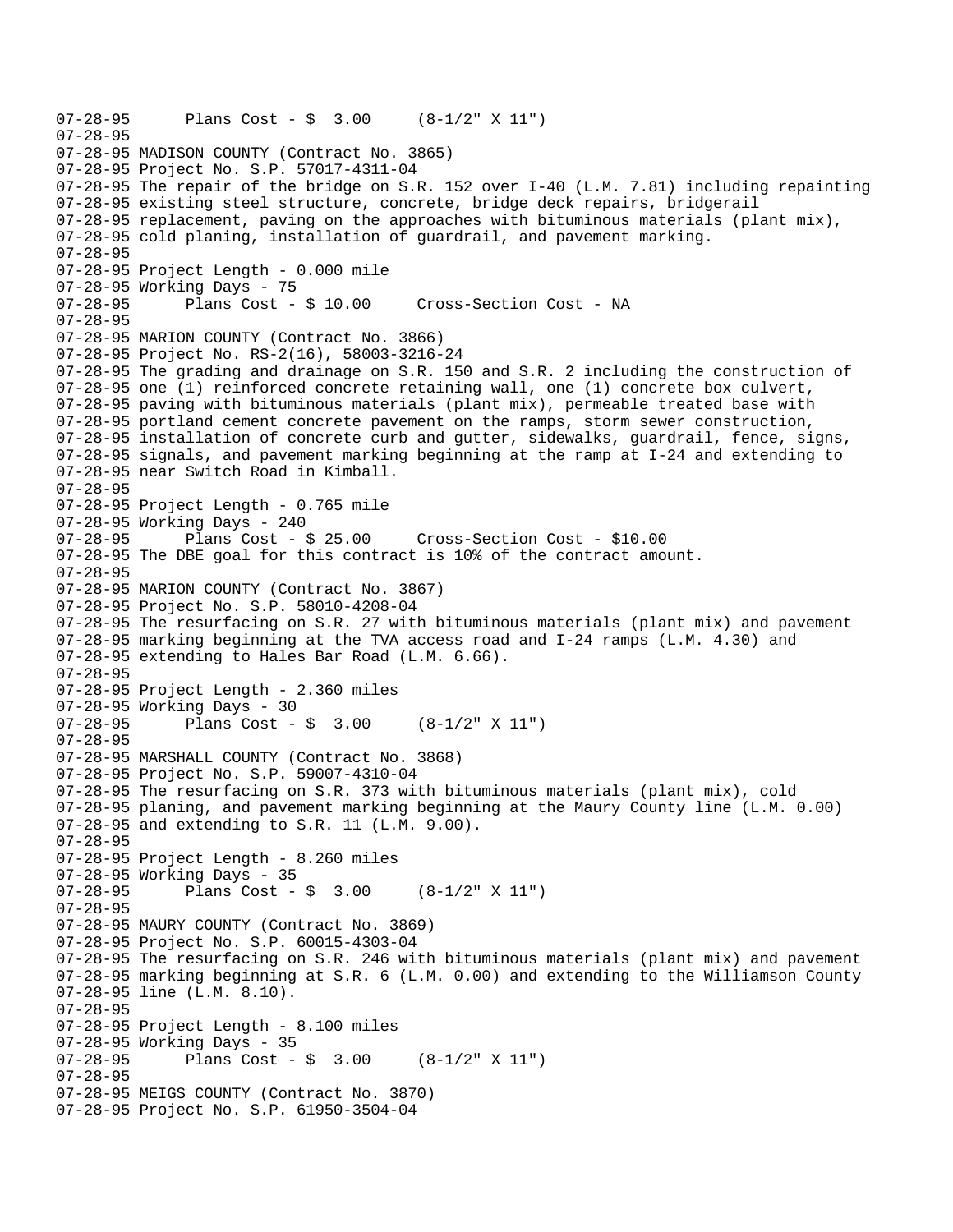```
07-28-95      Plans Cost - $  3.00     (8-1/2" X 11")
07-28-95
07-28-95 MADISON COUNTY (Contract No. 3865)
07-28-95 Project No. S.P. 57017-4311-04
07-28-95 The repair of the bridge on S.R. 152 over I-40 (L.M. 7.81) including repainting
07-28-95 existing steel structure, concrete, bridge deck repairs, bridgerail
07-28-95 replacement, paving on the approaches with bituminous materials (plant mix),
07-28-95 cold planing, installation of guardrail, and pavement marking.
07-28-95
07-28-95 Project Length - 0.000 mile
07-28-95 Working Days - 75
07-28-95      Plans Cost - $ 10.00     Cross-Section Cost - NA
07-28-95
07-28-95 MARION COUNTY (Contract No. 3866)
07-28-95 Project No. RS-2(16), 58003-3216-24
07-28-95 The grading and drainage on S.R. 150 and S.R. 2 including the construction of
07-28-95 one (1) reinforced concrete retaining wall, one (1) concrete box culvert,
07-28-95 paving with bituminous materials (plant mix), permeable treated base with
07-28-95 portland cement concrete pavement on the ramps, storm sewer construction,
07-28-95 installation of concrete curb and gutter, sidewalks, guardrail, fence, signs,
07-28-95 signals, and pavement marking beginning at the ramp at I-24 and extending to
07-28-95 near Switch Road in Kimball.
07-28-95
07-28-95 Project Length - 0.765 mile
07-28-95 Working Days - 240
07-28-95      Plans Cost - $ 25.00     Cross-Section Cost - $10.00
07-28-95 The DBE goal for this contract is 10% of the contract amount.
07-28-95
07-28-95 MARION COUNTY (Contract No. 3867)
07-28-95 Project No. S.P. 58010-4208-04
07-28-95 The resurfacing on S.R. 27 with bituminous materials (plant mix) and pavement
07-28-95 marking beginning at the TVA access road and I-24 ramps (L.M. 4.30) and
07-28-95 extending to Hales Bar Road (L.M. 6.66).
07-28-95
07-28-95 Project Length - 2.360 miles
07-28-95 Working Days - 30
07-28-95      Plans Cost - $  3.00     (8-1/2" X 11")
07-28-95
07-28-95 MARSHALL COUNTY (Contract No. 3868)
07-28-95 Project No. S.P. 59007-4310-04
07-28-95 The resurfacing on S.R. 373 with bituminous materials (plant mix), cold
07-28-95 planing, and pavement marking beginning at the Maury County line (L.M. 0.00)
07-28-95 and extending to S.R. 11 (L.M. 9.00).
07-28-95
07-28-95 Project Length - 8.260 miles
07-28-95 Working Days - 35
07-28-95      Plans Cost - $  3.00     (8-1/2" X 11")
07-28-95
07-28-95 MAURY COUNTY (Contract No. 3869)
07-28-95 Project No. S.P. 60015-4303-04
07-28-95 The resurfacing on S.R. 246 with bituminous materials (plant mix) and pavement
07-28-95 marking beginning at S.R. 6 (L.M. 0.00) and extending to the Williamson County
07-28-95 line (L.M. 8.10).
07-28-95
07-28-95 Project Length - 8.100 miles
07-28-95 Working Days - 35
07-28-95      Plans Cost - $  3.00     (8-1/2" X 11")
07-28-95
07-28-95 MEIGS COUNTY (Contract No. 3870)
07-28-95 Project No. S.P. 61950-3504-04
```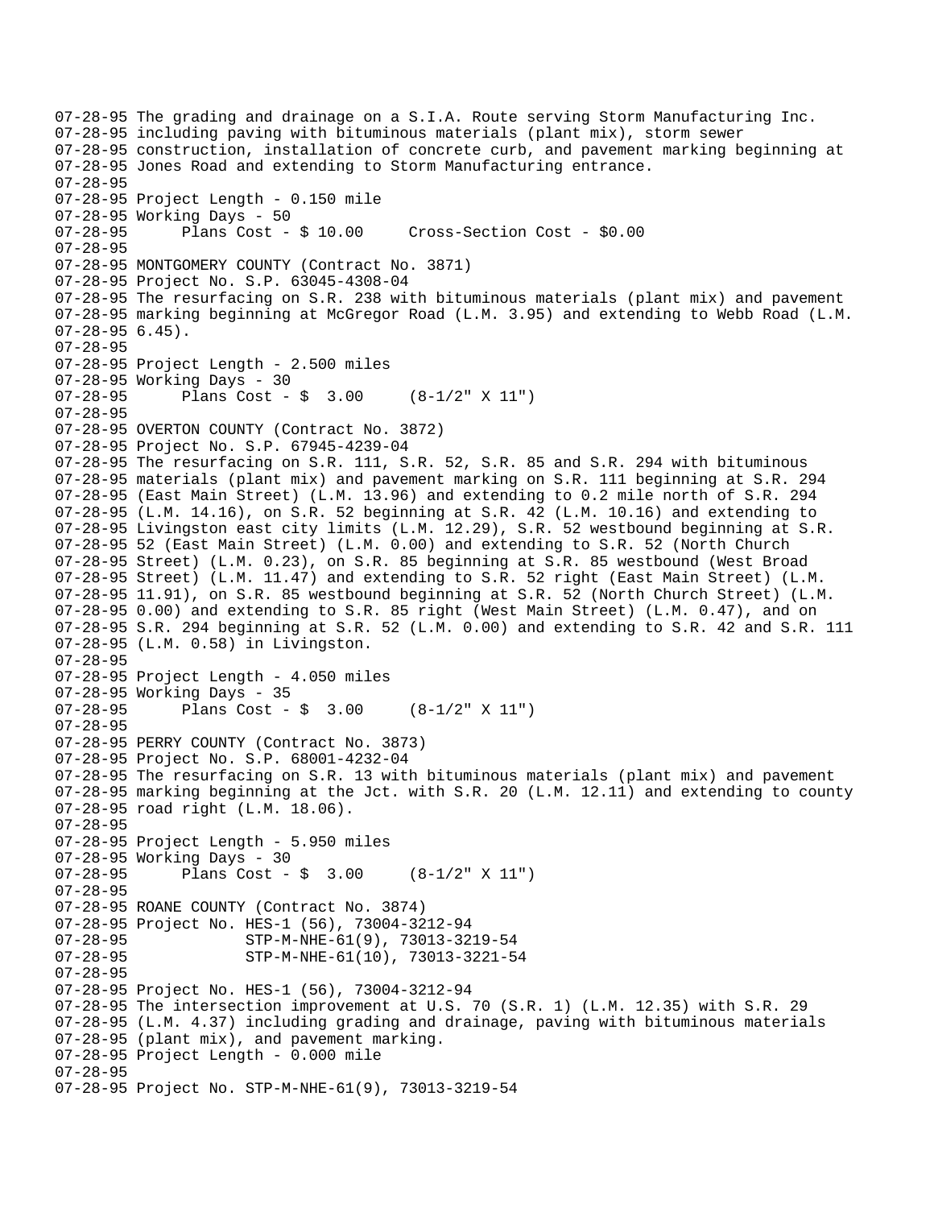```
07-28-95 The grading and drainage on a S.I.A. Route serving Storm Manufacturing Inc.
07-28-95 including paving with bituminous materials (plant mix), storm sewer
07-28-95 construction, installation of concrete curb, and pavement marking beginning at
07-28-95 Jones Road and extending to Storm Manufacturing entrance.
07-28-95
07-28-95 Project Length - 0.150 mile
07-28-95 Working Days - 50
07-28-95      Plans Cost - $ 10.00     Cross-Section Cost - $0.00
07-28-95
07-28-95 MONTGOMERY COUNTY (Contract No. 3871)
07-28-95 Project No. S.P. 63045-4308-04
07-28-95 The resurfacing on S.R. 238 with bituminous materials (plant mix) and pavement
07-28-95 marking beginning at McGregor Road (L.M. 3.95) and extending to Webb Road (L.M.
07-28-95 6.45).
07-28-95
07-28-95 Project Length - 2.500 miles
07-28-95 Working Days - 30
07-28-95      Plans Cost - $  3.00     (8-1/2" X 11")
07-28-95
07-28-95 OVERTON COUNTY (Contract No. 3872)
07-28-95 Project No. S.P. 67945-4239-04
07-28-95 The resurfacing on S.R. 111, S.R. 52, S.R. 85 and S.R. 294 with bituminous
07-28-95 materials (plant mix) and pavement marking on S.R. 111 beginning at S.R. 294
07-28-95 (East Main Street) (L.M. 13.96) and extending to 0.2 mile north of S.R. 294
07-28-95 (L.M. 14.16), on S.R. 52 beginning at S.R. 42 (L.M. 10.16) and extending to
07-28-95 Livingston east city limits (L.M. 12.29), S.R. 52 westbound beginning at S.R.
07-28-95 52 (East Main Street) (L.M. 0.00) and extending to S.R. 52 (North Church
07-28-95 Street) (L.M. 0.23), on S.R. 85 beginning at S.R. 85 westbound (West Broad
07-28-95 Street) (L.M. 11.47) and extending to S.R. 52 right (East Main Street) (L.M.
07-28-95 11.91), on S.R. 85 westbound beginning at S.R. 52 (North Church Street) (L.M.
07-28-95 0.00) and extending to S.R. 85 right (West Main Street) (L.M. 0.47), and on
07-28-95 S.R. 294 beginning at S.R. 52 (L.M. 0.00) and extending to S.R. 42 and S.R. 111
07-28-95 (L.M. 0.58) in Livingston.
07-28-95
07-28-95 Project Length - 4.050 miles
07-28-95 Working Days - 35
07-28-95      Plans Cost - $  3.00     (8-1/2" X 11")
07-28-95
07-28-95 PERRY COUNTY (Contract No. 3873)
07-28-95 Project No. S.P. 68001-4232-04
07-28-95 The resurfacing on S.R. 13 with bituminous materials (plant mix) and pavement
07-28-95 marking beginning at the Jct. with S.R. 20 (L.M. 12.11) and extending to county
07-28-95 road right (L.M. 18.06).
07-28-95
07-28-95 Project Length - 5.950 miles
07-28-95 Working Days - 30
07-28-95      Plans Cost - $  3.00     (8-1/2" X 11")
07-28-95
07-28-95 ROANE COUNTY (Contract No. 3874)
07-28-95 Project No. HES-1 (56), 73004-3212-94
07-28-95             STP-M-NHE-61(9), 73013-3219-54
07-28-95             STP-M-NHE-61(10), 73013-3221-54
07-28-95
07-28-95 Project No. HES-1 (56), 73004-3212-94
07-28-95 The intersection improvement at U.S. 70 (S.R. 1) (L.M. 12.35) with S.R. 29
07-28-95 (L.M. 4.37) including grading and drainage, paving with bituminous materials
07-28-95 (plant mix), and pavement marking.
07-28-95 Project Length - 0.000 mile
07-28-95
07-28-95 Project No. STP-M-NHE-61(9), 73013-3219-54
```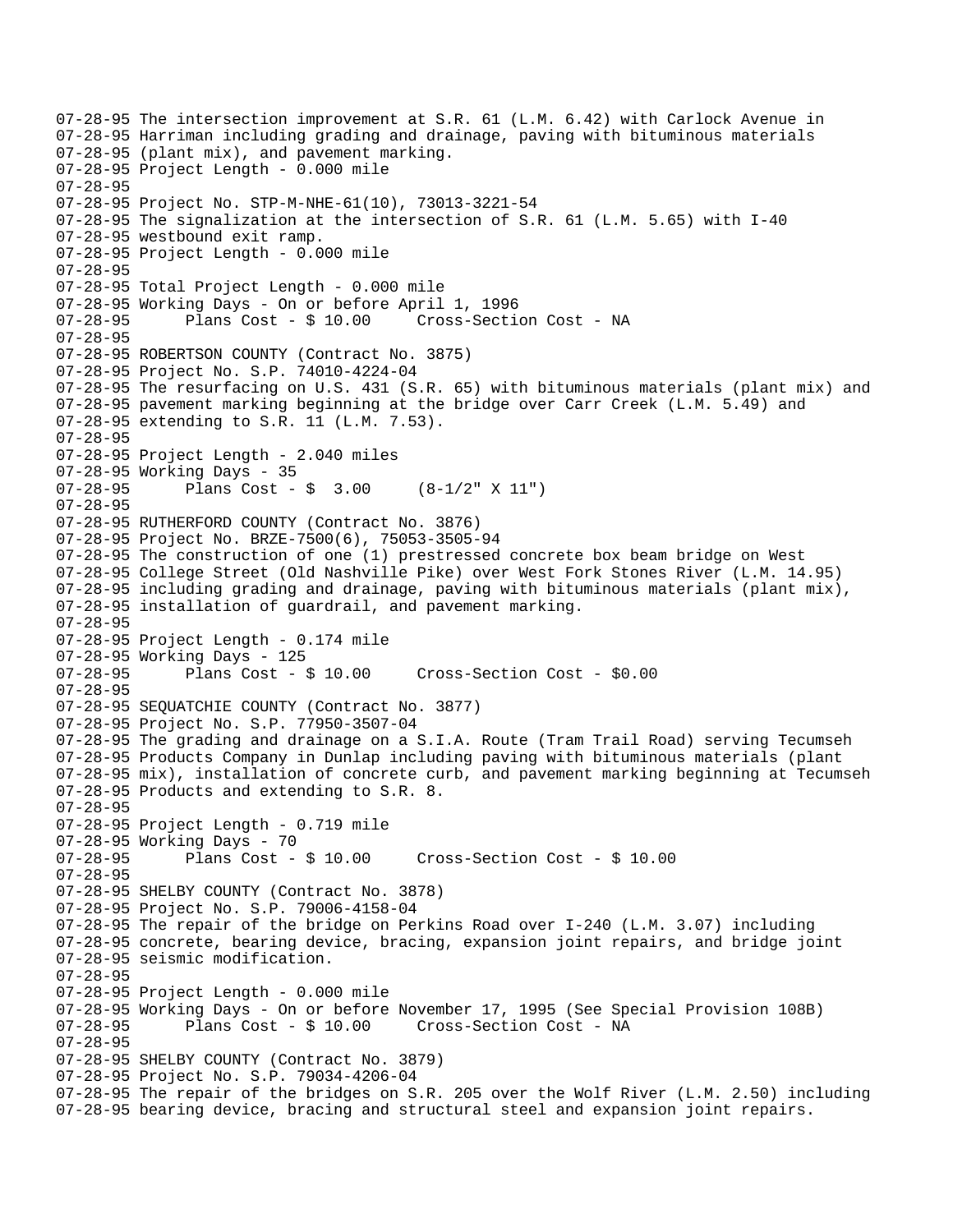07-28-95 The intersection improvement at S.R. 61 (L.M. 6.42) with Carlock Avenue in
07-28-95 Harriman including grading and drainage, paving with bituminous materials
07-28-95 (plant mix), and pavement marking.
07-28-95 Project Length - 0.000 mile
07-28-95
07-28-95 Project No. STP-M-NHE-61(10), 73013-3221-54
07-28-95 The signalization at the intersection of S.R. 61 (L.M. 5.65) with I-40
07-28-95 westbound exit ramp.
07-28-95 Project Length - 0.000 mile
07-28-95
07-28-95 Total Project Length - 0.000 mile
07-28-95 Working Days - On or before April 1, 1996
07-28-95 Plans Cost - $ 10.00 Cross-Section Cost - NA
07-28-95
07-28-95 ROBERTSON COUNTY (Contract No. 3875)
07-28-95 Project No. S.P. 74010-4224-04
07-28-95 The resurfacing on U.S. 431 (S.R. 65) with bituminous materials (plant mix) and
07-28-95 pavement marking beginning at the bridge over Carr Creek (L.M. 5.49) and
07-28-95 extending to S.R. 11 (L.M. 7.53).
07-28-95
07-28-95 Project Length - 2.040 miles
07-28-95 Working Days - 35
07-28-95 Plans Cost - $ 3.00 (8-1/2" X 11")
07-28-95
07-28-95 RUTHERFORD COUNTY (Contract No. 3876)
07-28-95 Project No. BRZE-7500(6), 75053-3505-94
07-28-95 The construction of one (1) prestressed concrete box beam bridge on West
07-28-95 College Street (Old Nashville Pike) over West Fork Stones River (L.M. 14.95)
07-28-95 including grading and drainage, paving with bituminous materials (plant mix),
07-28-95 installation of guardrail, and pavement marking.
07-28-95
07-28-95 Project Length - 0.174 mile
07-28-95 Working Days - 125
07-28-95 Plans Cost - $ 10.00 Cross-Section Cost - $0.00
07-28-95
07-28-95 SEQUATCHIE COUNTY (Contract No. 3877)
07-28-95 Project No. S.P. 77950-3507-04
07-28-95 The grading and drainage on a S.I.A. Route (Tram Trail Road) serving Tecumseh
07-28-95 Products Company in Dunlap including paving with bituminous materials (plant
07-28-95 mix), installation of concrete curb, and pavement marking beginning at Tecumseh
07-28-95 Products and extending to S.R. 8.
07-28-95
07-28-95 Project Length - 0.719 mile
07-28-95 Working Days - 70
07-28-95 Plans Cost - $ 10.00 Cross-Section Cost - $ 10.00
07-28-95
07-28-95 SHELBY COUNTY (Contract No. 3878)
07-28-95 Project No. S.P. 79006-4158-04
07-28-95 The repair of the bridge on Perkins Road over I-240 (L.M. 3.07) including
07-28-95 concrete, bearing device, bracing, expansion joint repairs, and bridge joint
07-28-95 seismic modification.
07-28-95
07-28-95 Project Length - 0.000 mile
07-28-95 Working Days - On or before November 17, 1995 (See Special Provision 108B)
07-28-95 Plans Cost - $ 10.00 Cross-Section Cost - NA
07-28-95
07-28-95 SHELBY COUNTY (Contract No. 3879)
07-28-95 Project No. S.P. 79034-4206-04
07-28-95 The repair of the bridges on S.R. 205 over the Wolf River (L.M. 2.50) including
07-28-95 bearing device, bracing and structural steel and expansion joint repairs.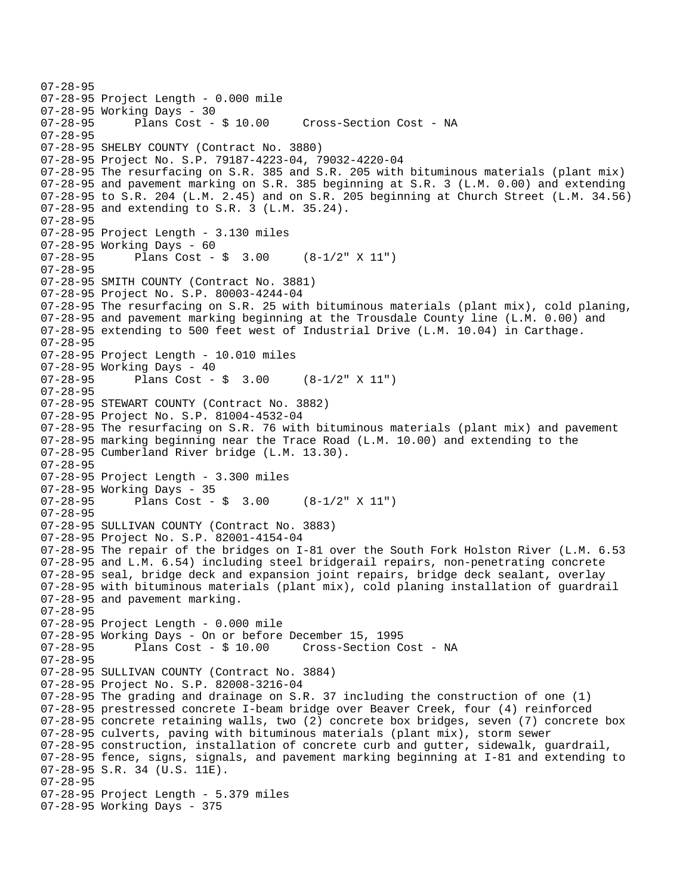07-28-95
07-28-95 Project Length - 0.000 mile
07-28-95 Working Days - 30
07-28-95 Plans Cost - $ 10.00 Cross-Section Cost - NA
07-28-95
07-28-95 SHELBY COUNTY (Contract No. 3880)
07-28-95 Project No. S.P. 79187-4223-04, 79032-4220-04
07-28-95 The resurfacing on S.R. 385 and S.R. 205 with bituminous materials (plant mix)
07-28-95 and pavement marking on S.R. 385 beginning at S.R. 3 (L.M. 0.00) and extending
07-28-95 to S.R. 204 (L.M. 2.45) and on S.R. 205 beginning at Church Street (L.M. 34.56)
07-28-95 and extending to S.R. 3 (L.M. 35.24).
07-28-95
07-28-95 Project Length - 3.130 miles
07-28-95 Working Days - 60
07-28-95 Plans Cost - $ 3.00 (8-1/2" X 11")
07-28-95
07-28-95 SMITH COUNTY (Contract No. 3881)
07-28-95 Project No. S.P. 80003-4244-04
07-28-95 The resurfacing on S.R. 25 with bituminous materials (plant mix), cold planing,
07-28-95 and pavement marking beginning at the Trousdale County line (L.M. 0.00) and
07-28-95 extending to 500 feet west of Industrial Drive (L.M. 10.04) in Carthage.
07-28-95
07-28-95 Project Length - 10.010 miles
07-28-95 Working Days - 40
07-28-95 Plans Cost - $ 3.00 (8-1/2" X 11")
07-28-95
07-28-95 STEWART COUNTY (Contract No. 3882)
07-28-95 Project No. S.P. 81004-4532-04
07-28-95 The resurfacing on S.R. 76 with bituminous materials (plant mix) and pavement
07-28-95 marking beginning near the Trace Road (L.M. 10.00) and extending to the
07-28-95 Cumberland River bridge (L.M. 13.30).
07-28-95
07-28-95 Project Length - 3.300 miles
07-28-95 Working Days - 35
07-28-95 Plans Cost - $ 3.00 (8-1/2" X 11")
07-28-95
07-28-95 SULLIVAN COUNTY (Contract No. 3883)
07-28-95 Project No. S.P. 82001-4154-04
07-28-95 The repair of the bridges on I-81 over the South Fork Holston River (L.M. 6.53
07-28-95 and L.M. 6.54) including steel bridgerail repairs, non-penetrating concrete
07-28-95 seal, bridge deck and expansion joint repairs, bridge deck sealant, overlay
07-28-95 with bituminous materials (plant mix), cold planing installation of guardrail
07-28-95 and pavement marking.
07-28-95
07-28-95 Project Length - 0.000 mile
07-28-95 Working Days - On or before December 15, 1995
07-28-95 Plans Cost - $ 10.00 Cross-Section Cost - NA
07-28-95
07-28-95 SULLIVAN COUNTY (Contract No. 3884)
07-28-95 Project No. S.P. 82008-3216-04
07-28-95 The grading and drainage on S.R. 37 including the construction of one (1)
07-28-95 prestressed concrete I-beam bridge over Beaver Creek, four (4) reinforced
07-28-95 concrete retaining walls, two (2) concrete box bridges, seven (7) concrete box
07-28-95 culverts, paving with bituminous materials (plant mix), storm sewer
07-28-95 construction, installation of concrete curb and gutter, sidewalk, guardrail,
07-28-95 fence, signs, signals, and pavement marking beginning at I-81 and extending to
07-28-95 S.R. 34 (U.S. 11E).
07-28-95
07-28-95 Project Length - 5.379 miles
07-28-95 Working Days - 375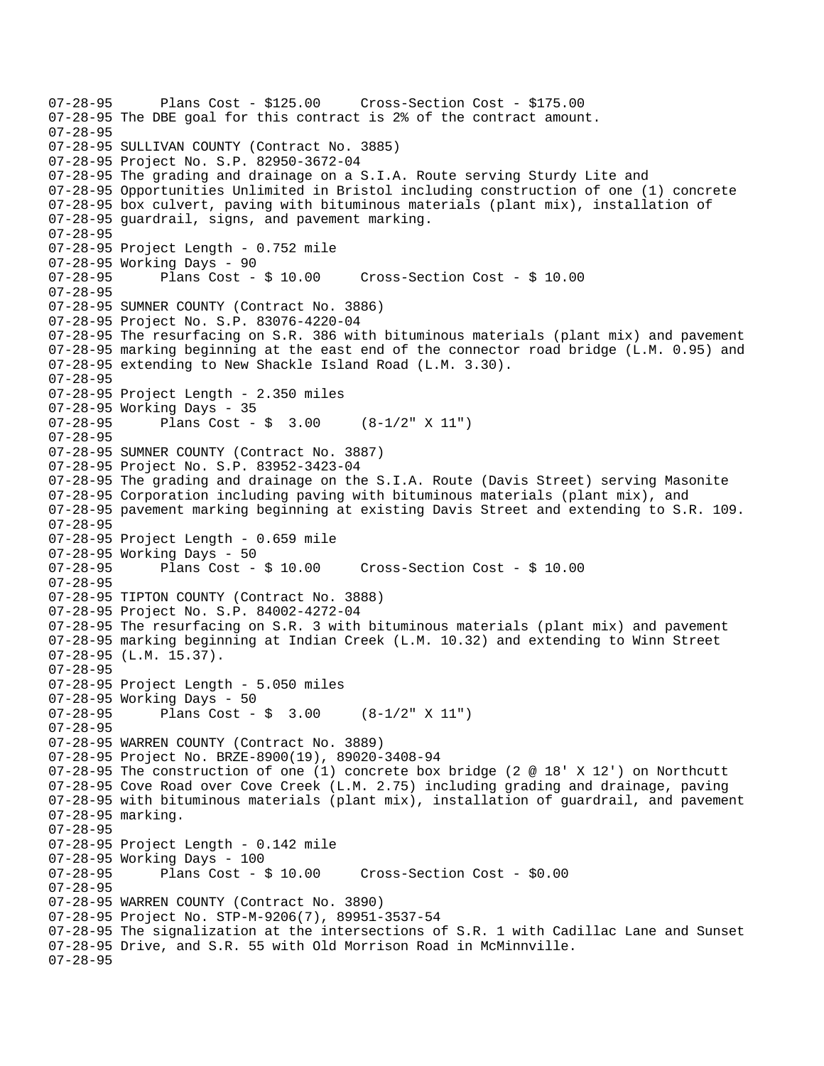```
07-28-95      Plans Cost - $125.00     Cross-Section Cost - $175.00
07-28-95 The DBE goal for this contract is 2% of the contract amount.
07-28-95
07-28-95 SULLIVAN COUNTY (Contract No. 3885)
07-28-95 Project No. S.P. 82950-3672-04
07-28-95 The grading and drainage on a S.I.A. Route serving Sturdy Lite and
07-28-95 Opportunities Unlimited in Bristol including construction of one (1) concrete
07-28-95 box culvert, paving with bituminous materials (plant mix), installation of
07-28-95 guardrail, signs, and pavement marking.
07-28-95
07-28-95 Project Length - 0.752 mile
07-28-95 Working Days - 90
07-28-95      Plans Cost - $ 10.00     Cross-Section Cost - $ 10.00
07-28-95
07-28-95 SUMNER COUNTY (Contract No. 3886)
07-28-95 Project No. S.P. 83076-4220-04
07-28-95 The resurfacing on S.R. 386 with bituminous materials (plant mix) and pavement
07-28-95 marking beginning at the east end of the connector road bridge (L.M. 0.95) and
07-28-95 extending to New Shackle Island Road (L.M. 3.30).
07-28-95
07-28-95 Project Length - 2.350 miles
07-28-95 Working Days - 35
07-28-95      Plans Cost - $  3.00     (8-1/2" X 11")
07-28-95
07-28-95 SUMNER COUNTY (Contract No. 3887)
07-28-95 Project No. S.P. 83952-3423-04
07-28-95 The grading and drainage on the S.I.A. Route (Davis Street) serving Masonite
07-28-95 Corporation including paving with bituminous materials (plant mix), and
07-28-95 pavement marking beginning at existing Davis Street and extending to S.R. 109.
07-28-95
07-28-95 Project Length - 0.659 mile
07-28-95 Working Days - 50
07-28-95      Plans Cost - $ 10.00     Cross-Section Cost - $ 10.00
07-28-95
07-28-95 TIPTON COUNTY (Contract No. 3888)
07-28-95 Project No. S.P. 84002-4272-04
07-28-95 The resurfacing on S.R. 3 with bituminous materials (plant mix) and pavement
07-28-95 marking beginning at Indian Creek (L.M. 10.32) and extending to Winn Street
07-28-95 (L.M. 15.37).
07-28-95
07-28-95 Project Length - 5.050 miles
07-28-95 Working Days - 50
07-28-95      Plans Cost - $  3.00     (8-1/2" X 11")
07-28-95
07-28-95 WARREN COUNTY (Contract No. 3889)
07-28-95 Project No. BRZE-8900(19), 89020-3408-94
07-28-95 The construction of one (1) concrete box bridge (2 @ 18' X 12') on Northcutt
07-28-95 Cove Road over Cove Creek (L.M. 2.75) including grading and drainage, paving
07-28-95 with bituminous materials (plant mix), installation of guardrail, and pavement
07-28-95 marking.
07-28-95
07-28-95 Project Length - 0.142 mile
07-28-95 Working Days - 100
07-28-95      Plans Cost - $ 10.00     Cross-Section Cost - $0.00
07-28-95
07-28-95 WARREN COUNTY (Contract No. 3890)
07-28-95 Project No. STP-M-9206(7), 89951-3537-54
07-28-95 The signalization at the intersections of S.R. 1 with Cadillac Lane and Sunset
07-28-95 Drive, and S.R. 55 with Old Morrison Road in McMinnville.
07-28-95
```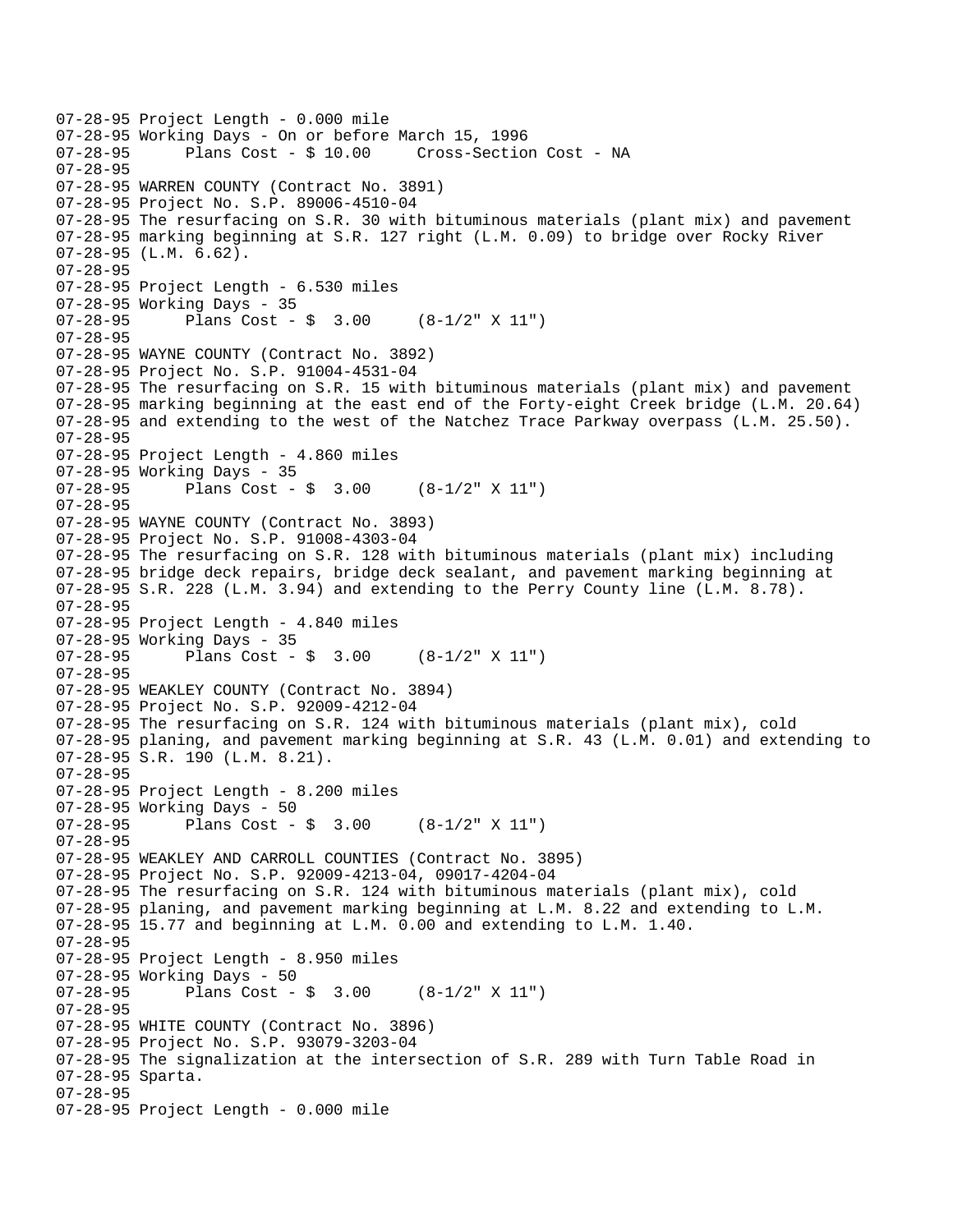```
07-28-95 Project Length - 0.000 mile
07-28-95 Working Days - On or before March 15, 1996
07-28-95       Plans Cost - $ 10.00     Cross-Section Cost - NA
07-28-95
07-28-95 WARREN COUNTY (Contract No. 3891)
07-28-95 Project No. S.P. 89006-4510-04
07-28-95 The resurfacing on S.R. 30 with bituminous materials (plant mix) and pavement
07-28-95 marking beginning at S.R. 127 right (L.M. 0.09) to bridge over Rocky River
07-28-95 (L.M. 6.62).
07-28-95
07-28-95 Project Length - 6.530 miles
07-28-95 Working Days - 35
07-28-95       Plans Cost - $  3.00     (8-1/2" X 11")
07-28-95
07-28-95 WAYNE COUNTY (Contract No. 3892)
07-28-95 Project No. S.P. 91004-4531-04
07-28-95 The resurfacing on S.R. 15 with bituminous materials (plant mix) and pavement
07-28-95 marking beginning at the east end of the Forty-eight Creek bridge (L.M. 20.64)
07-28-95 and extending to the west of the Natchez Trace Parkway overpass (L.M. 25.50).
07-28-95
07-28-95 Project Length - 4.860 miles
07-28-95 Working Days - 35
07-28-95       Plans Cost - $  3.00     (8-1/2" X 11")
07-28-95
07-28-95 WAYNE COUNTY (Contract No. 3893)
07-28-95 Project No. S.P. 91008-4303-04
07-28-95 The resurfacing on S.R. 128 with bituminous materials (plant mix) including
07-28-95 bridge deck repairs, bridge deck sealant, and pavement marking beginning at
07-28-95 S.R. 228 (L.M. 3.94) and extending to the Perry County line (L.M. 8.78).
07-28-95
07-28-95 Project Length - 4.840 miles
07-28-95 Working Days - 35
07-28-95       Plans Cost - $  3.00     (8-1/2" X 11")
07-28-95
07-28-95 WEAKLEY COUNTY (Contract No. 3894)
07-28-95 Project No. S.P. 92009-4212-04
07-28-95 The resurfacing on S.R. 124 with bituminous materials (plant mix), cold
07-28-95 planing, and pavement marking beginning at S.R. 43 (L.M. 0.01) and extending to
07-28-95 S.R. 190 (L.M. 8.21).
07-28-95
07-28-95 Project Length - 8.200 miles
07-28-95 Working Days - 50
07-28-95       Plans Cost - $  3.00     (8-1/2" X 11")
07-28-95
07-28-95 WEAKLEY AND CARROLL COUNTIES (Contract No. 3895)
07-28-95 Project No. S.P. 92009-4213-04, 09017-4204-04
07-28-95 The resurfacing on S.R. 124 with bituminous materials (plant mix), cold
07-28-95 planing, and pavement marking beginning at L.M. 8.22 and extending to L.M.
07-28-95 15.77 and beginning at L.M. 0.00 and extending to L.M. 1.40.
07-28-95
07-28-95 Project Length - 8.950 miles
07-28-95 Working Days - 50
07-28-95       Plans Cost - $  3.00     (8-1/2" X 11")
07-28-95
07-28-95 WHITE COUNTY (Contract No. 3896)
07-28-95 Project No. S.P. 93079-3203-04
07-28-95 The signalization at the intersection of S.R. 289 with Turn Table Road in
07-28-95 Sparta.
07-28-95
07-28-95 Project Length - 0.000 mile
```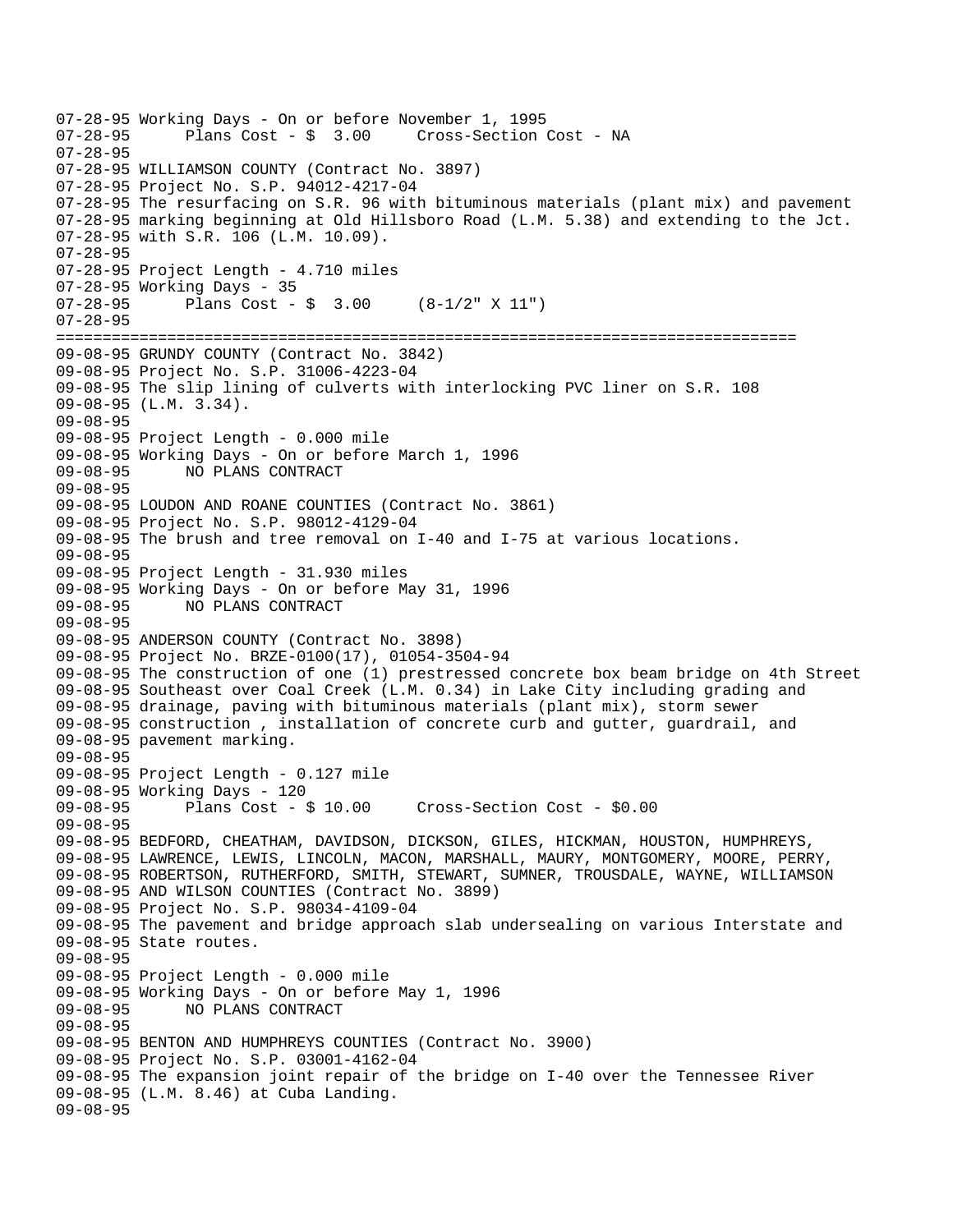```
07-28-95 Working Days - On or before November 1, 1995
07-28-95      Plans Cost - $  3.00     Cross-Section Cost - NA
07-28-95
07-28-95 WILLIAMSON COUNTY (Contract No. 3897)
07-28-95 Project No. S.P. 94012-4217-04
07-28-95 The resurfacing on S.R. 96 with bituminous materials (plant mix) and pavement
07-28-95 marking beginning at Old Hillsboro Road (L.M. 5.38) and extending to the Jct.
07-28-95 with S.R. 106 (L.M. 10.09).
07-28-95
07-28-95 Project Length - 4.710 miles
07-28-95 Working Days - 35
07-28-95      Plans Cost - $  3.00     (8-1/2" X 11")
07-28-95
================================================================================
09-08-95 GRUNDY COUNTY (Contract No. 3842)
09-08-95 Project No. S.P. 31006-4223-04
09-08-95 The slip lining of culverts with interlocking PVC liner on S.R. 108
09-08-95 (L.M. 3.34).
09-08-95
09-08-95 Project Length - 0.000 mile
09-08-95 Working Days - On or before March 1, 1996
09-08-95      NO PLANS CONTRACT
09-08-95
09-08-95 LOUDON AND ROANE COUNTIES (Contract No. 3861)
09-08-95 Project No. S.P. 98012-4129-04
09-08-95 The brush and tree removal on I-40 and I-75 at various locations.
09-08-95
09-08-95 Project Length - 31.930 miles
09-08-95 Working Days - On or before May 31, 1996
09-08-95      NO PLANS CONTRACT
09-08-95
09-08-95 ANDERSON COUNTY (Contract No. 3898)
09-08-95 Project No. BRZE-0100(17), 01054-3504-94
09-08-95 The construction of one (1) prestressed concrete box beam bridge on 4th Street
09-08-95 Southeast over Coal Creek (L.M. 0.34) in Lake City including grading and
09-08-95 drainage, paving with bituminous materials (plant mix), storm sewer
09-08-95 construction , installation of concrete curb and gutter, guardrail, and
09-08-95 pavement marking.
09-08-95
09-08-95 Project Length - 0.127 mile
09-08-95 Working Days - 120
09-08-95      Plans Cost - $ 10.00     Cross-Section Cost - $0.00
09-08-95
09-08-95 BEDFORD, CHEATHAM, DAVIDSON, DICKSON, GILES, HICKMAN, HOUSTON, HUMPHREYS,
09-08-95 LAWRENCE, LEWIS, LINCOLN, MACON, MARSHALL, MAURY, MONTGOMERY, MOORE, PERRY,
09-08-95 ROBERTSON, RUTHERFORD, SMITH, STEWART, SUMNER, TROUSDALE, WAYNE, WILLIAMSON
09-08-95 AND WILSON COUNTIES (Contract No. 3899)
09-08-95 Project No. S.P. 98034-4109-04
09-08-95 The pavement and bridge approach slab undersealing on various Interstate and
09-08-95 State routes.
09-08-95
09-08-95 Project Length - 0.000 mile
09-08-95 Working Days - On or before May 1, 1996
09-08-95      NO PLANS CONTRACT
09-08-95
09-08-95 BENTON AND HUMPHREYS COUNTIES (Contract No. 3900)
09-08-95 Project No. S.P. 03001-4162-04
09-08-95 The expansion joint repair of the bridge on I-40 over the Tennessee River
09-08-95 (L.M. 8.46) at Cuba Landing.
09-08-95
```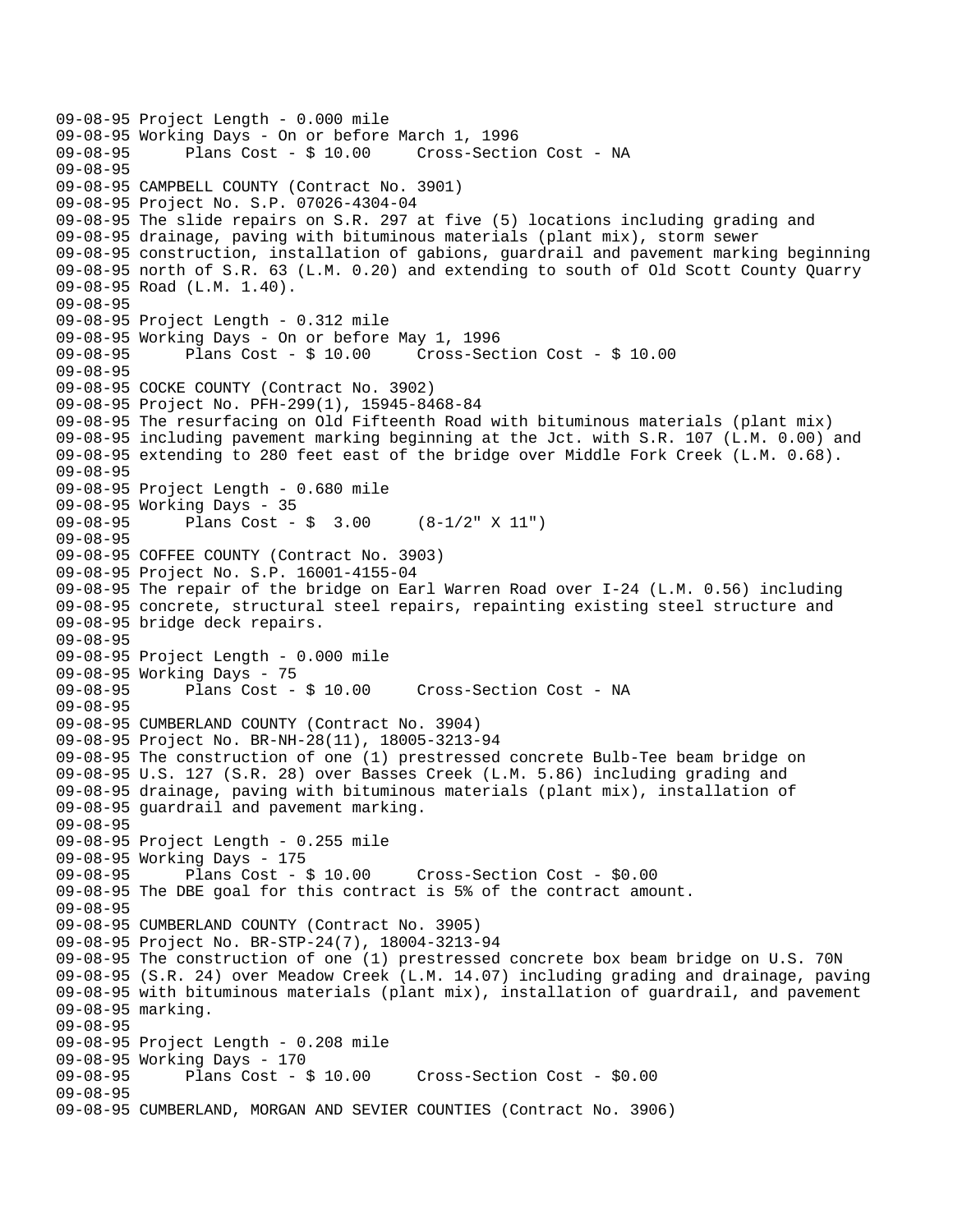09-08-95 Project Length - 0.000 mile
09-08-95 Working Days - On or before March 1, 1996
09-08-95       Plans Cost - $ 10.00     Cross-Section Cost - NA
09-08-95
09-08-95 CAMPBELL COUNTY (Contract No. 3901)
09-08-95 Project No. S.P. 07026-4304-04
09-08-95 The slide repairs on S.R. 297 at five (5) locations including grading and
09-08-95 drainage, paving with bituminous materials (plant mix), storm sewer
09-08-95 construction, installation of gabions, guardrail and pavement marking beginning
09-08-95 north of S.R. 63 (L.M. 0.20) and extending to south of Old Scott County Quarry
09-08-95 Road (L.M. 1.40).
09-08-95
09-08-95 Project Length - 0.312 mile
09-08-95 Working Days - On or before May 1, 1996
09-08-95       Plans Cost - $ 10.00     Cross-Section Cost - $ 10.00
09-08-95
09-08-95 COCKE COUNTY (Contract No. 3902)
09-08-95 Project No. PFH-299(1), 15945-8468-84
09-08-95 The resurfacing on Old Fifteenth Road with bituminous materials (plant mix)
09-08-95 including pavement marking beginning at the Jct. with S.R. 107 (L.M. 0.00) and
09-08-95 extending to 280 feet east of the bridge over Middle Fork Creek (L.M. 0.68).
09-08-95
09-08-95 Project Length - 0.680 mile
09-08-95 Working Days - 35
09-08-95       Plans Cost - $  3.00     (8-1/2" X 11")
09-08-95
09-08-95 COFFEE COUNTY (Contract No. 3903)
09-08-95 Project No. S.P. 16001-4155-04
09-08-95 The repair of the bridge on Earl Warren Road over I-24 (L.M. 0.56) including
09-08-95 concrete, structural steel repairs, repainting existing steel structure and
09-08-95 bridge deck repairs.
09-08-95
09-08-95 Project Length - 0.000 mile
09-08-95 Working Days - 75
09-08-95       Plans Cost - $ 10.00     Cross-Section Cost - NA
09-08-95
09-08-95 CUMBERLAND COUNTY (Contract No. 3904)
09-08-95 Project No. BR-NH-28(11), 18005-3213-94
09-08-95 The construction of one (1) prestressed concrete Bulb-Tee beam bridge on
09-08-95 U.S. 127 (S.R. 28) over Basses Creek (L.M. 5.86) including grading and
09-08-95 drainage, paving with bituminous materials (plant mix), installation of
09-08-95 guardrail and pavement marking.
09-08-95
09-08-95 Project Length - 0.255 mile
09-08-95 Working Days - 175
09-08-95       Plans Cost - $ 10.00     Cross-Section Cost - $0.00
09-08-95 The DBE goal for this contract is 5% of the contract amount.
09-08-95
09-08-95 CUMBERLAND COUNTY (Contract No. 3905)
09-08-95 Project No. BR-STP-24(7), 18004-3213-94
09-08-95 The construction of one (1) prestressed concrete box beam bridge on U.S. 70N
09-08-95 (S.R. 24) over Meadow Creek (L.M. 14.07) including grading and drainage, paving
09-08-95 with bituminous materials (plant mix), installation of guardrail, and pavement
09-08-95 marking.
09-08-95
09-08-95 Project Length - 0.208 mile
09-08-95 Working Days - 170
09-08-95       Plans Cost - $ 10.00     Cross-Section Cost - $0.00
09-08-95
09-08-95 CUMBERLAND, MORGAN AND SEVIER COUNTIES (Contract No. 3906)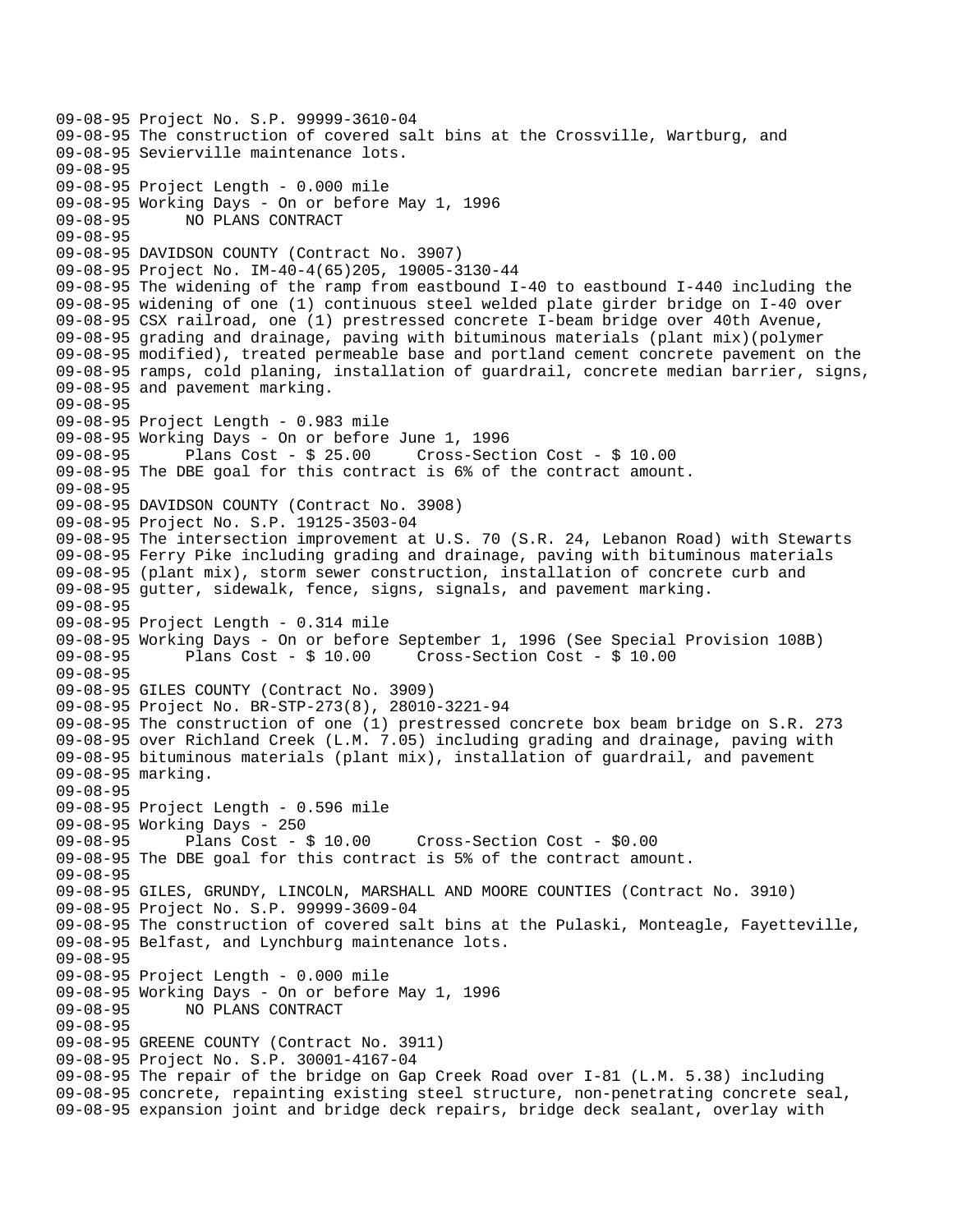```
09-08-95 Project No. S.P. 99999-3610-04
09-08-95 The construction of covered salt bins at the Crossville, Wartburg, and
09-08-95 Sevierville maintenance lots.
09-08-95
09-08-95 Project Length - 0.000 mile
09-08-95 Working Days - On or before May 1, 1996
09-08-95      NO PLANS CONTRACT
09-08-95
09-08-95 DAVIDSON COUNTY (Contract No. 3907)
09-08-95 Project No. IM-40-4(65)205, 19005-3130-44
09-08-95 The widening of the ramp from eastbound I-40 to eastbound I-440 including the
09-08-95 widening of one (1) continuous steel welded plate girder bridge on I-40 over
09-08-95 CSX railroad, one (1) prestressed concrete I-beam bridge over 40th Avenue,
09-08-95 grading and drainage, paving with bituminous materials (plant mix)(polymer
09-08-95 modified), treated permeable base and portland cement concrete pavement on the
09-08-95 ramps, cold planing, installation of guardrail, concrete median barrier, signs,
09-08-95 and pavement marking.
09-08-95
09-08-95 Project Length - 0.983 mile
09-08-95 Working Days - On or before June 1, 1996
09-08-95      Plans Cost - $ 25.00     Cross-Section Cost - $ 10.00
09-08-95 The DBE goal for this contract is 6% of the contract amount.
09-08-95
09-08-95 DAVIDSON COUNTY (Contract No. 3908)
09-08-95 Project No. S.P. 19125-3503-04
09-08-95 The intersection improvement at U.S. 70 (S.R. 24, Lebanon Road) with Stewarts
09-08-95 Ferry Pike including grading and drainage, paving with bituminous materials
09-08-95 (plant mix), storm sewer construction, installation of concrete curb and
09-08-95 gutter, sidewalk, fence, signs, signals, and pavement marking.
09-08-95
09-08-95 Project Length - 0.314 mile
09-08-95 Working Days - On or before September 1, 1996 (See Special Provision 108B)
09-08-95      Plans Cost - $ 10.00     Cross-Section Cost - $ 10.00
09-08-95
09-08-95 GILES COUNTY (Contract No. 3909)
09-08-95 Project No. BR-STP-273(8), 28010-3221-94
09-08-95 The construction of one (1) prestressed concrete box beam bridge on S.R. 273
09-08-95 over Richland Creek (L.M. 7.05) including grading and drainage, paving with
09-08-95 bituminous materials (plant mix), installation of guardrail, and pavement
09-08-95 marking.
09-08-95
09-08-95 Project Length - 0.596 mile
09-08-95 Working Days - 250
09-08-95      Plans Cost - $ 10.00     Cross-Section Cost - $0.00
09-08-95 The DBE goal for this contract is 5% of the contract amount.
09-08-95
09-08-95 GILES, GRUNDY, LINCOLN, MARSHALL AND MOORE COUNTIES (Contract No. 3910)
09-08-95 Project No. S.P. 99999-3609-04
09-08-95 The construction of covered salt bins at the Pulaski, Monteagle, Fayetteville,
09-08-95 Belfast, and Lynchburg maintenance lots.
09-08-95
09-08-95 Project Length - 0.000 mile
09-08-95 Working Days - On or before May 1, 1996
09-08-95      NO PLANS CONTRACT
09-08-95
09-08-95 GREENE COUNTY (Contract No. 3911)
09-08-95 Project No. S.P. 30001-4167-04
09-08-95 The repair of the bridge on Gap Creek Road over I-81 (L.M. 5.38) including
09-08-95 concrete, repainting existing steel structure, non-penetrating concrete seal,
09-08-95 expansion joint and bridge deck repairs, bridge deck sealant, overlay with
```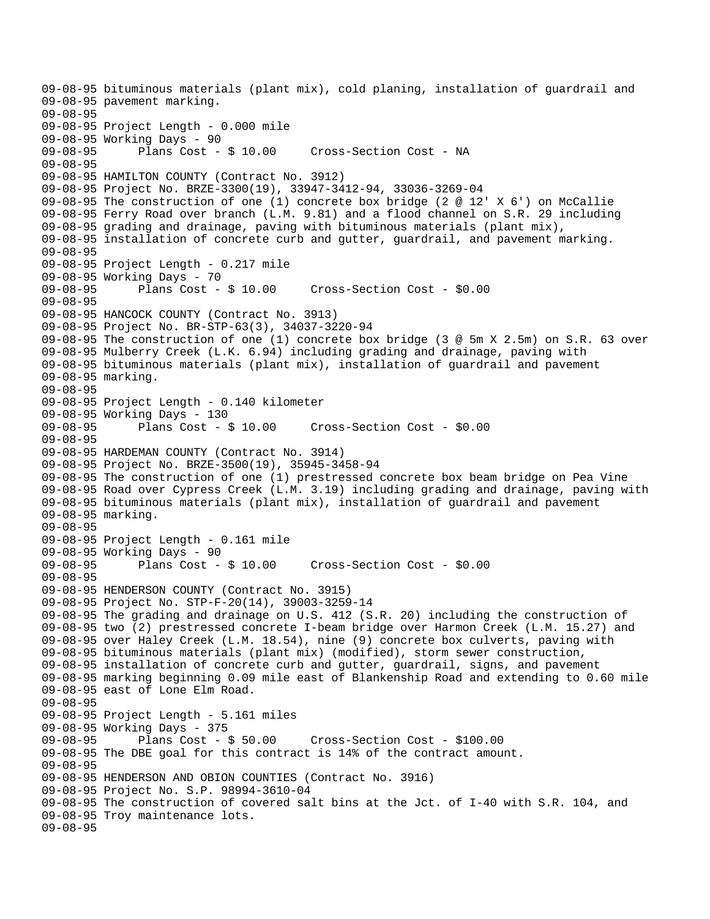```
09-08-95 bituminous materials (plant mix), cold planing, installation of guardrail and
09-08-95 pavement marking.
09-08-95
09-08-95 Project Length - 0.000 mile
09-08-95 Working Days - 90
09-08-95       Plans Cost - $ 10.00     Cross-Section Cost - NA
09-08-95
09-08-95 HAMILTON COUNTY (Contract No. 3912)
09-08-95 Project No. BRZE-3300(19), 33947-3412-94, 33036-3269-04
09-08-95 The construction of one (1) concrete box bridge (2 @ 12' X 6') on McCallie
09-08-95 Ferry Road over branch (L.M. 9.81) and a flood channel on S.R. 29 including
09-08-95 grading and drainage, paving with bituminous materials (plant mix),
09-08-95 installation of concrete curb and gutter, guardrail, and pavement marking.
09-08-95
09-08-95 Project Length - 0.217 mile
09-08-95 Working Days - 70
09-08-95       Plans Cost - $ 10.00     Cross-Section Cost - $0.00
09-08-95
09-08-95 HANCOCK COUNTY (Contract No. 3913)
09-08-95 Project No. BR-STP-63(3), 34037-3220-94
09-08-95 The construction of one (1) concrete box bridge (3 @ 5m X 2.5m) on S.R. 63 over
09-08-95 Mulberry Creek (L.K. 6.94) including grading and drainage, paving with
09-08-95 bituminous materials (plant mix), installation of guardrail and pavement
09-08-95 marking.
09-08-95
09-08-95 Project Length - 0.140 kilometer
09-08-95 Working Days - 130
09-08-95       Plans Cost - $ 10.00     Cross-Section Cost - $0.00
09-08-95
09-08-95 HARDEMAN COUNTY (Contract No. 3914)
09-08-95 Project No. BRZE-3500(19), 35945-3458-94
09-08-95 The construction of one (1) prestressed concrete box beam bridge on Pea Vine
09-08-95 Road over Cypress Creek (L.M. 3.19) including grading and drainage, paving with
09-08-95 bituminous materials (plant mix), installation of guardrail and pavement
09-08-95 marking.
09-08-95
09-08-95 Project Length - 0.161 mile
09-08-95 Working Days - 90
09-08-95       Plans Cost - $ 10.00     Cross-Section Cost - $0.00
09-08-95
09-08-95 HENDERSON COUNTY (Contract No. 3915)
09-08-95 Project No. STP-F-20(14), 39003-3259-14
09-08-95 The grading and drainage on U.S. 412 (S.R. 20) including the construction of
09-08-95 two (2) prestressed concrete I-beam bridge over Harmon Creek (L.M. 15.27) and
09-08-95 over Haley Creek (L.M. 18.54), nine (9) concrete box culverts, paving with
09-08-95 bituminous materials (plant mix) (modified), storm sewer construction,
09-08-95 installation of concrete curb and gutter, guardrail, signs, and pavement
09-08-95 marking beginning 0.09 mile east of Blankenship Road and extending to 0.60 mile
09-08-95 east of Lone Elm Road.
09-08-95
09-08-95 Project Length - 5.161 miles
09-08-95 Working Days - 375
09-08-95       Plans Cost - $ 50.00     Cross-Section Cost - $100.00
09-08-95 The DBE goal for this contract is 14% of the contract amount.
09-08-95
09-08-95 HENDERSON AND OBION COUNTIES (Contract No. 3916)
09-08-95 Project No. S.P. 98994-3610-04
09-08-95 The construction of covered salt bins at the Jct. of I-40 with S.R. 104, and
09-08-95 Troy maintenance lots.
09-08-95
```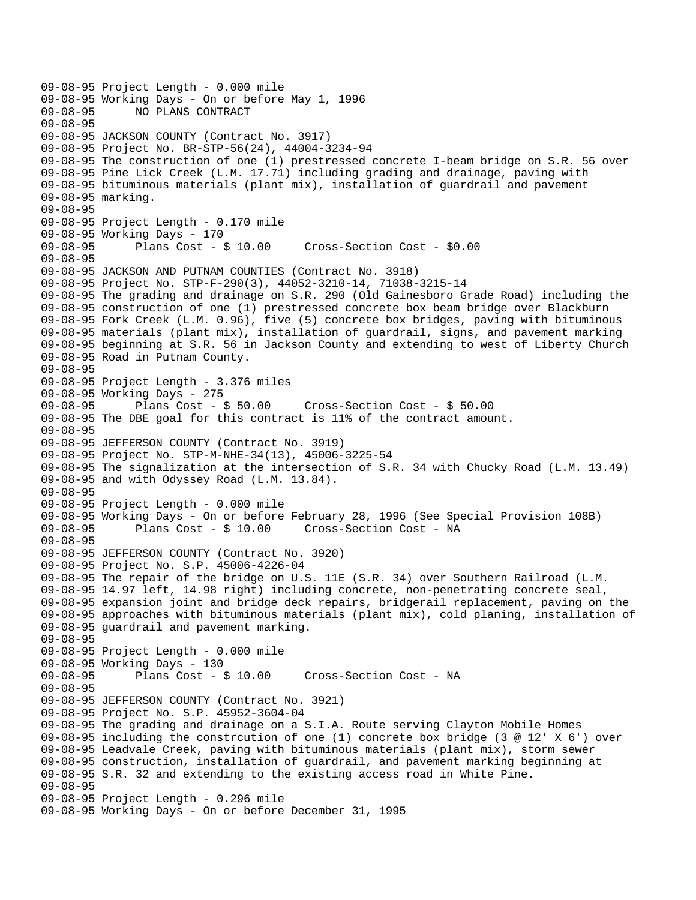```
09-08-95 Project Length - 0.000 mile
09-08-95 Working Days - On or before May 1, 1996
09-08-95      NO PLANS CONTRACT
09-08-95
09-08-95 JACKSON COUNTY (Contract No. 3917)
09-08-95 Project No. BR-STP-56(24), 44004-3234-94
09-08-95 The construction of one (1) prestressed concrete I-beam bridge on S.R. 56 over
09-08-95 Pine Lick Creek (L.M. 17.71) including grading and drainage, paving with
09-08-95 bituminous materials (plant mix), installation of guardrail and pavement
09-08-95 marking.
09-08-95
09-08-95 Project Length - 0.170 mile
09-08-95 Working Days - 170
09-08-95      Plans Cost - $ 10.00     Cross-Section Cost - $0.00
09-08-95
09-08-95 JACKSON AND PUTNAM COUNTIES (Contract No. 3918)
09-08-95 Project No. STP-F-290(3), 44052-3210-14, 71038-3215-14
09-08-95 The grading and drainage on S.R. 290 (Old Gainesboro Grade Road) including the
09-08-95 construction of one (1) prestressed concrete box beam bridge over Blackburn
09-08-95 Fork Creek (L.M. 0.96), five (5) concrete box bridges, paving with bituminous
09-08-95 materials (plant mix), installation of guardrail, signs, and pavement marking
09-08-95 beginning at S.R. 56 in Jackson County and extending to west of Liberty Church
09-08-95 Road in Putnam County.
09-08-95
09-08-95 Project Length - 3.376 miles
09-08-95 Working Days - 275
09-08-95      Plans Cost - $ 50.00     Cross-Section Cost - $ 50.00
09-08-95 The DBE goal for this contract is 11% of the contract amount.
09-08-95
09-08-95 JEFFERSON COUNTY (Contract No. 3919)
09-08-95 Project No. STP-M-NHE-34(13), 45006-3225-54
09-08-95 The signalization at the intersection of S.R. 34 with Chucky Road (L.M. 13.49)
09-08-95 and with Odyssey Road (L.M. 13.84).
09-08-95
09-08-95 Project Length - 0.000 mile
09-08-95 Working Days - On or before February 28, 1996 (See Special Provision 108B)
09-08-95      Plans Cost - $ 10.00     Cross-Section Cost - NA
09-08-95
09-08-95 JEFFERSON COUNTY (Contract No. 3920)
09-08-95 Project No. S.P. 45006-4226-04
09-08-95 The repair of the bridge on U.S. 11E (S.R. 34) over Southern Railroad (L.M.
09-08-95 14.97 left, 14.98 right) including concrete, non-penetrating concrete seal,
09-08-95 expansion joint and bridge deck repairs, bridgerail replacement, paving on the
09-08-95 approaches with bituminous materials (plant mix), cold planing, installation of
09-08-95 guardrail and pavement marking.
09-08-95
09-08-95 Project Length - 0.000 mile
09-08-95 Working Days - 130
09-08-95      Plans Cost - $ 10.00     Cross-Section Cost - NA
09-08-95
09-08-95 JEFFERSON COUNTY (Contract No. 3921)
09-08-95 Project No. S.P. 45952-3604-04
09-08-95 The grading and drainage on a S.I.A. Route serving Clayton Mobile Homes
09-08-95 including the constrcution of one (1) concrete box bridge (3 @ 12' X 6') over
09-08-95 Leadvale Creek, paving with bituminous materials (plant mix), storm sewer
09-08-95 construction, installation of guardrail, and pavement marking beginning at
09-08-95 S.R. 32 and extending to the existing access road in White Pine.
09-08-95
09-08-95 Project Length - 0.296 mile
09-08-95 Working Days - On or before December 31, 1995
```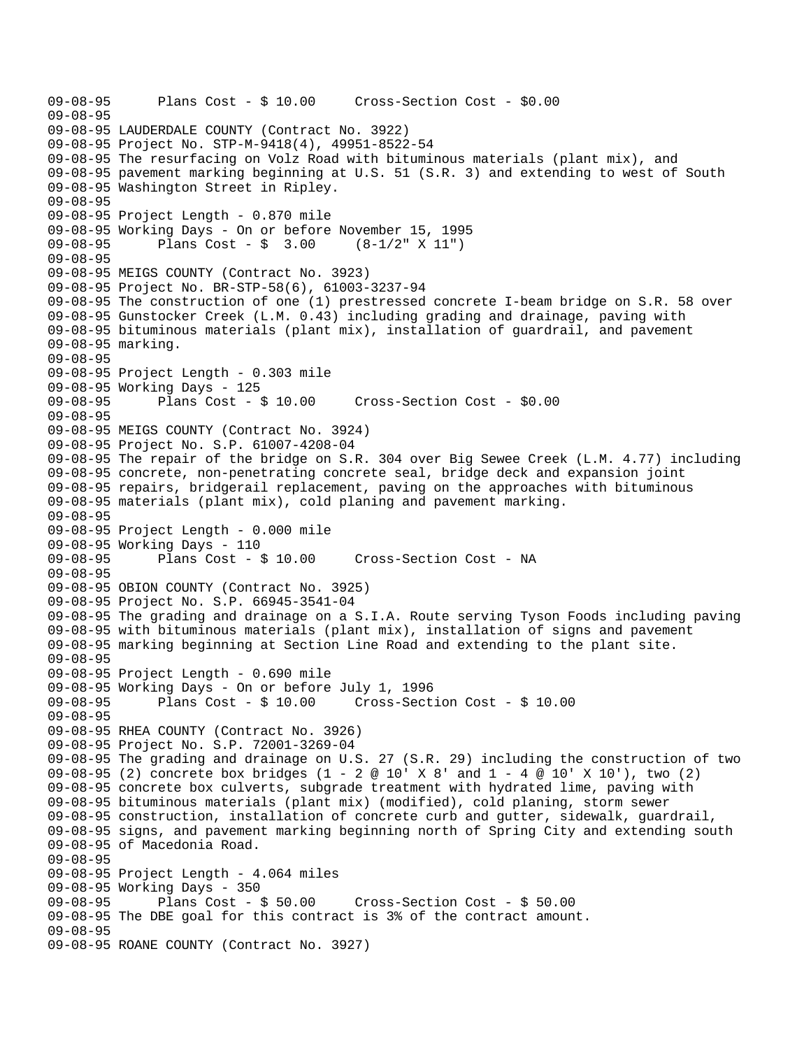```
09-08-95      Plans Cost - $ 10.00     Cross-Section Cost - $0.00
09-08-95
09-08-95 LAUDERDALE COUNTY (Contract No. 3922)
09-08-95 Project No. STP-M-9418(4), 49951-8522-54
09-08-95 The resurfacing on Volz Road with bituminous materials (plant mix), and
09-08-95 pavement marking beginning at U.S. 51 (S.R. 3) and extending to west of South
09-08-95 Washington Street in Ripley.
09-08-95
09-08-95 Project Length - 0.870 mile
09-08-95 Working Days - On or before November 15, 1995
09-08-95      Plans Cost - $  3.00     (8-1/2" X 11")
09-08-95
09-08-95 MEIGS COUNTY (Contract No. 3923)
09-08-95 Project No. BR-STP-58(6), 61003-3237-94
09-08-95 The construction of one (1) prestressed concrete I-beam bridge on S.R. 58 over
09-08-95 Gunstocker Creek (L.M. 0.43) including grading and drainage, paving with
09-08-95 bituminous materials (plant mix), installation of guardrail, and pavement
09-08-95 marking.
09-08-95
09-08-95 Project Length - 0.303 mile
09-08-95 Working Days - 125
09-08-95      Plans Cost - $ 10.00     Cross-Section Cost - $0.00
09-08-95
09-08-95 MEIGS COUNTY (Contract No. 3924)
09-08-95 Project No. S.P. 61007-4208-04
09-08-95 The repair of the bridge on S.R. 304 over Big Sewee Creek (L.M. 4.77) including
09-08-95 concrete, non-penetrating concrete seal, bridge deck and expansion joint
09-08-95 repairs, bridgerail replacement, paving on the approaches with bituminous
09-08-95 materials (plant mix), cold planing and pavement marking.
09-08-95
09-08-95 Project Length - 0.000 mile
09-08-95 Working Days - 110
09-08-95      Plans Cost - $ 10.00     Cross-Section Cost - NA
09-08-95
09-08-95 OBION COUNTY (Contract No. 3925)
09-08-95 Project No. S.P. 66945-3541-04
09-08-95 The grading and drainage on a S.I.A. Route serving Tyson Foods including paving
09-08-95 with bituminous materials (plant mix), installation of signs and pavement
09-08-95 marking beginning at Section Line Road and extending to the plant site.
09-08-95
09-08-95 Project Length - 0.690 mile
09-08-95 Working Days - On or before July 1, 1996
09-08-95      Plans Cost - $ 10.00     Cross-Section Cost - $ 10.00
09-08-95
09-08-95 RHEA COUNTY (Contract No. 3926)
09-08-95 Project No. S.P. 72001-3269-04
09-08-95 The grading and drainage on U.S. 27 (S.R. 29) including the construction of two
09-08-95 (2) concrete box bridges (1 - 2 @ 10' X 8' and 1 - 4 @ 10' X 10'), two (2)
09-08-95 concrete box culverts, subgrade treatment with hydrated lime, paving with
09-08-95 bituminous materials (plant mix) (modified), cold planing, storm sewer
09-08-95 construction, installation of concrete curb and gutter, sidewalk, guardrail,
09-08-95 signs, and pavement marking beginning north of Spring City and extending south
09-08-95 of Macedonia Road.
09-08-95
09-08-95 Project Length - 4.064 miles
09-08-95 Working Days - 350
09-08-95      Plans Cost - $ 50.00     Cross-Section Cost - $ 50.00
09-08-95 The DBE goal for this contract is 3% of the contract amount.
09-08-95
09-08-95 ROANE COUNTY (Contract No. 3927)
```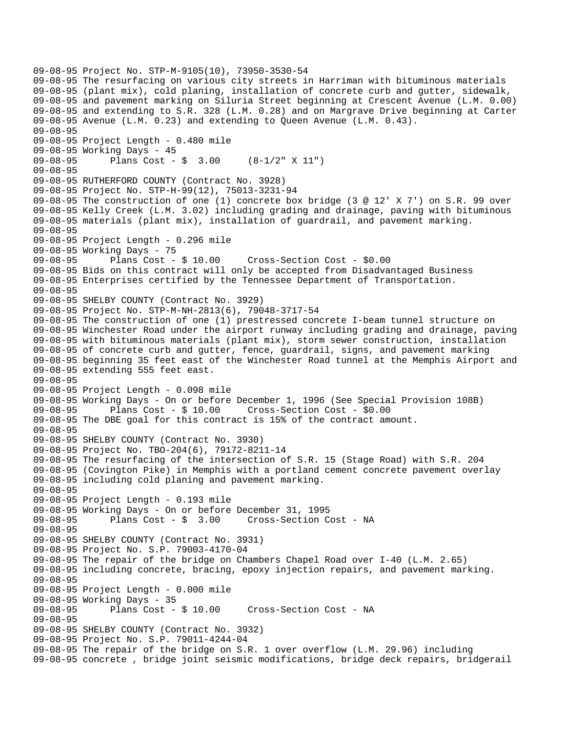09-08-95 Project No. STP-M-9105(10), 73950-3530-54
09-08-95 The resurfacing on various city streets in Harriman with bituminous materials
09-08-95 (plant mix), cold planing, installation of concrete curb and gutter, sidewalk,
09-08-95 and pavement marking on Siluria Street beginning at Crescent Avenue (L.M. 0.00)
09-08-95 and extending to S.R. 328 (L.M. 0.28) and on Margrave Drive beginning at Carter
09-08-95 Avenue (L.M. 0.23) and extending to Queen Avenue (L.M. 0.43).
09-08-95
09-08-95 Project Length - 0.480 mile
09-08-95 Working Days - 45
09-08-95 Plans Cost - $ 3.00 (8-1/2" X 11")
09-08-95
09-08-95 RUTHERFORD COUNTY (Contract No. 3928)
09-08-95 Project No. STP-H-99(12), 75013-3231-94
09-08-95 The construction of one (1) concrete box bridge (3 @ 12' X 7') on S.R. 99 over
09-08-95 Kelly Creek (L.M. 3.02) including grading and drainage, paving with bituminous
09-08-95 materials (plant mix), installation of guardrail, and pavement marking.
09-08-95
09-08-95 Project Length - 0.296 mile
09-08-95 Working Days - 75
09-08-95 Plans Cost - $ 10.00 Cross-Section Cost - $0.00
09-08-95 Bids on this contract will only be accepted from Disadvantaged Business
09-08-95 Enterprises certified by the Tennessee Department of Transportation.
09-08-95
09-08-95 SHELBY COUNTY (Contract No. 3929)
09-08-95 Project No. STP-M-NH-2813(6), 79048-3717-54
09-08-95 The construction of one (1) prestressed concrete I-beam tunnel structure on
09-08-95 Winchester Road under the airport runway including grading and drainage, paving
09-08-95 with bituminous materials (plant mix), storm sewer construction, installation
09-08-95 of concrete curb and gutter, fence, guardrail, signs, and pavement marking
09-08-95 beginning 35 feet east of the Winchester Road tunnel at the Memphis Airport and
09-08-95 extending 555 feet east.
09-08-95
09-08-95 Project Length - 0.098 mile
09-08-95 Working Days - On or before December 1, 1996 (See Special Provision 108B)
09-08-95 Plans Cost - $ 10.00 Cross-Section Cost - $0.00
09-08-95 The DBE goal for this contract is 15% of the contract amount.
09-08-95
09-08-95 SHELBY COUNTY (Contract No. 3930)
09-08-95 Project No. TBO-204(6), 79172-8211-14
09-08-95 The resurfacing of the intersection of S.R. 15 (Stage Road) with S.R. 204
09-08-95 (Covington Pike) in Memphis with a portland cement concrete pavement overlay
09-08-95 including cold planing and pavement marking.
09-08-95
09-08-95 Project Length - 0.193 mile
09-08-95 Working Days - On or before December 31, 1995
09-08-95 Plans Cost - $ 3.00 Cross-Section Cost - NA
09-08-95
09-08-95 SHELBY COUNTY (Contract No. 3931)
09-08-95 Project No. S.P. 79003-4170-04
09-08-95 The repair of the bridge on Chambers Chapel Road over I-40 (L.M. 2.65)
09-08-95 including concrete, bracing, epoxy injection repairs, and pavement marking.
09-08-95
09-08-95 Project Length - 0.000 mile
09-08-95 Working Days - 35
09-08-95 Plans Cost - $ 10.00 Cross-Section Cost - NA
09-08-95
09-08-95 SHELBY COUNTY (Contract No. 3932)
09-08-95 Project No. S.P. 79011-4244-04
09-08-95 The repair of the bridge on S.R. 1 over overflow (L.M. 29.96) including
09-08-95 concrete , bridge joint seismic modifications, bridge deck repairs, bridgerail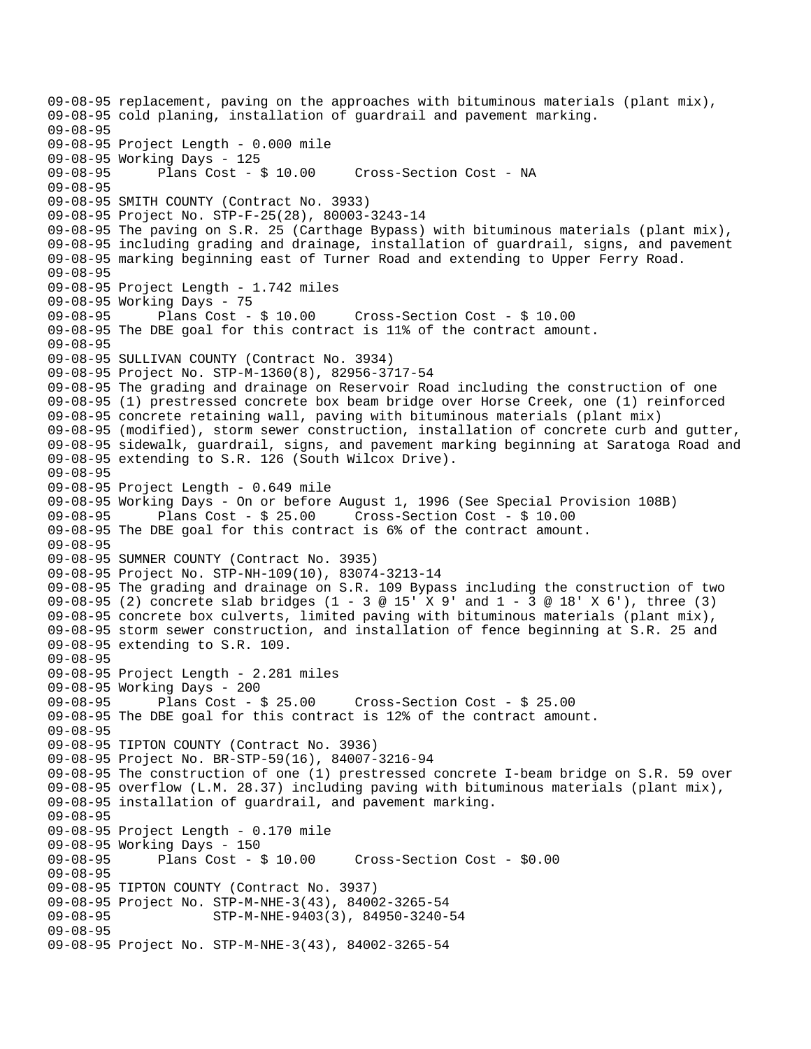```
09-08-95 replacement, paving on the approaches with bituminous materials (plant mix),
09-08-95 cold planing, installation of guardrail and pavement marking.
09-08-95
09-08-95 Project Length - 0.000 mile
09-08-95 Working Days - 125
09-08-95       Plans Cost - $ 10.00     Cross-Section Cost - NA
09-08-95
09-08-95 SMITH COUNTY (Contract No. 3933)
09-08-95 Project No. STP-F-25(28), 80003-3243-14
09-08-95 The paving on S.R. 25 (Carthage Bypass) with bituminous materials (plant mix),
09-08-95 including grading and drainage, installation of guardrail, signs, and pavement
09-08-95 marking beginning east of Turner Road and extending to Upper Ferry Road.
09-08-95
09-08-95 Project Length - 1.742 miles
09-08-95 Working Days - 75
09-08-95       Plans Cost - $ 10.00     Cross-Section Cost - $ 10.00
09-08-95 The DBE goal for this contract is 11% of the contract amount.
09-08-95
09-08-95 SULLIVAN COUNTY (Contract No. 3934)
09-08-95 Project No. STP-M-1360(8), 82956-3717-54
09-08-95 The grading and drainage on Reservoir Road including the construction of one
09-08-95 (1) prestressed concrete box beam bridge over Horse Creek, one (1) reinforced
09-08-95 concrete retaining wall, paving with bituminous materials (plant mix)
09-08-95 (modified), storm sewer construction, installation of concrete curb and gutter,
09-08-95 sidewalk, guardrail, signs, and pavement marking beginning at Saratoga Road and
09-08-95 extending to S.R. 126 (South Wilcox Drive).
09-08-95
09-08-95 Project Length - 0.649 mile
09-08-95 Working Days - On or before August 1, 1996 (See Special Provision 108B)
09-08-95       Plans Cost - $ 25.00     Cross-Section Cost - $ 10.00
09-08-95 The DBE goal for this contract is 6% of the contract amount.
09-08-95
09-08-95 SUMNER COUNTY (Contract No. 3935)
09-08-95 Project No. STP-NH-109(10), 83074-3213-14
09-08-95 The grading and drainage on S.R. 109 Bypass including the construction of two
09-08-95 (2) concrete slab bridges (1 - 3 @ 15' X 9' and 1 - 3 @ 18' X 6'), three (3)
09-08-95 concrete box culverts, limited paving with bituminous materials (plant mix),
09-08-95 storm sewer construction, and installation of fence beginning at S.R. 25 and
09-08-95 extending to S.R. 109.
09-08-95
09-08-95 Project Length - 2.281 miles
09-08-95 Working Days - 200
09-08-95       Plans Cost - $ 25.00     Cross-Section Cost - $ 25.00
09-08-95 The DBE goal for this contract is 12% of the contract amount.
09-08-95
09-08-95 TIPTON COUNTY (Contract No. 3936)
09-08-95 Project No. BR-STP-59(16), 84007-3216-94
09-08-95 The construction of one (1) prestressed concrete I-beam bridge on S.R. 59 over
09-08-95 overflow (L.M. 28.37) including paving with bituminous materials (plant mix),
09-08-95 installation of guardrail, and pavement marking.
09-08-95
09-08-95 Project Length - 0.170 mile
09-08-95 Working Days - 150
09-08-95       Plans Cost - $ 10.00     Cross-Section Cost - $0.00
09-08-95
09-08-95 TIPTON COUNTY (Contract No. 3937)
09-08-95 Project No. STP-M-NHE-3(43), 84002-3265-54
09-08-95             STP-M-NHE-9403(3), 84950-3240-54
09-08-95
09-08-95 Project No. STP-M-NHE-3(43), 84002-3265-54
```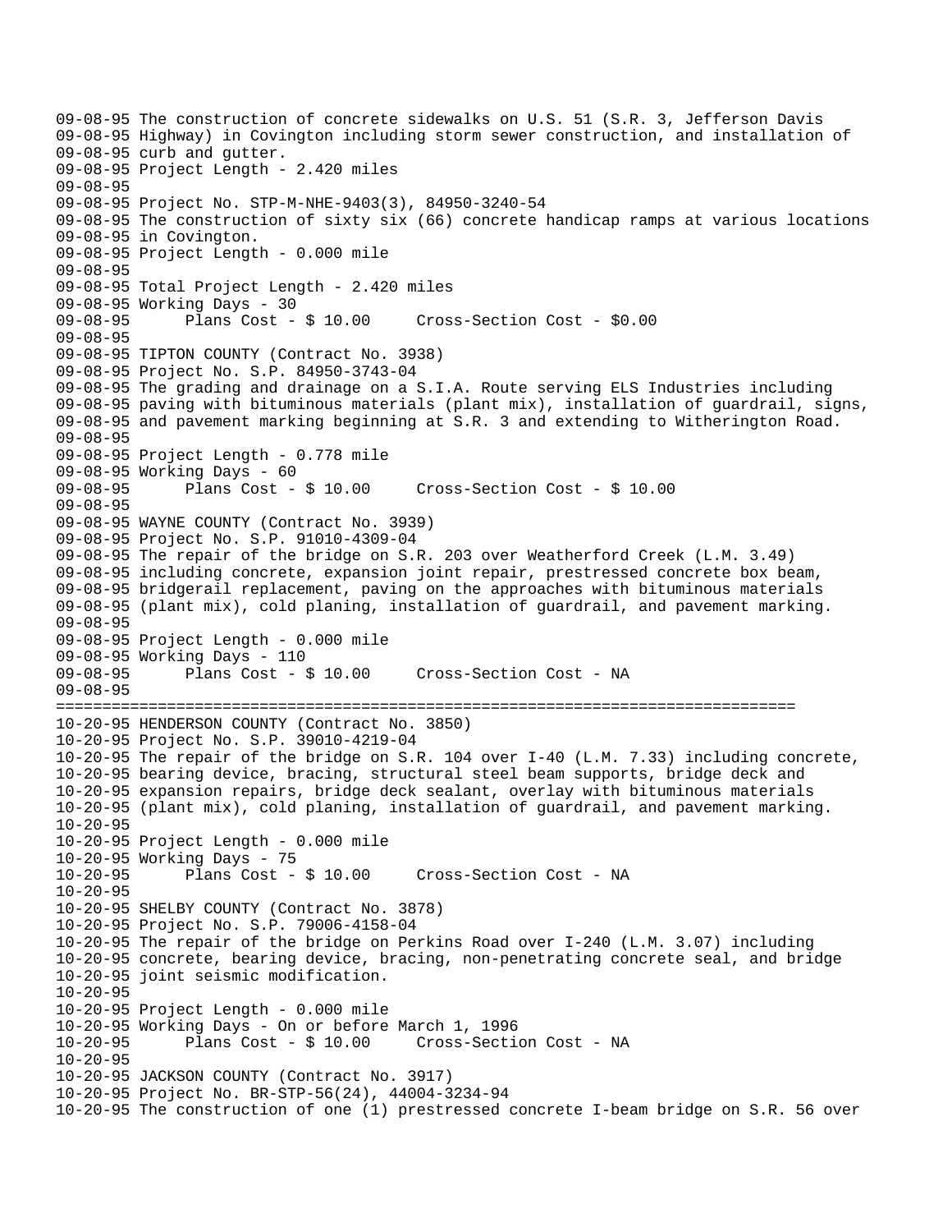```
09-08-95 The construction of concrete sidewalks on U.S. 51 (S.R. 3, Jefferson Davis
09-08-95 Highway) in Covington including storm sewer construction, and installation of
09-08-95 curb and gutter.
09-08-95 Project Length - 2.420 miles
09-08-95
09-08-95 Project No. STP-M-NHE-9403(3), 84950-3240-54
09-08-95 The construction of sixty six (66) concrete handicap ramps at various locations
09-08-95 in Covington.
09-08-95 Project Length - 0.000 mile
09-08-95
09-08-95 Total Project Length - 2.420 miles
09-08-95 Working Days - 30
09-08-95       Plans Cost - $ 10.00     Cross-Section Cost - $0.00
09-08-95
09-08-95 TIPTON COUNTY (Contract No. 3938)
09-08-95 Project No. S.P. 84950-3743-04
09-08-95 The grading and drainage on a S.I.A. Route serving ELS Industries including
09-08-95 paving with bituminous materials (plant mix), installation of guardrail, signs,
09-08-95 and pavement marking beginning at S.R. 3 and extending to Witherington Road.
09-08-95
09-08-95 Project Length - 0.778 mile
09-08-95 Working Days - 60
09-08-95       Plans Cost - $ 10.00     Cross-Section Cost - $ 10.00
09-08-95
09-08-95 WAYNE COUNTY (Contract No. 3939)
09-08-95 Project No. S.P. 91010-4309-04
09-08-95 The repair of the bridge on S.R. 203 over Weatherford Creek (L.M. 3.49)
09-08-95 including concrete, expansion joint repair, prestressed concrete box beam,
09-08-95 bridgerail replacement, paving on the approaches with bituminous materials
09-08-95 (plant mix), cold planing, installation of guardrail, and pavement marking.
09-08-95
09-08-95 Project Length - 0.000 mile
09-08-95 Working Days - 110
09-08-95       Plans Cost - $ 10.00     Cross-Section Cost - NA
09-08-95
================================================================================
10-20-95 HENDERSON COUNTY (Contract No. 3850)
10-20-95 Project No. S.P. 39010-4219-04
10-20-95 The repair of the bridge on S.R. 104 over I-40 (L.M. 7.33) including concrete,
10-20-95 bearing device, bracing, structural steel beam supports, bridge deck and
10-20-95 expansion repairs, bridge deck sealant, overlay with bituminous materials
10-20-95 (plant mix), cold planing, installation of guardrail, and pavement marking.
10-20-95
10-20-95 Project Length - 0.000 mile
10-20-95 Working Days - 75
10-20-95       Plans Cost - $ 10.00     Cross-Section Cost - NA
10-20-95
10-20-95 SHELBY COUNTY (Contract No. 3878)
10-20-95 Project No. S.P. 79006-4158-04
10-20-95 The repair of the bridge on Perkins Road over I-240 (L.M. 3.07) including
10-20-95 concrete, bearing device, bracing, non-penetrating concrete seal, and bridge
10-20-95 joint seismic modification.
10-20-95
10-20-95 Project Length - 0.000 mile
10-20-95 Working Days - On or before March 1, 1996
10-20-95       Plans Cost - $ 10.00     Cross-Section Cost - NA
10-20-95
10-20-95 JACKSON COUNTY (Contract No. 3917)
10-20-95 Project No. BR-STP-56(24), 44004-3234-94
10-20-95 The construction of one (1) prestressed concrete I-beam bridge on S.R. 56 over
```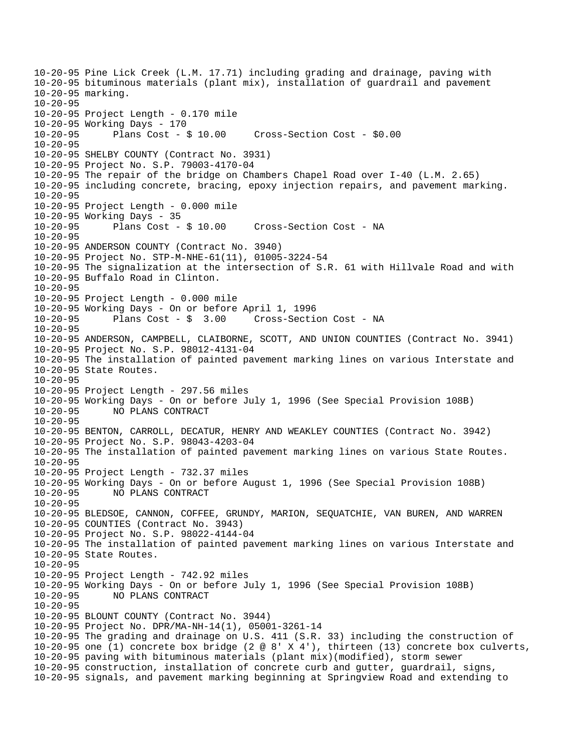```
10-20-95 Pine Lick Creek (L.M. 17.71) including grading and drainage, paving with
10-20-95 bituminous materials (plant mix), installation of guardrail and pavement
10-20-95 marking.
10-20-95
10-20-95 Project Length - 0.170 mile
10-20-95 Working Days - 170
10-20-95       Plans Cost - $ 10.00     Cross-Section Cost - $0.00
10-20-95
10-20-95 SHELBY COUNTY (Contract No. 3931)
10-20-95 Project No. S.P. 79003-4170-04
10-20-95 The repair of the bridge on Chambers Chapel Road over I-40 (L.M. 2.65)
10-20-95 including concrete, bracing, epoxy injection repairs, and pavement marking.
10-20-95
10-20-95 Project Length - 0.000 mile
10-20-95 Working Days - 35
10-20-95       Plans Cost - $ 10.00     Cross-Section Cost - NA
10-20-95
10-20-95 ANDERSON COUNTY (Contract No. 3940)
10-20-95 Project No. STP-M-NHE-61(11), 01005-3224-54
10-20-95 The signalization at the intersection of S.R. 61 with Hillvale Road and with
10-20-95 Buffalo Road in Clinton.
10-20-95
10-20-95 Project Length - 0.000 mile
10-20-95 Working Days - On or before April 1, 1996
10-20-95       Plans Cost - $  3.00     Cross-Section Cost - NA
10-20-95
10-20-95 ANDERSON, CAMPBELL, CLAIBORNE, SCOTT, AND UNION COUNTIES (Contract No. 3941)
10-20-95 Project No. S.P. 98012-4131-04
10-20-95 The installation of painted pavement marking lines on various Interstate and
10-20-95 State Routes.
10-20-95
10-20-95 Project Length - 297.56 miles
10-20-95 Working Days - On or before July 1, 1996 (See Special Provision 108B)
10-20-95       NO PLANS CONTRACT
10-20-95
10-20-95 BENTON, CARROLL, DECATUR, HENRY AND WEAKLEY COUNTIES (Contract No. 3942)
10-20-95 Project No. S.P. 98043-4203-04
10-20-95 The installation of painted pavement marking lines on various State Routes.
10-20-95
10-20-95 Project Length - 732.37 miles
10-20-95 Working Days - On or before August 1, 1996 (See Special Provision 108B)
10-20-95       NO PLANS CONTRACT
10-20-95
10-20-95 BLEDSOE, CANNON, COFFEE, GRUNDY, MARION, SEQUATCHIE, VAN BUREN, AND WARREN
10-20-95 COUNTIES (Contract No. 3943)
10-20-95 Project No. S.P. 98022-4144-04
10-20-95 The installation of painted pavement marking lines on various Interstate and
10-20-95 State Routes.
10-20-95
10-20-95 Project Length - 742.92 miles
10-20-95 Working Days - On or before July 1, 1996 (See Special Provision 108B)
10-20-95       NO PLANS CONTRACT
10-20-95
10-20-95 BLOUNT COUNTY (Contract No. 3944)
10-20-95 Project No. DPR/MA-NH-14(1), 05001-3261-14
10-20-95 The grading and drainage on U.S. 411 (S.R. 33) including the construction of
10-20-95 one (1) concrete box bridge (2 @ 8' X 4'), thirteen (13) concrete box culverts,
10-20-95 paving with bituminous materials (plant mix)(modified), storm sewer
10-20-95 construction, installation of concrete curb and gutter, guardrail, signs,
10-20-95 signals, and pavement marking beginning at Springview Road and extending to
```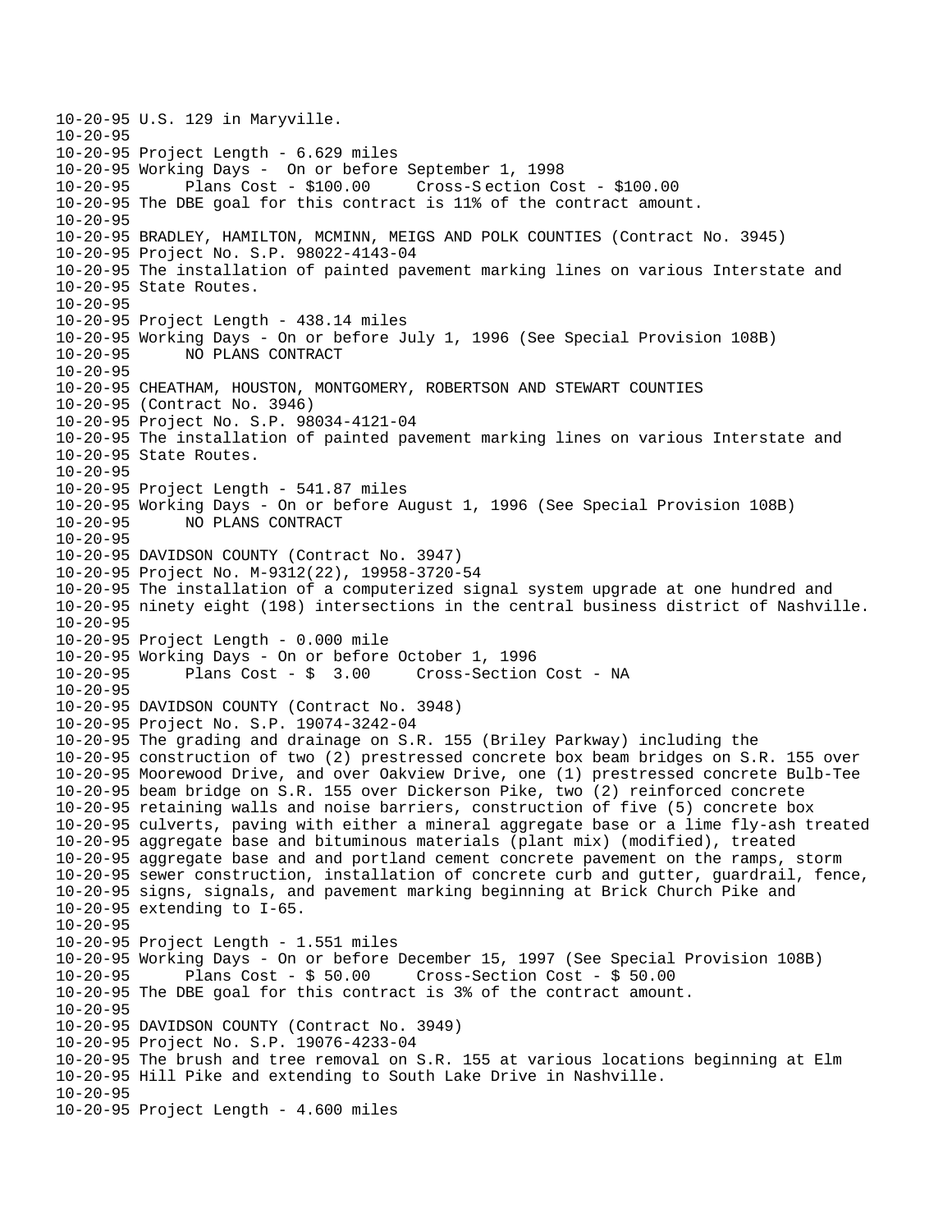```
10-20-95 U.S. 129 in Maryville.
10-20-95
10-20-95 Project Length - 6.629 miles
10-20-95 Working Days -  On or before September 1, 1998
10-20-95      Plans Cost - $100.00     Cross-S ection Cost - $100.00
10-20-95 The DBE goal for this contract is 11% of the contract amount.
10-20-95
10-20-95 BRADLEY, HAMILTON, MCMINN, MEIGS AND POLK COUNTIES (Contract No. 3945)
10-20-95 Project No. S.P. 98022-4143-04
10-20-95 The installation of painted pavement marking lines on various Interstate and
10-20-95 State Routes.
10-20-95
10-20-95 Project Length - 438.14 miles
10-20-95 Working Days - On or before July 1, 1996 (See Special Provision 108B)
10-20-95      NO PLANS CONTRACT
10-20-95
10-20-95 CHEATHAM, HOUSTON, MONTGOMERY, ROBERTSON AND STEWART COUNTIES
10-20-95 (Contract No. 3946)
10-20-95 Project No. S.P. 98034-4121-04
10-20-95 The installation of painted pavement marking lines on various Interstate and
10-20-95 State Routes.
10-20-95
10-20-95 Project Length - 541.87 miles
10-20-95 Working Days - On or before August 1, 1996 (See Special Provision 108B)
10-20-95      NO PLANS CONTRACT
10-20-95
10-20-95 DAVIDSON COUNTY (Contract No. 3947)
10-20-95 Project No. M-9312(22), 19958-3720-54
10-20-95 The installation of a computerized signal system upgrade at one hundred and
10-20-95 ninety eight (198) intersections in the central business district of Nashville.
10-20-95
10-20-95 Project Length - 0.000 mile
10-20-95 Working Days - On or before October 1, 1996
10-20-95      Plans Cost - $  3.00     Cross-Section Cost - NA
10-20-95
10-20-95 DAVIDSON COUNTY (Contract No. 3948)
10-20-95 Project No. S.P. 19074-3242-04
10-20-95 The grading and drainage on S.R. 155 (Briley Parkway) including the
10-20-95 construction of two (2) prestressed concrete box beam bridges on S.R. 155 over
10-20-95 Moorewood Drive, and over Oakview Drive, one (1) prestressed concrete Bulb-Tee
10-20-95 beam bridge on S.R. 155 over Dickerson Pike, two (2) reinforced concrete
10-20-95 retaining walls and noise barriers, construction of five (5) concrete box
10-20-95 culverts, paving with either a mineral aggregate base or a lime fly-ash treated
10-20-95 aggregate base and bituminous materials (plant mix) (modified), treated
10-20-95 aggregate base and and portland cement concrete pavement on the ramps, storm
10-20-95 sewer construction, installation of concrete curb and gutter, guardrail, fence,
10-20-95 signs, signals, and pavement marking beginning at Brick Church Pike and
10-20-95 extending to I-65.
10-20-95
10-20-95 Project Length - 1.551 miles
10-20-95 Working Days - On or before December 15, 1997 (See Special Provision 108B)
10-20-95      Plans Cost - $ 50.00     Cross-Section Cost - $ 50.00
10-20-95 The DBE goal for this contract is 3% of the contract amount.
10-20-95
10-20-95 DAVIDSON COUNTY (Contract No. 3949)
10-20-95 Project No. S.P. 19076-4233-04
10-20-95 The brush and tree removal on S.R. 155 at various locations beginning at Elm
10-20-95 Hill Pike and extending to South Lake Drive in Nashville.
10-20-95
10-20-95 Project Length - 4.600 miles
```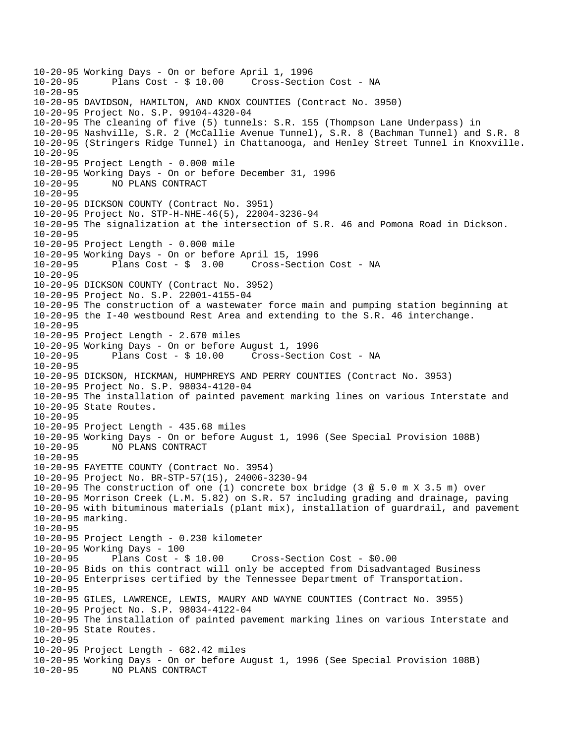```
10-20-95 Working Days - On or before April 1, 1996
10-20-95       Plans Cost - $ 10.00     Cross-Section Cost - NA
10-20-95
10-20-95 DAVIDSON, HAMILTON, AND KNOX COUNTIES (Contract No. 3950)
10-20-95 Project No. S.P. 99104-4320-04
10-20-95 The cleaning of five (5) tunnels: S.R. 155 (Thompson Lane Underpass) in
10-20-95 Nashville, S.R. 2 (McCallie Avenue Tunnel), S.R. 8 (Bachman Tunnel) and S.R. 8
10-20-95 (Stringers Ridge Tunnel) in Chattanooga, and Henley Street Tunnel in Knoxville.
10-20-95
10-20-95 Project Length - 0.000 mile
10-20-95 Working Days - On or before December 31, 1996
10-20-95       NO PLANS CONTRACT
10-20-95
10-20-95 DICKSON COUNTY (Contract No. 3951)
10-20-95 Project No. STP-H-NHE-46(5), 22004-3236-94
10-20-95 The signalization at the intersection of S.R. 46 and Pomona Road in Dickson.
10-20-95
10-20-95 Project Length - 0.000 mile
10-20-95 Working Days - On or before April 15, 1996
10-20-95       Plans Cost - $  3.00     Cross-Section Cost - NA
10-20-95
10-20-95 DICKSON COUNTY (Contract No. 3952)
10-20-95 Project No. S.P. 22001-4155-04
10-20-95 The construction of a wastewater force main and pumping station beginning at
10-20-95 the I-40 westbound Rest Area and extending to the S.R. 46 interchange.
10-20-95
10-20-95 Project Length - 2.670 miles
10-20-95 Working Days - On or before August 1, 1996
10-20-95       Plans Cost - $ 10.00     Cross-Section Cost - NA
10-20-95
10-20-95 DICKSON, HICKMAN, HUMPHREYS AND PERRY COUNTIES (Contract No. 3953)
10-20-95 Project No. S.P. 98034-4120-04
10-20-95 The installation of painted pavement marking lines on various Interstate and
10-20-95 State Routes.
10-20-95
10-20-95 Project Length - 435.68 miles
10-20-95 Working Days - On or before August 1, 1996 (See Special Provision 108B)
10-20-95       NO PLANS CONTRACT
10-20-95
10-20-95 FAYETTE COUNTY (Contract No. 3954)
10-20-95 Project No. BR-STP-57(15), 24006-3230-94
10-20-95 The construction of one (1) concrete box bridge (3 @ 5.0 m X 3.5 m) over
10-20-95 Morrison Creek (L.M. 5.82) on S.R. 57 including grading and drainage, paving
10-20-95 with bituminous materials (plant mix), installation of guardrail, and pavement
10-20-95 marking.
10-20-95
10-20-95 Project Length - 0.230 kilometer
10-20-95 Working Days - 100
10-20-95       Plans Cost - $ 10.00     Cross-Section Cost - $0.00
10-20-95 Bids on this contract will only be accepted from Disadvantaged Business
10-20-95 Enterprises certified by the Tennessee Department of Transportation.
10-20-95
10-20-95 GILES, LAWRENCE, LEWIS, MAURY AND WAYNE COUNTIES (Contract No. 3955)
10-20-95 Project No. S.P. 98034-4122-04
10-20-95 The installation of painted pavement marking lines on various Interstate and
10-20-95 State Routes.
10-20-95
10-20-95 Project Length - 682.42 miles
10-20-95 Working Days - On or before August 1, 1996 (See Special Provision 108B)
10-20-95       NO PLANS CONTRACT
```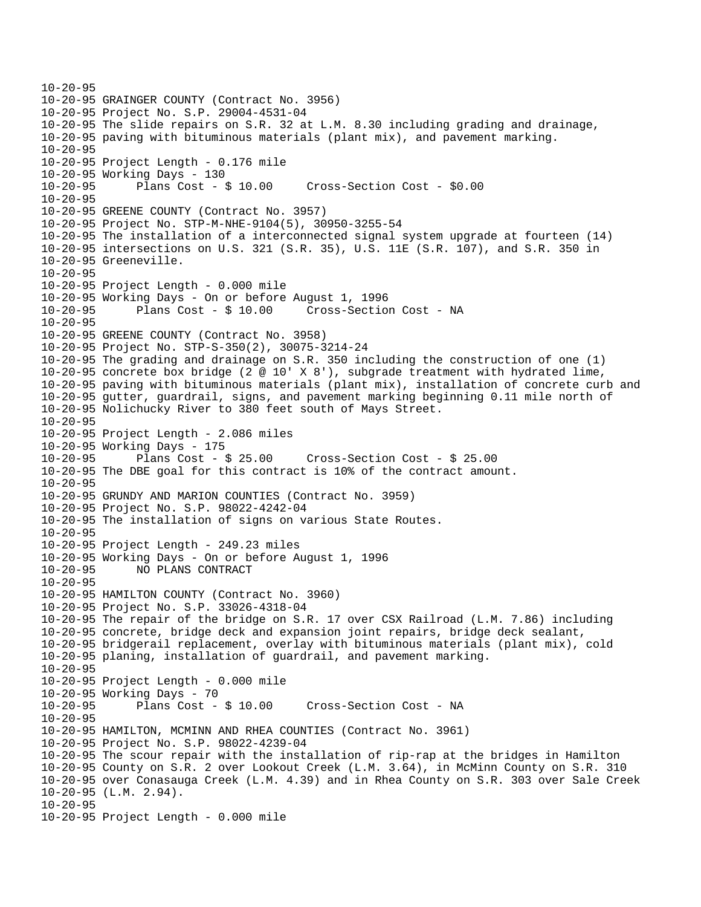10-20-95
10-20-95 GRAINGER COUNTY (Contract No. 3956)
10-20-95 Project No. S.P. 29004-4531-04
10-20-95 The slide repairs on S.R. 32 at L.M. 8.30 including grading and drainage,
10-20-95 paving with bituminous materials (plant mix), and pavement marking.
10-20-95
10-20-95 Project Length - 0.176 mile
10-20-95 Working Days - 130
10-20-95 Plans Cost - $ 10.00 Cross-Section Cost - $0.00
10-20-95
10-20-95 GREENE COUNTY (Contract No. 3957)
10-20-95 Project No. STP-M-NHE-9104(5), 30950-3255-54
10-20-95 The installation of a interconnected signal system upgrade at fourteen (14)
10-20-95 intersections on U.S. 321 (S.R. 35), U.S. 11E (S.R. 107), and S.R. 350 in
10-20-95 Greeneville.
10-20-95
10-20-95 Project Length - 0.000 mile
10-20-95 Working Days - On or before August 1, 1996
10-20-95 Plans Cost - $ 10.00 Cross-Section Cost - NA
10-20-95
10-20-95 GREENE COUNTY (Contract No. 3958)
10-20-95 Project No. STP-S-350(2), 30075-3214-24
10-20-95 The grading and drainage on S.R. 350 including the construction of one (1)
10-20-95 concrete box bridge (2 @ 10' X 8'), subgrade treatment with hydrated lime,
10-20-95 paving with bituminous materials (plant mix), installation of concrete curb and
10-20-95 gutter, guardrail, signs, and pavement marking beginning 0.11 mile north of
10-20-95 Nolichucky River to 380 feet south of Mays Street.
10-20-95
10-20-95 Project Length - 2.086 miles
10-20-95 Working Days - 175
10-20-95 Plans Cost - $ 25.00 Cross-Section Cost - $ 25.00
10-20-95 The DBE goal for this contract is 10% of the contract amount.
10-20-95
10-20-95 GRUNDY AND MARION COUNTIES (Contract No. 3959)
10-20-95 Project No. S.P. 98022-4242-04
10-20-95 The installation of signs on various State Routes.
10-20-95
10-20-95 Project Length - 249.23 miles
10-20-95 Working Days - On or before August 1, 1996
10-20-95 NO PLANS CONTRACT
10-20-95
10-20-95 HAMILTON COUNTY (Contract No. 3960)
10-20-95 Project No. S.P. 33026-4318-04
10-20-95 The repair of the bridge on S.R. 17 over CSX Railroad (L.M. 7.86) including
10-20-95 concrete, bridge deck and expansion joint repairs, bridge deck sealant,
10-20-95 bridgerail replacement, overlay with bituminous materials (plant mix), cold
10-20-95 planing, installation of guardrail, and pavement marking.
10-20-95
10-20-95 Project Length - 0.000 mile
10-20-95 Working Days - 70
10-20-95 Plans Cost - $ 10.00 Cross-Section Cost - NA
10-20-95
10-20-95 HAMILTON, MCMINN AND RHEA COUNTIES (Contract No. 3961)
10-20-95 Project No. S.P. 98022-4239-04
10-20-95 The scour repair with the installation of rip-rap at the bridges in Hamilton
10-20-95 County on S.R. 2 over Lookout Creek (L.M. 3.64), in McMinn County on S.R. 310
10-20-95 over Conasauga Creek (L.M. 4.39) and in Rhea County on S.R. 303 over Sale Creek
10-20-95 (L.M. 2.94).
10-20-95
10-20-95 Project Length - 0.000 mile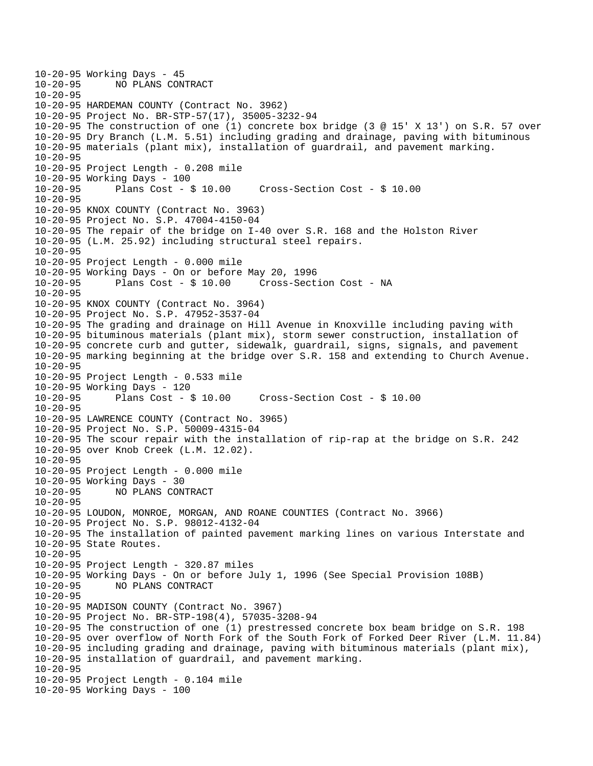```
10-20-95 Working Days - 45
10-20-95       NO PLANS CONTRACT
10-20-95
10-20-95 HARDEMAN COUNTY (Contract No. 3962)
10-20-95 Project No. BR-STP-57(17), 35005-3232-94
10-20-95 The construction of one (1) concrete box bridge (3 @ 15' X 13') on S.R. 57 over
10-20-95 Dry Branch (L.M. 5.51) including grading and drainage, paving with bituminous
10-20-95 materials (plant mix), installation of guardrail, and pavement marking.
10-20-95
10-20-95 Project Length - 0.208 mile
10-20-95 Working Days - 100
10-20-95       Plans Cost - $ 10.00     Cross-Section Cost - $ 10.00
10-20-95
10-20-95 KNOX COUNTY (Contract No. 3963)
10-20-95 Project No. S.P. 47004-4150-04
10-20-95 The repair of the bridge on I-40 over S.R. 168 and the Holston River
10-20-95 (L.M. 25.92) including structural steel repairs.
10-20-95
10-20-95 Project Length - 0.000 mile
10-20-95 Working Days - On or before May 20, 1996
10-20-95       Plans Cost - $ 10.00     Cross-Section Cost - NA
10-20-95
10-20-95 KNOX COUNTY (Contract No. 3964)
10-20-95 Project No. S.P. 47952-3537-04
10-20-95 The grading and drainage on Hill Avenue in Knoxville including paving with
10-20-95 bituminous materials (plant mix), storm sewer construction, installation of
10-20-95 concrete curb and gutter, sidewalk, guardrail, signs, signals, and pavement
10-20-95 marking beginning at the bridge over S.R. 158 and extending to Church Avenue.
10-20-95
10-20-95 Project Length - 0.533 mile
10-20-95 Working Days - 120
10-20-95       Plans Cost - $ 10.00     Cross-Section Cost - $ 10.00
10-20-95
10-20-95 LAWRENCE COUNTY (Contract No. 3965)
10-20-95 Project No. S.P. 50009-4315-04
10-20-95 The scour repair with the installation of rip-rap at the bridge on S.R. 242
10-20-95 over Knob Creek (L.M. 12.02).
10-20-95
10-20-95 Project Length - 0.000 mile
10-20-95 Working Days - 30
10-20-95       NO PLANS CONTRACT
10-20-95
10-20-95 LOUDON, MONROE, MORGAN, AND ROANE COUNTIES (Contract No. 3966)
10-20-95 Project No. S.P. 98012-4132-04
10-20-95 The installation of painted pavement marking lines on various Interstate and
10-20-95 State Routes.
10-20-95
10-20-95 Project Length - 320.87 miles
10-20-95 Working Days - On or before July 1, 1996 (See Special Provision 108B)
10-20-95       NO PLANS CONTRACT
10-20-95
10-20-95 MADISON COUNTY (Contract No. 3967)
10-20-95 Project No. BR-STP-198(4), 57035-3208-94
10-20-95 The construction of one (1) prestressed concrete box beam bridge on S.R. 198
10-20-95 over overflow of North Fork of the South Fork of Forked Deer River (L.M. 11.84)
10-20-95 including grading and drainage, paving with bituminous materials (plant mix),
10-20-95 installation of guardrail, and pavement marking.
10-20-95
10-20-95 Project Length - 0.104 mile
10-20-95 Working Days - 100
```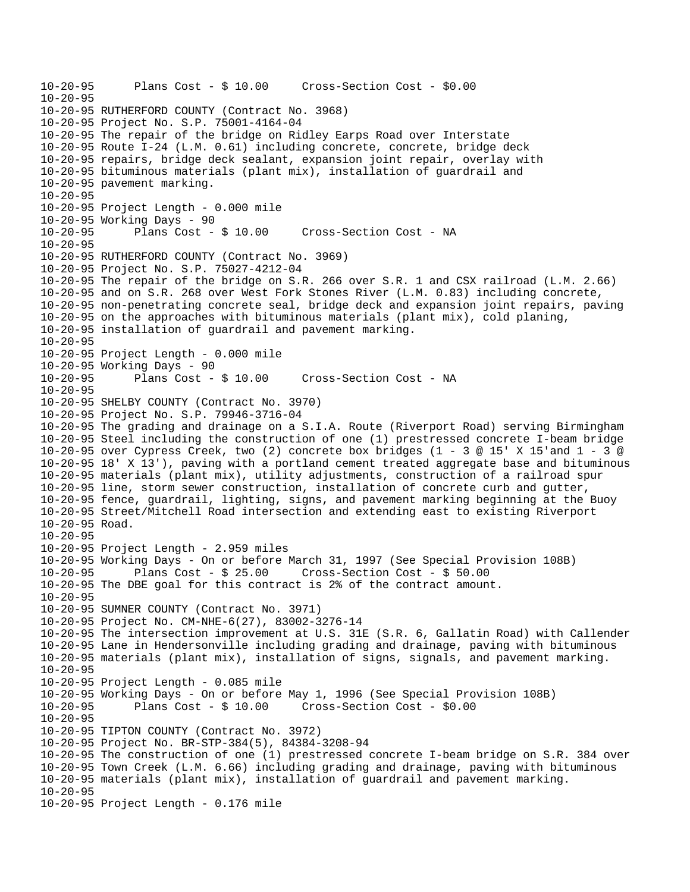```
10-20-95      Plans Cost - $ 10.00     Cross-Section Cost - $0.00
10-20-95
10-20-95 RUTHERFORD COUNTY (Contract No. 3968)
10-20-95 Project No. S.P. 75001-4164-04
10-20-95 The repair of the bridge on Ridley Earps Road over Interstate
10-20-95 Route I-24 (L.M. 0.61) including concrete, concrete, bridge deck
10-20-95 repairs, bridge deck sealant, expansion joint repair, overlay with
10-20-95 bituminous materials (plant mix), installation of guardrail and
10-20-95 pavement marking.
10-20-95
10-20-95 Project Length - 0.000 mile
10-20-95 Working Days - 90
10-20-95      Plans Cost - $ 10.00     Cross-Section Cost - NA
10-20-95
10-20-95 RUTHERFORD COUNTY (Contract No. 3969)
10-20-95 Project No. S.P. 75027-4212-04
10-20-95 The repair of the bridge on S.R. 266 over S.R. 1 and CSX railroad (L.M. 2.66)
10-20-95 and on S.R. 268 over West Fork Stones River (L.M. 0.83) including concrete,
10-20-95 non-penetrating concrete seal, bridge deck and expansion joint repairs, paving
10-20-95 on the approaches with bituminous materials (plant mix), cold planing,
10-20-95 installation of guardrail and pavement marking.
10-20-95
10-20-95 Project Length - 0.000 mile
10-20-95 Working Days - 90
10-20-95      Plans Cost - $ 10.00     Cross-Section Cost - NA
10-20-95
10-20-95 SHELBY COUNTY (Contract No. 3970)
10-20-95 Project No. S.P. 79946-3716-04
10-20-95 The grading and drainage on a S.I.A. Route (Riverport Road) serving Birmingham
10-20-95 Steel including the construction of one (1) prestressed concrete I-beam bridge
10-20-95 over Cypress Creek, two (2) concrete box bridges (1 - 3 @ 15' X 15'and 1 - 3 @
10-20-95 18' X 13'), paving with a portland cement treated aggregate base and bituminous
10-20-95 materials (plant mix), utility adjustments, construction of a railroad spur
10-20-95 line, storm sewer construction, installation of concrete curb and gutter,
10-20-95 fence, guardrail, lighting, signs, and pavement marking beginning at the Buoy
10-20-95 Street/Mitchell Road intersection and extending east to existing Riverport
10-20-95 Road.
10-20-95
10-20-95 Project Length - 2.959 miles
10-20-95 Working Days - On or before March 31, 1997 (See Special Provision 108B)
10-20-95      Plans Cost - $ 25.00     Cross-Section Cost - $ 50.00
10-20-95 The DBE goal for this contract is 2% of the contract amount.
10-20-95
10-20-95 SUMNER COUNTY (Contract No. 3971)
10-20-95 Project No. CM-NHE-6(27), 83002-3276-14
10-20-95 The intersection improvement at U.S. 31E (S.R. 6, Gallatin Road) with Callender
10-20-95 Lane in Hendersonville including grading and drainage, paving with bituminous
10-20-95 materials (plant mix), installation of signs, signals, and pavement marking.
10-20-95
10-20-95 Project Length - 0.085 mile
10-20-95 Working Days - On or before May 1, 1996 (See Special Provision 108B)
10-20-95      Plans Cost - $ 10.00     Cross-Section Cost - $0.00
10-20-95
10-20-95 TIPTON COUNTY (Contract No. 3972)
10-20-95 Project No. BR-STP-384(5), 84384-3208-94
10-20-95 The construction of one (1) prestressed concrete I-beam bridge on S.R. 384 over
10-20-95 Town Creek (L.M. 6.66) including grading and drainage, paving with bituminous
10-20-95 materials (plant mix), installation of guardrail and pavement marking.
10-20-95
10-20-95 Project Length - 0.176 mile
```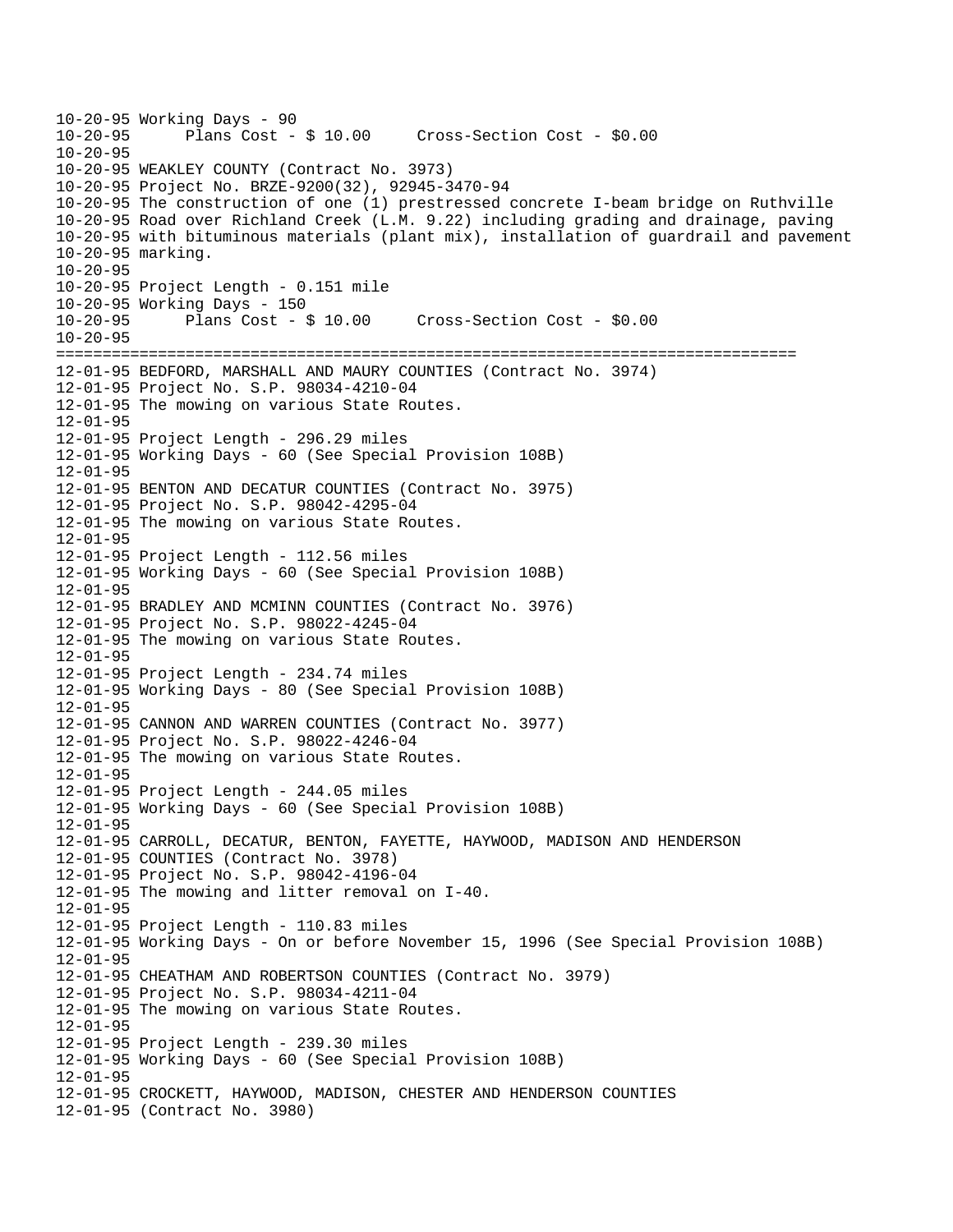```
10-20-95 Working Days - 90
10-20-95       Plans Cost - $ 10.00     Cross-Section Cost - $0.00
10-20-95
10-20-95 WEAKLEY COUNTY (Contract No. 3973)
10-20-95 Project No. BRZE-9200(32), 92945-3470-94
10-20-95 The construction of one (1) prestressed concrete I-beam bridge on Ruthville
10-20-95 Road over Richland Creek (L.M. 9.22) including grading and drainage, paving
10-20-95 with bituminous materials (plant mix), installation of guardrail and pavement
10-20-95 marking.
10-20-95
10-20-95 Project Length - 0.151 mile
10-20-95 Working Days - 150
10-20-95       Plans Cost - $ 10.00     Cross-Section Cost - $0.00
10-20-95
================================================================================
12-01-95 BEDFORD, MARSHALL AND MAURY COUNTIES (Contract No. 3974)
12-01-95 Project No. S.P. 98034-4210-04
12-01-95 The mowing on various State Routes.
12-01-95
12-01-95 Project Length - 296.29 miles
12-01-95 Working Days - 60 (See Special Provision 108B)
12-01-95
12-01-95 BENTON AND DECATUR COUNTIES (Contract No. 3975)
12-01-95 Project No. S.P. 98042-4295-04
12-01-95 The mowing on various State Routes.
12-01-95
12-01-95 Project Length - 112.56 miles
12-01-95 Working Days - 60 (See Special Provision 108B)
12-01-95
12-01-95 BRADLEY AND MCMINN COUNTIES (Contract No. 3976)
12-01-95 Project No. S.P. 98022-4245-04
12-01-95 The mowing on various State Routes.
12-01-95
12-01-95 Project Length - 234.74 miles
12-01-95 Working Days - 80 (See Special Provision 108B)
12-01-95
12-01-95 CANNON AND WARREN COUNTIES (Contract No. 3977)
12-01-95 Project No. S.P. 98022-4246-04
12-01-95 The mowing on various State Routes.
12-01-95
12-01-95 Project Length - 244.05 miles
12-01-95 Working Days - 60 (See Special Provision 108B)
12-01-95
12-01-95 CARROLL, DECATUR, BENTON, FAYETTE, HAYWOOD, MADISON AND HENDERSON
12-01-95 COUNTIES (Contract No. 3978)
12-01-95 Project No. S.P. 98042-4196-04
12-01-95 The mowing and litter removal on I-40.
12-01-95
12-01-95 Project Length - 110.83 miles
12-01-95 Working Days - On or before November 15, 1996 (See Special Provision 108B)
12-01-95
12-01-95 CHEATHAM AND ROBERTSON COUNTIES (Contract No. 3979)
12-01-95 Project No. S.P. 98034-4211-04
12-01-95 The mowing on various State Routes.
12-01-95
12-01-95 Project Length - 239.30 miles
12-01-95 Working Days - 60 (See Special Provision 108B)
12-01-95
12-01-95 CROCKETT, HAYWOOD, MADISON, CHESTER AND HENDERSON COUNTIES
12-01-95 (Contract No. 3980)
```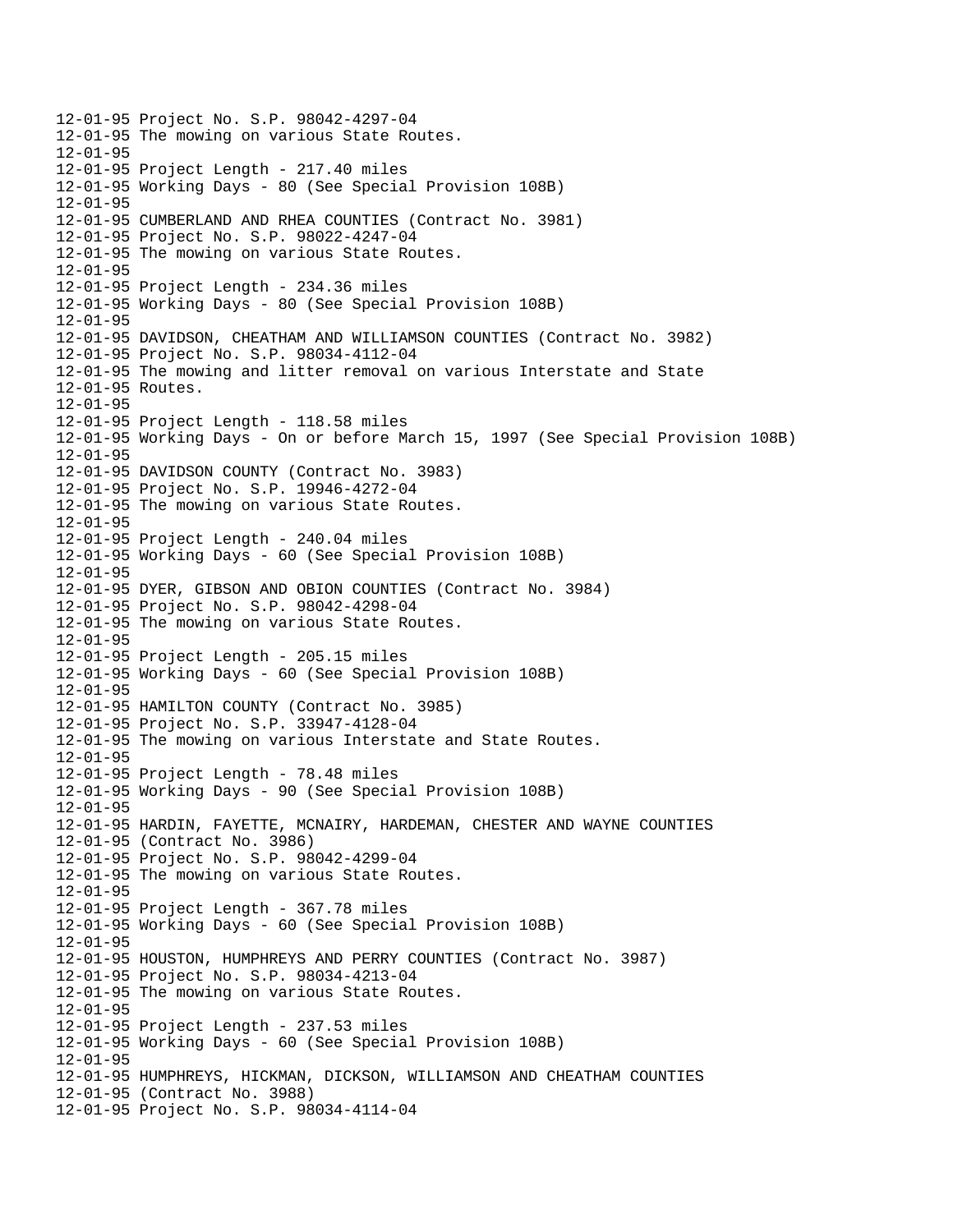```
12-01-95 Project No. S.P. 98042-4297-04
12-01-95 The mowing on various State Routes.
12-01-95
12-01-95 Project Length - 217.40 miles
12-01-95 Working Days - 80 (See Special Provision 108B)
12-01-95
12-01-95 CUMBERLAND AND RHEA COUNTIES (Contract No. 3981)
12-01-95 Project No. S.P. 98022-4247-04
12-01-95 The mowing on various State Routes.
12-01-95
12-01-95 Project Length - 234.36 miles
12-01-95 Working Days - 80 (See Special Provision 108B)
12-01-95
12-01-95 DAVIDSON, CHEATHAM AND WILLIAMSON COUNTIES (Contract No. 3982)
12-01-95 Project No. S.P. 98034-4112-04
12-01-95 The mowing and litter removal on various Interstate and State
12-01-95 Routes.
12-01-95
12-01-95 Project Length - 118.58 miles
12-01-95 Working Days - On or before March 15, 1997 (See Special Provision 108B)
12-01-95
12-01-95 DAVIDSON COUNTY (Contract No. 3983)
12-01-95 Project No. S.P. 19946-4272-04
12-01-95 The mowing on various State Routes.
12-01-95
12-01-95 Project Length - 240.04 miles
12-01-95 Working Days - 60 (See Special Provision 108B)
12-01-95
12-01-95 DYER, GIBSON AND OBION COUNTIES (Contract No. 3984)
12-01-95 Project No. S.P. 98042-4298-04
12-01-95 The mowing on various State Routes.
12-01-95
12-01-95 Project Length - 205.15 miles
12-01-95 Working Days - 60 (See Special Provision 108B)
12-01-95
12-01-95 HAMILTON COUNTY (Contract No. 3985)
12-01-95 Project No. S.P. 33947-4128-04
12-01-95 The mowing on various Interstate and State Routes.
12-01-95
12-01-95 Project Length - 78.48 miles
12-01-95 Working Days - 90 (See Special Provision 108B)
12-01-95
12-01-95 HARDIN, FAYETTE, MCNAIRY, HARDEMAN, CHESTER AND WAYNE COUNTIES
12-01-95 (Contract No. 3986)
12-01-95 Project No. S.P. 98042-4299-04
12-01-95 The mowing on various State Routes.
12-01-95
12-01-95 Project Length - 367.78 miles
12-01-95 Working Days - 60 (See Special Provision 108B)
12-01-95
12-01-95 HOUSTON, HUMPHREYS AND PERRY COUNTIES (Contract No. 3987)
12-01-95 Project No. S.P. 98034-4213-04
12-01-95 The mowing on various State Routes.
12-01-95
12-01-95 Project Length - 237.53 miles
12-01-95 Working Days - 60 (See Special Provision 108B)
12-01-95
12-01-95 HUMPHREYS, HICKMAN, DICKSON, WILLIAMSON AND CHEATHAM COUNTIES
12-01-95 (Contract No. 3988)
12-01-95 Project No. S.P. 98034-4114-04
```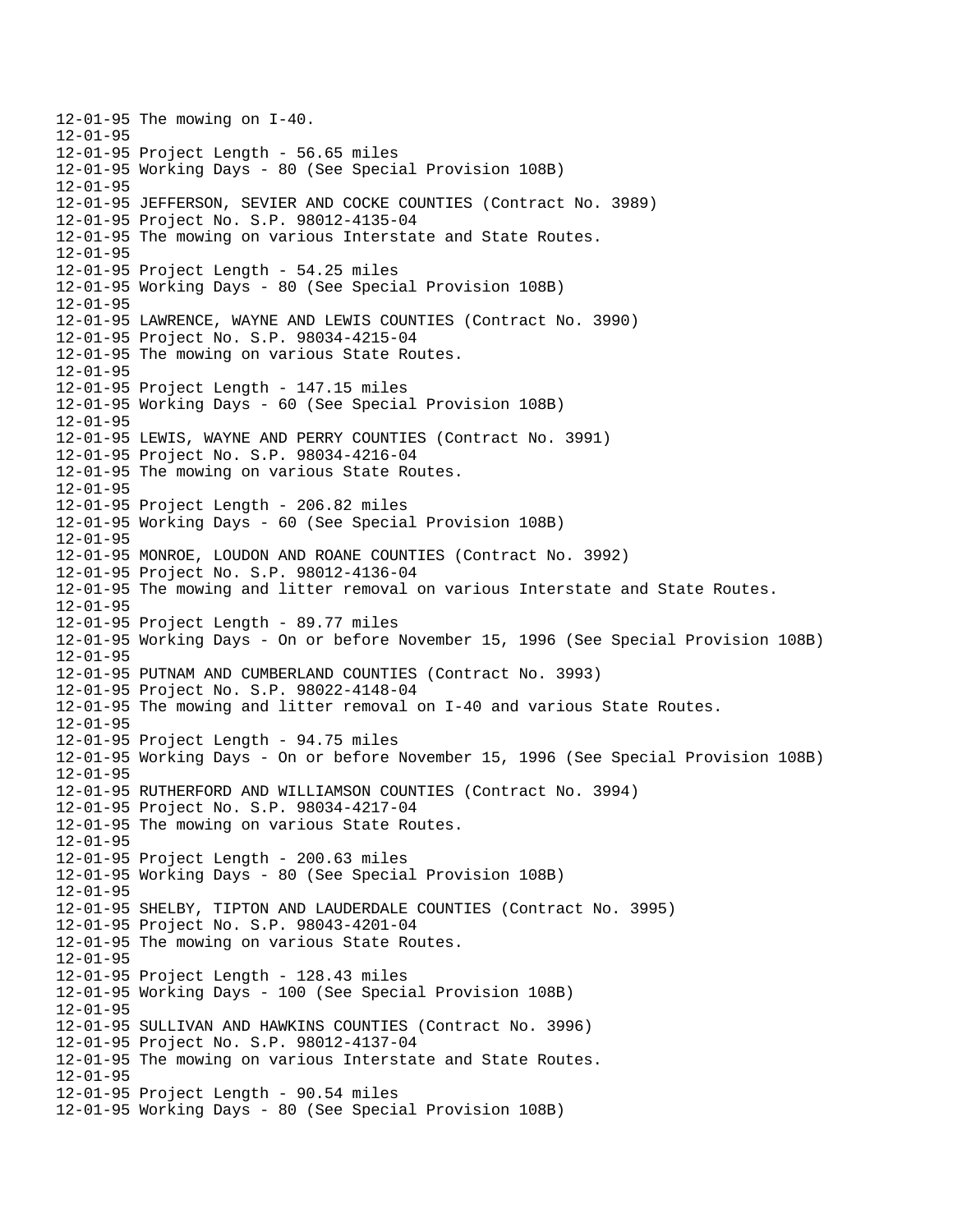```
12-01-95 The mowing on I-40.
12-01-95
12-01-95 Project Length - 56.65 miles
12-01-95 Working Days - 80 (See Special Provision 108B)
12-01-95
12-01-95 JEFFERSON, SEVIER AND COCKE COUNTIES (Contract No. 3989)
12-01-95 Project No. S.P. 98012-4135-04
12-01-95 The mowing on various Interstate and State Routes.
12-01-95
12-01-95 Project Length - 54.25 miles
12-01-95 Working Days - 80 (See Special Provision 108B)
12-01-95
12-01-95 LAWRENCE, WAYNE AND LEWIS COUNTIES (Contract No. 3990)
12-01-95 Project No. S.P. 98034-4215-04
12-01-95 The mowing on various State Routes.
12-01-95
12-01-95 Project Length - 147.15 miles
12-01-95 Working Days - 60 (See Special Provision 108B)
12-01-95
12-01-95 LEWIS, WAYNE AND PERRY COUNTIES (Contract No. 3991)
12-01-95 Project No. S.P. 98034-4216-04
12-01-95 The mowing on various State Routes.
12-01-95
12-01-95 Project Length - 206.82 miles
12-01-95 Working Days - 60 (See Special Provision 108B)
12-01-95
12-01-95 MONROE, LOUDON AND ROANE COUNTIES (Contract No. 3992)
12-01-95 Project No. S.P. 98012-4136-04
12-01-95 The mowing and litter removal on various Interstate and State Routes.
12-01-95
12-01-95 Project Length - 89.77 miles
12-01-95 Working Days - On or before November 15, 1996 (See Special Provision 108B)
12-01-95
12-01-95 PUTNAM AND CUMBERLAND COUNTIES (Contract No. 3993)
12-01-95 Project No. S.P. 98022-4148-04
12-01-95 The mowing and litter removal on I-40 and various State Routes.
12-01-95
12-01-95 Project Length - 94.75 miles
12-01-95 Working Days - On or before November 15, 1996 (See Special Provision 108B)
12-01-95
12-01-95 RUTHERFORD AND WILLIAMSON COUNTIES (Contract No. 3994)
12-01-95 Project No. S.P. 98034-4217-04
12-01-95 The mowing on various State Routes.
12-01-95
12-01-95 Project Length - 200.63 miles
12-01-95 Working Days - 80 (See Special Provision 108B)
12-01-95
12-01-95 SHELBY, TIPTON AND LAUDERDALE COUNTIES (Contract No. 3995)
12-01-95 Project No. S.P. 98043-4201-04
12-01-95 The mowing on various State Routes.
12-01-95
12-01-95 Project Length - 128.43 miles
12-01-95 Working Days - 100 (See Special Provision 108B)
12-01-95
12-01-95 SULLIVAN AND HAWKINS COUNTIES (Contract No. 3996)
12-01-95 Project No. S.P. 98012-4137-04
12-01-95 The mowing on various Interstate and State Routes.
12-01-95
12-01-95 Project Length - 90.54 miles
12-01-95 Working Days - 80 (See Special Provision 108B)
```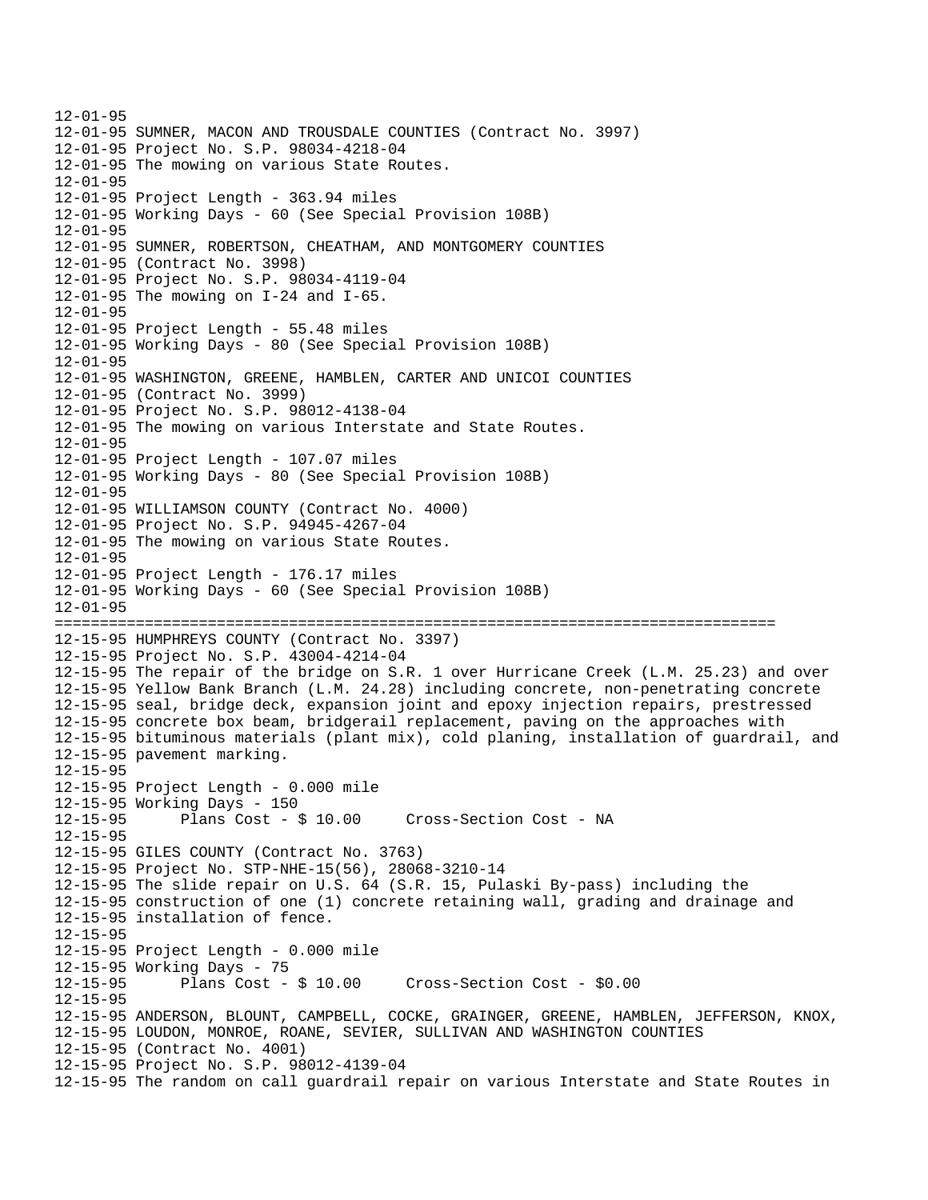```
12-01-95
12-01-95 SUMNER, MACON AND TROUSDALE COUNTIES (Contract No. 3997)
12-01-95 Project No. S.P. 98034-4218-04
12-01-95 The mowing on various State Routes.
12-01-95
12-01-95 Project Length - 363.94 miles
12-01-95 Working Days - 60 (See Special Provision 108B)
12-01-95
12-01-95 SUMNER, ROBERTSON, CHEATHAM, AND MONTGOMERY COUNTIES
12-01-95 (Contract No. 3998)
12-01-95 Project No. S.P. 98034-4119-04
12-01-95 The mowing on I-24 and I-65.
12-01-95
12-01-95 Project Length - 55.48 miles
12-01-95 Working Days - 80 (See Special Provision 108B)
12-01-95
12-01-95 WASHINGTON, GREENE, HAMBLEN, CARTER AND UNICOI COUNTIES
12-01-95 (Contract No. 3999)
12-01-95 Project No. S.P. 98012-4138-04
12-01-95 The mowing on various Interstate and State Routes.
12-01-95
12-01-95 Project Length - 107.07 miles
12-01-95 Working Days - 80 (See Special Provision 108B)
12-01-95
12-01-95 WILLIAMSON COUNTY (Contract No. 4000)
12-01-95 Project No. S.P. 94945-4267-04
12-01-95 The mowing on various State Routes.
12-01-95
12-01-95 Project Length - 176.17 miles
12-01-95 Working Days - 60 (See Special Provision 108B)
12-01-95
================================================================================
12-15-95 HUMPHREYS COUNTY (Contract No. 3397)
12-15-95 Project No. S.P. 43004-4214-04
12-15-95 The repair of the bridge on S.R. 1 over Hurricane Creek (L.M. 25.23) and over
12-15-95 Yellow Bank Branch (L.M. 24.28) including concrete, non-penetrating concrete
12-15-95 seal, bridge deck, expansion joint and epoxy injection repairs, prestressed
12-15-95 concrete box beam, bridgerail replacement, paving on the approaches with
12-15-95 bituminous materials (plant mix), cold planing, installation of guardrail, and
12-15-95 pavement marking.
12-15-95
12-15-95 Project Length - 0.000 mile
12-15-95 Working Days - 150
12-15-95      Plans Cost - $ 10.00     Cross-Section Cost - NA
12-15-95
12-15-95 GILES COUNTY (Contract No. 3763)
12-15-95 Project No. STP-NHE-15(56), 28068-3210-14
12-15-95 The slide repair on U.S. 64 (S.R. 15, Pulaski By-pass) including the
12-15-95 construction of one (1) concrete retaining wall, grading and drainage and
12-15-95 installation of fence.
12-15-95
12-15-95 Project Length - 0.000 mile
12-15-95 Working Days - 75
12-15-95      Plans Cost - $ 10.00     Cross-Section Cost - $0.00
12-15-95
12-15-95 ANDERSON, BLOUNT, CAMPBELL, COCKE, GRAINGER, GREENE, HAMBLEN, JEFFERSON, KNOX,
12-15-95 LOUDON, MONROE, ROANE, SEVIER, SULLIVAN AND WASHINGTON COUNTIES
12-15-95 (Contract No. 4001)
12-15-95 Project No. S.P. 98012-4139-04
12-15-95 The random on call guardrail repair on various Interstate and State Routes in
```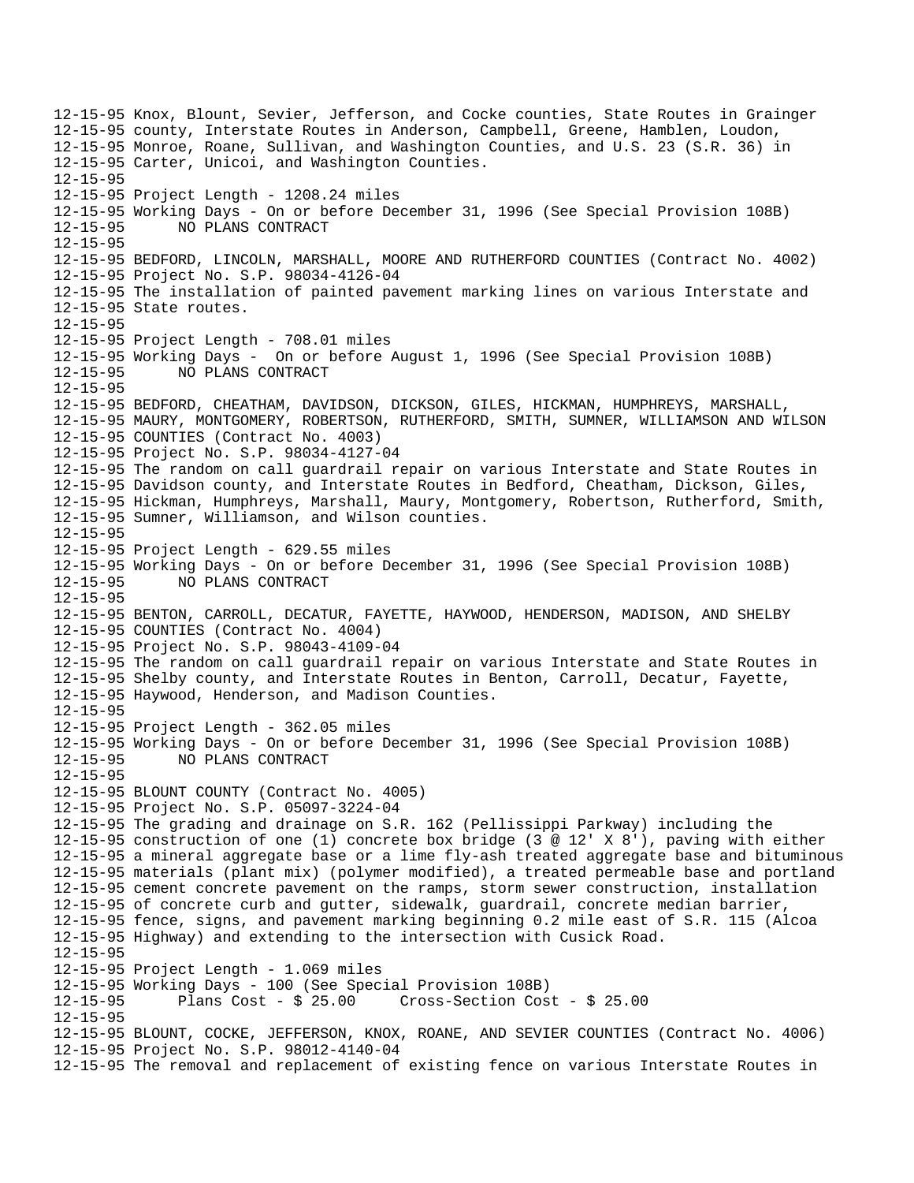```
12-15-95 Knox, Blount, Sevier, Jefferson, and Cocke counties, State Routes in Grainger
12-15-95 county, Interstate Routes in Anderson, Campbell, Greene, Hamblen, Loudon,
12-15-95 Monroe, Roane, Sullivan, and Washington Counties, and U.S. 23 (S.R. 36) in
12-15-95 Carter, Unicoi, and Washington Counties.
12-15-95
12-15-95 Project Length - 1208.24 miles
12-15-95 Working Days - On or before December 31, 1996 (See Special Provision 108B)
12-15-95       NO PLANS CONTRACT
12-15-95
12-15-95 BEDFORD, LINCOLN, MARSHALL, MOORE AND RUTHERFORD COUNTIES (Contract No. 4002)
12-15-95 Project No. S.P. 98034-4126-04
12-15-95 The installation of painted pavement marking lines on various Interstate and
12-15-95 State routes.
12-15-95
12-15-95 Project Length - 708.01 miles
12-15-95 Working Days -  On or before August 1, 1996 (See Special Provision 108B)
12-15-95       NO PLANS CONTRACT
12-15-95
12-15-95 BEDFORD, CHEATHAM, DAVIDSON, DICKSON, GILES, HICKMAN, HUMPHREYS, MARSHALL,
12-15-95 MAURY, MONTGOMERY, ROBERTSON, RUTHERFORD, SMITH, SUMNER, WILLIAMSON AND WILSON
12-15-95 COUNTIES (Contract No. 4003)
12-15-95 Project No. S.P. 98034-4127-04
12-15-95 The random on call guardrail repair on various Interstate and State Routes in
12-15-95 Davidson county, and Interstate Routes in Bedford, Cheatham, Dickson, Giles,
12-15-95 Hickman, Humphreys, Marshall, Maury, Montgomery, Robertson, Rutherford, Smith,
12-15-95 Sumner, Williamson, and Wilson counties.
12-15-95
12-15-95 Project Length - 629.55 miles
12-15-95 Working Days - On or before December 31, 1996 (See Special Provision 108B)
12-15-95       NO PLANS CONTRACT
12-15-95
12-15-95 BENTON, CARROLL, DECATUR, FAYETTE, HAYWOOD, HENDERSON, MADISON, AND SHELBY
12-15-95 COUNTIES (Contract No. 4004)
12-15-95 Project No. S.P. 98043-4109-04
12-15-95 The random on call guardrail repair on various Interstate and State Routes in
12-15-95 Shelby county, and Interstate Routes in Benton, Carroll, Decatur, Fayette,
12-15-95 Haywood, Henderson, and Madison Counties.
12-15-95
12-15-95 Project Length - 362.05 miles
12-15-95 Working Days - On or before December 31, 1996 (See Special Provision 108B)
12-15-95       NO PLANS CONTRACT
12-15-95
12-15-95 BLOUNT COUNTY (Contract No. 4005)
12-15-95 Project No. S.P. 05097-3224-04
12-15-95 The grading and drainage on S.R. 162 (Pellissippi Parkway) including the
12-15-95 construction of one (1) concrete box bridge (3 @ 12' X 8'), paving with either
12-15-95 a mineral aggregate base or a lime fly-ash treated aggregate base and bituminous
12-15-95 materials (plant mix) (polymer modified), a treated permeable base and portland
12-15-95 cement concrete pavement on the ramps, storm sewer construction, installation
12-15-95 of concrete curb and gutter, sidewalk, guardrail, concrete median barrier,
12-15-95 fence, signs, and pavement marking beginning 0.2 mile east of S.R. 115 (Alcoa
12-15-95 Highway) and extending to the intersection with Cusick Road.
12-15-95
12-15-95 Project Length - 1.069 miles
12-15-95 Working Days - 100 (See Special Provision 108B)
12-15-95       Plans Cost - $ 25.00     Cross-Section Cost - $ 25.00
12-15-95
12-15-95 BLOUNT, COCKE, JEFFERSON, KNOX, ROANE, AND SEVIER COUNTIES (Contract No. 4006)
12-15-95 Project No. S.P. 98012-4140-04
12-15-95 The removal and replacement of existing fence on various Interstate Routes in
```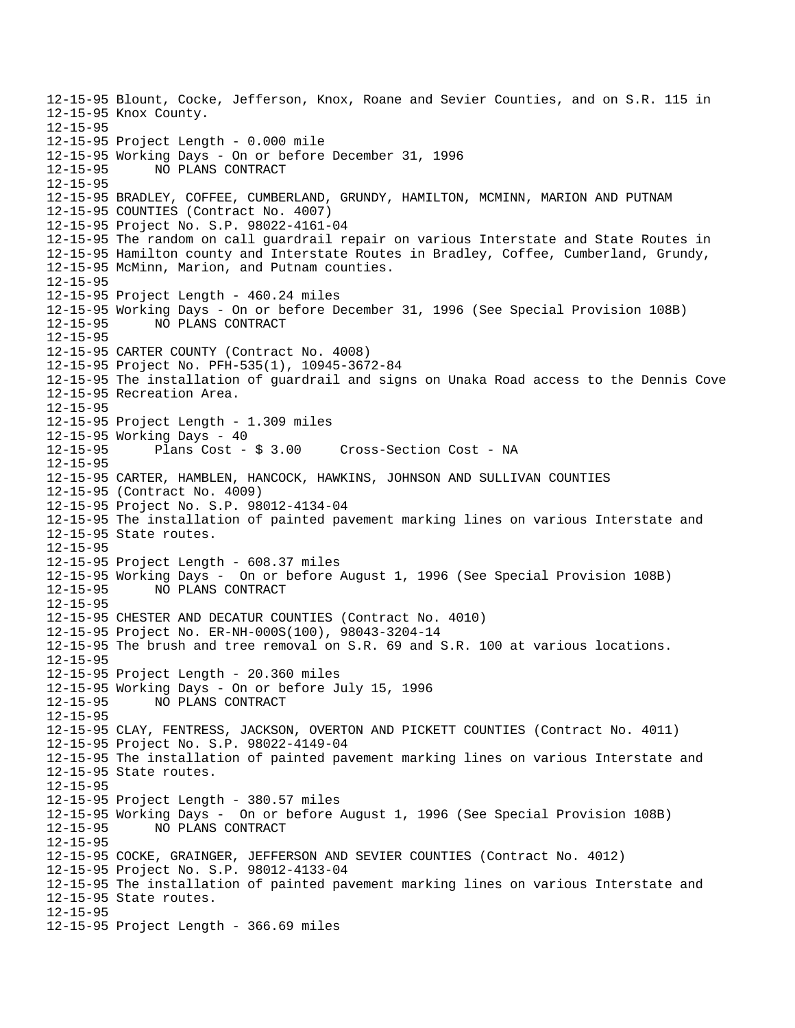```
12-15-95 Blount, Cocke, Jefferson, Knox, Roane and Sevier Counties, and on S.R. 115 in
12-15-95 Knox County.
12-15-95
12-15-95 Project Length - 0.000 mile
12-15-95 Working Days - On or before December 31, 1996
12-15-95      NO PLANS CONTRACT
12-15-95
12-15-95 BRADLEY, COFFEE, CUMBERLAND, GRUNDY, HAMILTON, MCMINN, MARION AND PUTNAM
12-15-95 COUNTIES (Contract No. 4007)
12-15-95 Project No. S.P. 98022-4161-04
12-15-95 The random on call guardrail repair on various Interstate and State Routes in
12-15-95 Hamilton county and Interstate Routes in Bradley, Coffee, Cumberland, Grundy,
12-15-95 McMinn, Marion, and Putnam counties.
12-15-95
12-15-95 Project Length - 460.24 miles
12-15-95 Working Days - On or before December 31, 1996 (See Special Provision 108B)
12-15-95      NO PLANS CONTRACT
12-15-95
12-15-95 CARTER COUNTY (Contract No. 4008)
12-15-95 Project No. PFH-535(1), 10945-3672-84
12-15-95 The installation of guardrail and signs on Unaka Road access to the Dennis Cove
12-15-95 Recreation Area.
12-15-95
12-15-95 Project Length - 1.309 miles
12-15-95 Working Days - 40
12-15-95      Plans Cost - $ 3.00     Cross-Section Cost - NA
12-15-95
12-15-95 CARTER, HAMBLEN, HANCOCK, HAWKINS, JOHNSON AND SULLIVAN COUNTIES
12-15-95 (Contract No. 4009)
12-15-95 Project No. S.P. 98012-4134-04
12-15-95 The installation of painted pavement marking lines on various Interstate and
12-15-95 State routes.
12-15-95
12-15-95 Project Length - 608.37 miles
12-15-95 Working Days -  On or before August 1, 1996 (See Special Provision 108B)
12-15-95      NO PLANS CONTRACT
12-15-95
12-15-95 CHESTER AND DECATUR COUNTIES (Contract No. 4010)
12-15-95 Project No. ER-NH-000S(100), 98043-3204-14
12-15-95 The brush and tree removal on S.R. 69 and S.R. 100 at various locations.
12-15-95
12-15-95 Project Length - 20.360 miles
12-15-95 Working Days - On or before July 15, 1996
12-15-95      NO PLANS CONTRACT
12-15-95
12-15-95 CLAY, FENTRESS, JACKSON, OVERTON AND PICKETT COUNTIES (Contract No. 4011)
12-15-95 Project No. S.P. 98022-4149-04
12-15-95 The installation of painted pavement marking lines on various Interstate and
12-15-95 State routes.
12-15-95
12-15-95 Project Length - 380.57 miles
12-15-95 Working Days -  On or before August 1, 1996 (See Special Provision 108B)
12-15-95      NO PLANS CONTRACT
12-15-95
12-15-95 COCKE, GRAINGER, JEFFERSON AND SEVIER COUNTIES (Contract No. 4012)
12-15-95 Project No. S.P. 98012-4133-04
12-15-95 The installation of painted pavement marking lines on various Interstate and
12-15-95 State routes.
12-15-95
12-15-95 Project Length - 366.69 miles
```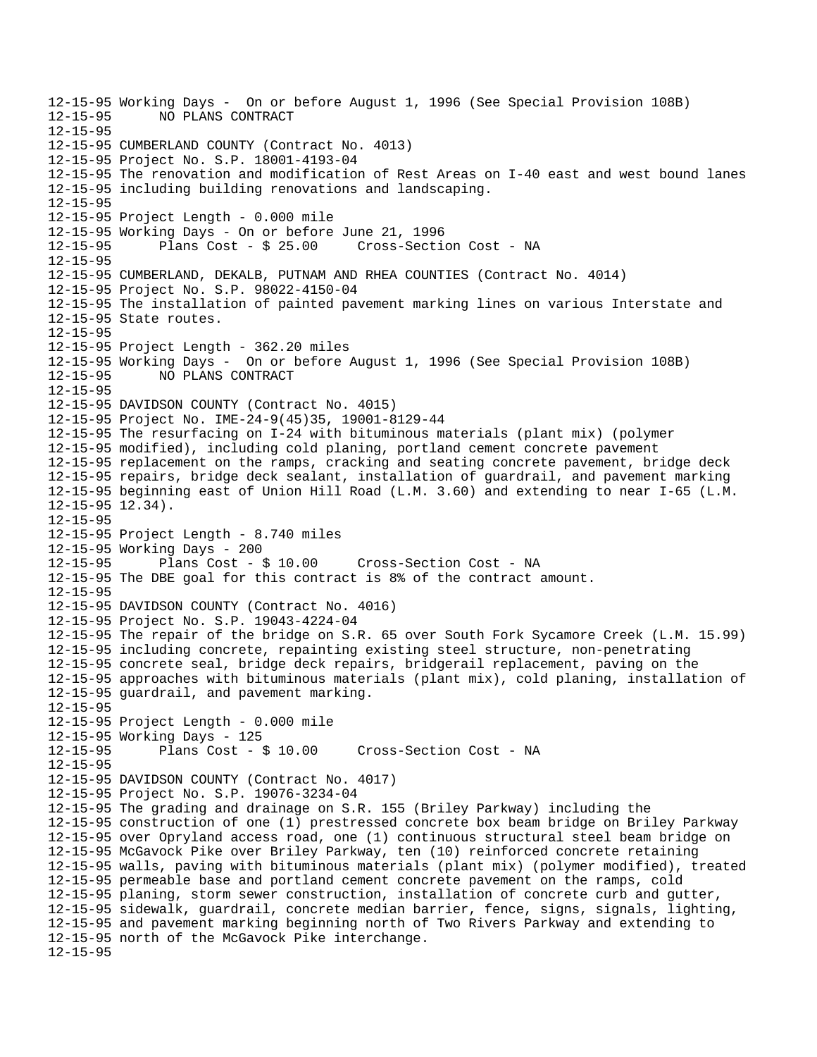```
12-15-95 Working Days -  On or before August 1, 1996 (See Special Provision 108B)
12-15-95      NO PLANS CONTRACT
12-15-95
12-15-95 CUMBERLAND COUNTY (Contract No. 4013)
12-15-95 Project No. S.P. 18001-4193-04
12-15-95 The renovation and modification of Rest Areas on I-40 east and west bound lanes
12-15-95 including building renovations and landscaping.
12-15-95
12-15-95 Project Length - 0.000 mile
12-15-95 Working Days - On or before June 21, 1996
12-15-95      Plans Cost - $ 25.00     Cross-Section Cost - NA
12-15-95
12-15-95 CUMBERLAND, DEKALB, PUTNAM AND RHEA COUNTIES (Contract No. 4014)
12-15-95 Project No. S.P. 98022-4150-04
12-15-95 The installation of painted pavement marking lines on various Interstate and
12-15-95 State routes.
12-15-95
12-15-95 Project Length - 362.20 miles
12-15-95 Working Days -  On or before August 1, 1996 (See Special Provision 108B)
12-15-95      NO PLANS CONTRACT
12-15-95
12-15-95 DAVIDSON COUNTY (Contract No. 4015)
12-15-95 Project No. IME-24-9(45)35, 19001-8129-44
12-15-95 The resurfacing on I-24 with bituminous materials (plant mix) (polymer
12-15-95 modified), including cold planing, portland cement concrete pavement
12-15-95 replacement on the ramps, cracking and seating concrete pavement, bridge deck
12-15-95 repairs, bridge deck sealant, installation of guardrail, and pavement marking
12-15-95 beginning east of Union Hill Road (L.M. 3.60) and extending to near I-65 (L.M.
12-15-95 12.34).
12-15-95
12-15-95 Project Length - 8.740 miles
12-15-95 Working Days - 200
12-15-95      Plans Cost - $ 10.00     Cross-Section Cost - NA
12-15-95 The DBE goal for this contract is 8% of the contract amount.
12-15-95
12-15-95 DAVIDSON COUNTY (Contract No. 4016)
12-15-95 Project No. S.P. 19043-4224-04
12-15-95 The repair of the bridge on S.R. 65 over South Fork Sycamore Creek (L.M. 15.99)
12-15-95 including concrete, repainting existing steel structure, non-penetrating
12-15-95 concrete seal, bridge deck repairs, bridgerail replacement, paving on the
12-15-95 approaches with bituminous materials (plant mix), cold planing, installation of
12-15-95 guardrail, and pavement marking.
12-15-95
12-15-95 Project Length - 0.000 mile
12-15-95 Working Days - 125
12-15-95      Plans Cost - $ 10.00     Cross-Section Cost - NA
12-15-95
12-15-95 DAVIDSON COUNTY (Contract No. 4017)
12-15-95 Project No. S.P. 19076-3234-04
12-15-95 The grading and drainage on S.R. 155 (Briley Parkway) including the
12-15-95 construction of one (1) prestressed concrete box beam bridge on Briley Parkway
12-15-95 over Opryland access road, one (1) continuous structural steel beam bridge on
12-15-95 McGavock Pike over Briley Parkway, ten (10) reinforced concrete retaining
12-15-95 walls, paving with bituminous materials (plant mix) (polymer modified), treated
12-15-95 permeable base and portland cement concrete pavement on the ramps, cold
12-15-95 planing, storm sewer construction, installation of concrete curb and gutter,
12-15-95 sidewalk, guardrail, concrete median barrier, fence, signs, signals, lighting,
12-15-95 and pavement marking beginning north of Two Rivers Parkway and extending to
12-15-95 north of the McGavock Pike interchange.
12-15-95
```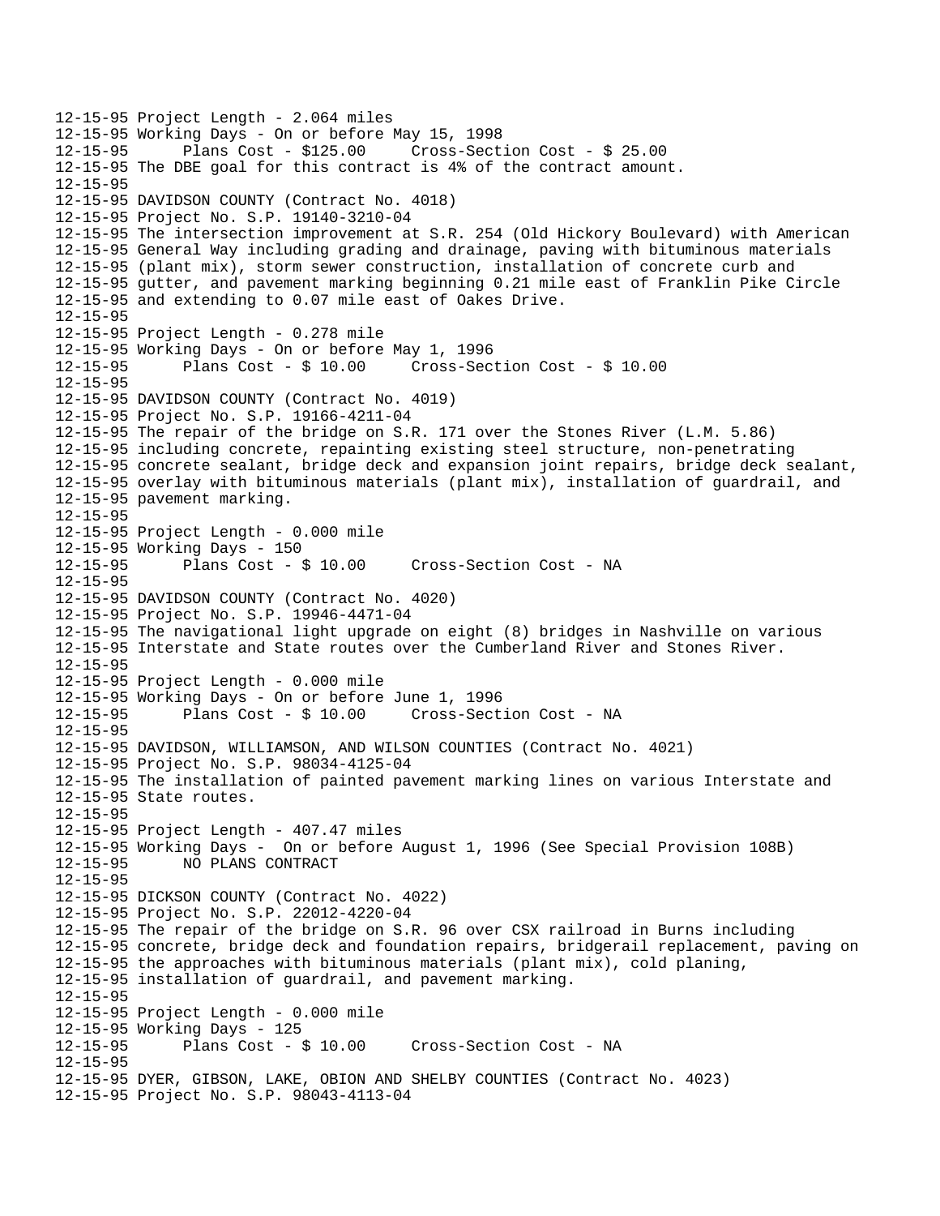```
12-15-95 Project Length - 2.064 miles
12-15-95 Working Days - On or before May 15, 1998
12-15-95      Plans Cost - $125.00     Cross-Section Cost - $ 25.00
12-15-95 The DBE goal for this contract is 4% of the contract amount.
12-15-95
12-15-95 DAVIDSON COUNTY (Contract No. 4018)
12-15-95 Project No. S.P. 19140-3210-04
12-15-95 The intersection improvement at S.R. 254 (Old Hickory Boulevard) with American
12-15-95 General Way including grading and drainage, paving with bituminous materials
12-15-95 (plant mix), storm sewer construction, installation of concrete curb and
12-15-95 gutter, and pavement marking beginning 0.21 mile east of Franklin Pike Circle
12-15-95 and extending to 0.07 mile east of Oakes Drive.
12-15-95
12-15-95 Project Length - 0.278 mile
12-15-95 Working Days - On or before May 1, 1996
12-15-95      Plans Cost - $ 10.00     Cross-Section Cost - $ 10.00
12-15-95
12-15-95 DAVIDSON COUNTY (Contract No. 4019)
12-15-95 Project No. S.P. 19166-4211-04
12-15-95 The repair of the bridge on S.R. 171 over the Stones River (L.M. 5.86)
12-15-95 including concrete, repainting existing steel structure, non-penetrating
12-15-95 concrete sealant, bridge deck and expansion joint repairs, bridge deck sealant,
12-15-95 overlay with bituminous materials (plant mix), installation of guardrail, and
12-15-95 pavement marking.
12-15-95
12-15-95 Project Length - 0.000 mile
12-15-95 Working Days - 150
12-15-95      Plans Cost - $ 10.00     Cross-Section Cost - NA
12-15-95
12-15-95 DAVIDSON COUNTY (Contract No. 4020)
12-15-95 Project No. S.P. 19946-4471-04
12-15-95 The navigational light upgrade on eight (8) bridges in Nashville on various
12-15-95 Interstate and State routes over the Cumberland River and Stones River.
12-15-95
12-15-95 Project Length - 0.000 mile
12-15-95 Working Days - On or before June 1, 1996
12-15-95      Plans Cost - $ 10.00     Cross-Section Cost - NA
12-15-95
12-15-95 DAVIDSON, WILLIAMSON, AND WILSON COUNTIES (Contract No. 4021)
12-15-95 Project No. S.P. 98034-4125-04
12-15-95 The installation of painted pavement marking lines on various Interstate and
12-15-95 State routes.
12-15-95
12-15-95 Project Length - 407.47 miles
12-15-95 Working Days -  On or before August 1, 1996 (See Special Provision 108B)
12-15-95      NO PLANS CONTRACT
12-15-95
12-15-95 DICKSON COUNTY (Contract No. 4022)
12-15-95 Project No. S.P. 22012-4220-04
12-15-95 The repair of the bridge on S.R. 96 over CSX railroad in Burns including
12-15-95 concrete, bridge deck and foundation repairs, bridgerail replacement, paving on
12-15-95 the approaches with bituminous materials (plant mix), cold planing,
12-15-95 installation of guardrail, and pavement marking.
12-15-95
12-15-95 Project Length - 0.000 mile
12-15-95 Working Days - 125
12-15-95      Plans Cost - $ 10.00     Cross-Section Cost - NA
12-15-95
12-15-95 DYER, GIBSON, LAKE, OBION AND SHELBY COUNTIES (Contract No. 4023)
12-15-95 Project No. S.P. 98043-4113-04
```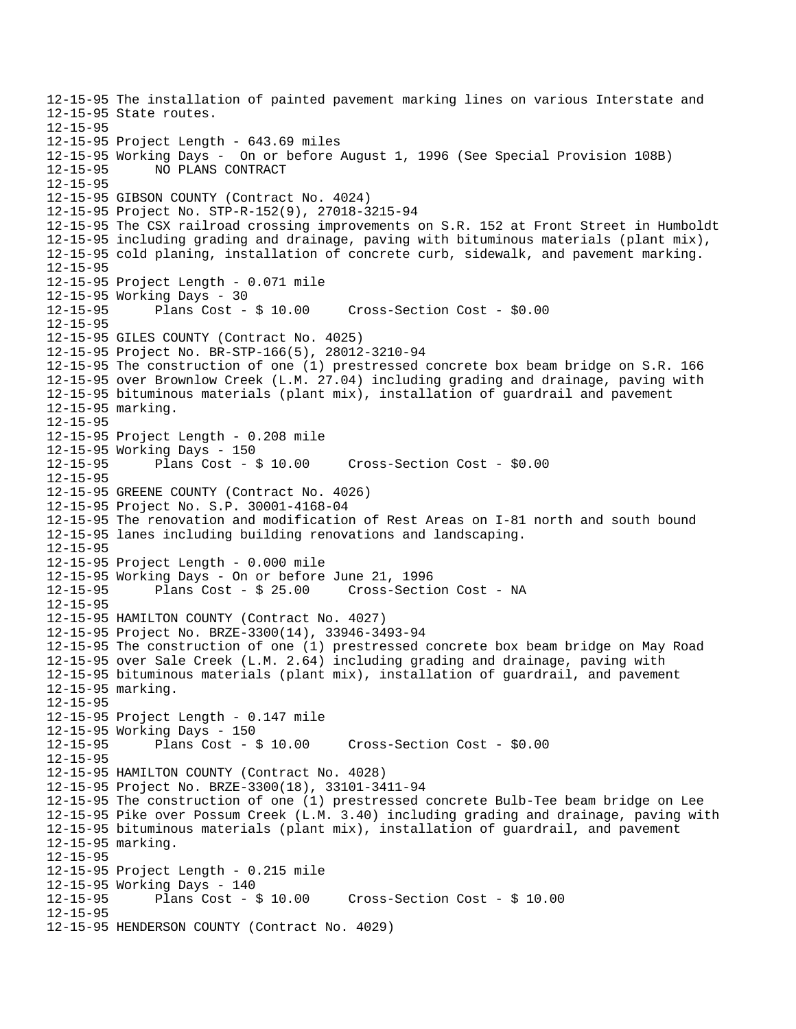12-15-95 The installation of painted pavement marking lines on various Interstate and
12-15-95 State routes.
12-15-95
12-15-95 Project Length - 643.69 miles
12-15-95 Working Days -  On or before August 1, 1996 (See Special Provision 108B)
12-15-95       NO PLANS CONTRACT
12-15-95
12-15-95 GIBSON COUNTY (Contract No. 4024)
12-15-95 Project No. STP-R-152(9), 27018-3215-94
12-15-95 The CSX railroad crossing improvements on S.R. 152 at Front Street in Humboldt
12-15-95 including grading and drainage, paving with bituminous materials (plant mix),
12-15-95 cold planing, installation of concrete curb, sidewalk, and pavement marking.
12-15-95
12-15-95 Project Length - 0.071 mile
12-15-95 Working Days - 30
12-15-95       Plans Cost - $ 10.00     Cross-Section Cost - $0.00
12-15-95
12-15-95 GILES COUNTY (Contract No. 4025)
12-15-95 Project No. BR-STP-166(5), 28012-3210-94
12-15-95 The construction of one (1) prestressed concrete box beam bridge on S.R. 166
12-15-95 over Brownlow Creek (L.M. 27.04) including grading and drainage, paving with
12-15-95 bituminous materials (plant mix), installation of guardrail and pavement
12-15-95 marking.
12-15-95
12-15-95 Project Length - 0.208 mile
12-15-95 Working Days - 150
12-15-95       Plans Cost - $ 10.00     Cross-Section Cost - $0.00
12-15-95
12-15-95 GREENE COUNTY (Contract No. 4026)
12-15-95 Project No. S.P. 30001-4168-04
12-15-95 The renovation and modification of Rest Areas on I-81 north and south bound
12-15-95 lanes including building renovations and landscaping.
12-15-95
12-15-95 Project Length - 0.000 mile
12-15-95 Working Days - On or before June 21, 1996
12-15-95       Plans Cost - $ 25.00     Cross-Section Cost - NA
12-15-95
12-15-95 HAMILTON COUNTY (Contract No. 4027)
12-15-95 Project No. BRZE-3300(14), 33946-3493-94
12-15-95 The construction of one (1) prestressed concrete box beam bridge on May Road
12-15-95 over Sale Creek (L.M. 2.64) including grading and drainage, paving with
12-15-95 bituminous materials (plant mix), installation of guardrail, and pavement
12-15-95 marking.
12-15-95
12-15-95 Project Length - 0.147 mile
12-15-95 Working Days - 150
12-15-95       Plans Cost - $ 10.00     Cross-Section Cost - $0.00
12-15-95
12-15-95 HAMILTON COUNTY (Contract No. 4028)
12-15-95 Project No. BRZE-3300(18), 33101-3411-94
12-15-95 The construction of one (1) prestressed concrete Bulb-Tee beam bridge on Lee
12-15-95 Pike over Possum Creek (L.M. 3.40) including grading and drainage, paving with
12-15-95 bituminous materials (plant mix), installation of guardrail, and pavement
12-15-95 marking.
12-15-95
12-15-95 Project Length - 0.215 mile
12-15-95 Working Days - 140
12-15-95       Plans Cost - $ 10.00     Cross-Section Cost - $ 10.00
12-15-95
12-15-95 HENDERSON COUNTY (Contract No. 4029)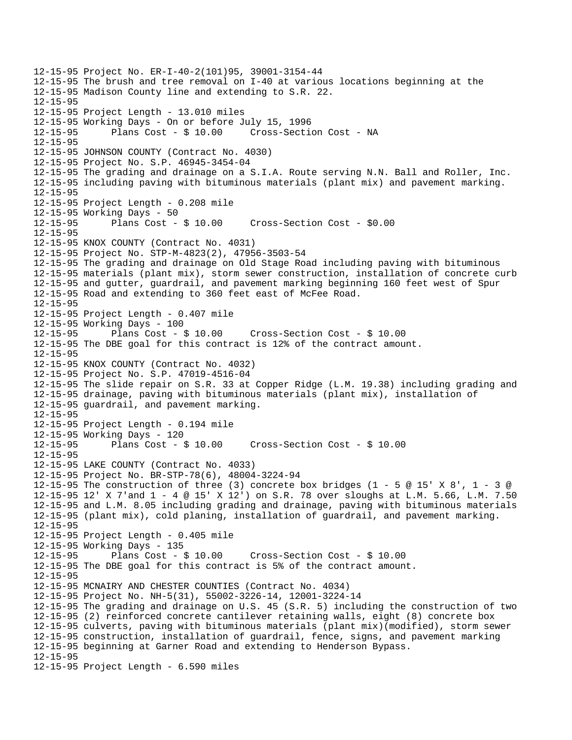12-15-95 Project No. ER-I-40-2(101)95, 39001-3154-44
12-15-95 The brush and tree removal on I-40 at various locations beginning at the
12-15-95 Madison County line and extending to S.R. 22.
12-15-95
12-15-95 Project Length - 13.010 miles
12-15-95 Working Days - On or before July 15, 1996
12-15-95 Plans Cost - $ 10.00 Cross-Section Cost - NA
12-15-95
12-15-95 JOHNSON COUNTY (Contract No. 4030)
12-15-95 Project No. S.P. 46945-3454-04
12-15-95 The grading and drainage on a S.I.A. Route serving N.N. Ball and Roller, Inc.
12-15-95 including paving with bituminous materials (plant mix) and pavement marking.
12-15-95
12-15-95 Project Length - 0.208 mile
12-15-95 Working Days - 50
12-15-95 Plans Cost - $ 10.00 Cross-Section Cost - $0.00
12-15-95
12-15-95 KNOX COUNTY (Contract No. 4031)
12-15-95 Project No. STP-M-4823(2), 47956-3503-54
12-15-95 The grading and drainage on Old Stage Road including paving with bituminous
12-15-95 materials (plant mix), storm sewer construction, installation of concrete curb
12-15-95 and gutter, guardrail, and pavement marking beginning 160 feet west of Spur
12-15-95 Road and extending to 360 feet east of McFee Road.
12-15-95
12-15-95 Project Length - 0.407 mile
12-15-95 Working Days - 100
12-15-95 Plans Cost - $ 10.00 Cross-Section Cost - $ 10.00
12-15-95 The DBE goal for this contract is 12% of the contract amount.
12-15-95
12-15-95 KNOX COUNTY (Contract No. 4032)
12-15-95 Project No. S.P. 47019-4516-04
12-15-95 The slide repair on S.R. 33 at Copper Ridge (L.M. 19.38) including grading and
12-15-95 drainage, paving with bituminous materials (plant mix), installation of
12-15-95 guardrail, and pavement marking.
12-15-95
12-15-95 Project Length - 0.194 mile
12-15-95 Working Days - 120
12-15-95 Plans Cost - $ 10.00 Cross-Section Cost - $ 10.00
12-15-95
12-15-95 LAKE COUNTY (Contract No. 4033)
12-15-95 Project No. BR-STP-78(6), 48004-3224-94
12-15-95 The construction of three (3) concrete box bridges (1 - 5 @ 15' X 8', 1 - 3 @
12-15-95 12' X 7'and 1 - 4 @ 15' X 12') on S.R. 78 over sloughs at L.M. 5.66, L.M. 7.50
12-15-95 and L.M. 8.05 including grading and drainage, paving with bituminous materials
12-15-95 (plant mix), cold planing, installation of guardrail, and pavement marking.
12-15-95
12-15-95 Project Length - 0.405 mile
12-15-95 Working Days - 135
12-15-95 Plans Cost - $ 10.00 Cross-Section Cost - $ 10.00
12-15-95 The DBE goal for this contract is 5% of the contract amount.
12-15-95
12-15-95 MCNAIRY AND CHESTER COUNTIES (Contract No. 4034)
12-15-95 Project No. NH-5(31), 55002-3226-14, 12001-3224-14
12-15-95 The grading and drainage on U.S. 45 (S.R. 5) including the construction of two
12-15-95 (2) reinforced concrete cantilever retaining walls, eight (8) concrete box
12-15-95 culverts, paving with bituminous materials (plant mix)(modified), storm sewer
12-15-95 construction, installation of guardrail, fence, signs, and pavement marking
12-15-95 beginning at Garner Road and extending to Henderson Bypass.
12-15-95
12-15-95 Project Length - 6.590 miles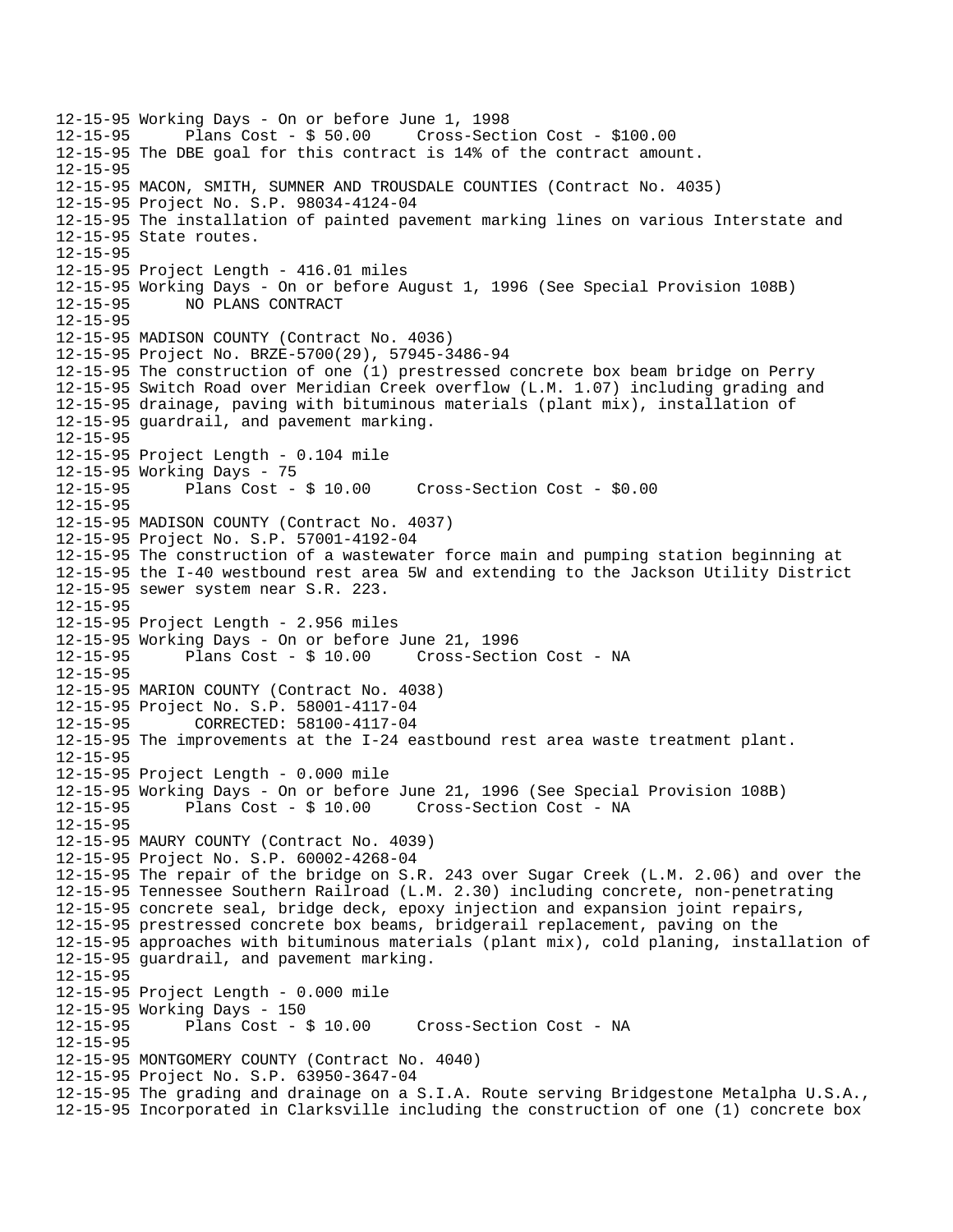```
12-15-95 Working Days - On or before June 1, 1998
12-15-95       Plans Cost - $ 50.00     Cross-Section Cost - $100.00
12-15-95 The DBE goal for this contract is 14% of the contract amount.
12-15-95
12-15-95 MACON, SMITH, SUMNER AND TROUSDALE COUNTIES (Contract No. 4035)
12-15-95 Project No. S.P. 98034-4124-04
12-15-95 The installation of painted pavement marking lines on various Interstate and
12-15-95 State routes.
12-15-95
12-15-95 Project Length - 416.01 miles
12-15-95 Working Days - On or before August 1, 1996 (See Special Provision 108B)
12-15-95       NO PLANS CONTRACT
12-15-95
12-15-95 MADISON COUNTY (Contract No. 4036)
12-15-95 Project No. BRZE-5700(29), 57945-3486-94
12-15-95 The construction of one (1) prestressed concrete box beam bridge on Perry
12-15-95 Switch Road over Meridian Creek overflow (L.M. 1.07) including grading and
12-15-95 drainage, paving with bituminous materials (plant mix), installation of
12-15-95 guardrail, and pavement marking.
12-15-95
12-15-95 Project Length - 0.104 mile
12-15-95 Working Days - 75
12-15-95       Plans Cost - $ 10.00     Cross-Section Cost - $0.00
12-15-95
12-15-95 MADISON COUNTY (Contract No. 4037)
12-15-95 Project No. S.P. 57001-4192-04
12-15-95 The construction of a wastewater force main and pumping station beginning at
12-15-95 the I-40 westbound rest area 5W and extending to the Jackson Utility District
12-15-95 sewer system near S.R. 223.
12-15-95
12-15-95 Project Length - 2.956 miles
12-15-95 Working Days - On or before June 21, 1996
12-15-95       Plans Cost - $ 10.00     Cross-Section Cost - NA
12-15-95
12-15-95 MARION COUNTY (Contract No. 4038)
12-15-95 Project No. S.P. 58001-4117-04
12-15-95        CORRECTED: 58100-4117-04
12-15-95 The improvements at the I-24 eastbound rest area waste treatment plant.
12-15-95
12-15-95 Project Length - 0.000 mile
12-15-95 Working Days - On or before June 21, 1996 (See Special Provision 108B)
12-15-95       Plans Cost - $ 10.00     Cross-Section Cost - NA
12-15-95
12-15-95 MAURY COUNTY (Contract No. 4039)
12-15-95 Project No. S.P. 60002-4268-04
12-15-95 The repair of the bridge on S.R. 243 over Sugar Creek (L.M. 2.06) and over the
12-15-95 Tennessee Southern Railroad (L.M. 2.30) including concrete, non-penetrating
12-15-95 concrete seal, bridge deck, epoxy injection and expansion joint repairs,
12-15-95 prestressed concrete box beams, bridgerail replacement, paving on the
12-15-95 approaches with bituminous materials (plant mix), cold planing, installation of
12-15-95 guardrail, and pavement marking.
12-15-95
12-15-95 Project Length - 0.000 mile
12-15-95 Working Days - 150
12-15-95       Plans Cost - $ 10.00     Cross-Section Cost - NA
12-15-95
12-15-95 MONTGOMERY COUNTY (Contract No. 4040)
12-15-95 Project No. S.P. 63950-3647-04
12-15-95 The grading and drainage on a S.I.A. Route serving Bridgestone Metalpha U.S.A.,
12-15-95 Incorporated in Clarksville including the construction of one (1) concrete box
```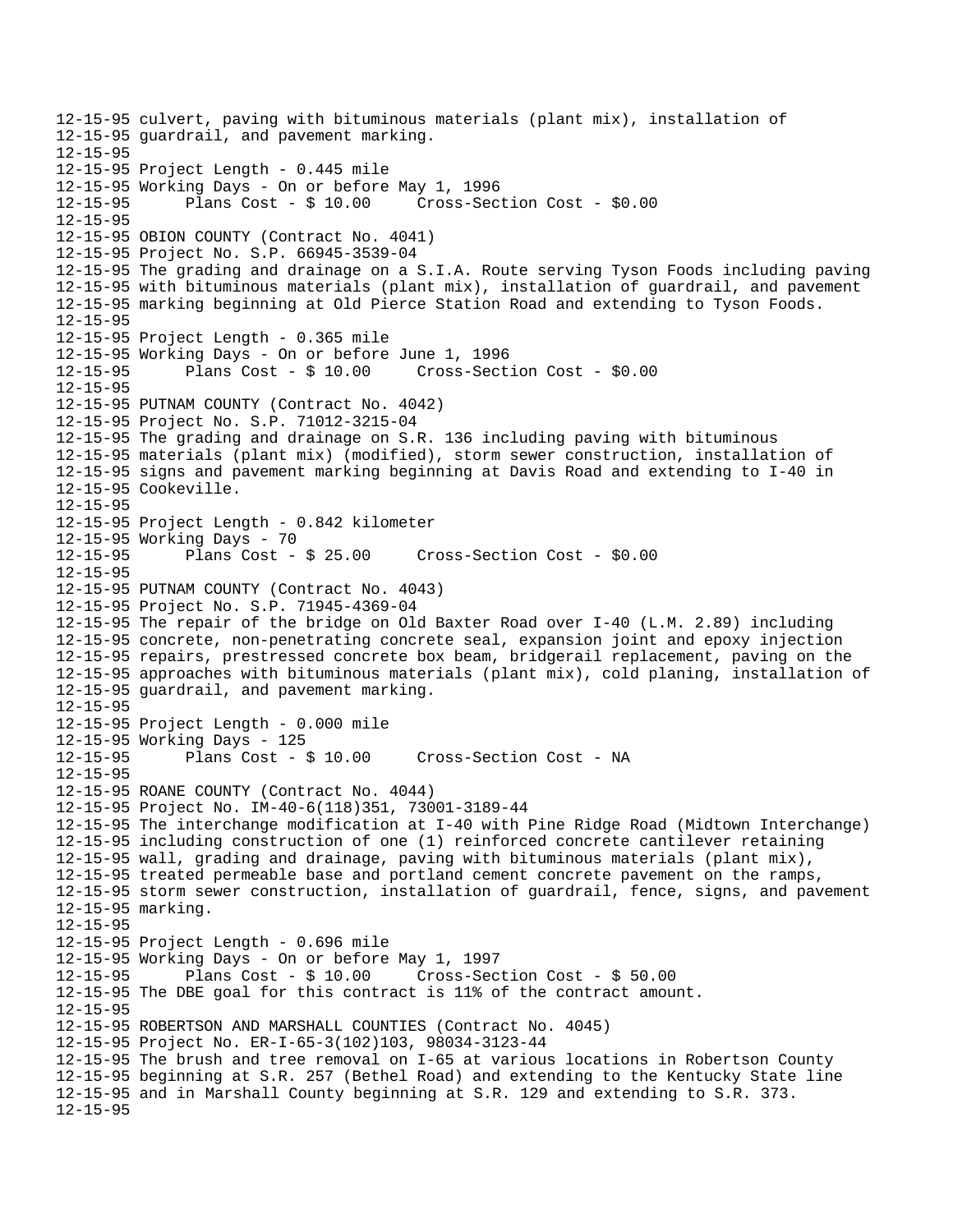```
12-15-95 culvert, paving with bituminous materials (plant mix), installation of
12-15-95 guardrail, and pavement marking.
12-15-95
12-15-95 Project Length - 0.445 mile
12-15-95 Working Days - On or before May 1, 1996
12-15-95      Plans Cost - $ 10.00     Cross-Section Cost - $0.00
12-15-95
12-15-95 OBION COUNTY (Contract No. 4041)
12-15-95 Project No. S.P. 66945-3539-04
12-15-95 The grading and drainage on a S.I.A. Route serving Tyson Foods including paving
12-15-95 with bituminous materials (plant mix), installation of guardrail, and pavement
12-15-95 marking beginning at Old Pierce Station Road and extending to Tyson Foods.
12-15-95
12-15-95 Project Length - 0.365 mile
12-15-95 Working Days - On or before June 1, 1996
12-15-95      Plans Cost - $ 10.00     Cross-Section Cost - $0.00
12-15-95
12-15-95 PUTNAM COUNTY (Contract No. 4042)
12-15-95 Project No. S.P. 71012-3215-04
12-15-95 The grading and drainage on S.R. 136 including paving with bituminous
12-15-95 materials (plant mix) (modified), storm sewer construction, installation of
12-15-95 signs and pavement marking beginning at Davis Road and extending to I-40 in
12-15-95 Cookeville.
12-15-95
12-15-95 Project Length - 0.842 kilometer
12-15-95 Working Days - 70
12-15-95      Plans Cost - $ 25.00     Cross-Section Cost - $0.00
12-15-95
12-15-95 PUTNAM COUNTY (Contract No. 4043)
12-15-95 Project No. S.P. 71945-4369-04
12-15-95 The repair of the bridge on Old Baxter Road over I-40 (L.M. 2.89) including
12-15-95 concrete, non-penetrating concrete seal, expansion joint and epoxy injection
12-15-95 repairs, prestressed concrete box beam, bridgerail replacement, paving on the
12-15-95 approaches with bituminous materials (plant mix), cold planing, installation of
12-15-95 guardrail, and pavement marking.
12-15-95
12-15-95 Project Length - 0.000 mile
12-15-95 Working Days - 125
12-15-95      Plans Cost - $ 10.00     Cross-Section Cost - NA
12-15-95
12-15-95 ROANE COUNTY (Contract No. 4044)
12-15-95 Project No. IM-40-6(118)351, 73001-3189-44
12-15-95 The interchange modification at I-40 with Pine Ridge Road (Midtown Interchange)
12-15-95 including construction of one (1) reinforced concrete cantilever retaining
12-15-95 wall, grading and drainage, paving with bituminous materials (plant mix),
12-15-95 treated permeable base and portland cement concrete pavement on the ramps,
12-15-95 storm sewer construction, installation of guardrail, fence, signs, and pavement
12-15-95 marking.
12-15-95
12-15-95 Project Length - 0.696 mile
12-15-95 Working Days - On or before May 1, 1997
12-15-95      Plans Cost - $ 10.00     Cross-Section Cost - $ 50.00
12-15-95 The DBE goal for this contract is 11% of the contract amount.
12-15-95
12-15-95 ROBERTSON AND MARSHALL COUNTIES (Contract No. 4045)
12-15-95 Project No. ER-I-65-3(102)103, 98034-3123-44
12-15-95 The brush and tree removal on I-65 at various locations in Robertson County
12-15-95 beginning at S.R. 257 (Bethel Road) and extending to the Kentucky State line
12-15-95 and in Marshall County beginning at S.R. 129 and extending to S.R. 373.
12-15-95
```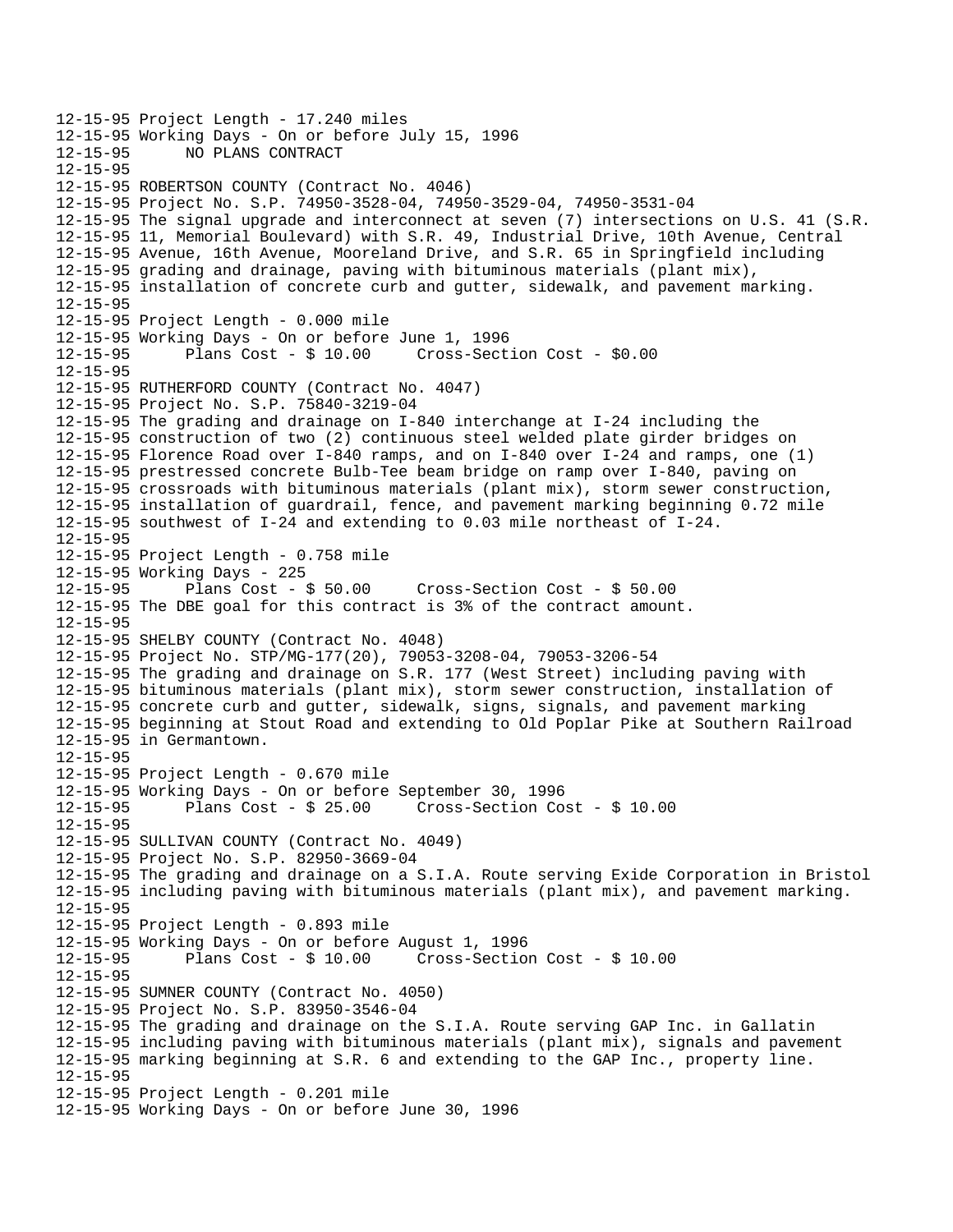```
12-15-95 Project Length - 17.240 miles
12-15-95 Working Days - On or before July 15, 1996
12-15-95      NO PLANS CONTRACT
12-15-95
12-15-95 ROBERTSON COUNTY (Contract No. 4046)
12-15-95 Project No. S.P. 74950-3528-04, 74950-3529-04, 74950-3531-04
12-15-95 The signal upgrade and interconnect at seven (7) intersections on U.S. 41 (S.R.
12-15-95 11, Memorial Boulevard) with S.R. 49, Industrial Drive, 10th Avenue, Central
12-15-95 Avenue, 16th Avenue, Mooreland Drive, and S.R. 65 in Springfield including
12-15-95 grading and drainage, paving with bituminous materials (plant mix),
12-15-95 installation of concrete curb and gutter, sidewalk, and pavement marking.
12-15-95
12-15-95 Project Length - 0.000 mile
12-15-95 Working Days - On or before June 1, 1996
12-15-95      Plans Cost - $ 10.00     Cross-Section Cost - $0.00
12-15-95
12-15-95 RUTHERFORD COUNTY (Contract No. 4047)
12-15-95 Project No. S.P. 75840-3219-04
12-15-95 The grading and drainage on I-840 interchange at I-24 including the
12-15-95 construction of two (2) continuous steel welded plate girder bridges on
12-15-95 Florence Road over I-840 ramps, and on I-840 over I-24 and ramps, one (1)
12-15-95 prestressed concrete Bulb-Tee beam bridge on ramp over I-840, paving on
12-15-95 crossroads with bituminous materials (plant mix), storm sewer construction,
12-15-95 installation of guardrail, fence, and pavement marking beginning 0.72 mile
12-15-95 southwest of I-24 and extending to 0.03 mile northeast of I-24.
12-15-95
12-15-95 Project Length - 0.758 mile
12-15-95 Working Days - 225
12-15-95      Plans Cost - $ 50.00     Cross-Section Cost - $ 50.00
12-15-95 The DBE goal for this contract is 3% of the contract amount.
12-15-95
12-15-95 SHELBY COUNTY (Contract No. 4048)
12-15-95 Project No. STP/MG-177(20), 79053-3208-04, 79053-3206-54
12-15-95 The grading and drainage on S.R. 177 (West Street) including paving with
12-15-95 bituminous materials (plant mix), storm sewer construction, installation of
12-15-95 concrete curb and gutter, sidewalk, signs, signals, and pavement marking
12-15-95 beginning at Stout Road and extending to Old Poplar Pike at Southern Railroad
12-15-95 in Germantown.
12-15-95
12-15-95 Project Length - 0.670 mile
12-15-95 Working Days - On or before September 30, 1996
12-15-95      Plans Cost - $ 25.00     Cross-Section Cost - $ 10.00
12-15-95
12-15-95 SULLIVAN COUNTY (Contract No. 4049)
12-15-95 Project No. S.P. 82950-3669-04
12-15-95 The grading and drainage on a S.I.A. Route serving Exide Corporation in Bristol
12-15-95 including paving with bituminous materials (plant mix), and pavement marking.
12-15-95
12-15-95 Project Length - 0.893 mile
12-15-95 Working Days - On or before August 1, 1996
12-15-95      Plans Cost - $ 10.00     Cross-Section Cost - $ 10.00
12-15-95
12-15-95 SUMNER COUNTY (Contract No. 4050)
12-15-95 Project No. S.P. 83950-3546-04
12-15-95 The grading and drainage on the S.I.A. Route serving GAP Inc. in Gallatin
12-15-95 including paving with bituminous materials (plant mix), signals and pavement
12-15-95 marking beginning at S.R. 6 and extending to the GAP Inc., property line.
12-15-95
12-15-95 Project Length - 0.201 mile
12-15-95 Working Days - On or before June 30, 1996
```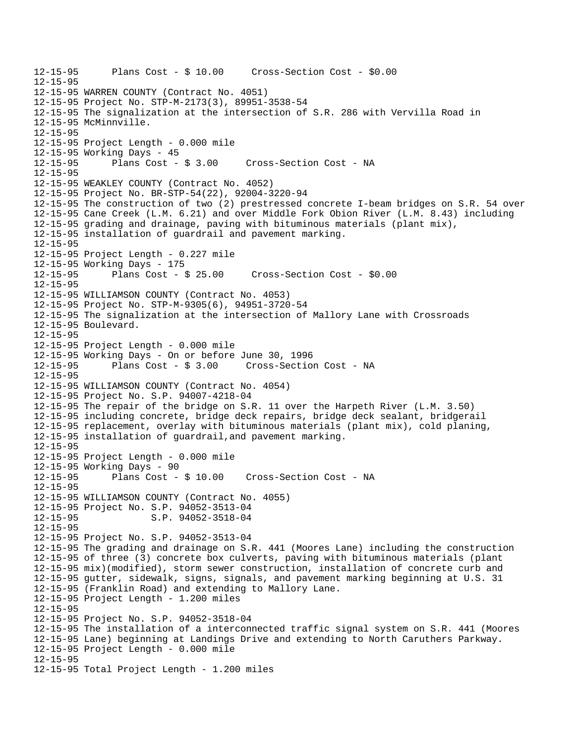```
12-15-95      Plans Cost - $ 10.00     Cross-Section Cost - $0.00
12-15-95
12-15-95 WARREN COUNTY (Contract No. 4051)
12-15-95 Project No. STP-M-2173(3), 89951-3538-54
12-15-95 The signalization at the intersection of S.R. 286 with Vervilla Road in
12-15-95 McMinnville.
12-15-95
12-15-95 Project Length - 0.000 mile
12-15-95 Working Days - 45
12-15-95      Plans Cost - $ 3.00     Cross-Section Cost - NA
12-15-95
12-15-95 WEAKLEY COUNTY (Contract No. 4052)
12-15-95 Project No. BR-STP-54(22), 92004-3220-94
12-15-95 The construction of two (2) prestressed concrete I-beam bridges on S.R. 54 over
12-15-95 Cane Creek (L.M. 6.21) and over Middle Fork Obion River (L.M. 8.43) including
12-15-95 grading and drainage, paving with bituminous materials (plant mix),
12-15-95 installation of guardrail and pavement marking.
12-15-95
12-15-95 Project Length - 0.227 mile
12-15-95 Working Days - 175
12-15-95      Plans Cost - $ 25.00     Cross-Section Cost - $0.00
12-15-95
12-15-95 WILLIAMSON COUNTY (Contract No. 4053)
12-15-95 Project No. STP-M-9305(6), 94951-3720-54
12-15-95 The signalization at the intersection of Mallory Lane with Crossroads
12-15-95 Boulevard.
12-15-95
12-15-95 Project Length - 0.000 mile
12-15-95 Working Days - On or before June 30, 1996
12-15-95      Plans Cost - $ 3.00     Cross-Section Cost - NA
12-15-95
12-15-95 WILLIAMSON COUNTY (Contract No. 4054)
12-15-95 Project No. S.P. 94007-4218-04
12-15-95 The repair of the bridge on S.R. 11 over the Harpeth River (L.M. 3.50)
12-15-95 including concrete, bridge deck repairs, bridge deck sealant, bridgerail
12-15-95 replacement, overlay with bituminous materials (plant mix), cold planing,
12-15-95 installation of guardrail,and pavement marking.
12-15-95
12-15-95 Project Length - 0.000 mile
12-15-95 Working Days - 90
12-15-95      Plans Cost - $ 10.00    Cross-Section Cost - NA
12-15-95
12-15-95 WILLIAMSON COUNTY (Contract No. 4055)
12-15-95 Project No. S.P. 94052-3513-04
12-15-95             S.P. 94052-3518-04
12-15-95
12-15-95 Project No. S.P. 94052-3513-04
12-15-95 The grading and drainage on S.R. 441 (Moores Lane) including the construction
12-15-95 of three (3) concrete box culverts, paving with bituminous materials (plant
12-15-95 mix)(modified), storm sewer construction, installation of concrete curb and
12-15-95 gutter, sidewalk, signs, signals, and pavement marking beginning at U.S. 31
12-15-95 (Franklin Road) and extending to Mallory Lane.
12-15-95 Project Length - 1.200 miles
12-15-95
12-15-95 Project No. S.P. 94052-3518-04
12-15-95 The installation of a interconnected traffic signal system on S.R. 441 (Moores
12-15-95 Lane) beginning at Landings Drive and extending to North Caruthers Parkway.
12-15-95 Project Length - 0.000 mile
12-15-95
12-15-95 Total Project Length - 1.200 miles
```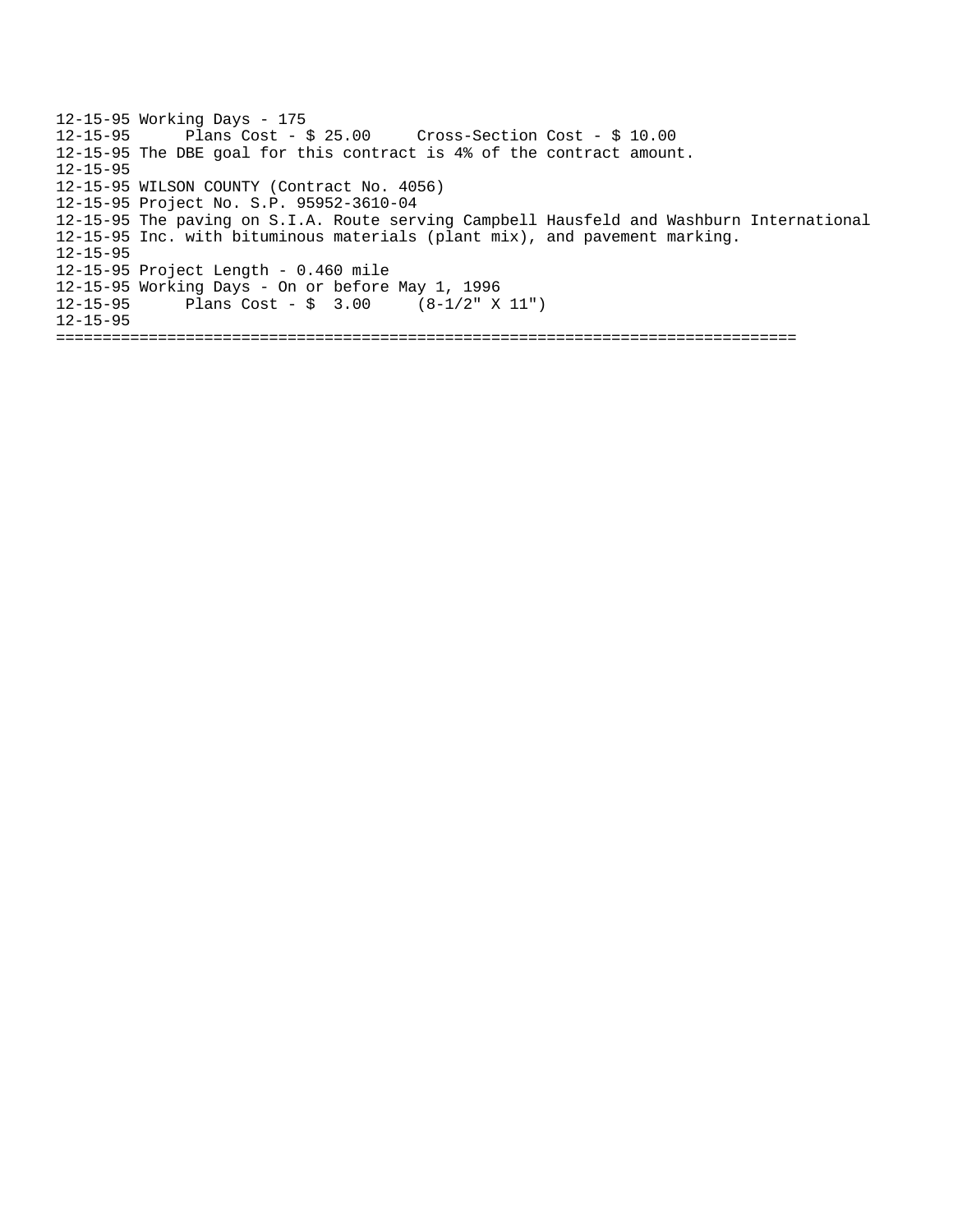```
12-15-95 Working Days - 175
12-15-95      Plans Cost - $ 25.00     Cross-Section Cost - $ 10.00
12-15-95 The DBE goal for this contract is 4% of the contract amount.
12-15-95
12-15-95 WILSON COUNTY (Contract No. 4056)
12-15-95 Project No. S.P. 95952-3610-04
12-15-95 The paving on S.I.A. Route serving Campbell Hausfeld and Washburn International
12-15-95 Inc. with bituminous materials (plant mix), and pavement marking.
12-15-95
12-15-95 Project Length - 0.460 mile
12-15-95 Working Days - On or before May 1, 1996
12-15-95      Plans Cost - $  3.00     (8-1/2" X 11")
12-15-95
================================================================================
```